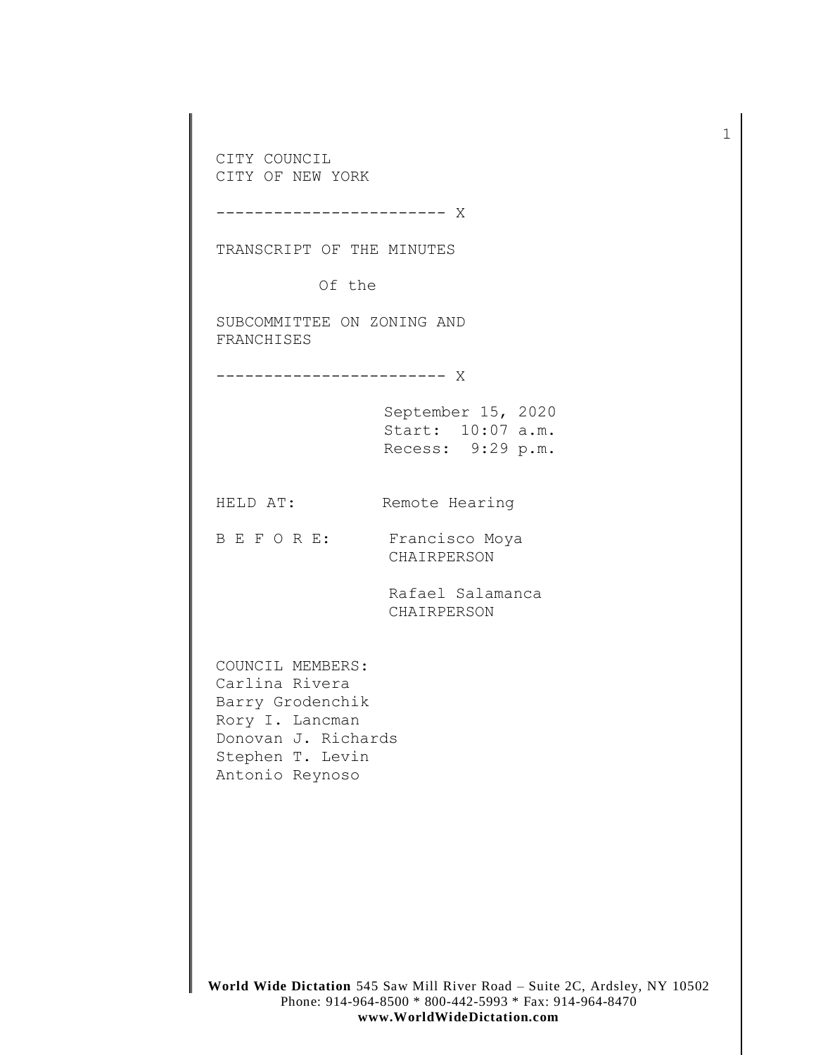CITY COUNCIL
CITY OF NEW YORK

------------------------ X

TRANSCRIPT OF THE MINUTES

Of the

SUBCOMMITTEE ON ZONING AND FRANCHISES

------------------------ X

September 15, 2020
Start: 10:07 a.m.
Recess: 9:29 p.m.

HELD AT: Remote Hearing

B E F O R E: Francisco Moya
CHAIRPERSON

Rafael Salamanca
CHAIRPERSON

COUNCIL MEMBERS:
Carlina Rivera
Barry Grodenchik
Rory I. Lancman
Donovan J. Richards
Stephen T. Levin
Antonio Reynoso

**World Wide Dictation** 545 Saw Mill River Road – Suite 2C, Ardsley, NY 10502
Phone: 914-964-8500 * 800-442-5993 * Fax: 914-964-8470
**www.WorldWideDictation.com**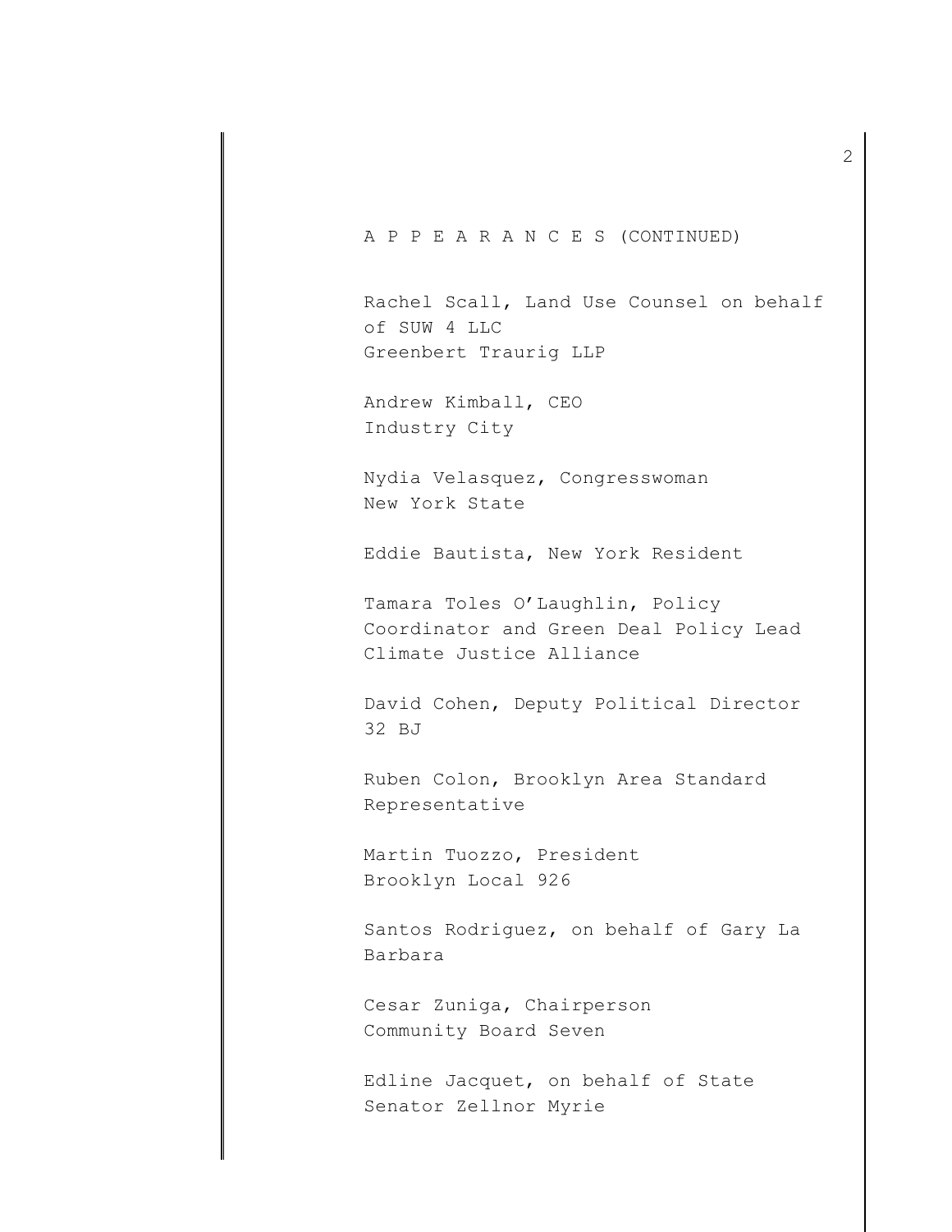A P P E A R A N C E S (CONTINUED)

Rachel Scall, Land Use Counsel on behalf of SUW 4 LLC
Greenbert Traurig LLP

Andrew Kimball, CEO
Industry City

Nydia Velasquez, Congresswoman
New York State

Eddie Bautista, New York Resident

Tamara Toles O'Laughlin, Policy Coordinator and Green Deal Policy Lead
Climate Justice Alliance

David Cohen, Deputy Political Director
32 BJ

Ruben Colon, Brooklyn Area Standard Representative

Martin Tuozzo, President
Brooklyn Local 926

Santos Rodriguez, on behalf of Gary La Barbara

Cesar Zuniga, Chairperson
Community Board Seven

Edline Jacquet, on behalf of State Senator Zellnor Myrie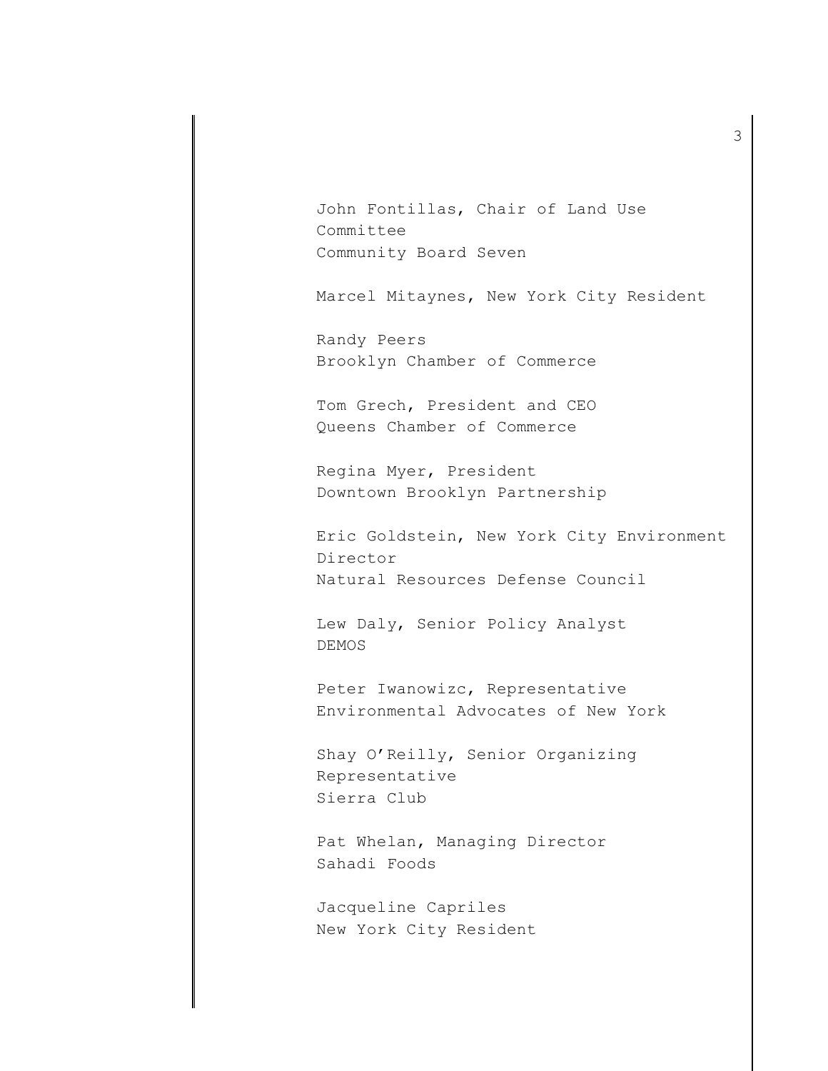John Fontillas, Chair of Land Use Committee
Community Board Seven

Marcel Mitaynes, New York City Resident

Randy Peers
Brooklyn Chamber of Commerce

Tom Grech, President and CEO
Queens Chamber of Commerce

Regina Myer, President
Downtown Brooklyn Partnership

Eric Goldstein, New York City Environment Director
Natural Resources Defense Council

Lew Daly, Senior Policy Analyst
DEMOS

Peter Iwanowizc, Representative
Environmental Advocates of New York

Shay O'Reilly, Senior Organizing Representative
Sierra Club

Pat Whelan, Managing Director
Sahadi Foods

Jacqueline Capriles
New York City Resident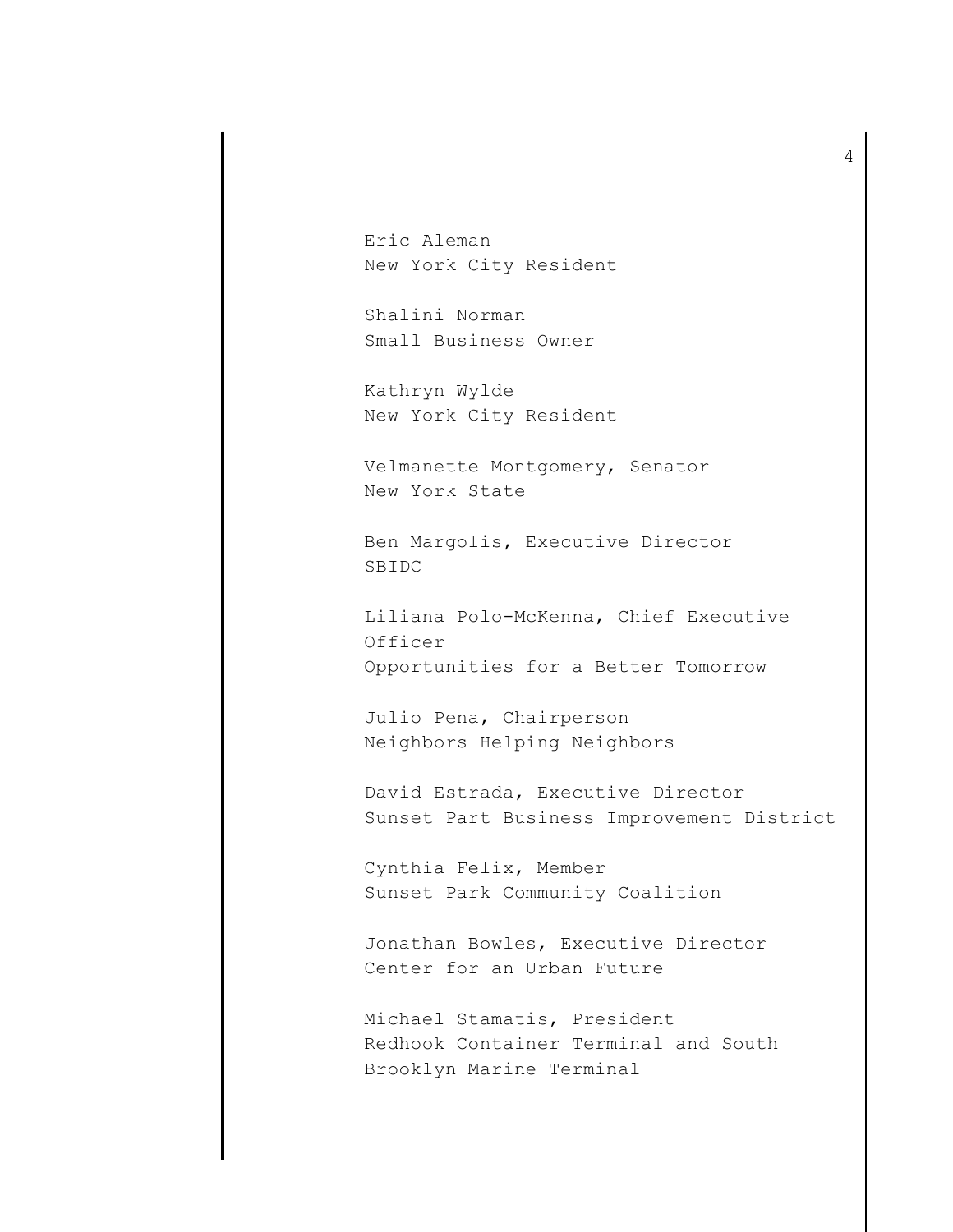Eric Aleman
New York City Resident

Shalini Norman
Small Business Owner

Kathryn Wylde
New York City Resident

Velmanette Montgomery, Senator
New York State

Ben Margolis, Executive Director
SBIDC

Liliana Polo-McKenna, Chief Executive Officer
Opportunities for a Better Tomorrow

Julio Pena, Chairperson
Neighbors Helping Neighbors

David Estrada, Executive Director
Sunset Part Business Improvement District

Cynthia Felix, Member
Sunset Park Community Coalition

Jonathan Bowles, Executive Director
Center for an Urban Future

Michael Stamatis, President
Redhook Container Terminal and South Brooklyn Marine Terminal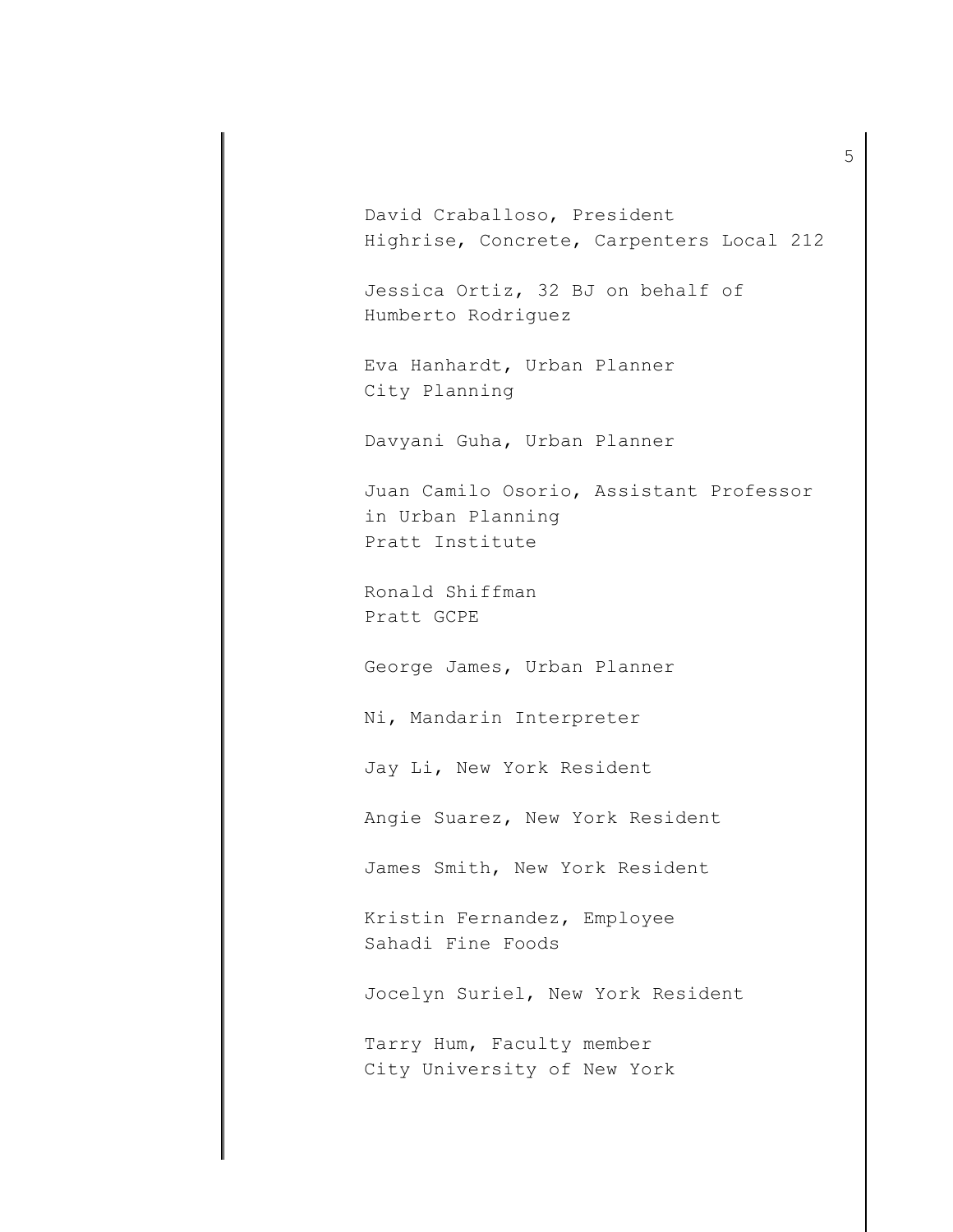David Craballoso, President
Highrise, Concrete, Carpenters Local 212

Jessica Ortiz, 32 BJ on behalf of
Humberto Rodriguez

Eva Hanhardt, Urban Planner
City Planning

Davyani Guha, Urban Planner

Juan Camilo Osorio, Assistant Professor
in Urban Planning
Pratt Institute

Ronald Shiffman
Pratt GCPE

George James, Urban Planner

Ni, Mandarin Interpreter

Jay Li, New York Resident

Angie Suarez, New York Resident

James Smith, New York Resident

Kristin Fernandez, Employee
Sahadi Fine Foods

Jocelyn Suriel, New York Resident

Tarry Hum, Faculty member
City University of New York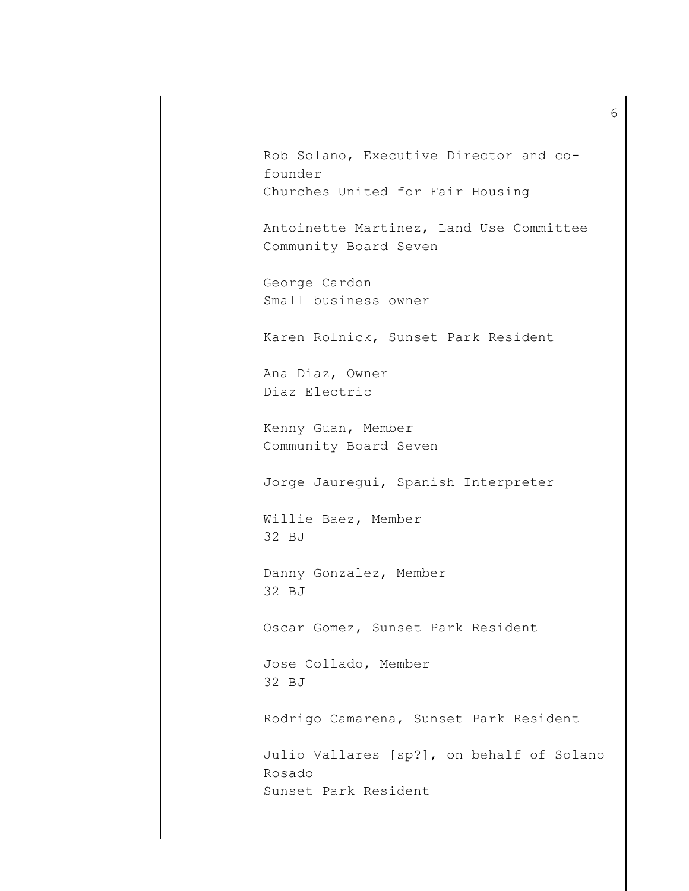Rob Solano, Executive Director and co-founder
Churches United for Fair Housing

Antoinette Martinez, Land Use Committee
Community Board Seven

George Cardon
Small business owner

Karen Rolnick, Sunset Park Resident

Ana Diaz, Owner
Diaz Electric

Kenny Guan, Member
Community Board Seven

Jorge Jauregui, Spanish Interpreter

Willie Baez, Member
32 BJ

Danny Gonzalez, Member
32 BJ

Oscar Gomez, Sunset Park Resident

Jose Collado, Member
32 BJ

Rodrigo Camarena, Sunset Park Resident

Julio Vallares [sp?], on behalf of Solano Rosado
Sunset Park Resident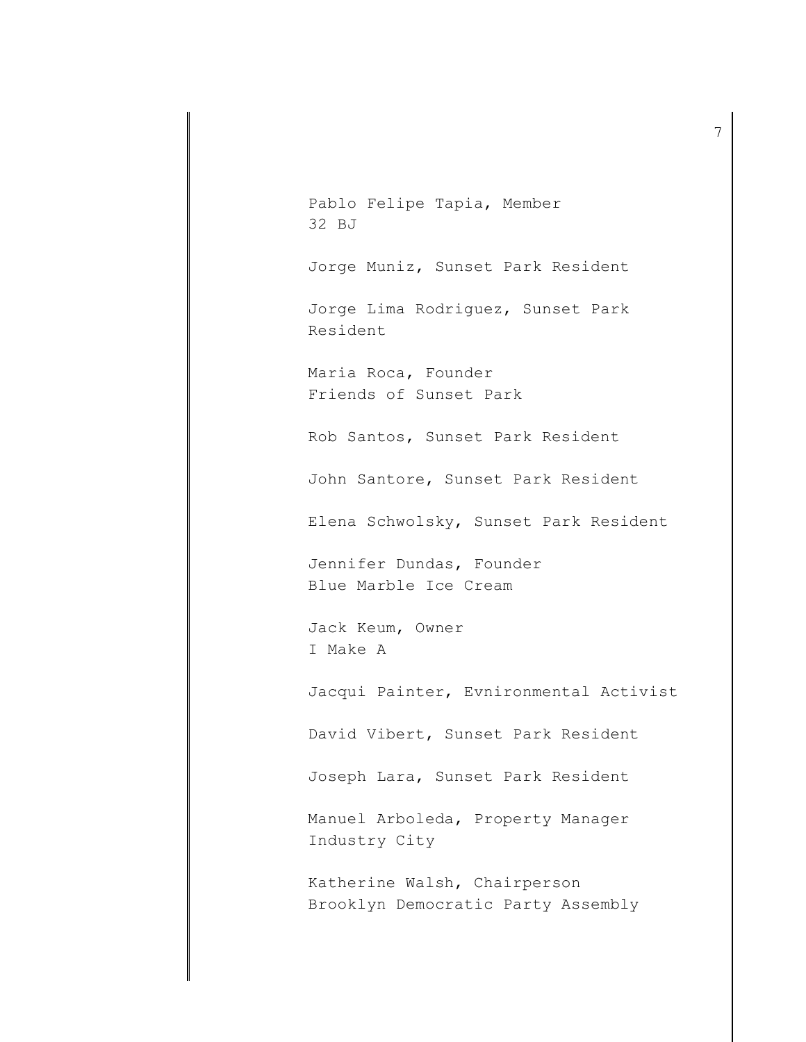Pablo Felipe Tapia, Member
32 BJ

Jorge Muniz, Sunset Park Resident

Jorge Lima Rodriguez, Sunset Park
Resident

Maria Roca, Founder
Friends of Sunset Park

Rob Santos, Sunset Park Resident

John Santore, Sunset Park Resident

Elena Schwolsky, Sunset Park Resident

Jennifer Dundas, Founder
Blue Marble Ice Cream

Jack Keum, Owner
I Make A

Jacqui Painter, Evnironmental Activist

David Vibert, Sunset Park Resident

Joseph Lara, Sunset Park Resident

Manuel Arboleda, Property Manager
Industry City

Katherine Walsh, Chairperson
Brooklyn Democratic Party Assembly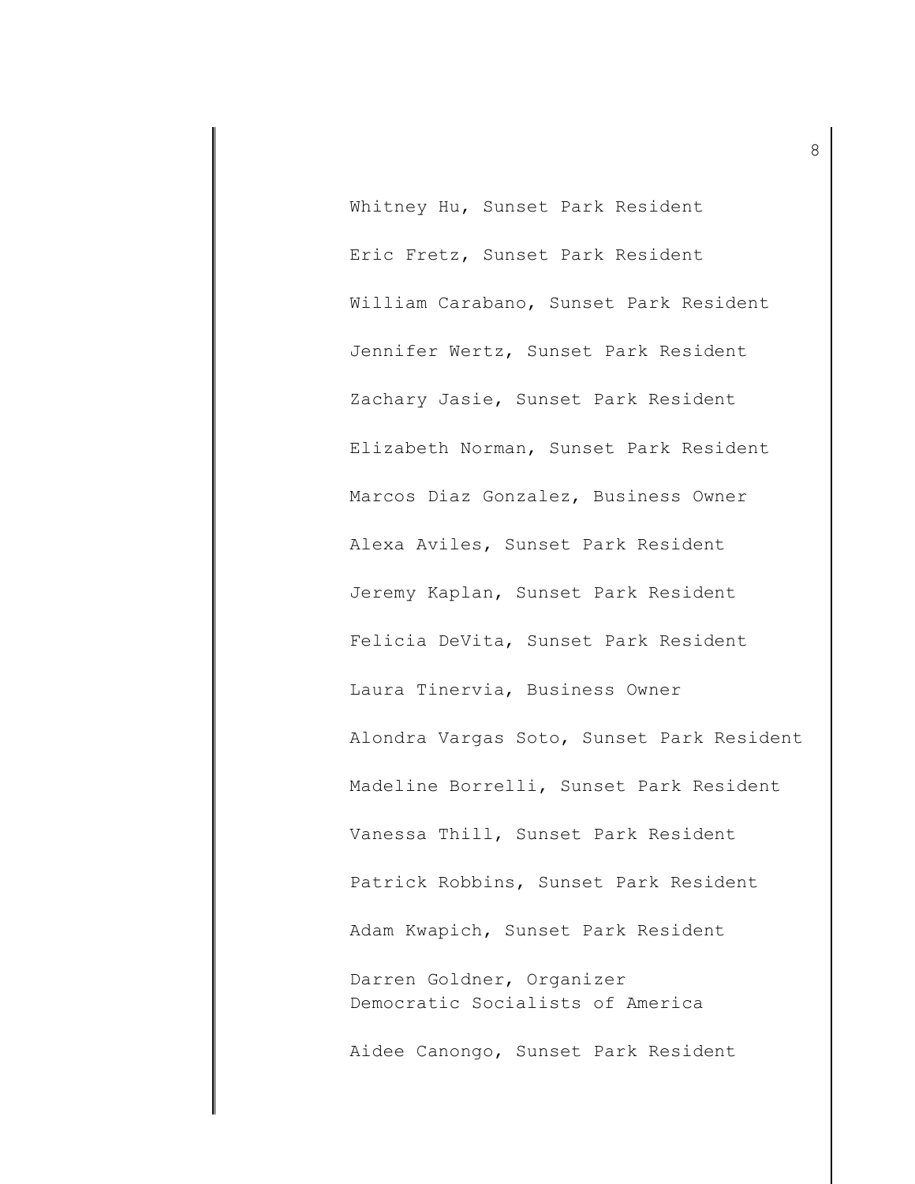Whitney Hu, Sunset Park Resident

Eric Fretz, Sunset Park Resident

William Carabano, Sunset Park Resident

Jennifer Wertz, Sunset Park Resident

Zachary Jasie, Sunset Park Resident

Elizabeth Norman, Sunset Park Resident

Marcos Diaz Gonzalez, Business Owner

Alexa Aviles, Sunset Park Resident

Jeremy Kaplan, Sunset Park Resident

Felicia DeVita, Sunset Park Resident

Laura Tinervia, Business Owner

Alondra Vargas Soto, Sunset Park Resident

Madeline Borrelli, Sunset Park Resident

Vanessa Thill, Sunset Park Resident

Patrick Robbins, Sunset Park Resident

Adam Kwapich, Sunset Park Resident

Darren Goldner, Organizer
Democratic Socialists of America

Aidee Canongo, Sunset Park Resident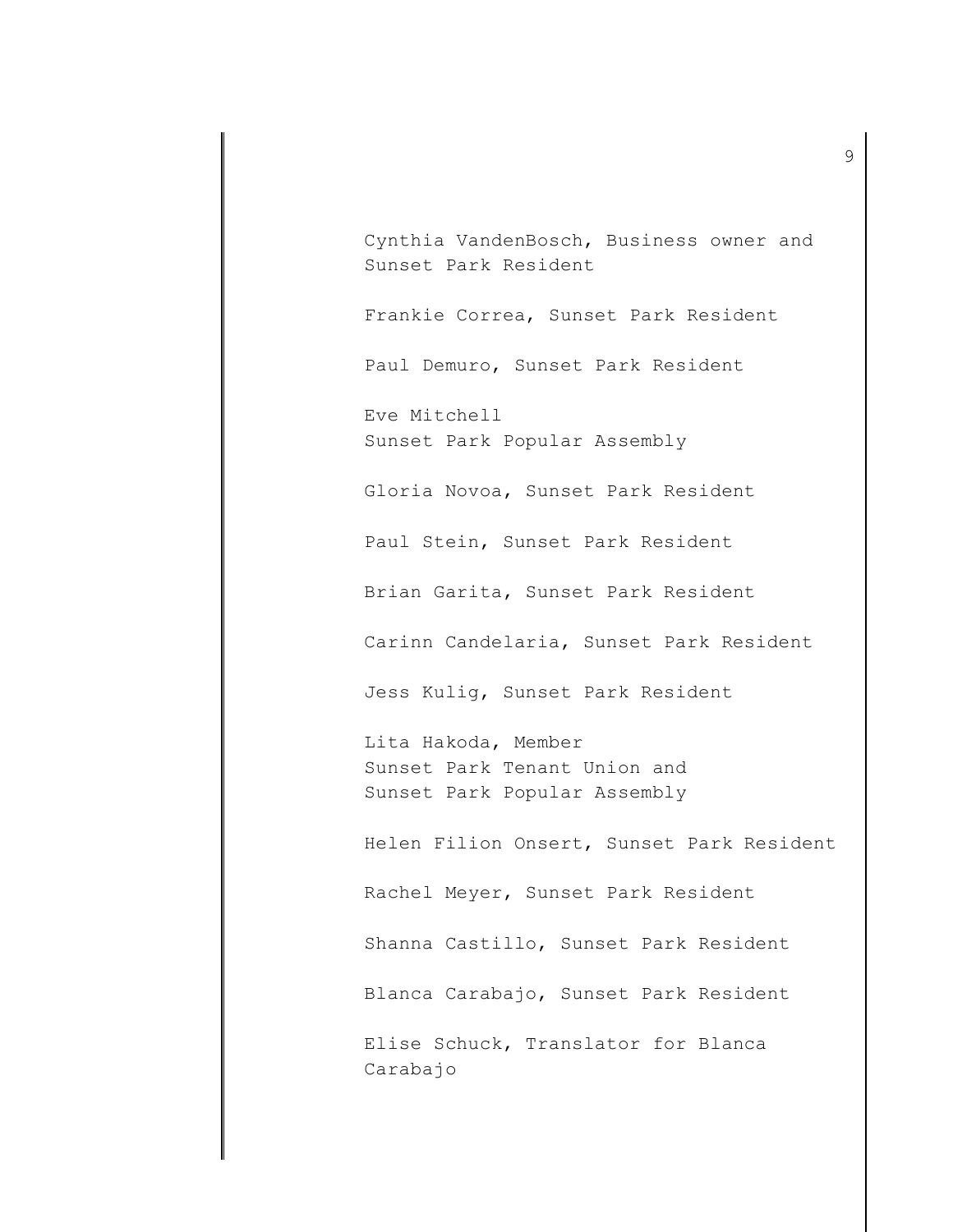Cynthia VandenBosch, Business owner and Sunset Park Resident

Frankie Correa, Sunset Park Resident

Paul Demuro, Sunset Park Resident

Eve Mitchell
Sunset Park Popular Assembly

Gloria Novoa, Sunset Park Resident

Paul Stein, Sunset Park Resident

Brian Garita, Sunset Park Resident

Carinn Candelaria, Sunset Park Resident

Jess Kulig, Sunset Park Resident

Lita Hakoda, Member
Sunset Park Tenant Union and
Sunset Park Popular Assembly

Helen Filion Onsert, Sunset Park Resident

Rachel Meyer, Sunset Park Resident

Shanna Castillo, Sunset Park Resident

Blanca Carabajo, Sunset Park Resident

Elise Schuck, Translator for Blanca Carabajo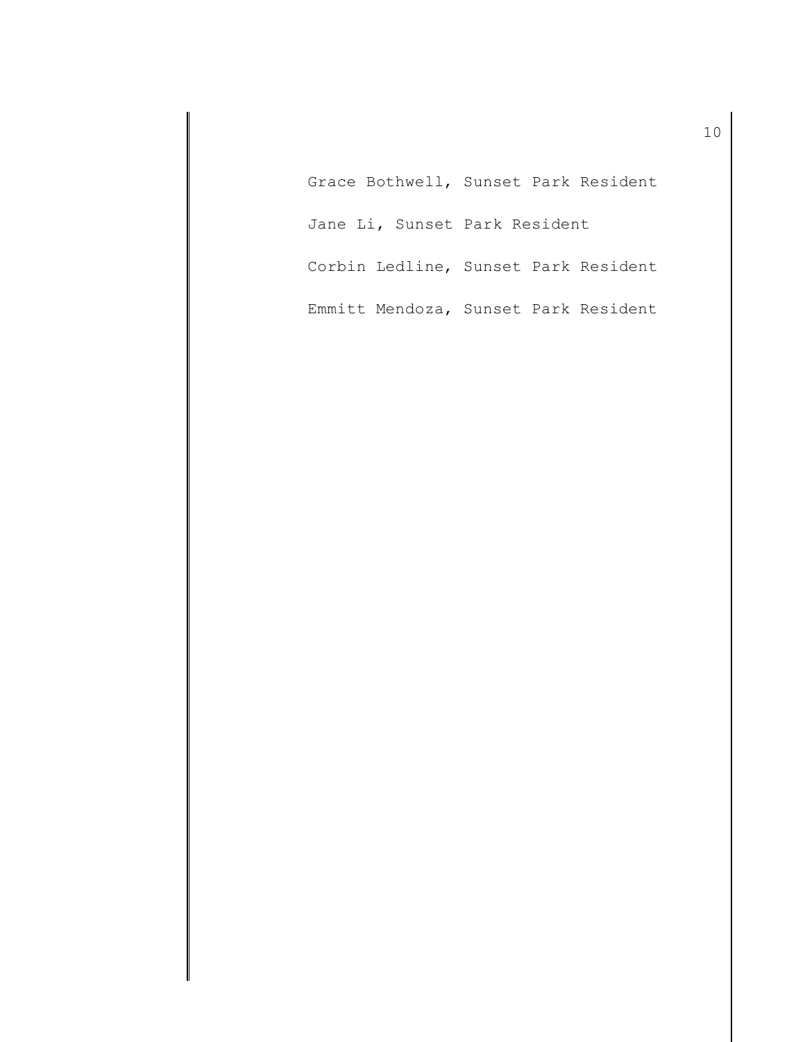Grace Bothwell, Sunset Park Resident

Jane Li, Sunset Park Resident

Corbin Ledline, Sunset Park Resident

Emmitt Mendoza, Sunset Park Resident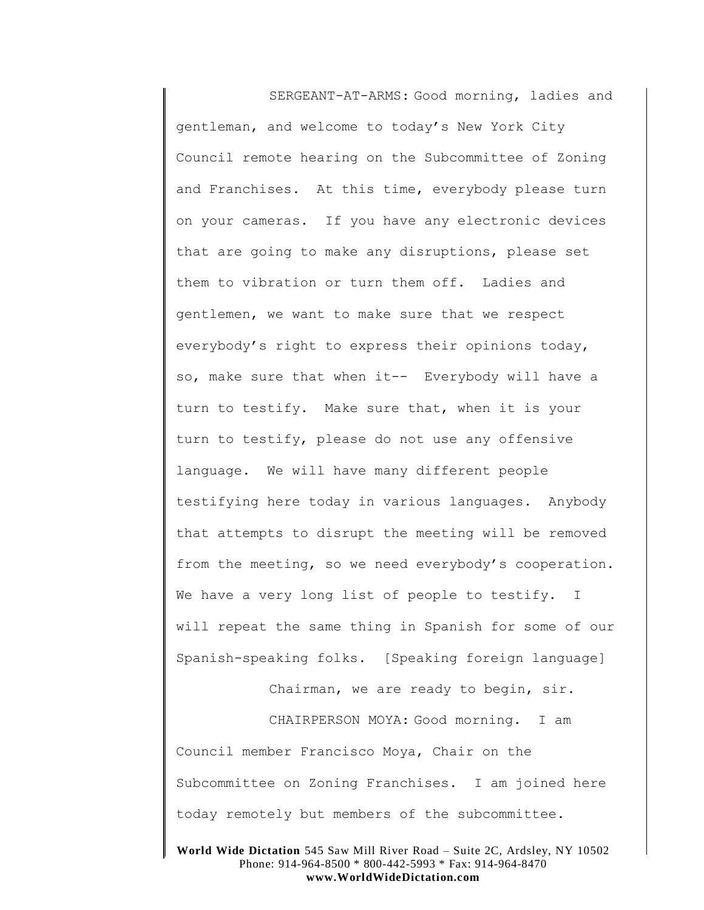SERGEANT-AT-ARMS: Good morning, ladies and gentleman, and welcome to today's New York City Council remote hearing on the Subcommittee of Zoning and Franchises. At this time, everybody please turn on your cameras. If you have any electronic devices that are going to make any disruptions, please set them to vibration or turn them off. Ladies and gentlemen, we want to make sure that we respect everybody's right to express their opinions today, so, make sure that when it-- Everybody will have a turn to testify. Make sure that, when it is your turn to testify, please do not use any offensive language. We will have many different people testifying here today in various languages. Anybody that attempts to disrupt the meeting will be removed from the meeting, so we need everybody's cooperation. We have a very long list of people to testify. I will repeat the same thing in Spanish for some of our Spanish-speaking folks. [Speaking foreign language]

Chairman, we are ready to begin, sir.

CHAIRPERSON MOYA: Good morning. I am Council member Francisco Moya, Chair on the Subcommittee on Zoning Franchises. I am joined here today remotely but members of the subcommittee.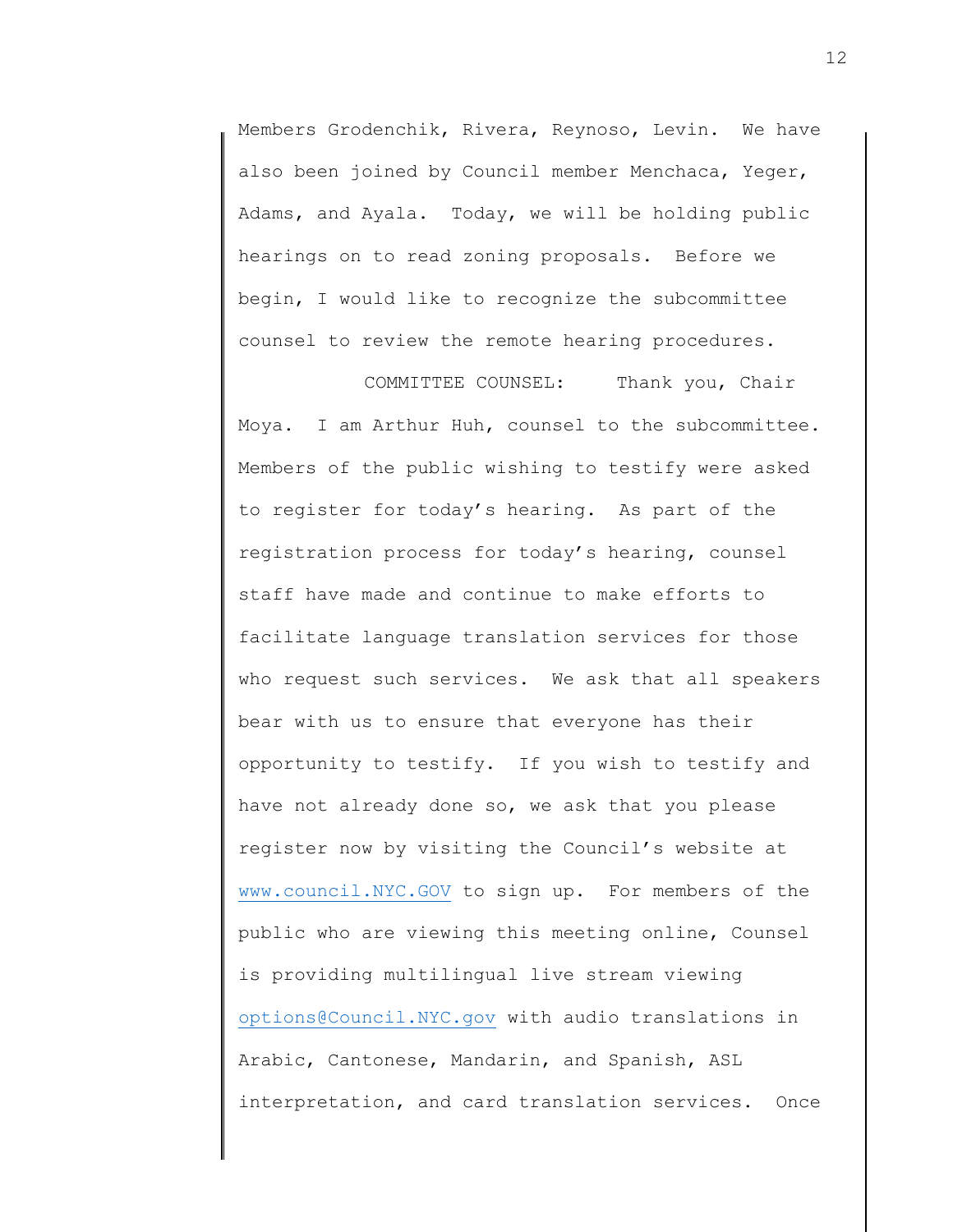Members Grodenchik, Rivera, Reynoso, Levin. We have also been joined by Council member Menchaca, Yeger, Adams, and Ayala. Today, we will be holding public hearings on to read zoning proposals. Before we begin, I would like to recognize the subcommittee counsel to review the remote hearing procedures.

COMMITTEE COUNSEL: Thank you, Chair Moya. I am Arthur Huh, counsel to the subcommittee. Members of the public wishing to testify were asked to register for today's hearing. As part of the registration process for today's hearing, counsel staff have made and continue to make efforts to facilitate language translation services for those who request such services. We ask that all speakers bear with us to ensure that everyone has their opportunity to testify. If you wish to testify and have not already done so, we ask that you please register now by visiting the Council's website at www.council.NYC.GOV to sign up. For members of the public who are viewing this meeting online, Counsel is providing multilingual live stream viewing options@Council.NYC.gov with audio translations in Arabic, Cantonese, Mandarin, and Spanish, ASL interpretation, and card translation services. Once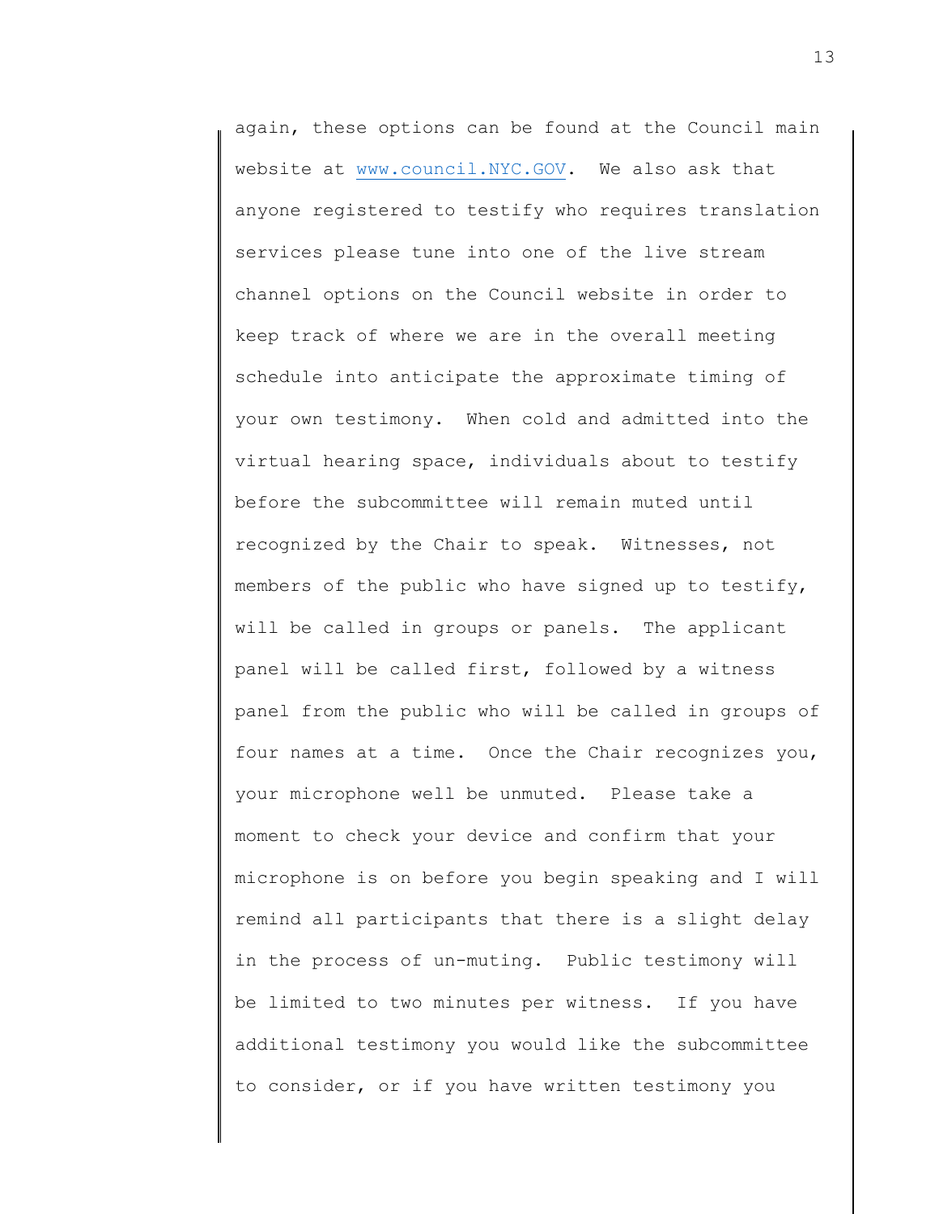again, these options can be found at the Council main website at www.council.NYC.GOV. We also ask that anyone registered to testify who requires translation services please tune into one of the live stream channel options on the Council website in order to keep track of where we are in the overall meeting schedule into anticipate the approximate timing of your own testimony. When cold and admitted into the virtual hearing space, individuals about to testify before the subcommittee will remain muted until recognized by the Chair to speak. Witnesses, not members of the public who have signed up to testify, will be called in groups or panels. The applicant panel will be called first, followed by a witness panel from the public who will be called in groups of four names at a time. Once the Chair recognizes you, your microphone well be unmuted. Please take a moment to check your device and confirm that your microphone is on before you begin speaking and I will remind all participants that there is a slight delay in the process of un-muting. Public testimony will be limited to two minutes per witness. If you have additional testimony you would like the subcommittee to consider, or if you have written testimony you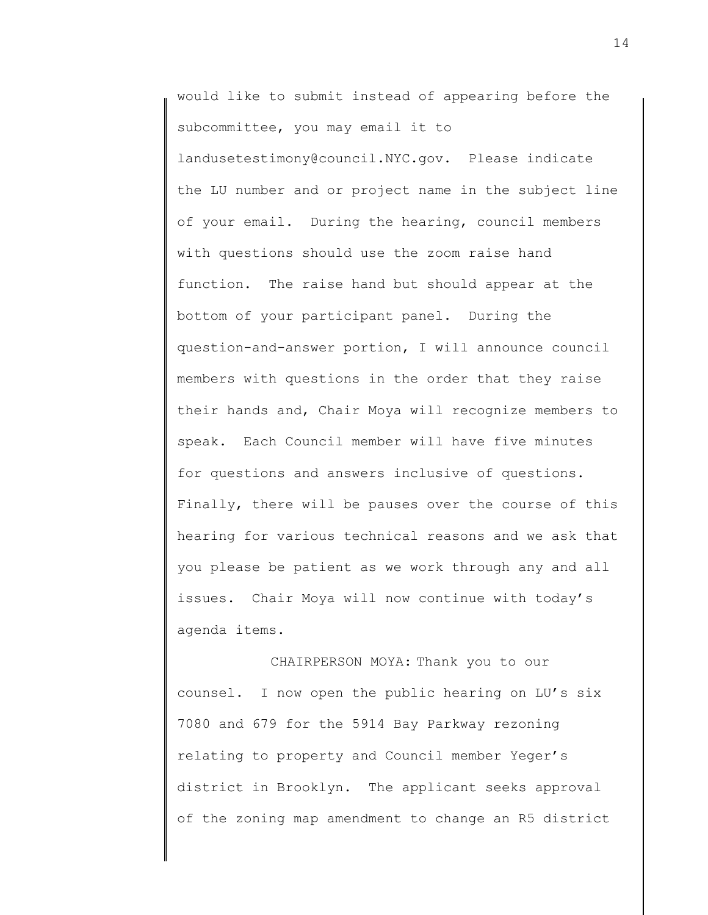would like to submit instead of appearing before the subcommittee, you may email it to landusetestimony@council.NYC.gov. Please indicate the LU number and or project name in the subject line of your email. During the hearing, council members with questions should use the zoom raise hand function. The raise hand but should appear at the bottom of your participant panel. During the question-and-answer portion, I will announce council members with questions in the order that they raise their hands and, Chair Moya will recognize members to speak. Each Council member will have five minutes for questions and answers inclusive of questions. Finally, there will be pauses over the course of this hearing for various technical reasons and we ask that you please be patient as we work through any and all issues. Chair Moya will now continue with today's agenda items.

CHAIRPERSON MOYA: Thank you to our counsel. I now open the public hearing on LU's six 7080 and 679 for the 5914 Bay Parkway rezoning relating to property and Council member Yeger's district in Brooklyn. The applicant seeks approval of the zoning map amendment to change an R5 district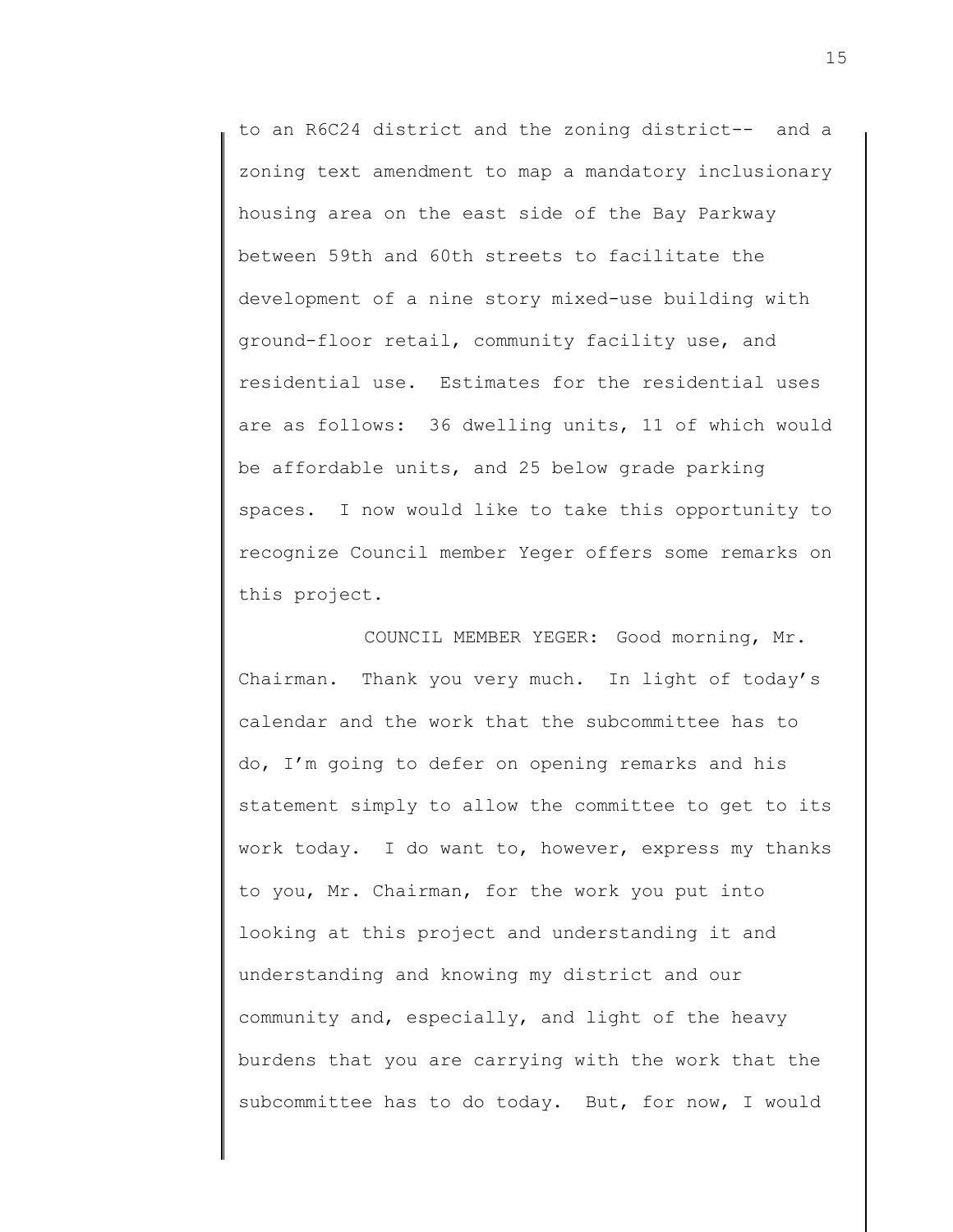to an R6C24 district and the zoning district-- and a zoning text amendment to map a mandatory inclusionary housing area on the east side of the Bay Parkway between 59th and 60th streets to facilitate the development of a nine story mixed-use building with ground-floor retail, community facility use, and residential use. Estimates for the residential uses are as follows: 36 dwelling units, 11 of which would be affordable units, and 25 below grade parking spaces. I now would like to take this opportunity to recognize Council member Yeger offers some remarks on this project.

COUNCIL MEMBER YEGER: Good morning, Mr. Chairman. Thank you very much. In light of today's calendar and the work that the subcommittee has to do, I'm going to defer on opening remarks and his statement simply to allow the committee to get to its work today. I do want to, however, express my thanks to you, Mr. Chairman, for the work you put into looking at this project and understanding it and understanding and knowing my district and our community and, especially, and light of the heavy burdens that you are carrying with the work that the subcommittee has to do today. But, for now, I would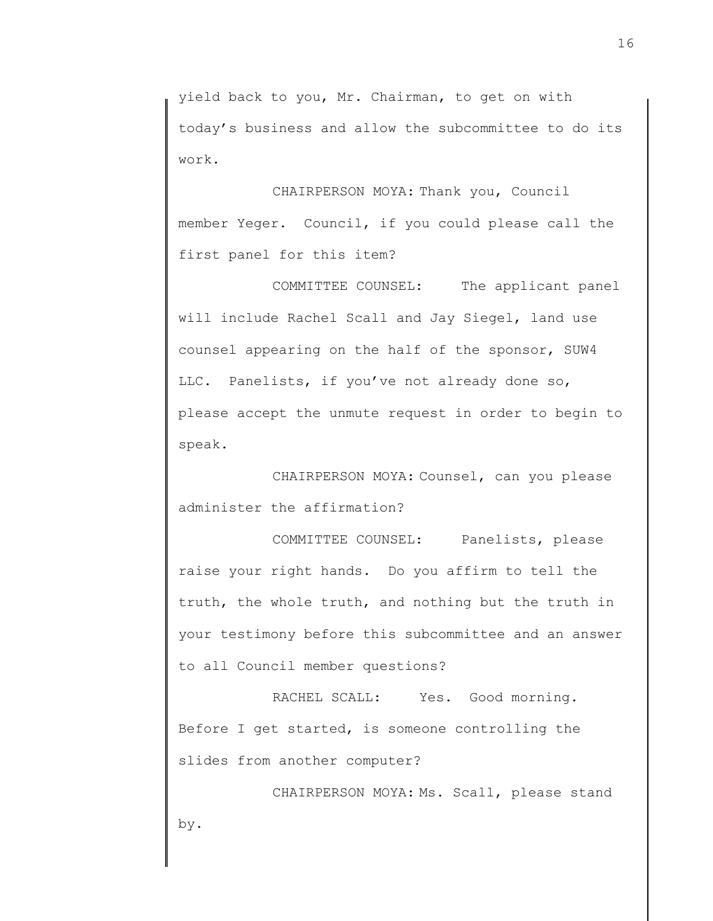yield back to you, Mr. Chairman, to get on with today's business and allow the subcommittee to do its work.

CHAIRPERSON MOYA: Thank you, Council member Yeger. Council, if you could please call the first panel for this item?

COMMITTEE COUNSEL: The applicant panel will include Rachel Scall and Jay Siegel, land use counsel appearing on the half of the sponsor, SUW4 LLC. Panelists, if you've not already done so, please accept the unmute request in order to begin to speak.

CHAIRPERSON MOYA: Counsel, can you please administer the affirmation?

COMMITTEE COUNSEL: Panelists, please raise your right hands. Do you affirm to tell the truth, the whole truth, and nothing but the truth in your testimony before this subcommittee and an answer to all Council member questions?

RACHEL SCALL: Yes. Good morning. Before I get started, is someone controlling the slides from another computer?

CHAIRPERSON MOYA: Ms. Scall, please stand by.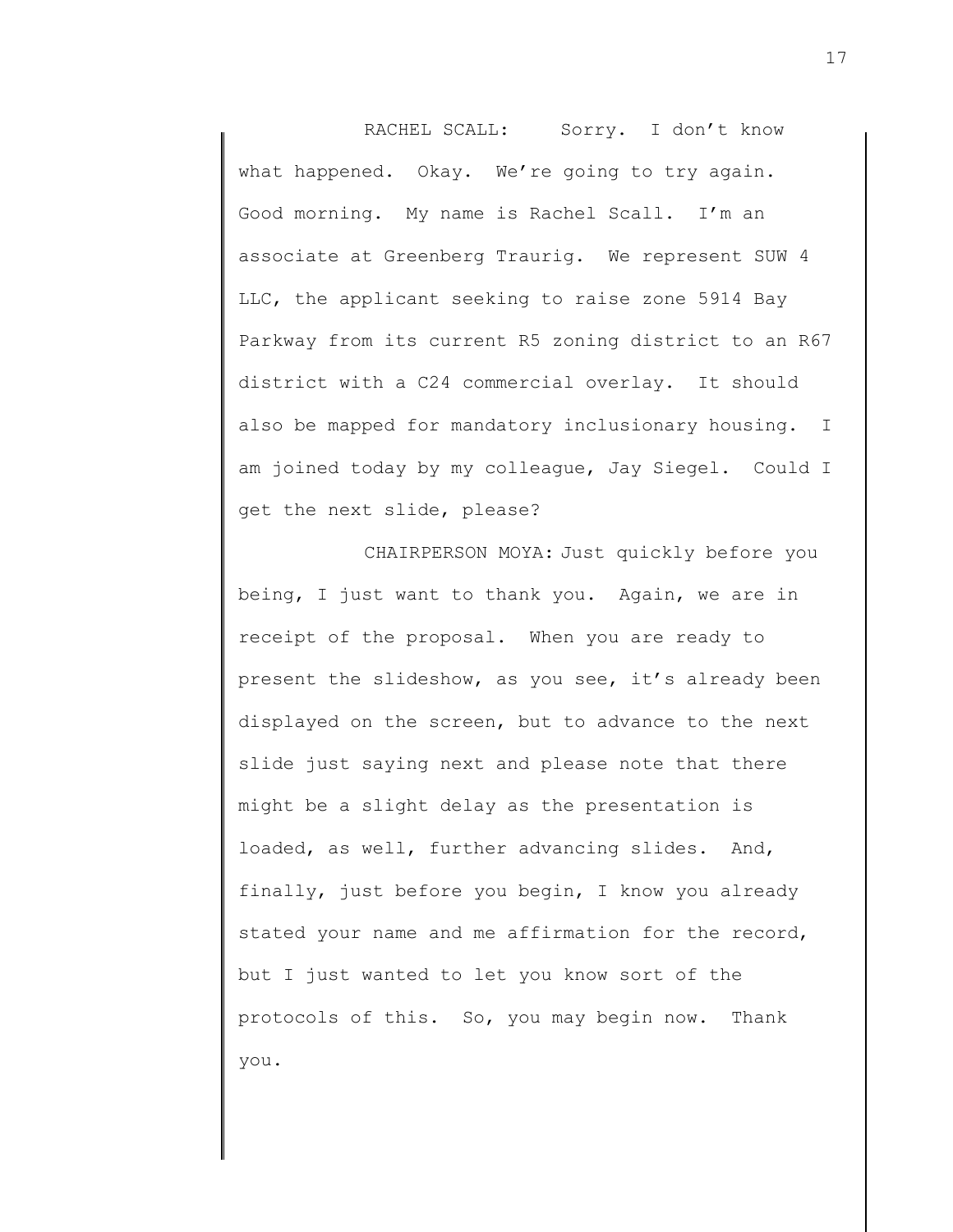RACHEL SCALL: Sorry. I don't know what happened. Okay. We're going to try again. Good morning. My name is Rachel Scall. I'm an associate at Greenberg Traurig. We represent SUW 4 LLC, the applicant seeking to raise zone 5914 Bay Parkway from its current R5 zoning district to an R67 district with a C24 commercial overlay. It should also be mapped for mandatory inclusionary housing. I am joined today by my colleague, Jay Siegel. Could I get the next slide, please?

CHAIRPERSON MOYA: Just quickly before you being, I just want to thank you. Again, we are in receipt of the proposal. When you are ready to present the slideshow, as you see, it's already been displayed on the screen, but to advance to the next slide just saying next and please note that there might be a slight delay as the presentation is loaded, as well, further advancing slides. And, finally, just before you begin, I know you already stated your name and me affirmation for the record, but I just wanted to let you know sort of the protocols of this. So, you may begin now. Thank you.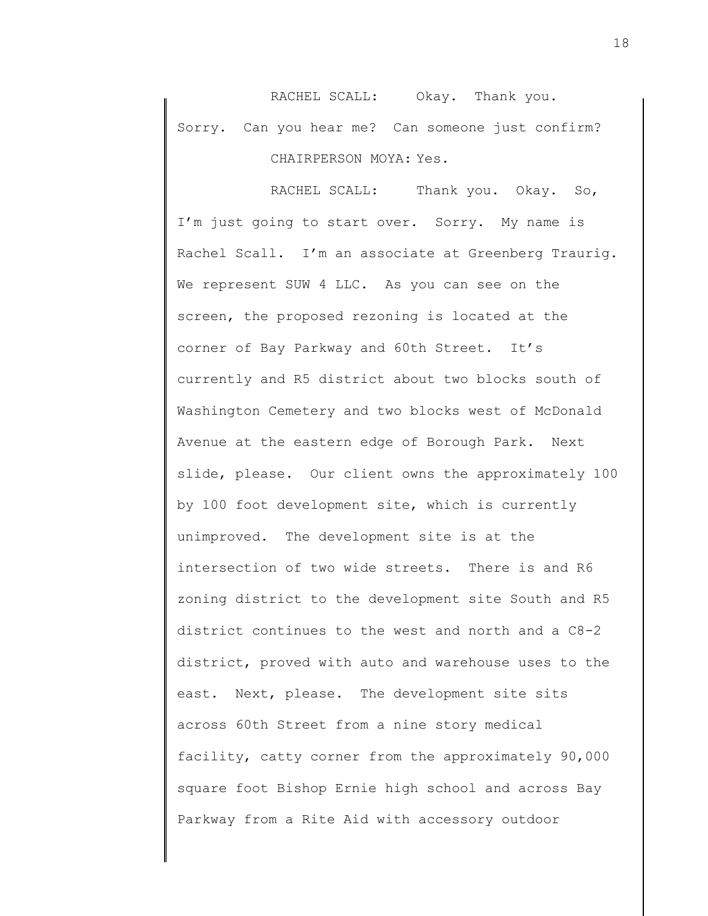RACHEL SCALL: Okay. Thank you. Sorry. Can you hear me? Can someone just confirm?

CHAIRPERSON MOYA: Yes.

RACHEL SCALL: Thank you. Okay. So, I'm just going to start over. Sorry. My name is Rachel Scall. I'm an associate at Greenberg Traurig. We represent SUW 4 LLC. As you can see on the screen, the proposed rezoning is located at the corner of Bay Parkway and 60th Street. It's currently and R5 district about two blocks south of Washington Cemetery and two blocks west of McDonald Avenue at the eastern edge of Borough Park. Next slide, please. Our client owns the approximately 100 by 100 foot development site, which is currently unimproved. The development site is at the intersection of two wide streets. There is and R6 zoning district to the development site South and R5 district continues to the west and north and a C8-2 district, proved with auto and warehouse uses to the east. Next, please. The development site sits across 60th Street from a nine story medical facility, catty corner from the approximately 90,000 square foot Bishop Ernie high school and across Bay Parkway from a Rite Aid with accessory outdoor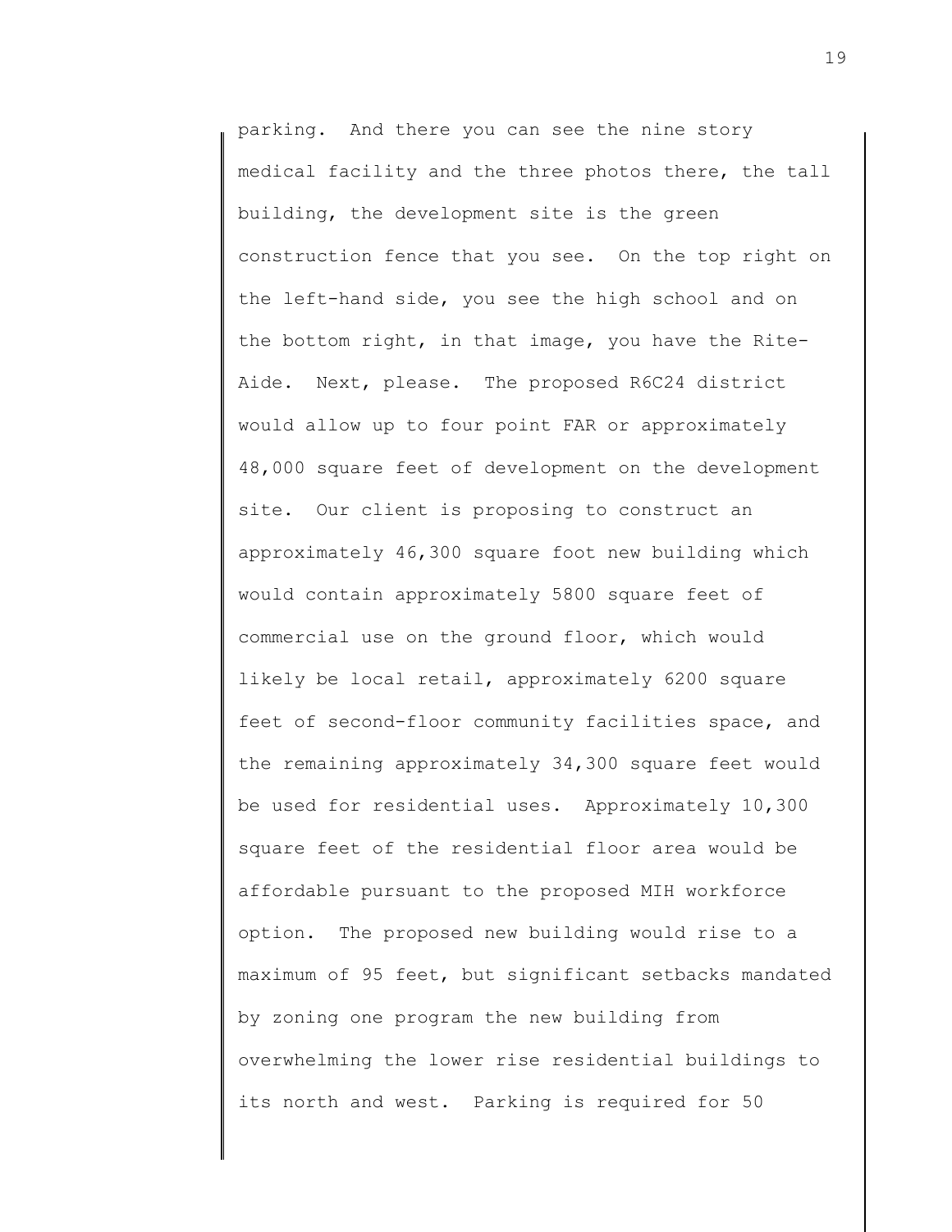parking. And there you can see the nine story medical facility and the three photos there, the tall building, the development site is the green construction fence that you see. On the top right on the left-hand side, you see the high school and on the bottom right, in that image, you have the Rite-Aide. Next, please. The proposed R6C24 district would allow up to four point FAR or approximately 48,000 square feet of development on the development site. Our client is proposing to construct an approximately 46,300 square foot new building which would contain approximately 5800 square feet of commercial use on the ground floor, which would likely be local retail, approximately 6200 square feet of second-floor community facilities space, and the remaining approximately 34,300 square feet would be used for residential uses. Approximately 10,300 square feet of the residential floor area would be affordable pursuant to the proposed MIH workforce option. The proposed new building would rise to a maximum of 95 feet, but significant setbacks mandated by zoning one program the new building from overwhelming the lower rise residential buildings to its north and west. Parking is required for 50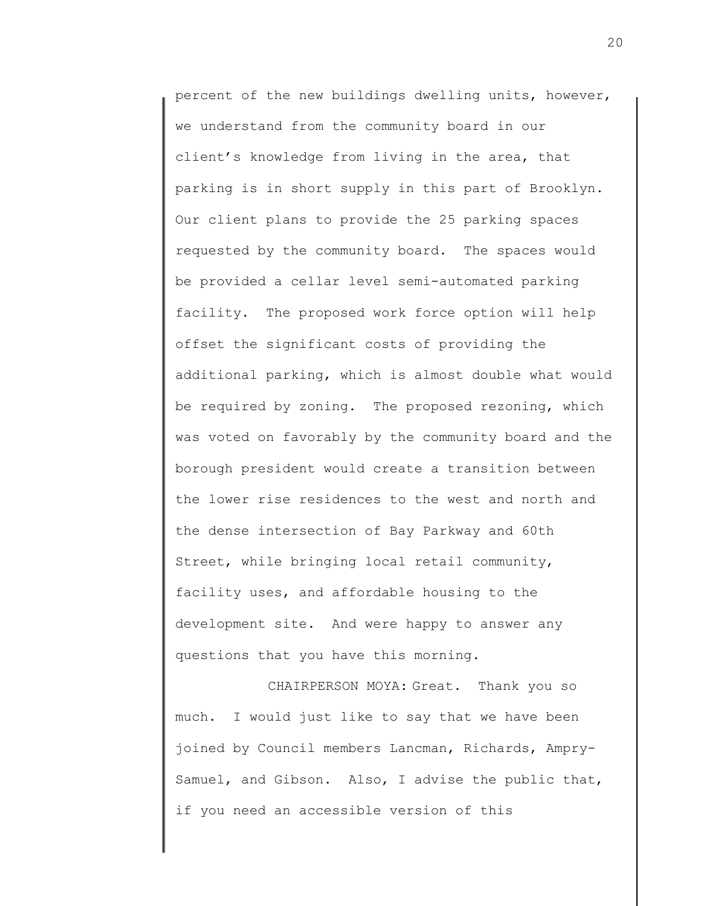percent of the new buildings dwelling units, however, we understand from the community board in our client's knowledge from living in the area, that parking is in short supply in this part of Brooklyn. Our client plans to provide the 25 parking spaces requested by the community board. The spaces would be provided a cellar level semi-automated parking facility. The proposed work force option will help offset the significant costs of providing the additional parking, which is almost double what would be required by zoning. The proposed rezoning, which was voted on favorably by the community board and the borough president would create a transition between the lower rise residences to the west and north and the dense intersection of Bay Parkway and 60th Street, while bringing local retail community, facility uses, and affordable housing to the development site. And were happy to answer any questions that you have this morning.

CHAIRPERSON MOYA: Great. Thank you so much. I would just like to say that we have been joined by Council members Lancman, Richards, Ampry-Samuel, and Gibson. Also, I advise the public that, if you need an accessible version of this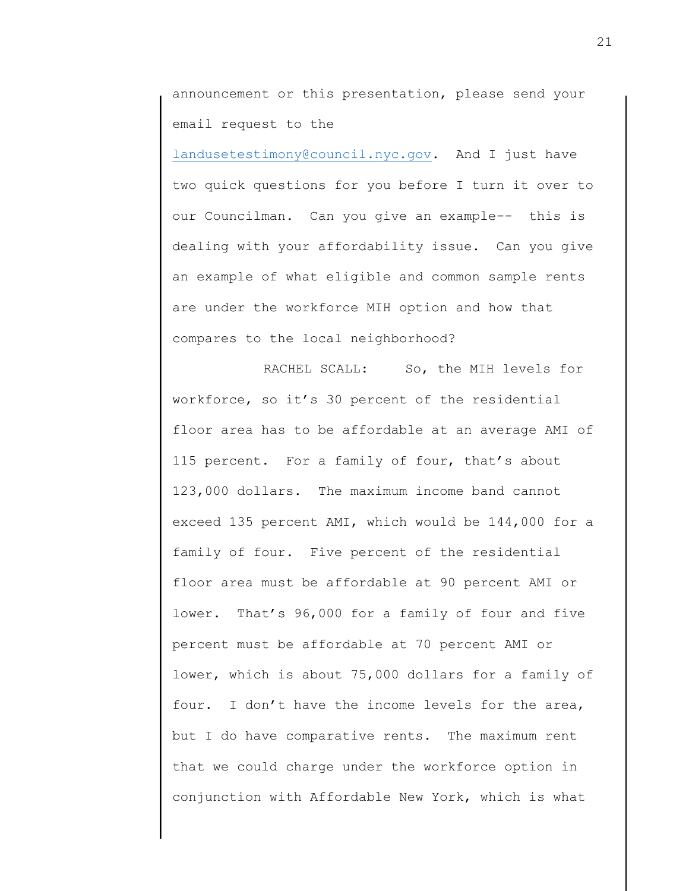announcement or this presentation, please send your email request to the landusetestimony@council.nyc.gov. And I just have two quick questions for you before I turn it over to our Councilman. Can you give an example-- this is dealing with your affordability issue. Can you give an example of what eligible and common sample rents are under the workforce MIH option and how that compares to the local neighborhood?

RACHEL SCALL: So, the MIH levels for workforce, so it's 30 percent of the residential floor area has to be affordable at an average AMI of 115 percent. For a family of four, that's about 123,000 dollars. The maximum income band cannot exceed 135 percent AMI, which would be 144,000 for a family of four. Five percent of the residential floor area must be affordable at 90 percent AMI or lower. That's 96,000 for a family of four and five percent must be affordable at 70 percent AMI or lower, which is about 75,000 dollars for a family of four. I don't have the income levels for the area, but I do have comparative rents. The maximum rent that we could charge under the workforce option in conjunction with Affordable New York, which is what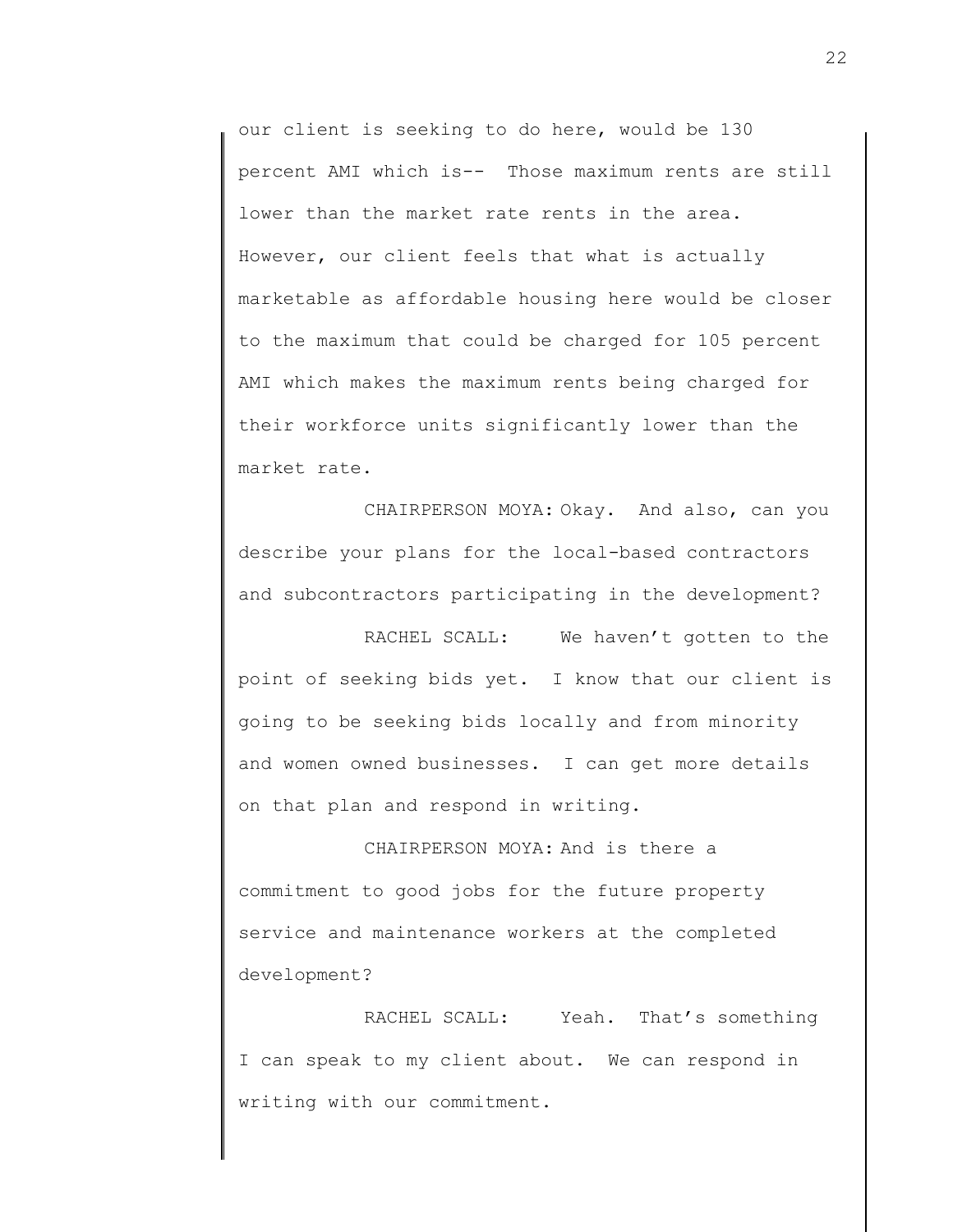our client is seeking to do here, would be 130 percent AMI which is-- Those maximum rents are still lower than the market rate rents in the area. However, our client feels that what is actually marketable as affordable housing here would be closer to the maximum that could be charged for 105 percent AMI which makes the maximum rents being charged for their workforce units significantly lower than the market rate.

CHAIRPERSON MOYA: Okay. And also, can you describe your plans for the local-based contractors and subcontractors participating in the development?

RACHEL SCALL: We haven't gotten to the point of seeking bids yet. I know that our client is going to be seeking bids locally and from minority and women owned businesses. I can get more details on that plan and respond in writing.

CHAIRPERSON MOYA: And is there a commitment to good jobs for the future property service and maintenance workers at the completed development?

RACHEL SCALL: Yeah. That's something I can speak to my client about. We can respond in writing with our commitment.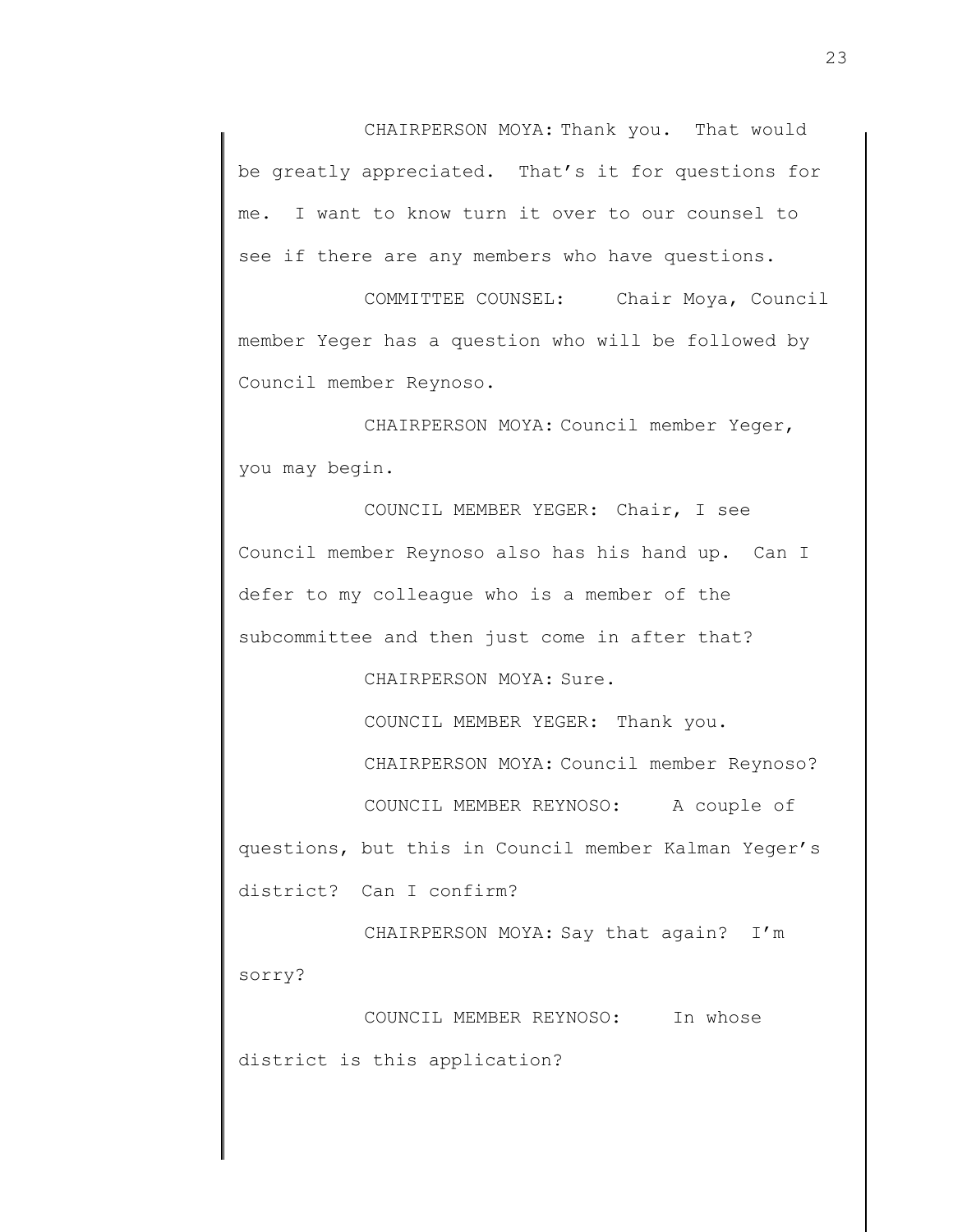CHAIRPERSON MOYA: Thank you. That would be greatly appreciated. That's it for questions for me. I want to know turn it over to our counsel to see if there are any members who have questions.

COMMITTEE COUNSEL: Chair Moya, Council member Yeger has a question who will be followed by Council member Reynoso.

CHAIRPERSON MOYA: Council member Yeger, you may begin.

COUNCIL MEMBER YEGER: Chair, I see Council member Reynoso also has his hand up. Can I defer to my colleague who is a member of the subcommittee and then just come in after that?

CHAIRPERSON MOYA: Sure.

COUNCIL MEMBER YEGER: Thank you.

CHAIRPERSON MOYA: Council member Reynoso?

COUNCIL MEMBER REYNOSO: A couple of questions, but this in Council member Kalman Yeger's district? Can I confirm?

CHAIRPERSON MOYA: Say that again? I'm sorry?

COUNCIL MEMBER REYNOSO: In whose district is this application?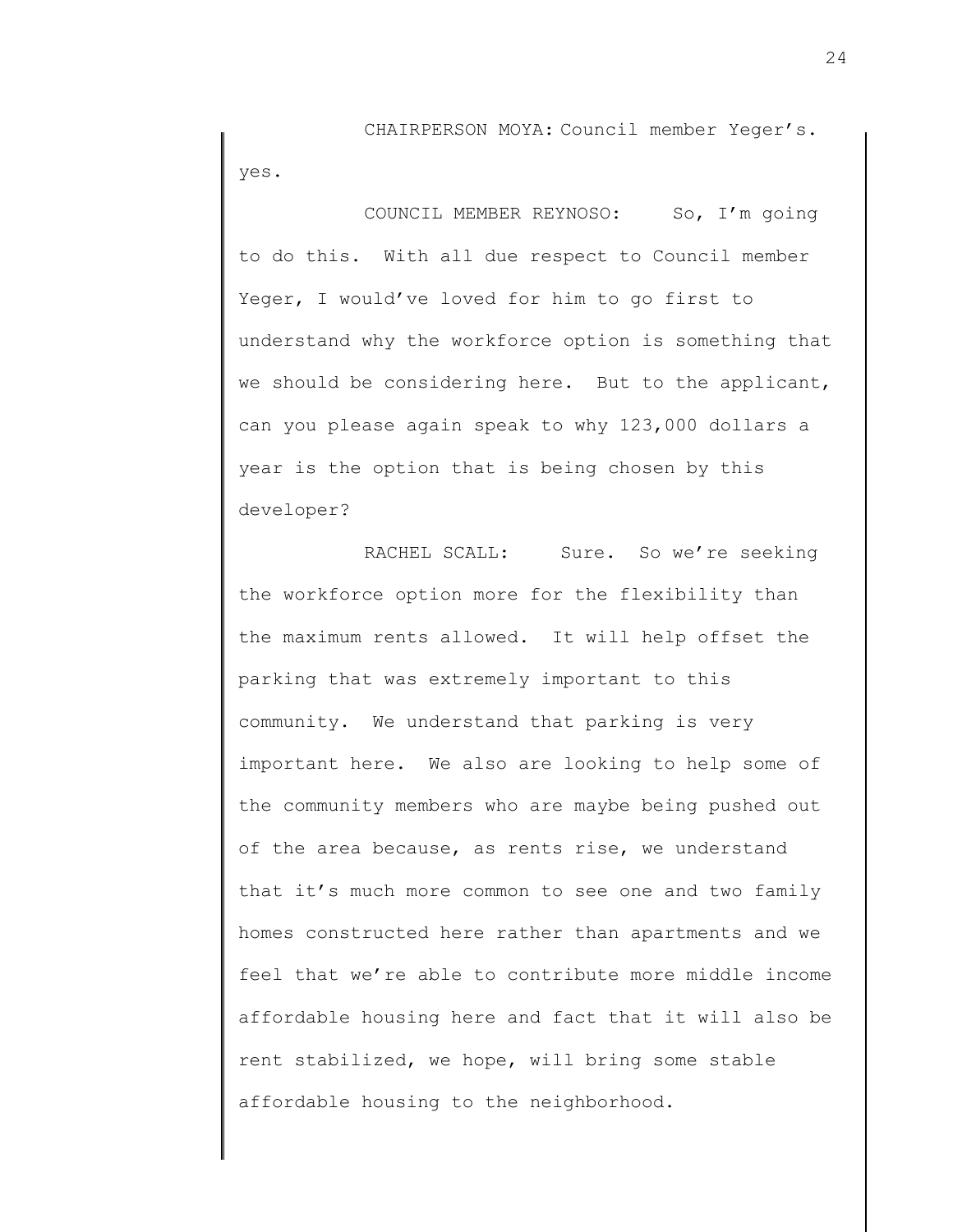CHAIRPERSON MOYA: Council member Yeger's. yes.

COUNCIL MEMBER REYNOSO: So, I'm going to do this. With all due respect to Council member Yeger, I would've loved for him to go first to understand why the workforce option is something that we should be considering here. But to the applicant, can you please again speak to why 123,000 dollars a year is the option that is being chosen by this developer?

RACHEL SCALL: Sure. So we're seeking the workforce option more for the flexibility than the maximum rents allowed. It will help offset the parking that was extremely important to this community. We understand that parking is very important here. We also are looking to help some of the community members who are maybe being pushed out of the area because, as rents rise, we understand that it's much more common to see one and two family homes constructed here rather than apartments and we feel that we're able to contribute more middle income affordable housing here and fact that it will also be rent stabilized, we hope, will bring some stable affordable housing to the neighborhood.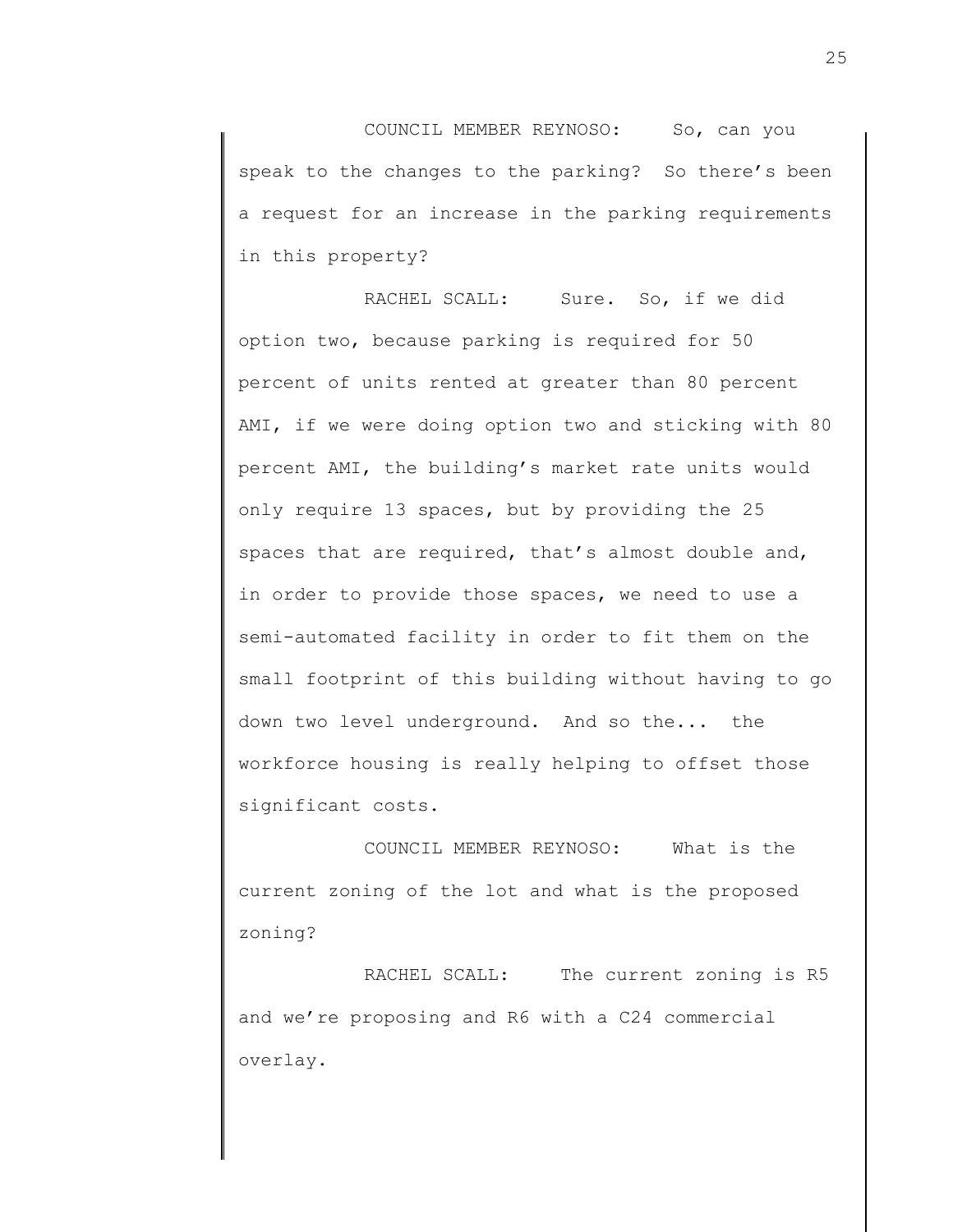COUNCIL MEMBER REYNOSO: So, can you speak to the changes to the parking? So there's been a request for an increase in the parking requirements in this property?

RACHEL SCALL: Sure. So, if we did option two, because parking is required for 50 percent of units rented at greater than 80 percent AMI, if we were doing option two and sticking with 80 percent AMI, the building's market rate units would only require 13 spaces, but by providing the 25 spaces that are required, that's almost double and, in order to provide those spaces, we need to use a semi-automated facility in order to fit them on the small footprint of this building without having to go down two level underground. And so the... the workforce housing is really helping to offset those significant costs.

COUNCIL MEMBER REYNOSO: What is the current zoning of the lot and what is the proposed zoning?

RACHEL SCALL: The current zoning is R5 and we're proposing and R6 with a C24 commercial overlay.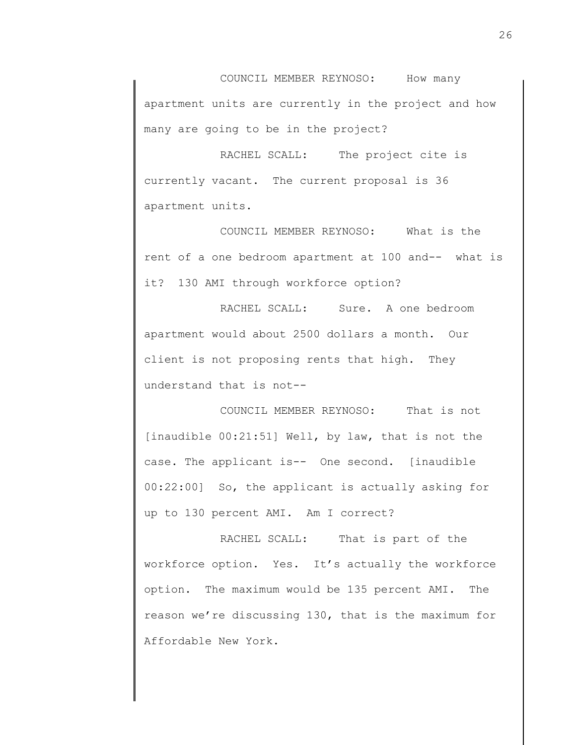COUNCIL MEMBER REYNOSO: How many apartment units are currently in the project and how many are going to be in the project?

RACHEL SCALL: The project cite is currently vacant. The current proposal is 36 apartment units.

COUNCIL MEMBER REYNOSO: What is the rent of a one bedroom apartment at 100 and-- what is it? 130 AMI through workforce option?

RACHEL SCALL: Sure. A one bedroom apartment would about 2500 dollars a month. Our client is not proposing rents that high. They understand that is not--

COUNCIL MEMBER REYNOSO: That is not [inaudible 00:21:51] Well, by law, that is not the case. The applicant is-- One second. [inaudible 00:22:00] So, the applicant is actually asking for up to 130 percent AMI. Am I correct?

RACHEL SCALL: That is part of the workforce option. Yes. It's actually the workforce option. The maximum would be 135 percent AMI. The reason we're discussing 130, that is the maximum for Affordable New York.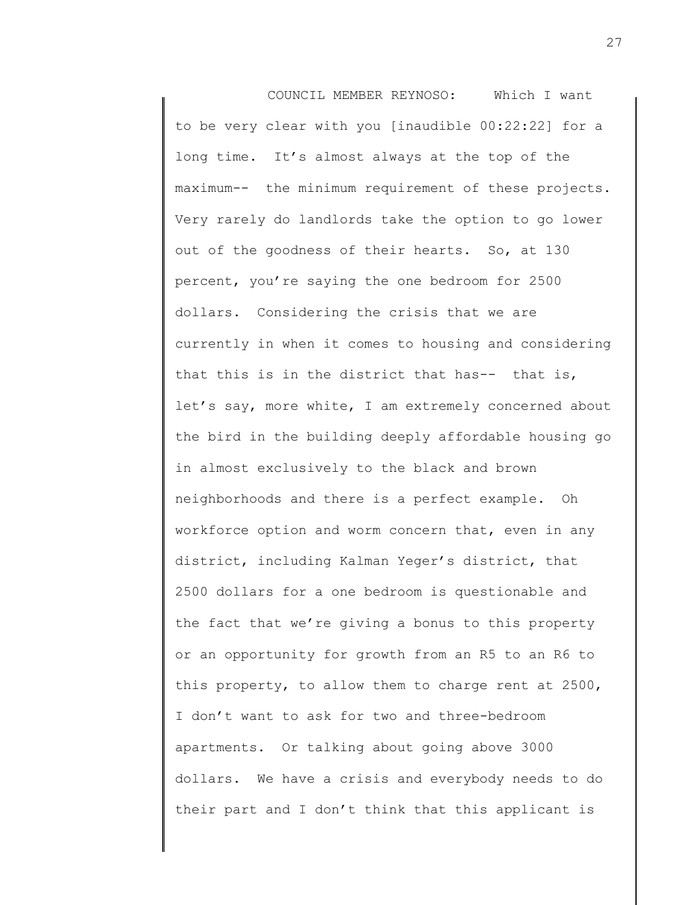COUNCIL MEMBER REYNOSO: Which I want to be very clear with you [inaudible 00:22:22] for a long time. It's almost always at the top of the maximum-- the minimum requirement of these projects. Very rarely do landlords take the option to go lower out of the goodness of their hearts. So, at 130 percent, you're saying the one bedroom for 2500 dollars. Considering the crisis that we are currently in when it comes to housing and considering that this is in the district that has-- that is, let's say, more white, I am extremely concerned about the bird in the building deeply affordable housing go in almost exclusively to the black and brown neighborhoods and there is a perfect example. Oh workforce option and worm concern that, even in any district, including Kalman Yeger's district, that 2500 dollars for a one bedroom is questionable and the fact that we're giving a bonus to this property or an opportunity for growth from an R5 to an R6 to this property, to allow them to charge rent at 2500, I don't want to ask for two and three-bedroom apartments. Or talking about going above 3000 dollars. We have a crisis and everybody needs to do their part and I don't think that this applicant is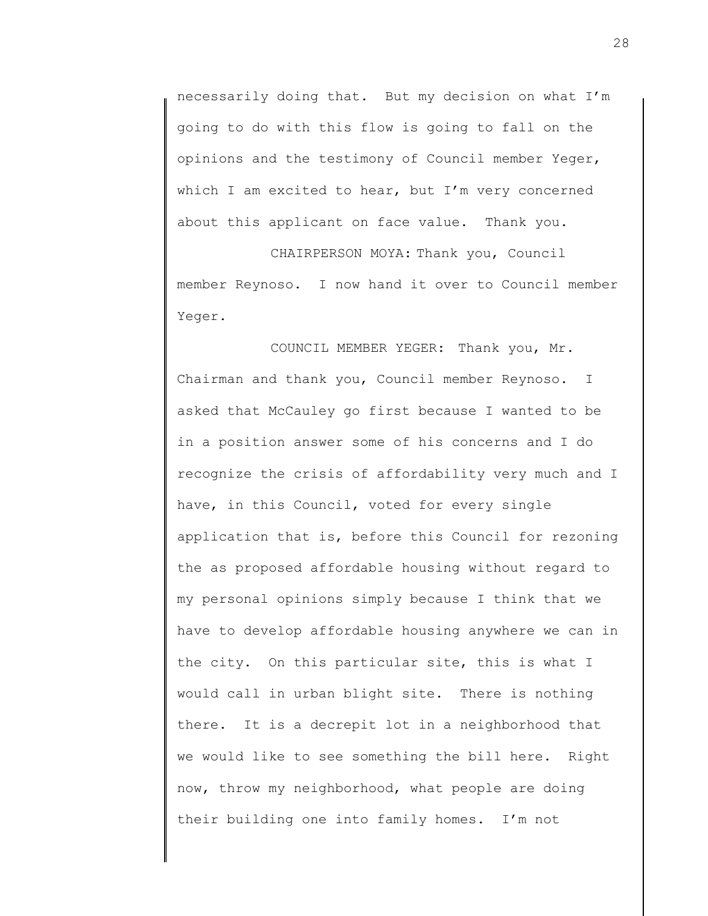necessarily doing that. But my decision on what I'm going to do with this flow is going to fall on the opinions and the testimony of Council member Yeger, which I am excited to hear, but I'm very concerned about this applicant on face value. Thank you.

CHAIRPERSON MOYA: Thank you, Council member Reynoso. I now hand it over to Council member Yeger.

COUNCIL MEMBER YEGER: Thank you, Mr. Chairman and thank you, Council member Reynoso. I asked that McCauley go first because I wanted to be in a position answer some of his concerns and I do recognize the crisis of affordability very much and I have, in this Council, voted for every single application that is, before this Council for rezoning the as proposed affordable housing without regard to my personal opinions simply because I think that we have to develop affordable housing anywhere we can in the city. On this particular site, this is what I would call in urban blight site. There is nothing there. It is a decrepit lot in a neighborhood that we would like to see something the bill here. Right now, throw my neighborhood, what people are doing their building one into family homes. I'm not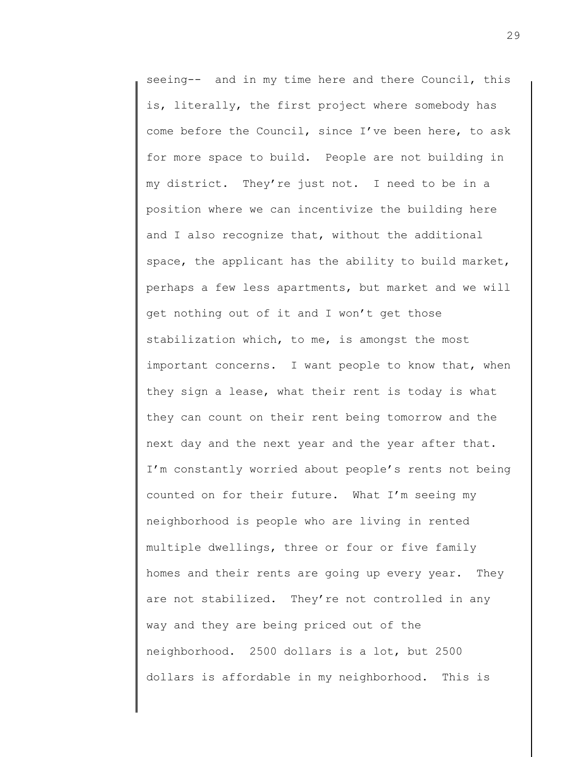seeing-- and in my time here and there Council, this is, literally, the first project where somebody has come before the Council, since I've been here, to ask for more space to build. People are not building in my district. They're just not. I need to be in a position where we can incentivize the building here and I also recognize that, without the additional space, the applicant has the ability to build market, perhaps a few less apartments, but market and we will get nothing out of it and I won't get those stabilization which, to me, is amongst the most important concerns. I want people to know that, when they sign a lease, what their rent is today is what they can count on their rent being tomorrow and the next day and the next year and the year after that. I'm constantly worried about people's rents not being counted on for their future. What I'm seeing my neighborhood is people who are living in rented multiple dwellings, three or four or five family homes and their rents are going up every year. They are not stabilized. They're not controlled in any way and they are being priced out of the neighborhood. 2500 dollars is a lot, but 2500 dollars is affordable in my neighborhood. This is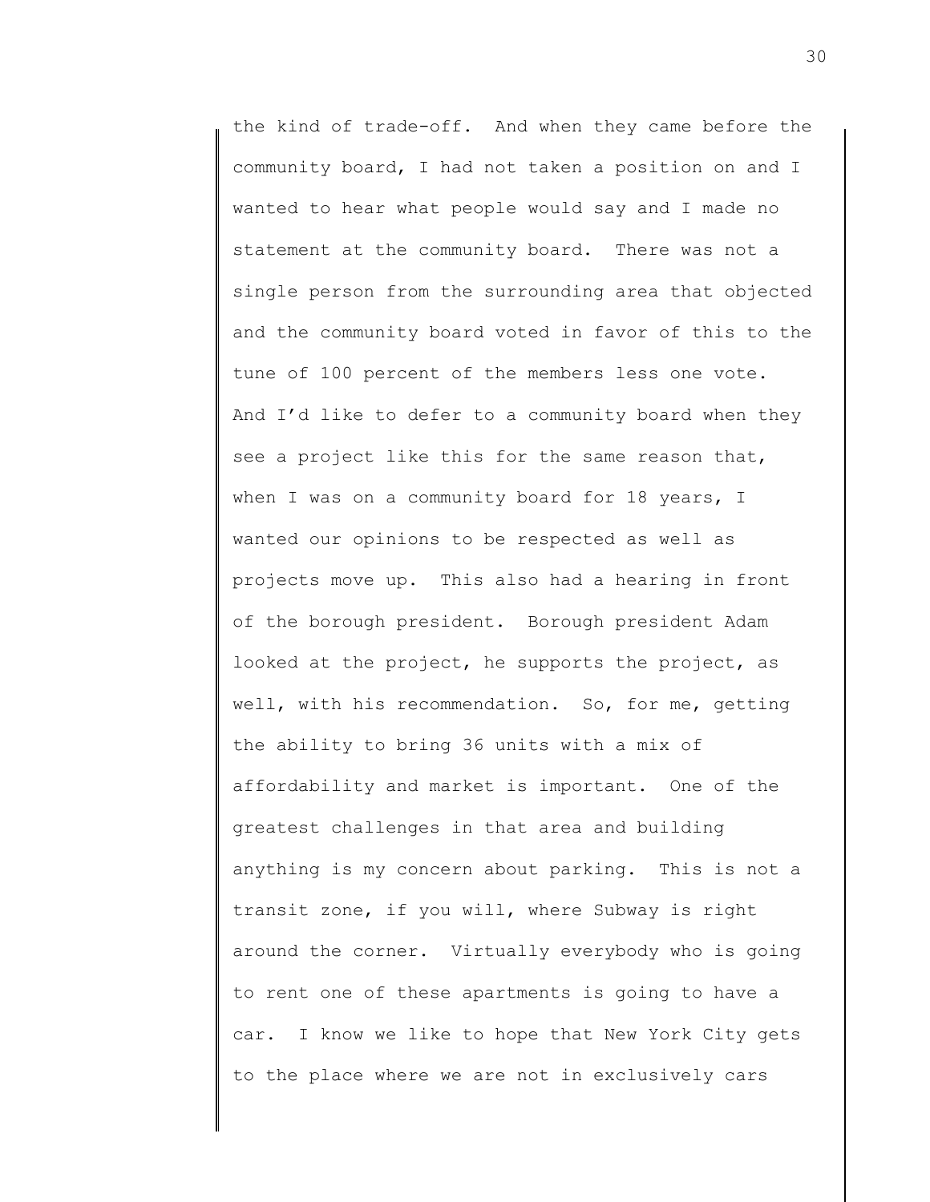the kind of trade-off. And when they came before the community board, I had not taken a position on and I wanted to hear what people would say and I made no statement at the community board. There was not a single person from the surrounding area that objected and the community board voted in favor of this to the tune of 100 percent of the members less one vote. And I'd like to defer to a community board when they see a project like this for the same reason that, when I was on a community board for 18 years, I wanted our opinions to be respected as well as projects move up. This also had a hearing in front of the borough president. Borough president Adam looked at the project, he supports the project, as well, with his recommendation. So, for me, getting the ability to bring 36 units with a mix of affordability and market is important. One of the greatest challenges in that area and building anything is my concern about parking. This is not a transit zone, if you will, where Subway is right around the corner. Virtually everybody who is going to rent one of these apartments is going to have a car. I know we like to hope that New York City gets to the place where we are not in exclusively cars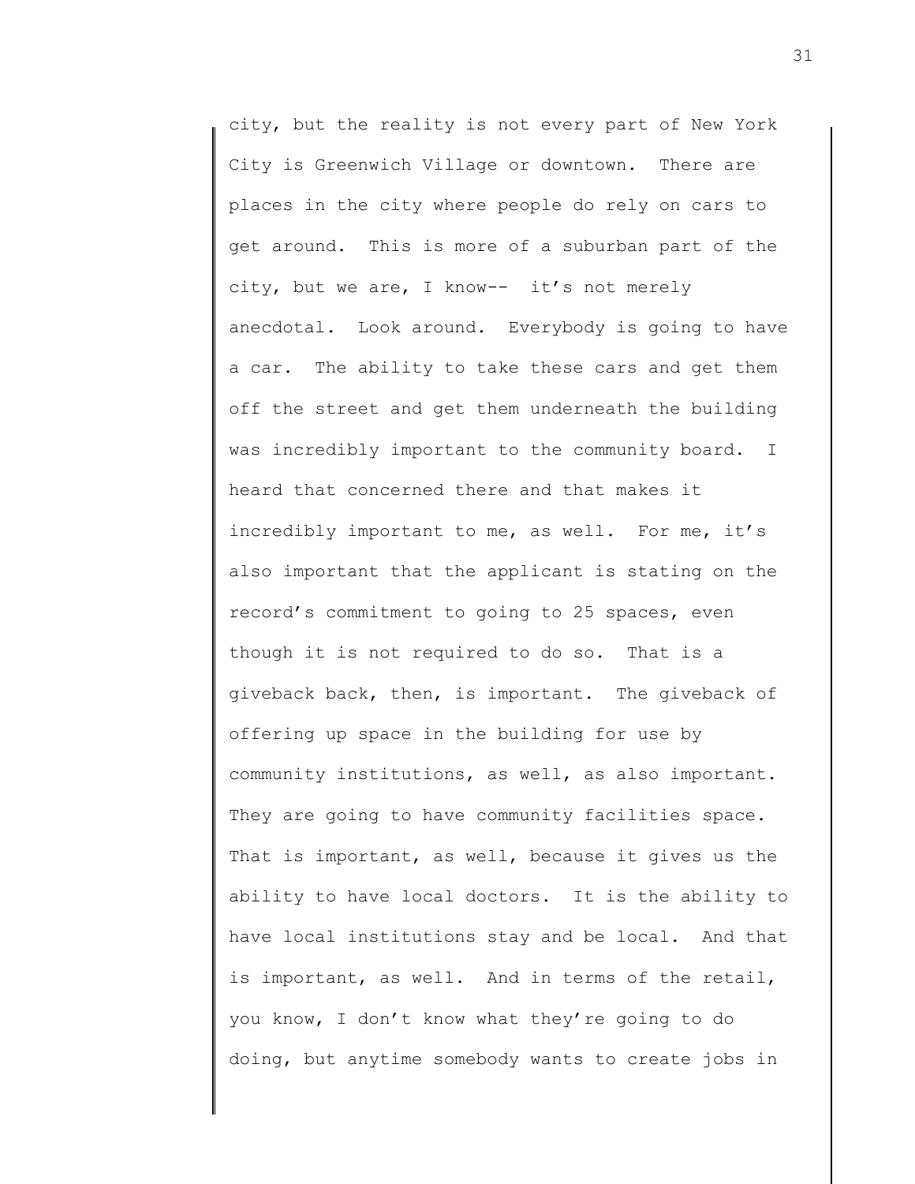city, but the reality is not every part of New York City is Greenwich Village or downtown. There are places in the city where people do rely on cars to get around. This is more of a suburban part of the city, but we are, I know-- it's not merely anecdotal. Look around. Everybody is going to have a car. The ability to take these cars and get them off the street and get them underneath the building was incredibly important to the community board. I heard that concerned there and that makes it incredibly important to me, as well. For me, it's also important that the applicant is stating on the record's commitment to going to 25 spaces, even though it is not required to do so. That is a giveback back, then, is important. The giveback of offering up space in the building for use by community institutions, as well, as also important. They are going to have community facilities space. That is important, as well, because it gives us the ability to have local doctors. It is the ability to have local institutions stay and be local. And that is important, as well. And in terms of the retail, you know, I don't know what they're going to do doing, but anytime somebody wants to create jobs in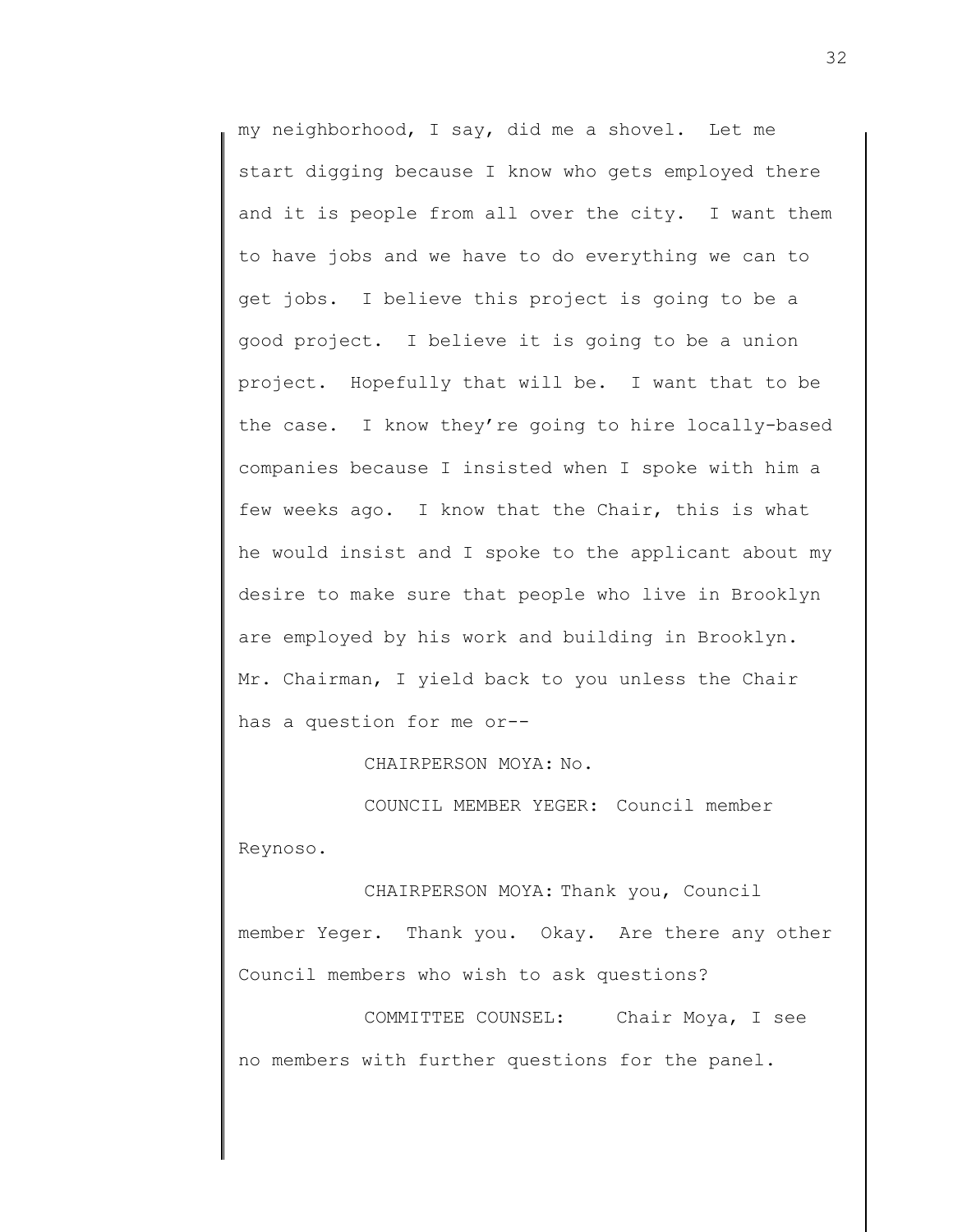my neighborhood, I say, did me a shovel. Let me start digging because I know who gets employed there and it is people from all over the city. I want them to have jobs and we have to do everything we can to get jobs. I believe this project is going to be a good project. I believe it is going to be a union project. Hopefully that will be. I want that to be the case. I know they're going to hire locally-based companies because I insisted when I spoke with him a few weeks ago. I know that the Chair, this is what he would insist and I spoke to the applicant about my desire to make sure that people who live in Brooklyn are employed by his work and building in Brooklyn. Mr. Chairman, I yield back to you unless the Chair has a question for me or--

CHAIRPERSON MOYA: No.

COUNCIL MEMBER YEGER: Council member Reynoso.

CHAIRPERSON MOYA: Thank you, Council member Yeger. Thank you. Okay. Are there any other Council members who wish to ask questions?

COMMITTEE COUNSEL: Chair Moya, I see no members with further questions for the panel.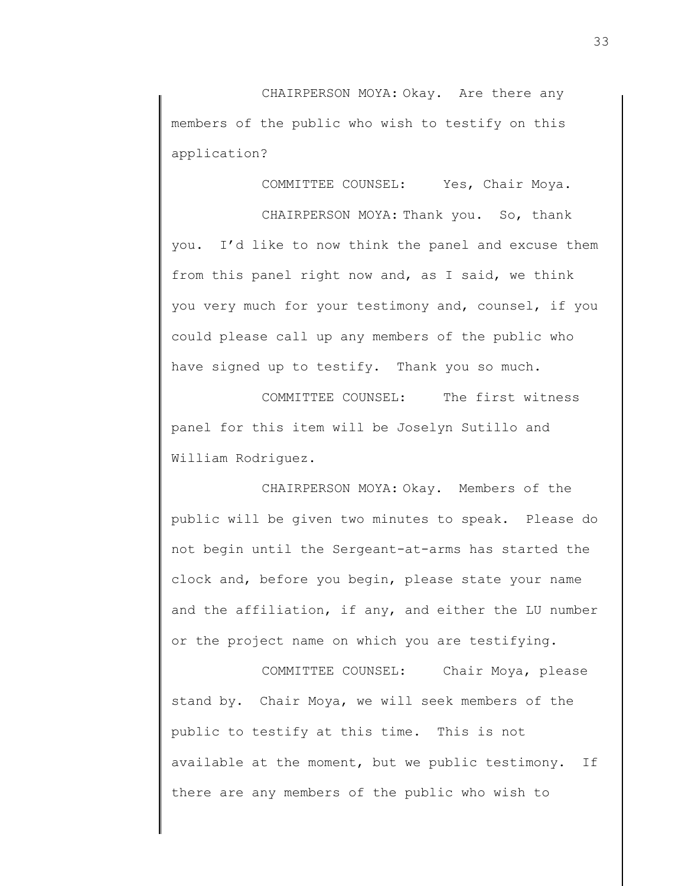CHAIRPERSON MOYA: Okay. Are there any members of the public who wish to testify on this application?

COMMITTEE COUNSEL: Yes, Chair Moya.

CHAIRPERSON MOYA: Thank you. So, thank you. I'd like to now think the panel and excuse them from this panel right now and, as I said, we think you very much for your testimony and, counsel, if you could please call up any members of the public who have signed up to testify. Thank you so much.

COMMITTEE COUNSEL: The first witness panel for this item will be Joselyn Sutillo and William Rodriguez.

CHAIRPERSON MOYA: Okay. Members of the public will be given two minutes to speak. Please do not begin until the Sergeant-at-arms has started the clock and, before you begin, please state your name and the affiliation, if any, and either the LU number or the project name on which you are testifying.

COMMITTEE COUNSEL: Chair Moya, please stand by. Chair Moya, we will seek members of the public to testify at this time. This is not available at the moment, but we public testimony. If there are any members of the public who wish to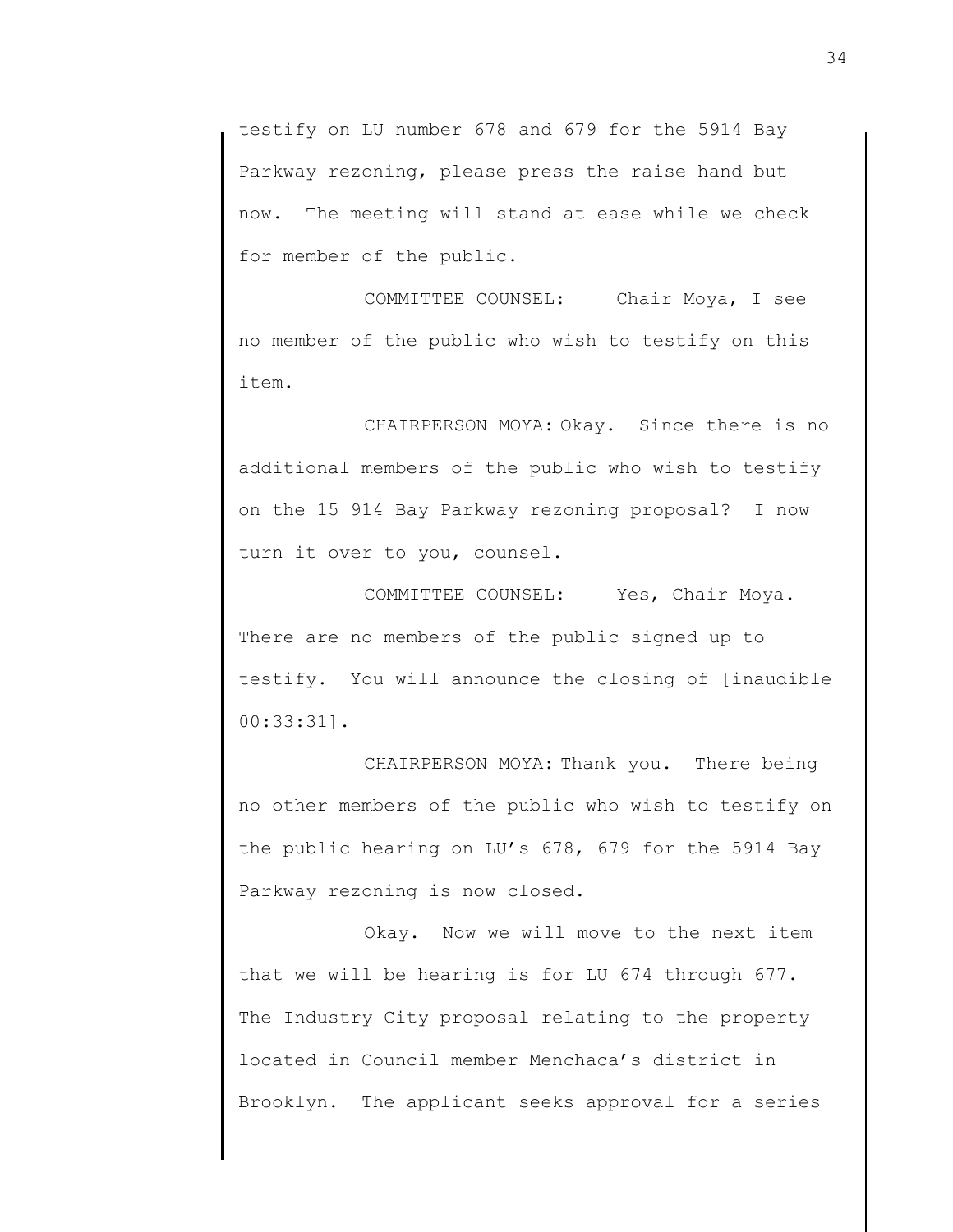testify on LU number 678 and 679 for the 5914 Bay Parkway rezoning, please press the raise hand but now. The meeting will stand at ease while we check for member of the public.

COMMITTEE COUNSEL: Chair Moya, I see no member of the public who wish to testify on this item.

CHAIRPERSON MOYA: Okay. Since there is no additional members of the public who wish to testify on the 15 914 Bay Parkway rezoning proposal? I now turn it over to you, counsel.

COMMITTEE COUNSEL: Yes, Chair Moya. There are no members of the public signed up to testify. You will announce the closing of [inaudible 00:33:31].

CHAIRPERSON MOYA: Thank you. There being no other members of the public who wish to testify on the public hearing on LU's 678, 679 for the 5914 Bay Parkway rezoning is now closed.

Okay. Now we will move to the next item that we will be hearing is for LU 674 through 677. The Industry City proposal relating to the property located in Council member Menchaca's district in Brooklyn. The applicant seeks approval for a series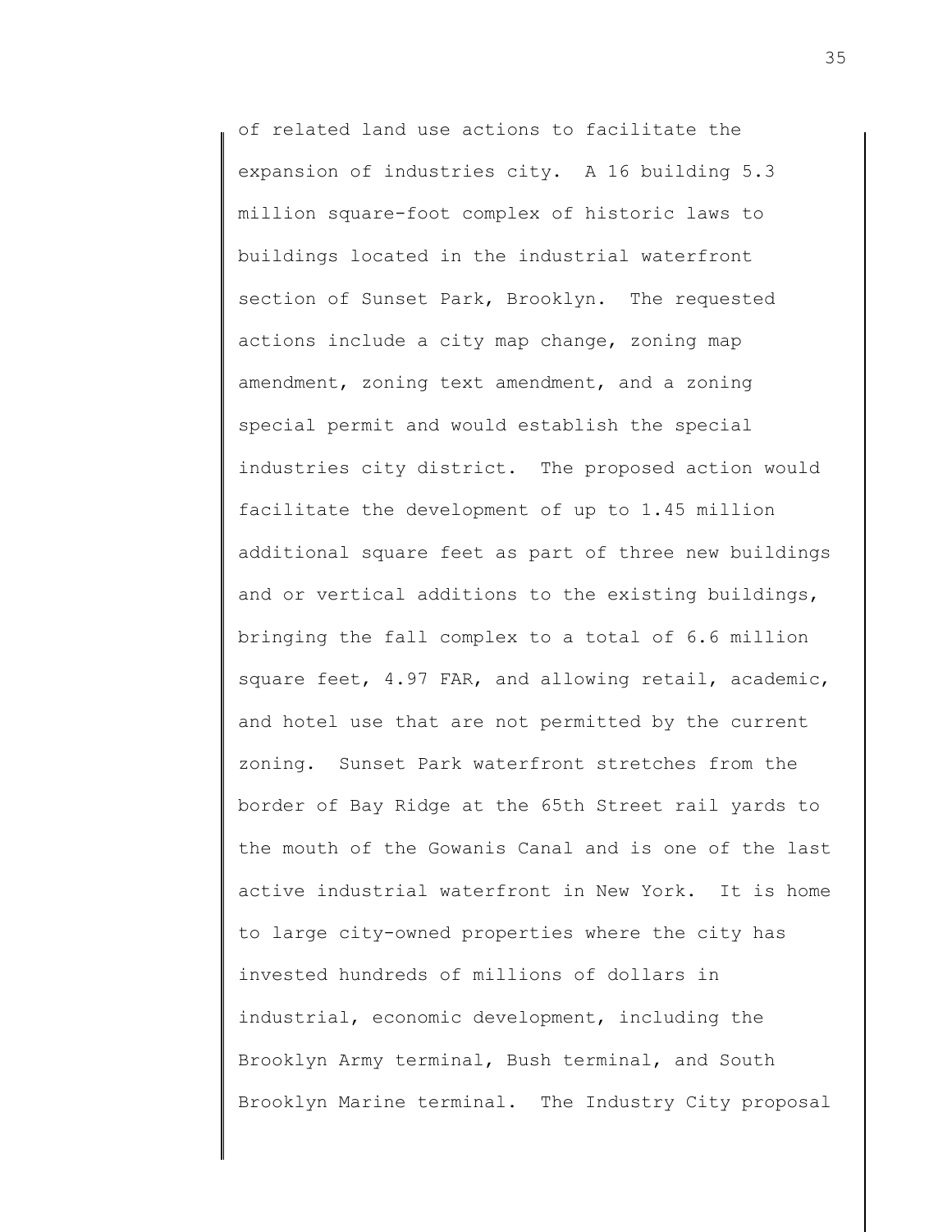of related land use actions to facilitate the expansion of industries city. A 16 building 5.3 million square-foot complex of historic laws to buildings located in the industrial waterfront section of Sunset Park, Brooklyn. The requested actions include a city map change, zoning map amendment, zoning text amendment, and a zoning special permit and would establish the special industries city district. The proposed action would facilitate the development of up to 1.45 million additional square feet as part of three new buildings and or vertical additions to the existing buildings, bringing the fall complex to a total of 6.6 million square feet, 4.97 FAR, and allowing retail, academic, and hotel use that are not permitted by the current zoning. Sunset Park waterfront stretches from the border of Bay Ridge at the 65th Street rail yards to the mouth of the Gowanis Canal and is one of the last active industrial waterfront in New York. It is home to large city-owned properties where the city has invested hundreds of millions of dollars in industrial, economic development, including the Brooklyn Army terminal, Bush terminal, and South Brooklyn Marine terminal. The Industry City proposal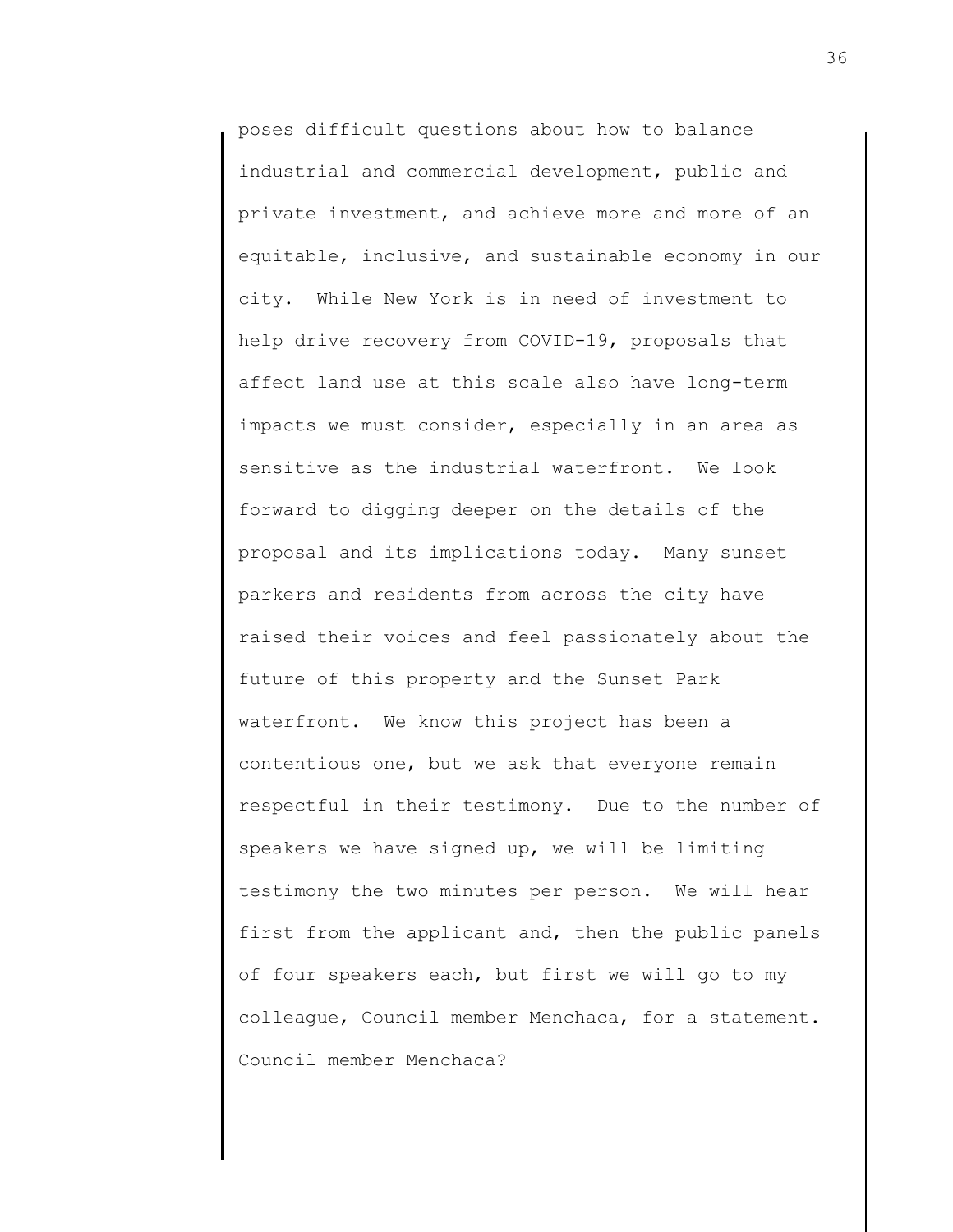poses difficult questions about how to balance industrial and commercial development, public and private investment, and achieve more and more of an equitable, inclusive, and sustainable economy in our city. While New York is in need of investment to help drive recovery from COVID-19, proposals that affect land use at this scale also have long-term impacts we must consider, especially in an area as sensitive as the industrial waterfront. We look forward to digging deeper on the details of the proposal and its implications today. Many sunset parkers and residents from across the city have raised their voices and feel passionately about the future of this property and the Sunset Park waterfront. We know this project has been a contentious one, but we ask that everyone remain respectful in their testimony. Due to the number of speakers we have signed up, we will be limiting testimony the two minutes per person. We will hear first from the applicant and, then the public panels of four speakers each, but first we will go to my colleague, Council member Menchaca, for a statement. Council member Menchaca?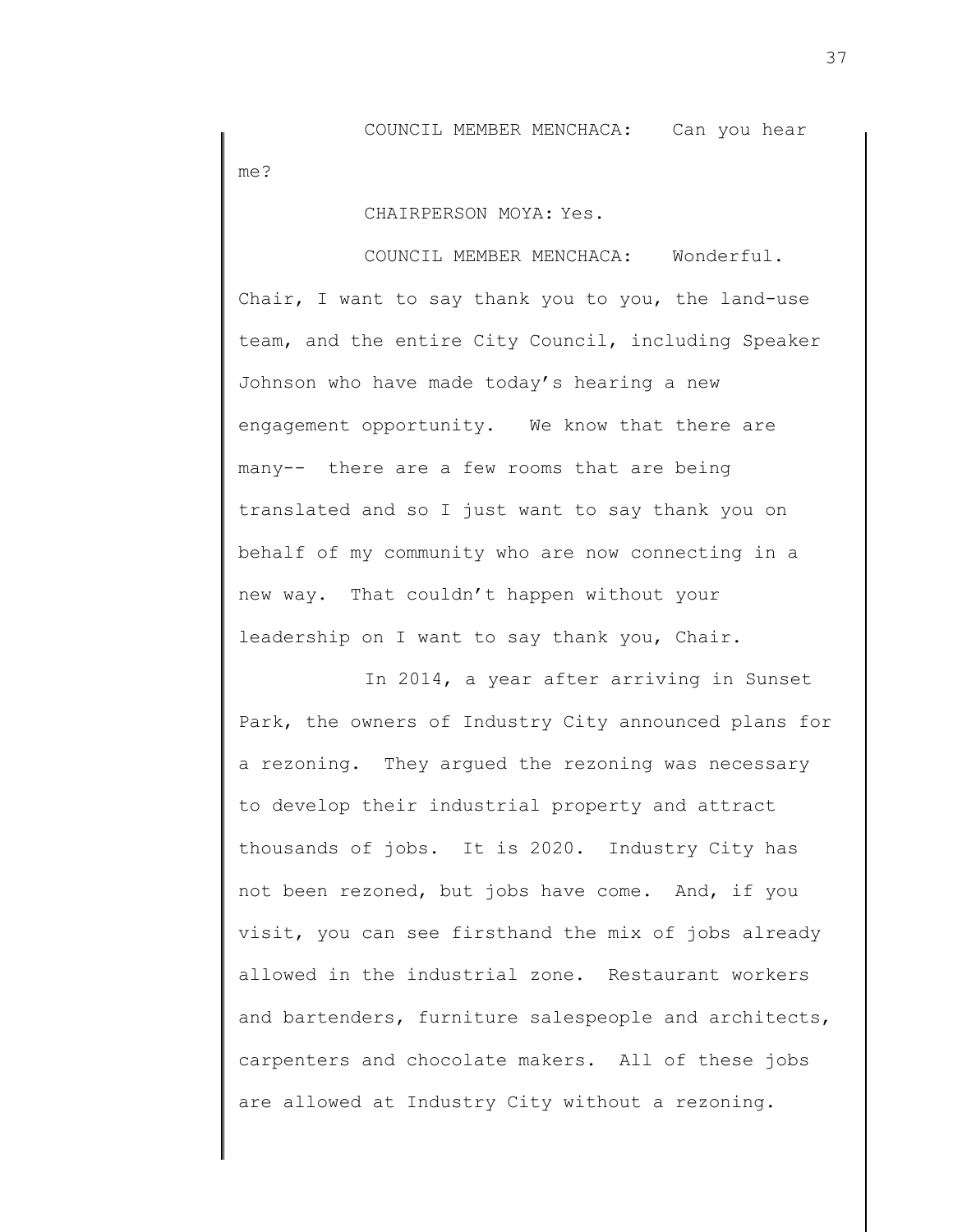COUNCIL MEMBER MENCHACA: Can you hear me?

CHAIRPERSON MOYA: Yes.

COUNCIL MEMBER MENCHACA: Wonderful. Chair, I want to say thank you to you, the land-use team, and the entire City Council, including Speaker Johnson who have made today's hearing a new engagement opportunity. We know that there are many-- there are a few rooms that are being translated and so I just want to say thank you on behalf of my community who are now connecting in a new way. That couldn't happen without your leadership on I want to say thank you, Chair.

In 2014, a year after arriving in Sunset Park, the owners of Industry City announced plans for a rezoning. They argued the rezoning was necessary to develop their industrial property and attract thousands of jobs. It is 2020. Industry City has not been rezoned, but jobs have come. And, if you visit, you can see firsthand the mix of jobs already allowed in the industrial zone. Restaurant workers and bartenders, furniture salespeople and architects, carpenters and chocolate makers. All of these jobs are allowed at Industry City without a rezoning.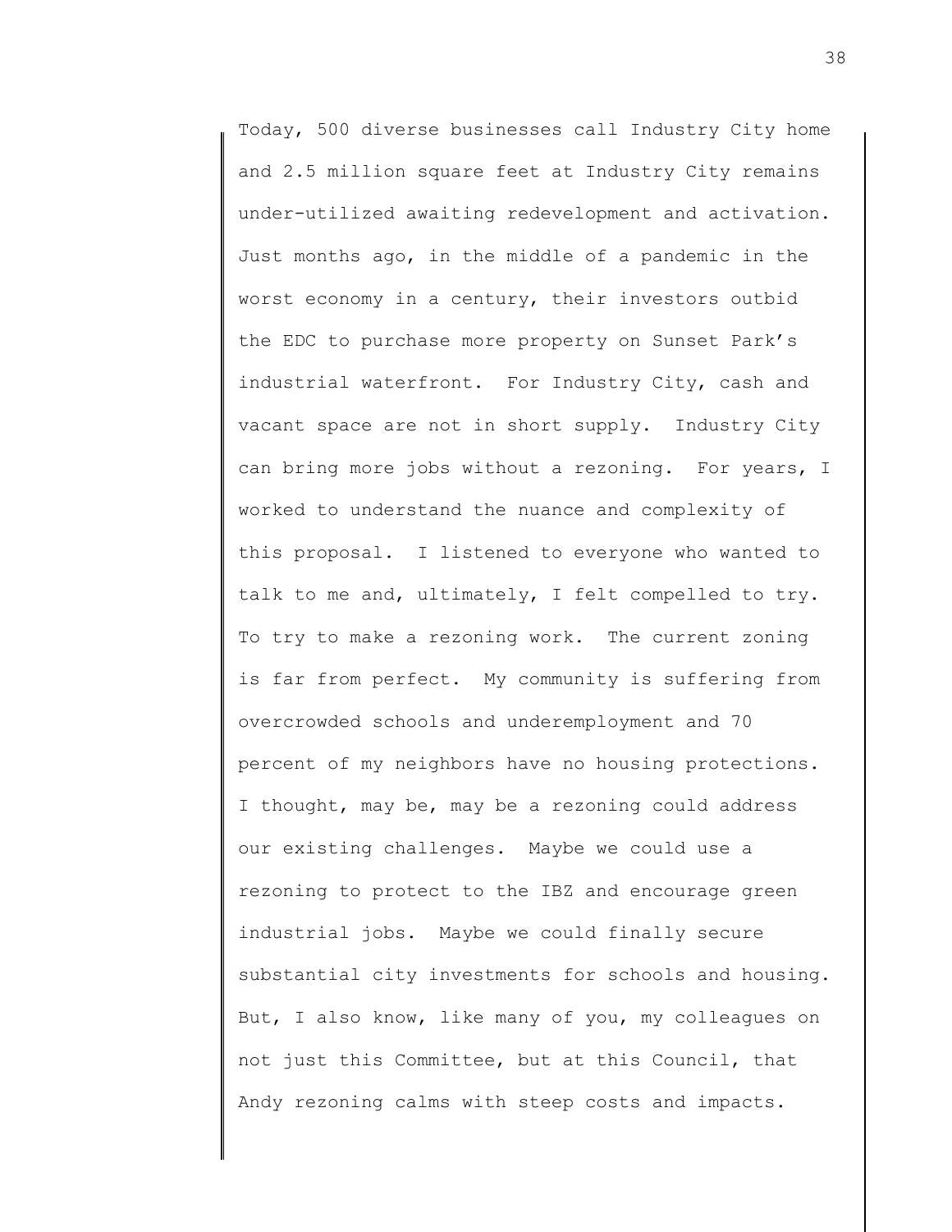Today, 500 diverse businesses call Industry City home and 2.5 million square feet at Industry City remains under-utilized awaiting redevelopment and activation. Just months ago, in the middle of a pandemic in the worst economy in a century, their investors outbid the EDC to purchase more property on Sunset Park's industrial waterfront. For Industry City, cash and vacant space are not in short supply. Industry City can bring more jobs without a rezoning. For years, I worked to understand the nuance and complexity of this proposal. I listened to everyone who wanted to talk to me and, ultimately, I felt compelled to try. To try to make a rezoning work. The current zoning is far from perfect. My community is suffering from overcrowded schools and underemployment and 70 percent of my neighbors have no housing protections. I thought, may be, may be a rezoning could address our existing challenges. Maybe we could use a rezoning to protect to the IBZ and encourage green industrial jobs. Maybe we could finally secure substantial city investments for schools and housing. But, I also know, like many of you, my colleagues on not just this Committee, but at this Council, that Andy rezoning calms with steep costs and impacts.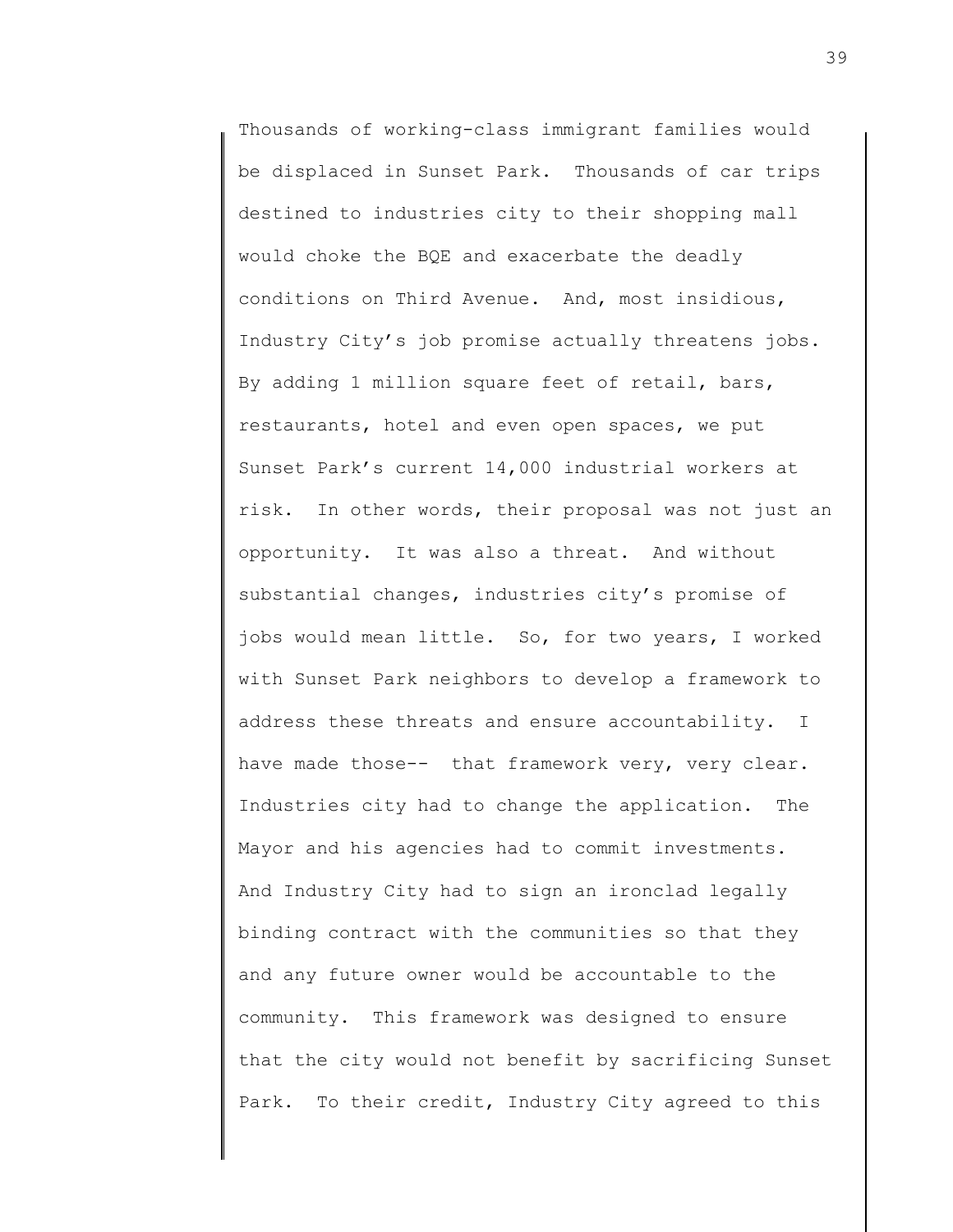Thousands of working-class immigrant families would be displaced in Sunset Park. Thousands of car trips destined to industries city to their shopping mall would choke the BQE and exacerbate the deadly conditions on Third Avenue. And, most insidious, Industry City's job promise actually threatens jobs. By adding 1 million square feet of retail, bars, restaurants, hotel and even open spaces, we put Sunset Park's current 14,000 industrial workers at risk. In other words, their proposal was not just an opportunity. It was also a threat. And without substantial changes, industries city's promise of jobs would mean little. So, for two years, I worked with Sunset Park neighbors to develop a framework to address these threats and ensure accountability. I have made those-- that framework very, very clear. Industries city had to change the application. The Mayor and his agencies had to commit investments. And Industry City had to sign an ironclad legally binding contract with the communities so that they and any future owner would be accountable to the community. This framework was designed to ensure that the city would not benefit by sacrificing Sunset Park. To their credit, Industry City agreed to this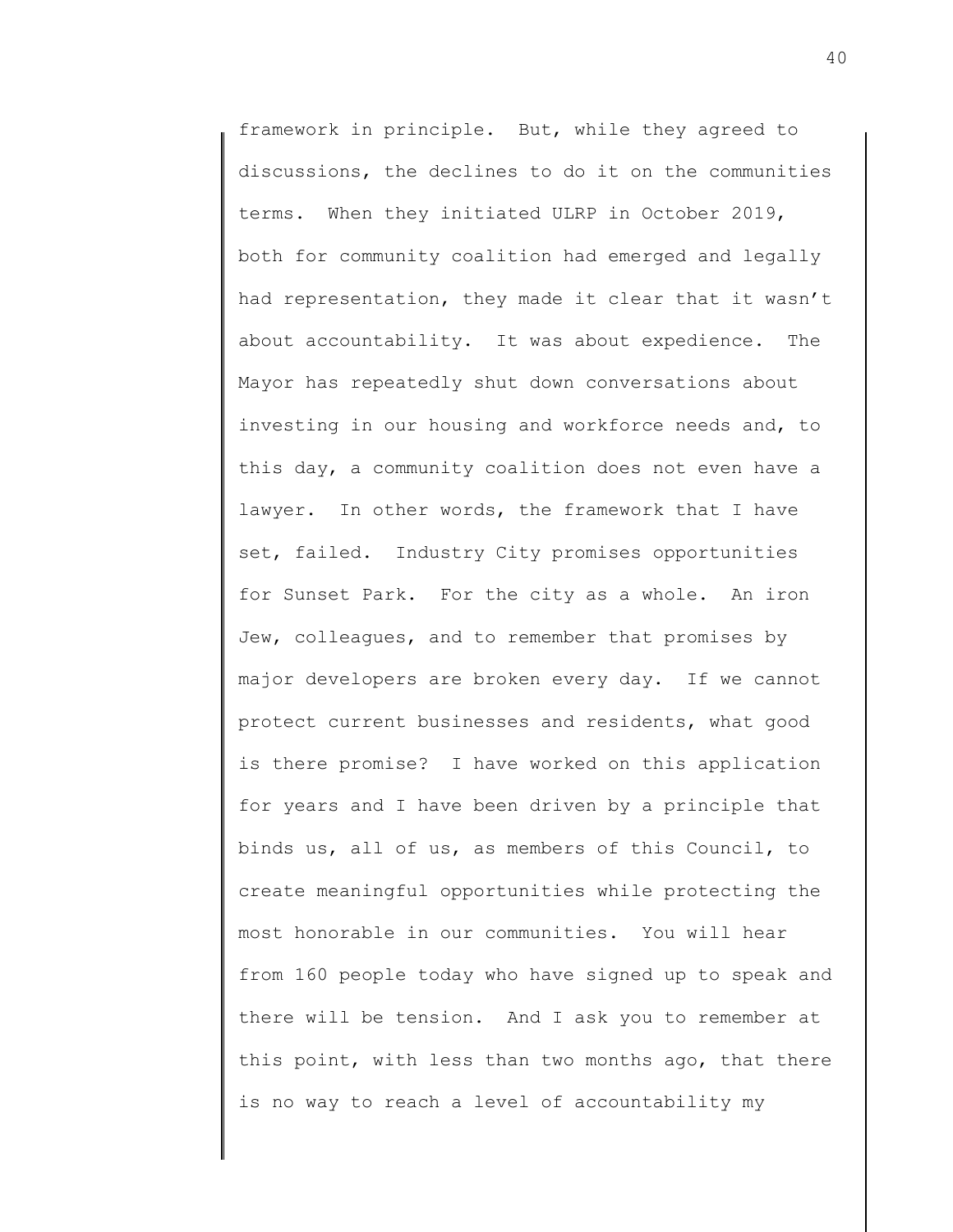framework in principle. But, while they agreed to discussions, the declines to do it on the communities terms. When they initiated ULRP in October 2019, both for community coalition had emerged and legally had representation, they made it clear that it wasn't about accountability. It was about expedience. The Mayor has repeatedly shut down conversations about investing in our housing and workforce needs and, to this day, a community coalition does not even have a lawyer. In other words, the framework that I have set, failed. Industry City promises opportunities for Sunset Park. For the city as a whole. An iron Jew, colleagues, and to remember that promises by major developers are broken every day. If we cannot protect current businesses and residents, what good is there promise? I have worked on this application for years and I have been driven by a principle that binds us, all of us, as members of this Council, to create meaningful opportunities while protecting the most honorable in our communities. You will hear from 160 people today who have signed up to speak and there will be tension. And I ask you to remember at this point, with less than two months ago, that there is no way to reach a level of accountability my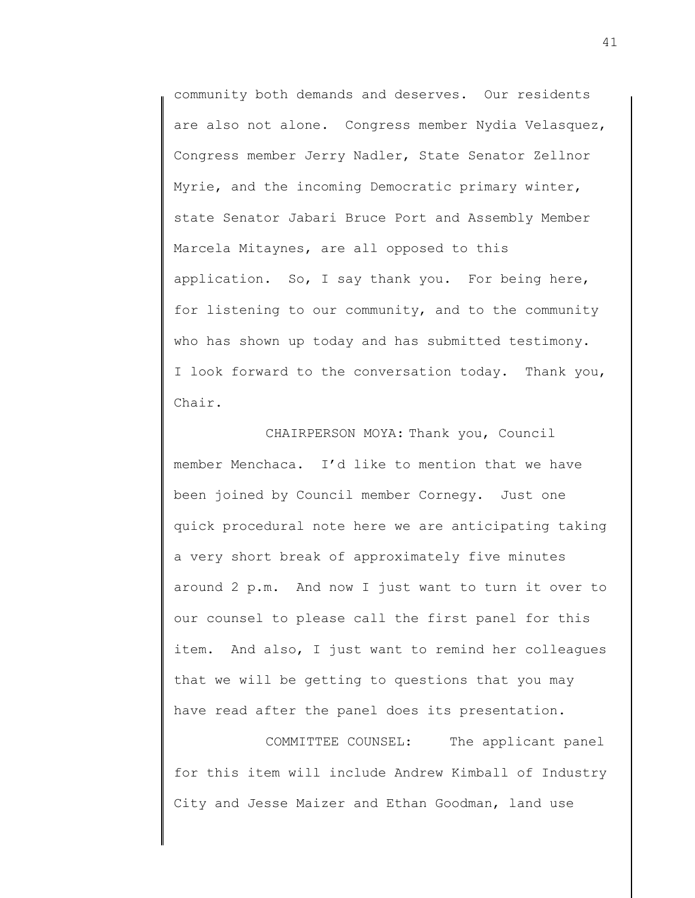community both demands and deserves. Our residents are also not alone. Congress member Nydia Velasquez, Congress member Jerry Nadler, State Senator Zellnor Myrie, and the incoming Democratic primary winter, state Senator Jabari Bruce Port and Assembly Member Marcela Mitaynes, are all opposed to this application. So, I say thank you. For being here, for listening to our community, and to the community who has shown up today and has submitted testimony. I look forward to the conversation today. Thank you, Chair.

CHAIRPERSON MOYA: Thank you, Council member Menchaca. I'd like to mention that we have been joined by Council member Cornegy. Just one quick procedural note here we are anticipating taking a very short break of approximately five minutes around 2 p.m. And now I just want to turn it over to our counsel to please call the first panel for this item. And also, I just want to remind her colleagues that we will be getting to questions that you may have read after the panel does its presentation.

COMMITTEE COUNSEL: The applicant panel for this item will include Andrew Kimball of Industry City and Jesse Maizer and Ethan Goodman, land use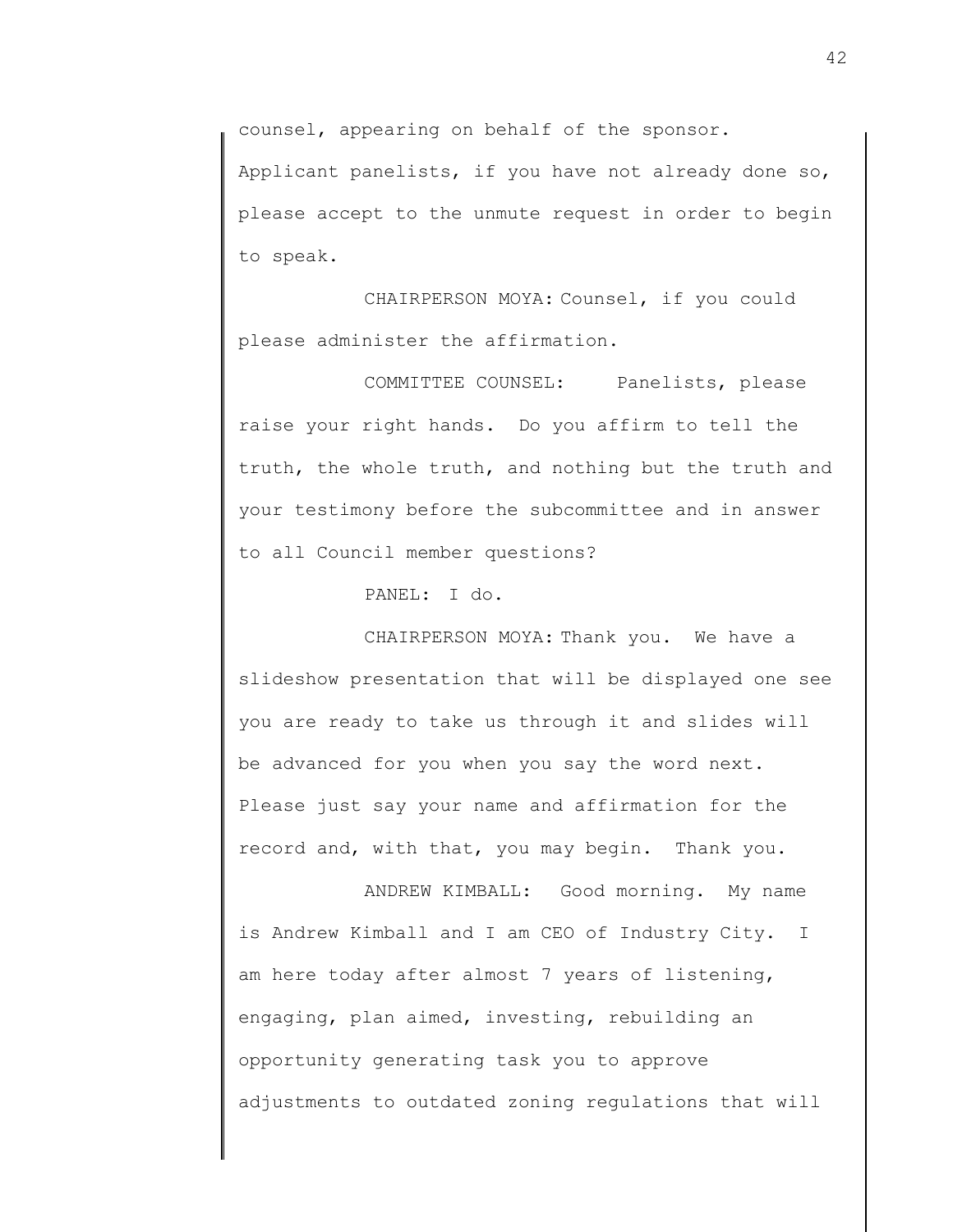counsel, appearing on behalf of the sponsor. Applicant panelists, if you have not already done so, please accept to the unmute request in order to begin to speak.

CHAIRPERSON MOYA: Counsel, if you could please administer the affirmation.

COMMITTEE COUNSEL: Panelists, please raise your right hands. Do you affirm to tell the truth, the whole truth, and nothing but the truth and your testimony before the subcommittee and in answer to all Council member questions?

PANEL: I do.

CHAIRPERSON MOYA: Thank you. We have a slideshow presentation that will be displayed one see you are ready to take us through it and slides will be advanced for you when you say the word next. Please just say your name and affirmation for the record and, with that, you may begin. Thank you.

ANDREW KIMBALL: Good morning. My name is Andrew Kimball and I am CEO of Industry City. I am here today after almost 7 years of listening, engaging, plan aimed, investing, rebuilding an opportunity generating task you to approve adjustments to outdated zoning regulations that will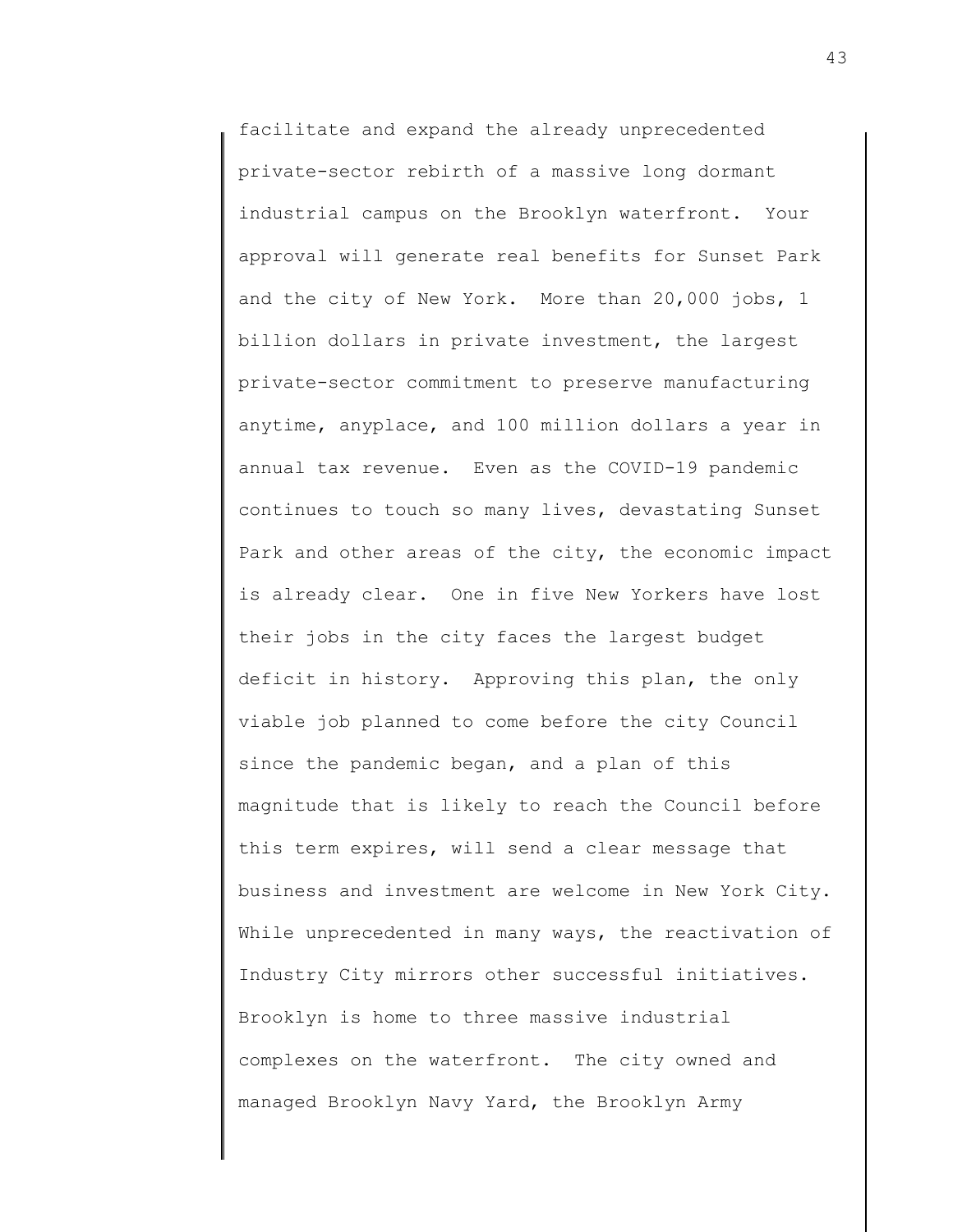facilitate and expand the already unprecedented private-sector rebirth of a massive long dormant industrial campus on the Brooklyn waterfront. Your approval will generate real benefits for Sunset Park and the city of New York. More than 20,000 jobs, 1 billion dollars in private investment, the largest private-sector commitment to preserve manufacturing anytime, anyplace, and 100 million dollars a year in annual tax revenue. Even as the COVID-19 pandemic continues to touch so many lives, devastating Sunset Park and other areas of the city, the economic impact is already clear. One in five New Yorkers have lost their jobs in the city faces the largest budget deficit in history. Approving this plan, the only viable job planned to come before the city Council since the pandemic began, and a plan of this magnitude that is likely to reach the Council before this term expires, will send a clear message that business and investment are welcome in New York City. While unprecedented in many ways, the reactivation of Industry City mirrors other successful initiatives. Brooklyn is home to three massive industrial complexes on the waterfront. The city owned and managed Brooklyn Navy Yard, the Brooklyn Army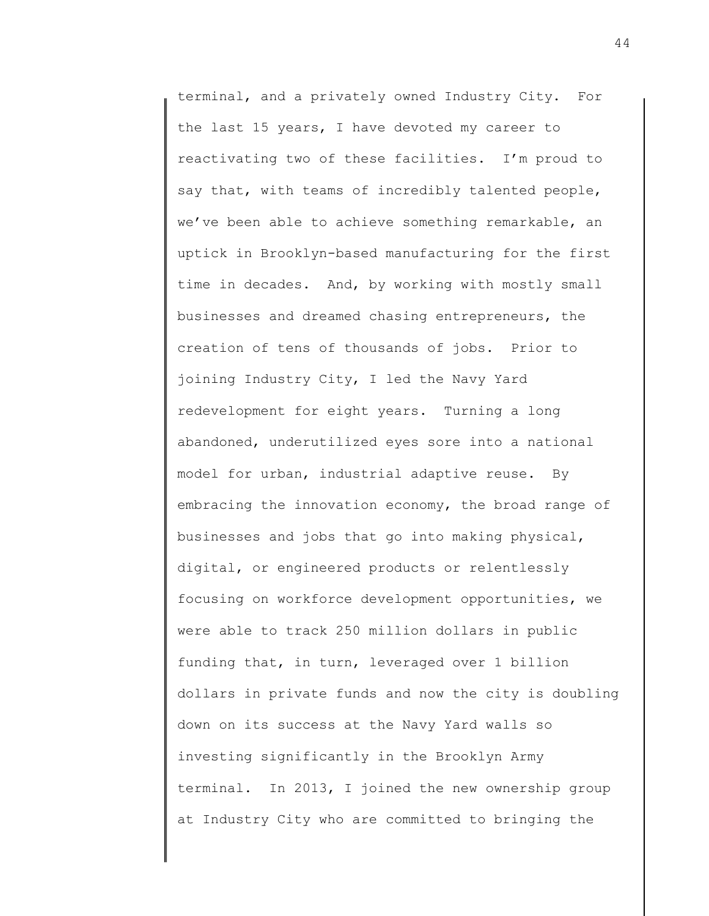terminal, and a privately owned Industry City. For the last 15 years, I have devoted my career to reactivating two of these facilities. I'm proud to say that, with teams of incredibly talented people, we've been able to achieve something remarkable, an uptick in Brooklyn-based manufacturing for the first time in decades. And, by working with mostly small businesses and dreamed chasing entrepreneurs, the creation of tens of thousands of jobs. Prior to joining Industry City, I led the Navy Yard redevelopment for eight years. Turning a long abandoned, underutilized eyes sore into a national model for urban, industrial adaptive reuse. By embracing the innovation economy, the broad range of businesses and jobs that go into making physical, digital, or engineered products or relentlessly focusing on workforce development opportunities, we were able to track 250 million dollars in public funding that, in turn, leveraged over 1 billion dollars in private funds and now the city is doubling down on its success at the Navy Yard walls so investing significantly in the Brooklyn Army terminal. In 2013, I joined the new ownership group at Industry City who are committed to bringing the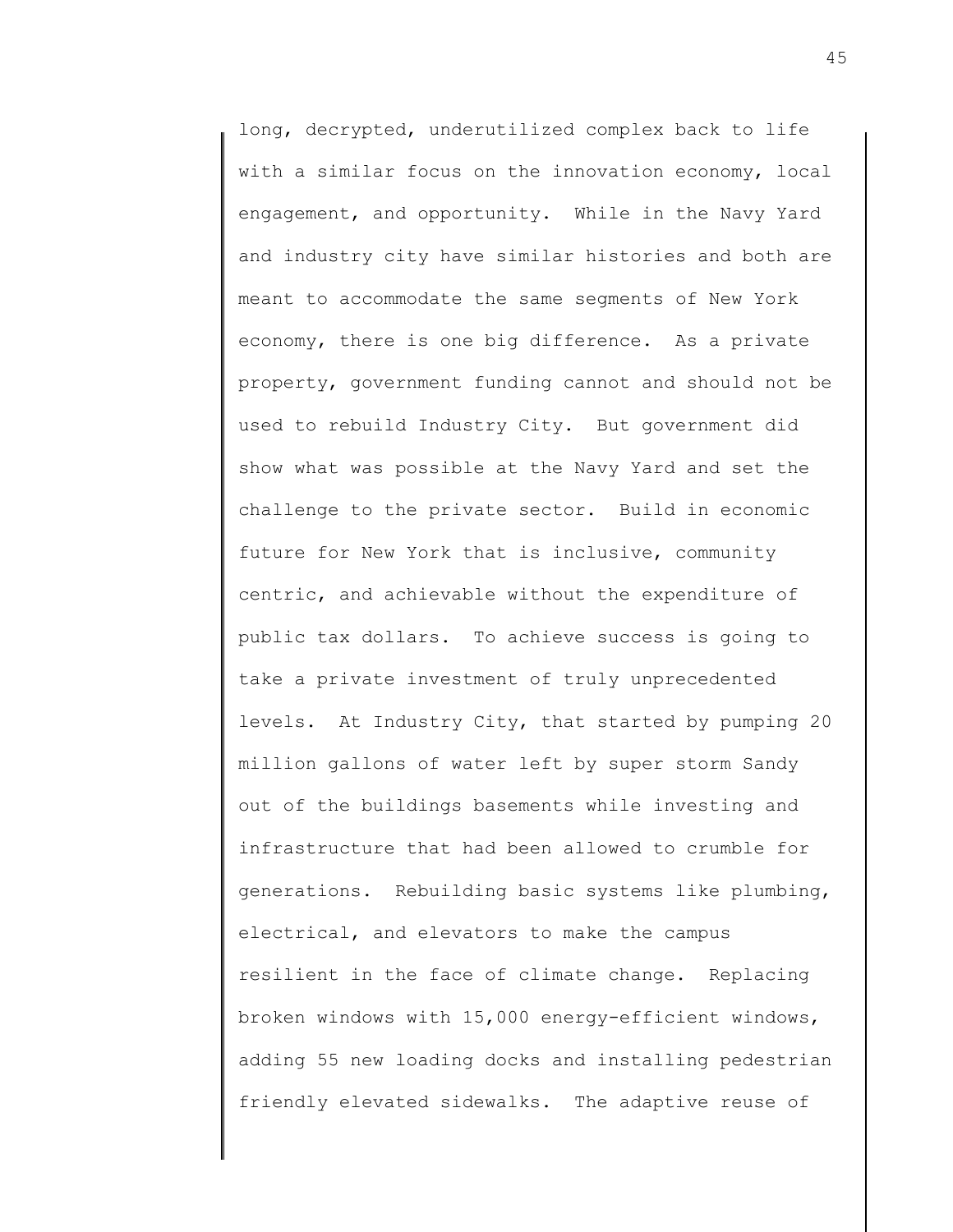long, decrypted, underutilized complex back to life with a similar focus on the innovation economy, local engagement, and opportunity. While in the Navy Yard and industry city have similar histories and both are meant to accommodate the same segments of New York economy, there is one big difference. As a private property, government funding cannot and should not be used to rebuild Industry City. But government did show what was possible at the Navy Yard and set the challenge to the private sector. Build in economic future for New York that is inclusive, community centric, and achievable without the expenditure of public tax dollars. To achieve success is going to take a private investment of truly unprecedented levels. At Industry City, that started by pumping 20 million gallons of water left by super storm Sandy out of the buildings basements while investing and infrastructure that had been allowed to crumble for generations. Rebuilding basic systems like plumbing, electrical, and elevators to make the campus resilient in the face of climate change. Replacing broken windows with 15,000 energy-efficient windows, adding 55 new loading docks and installing pedestrian friendly elevated sidewalks. The adaptive reuse of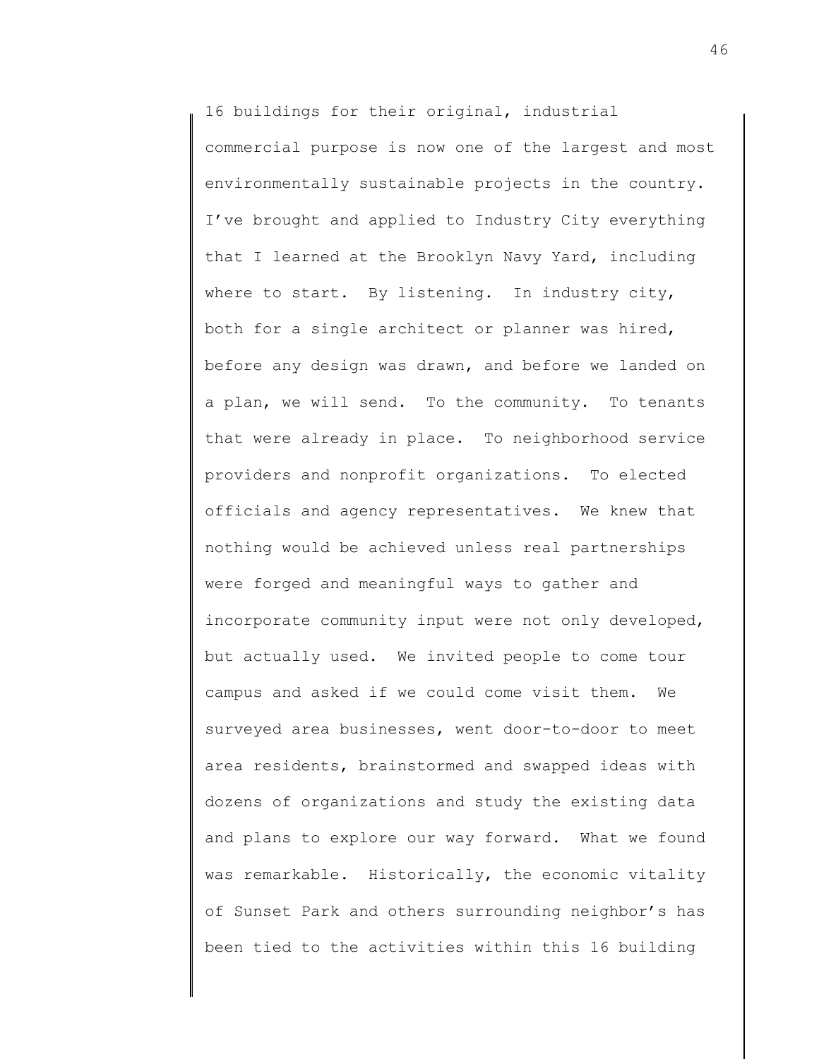16 buildings for their original, industrial commercial purpose is now one of the largest and most environmentally sustainable projects in the country. I've brought and applied to Industry City everything that I learned at the Brooklyn Navy Yard, including where to start. By listening. In industry city, both for a single architect or planner was hired, before any design was drawn, and before we landed on a plan, we will send. To the community. To tenants that were already in place. To neighborhood service providers and nonprofit organizations. To elected officials and agency representatives. We knew that nothing would be achieved unless real partnerships were forged and meaningful ways to gather and incorporate community input were not only developed, but actually used. We invited people to come tour campus and asked if we could come visit them. We surveyed area businesses, went door-to-door to meet area residents, brainstormed and swapped ideas with dozens of organizations and study the existing data and plans to explore our way forward. What we found was remarkable. Historically, the economic vitality of Sunset Park and others surrounding neighbor's has been tied to the activities within this 16 building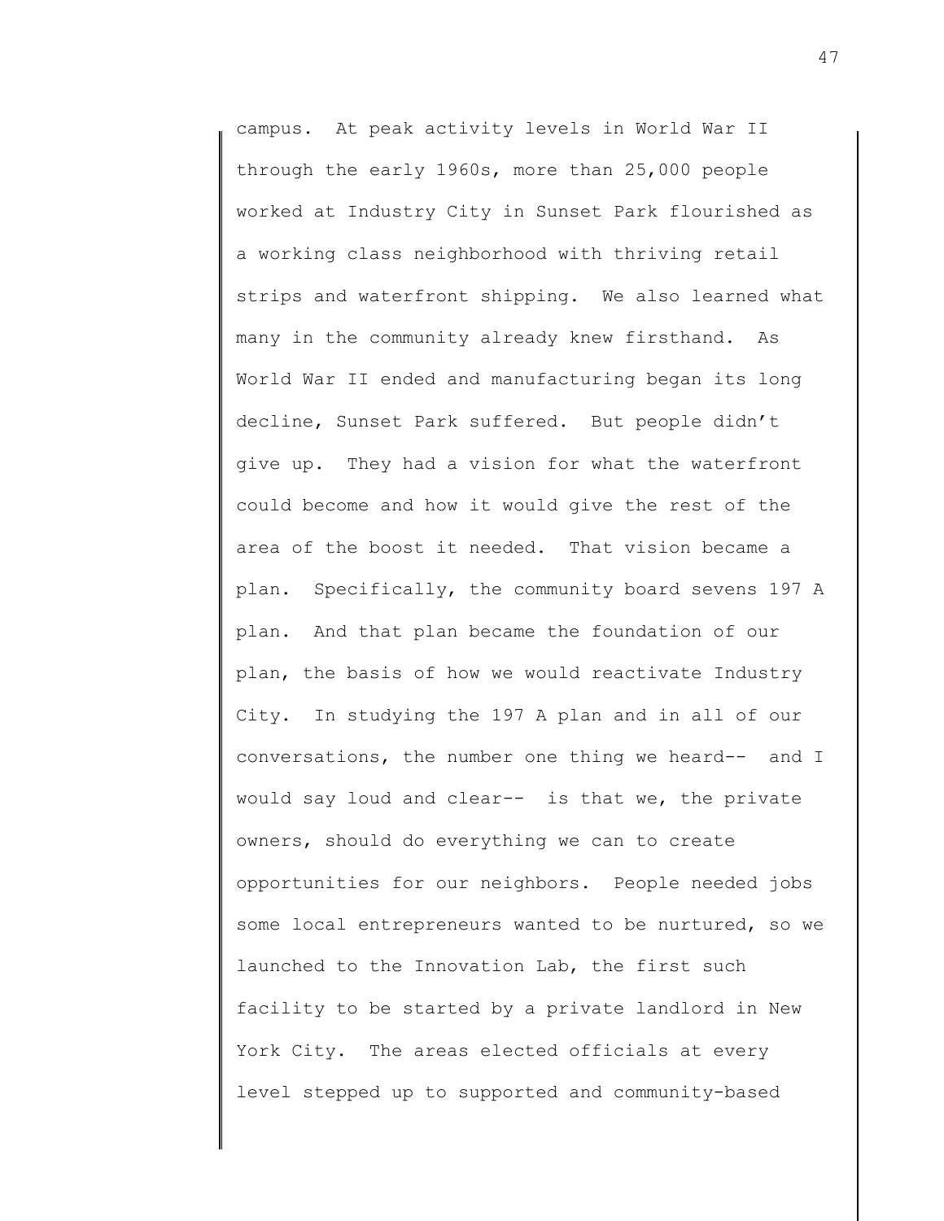campus. At peak activity levels in World War II through the early 1960s, more than 25,000 people worked at Industry City in Sunset Park flourished as a working class neighborhood with thriving retail strips and waterfront shipping. We also learned what many in the community already knew firsthand. As World War II ended and manufacturing began its long decline, Sunset Park suffered. But people didn't give up. They had a vision for what the waterfront could become and how it would give the rest of the area of the boost it needed. That vision became a plan. Specifically, the community board sevens 197 A plan. And that plan became the foundation of our plan, the basis of how we would reactivate Industry City. In studying the 197 A plan and in all of our conversations, the number one thing we heard-- and I would say loud and clear-- is that we, the private owners, should do everything we can to create opportunities for our neighbors. People needed jobs some local entrepreneurs wanted to be nurtured, so we launched to the Innovation Lab, the first such facility to be started by a private landlord in New York City. The areas elected officials at every level stepped up to supported and community-based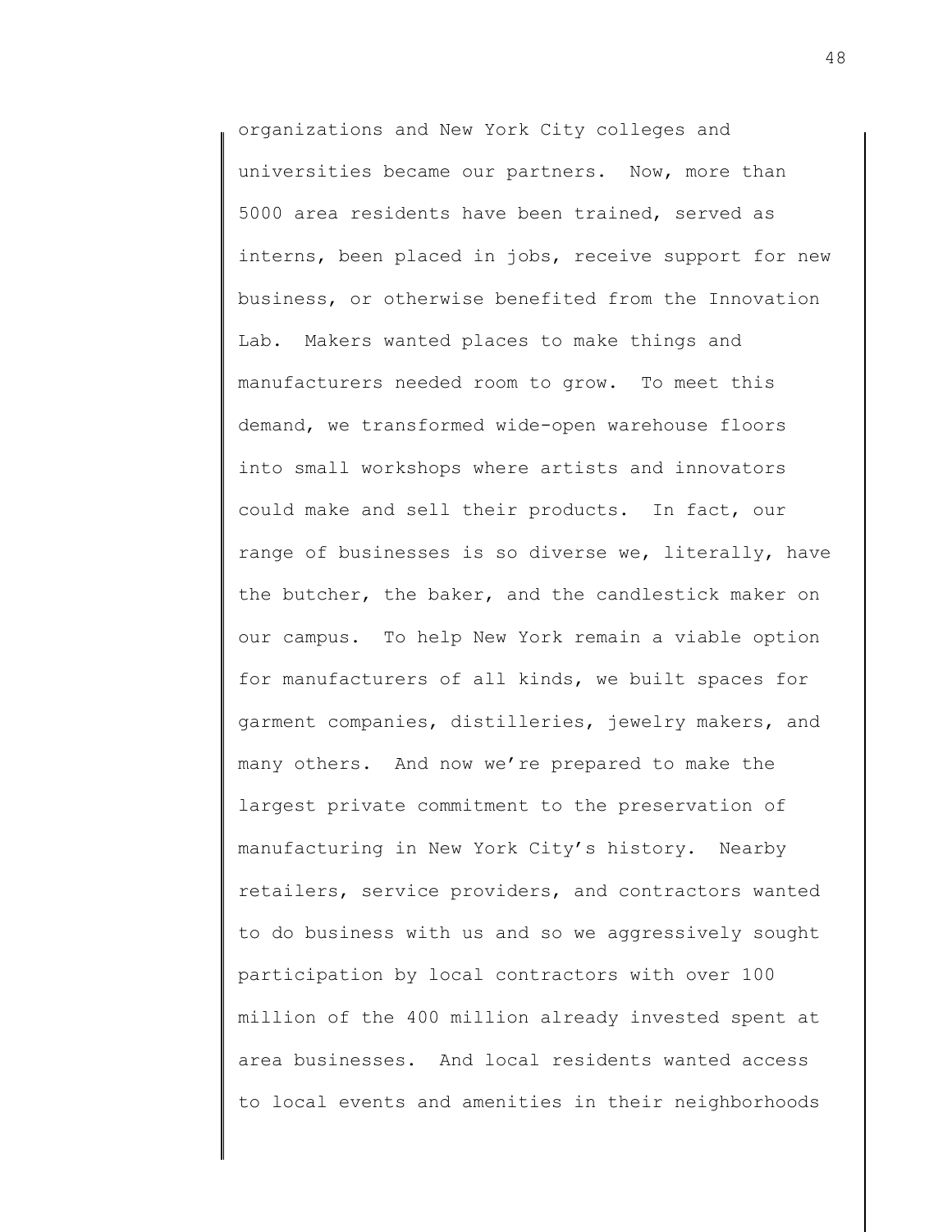organizations and New York City colleges and universities became our partners. Now, more than 5000 area residents have been trained, served as interns, been placed in jobs, receive support for new business, or otherwise benefited from the Innovation Lab. Makers wanted places to make things and manufacturers needed room to grow. To meet this demand, we transformed wide-open warehouse floors into small workshops where artists and innovators could make and sell their products. In fact, our range of businesses is so diverse we, literally, have the butcher, the baker, and the candlestick maker on our campus. To help New York remain a viable option for manufacturers of all kinds, we built spaces for garment companies, distilleries, jewelry makers, and many others. And now we're prepared to make the largest private commitment to the preservation of manufacturing in New York City's history. Nearby retailers, service providers, and contractors wanted to do business with us and so we aggressively sought participation by local contractors with over 100 million of the 400 million already invested spent at area businesses. And local residents wanted access to local events and amenities in their neighborhoods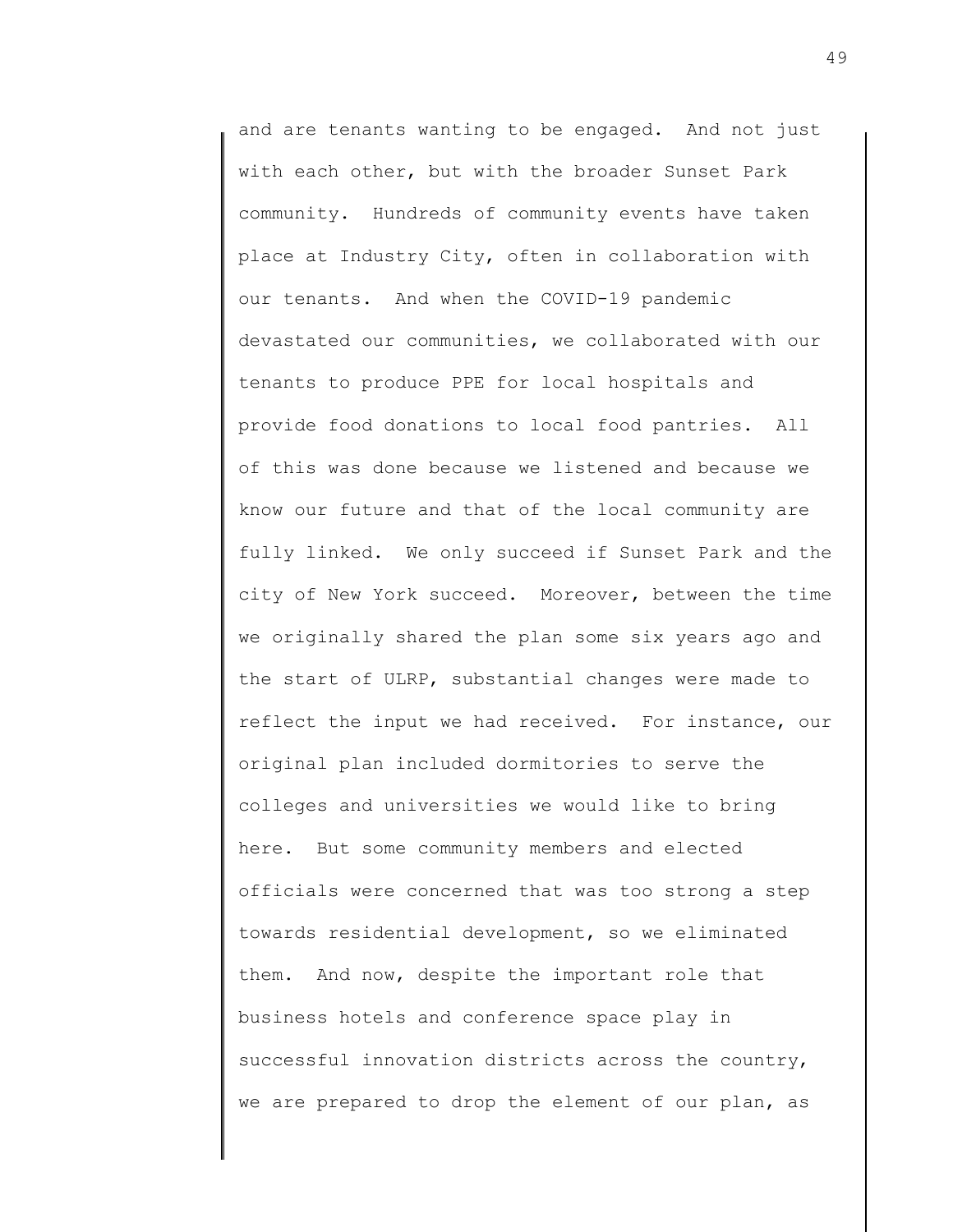and are tenants wanting to be engaged. And not just with each other, but with the broader Sunset Park community. Hundreds of community events have taken place at Industry City, often in collaboration with our tenants. And when the COVID-19 pandemic devastated our communities, we collaborated with our tenants to produce PPE for local hospitals and provide food donations to local food pantries. All of this was done because we listened and because we know our future and that of the local community are fully linked. We only succeed if Sunset Park and the city of New York succeed. Moreover, between the time we originally shared the plan some six years ago and the start of ULRP, substantial changes were made to reflect the input we had received. For instance, our original plan included dormitories to serve the colleges and universities we would like to bring here. But some community members and elected officials were concerned that was too strong a step towards residential development, so we eliminated them. And now, despite the important role that business hotels and conference space play in successful innovation districts across the country, we are prepared to drop the element of our plan, as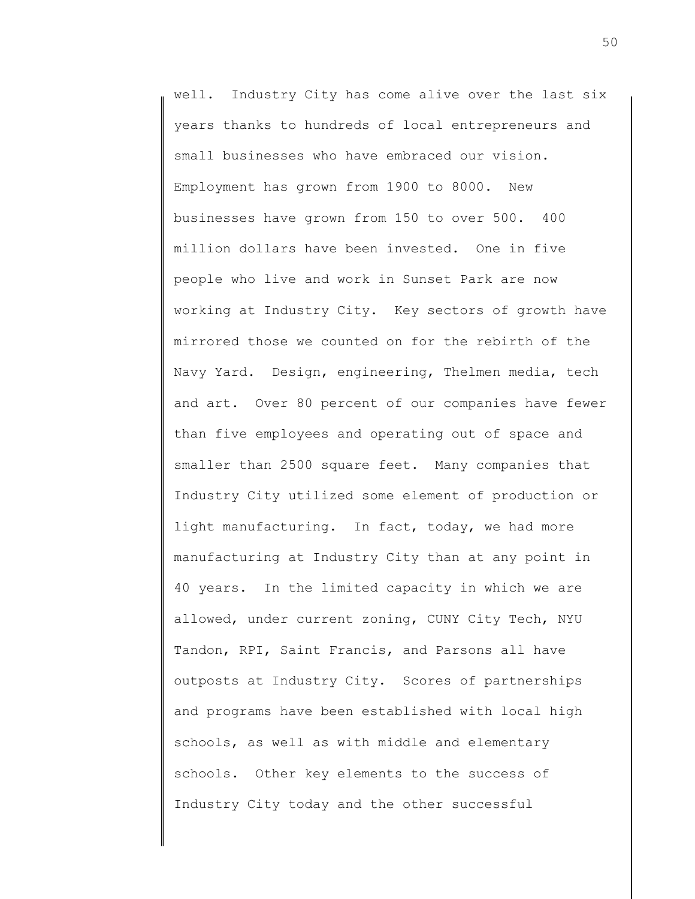well. Industry City has come alive over the last six years thanks to hundreds of local entrepreneurs and small businesses who have embraced our vision. Employment has grown from 1900 to 8000. New businesses have grown from 150 to over 500. 400 million dollars have been invested. One in five people who live and work in Sunset Park are now working at Industry City. Key sectors of growth have mirrored those we counted on for the rebirth of the Navy Yard. Design, engineering, Thelmen media, tech and art. Over 80 percent of our companies have fewer than five employees and operating out of space and smaller than 2500 square feet. Many companies that Industry City utilized some element of production or light manufacturing. In fact, today, we had more manufacturing at Industry City than at any point in 40 years. In the limited capacity in which we are allowed, under current zoning, CUNY City Tech, NYU Tandon, RPI, Saint Francis, and Parsons all have outposts at Industry City. Scores of partnerships and programs have been established with local high schools, as well as with middle and elementary schools. Other key elements to the success of Industry City today and the other successful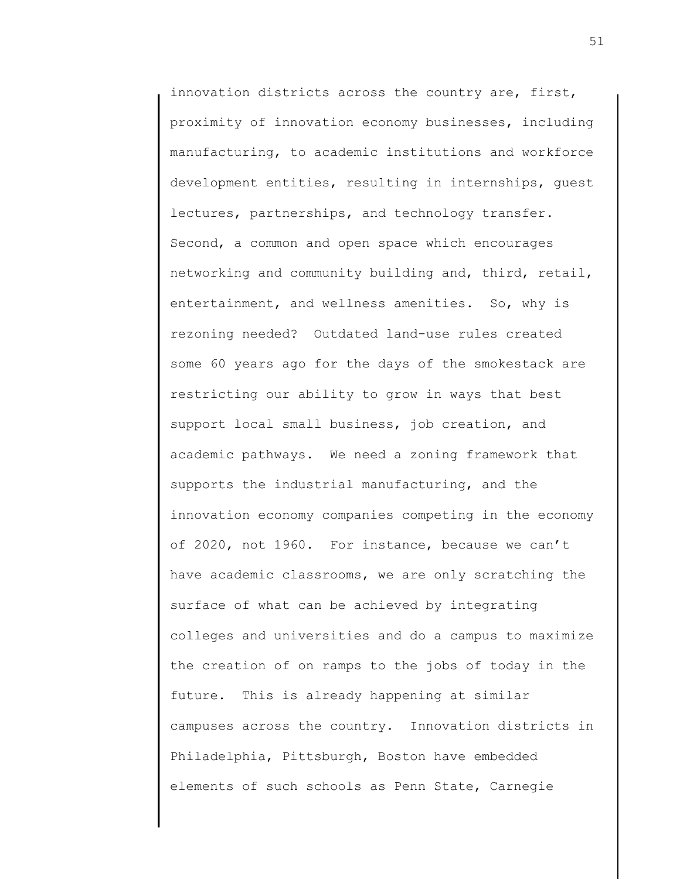innovation districts across the country are, first, proximity of innovation economy businesses, including manufacturing, to academic institutions and workforce development entities, resulting in internships, guest lectures, partnerships, and technology transfer. Second, a common and open space which encourages networking and community building and, third, retail, entertainment, and wellness amenities. So, why is rezoning needed? Outdated land-use rules created some 60 years ago for the days of the smokestack are restricting our ability to grow in ways that best support local small business, job creation, and academic pathways. We need a zoning framework that supports the industrial manufacturing, and the innovation economy companies competing in the economy of 2020, not 1960. For instance, because we can't have academic classrooms, we are only scratching the surface of what can be achieved by integrating colleges and universities and do a campus to maximize the creation of on ramps to the jobs of today in the future. This is already happening at similar campuses across the country. Innovation districts in Philadelphia, Pittsburgh, Boston have embedded elements of such schools as Penn State, Carnegie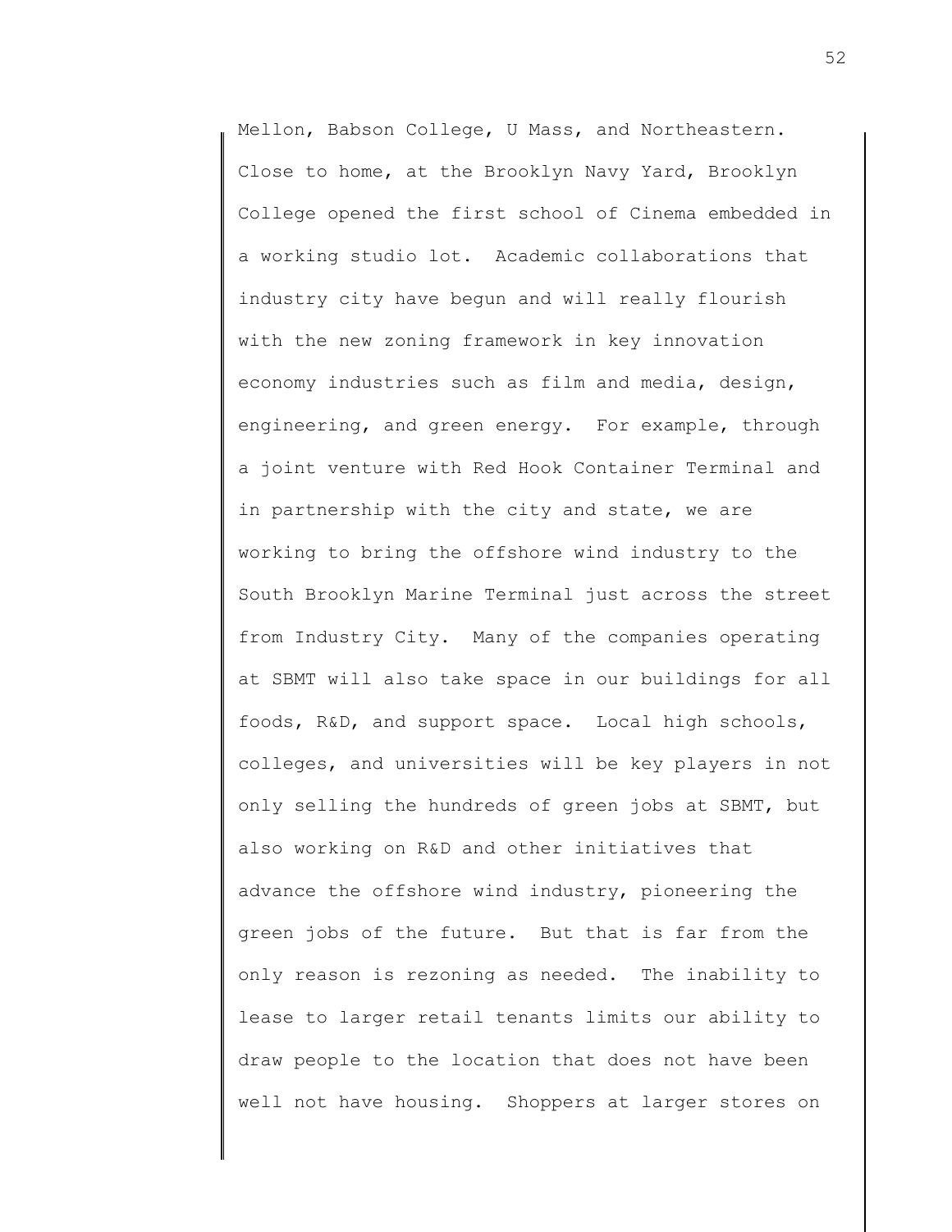Mellon, Babson College, U Mass, and Northeastern. Close to home, at the Brooklyn Navy Yard, Brooklyn College opened the first school of Cinema embedded in a working studio lot. Academic collaborations that industry city have begun and will really flourish with the new zoning framework in key innovation economy industries such as film and media, design, engineering, and green energy. For example, through a joint venture with Red Hook Container Terminal and in partnership with the city and state, we are working to bring the offshore wind industry to the South Brooklyn Marine Terminal just across the street from Industry City. Many of the companies operating at SBMT will also take space in our buildings for all foods, R&D, and support space. Local high schools, colleges, and universities will be key players in not only selling the hundreds of green jobs at SBMT, but also working on R&D and other initiatives that advance the offshore wind industry, pioneering the green jobs of the future. But that is far from the only reason is rezoning as needed. The inability to lease to larger retail tenants limits our ability to draw people to the location that does not have been well not have housing. Shoppers at larger stores on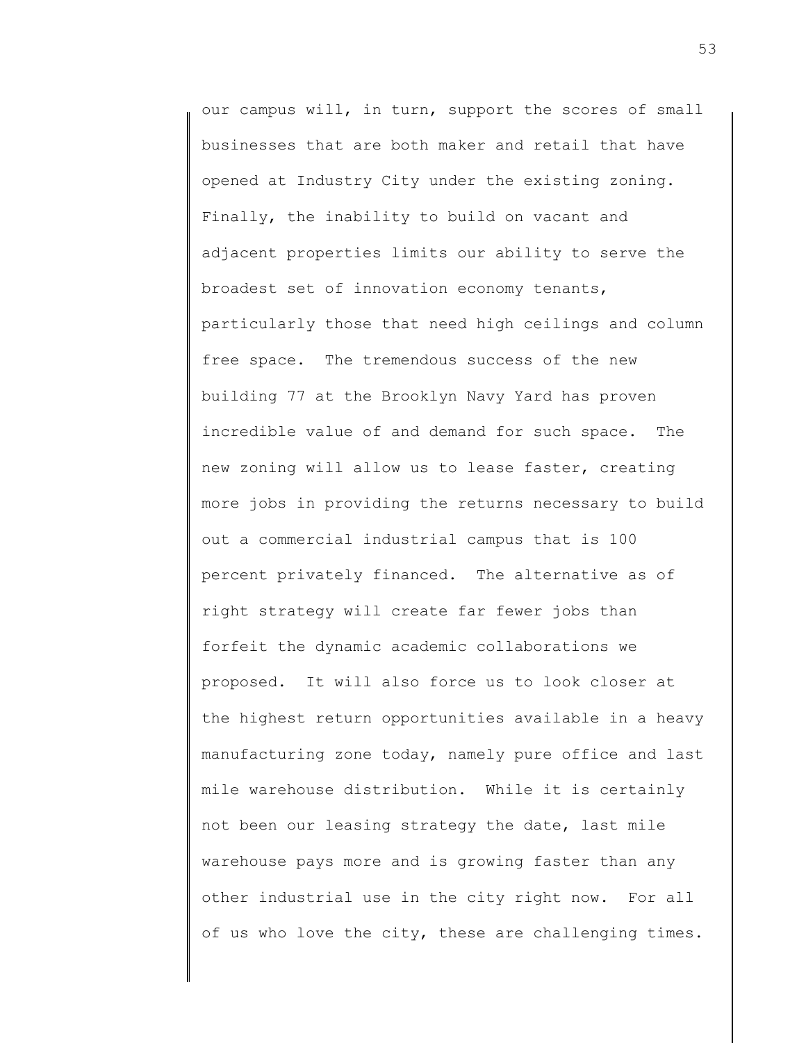our campus will, in turn, support the scores of small businesses that are both maker and retail that have opened at Industry City under the existing zoning. Finally, the inability to build on vacant and adjacent properties limits our ability to serve the broadest set of innovation economy tenants, particularly those that need high ceilings and column free space. The tremendous success of the new building 77 at the Brooklyn Navy Yard has proven incredible value of and demand for such space. The new zoning will allow us to lease faster, creating more jobs in providing the returns necessary to build out a commercial industrial campus that is 100 percent privately financed. The alternative as of right strategy will create far fewer jobs than forfeit the dynamic academic collaborations we proposed. It will also force us to look closer at the highest return opportunities available in a heavy manufacturing zone today, namely pure office and last mile warehouse distribution. While it is certainly not been our leasing strategy the date, last mile warehouse pays more and is growing faster than any other industrial use in the city right now. For all of us who love the city, these are challenging times.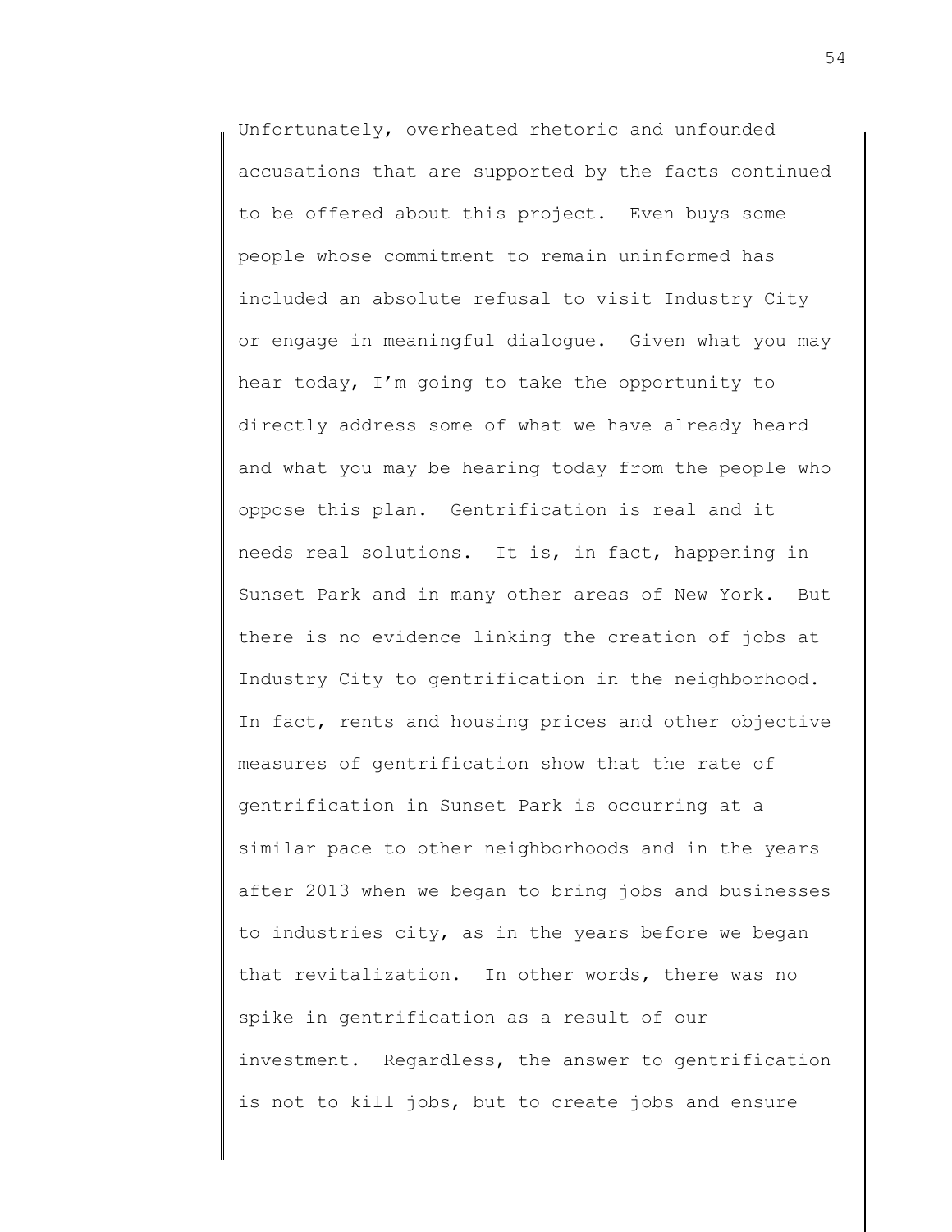Unfortunately, overheated rhetoric and unfounded accusations that are supported by the facts continued to be offered about this project. Even buys some people whose commitment to remain uninformed has included an absolute refusal to visit Industry City or engage in meaningful dialogue. Given what you may hear today, I'm going to take the opportunity to directly address some of what we have already heard and what you may be hearing today from the people who oppose this plan. Gentrification is real and it needs real solutions. It is, in fact, happening in Sunset Park and in many other areas of New York. But there is no evidence linking the creation of jobs at Industry City to gentrification in the neighborhood. In fact, rents and housing prices and other objective measures of gentrification show that the rate of gentrification in Sunset Park is occurring at a similar pace to other neighborhoods and in the years after 2013 when we began to bring jobs and businesses to industries city, as in the years before we began that revitalization. In other words, there was no spike in gentrification as a result of our investment. Regardless, the answer to gentrification is not to kill jobs, but to create jobs and ensure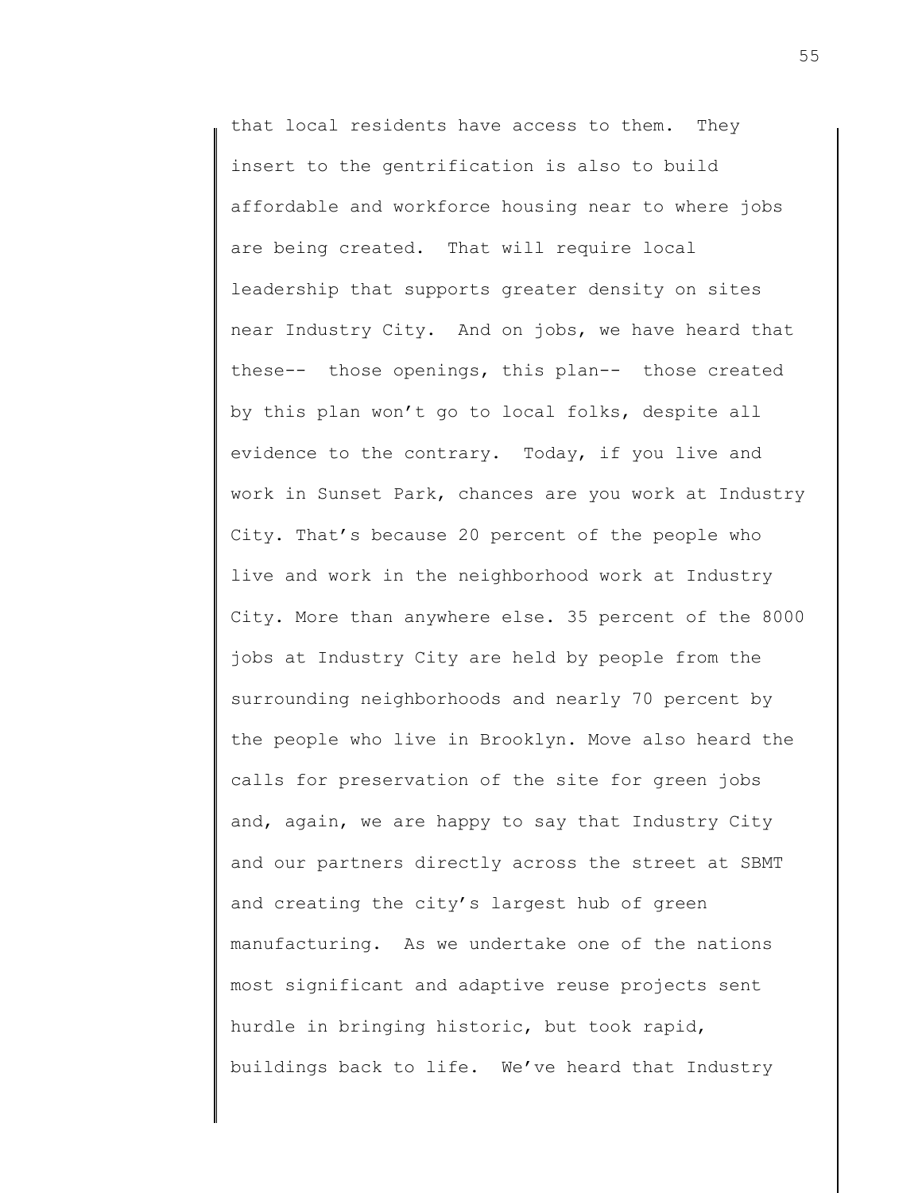that local residents have access to them. They insert to the gentrification is also to build affordable and workforce housing near to where jobs are being created. That will require local leadership that supports greater density on sites near Industry City. And on jobs, we have heard that these-- those openings, this plan-- those created by this plan won't go to local folks, despite all evidence to the contrary. Today, if you live and work in Sunset Park, chances are you work at Industry City. That's because 20 percent of the people who live and work in the neighborhood work at Industry City. More than anywhere else. 35 percent of the 8000 jobs at Industry City are held by people from the surrounding neighborhoods and nearly 70 percent by the people who live in Brooklyn. Move also heard the calls for preservation of the site for green jobs and, again, we are happy to say that Industry City and our partners directly across the street at SBMT and creating the city's largest hub of green manufacturing. As we undertake one of the nations most significant and adaptive reuse projects sent hurdle in bringing historic, but took rapid, buildings back to life. We've heard that Industry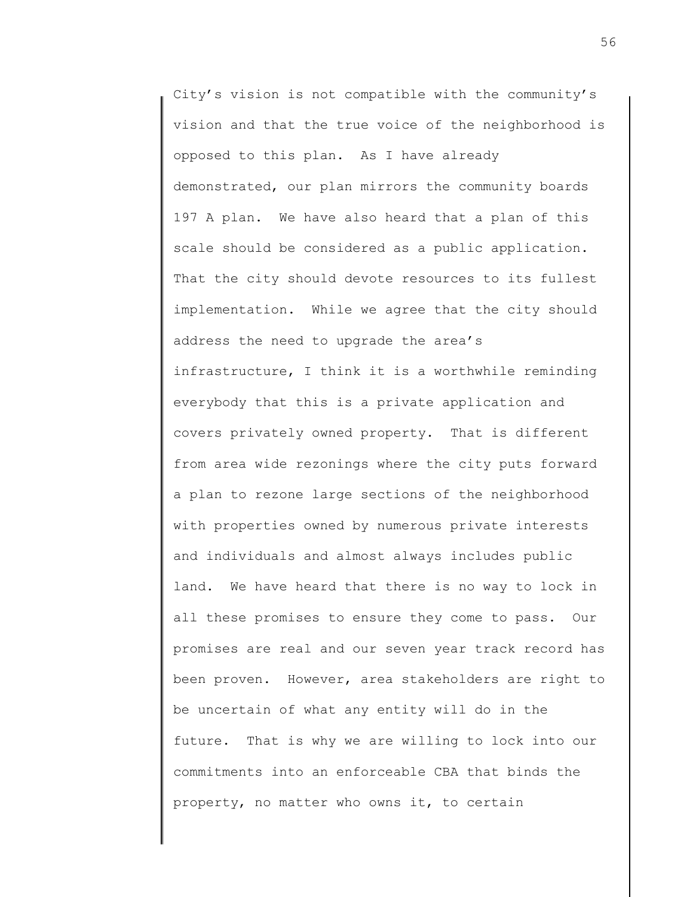City's vision is not compatible with the community's vision and that the true voice of the neighborhood is opposed to this plan. As I have already demonstrated, our plan mirrors the community boards 197 A plan. We have also heard that a plan of this scale should be considered as a public application. That the city should devote resources to its fullest implementation. While we agree that the city should address the need to upgrade the area's infrastructure, I think it is a worthwhile reminding everybody that this is a private application and covers privately owned property. That is different from area wide rezonings where the city puts forward a plan to rezone large sections of the neighborhood with properties owned by numerous private interests and individuals and almost always includes public land. We have heard that there is no way to lock in all these promises to ensure they come to pass. Our promises are real and our seven year track record has been proven. However, area stakeholders are right to be uncertain of what any entity will do in the future. That is why we are willing to lock into our commitments into an enforceable CBA that binds the property, no matter who owns it, to certain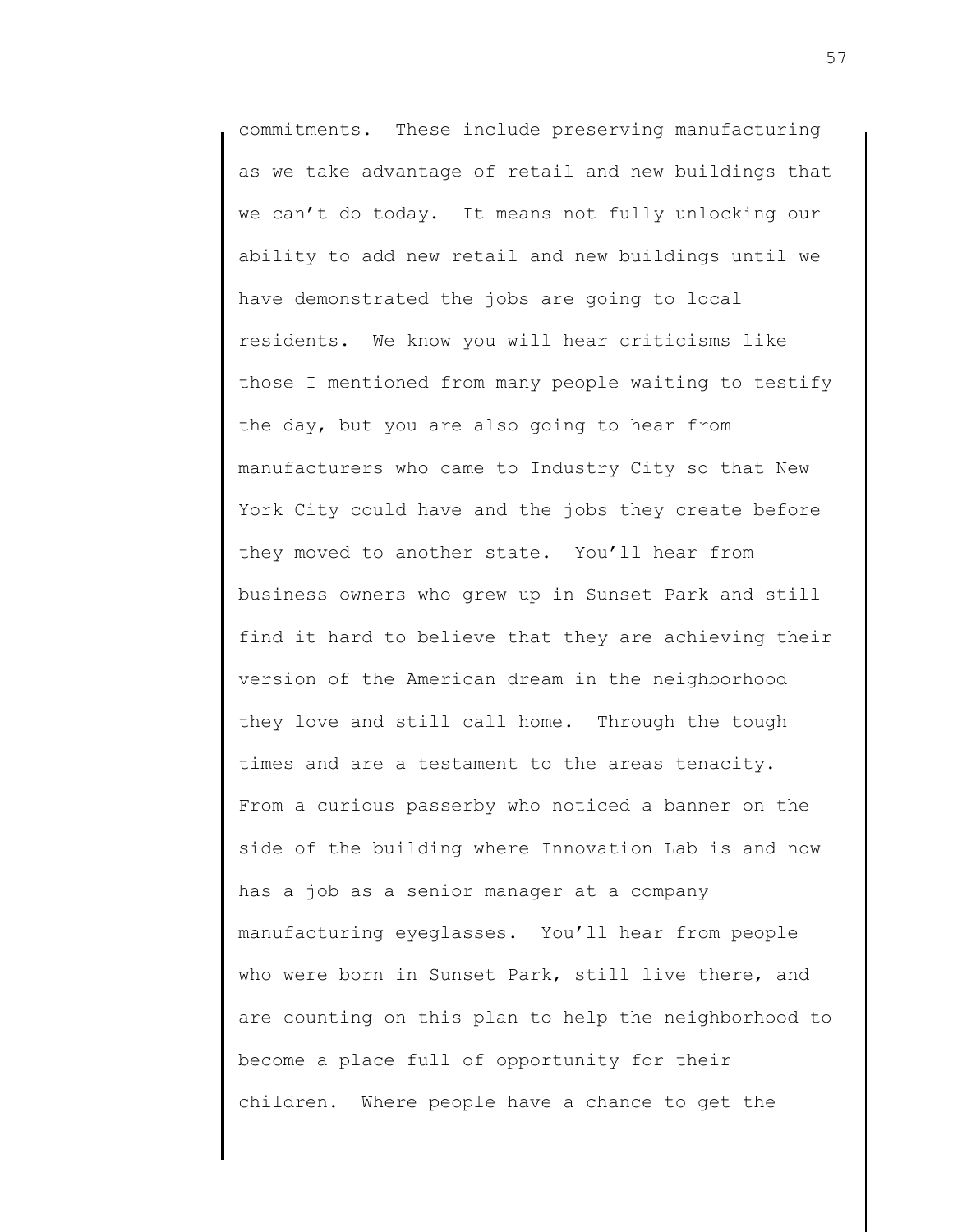commitments. These include preserving manufacturing as we take advantage of retail and new buildings that we can't do today. It means not fully unlocking our ability to add new retail and new buildings until we have demonstrated the jobs are going to local residents. We know you will hear criticisms like those I mentioned from many people waiting to testify the day, but you are also going to hear from manufacturers who came to Industry City so that New York City could have and the jobs they create before they moved to another state. You'll hear from business owners who grew up in Sunset Park and still find it hard to believe that they are achieving their version of the American dream in the neighborhood they love and still call home. Through the tough times and are a testament to the areas tenacity. From a curious passerby who noticed a banner on the side of the building where Innovation Lab is and now has a job as a senior manager at a company manufacturing eyeglasses. You'll hear from people who were born in Sunset Park, still live there, and are counting on this plan to help the neighborhood to become a place full of opportunity for their children. Where people have a chance to get the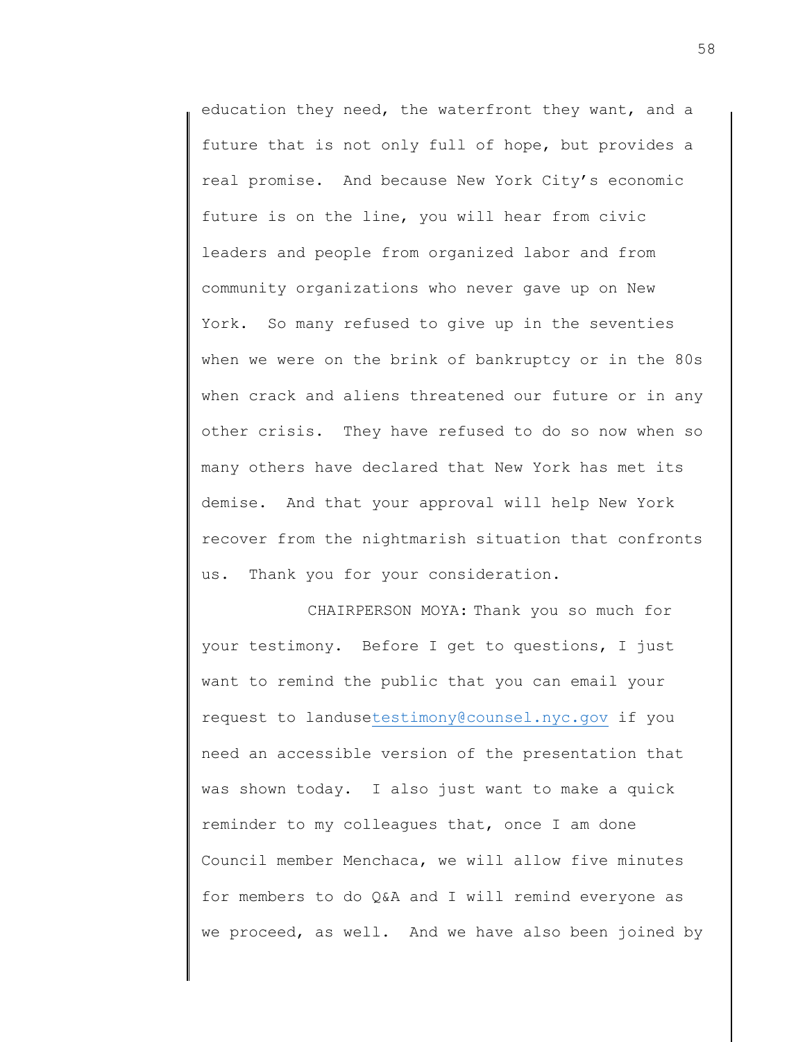education they need, the waterfront they want, and a future that is not only full of hope, but provides a real promise. And because New York City's economic future is on the line, you will hear from civic leaders and people from organized labor and from community organizations who never gave up on New York. So many refused to give up in the seventies when we were on the brink of bankruptcy or in the 80s when crack and aliens threatened our future or in any other crisis. They have refused to do so now when so many others have declared that New York has met its demise. And that your approval will help New York recover from the nightmarish situation that confronts us. Thank you for your consideration.

CHAIRPERSON MOYA: Thank you so much for your testimony. Before I get to questions, I just want to remind the public that you can email your request to landusetestimony@counsel.nyc.gov if you need an accessible version of the presentation that was shown today. I also just want to make a quick reminder to my colleagues that, once I am done Council member Menchaca, we will allow five minutes for members to do Q&A and I will remind everyone as we proceed, as well. And we have also been joined by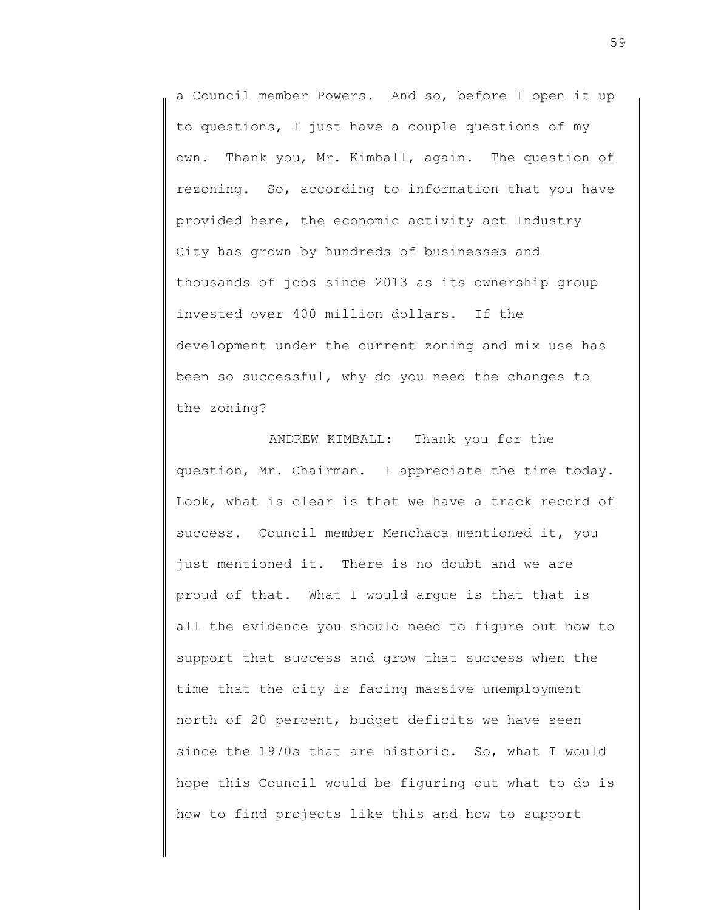a Council member Powers. And so, before I open it up to questions, I just have a couple questions of my own. Thank you, Mr. Kimball, again. The question of rezoning. So, according to information that you have provided here, the economic activity act Industry City has grown by hundreds of businesses and thousands of jobs since 2013 as its ownership group invested over 400 million dollars. If the development under the current zoning and mix use has been so successful, why do you need the changes to the zoning?

ANDREW KIMBALL: Thank you for the question, Mr. Chairman. I appreciate the time today. Look, what is clear is that we have a track record of success. Council member Menchaca mentioned it, you just mentioned it. There is no doubt and we are proud of that. What I would argue is that that is all the evidence you should need to figure out how to support that success and grow that success when the time that the city is facing massive unemployment north of 20 percent, budget deficits we have seen since the 1970s that are historic. So, what I would hope this Council would be figuring out what to do is how to find projects like this and how to support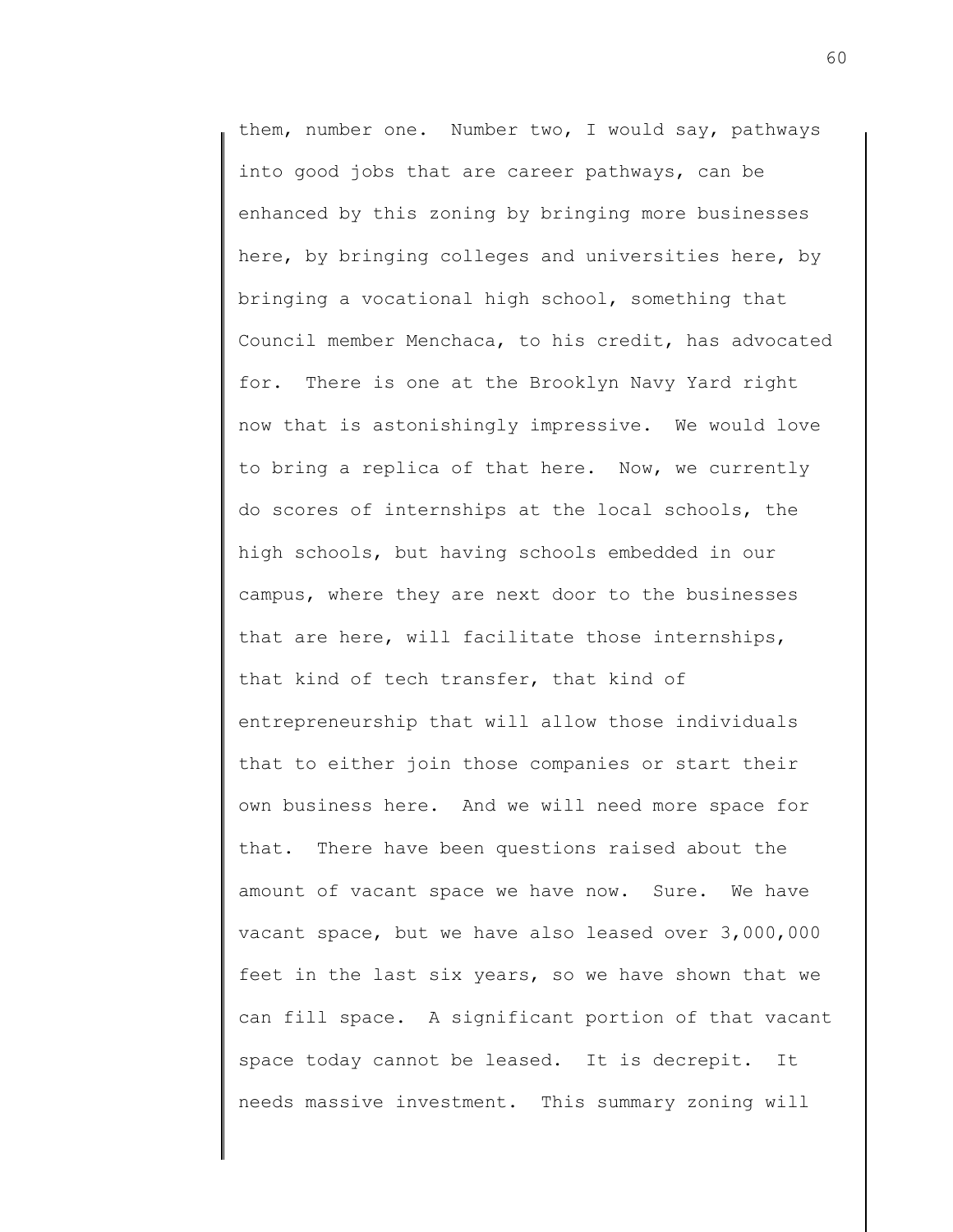them, number one. Number two, I would say, pathways into good jobs that are career pathways, can be enhanced by this zoning by bringing more businesses here, by bringing colleges and universities here, by bringing a vocational high school, something that Council member Menchaca, to his credit, has advocated for. There is one at the Brooklyn Navy Yard right now that is astonishingly impressive. We would love to bring a replica of that here. Now, we currently do scores of internships at the local schools, the high schools, but having schools embedded in our campus, where they are next door to the businesses that are here, will facilitate those internships, that kind of tech transfer, that kind of entrepreneurship that will allow those individuals that to either join those companies or start their own business here. And we will need more space for that. There have been questions raised about the amount of vacant space we have now. Sure. We have vacant space, but we have also leased over 3,000,000 feet in the last six years, so we have shown that we can fill space. A significant portion of that vacant space today cannot be leased. It is decrepit. It needs massive investment. This summary zoning will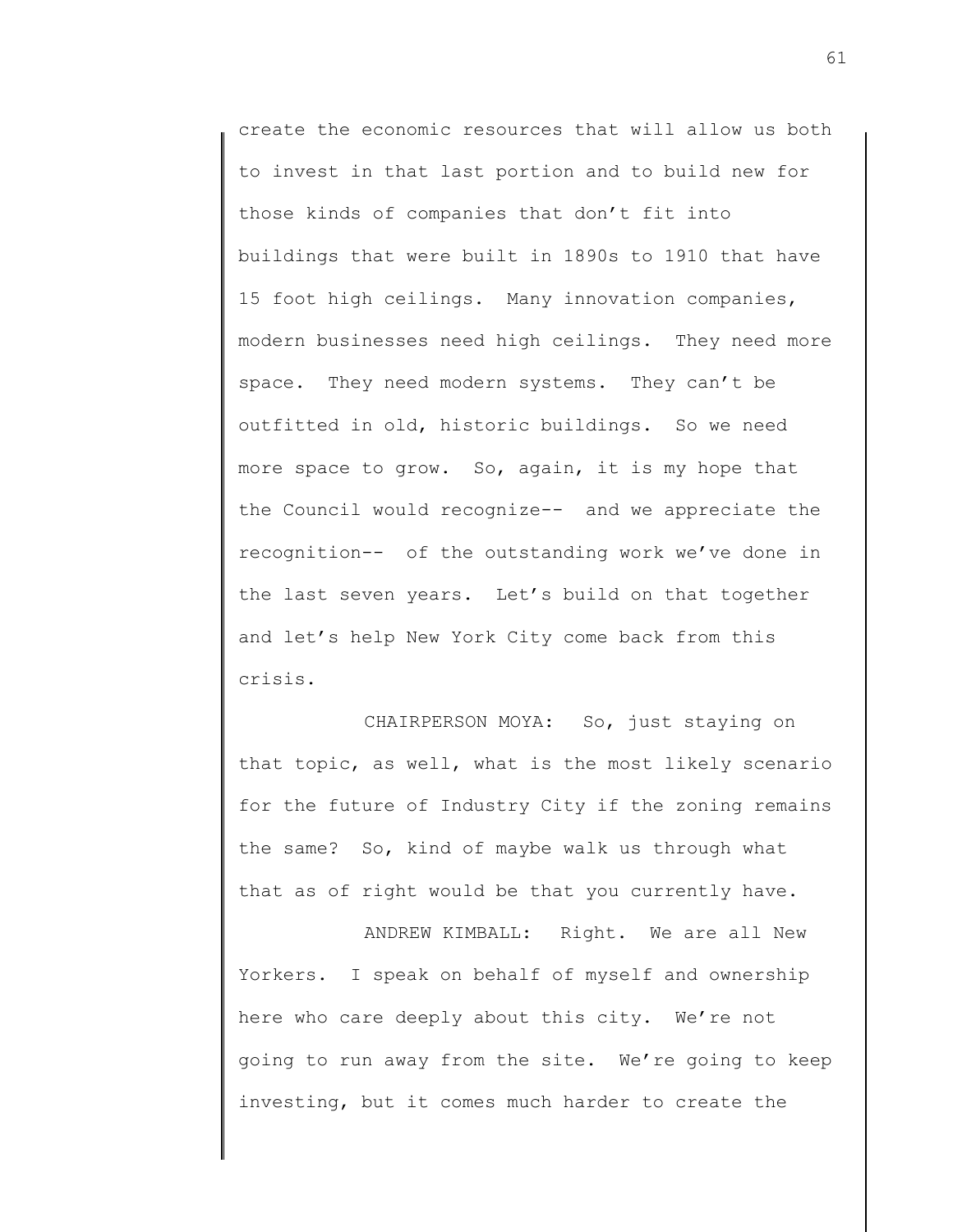create the economic resources that will allow us both to invest in that last portion and to build new for those kinds of companies that don't fit into buildings that were built in 1890s to 1910 that have 15 foot high ceilings. Many innovation companies, modern businesses need high ceilings. They need more space. They need modern systems. They can't be outfitted in old, historic buildings. So we need more space to grow. So, again, it is my hope that the Council would recognize-- and we appreciate the recognition-- of the outstanding work we've done in the last seven years. Let's build on that together and let's help New York City come back from this crisis.

CHAIRPERSON MOYA: So, just staying on that topic, as well, what is the most likely scenario for the future of Industry City if the zoning remains the same? So, kind of maybe walk us through what that as of right would be that you currently have.

ANDREW KIMBALL: Right. We are all New Yorkers. I speak on behalf of myself and ownership here who care deeply about this city. We're not going to run away from the site. We're going to keep investing, but it comes much harder to create the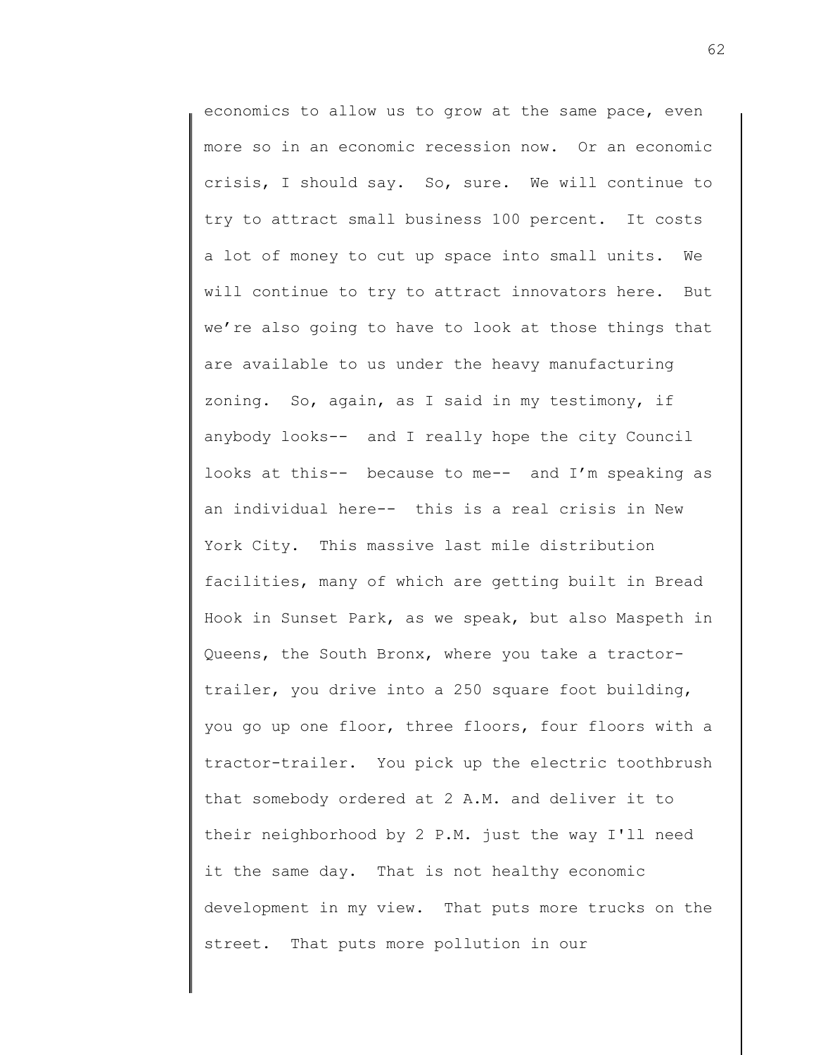economics to allow us to grow at the same pace, even more so in an economic recession now. Or an economic crisis, I should say. So, sure. We will continue to try to attract small business 100 percent. It costs a lot of money to cut up space into small units. We will continue to try to attract innovators here. But we're also going to have to look at those things that are available to us under the heavy manufacturing zoning. So, again, as I said in my testimony, if anybody looks-- and I really hope the city Council looks at this-- because to me-- and I'm speaking as an individual here-- this is a real crisis in New York City. This massive last mile distribution facilities, many of which are getting built in Bread Hook in Sunset Park, as we speak, but also Maspeth in Queens, the South Bronx, where you take a tractor-trailer, you drive into a 250 square foot building, you go up one floor, three floors, four floors with a tractor-trailer. You pick up the electric toothbrush that somebody ordered at 2 A.M. and deliver it to their neighborhood by 2 P.M. just the way I'll need it the same day. That is not healthy economic development in my view. That puts more trucks on the street. That puts more pollution in our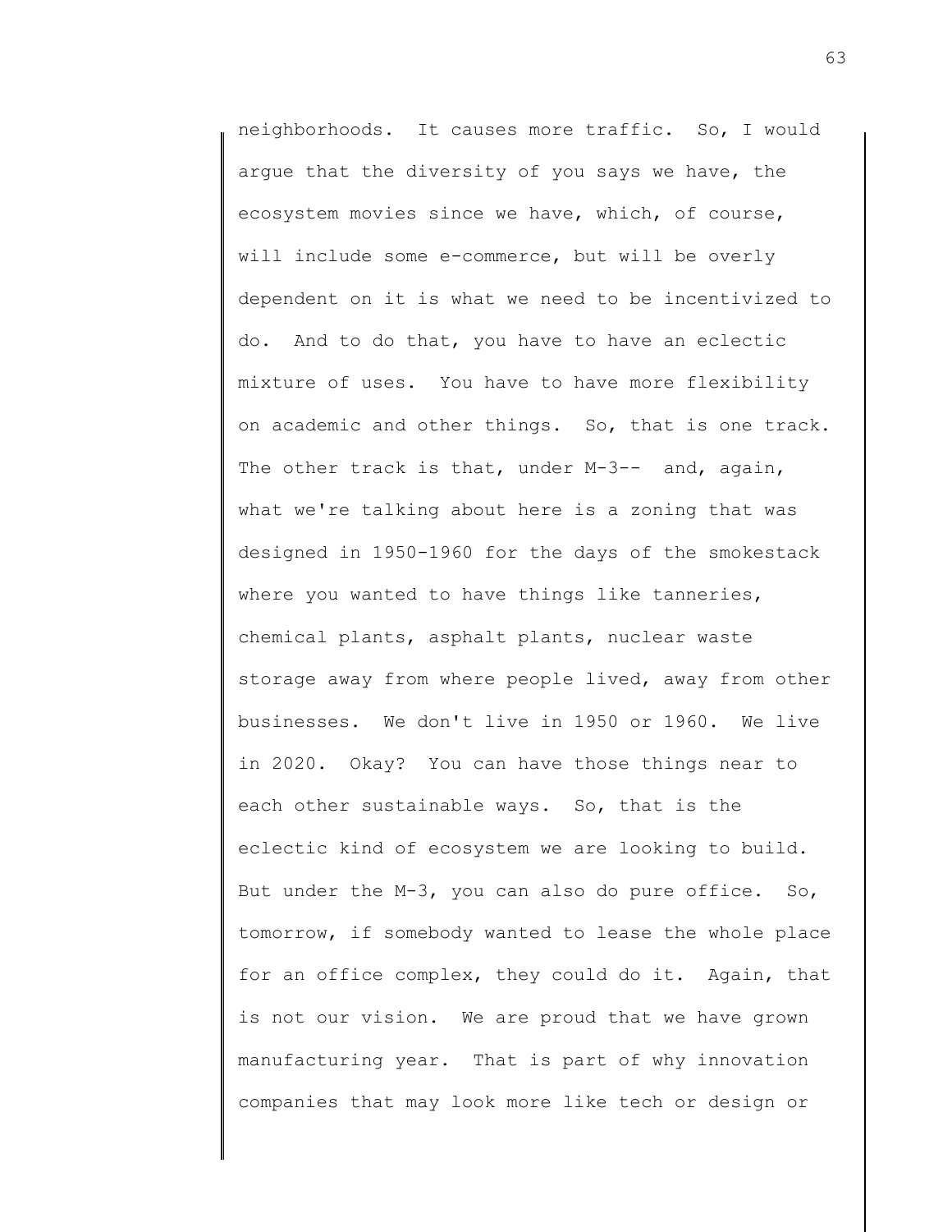neighborhoods. It causes more traffic. So, I would argue that the diversity of you says we have, the ecosystem movies since we have, which, of course, will include some e-commerce, but will be overly dependent on it is what we need to be incentivized to do. And to do that, you have to have an eclectic mixture of uses. You have to have more flexibility on academic and other things. So, that is one track. The other track is that, under M-3-- and, again, what we're talking about here is a zoning that was designed in 1950-1960 for the days of the smokestack where you wanted to have things like tanneries, chemical plants, asphalt plants, nuclear waste storage away from where people lived, away from other businesses. We don't live in 1950 or 1960. We live in 2020. Okay? You can have those things near to each other sustainable ways. So, that is the eclectic kind of ecosystem we are looking to build. But under the M-3, you can also do pure office. So, tomorrow, if somebody wanted to lease the whole place for an office complex, they could do it. Again, that is not our vision. We are proud that we have grown manufacturing year. That is part of why innovation companies that may look more like tech or design or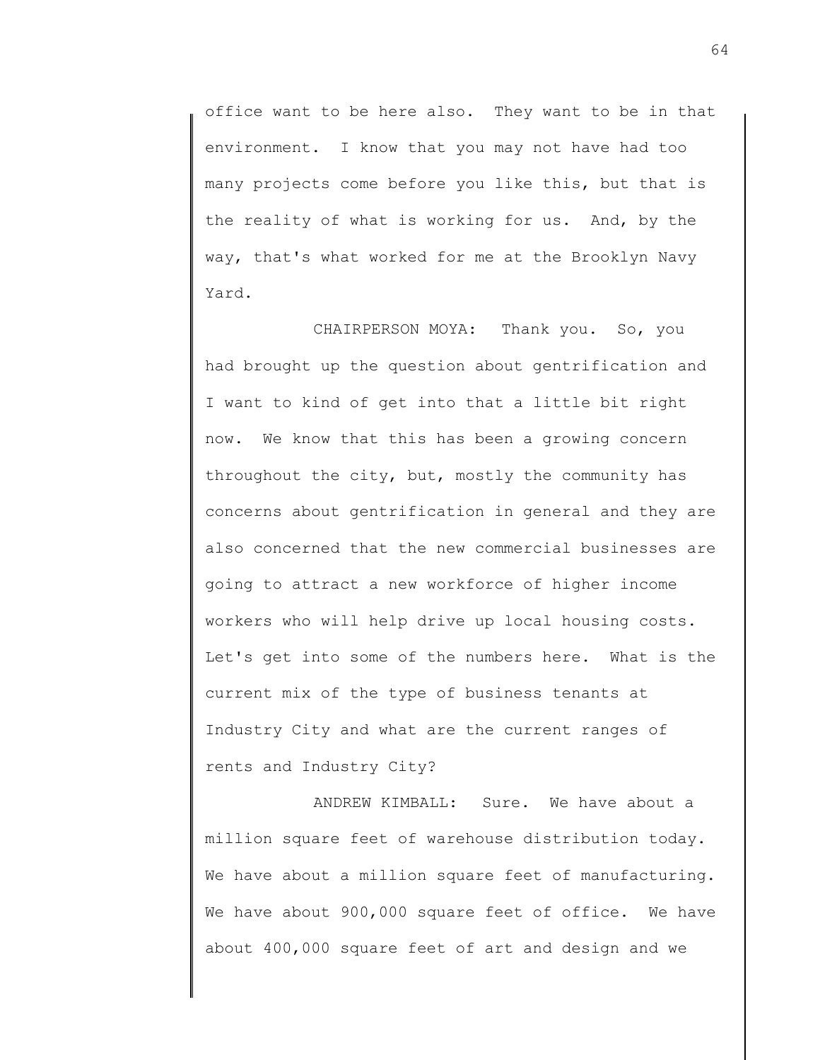office want to be here also. They want to be in that environment. I know that you may not have had too many projects come before you like this, but that is the reality of what is working for us. And, by the way, that's what worked for me at the Brooklyn Navy Yard.

CHAIRPERSON MOYA: Thank you. So, you had brought up the question about gentrification and I want to kind of get into that a little bit right now. We know that this has been a growing concern throughout the city, but, mostly the community has concerns about gentrification in general and they are also concerned that the new commercial businesses are going to attract a new workforce of higher income workers who will help drive up local housing costs. Let's get into some of the numbers here. What is the current mix of the type of business tenants at Industry City and what are the current ranges of rents and Industry City?

ANDREW KIMBALL: Sure. We have about a million square feet of warehouse distribution today. We have about a million square feet of manufacturing. We have about 900,000 square feet of office. We have about 400,000 square feet of art and design and we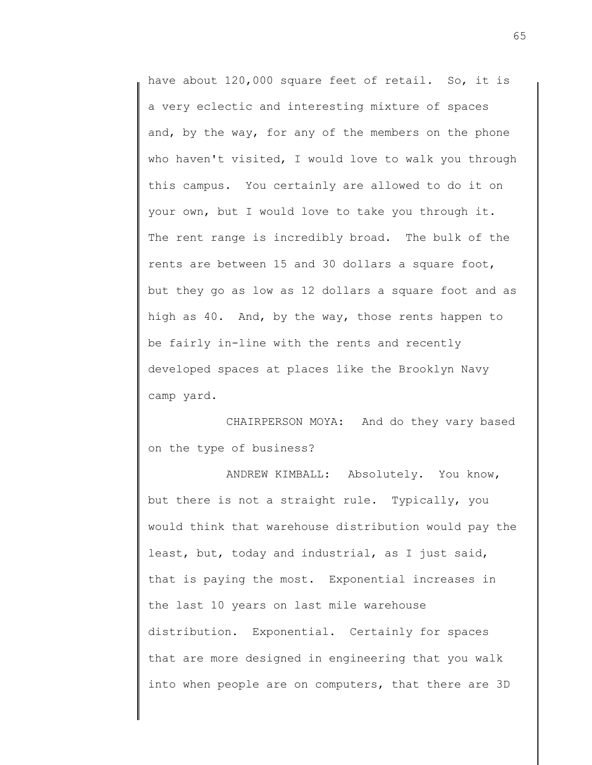have about 120,000 square feet of retail. So, it is a very eclectic and interesting mixture of spaces and, by the way, for any of the members on the phone who haven't visited, I would love to walk you through this campus. You certainly are allowed to do it on your own, but I would love to take you through it. The rent range is incredibly broad. The bulk of the rents are between 15 and 30 dollars a square foot, but they go as low as 12 dollars a square foot and as high as 40. And, by the way, those rents happen to be fairly in-line with the rents and recently developed spaces at places like the Brooklyn Navy camp yard.

CHAIRPERSON MOYA: And do they vary based on the type of business?

ANDREW KIMBALL: Absolutely. You know, but there is not a straight rule. Typically, you would think that warehouse distribution would pay the least, but, today and industrial, as I just said, that is paying the most. Exponential increases in the last 10 years on last mile warehouse distribution. Exponential. Certainly for spaces that are more designed in engineering that you walk into when people are on computers, that there are 3D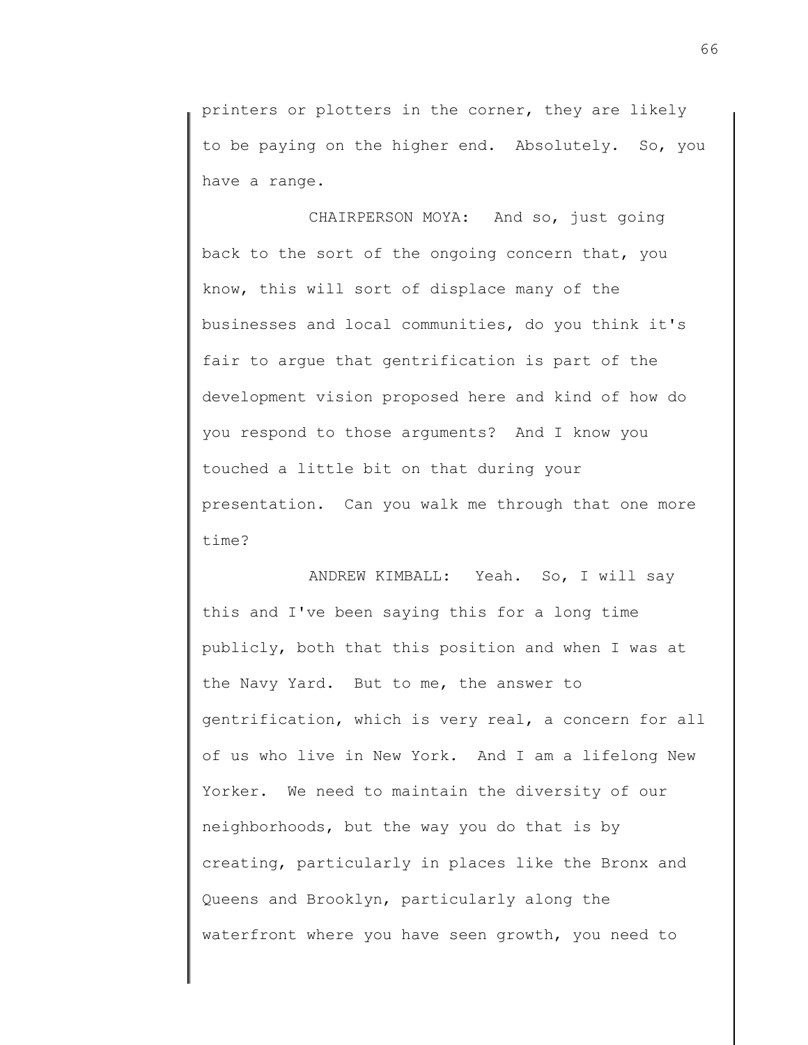printers or plotters in the corner, they are likely to be paying on the higher end. Absolutely. So, you have a range.

CHAIRPERSON MOYA: And so, just going back to the sort of the ongoing concern that, you know, this will sort of displace many of the businesses and local communities, do you think it's fair to argue that gentrification is part of the development vision proposed here and kind of how do you respond to those arguments? And I know you touched a little bit on that during your presentation. Can you walk me through that one more time?

ANDREW KIMBALL: Yeah. So, I will say this and I've been saying this for a long time publicly, both that this position and when I was at the Navy Yard. But to me, the answer to gentrification, which is very real, a concern for all of us who live in New York. And I am a lifelong New Yorker. We need to maintain the diversity of our neighborhoods, but the way you do that is by creating, particularly in places like the Bronx and Queens and Brooklyn, particularly along the waterfront where you have seen growth, you need to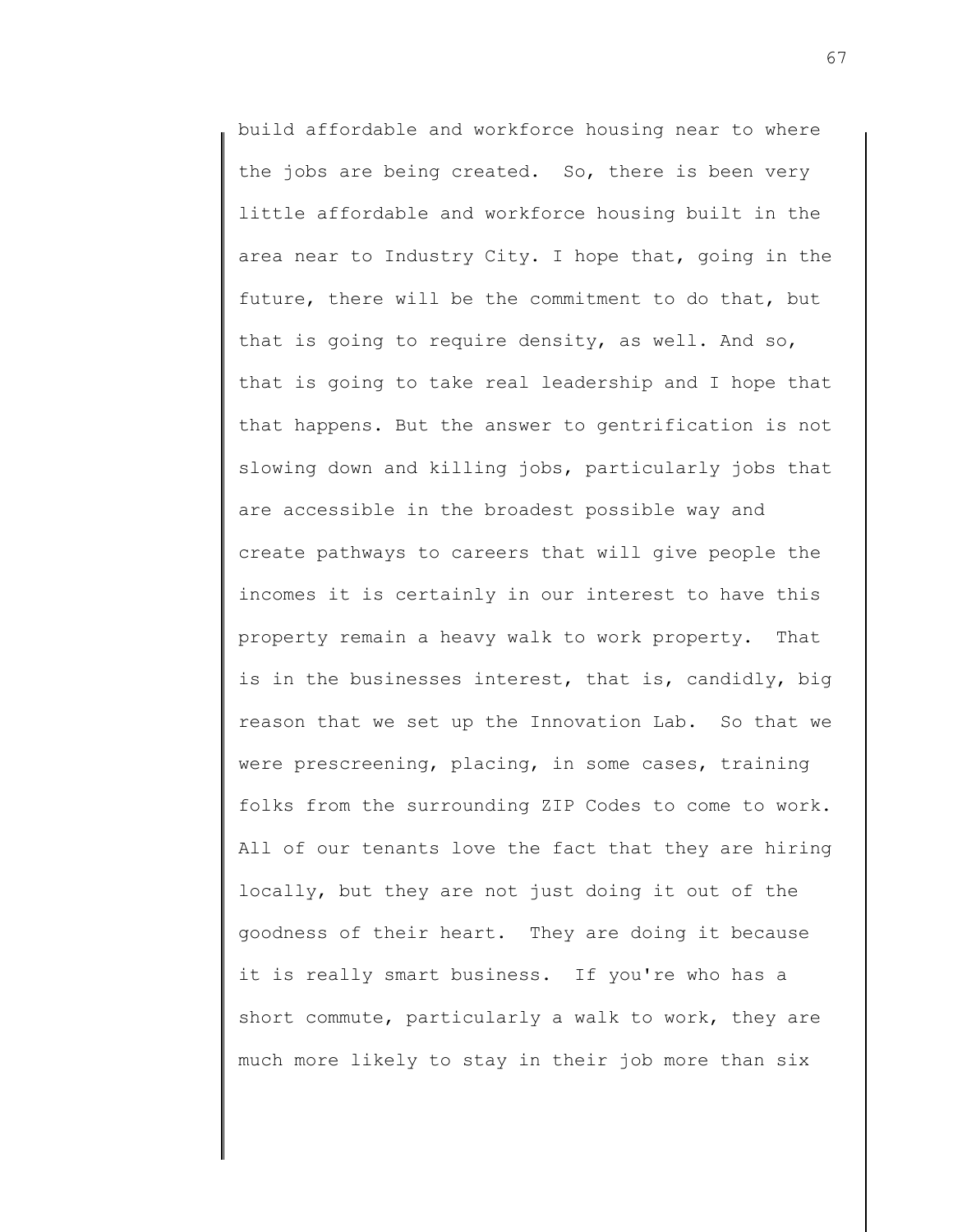build affordable and workforce housing near to where the jobs are being created. So, there is been very little affordable and workforce housing built in the area near to Industry City. I hope that, going in the future, there will be the commitment to do that, but that is going to require density, as well. And so, that is going to take real leadership and I hope that that happens. But the answer to gentrification is not slowing down and killing jobs, particularly jobs that are accessible in the broadest possible way and create pathways to careers that will give people the incomes it is certainly in our interest to have this property remain a heavy walk to work property. That is in the businesses interest, that is, candidly, big reason that we set up the Innovation Lab. So that we were prescreening, placing, in some cases, training folks from the surrounding ZIP Codes to come to work. All of our tenants love the fact that they are hiring locally, but they are not just doing it out of the goodness of their heart. They are doing it because it is really smart business. If you're who has a short commute, particularly a walk to work, they are much more likely to stay in their job more than six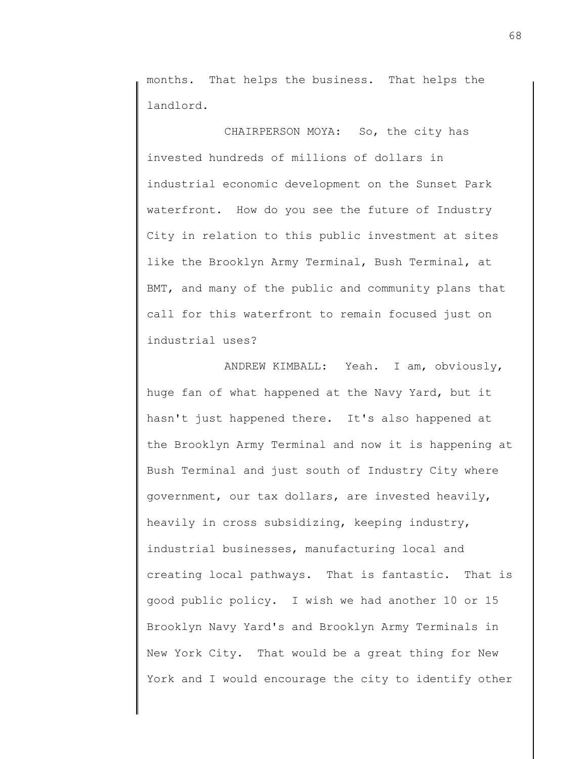months. That helps the business. That helps the landlord.

CHAIRPERSON MOYA: So, the city has invested hundreds of millions of dollars in industrial economic development on the Sunset Park waterfront. How do you see the future of Industry City in relation to this public investment at sites like the Brooklyn Army Terminal, Bush Terminal, at BMT, and many of the public and community plans that call for this waterfront to remain focused just on industrial uses?

ANDREW KIMBALL: Yeah. I am, obviously, huge fan of what happened at the Navy Yard, but it hasn't just happened there. It's also happened at the Brooklyn Army Terminal and now it is happening at Bush Terminal and just south of Industry City where government, our tax dollars, are invested heavily, heavily in cross subsidizing, keeping industry, industrial businesses, manufacturing local and creating local pathways. That is fantastic. That is good public policy. I wish we had another 10 or 15 Brooklyn Navy Yard's and Brooklyn Army Terminals in New York City. That would be a great thing for New York and I would encourage the city to identify other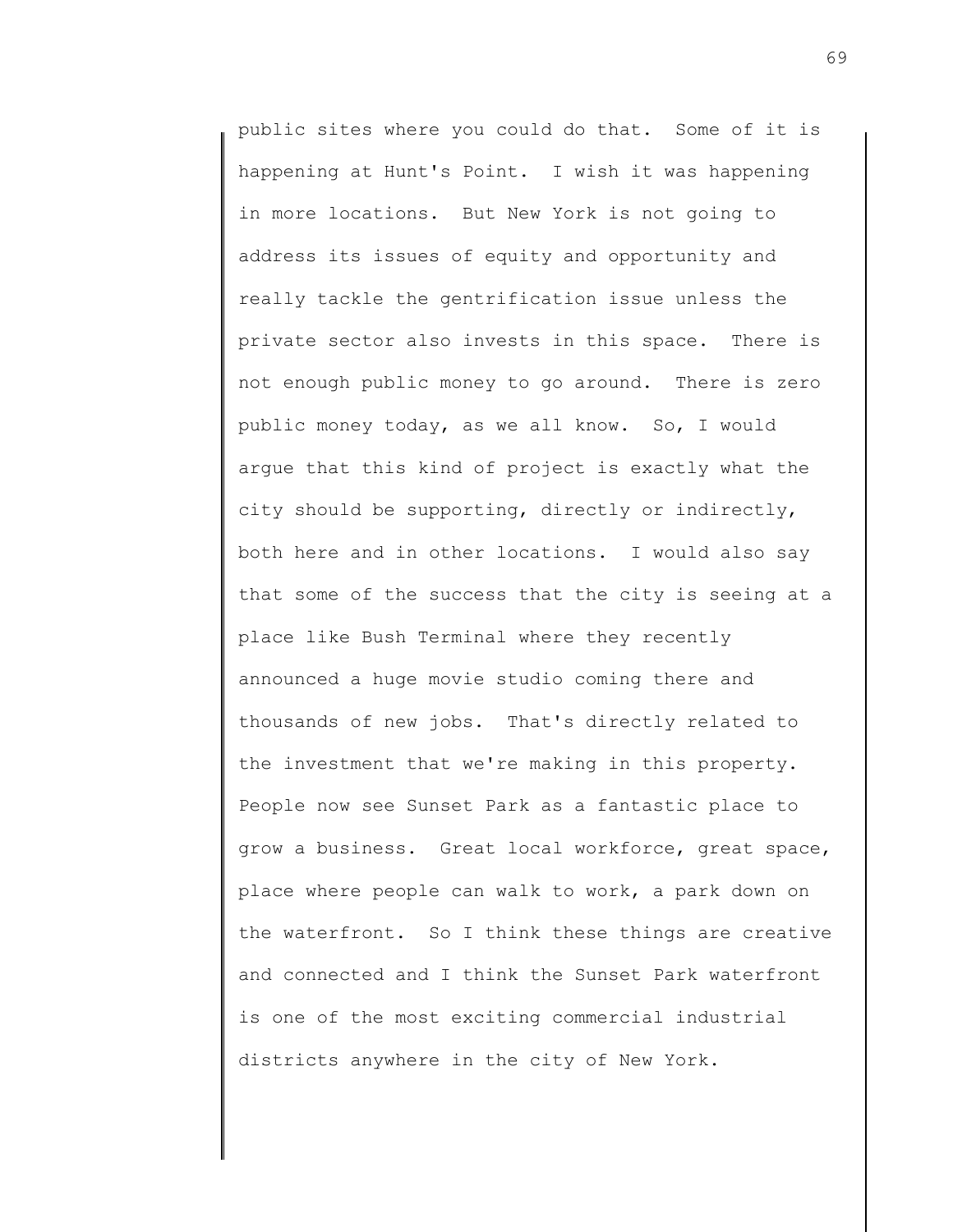public sites where you could do that. Some of it is happening at Hunt's Point. I wish it was happening in more locations. But New York is not going to address its issues of equity and opportunity and really tackle the gentrification issue unless the private sector also invests in this space. There is not enough public money to go around. There is zero public money today, as we all know. So, I would argue that this kind of project is exactly what the city should be supporting, directly or indirectly, both here and in other locations. I would also say that some of the success that the city is seeing at a place like Bush Terminal where they recently announced a huge movie studio coming there and thousands of new jobs. That's directly related to the investment that we're making in this property. People now see Sunset Park as a fantastic place to grow a business. Great local workforce, great space, place where people can walk to work, a park down on the waterfront. So I think these things are creative and connected and I think the Sunset Park waterfront is one of the most exciting commercial industrial districts anywhere in the city of New York.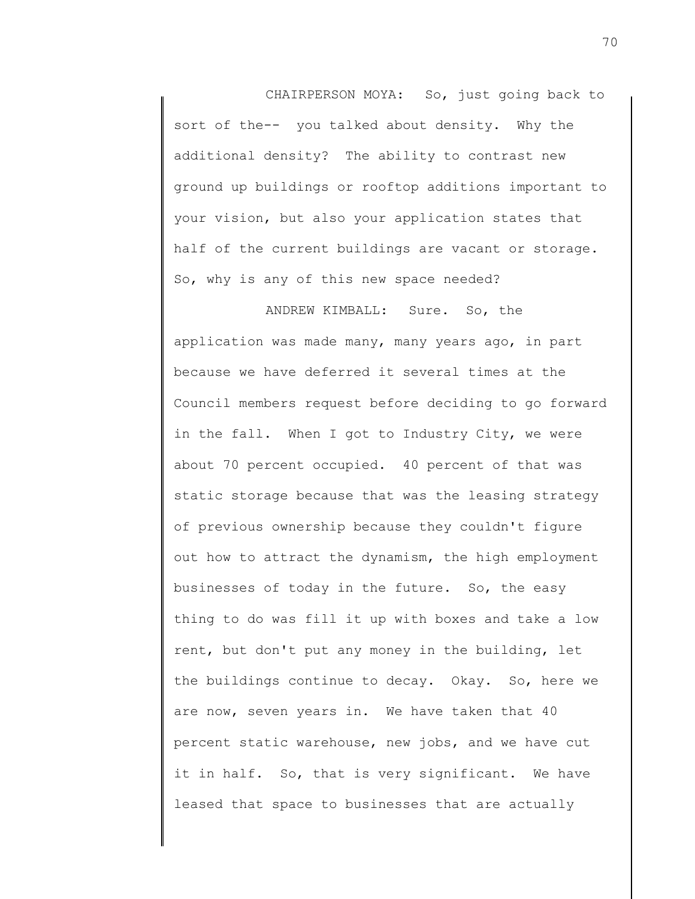CHAIRPERSON MOYA: So, just going back to sort of the-- you talked about density. Why the additional density? The ability to contrast new ground up buildings or rooftop additions important to your vision, but also your application states that half of the current buildings are vacant or storage. So, why is any of this new space needed?

ANDREW KIMBALL: Sure. So, the application was made many, many years ago, in part because we have deferred it several times at the Council members request before deciding to go forward in the fall. When I got to Industry City, we were about 70 percent occupied. 40 percent of that was static storage because that was the leasing strategy of previous ownership because they couldn't figure out how to attract the dynamism, the high employment businesses of today in the future. So, the easy thing to do was fill it up with boxes and take a low rent, but don't put any money in the building, let the buildings continue to decay. Okay. So, here we are now, seven years in. We have taken that 40 percent static warehouse, new jobs, and we have cut it in half. So, that is very significant. We have leased that space to businesses that are actually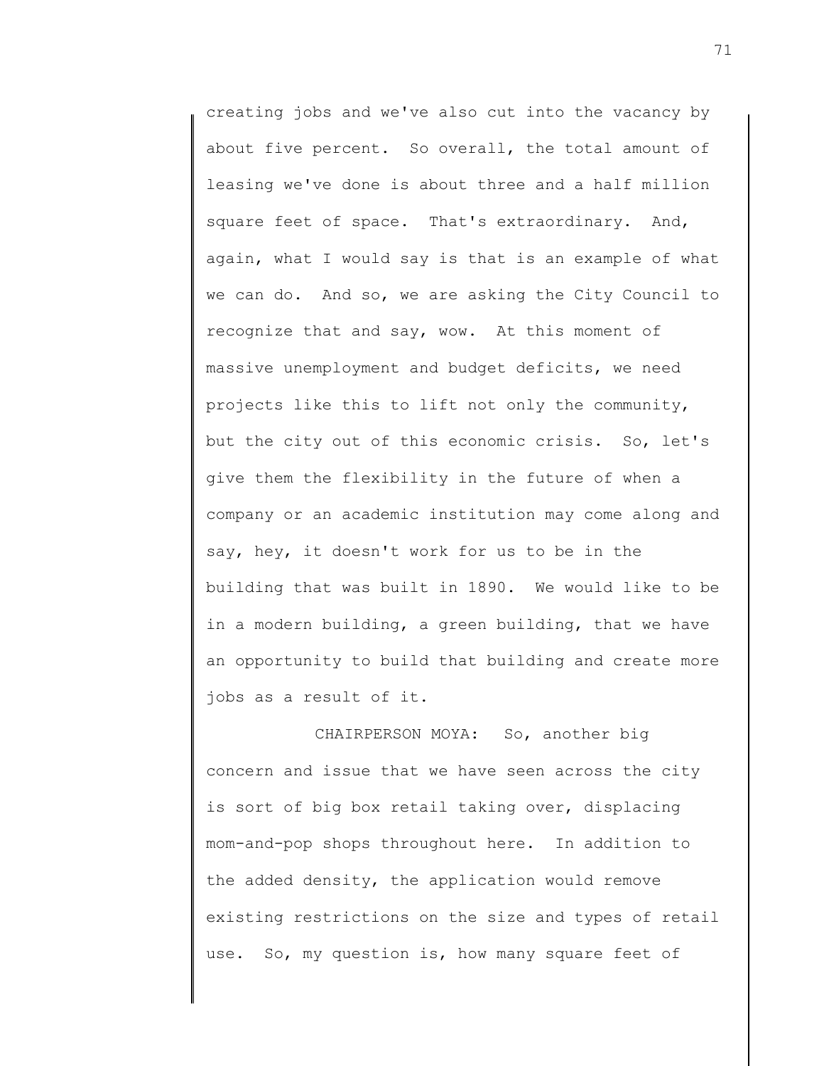creating jobs and we've also cut into the vacancy by about five percent. So overall, the total amount of leasing we've done is about three and a half million square feet of space. That's extraordinary. And, again, what I would say is that is an example of what we can do. And so, we are asking the City Council to recognize that and say, wow. At this moment of massive unemployment and budget deficits, we need projects like this to lift not only the community, but the city out of this economic crisis. So, let's give them the flexibility in the future of when a company or an academic institution may come along and say, hey, it doesn't work for us to be in the building that was built in 1890. We would like to be in a modern building, a green building, that we have an opportunity to build that building and create more jobs as a result of it.

CHAIRPERSON MOYA: So, another big concern and issue that we have seen across the city is sort of big box retail taking over, displacing mom-and-pop shops throughout here. In addition to the added density, the application would remove existing restrictions on the size and types of retail use. So, my question is, how many square feet of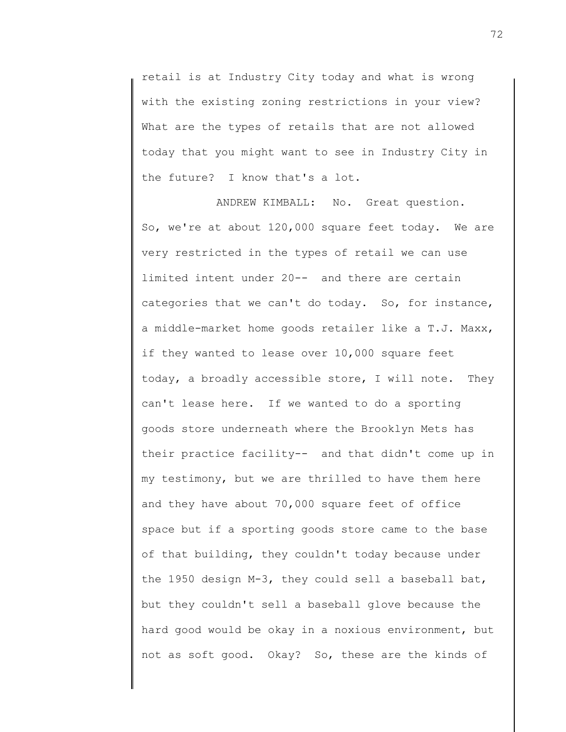retail is at Industry City today and what is wrong with the existing zoning restrictions in your view? What are the types of retails that are not allowed today that you might want to see in Industry City in the future? I know that's a lot.

ANDREW KIMBALL: No. Great question. So, we're at about 120,000 square feet today. We are very restricted in the types of retail we can use limited intent under 20-- and there are certain categories that we can't do today. So, for instance, a middle-market home goods retailer like a T.J. Maxx, if they wanted to lease over 10,000 square feet today, a broadly accessible store, I will note. They can't lease here. If we wanted to do a sporting goods store underneath where the Brooklyn Mets has their practice facility-- and that didn't come up in my testimony, but we are thrilled to have them here and they have about 70,000 square feet of office space but if a sporting goods store came to the base of that building, they couldn't today because under the 1950 design M-3, they could sell a baseball bat, but they couldn't sell a baseball glove because the hard good would be okay in a noxious environment, but not as soft good. Okay? So, these are the kinds of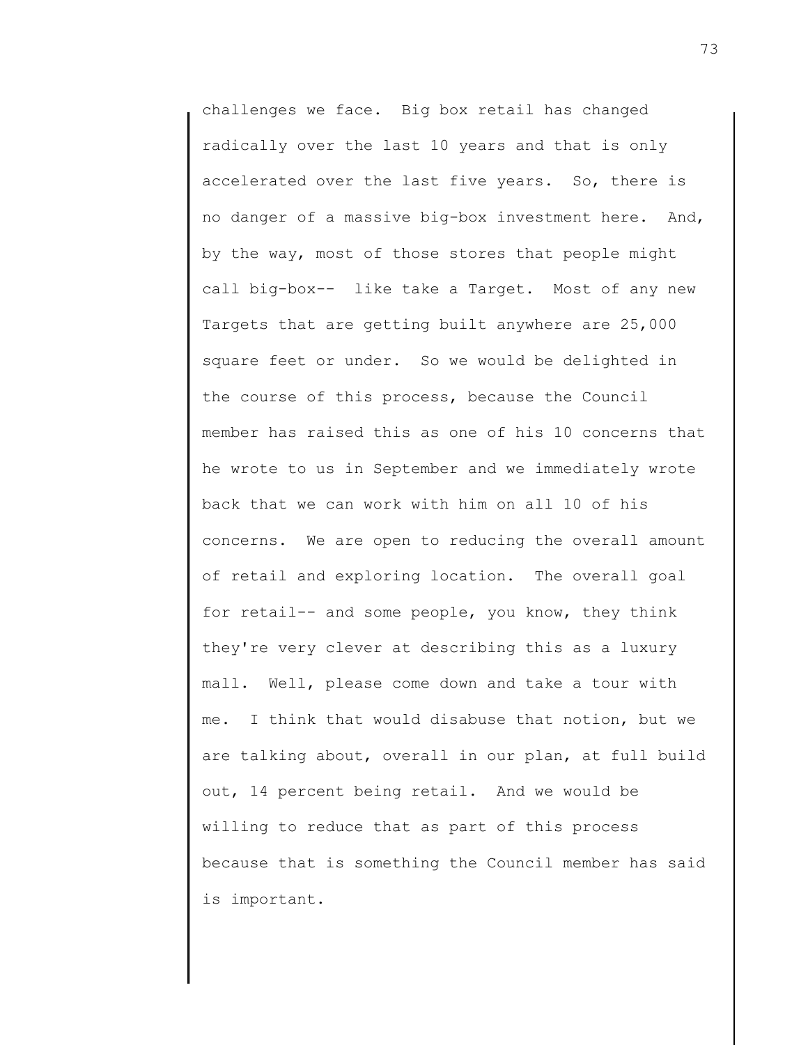challenges we face. Big box retail has changed radically over the last 10 years and that is only accelerated over the last five years. So, there is no danger of a massive big-box investment here. And, by the way, most of those stores that people might call big-box-- like take a Target. Most of any new Targets that are getting built anywhere are 25,000 square feet or under. So we would be delighted in the course of this process, because the Council member has raised this as one of his 10 concerns that he wrote to us in September and we immediately wrote back that we can work with him on all 10 of his concerns. We are open to reducing the overall amount of retail and exploring location. The overall goal for retail-- and some people, you know, they think they're very clever at describing this as a luxury mall. Well, please come down and take a tour with me. I think that would disabuse that notion, but we are talking about, overall in our plan, at full build out, 14 percent being retail. And we would be willing to reduce that as part of this process because that is something the Council member has said is important.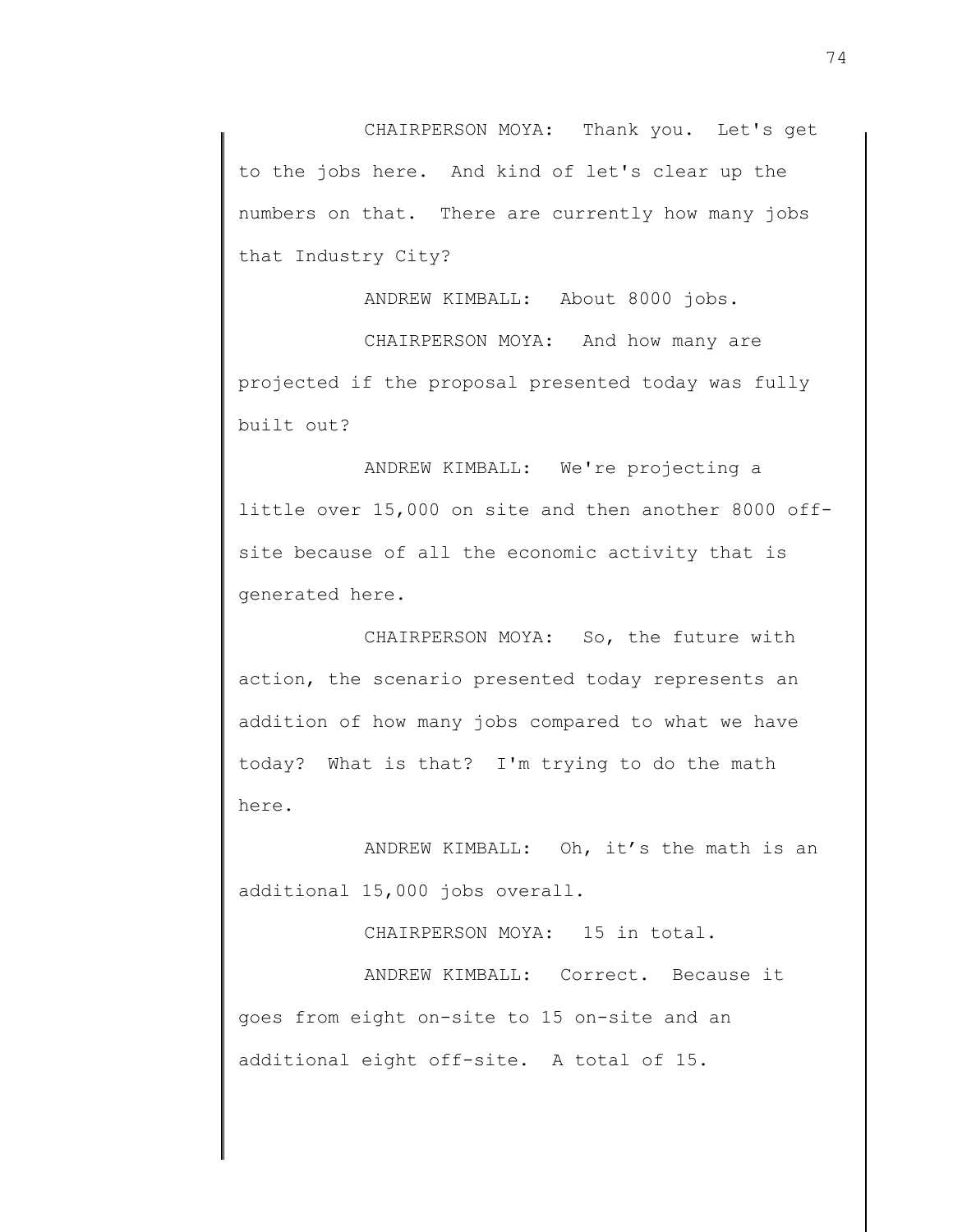CHAIRPERSON MOYA: Thank you. Let's get to the jobs here. And kind of let's clear up the numbers on that. There are currently how many jobs that Industry City?

ANDREW KIMBALL: About 8000 jobs.

CHAIRPERSON MOYA: And how many are projected if the proposal presented today was fully built out?

ANDREW KIMBALL: We're projecting a little over 15,000 on site and then another 8000 off-site because of all the economic activity that is generated here.

CHAIRPERSON MOYA: So, the future with action, the scenario presented today represents an addition of how many jobs compared to what we have today? What is that? I'm trying to do the math here.

ANDREW KIMBALL: Oh, it's the math is an additional 15,000 jobs overall.

CHAIRPERSON MOYA: 15 in total.

ANDREW KIMBALL: Correct. Because it goes from eight on-site to 15 on-site and an additional eight off-site. A total of 15.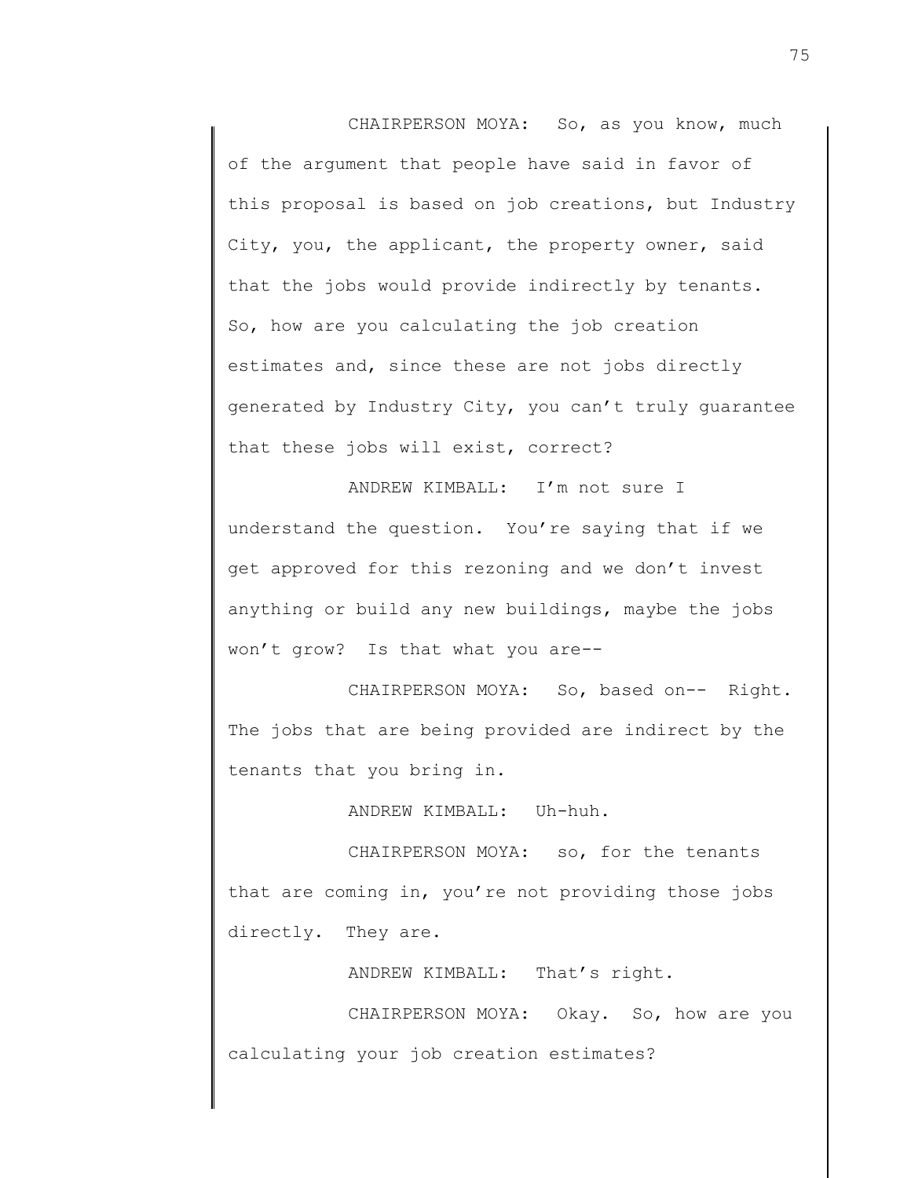CHAIRPERSON MOYA: So, as you know, much of the argument that people have said in favor of this proposal is based on job creations, but Industry City, you, the applicant, the property owner, said that the jobs would provide indirectly by tenants. So, how are you calculating the job creation estimates and, since these are not jobs directly generated by Industry City, you can't truly guarantee that these jobs will exist, correct?

ANDREW KIMBALL: I'm not sure I understand the question. You're saying that if we get approved for this rezoning and we don't invest anything or build any new buildings, maybe the jobs won't grow? Is that what you are--

CHAIRPERSON MOYA: So, based on-- Right. The jobs that are being provided are indirect by the tenants that you bring in.

ANDREW KIMBALL: Uh-huh.

CHAIRPERSON MOYA: so, for the tenants that are coming in, you're not providing those jobs directly. They are.

ANDREW KIMBALL: That's right.

CHAIRPERSON MOYA: Okay. So, how are you calculating your job creation estimates?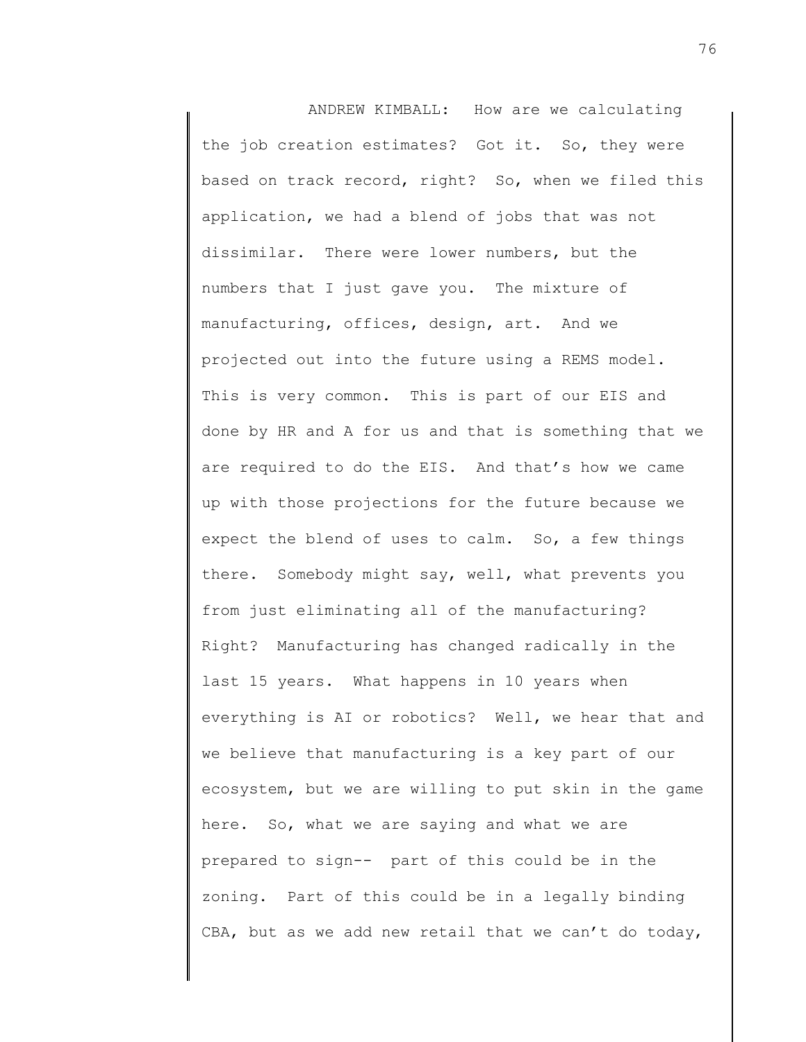ANDREW KIMBALL: How are we calculating the job creation estimates? Got it. So, they were based on track record, right? So, when we filed this application, we had a blend of jobs that was not dissimilar. There were lower numbers, but the numbers that I just gave you. The mixture of manufacturing, offices, design, art. And we projected out into the future using a REMS model. This is very common. This is part of our EIS and done by HR and A for us and that is something that we are required to do the EIS. And that's how we came up with those projections for the future because we expect the blend of uses to calm. So, a few things there. Somebody might say, well, what prevents you from just eliminating all of the manufacturing? Right? Manufacturing has changed radically in the last 15 years. What happens in 10 years when everything is AI or robotics? Well, we hear that and we believe that manufacturing is a key part of our ecosystem, but we are willing to put skin in the game here. So, what we are saying and what we are prepared to sign-- part of this could be in the zoning. Part of this could be in a legally binding CBA, but as we add new retail that we can't do today,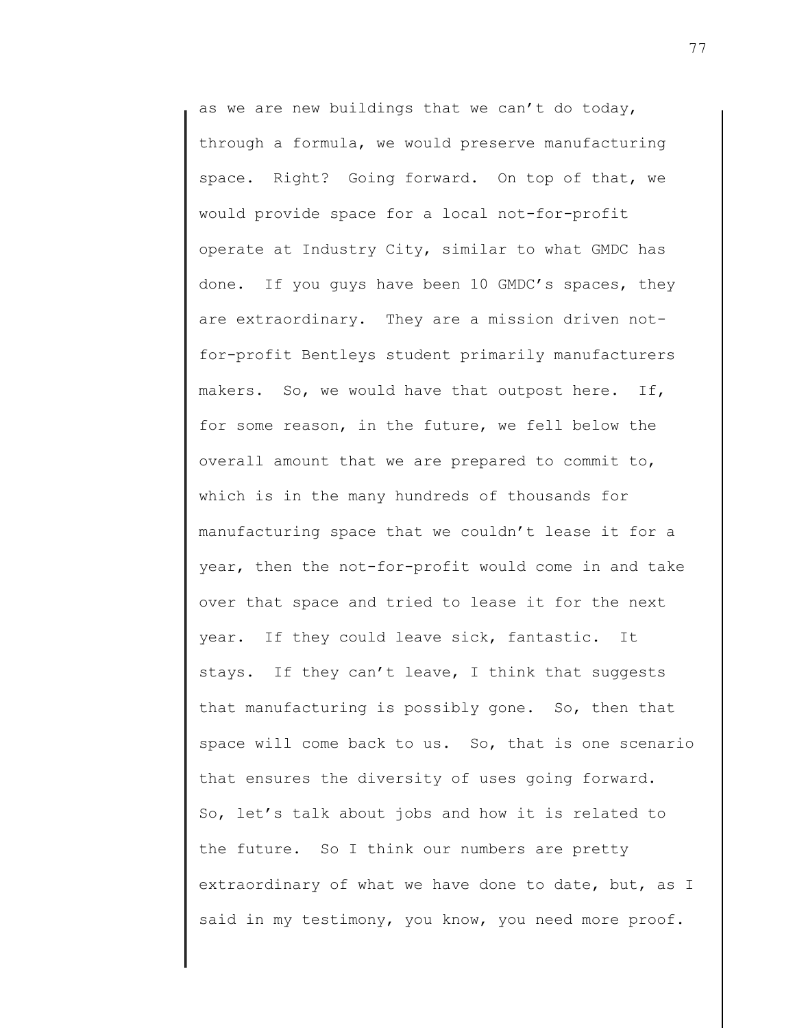as we are new buildings that we can't do today, through a formula, we would preserve manufacturing space. Right? Going forward. On top of that, we would provide space for a local not-for-profit operate at Industry City, similar to what GMDC has done. If you guys have been 10 GMDC's spaces, they are extraordinary. They are a mission driven not-for-profit Bentleys student primarily manufacturers makers. So, we would have that outpost here. If, for some reason, in the future, we fell below the overall amount that we are prepared to commit to, which is in the many hundreds of thousands for manufacturing space that we couldn't lease it for a year, then the not-for-profit would come in and take over that space and tried to lease it for the next year. If they could leave sick, fantastic. It stays. If they can't leave, I think that suggests that manufacturing is possibly gone. So, then that space will come back to us. So, that is one scenario that ensures the diversity of uses going forward. So, let's talk about jobs and how it is related to the future. So I think our numbers are pretty extraordinary of what we have done to date, but, as I said in my testimony, you know, you need more proof.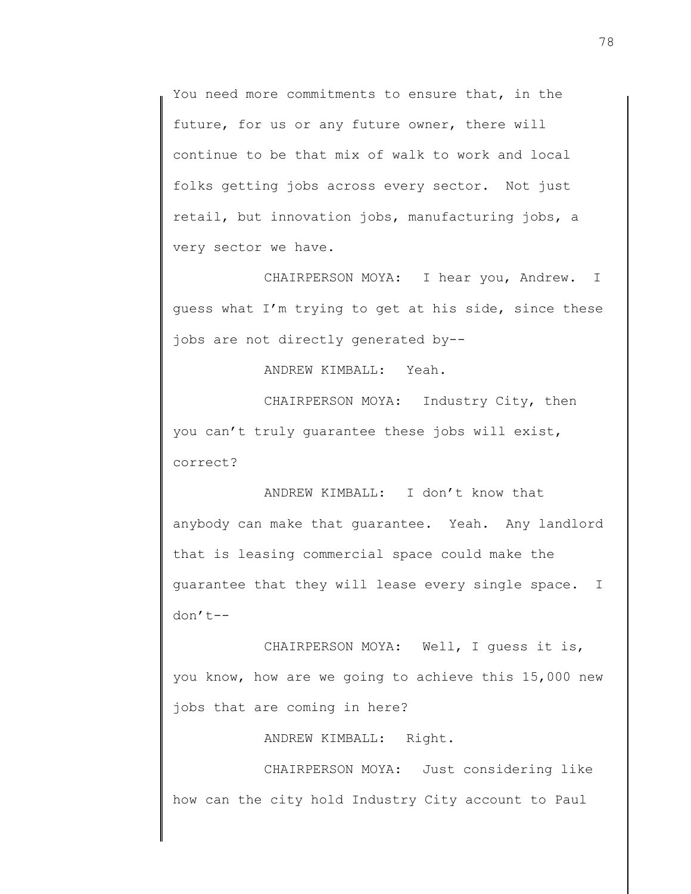You need more commitments to ensure that, in the future, for us or any future owner, there will continue to be that mix of walk to work and local folks getting jobs across every sector. Not just retail, but innovation jobs, manufacturing jobs, a very sector we have.

CHAIRPERSON MOYA: I hear you, Andrew. I guess what I'm trying to get at his side, since these jobs are not directly generated by--

ANDREW KIMBALL: Yeah.

CHAIRPERSON MOYA: Industry City, then you can't truly guarantee these jobs will exist, correct?

ANDREW KIMBALL: I don't know that anybody can make that guarantee. Yeah. Any landlord that is leasing commercial space could make the guarantee that they will lease every single space. I don't--

CHAIRPERSON MOYA: Well, I guess it is, you know, how are we going to achieve this 15,000 new jobs that are coming in here?

ANDREW KIMBALL: Right.

CHAIRPERSON MOYA: Just considering like how can the city hold Industry City account to Paul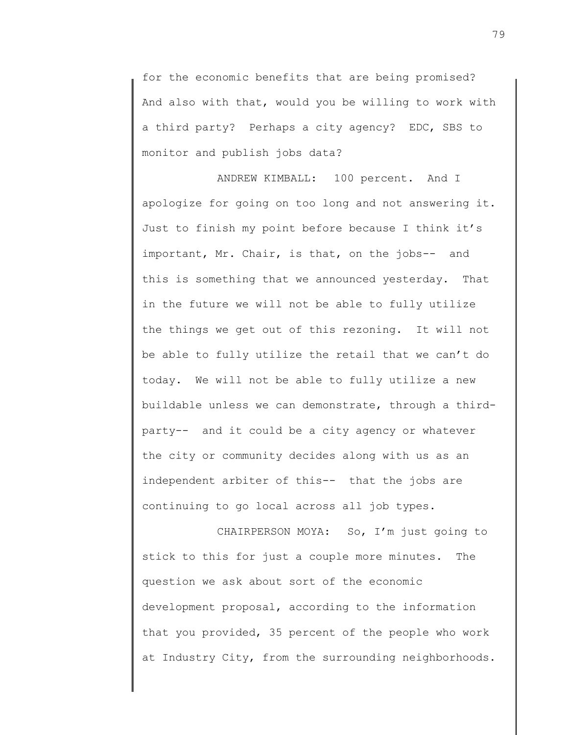for the economic benefits that are being promised? And also with that, would you be willing to work with a third party? Perhaps a city agency? EDC, SBS to monitor and publish jobs data?

ANDREW KIMBALL: 100 percent. And I apologize for going on too long and not answering it. Just to finish my point before because I think it's important, Mr. Chair, is that, on the jobs-- and this is something that we announced yesterday. That in the future we will not be able to fully utilize the things we get out of this rezoning. It will not be able to fully utilize the retail that we can't do today. We will not be able to fully utilize a new buildable unless we can demonstrate, through a third-party-- and it could be a city agency or whatever the city or community decides along with us as an independent arbiter of this-- that the jobs are continuing to go local across all job types.

CHAIRPERSON MOYA: So, I'm just going to stick to this for just a couple more minutes. The question we ask about sort of the economic development proposal, according to the information that you provided, 35 percent of the people who work at Industry City, from the surrounding neighborhoods.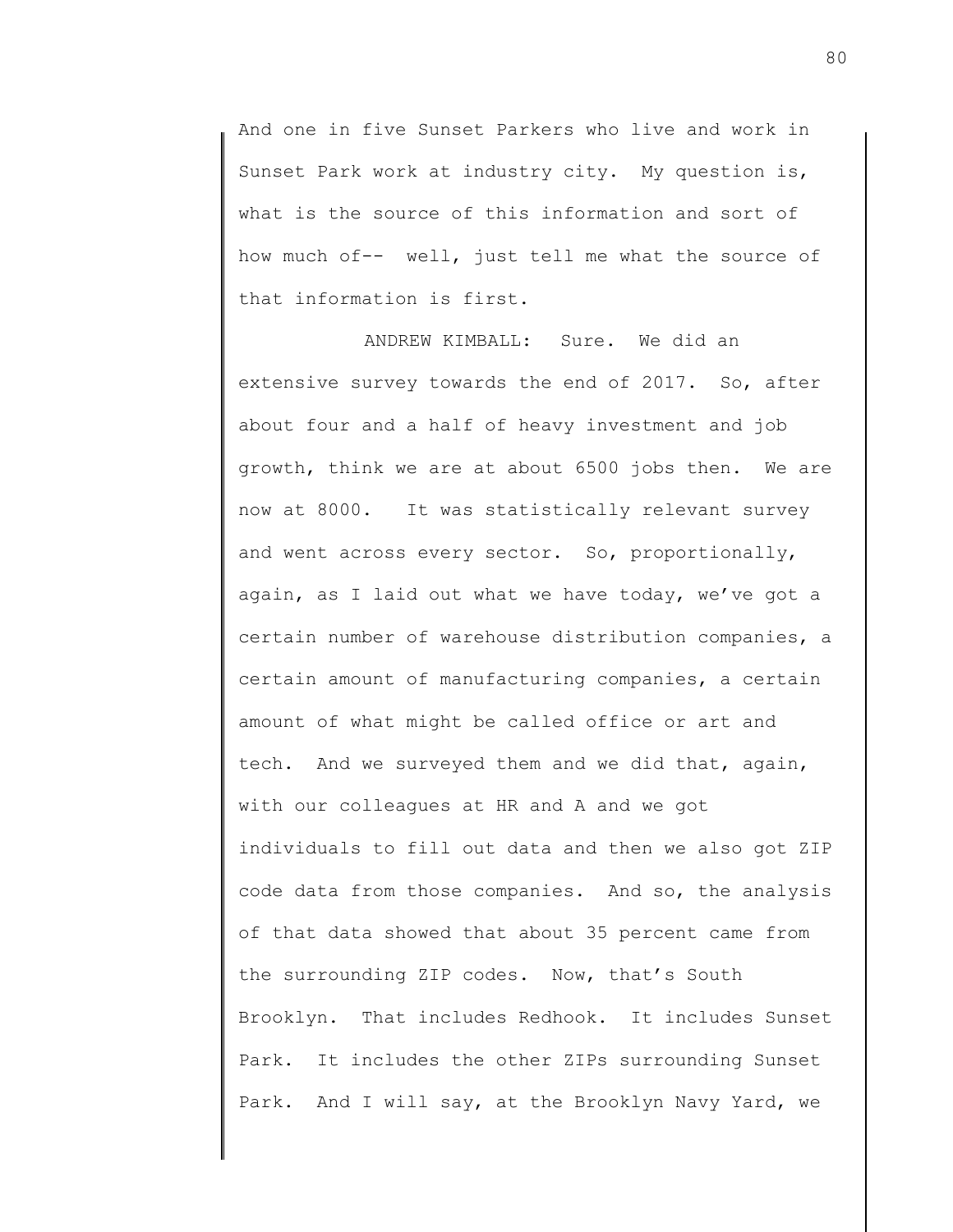And one in five Sunset Parkers who live and work in Sunset Park work at industry city. My question is, what is the source of this information and sort of how much of-- well, just tell me what the source of that information is first.

ANDREW KIMBALL: Sure. We did an extensive survey towards the end of 2017. So, after about four and a half of heavy investment and job growth, think we are at about 6500 jobs then. We are now at 8000. It was statistically relevant survey and went across every sector. So, proportionally, again, as I laid out what we have today, we've got a certain number of warehouse distribution companies, a certain amount of manufacturing companies, a certain amount of what might be called office or art and tech. And we surveyed them and we did that, again, with our colleagues at HR and A and we got individuals to fill out data and then we also got ZIP code data from those companies. And so, the analysis of that data showed that about 35 percent came from the surrounding ZIP codes. Now, that's South Brooklyn. That includes Redhook. It includes Sunset Park. It includes the other ZIPs surrounding Sunset Park. And I will say, at the Brooklyn Navy Yard, we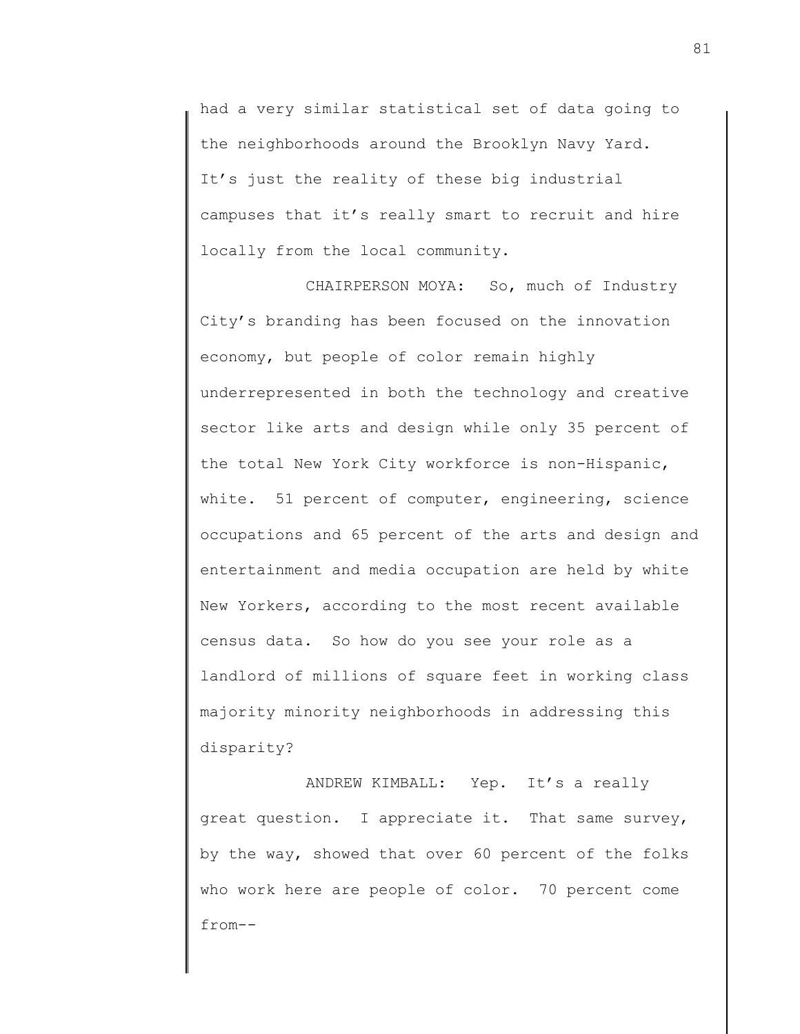had a very similar statistical set of data going to the neighborhoods around the Brooklyn Navy Yard. It's just the reality of these big industrial campuses that it's really smart to recruit and hire locally from the local community.

CHAIRPERSON MOYA: So, much of Industry City's branding has been focused on the innovation economy, but people of color remain highly underrepresented in both the technology and creative sector like arts and design while only 35 percent of the total New York City workforce is non-Hispanic, white. 51 percent of computer, engineering, science occupations and 65 percent of the arts and design and entertainment and media occupation are held by white New Yorkers, according to the most recent available census data. So how do you see your role as a landlord of millions of square feet in working class majority minority neighborhoods in addressing this disparity?

ANDREW KIMBALL: Yep. It's a really great question. I appreciate it. That same survey, by the way, showed that over 60 percent of the folks who work here are people of color. 70 percent come from--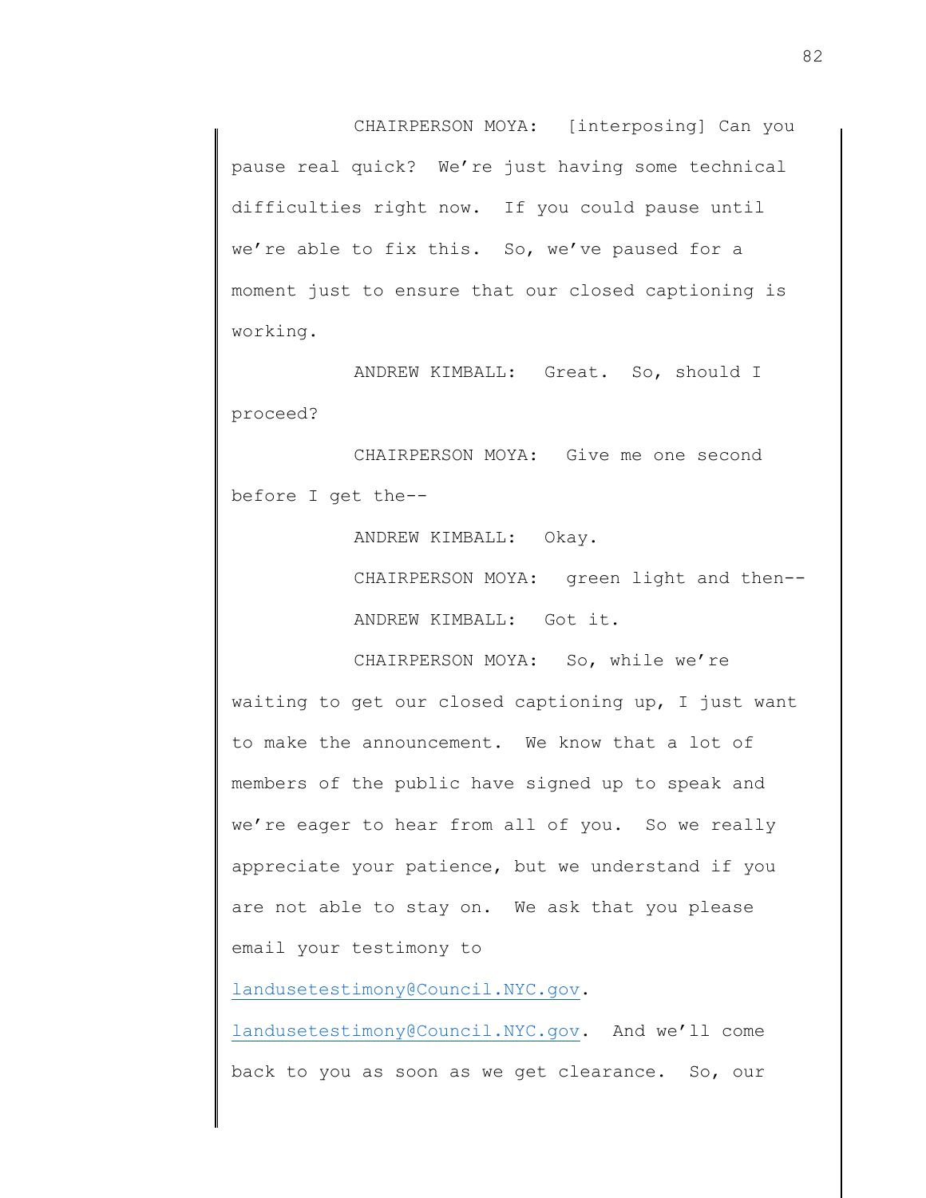CHAIRPERSON MOYA: [interposing] Can you pause real quick? We're just having some technical difficulties right now. If you could pause until we're able to fix this. So, we've paused for a moment just to ensure that our closed captioning is working.

ANDREW KIMBALL: Great. So, should I proceed?

CHAIRPERSON MOYA: Give me one second before I get the--

ANDREW KIMBALL: Okay.

CHAIRPERSON MOYA: green light and then--

ANDREW KIMBALL: Got it.

CHAIRPERSON MOYA: So, while we're waiting to get our closed captioning up, I just want to make the announcement. We know that a lot of members of the public have signed up to speak and we're eager to hear from all of you. So we really appreciate your patience, but we understand if you are not able to stay on. We ask that you please email your testimony to landusetestimony@Council.NYC.gov. landusetestimony@Council.NYC.gov. And we'll come back to you as soon as we get clearance. So, our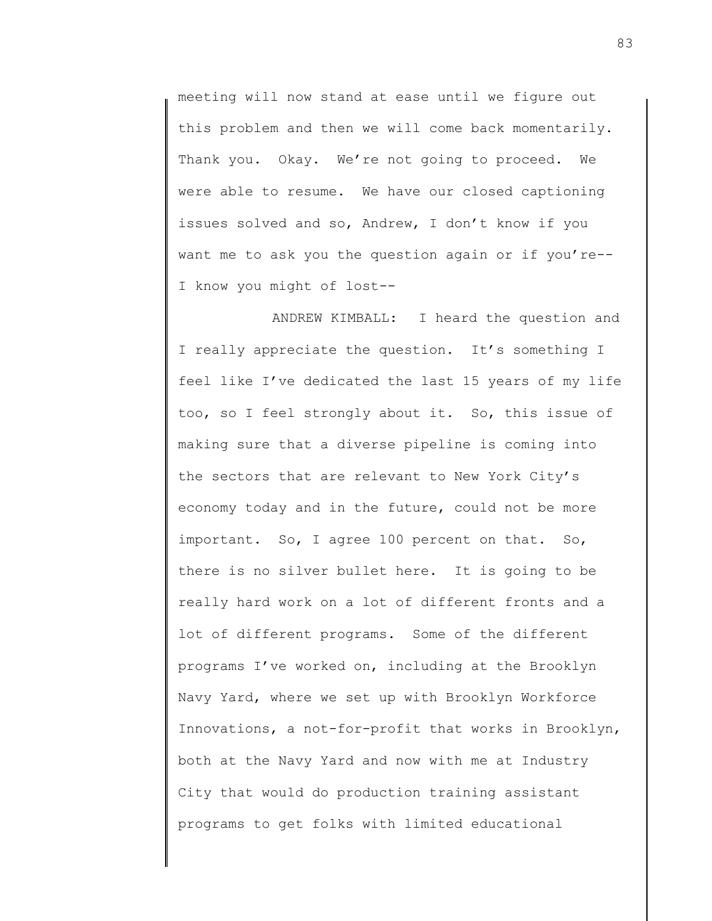meeting will now stand at ease until we figure out this problem and then we will come back momentarily. Thank you. Okay. We're not going to proceed. We were able to resume. We have our closed captioning issues solved and so, Andrew, I don't know if you want me to ask you the question again or if you're-- I know you might of lost--

ANDREW KIMBALL: I heard the question and I really appreciate the question. It's something I feel like I've dedicated the last 15 years of my life too, so I feel strongly about it. So, this issue of making sure that a diverse pipeline is coming into the sectors that are relevant to New York City's economy today and in the future, could not be more important. So, I agree 100 percent on that. So, there is no silver bullet here. It is going to be really hard work on a lot of different fronts and a lot of different programs. Some of the different programs I've worked on, including at the Brooklyn Navy Yard, where we set up with Brooklyn Workforce Innovations, a not-for-profit that works in Brooklyn, both at the Navy Yard and now with me at Industry City that would do production training assistant programs to get folks with limited educational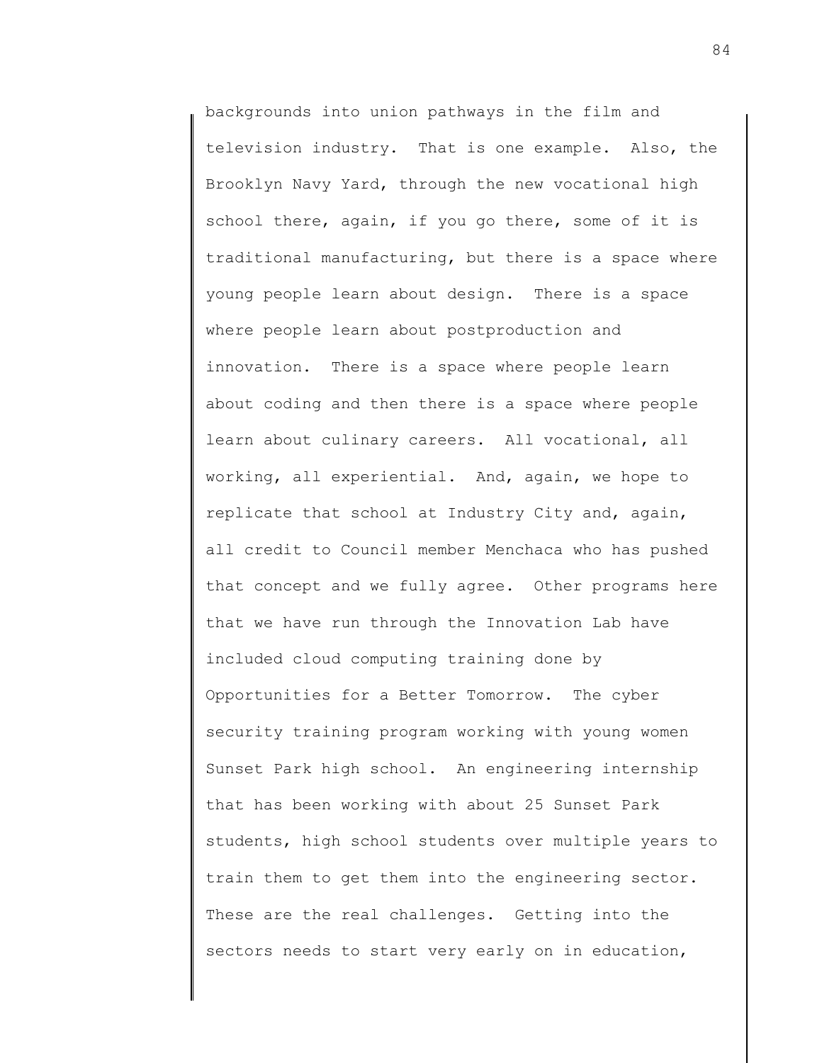backgrounds into union pathways in the film and television industry. That is one example. Also, the Brooklyn Navy Yard, through the new vocational high school there, again, if you go there, some of it is traditional manufacturing, but there is a space where young people learn about design. There is a space where people learn about postproduction and innovation. There is a space where people learn about coding and then there is a space where people learn about culinary careers. All vocational, all working, all experiential. And, again, we hope to replicate that school at Industry City and, again, all credit to Council member Menchaca who has pushed that concept and we fully agree. Other programs here that we have run through the Innovation Lab have included cloud computing training done by Opportunities for a Better Tomorrow. The cyber security training program working with young women Sunset Park high school. An engineering internship that has been working with about 25 Sunset Park students, high school students over multiple years to train them to get them into the engineering sector. These are the real challenges. Getting into the sectors needs to start very early on in education,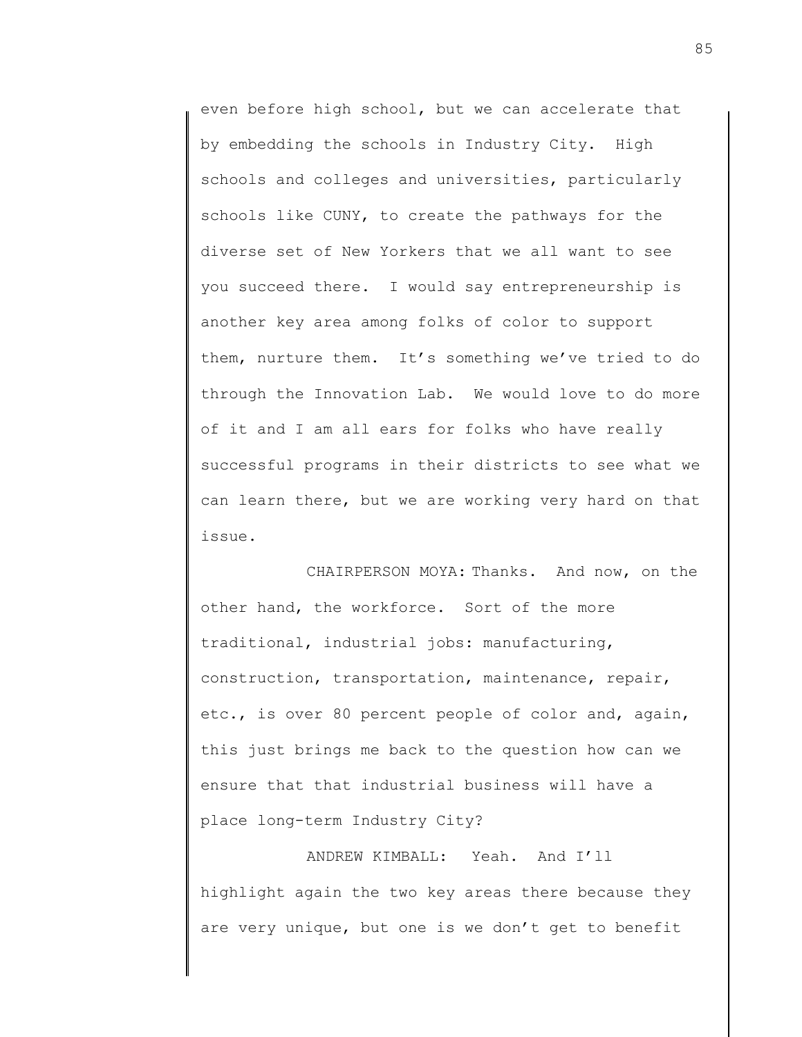even before high school, but we can accelerate that by embedding the schools in Industry City. High schools and colleges and universities, particularly schools like CUNY, to create the pathways for the diverse set of New Yorkers that we all want to see you succeed there. I would say entrepreneurship is another key area among folks of color to support them, nurture them. It's something we've tried to do through the Innovation Lab. We would love to do more of it and I am all ears for folks who have really successful programs in their districts to see what we can learn there, but we are working very hard on that issue.

CHAIRPERSON MOYA: Thanks. And now, on the other hand, the workforce. Sort of the more traditional, industrial jobs: manufacturing, construction, transportation, maintenance, repair, etc., is over 80 percent people of color and, again, this just brings me back to the question how can we ensure that that industrial business will have a place long-term Industry City?

ANDREW KIMBALL: Yeah. And I'll highlight again the two key areas there because they are very unique, but one is we don't get to benefit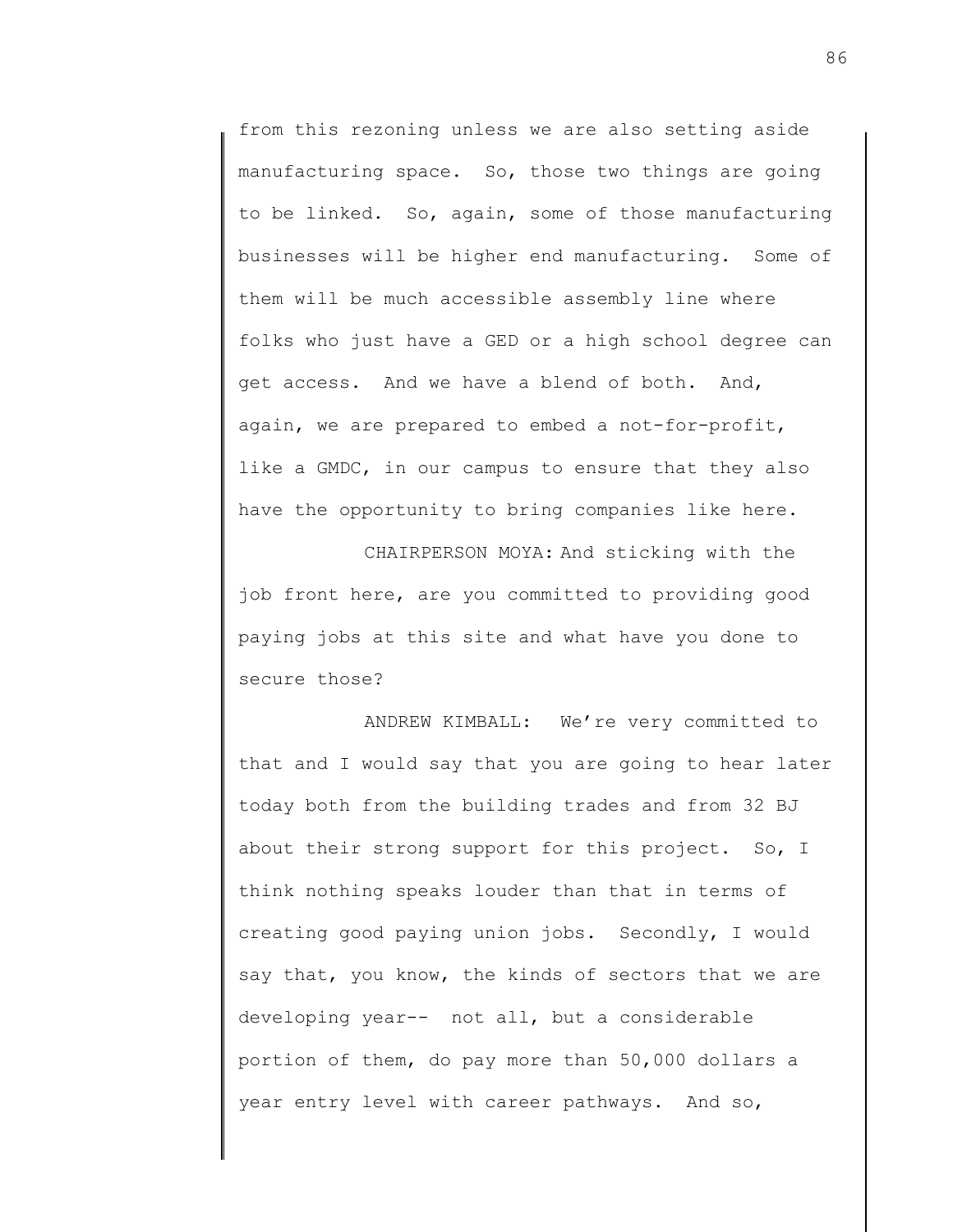from this rezoning unless we are also setting aside manufacturing space. So, those two things are going to be linked. So, again, some of those manufacturing businesses will be higher end manufacturing. Some of them will be much accessible assembly line where folks who just have a GED or a high school degree can get access. And we have a blend of both. And, again, we are prepared to embed a not-for-profit, like a GMDC, in our campus to ensure that they also have the opportunity to bring companies like here.

CHAIRPERSON MOYA: And sticking with the job front here, are you committed to providing good paying jobs at this site and what have you done to secure those?

ANDREW KIMBALL: We're very committed to that and I would say that you are going to hear later today both from the building trades and from 32 BJ about their strong support for this project. So, I think nothing speaks louder than that in terms of creating good paying union jobs. Secondly, I would say that, you know, the kinds of sectors that we are developing year-- not all, but a considerable portion of them, do pay more than 50,000 dollars a year entry level with career pathways. And so,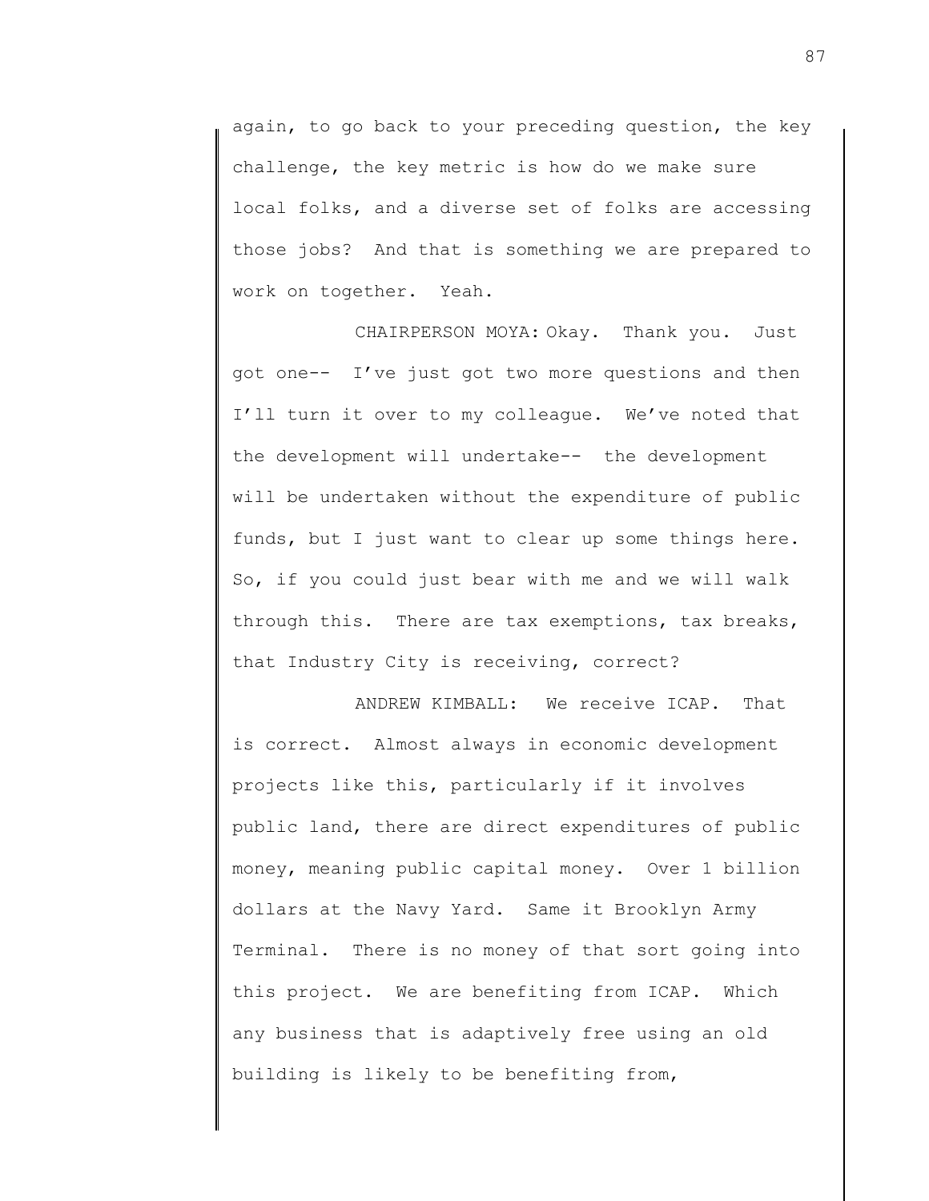again, to go back to your preceding question, the key challenge, the key metric is how do we make sure local folks, and a diverse set of folks are accessing those jobs? And that is something we are prepared to work on together. Yeah.

CHAIRPERSON MOYA: Okay. Thank you. Just got one-- I've just got two more questions and then I'll turn it over to my colleague. We've noted that the development will undertake-- the development will be undertaken without the expenditure of public funds, but I just want to clear up some things here. So, if you could just bear with me and we will walk through this. There are tax exemptions, tax breaks, that Industry City is receiving, correct?

ANDREW KIMBALL: We receive ICAP. That is correct. Almost always in economic development projects like this, particularly if it involves public land, there are direct expenditures of public money, meaning public capital money. Over 1 billion dollars at the Navy Yard. Same it Brooklyn Army Terminal. There is no money of that sort going into this project. We are benefiting from ICAP. Which any business that is adaptively free using an old building is likely to be benefiting from,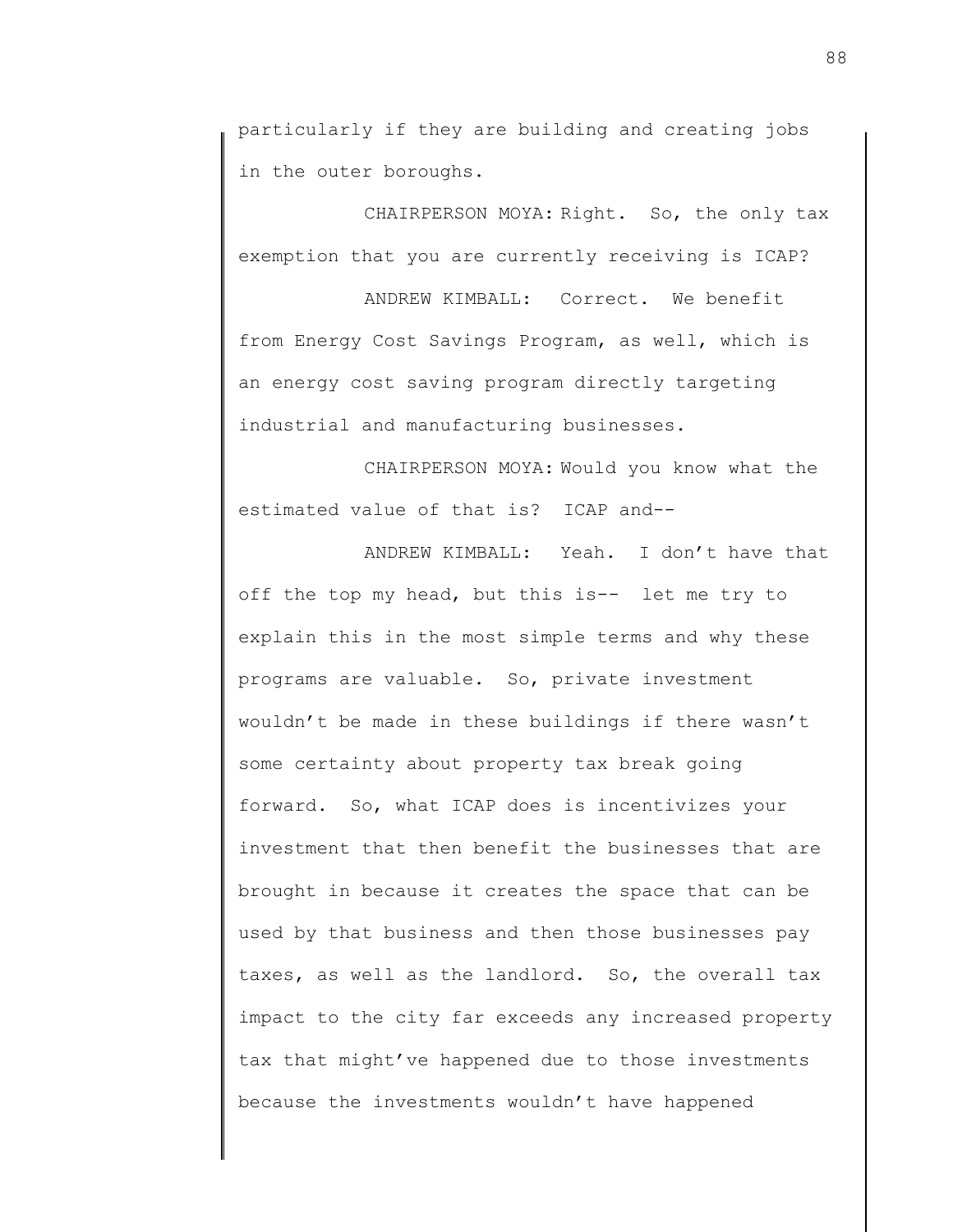particularly if they are building and creating jobs in the outer boroughs.

CHAIRPERSON MOYA: Right. So, the only tax exemption that you are currently receiving is ICAP?

ANDREW KIMBALL: Correct. We benefit from Energy Cost Savings Program, as well, which is an energy cost saving program directly targeting industrial and manufacturing businesses.

CHAIRPERSON MOYA: Would you know what the estimated value of that is? ICAP and--

ANDREW KIMBALL: Yeah. I don't have that off the top my head, but this is-- let me try to explain this in the most simple terms and why these programs are valuable. So, private investment wouldn't be made in these buildings if there wasn't some certainty about property tax break going forward. So, what ICAP does is incentivizes your investment that then benefit the businesses that are brought in because it creates the space that can be used by that business and then those businesses pay taxes, as well as the landlord. So, the overall tax impact to the city far exceeds any increased property tax that might've happened due to those investments because the investments wouldn't have happened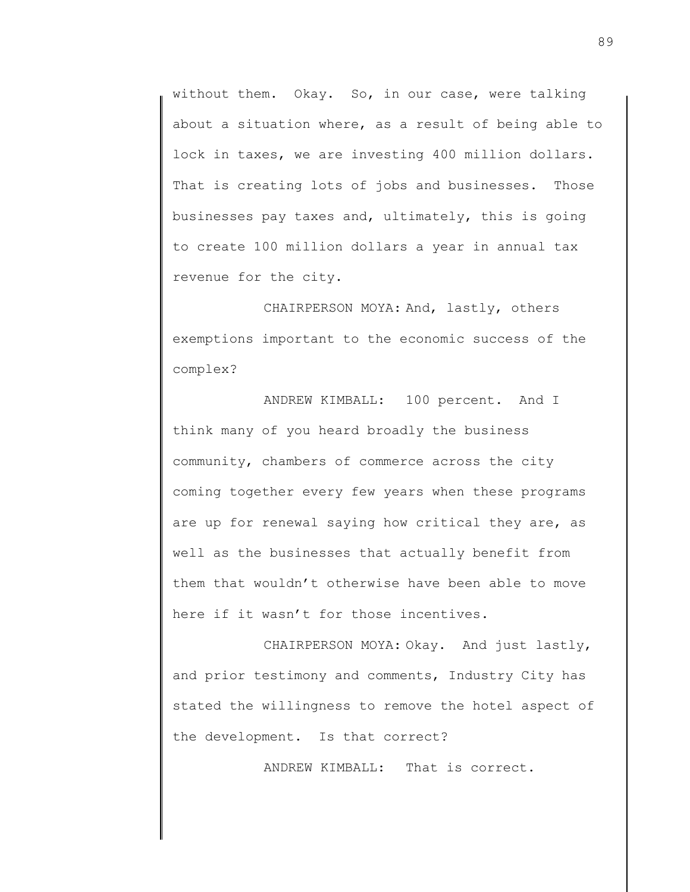without them. Okay. So, in our case, were talking about a situation where, as a result of being able to lock in taxes, we are investing 400 million dollars. That is creating lots of jobs and businesses. Those businesses pay taxes and, ultimately, this is going to create 100 million dollars a year in annual tax revenue for the city.

CHAIRPERSON MOYA: And, lastly, others exemptions important to the economic success of the complex?

ANDREW KIMBALL: 100 percent. And I think many of you heard broadly the business community, chambers of commerce across the city coming together every few years when these programs are up for renewal saying how critical they are, as well as the businesses that actually benefit from them that wouldn't otherwise have been able to move here if it wasn't for those incentives.

CHAIRPERSON MOYA: Okay. And just lastly, and prior testimony and comments, Industry City has stated the willingness to remove the hotel aspect of the development. Is that correct?

ANDREW KIMBALL: That is correct.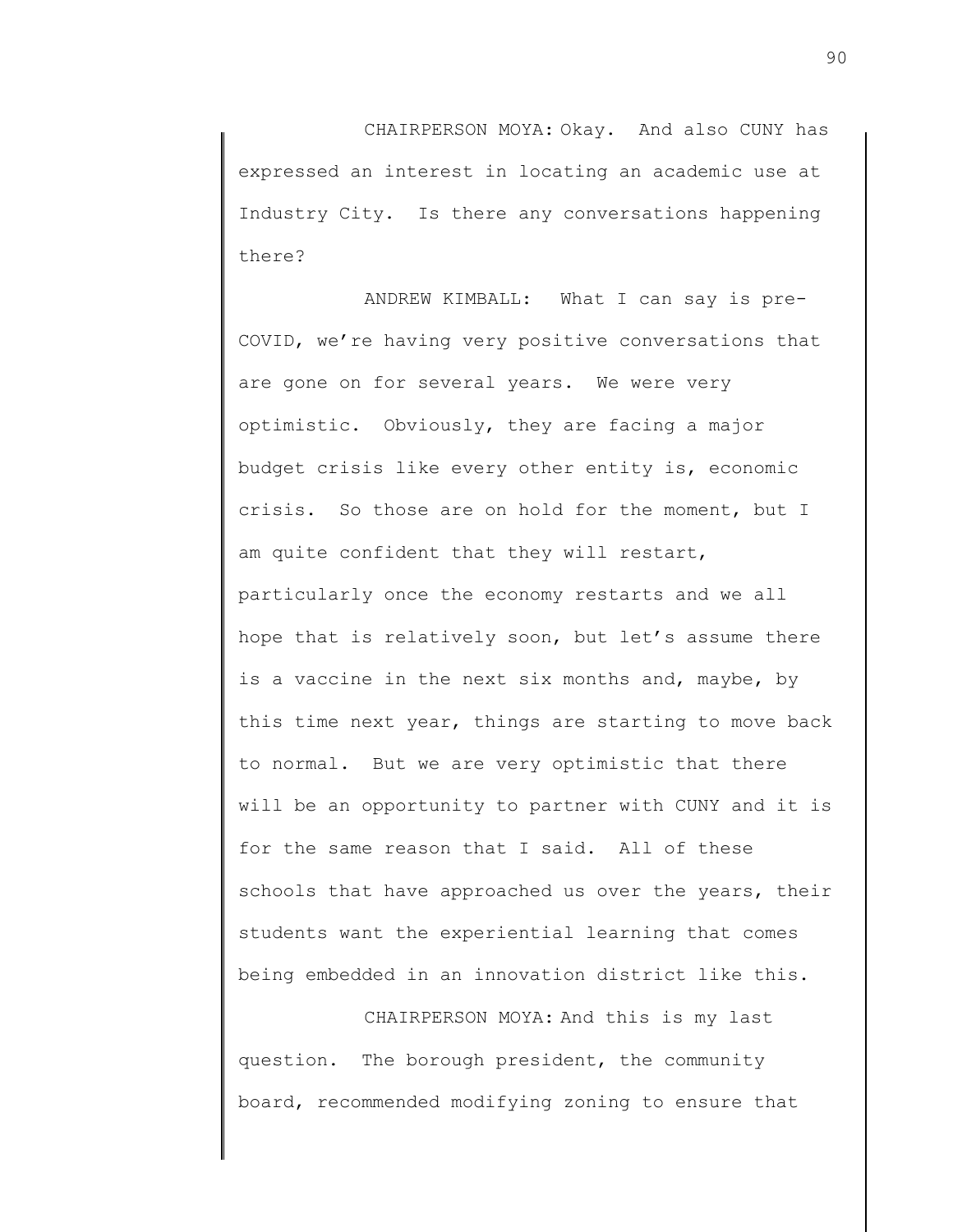CHAIRPERSON MOYA: Okay. And also CUNY has expressed an interest in locating an academic use at Industry City. Is there any conversations happening there?

ANDREW KIMBALL: What I can say is pre-COVID, we're having very positive conversations that are gone on for several years. We were very optimistic. Obviously, they are facing a major budget crisis like every other entity is, economic crisis. So those are on hold for the moment, but I am quite confident that they will restart, particularly once the economy restarts and we all hope that is relatively soon, but let's assume there is a vaccine in the next six months and, maybe, by this time next year, things are starting to move back to normal. But we are very optimistic that there will be an opportunity to partner with CUNY and it is for the same reason that I said. All of these schools that have approached us over the years, their students want the experiential learning that comes being embedded in an innovation district like this.

CHAIRPERSON MOYA: And this is my last question. The borough president, the community board, recommended modifying zoning to ensure that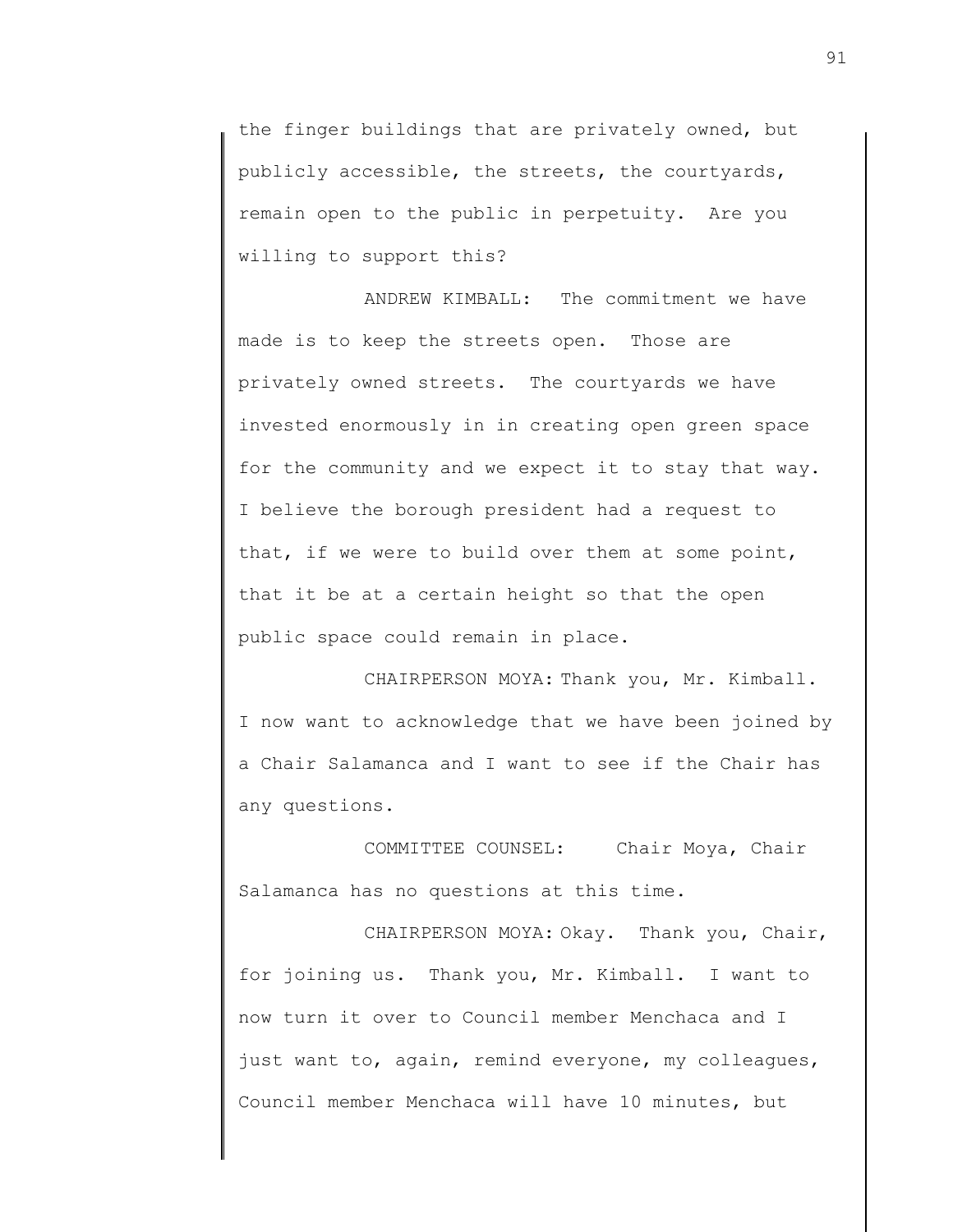the finger buildings that are privately owned, but publicly accessible, the streets, the courtyards, remain open to the public in perpetuity. Are you willing to support this?

ANDREW KIMBALL: The commitment we have made is to keep the streets open. Those are privately owned streets. The courtyards we have invested enormously in in creating open green space for the community and we expect it to stay that way. I believe the borough president had a request to that, if we were to build over them at some point, that it be at a certain height so that the open public space could remain in place.

CHAIRPERSON MOYA: Thank you, Mr. Kimball. I now want to acknowledge that we have been joined by a Chair Salamanca and I want to see if the Chair has any questions.

COMMITTEE COUNSEL: Chair Moya, Chair Salamanca has no questions at this time.

CHAIRPERSON MOYA: Okay. Thank you, Chair, for joining us. Thank you, Mr. Kimball. I want to now turn it over to Council member Menchaca and I just want to, again, remind everyone, my colleagues, Council member Menchaca will have 10 minutes, but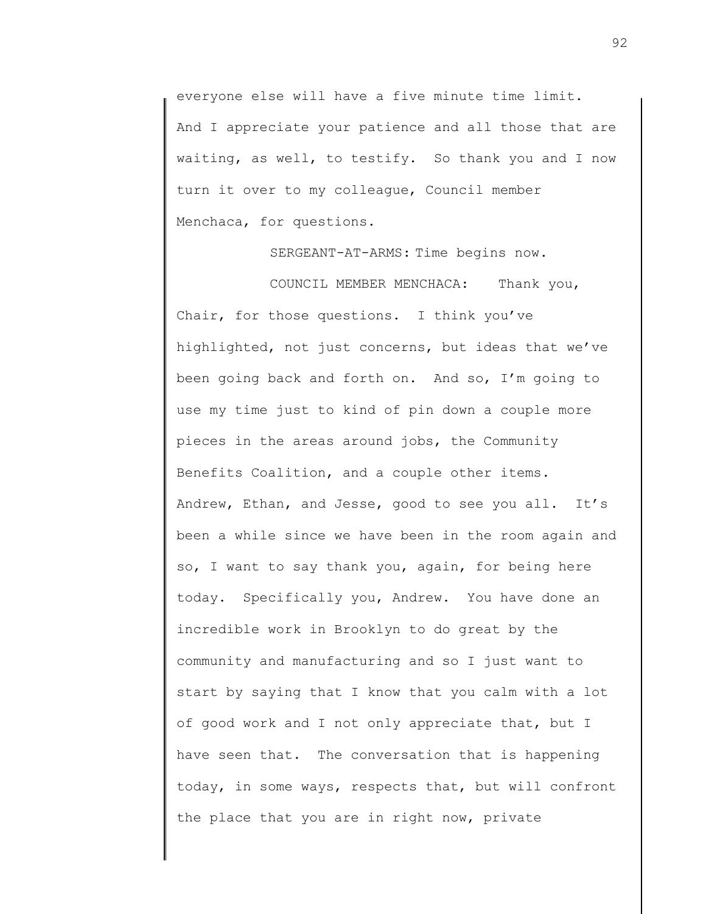everyone else will have a five minute time limit. And I appreciate your patience and all those that are waiting, as well, to testify. So thank you and I now turn it over to my colleague, Council member Menchaca, for questions.

SERGEANT-AT-ARMS: Time begins now.

COUNCIL MEMBER MENCHACA: Thank you, Chair, for those questions. I think you've highlighted, not just concerns, but ideas that we've been going back and forth on. And so, I'm going to use my time just to kind of pin down a couple more pieces in the areas around jobs, the Community Benefits Coalition, and a couple other items. Andrew, Ethan, and Jesse, good to see you all. It's been a while since we have been in the room again and so, I want to say thank you, again, for being here today. Specifically you, Andrew. You have done an incredible work in Brooklyn to do great by the community and manufacturing and so I just want to start by saying that I know that you calm with a lot of good work and I not only appreciate that, but I have seen that. The conversation that is happening today, in some ways, respects that, but will confront the place that you are in right now, private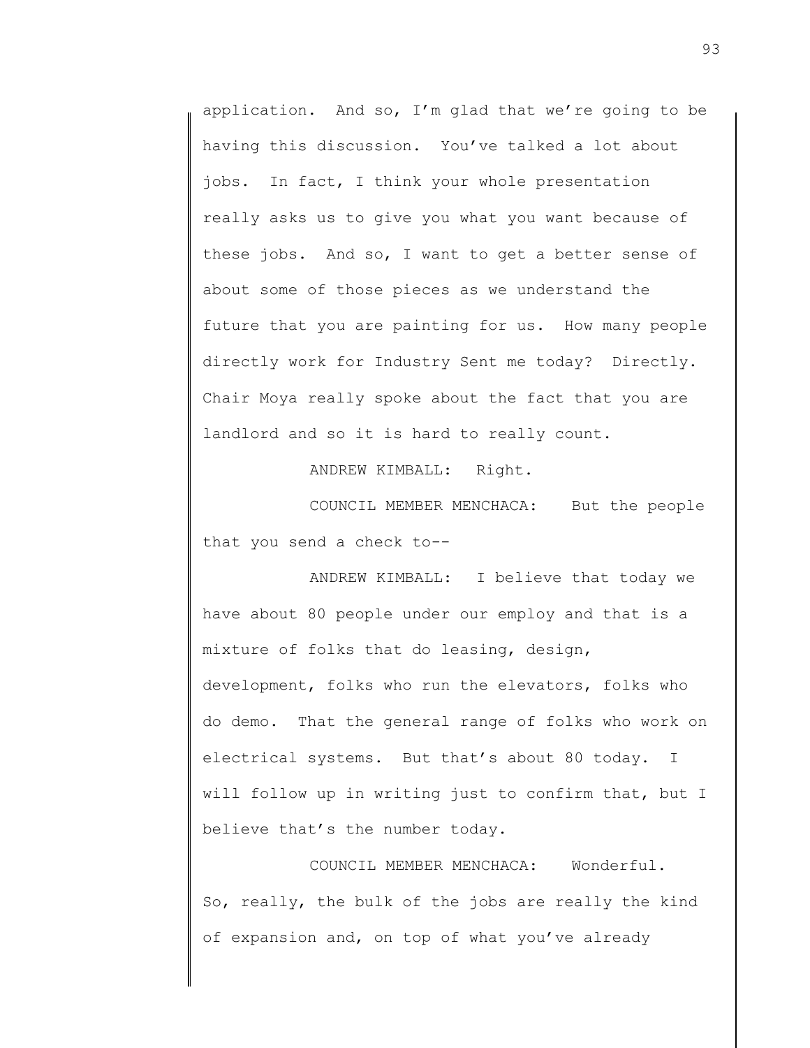application. And so, I'm glad that we're going to be having this discussion. You've talked a lot about jobs. In fact, I think your whole presentation really asks us to give you what you want because of these jobs. And so, I want to get a better sense of about some of those pieces as we understand the future that you are painting for us. How many people directly work for Industry Sent me today? Directly. Chair Moya really spoke about the fact that you are landlord and so it is hard to really count.

ANDREW KIMBALL: Right.

COUNCIL MEMBER MENCHACA: But the people that you send a check to--

ANDREW KIMBALL: I believe that today we have about 80 people under our employ and that is a mixture of folks that do leasing, design, development, folks who run the elevators, folks who do demo. That the general range of folks who work on electrical systems. But that's about 80 today. I will follow up in writing just to confirm that, but I believe that's the number today.

COUNCIL MEMBER MENCHACA: Wonderful. So, really, the bulk of the jobs are really the kind of expansion and, on top of what you've already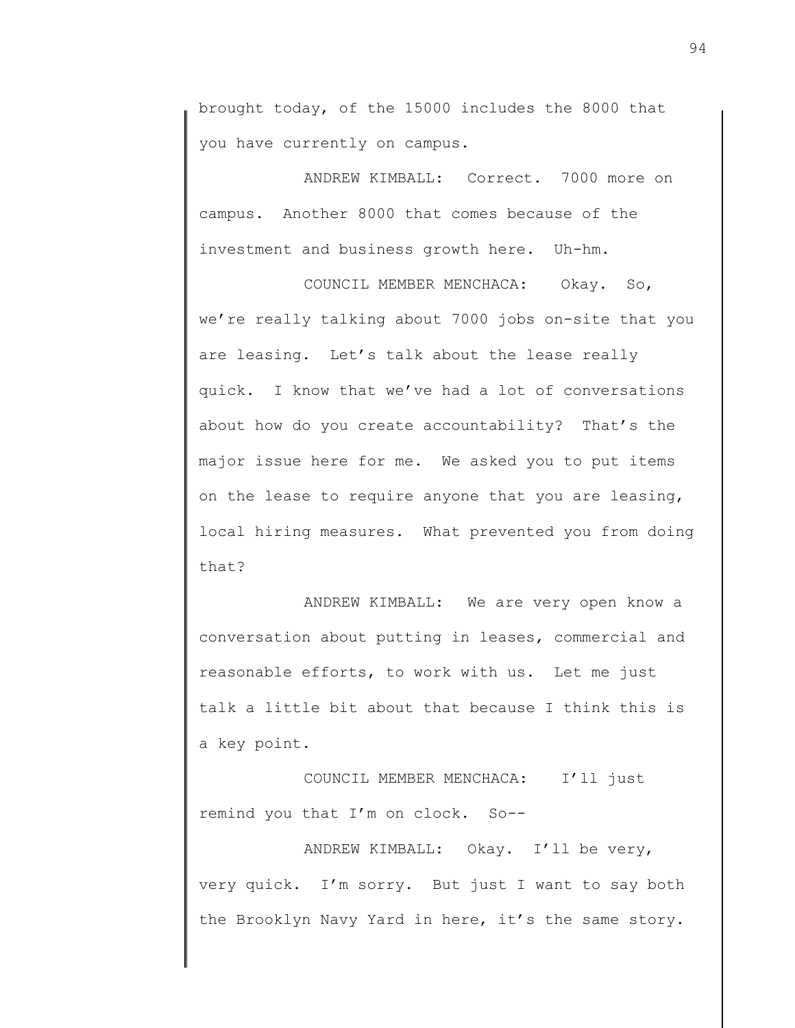brought today, of the 15000 includes the 8000 that you have currently on campus.

ANDREW KIMBALL: Correct. 7000 more on campus. Another 8000 that comes because of the investment and business growth here. Uh-hm.

COUNCIL MEMBER MENCHACA: Okay. So, we're really talking about 7000 jobs on-site that you are leasing. Let's talk about the lease really quick. I know that we've had a lot of conversations about how do you create accountability? That's the major issue here for me. We asked you to put items on the lease to require anyone that you are leasing, local hiring measures. What prevented you from doing that?

ANDREW KIMBALL: We are very open know a conversation about putting in leases, commercial and reasonable efforts, to work with us. Let me just talk a little bit about that because I think this is a key point.

COUNCIL MEMBER MENCHACA: I'll just remind you that I'm on clock. So--

ANDREW KIMBALL: Okay. I'll be very, very quick. I'm sorry. But just I want to say both the Brooklyn Navy Yard in here, it's the same story.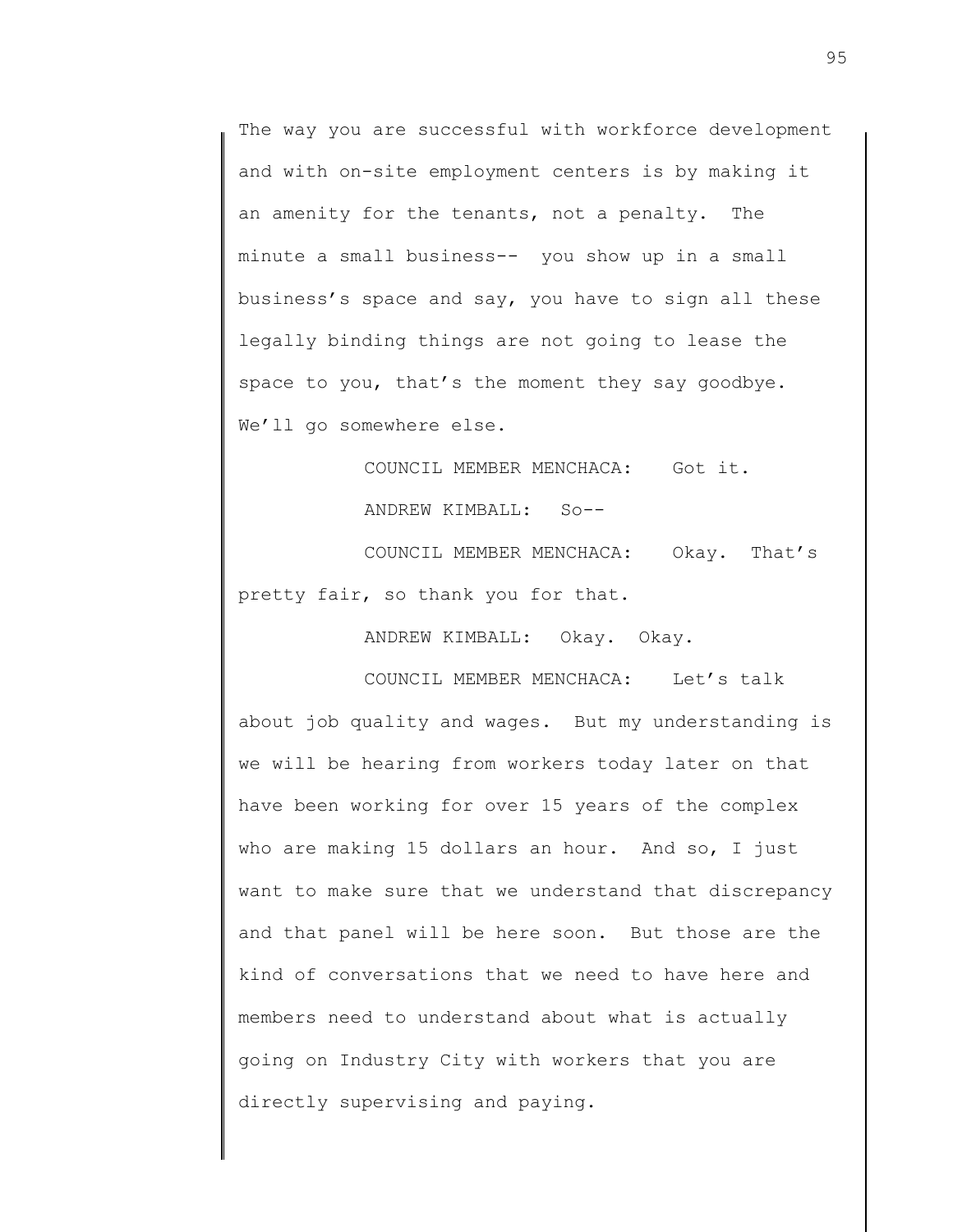The way you are successful with workforce development and with on-site employment centers is by making it an amenity for the tenants, not a penalty. The minute a small business-- you show up in a small business's space and say, you have to sign all these legally binding things are not going to lease the space to you, that's the moment they say goodbye. We'll go somewhere else.

COUNCIL MEMBER MENCHACA: Got it.

ANDREW KIMBALL: So--

COUNCIL MEMBER MENCHACA: Okay. That's pretty fair, so thank you for that.

ANDREW KIMBALL: Okay. Okay.

COUNCIL MEMBER MENCHACA: Let's talk about job quality and wages. But my understanding is we will be hearing from workers today later on that have been working for over 15 years of the complex who are making 15 dollars an hour. And so, I just want to make sure that we understand that discrepancy and that panel will be here soon. But those are the kind of conversations that we need to have here and members need to understand about what is actually going on Industry City with workers that you are directly supervising and paying.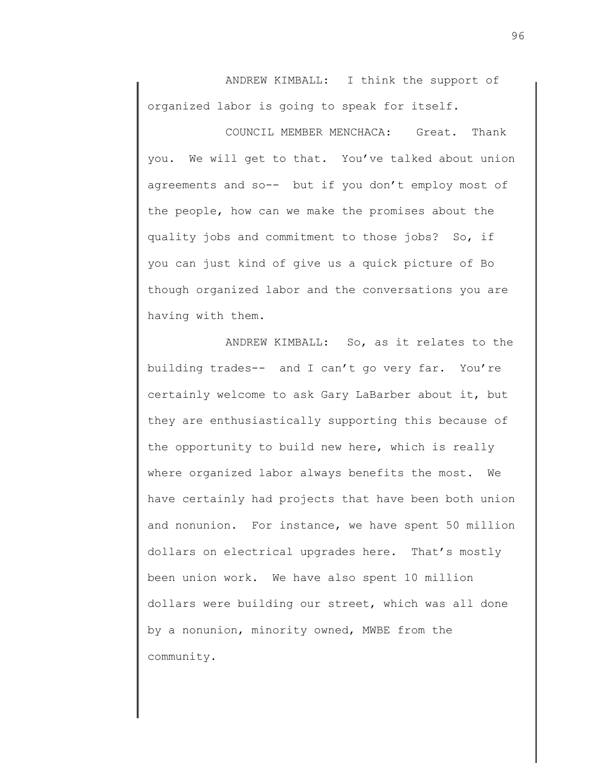ANDREW KIMBALL: I think the support of organized labor is going to speak for itself.

COUNCIL MEMBER MENCHACA: Great. Thank you. We will get to that. You've talked about union agreements and so-- but if you don't employ most of the people, how can we make the promises about the quality jobs and commitment to those jobs? So, if you can just kind of give us a quick picture of Bo though organized labor and the conversations you are having with them.

ANDREW KIMBALL: So, as it relates to the building trades-- and I can't go very far. You're certainly welcome to ask Gary LaBarber about it, but they are enthusiastically supporting this because of the opportunity to build new here, which is really where organized labor always benefits the most. We have certainly had projects that have been both union and nonunion. For instance, we have spent 50 million dollars on electrical upgrades here. That's mostly been union work. We have also spent 10 million dollars were building our street, which was all done by a nonunion, minority owned, MWBE from the community.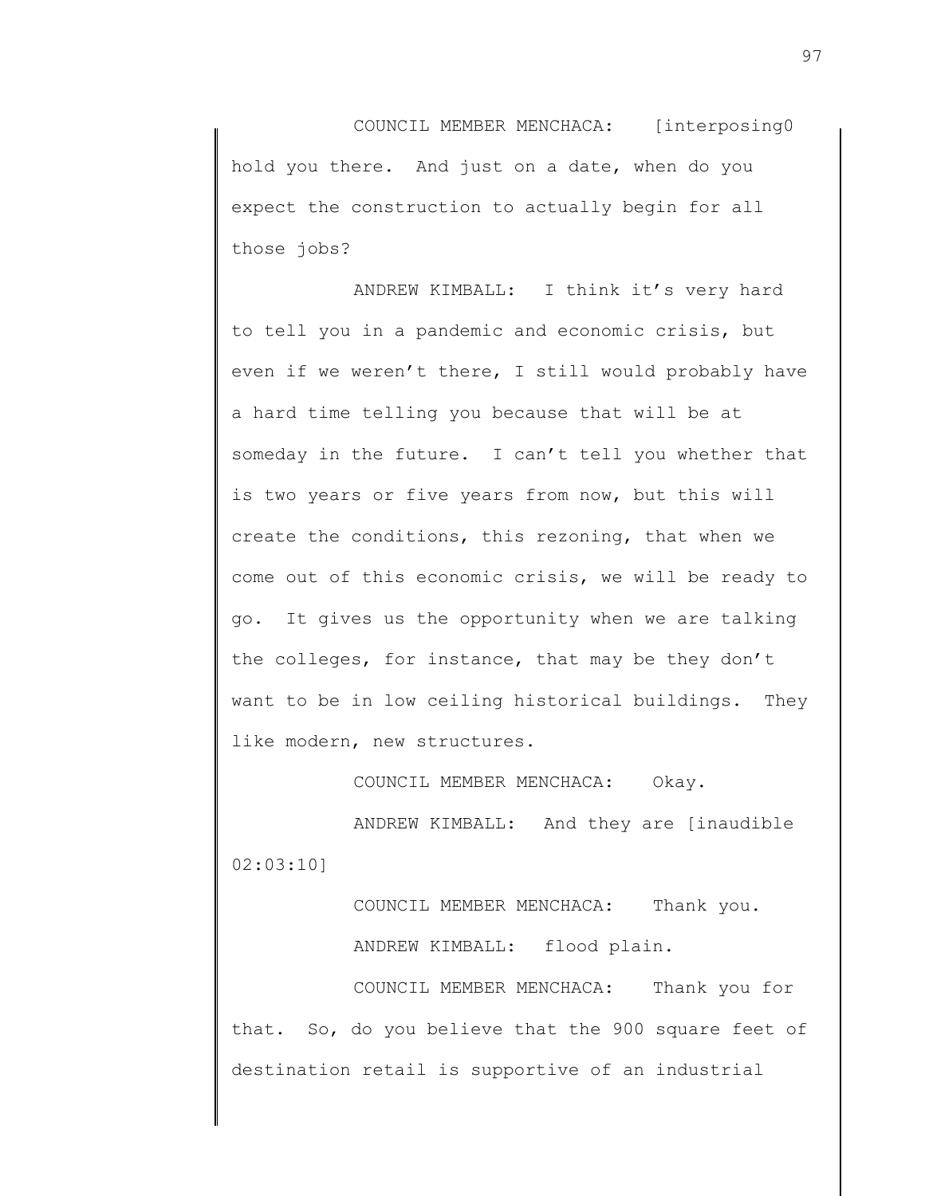COUNCIL MEMBER MENCHACA: [interposing0 hold you there. And just on a date, when do you expect the construction to actually begin for all those jobs?

ANDREW KIMBALL: I think it's very hard to tell you in a pandemic and economic crisis, but even if we weren't there, I still would probably have a hard time telling you because that will be at someday in the future. I can't tell you whether that is two years or five years from now, but this will create the conditions, this rezoning, that when we come out of this economic crisis, we will be ready to go. It gives us the opportunity when we are talking the colleges, for instance, that may be they don't want to be in low ceiling historical buildings. They like modern, new structures.

COUNCIL MEMBER MENCHACA: Okay.

ANDREW KIMBALL: And they are [inaudible 02:03:10]

COUNCIL MEMBER MENCHACA: Thank you.

ANDREW KIMBALL: flood plain.

COUNCIL MEMBER MENCHACA: Thank you for that. So, do you believe that the 900 square feet of destination retail is supportive of an industrial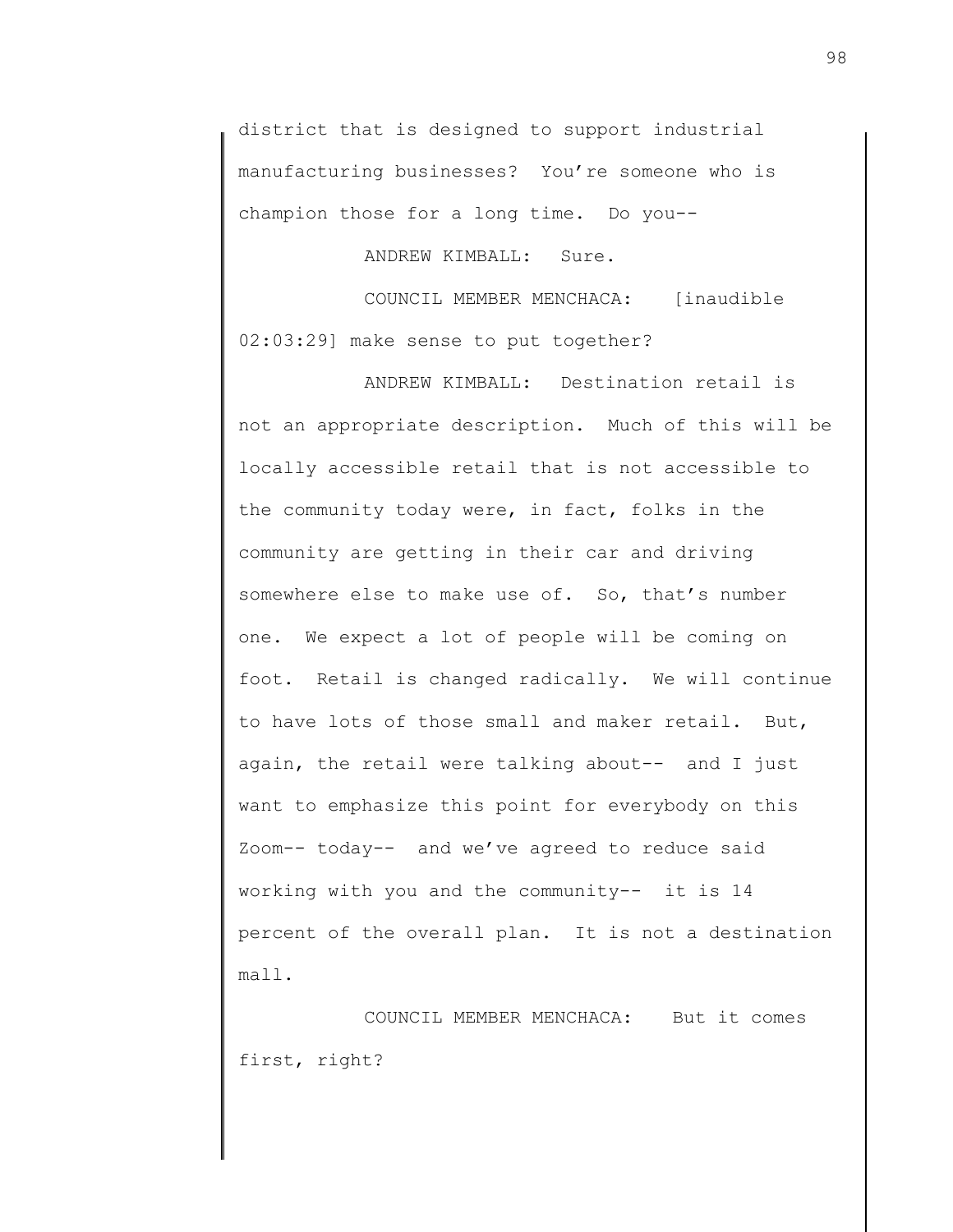district that is designed to support industrial manufacturing businesses? You're someone who is champion those for a long time. Do you--

ANDREW KIMBALL: Sure.

COUNCIL MEMBER MENCHACA: [inaudible 02:03:29] make sense to put together?

ANDREW KIMBALL: Destination retail is not an appropriate description. Much of this will be locally accessible retail that is not accessible to the community today were, in fact, folks in the community are getting in their car and driving somewhere else to make use of. So, that's number one. We expect a lot of people will be coming on foot. Retail is changed radically. We will continue to have lots of those small and maker retail. But, again, the retail were talking about-- and I just want to emphasize this point for everybody on this Zoom-- today-- and we've agreed to reduce said working with you and the community-- it is 14 percent of the overall plan. It is not a destination mall.

COUNCIL MEMBER MENCHACA: But it comes first, right?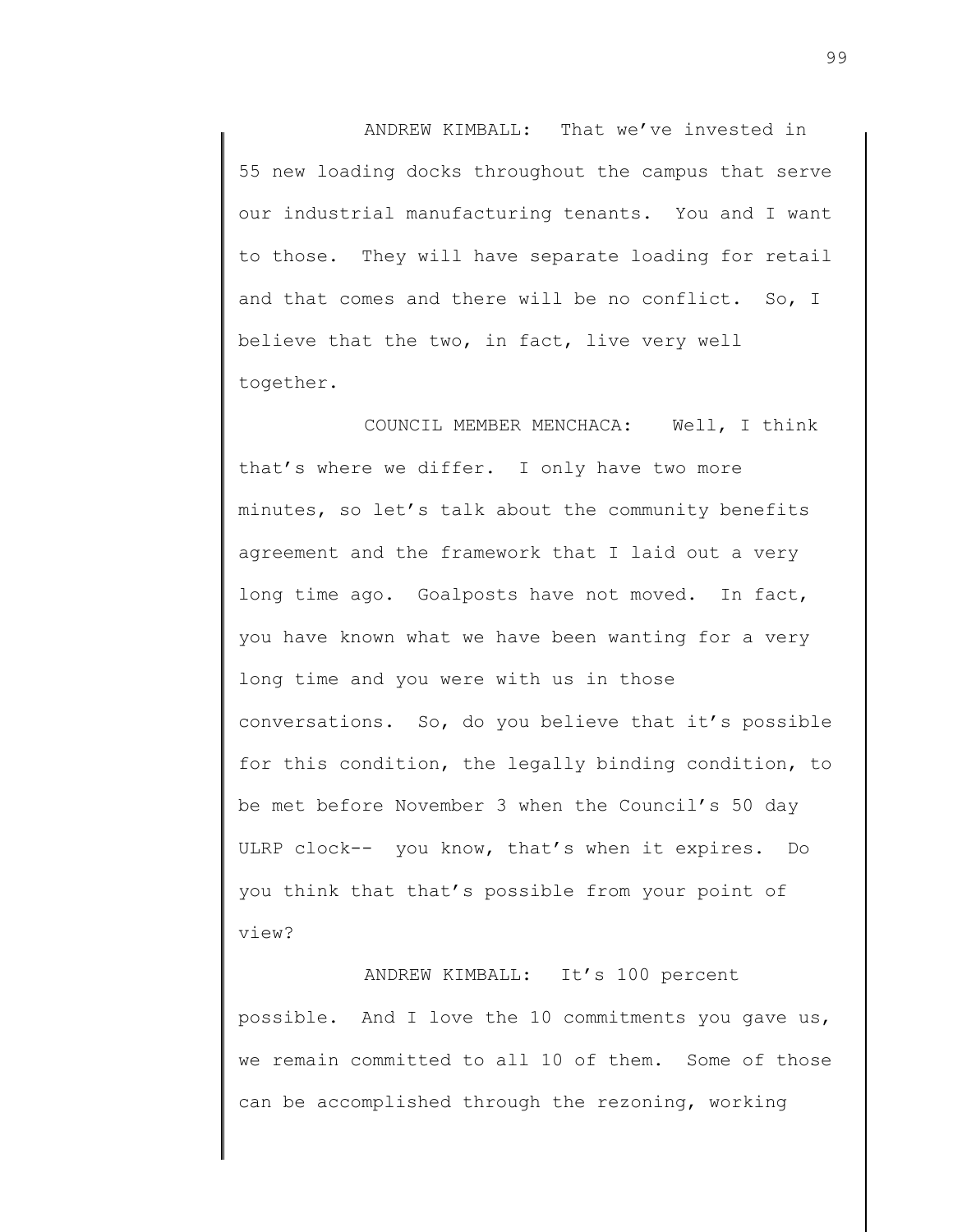ANDREW KIMBALL: That we've invested in 55 new loading docks throughout the campus that serve our industrial manufacturing tenants. You and I want to those. They will have separate loading for retail and that comes and there will be no conflict. So, I believe that the two, in fact, live very well together.

COUNCIL MEMBER MENCHACA: Well, I think that's where we differ. I only have two more minutes, so let's talk about the community benefits agreement and the framework that I laid out a very long time ago. Goalposts have not moved. In fact, you have known what we have been wanting for a very long time and you were with us in those conversations. So, do you believe that it's possible for this condition, the legally binding condition, to be met before November 3 when the Council's 50 day ULRP clock-- you know, that's when it expires. Do you think that that's possible from your point of view?

ANDREW KIMBALL: It's 100 percent possible. And I love the 10 commitments you gave us, we remain committed to all 10 of them. Some of those can be accomplished through the rezoning, working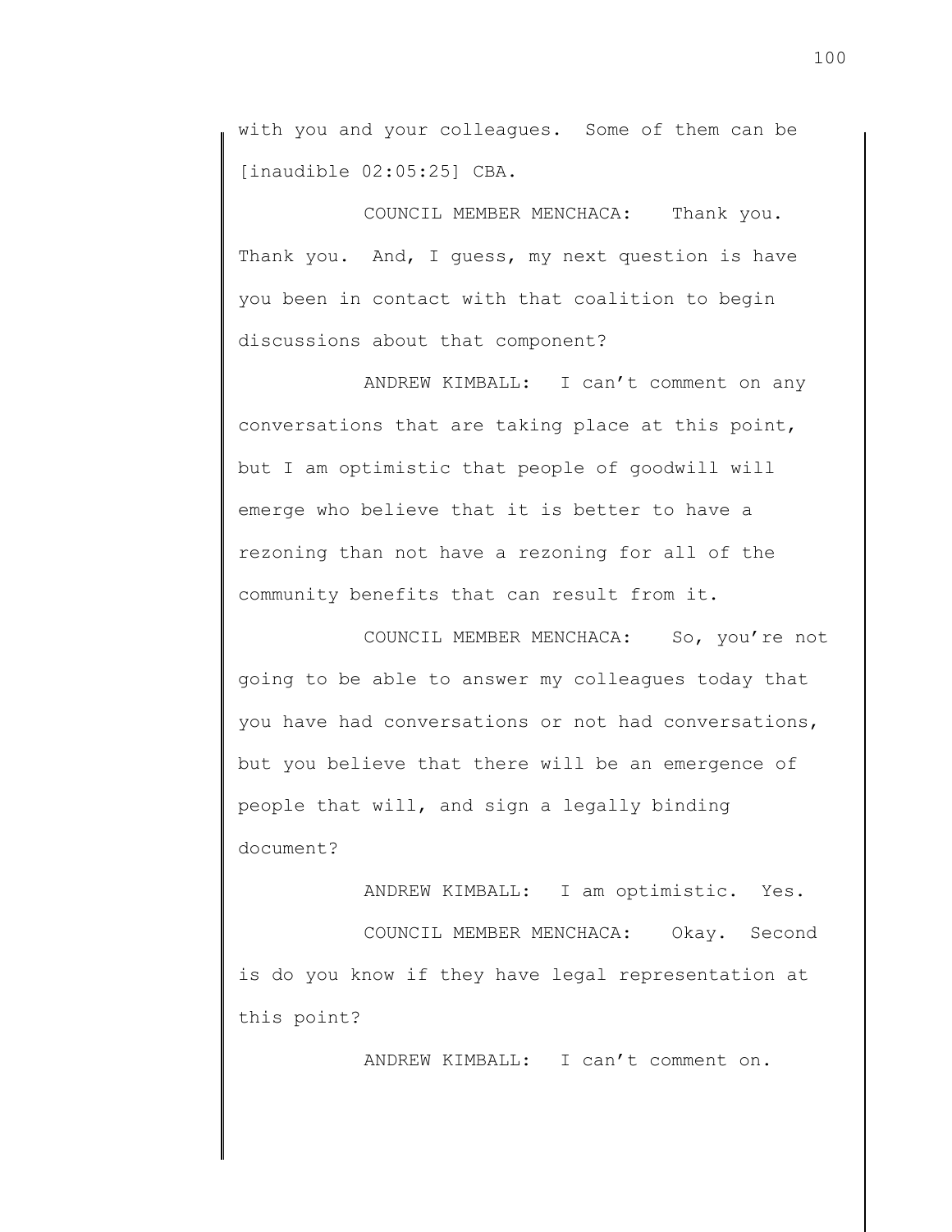with you and your colleagues. Some of them can be [inaudible 02:05:25] CBA.

COUNCIL MEMBER MENCHACA: Thank you. Thank you. And, I guess, my next question is have you been in contact with that coalition to begin discussions about that component?

ANDREW KIMBALL: I can't comment on any conversations that are taking place at this point, but I am optimistic that people of goodwill will emerge who believe that it is better to have a rezoning than not have a rezoning for all of the community benefits that can result from it.

COUNCIL MEMBER MENCHACA: So, you're not going to be able to answer my colleagues today that you have had conversations or not had conversations, but you believe that there will be an emergence of people that will, and sign a legally binding document?

ANDREW KIMBALL: I am optimistic. Yes.

COUNCIL MEMBER MENCHACA: Okay. Second is do you know if they have legal representation at this point?

ANDREW KIMBALL: I can't comment on.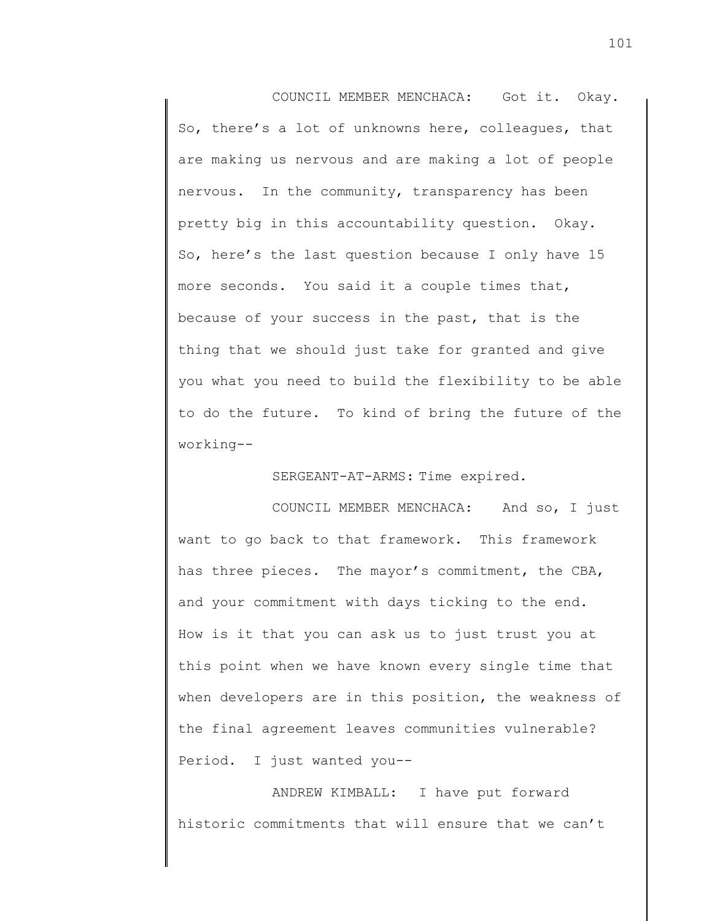COUNCIL MEMBER MENCHACA: Got it. Okay. So, there's a lot of unknowns here, colleagues, that are making us nervous and are making a lot of people nervous. In the community, transparency has been pretty big in this accountability question. Okay. So, here's the last question because I only have 15 more seconds. You said it a couple times that, because of your success in the past, that is the thing that we should just take for granted and give you what you need to build the flexibility to be able to do the future. To kind of bring the future of the working--

SERGEANT-AT-ARMS: Time expired.

COUNCIL MEMBER MENCHACA: And so, I just want to go back to that framework. This framework has three pieces. The mayor's commitment, the CBA, and your commitment with days ticking to the end. How is it that you can ask us to just trust you at this point when we have known every single time that when developers are in this position, the weakness of the final agreement leaves communities vulnerable? Period. I just wanted you--

ANDREW KIMBALL: I have put forward historic commitments that will ensure that we can't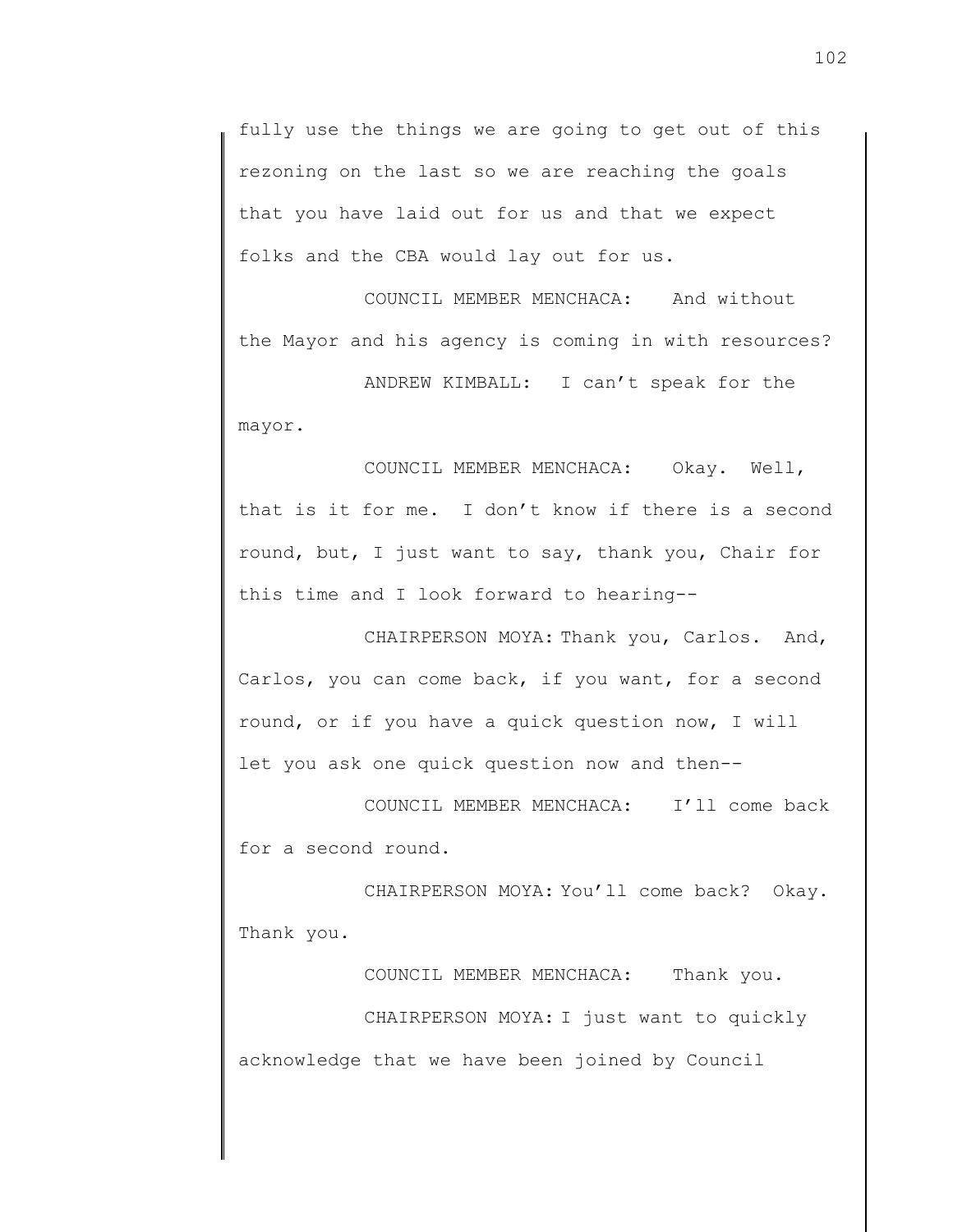fully use the things we are going to get out of this rezoning on the last so we are reaching the goals that you have laid out for us and that we expect folks and the CBA would lay out for us.

COUNCIL MEMBER MENCHACA: And without the Mayor and his agency is coming in with resources?

ANDREW KIMBALL: I can't speak for the mayor.

COUNCIL MEMBER MENCHACA: Okay. Well, that is it for me. I don't know if there is a second round, but, I just want to say, thank you, Chair for this time and I look forward to hearing--

CHAIRPERSON MOYA: Thank you, Carlos. And, Carlos, you can come back, if you want, for a second round, or if you have a quick question now, I will let you ask one quick question now and then--

COUNCIL MEMBER MENCHACA: I'll come back for a second round.

CHAIRPERSON MOYA: You'll come back? Okay. Thank you.

COUNCIL MEMBER MENCHACA: Thank you.

CHAIRPERSON MOYA: I just want to quickly acknowledge that we have been joined by Council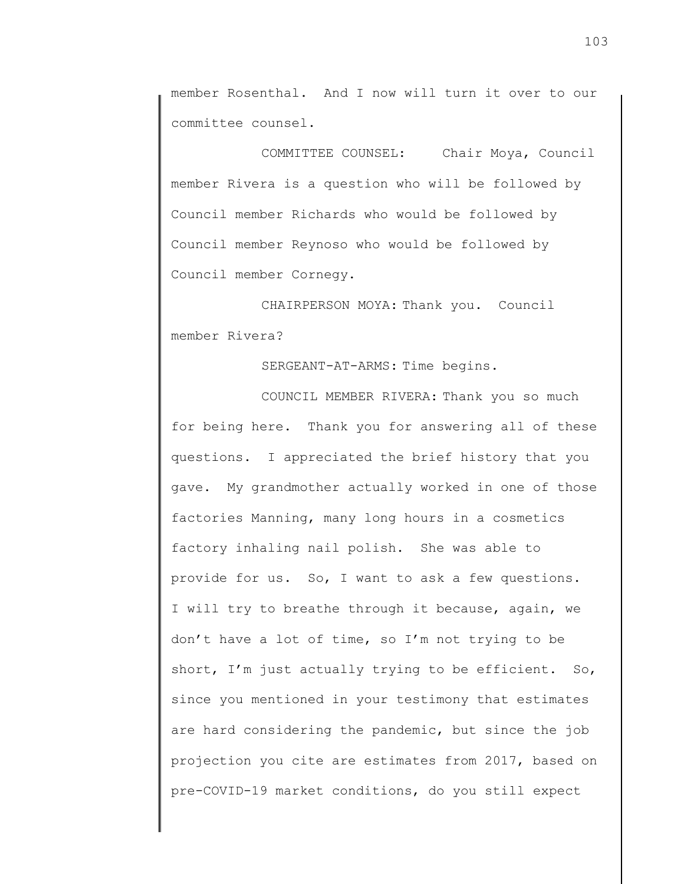member Rosenthal. And I now will turn it over to our committee counsel.

COMMITTEE COUNSEL: Chair Moya, Council member Rivera is a question who will be followed by Council member Richards who would be followed by Council member Reynoso who would be followed by Council member Cornegy.

CHAIRPERSON MOYA: Thank you. Council member Rivera?

SERGEANT-AT-ARMS: Time begins.

COUNCIL MEMBER RIVERA: Thank you so much for being here. Thank you for answering all of these questions. I appreciated the brief history that you gave. My grandmother actually worked in one of those factories Manning, many long hours in a cosmetics factory inhaling nail polish. She was able to provide for us. So, I want to ask a few questions. I will try to breathe through it because, again, we don't have a lot of time, so I'm not trying to be short, I'm just actually trying to be efficient. So, since you mentioned in your testimony that estimates are hard considering the pandemic, but since the job projection you cite are estimates from 2017, based on pre-COVID-19 market conditions, do you still expect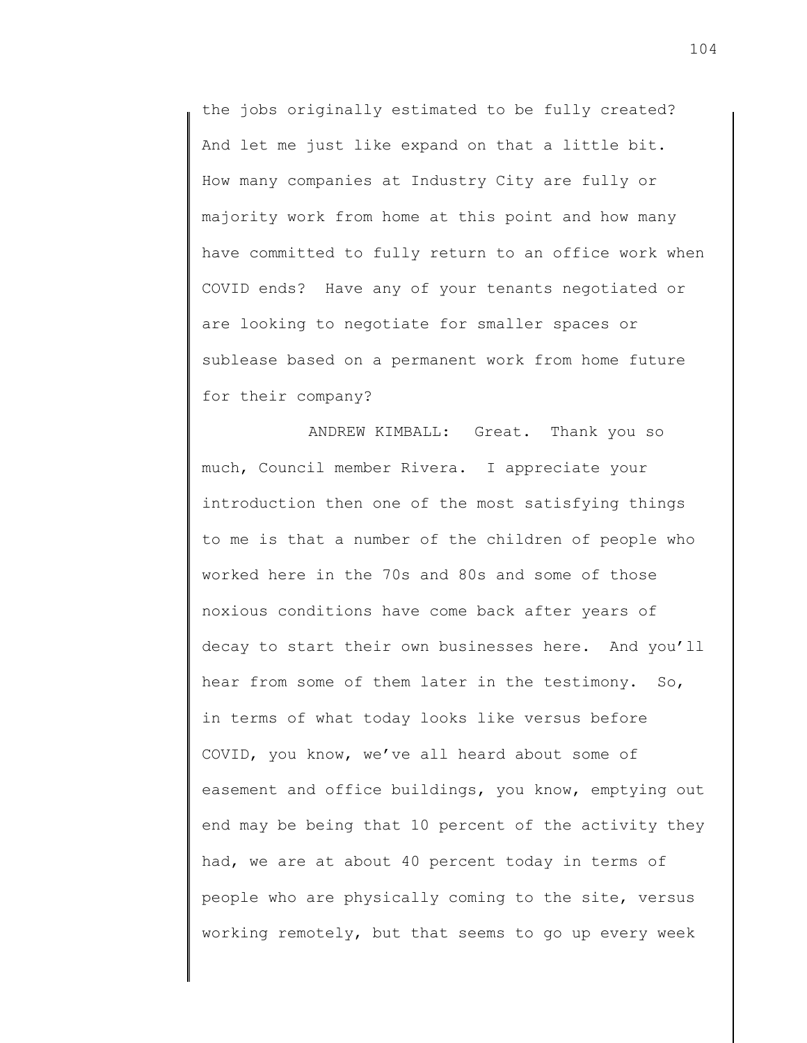the jobs originally estimated to be fully created? And let me just like expand on that a little bit. How many companies at Industry City are fully or majority work from home at this point and how many have committed to fully return to an office work when COVID ends? Have any of your tenants negotiated or are looking to negotiate for smaller spaces or sublease based on a permanent work from home future for their company?

ANDREW KIMBALL: Great. Thank you so much, Council member Rivera. I appreciate your introduction then one of the most satisfying things to me is that a number of the children of people who worked here in the 70s and 80s and some of those noxious conditions have come back after years of decay to start their own businesses here. And you'll hear from some of them later in the testimony. So, in terms of what today looks like versus before COVID, you know, we've all heard about some of easement and office buildings, you know, emptying out end may be being that 10 percent of the activity they had, we are at about 40 percent today in terms of people who are physically coming to the site, versus working remotely, but that seems to go up every week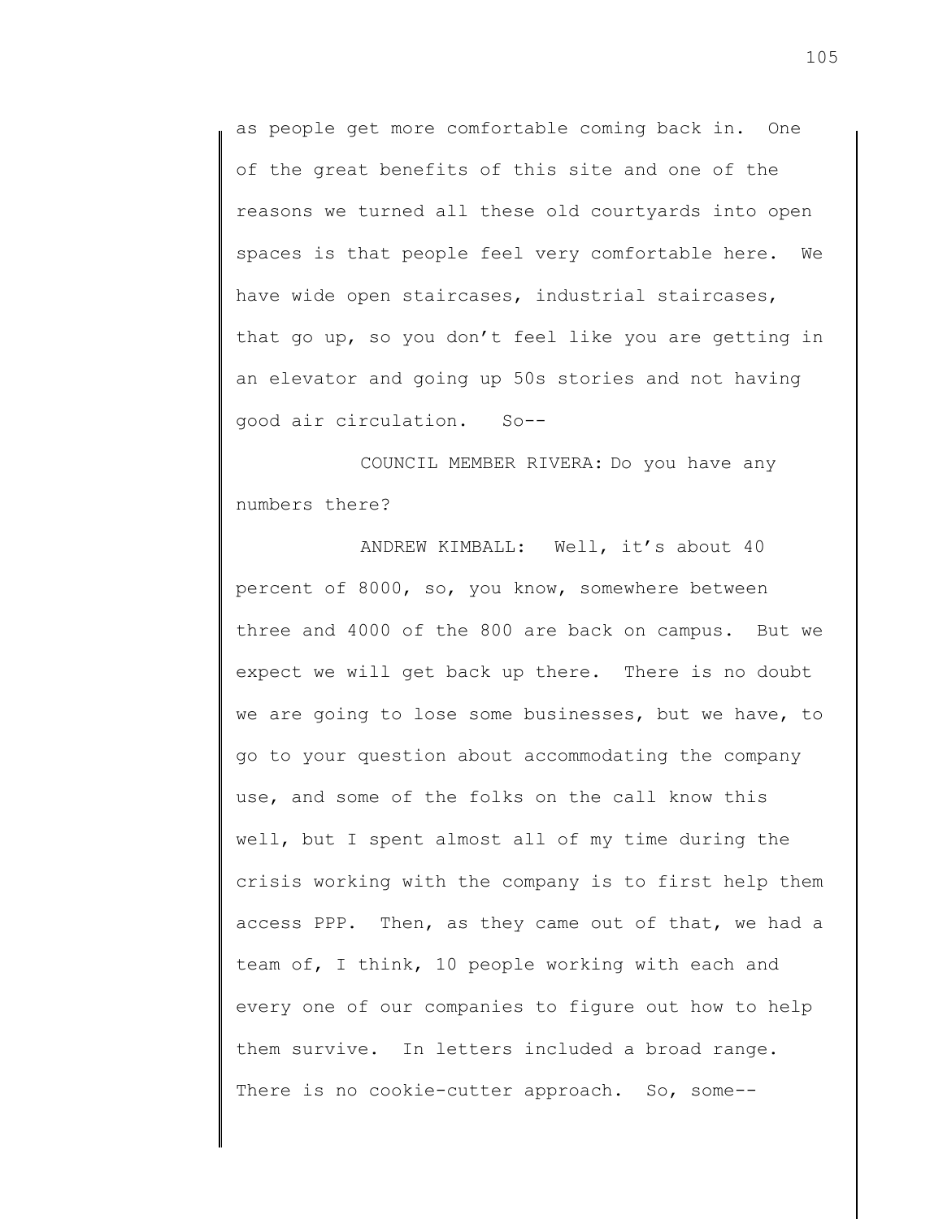as people get more comfortable coming back in. One of the great benefits of this site and one of the reasons we turned all these old courtyards into open spaces is that people feel very comfortable here. We have wide open staircases, industrial staircases, that go up, so you don't feel like you are getting in an elevator and going up 50s stories and not having good air circulation. So--

COUNCIL MEMBER RIVERA: Do you have any numbers there?

ANDREW KIMBALL: Well, it's about 40 percent of 8000, so, you know, somewhere between three and 4000 of the 800 are back on campus. But we expect we will get back up there. There is no doubt we are going to lose some businesses, but we have, to go to your question about accommodating the company use, and some of the folks on the call know this well, but I spent almost all of my time during the crisis working with the company is to first help them access PPP. Then, as they came out of that, we had a team of, I think, 10 people working with each and every one of our companies to figure out how to help them survive. In letters included a broad range. There is no cookie-cutter approach. So, some--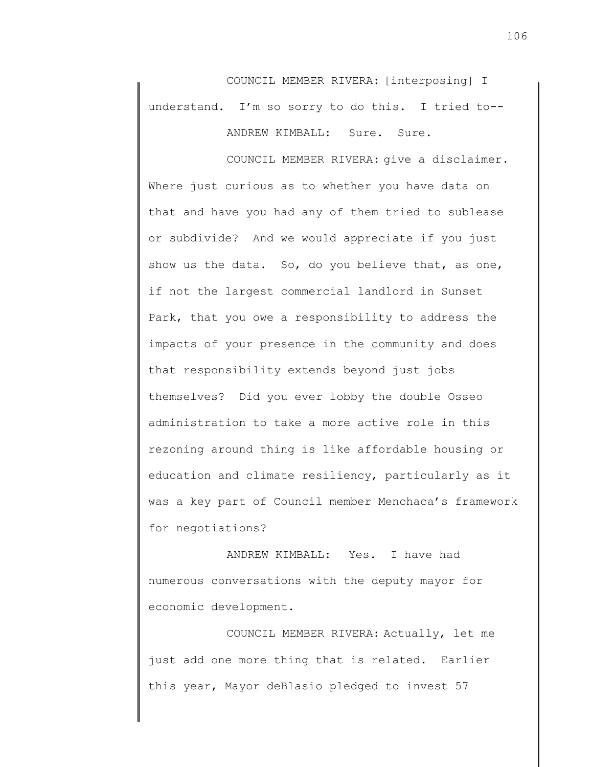COUNCIL MEMBER RIVERA: [interposing] I understand. I'm so sorry to do this. I tried to--

ANDREW KIMBALL: Sure. Sure.

COUNCIL MEMBER RIVERA: give a disclaimer. Where just curious as to whether you have data on that and have you had any of them tried to sublease or subdivide? And we would appreciate if you just show us the data. So, do you believe that, as one, if not the largest commercial landlord in Sunset Park, that you owe a responsibility to address the impacts of your presence in the community and does that responsibility extends beyond just jobs themselves? Did you ever lobby the double Osseo administration to take a more active role in this rezoning around thing is like affordable housing or education and climate resiliency, particularly as it was a key part of Council member Menchaca's framework for negotiations?

ANDREW KIMBALL: Yes. I have had numerous conversations with the deputy mayor for economic development.

COUNCIL MEMBER RIVERA: Actually, let me just add one more thing that is related. Earlier this year, Mayor deBlasio pledged to invest 57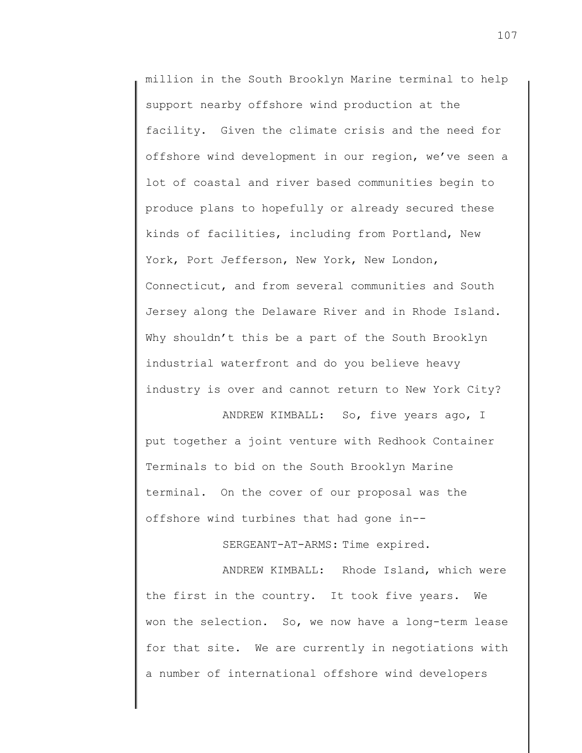million in the South Brooklyn Marine terminal to help support nearby offshore wind production at the facility. Given the climate crisis and the need for offshore wind development in our region, we've seen a lot of coastal and river based communities begin to produce plans to hopefully or already secured these kinds of facilities, including from Portland, New York, Port Jefferson, New York, New London, Connecticut, and from several communities and South Jersey along the Delaware River and in Rhode Island. Why shouldn't this be a part of the South Brooklyn industrial waterfront and do you believe heavy industry is over and cannot return to New York City?

ANDREW KIMBALL: So, five years ago, I put together a joint venture with Redhook Container Terminals to bid on the South Brooklyn Marine terminal. On the cover of our proposal was the offshore wind turbines that had gone in--

SERGEANT-AT-ARMS: Time expired.

ANDREW KIMBALL: Rhode Island, which were the first in the country. It took five years. We won the selection. So, we now have a long-term lease for that site. We are currently in negotiations with a number of international offshore wind developers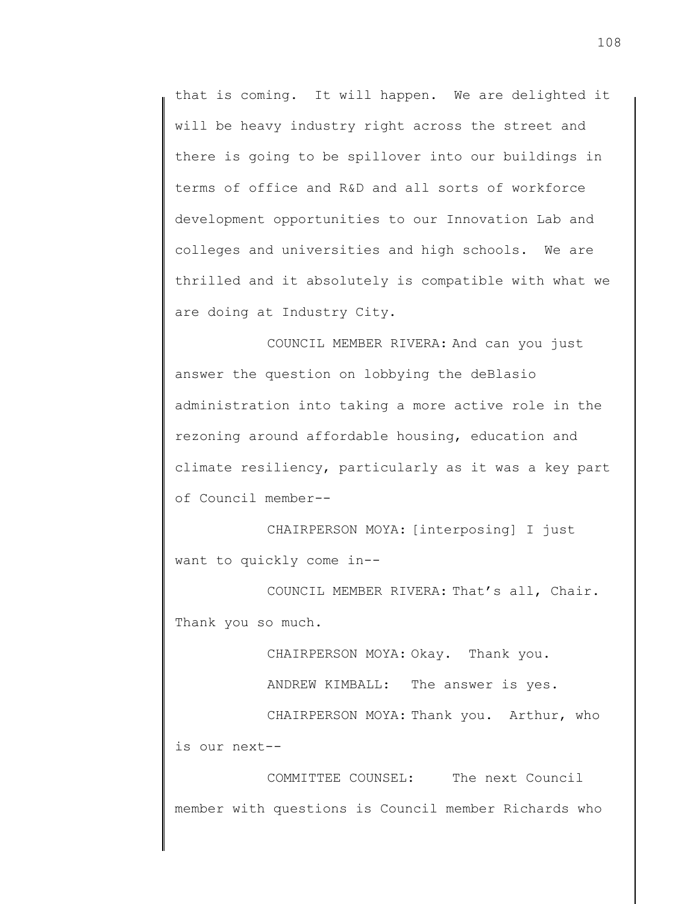that is coming. It will happen. We are delighted it will be heavy industry right across the street and there is going to be spillover into our buildings in terms of office and R&D and all sorts of workforce development opportunities to our Innovation Lab and colleges and universities and high schools. We are thrilled and it absolutely is compatible with what we are doing at Industry City.

COUNCIL MEMBER RIVERA: And can you just answer the question on lobbying the deBlasio administration into taking a more active role in the rezoning around affordable housing, education and climate resiliency, particularly as it was a key part of Council member--

CHAIRPERSON MOYA: [interposing] I just want to quickly come in--

COUNCIL MEMBER RIVERA: That's all, Chair. Thank you so much.

CHAIRPERSON MOYA: Okay. Thank you.

ANDREW KIMBALL: The answer is yes.

CHAIRPERSON MOYA: Thank you. Arthur, who is our next--

COMMITTEE COUNSEL: The next Council member with questions is Council member Richards who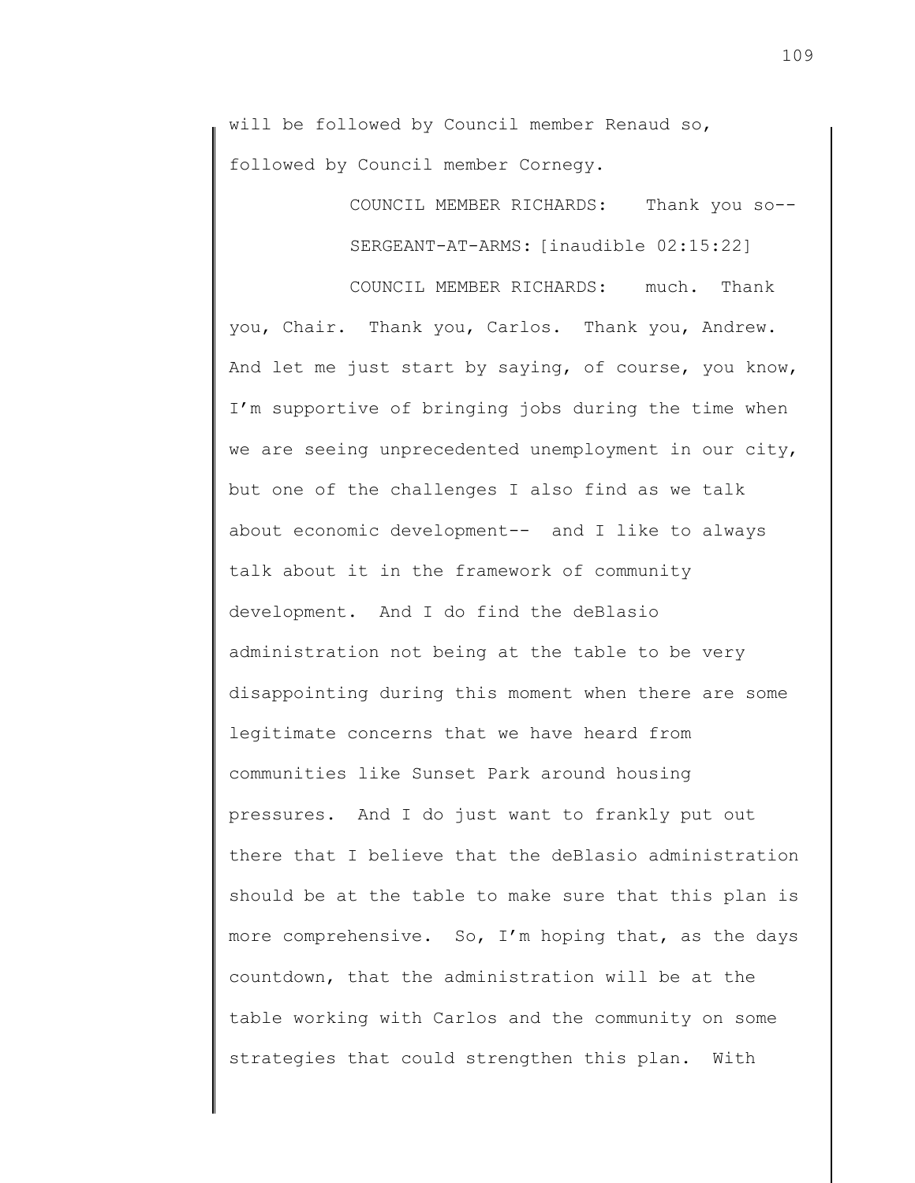will be followed by Council member Renaud so, followed by Council member Cornegy.

COUNCIL MEMBER RICHARDS: Thank you so--

SERGEANT-AT-ARMS: [inaudible 02:15:22]

COUNCIL MEMBER RICHARDS: much. Thank you, Chair. Thank you, Carlos. Thank you, Andrew. And let me just start by saying, of course, you know, I'm supportive of bringing jobs during the time when we are seeing unprecedented unemployment in our city, but one of the challenges I also find as we talk about economic development-- and I like to always talk about it in the framework of community development. And I do find the deBlasio administration not being at the table to be very disappointing during this moment when there are some legitimate concerns that we have heard from communities like Sunset Park around housing pressures. And I do just want to frankly put out there that I believe that the deBlasio administration should be at the table to make sure that this plan is more comprehensive. So, I'm hoping that, as the days countdown, that the administration will be at the table working with Carlos and the community on some strategies that could strengthen this plan. With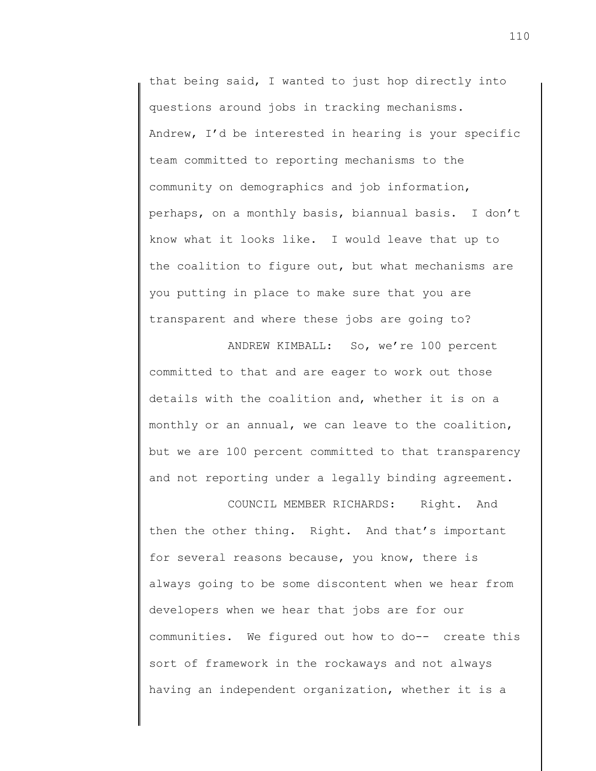that being said, I wanted to just hop directly into questions around jobs in tracking mechanisms. Andrew, I'd be interested in hearing is your specific team committed to reporting mechanisms to the community on demographics and job information, perhaps, on a monthly basis, biannual basis. I don't know what it looks like. I would leave that up to the coalition to figure out, but what mechanisms are you putting in place to make sure that you are transparent and where these jobs are going to?

ANDREW KIMBALL: So, we're 100 percent committed to that and are eager to work out those details with the coalition and, whether it is on a monthly or an annual, we can leave to the coalition, but we are 100 percent committed to that transparency and not reporting under a legally binding agreement.

COUNCIL MEMBER RICHARDS: Right. And then the other thing. Right. And that's important for several reasons because, you know, there is always going to be some discontent when we hear from developers when we hear that jobs are for our communities. We figured out how to do-- create this sort of framework in the rockaways and not always having an independent organization, whether it is a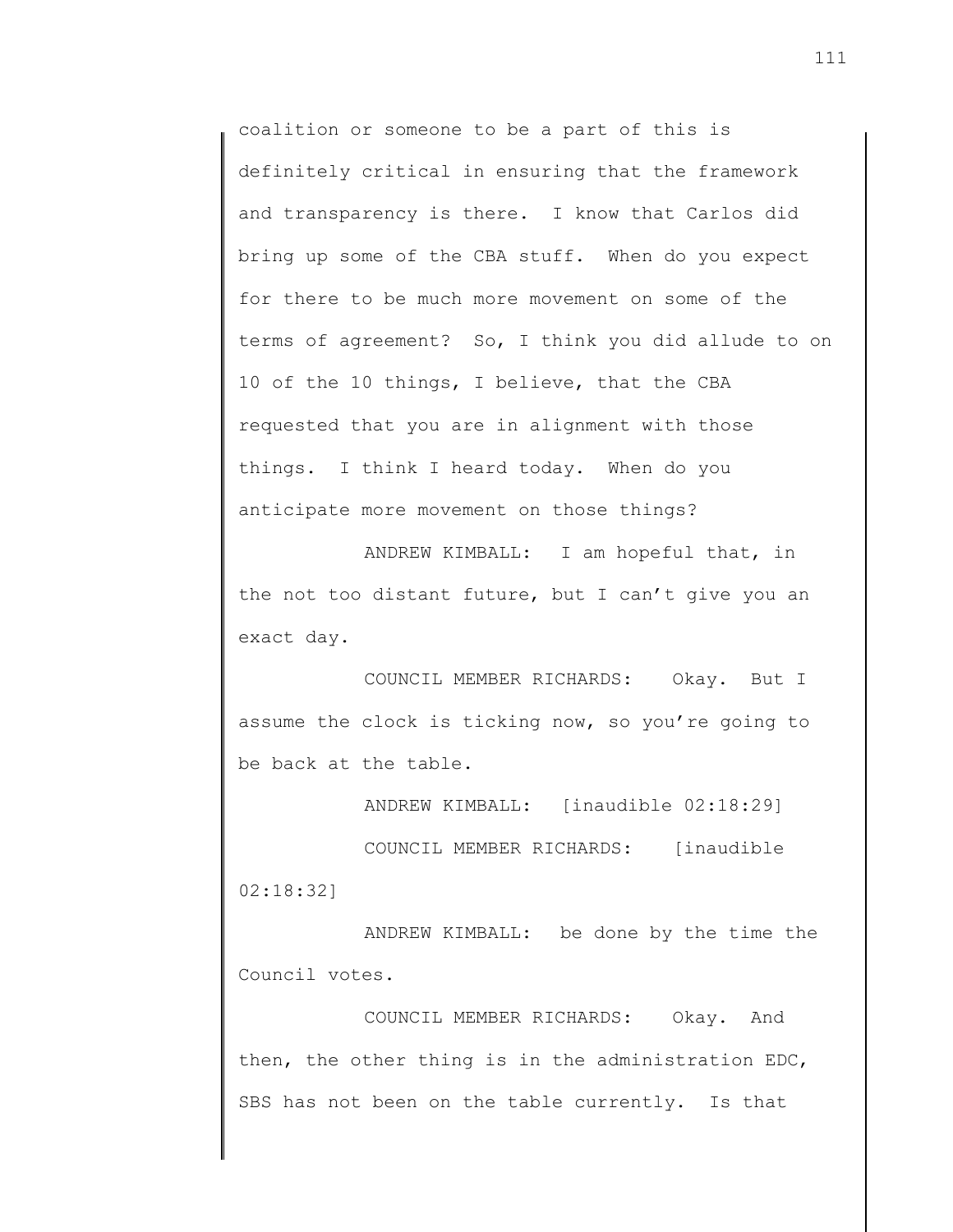coalition or someone to be a part of this is definitely critical in ensuring that the framework and transparency is there. I know that Carlos did bring up some of the CBA stuff. When do you expect for there to be much more movement on some of the terms of agreement? So, I think you did allude to on 10 of the 10 things, I believe, that the CBA requested that you are in alignment with those things. I think I heard today. When do you anticipate more movement on those things?

ANDREW KIMBALL: I am hopeful that, in the not too distant future, but I can't give you an exact day.

COUNCIL MEMBER RICHARDS: Okay. But I assume the clock is ticking now, so you're going to be back at the table.

ANDREW KIMBALL: [inaudible 02:18:29]

COUNCIL MEMBER RICHARDS: [inaudible 02:18:32]

ANDREW KIMBALL: be done by the time the Council votes.

COUNCIL MEMBER RICHARDS: Okay. And then, the other thing is in the administration EDC, SBS has not been on the table currently. Is that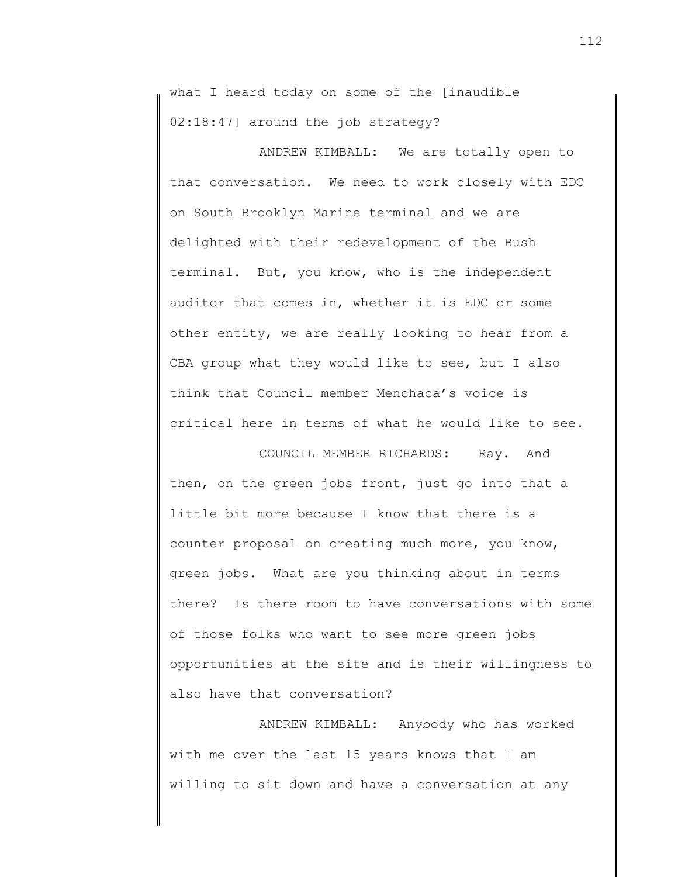what I heard today on some of the [inaudible 02:18:47] around the job strategy?

ANDREW KIMBALL: We are totally open to that conversation. We need to work closely with EDC on South Brooklyn Marine terminal and we are delighted with their redevelopment of the Bush terminal. But, you know, who is the independent auditor that comes in, whether it is EDC or some other entity, we are really looking to hear from a CBA group what they would like to see, but I also think that Council member Menchaca's voice is critical here in terms of what he would like to see.

COUNCIL MEMBER RICHARDS: Ray. And then, on the green jobs front, just go into that a little bit more because I know that there is a counter proposal on creating much more, you know, green jobs. What are you thinking about in terms there? Is there room to have conversations with some of those folks who want to see more green jobs opportunities at the site and is their willingness to also have that conversation?

ANDREW KIMBALL: Anybody who has worked with me over the last 15 years knows that I am willing to sit down and have a conversation at any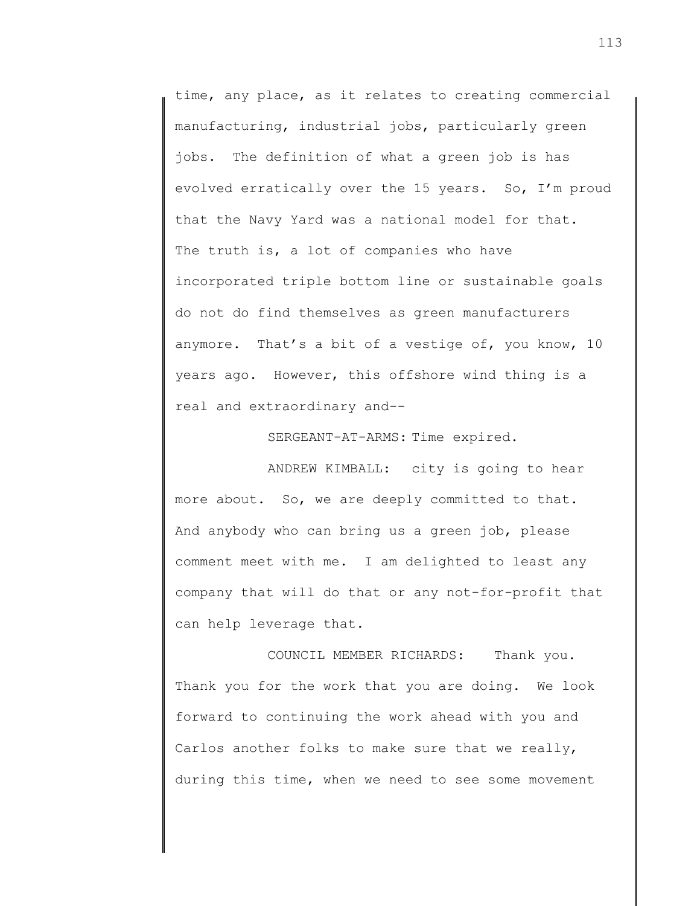time, any place, as it relates to creating commercial manufacturing, industrial jobs, particularly green jobs. The definition of what a green job is has evolved erratically over the 15 years. So, I'm proud that the Navy Yard was a national model for that. The truth is, a lot of companies who have incorporated triple bottom line or sustainable goals do not do find themselves as green manufacturers anymore. That's a bit of a vestige of, you know, 10 years ago. However, this offshore wind thing is a real and extraordinary and--

SERGEANT-AT-ARMS: Time expired.

ANDREW KIMBALL: city is going to hear more about. So, we are deeply committed to that. And anybody who can bring us a green job, please comment meet with me. I am delighted to least any company that will do that or any not-for-profit that can help leverage that.

COUNCIL MEMBER RICHARDS: Thank you. Thank you for the work that you are doing. We look forward to continuing the work ahead with you and Carlos another folks to make sure that we really, during this time, when we need to see some movement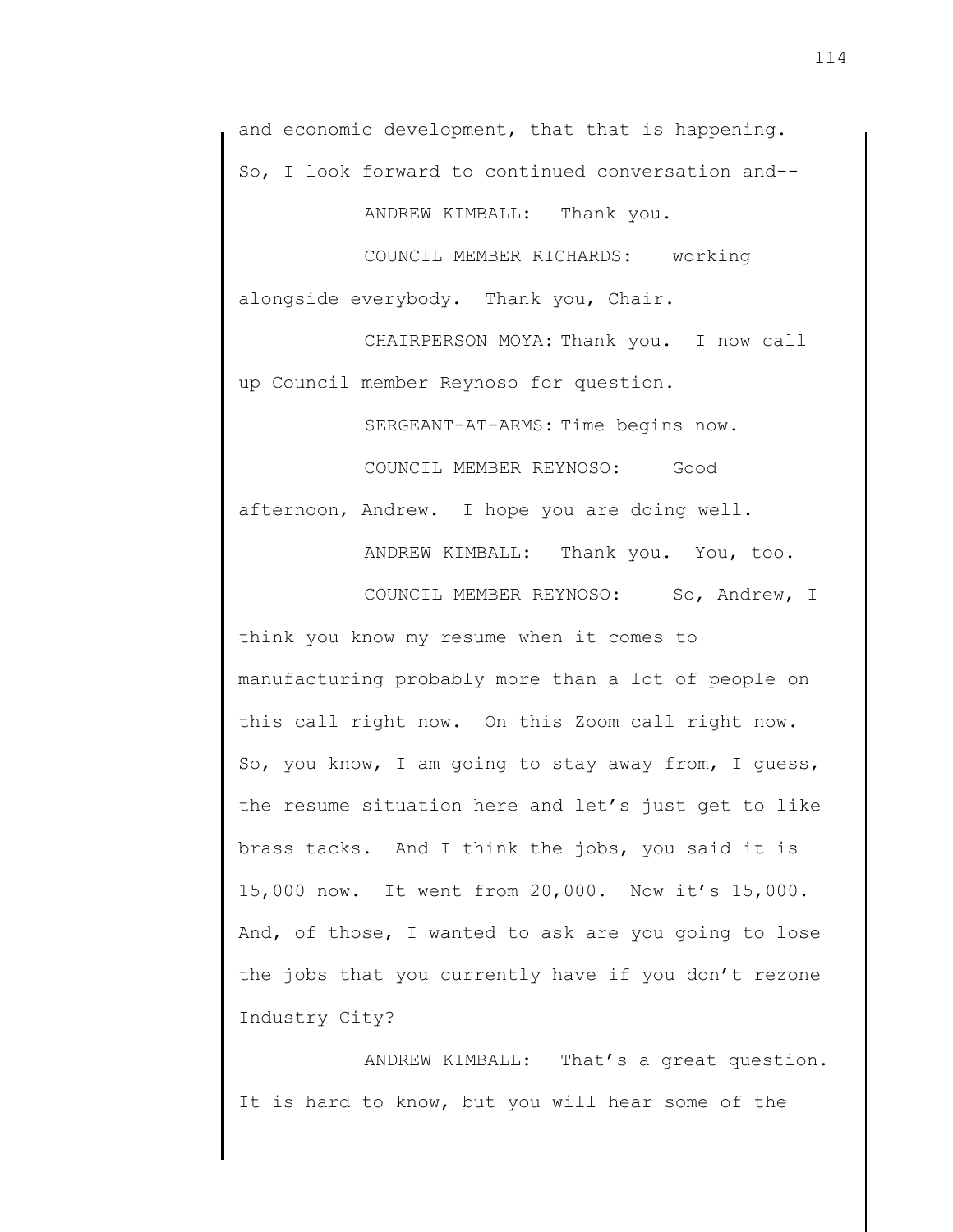and economic development, that that is happening. So, I look forward to continued conversation and--

ANDREW KIMBALL: Thank you.

COUNCIL MEMBER RICHARDS: working alongside everybody. Thank you, Chair.

CHAIRPERSON MOYA: Thank you. I now call up Council member Reynoso for question.

SERGEANT-AT-ARMS: Time begins now.

COUNCIL MEMBER REYNOSO: Good afternoon, Andrew. I hope you are doing well.

ANDREW KIMBALL: Thank you. You, too.

COUNCIL MEMBER REYNOSO: So, Andrew, I think you know my resume when it comes to manufacturing probably more than a lot of people on this call right now. On this Zoom call right now. So, you know, I am going to stay away from, I guess, the resume situation here and let's just get to like brass tacks. And I think the jobs, you said it is 15,000 now. It went from 20,000. Now it's 15,000. And, of those, I wanted to ask are you going to lose the jobs that you currently have if you don't rezone Industry City?

ANDREW KIMBALL: That's a great question. It is hard to know, but you will hear some of the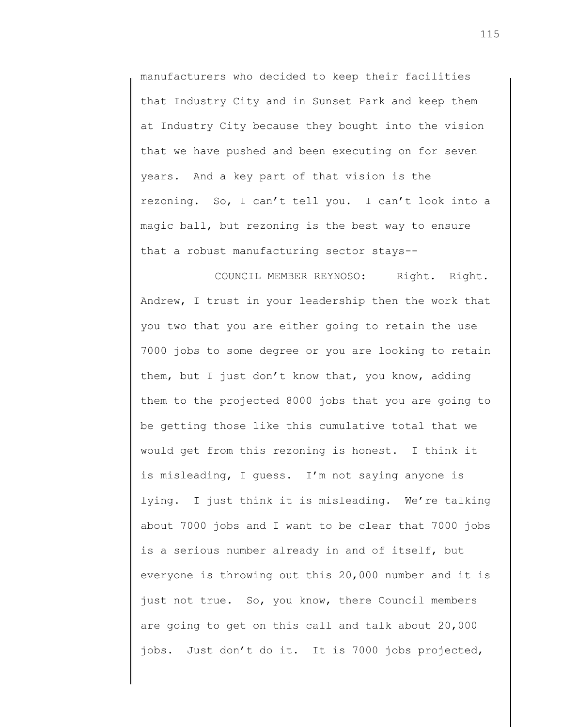manufacturers who decided to keep their facilities that Industry City and in Sunset Park and keep them at Industry City because they bought into the vision that we have pushed and been executing on for seven years. And a key part of that vision is the rezoning. So, I can't tell you. I can't look into a magic ball, but rezoning is the best way to ensure that a robust manufacturing sector stays--

COUNCIL MEMBER REYNOSO: Right. Right. Andrew, I trust in your leadership then the work that you two that you are either going to retain the use 7000 jobs to some degree or you are looking to retain them, but I just don't know that, you know, adding them to the projected 8000 jobs that you are going to be getting those like this cumulative total that we would get from this rezoning is honest. I think it is misleading, I guess. I'm not saying anyone is lying. I just think it is misleading. We're talking about 7000 jobs and I want to be clear that 7000 jobs is a serious number already in and of itself, but everyone is throwing out this 20,000 number and it is just not true. So, you know, there Council members are going to get on this call and talk about 20,000 jobs. Just don't do it. It is 7000 jobs projected,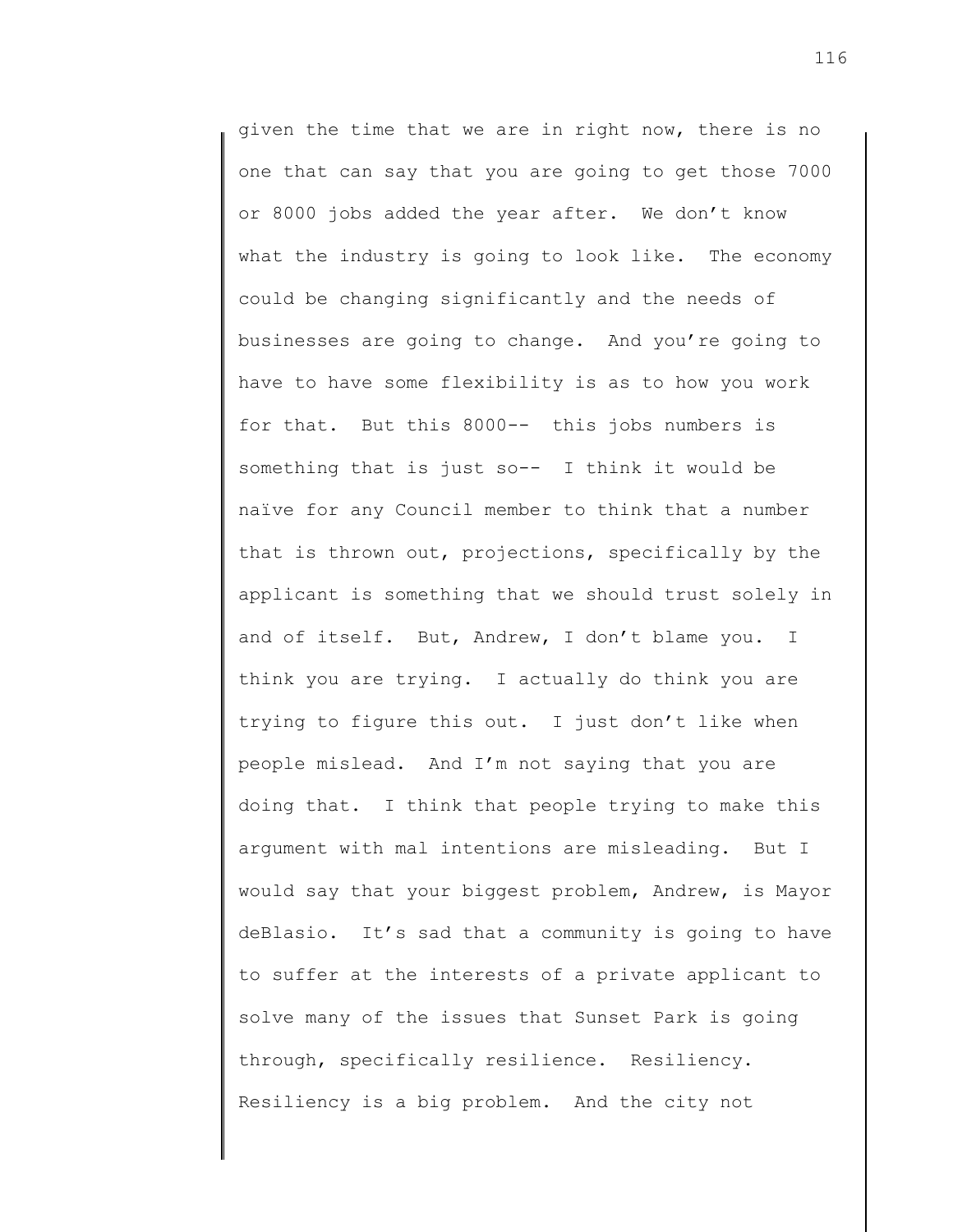given the time that we are in right now, there is no one that can say that you are going to get those 7000 or 8000 jobs added the year after. We don't know what the industry is going to look like. The economy could be changing significantly and the needs of businesses are going to change. And you're going to have to have some flexibility is as to how you work for that. But this 8000-- this jobs numbers is something that is just so-- I think it would be naïve for any Council member to think that a number that is thrown out, projections, specifically by the applicant is something that we should trust solely in and of itself. But, Andrew, I don't blame you. I think you are trying. I actually do think you are trying to figure this out. I just don't like when people mislead. And I'm not saying that you are doing that. I think that people trying to make this argument with mal intentions are misleading. But I would say that your biggest problem, Andrew, is Mayor deBlasio. It's sad that a community is going to have to suffer at the interests of a private applicant to solve many of the issues that Sunset Park is going through, specifically resilience. Resiliency. Resiliency is a big problem. And the city not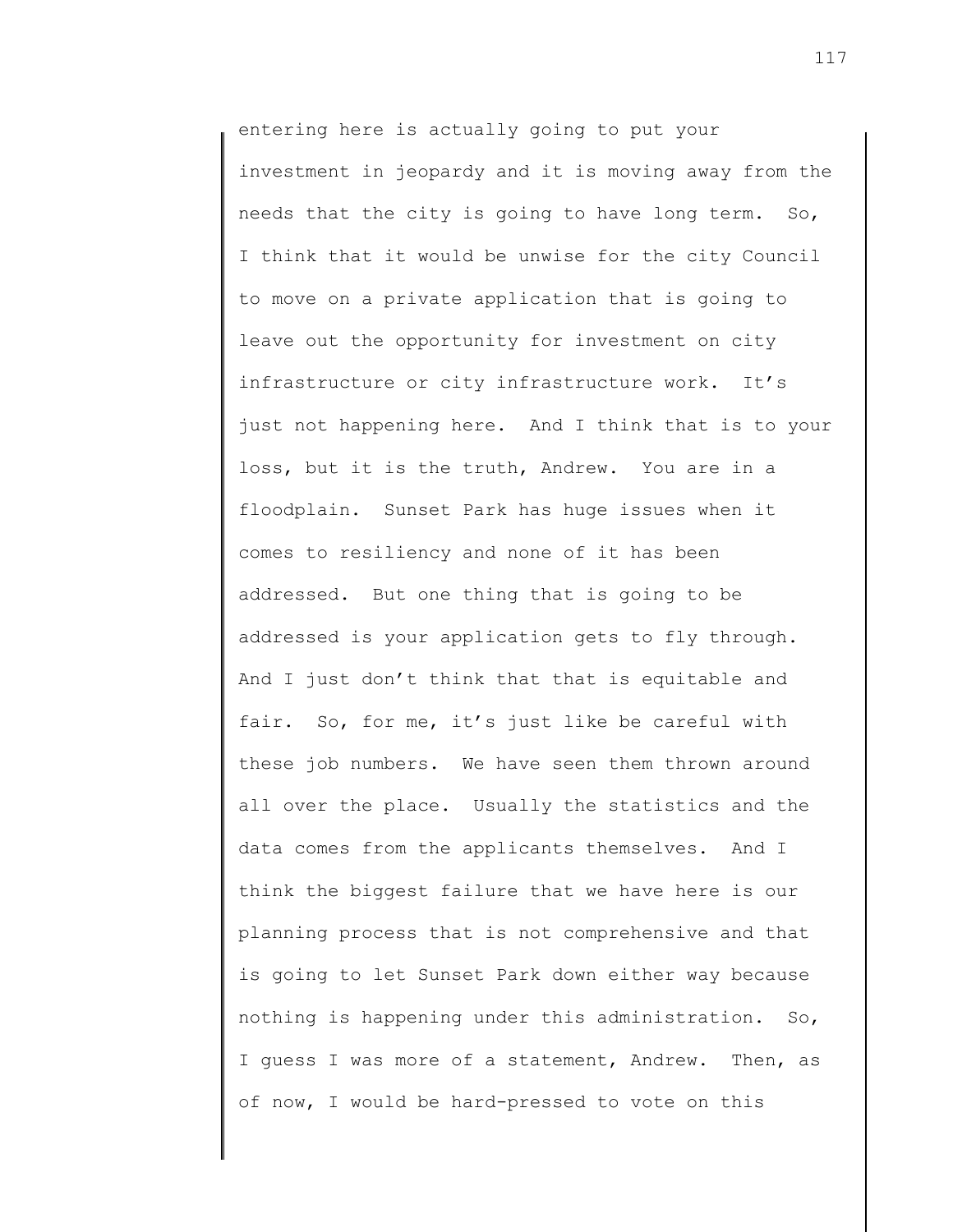entering here is actually going to put your investment in jeopardy and it is moving away from the needs that the city is going to have long term. So, I think that it would be unwise for the city Council to move on a private application that is going to leave out the opportunity for investment on city infrastructure or city infrastructure work. It's just not happening here. And I think that is to your loss, but it is the truth, Andrew. You are in a floodplain. Sunset Park has huge issues when it comes to resiliency and none of it has been addressed. But one thing that is going to be addressed is your application gets to fly through. And I just don't think that that is equitable and fair. So, for me, it's just like be careful with these job numbers. We have seen them thrown around all over the place. Usually the statistics and the data comes from the applicants themselves. And I think the biggest failure that we have here is our planning process that is not comprehensive and that is going to let Sunset Park down either way because nothing is happening under this administration. So, I guess I was more of a statement, Andrew. Then, as of now, I would be hard-pressed to vote on this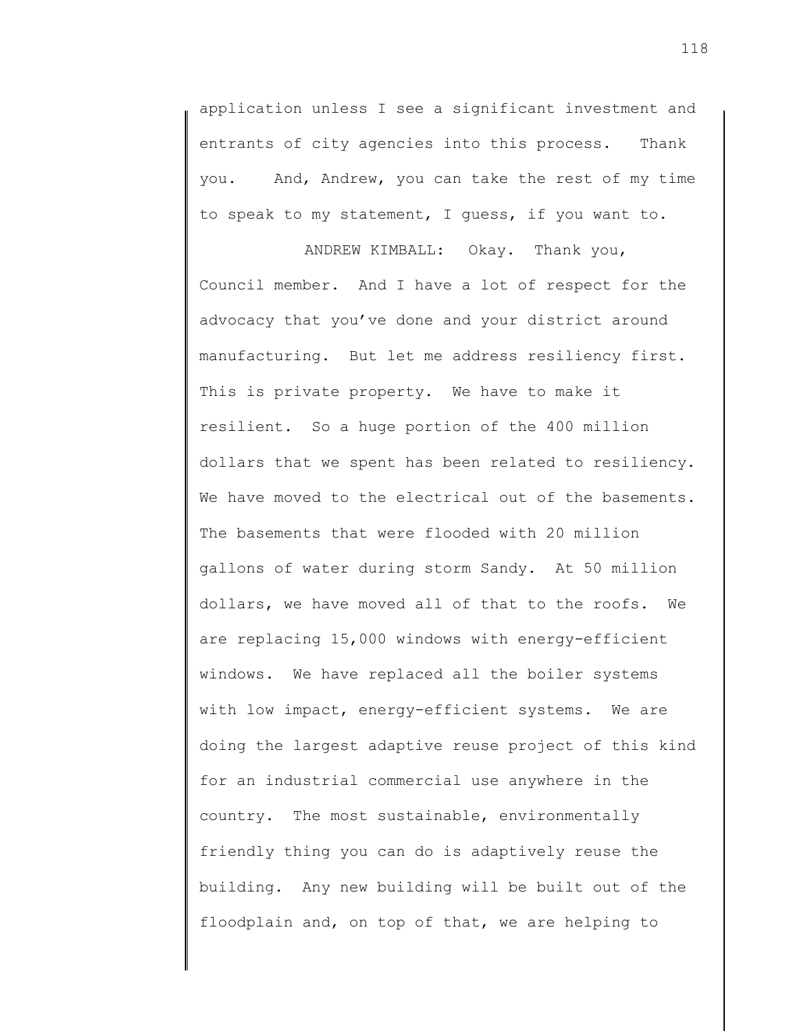application unless I see a significant investment and entrants of city agencies into this process. Thank you. And, Andrew, you can take the rest of my time to speak to my statement, I guess, if you want to.

ANDREW KIMBALL: Okay. Thank you, Council member. And I have a lot of respect for the advocacy that you've done and your district around manufacturing. But let me address resiliency first. This is private property. We have to make it resilient. So a huge portion of the 400 million dollars that we spent has been related to resiliency. We have moved to the electrical out of the basements. The basements that were flooded with 20 million gallons of water during storm Sandy. At 50 million dollars, we have moved all of that to the roofs. We are replacing 15,000 windows with energy-efficient windows. We have replaced all the boiler systems with low impact, energy-efficient systems. We are doing the largest adaptive reuse project of this kind for an industrial commercial use anywhere in the country. The most sustainable, environmentally friendly thing you can do is adaptively reuse the building. Any new building will be built out of the floodplain and, on top of that, we are helping to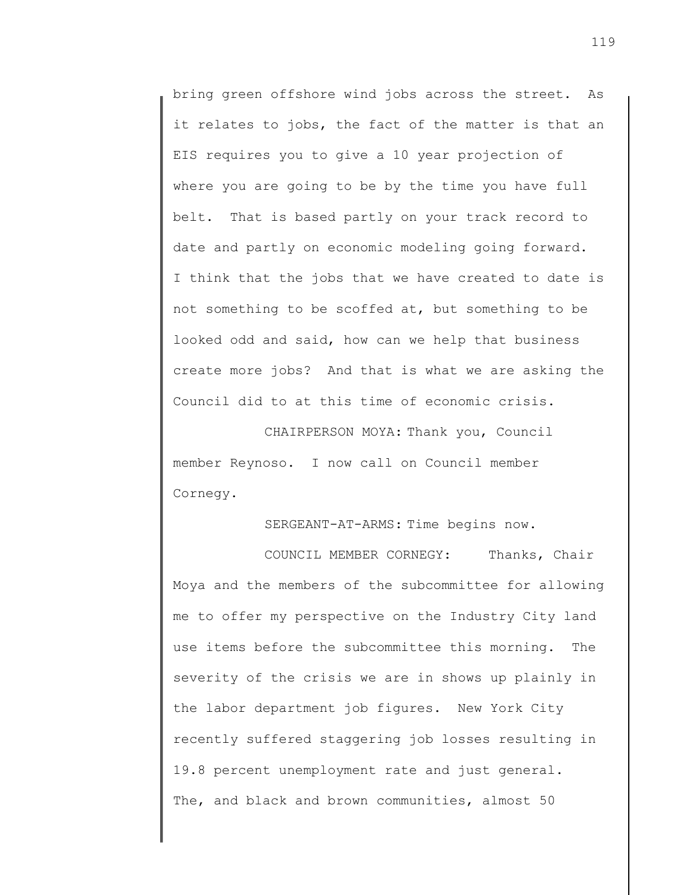bring green offshore wind jobs across the street. As it relates to jobs, the fact of the matter is that an EIS requires you to give a 10 year projection of where you are going to be by the time you have full belt. That is based partly on your track record to date and partly on economic modeling going forward. I think that the jobs that we have created to date is not something to be scoffed at, but something to be looked odd and said, how can we help that business create more jobs? And that is what we are asking the Council did to at this time of economic crisis.

CHAIRPERSON MOYA: Thank you, Council member Reynoso. I now call on Council member Cornegy.

SERGEANT-AT-ARMS: Time begins now.

COUNCIL MEMBER CORNEGY: Thanks, Chair Moya and the members of the subcommittee for allowing me to offer my perspective on the Industry City land use items before the subcommittee this morning. The severity of the crisis we are in shows up plainly in the labor department job figures. New York City recently suffered staggering job losses resulting in 19.8 percent unemployment rate and just general. The, and black and brown communities, almost 50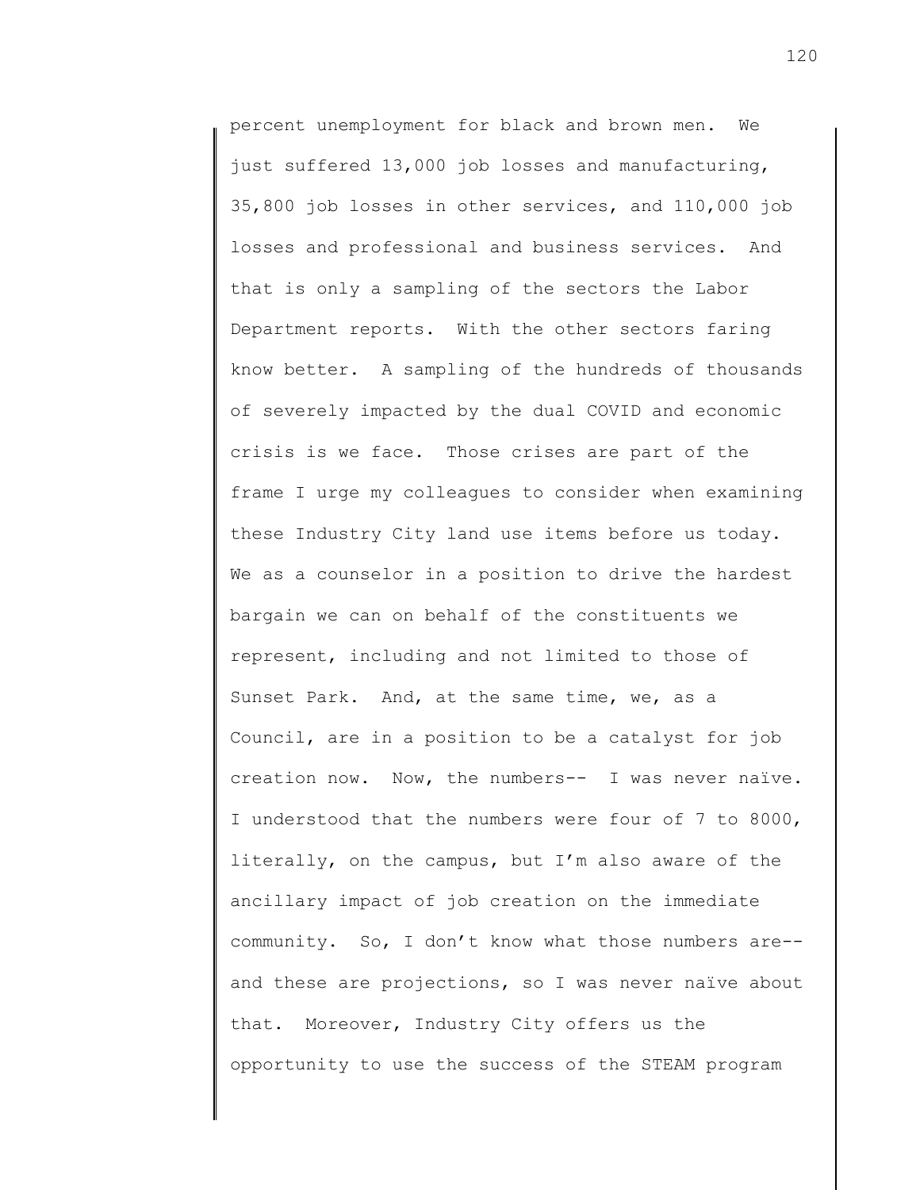percent unemployment for black and brown men. We just suffered 13,000 job losses and manufacturing, 35,800 job losses in other services, and 110,000 job losses and professional and business services. And that is only a sampling of the sectors the Labor Department reports. With the other sectors faring know better. A sampling of the hundreds of thousands of severely impacted by the dual COVID and economic crisis is we face. Those crises are part of the frame I urge my colleagues to consider when examining these Industry City land use items before us today. We as a counselor in a position to drive the hardest bargain we can on behalf of the constituents we represent, including and not limited to those of Sunset Park. And, at the same time, we, as a Council, are in a position to be a catalyst for job creation now. Now, the numbers-- I was never naïve. I understood that the numbers were four of 7 to 8000, literally, on the campus, but I'm also aware of the ancillary impact of job creation on the immediate community. So, I don't know what those numbers are-- and these are projections, so I was never naïve about that. Moreover, Industry City offers us the opportunity to use the success of the STEAM program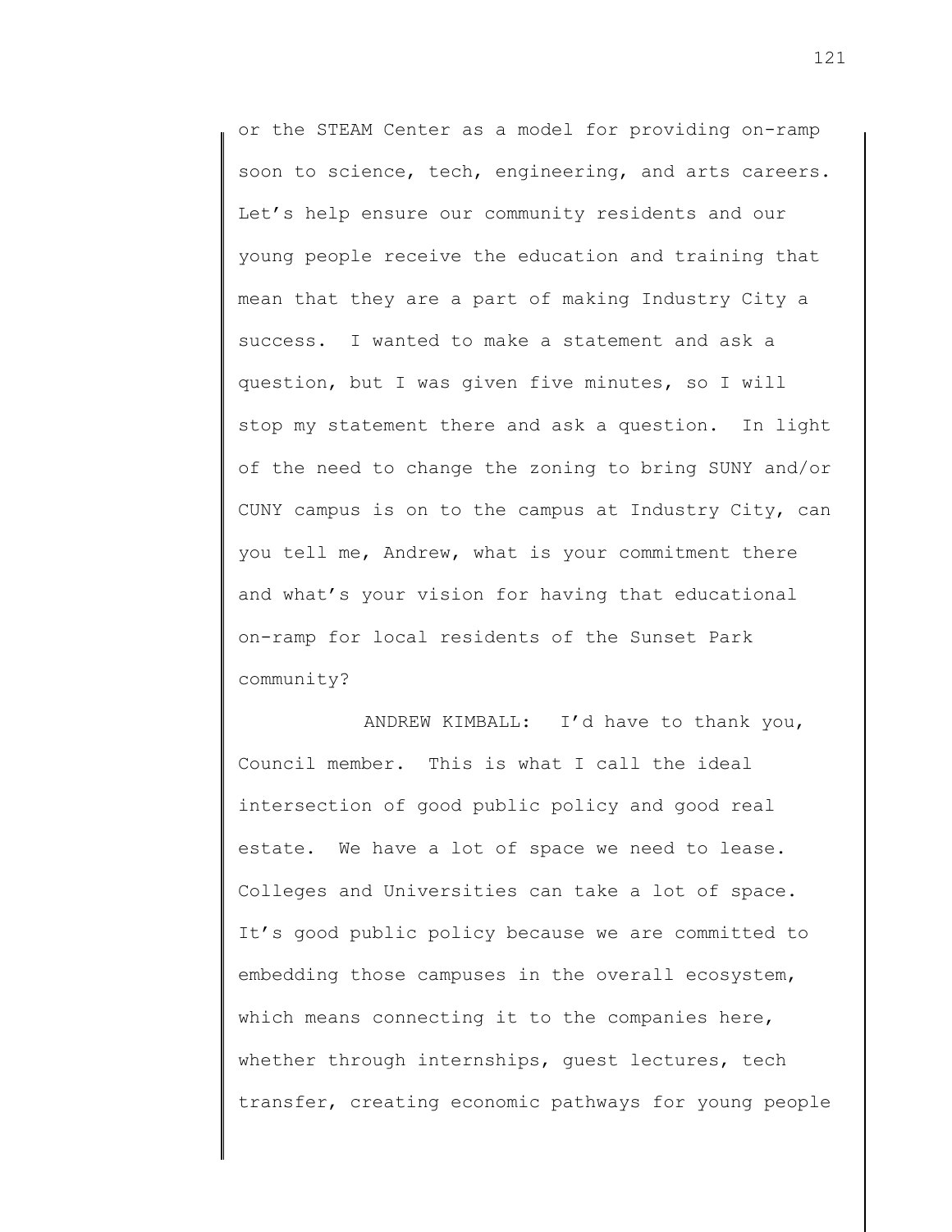or the STEAM Center as a model for providing on-ramp soon to science, tech, engineering, and arts careers. Let's help ensure our community residents and our young people receive the education and training that mean that they are a part of making Industry City a success. I wanted to make a statement and ask a question, but I was given five minutes, so I will stop my statement there and ask a question. In light of the need to change the zoning to bring SUNY and/or CUNY campus is on to the campus at Industry City, can you tell me, Andrew, what is your commitment there and what's your vision for having that educational on-ramp for local residents of the Sunset Park community?

ANDREW KIMBALL: I'd have to thank you, Council member. This is what I call the ideal intersection of good public policy and good real estate. We have a lot of space we need to lease. Colleges and Universities can take a lot of space. It's good public policy because we are committed to embedding those campuses in the overall ecosystem, which means connecting it to the companies here, whether through internships, guest lectures, tech transfer, creating economic pathways for young people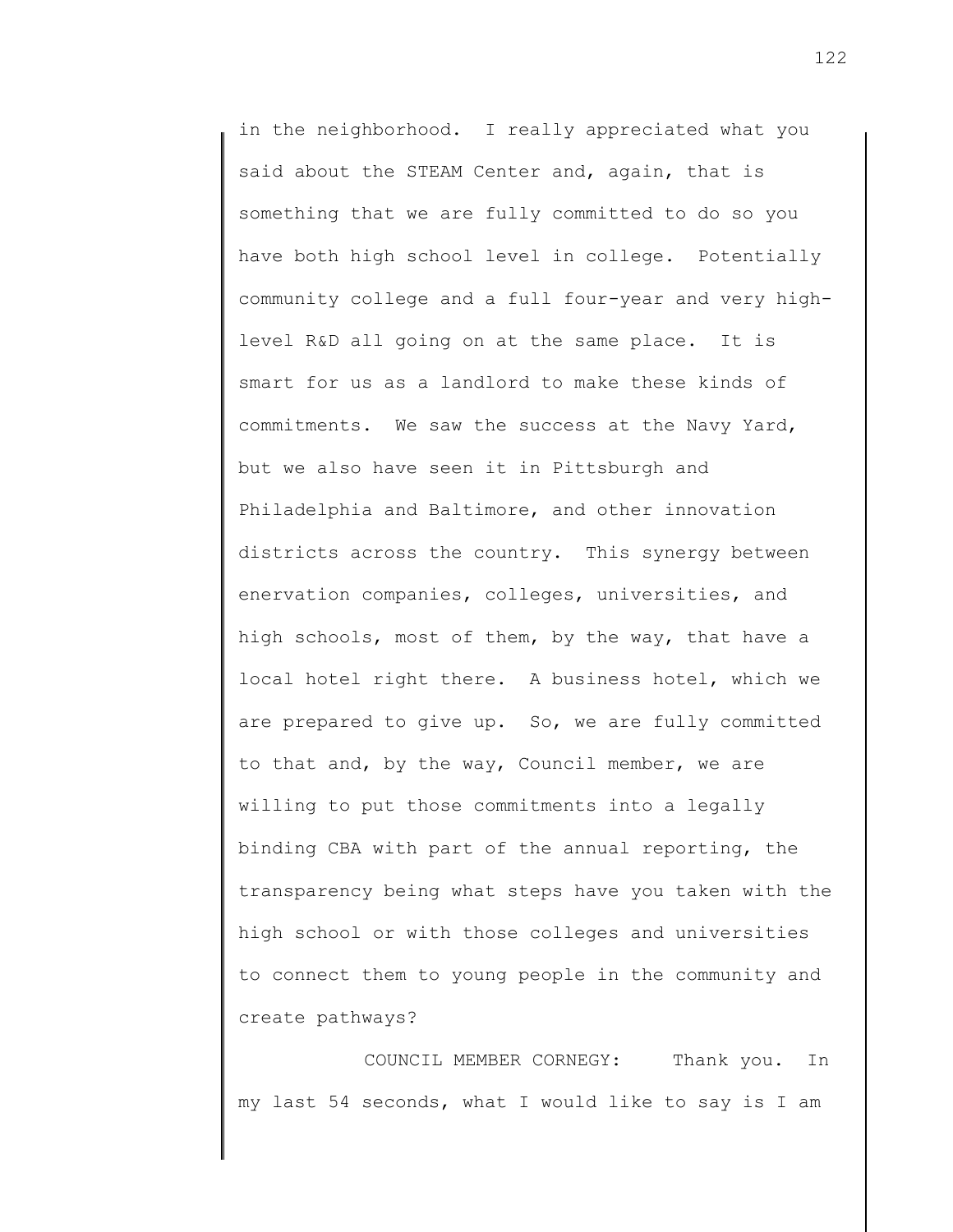in the neighborhood. I really appreciated what you said about the STEAM Center and, again, that is something that we are fully committed to do so you have both high school level in college. Potentially community college and a full four-year and very high-level R&D all going on at the same place. It is smart for us as a landlord to make these kinds of commitments. We saw the success at the Navy Yard, but we also have seen it in Pittsburgh and Philadelphia and Baltimore, and other innovation districts across the country. This synergy between enervation companies, colleges, universities, and high schools, most of them, by the way, that have a local hotel right there. A business hotel, which we are prepared to give up. So, we are fully committed to that and, by the way, Council member, we are willing to put those commitments into a legally binding CBA with part of the annual reporting, the transparency being what steps have you taken with the high school or with those colleges and universities to connect them to young people in the community and create pathways?

COUNCIL MEMBER CORNEGY: Thank you. In my last 54 seconds, what I would like to say is I am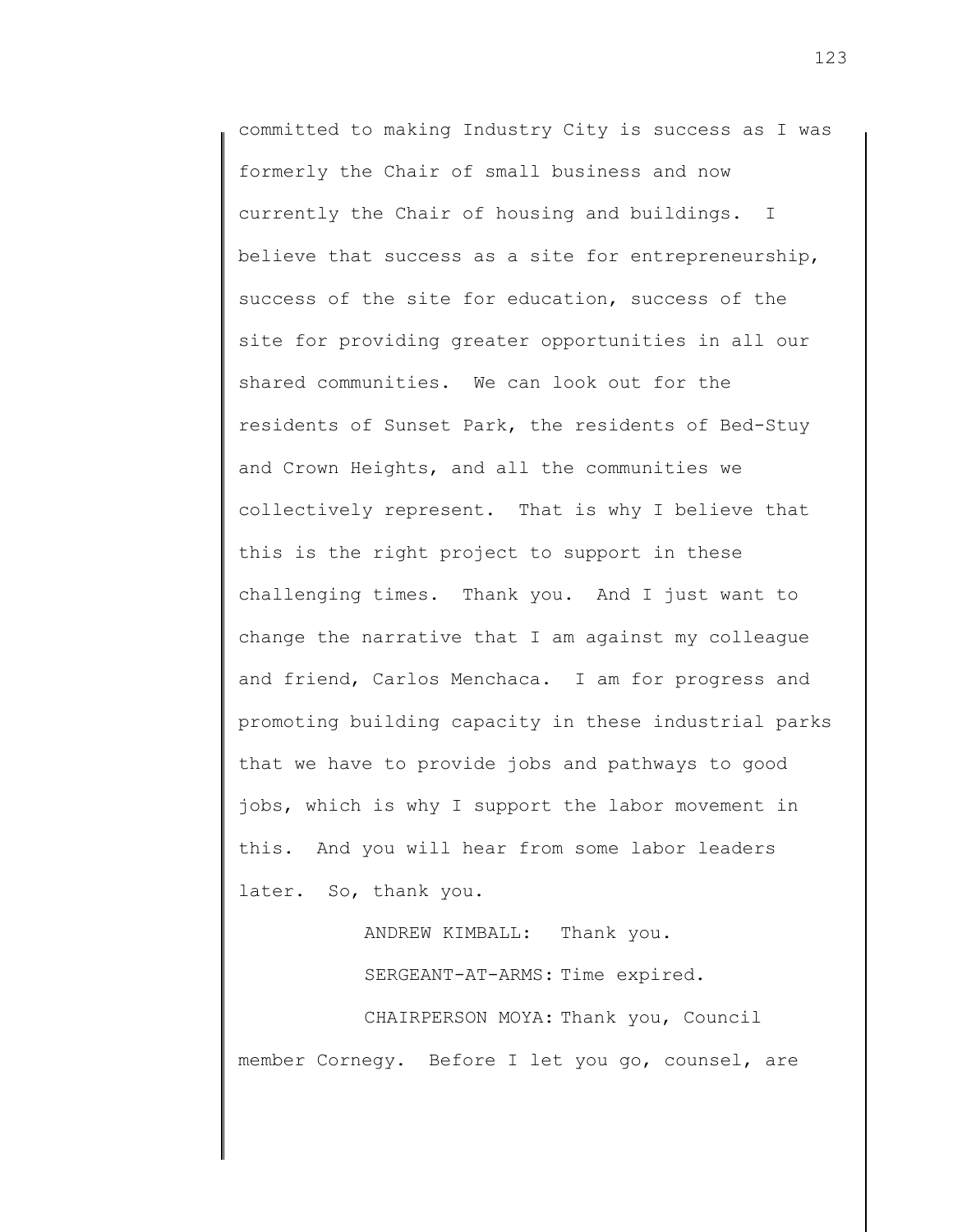committed to making Industry City is success as I was formerly the Chair of small business and now currently the Chair of housing and buildings. I believe that success as a site for entrepreneurship, success of the site for education, success of the site for providing greater opportunities in all our shared communities. We can look out for the residents of Sunset Park, the residents of Bed-Stuy and Crown Heights, and all the communities we collectively represent. That is why I believe that this is the right project to support in these challenging times. Thank you. And I just want to change the narrative that I am against my colleague and friend, Carlos Menchaca. I am for progress and promoting building capacity in these industrial parks that we have to provide jobs and pathways to good jobs, which is why I support the labor movement in this. And you will hear from some labor leaders later. So, thank you.

ANDREW KIMBALL: Thank you.

SERGEANT-AT-ARMS: Time expired.

CHAIRPERSON MOYA: Thank you, Council member Cornegy. Before I let you go, counsel, are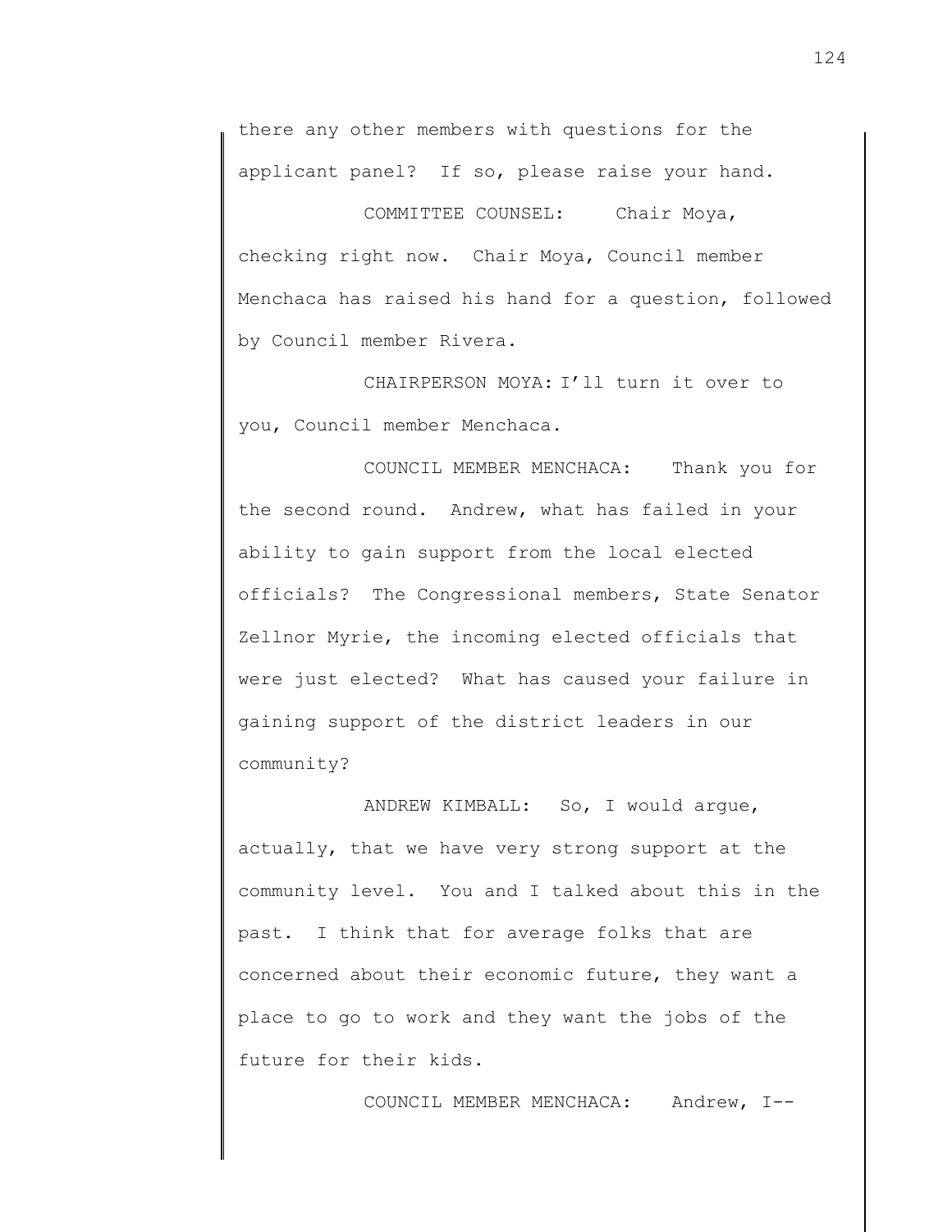there any other members with questions for the applicant panel? If so, please raise your hand.

COMMITTEE COUNSEL: Chair Moya, checking right now. Chair Moya, Council member Menchaca has raised his hand for a question, followed by Council member Rivera.

CHAIRPERSON MOYA: I'll turn it over to you, Council member Menchaca.

COUNCIL MEMBER MENCHACA: Thank you for the second round. Andrew, what has failed in your ability to gain support from the local elected officials? The Congressional members, State Senator Zellnor Myrie, the incoming elected officials that were just elected? What has caused your failure in gaining support of the district leaders in our community?

ANDREW KIMBALL: So, I would argue, actually, that we have very strong support at the community level. You and I talked about this in the past. I think that for average folks that are concerned about their economic future, they want a place to go to work and they want the jobs of the future for their kids.

COUNCIL MEMBER MENCHACA: Andrew, I--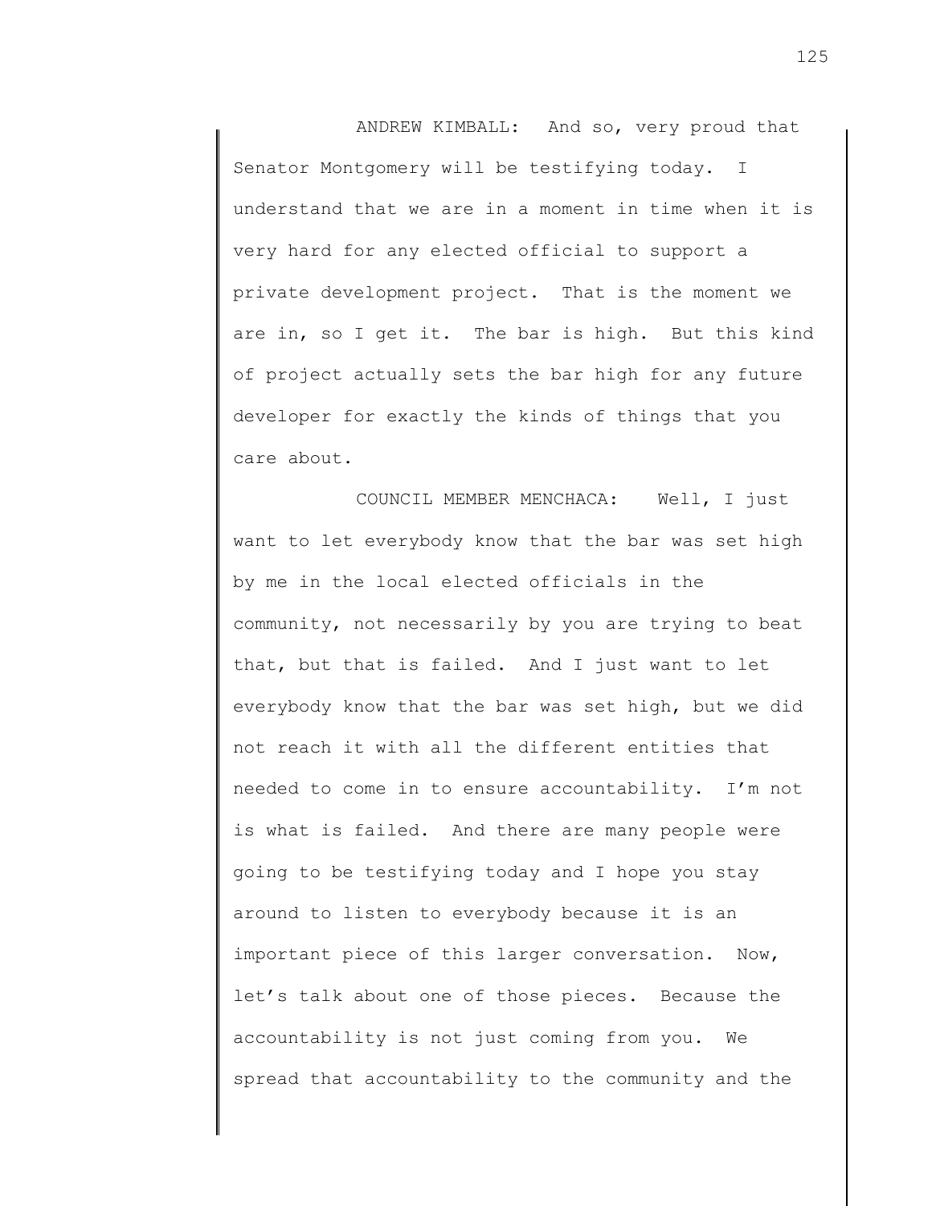ANDREW KIMBALL: And so, very proud that Senator Montgomery will be testifying today. I understand that we are in a moment in time when it is very hard for any elected official to support a private development project. That is the moment we are in, so I get it. The bar is high. But this kind of project actually sets the bar high for any future developer for exactly the kinds of things that you care about.

COUNCIL MEMBER MENCHACA: Well, I just want to let everybody know that the bar was set high by me in the local elected officials in the community, not necessarily by you are trying to beat that, but that is failed. And I just want to let everybody know that the bar was set high, but we did not reach it with all the different entities that needed to come in to ensure accountability. I'm not is what is failed. And there are many people were going to be testifying today and I hope you stay around to listen to everybody because it is an important piece of this larger conversation. Now, let's talk about one of those pieces. Because the accountability is not just coming from you. We spread that accountability to the community and the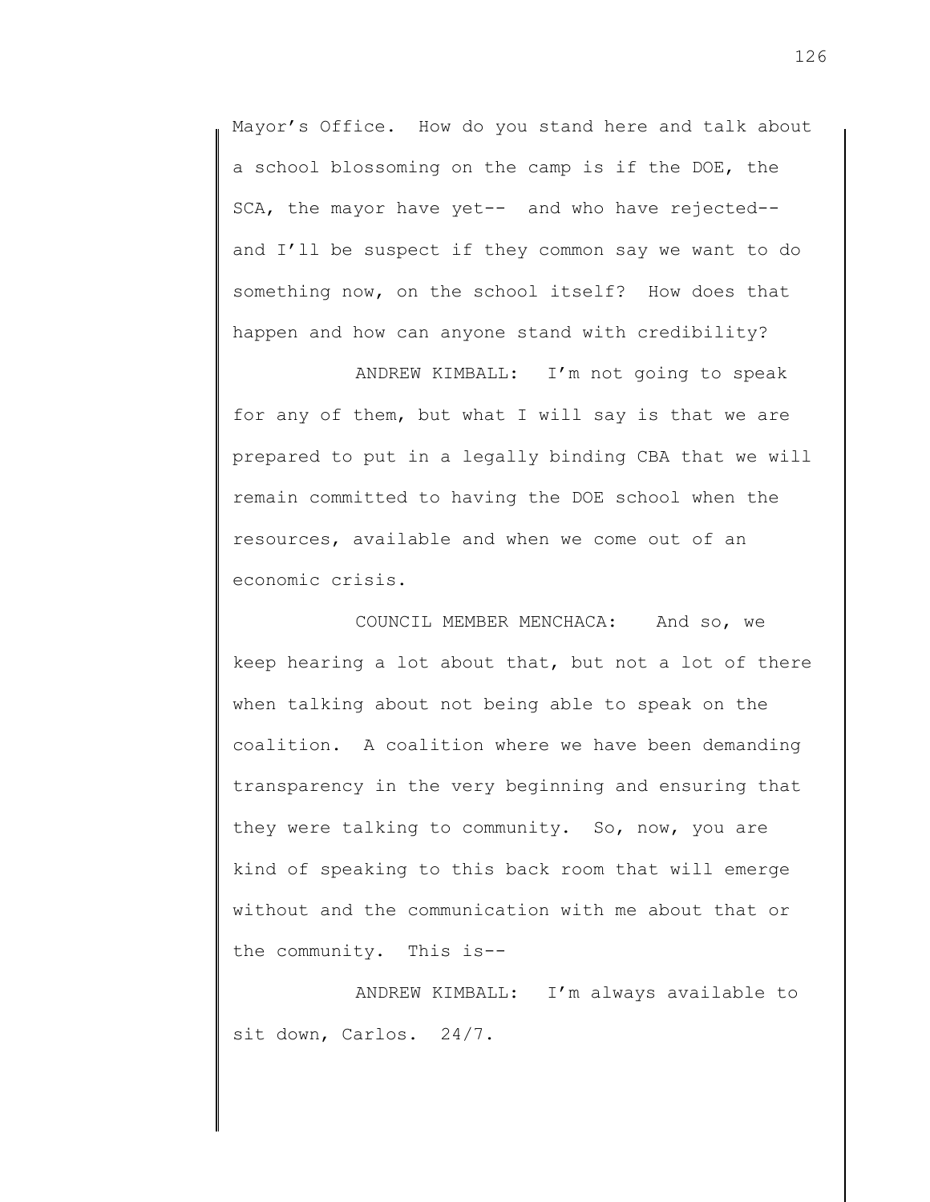Mayor's Office. How do you stand here and talk about a school blossoming on the camp is if the DOE, the SCA, the mayor have yet-- and who have rejected-- and I'll be suspect if they common say we want to do something now, on the school itself? How does that happen and how can anyone stand with credibility?

ANDREW KIMBALL: I'm not going to speak for any of them, but what I will say is that we are prepared to put in a legally binding CBA that we will remain committed to having the DOE school when the resources, available and when we come out of an economic crisis.

COUNCIL MEMBER MENCHACA: And so, we keep hearing a lot about that, but not a lot of there when talking about not being able to speak on the coalition. A coalition where we have been demanding transparency in the very beginning and ensuring that they were talking to community. So, now, you are kind of speaking to this back room that will emerge without and the communication with me about that or the community. This is--

ANDREW KIMBALL: I'm always available to sit down, Carlos. 24/7.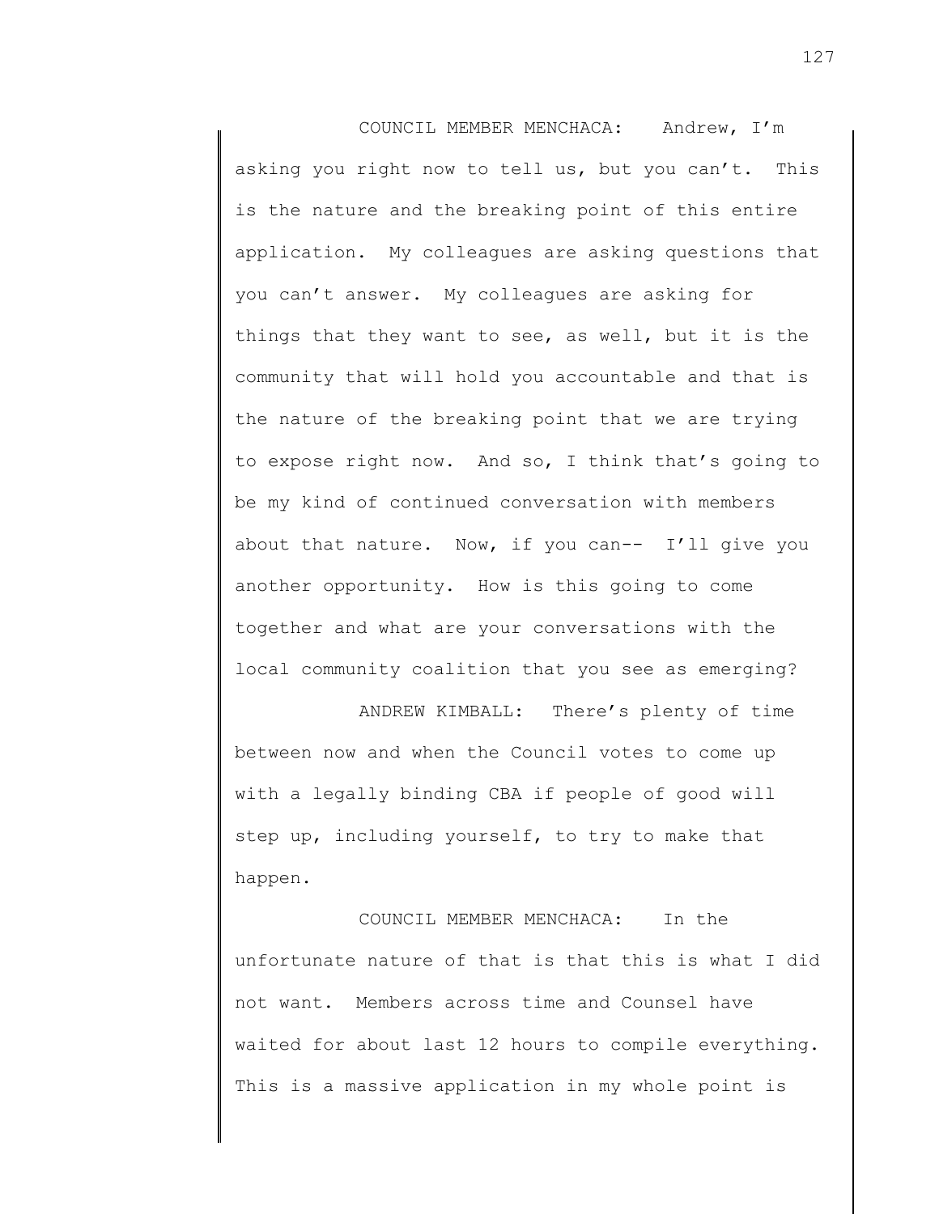COUNCIL MEMBER MENCHACA: Andrew, I'm asking you right now to tell us, but you can't. This is the nature and the breaking point of this entire application. My colleagues are asking questions that you can't answer. My colleagues are asking for things that they want to see, as well, but it is the community that will hold you accountable and that is the nature of the breaking point that we are trying to expose right now. And so, I think that's going to be my kind of continued conversation with members about that nature. Now, if you can-- I'll give you another opportunity. How is this going to come together and what are your conversations with the local community coalition that you see as emerging?

ANDREW KIMBALL: There's plenty of time between now and when the Council votes to come up with a legally binding CBA if people of good will step up, including yourself, to try to make that happen.

COUNCIL MEMBER MENCHACA: In the unfortunate nature of that is that this is what I did not want. Members across time and Counsel have waited for about last 12 hours to compile everything. This is a massive application in my whole point is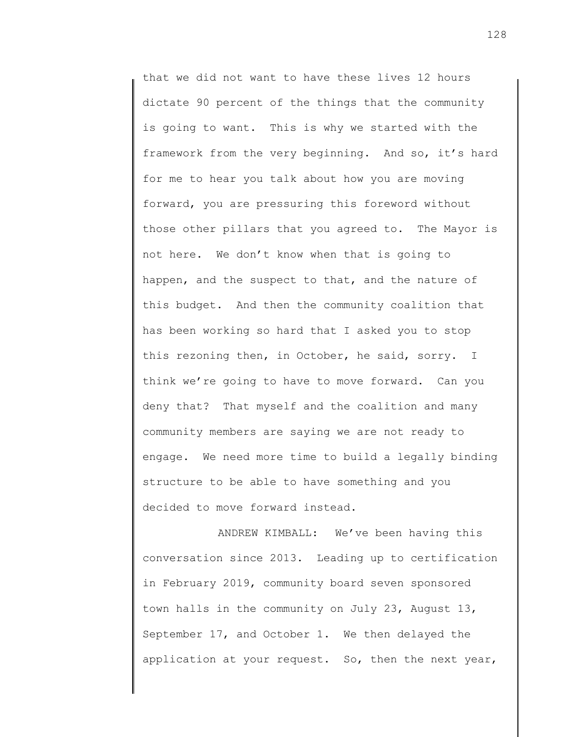that we did not want to have these lives 12 hours dictate 90 percent of the things that the community is going to want. This is why we started with the framework from the very beginning. And so, it's hard for me to hear you talk about how you are moving forward, you are pressuring this foreword without those other pillars that you agreed to. The Mayor is not here. We don't know when that is going to happen, and the suspect to that, and the nature of this budget. And then the community coalition that has been working so hard that I asked you to stop this rezoning then, in October, he said, sorry. I think we're going to have to move forward. Can you deny that? That myself and the coalition and many community members are saying we are not ready to engage. We need more time to build a legally binding structure to be able to have something and you decided to move forward instead.

ANDREW KIMBALL: We've been having this conversation since 2013. Leading up to certification in February 2019, community board seven sponsored town halls in the community on July 23, August 13, September 17, and October 1. We then delayed the application at your request. So, then the next year,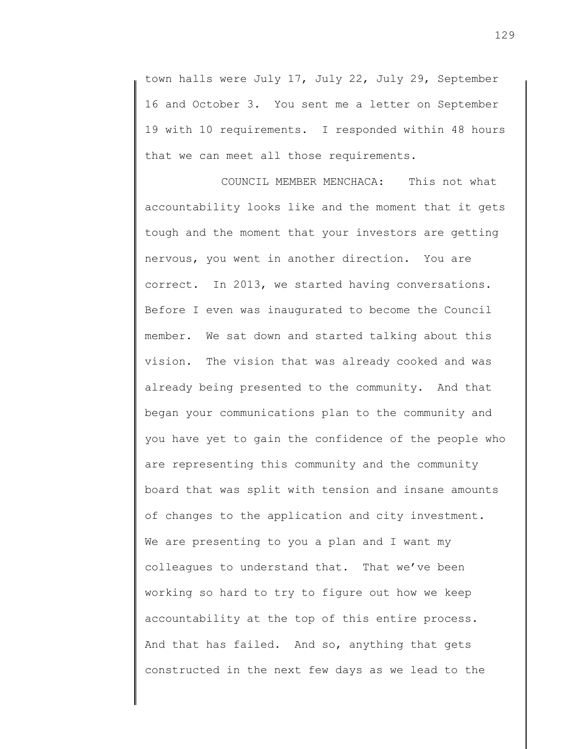town halls were July 17, July 22, July 29, September 16 and October 3. You sent me a letter on September 19 with 10 requirements. I responded within 48 hours that we can meet all those requirements.

COUNCIL MEMBER MENCHACA: This not what accountability looks like and the moment that it gets tough and the moment that your investors are getting nervous, you went in another direction. You are correct. In 2013, we started having conversations. Before I even was inaugurated to become the Council member. We sat down and started talking about this vision. The vision that was already cooked and was already being presented to the community. And that began your communications plan to the community and you have yet to gain the confidence of the people who are representing this community and the community board that was split with tension and insane amounts of changes to the application and city investment. We are presenting to you a plan and I want my colleagues to understand that. That we've been working so hard to try to figure out how we keep accountability at the top of this entire process. And that has failed. And so, anything that gets constructed in the next few days as we lead to the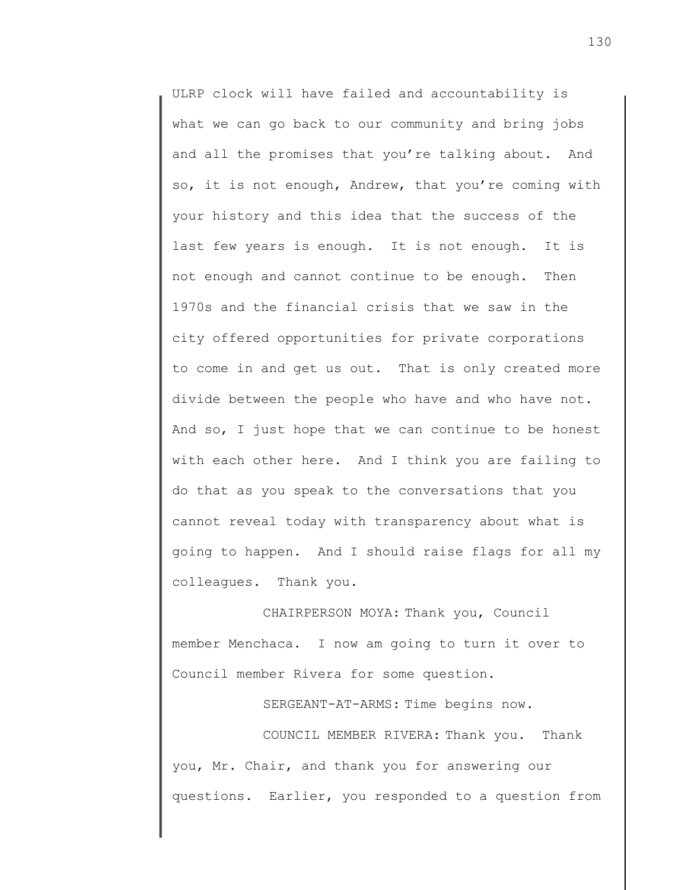ULRP clock will have failed and accountability is what we can go back to our community and bring jobs and all the promises that you're talking about. And so, it is not enough, Andrew, that you're coming with your history and this idea that the success of the last few years is enough. It is not enough. It is not enough and cannot continue to be enough. Then 1970s and the financial crisis that we saw in the city offered opportunities for private corporations to come in and get us out. That is only created more divide between the people who have and who have not. And so, I just hope that we can continue to be honest with each other here. And I think you are failing to do that as you speak to the conversations that you cannot reveal today with transparency about what is going to happen. And I should raise flags for all my colleagues. Thank you.

CHAIRPERSON MOYA: Thank you, Council member Menchaca. I now am going to turn it over to Council member Rivera for some question.

SERGEANT-AT-ARMS: Time begins now.

COUNCIL MEMBER RIVERA: Thank you. Thank you, Mr. Chair, and thank you for answering our questions. Earlier, you responded to a question from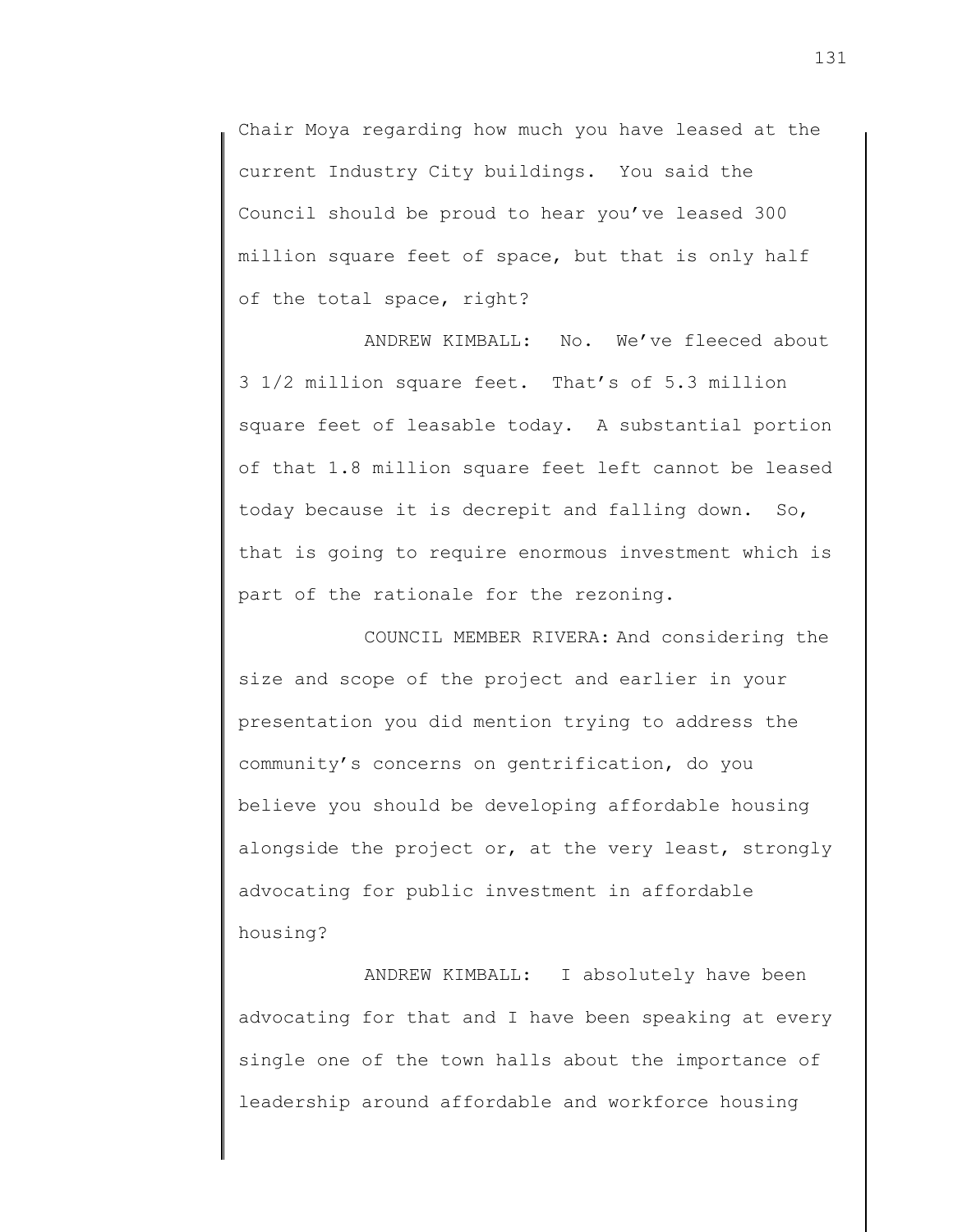Chair Moya regarding how much you have leased at the current Industry City buildings. You said the Council should be proud to hear you've leased 300 million square feet of space, but that is only half of the total space, right?

ANDREW KIMBALL: No. We've fleeced about 3 1/2 million square feet. That's of 5.3 million square feet of leasable today. A substantial portion of that 1.8 million square feet left cannot be leased today because it is decrepit and falling down. So, that is going to require enormous investment which is part of the rationale for the rezoning.

COUNCIL MEMBER RIVERA: And considering the size and scope of the project and earlier in your presentation you did mention trying to address the community's concerns on gentrification, do you believe you should be developing affordable housing alongside the project or, at the very least, strongly advocating for public investment in affordable housing?

ANDREW KIMBALL: I absolutely have been advocating for that and I have been speaking at every single one of the town halls about the importance of leadership around affordable and workforce housing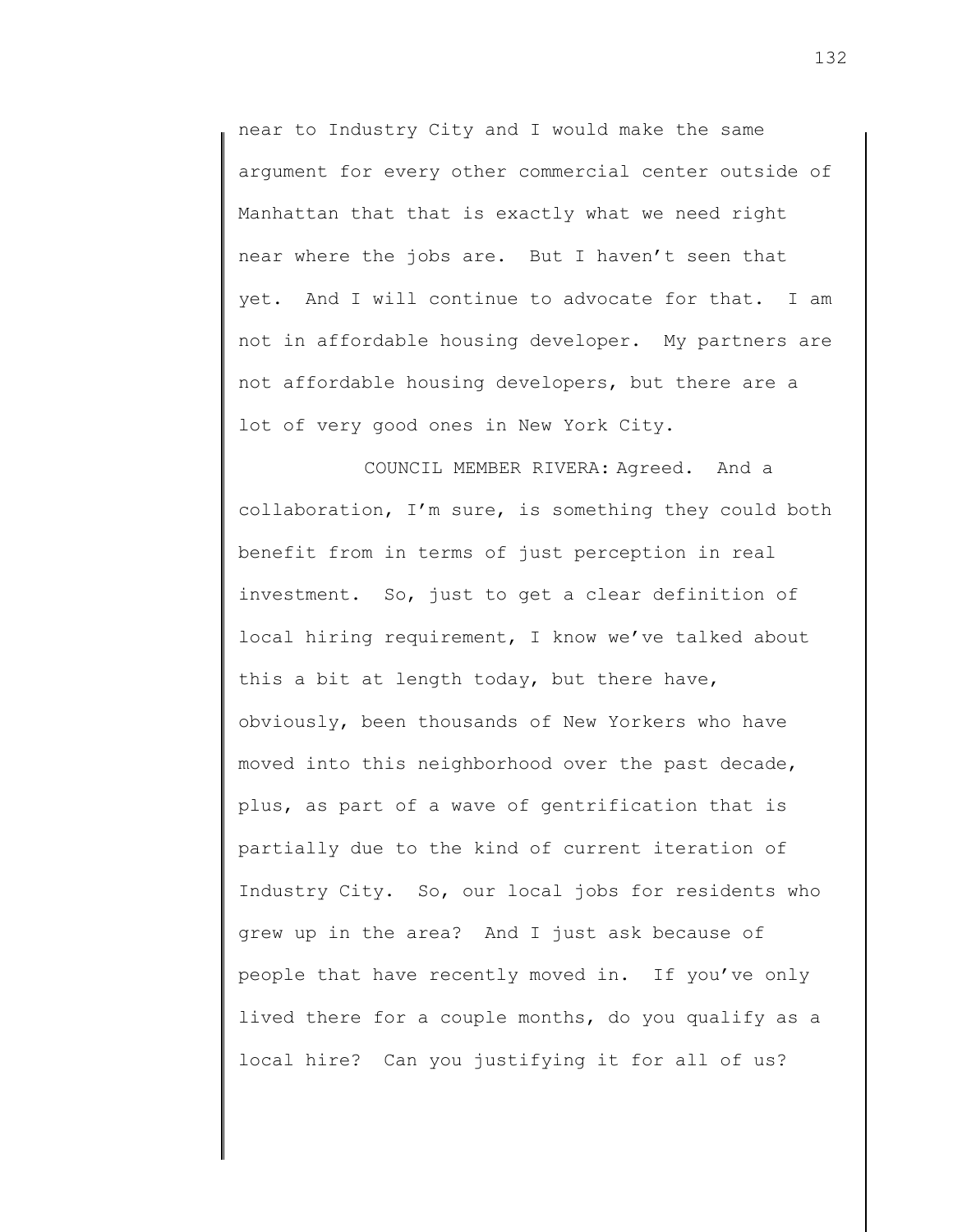near to Industry City and I would make the same argument for every other commercial center outside of Manhattan that that is exactly what we need right near where the jobs are. But I haven't seen that yet. And I will continue to advocate for that. I am not in affordable housing developer. My partners are not affordable housing developers, but there are a lot of very good ones in New York City.

COUNCIL MEMBER RIVERA: Agreed. And a collaboration, I'm sure, is something they could both benefit from in terms of just perception in real investment. So, just to get a clear definition of local hiring requirement, I know we've talked about this a bit at length today, but there have, obviously, been thousands of New Yorkers who have moved into this neighborhood over the past decade, plus, as part of a wave of gentrification that is partially due to the kind of current iteration of Industry City. So, our local jobs for residents who grew up in the area? And I just ask because of people that have recently moved in. If you've only lived there for a couple months, do you qualify as a local hire? Can you justifying it for all of us?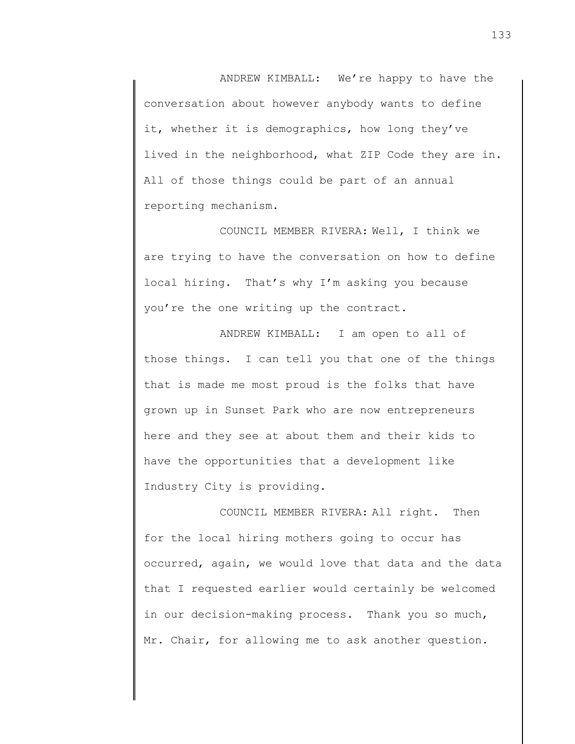ANDREW KIMBALL: We're happy to have the conversation about however anybody wants to define it, whether it is demographics, how long they've lived in the neighborhood, what ZIP Code they are in. All of those things could be part of an annual reporting mechanism.

COUNCIL MEMBER RIVERA: Well, I think we are trying to have the conversation on how to define local hiring. That's why I'm asking you because you're the one writing up the contract.

ANDREW KIMBALL: I am open to all of those things. I can tell you that one of the things that is made me most proud is the folks that have grown up in Sunset Park who are now entrepreneurs here and they see at about them and their kids to have the opportunities that a development like Industry City is providing.

COUNCIL MEMBER RIVERA: All right. Then for the local hiring mothers going to occur has occurred, again, we would love that data and the data that I requested earlier would certainly be welcomed in our decision-making process. Thank you so much, Mr. Chair, for allowing me to ask another question.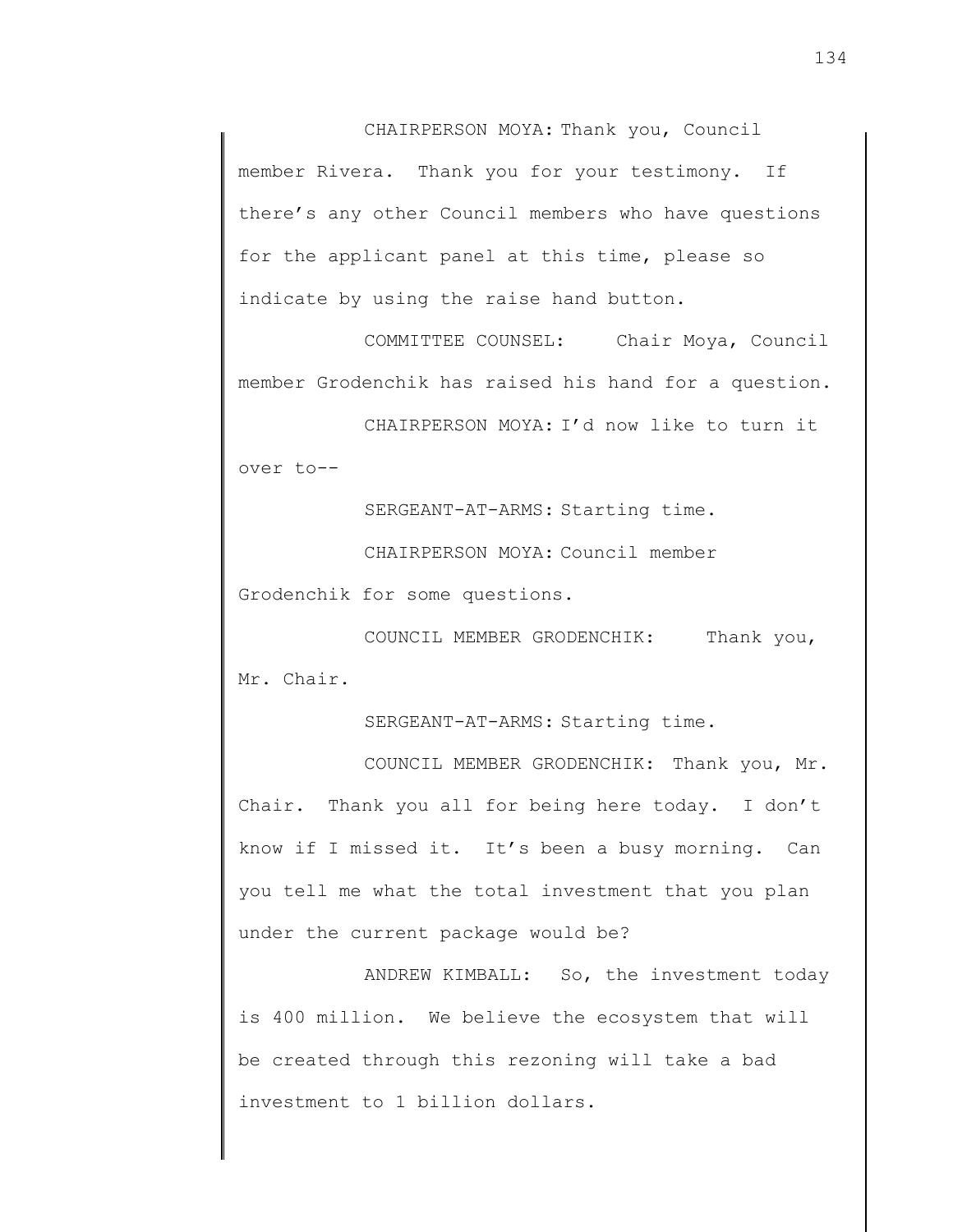CHAIRPERSON MOYA: Thank you, Council member Rivera. Thank you for your testimony. If there's any other Council members who have questions for the applicant panel at this time, please so indicate by using the raise hand button.

COMMITTEE COUNSEL: Chair Moya, Council member Grodenchik has raised his hand for a question.

CHAIRPERSON MOYA: I'd now like to turn it over to--

SERGEANT-AT-ARMS: Starting time.

CHAIRPERSON MOYA: Council member Grodenchik for some questions.

COUNCIL MEMBER GRODENCHIK: Thank you, Mr. Chair.

SERGEANT-AT-ARMS: Starting time.

COUNCIL MEMBER GRODENCHIK: Thank you, Mr. Chair. Thank you all for being here today. I don't know if I missed it. It's been a busy morning. Can you tell me what the total investment that you plan under the current package would be?

ANDREW KIMBALL: So, the investment today is 400 million. We believe the ecosystem that will be created through this rezoning will take a bad investment to 1 billion dollars.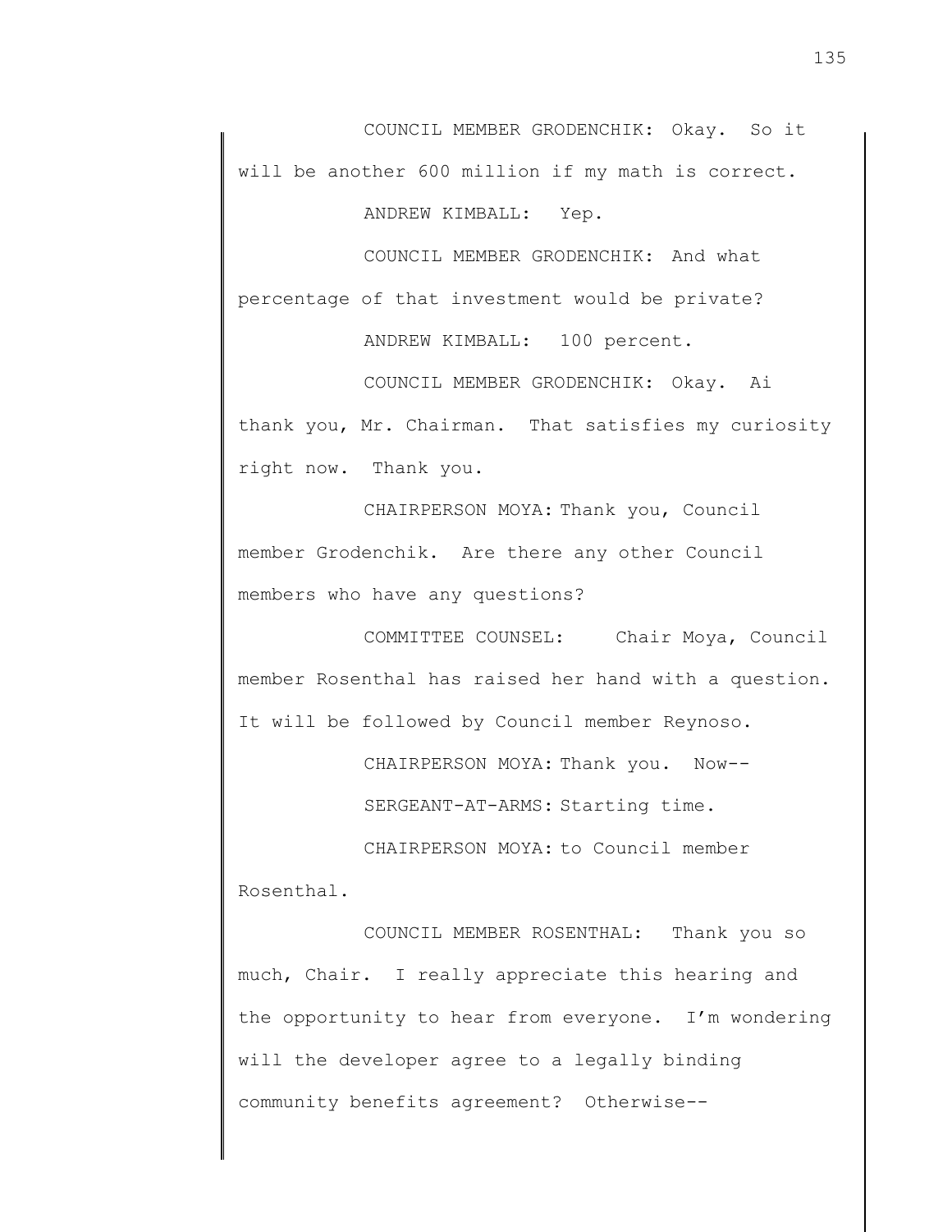COUNCIL MEMBER GRODENCHIK: Okay. So it will be another 600 million if my math is correct.

ANDREW KIMBALL: Yep.

COUNCIL MEMBER GRODENCHIK: And what percentage of that investment would be private?

ANDREW KIMBALL: 100 percent.

COUNCIL MEMBER GRODENCHIK: Okay. Ai thank you, Mr. Chairman. That satisfies my curiosity right now. Thank you.

CHAIRPERSON MOYA: Thank you, Council member Grodenchik. Are there any other Council members who have any questions?

COMMITTEE COUNSEL: Chair Moya, Council member Rosenthal has raised her hand with a question. It will be followed by Council member Reynoso.

CHAIRPERSON MOYA: Thank you. Now--

SERGEANT-AT-ARMS: Starting time.

CHAIRPERSON MOYA: to Council member Rosenthal.

COUNCIL MEMBER ROSENTHAL: Thank you so much, Chair. I really appreciate this hearing and the opportunity to hear from everyone. I'm wondering will the developer agree to a legally binding community benefits agreement? Otherwise--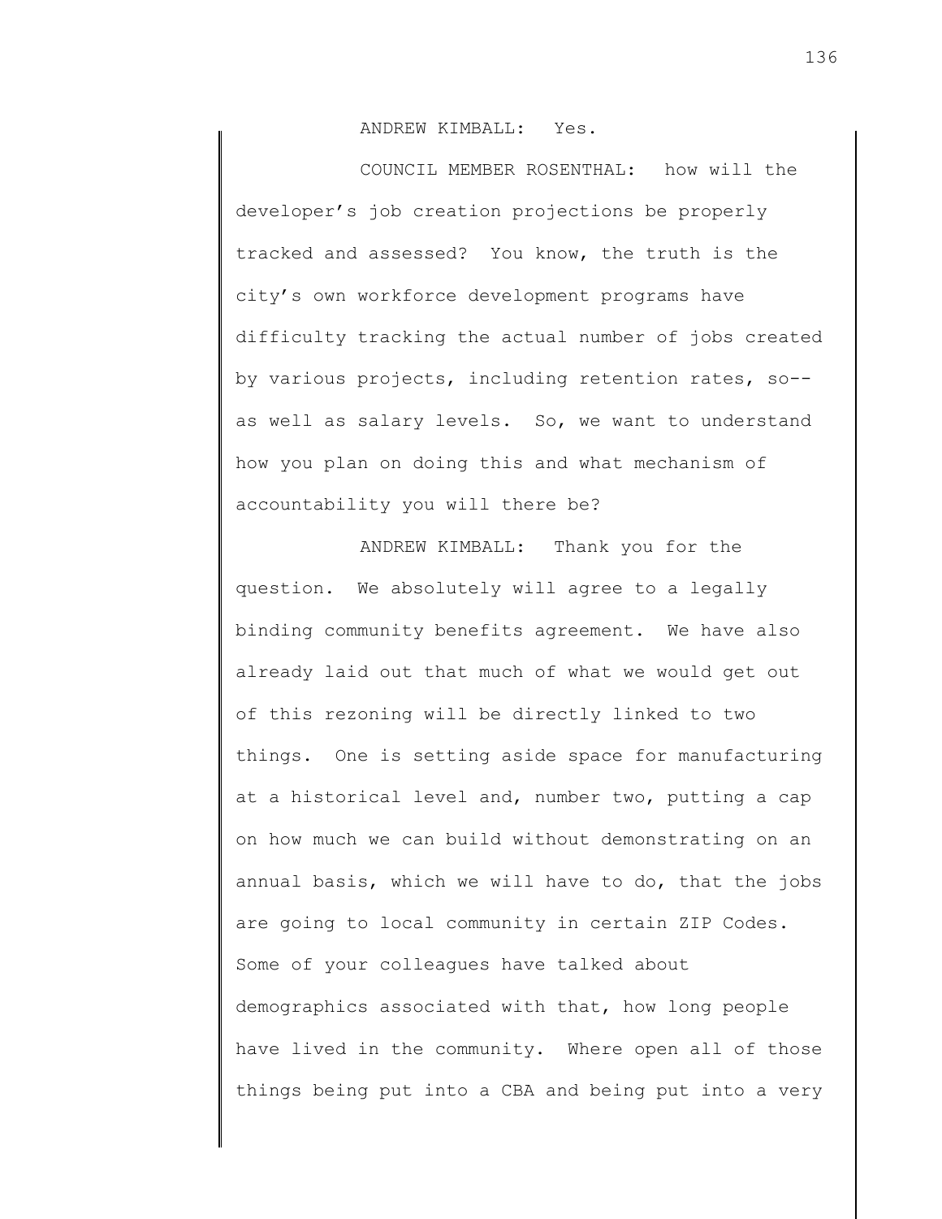ANDREW KIMBALL: Yes.

COUNCIL MEMBER ROSENTHAL: how will the developer's job creation projections be properly tracked and assessed? You know, the truth is the city's own workforce development programs have difficulty tracking the actual number of jobs created by various projects, including retention rates, so-- as well as salary levels. So, we want to understand how you plan on doing this and what mechanism of accountability you will there be?

ANDREW KIMBALL: Thank you for the question. We absolutely will agree to a legally binding community benefits agreement. We have also already laid out that much of what we would get out of this rezoning will be directly linked to two things. One is setting aside space for manufacturing at a historical level and, number two, putting a cap on how much we can build without demonstrating on an annual basis, which we will have to do, that the jobs are going to local community in certain ZIP Codes. Some of your colleagues have talked about demographics associated with that, how long people have lived in the community. Where open all of those things being put into a CBA and being put into a very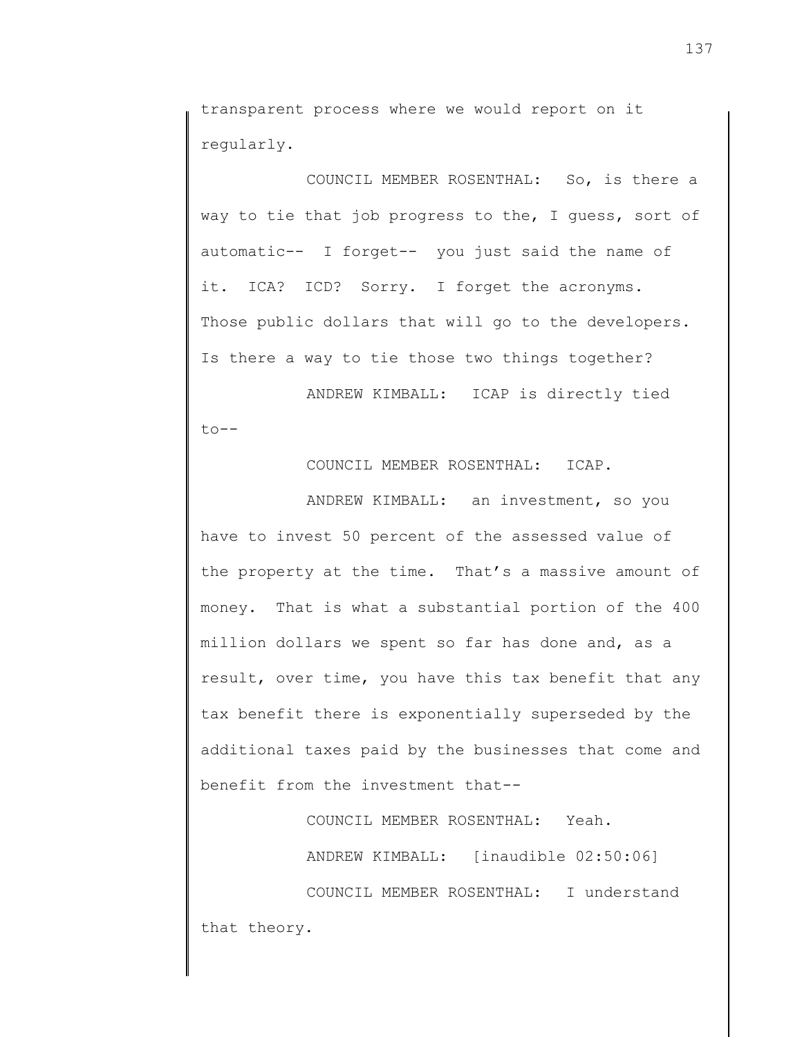transparent process where we would report on it regularly.

COUNCIL MEMBER ROSENTHAL: So, is there a way to tie that job progress to the, I guess, sort of automatic-- I forget-- you just said the name of it. ICA? ICD? Sorry. I forget the acronyms. Those public dollars that will go to the developers. Is there a way to tie those two things together?

ANDREW KIMBALL: ICAP is directly tied to--

COUNCIL MEMBER ROSENTHAL: ICAP.

ANDREW KIMBALL: an investment, so you have to invest 50 percent of the assessed value of the property at the time. That's a massive amount of money. That is what a substantial portion of the 400 million dollars we spent so far has done and, as a result, over time, you have this tax benefit that any tax benefit there is exponentially superseded by the additional taxes paid by the businesses that come and benefit from the investment that--

COUNCIL MEMBER ROSENTHAL: Yeah.

ANDREW KIMBALL: [inaudible 02:50:06]

COUNCIL MEMBER ROSENTHAL: I understand that theory.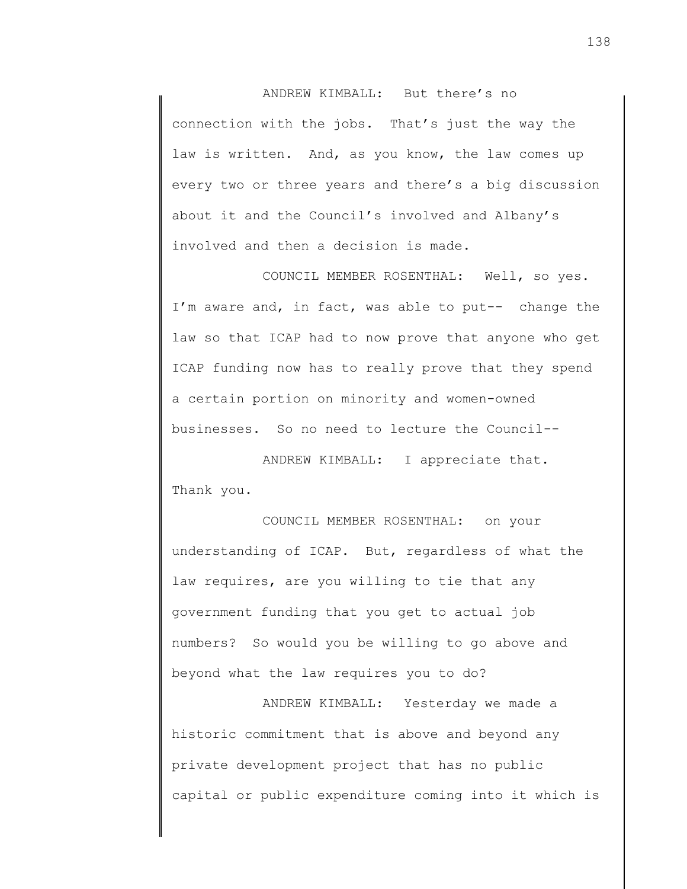ANDREW KIMBALL: But there's no connection with the jobs. That's just the way the law is written. And, as you know, the law comes up every two or three years and there's a big discussion about it and the Council's involved and Albany's involved and then a decision is made.

COUNCIL MEMBER ROSENTHAL: Well, so yes. I'm aware and, in fact, was able to put-- change the law so that ICAP had to now prove that anyone who get ICAP funding now has to really prove that they spend a certain portion on minority and women-owned businesses. So no need to lecture the Council--

ANDREW KIMBALL: I appreciate that. Thank you.

COUNCIL MEMBER ROSENTHAL: on your understanding of ICAP. But, regardless of what the law requires, are you willing to tie that any government funding that you get to actual job numbers? So would you be willing to go above and beyond what the law requires you to do?

ANDREW KIMBALL: Yesterday we made a historic commitment that is above and beyond any private development project that has no public capital or public expenditure coming into it which is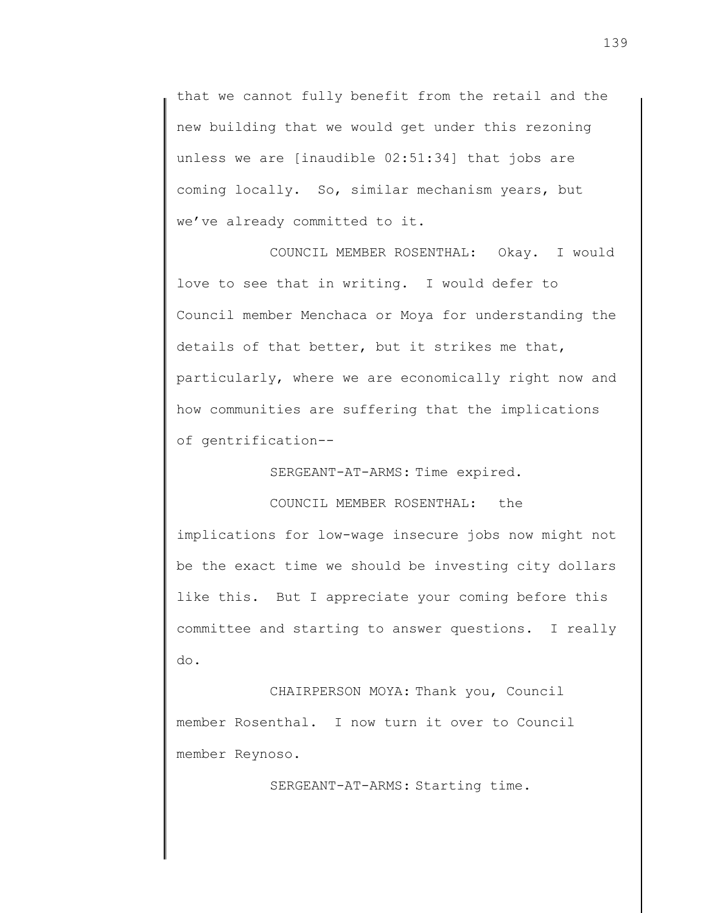that we cannot fully benefit from the retail and the new building that we would get under this rezoning unless we are [inaudible 02:51:34] that jobs are coming locally. So, similar mechanism years, but we've already committed to it.

COUNCIL MEMBER ROSENTHAL: Okay. I would love to see that in writing. I would defer to Council member Menchaca or Moya for understanding the details of that better, but it strikes me that, particularly, where we are economically right now and how communities are suffering that the implications of gentrification--

SERGEANT-AT-ARMS: Time expired.

COUNCIL MEMBER ROSENTHAL: the implications for low-wage insecure jobs now might not be the exact time we should be investing city dollars like this. But I appreciate your coming before this committee and starting to answer questions. I really do.

CHAIRPERSON MOYA: Thank you, Council member Rosenthal. I now turn it over to Council member Reynoso.

SERGEANT-AT-ARMS: Starting time.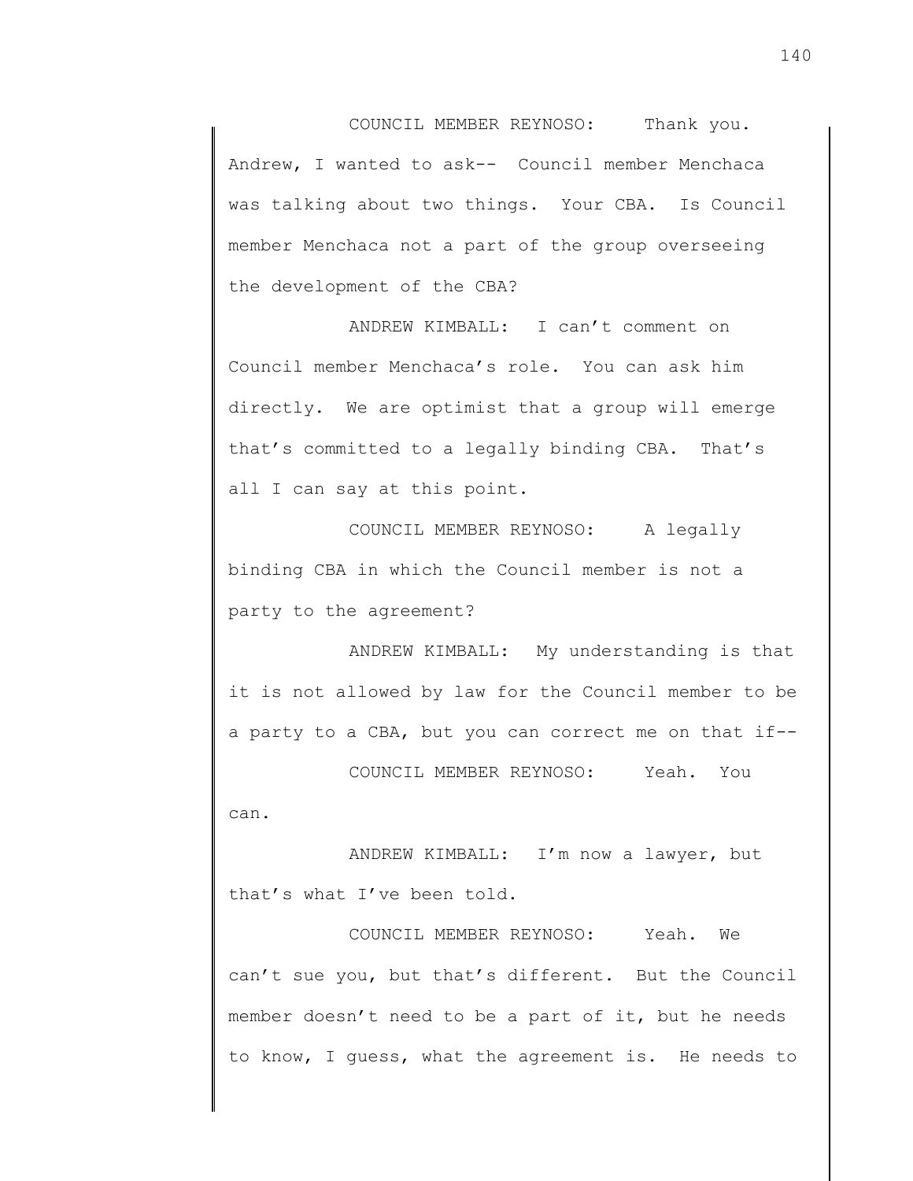COUNCIL MEMBER REYNOSO: Thank you. Andrew, I wanted to ask-- Council member Menchaca was talking about two things. Your CBA. Is Council member Menchaca not a part of the group overseeing the development of the CBA?

ANDREW KIMBALL: I can't comment on Council member Menchaca's role. You can ask him directly. We are optimist that a group will emerge that's committed to a legally binding CBA. That's all I can say at this point.

COUNCIL MEMBER REYNOSO: A legally binding CBA in which the Council member is not a party to the agreement?

ANDREW KIMBALL: My understanding is that it is not allowed by law for the Council member to be a party to a CBA, but you can correct me on that if--

COUNCIL MEMBER REYNOSO: Yeah. You can.

ANDREW KIMBALL: I'm now a lawyer, but that's what I've been told.

COUNCIL MEMBER REYNOSO: Yeah. We can't sue you, but that's different. But the Council member doesn't need to be a part of it, but he needs to know, I guess, what the agreement is. He needs to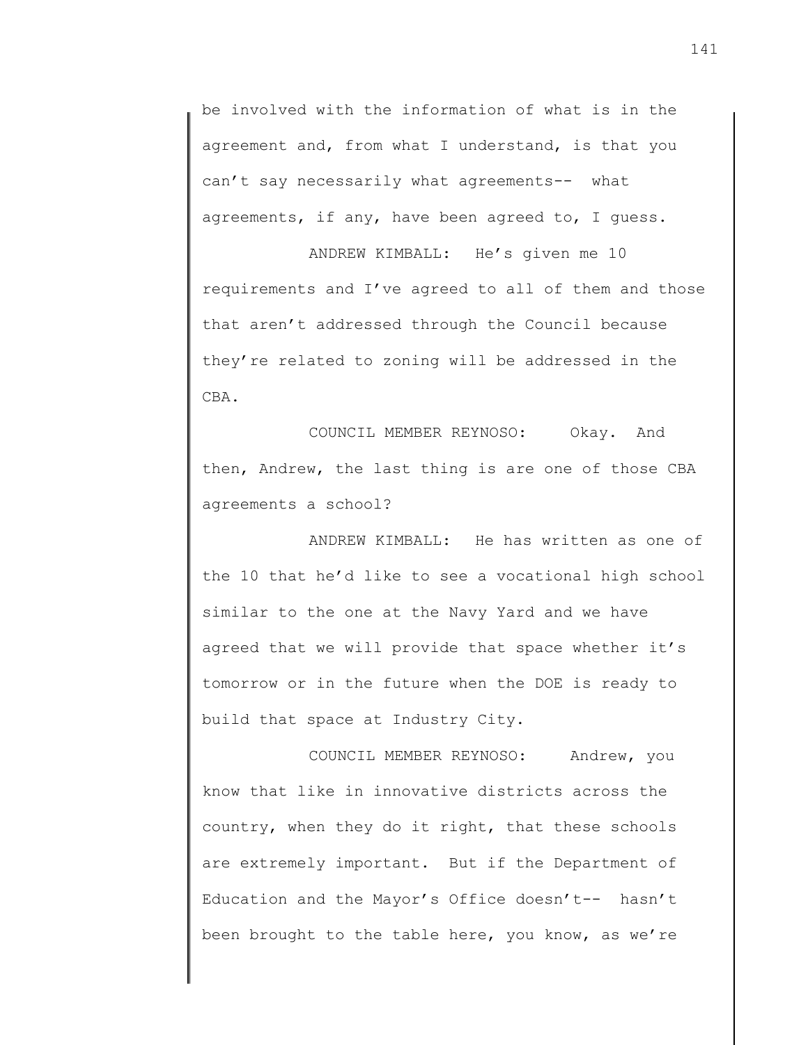be involved with the information of what is in the agreement and, from what I understand, is that you can't say necessarily what agreements-- what agreements, if any, have been agreed to, I guess.

ANDREW KIMBALL: He's given me 10 requirements and I've agreed to all of them and those that aren't addressed through the Council because they're related to zoning will be addressed in the CBA.

COUNCIL MEMBER REYNOSO: Okay. And then, Andrew, the last thing is are one of those CBA agreements a school?

ANDREW KIMBALL: He has written as one of the 10 that he'd like to see a vocational high school similar to the one at the Navy Yard and we have agreed that we will provide that space whether it's tomorrow or in the future when the DOE is ready to build that space at Industry City.

COUNCIL MEMBER REYNOSO: Andrew, you know that like in innovative districts across the country, when they do it right, that these schools are extremely important. But if the Department of Education and the Mayor's Office doesn't-- hasn't been brought to the table here, you know, as we're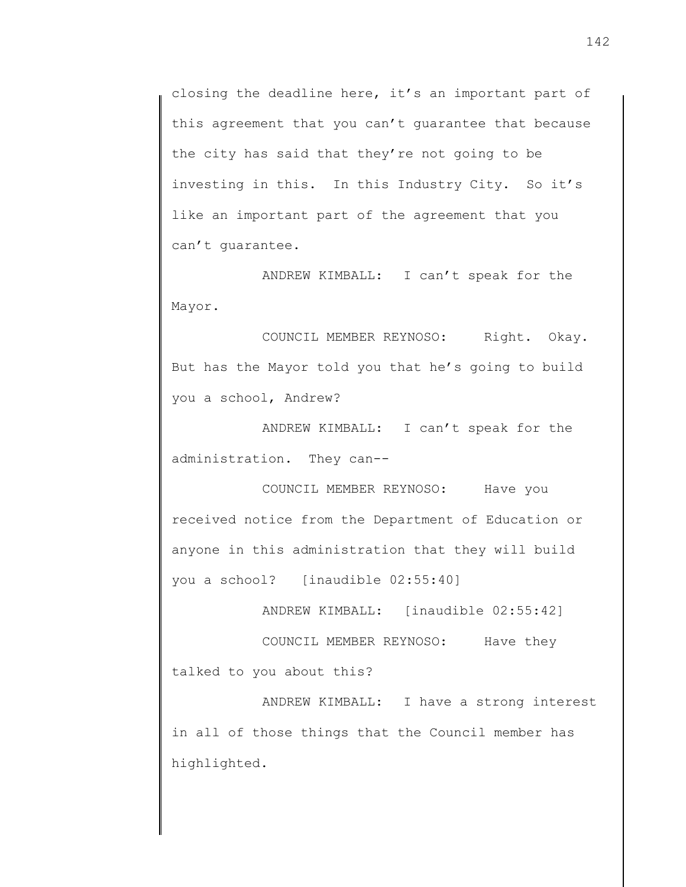closing the deadline here, it's an important part of this agreement that you can't guarantee that because the city has said that they're not going to be investing in this. In this Industry City. So it's like an important part of the agreement that you can't guarantee.

ANDREW KIMBALL: I can't speak for the Mayor.

COUNCIL MEMBER REYNOSO: Right. Okay. But has the Mayor told you that he's going to build you a school, Andrew?

ANDREW KIMBALL: I can't speak for the administration. They can--

COUNCIL MEMBER REYNOSO: Have you received notice from the Department of Education or anyone in this administration that they will build you a school? [inaudible 02:55:40]

ANDREW KIMBALL: [inaudible 02:55:42]

COUNCIL MEMBER REYNOSO: Have they talked to you about this?

ANDREW KIMBALL: I have a strong interest in all of those things that the Council member has highlighted.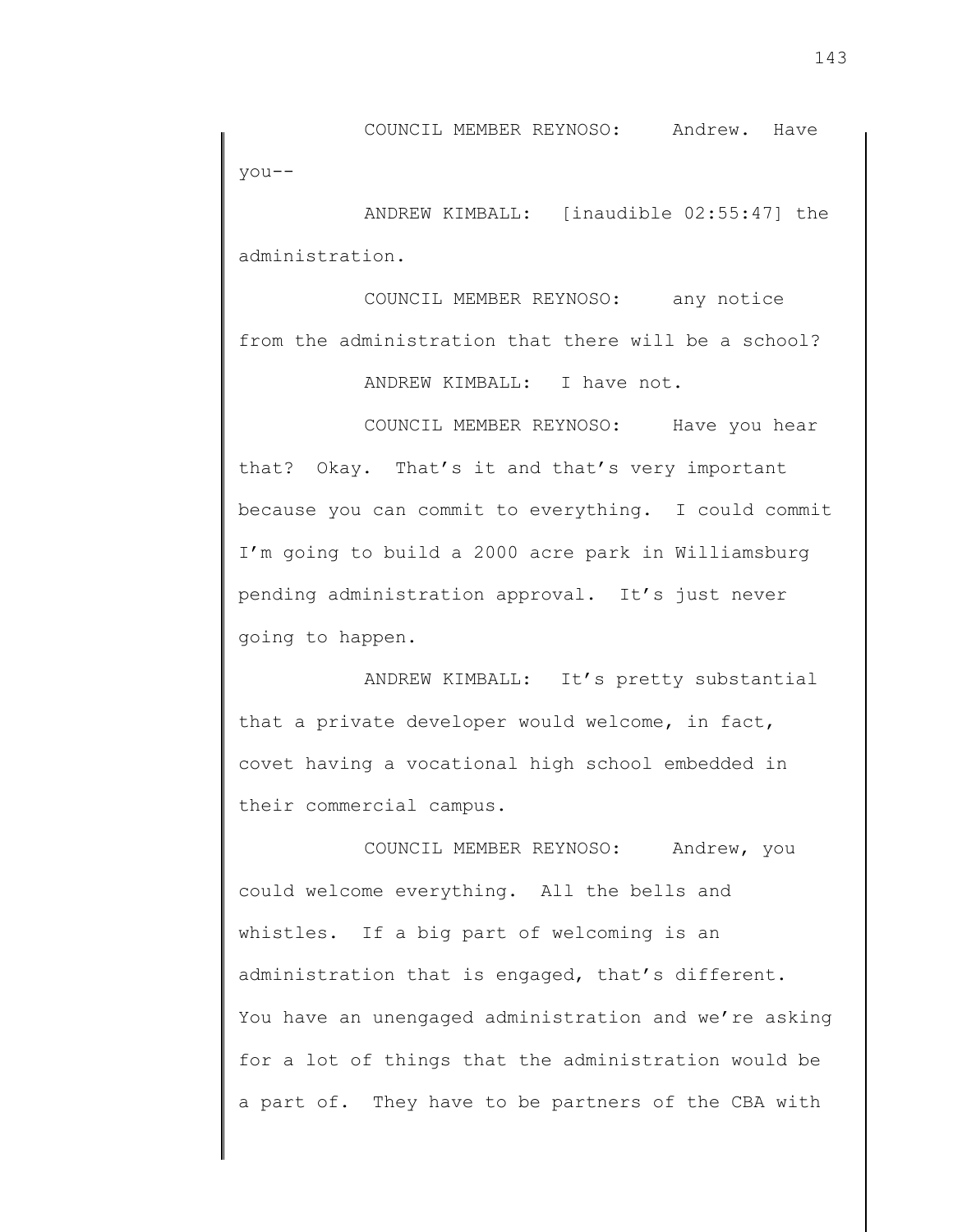COUNCIL MEMBER REYNOSO: Andrew. Have you--

ANDREW KIMBALL: [inaudible 02:55:47] the administration.

COUNCIL MEMBER REYNOSO: any notice from the administration that there will be a school?

ANDREW KIMBALL: I have not.

COUNCIL MEMBER REYNOSO: Have you hear that? Okay. That's it and that's very important because you can commit to everything. I could commit I'm going to build a 2000 acre park in Williamsburg pending administration approval. It's just never going to happen.

ANDREW KIMBALL: It's pretty substantial that a private developer would welcome, in fact, covet having a vocational high school embedded in their commercial campus.

COUNCIL MEMBER REYNOSO: Andrew, you could welcome everything. All the bells and whistles. If a big part of welcoming is an administration that is engaged, that's different. You have an unengaged administration and we're asking for a lot of things that the administration would be a part of. They have to be partners of the CBA with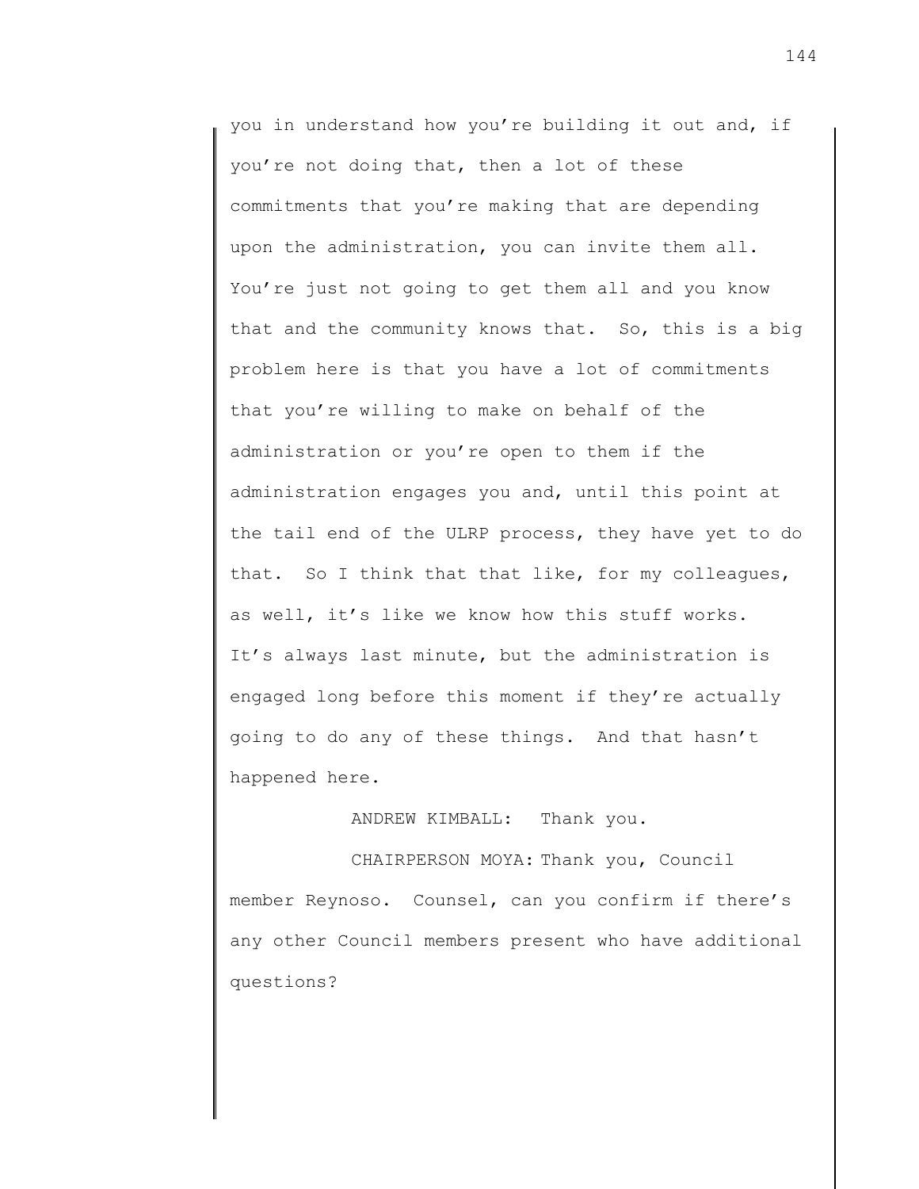you in understand how you're building it out and, if you're not doing that, then a lot of these commitments that you're making that are depending upon the administration, you can invite them all. You're just not going to get them all and you know that and the community knows that. So, this is a big problem here is that you have a lot of commitments that you're willing to make on behalf of the administration or you're open to them if the administration engages you and, until this point at the tail end of the ULRP process, they have yet to do that. So I think that that like, for my colleagues, as well, it's like we know how this stuff works. It's always last minute, but the administration is engaged long before this moment if they're actually going to do any of these things. And that hasn't happened here.

ANDREW KIMBALL: Thank you.

CHAIRPERSON MOYA: Thank you, Council member Reynoso. Counsel, can you confirm if there's any other Council members present who have additional questions?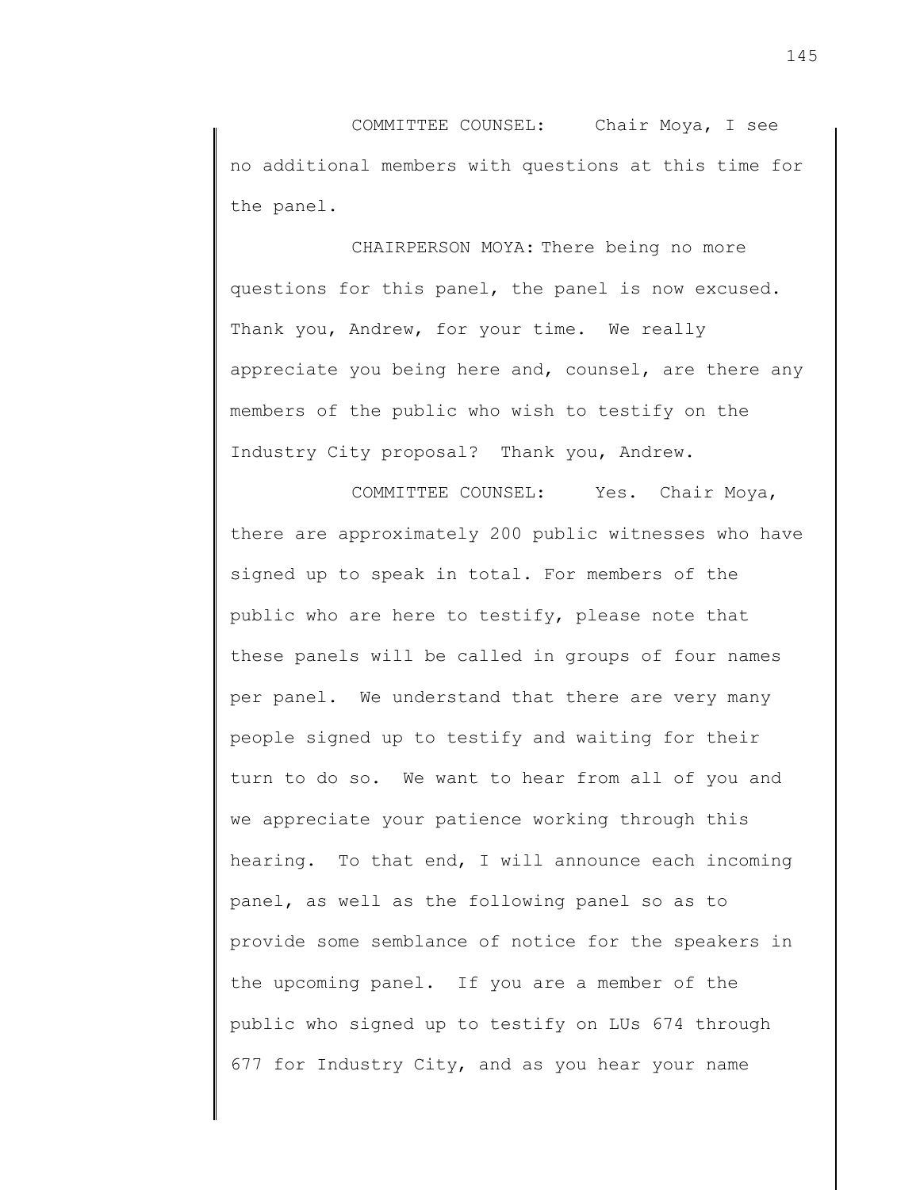COMMITTEE COUNSEL: Chair Moya, I see no additional members with questions at this time for the panel.

CHAIRPERSON MOYA: There being no more questions for this panel, the panel is now excused. Thank you, Andrew, for your time. We really appreciate you being here and, counsel, are there any members of the public who wish to testify on the Industry City proposal? Thank you, Andrew.

COMMITTEE COUNSEL: Yes. Chair Moya, there are approximately 200 public witnesses who have signed up to speak in total. For members of the public who are here to testify, please note that these panels will be called in groups of four names per panel. We understand that there are very many people signed up to testify and waiting for their turn to do so. We want to hear from all of you and we appreciate your patience working through this hearing. To that end, I will announce each incoming panel, as well as the following panel so as to provide some semblance of notice for the speakers in the upcoming panel. If you are a member of the public who signed up to testify on LUs 674 through 677 for Industry City, and as you hear your name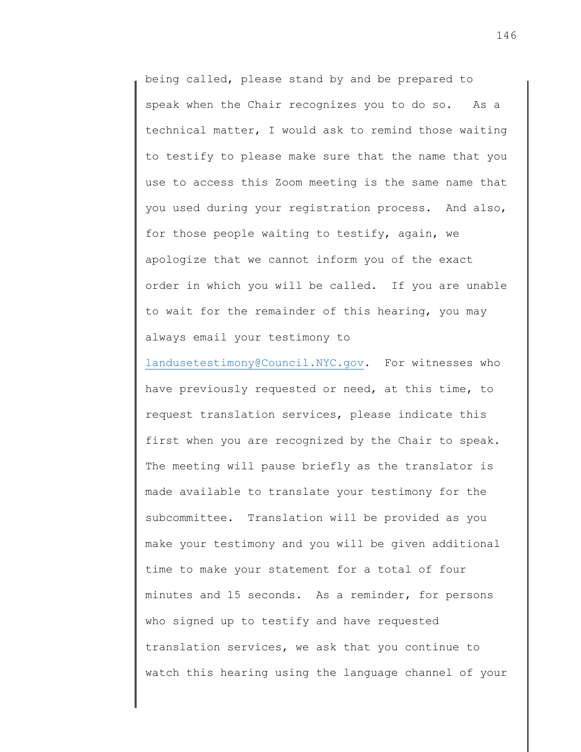being called, please stand by and be prepared to speak when the Chair recognizes you to do so. As a technical matter, I would ask to remind those waiting to testify to please make sure that the name that you use to access this Zoom meeting is the same name that you used during your registration process. And also, for those people waiting to testify, again, we apologize that we cannot inform you of the exact order in which you will be called. If you are unable to wait for the remainder of this hearing, you may always email your testimony to landusetestimony@Council.NYC.gov. For witnesses who have previously requested or need, at this time, to request translation services, please indicate this first when you are recognized by the Chair to speak. The meeting will pause briefly as the translator is made available to translate your testimony for the subcommittee. Translation will be provided as you make your testimony and you will be given additional time to make your statement for a total of four minutes and 15 seconds. As a reminder, for persons who signed up to testify and have requested translation services, we ask that you continue to watch this hearing using the language channel of your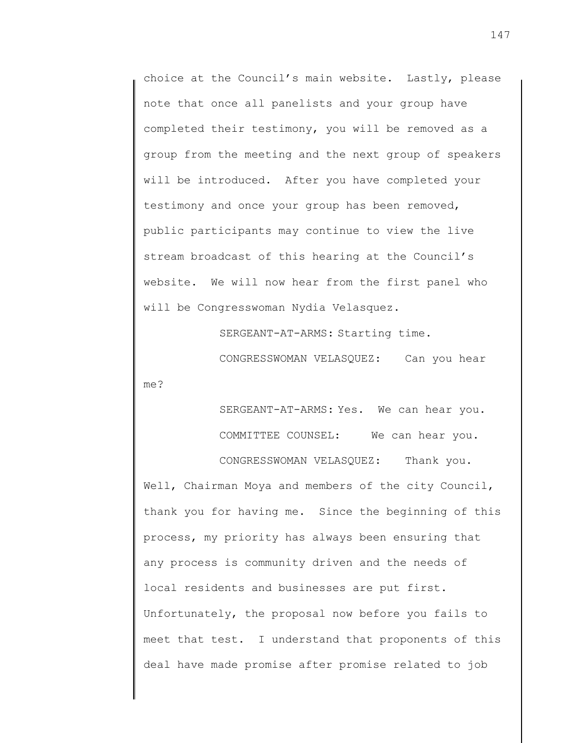choice at the Council's main website. Lastly, please note that once all panelists and your group have completed their testimony, you will be removed as a group from the meeting and the next group of speakers will be introduced. After you have completed your testimony and once your group has been removed, public participants may continue to view the live stream broadcast of this hearing at the Council's website. We will now hear from the first panel who will be Congresswoman Nydia Velasquez.

SERGEANT-AT-ARMS: Starting time.

CONGRESSWOMAN VELASQUEZ: Can you hear me?

SERGEANT-AT-ARMS: Yes. We can hear you.

COMMITTEE COUNSEL: We can hear you.

CONGRESSWOMAN VELASQUEZ: Thank you. Well, Chairman Moya and members of the city Council, thank you for having me. Since the beginning of this process, my priority has always been ensuring that any process is community driven and the needs of local residents and businesses are put first. Unfortunately, the proposal now before you fails to meet that test. I understand that proponents of this deal have made promise after promise related to job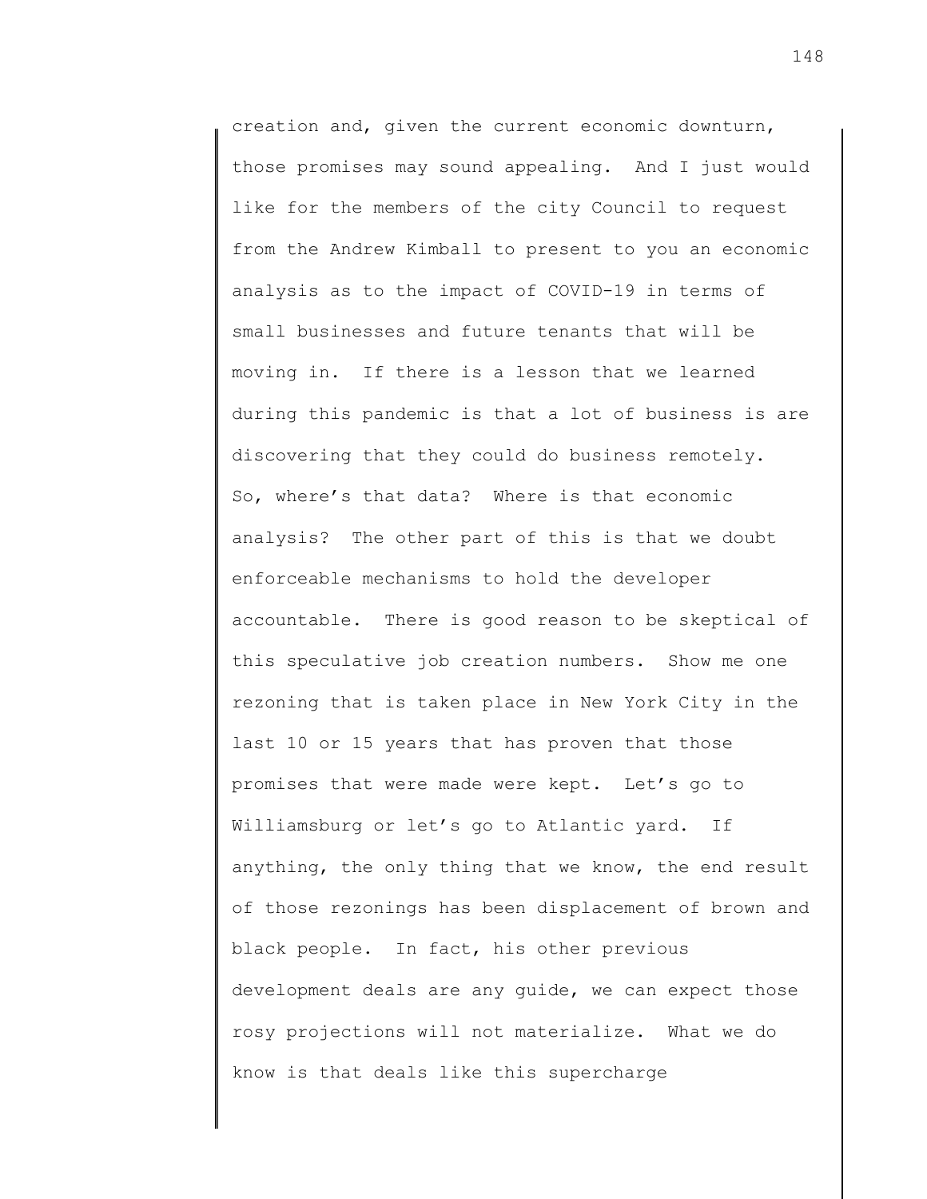creation and, given the current economic downturn, those promises may sound appealing. And I just would like for the members of the city Council to request from the Andrew Kimball to present to you an economic analysis as to the impact of COVID-19 in terms of small businesses and future tenants that will be moving in. If there is a lesson that we learned during this pandemic is that a lot of business is are discovering that they could do business remotely. So, where's that data? Where is that economic analysis? The other part of this is that we doubt enforceable mechanisms to hold the developer accountable. There is good reason to be skeptical of this speculative job creation numbers. Show me one rezoning that is taken place in New York City in the last 10 or 15 years that has proven that those promises that were made were kept. Let's go to Williamsburg or let's go to Atlantic yard. If anything, the only thing that we know, the end result of those rezonings has been displacement of brown and black people. In fact, his other previous development deals are any guide, we can expect those rosy projections will not materialize. What we do know is that deals like this supercharge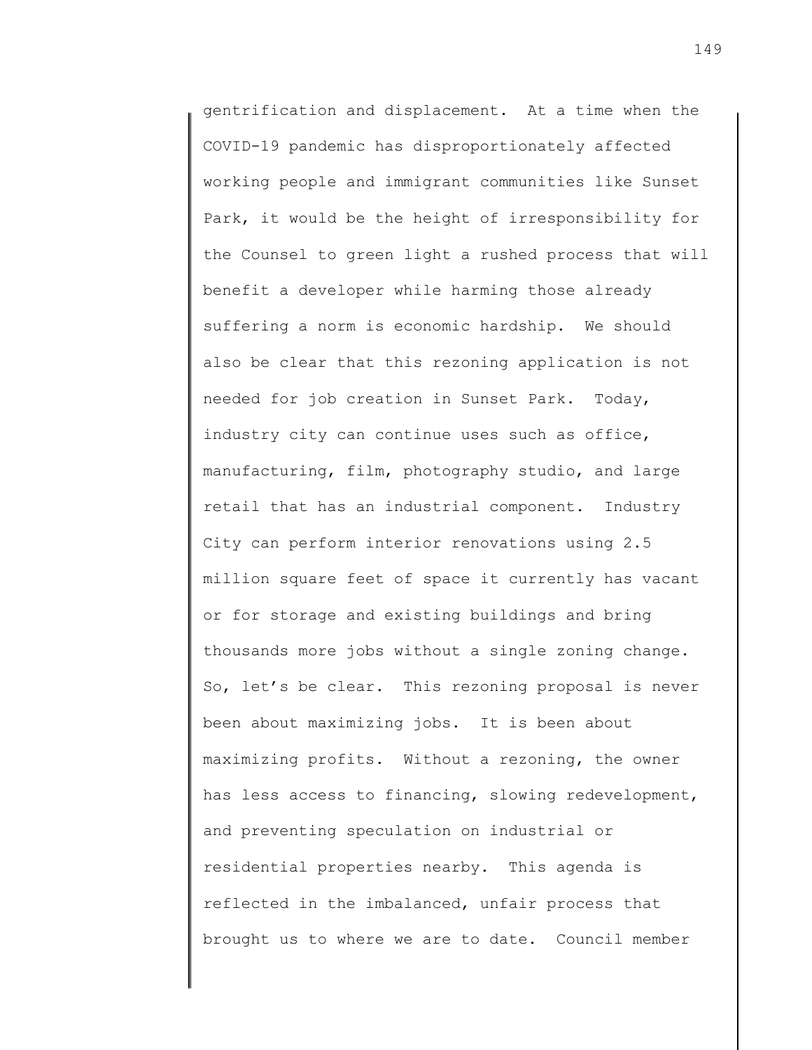gentrification and displacement. At a time when the COVID-19 pandemic has disproportionately affected working people and immigrant communities like Sunset Park, it would be the height of irresponsibility for the Counsel to green light a rushed process that will benefit a developer while harming those already suffering a norm is economic hardship. We should also be clear that this rezoning application is not needed for job creation in Sunset Park. Today, industry city can continue uses such as office, manufacturing, film, photography studio, and large retail that has an industrial component. Industry City can perform interior renovations using 2.5 million square feet of space it currently has vacant or for storage and existing buildings and bring thousands more jobs without a single zoning change. So, let's be clear. This rezoning proposal is never been about maximizing jobs. It is been about maximizing profits. Without a rezoning, the owner has less access to financing, slowing redevelopment, and preventing speculation on industrial or residential properties nearby. This agenda is reflected in the imbalanced, unfair process that brought us to where we are to date. Council member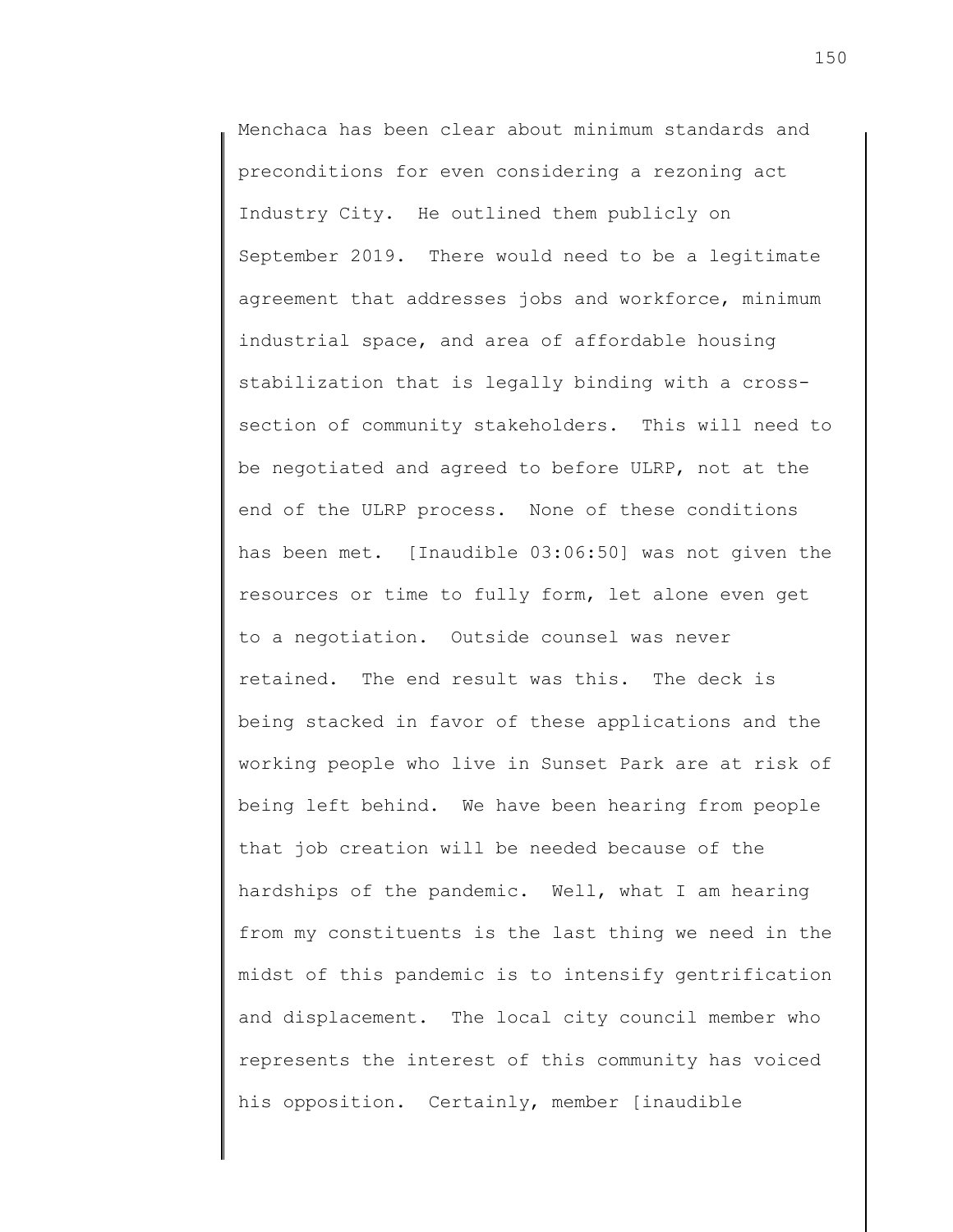Menchaca has been clear about minimum standards and preconditions for even considering a rezoning act Industry City. He outlined them publicly on September 2019. There would need to be a legitimate agreement that addresses jobs and workforce, minimum industrial space, and area of affordable housing stabilization that is legally binding with a cross-section of community stakeholders. This will need to be negotiated and agreed to before ULRP, not at the end of the ULRP process. None of these conditions has been met. [Inaudible 03:06:50] was not given the resources or time to fully form, let alone even get to a negotiation. Outside counsel was never retained. The end result was this. The deck is being stacked in favor of these applications and the working people who live in Sunset Park are at risk of being left behind. We have been hearing from people that job creation will be needed because of the hardships of the pandemic. Well, what I am hearing from my constituents is the last thing we need in the midst of this pandemic is to intensify gentrification and displacement. The local city council member who represents the interest of this community has voiced his opposition. Certainly, member [inaudible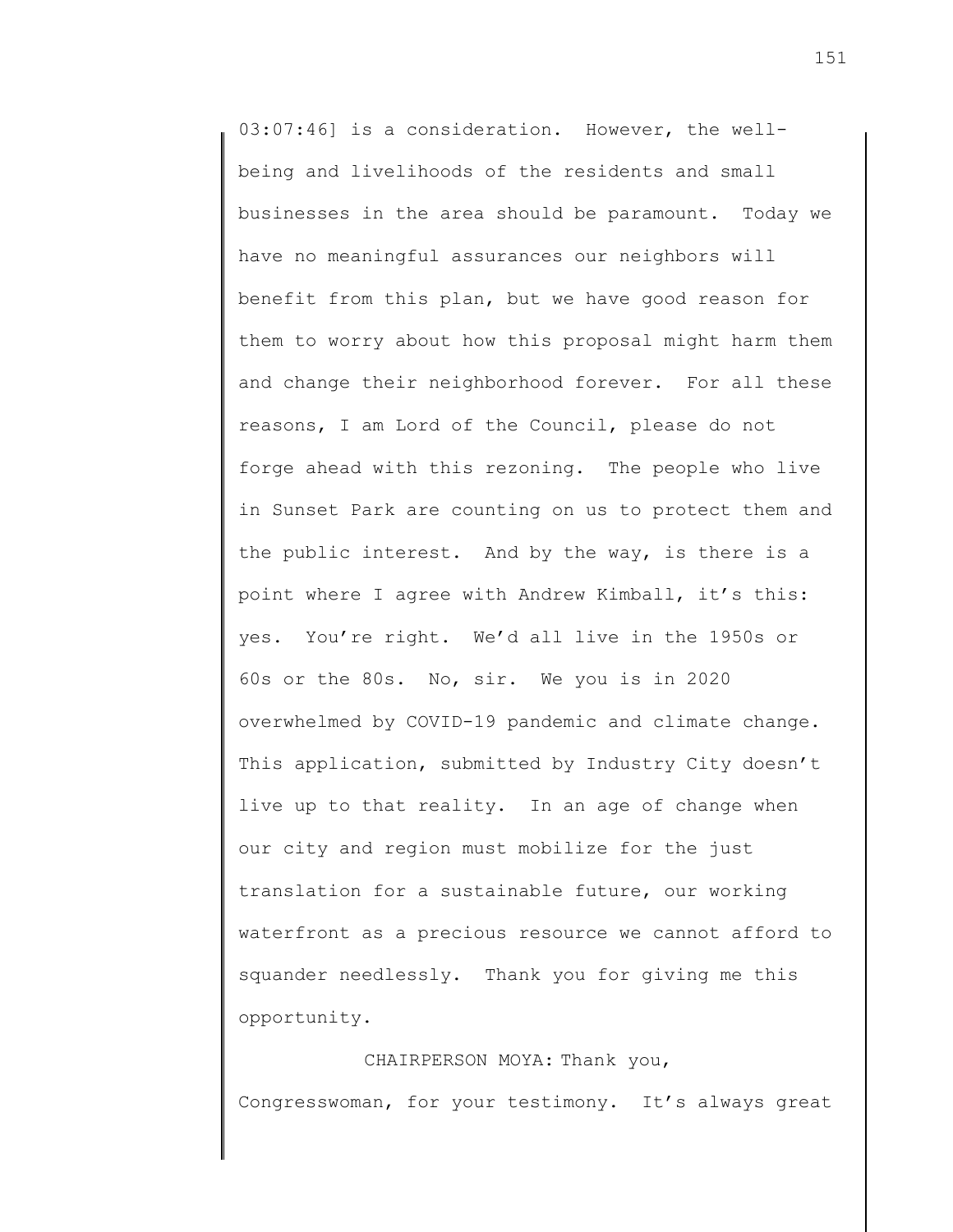03:07:46] is a consideration. However, the well-being and livelihoods of the residents and small businesses in the area should be paramount. Today we have no meaningful assurances our neighbors will benefit from this plan, but we have good reason for them to worry about how this proposal might harm them and change their neighborhood forever. For all these reasons, I am Lord of the Council, please do not forge ahead with this rezoning. The people who live in Sunset Park are counting on us to protect them and the public interest. And by the way, is there is a point where I agree with Andrew Kimball, it's this: yes. You're right. We'd all live in the 1950s or 60s or the 80s. No, sir. We you is in 2020 overwhelmed by COVID-19 pandemic and climate change. This application, submitted by Industry City doesn't live up to that reality. In an age of change when our city and region must mobilize for the just translation for a sustainable future, our working waterfront as a precious resource we cannot afford to squander needlessly. Thank you for giving me this opportunity.

CHAIRPERSON MOYA: Thank you, Congresswoman, for your testimony. It's always great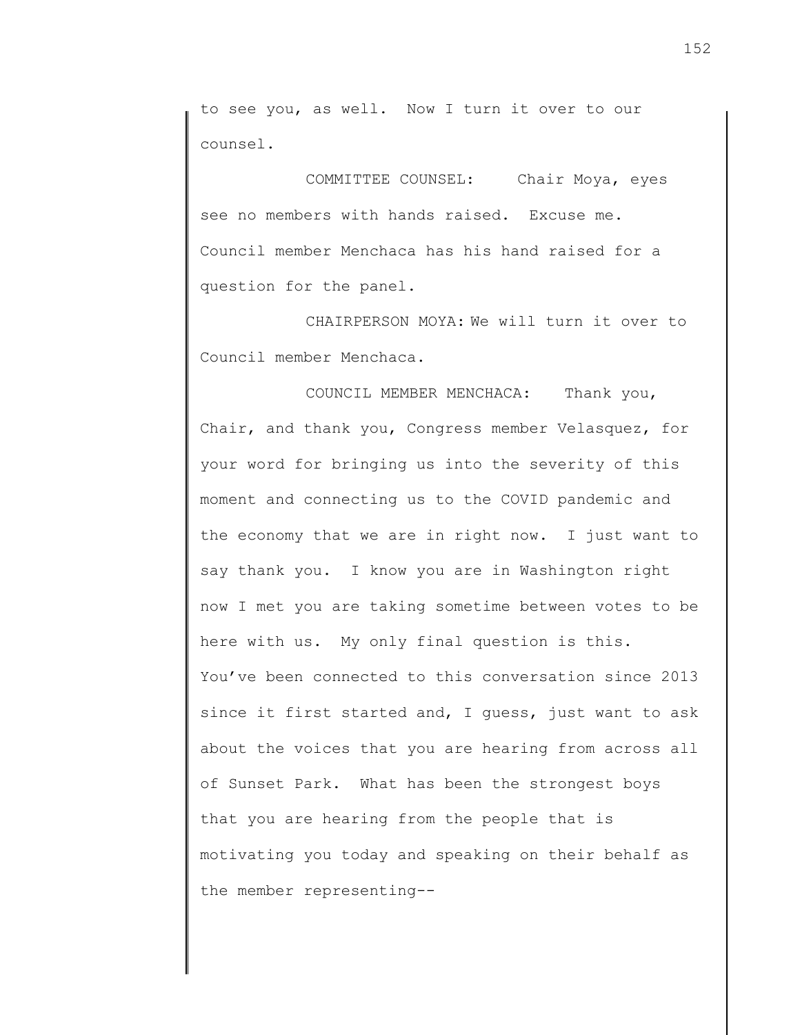to see you, as well. Now I turn it over to our counsel.

COMMITTEE COUNSEL: Chair Moya, eyes see no members with hands raised. Excuse me. Council member Menchaca has his hand raised for a question for the panel.

CHAIRPERSON MOYA: We will turn it over to Council member Menchaca.

COUNCIL MEMBER MENCHACA: Thank you, Chair, and thank you, Congress member Velasquez, for your word for bringing us into the severity of this moment and connecting us to the COVID pandemic and the economy that we are in right now. I just want to say thank you. I know you are in Washington right now I met you are taking sometime between votes to be here with us. My only final question is this. You've been connected to this conversation since 2013 since it first started and, I guess, just want to ask about the voices that you are hearing from across all of Sunset Park. What has been the strongest boys that you are hearing from the people that is motivating you today and speaking on their behalf as the member representing--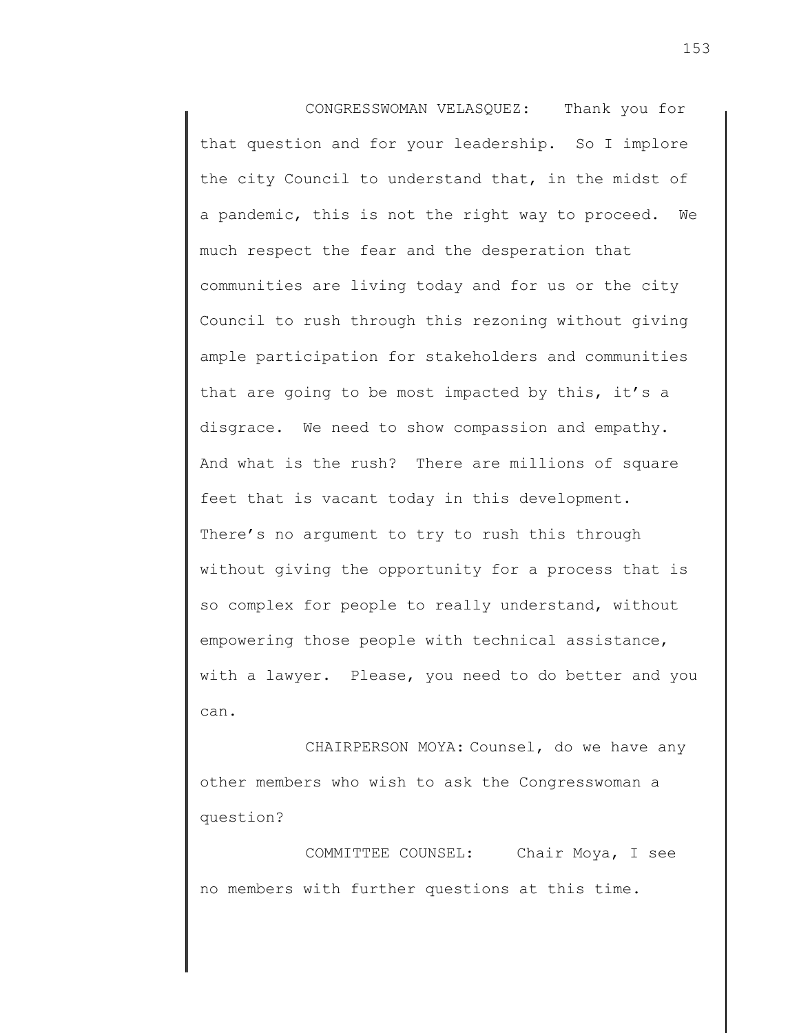CONGRESSWOMAN VELASQUEZ: Thank you for that question and for your leadership. So I implore the city Council to understand that, in the midst of a pandemic, this is not the right way to proceed. We much respect the fear and the desperation that communities are living today and for us or the city Council to rush through this rezoning without giving ample participation for stakeholders and communities that are going to be most impacted by this, it's a disgrace. We need to show compassion and empathy. And what is the rush? There are millions of square feet that is vacant today in this development. There's no argument to try to rush this through without giving the opportunity for a process that is so complex for people to really understand, without empowering those people with technical assistance, with a lawyer. Please, you need to do better and you can.

CHAIRPERSON MOYA: Counsel, do we have any other members who wish to ask the Congresswoman a question?

COMMITTEE COUNSEL: Chair Moya, I see no members with further questions at this time.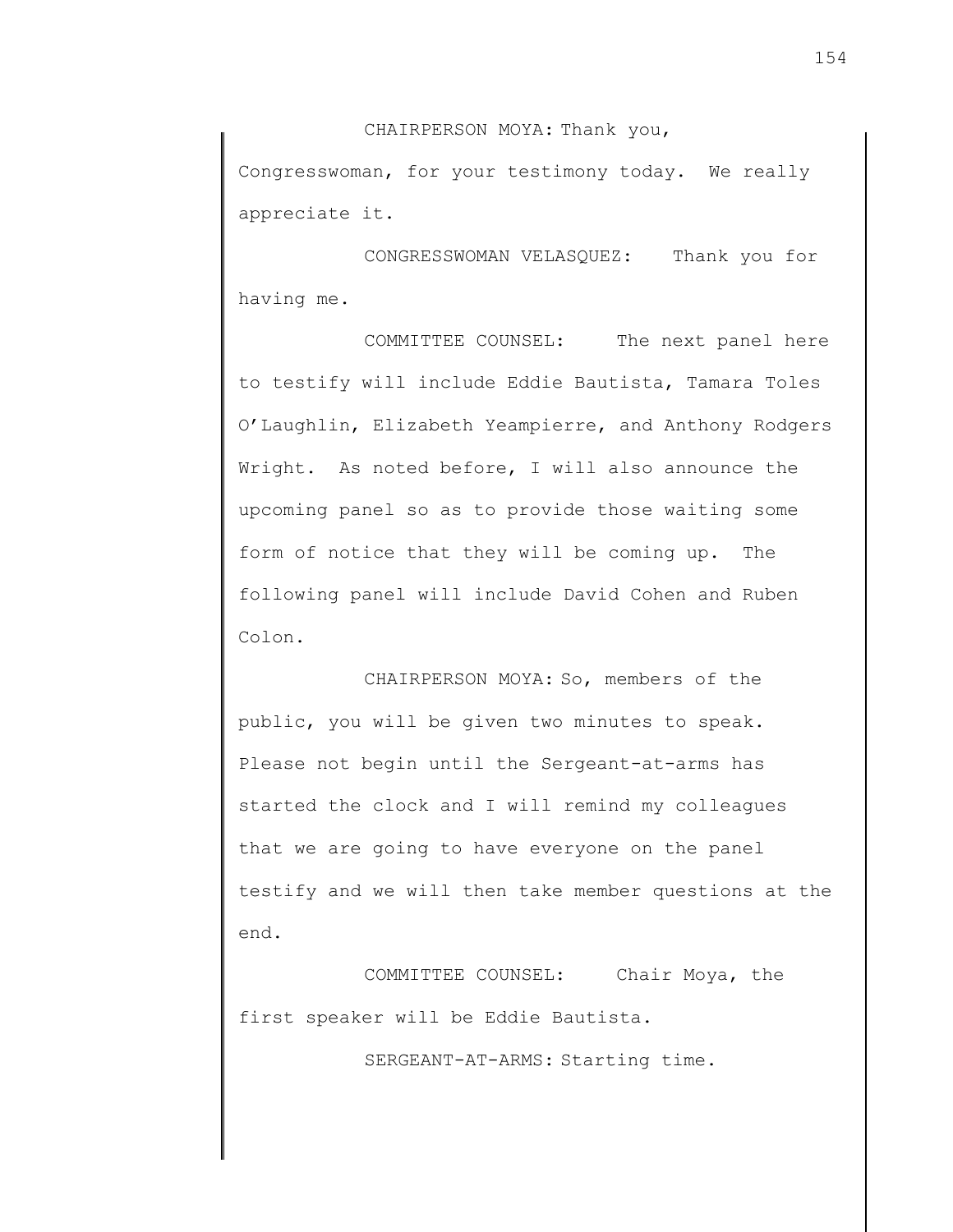CHAIRPERSON MOYA: Thank you, Congresswoman, for your testimony today. We really appreciate it.

CONGRESSWOMAN VELASQUEZ: Thank you for having me.

COMMITTEE COUNSEL: The next panel here to testify will include Eddie Bautista, Tamara Toles O'Laughlin, Elizabeth Yeampierre, and Anthony Rodgers Wright. As noted before, I will also announce the upcoming panel so as to provide those waiting some form of notice that they will be coming up. The following panel will include David Cohen and Ruben Colon.

CHAIRPERSON MOYA: So, members of the public, you will be given two minutes to speak. Please not begin until the Sergeant-at-arms has started the clock and I will remind my colleagues that we are going to have everyone on the panel testify and we will then take member questions at the end.

COMMITTEE COUNSEL: Chair Moya, the first speaker will be Eddie Bautista.

SERGEANT-AT-ARMS: Starting time.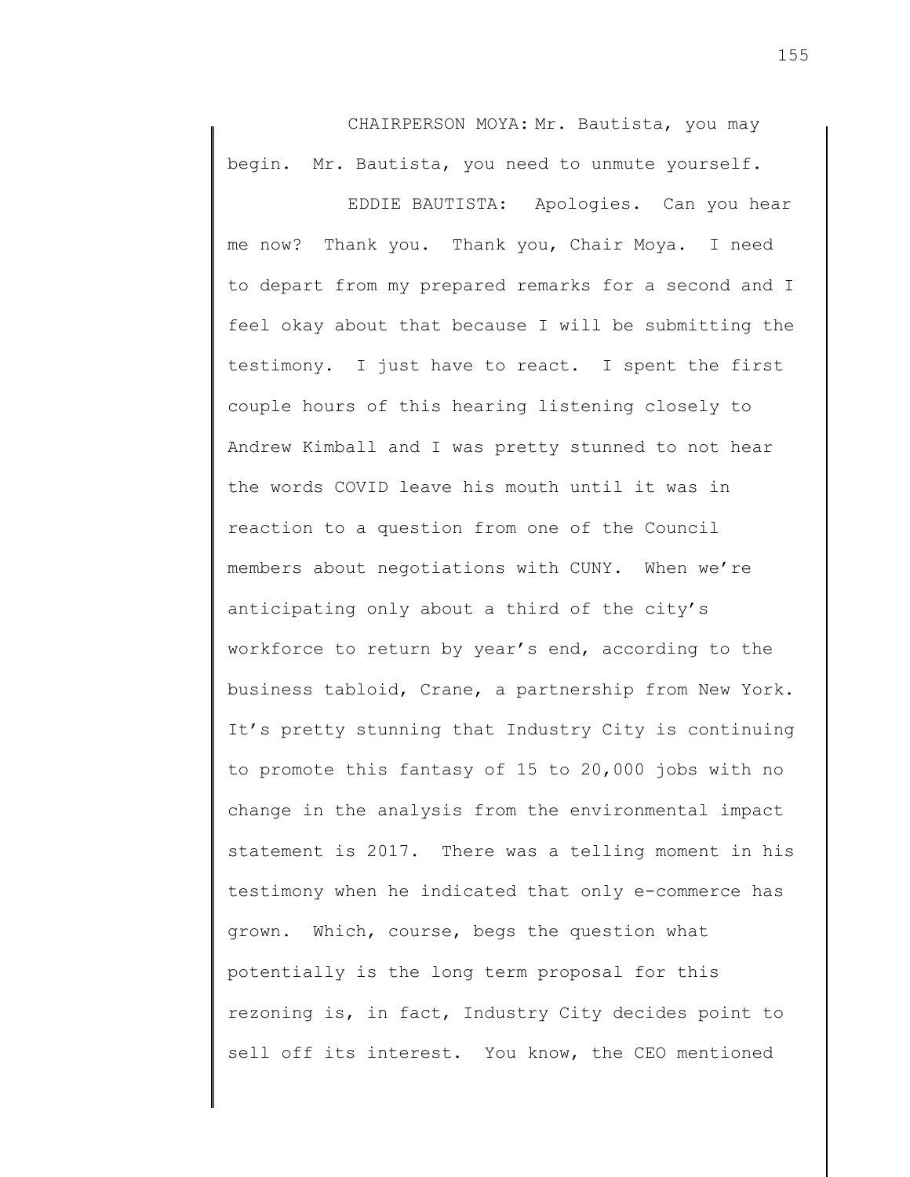CHAIRPERSON MOYA: Mr. Bautista, you may begin. Mr. Bautista, you need to unmute yourself.

EDDIE BAUTISTA: Apologies. Can you hear me now? Thank you. Thank you, Chair Moya. I need to depart from my prepared remarks for a second and I feel okay about that because I will be submitting the testimony. I just have to react. I spent the first couple hours of this hearing listening closely to Andrew Kimball and I was pretty stunned to not hear the words COVID leave his mouth until it was in reaction to a question from one of the Council members about negotiations with CUNY. When we're anticipating only about a third of the city's workforce to return by year's end, according to the business tabloid, Crane, a partnership from New York. It's pretty stunning that Industry City is continuing to promote this fantasy of 15 to 20,000 jobs with no change in the analysis from the environmental impact statement is 2017. There was a telling moment in his testimony when he indicated that only e-commerce has grown. Which, course, begs the question what potentially is the long term proposal for this rezoning is, in fact, Industry City decides point to sell off its interest. You know, the CEO mentioned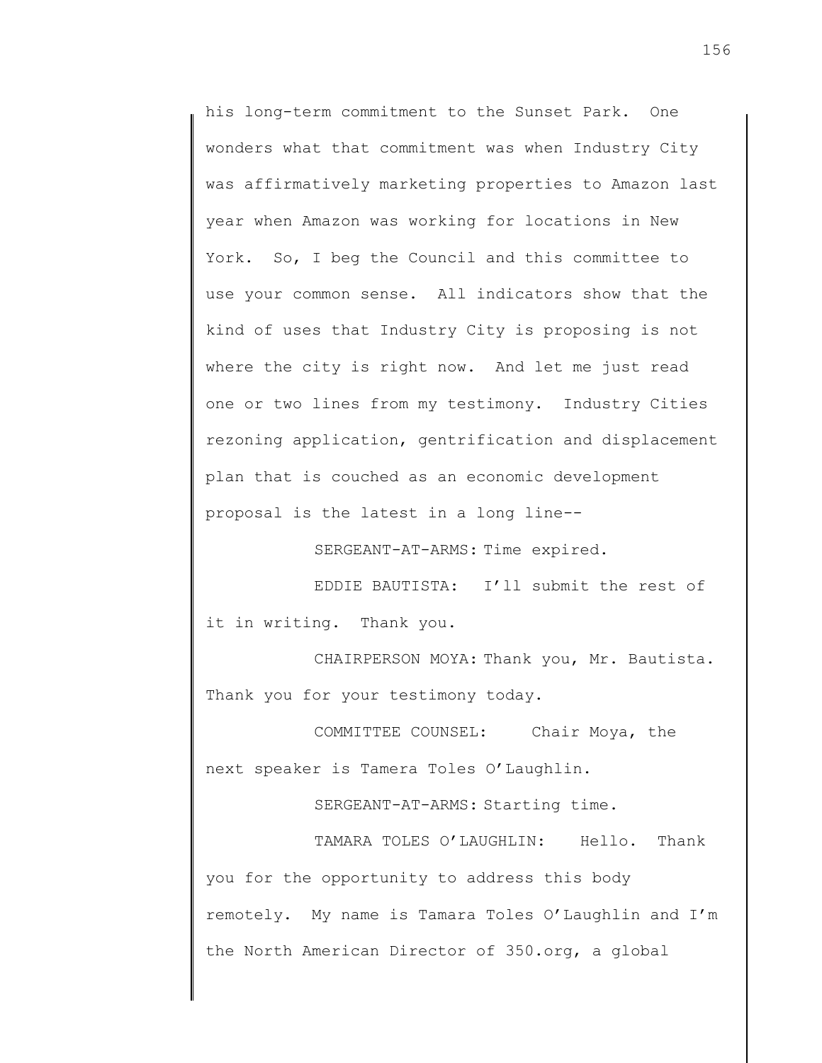his long-term commitment to the Sunset Park. One wonders what that commitment was when Industry City was affirmatively marketing properties to Amazon last year when Amazon was working for locations in New York. So, I beg the Council and this committee to use your common sense. All indicators show that the kind of uses that Industry City is proposing is not where the city is right now. And let me just read one or two lines from my testimony. Industry Cities rezoning application, gentrification and displacement plan that is couched as an economic development proposal is the latest in a long line--

SERGEANT-AT-ARMS: Time expired.

EDDIE BAUTISTA: I'll submit the rest of it in writing. Thank you.

CHAIRPERSON MOYA: Thank you, Mr. Bautista. Thank you for your testimony today.

COMMITTEE COUNSEL: Chair Moya, the next speaker is Tamera Toles O'Laughlin.

SERGEANT-AT-ARMS: Starting time.

TAMARA TOLES O'LAUGHLIN: Hello. Thank you for the opportunity to address this body remotely. My name is Tamara Toles O'Laughlin and I'm the North American Director of 350.org, a global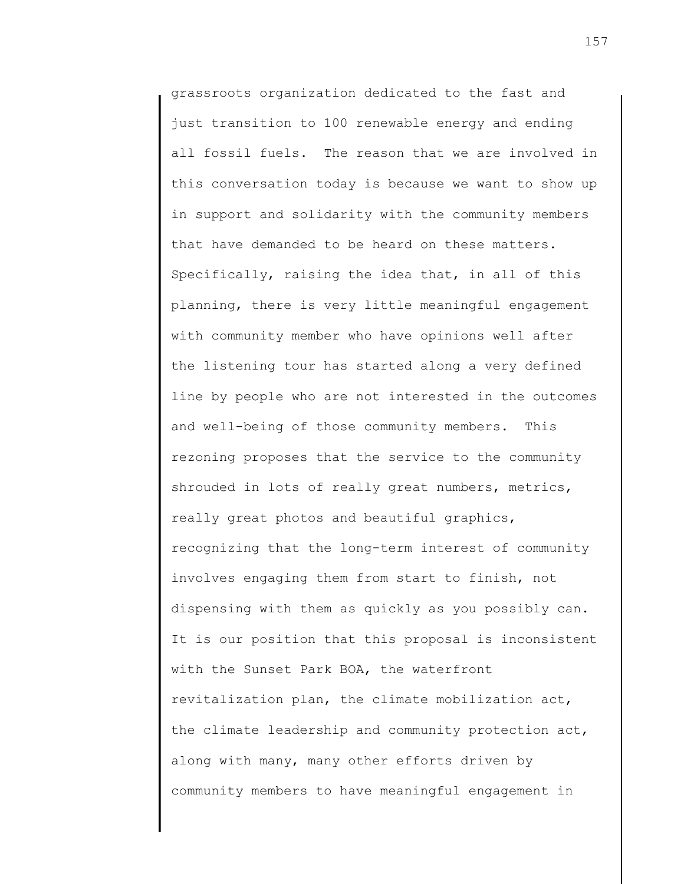grassroots organization dedicated to the fast and just transition to 100 renewable energy and ending all fossil fuels. The reason that we are involved in this conversation today is because we want to show up in support and solidarity with the community members that have demanded to be heard on these matters. Specifically, raising the idea that, in all of this planning, there is very little meaningful engagement with community member who have opinions well after the listening tour has started along a very defined line by people who are not interested in the outcomes and well-being of those community members. This rezoning proposes that the service to the community shrouded in lots of really great numbers, metrics, really great photos and beautiful graphics, recognizing that the long-term interest of community involves engaging them from start to finish, not dispensing with them as quickly as you possibly can. It is our position that this proposal is inconsistent with the Sunset Park BOA, the waterfront revitalization plan, the climate mobilization act, the climate leadership and community protection act, along with many, many other efforts driven by community members to have meaningful engagement in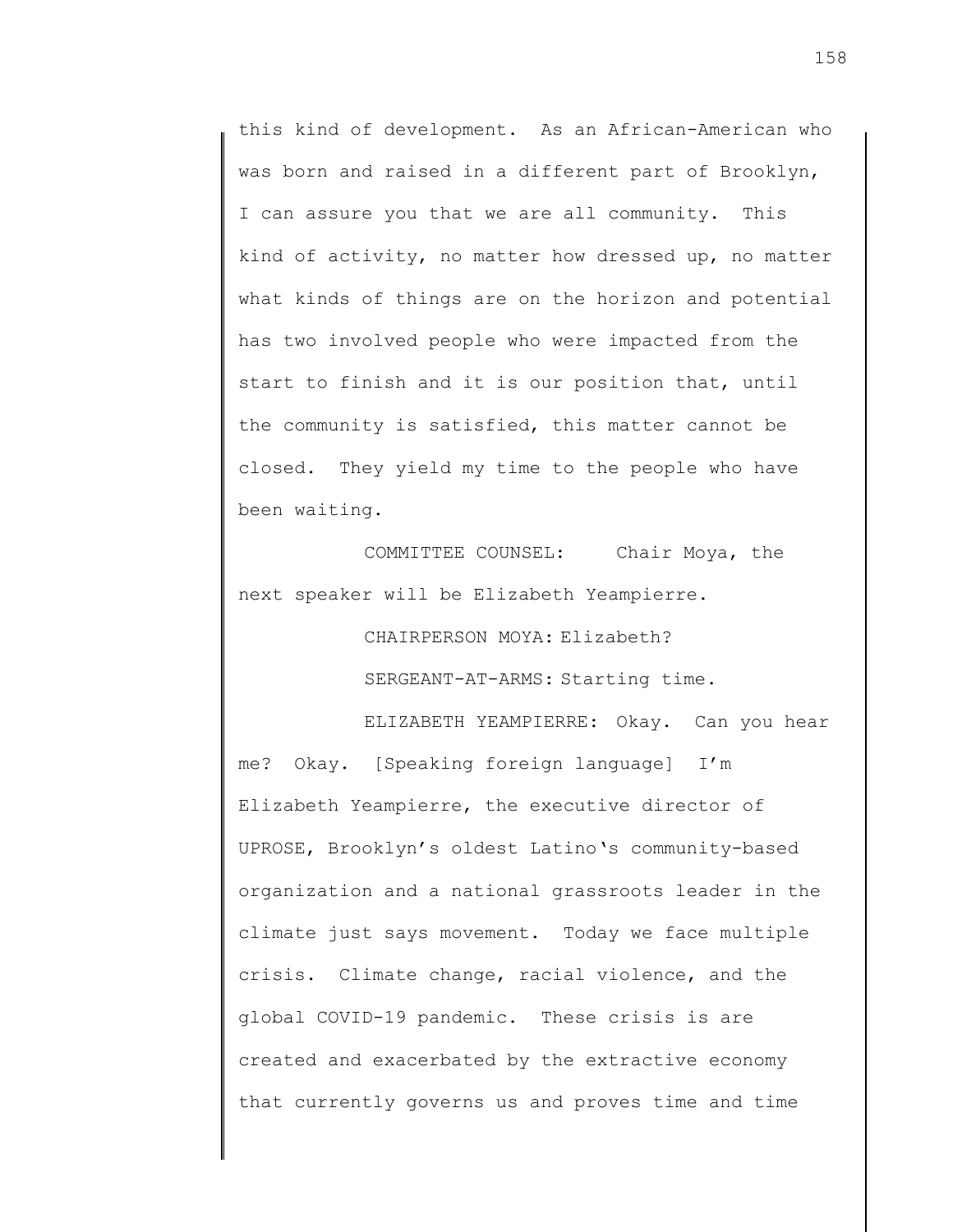this kind of development. As an African-American who was born and raised in a different part of Brooklyn, I can assure you that we are all community. This kind of activity, no matter how dressed up, no matter what kinds of things are on the horizon and potential has two involved people who were impacted from the start to finish and it is our position that, until the community is satisfied, this matter cannot be closed. They yield my time to the people who have been waiting.

COMMITTEE COUNSEL: Chair Moya, the next speaker will be Elizabeth Yeampierre.

CHAIRPERSON MOYA: Elizabeth?

SERGEANT-AT-ARMS: Starting time.

ELIZABETH YEAMPIERRE: Okay. Can you hear me? Okay. [Speaking foreign language] I'm Elizabeth Yeampierre, the executive director of UPROSE, Brooklyn's oldest Latino's community-based organization and a national grassroots leader in the climate just says movement. Today we face multiple crisis. Climate change, racial violence, and the global COVID-19 pandemic. These crisis is are created and exacerbated by the extractive economy that currently governs us and proves time and time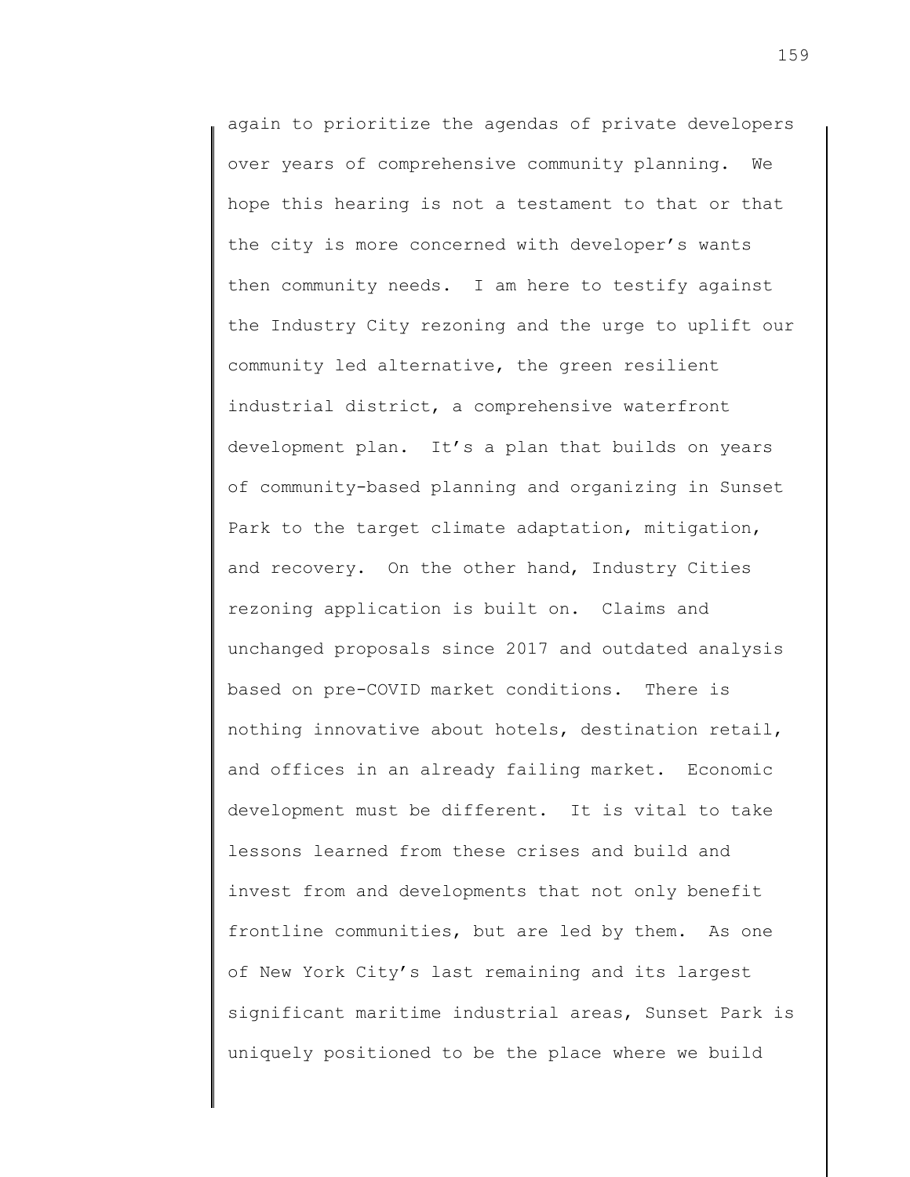again to prioritize the agendas of private developers over years of comprehensive community planning. We hope this hearing is not a testament to that or that the city is more concerned with developer's wants then community needs. I am here to testify against the Industry City rezoning and the urge to uplift our community led alternative, the green resilient industrial district, a comprehensive waterfront development plan. It's a plan that builds on years of community-based planning and organizing in Sunset Park to the target climate adaptation, mitigation, and recovery. On the other hand, Industry Cities rezoning application is built on. Claims and unchanged proposals since 2017 and outdated analysis based on pre-COVID market conditions. There is nothing innovative about hotels, destination retail, and offices in an already failing market. Economic development must be different. It is vital to take lessons learned from these crises and build and invest from and developments that not only benefit frontline communities, but are led by them. As one of New York City's last remaining and its largest significant maritime industrial areas, Sunset Park is uniquely positioned to be the place where we build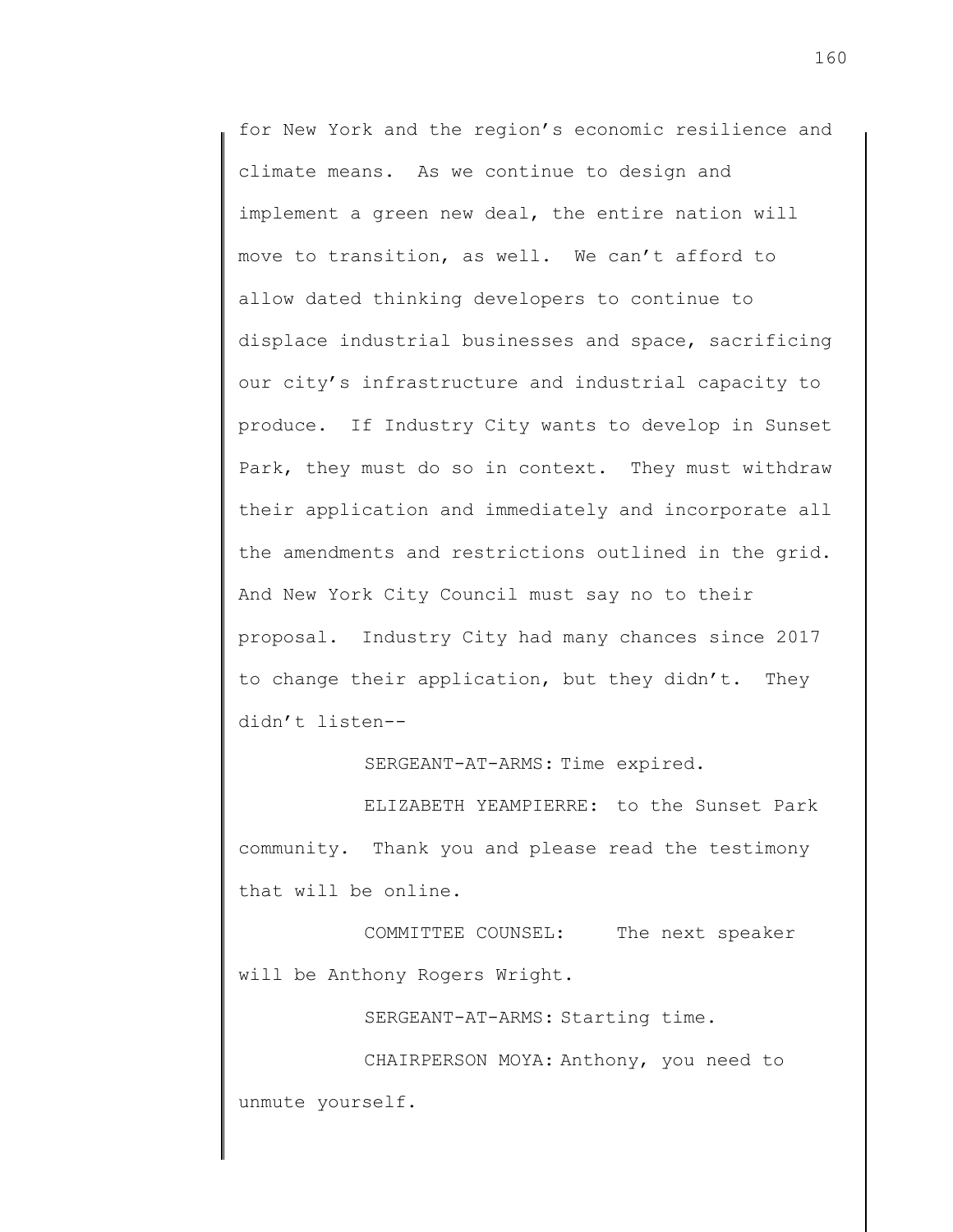for New York and the region's economic resilience and climate means. As we continue to design and implement a green new deal, the entire nation will move to transition, as well. We can't afford to allow dated thinking developers to continue to displace industrial businesses and space, sacrificing our city's infrastructure and industrial capacity to produce. If Industry City wants to develop in Sunset Park, they must do so in context. They must withdraw their application and immediately and incorporate all the amendments and restrictions outlined in the grid. And New York City Council must say no to their proposal. Industry City had many chances since 2017 to change their application, but they didn't. They didn't listen--

SERGEANT-AT-ARMS: Time expired.

ELIZABETH YEAMPIERRE: to the Sunset Park community. Thank you and please read the testimony that will be online.

COMMITTEE COUNSEL: The next speaker will be Anthony Rogers Wright.

SERGEANT-AT-ARMS: Starting time.

CHAIRPERSON MOYA: Anthony, you need to unmute yourself.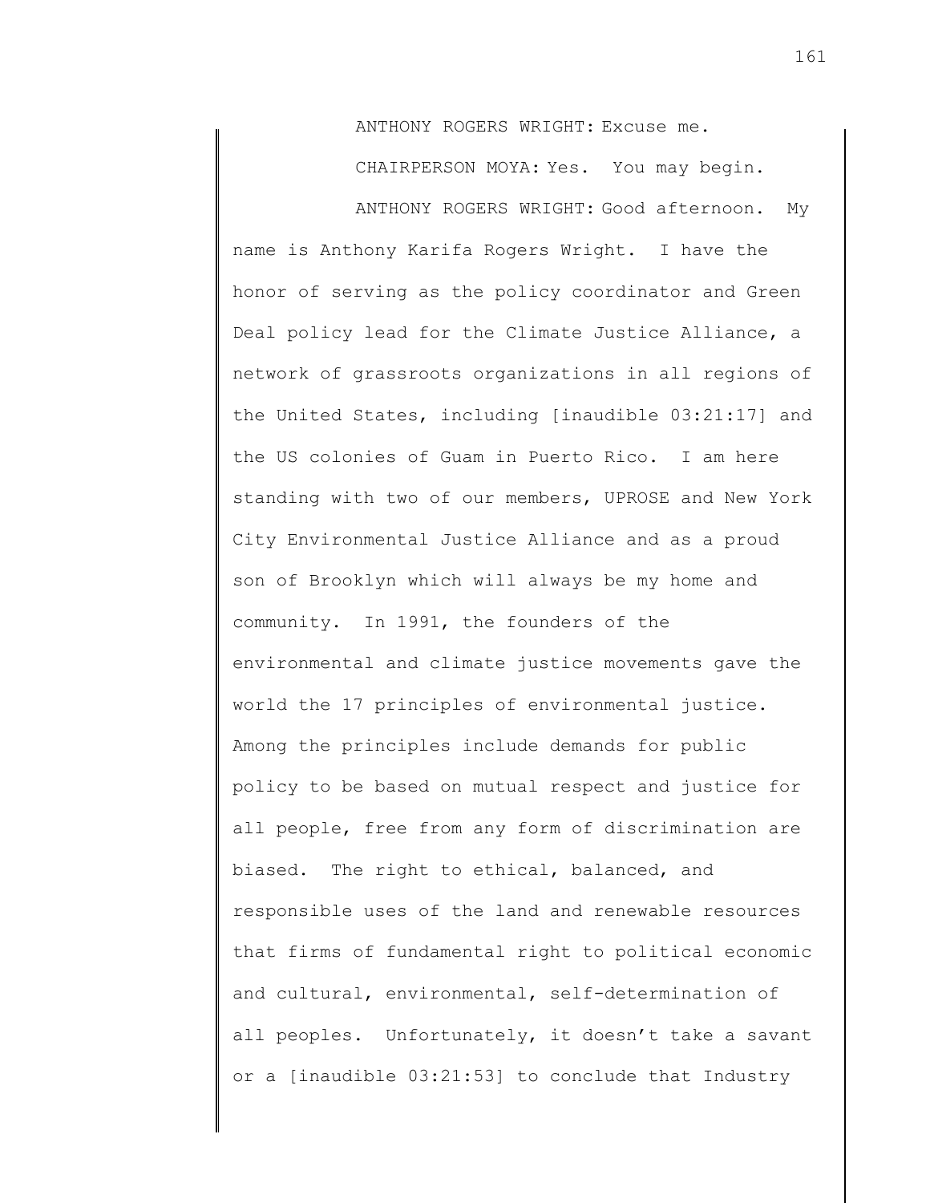ANTHONY ROGERS WRIGHT: Excuse me.

CHAIRPERSON MOYA: Yes. You may begin.

ANTHONY ROGERS WRIGHT: Good afternoon. My name is Anthony Karifa Rogers Wright. I have the honor of serving as the policy coordinator and Green Deal policy lead for the Climate Justice Alliance, a network of grassroots organizations in all regions of the United States, including [inaudible 03:21:17] and the US colonies of Guam in Puerto Rico. I am here standing with two of our members, UPROSE and New York City Environmental Justice Alliance and as a proud son of Brooklyn which will always be my home and community. In 1991, the founders of the environmental and climate justice movements gave the world the 17 principles of environmental justice. Among the principles include demands for public policy to be based on mutual respect and justice for all people, free from any form of discrimination are biased. The right to ethical, balanced, and responsible uses of the land and renewable resources that firms of fundamental right to political economic and cultural, environmental, self-determination of all peoples. Unfortunately, it doesn't take a savant or a [inaudible 03:21:53] to conclude that Industry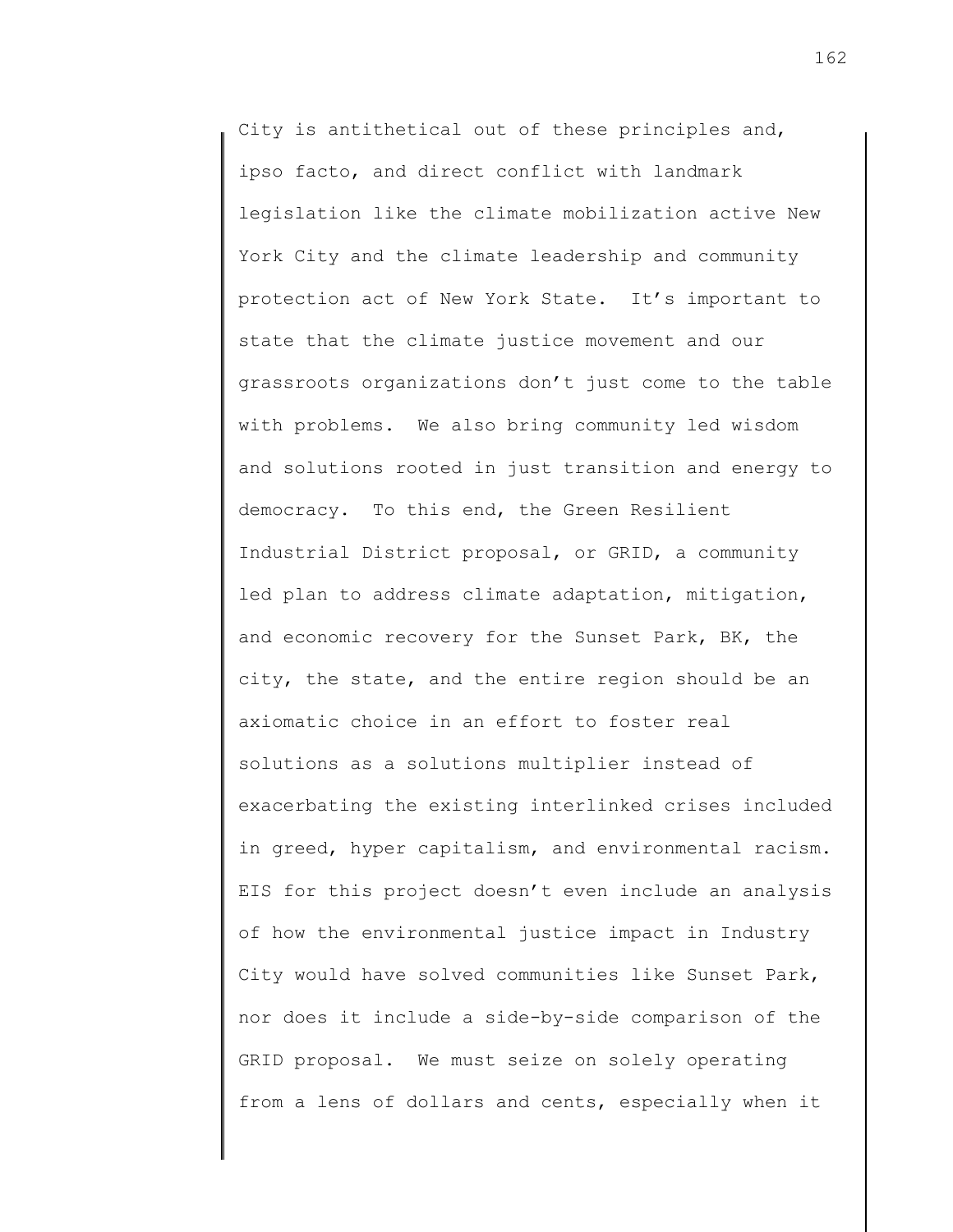City is antithetical out of these principles and, ipso facto, and direct conflict with landmark legislation like the climate mobilization active New York City and the climate leadership and community protection act of New York State. It's important to state that the climate justice movement and our grassroots organizations don't just come to the table with problems. We also bring community led wisdom and solutions rooted in just transition and energy to democracy. To this end, the Green Resilient Industrial District proposal, or GRID, a community led plan to address climate adaptation, mitigation, and economic recovery for the Sunset Park, BK, the city, the state, and the entire region should be an axiomatic choice in an effort to foster real solutions as a solutions multiplier instead of exacerbating the existing interlinked crises included in greed, hyper capitalism, and environmental racism. EIS for this project doesn't even include an analysis of how the environmental justice impact in Industry City would have solved communities like Sunset Park, nor does it include a side-by-side comparison of the GRID proposal. We must seize on solely operating from a lens of dollars and cents, especially when it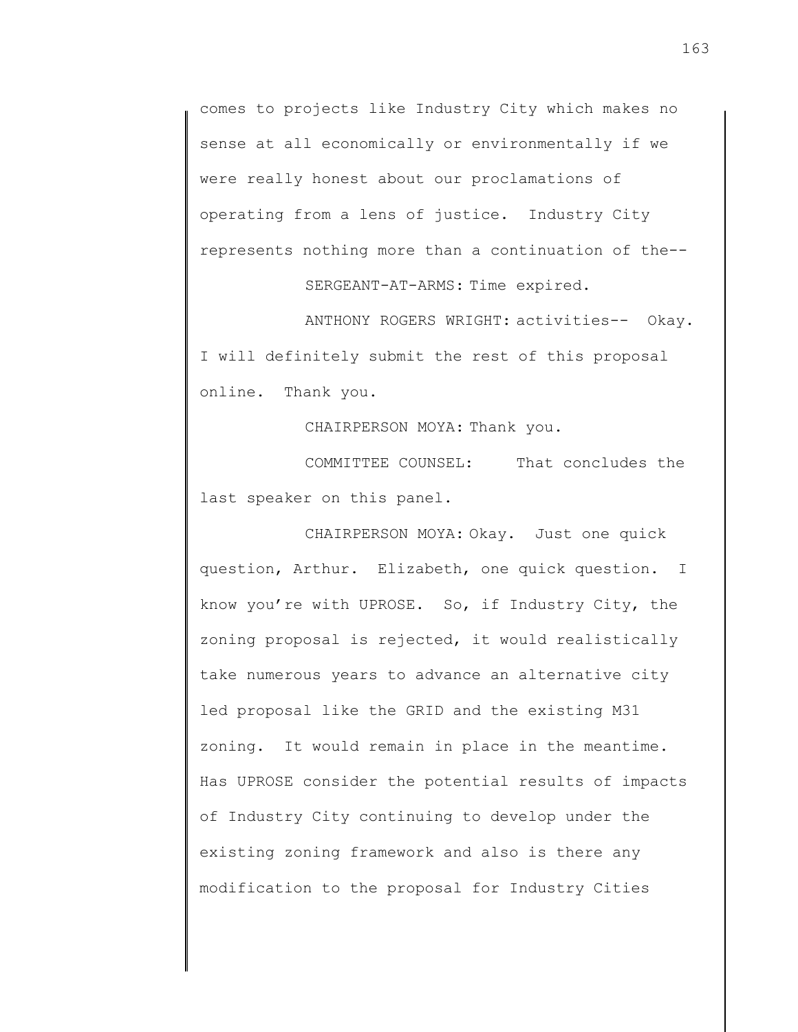comes to projects like Industry City which makes no sense at all economically or environmentally if we were really honest about our proclamations of operating from a lens of justice. Industry City represents nothing more than a continuation of the--

SERGEANT-AT-ARMS: Time expired.

ANTHONY ROGERS WRIGHT: activities-- Okay. I will definitely submit the rest of this proposal online. Thank you.

CHAIRPERSON MOYA: Thank you.

COMMITTEE COUNSEL: That concludes the last speaker on this panel.

CHAIRPERSON MOYA: Okay. Just one quick question, Arthur. Elizabeth, one quick question. I know you're with UPROSE. So, if Industry City, the zoning proposal is rejected, it would realistically take numerous years to advance an alternative city led proposal like the GRID and the existing M31 zoning. It would remain in place in the meantime. Has UPROSE consider the potential results of impacts of Industry City continuing to develop under the existing zoning framework and also is there any modification to the proposal for Industry Cities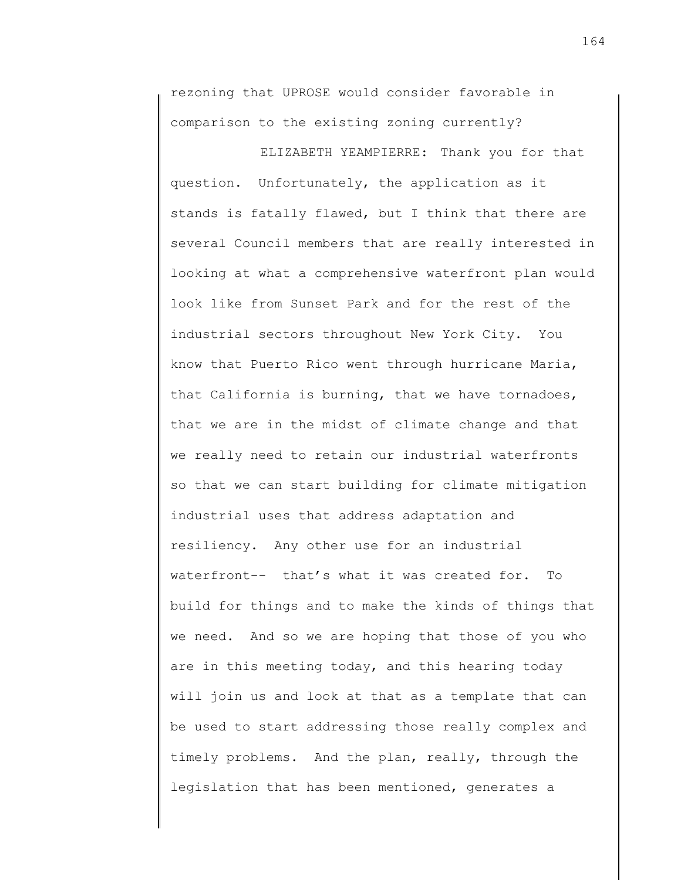rezoning that UPROSE would consider favorable in comparison to the existing zoning currently?

ELIZABETH YEAMPIERRE: Thank you for that question. Unfortunately, the application as it stands is fatally flawed, but I think that there are several Council members that are really interested in looking at what a comprehensive waterfront plan would look like from Sunset Park and for the rest of the industrial sectors throughout New York City. You know that Puerto Rico went through hurricane Maria, that California is burning, that we have tornadoes, that we are in the midst of climate change and that we really need to retain our industrial waterfronts so that we can start building for climate mitigation industrial uses that address adaptation and resiliency. Any other use for an industrial waterfront-- that's what it was created for. To build for things and to make the kinds of things that we need. And so we are hoping that those of you who are in this meeting today, and this hearing today will join us and look at that as a template that can be used to start addressing those really complex and timely problems. And the plan, really, through the legislation that has been mentioned, generates a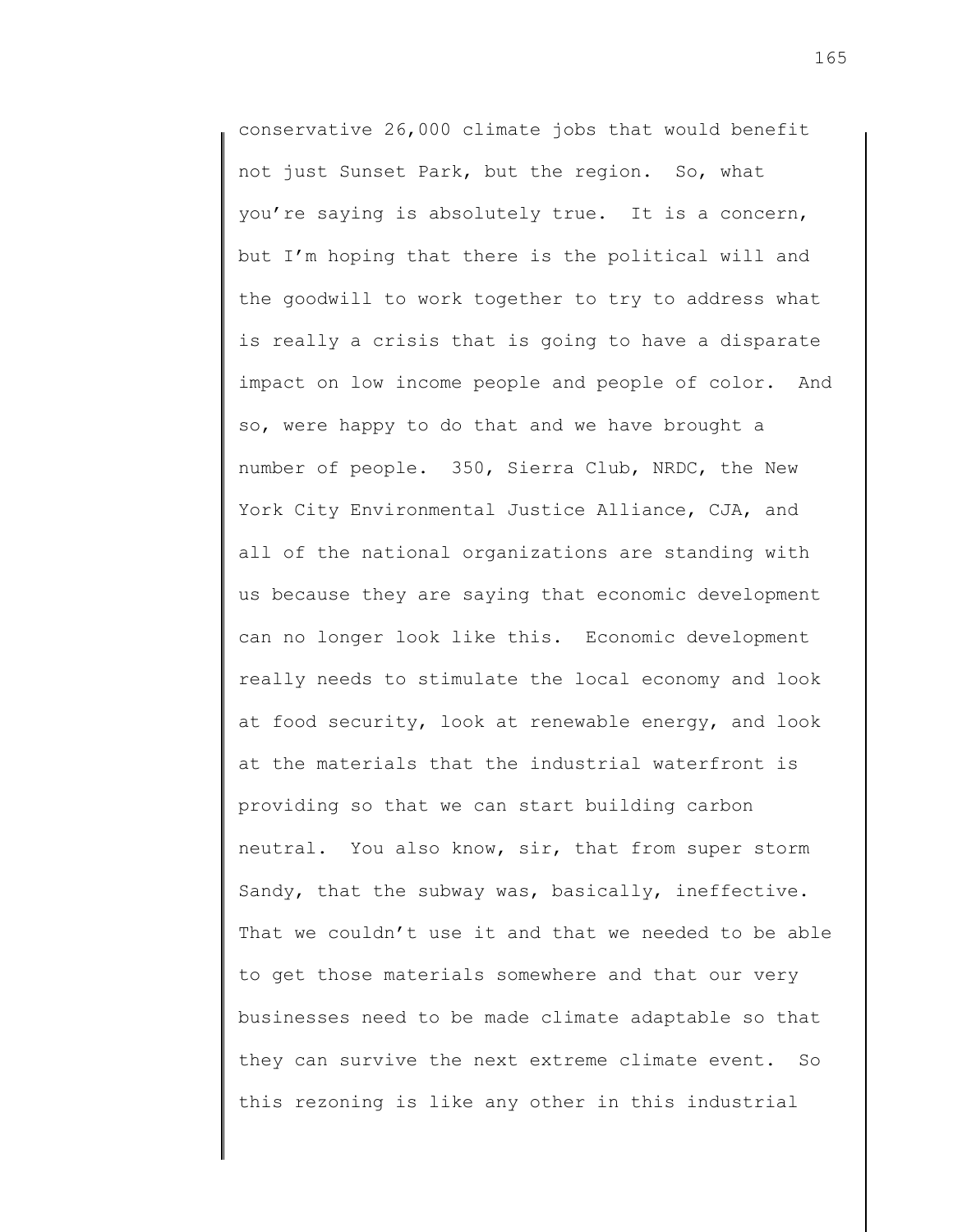conservative 26,000 climate jobs that would benefit not just Sunset Park, but the region. So, what you're saying is absolutely true. It is a concern, but I'm hoping that there is the political will and the goodwill to work together to try to address what is really a crisis that is going to have a disparate impact on low income people and people of color. And so, were happy to do that and we have brought a number of people. 350, Sierra Club, NRDC, the New York City Environmental Justice Alliance, CJA, and all of the national organizations are standing with us because they are saying that economic development can no longer look like this. Economic development really needs to stimulate the local economy and look at food security, look at renewable energy, and look at the materials that the industrial waterfront is providing so that we can start building carbon neutral. You also know, sir, that from super storm Sandy, that the subway was, basically, ineffective. That we couldn't use it and that we needed to be able to get those materials somewhere and that our very businesses need to be made climate adaptable so that they can survive the next extreme climate event. So this rezoning is like any other in this industrial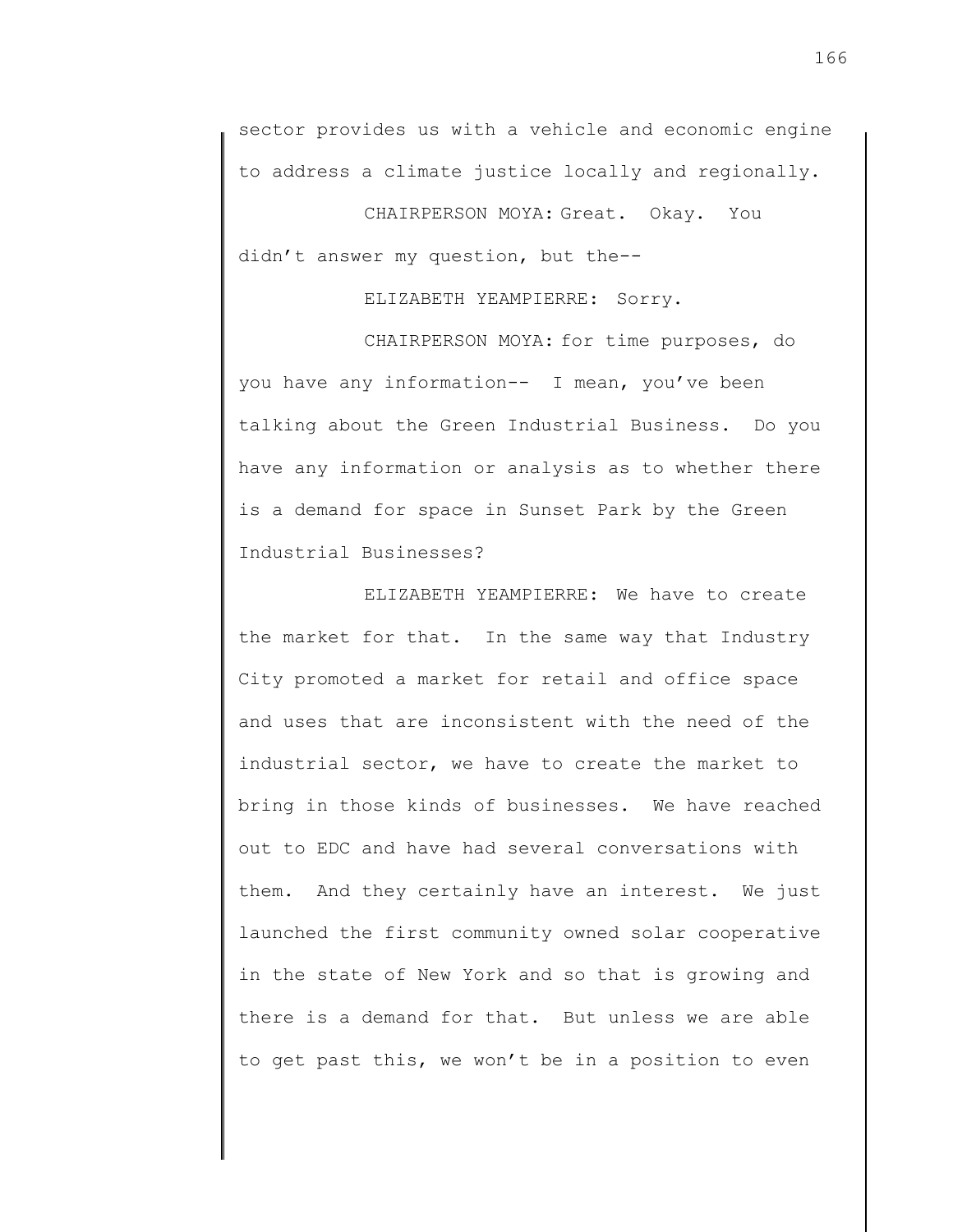sector provides us with a vehicle and economic engine to address a climate justice locally and regionally.

CHAIRPERSON MOYA: Great. Okay. You didn't answer my question, but the--

ELIZABETH YEAMPIERRE: Sorry.

CHAIRPERSON MOYA: for time purposes, do you have any information-- I mean, you've been talking about the Green Industrial Business. Do you have any information or analysis as to whether there is a demand for space in Sunset Park by the Green Industrial Businesses?

ELIZABETH YEAMPIERRE: We have to create the market for that. In the same way that Industry City promoted a market for retail and office space and uses that are inconsistent with the need of the industrial sector, we have to create the market to bring in those kinds of businesses. We have reached out to EDC and have had several conversations with them. And they certainly have an interest. We just launched the first community owned solar cooperative in the state of New York and so that is growing and there is a demand for that. But unless we are able to get past this, we won't be in a position to even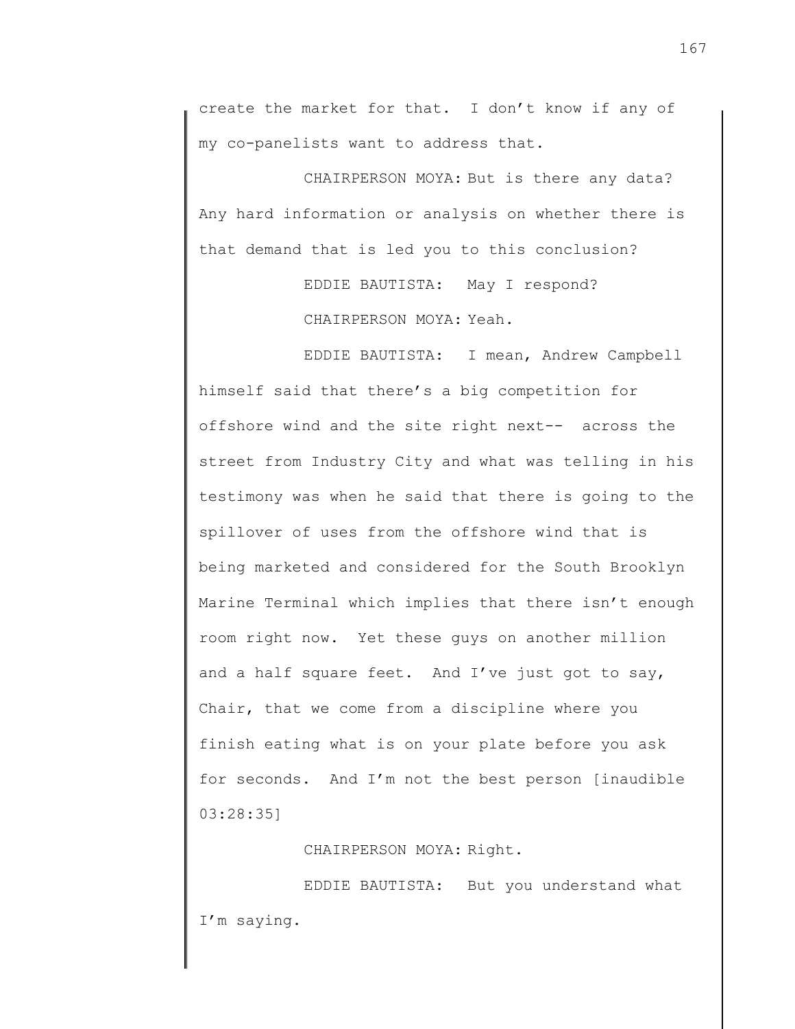create the market for that. I don't know if any of my co-panelists want to address that.

CHAIRPERSON MOYA: But is there any data? Any hard information or analysis on whether there is that demand that is led you to this conclusion?

EDDIE BAUTISTA: May I respond?

CHAIRPERSON MOYA: Yeah.

EDDIE BAUTISTA: I mean, Andrew Campbell himself said that there's a big competition for offshore wind and the site right next-- across the street from Industry City and what was telling in his testimony was when he said that there is going to the spillover of uses from the offshore wind that is being marketed and considered for the South Brooklyn Marine Terminal which implies that there isn't enough room right now. Yet these guys on another million and a half square feet. And I've just got to say, Chair, that we come from a discipline where you finish eating what is on your plate before you ask for seconds. And I'm not the best person [inaudible 03:28:35]

CHAIRPERSON MOYA: Right.

EDDIE BAUTISTA: But you understand what I'm saying.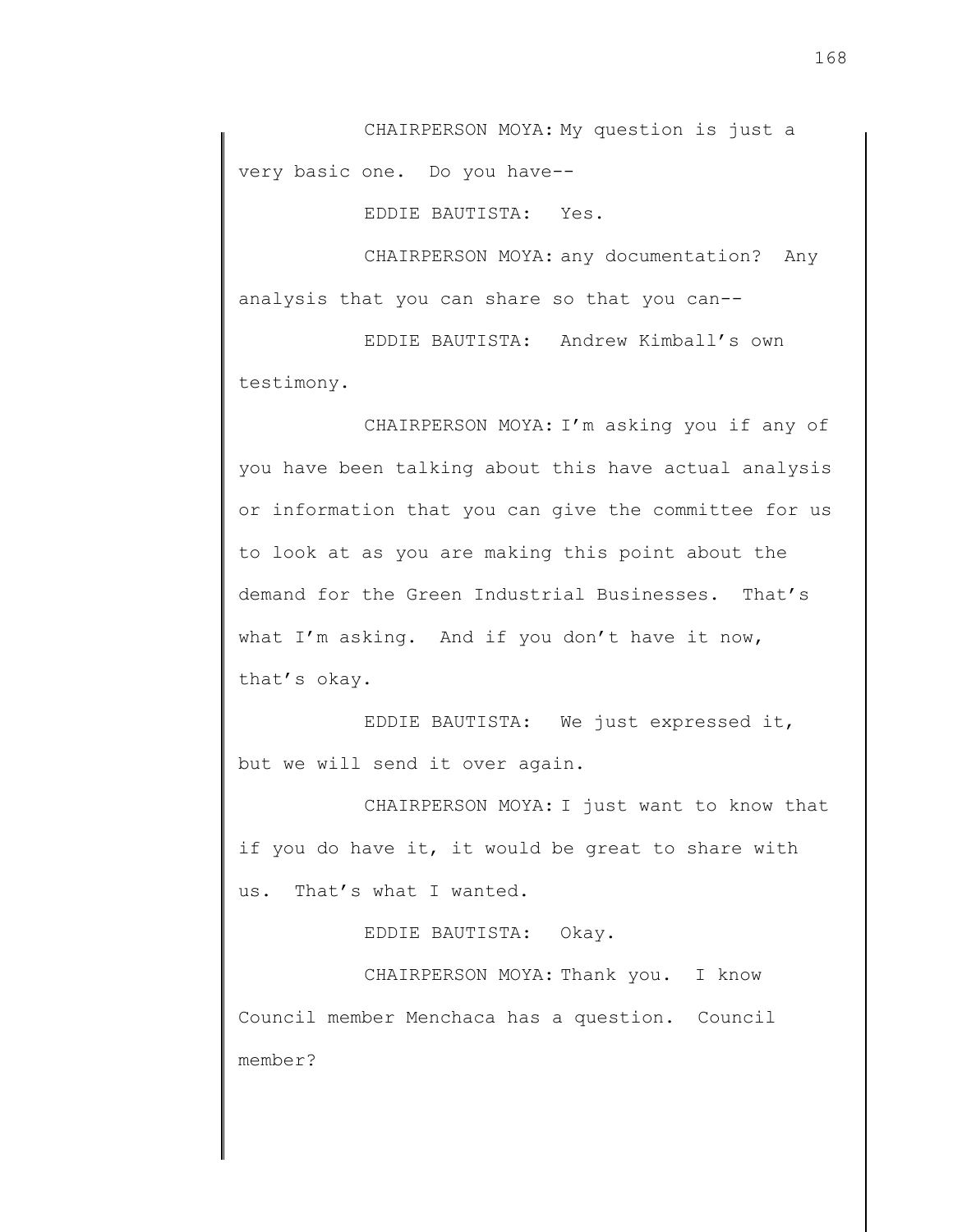CHAIRPERSON MOYA: My question is just a very basic one. Do you have--

EDDIE BAUTISTA: Yes.

CHAIRPERSON MOYA: any documentation? Any analysis that you can share so that you can--

EDDIE BAUTISTA: Andrew Kimball's own testimony.

CHAIRPERSON MOYA: I'm asking you if any of you have been talking about this have actual analysis or information that you can give the committee for us to look at as you are making this point about the demand for the Green Industrial Businesses. That's what I'm asking. And if you don't have it now, that's okay.

EDDIE BAUTISTA: We just expressed it, but we will send it over again.

CHAIRPERSON MOYA: I just want to know that if you do have it, it would be great to share with us. That's what I wanted.

EDDIE BAUTISTA: Okay.

CHAIRPERSON MOYA: Thank you. I know Council member Menchaca has a question. Council member?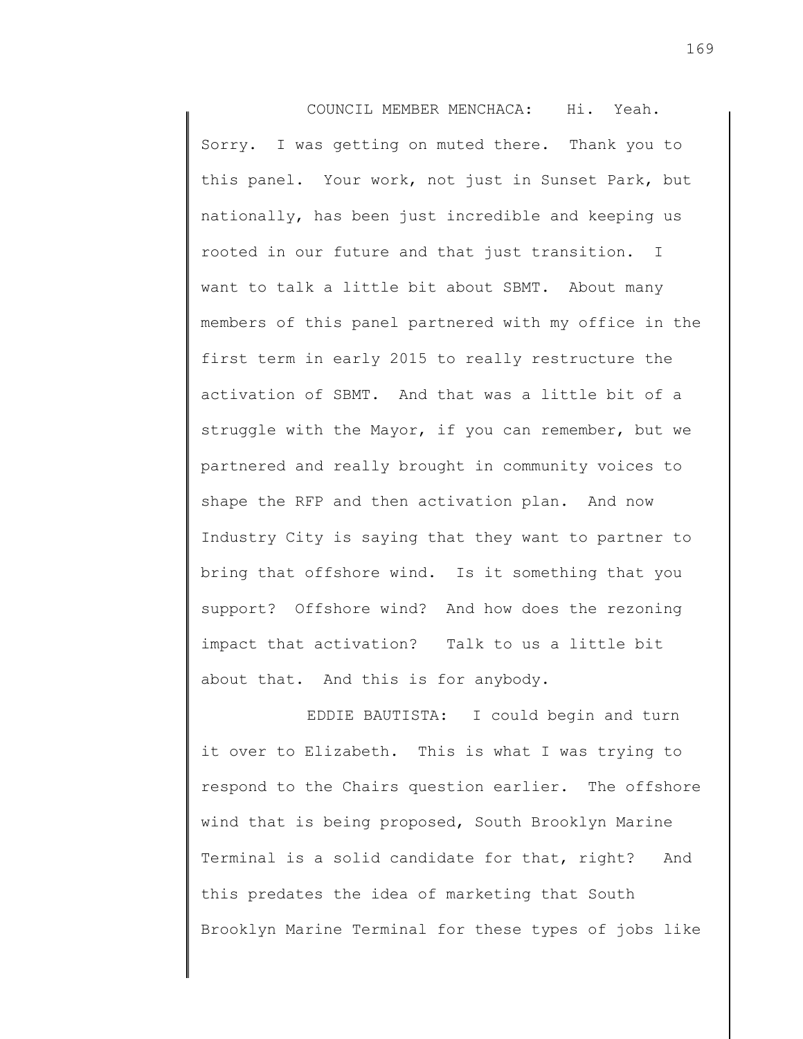COUNCIL MEMBER MENCHACA: Hi. Yeah. Sorry. I was getting on muted there. Thank you to this panel. Your work, not just in Sunset Park, but nationally, has been just incredible and keeping us rooted in our future and that just transition. I want to talk a little bit about SBMT. About many members of this panel partnered with my office in the first term in early 2015 to really restructure the activation of SBMT. And that was a little bit of a struggle with the Mayor, if you can remember, but we partnered and really brought in community voices to shape the RFP and then activation plan. And now Industry City is saying that they want to partner to bring that offshore wind. Is it something that you support? Offshore wind? And how does the rezoning impact that activation? Talk to us a little bit about that. And this is for anybody.

EDDIE BAUTISTA: I could begin and turn it over to Elizabeth. This is what I was trying to respond to the Chairs question earlier. The offshore wind that is being proposed, South Brooklyn Marine Terminal is a solid candidate for that, right? And this predates the idea of marketing that South Brooklyn Marine Terminal for these types of jobs like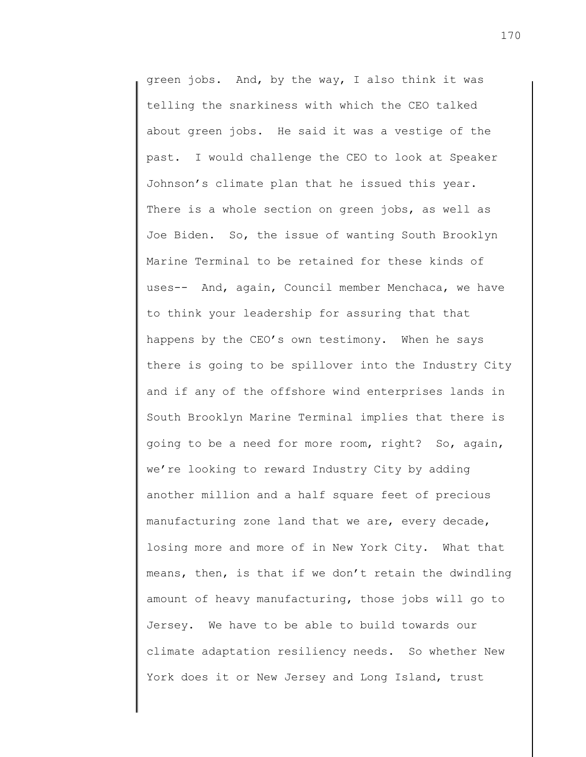green jobs. And, by the way, I also think it was telling the snarkiness with which the CEO talked about green jobs. He said it was a vestige of the past. I would challenge the CEO to look at Speaker Johnson's climate plan that he issued this year. There is a whole section on green jobs, as well as Joe Biden. So, the issue of wanting South Brooklyn Marine Terminal to be retained for these kinds of uses-- And, again, Council member Menchaca, we have to think your leadership for assuring that that happens by the CEO's own testimony. When he says there is going to be spillover into the Industry City and if any of the offshore wind enterprises lands in South Brooklyn Marine Terminal implies that there is going to be a need for more room, right? So, again, we're looking to reward Industry City by adding another million and a half square feet of precious manufacturing zone land that we are, every decade, losing more and more of in New York City. What that means, then, is that if we don't retain the dwindling amount of heavy manufacturing, those jobs will go to Jersey. We have to be able to build towards our climate adaptation resiliency needs. So whether New York does it or New Jersey and Long Island, trust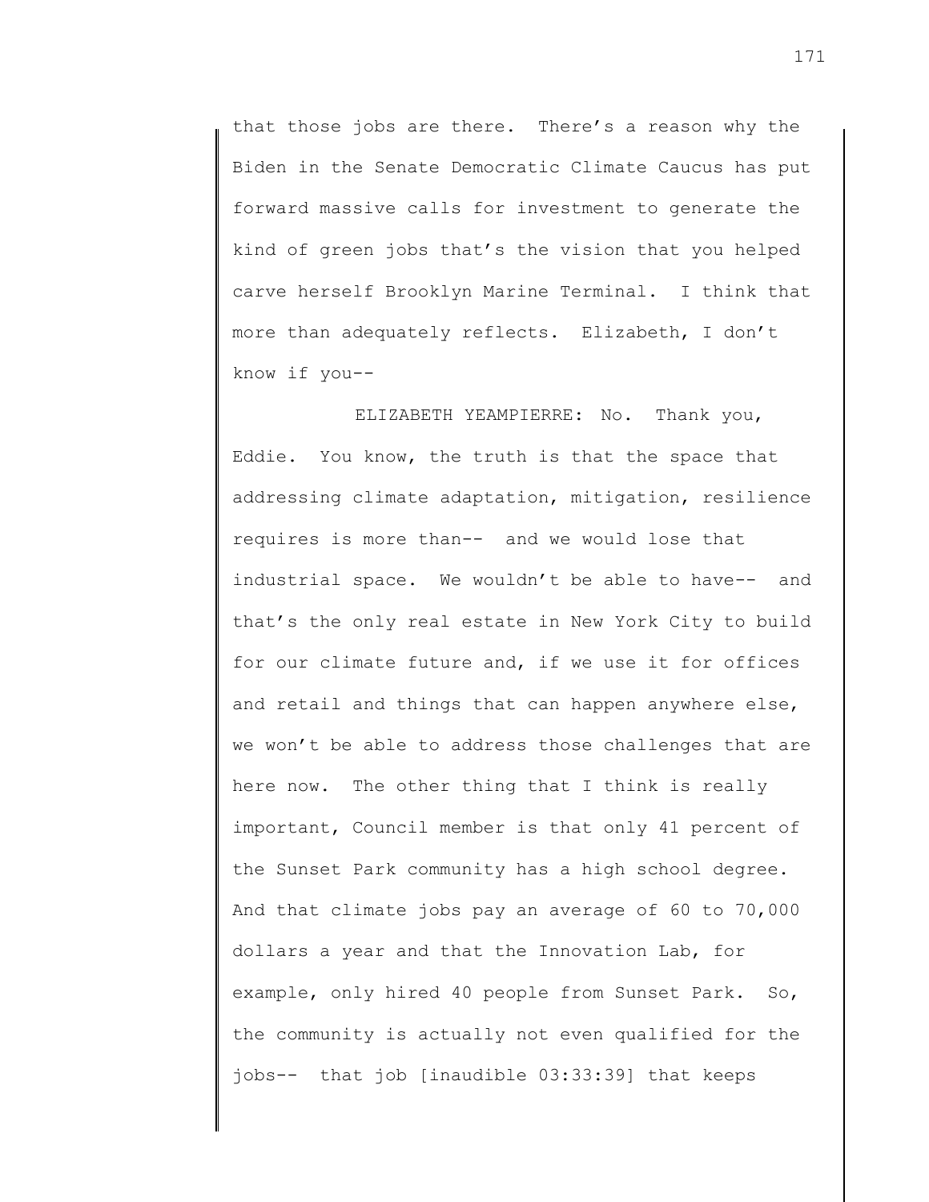that those jobs are there. There's a reason why the Biden in the Senate Democratic Climate Caucus has put forward massive calls for investment to generate the kind of green jobs that's the vision that you helped carve herself Brooklyn Marine Terminal. I think that more than adequately reflects. Elizabeth, I don't know if you--

ELIZABETH YEAMPIERRE: No. Thank you, Eddie. You know, the truth is that the space that addressing climate adaptation, mitigation, resilience requires is more than-- and we would lose that industrial space. We wouldn't be able to have-- and that's the only real estate in New York City to build for our climate future and, if we use it for offices and retail and things that can happen anywhere else, we won't be able to address those challenges that are here now. The other thing that I think is really important, Council member is that only 41 percent of the Sunset Park community has a high school degree. And that climate jobs pay an average of 60 to 70,000 dollars a year and that the Innovation Lab, for example, only hired 40 people from Sunset Park. So, the community is actually not even qualified for the jobs-- that job [inaudible 03:33:39] that keeps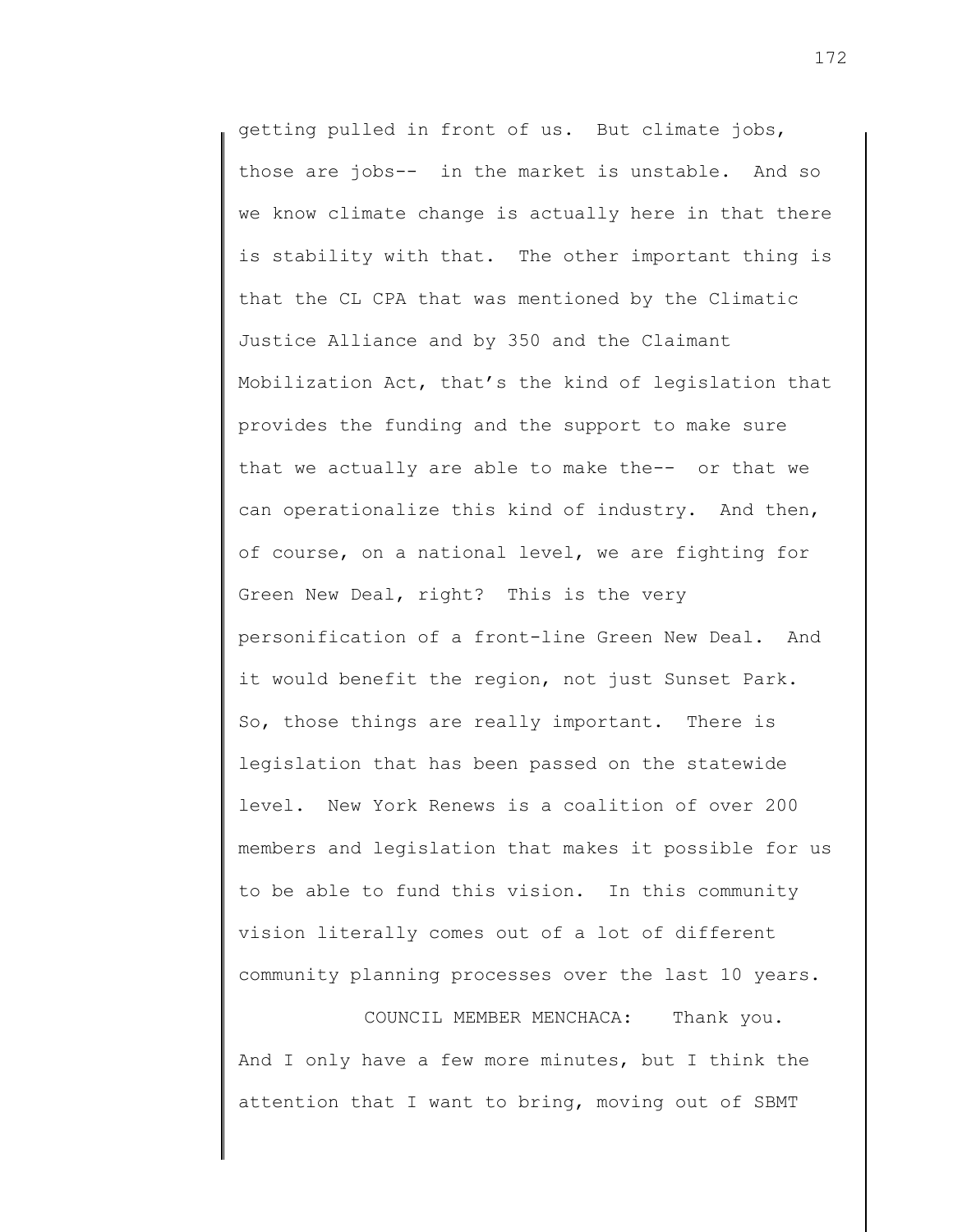getting pulled in front of us. But climate jobs, those are jobs-- in the market is unstable. And so we know climate change is actually here in that there is stability with that. The other important thing is that the CL CPA that was mentioned by the Climatic Justice Alliance and by 350 and the Claimant Mobilization Act, that's the kind of legislation that provides the funding and the support to make sure that we actually are able to make the-- or that we can operationalize this kind of industry. And then, of course, on a national level, we are fighting for Green New Deal, right? This is the very personification of a front-line Green New Deal. And it would benefit the region, not just Sunset Park. So, those things are really important. There is legislation that has been passed on the statewide level. New York Renews is a coalition of over 200 members and legislation that makes it possible for us to be able to fund this vision. In this community vision literally comes out of a lot of different community planning processes over the last 10 years.

COUNCIL MEMBER MENCHACA: Thank you. And I only have a few more minutes, but I think the attention that I want to bring, moving out of SBMT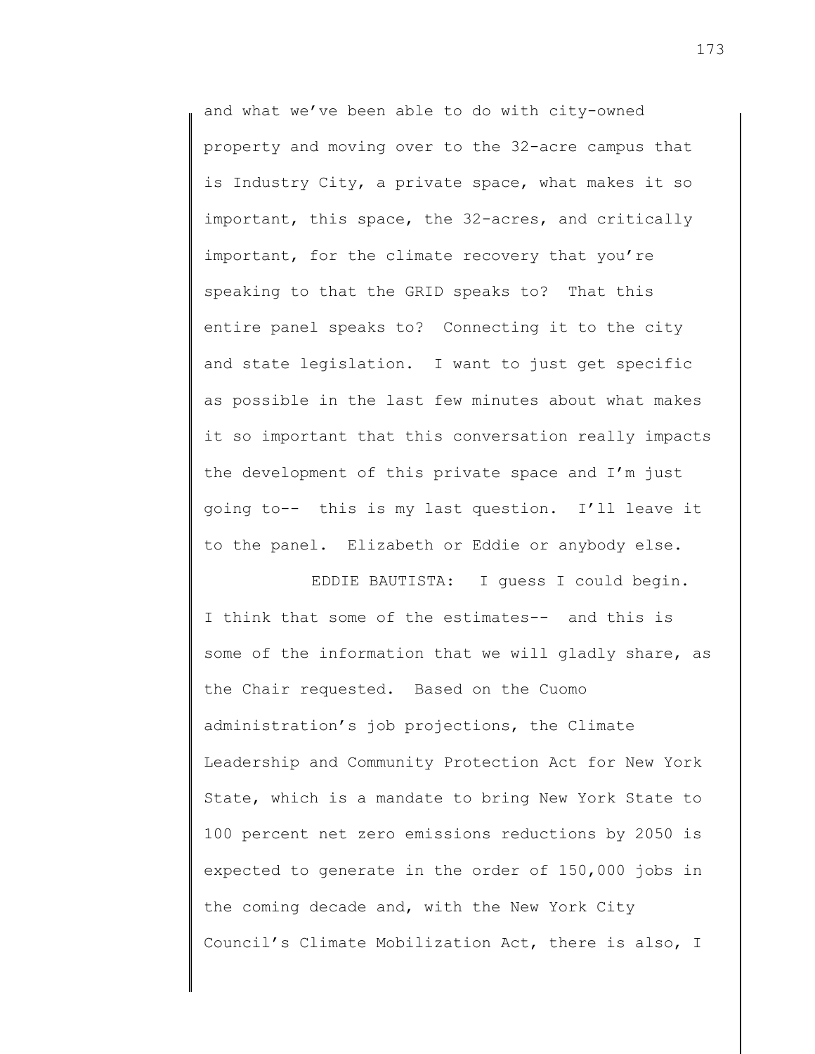and what we've been able to do with city-owned property and moving over to the 32-acre campus that is Industry City, a private space, what makes it so important, this space, the 32-acres, and critically important, for the climate recovery that you're speaking to that the GRID speaks to? That this entire panel speaks to? Connecting it to the city and state legislation. I want to just get specific as possible in the last few minutes about what makes it so important that this conversation really impacts the development of this private space and I'm just going to-- this is my last question. I'll leave it to the panel. Elizabeth or Eddie or anybody else.

EDDIE BAUTISTA: I guess I could begin. I think that some of the estimates-- and this is some of the information that we will gladly share, as the Chair requested. Based on the Cuomo administration's job projections, the Climate Leadership and Community Protection Act for New York State, which is a mandate to bring New York State to 100 percent net zero emissions reductions by 2050 is expected to generate in the order of 150,000 jobs in the coming decade and, with the New York City Council's Climate Mobilization Act, there is also, I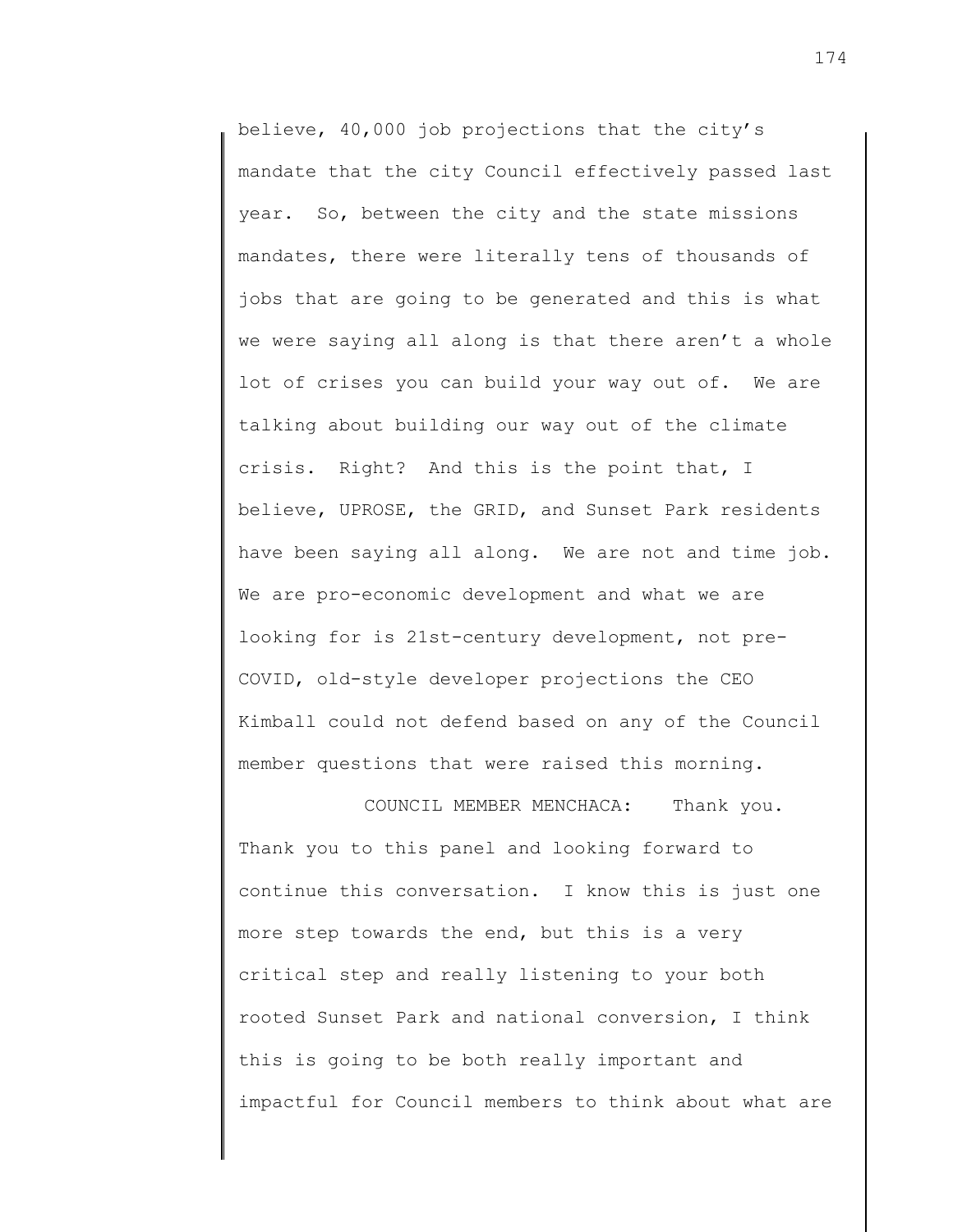believe, 40,000 job projections that the city's mandate that the city Council effectively passed last year. So, between the city and the state missions mandates, there were literally tens of thousands of jobs that are going to be generated and this is what we were saying all along is that there aren't a whole lot of crises you can build your way out of. We are talking about building our way out of the climate crisis. Right? And this is the point that, I believe, UPROSE, the GRID, and Sunset Park residents have been saying all along. We are not and time job. We are pro-economic development and what we are looking for is 21st-century development, not pre-COVID, old-style developer projections the CEO Kimball could not defend based on any of the Council member questions that were raised this morning.

COUNCIL MEMBER MENCHACA: Thank you. Thank you to this panel and looking forward to continue this conversation. I know this is just one more step towards the end, but this is a very critical step and really listening to your both rooted Sunset Park and national conversion, I think this is going to be both really important and impactful for Council members to think about what are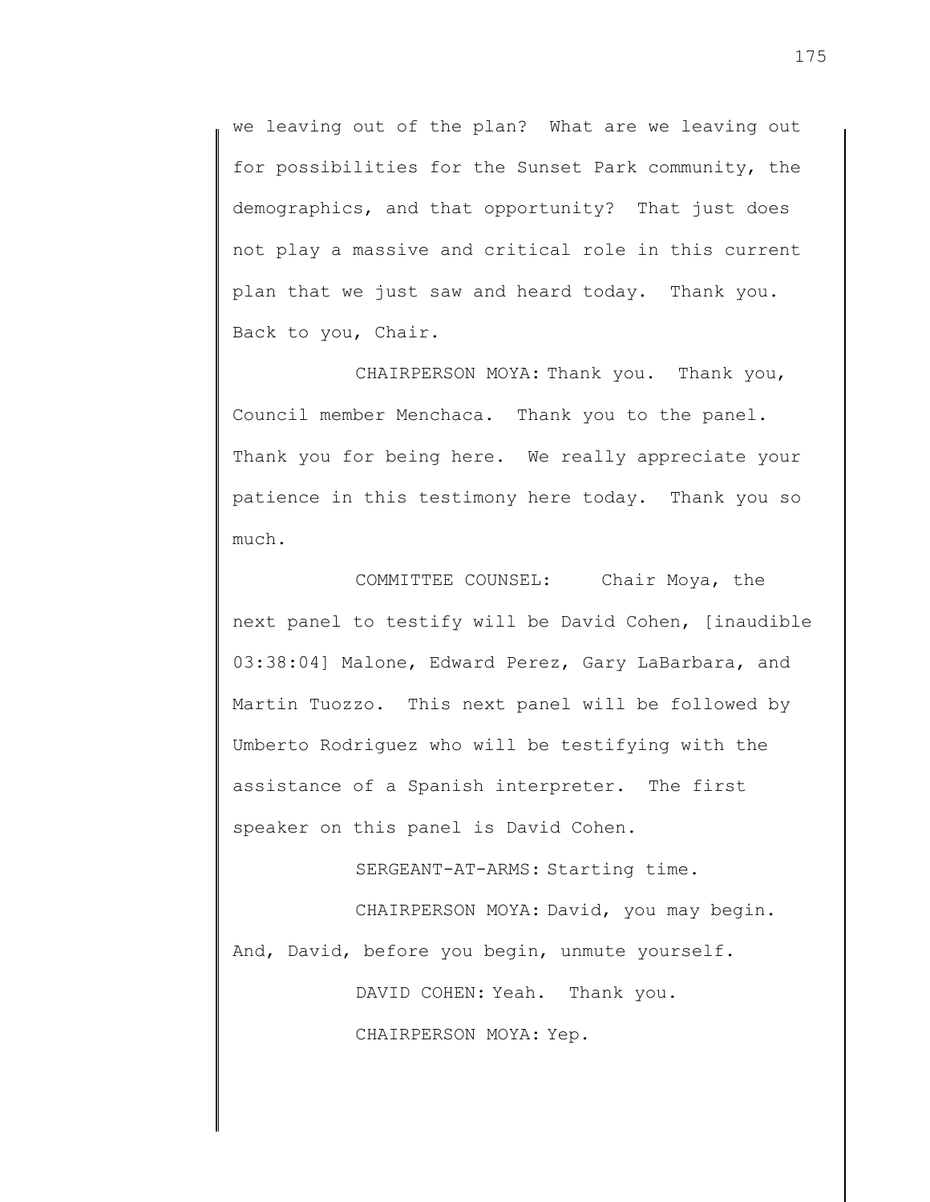we leaving out of the plan? What are we leaving out for possibilities for the Sunset Park community, the demographics, and that opportunity? That just does not play a massive and critical role in this current plan that we just saw and heard today. Thank you. Back to you, Chair.

CHAIRPERSON MOYA: Thank you. Thank you, Council member Menchaca. Thank you to the panel. Thank you for being here. We really appreciate your patience in this testimony here today. Thank you so much.

COMMITTEE COUNSEL: Chair Moya, the next panel to testify will be David Cohen, [inaudible 03:38:04] Malone, Edward Perez, Gary LaBarbara, and Martin Tuozzo. This next panel will be followed by Umberto Rodriguez who will be testifying with the assistance of a Spanish interpreter. The first speaker on this panel is David Cohen.

SERGEANT-AT-ARMS: Starting time.

CHAIRPERSON MOYA: David, you may begin. And, David, before you begin, unmute yourself.

DAVID COHEN: Yeah. Thank you.

CHAIRPERSON MOYA: Yep.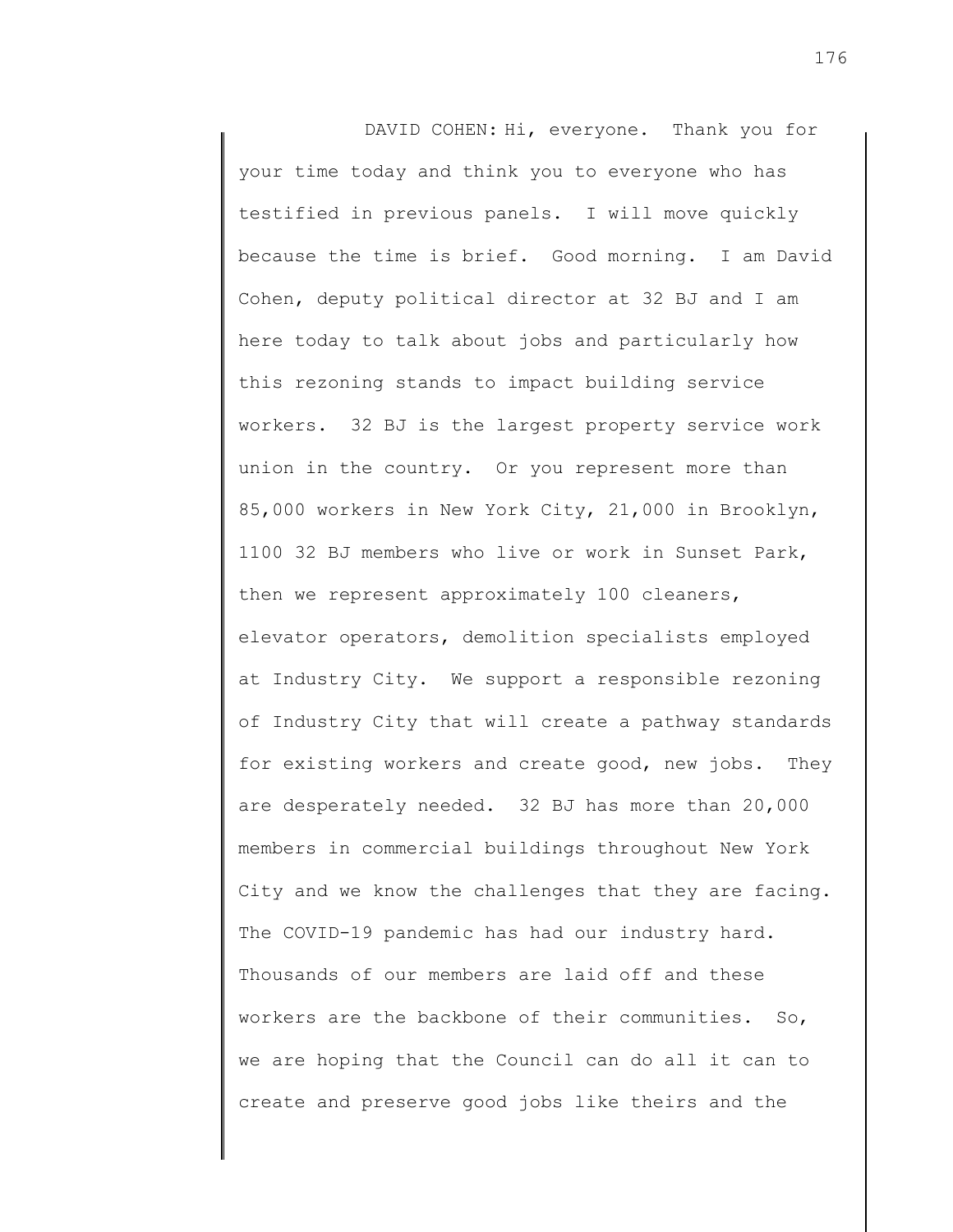DAVID COHEN: Hi, everyone. Thank you for your time today and think you to everyone who has testified in previous panels. I will move quickly because the time is brief. Good morning. I am David Cohen, deputy political director at 32 BJ and I am here today to talk about jobs and particularly how this rezoning stands to impact building service workers. 32 BJ is the largest property service work union in the country. Or you represent more than 85,000 workers in New York City, 21,000 in Brooklyn, 1100 32 BJ members who live or work in Sunset Park, then we represent approximately 100 cleaners, elevator operators, demolition specialists employed at Industry City. We support a responsible rezoning of Industry City that will create a pathway standards for existing workers and create good, new jobs. They are desperately needed. 32 BJ has more than 20,000 members in commercial buildings throughout New York City and we know the challenges that they are facing. The COVID-19 pandemic has had our industry hard. Thousands of our members are laid off and these workers are the backbone of their communities. So, we are hoping that the Council can do all it can to create and preserve good jobs like theirs and the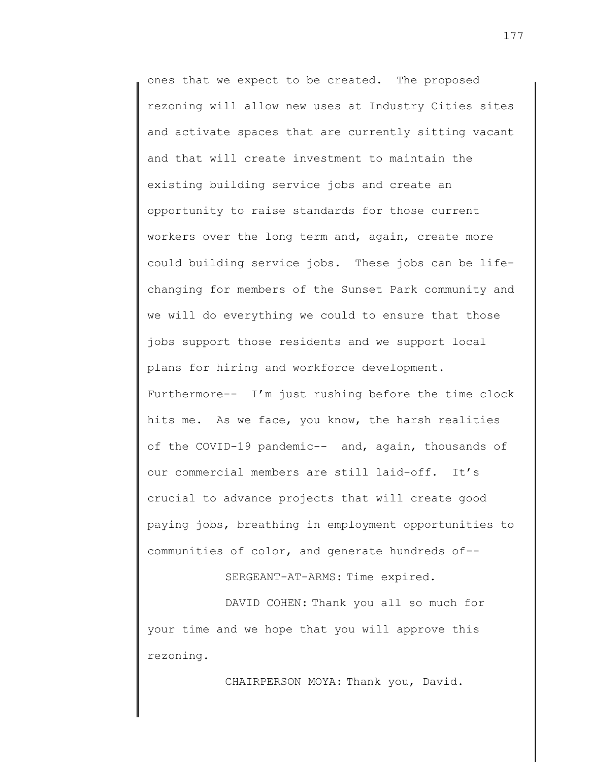ones that we expect to be created. The proposed rezoning will allow new uses at Industry Cities sites and activate spaces that are currently sitting vacant and that will create investment to maintain the existing building service jobs and create an opportunity to raise standards for those current workers over the long term and, again, create more could building service jobs. These jobs can be life-changing for members of the Sunset Park community and we will do everything we could to ensure that those jobs support those residents and we support local plans for hiring and workforce development. Furthermore-- I'm just rushing before the time clock hits me. As we face, you know, the harsh realities of the COVID-19 pandemic-- and, again, thousands of our commercial members are still laid-off. It's crucial to advance projects that will create good paying jobs, breathing in employment opportunities to communities of color, and generate hundreds of--

SERGEANT-AT-ARMS: Time expired.

DAVID COHEN: Thank you all so much for your time and we hope that you will approve this rezoning.

CHAIRPERSON MOYA: Thank you, David.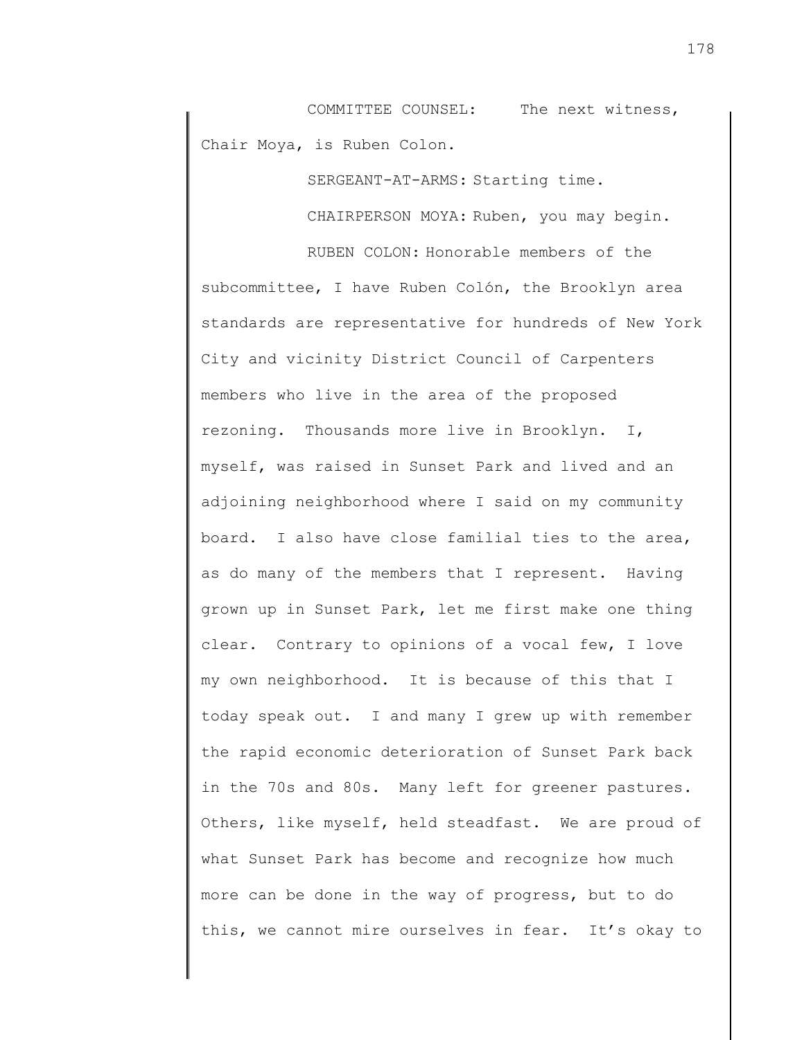COMMITTEE COUNSEL: The next witness, Chair Moya, is Ruben Colon.

SERGEANT-AT-ARMS: Starting time.

CHAIRPERSON MOYA: Ruben, you may begin.

RUBEN COLON: Honorable members of the subcommittee, I have Ruben Colón, the Brooklyn area standards are representative for hundreds of New York City and vicinity District Council of Carpenters members who live in the area of the proposed rezoning. Thousands more live in Brooklyn. I, myself, was raised in Sunset Park and lived and an adjoining neighborhood where I said on my community board. I also have close familial ties to the area, as do many of the members that I represent. Having grown up in Sunset Park, let me first make one thing clear. Contrary to opinions of a vocal few, I love my own neighborhood. It is because of this that I today speak out. I and many I grew up with remember the rapid economic deterioration of Sunset Park back in the 70s and 80s. Many left for greener pastures. Others, like myself, held steadfast. We are proud of what Sunset Park has become and recognize how much more can be done in the way of progress, but to do this, we cannot mire ourselves in fear. It's okay to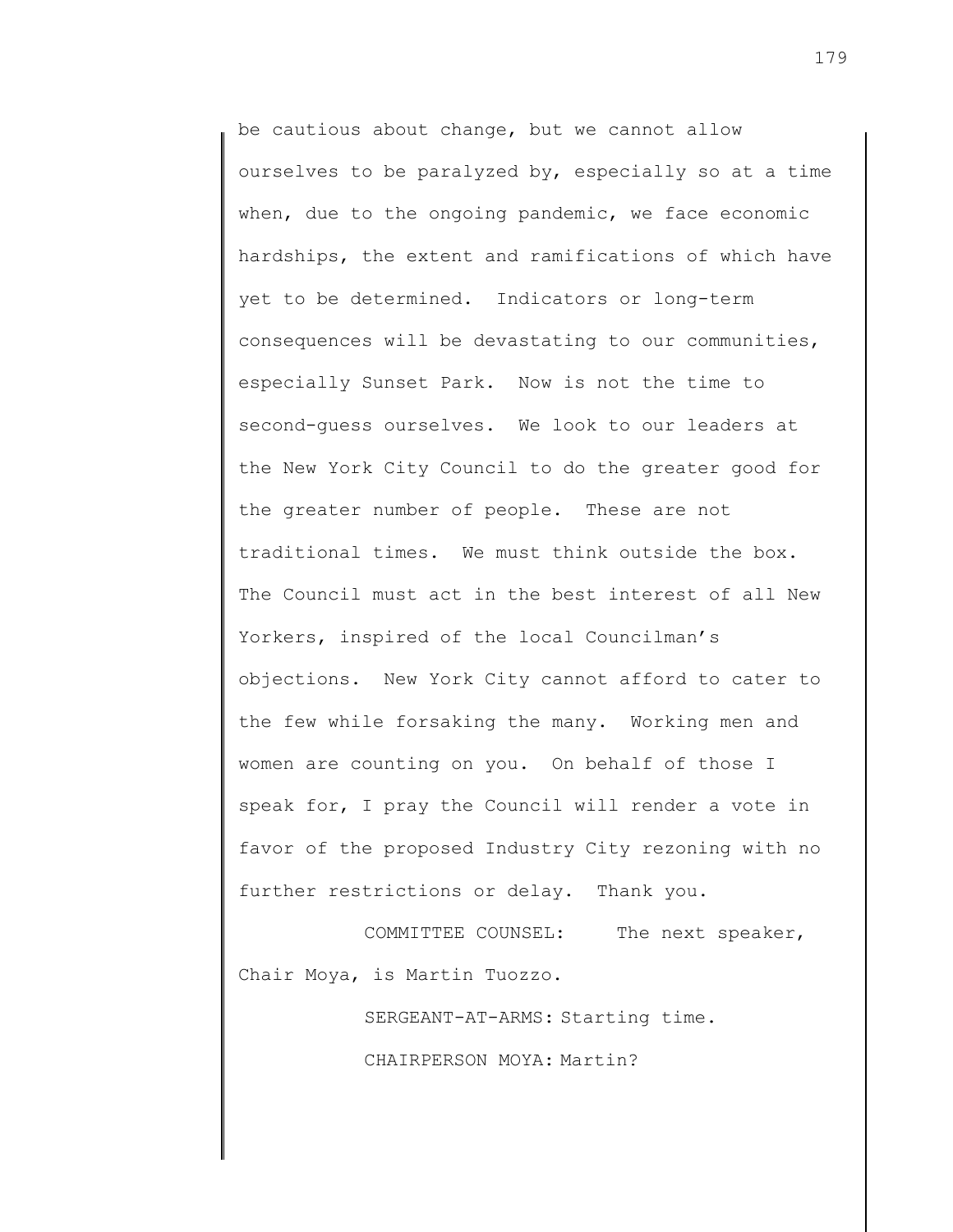be cautious about change, but we cannot allow ourselves to be paralyzed by, especially so at a time when, due to the ongoing pandemic, we face economic hardships, the extent and ramifications of which have yet to be determined. Indicators or long-term consequences will be devastating to our communities, especially Sunset Park. Now is not the time to second-guess ourselves. We look to our leaders at the New York City Council to do the greater good for the greater number of people. These are not traditional times. We must think outside the box. The Council must act in the best interest of all New Yorkers, inspired of the local Councilman's objections. New York City cannot afford to cater to the few while forsaking the many. Working men and women are counting on you. On behalf of those I speak for, I pray the Council will render a vote in favor of the proposed Industry City rezoning with no further restrictions or delay. Thank you.

COMMITTEE COUNSEL: The next speaker, Chair Moya, is Martin Tuozzo.

SERGEANT-AT-ARMS: Starting time.

CHAIRPERSON MOYA: Martin?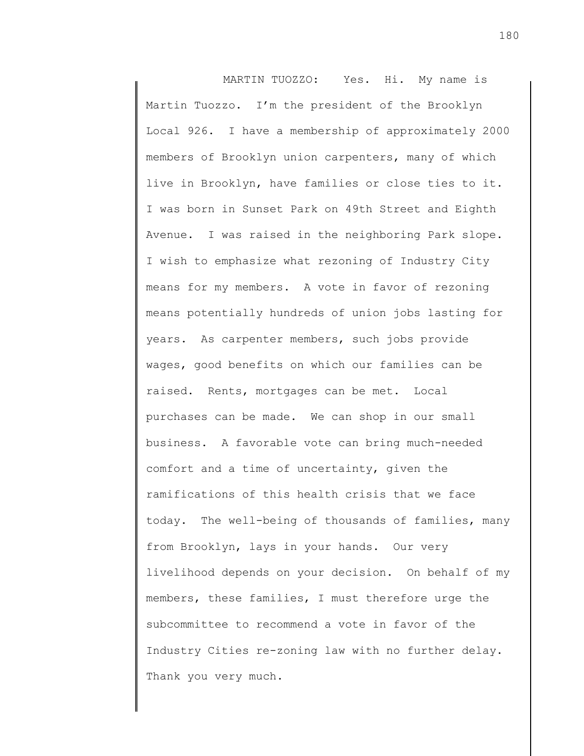MARTIN TUOZZO: Yes. Hi. My name is Martin Tuozzo. I'm the president of the Brooklyn Local 926. I have a membership of approximately 2000 members of Brooklyn union carpenters, many of which live in Brooklyn, have families or close ties to it. I was born in Sunset Park on 49th Street and Eighth Avenue. I was raised in the neighboring Park slope. I wish to emphasize what rezoning of Industry City means for my members. A vote in favor of rezoning means potentially hundreds of union jobs lasting for years. As carpenter members, such jobs provide wages, good benefits on which our families can be raised. Rents, mortgages can be met. Local purchases can be made. We can shop in our small business. A favorable vote can bring much-needed comfort and a time of uncertainty, given the ramifications of this health crisis that we face today. The well-being of thousands of families, many from Brooklyn, lays in your hands. Our very livelihood depends on your decision. On behalf of my members, these families, I must therefore urge the subcommittee to recommend a vote in favor of the Industry Cities re-zoning law with no further delay. Thank you very much.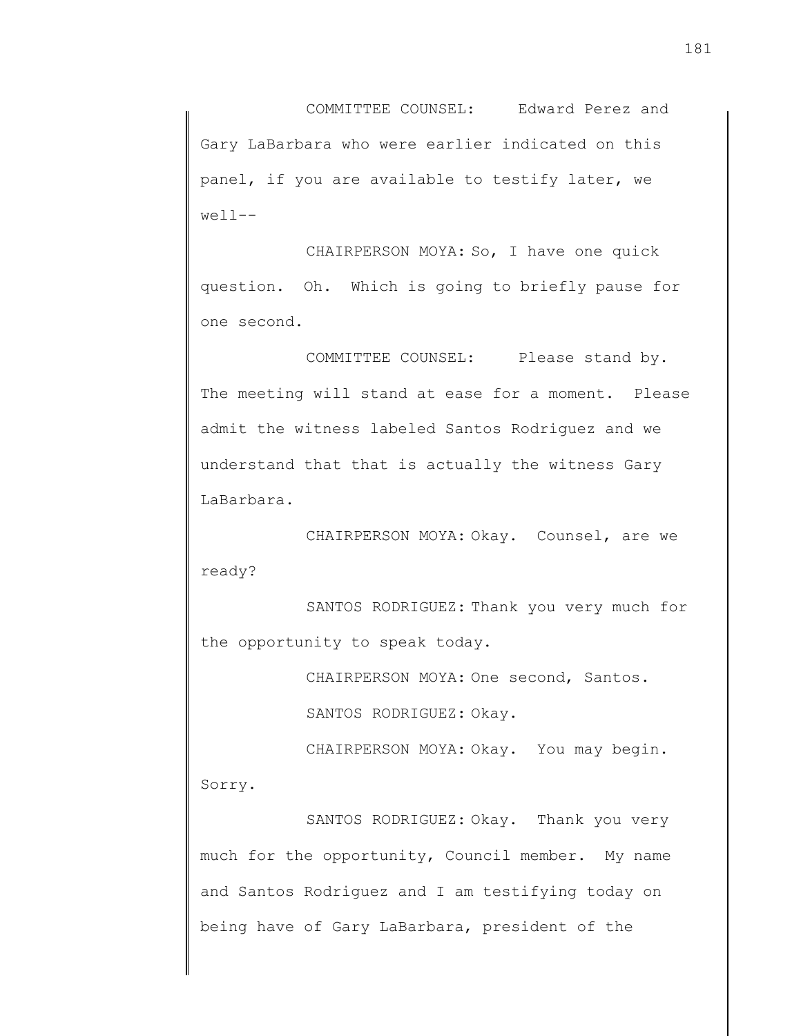COMMITTEE COUNSEL: Edward Perez and Gary LaBarbara who were earlier indicated on this panel, if you are available to testify later, we well--

CHAIRPERSON MOYA: So, I have one quick question. Oh. Which is going to briefly pause for one second.

COMMITTEE COUNSEL: Please stand by. The meeting will stand at ease for a moment. Please admit the witness labeled Santos Rodriguez and we understand that that is actually the witness Gary LaBarbara.

CHAIRPERSON MOYA: Okay. Counsel, are we ready?

SANTOS RODRIGUEZ: Thank you very much for the opportunity to speak today.

CHAIRPERSON MOYA: One second, Santos.

SANTOS RODRIGUEZ: Okay.

CHAIRPERSON MOYA: Okay. You may begin. Sorry.

SANTOS RODRIGUEZ: Okay. Thank you very much for the opportunity, Council member. My name and Santos Rodriguez and I am testifying today on being have of Gary LaBarbara, president of the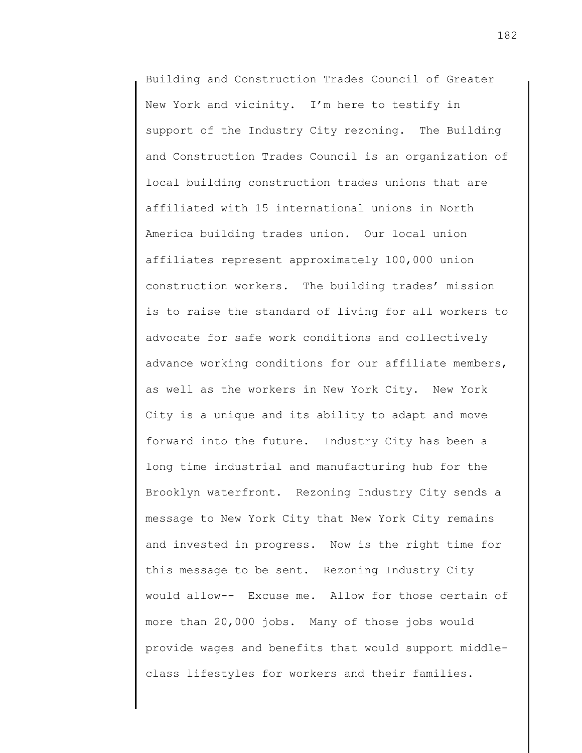Building and Construction Trades Council of Greater New York and vicinity. I'm here to testify in support of the Industry City rezoning. The Building and Construction Trades Council is an organization of local building construction trades unions that are affiliated with 15 international unions in North America building trades union. Our local union affiliates represent approximately 100,000 union construction workers. The building trades' mission is to raise the standard of living for all workers to advocate for safe work conditions and collectively advance working conditions for our affiliate members, as well as the workers in New York City. New York City is a unique and its ability to adapt and move forward into the future. Industry City has been a long time industrial and manufacturing hub for the Brooklyn waterfront. Rezoning Industry City sends a message to New York City that New York City remains and invested in progress. Now is the right time for this message to be sent. Rezoning Industry City would allow-- Excuse me. Allow for those certain of more than 20,000 jobs. Many of those jobs would provide wages and benefits that would support middle-class lifestyles for workers and their families.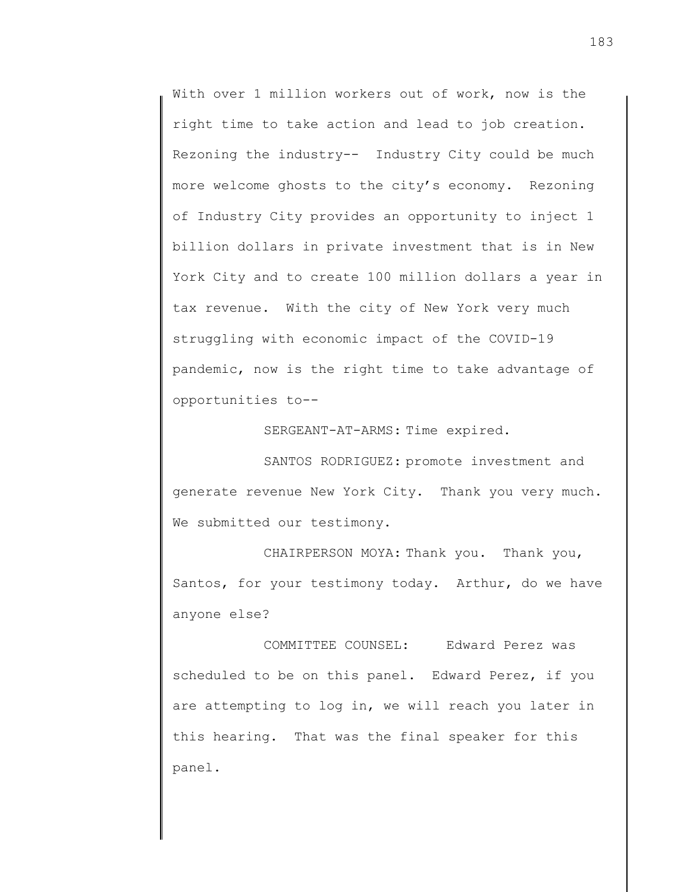With over 1 million workers out of work, now is the right time to take action and lead to job creation. Rezoning the industry-- Industry City could be much more welcome ghosts to the city's economy. Rezoning of Industry City provides an opportunity to inject 1 billion dollars in private investment that is in New York City and to create 100 million dollars a year in tax revenue. With the city of New York very much struggling with economic impact of the COVID-19 pandemic, now is the right time to take advantage of opportunities to--

SERGEANT-AT-ARMS: Time expired.

SANTOS RODRIGUEZ: promote investment and generate revenue New York City. Thank you very much. We submitted our testimony.

CHAIRPERSON MOYA: Thank you. Thank you, Santos, for your testimony today. Arthur, do we have anyone else?

COMMITTEE COUNSEL: Edward Perez was scheduled to be on this panel. Edward Perez, if you are attempting to log in, we will reach you later in this hearing. That was the final speaker for this panel.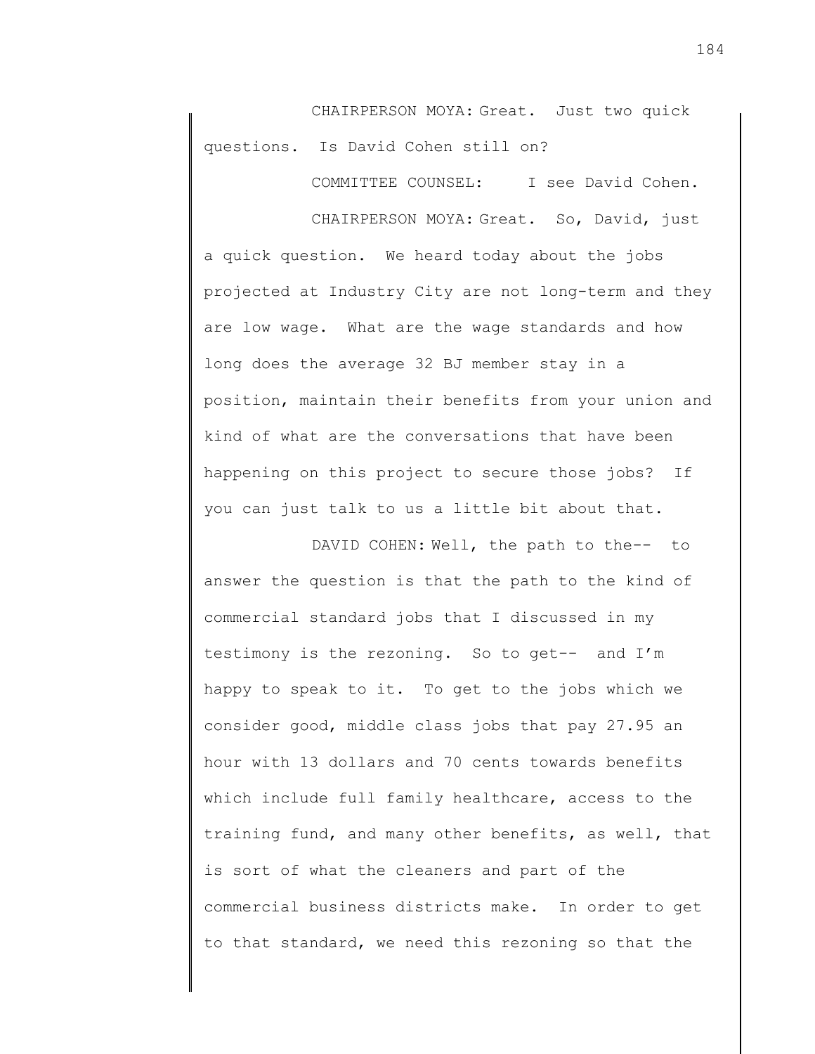CHAIRPERSON MOYA: Great. Just two quick questions. Is David Cohen still on?

COMMITTEE COUNSEL: I see David Cohen.

CHAIRPERSON MOYA: Great. So, David, just a quick question. We heard today about the jobs projected at Industry City are not long-term and they are low wage. What are the wage standards and how long does the average 32 BJ member stay in a position, maintain their benefits from your union and kind of what are the conversations that have been happening on this project to secure those jobs? If you can just talk to us a little bit about that.

DAVID COHEN: Well, the path to the-- to answer the question is that the path to the kind of commercial standard jobs that I discussed in my testimony is the rezoning. So to get-- and I'm happy to speak to it. To get to the jobs which we consider good, middle class jobs that pay 27.95 an hour with 13 dollars and 70 cents towards benefits which include full family healthcare, access to the training fund, and many other benefits, as well, that is sort of what the cleaners and part of the commercial business districts make. In order to get to that standard, we need this rezoning so that the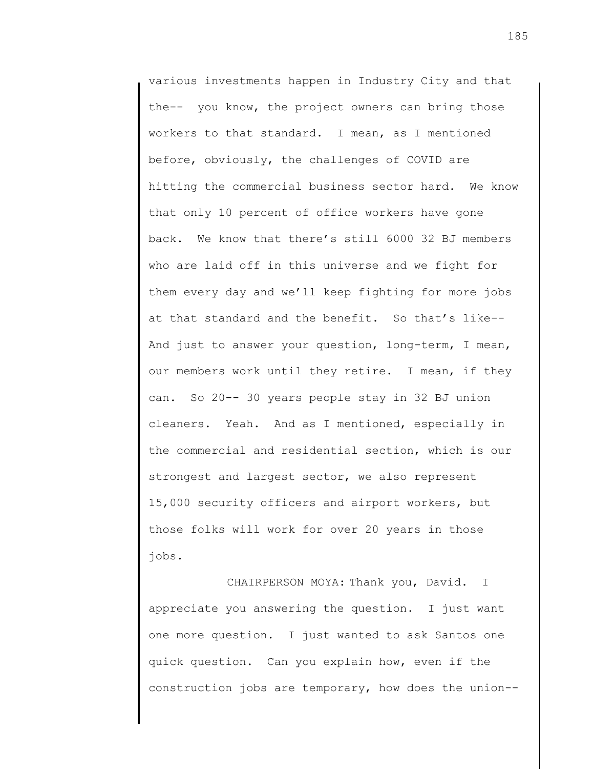various investments happen in Industry City and that the-- you know, the project owners can bring those workers to that standard. I mean, as I mentioned before, obviously, the challenges of COVID are hitting the commercial business sector hard. We know that only 10 percent of office workers have gone back. We know that there's still 6000 32 BJ members who are laid off in this universe and we fight for them every day and we'll keep fighting for more jobs at that standard and the benefit. So that's like-- And just to answer your question, long-term, I mean, our members work until they retire. I mean, if they can. So 20-- 30 years people stay in 32 BJ union cleaners. Yeah. And as I mentioned, especially in the commercial and residential section, which is our strongest and largest sector, we also represent 15,000 security officers and airport workers, but those folks will work for over 20 years in those jobs.

CHAIRPERSON MOYA: Thank you, David. I appreciate you answering the question. I just want one more question. I just wanted to ask Santos one quick question. Can you explain how, even if the construction jobs are temporary, how does the union--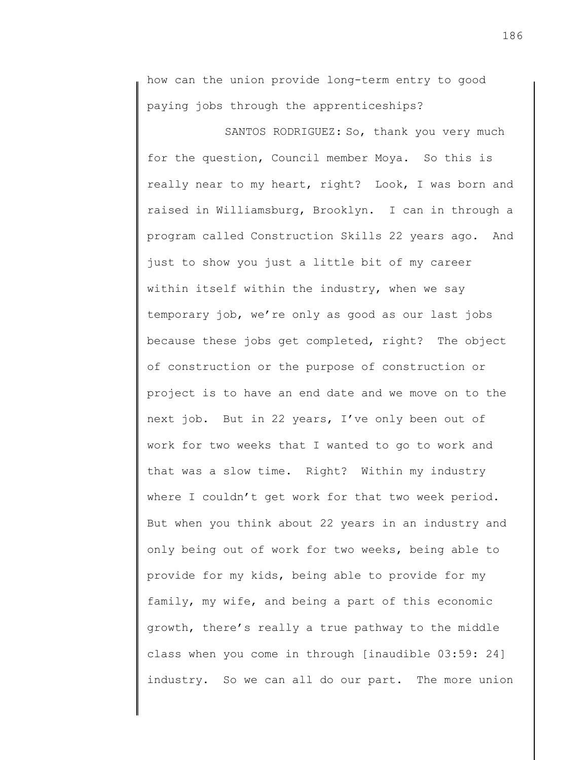how can the union provide long-term entry to good paying jobs through the apprenticeships?

SANTOS RODRIGUEZ: So, thank you very much for the question, Council member Moya. So this is really near to my heart, right? Look, I was born and raised in Williamsburg, Brooklyn. I can in through a program called Construction Skills 22 years ago. And just to show you just a little bit of my career within itself within the industry, when we say temporary job, we're only as good as our last jobs because these jobs get completed, right? The object of construction or the purpose of construction or project is to have an end date and we move on to the next job. But in 22 years, I've only been out of work for two weeks that I wanted to go to work and that was a slow time. Right? Within my industry where I couldn't get work for that two week period. But when you think about 22 years in an industry and only being out of work for two weeks, being able to provide for my kids, being able to provide for my family, my wife, and being a part of this economic growth, there's really a true pathway to the middle class when you come in through [inaudible 03:59: 24] industry. So we can all do our part. The more union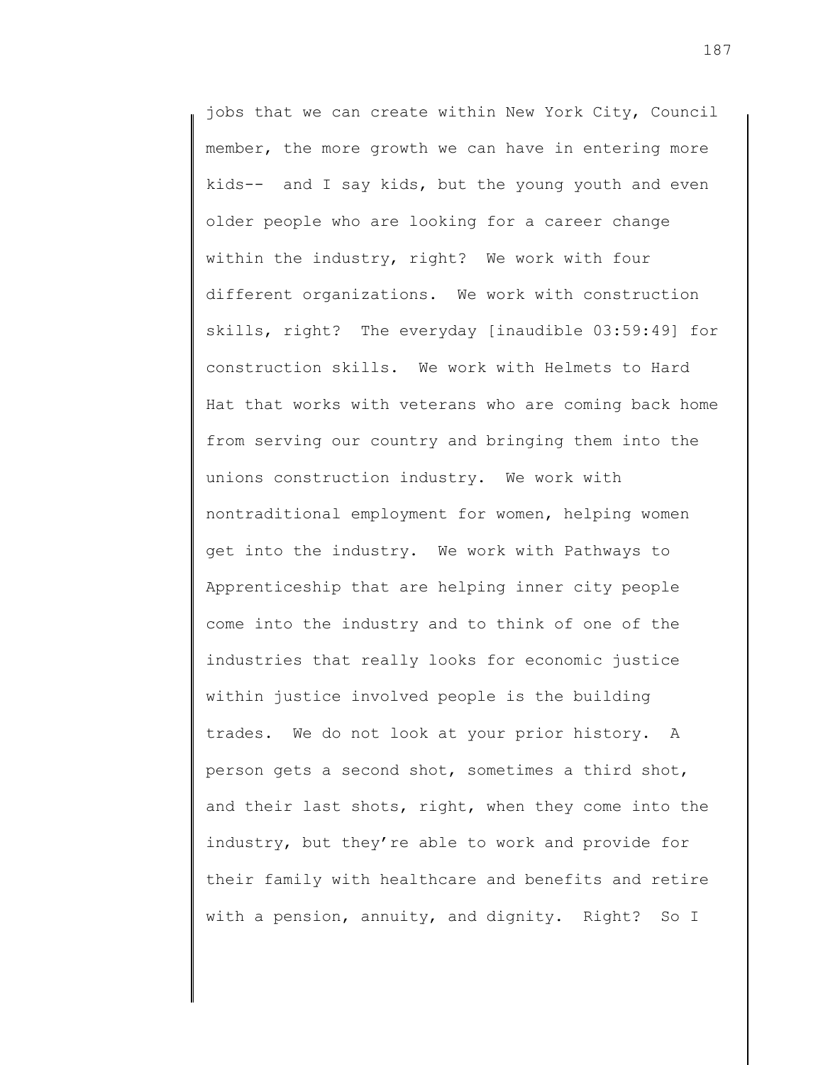jobs that we can create within New York City, Council member, the more growth we can have in entering more kids-- and I say kids, but the young youth and even older people who are looking for a career change within the industry, right? We work with four different organizations. We work with construction skills, right? The everyday [inaudible 03:59:49] for construction skills. We work with Helmets to Hard Hat that works with veterans who are coming back home from serving our country and bringing them into the unions construction industry. We work with nontraditional employment for women, helping women get into the industry. We work with Pathways to Apprenticeship that are helping inner city people come into the industry and to think of one of the industries that really looks for economic justice within justice involved people is the building trades. We do not look at your prior history. A person gets a second shot, sometimes a third shot, and their last shots, right, when they come into the industry, but they're able to work and provide for their family with healthcare and benefits and retire with a pension, annuity, and dignity. Right? So I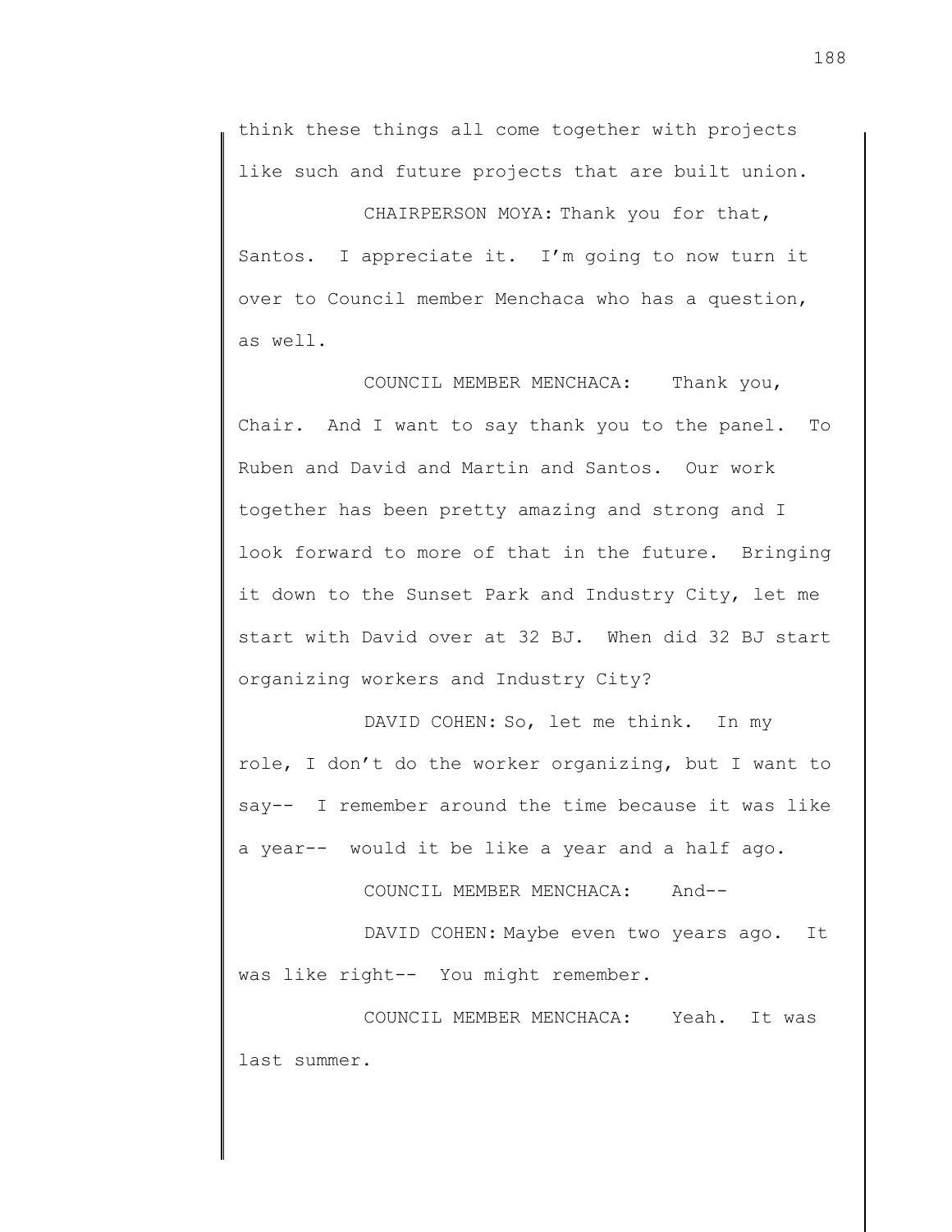think these things all come together with projects like such and future projects that are built union.

CHAIRPERSON MOYA: Thank you for that, Santos. I appreciate it. I'm going to now turn it over to Council member Menchaca who has a question, as well.

COUNCIL MEMBER MENCHACA: Thank you, Chair. And I want to say thank you to the panel. To Ruben and David and Martin and Santos. Our work together has been pretty amazing and strong and I look forward to more of that in the future. Bringing it down to the Sunset Park and Industry City, let me start with David over at 32 BJ. When did 32 BJ start organizing workers and Industry City?

DAVID COHEN: So, let me think. In my role, I don't do the worker organizing, but I want to say-- I remember around the time because it was like a year-- would it be like a year and a half ago.

COUNCIL MEMBER MENCHACA: And--

DAVID COHEN: Maybe even two years ago. It was like right-- You might remember.

COUNCIL MEMBER MENCHACA: Yeah. It was last summer.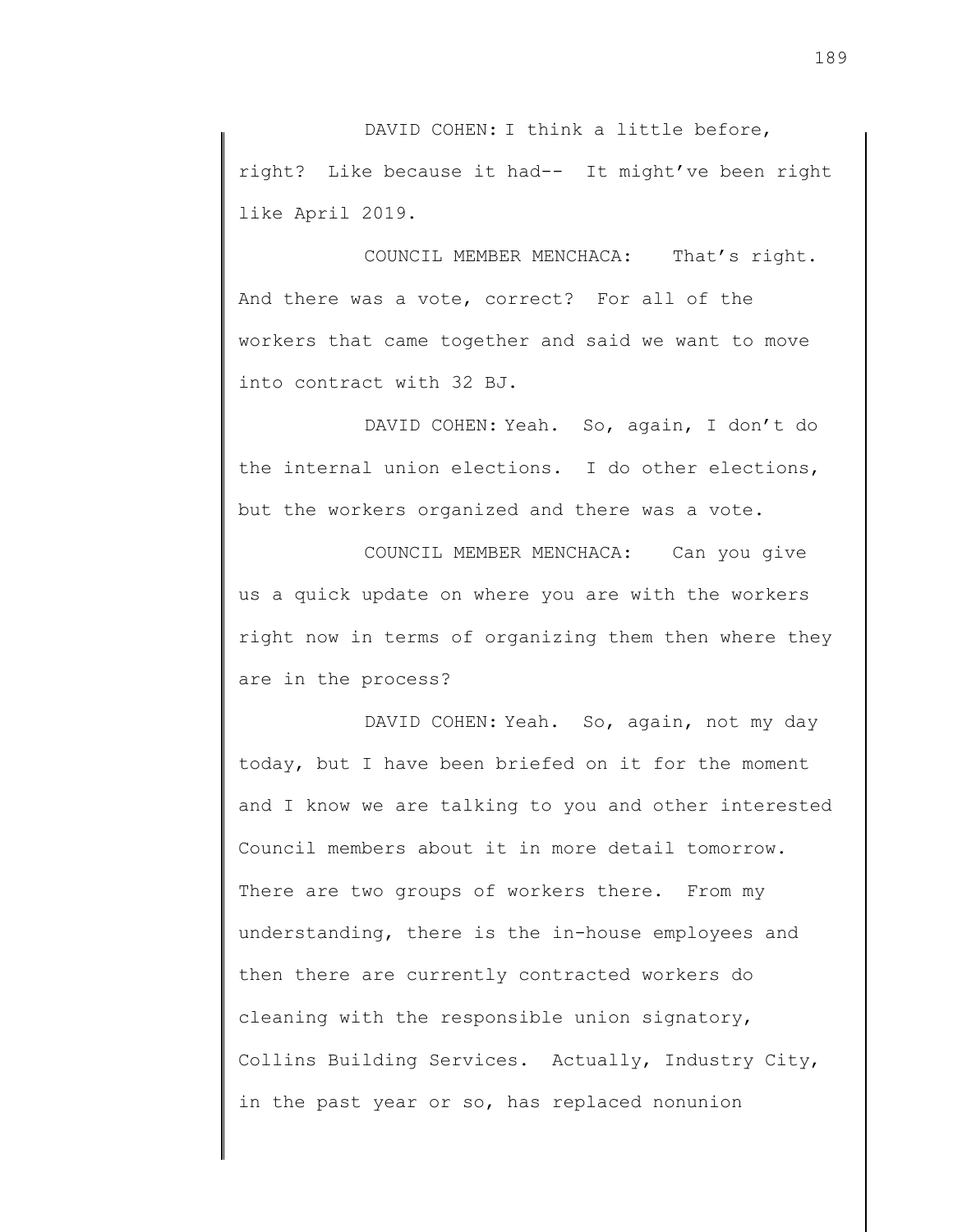DAVID COHEN: I think a little before, right? Like because it had-- It might've been right like April 2019.

COUNCIL MEMBER MENCHACA: That's right. And there was a vote, correct? For all of the workers that came together and said we want to move into contract with 32 BJ.

DAVID COHEN: Yeah. So, again, I don't do the internal union elections. I do other elections, but the workers organized and there was a vote.

COUNCIL MEMBER MENCHACA: Can you give us a quick update on where you are with the workers right now in terms of organizing them then where they are in the process?

DAVID COHEN: Yeah. So, again, not my day today, but I have been briefed on it for the moment and I know we are talking to you and other interested Council members about it in more detail tomorrow. There are two groups of workers there. From my understanding, there is the in-house employees and then there are currently contracted workers do cleaning with the responsible union signatory, Collins Building Services. Actually, Industry City, in the past year or so, has replaced nonunion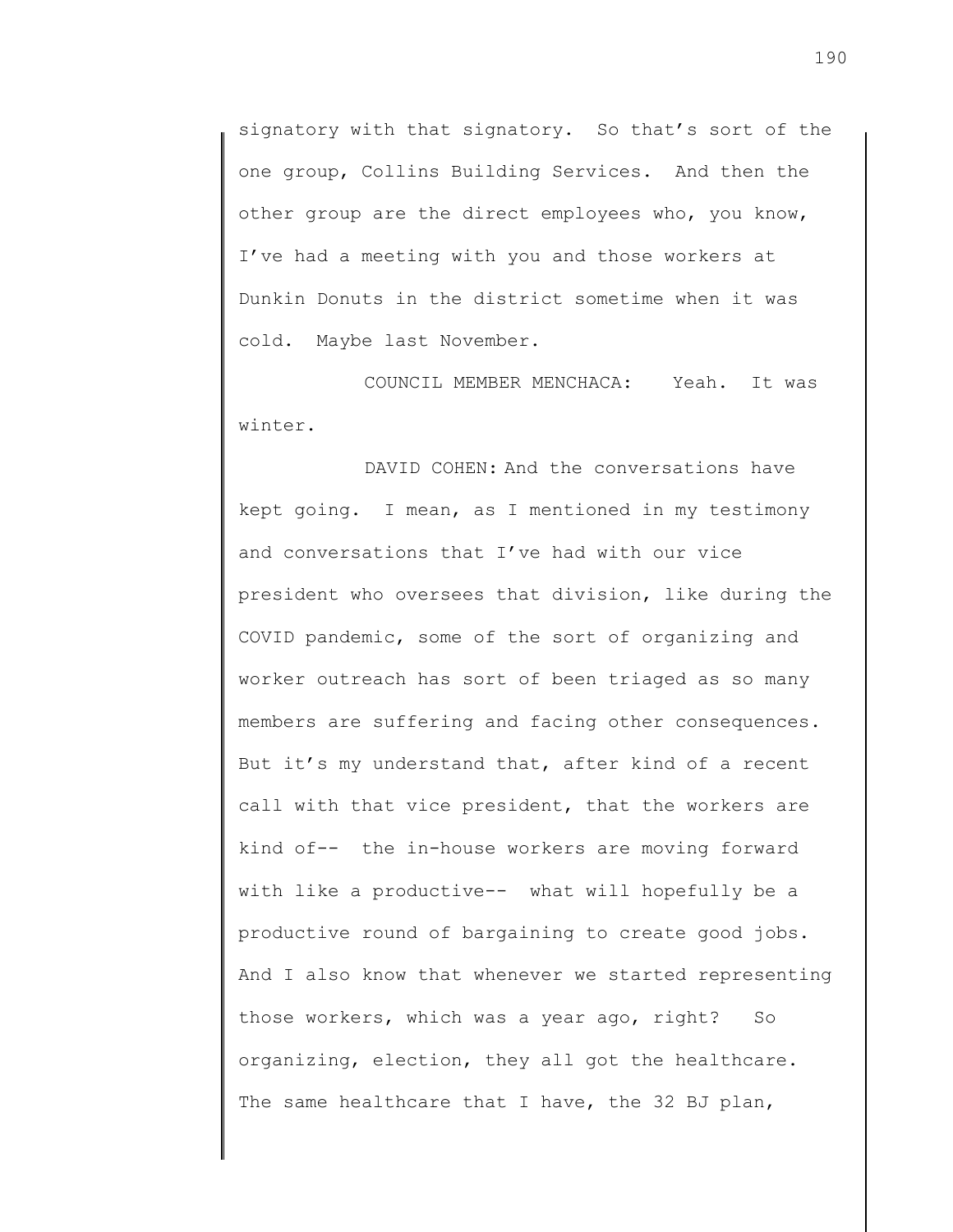signatory with that signatory. So that's sort of the one group, Collins Building Services. And then the other group are the direct employees who, you know, I've had a meeting with you and those workers at Dunkin Donuts in the district sometime when it was cold. Maybe last November.

COUNCIL MEMBER MENCHACA: Yeah. It was winter.

DAVID COHEN: And the conversations have kept going. I mean, as I mentioned in my testimony and conversations that I've had with our vice president who oversees that division, like during the COVID pandemic, some of the sort of organizing and worker outreach has sort of been triaged as so many members are suffering and facing other consequences. But it's my understand that, after kind of a recent call with that vice president, that the workers are kind of-- the in-house workers are moving forward with like a productive-- what will hopefully be a productive round of bargaining to create good jobs. And I also know that whenever we started representing those workers, which was a year ago, right? So organizing, election, they all got the healthcare. The same healthcare that I have, the 32 BJ plan,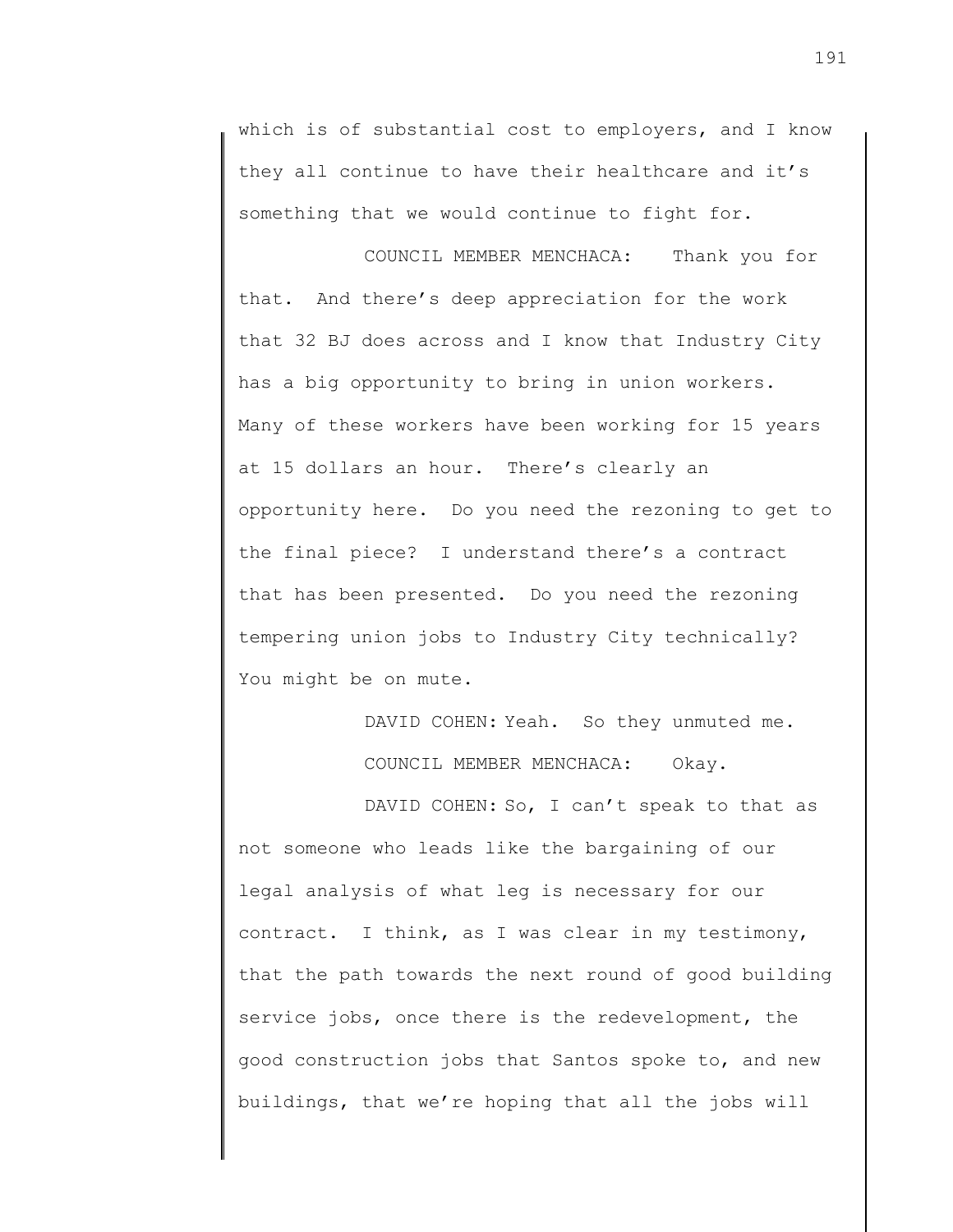which is of substantial cost to employers, and I know they all continue to have their healthcare and it's something that we would continue to fight for.

COUNCIL MEMBER MENCHACA: Thank you for that. And there's deep appreciation for the work that 32 BJ does across and I know that Industry City has a big opportunity to bring in union workers. Many of these workers have been working for 15 years at 15 dollars an hour. There's clearly an opportunity here. Do you need the rezoning to get to the final piece? I understand there's a contract that has been presented. Do you need the rezoning tempering union jobs to Industry City technically? You might be on mute.

DAVID COHEN: Yeah. So they unmuted me.

COUNCIL MEMBER MENCHACA: Okay.

DAVID COHEN: So, I can't speak to that as not someone who leads like the bargaining of our legal analysis of what leg is necessary for our contract. I think, as I was clear in my testimony, that the path towards the next round of good building service jobs, once there is the redevelopment, the good construction jobs that Santos spoke to, and new buildings, that we're hoping that all the jobs will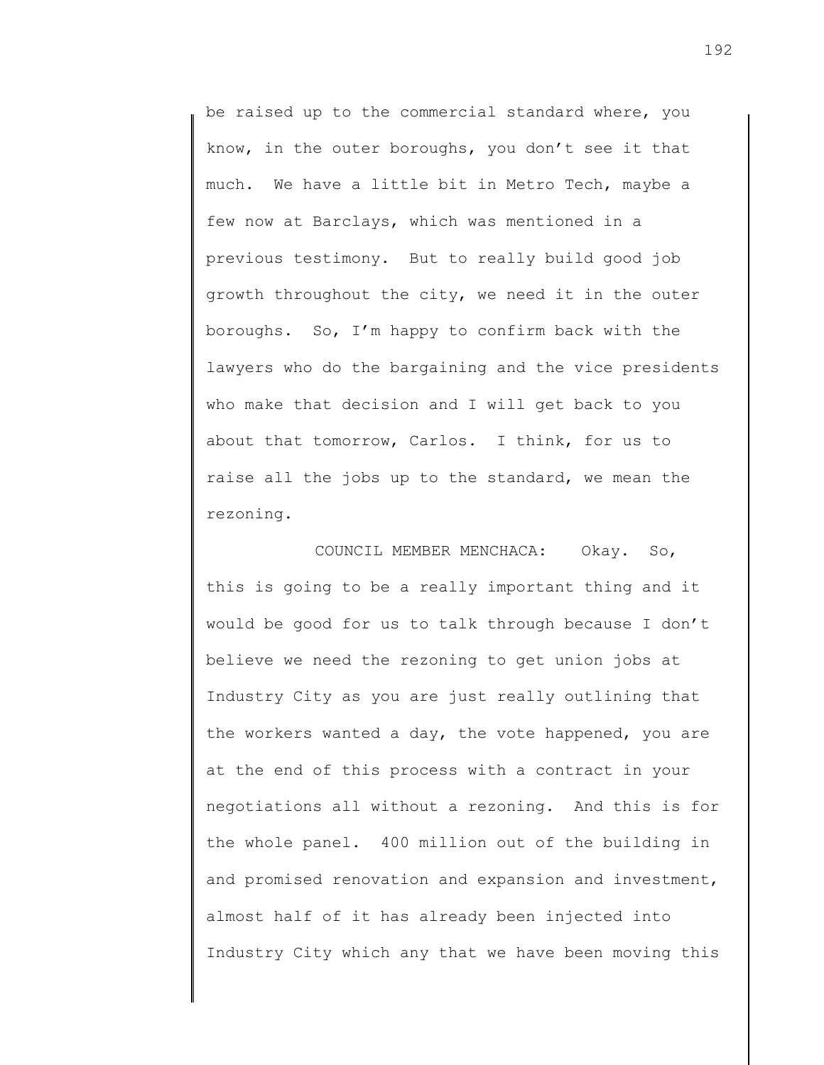be raised up to the commercial standard where, you know, in the outer boroughs, you don't see it that much. We have a little bit in Metro Tech, maybe a few now at Barclays, which was mentioned in a previous testimony. But to really build good job growth throughout the city, we need it in the outer boroughs. So, I'm happy to confirm back with the lawyers who do the bargaining and the vice presidents who make that decision and I will get back to you about that tomorrow, Carlos. I think, for us to raise all the jobs up to the standard, we mean the rezoning.

COUNCIL MEMBER MENCHACA: Okay. So, this is going to be a really important thing and it would be good for us to talk through because I don't believe we need the rezoning to get union jobs at Industry City as you are just really outlining that the workers wanted a day, the vote happened, you are at the end of this process with a contract in your negotiations all without a rezoning. And this is for the whole panel. 400 million out of the building in and promised renovation and expansion and investment, almost half of it has already been injected into Industry City which any that we have been moving this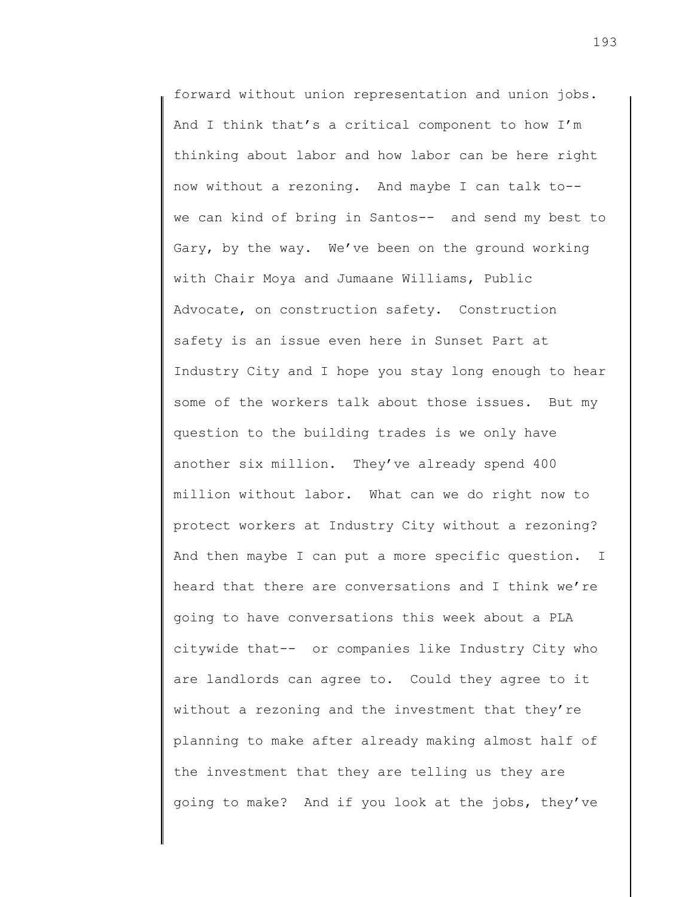forward without union representation and union jobs. And I think that's a critical component to how I'm thinking about labor and how labor can be here right now without a rezoning. And maybe I can talk to-- we can kind of bring in Santos-- and send my best to Gary, by the way. We've been on the ground working with Chair Moya and Jumaane Williams, Public Advocate, on construction safety. Construction safety is an issue even here in Sunset Part at Industry City and I hope you stay long enough to hear some of the workers talk about those issues. But my question to the building trades is we only have another six million. They've already spend 400 million without labor. What can we do right now to protect workers at Industry City without a rezoning? And then maybe I can put a more specific question. I heard that there are conversations and I think we're going to have conversations this week about a PLA citywide that-- or companies like Industry City who are landlords can agree to. Could they agree to it without a rezoning and the investment that they're planning to make after already making almost half of the investment that they are telling us they are going to make? And if you look at the jobs, they've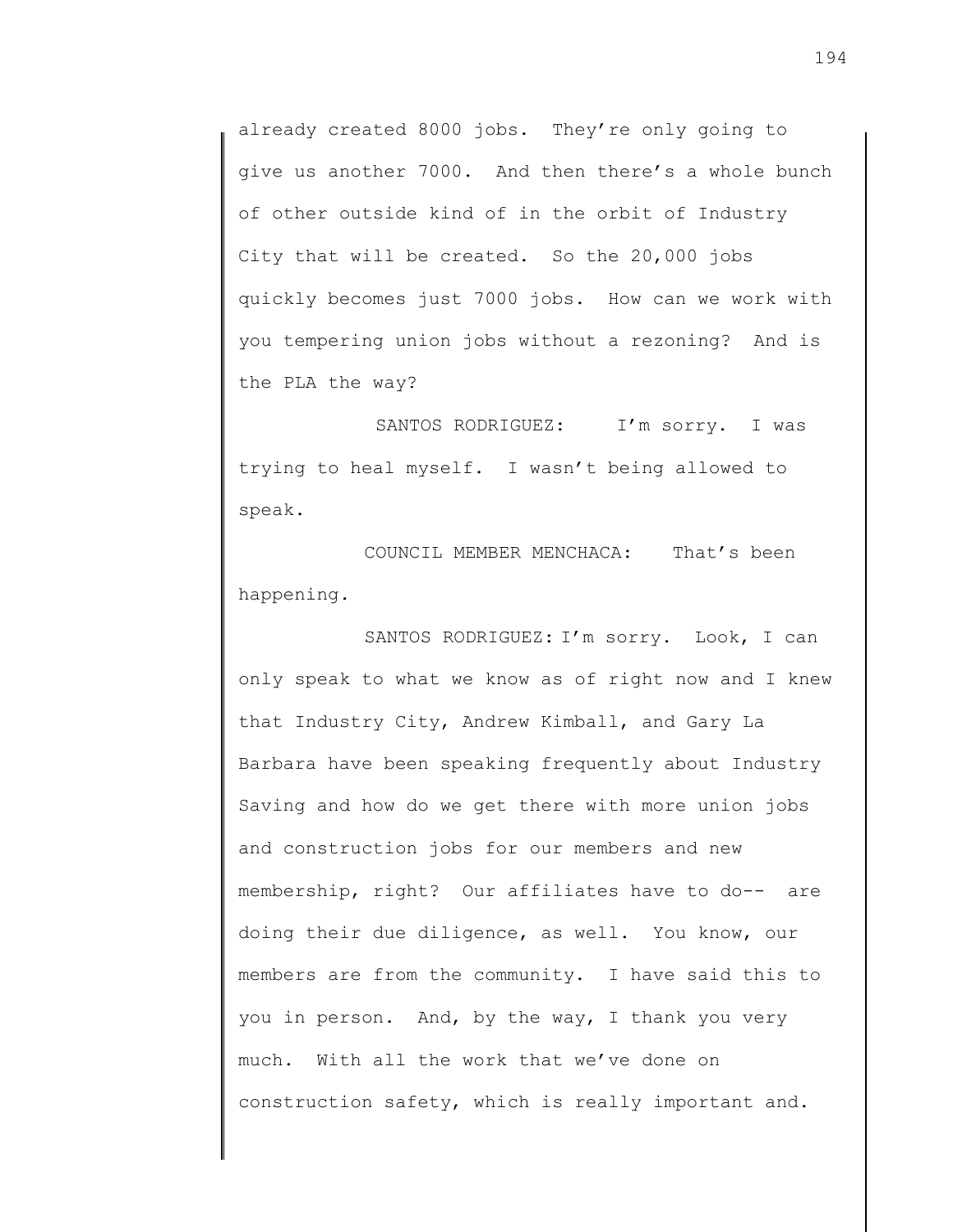already created 8000 jobs. They're only going to give us another 7000. And then there's a whole bunch of other outside kind of in the orbit of Industry City that will be created. So the 20,000 jobs quickly becomes just 7000 jobs. How can we work with you tempering union jobs without a rezoning? And is the PLA the way?

SANTOS RODRIGUEZ: I'm sorry. I was trying to heal myself. I wasn't being allowed to speak.

COUNCIL MEMBER MENCHACA: That's been happening.

SANTOS RODRIGUEZ: I'm sorry. Look, I can only speak to what we know as of right now and I knew that Industry City, Andrew Kimball, and Gary La Barbara have been speaking frequently about Industry Saving and how do we get there with more union jobs and construction jobs for our members and new membership, right? Our affiliates have to do-- are doing their due diligence, as well. You know, our members are from the community. I have said this to you in person. And, by the way, I thank you very much. With all the work that we've done on construction safety, which is really important and.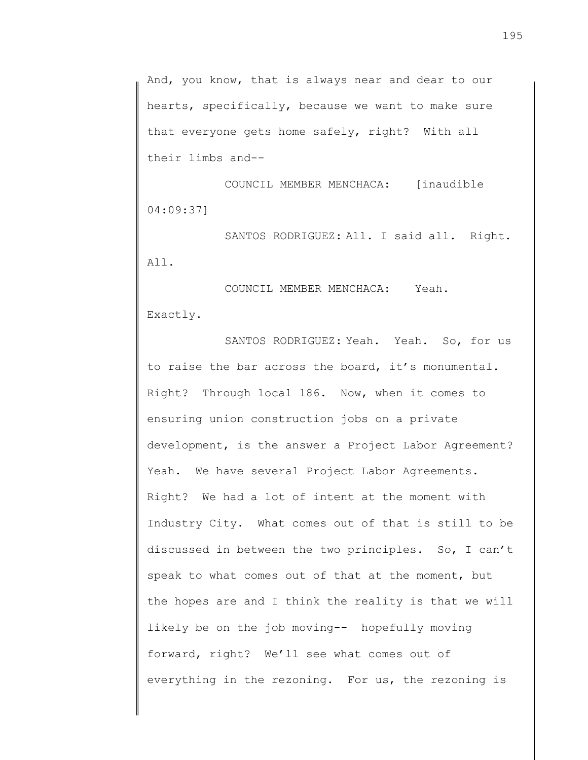And, you know, that is always near and dear to our hearts, specifically, because we want to make sure that everyone gets home safely, right? With all their limbs and--

COUNCIL MEMBER MENCHACA: [inaudible 04:09:37]

SANTOS RODRIGUEZ: All. I said all. Right. All.

COUNCIL MEMBER MENCHACA: Yeah. Exactly.

SANTOS RODRIGUEZ: Yeah. Yeah. So, for us to raise the bar across the board, it's monumental. Right? Through local 186. Now, when it comes to ensuring union construction jobs on a private development, is the answer a Project Labor Agreement? Yeah. We have several Project Labor Agreements. Right? We had a lot of intent at the moment with Industry City. What comes out of that is still to be discussed in between the two principles. So, I can't speak to what comes out of that at the moment, but the hopes are and I think the reality is that we will likely be on the job moving-- hopefully moving forward, right? We'll see what comes out of everything in the rezoning. For us, the rezoning is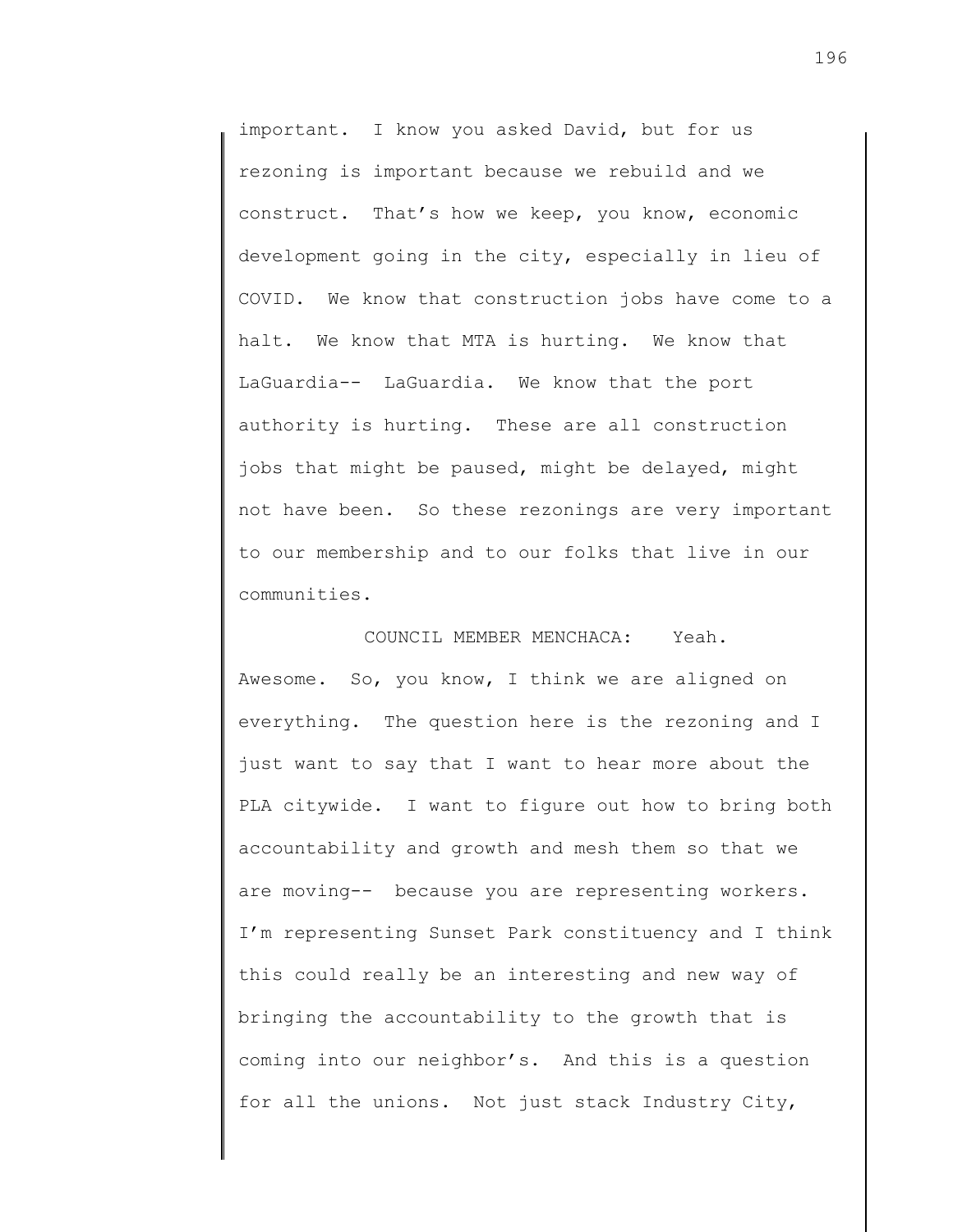important. I know you asked David, but for us rezoning is important because we rebuild and we construct. That's how we keep, you know, economic development going in the city, especially in lieu of COVID. We know that construction jobs have come to a halt. We know that MTA is hurting. We know that LaGuardia-- LaGuardia. We know that the port authority is hurting. These are all construction jobs that might be paused, might be delayed, might not have been. So these rezonings are very important to our membership and to our folks that live in our communities.

COUNCIL MEMBER MENCHACA: Yeah. Awesome. So, you know, I think we are aligned on everything. The question here is the rezoning and I just want to say that I want to hear more about the PLA citywide. I want to figure out how to bring both accountability and growth and mesh them so that we are moving-- because you are representing workers. I'm representing Sunset Park constituency and I think this could really be an interesting and new way of bringing the accountability to the growth that is coming into our neighbor's. And this is a question for all the unions. Not just stack Industry City,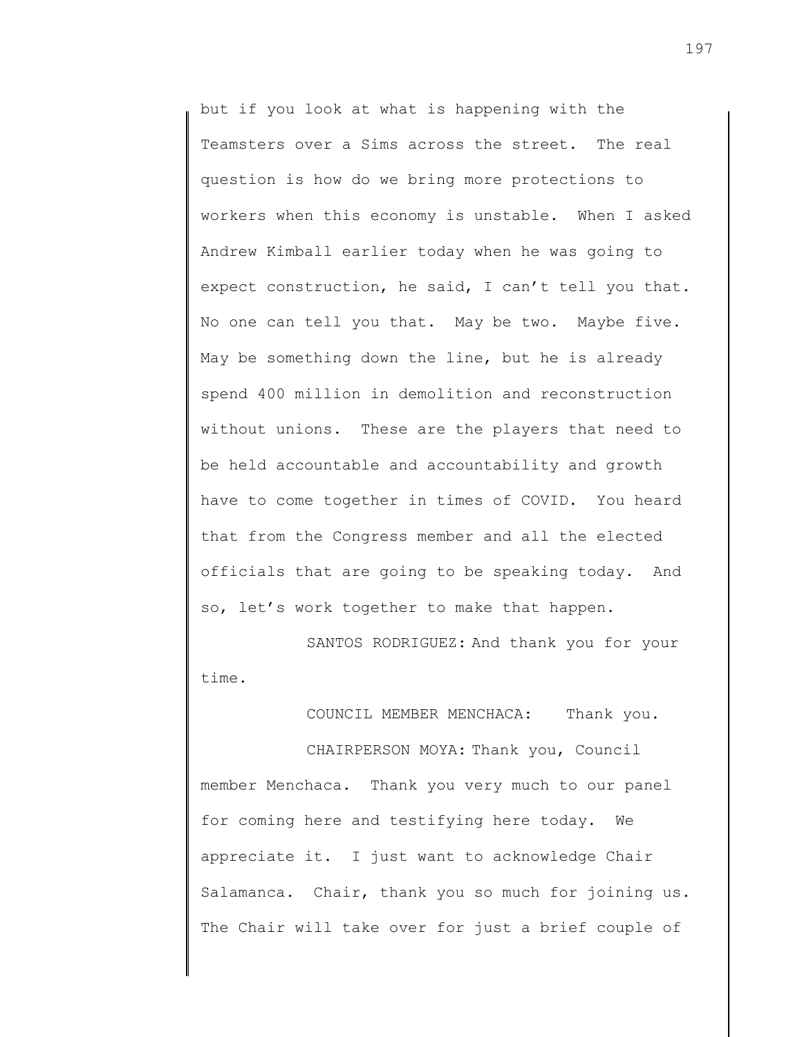but if you look at what is happening with the Teamsters over a Sims across the street. The real question is how do we bring more protections to workers when this economy is unstable. When I asked Andrew Kimball earlier today when he was going to expect construction, he said, I can't tell you that. No one can tell you that. May be two. Maybe five. May be something down the line, but he is already spend 400 million in demolition and reconstruction without unions. These are the players that need to be held accountable and accountability and growth have to come together in times of COVID. You heard that from the Congress member and all the elected officials that are going to be speaking today. And so, let's work together to make that happen.

SANTOS RODRIGUEZ: And thank you for your time.

COUNCIL MEMBER MENCHACA: Thank you.

CHAIRPERSON MOYA: Thank you, Council member Menchaca. Thank you very much to our panel for coming here and testifying here today. We appreciate it. I just want to acknowledge Chair Salamanca. Chair, thank you so much for joining us. The Chair will take over for just a brief couple of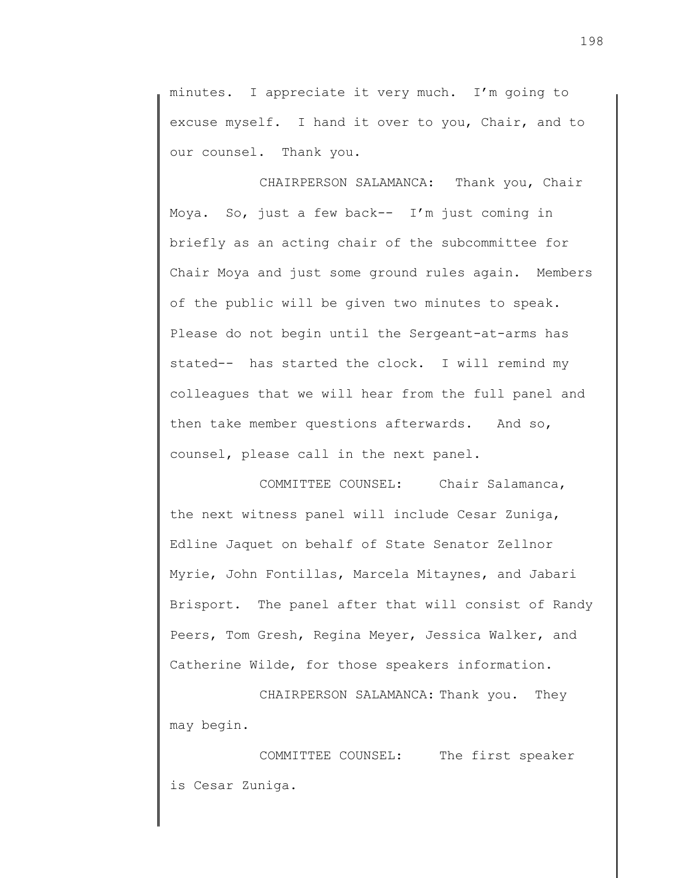minutes. I appreciate it very much. I'm going to excuse myself. I hand it over to you, Chair, and to our counsel. Thank you.

CHAIRPERSON SALAMANCA: Thank you, Chair Moya. So, just a few back-- I'm just coming in briefly as an acting chair of the subcommittee for Chair Moya and just some ground rules again. Members of the public will be given two minutes to speak. Please do not begin until the Sergeant-at-arms has stated-- has started the clock. I will remind my colleagues that we will hear from the full panel and then take member questions afterwards. And so, counsel, please call in the next panel.

COMMITTEE COUNSEL: Chair Salamanca, the next witness panel will include Cesar Zuniga, Edline Jaquet on behalf of State Senator Zellnor Myrie, John Fontillas, Marcela Mitaynes, and Jabari Brisport. The panel after that will consist of Randy Peers, Tom Gresh, Regina Meyer, Jessica Walker, and Catherine Wilde, for those speakers information.

CHAIRPERSON SALAMANCA: Thank you. They may begin.

COMMITTEE COUNSEL: The first speaker is Cesar Zuniga.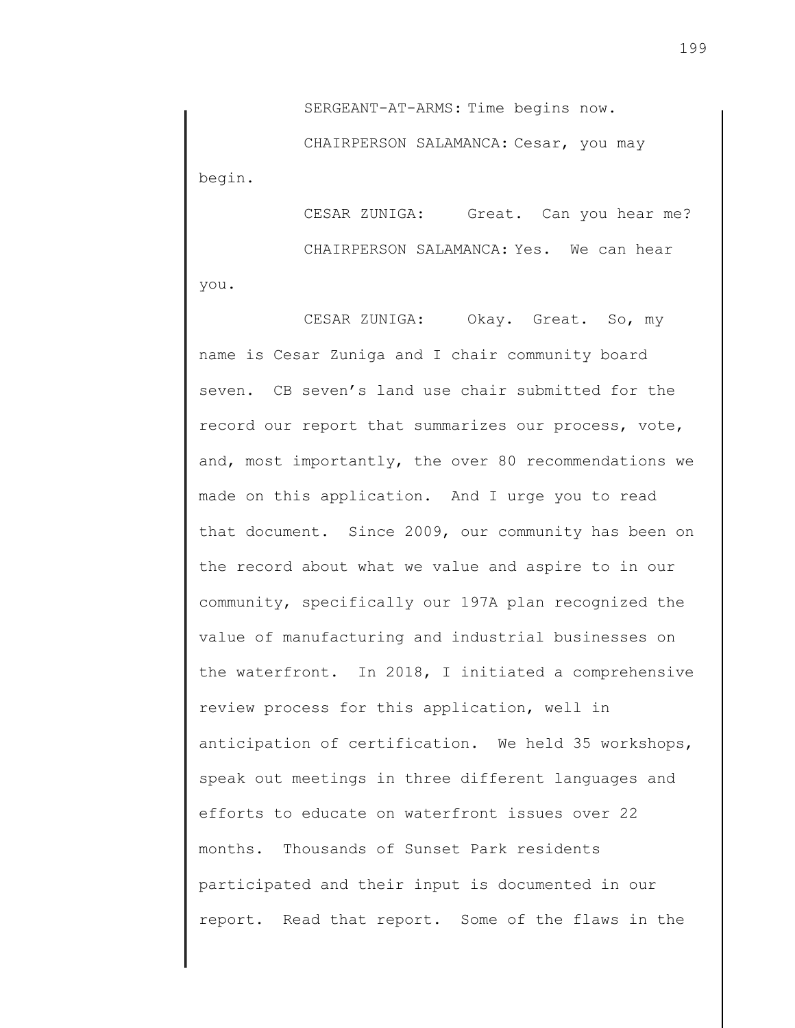SERGEANT-AT-ARMS: Time begins now.

CHAIRPERSON SALAMANCA: Cesar, you may begin.

CESAR ZUNIGA: Great. Can you hear me?

CHAIRPERSON SALAMANCA: Yes. We can hear you.

CESAR ZUNIGA: Okay. Great. So, my name is Cesar Zuniga and I chair community board seven. CB seven's land use chair submitted for the record our report that summarizes our process, vote, and, most importantly, the over 80 recommendations we made on this application. And I urge you to read that document. Since 2009, our community has been on the record about what we value and aspire to in our community, specifically our 197A plan recognized the value of manufacturing and industrial businesses on the waterfront. In 2018, I initiated a comprehensive review process for this application, well in anticipation of certification. We held 35 workshops, speak out meetings in three different languages and efforts to educate on waterfront issues over 22 months. Thousands of Sunset Park residents participated and their input is documented in our report. Read that report. Some of the flaws in the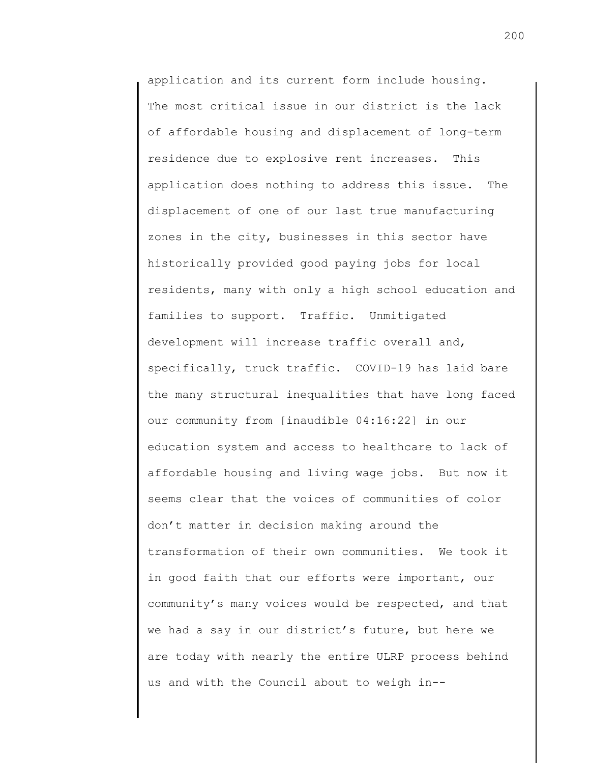application and its current form include housing. The most critical issue in our district is the lack of affordable housing and displacement of long-term residence due to explosive rent increases. This application does nothing to address this issue. The displacement of one of our last true manufacturing zones in the city, businesses in this sector have historically provided good paying jobs for local residents, many with only a high school education and families to support. Traffic. Unmitigated development will increase traffic overall and, specifically, truck traffic. COVID-19 has laid bare the many structural inequalities that have long faced our community from [inaudible 04:16:22] in our education system and access to healthcare to lack of affordable housing and living wage jobs. But now it seems clear that the voices of communities of color don't matter in decision making around the transformation of their own communities. We took it in good faith that our efforts were important, our community's many voices would be respected, and that we had a say in our district's future, but here we are today with nearly the entire ULRP process behind us and with the Council about to weigh in--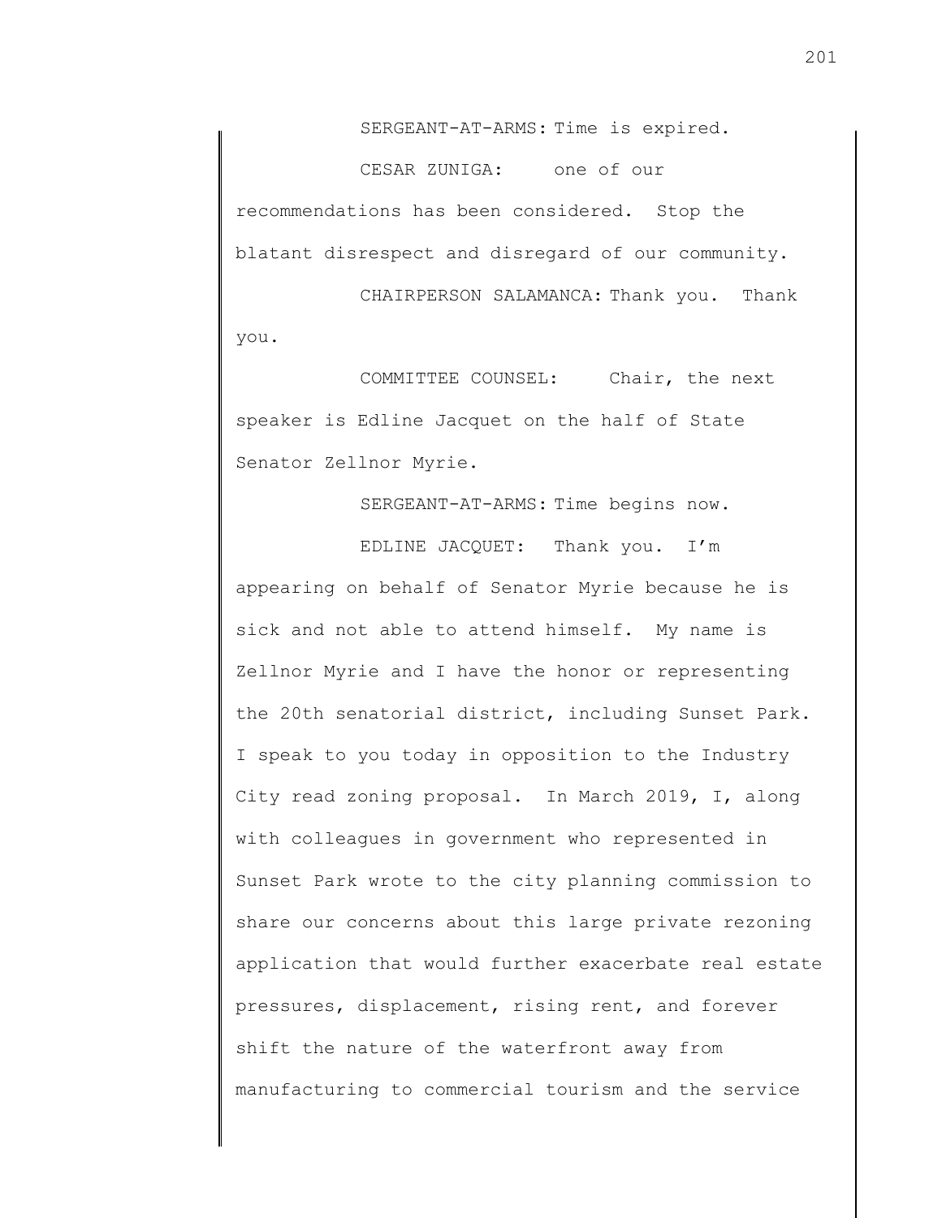SERGEANT-AT-ARMS: Time is expired.

CESAR ZUNIGA: one of our recommendations has been considered. Stop the blatant disrespect and disregard of our community.

CHAIRPERSON SALAMANCA: Thank you. Thank you.

COMMITTEE COUNSEL: Chair, the next speaker is Edline Jacquet on the half of State Senator Zellnor Myrie.

SERGEANT-AT-ARMS: Time begins now.

EDLINE JACQUET: Thank you. I'm appearing on behalf of Senator Myrie because he is sick and not able to attend himself. My name is Zellnor Myrie and I have the honor or representing the 20th senatorial district, including Sunset Park. I speak to you today in opposition to the Industry City read zoning proposal. In March 2019, I, along with colleagues in government who represented in Sunset Park wrote to the city planning commission to share our concerns about this large private rezoning application that would further exacerbate real estate pressures, displacement, rising rent, and forever shift the nature of the waterfront away from manufacturing to commercial tourism and the service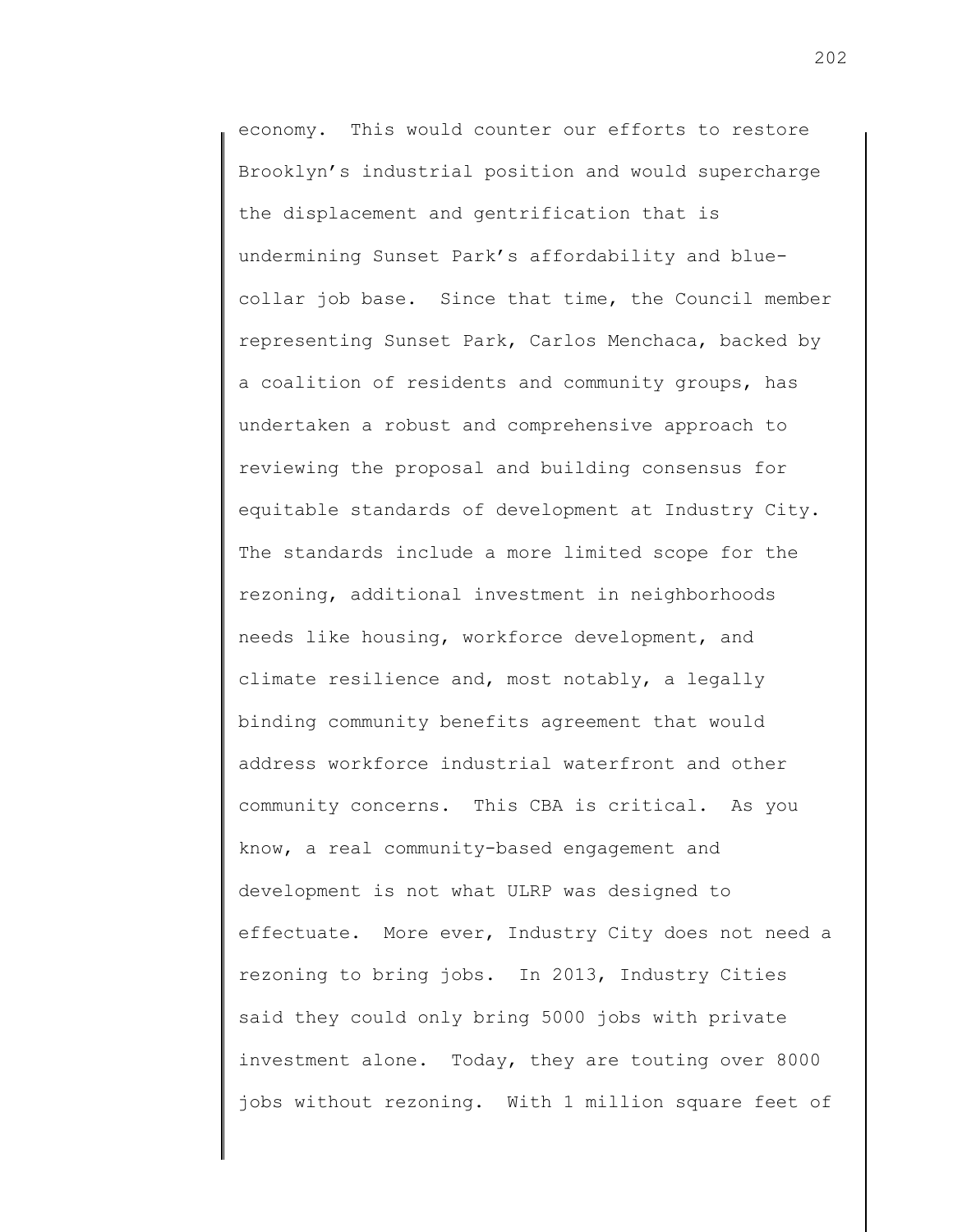economy. This would counter our efforts to restore Brooklyn's industrial position and would supercharge the displacement and gentrification that is undermining Sunset Park's affordability and blue-collar job base. Since that time, the Council member representing Sunset Park, Carlos Menchaca, backed by a coalition of residents and community groups, has undertaken a robust and comprehensive approach to reviewing the proposal and building consensus for equitable standards of development at Industry City. The standards include a more limited scope for the rezoning, additional investment in neighborhoods needs like housing, workforce development, and climate resilience and, most notably, a legally binding community benefits agreement that would address workforce industrial waterfront and other community concerns. This CBA is critical. As you know, a real community-based engagement and development is not what ULRP was designed to effectuate. More ever, Industry City does not need a rezoning to bring jobs. In 2013, Industry Cities said they could only bring 5000 jobs with private investment alone. Today, they are touting over 8000 jobs without rezoning. With 1 million square feet of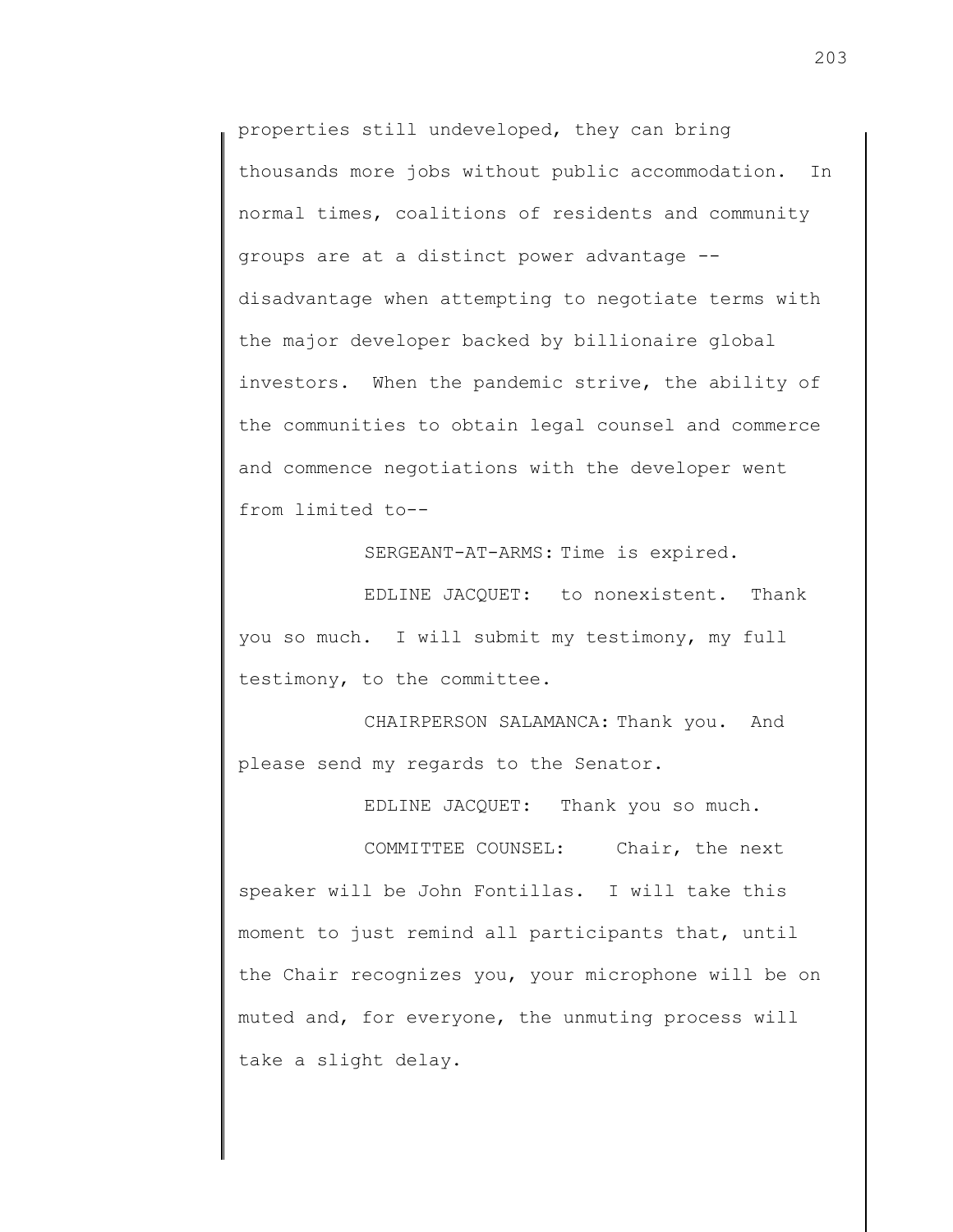properties still undeveloped, they can bring thousands more jobs without public accommodation. In normal times, coalitions of residents and community groups are at a distinct power advantage -- disadvantage when attempting to negotiate terms with the major developer backed by billionaire global investors. When the pandemic strive, the ability of the communities to obtain legal counsel and commerce and commence negotiations with the developer went from limited to--

SERGEANT-AT-ARMS: Time is expired.

EDLINE JACQUET: to nonexistent. Thank you so much. I will submit my testimony, my full testimony, to the committee.

CHAIRPERSON SALAMANCA: Thank you. And please send my regards to the Senator.

EDLINE JACQUET: Thank you so much.

COMMITTEE COUNSEL: Chair, the next speaker will be John Fontillas. I will take this moment to just remind all participants that, until the Chair recognizes you, your microphone will be on muted and, for everyone, the unmuting process will take a slight delay.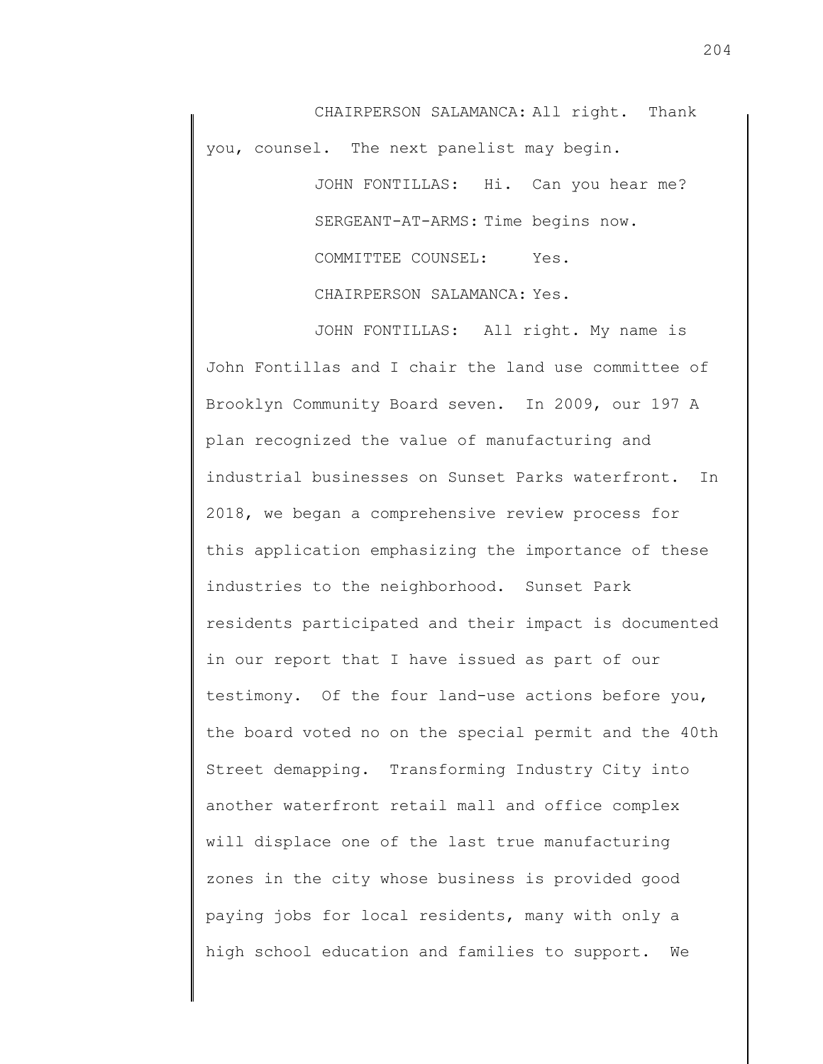CHAIRPERSON SALAMANCA: All right. Thank you, counsel. The next panelist may begin.

JOHN FONTILLAS: Hi. Can you hear me?

SERGEANT-AT-ARMS: Time begins now.

COMMITTEE COUNSEL: Yes.

CHAIRPERSON SALAMANCA: Yes.

JOHN FONTILLAS: All right. My name is John Fontillas and I chair the land use committee of Brooklyn Community Board seven. In 2009, our 197 A plan recognized the value of manufacturing and industrial businesses on Sunset Parks waterfront. In 2018, we began a comprehensive review process for this application emphasizing the importance of these industries to the neighborhood. Sunset Park residents participated and their impact is documented in our report that I have issued as part of our testimony. Of the four land-use actions before you, the board voted no on the special permit and the 40th Street demapping. Transforming Industry City into another waterfront retail mall and office complex will displace one of the last true manufacturing zones in the city whose business is provided good paying jobs for local residents, many with only a high school education and families to support. We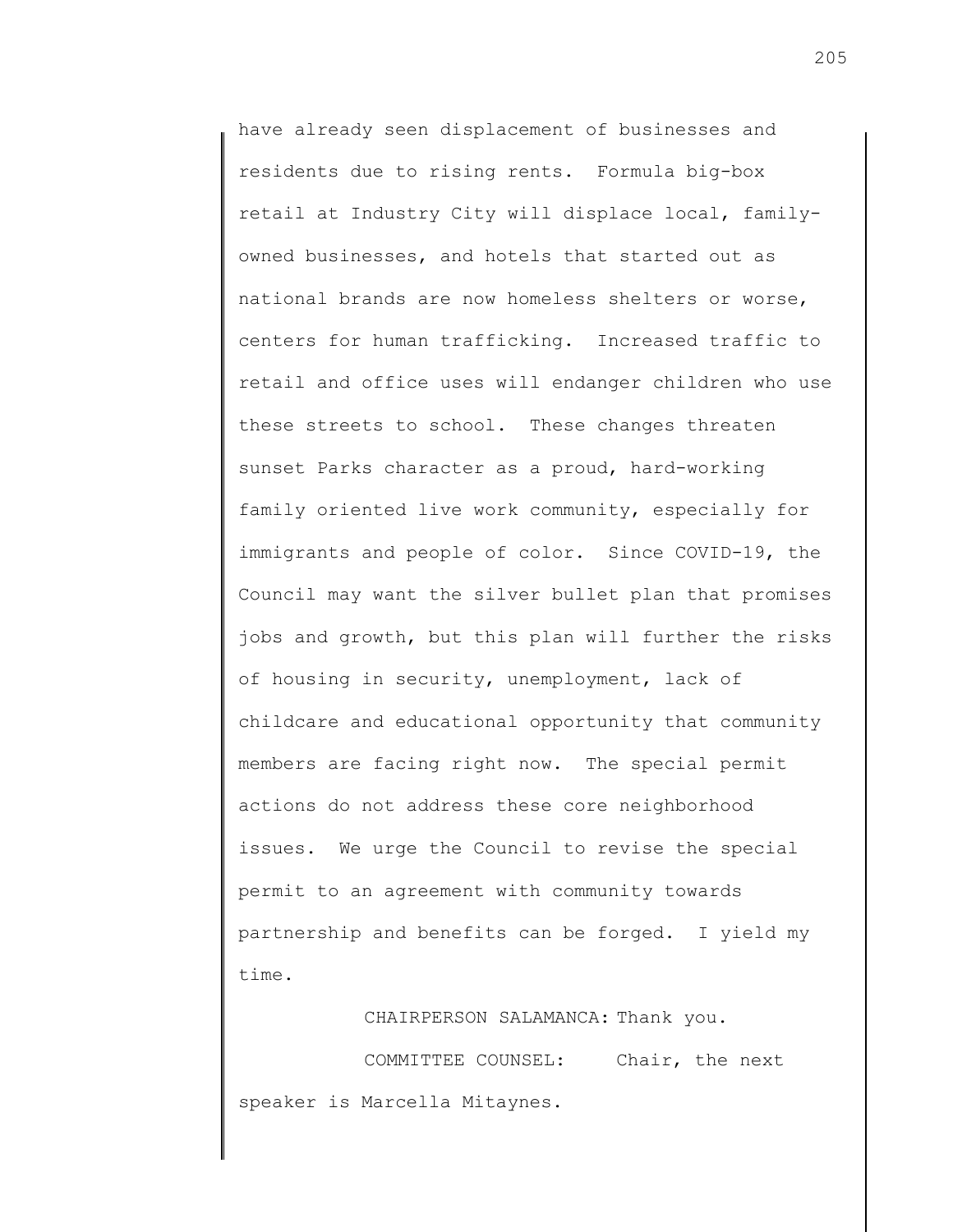have already seen displacement of businesses and residents due to rising rents. Formula big-box retail at Industry City will displace local, family-owned businesses, and hotels that started out as national brands are now homeless shelters or worse, centers for human trafficking. Increased traffic to retail and office uses will endanger children who use these streets to school. These changes threaten sunset Parks character as a proud, hard-working family oriented live work community, especially for immigrants and people of color. Since COVID-19, the Council may want the silver bullet plan that promises jobs and growth, but this plan will further the risks of housing in security, unemployment, lack of childcare and educational opportunity that community members are facing right now. The special permit actions do not address these core neighborhood issues. We urge the Council to revise the special permit to an agreement with community towards partnership and benefits can be forged. I yield my time.

CHAIRPERSON SALAMANCA: Thank you.

COMMITTEE COUNSEL: Chair, the next speaker is Marcella Mitaynes.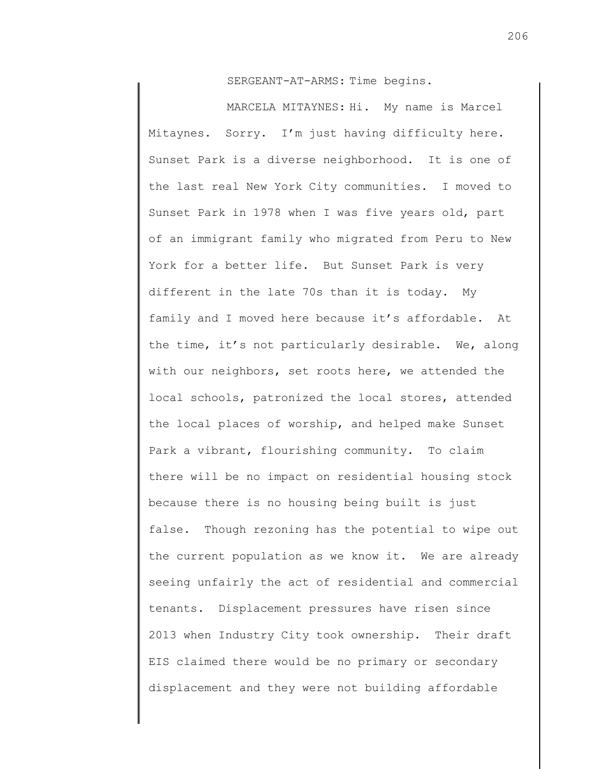SERGEANT-AT-ARMS: Time begins.

MARCELA MITAYNES: Hi. My name is Marcel Mitaynes. Sorry. I'm just having difficulty here. Sunset Park is a diverse neighborhood. It is one of the last real New York City communities. I moved to Sunset Park in 1978 when I was five years old, part of an immigrant family who migrated from Peru to New York for a better life. But Sunset Park is very different in the late 70s than it is today. My family and I moved here because it's affordable. At the time, it's not particularly desirable. We, along with our neighbors, set roots here, we attended the local schools, patronized the local stores, attended the local places of worship, and helped make Sunset Park a vibrant, flourishing community. To claim there will be no impact on residential housing stock because there is no housing being built is just false. Though rezoning has the potential to wipe out the current population as we know it. We are already seeing unfairly the act of residential and commercial tenants. Displacement pressures have risen since 2013 when Industry City took ownership. Their draft EIS claimed there would be no primary or secondary displacement and they were not building affordable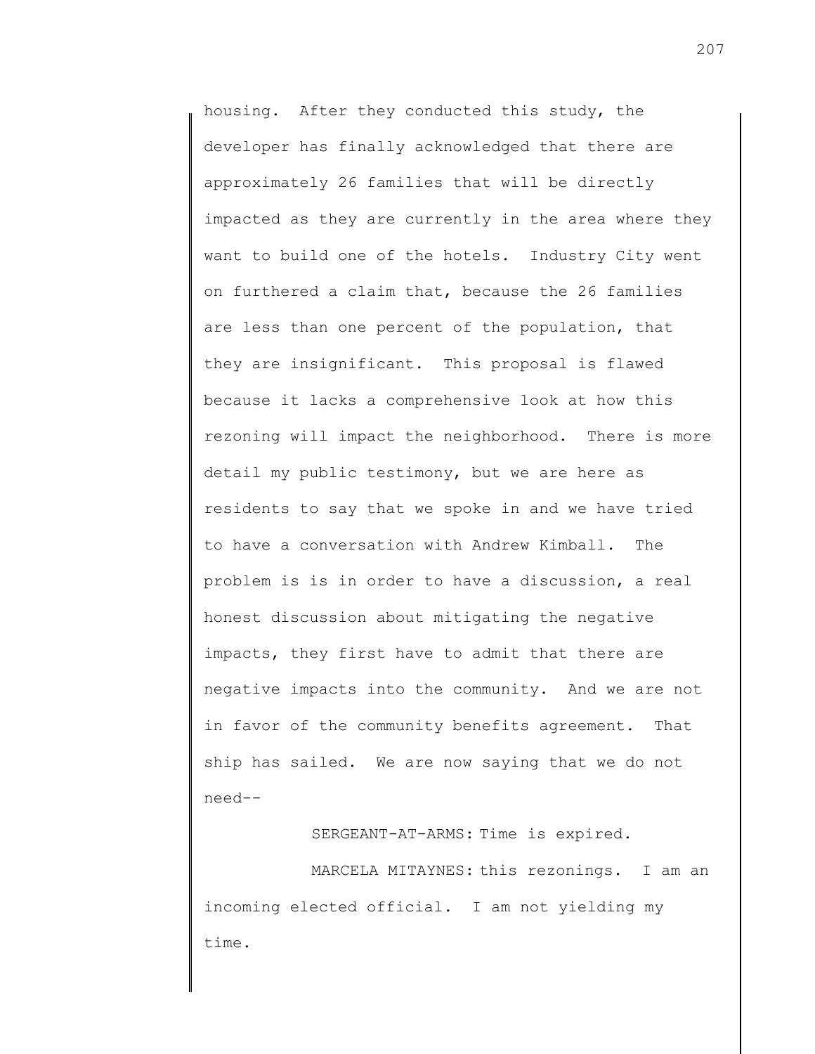housing. After they conducted this study, the developer has finally acknowledged that there are approximately 26 families that will be directly impacted as they are currently in the area where they want to build one of the hotels. Industry City went on furthered a claim that, because the 26 families are less than one percent of the population, that they are insignificant. This proposal is flawed because it lacks a comprehensive look at how this rezoning will impact the neighborhood. There is more detail my public testimony, but we are here as residents to say that we spoke in and we have tried to have a conversation with Andrew Kimball. The problem is is in order to have a discussion, a real honest discussion about mitigating the negative impacts, they first have to admit that there are negative impacts into the community. And we are not in favor of the community benefits agreement. That ship has sailed. We are now saying that we do not need--

SERGEANT-AT-ARMS: Time is expired.

MARCELA MITAYNES: this rezonings. I am an incoming elected official. I am not yielding my time.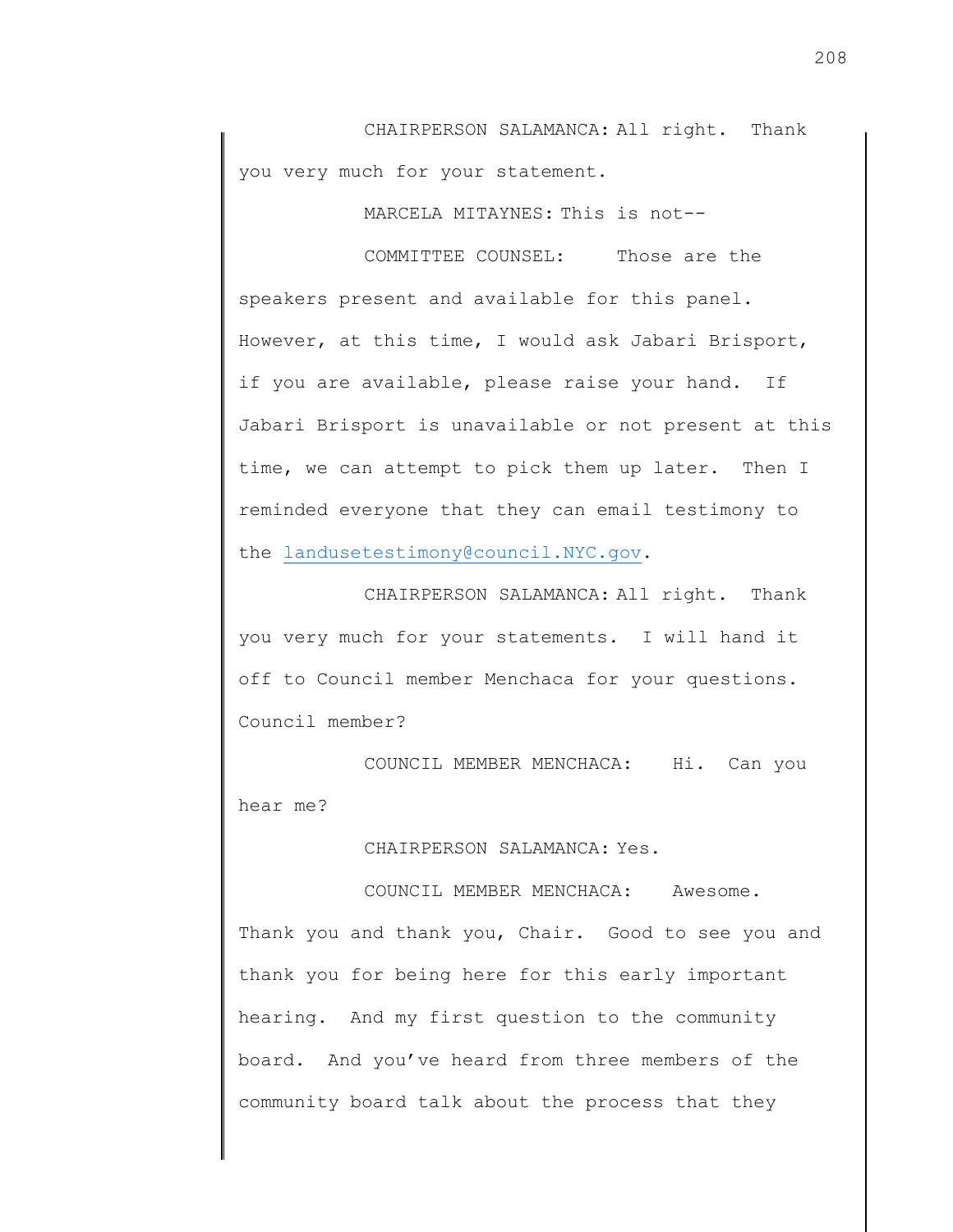CHAIRPERSON SALAMANCA: All right. Thank you very much for your statement.

MARCELA MITAYNES: This is not--

COMMITTEE COUNSEL: Those are the speakers present and available for this panel. However, at this time, I would ask Jabari Brisport, if you are available, please raise your hand. If Jabari Brisport is unavailable or not present at this time, we can attempt to pick them up later. Then I reminded everyone that they can email testimony to the landusetestimony@council.NYC.gov.

CHAIRPERSON SALAMANCA: All right. Thank you very much for your statements. I will hand it off to Council member Menchaca for your questions. Council member?

COUNCIL MEMBER MENCHACA: Hi. Can you hear me?

CHAIRPERSON SALAMANCA: Yes.

COUNCIL MEMBER MENCHACA: Awesome. Thank you and thank you, Chair. Good to see you and thank you for being here for this early important hearing. And my first question to the community board. And you've heard from three members of the community board talk about the process that they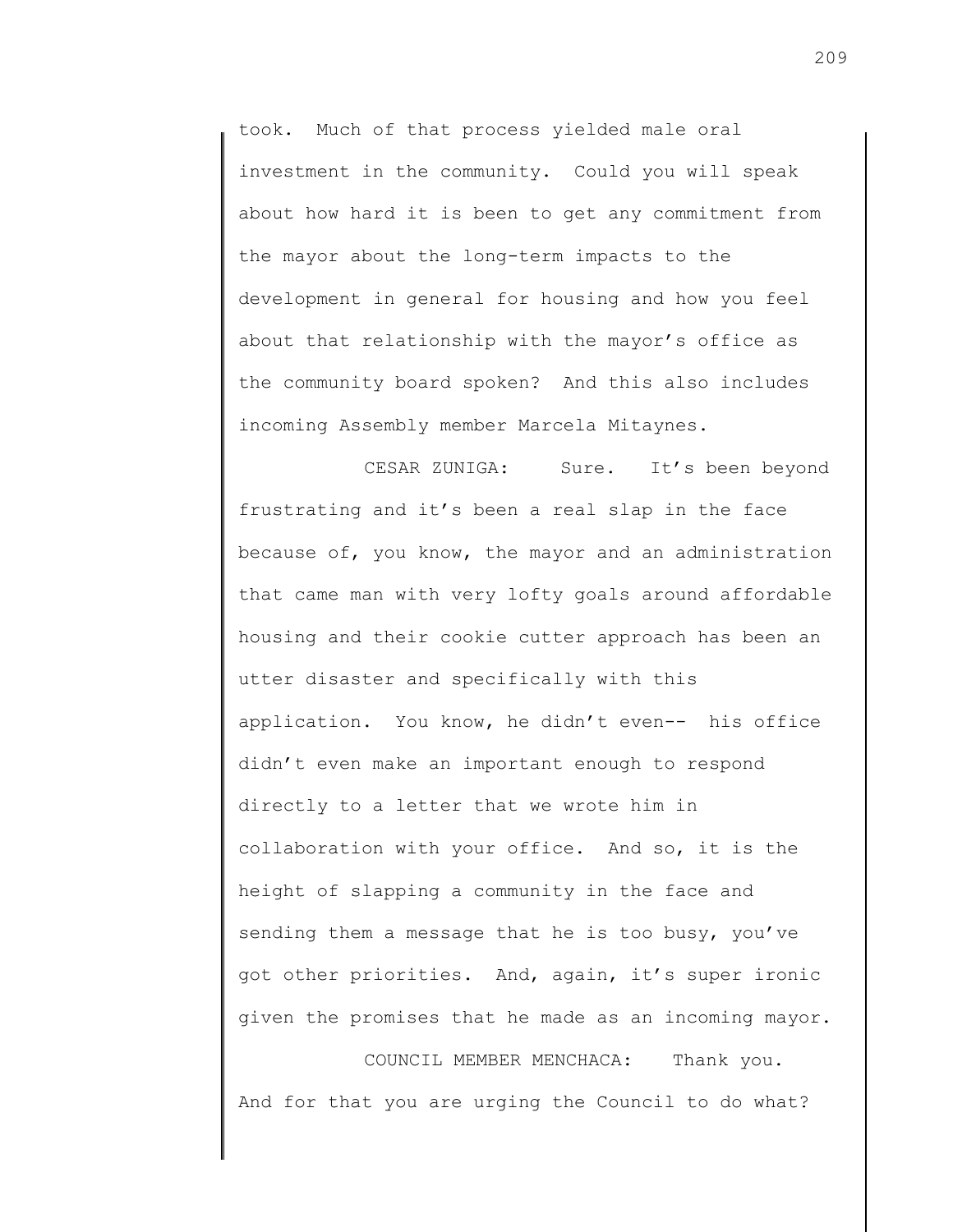took. Much of that process yielded male oral investment in the community. Could you will speak about how hard it is been to get any commitment from the mayor about the long-term impacts to the development in general for housing and how you feel about that relationship with the mayor's office as the community board spoken? And this also includes incoming Assembly member Marcela Mitaynes.

CESAR ZUNIGA: Sure. It's been beyond frustrating and it's been a real slap in the face because of, you know, the mayor and an administration that came man with very lofty goals around affordable housing and their cookie cutter approach has been an utter disaster and specifically with this application. You know, he didn't even-- his office didn't even make an important enough to respond directly to a letter that we wrote him in collaboration with your office. And so, it is the height of slapping a community in the face and sending them a message that he is too busy, you've got other priorities. And, again, it's super ironic given the promises that he made as an incoming mayor.

COUNCIL MEMBER MENCHACA: Thank you. And for that you are urging the Council to do what?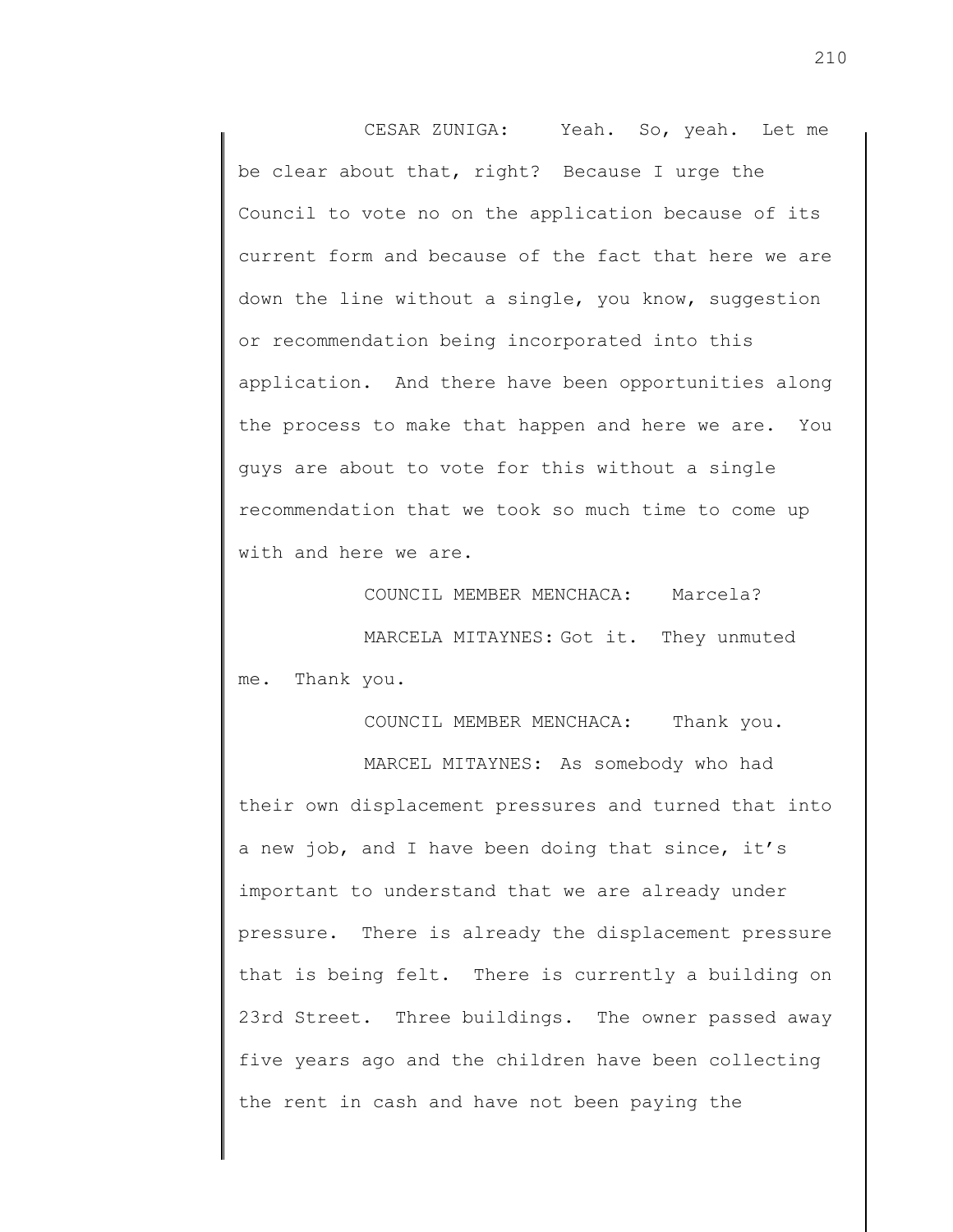CESAR ZUNIGA: Yeah. So, yeah. Let me be clear about that, right? Because I urge the Council to vote no on the application because of its current form and because of the fact that here we are down the line without a single, you know, suggestion or recommendation being incorporated into this application. And there have been opportunities along the process to make that happen and here we are. You guys are about to vote for this without a single recommendation that we took so much time to come up with and here we are.

COUNCIL MEMBER MENCHACA: Marcela?

MARCELA MITAYNES: Got it. They unmuted me. Thank you.

COUNCIL MEMBER MENCHACA: Thank you.

MARCEL MITAYNES: As somebody who had their own displacement pressures and turned that into a new job, and I have been doing that since, it's important to understand that we are already under pressure. There is already the displacement pressure that is being felt. There is currently a building on 23rd Street. Three buildings. The owner passed away five years ago and the children have been collecting the rent in cash and have not been paying the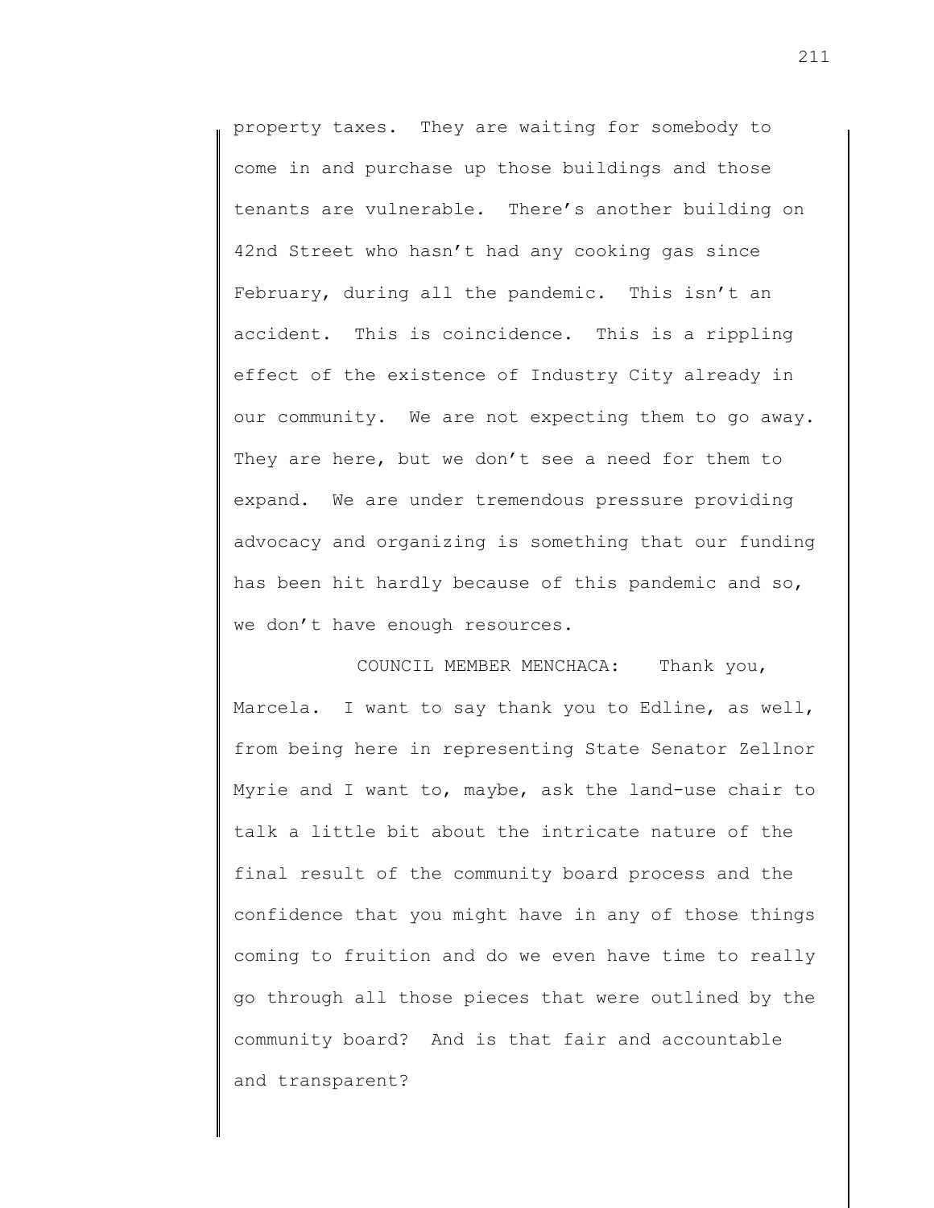property taxes. They are waiting for somebody to come in and purchase up those buildings and those tenants are vulnerable. There's another building on 42nd Street who hasn't had any cooking gas since February, during all the pandemic. This isn't an accident. This is coincidence. This is a rippling effect of the existence of Industry City already in our community. We are not expecting them to go away. They are here, but we don't see a need for them to expand. We are under tremendous pressure providing advocacy and organizing is something that our funding has been hit hardly because of this pandemic and so, we don't have enough resources.

COUNCIL MEMBER MENCHACA: Thank you, Marcela. I want to say thank you to Edline, as well, from being here in representing State Senator Zellnor Myrie and I want to, maybe, ask the land-use chair to talk a little bit about the intricate nature of the final result of the community board process and the confidence that you might have in any of those things coming to fruition and do we even have time to really go through all those pieces that were outlined by the community board? And is that fair and accountable and transparent?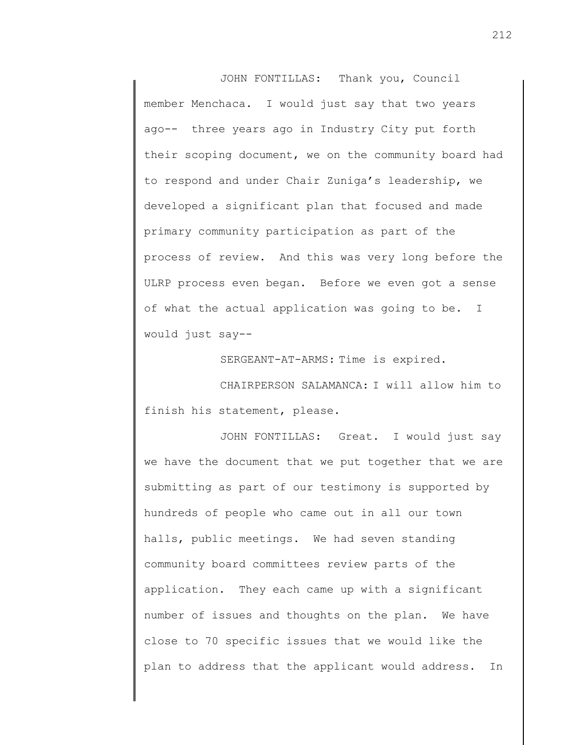JOHN FONTILLAS: Thank you, Council member Menchaca. I would just say that two years ago-- three years ago in Industry City put forth their scoping document, we on the community board had to respond and under Chair Zuniga's leadership, we developed a significant plan that focused and made primary community participation as part of the process of review. And this was very long before the ULRP process even began. Before we even got a sense of what the actual application was going to be. I would just say--

SERGEANT-AT-ARMS: Time is expired.

CHAIRPERSON SALAMANCA: I will allow him to finish his statement, please.

JOHN FONTILLAS: Great. I would just say we have the document that we put together that we are submitting as part of our testimony is supported by hundreds of people who came out in all our town halls, public meetings. We had seven standing community board committees review parts of the application. They each came up with a significant number of issues and thoughts on the plan. We have close to 70 specific issues that we would like the plan to address that the applicant would address. In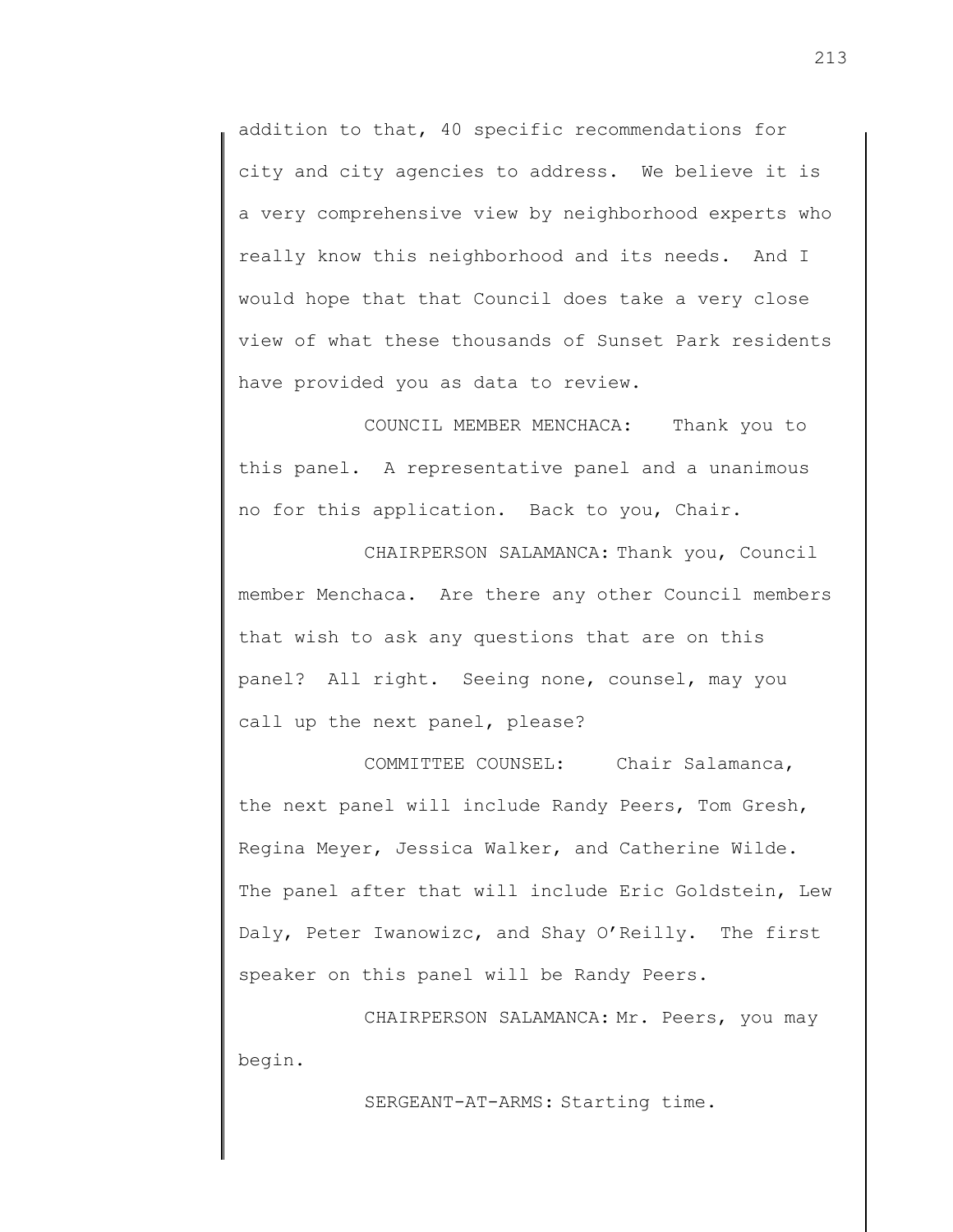addition to that, 40 specific recommendations for city and city agencies to address. We believe it is a very comprehensive view by neighborhood experts who really know this neighborhood and its needs. And I would hope that that Council does take a very close view of what these thousands of Sunset Park residents have provided you as data to review.

COUNCIL MEMBER MENCHACA: Thank you to this panel. A representative panel and a unanimous no for this application. Back to you, Chair.

CHAIRPERSON SALAMANCA: Thank you, Council member Menchaca. Are there any other Council members that wish to ask any questions that are on this panel? All right. Seeing none, counsel, may you call up the next panel, please?

COMMITTEE COUNSEL: Chair Salamanca, the next panel will include Randy Peers, Tom Gresh, Regina Meyer, Jessica Walker, and Catherine Wilde. The panel after that will include Eric Goldstein, Lew Daly, Peter Iwanowizc, and Shay O'Reilly. The first speaker on this panel will be Randy Peers.

CHAIRPERSON SALAMANCA: Mr. Peers, you may begin.

SERGEANT-AT-ARMS: Starting time.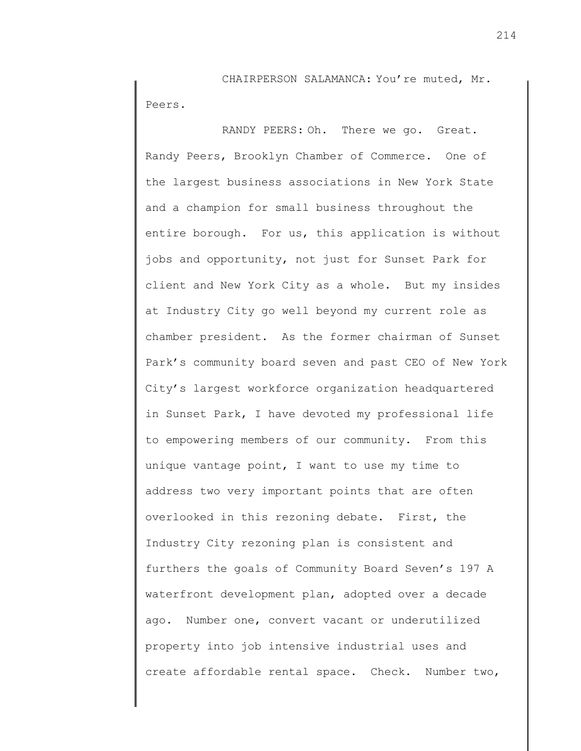CHAIRPERSON SALAMANCA: You're muted, Mr. Peers.

RANDY PEERS: Oh. There we go. Great. Randy Peers, Brooklyn Chamber of Commerce. One of the largest business associations in New York State and a champion for small business throughout the entire borough. For us, this application is without jobs and opportunity, not just for Sunset Park for client and New York City as a whole. But my insides at Industry City go well beyond my current role as chamber president. As the former chairman of Sunset Park's community board seven and past CEO of New York City's largest workforce organization headquartered in Sunset Park, I have devoted my professional life to empowering members of our community. From this unique vantage point, I want to use my time to address two very important points that are often overlooked in this rezoning debate. First, the Industry City rezoning plan is consistent and furthers the goals of Community Board Seven's 197 A waterfront development plan, adopted over a decade ago. Number one, convert vacant or underutilized property into job intensive industrial uses and create affordable rental space. Check. Number two,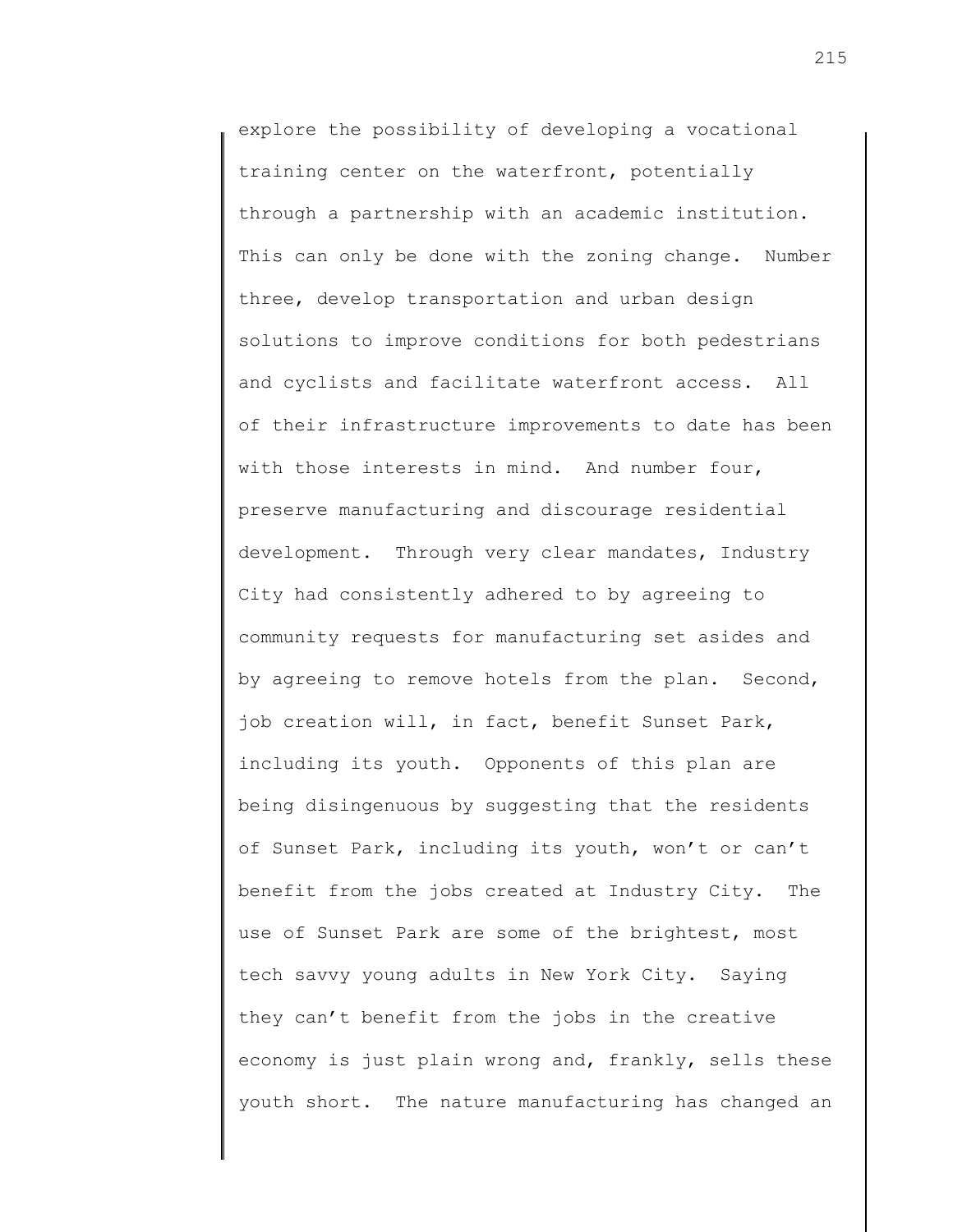explore the possibility of developing a vocational training center on the waterfront, potentially through a partnership with an academic institution. This can only be done with the zoning change. Number three, develop transportation and urban design solutions to improve conditions for both pedestrians and cyclists and facilitate waterfront access. All of their infrastructure improvements to date has been with those interests in mind. And number four, preserve manufacturing and discourage residential development. Through very clear mandates, Industry City had consistently adhered to by agreeing to community requests for manufacturing set asides and by agreeing to remove hotels from the plan. Second, job creation will, in fact, benefit Sunset Park, including its youth. Opponents of this plan are being disingenuous by suggesting that the residents of Sunset Park, including its youth, won't or can't benefit from the jobs created at Industry City. The use of Sunset Park are some of the brightest, most tech savvy young adults in New York City. Saying they can't benefit from the jobs in the creative economy is just plain wrong and, frankly, sells these youth short. The nature manufacturing has changed an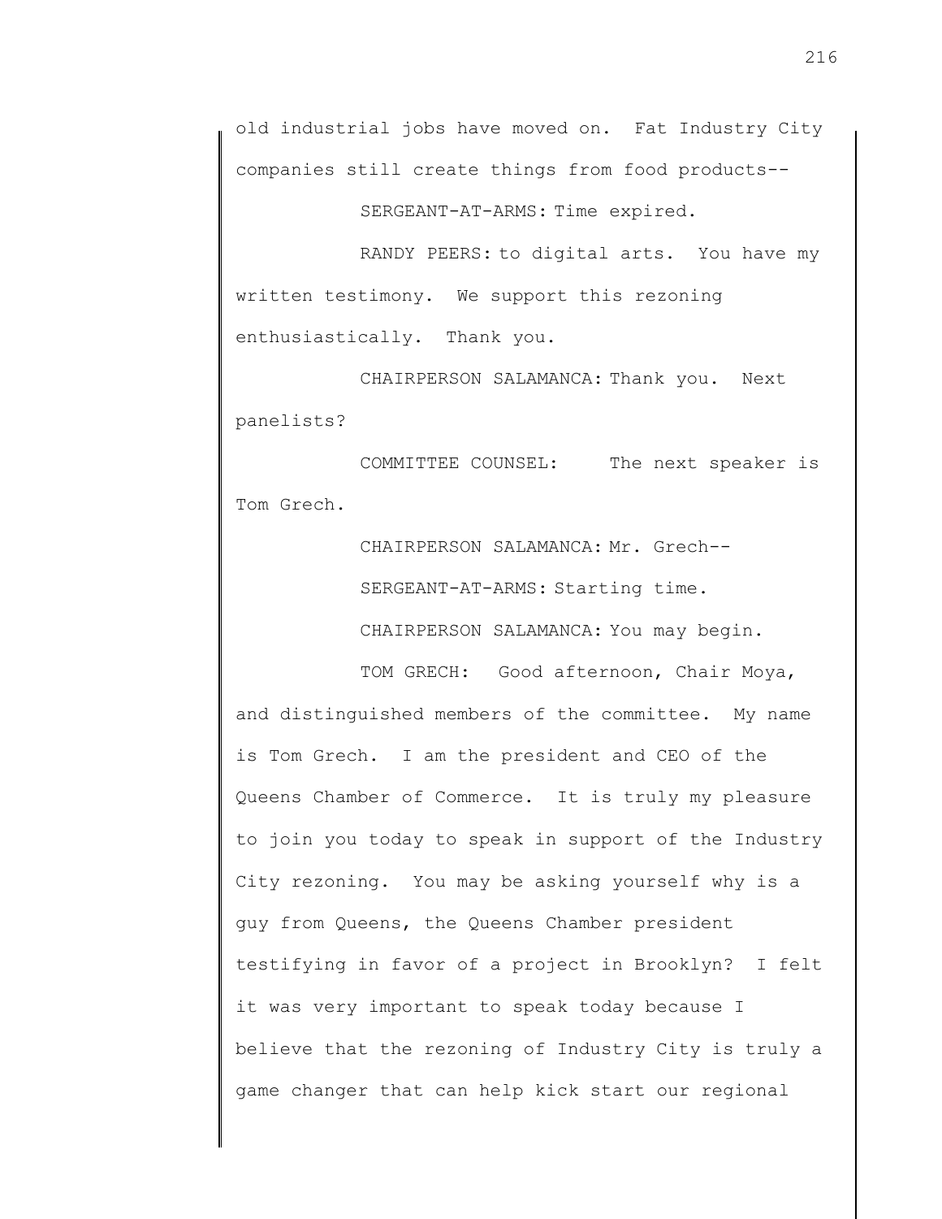old industrial jobs have moved on. Fat Industry City companies still create things from food products--

SERGEANT-AT-ARMS: Time expired.

RANDY PEERS: to digital arts. You have my written testimony. We support this rezoning enthusiastically. Thank you.

CHAIRPERSON SALAMANCA: Thank you. Next panelists?

COMMITTEE COUNSEL: The next speaker is Tom Grech.

CHAIRPERSON SALAMANCA: Mr. Grech--

SERGEANT-AT-ARMS: Starting time.

CHAIRPERSON SALAMANCA: You may begin.

TOM GRECH: Good afternoon, Chair Moya, and distinguished members of the committee. My name is Tom Grech. I am the president and CEO of the Queens Chamber of Commerce. It is truly my pleasure to join you today to speak in support of the Industry City rezoning. You may be asking yourself why is a guy from Queens, the Queens Chamber president testifying in favor of a project in Brooklyn? I felt it was very important to speak today because I believe that the rezoning of Industry City is truly a game changer that can help kick start our regional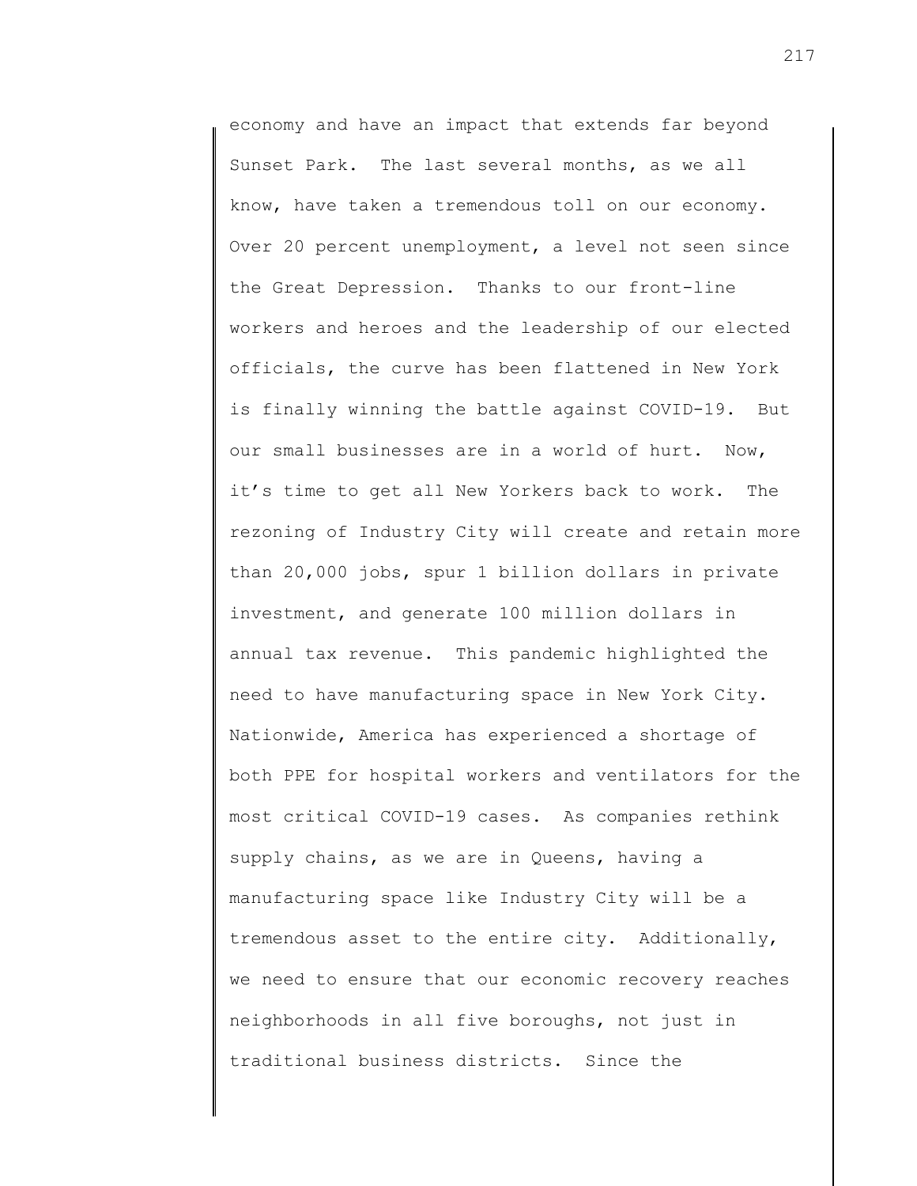economy and have an impact that extends far beyond Sunset Park. The last several months, as we all know, have taken a tremendous toll on our economy. Over 20 percent unemployment, a level not seen since the Great Depression. Thanks to our front-line workers and heroes and the leadership of our elected officials, the curve has been flattened in New York is finally winning the battle against COVID-19. But our small businesses are in a world of hurt. Now, it's time to get all New Yorkers back to work. The rezoning of Industry City will create and retain more than 20,000 jobs, spur 1 billion dollars in private investment, and generate 100 million dollars in annual tax revenue. This pandemic highlighted the need to have manufacturing space in New York City. Nationwide, America has experienced a shortage of both PPE for hospital workers and ventilators for the most critical COVID-19 cases. As companies rethink supply chains, as we are in Queens, having a manufacturing space like Industry City will be a tremendous asset to the entire city. Additionally, we need to ensure that our economic recovery reaches neighborhoods in all five boroughs, not just in traditional business districts. Since the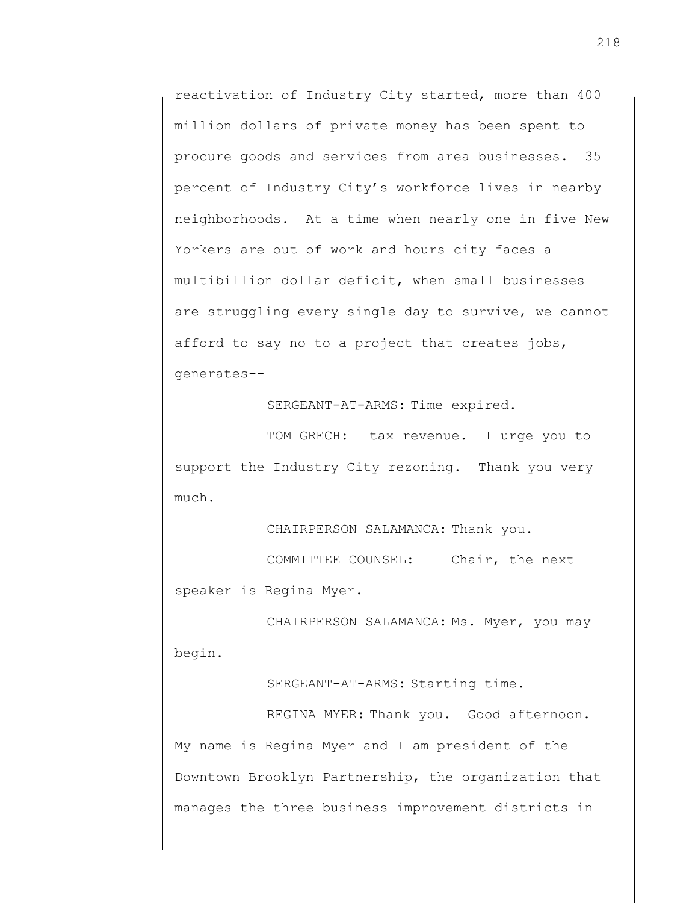reactivation of Industry City started, more than 400 million dollars of private money has been spent to procure goods and services from area businesses. 35 percent of Industry City's workforce lives in nearby neighborhoods. At a time when nearly one in five New Yorkers are out of work and hours city faces a multibillion dollar deficit, when small businesses are struggling every single day to survive, we cannot afford to say no to a project that creates jobs, generates--

SERGEANT-AT-ARMS: Time expired.

TOM GRECH: tax revenue. I urge you to support the Industry City rezoning. Thank you very much.

CHAIRPERSON SALAMANCA: Thank you.

COMMITTEE COUNSEL: Chair, the next speaker is Regina Myer.

CHAIRPERSON SALAMANCA: Ms. Myer, you may begin.

SERGEANT-AT-ARMS: Starting time.

REGINA MYER: Thank you. Good afternoon. My name is Regina Myer and I am president of the Downtown Brooklyn Partnership, the organization that manages the three business improvement districts in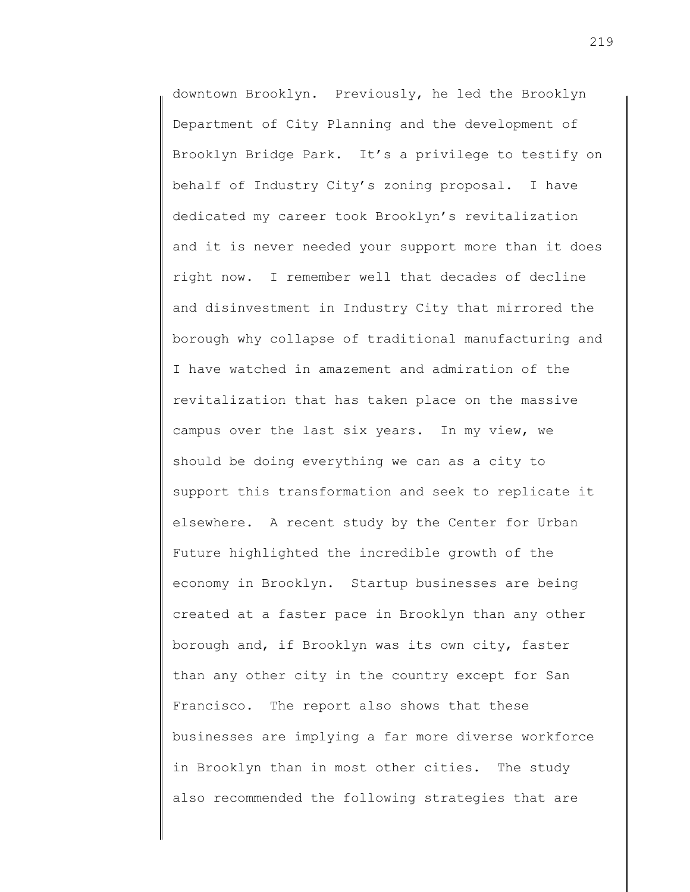downtown Brooklyn. Previously, he led the Brooklyn Department of City Planning and the development of Brooklyn Bridge Park. It's a privilege to testify on behalf of Industry City's zoning proposal. I have dedicated my career took Brooklyn's revitalization and it is never needed your support more than it does right now. I remember well that decades of decline and disinvestment in Industry City that mirrored the borough why collapse of traditional manufacturing and I have watched in amazement and admiration of the revitalization that has taken place on the massive campus over the last six years. In my view, we should be doing everything we can as a city to support this transformation and seek to replicate it elsewhere. A recent study by the Center for Urban Future highlighted the incredible growth of the economy in Brooklyn. Startup businesses are being created at a faster pace in Brooklyn than any other borough and, if Brooklyn was its own city, faster than any other city in the country except for San Francisco. The report also shows that these businesses are implying a far more diverse workforce in Brooklyn than in most other cities. The study also recommended the following strategies that are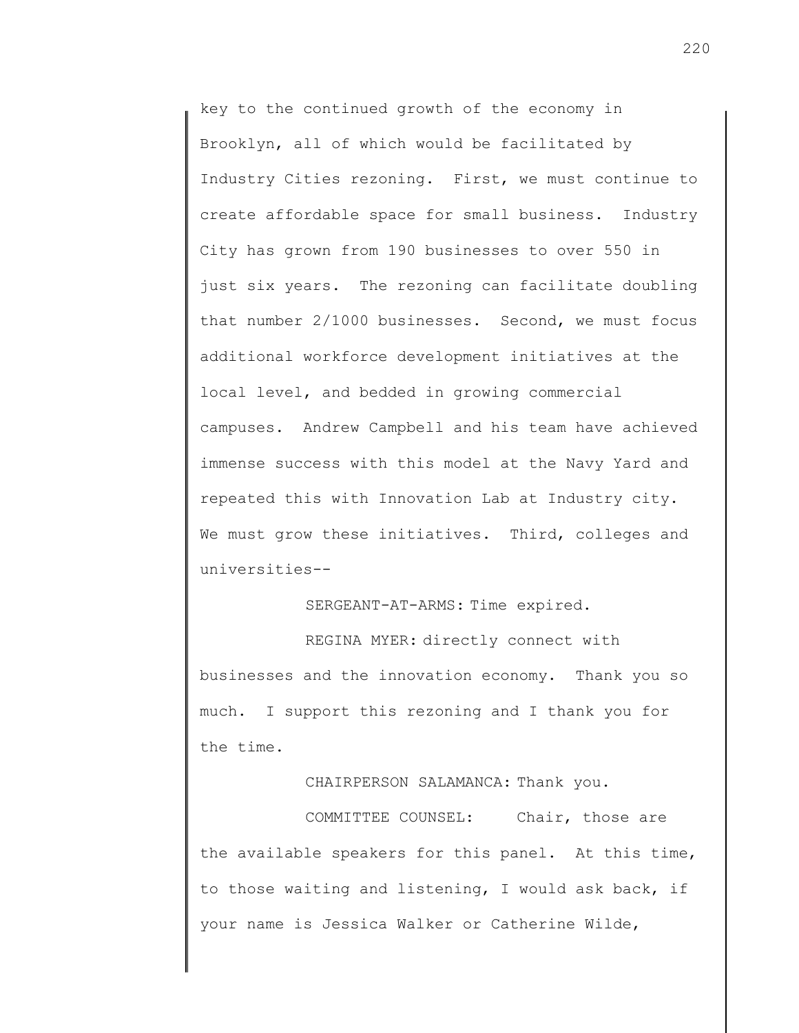key to the continued growth of the economy in Brooklyn, all of which would be facilitated by Industry Cities rezoning. First, we must continue to create affordable space for small business. Industry City has grown from 190 businesses to over 550 in just six years. The rezoning can facilitate doubling that number 2/1000 businesses. Second, we must focus additional workforce development initiatives at the local level, and bedded in growing commercial campuses. Andrew Campbell and his team have achieved immense success with this model at the Navy Yard and repeated this with Innovation Lab at Industry city. We must grow these initiatives. Third, colleges and universities--

SERGEANT-AT-ARMS: Time expired.

REGINA MYER: directly connect with businesses and the innovation economy. Thank you so much. I support this rezoning and I thank you for the time.

CHAIRPERSON SALAMANCA: Thank you.

COMMITTEE COUNSEL: Chair, those are the available speakers for this panel. At this time, to those waiting and listening, I would ask back, if your name is Jessica Walker or Catherine Wilde,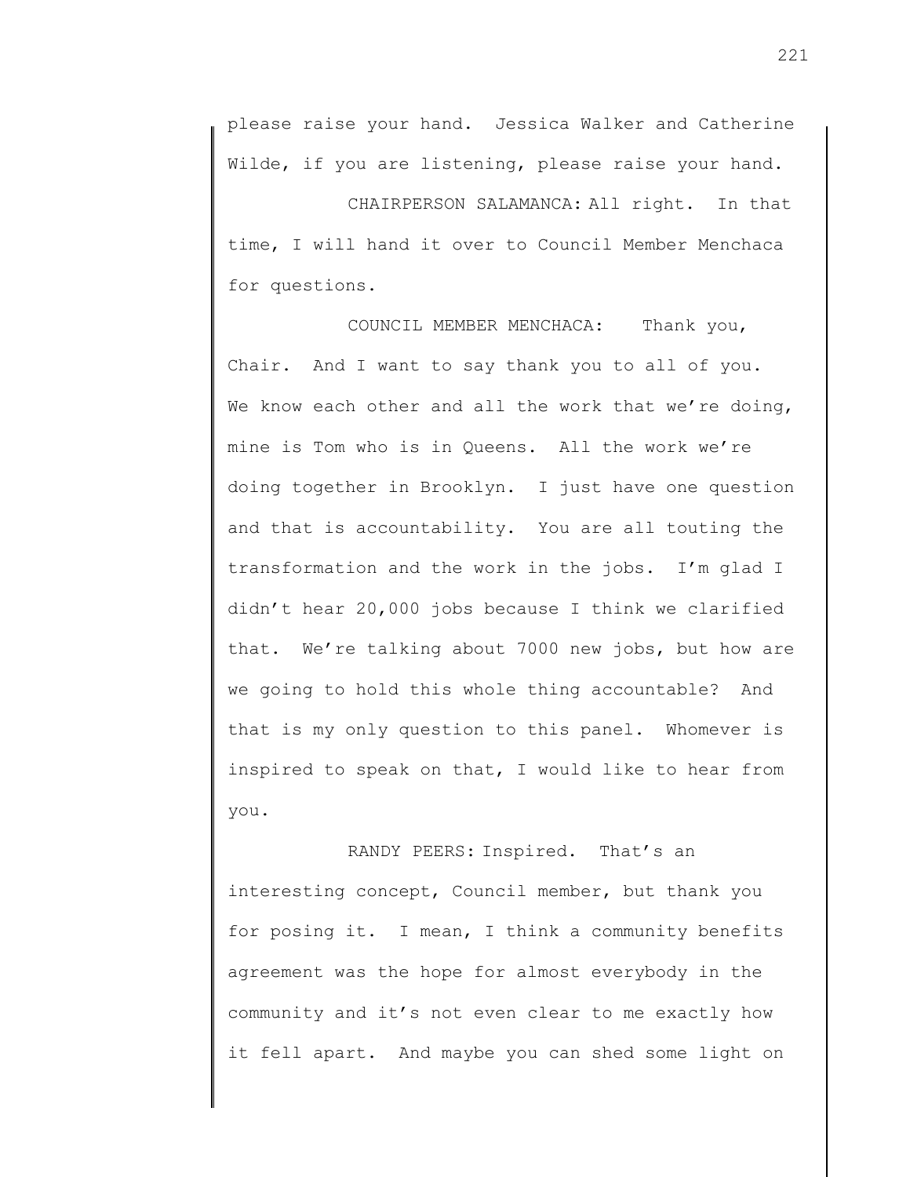please raise your hand. Jessica Walker and Catherine Wilde, if you are listening, please raise your hand.

CHAIRPERSON SALAMANCA: All right. In that time, I will hand it over to Council Member Menchaca for questions.

COUNCIL MEMBER MENCHACA: Thank you, Chair. And I want to say thank you to all of you. We know each other and all the work that we're doing, mine is Tom who is in Queens. All the work we're doing together in Brooklyn. I just have one question and that is accountability. You are all touting the transformation and the work in the jobs. I'm glad I didn't hear 20,000 jobs because I think we clarified that. We're talking about 7000 new jobs, but how are we going to hold this whole thing accountable? And that is my only question to this panel. Whomever is inspired to speak on that, I would like to hear from you.

RANDY PEERS: Inspired. That's an interesting concept, Council member, but thank you for posing it. I mean, I think a community benefits agreement was the hope for almost everybody in the community and it's not even clear to me exactly how it fell apart. And maybe you can shed some light on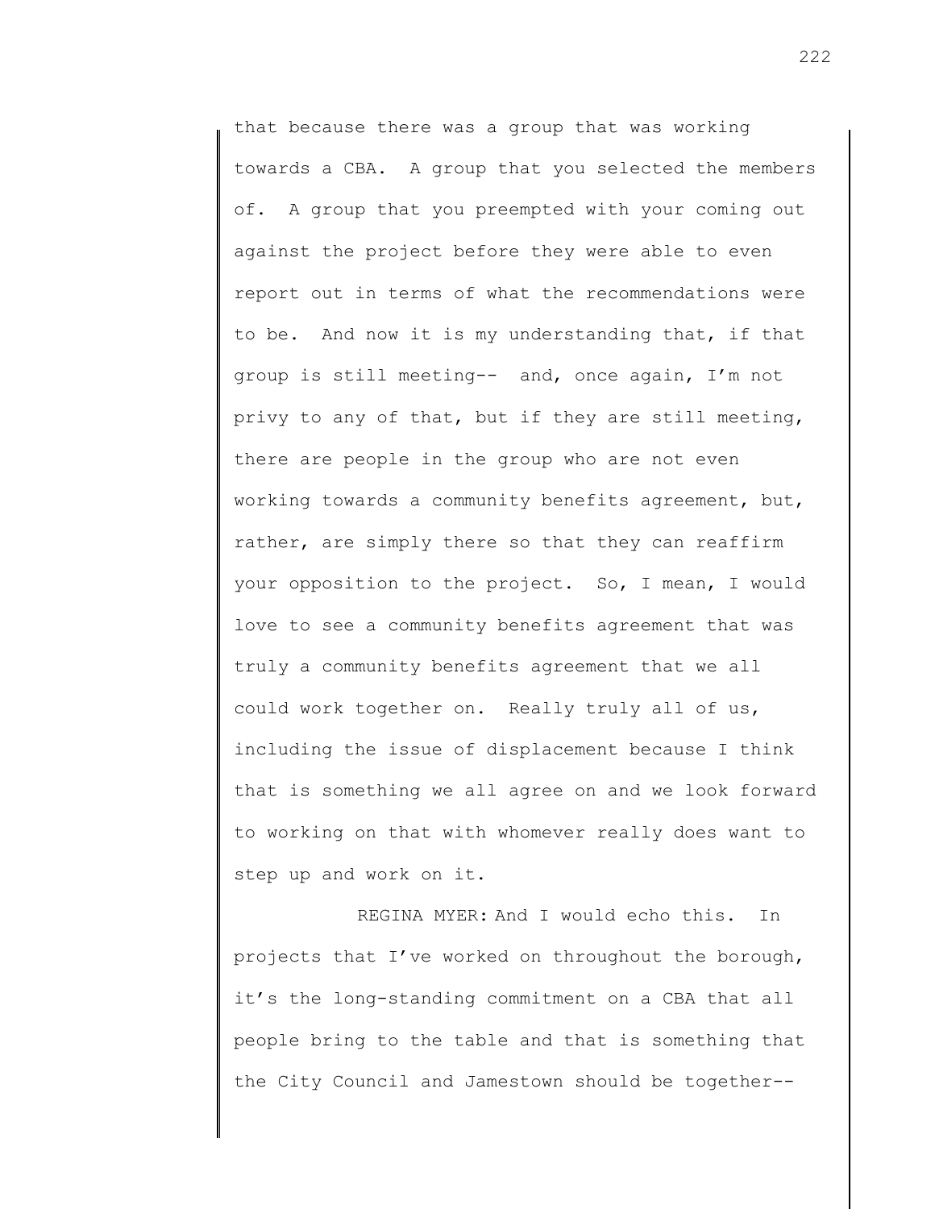that because there was a group that was working towards a CBA. A group that you selected the members of. A group that you preempted with your coming out against the project before they were able to even report out in terms of what the recommendations were to be. And now it is my understanding that, if that group is still meeting-- and, once again, I'm not privy to any of that, but if they are still meeting, there are people in the group who are not even working towards a community benefits agreement, but, rather, are simply there so that they can reaffirm your opposition to the project. So, I mean, I would love to see a community benefits agreement that was truly a community benefits agreement that we all could work together on. Really truly all of us, including the issue of displacement because I think that is something we all agree on and we look forward to working on that with whomever really does want to step up and work on it.

REGINA MYER: And I would echo this. In projects that I've worked on throughout the borough, it's the long-standing commitment on a CBA that all people bring to the table and that is something that the City Council and Jamestown should be together--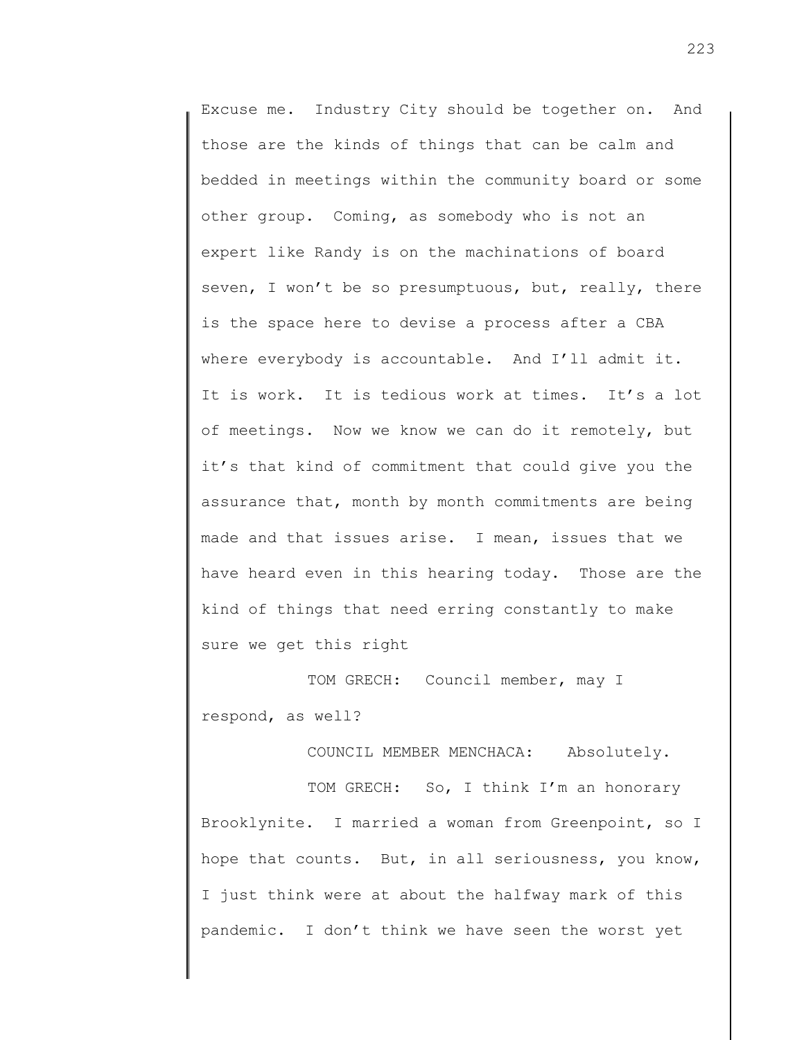Excuse me. Industry City should be together on. And those are the kinds of things that can be calm and bedded in meetings within the community board or some other group. Coming, as somebody who is not an expert like Randy is on the machinations of board seven, I won't be so presumptuous, but, really, there is the space here to devise a process after a CBA where everybody is accountable. And I'll admit it. It is work. It is tedious work at times. It's a lot of meetings. Now we know we can do it remotely, but it's that kind of commitment that could give you the assurance that, month by month commitments are being made and that issues arise. I mean, issues that we have heard even in this hearing today. Those are the kind of things that need erring constantly to make sure we get this right

TOM GRECH: Council member, may I respond, as well?

COUNCIL MEMBER MENCHACA: Absolutely.

TOM GRECH: So, I think I'm an honorary Brooklynite. I married a woman from Greenpoint, so I hope that counts. But, in all seriousness, you know, I just think were at about the halfway mark of this pandemic. I don't think we have seen the worst yet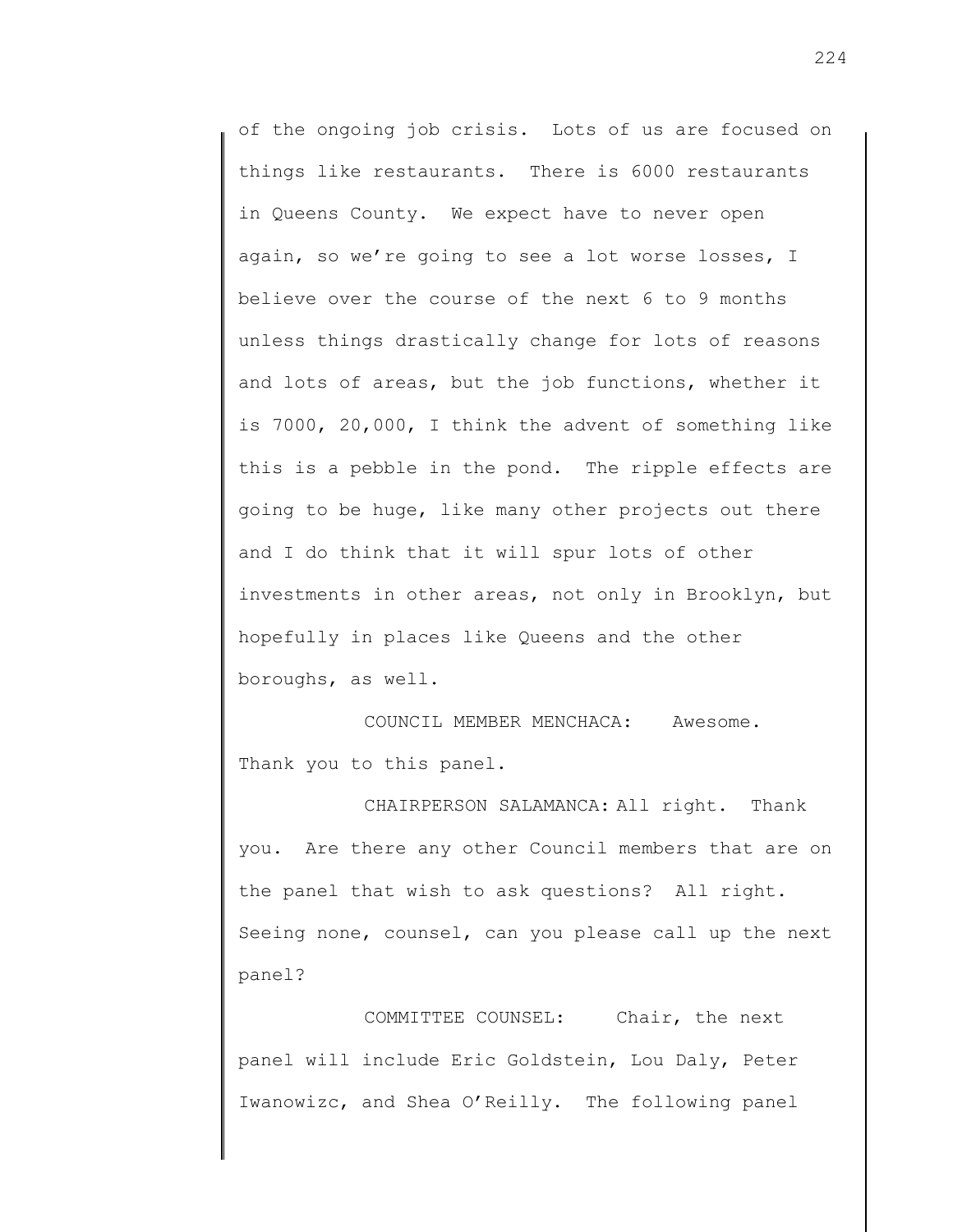of the ongoing job crisis. Lots of us are focused on things like restaurants. There is 6000 restaurants in Queens County. We expect have to never open again, so we're going to see a lot worse losses, I believe over the course of the next 6 to 9 months unless things drastically change for lots of reasons and lots of areas, but the job functions, whether it is 7000, 20,000, I think the advent of something like this is a pebble in the pond. The ripple effects are going to be huge, like many other projects out there and I do think that it will spur lots of other investments in other areas, not only in Brooklyn, but hopefully in places like Queens and the other boroughs, as well.

COUNCIL MEMBER MENCHACA: Awesome. Thank you to this panel.

CHAIRPERSON SALAMANCA: All right. Thank you. Are there any other Council members that are on the panel that wish to ask questions? All right. Seeing none, counsel, can you please call up the next panel?

COMMITTEE COUNSEL: Chair, the next panel will include Eric Goldstein, Lou Daly, Peter Iwanowizc, and Shea O'Reilly. The following panel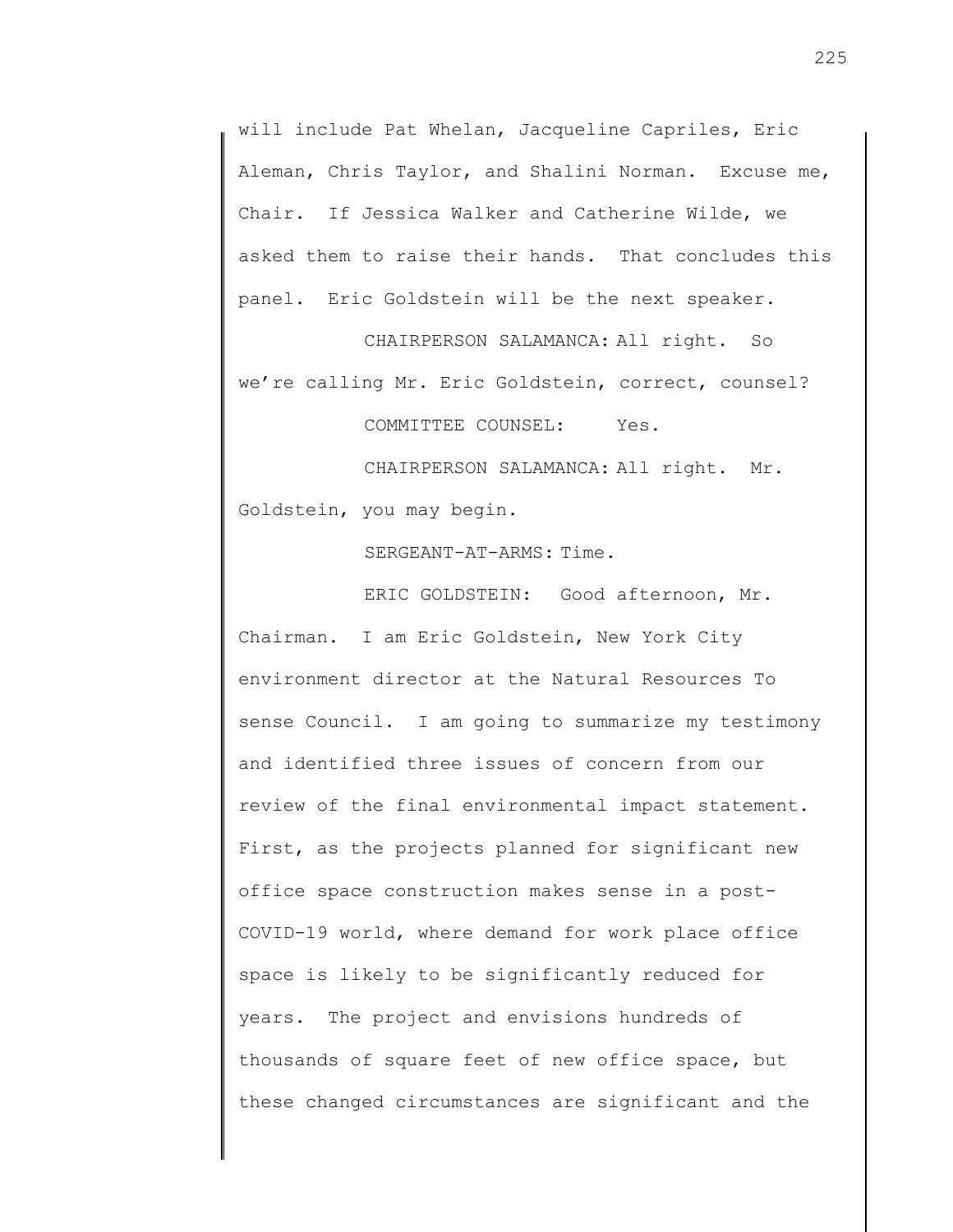will include Pat Whelan, Jacqueline Capriles, Eric Aleman, Chris Taylor, and Shalini Norman. Excuse me, Chair. If Jessica Walker and Catherine Wilde, we asked them to raise their hands. That concludes this panel. Eric Goldstein will be the next speaker.

CHAIRPERSON SALAMANCA: All right. So we're calling Mr. Eric Goldstein, correct, counsel?

COMMITTEE COUNSEL: Yes.

CHAIRPERSON SALAMANCA: All right. Mr. Goldstein, you may begin.

SERGEANT-AT-ARMS: Time.

ERIC GOLDSTEIN: Good afternoon, Mr. Chairman. I am Eric Goldstein, New York City environment director at the Natural Resources To sense Council. I am going to summarize my testimony and identified three issues of concern from our review of the final environmental impact statement. First, as the projects planned for significant new office space construction makes sense in a post-COVID-19 world, where demand for work place office space is likely to be significantly reduced for years. The project and envisions hundreds of thousands of square feet of new office space, but these changed circumstances are significant and the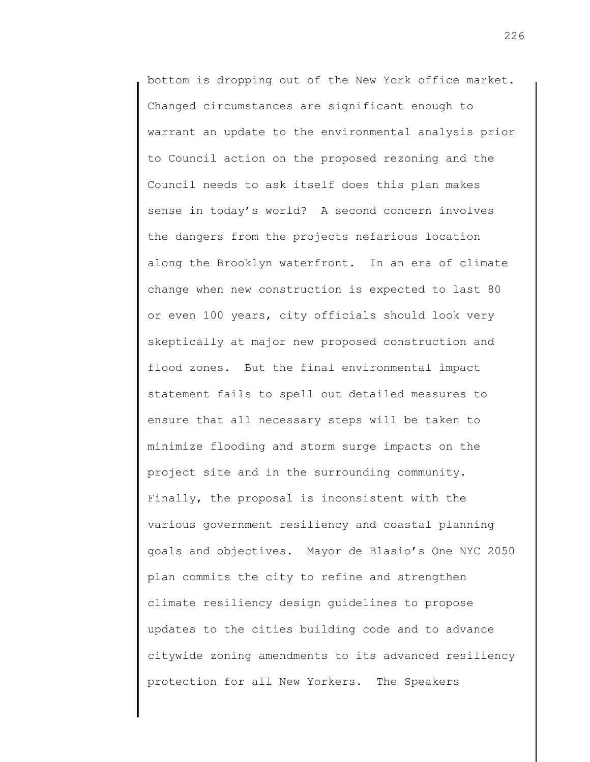bottom is dropping out of the New York office market. Changed circumstances are significant enough to warrant an update to the environmental analysis prior to Council action on the proposed rezoning and the Council needs to ask itself does this plan makes sense in today's world? A second concern involves the dangers from the projects nefarious location along the Brooklyn waterfront. In an era of climate change when new construction is expected to last 80 or even 100 years, city officials should look very skeptically at major new proposed construction and flood zones. But the final environmental impact statement fails to spell out detailed measures to ensure that all necessary steps will be taken to minimize flooding and storm surge impacts on the project site and in the surrounding community. Finally, the proposal is inconsistent with the various government resiliency and coastal planning goals and objectives. Mayor de Blasio's One NYC 2050 plan commits the city to refine and strengthen climate resiliency design guidelines to propose updates to the cities building code and to advance citywide zoning amendments to its advanced resiliency protection for all New Yorkers. The Speakers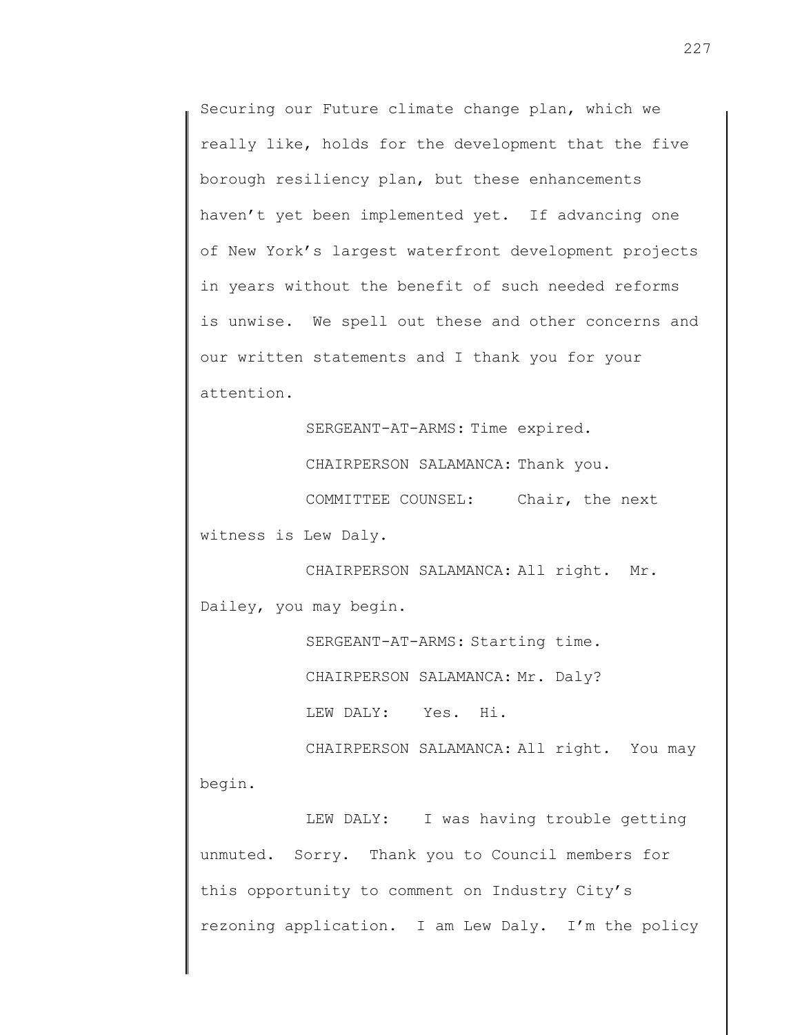Securing our Future climate change plan, which we really like, holds for the development that the five borough resiliency plan, but these enhancements haven't yet been implemented yet. If advancing one of New York's largest waterfront development projects in years without the benefit of such needed reforms is unwise. We spell out these and other concerns and our written statements and I thank you for your attention.

SERGEANT-AT-ARMS: Time expired.

CHAIRPERSON SALAMANCA: Thank you.

COMMITTEE COUNSEL: Chair, the next witness is Lew Daly.

CHAIRPERSON SALAMANCA: All right. Mr. Dailey, you may begin.

SERGEANT-AT-ARMS: Starting time.

CHAIRPERSON SALAMANCA: Mr. Daly?

LEW DALY: Yes. Hi.

CHAIRPERSON SALAMANCA: All right. You may begin.

LEW DALY: I was having trouble getting unmuted. Sorry. Thank you to Council members for this opportunity to comment on Industry City's rezoning application. I am Lew Daly. I'm the policy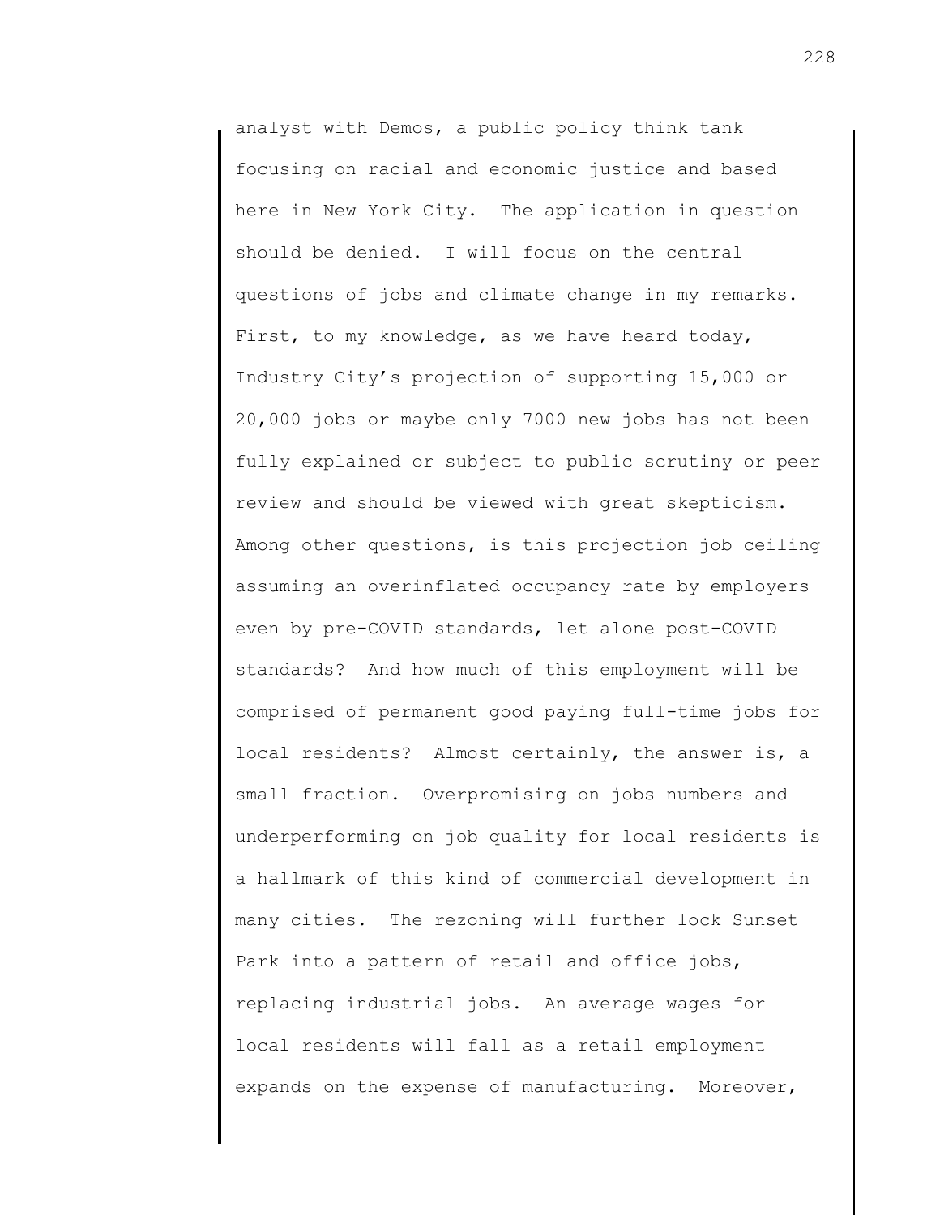analyst with Demos, a public policy think tank focusing on racial and economic justice and based here in New York City. The application in question should be denied. I will focus on the central questions of jobs and climate change in my remarks. First, to my knowledge, as we have heard today, Industry City's projection of supporting 15,000 or 20,000 jobs or maybe only 7000 new jobs has not been fully explained or subject to public scrutiny or peer review and should be viewed with great skepticism. Among other questions, is this projection job ceiling assuming an overinflated occupancy rate by employers even by pre-COVID standards, let alone post-COVID standards? And how much of this employment will be comprised of permanent good paying full-time jobs for local residents? Almost certainly, the answer is, a small fraction. Overpromising on jobs numbers and underperforming on job quality for local residents is a hallmark of this kind of commercial development in many cities. The rezoning will further lock Sunset Park into a pattern of retail and office jobs, replacing industrial jobs. An average wages for local residents will fall as a retail employment expands on the expense of manufacturing. Moreover,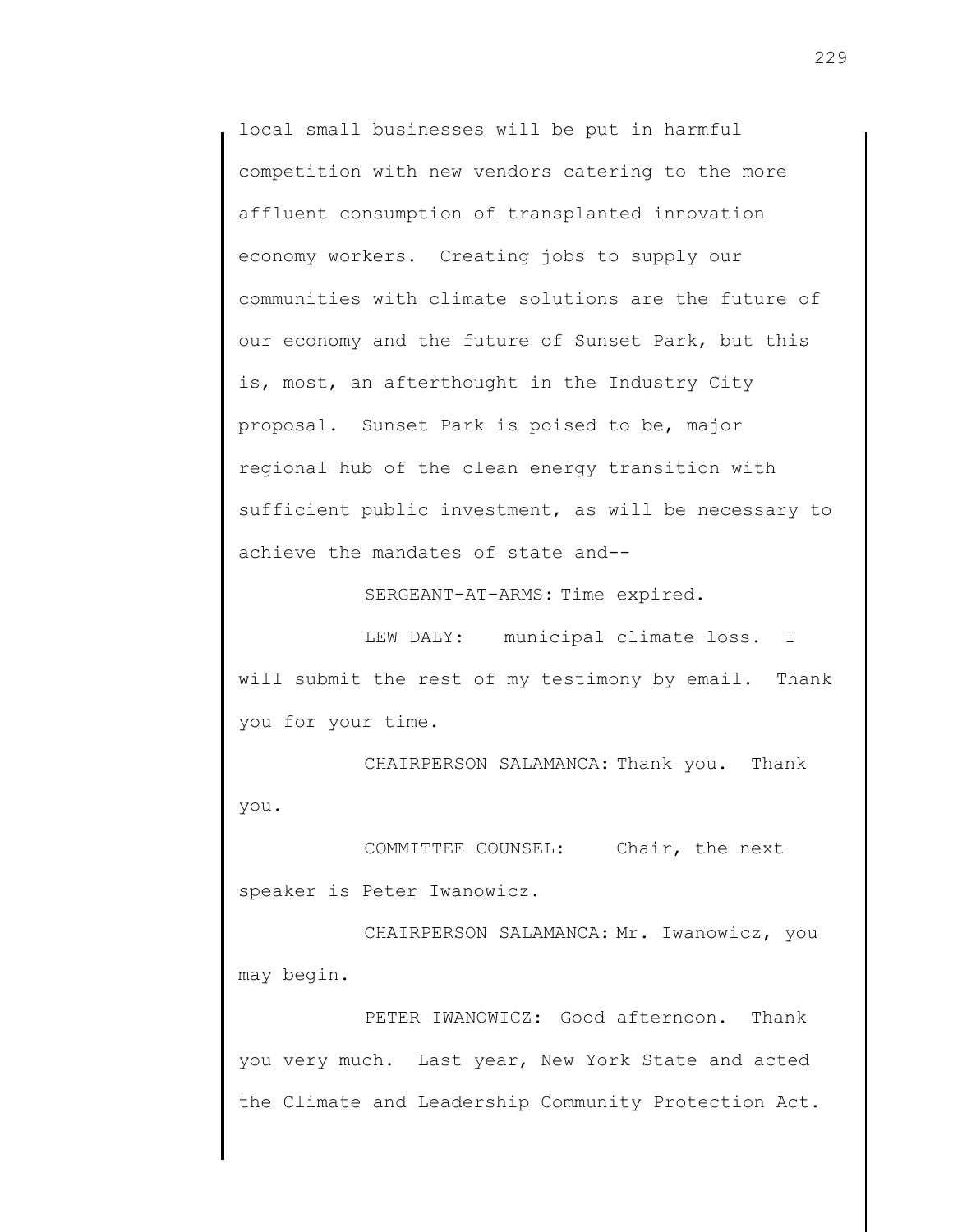local small businesses will be put in harmful competition with new vendors catering to the more affluent consumption of transplanted innovation economy workers. Creating jobs to supply our communities with climate solutions are the future of our economy and the future of Sunset Park, but this is, most, an afterthought in the Industry City proposal. Sunset Park is poised to be, major regional hub of the clean energy transition with sufficient public investment, as will be necessary to achieve the mandates of state and--

SERGEANT-AT-ARMS: Time expired.

LEW DALY: municipal climate loss. I will submit the rest of my testimony by email. Thank you for your time.

CHAIRPERSON SALAMANCA: Thank you. Thank you.

COMMITTEE COUNSEL: Chair, the next speaker is Peter Iwanowicz.

CHAIRPERSON SALAMANCA: Mr. Iwanowicz, you may begin.

PETER IWANOWICZ: Good afternoon. Thank you very much. Last year, New York State and acted the Climate and Leadership Community Protection Act.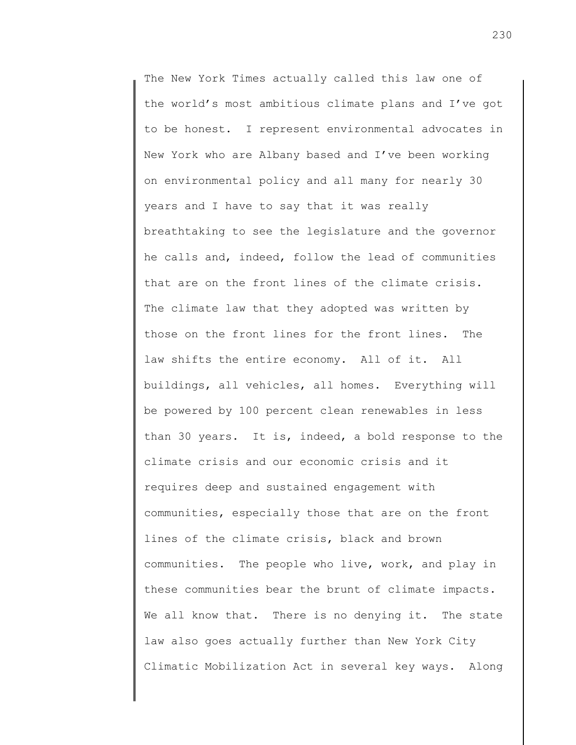The New York Times actually called this law one of the world's most ambitious climate plans and I've got to be honest. I represent environmental advocates in New York who are Albany based and I've been working on environmental policy and all many for nearly 30 years and I have to say that it was really breathtaking to see the legislature and the governor he calls and, indeed, follow the lead of communities that are on the front lines of the climate crisis. The climate law that they adopted was written by those on the front lines for the front lines. The law shifts the entire economy. All of it. All buildings, all vehicles, all homes. Everything will be powered by 100 percent clean renewables in less than 30 years. It is, indeed, a bold response to the climate crisis and our economic crisis and it requires deep and sustained engagement with communities, especially those that are on the front lines of the climate crisis, black and brown communities. The people who live, work, and play in these communities bear the brunt of climate impacts. We all know that. There is no denying it. The state law also goes actually further than New York City Climatic Mobilization Act in several key ways. Along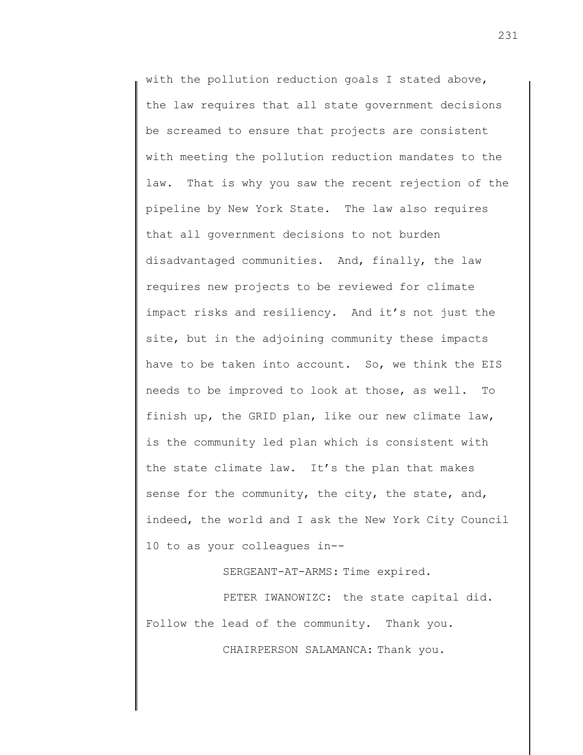with the pollution reduction goals I stated above, the law requires that all state government decisions be screamed to ensure that projects are consistent with meeting the pollution reduction mandates to the law. That is why you saw the recent rejection of the pipeline by New York State. The law also requires that all government decisions to not burden disadvantaged communities. And, finally, the law requires new projects to be reviewed for climate impact risks and resiliency. And it's not just the site, but in the adjoining community these impacts have to be taken into account. So, we think the EIS needs to be improved to look at those, as well. To finish up, the GRID plan, like our new climate law, is the community led plan which is consistent with the state climate law. It's the plan that makes sense for the community, the city, the state, and, indeed, the world and I ask the New York City Council 10 to as your colleagues in--

SERGEANT-AT-ARMS: Time expired.

PETER IWANOWIZC: the state capital did. Follow the lead of the community. Thank you.

CHAIRPERSON SALAMANCA: Thank you.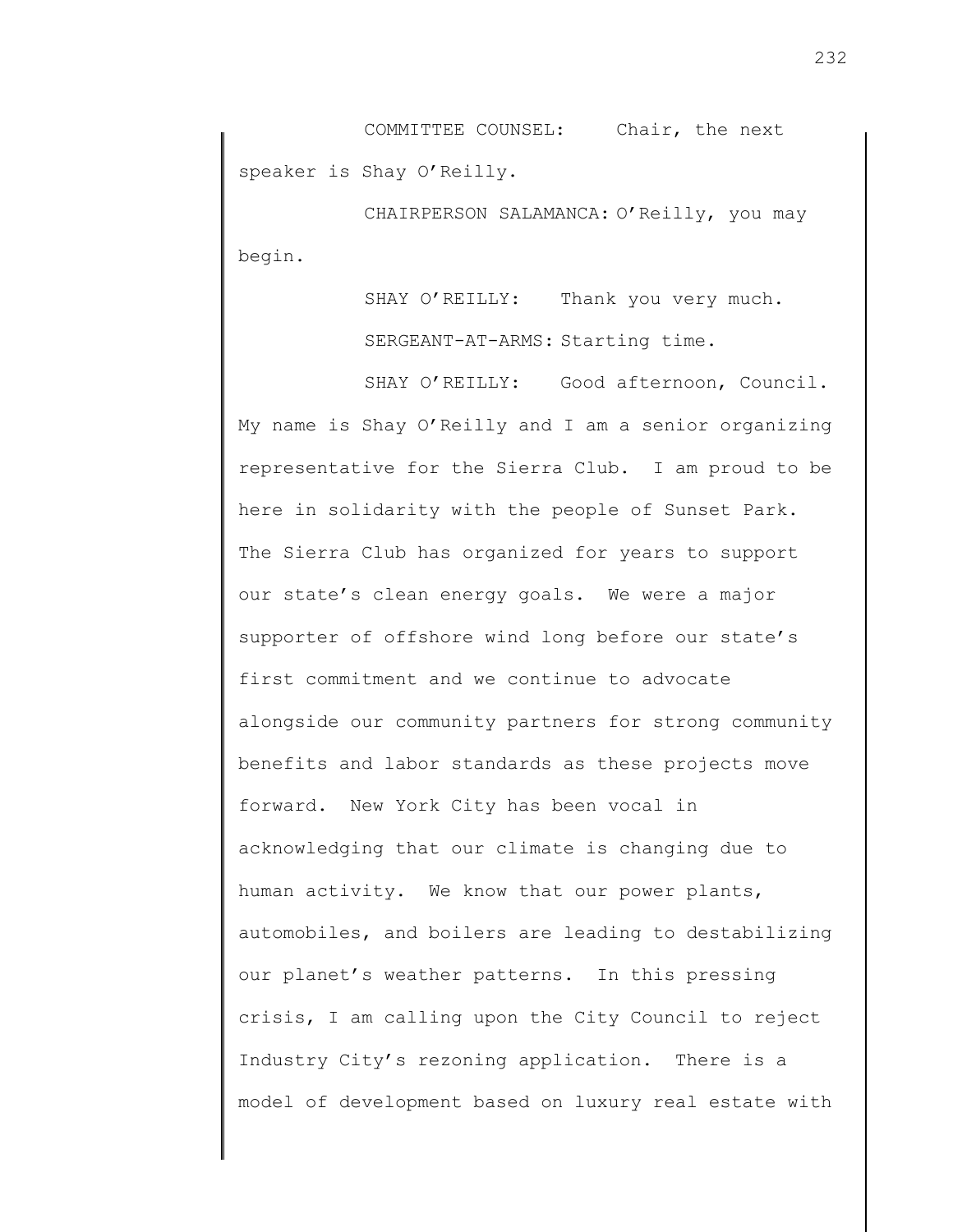COMMITTEE COUNSEL: Chair, the next speaker is Shay O'Reilly.

CHAIRPERSON SALAMANCA: O'Reilly, you may begin.

SHAY O'REILLY: Thank you very much.

SERGEANT-AT-ARMS: Starting time.

SHAY O'REILLY: Good afternoon, Council. My name is Shay O'Reilly and I am a senior organizing representative for the Sierra Club. I am proud to be here in solidarity with the people of Sunset Park. The Sierra Club has organized for years to support our state's clean energy goals. We were a major supporter of offshore wind long before our state's first commitment and we continue to advocate alongside our community partners for strong community benefits and labor standards as these projects move forward. New York City has been vocal in acknowledging that our climate is changing due to human activity. We know that our power plants, automobiles, and boilers are leading to destabilizing our planet's weather patterns. In this pressing crisis, I am calling upon the City Council to reject Industry City's rezoning application. There is a model of development based on luxury real estate with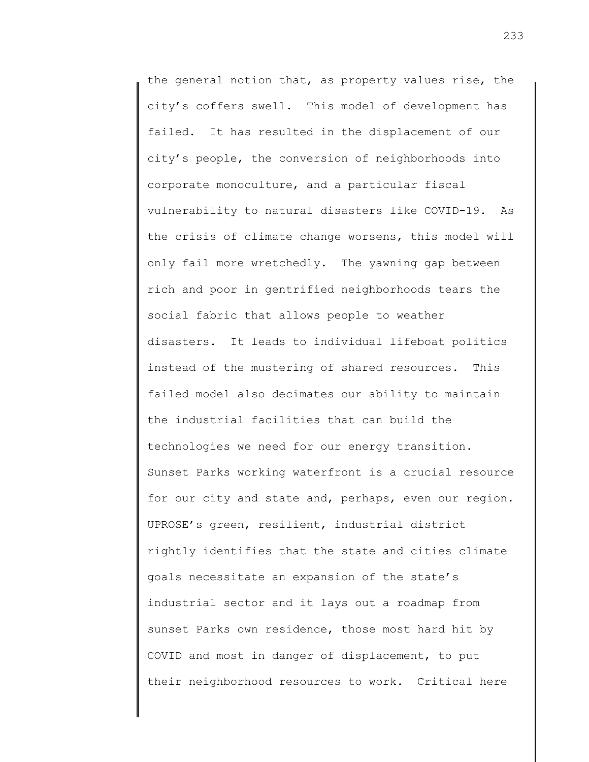the general notion that, as property values rise, the city's coffers swell. This model of development has failed. It has resulted in the displacement of our city's people, the conversion of neighborhoods into corporate monoculture, and a particular fiscal vulnerability to natural disasters like COVID-19. As the crisis of climate change worsens, this model will only fail more wretchedly. The yawning gap between rich and poor in gentrified neighborhoods tears the social fabric that allows people to weather disasters. It leads to individual lifeboat politics instead of the mustering of shared resources. This failed model also decimates our ability to maintain the industrial facilities that can build the technologies we need for our energy transition. Sunset Parks working waterfront is a crucial resource for our city and state and, perhaps, even our region. UPROSE's green, resilient, industrial district rightly identifies that the state and cities climate goals necessitate an expansion of the state's industrial sector and it lays out a roadmap from sunset Parks own residence, those most hard hit by COVID and most in danger of displacement, to put their neighborhood resources to work. Critical here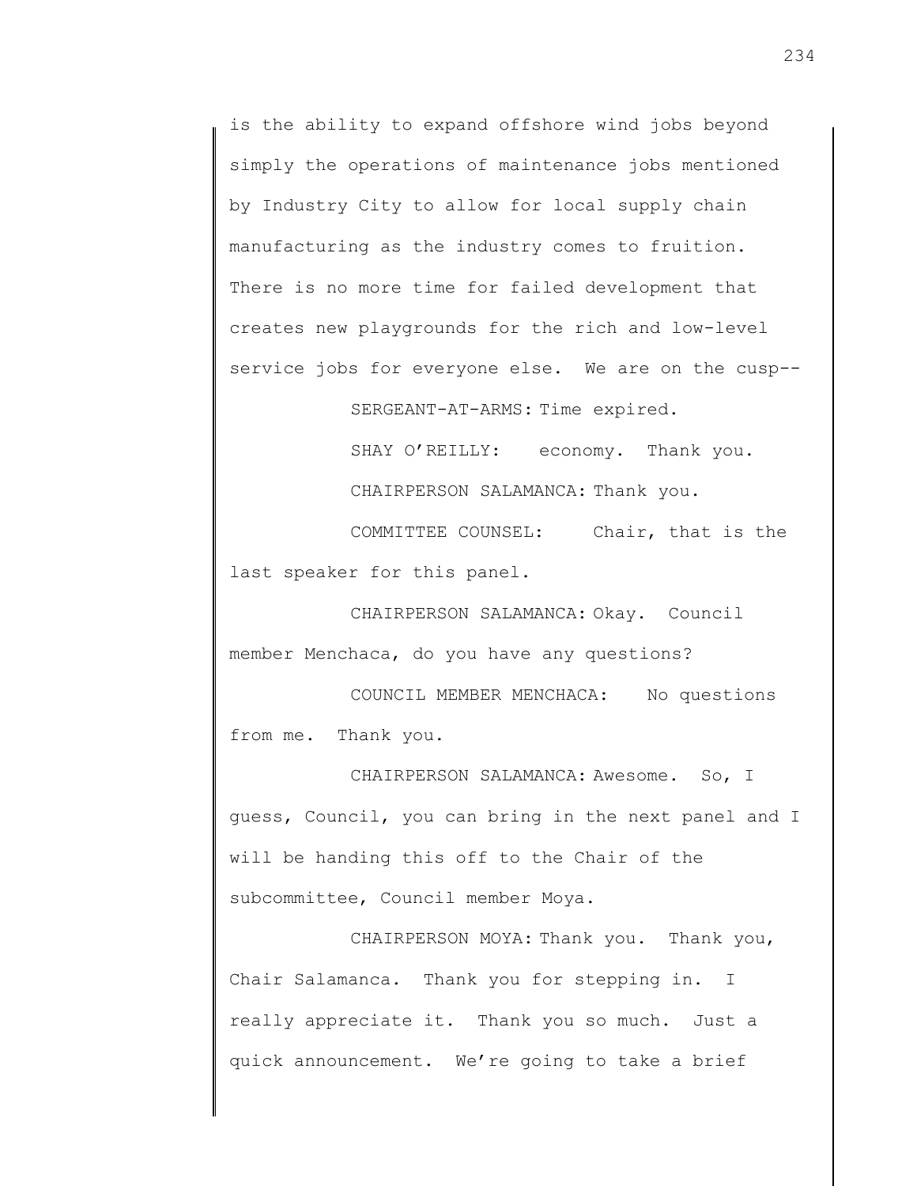is the ability to expand offshore wind jobs beyond simply the operations of maintenance jobs mentioned by Industry City to allow for local supply chain manufacturing as the industry comes to fruition. There is no more time for failed development that creates new playgrounds for the rich and low-level service jobs for everyone else. We are on the cusp--

SERGEANT-AT-ARMS: Time expired.

SHAY O'REILLY: economy. Thank you.

CHAIRPERSON SALAMANCA: Thank you.

COMMITTEE COUNSEL: Chair, that is the last speaker for this panel.

CHAIRPERSON SALAMANCA: Okay. Council member Menchaca, do you have any questions?

COUNCIL MEMBER MENCHACA: No questions from me. Thank you.

CHAIRPERSON SALAMANCA: Awesome. So, I guess, Council, you can bring in the next panel and I will be handing this off to the Chair of the subcommittee, Council member Moya.

CHAIRPERSON MOYA: Thank you. Thank you, Chair Salamanca. Thank you for stepping in. I really appreciate it. Thank you so much. Just a quick announcement. We're going to take a brief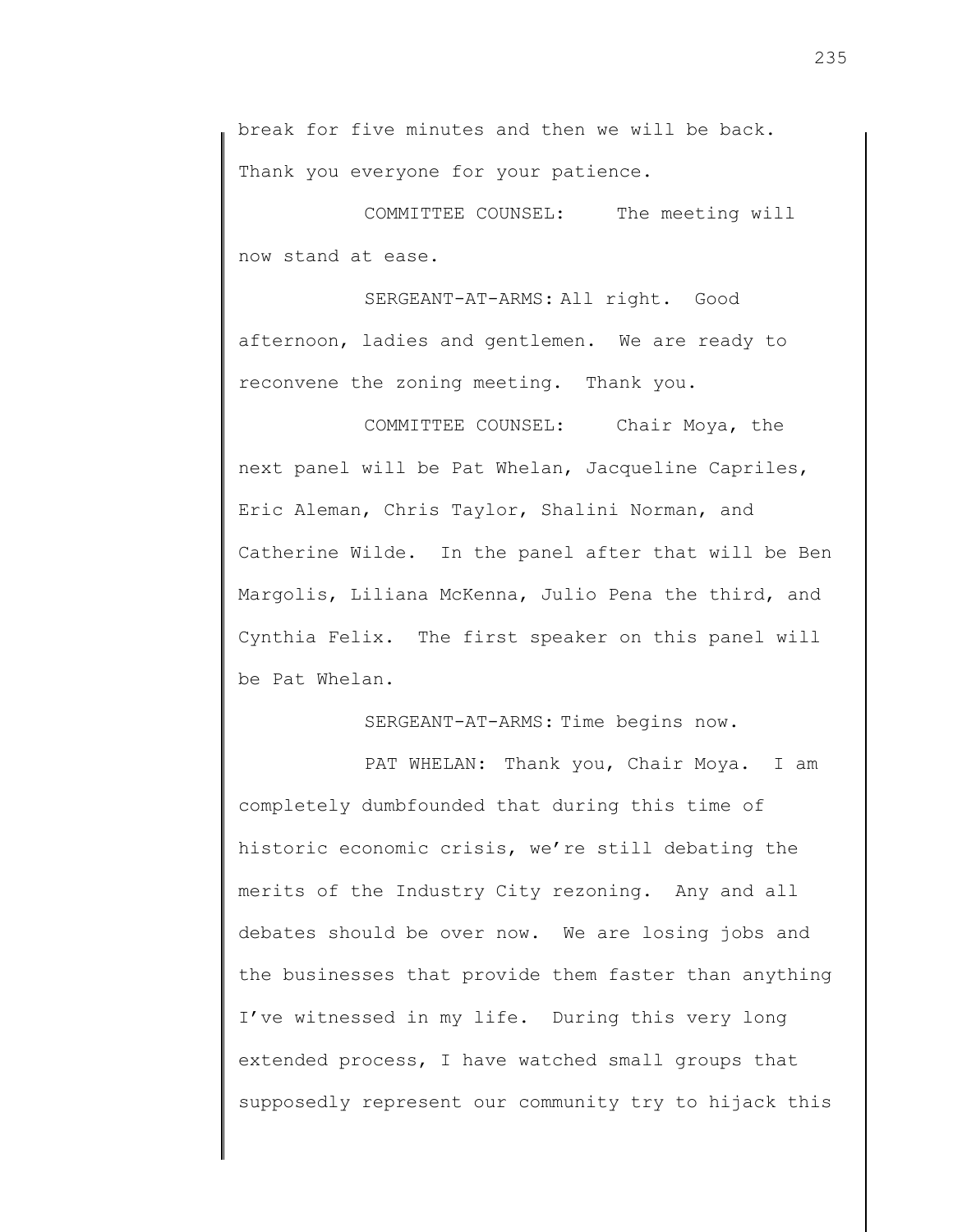break for five minutes and then we will be back. Thank you everyone for your patience.

COMMITTEE COUNSEL: The meeting will now stand at ease.

SERGEANT-AT-ARMS: All right. Good afternoon, ladies and gentlemen. We are ready to reconvene the zoning meeting. Thank you.

COMMITTEE COUNSEL: Chair Moya, the next panel will be Pat Whelan, Jacqueline Capriles, Eric Aleman, Chris Taylor, Shalini Norman, and Catherine Wilde. In the panel after that will be Ben Margolis, Liliana McKenna, Julio Pena the third, and Cynthia Felix. The first speaker on this panel will be Pat Whelan.

SERGEANT-AT-ARMS: Time begins now.

PAT WHELAN: Thank you, Chair Moya. I am completely dumbfounded that during this time of historic economic crisis, we're still debating the merits of the Industry City rezoning. Any and all debates should be over now. We are losing jobs and the businesses that provide them faster than anything I've witnessed in my life. During this very long extended process, I have watched small groups that supposedly represent our community try to hijack this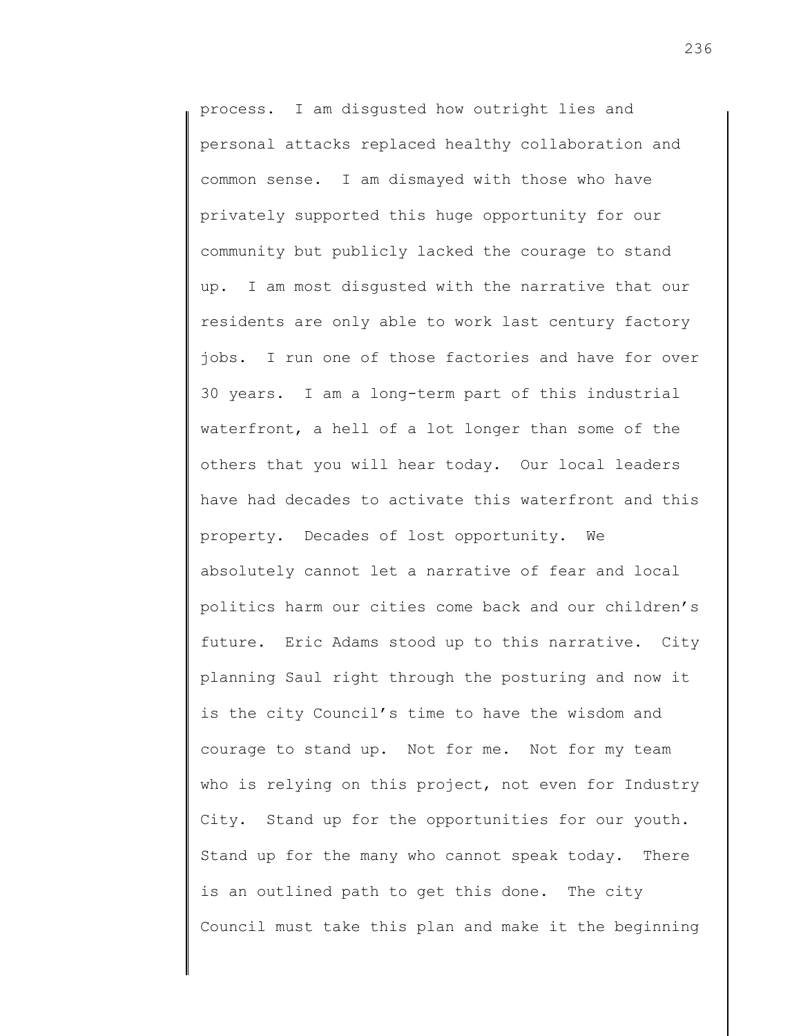process. I am disgusted how outright lies and personal attacks replaced healthy collaboration and common sense. I am dismayed with those who have privately supported this huge opportunity for our community but publicly lacked the courage to stand up. I am most disgusted with the narrative that our residents are only able to work last century factory jobs. I run one of those factories and have for over 30 years. I am a long-term part of this industrial waterfront, a hell of a lot longer than some of the others that you will hear today. Our local leaders have had decades to activate this waterfront and this property. Decades of lost opportunity. We absolutely cannot let a narrative of fear and local politics harm our cities come back and our children's future. Eric Adams stood up to this narrative. City planning Saul right through the posturing and now it is the city Council's time to have the wisdom and courage to stand up. Not for me. Not for my team who is relying on this project, not even for Industry City. Stand up for the opportunities for our youth. Stand up for the many who cannot speak today. There is an outlined path to get this done. The city Council must take this plan and make it the beginning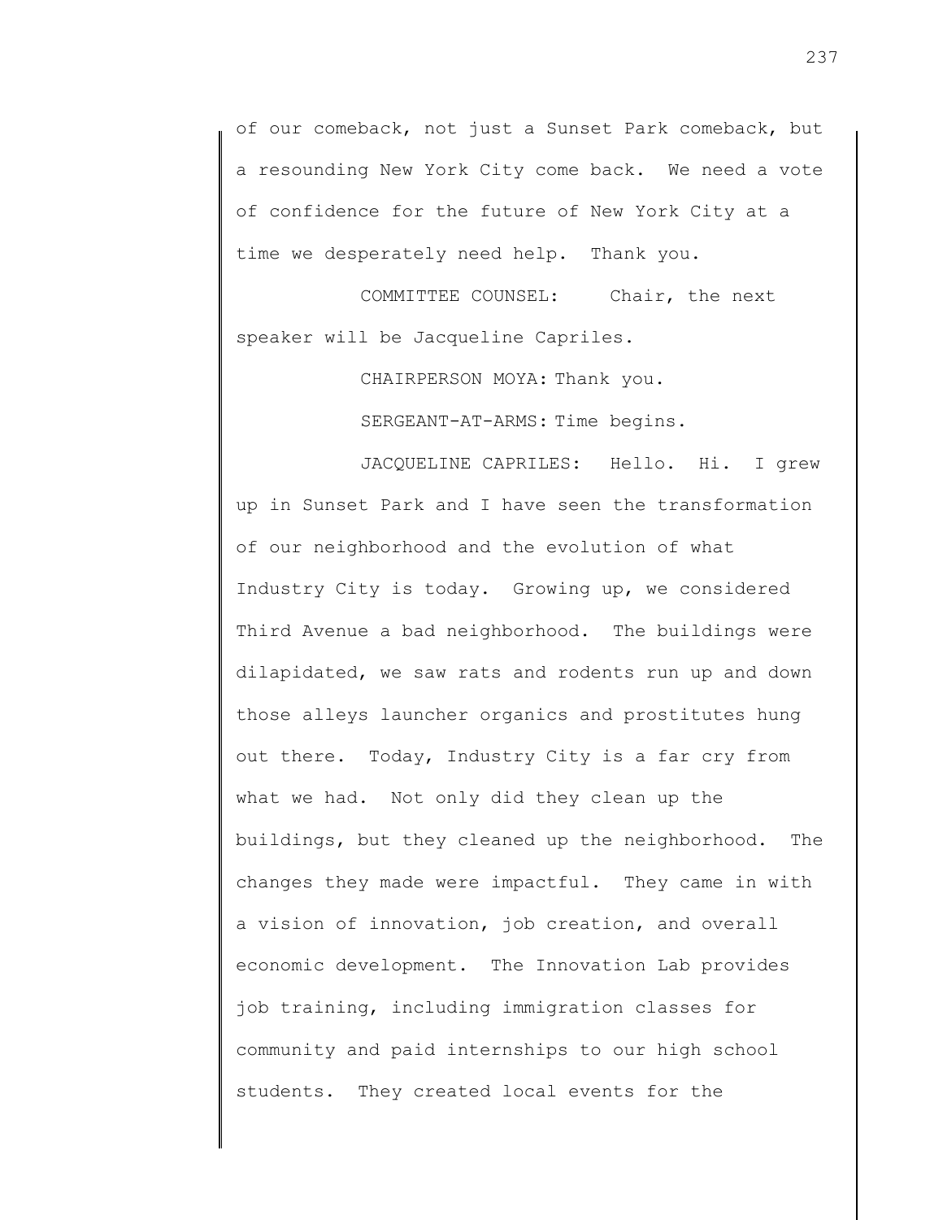of our comeback, not just a Sunset Park comeback, but a resounding New York City come back. We need a vote of confidence for the future of New York City at a time we desperately need help. Thank you.

COMMITTEE COUNSEL: Chair, the next speaker will be Jacqueline Capriles.

CHAIRPERSON MOYA: Thank you.

SERGEANT-AT-ARMS: Time begins.

JACQUELINE CAPRILES: Hello. Hi. I grew up in Sunset Park and I have seen the transformation of our neighborhood and the evolution of what Industry City is today. Growing up, we considered Third Avenue a bad neighborhood. The buildings were dilapidated, we saw rats and rodents run up and down those alleys launcher organics and prostitutes hung out there. Today, Industry City is a far cry from what we had. Not only did they clean up the buildings, but they cleaned up the neighborhood. The changes they made were impactful. They came in with a vision of innovation, job creation, and overall economic development. The Innovation Lab provides job training, including immigration classes for community and paid internships to our high school students. They created local events for the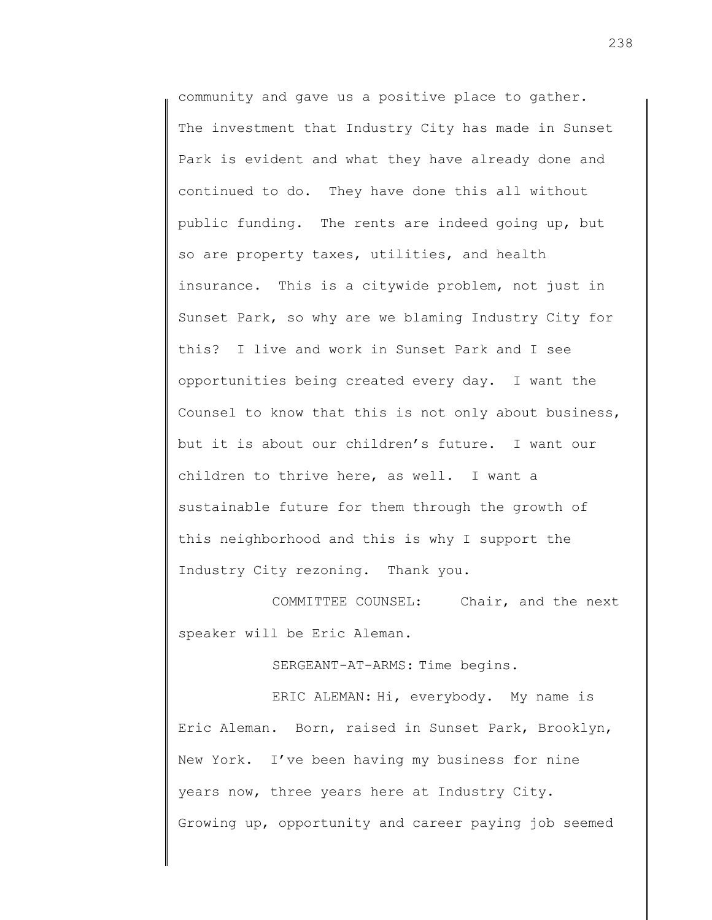community and gave us a positive place to gather. The investment that Industry City has made in Sunset Park is evident and what they have already done and continued to do. They have done this all without public funding. The rents are indeed going up, but so are property taxes, utilities, and health insurance. This is a citywide problem, not just in Sunset Park, so why are we blaming Industry City for this? I live and work in Sunset Park and I see opportunities being created every day. I want the Counsel to know that this is not only about business, but it is about our children's future. I want our children to thrive here, as well. I want a sustainable future for them through the growth of this neighborhood and this is why I support the Industry City rezoning. Thank you.

COMMITTEE COUNSEL: Chair, and the next speaker will be Eric Aleman.

SERGEANT-AT-ARMS: Time begins.

ERIC ALEMAN: Hi, everybody. My name is Eric Aleman. Born, raised in Sunset Park, Brooklyn, New York. I've been having my business for nine years now, three years here at Industry City. Growing up, opportunity and career paying job seemed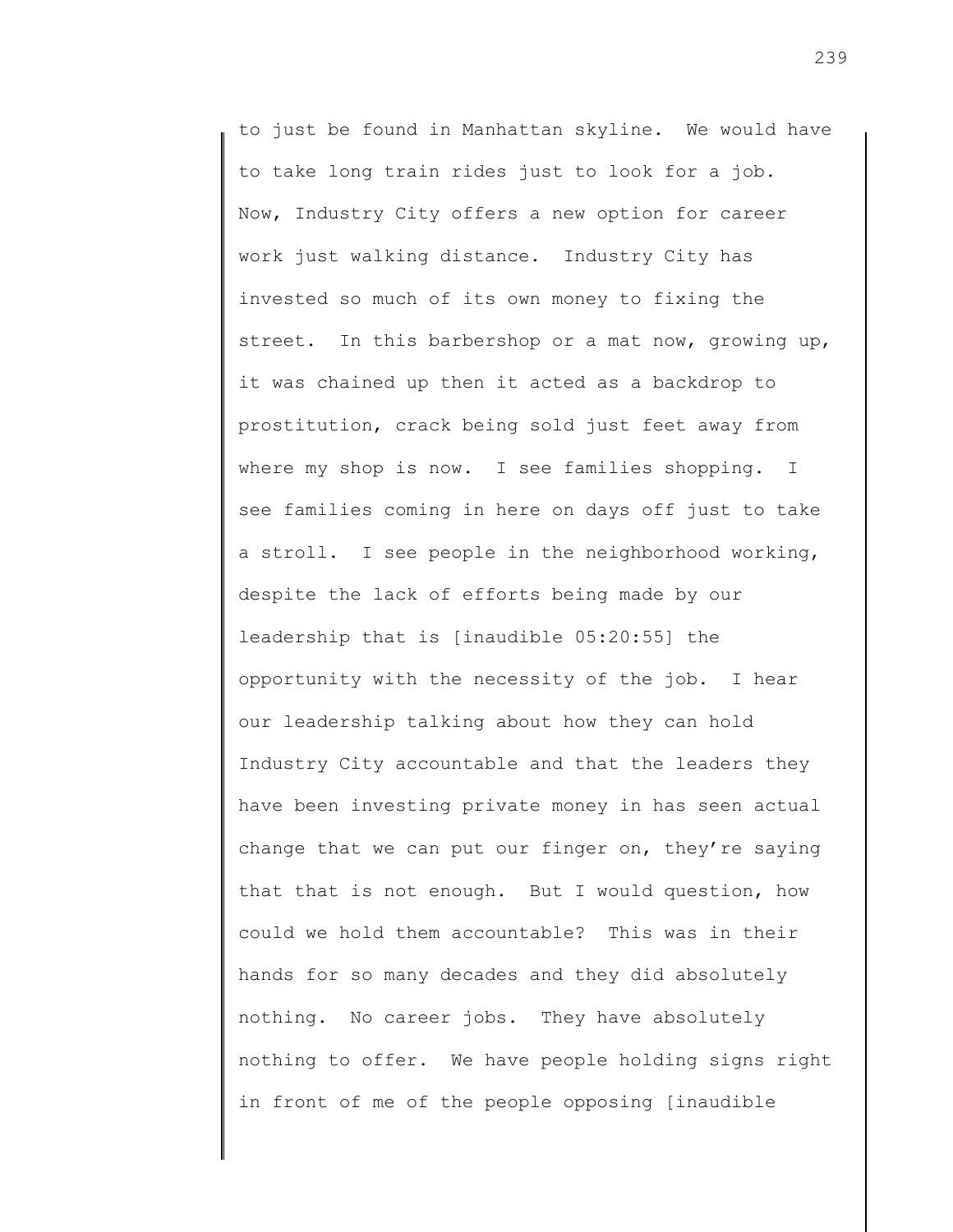to just be found in Manhattan skyline. We would have to take long train rides just to look for a job. Now, Industry City offers a new option for career work just walking distance. Industry City has invested so much of its own money to fixing the street. In this barbershop or a mat now, growing up, it was chained up then it acted as a backdrop to prostitution, crack being sold just feet away from where my shop is now. I see families shopping. I see families coming in here on days off just to take a stroll. I see people in the neighborhood working, despite the lack of efforts being made by our leadership that is [inaudible 05:20:55] the opportunity with the necessity of the job. I hear our leadership talking about how they can hold Industry City accountable and that the leaders they have been investing private money in has seen actual change that we can put our finger on, they're saying that that is not enough. But I would question, how could we hold them accountable? This was in their hands for so many decades and they did absolutely nothing. No career jobs. They have absolutely nothing to offer. We have people holding signs right in front of me of the people opposing [inaudible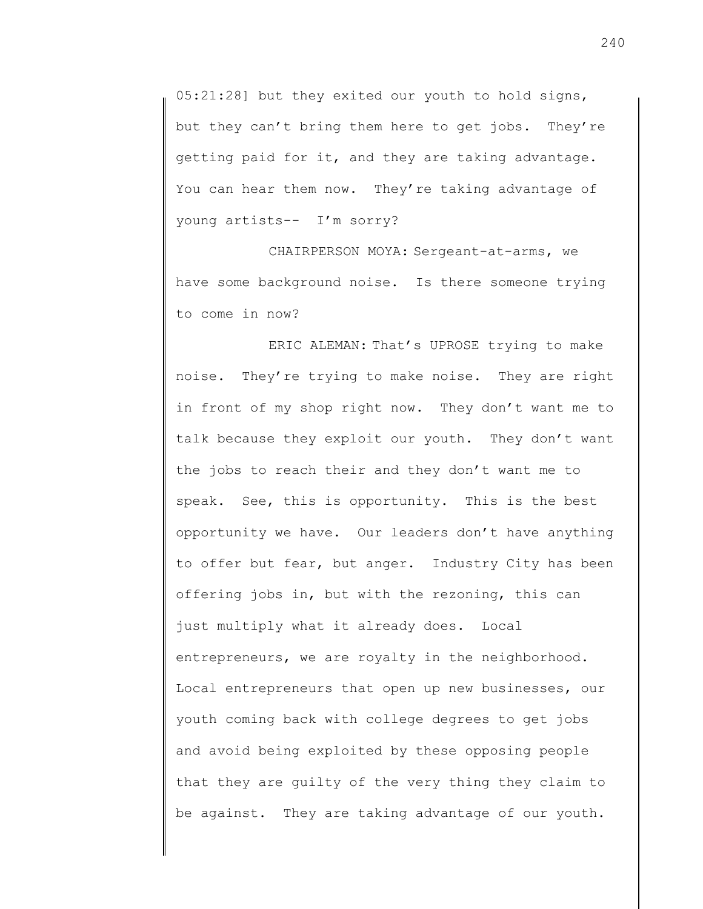05:21:28] but they exited our youth to hold signs, but they can't bring them here to get jobs. They're getting paid for it, and they are taking advantage. You can hear them now. They're taking advantage of young artists-- I'm sorry?

CHAIRPERSON MOYA: Sergeant-at-arms, we have some background noise. Is there someone trying to come in now?

ERIC ALEMAN: That's UPROSE trying to make noise. They're trying to make noise. They are right in front of my shop right now. They don't want me to talk because they exploit our youth. They don't want the jobs to reach their and they don't want me to speak. See, this is opportunity. This is the best opportunity we have. Our leaders don't have anything to offer but fear, but anger. Industry City has been offering jobs in, but with the rezoning, this can just multiply what it already does. Local entrepreneurs, we are royalty in the neighborhood. Local entrepreneurs that open up new businesses, our youth coming back with college degrees to get jobs and avoid being exploited by these opposing people that they are guilty of the very thing they claim to be against. They are taking advantage of our youth.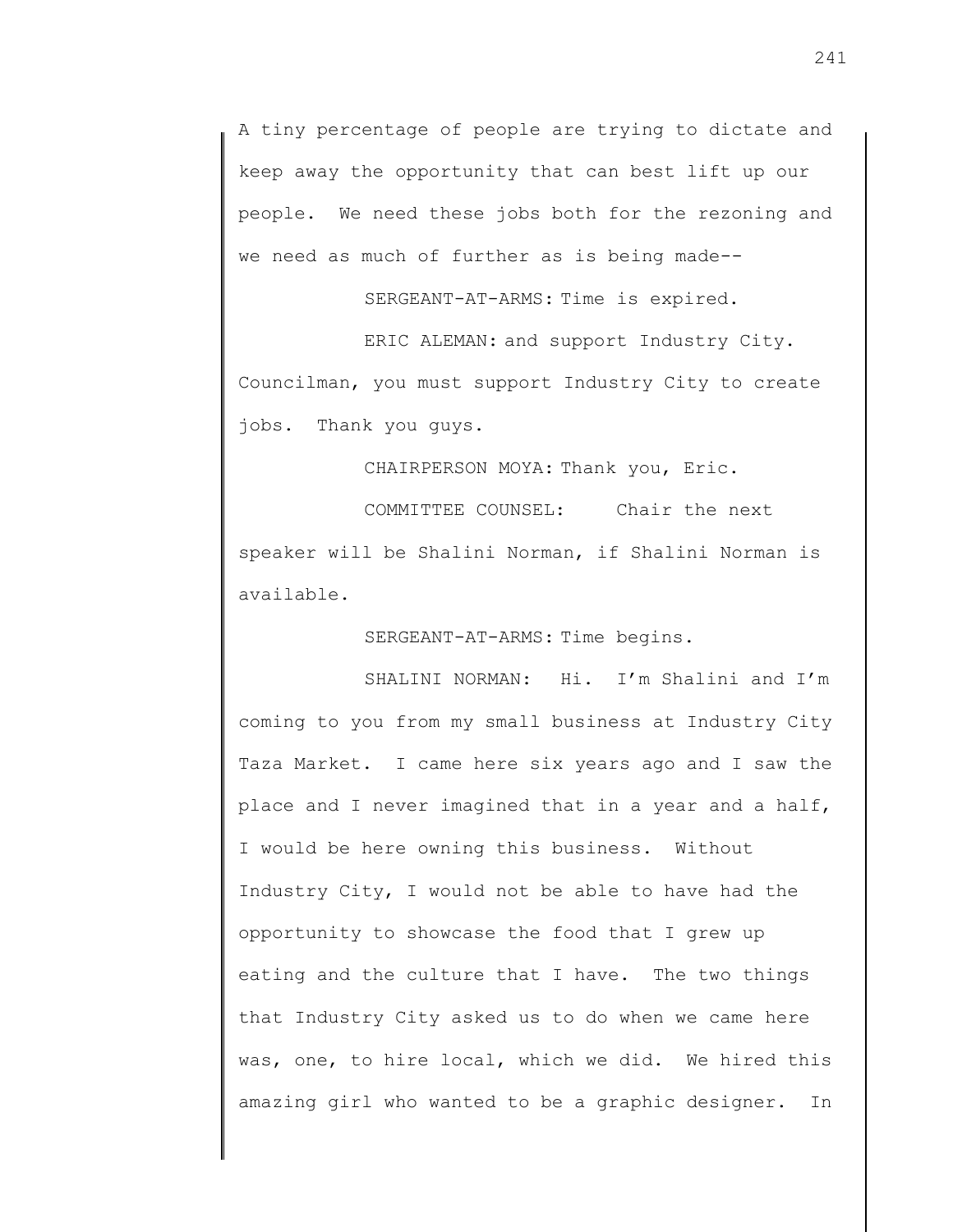A tiny percentage of people are trying to dictate and keep away the opportunity that can best lift up our people. We need these jobs both for the rezoning and we need as much of further as is being made--

SERGEANT-AT-ARMS: Time is expired.

ERIC ALEMAN: and support Industry City. Councilman, you must support Industry City to create jobs. Thank you guys.

CHAIRPERSON MOYA: Thank you, Eric.

COMMITTEE COUNSEL: Chair the next speaker will be Shalini Norman, if Shalini Norman is available.

SERGEANT-AT-ARMS: Time begins.

SHALINI NORMAN: Hi. I'm Shalini and I'm coming to you from my small business at Industry City Taza Market. I came here six years ago and I saw the place and I never imagined that in a year and a half, I would be here owning this business. Without Industry City, I would not be able to have had the opportunity to showcase the food that I grew up eating and the culture that I have. The two things that Industry City asked us to do when we came here was, one, to hire local, which we did. We hired this amazing girl who wanted to be a graphic designer. In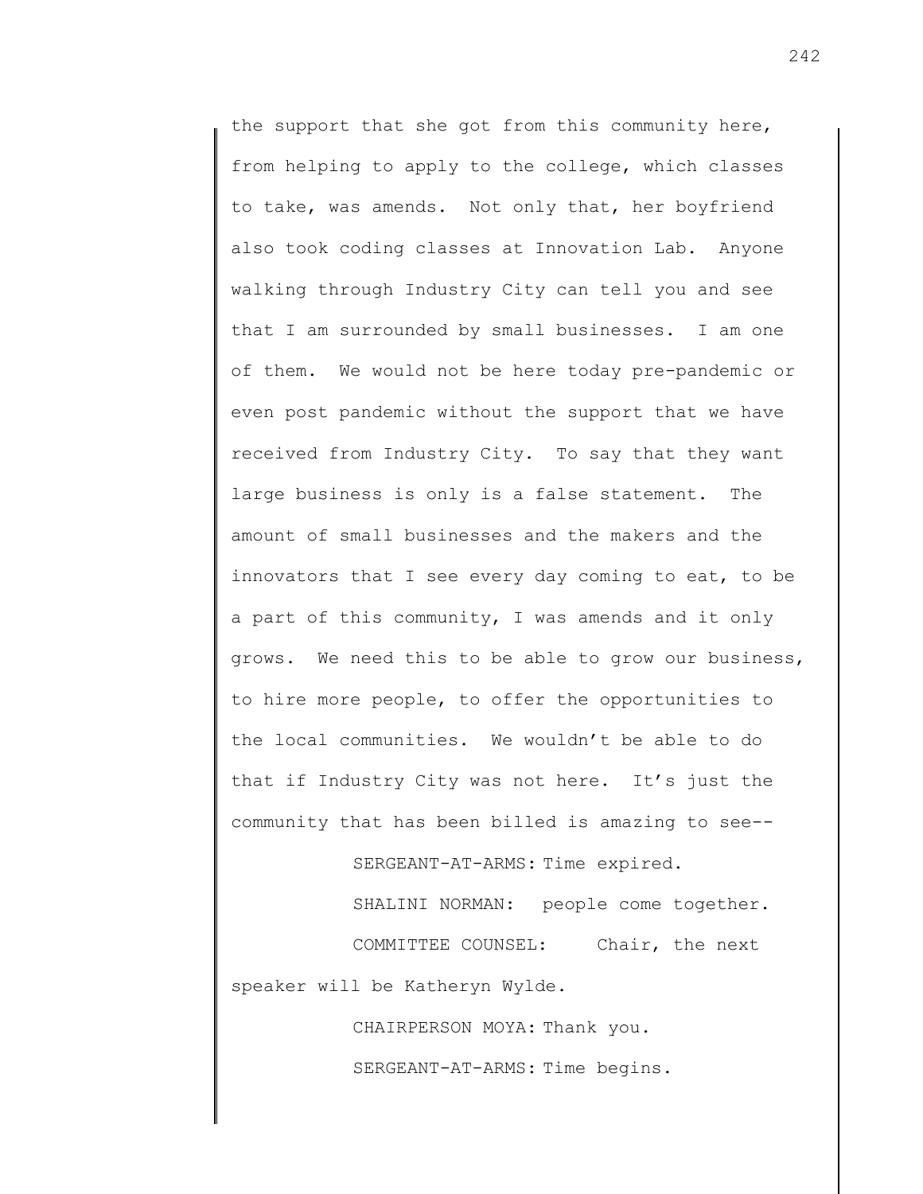the support that she got from this community here, from helping to apply to the college, which classes to take, was amends. Not only that, her boyfriend also took coding classes at Innovation Lab. Anyone walking through Industry City can tell you and see that I am surrounded by small businesses. I am one of them. We would not be here today pre-pandemic or even post pandemic without the support that we have received from Industry City. To say that they want large business is only is a false statement. The amount of small businesses and the makers and the innovators that I see every day coming to eat, to be a part of this community, I was amends and it only grows. We need this to be able to grow our business, to hire more people, to offer the opportunities to the local communities. We wouldn't be able to do that if Industry City was not here. It's just the community that has been billed is amazing to see--

SERGEANT-AT-ARMS: Time expired.

SHALINI NORMAN: people come together.

COMMITTEE COUNSEL: Chair, the next speaker will be Katheryn Wylde.

CHAIRPERSON MOYA: Thank you.

SERGEANT-AT-ARMS: Time begins.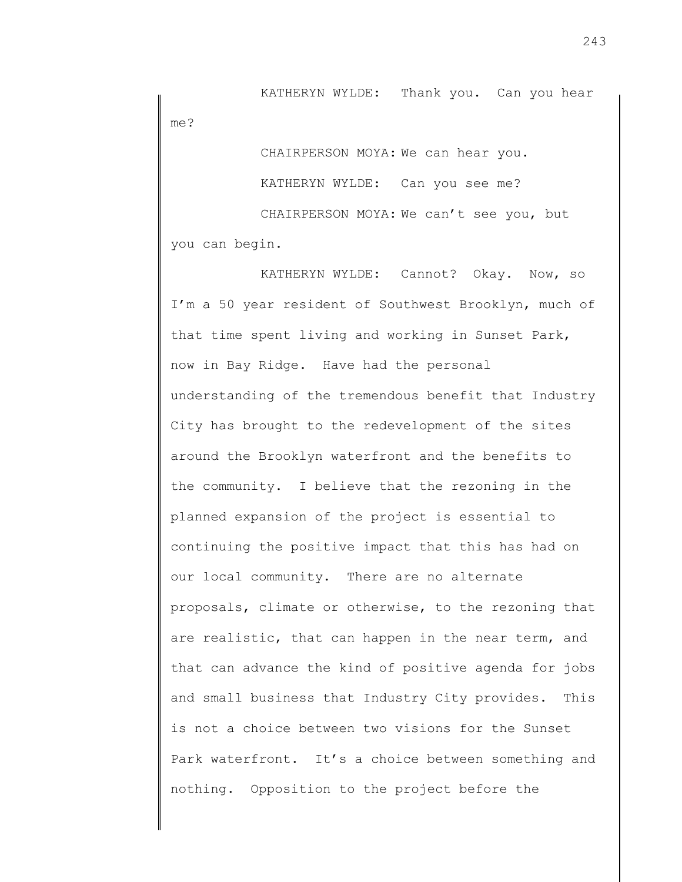KATHERYN WYLDE: Thank you. Can you hear me?

CHAIRPERSON MOYA: We can hear you.

KATHERYN WYLDE: Can you see me?

CHAIRPERSON MOYA: We can't see you, but you can begin.

KATHERYN WYLDE: Cannot? Okay. Now, so I'm a 50 year resident of Southwest Brooklyn, much of that time spent living and working in Sunset Park, now in Bay Ridge. Have had the personal understanding of the tremendous benefit that Industry City has brought to the redevelopment of the sites around the Brooklyn waterfront and the benefits to the community. I believe that the rezoning in the planned expansion of the project is essential to continuing the positive impact that this has had on our local community. There are no alternate proposals, climate or otherwise, to the rezoning that are realistic, that can happen in the near term, and that can advance the kind of positive agenda for jobs and small business that Industry City provides. This is not a choice between two visions for the Sunset Park waterfront. It's a choice between something and nothing. Opposition to the project before the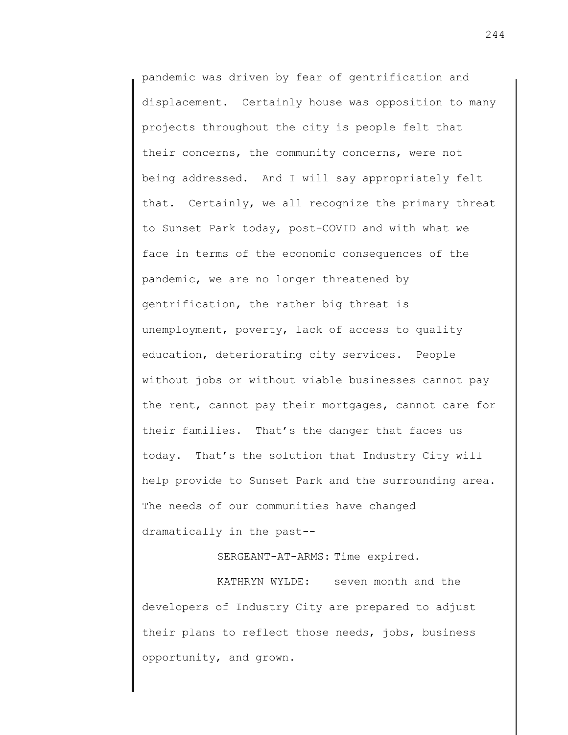pandemic was driven by fear of gentrification and displacement. Certainly house was opposition to many projects throughout the city is people felt that their concerns, the community concerns, were not being addressed. And I will say appropriately felt that. Certainly, we all recognize the primary threat to Sunset Park today, post-COVID and with what we face in terms of the economic consequences of the pandemic, we are no longer threatened by gentrification, the rather big threat is unemployment, poverty, lack of access to quality education, deteriorating city services. People without jobs or without viable businesses cannot pay the rent, cannot pay their mortgages, cannot care for their families. That's the danger that faces us today. That's the solution that Industry City will help provide to Sunset Park and the surrounding area. The needs of our communities have changed dramatically in the past--

SERGEANT-AT-ARMS: Time expired.

KATHRYN WYLDE: seven month and the developers of Industry City are prepared to adjust their plans to reflect those needs, jobs, business opportunity, and grown.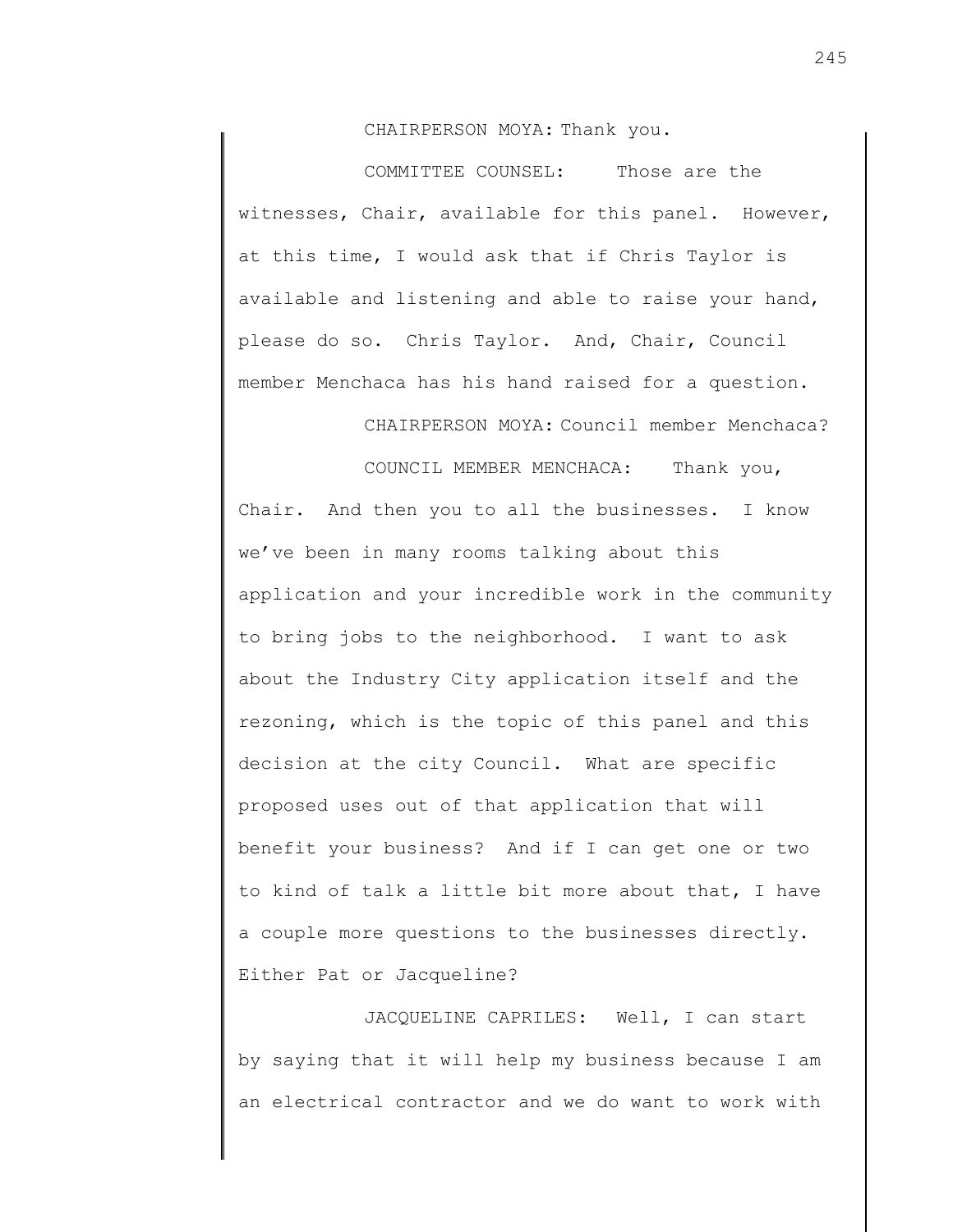CHAIRPERSON MOYA: Thank you.

COMMITTEE COUNSEL: Those are the witnesses, Chair, available for this panel. However, at this time, I would ask that if Chris Taylor is available and listening and able to raise your hand, please do so. Chris Taylor. And, Chair, Council member Menchaca has his hand raised for a question.

CHAIRPERSON MOYA: Council member Menchaca?

COUNCIL MEMBER MENCHACA: Thank you, Chair. And then you to all the businesses. I know we've been in many rooms talking about this application and your incredible work in the community to bring jobs to the neighborhood. I want to ask about the Industry City application itself and the rezoning, which is the topic of this panel and this decision at the city Council. What are specific proposed uses out of that application that will benefit your business? And if I can get one or two to kind of talk a little bit more about that, I have a couple more questions to the businesses directly. Either Pat or Jacqueline?

JACQUELINE CAPRILES: Well, I can start by saying that it will help my business because I am an electrical contractor and we do want to work with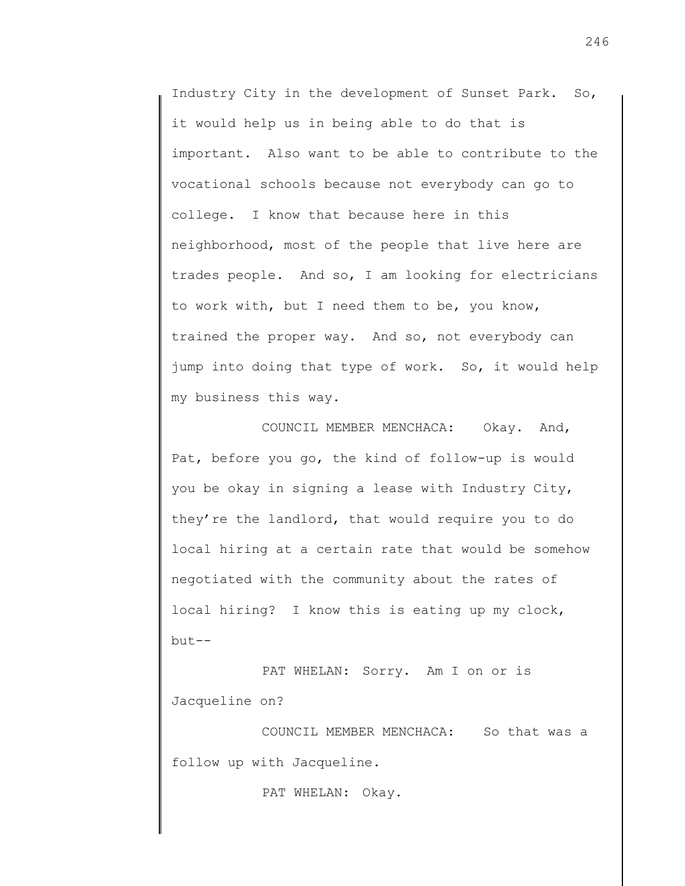Industry City in the development of Sunset Park. So, it would help us in being able to do that is important. Also want to be able to contribute to the vocational schools because not everybody can go to college. I know that because here in this neighborhood, most of the people that live here are trades people. And so, I am looking for electricians to work with, but I need them to be, you know, trained the proper way. And so, not everybody can jump into doing that type of work. So, it would help my business this way.

COUNCIL MEMBER MENCHACA: Okay. And, Pat, before you go, the kind of follow-up is would you be okay in signing a lease with Industry City, they're the landlord, that would require you to do local hiring at a certain rate that would be somehow negotiated with the community about the rates of local hiring? I know this is eating up my clock, but--

PAT WHELAN: Sorry. Am I on or is Jacqueline on?

COUNCIL MEMBER MENCHACA: So that was a follow up with Jacqueline.

PAT WHELAN: Okay.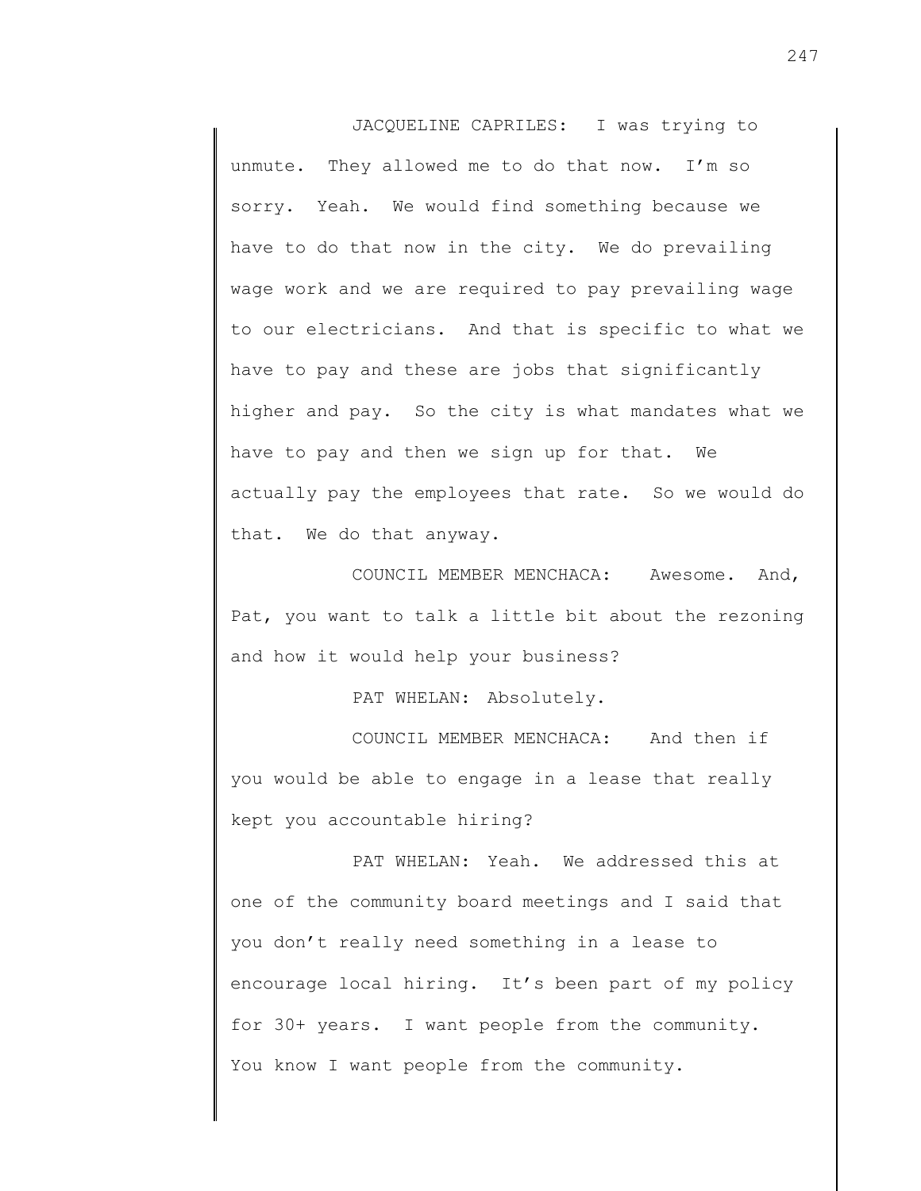JACQUELINE CAPRILES: I was trying to unmute. They allowed me to do that now. I'm so sorry. Yeah. We would find something because we have to do that now in the city. We do prevailing wage work and we are required to pay prevailing wage to our electricians. And that is specific to what we have to pay and these are jobs that significantly higher and pay. So the city is what mandates what we have to pay and then we sign up for that. We actually pay the employees that rate. So we would do that. We do that anyway.

COUNCIL MEMBER MENCHACA: Awesome. And, Pat, you want to talk a little bit about the rezoning and how it would help your business?

PAT WHELAN: Absolutely.

COUNCIL MEMBER MENCHACA: And then if you would be able to engage in a lease that really kept you accountable hiring?

PAT WHELAN: Yeah. We addressed this at one of the community board meetings and I said that you don't really need something in a lease to encourage local hiring. It's been part of my policy for 30+ years. I want people from the community. You know I want people from the community.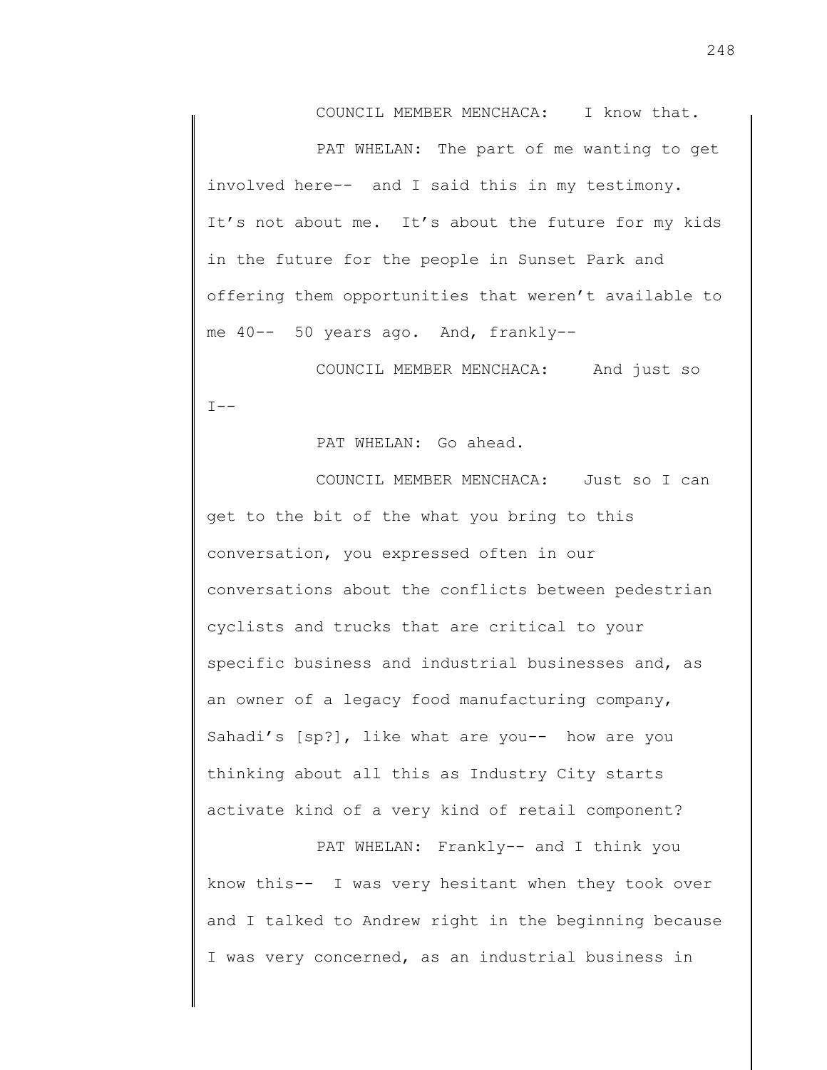COUNCIL MEMBER MENCHACA: I know that.

PAT WHELAN: The part of me wanting to get involved here-- and I said this in my testimony. It's not about me. It's about the future for my kids in the future for the people in Sunset Park and offering them opportunities that weren't available to me 40-- 50 years ago. And, frankly--

COUNCIL MEMBER MENCHACA: And just so I--

PAT WHELAN: Go ahead.

COUNCIL MEMBER MENCHACA: Just so I can get to the bit of the what you bring to this conversation, you expressed often in our conversations about the conflicts between pedestrian cyclists and trucks that are critical to your specific business and industrial businesses and, as an owner of a legacy food manufacturing company, Sahadi's [sp?], like what are you-- how are you thinking about all this as Industry City starts activate kind of a very kind of retail component?

PAT WHELAN: Frankly-- and I think you know this-- I was very hesitant when they took over and I talked to Andrew right in the beginning because I was very concerned, as an industrial business in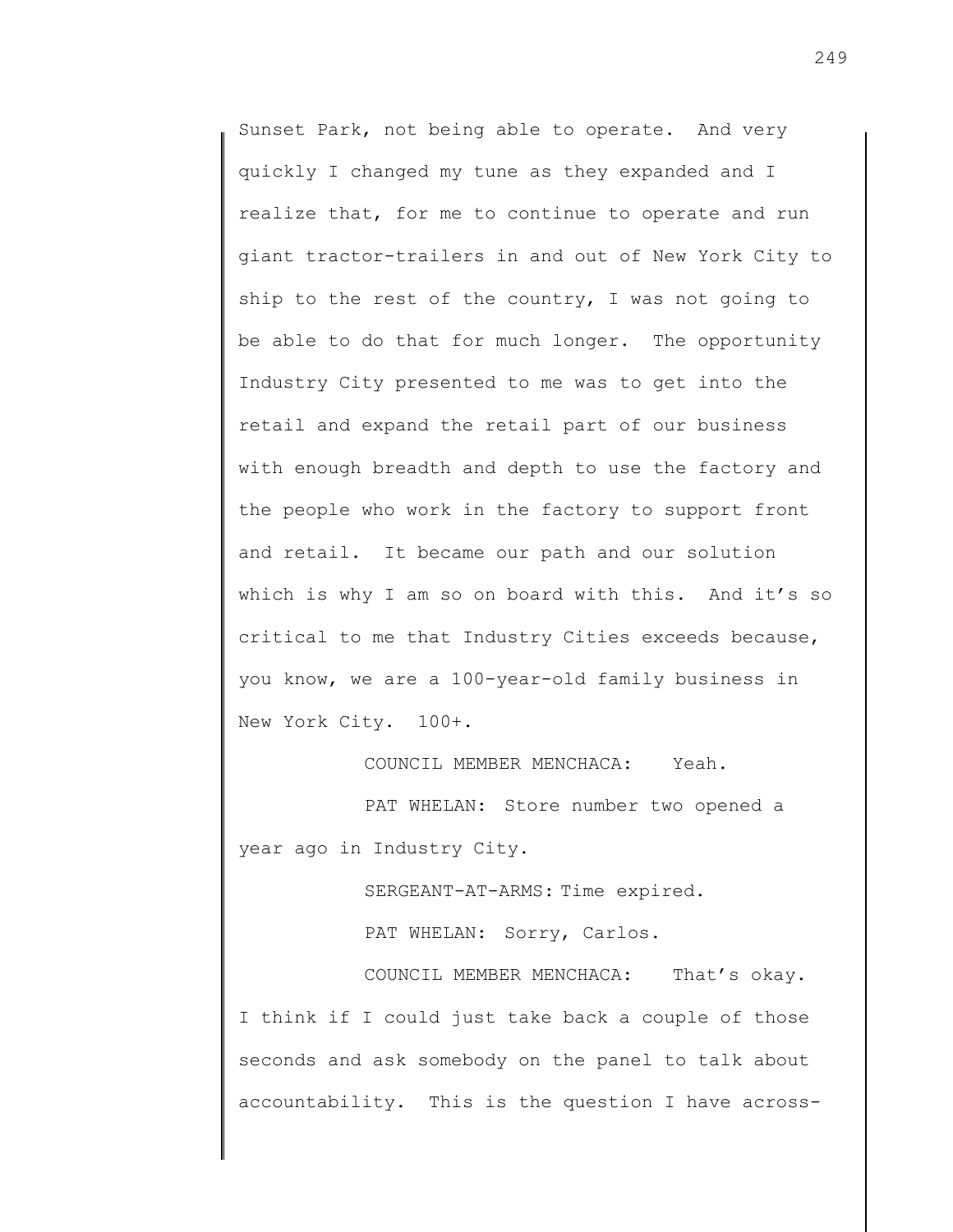Sunset Park, not being able to operate. And very quickly I changed my tune as they expanded and I realize that, for me to continue to operate and run giant tractor-trailers in and out of New York City to ship to the rest of the country, I was not going to be able to do that for much longer. The opportunity Industry City presented to me was to get into the retail and expand the retail part of our business with enough breadth and depth to use the factory and the people who work in the factory to support front and retail. It became our path and our solution which is why I am so on board with this. And it's so critical to me that Industry Cities exceeds because, you know, we are a 100-year-old family business in New York City. 100+.

COUNCIL MEMBER MENCHACA: Yeah.

PAT WHELAN: Store number two opened a year ago in Industry City.

SERGEANT-AT-ARMS: Time expired.

PAT WHELAN: Sorry, Carlos.

COUNCIL MEMBER MENCHACA: That's okay. I think if I could just take back a couple of those seconds and ask somebody on the panel to talk about accountability. This is the question I have across-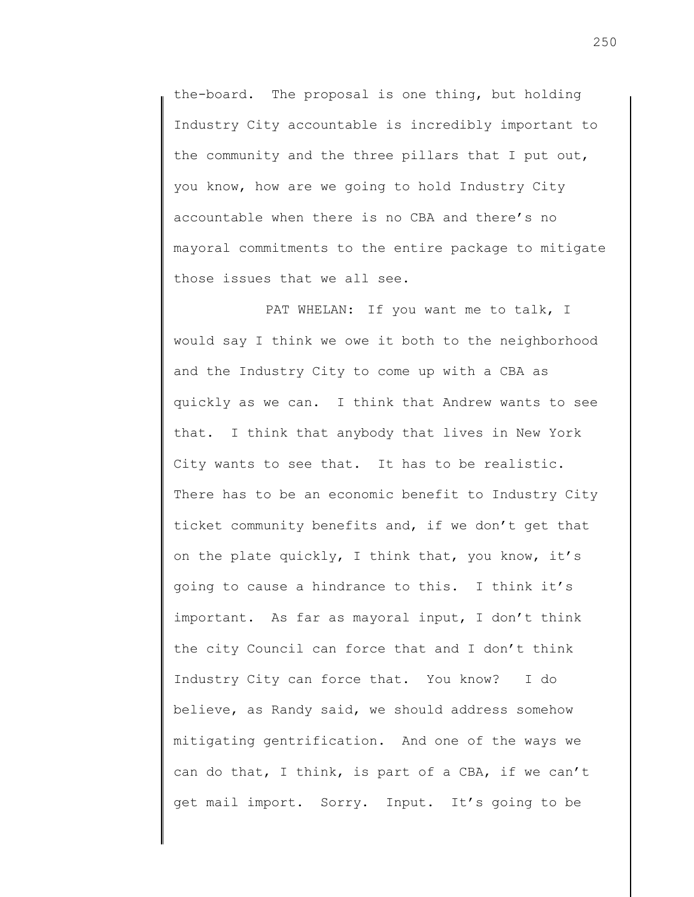the-board. The proposal is one thing, but holding Industry City accountable is incredibly important to the community and the three pillars that I put out, you know, how are we going to hold Industry City accountable when there is no CBA and there's no mayoral commitments to the entire package to mitigate those issues that we all see.

PAT WHELAN: If you want me to talk, I would say I think we owe it both to the neighborhood and the Industry City to come up with a CBA as quickly as we can. I think that Andrew wants to see that. I think that anybody that lives in New York City wants to see that. It has to be realistic. There has to be an economic benefit to Industry City ticket community benefits and, if we don't get that on the plate quickly, I think that, you know, it's going to cause a hindrance to this. I think it's important. As far as mayoral input, I don't think the city Council can force that and I don't think Industry City can force that. You know? I do believe, as Randy said, we should address somehow mitigating gentrification. And one of the ways we can do that, I think, is part of a CBA, if we can't get mail import. Sorry. Input. It's going to be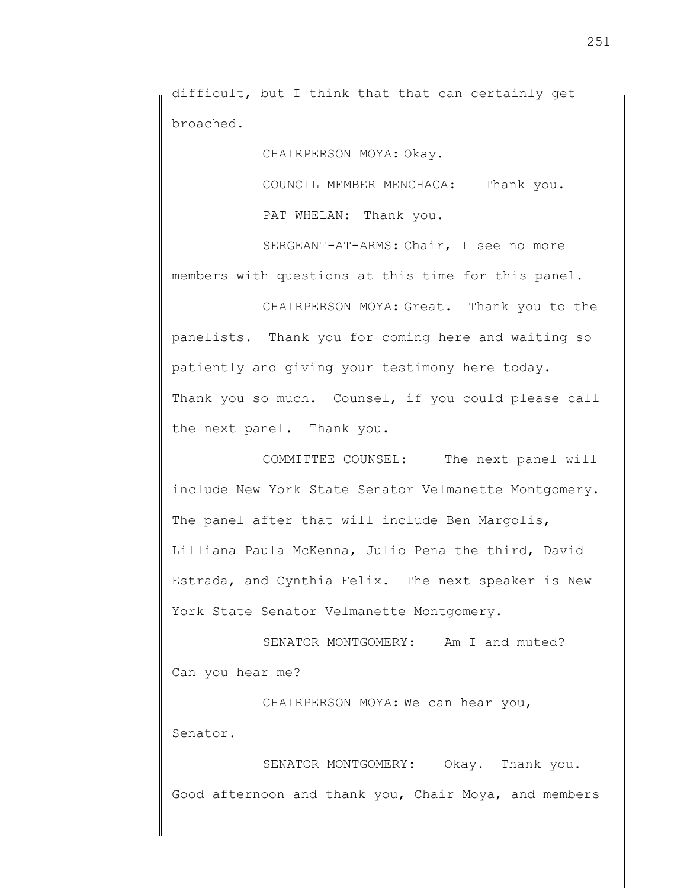difficult, but I think that that can certainly get broached.

CHAIRPERSON MOYA: Okay.

COUNCIL MEMBER MENCHACA: Thank you.

PAT WHELAN: Thank you.

SERGEANT-AT-ARMS: Chair, I see no more members with questions at this time for this panel.

CHAIRPERSON MOYA: Great. Thank you to the panelists. Thank you for coming here and waiting so patiently and giving your testimony here today. Thank you so much. Counsel, if you could please call the next panel. Thank you.

COMMITTEE COUNSEL: The next panel will include New York State Senator Velmanette Montgomery. The panel after that will include Ben Margolis, Lilliana Paula McKenna, Julio Pena the third, David Estrada, and Cynthia Felix. The next speaker is New York State Senator Velmanette Montgomery.

SENATOR MONTGOMERY: Am I and muted? Can you hear me?

CHAIRPERSON MOYA: We can hear you, Senator.

SENATOR MONTGOMERY: Okay. Thank you. Good afternoon and thank you, Chair Moya, and members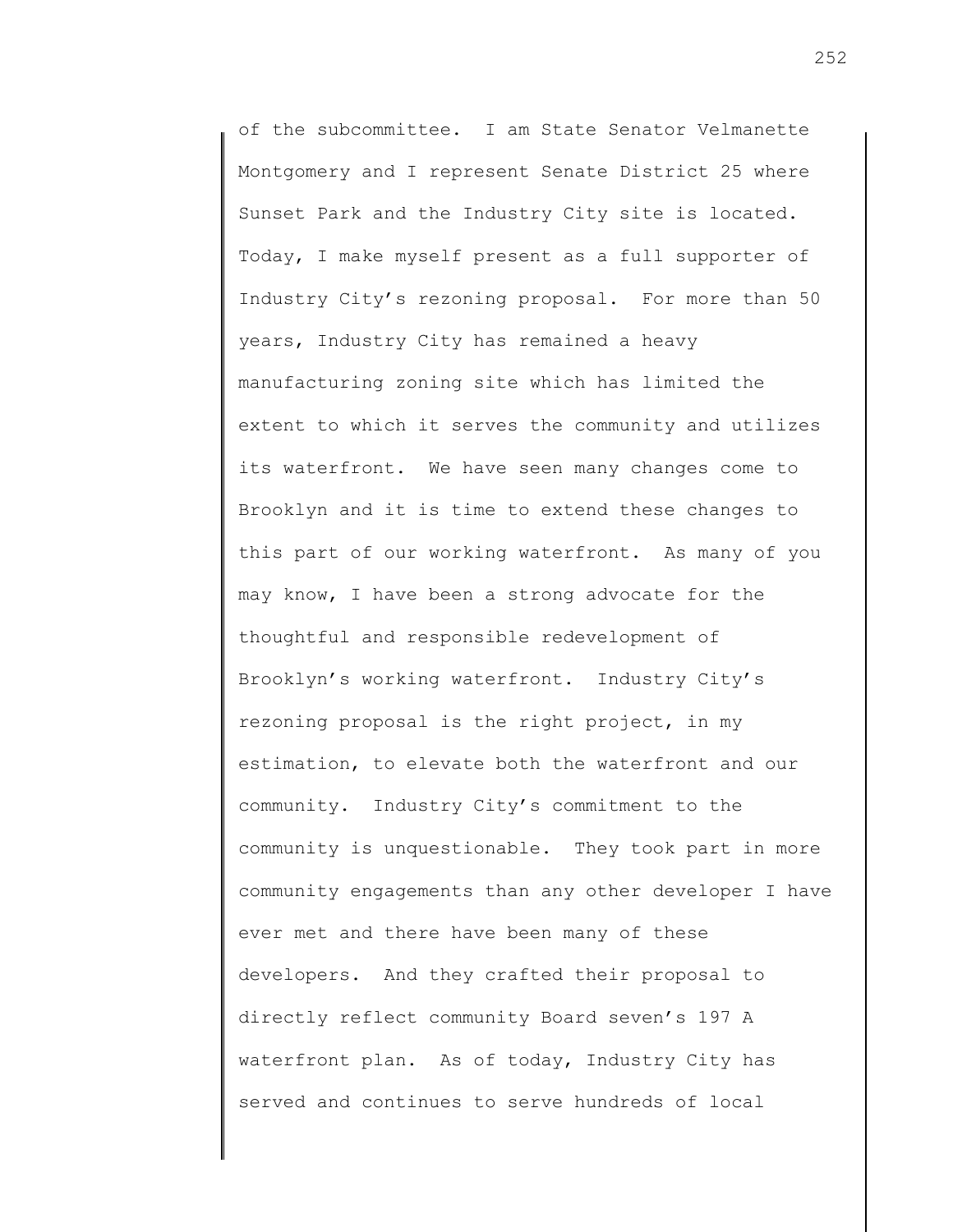of the subcommittee. I am State Senator Velmanette Montgomery and I represent Senate District 25 where Sunset Park and the Industry City site is located. Today, I make myself present as a full supporter of Industry City's rezoning proposal. For more than 50 years, Industry City has remained a heavy manufacturing zoning site which has limited the extent to which it serves the community and utilizes its waterfront. We have seen many changes come to Brooklyn and it is time to extend these changes to this part of our working waterfront. As many of you may know, I have been a strong advocate for the thoughtful and responsible redevelopment of Brooklyn's working waterfront. Industry City's rezoning proposal is the right project, in my estimation, to elevate both the waterfront and our community. Industry City's commitment to the community is unquestionable. They took part in more community engagements than any other developer I have ever met and there have been many of these developers. And they crafted their proposal to directly reflect community Board seven's 197 A waterfront plan. As of today, Industry City has served and continues to serve hundreds of local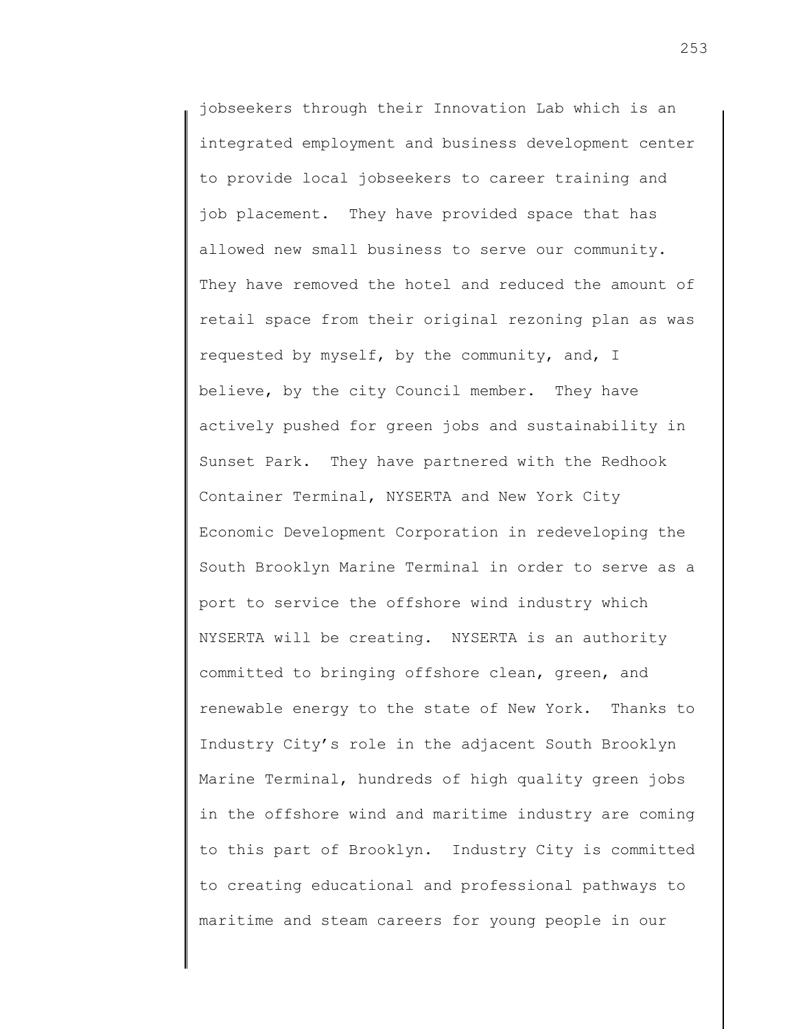jobseekers through their Innovation Lab which is an integrated employment and business development center to provide local jobseekers to career training and job placement. They have provided space that has allowed new small business to serve our community. They have removed the hotel and reduced the amount of retail space from their original rezoning plan as was requested by myself, by the community, and, I believe, by the city Council member. They have actively pushed for green jobs and sustainability in Sunset Park. They have partnered with the Redhook Container Terminal, NYSERTA and New York City Economic Development Corporation in redeveloping the South Brooklyn Marine Terminal in order to serve as a port to service the offshore wind industry which NYSERTA will be creating. NYSERTA is an authority committed to bringing offshore clean, green, and renewable energy to the state of New York. Thanks to Industry City's role in the adjacent South Brooklyn Marine Terminal, hundreds of high quality green jobs in the offshore wind and maritime industry are coming to this part of Brooklyn. Industry City is committed to creating educational and professional pathways to maritime and steam careers for young people in our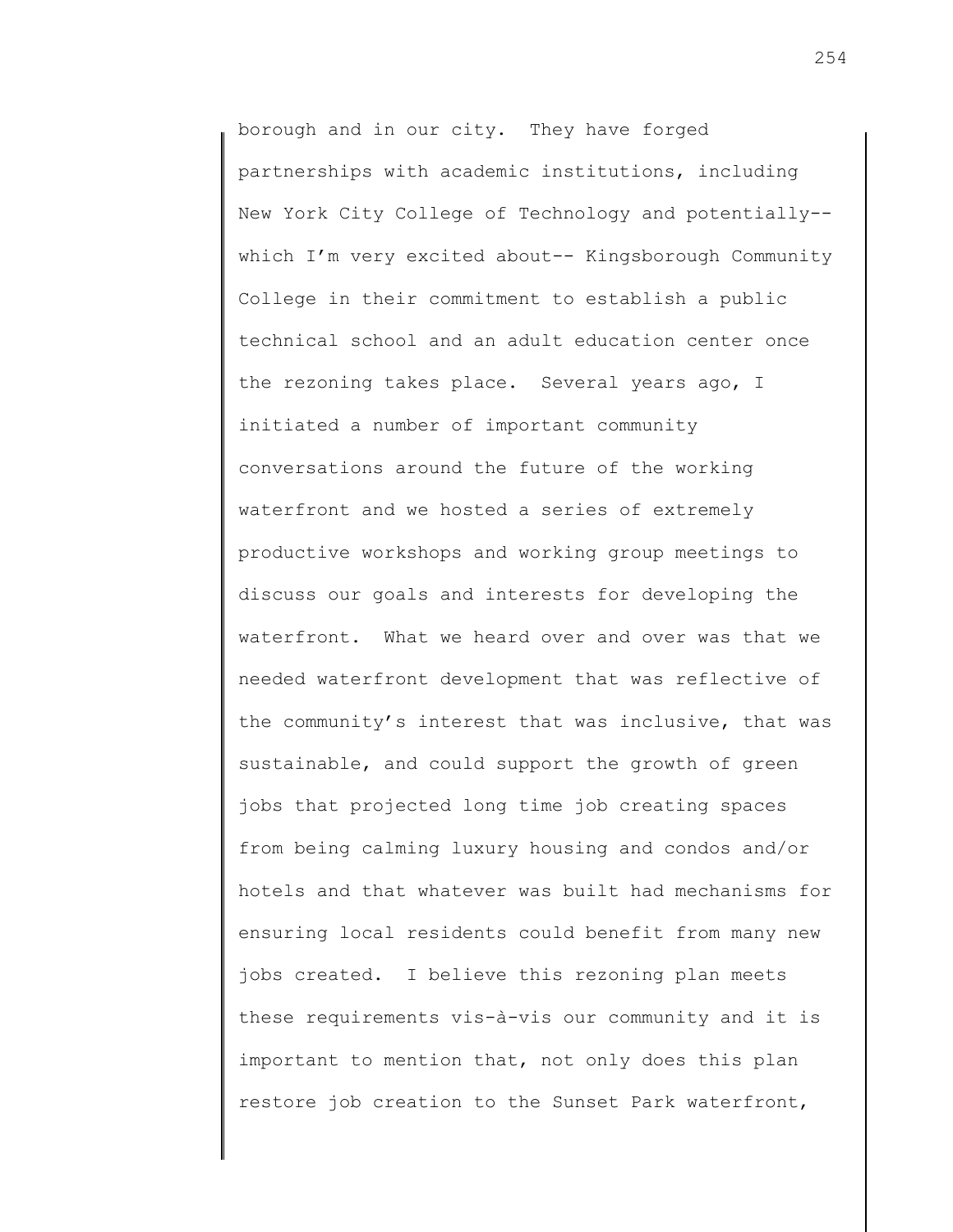borough and in our city. They have forged partnerships with academic institutions, including New York City College of Technology and potentially-- which I'm very excited about-- Kingsborough Community College in their commitment to establish a public technical school and an adult education center once the rezoning takes place. Several years ago, I initiated a number of important community conversations around the future of the working waterfront and we hosted a series of extremely productive workshops and working group meetings to discuss our goals and interests for developing the waterfront. What we heard over and over was that we needed waterfront development that was reflective of the community's interest that was inclusive, that was sustainable, and could support the growth of green jobs that projected long time job creating spaces from being calming luxury housing and condos and/or hotels and that whatever was built had mechanisms for ensuring local residents could benefit from many new jobs created. I believe this rezoning plan meets these requirements vis-à-vis our community and it is important to mention that, not only does this plan restore job creation to the Sunset Park waterfront,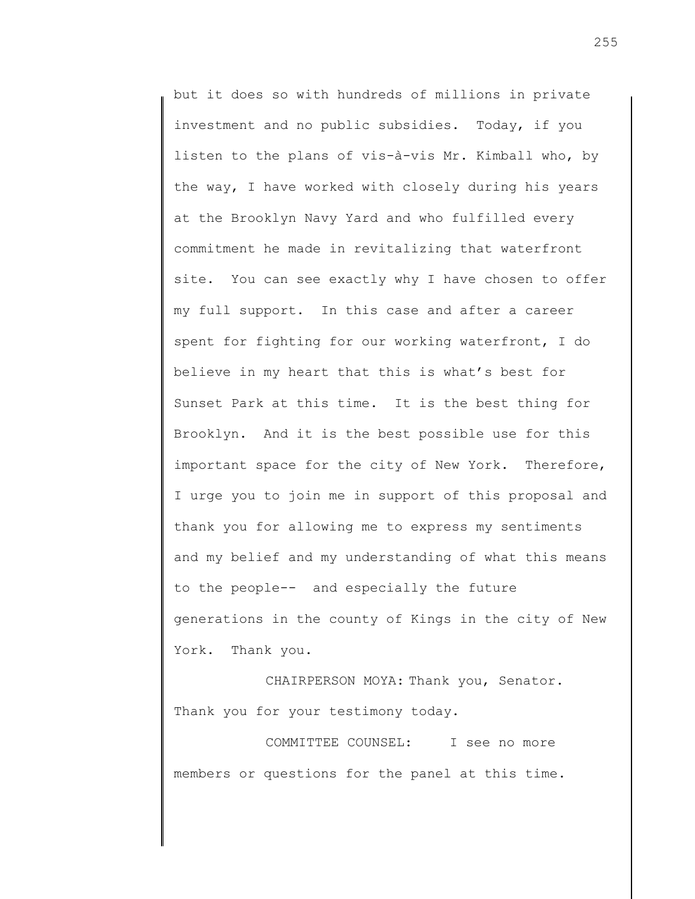but it does so with hundreds of millions in private investment and no public subsidies. Today, if you listen to the plans of vis-à-vis Mr. Kimball who, by the way, I have worked with closely during his years at the Brooklyn Navy Yard and who fulfilled every commitment he made in revitalizing that waterfront site. You can see exactly why I have chosen to offer my full support. In this case and after a career spent for fighting for our working waterfront, I do believe in my heart that this is what's best for Sunset Park at this time. It is the best thing for Brooklyn. And it is the best possible use for this important space for the city of New York. Therefore, I urge you to join me in support of this proposal and thank you for allowing me to express my sentiments and my belief and my understanding of what this means to the people-- and especially the future generations in the county of Kings in the city of New York. Thank you.

CHAIRPERSON MOYA: Thank you, Senator. Thank you for your testimony today.

COMMITTEE COUNSEL: I see no more members or questions for the panel at this time.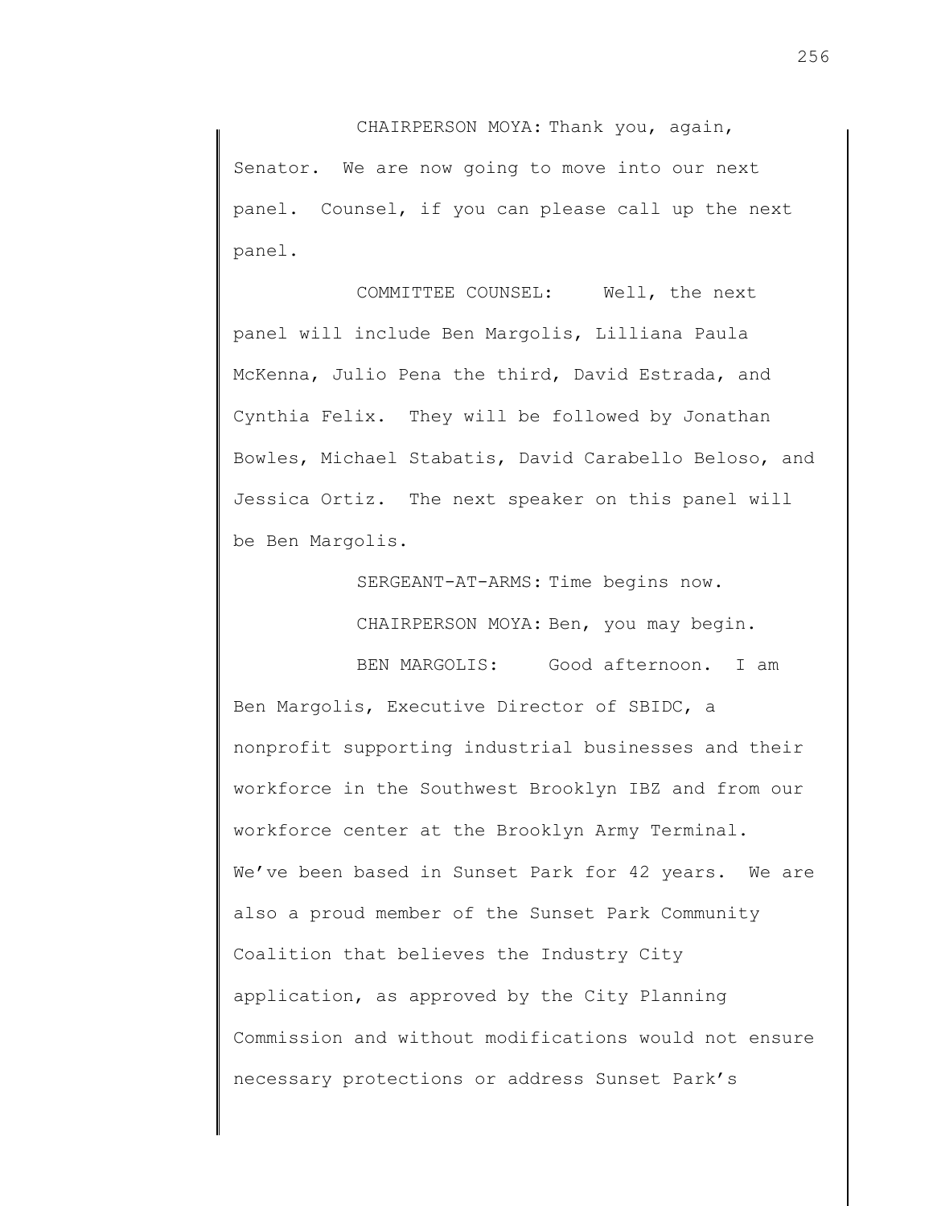CHAIRPERSON MOYA: Thank you, again, Senator. We are now going to move into our next panel. Counsel, if you can please call up the next panel.

COMMITTEE COUNSEL: Well, the next panel will include Ben Margolis, Lilliana Paula McKenna, Julio Pena the third, David Estrada, and Cynthia Felix. They will be followed by Jonathan Bowles, Michael Stabatis, David Carabello Beloso, and Jessica Ortiz. The next speaker on this panel will be Ben Margolis.

SERGEANT-AT-ARMS: Time begins now.

CHAIRPERSON MOYA: Ben, you may begin.

BEN MARGOLIS: Good afternoon. I am Ben Margolis, Executive Director of SBIDC, a nonprofit supporting industrial businesses and their workforce in the Southwest Brooklyn IBZ and from our workforce center at the Brooklyn Army Terminal. We've been based in Sunset Park for 42 years. We are also a proud member of the Sunset Park Community Coalition that believes the Industry City application, as approved by the City Planning Commission and without modifications would not ensure necessary protections or address Sunset Park's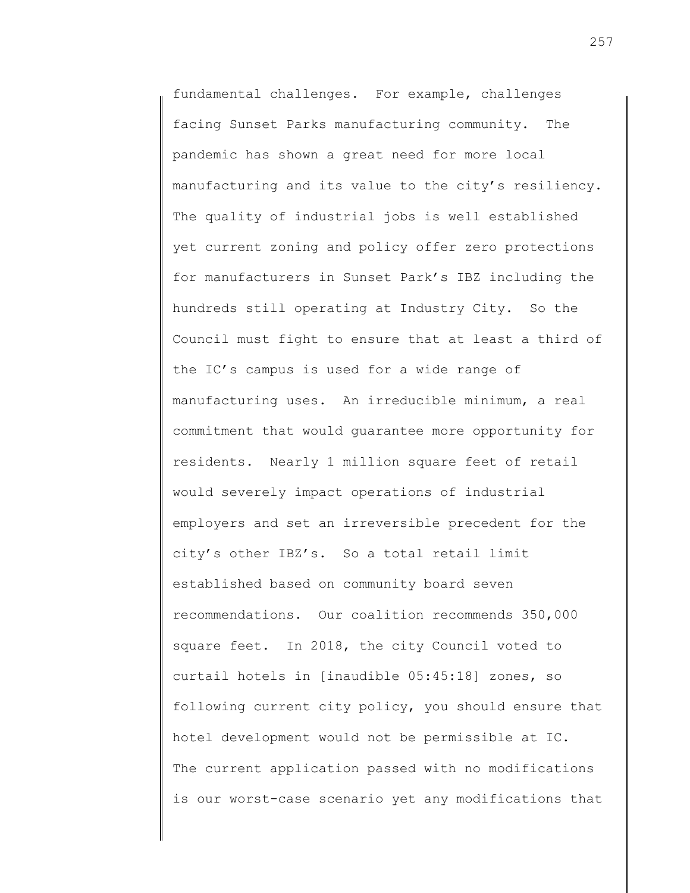fundamental challenges. For example, challenges facing Sunset Parks manufacturing community. The pandemic has shown a great need for more local manufacturing and its value to the city's resiliency. The quality of industrial jobs is well established yet current zoning and policy offer zero protections for manufacturers in Sunset Park's IBZ including the hundreds still operating at Industry City. So the Council must fight to ensure that at least a third of the IC's campus is used for a wide range of manufacturing uses. An irreducible minimum, a real commitment that would guarantee more opportunity for residents. Nearly 1 million square feet of retail would severely impact operations of industrial employers and set an irreversible precedent for the city's other IBZ's. So a total retail limit established based on community board seven recommendations. Our coalition recommends 350,000 square feet. In 2018, the city Council voted to curtail hotels in [inaudible 05:45:18] zones, so following current city policy, you should ensure that hotel development would not be permissible at IC. The current application passed with no modifications is our worst-case scenario yet any modifications that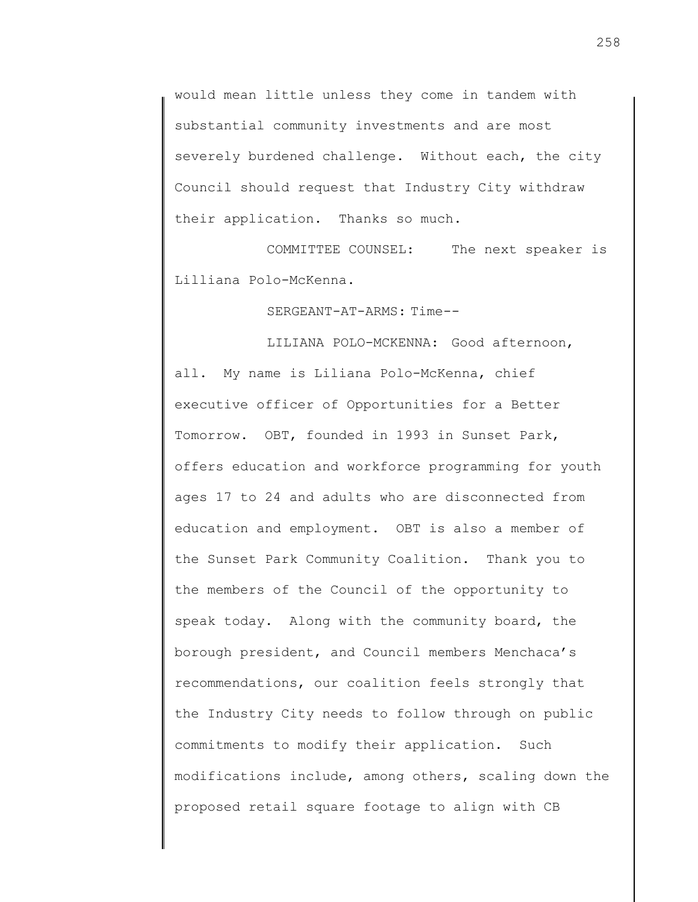would mean little unless they come in tandem with substantial community investments and are most severely burdened challenge. Without each, the city Council should request that Industry City withdraw their application. Thanks so much.

COMMITTEE COUNSEL: The next speaker is Lilliana Polo-McKenna.

SERGEANT-AT-ARMS: Time--

LILIANA POLO-MCKENNA: Good afternoon, all. My name is Liliana Polo-McKenna, chief executive officer of Opportunities for a Better Tomorrow. OBT, founded in 1993 in Sunset Park, offers education and workforce programming for youth ages 17 to 24 and adults who are disconnected from education and employment. OBT is also a member of the Sunset Park Community Coalition. Thank you to the members of the Council of the opportunity to speak today. Along with the community board, the borough president, and Council members Menchaca's recommendations, our coalition feels strongly that the Industry City needs to follow through on public commitments to modify their application. Such modifications include, among others, scaling down the proposed retail square footage to align with CB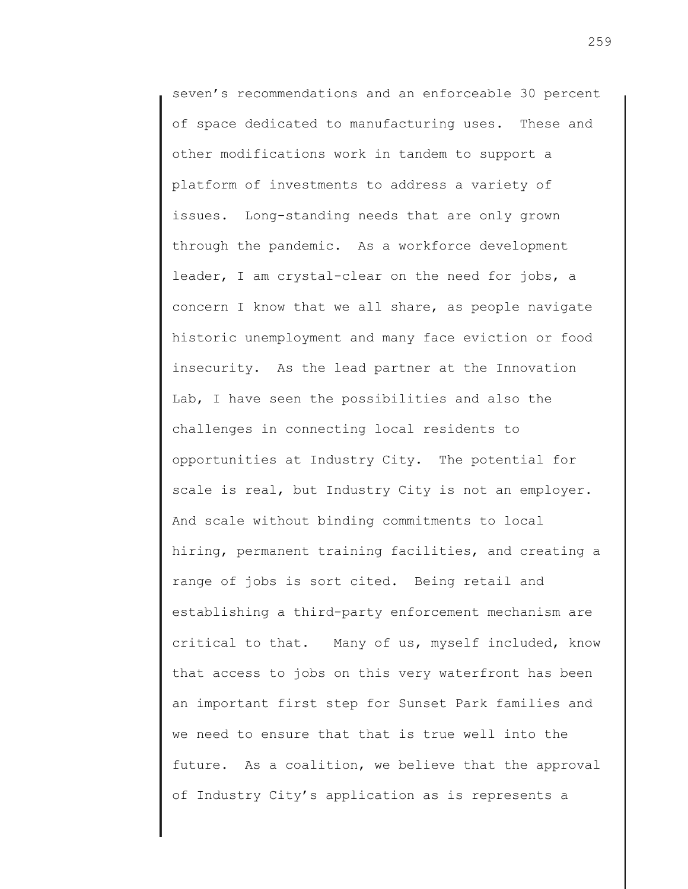seven's recommendations and an enforceable 30 percent of space dedicated to manufacturing uses. These and other modifications work in tandem to support a platform of investments to address a variety of issues. Long-standing needs that are only grown through the pandemic. As a workforce development leader, I am crystal-clear on the need for jobs, a concern I know that we all share, as people navigate historic unemployment and many face eviction or food insecurity. As the lead partner at the Innovation Lab, I have seen the possibilities and also the challenges in connecting local residents to opportunities at Industry City. The potential for scale is real, but Industry City is not an employer. And scale without binding commitments to local hiring, permanent training facilities, and creating a range of jobs is sort cited. Being retail and establishing a third-party enforcement mechanism are critical to that. Many of us, myself included, know that access to jobs on this very waterfront has been an important first step for Sunset Park families and we need to ensure that that is true well into the future. As a coalition, we believe that the approval of Industry City's application as is represents a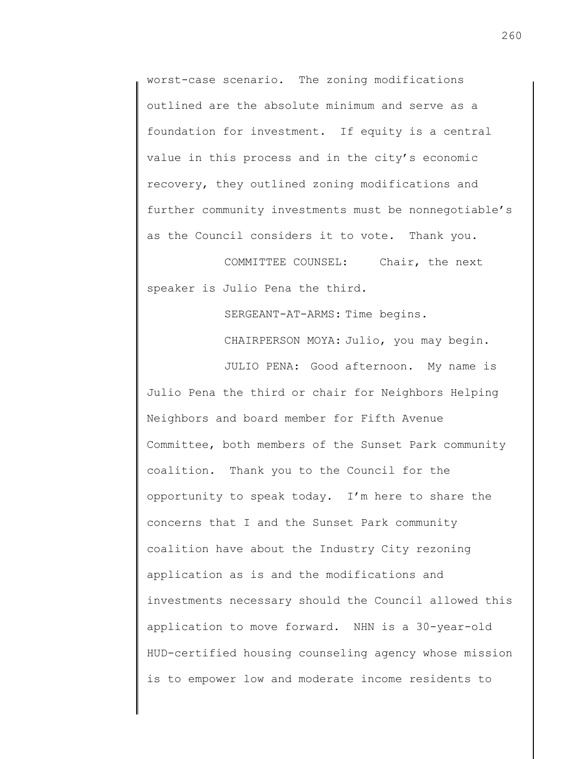worst-case scenario. The zoning modifications outlined are the absolute minimum and serve as a foundation for investment. If equity is a central value in this process and in the city's economic recovery, they outlined zoning modifications and further community investments must be nonnegotiable's as the Council considers it to vote. Thank you.

COMMITTEE COUNSEL: Chair, the next speaker is Julio Pena the third.

SERGEANT-AT-ARMS: Time begins.

CHAIRPERSON MOYA: Julio, you may begin.

JULIO PENA: Good afternoon. My name is Julio Pena the third or chair for Neighbors Helping Neighbors and board member for Fifth Avenue Committee, both members of the Sunset Park community coalition. Thank you to the Council for the opportunity to speak today. I'm here to share the concerns that I and the Sunset Park community coalition have about the Industry City rezoning application as is and the modifications and investments necessary should the Council allowed this application to move forward. NHN is a 30-year-old HUD-certified housing counseling agency whose mission is to empower low and moderate income residents to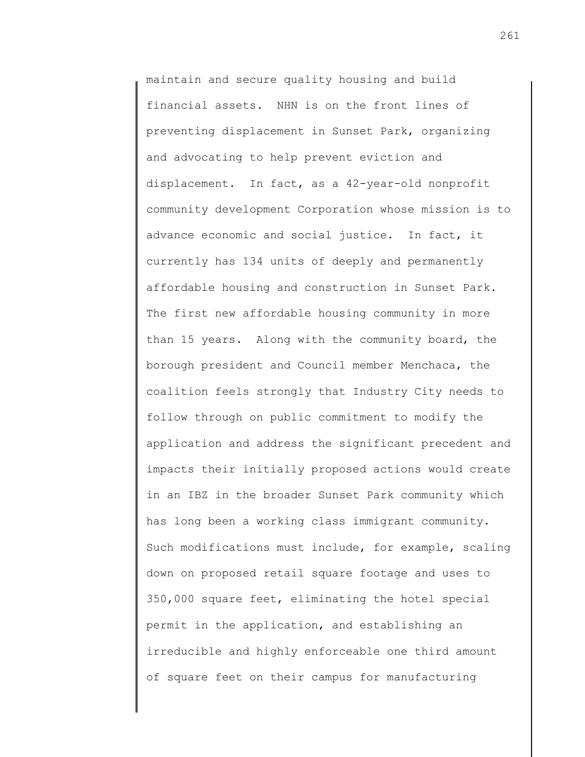maintain and secure quality housing and build financial assets. NHN is on the front lines of preventing displacement in Sunset Park, organizing and advocating to help prevent eviction and displacement. In fact, as a 42-year-old nonprofit community development Corporation whose mission is to advance economic and social justice. In fact, it currently has 134 units of deeply and permanently affordable housing and construction in Sunset Park. The first new affordable housing community in more than 15 years. Along with the community board, the borough president and Council member Menchaca, the coalition feels strongly that Industry City needs to follow through on public commitment to modify the application and address the significant precedent and impacts their initially proposed actions would create in an IBZ in the broader Sunset Park community which has long been a working class immigrant community. Such modifications must include, for example, scaling down on proposed retail square footage and uses to 350,000 square feet, eliminating the hotel special permit in the application, and establishing an irreducible and highly enforceable one third amount of square feet on their campus for manufacturing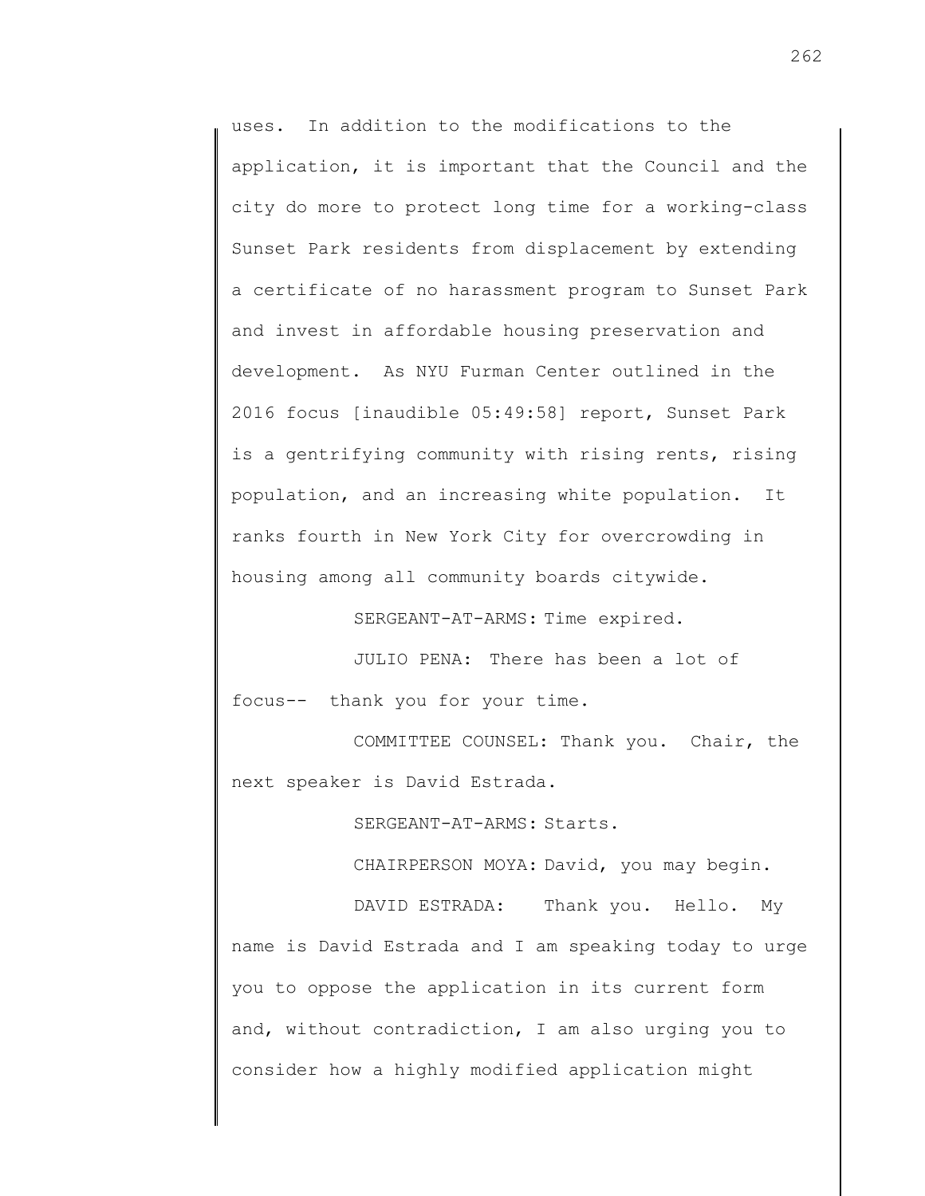uses. In addition to the modifications to the application, it is important that the Council and the city do more to protect long time for a working-class Sunset Park residents from displacement by extending a certificate of no harassment program to Sunset Park and invest in affordable housing preservation and development. As NYU Furman Center outlined in the 2016 focus [inaudible 05:49:58] report, Sunset Park is a gentrifying community with rising rents, rising population, and an increasing white population. It ranks fourth in New York City for overcrowding in housing among all community boards citywide.

SERGEANT-AT-ARMS: Time expired.

JULIO PENA: There has been a lot of focus-- thank you for your time.

COMMITTEE COUNSEL: Thank you. Chair, the next speaker is David Estrada.

SERGEANT-AT-ARMS: Starts.

CHAIRPERSON MOYA: David, you may begin.

DAVID ESTRADA: Thank you. Hello. My name is David Estrada and I am speaking today to urge you to oppose the application in its current form and, without contradiction, I am also urging you to consider how a highly modified application might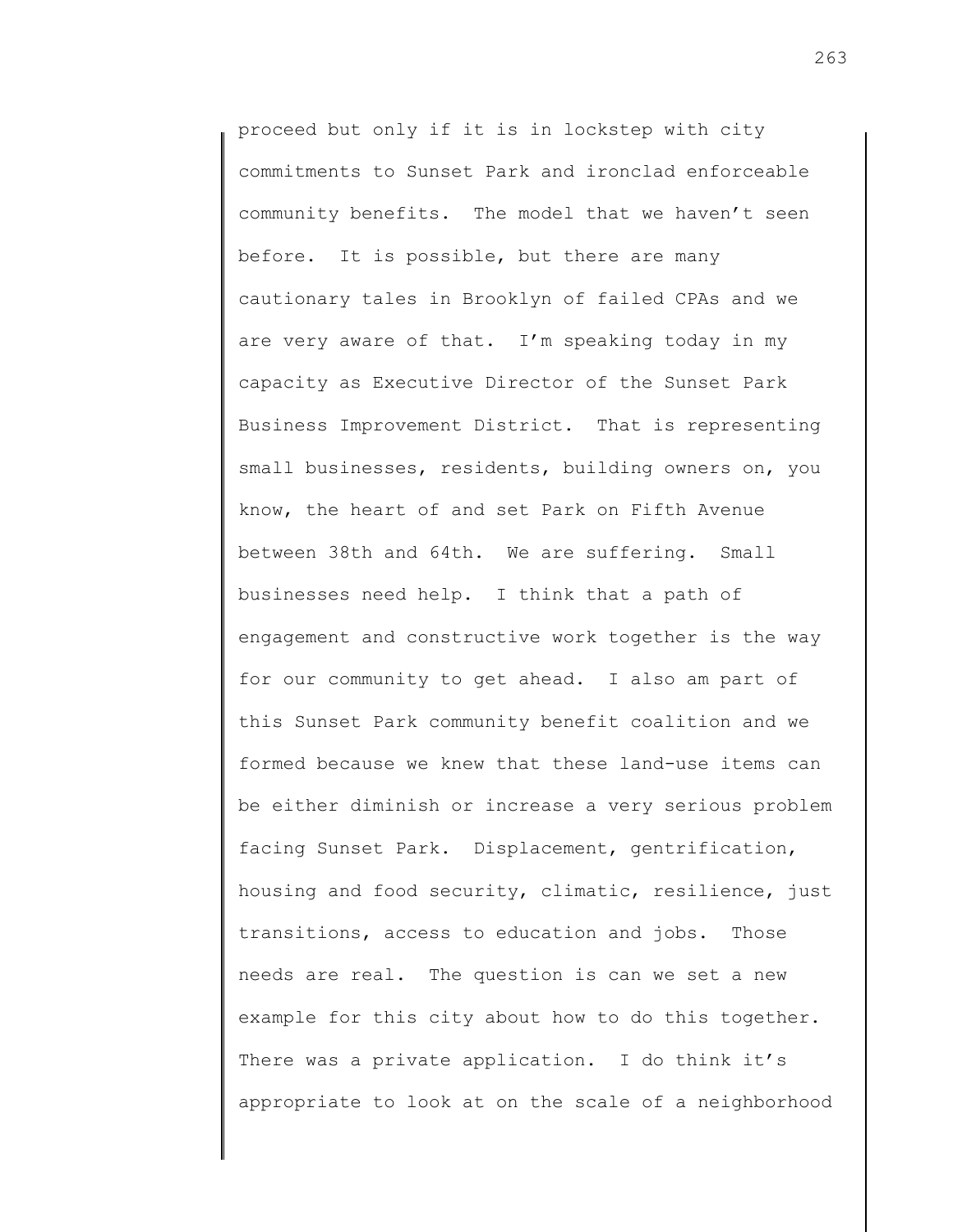proceed but only if it is in lockstep with city commitments to Sunset Park and ironclad enforceable community benefits. The model that we haven't seen before. It is possible, but there are many cautionary tales in Brooklyn of failed CPAs and we are very aware of that. I'm speaking today in my capacity as Executive Director of the Sunset Park Business Improvement District. That is representing small businesses, residents, building owners on, you know, the heart of and set Park on Fifth Avenue between 38th and 64th. We are suffering. Small businesses need help. I think that a path of engagement and constructive work together is the way for our community to get ahead. I also am part of this Sunset Park community benefit coalition and we formed because we knew that these land-use items can be either diminish or increase a very serious problem facing Sunset Park. Displacement, gentrification, housing and food security, climatic, resilience, just transitions, access to education and jobs. Those needs are real. The question is can we set a new example for this city about how to do this together. There was a private application. I do think it's appropriate to look at on the scale of a neighborhood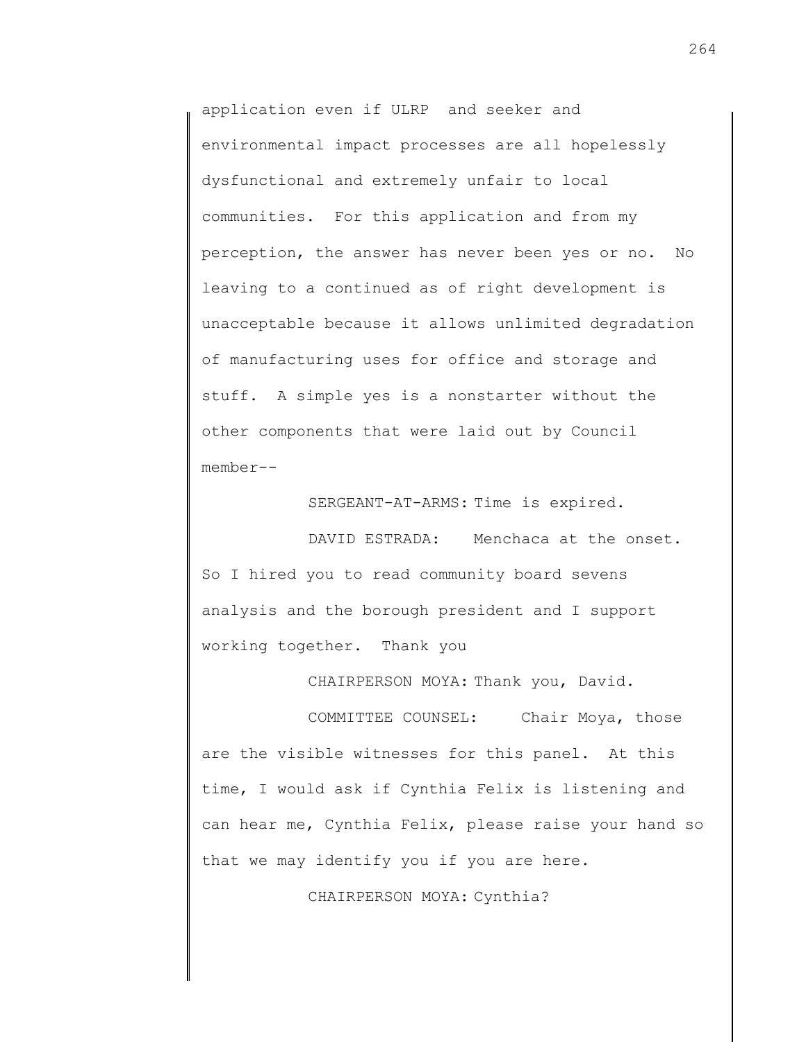application even if ULRP and seeker and environmental impact processes are all hopelessly dysfunctional and extremely unfair to local communities. For this application and from my perception, the answer has never been yes or no. No leaving to a continued as of right development is unacceptable because it allows unlimited degradation of manufacturing uses for office and storage and stuff. A simple yes is a nonstarter without the other components that were laid out by Council member--

SERGEANT-AT-ARMS: Time is expired.

DAVID ESTRADA: Menchaca at the onset. So I hired you to read community board sevens analysis and the borough president and I support working together. Thank you

CHAIRPERSON MOYA: Thank you, David.

COMMITTEE COUNSEL: Chair Moya, those are the visible witnesses for this panel. At this time, I would ask if Cynthia Felix is listening and can hear me, Cynthia Felix, please raise your hand so that we may identify you if you are here.

CHAIRPERSON MOYA: Cynthia?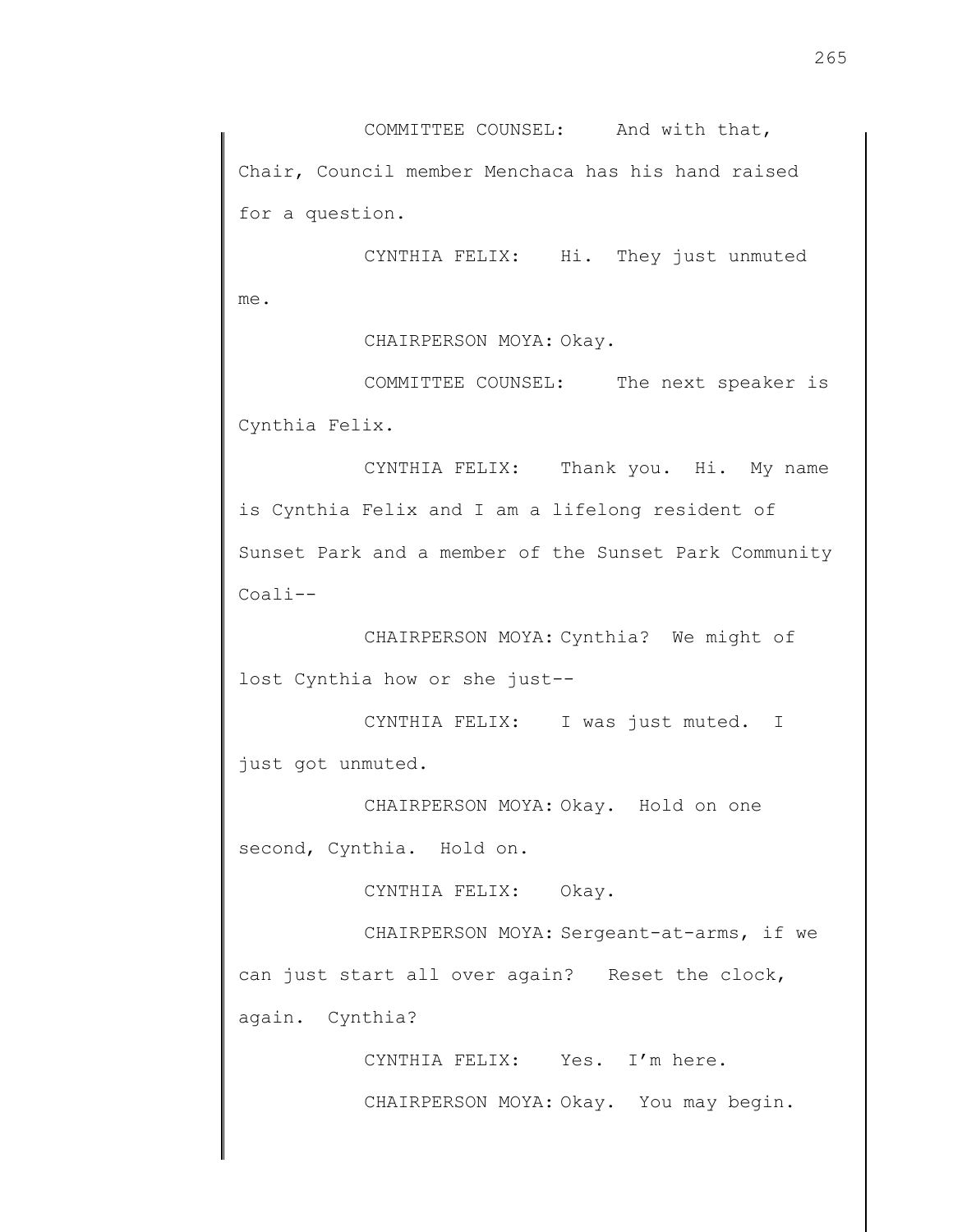COMMITTEE COUNSEL: And with that, Chair, Council member Menchaca has his hand raised for a question.

CYNTHIA FELIX: Hi. They just unmuted me.

CHAIRPERSON MOYA: Okay.

COMMITTEE COUNSEL: The next speaker is Cynthia Felix.

CYNTHIA FELIX: Thank you. Hi. My name is Cynthia Felix and I am a lifelong resident of Sunset Park and a member of the Sunset Park Community Coali--

CHAIRPERSON MOYA: Cynthia? We might of lost Cynthia how or she just--

CYNTHIA FELIX: I was just muted. I just got unmuted.

CHAIRPERSON MOYA: Okay. Hold on one second, Cynthia. Hold on.

CYNTHIA FELIX: Okay.

CHAIRPERSON MOYA: Sergeant-at-arms, if we can just start all over again? Reset the clock, again. Cynthia?

CYNTHIA FELIX: Yes. I'm here.

CHAIRPERSON MOYA: Okay. You may begin.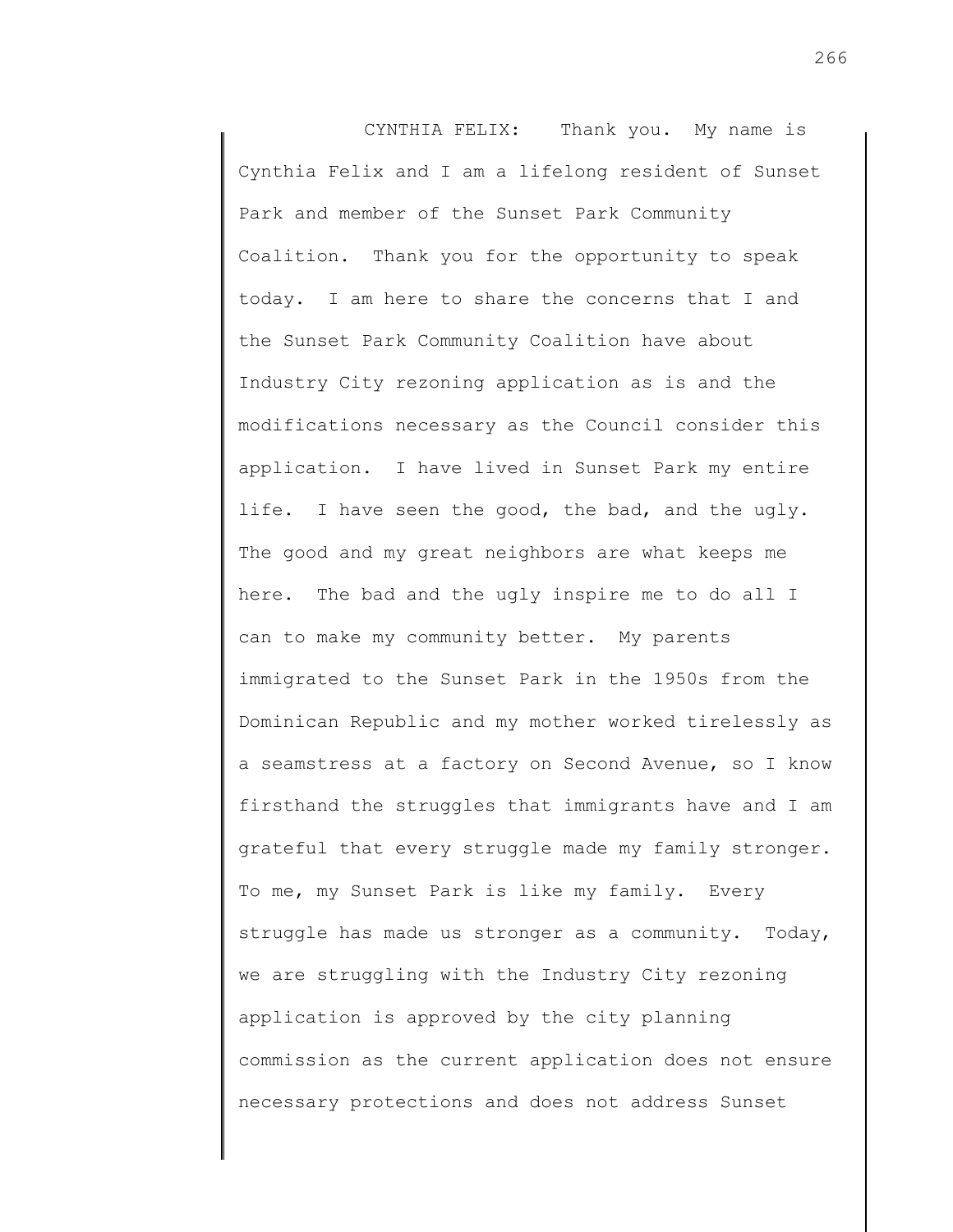CYNTHIA FELIX: Thank you. My name is Cynthia Felix and I am a lifelong resident of Sunset Park and member of the Sunset Park Community Coalition. Thank you for the opportunity to speak today. I am here to share the concerns that I and the Sunset Park Community Coalition have about Industry City rezoning application as is and the modifications necessary as the Council consider this application. I have lived in Sunset Park my entire life. I have seen the good, the bad, and the ugly. The good and my great neighbors are what keeps me here. The bad and the ugly inspire me to do all I can to make my community better. My parents immigrated to the Sunset Park in the 1950s from the Dominican Republic and my mother worked tirelessly as a seamstress at a factory on Second Avenue, so I know firsthand the struggles that immigrants have and I am grateful that every struggle made my family stronger. To me, my Sunset Park is like my family. Every struggle has made us stronger as a community. Today, we are struggling with the Industry City rezoning application is approved by the city planning commission as the current application does not ensure necessary protections and does not address Sunset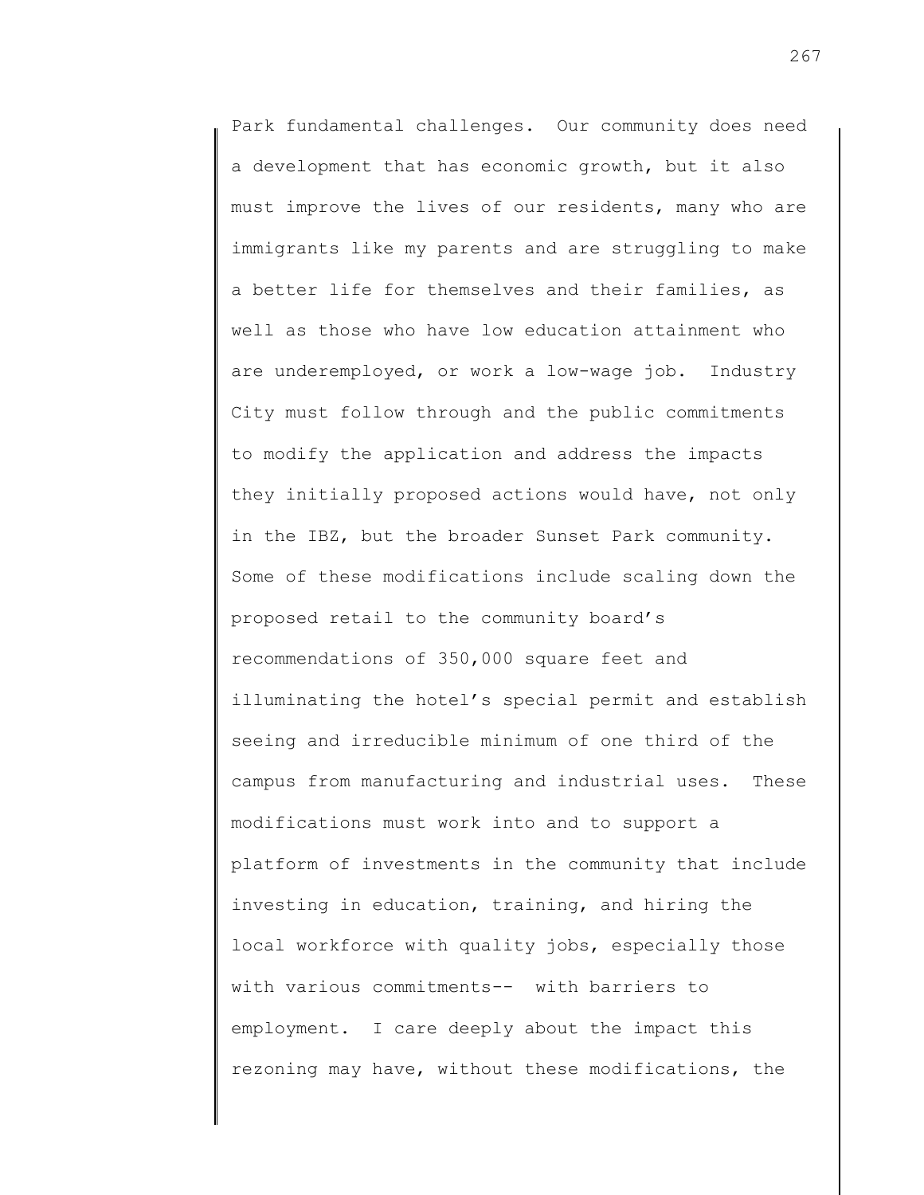Park fundamental challenges. Our community does need a development that has economic growth, but it also must improve the lives of our residents, many who are immigrants like my parents and are struggling to make a better life for themselves and their families, as well as those who have low education attainment who are underemployed, or work a low-wage job. Industry City must follow through and the public commitments to modify the application and address the impacts they initially proposed actions would have, not only in the IBZ, but the broader Sunset Park community. Some of these modifications include scaling down the proposed retail to the community board's recommendations of 350,000 square feet and illuminating the hotel's special permit and establish seeing and irreducible minimum of one third of the campus from manufacturing and industrial uses. These modifications must work into and to support a platform of investments in the community that include investing in education, training, and hiring the local workforce with quality jobs, especially those with various commitments-- with barriers to employment. I care deeply about the impact this rezoning may have, without these modifications, the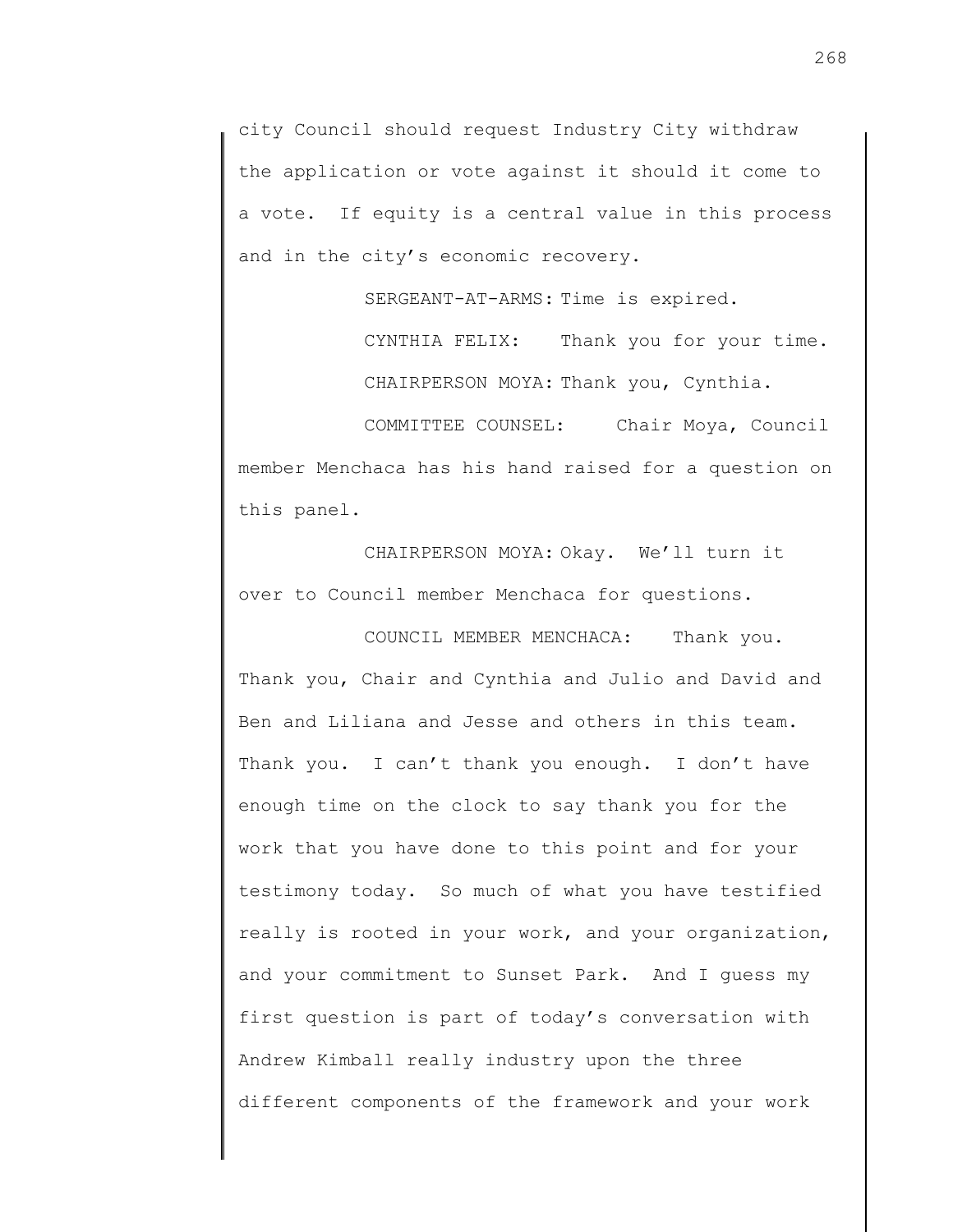city Council should request Industry City withdraw the application or vote against it should it come to a vote. If equity is a central value in this process and in the city's economic recovery.

SERGEANT-AT-ARMS: Time is expired.

CYNTHIA FELIX: Thank you for your time.

CHAIRPERSON MOYA: Thank you, Cynthia.

COMMITTEE COUNSEL: Chair Moya, Council member Menchaca has his hand raised for a question on this panel.

CHAIRPERSON MOYA: Okay. We'll turn it over to Council member Menchaca for questions.

COUNCIL MEMBER MENCHACA: Thank you. Thank you, Chair and Cynthia and Julio and David and Ben and Liliana and Jesse and others in this team. Thank you. I can't thank you enough. I don't have enough time on the clock to say thank you for the work that you have done to this point and for your testimony today. So much of what you have testified really is rooted in your work, and your organization, and your commitment to Sunset Park. And I guess my first question is part of today's conversation with Andrew Kimball really industry upon the three different components of the framework and your work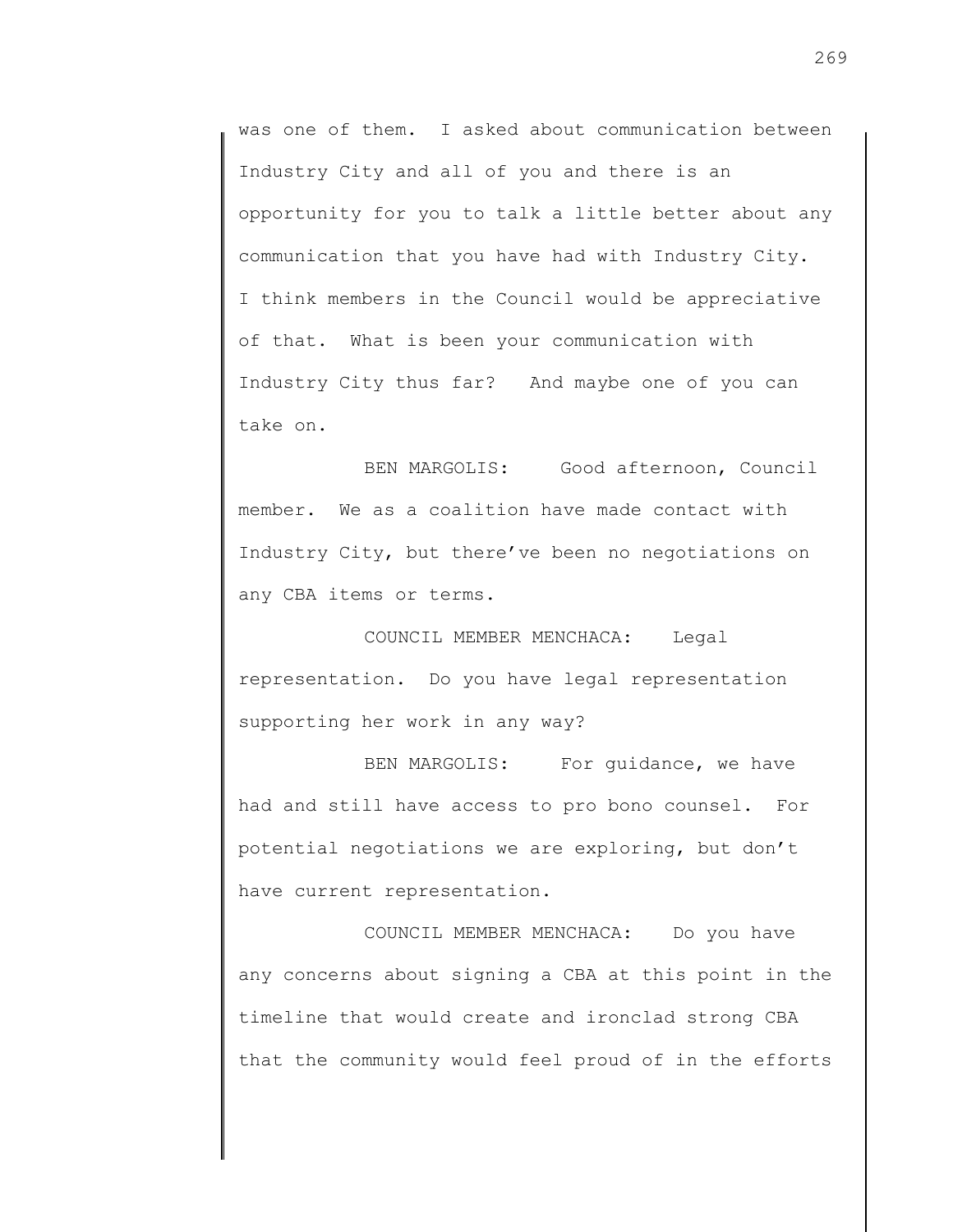was one of them. I asked about communication between Industry City and all of you and there is an opportunity for you to talk a little better about any communication that you have had with Industry City. I think members in the Council would be appreciative of that. What is been your communication with Industry City thus far? And maybe one of you can take on.

BEN MARGOLIS: Good afternoon, Council member. We as a coalition have made contact with Industry City, but there've been no negotiations on any CBA items or terms.

COUNCIL MEMBER MENCHACA: Legal representation. Do you have legal representation supporting her work in any way?

BEN MARGOLIS: For guidance, we have had and still have access to pro bono counsel. For potential negotiations we are exploring, but don't have current representation.

COUNCIL MEMBER MENCHACA: Do you have any concerns about signing a CBA at this point in the timeline that would create and ironclad strong CBA that the community would feel proud of in the efforts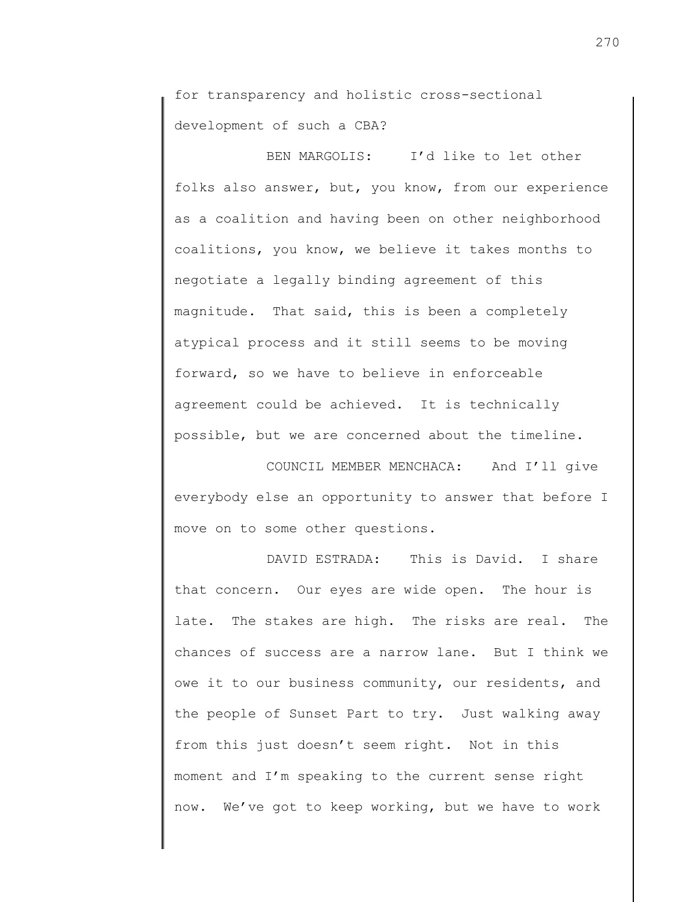for transparency and holistic cross-sectional development of such a CBA?

BEN MARGOLIS: I'd like to let other folks also answer, but, you know, from our experience as a coalition and having been on other neighborhood coalitions, you know, we believe it takes months to negotiate a legally binding agreement of this magnitude. That said, this is been a completely atypical process and it still seems to be moving forward, so we have to believe in enforceable agreement could be achieved. It is technically possible, but we are concerned about the timeline.

COUNCIL MEMBER MENCHACA: And I'll give everybody else an opportunity to answer that before I move on to some other questions.

DAVID ESTRADA: This is David. I share that concern. Our eyes are wide open. The hour is late. The stakes are high. The risks are real. The chances of success are a narrow lane. But I think we owe it to our business community, our residents, and the people of Sunset Part to try. Just walking away from this just doesn't seem right. Not in this moment and I'm speaking to the current sense right now. We've got to keep working, but we have to work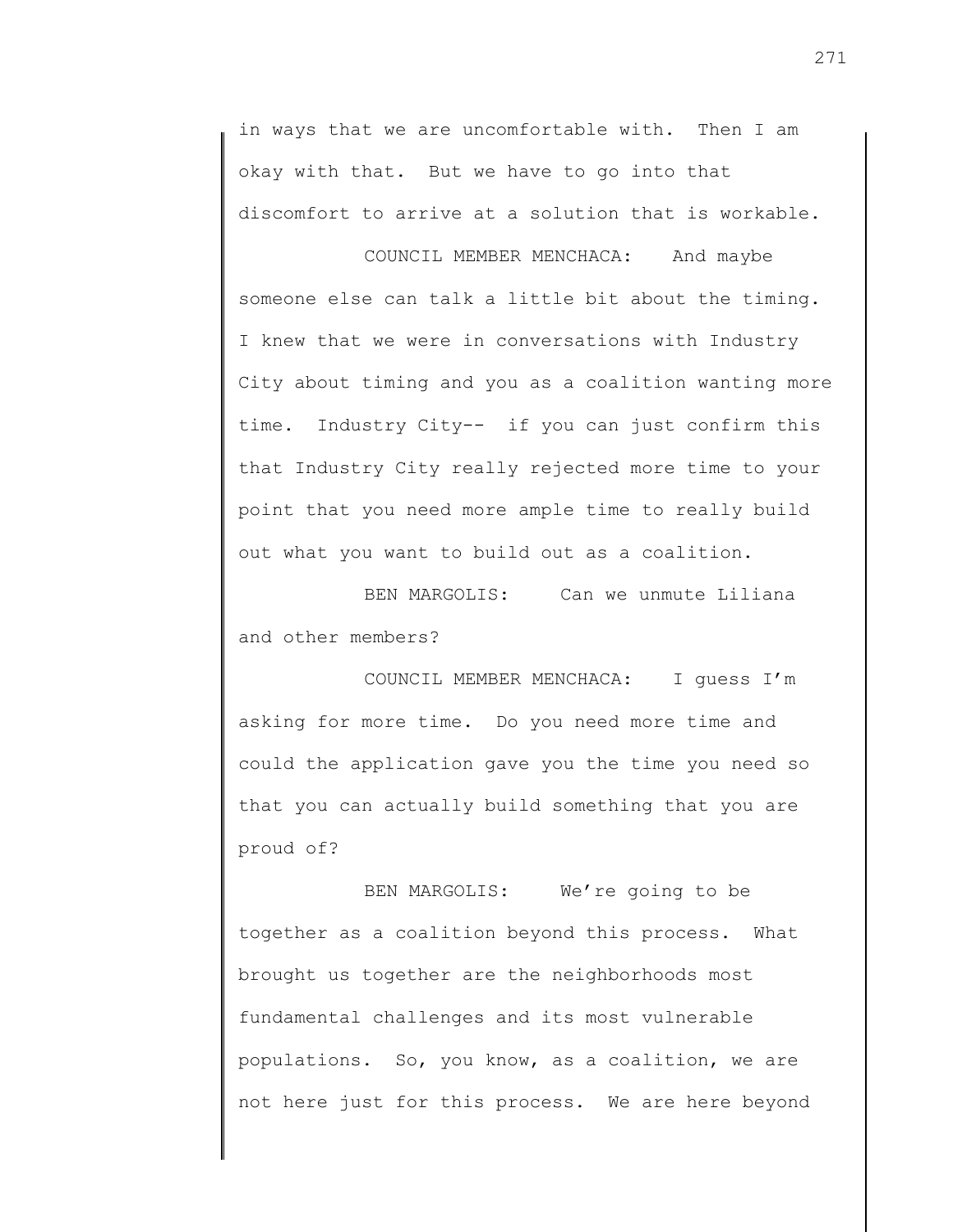in ways that we are uncomfortable with. Then I am okay with that. But we have to go into that discomfort to arrive at a solution that is workable.

COUNCIL MEMBER MENCHACA: And maybe someone else can talk a little bit about the timing. I knew that we were in conversations with Industry City about timing and you as a coalition wanting more time. Industry City-- if you can just confirm this that Industry City really rejected more time to your point that you need more ample time to really build out what you want to build out as a coalition.

BEN MARGOLIS: Can we unmute Liliana and other members?

COUNCIL MEMBER MENCHACA: I guess I'm asking for more time. Do you need more time and could the application gave you the time you need so that you can actually build something that you are proud of?

BEN MARGOLIS: We're going to be together as a coalition beyond this process. What brought us together are the neighborhoods most fundamental challenges and its most vulnerable populations. So, you know, as a coalition, we are not here just for this process. We are here beyond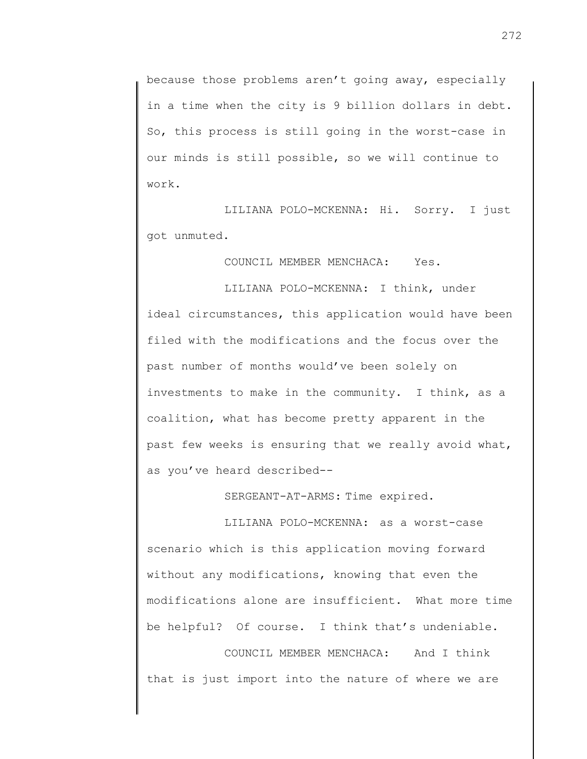because those problems aren't going away, especially in a time when the city is 9 billion dollars in debt. So, this process is still going in the worst-case in our minds is still possible, so we will continue to work.

LILIANA POLO-MCKENNA: Hi. Sorry. I just got unmuted.

COUNCIL MEMBER MENCHACA: Yes.

LILIANA POLO-MCKENNA: I think, under ideal circumstances, this application would have been filed with the modifications and the focus over the past number of months would've been solely on investments to make in the community. I think, as a coalition, what has become pretty apparent in the past few weeks is ensuring that we really avoid what, as you've heard described--

SERGEANT-AT-ARMS: Time expired.

LILIANA POLO-MCKENNA: as a worst-case scenario which is this application moving forward without any modifications, knowing that even the modifications alone are insufficient. What more time be helpful? Of course. I think that's undeniable.

COUNCIL MEMBER MENCHACA: And I think that is just import into the nature of where we are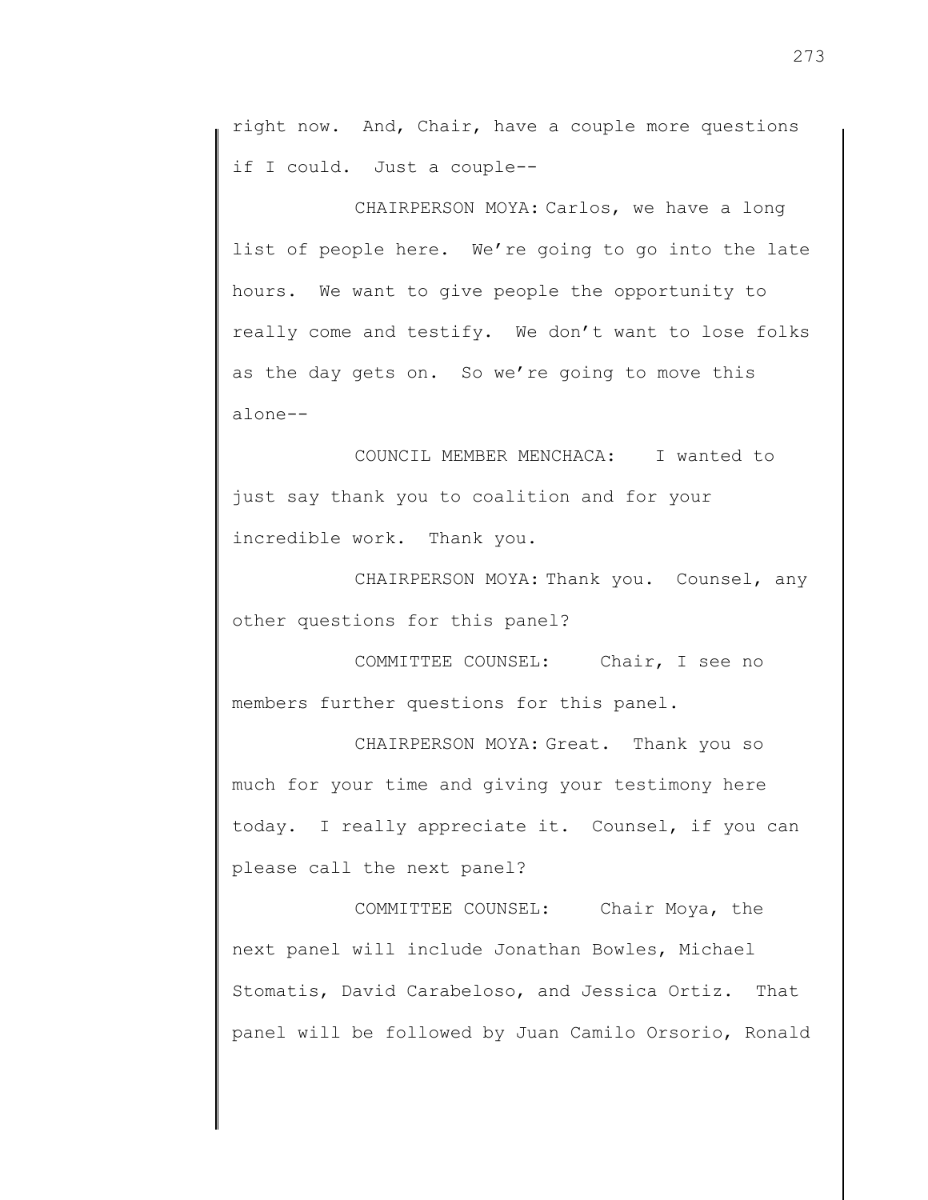right now. And, Chair, have a couple more questions if I could. Just a couple--

CHAIRPERSON MOYA: Carlos, we have a long list of people here. We're going to go into the late hours. We want to give people the opportunity to really come and testify. We don't want to lose folks as the day gets on. So we're going to move this alone--

COUNCIL MEMBER MENCHACA: I wanted to just say thank you to coalition and for your incredible work. Thank you.

CHAIRPERSON MOYA: Thank you. Counsel, any other questions for this panel?

COMMITTEE COUNSEL: Chair, I see no members further questions for this panel.

CHAIRPERSON MOYA: Great. Thank you so much for your time and giving your testimony here today. I really appreciate it. Counsel, if you can please call the next panel?

COMMITTEE COUNSEL: Chair Moya, the next panel will include Jonathan Bowles, Michael Stomatis, David Carabeloso, and Jessica Ortiz. That panel will be followed by Juan Camilo Orsorio, Ronald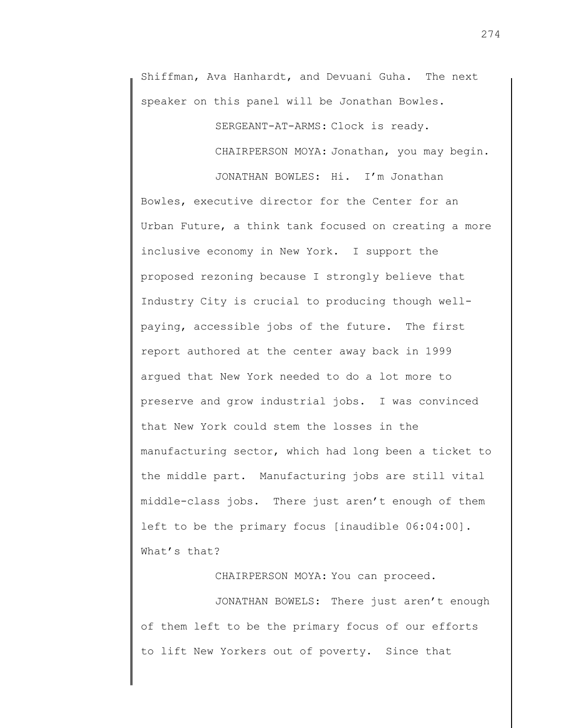Shiffman, Ava Hanhardt, and Devuani Guha. The next speaker on this panel will be Jonathan Bowles.

SERGEANT-AT-ARMS: Clock is ready.

CHAIRPERSON MOYA: Jonathan, you may begin.

JONATHAN BOWLES: Hi. I'm Jonathan Bowles, executive director for the Center for an Urban Future, a think tank focused on creating a more inclusive economy in New York. I support the proposed rezoning because I strongly believe that Industry City is crucial to producing though well-paying, accessible jobs of the future. The first report authored at the center away back in 1999 argued that New York needed to do a lot more to preserve and grow industrial jobs. I was convinced that New York could stem the losses in the manufacturing sector, which had long been a ticket to the middle part. Manufacturing jobs are still vital middle-class jobs. There just aren't enough of them left to be the primary focus [inaudible 06:04:00]. What's that?

CHAIRPERSON MOYA: You can proceed.

JONATHAN BOWELS: There just aren't enough of them left to be the primary focus of our efforts to lift New Yorkers out of poverty. Since that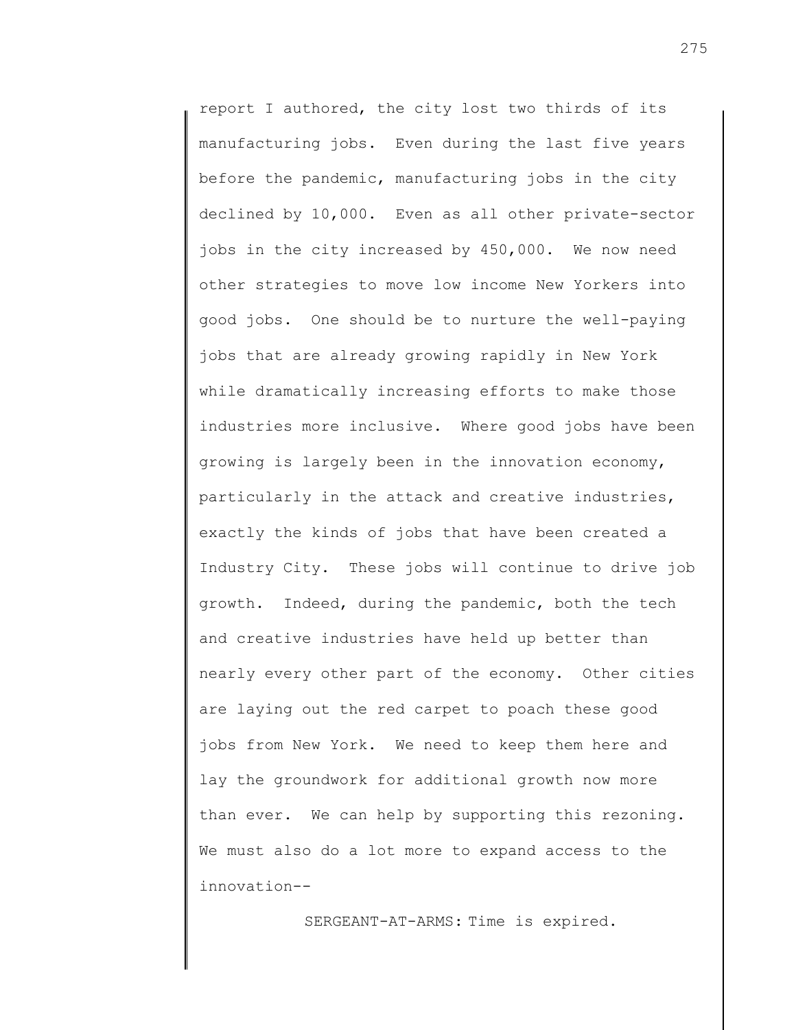report I authored, the city lost two thirds of its manufacturing jobs. Even during the last five years before the pandemic, manufacturing jobs in the city declined by 10,000. Even as all other private-sector jobs in the city increased by 450,000. We now need other strategies to move low income New Yorkers into good jobs. One should be to nurture the well-paying jobs that are already growing rapidly in New York while dramatically increasing efforts to make those industries more inclusive. Where good jobs have been growing is largely been in the innovation economy, particularly in the attack and creative industries, exactly the kinds of jobs that have been created a Industry City. These jobs will continue to drive job growth. Indeed, during the pandemic, both the tech and creative industries have held up better than nearly every other part of the economy. Other cities are laying out the red carpet to poach these good jobs from New York. We need to keep them here and lay the groundwork for additional growth now more than ever. We can help by supporting this rezoning. We must also do a lot more to expand access to the innovation--

SERGEANT-AT-ARMS: Time is expired.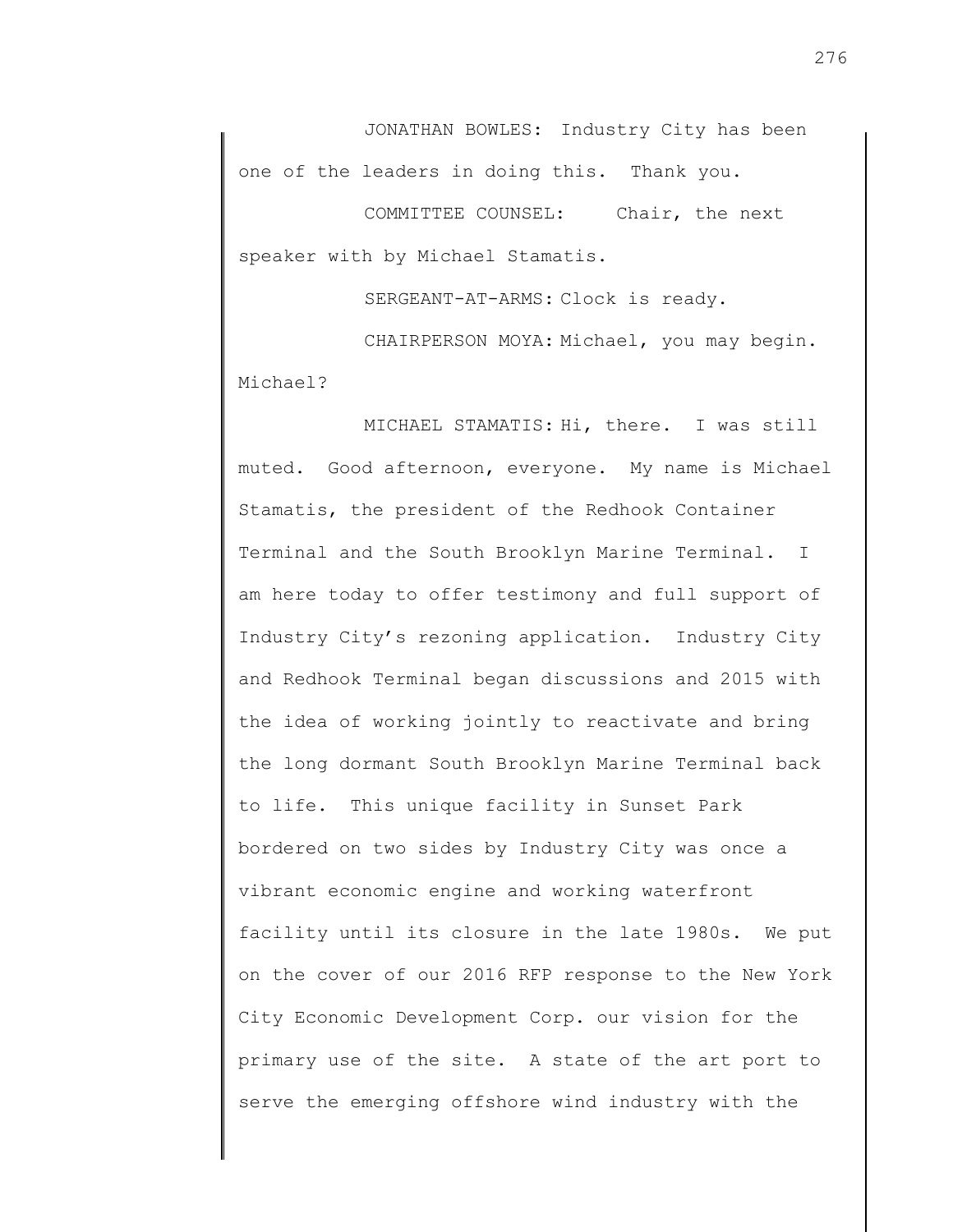JONATHAN BOWLES: Industry City has been one of the leaders in doing this. Thank you.

COMMITTEE COUNSEL: Chair, the next speaker with by Michael Stamatis.

SERGEANT-AT-ARMS: Clock is ready.

CHAIRPERSON MOYA: Michael, you may begin. Michael?

MICHAEL STAMATIS: Hi, there. I was still muted. Good afternoon, everyone. My name is Michael Stamatis, the president of the Redhook Container Terminal and the South Brooklyn Marine Terminal. I am here today to offer testimony and full support of Industry City's rezoning application. Industry City and Redhook Terminal began discussions and 2015 with the idea of working jointly to reactivate and bring the long dormant South Brooklyn Marine Terminal back to life. This unique facility in Sunset Park bordered on two sides by Industry City was once a vibrant economic engine and working waterfront facility until its closure in the late 1980s. We put on the cover of our 2016 RFP response to the New York City Economic Development Corp. our vision for the primary use of the site. A state of the art port to serve the emerging offshore wind industry with the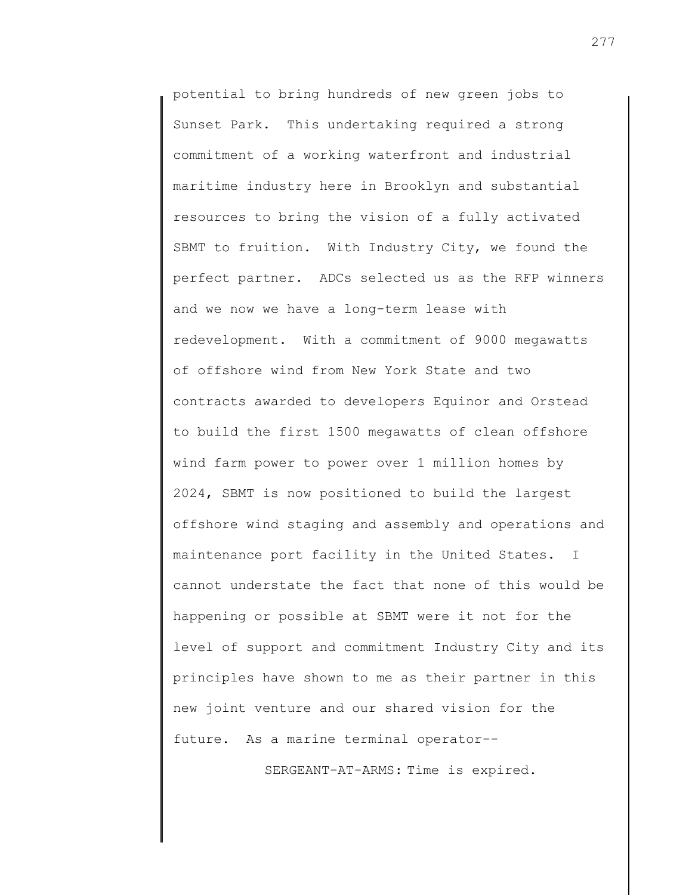potential to bring hundreds of new green jobs to Sunset Park. This undertaking required a strong commitment of a working waterfront and industrial maritime industry here in Brooklyn and substantial resources to bring the vision of a fully activated SBMT to fruition. With Industry City, we found the perfect partner. ADCs selected us as the RFP winners and we now we have a long-term lease with redevelopment. With a commitment of 9000 megawatts of offshore wind from New York State and two contracts awarded to developers Equinor and Orstead to build the first 1500 megawatts of clean offshore wind farm power to power over 1 million homes by 2024, SBMT is now positioned to build the largest offshore wind staging and assembly and operations and maintenance port facility in the United States. I cannot understate the fact that none of this would be happening or possible at SBMT were it not for the level of support and commitment Industry City and its principles have shown to me as their partner in this new joint venture and our shared vision for the future. As a marine terminal operator--

SERGEANT-AT-ARMS: Time is expired.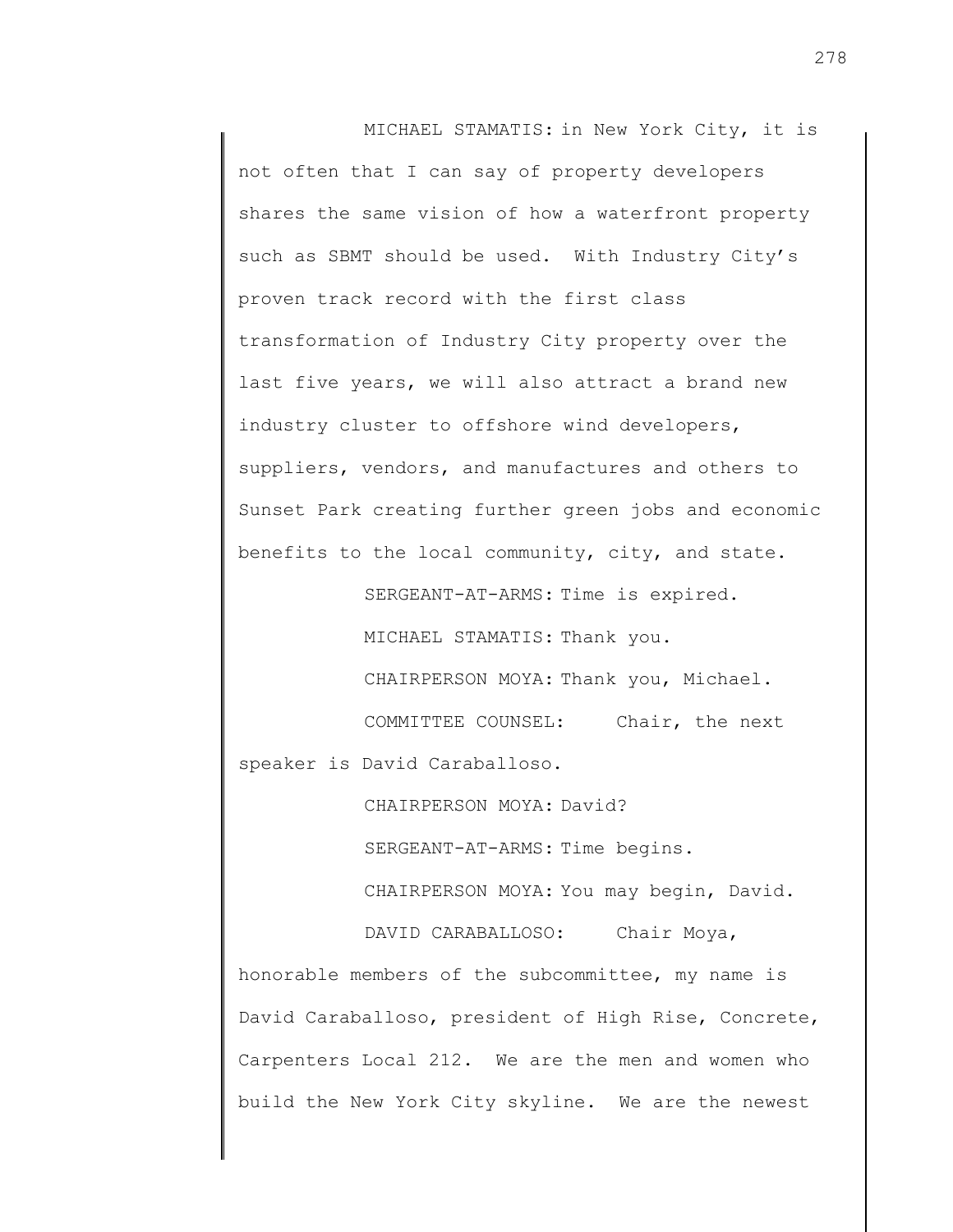MICHAEL STAMATIS: in New York City, it is not often that I can say of property developers shares the same vision of how a waterfront property such as SBMT should be used. With Industry City's proven track record with the first class transformation of Industry City property over the last five years, we will also attract a brand new industry cluster to offshore wind developers, suppliers, vendors, and manufactures and others to Sunset Park creating further green jobs and economic benefits to the local community, city, and state.

SERGEANT-AT-ARMS: Time is expired.

MICHAEL STAMATIS: Thank you.

CHAIRPERSON MOYA: Thank you, Michael.

COMMITTEE COUNSEL: Chair, the next speaker is David Caraballoso.

CHAIRPERSON MOYA: David?

SERGEANT-AT-ARMS: Time begins.

CHAIRPERSON MOYA: You may begin, David.

DAVID CARABALLOSO: Chair Moya, honorable members of the subcommittee, my name is David Caraballoso, president of High Rise, Concrete, Carpenters Local 212. We are the men and women who build the New York City skyline. We are the newest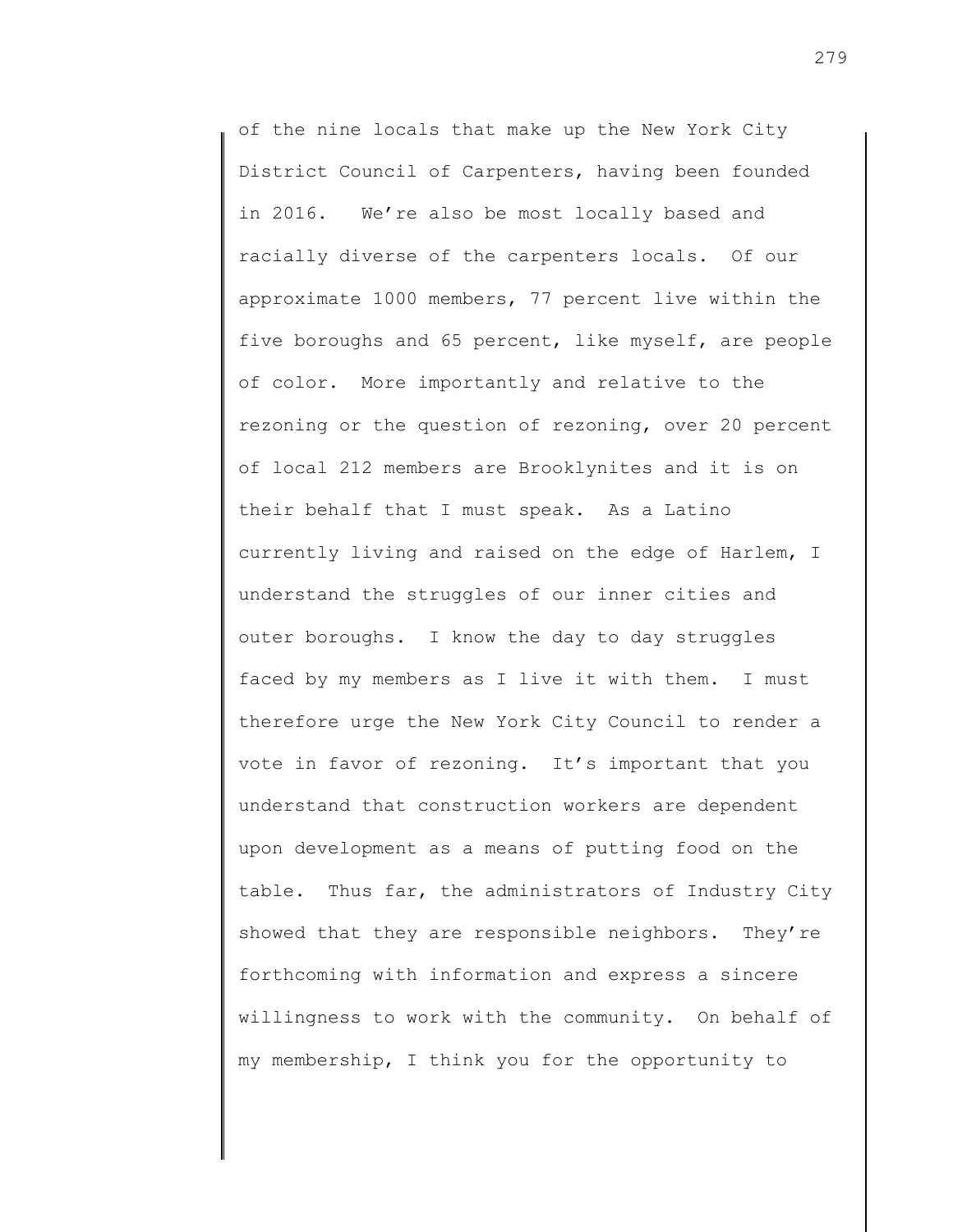of the nine locals that make up the New York City District Council of Carpenters, having been founded in 2016. We're also be most locally based and racially diverse of the carpenters locals. Of our approximate 1000 members, 77 percent live within the five boroughs and 65 percent, like myself, are people of color. More importantly and relative to the rezoning or the question of rezoning, over 20 percent of local 212 members are Brooklynites and it is on their behalf that I must speak. As a Latino currently living and raised on the edge of Harlem, I understand the struggles of our inner cities and outer boroughs. I know the day to day struggles faced by my members as I live it with them. I must therefore urge the New York City Council to render a vote in favor of rezoning. It's important that you understand that construction workers are dependent upon development as a means of putting food on the table. Thus far, the administrators of Industry City showed that they are responsible neighbors. They're forthcoming with information and express a sincere willingness to work with the community. On behalf of my membership, I think you for the opportunity to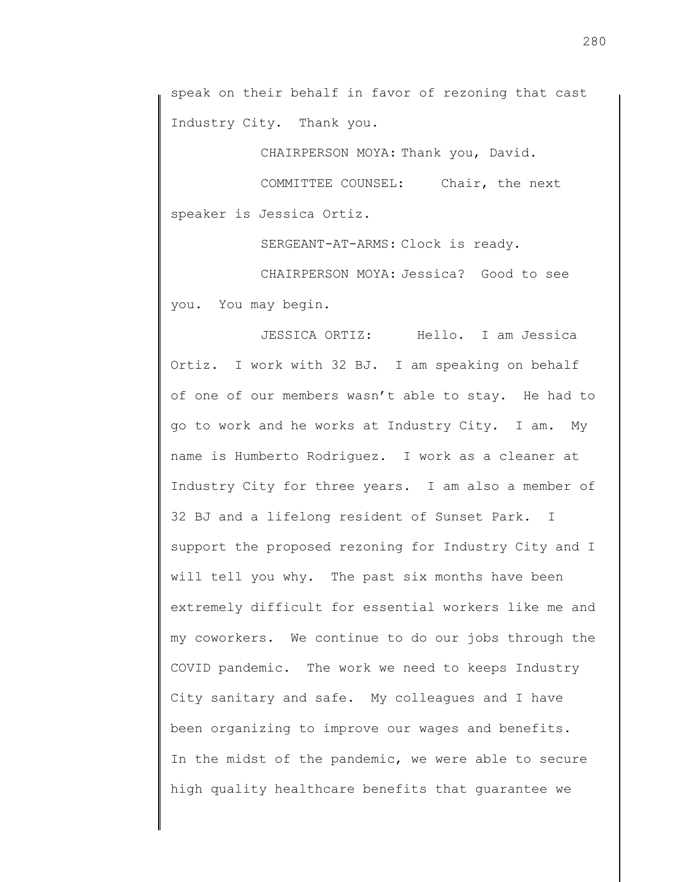speak on their behalf in favor of rezoning that cast Industry City. Thank you.

CHAIRPERSON MOYA: Thank you, David.

COMMITTEE COUNSEL: Chair, the next speaker is Jessica Ortiz.

SERGEANT-AT-ARMS: Clock is ready.

CHAIRPERSON MOYA: Jessica? Good to see you. You may begin.

JESSICA ORTIZ: Hello. I am Jessica Ortiz. I work with 32 BJ. I am speaking on behalf of one of our members wasn't able to stay. He had to go to work and he works at Industry City. I am. My name is Humberto Rodriguez. I work as a cleaner at Industry City for three years. I am also a member of 32 BJ and a lifelong resident of Sunset Park. I support the proposed rezoning for Industry City and I will tell you why. The past six months have been extremely difficult for essential workers like me and my coworkers. We continue to do our jobs through the COVID pandemic. The work we need to keeps Industry City sanitary and safe. My colleagues and I have been organizing to improve our wages and benefits. In the midst of the pandemic, we were able to secure high quality healthcare benefits that guarantee we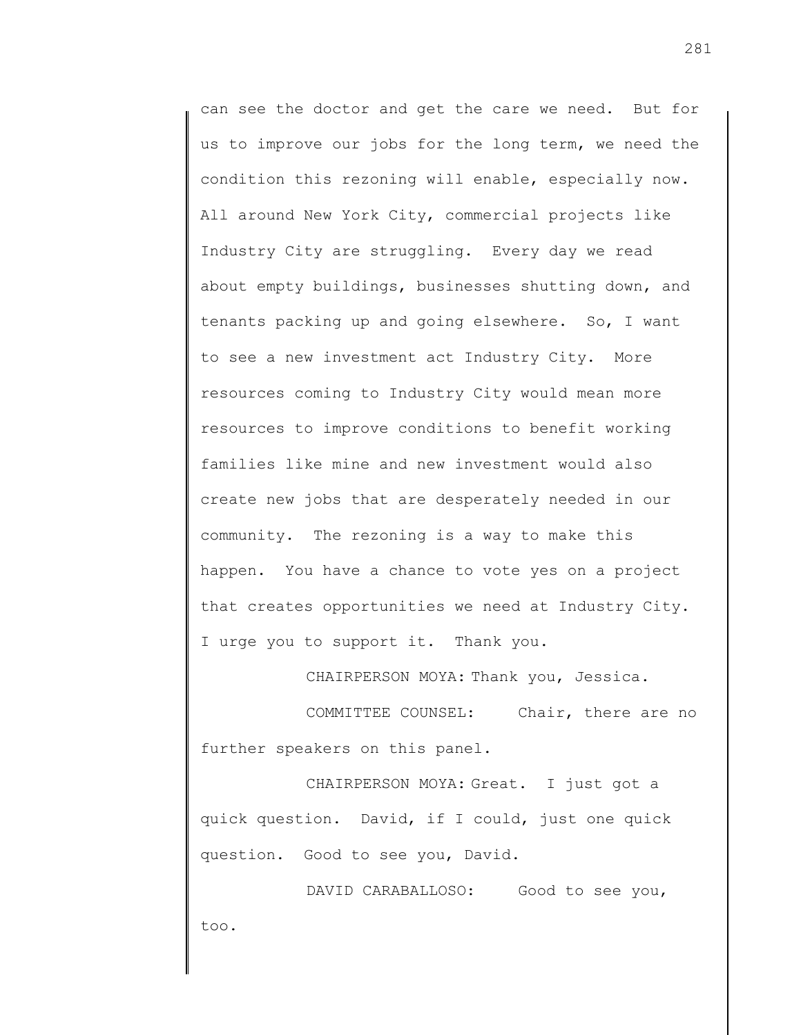can see the doctor and get the care we need. But for us to improve our jobs for the long term, we need the condition this rezoning will enable, especially now. All around New York City, commercial projects like Industry City are struggling. Every day we read about empty buildings, businesses shutting down, and tenants packing up and going elsewhere. So, I want to see a new investment act Industry City. More resources coming to Industry City would mean more resources to improve conditions to benefit working families like mine and new investment would also create new jobs that are desperately needed in our community. The rezoning is a way to make this happen. You have a chance to vote yes on a project that creates opportunities we need at Industry City. I urge you to support it. Thank you.

CHAIRPERSON MOYA: Thank you, Jessica.

COMMITTEE COUNSEL: Chair, there are no further speakers on this panel.

CHAIRPERSON MOYA: Great. I just got a quick question. David, if I could, just one quick question. Good to see you, David.

DAVID CARABALLOSO: Good to see you, too.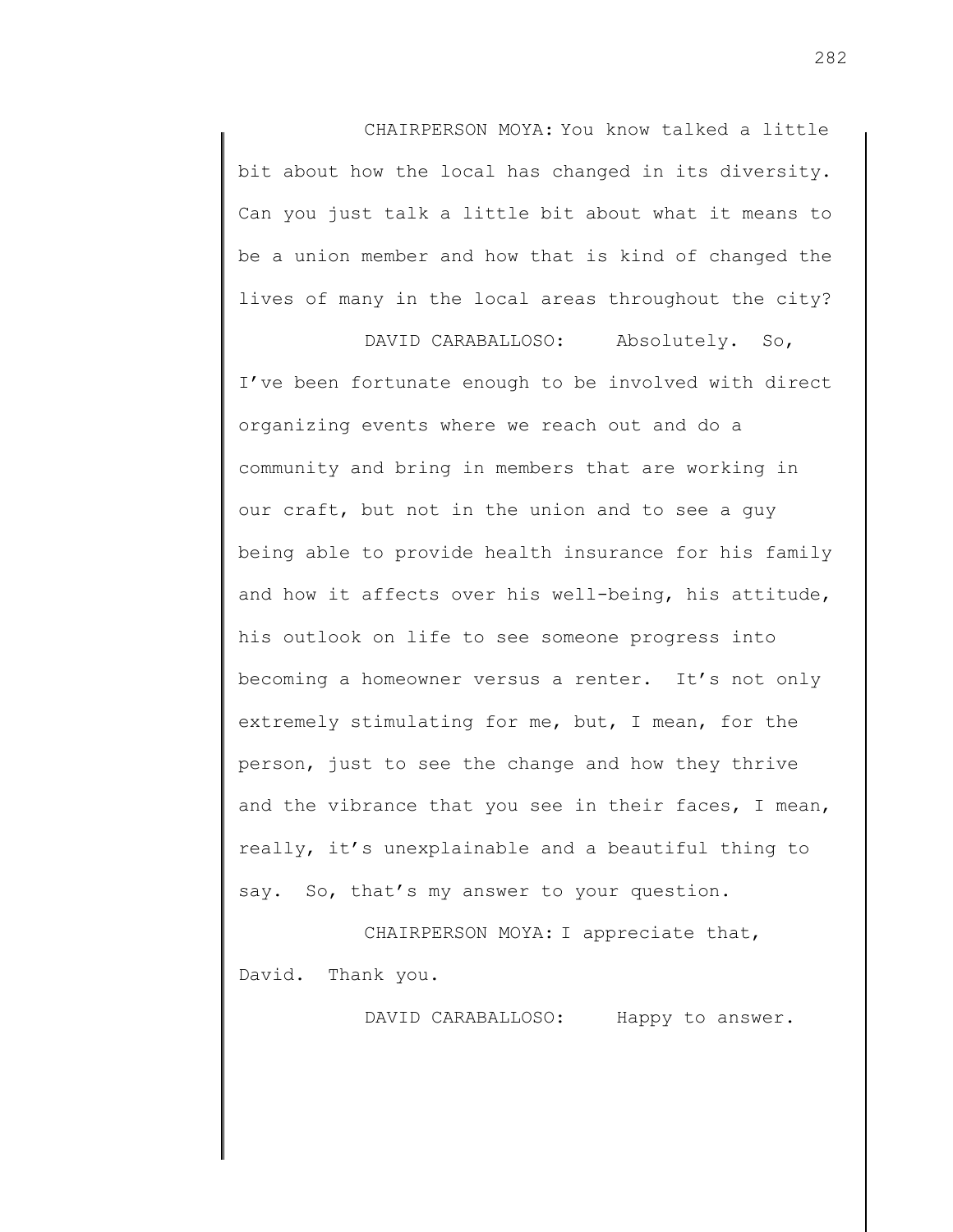CHAIRPERSON MOYA: You know talked a little bit about how the local has changed in its diversity. Can you just talk a little bit about what it means to be a union member and how that is kind of changed the lives of many in the local areas throughout the city?

DAVID CARABALLOSO: Absolutely. So, I've been fortunate enough to be involved with direct organizing events where we reach out and do a community and bring in members that are working in our craft, but not in the union and to see a guy being able to provide health insurance for his family and how it affects over his well-being, his attitude, his outlook on life to see someone progress into becoming a homeowner versus a renter. It's not only extremely stimulating for me, but, I mean, for the person, just to see the change and how they thrive and the vibrance that you see in their faces, I mean, really, it's unexplainable and a beautiful thing to say. So, that's my answer to your question.

CHAIRPERSON MOYA: I appreciate that, David. Thank you.

DAVID CARABALLOSO: Happy to answer.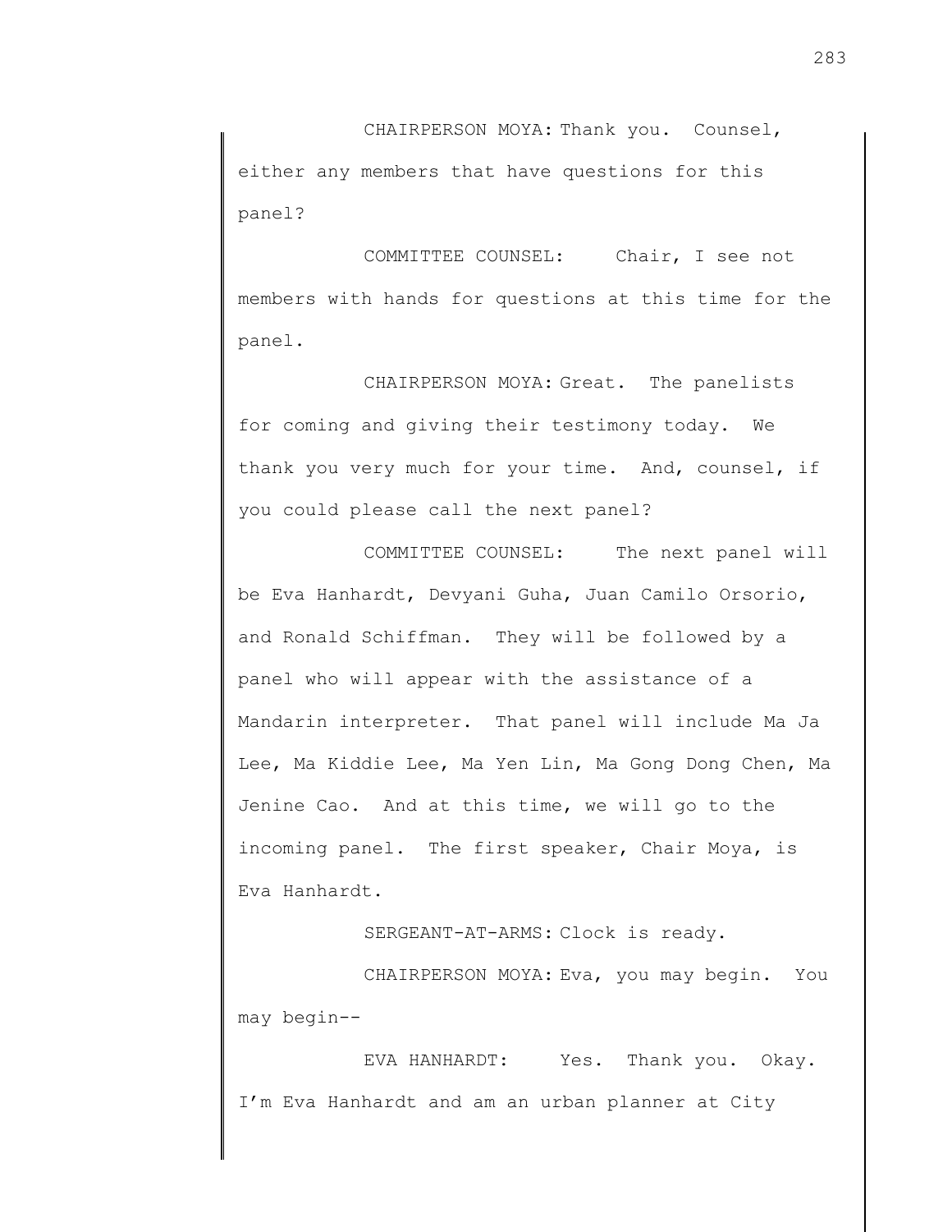CHAIRPERSON MOYA: Thank you. Counsel, either any members that have questions for this panel?

COMMITTEE COUNSEL: Chair, I see not members with hands for questions at this time for the panel.

CHAIRPERSON MOYA: Great. The panelists for coming and giving their testimony today. We thank you very much for your time. And, counsel, if you could please call the next panel?

COMMITTEE COUNSEL: The next panel will be Eva Hanhardt, Devyani Guha, Juan Camilo Orsorio, and Ronald Schiffman. They will be followed by a panel who will appear with the assistance of a Mandarin interpreter. That panel will include Ma Ja Lee, Ma Kiddie Lee, Ma Yen Lin, Ma Gong Dong Chen, Ma Jenine Cao. And at this time, we will go to the incoming panel. The first speaker, Chair Moya, is Eva Hanhardt.

SERGEANT-AT-ARMS: Clock is ready.

CHAIRPERSON MOYA: Eva, you may begin. You may begin--

EVA HANHARDT: Yes. Thank you. Okay. I'm Eva Hanhardt and am an urban planner at City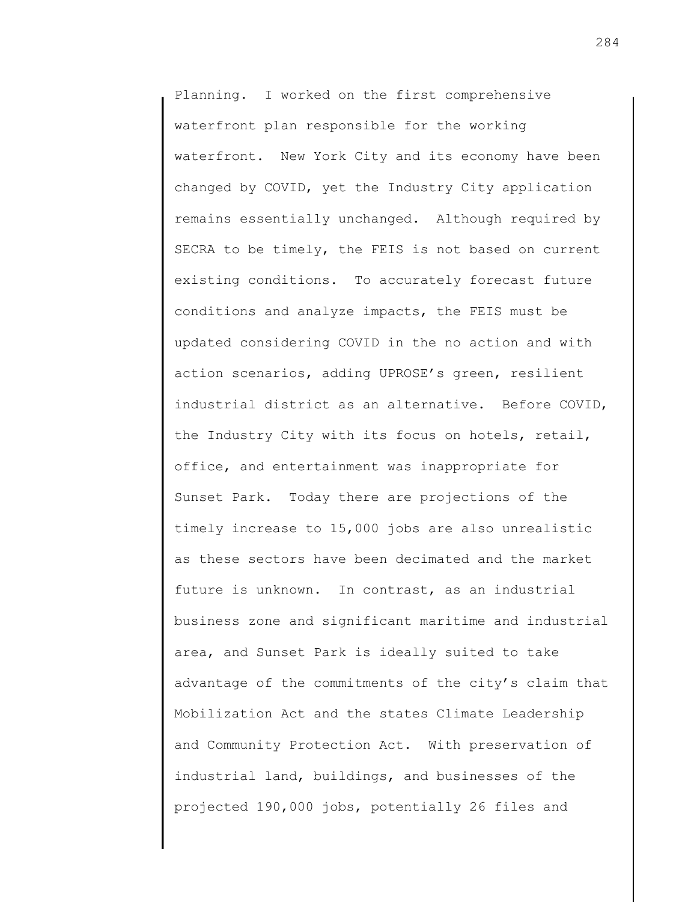Planning. I worked on the first comprehensive waterfront plan responsible for the working waterfront. New York City and its economy have been changed by COVID, yet the Industry City application remains essentially unchanged. Although required by SECRA to be timely, the FEIS is not based on current existing conditions. To accurately forecast future conditions and analyze impacts, the FEIS must be updated considering COVID in the no action and with action scenarios, adding UPROSE's green, resilient industrial district as an alternative. Before COVID, the Industry City with its focus on hotels, retail, office, and entertainment was inappropriate for Sunset Park. Today there are projections of the timely increase to 15,000 jobs are also unrealistic as these sectors have been decimated and the market future is unknown. In contrast, as an industrial business zone and significant maritime and industrial area, and Sunset Park is ideally suited to take advantage of the commitments of the city's claim that Mobilization Act and the states Climate Leadership and Community Protection Act. With preservation of industrial land, buildings, and businesses of the projected 190,000 jobs, potentially 26 files and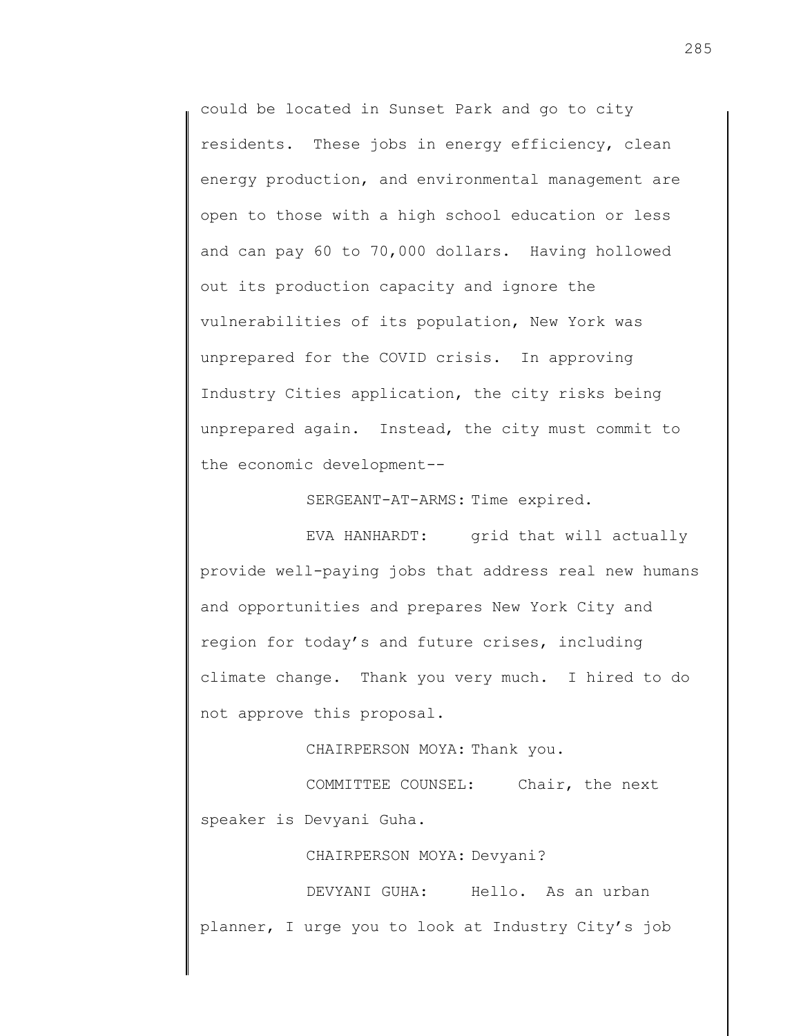could be located in Sunset Park and go to city residents. These jobs in energy efficiency, clean energy production, and environmental management are open to those with a high school education or less and can pay 60 to 70,000 dollars. Having hollowed out its production capacity and ignore the vulnerabilities of its population, New York was unprepared for the COVID crisis. In approving Industry Cities application, the city risks being unprepared again. Instead, the city must commit to the economic development--

SERGEANT-AT-ARMS: Time expired.

EVA HANHARDT: grid that will actually provide well-paying jobs that address real new humans and opportunities and prepares New York City and region for today's and future crises, including climate change. Thank you very much. I hired to do not approve this proposal.

CHAIRPERSON MOYA: Thank you.

COMMITTEE COUNSEL: Chair, the next speaker is Devyani Guha.

CHAIRPERSON MOYA: Devyani?

DEVYANI GUHA: Hello. As an urban planner, I urge you to look at Industry City's job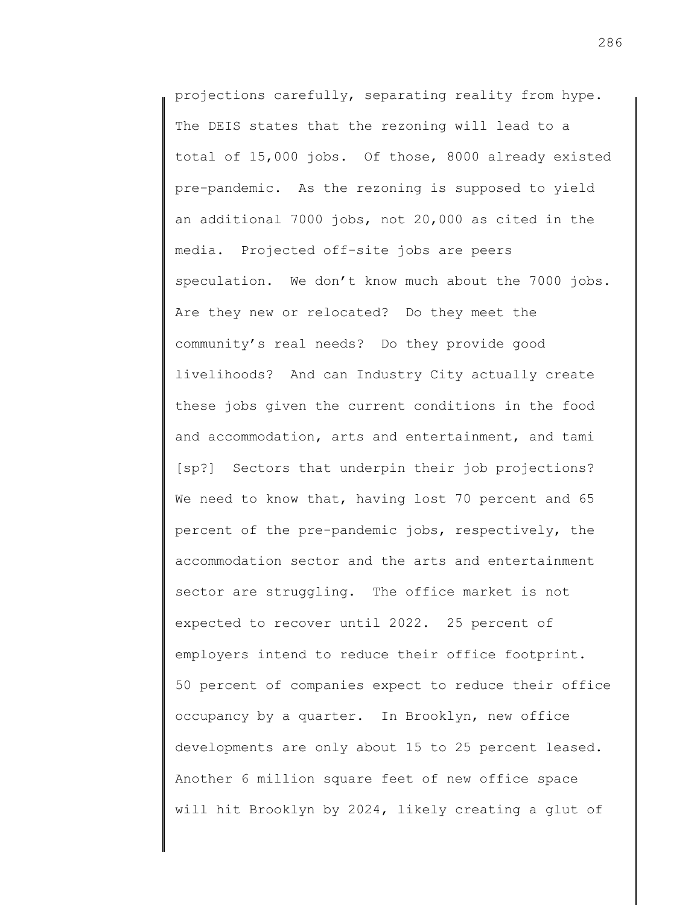projections carefully, separating reality from hype. The DEIS states that the rezoning will lead to a total of 15,000 jobs. Of those, 8000 already existed pre-pandemic. As the rezoning is supposed to yield an additional 7000 jobs, not 20,000 as cited in the media. Projected off-site jobs are peers speculation. We don't know much about the 7000 jobs. Are they new or relocated? Do they meet the community's real needs? Do they provide good livelihoods? And can Industry City actually create these jobs given the current conditions in the food and accommodation, arts and entertainment, and tami [sp?] Sectors that underpin their job projections? We need to know that, having lost 70 percent and 65 percent of the pre-pandemic jobs, respectively, the accommodation sector and the arts and entertainment sector are struggling. The office market is not expected to recover until 2022. 25 percent of employers intend to reduce their office footprint. 50 percent of companies expect to reduce their office occupancy by a quarter. In Brooklyn, new office developments are only about 15 to 25 percent leased. Another 6 million square feet of new office space will hit Brooklyn by 2024, likely creating a glut of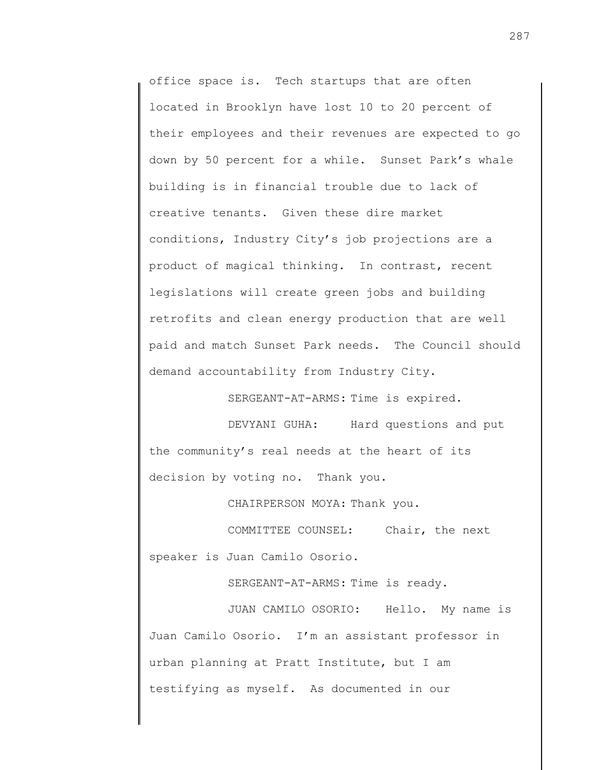office space is. Tech startups that are often located in Brooklyn have lost 10 to 20 percent of their employees and their revenues are expected to go down by 50 percent for a while. Sunset Park's whale building is in financial trouble due to lack of creative tenants. Given these dire market conditions, Industry City's job projections are a product of magical thinking. In contrast, recent legislations will create green jobs and building retrofits and clean energy production that are well paid and match Sunset Park needs. The Council should demand accountability from Industry City.

SERGEANT-AT-ARMS: Time is expired.

DEVYANI GUHA: Hard questions and put the community's real needs at the heart of its decision by voting no. Thank you.

CHAIRPERSON MOYA: Thank you.

COMMITTEE COUNSEL: Chair, the next speaker is Juan Camilo Osorio.

SERGEANT-AT-ARMS: Time is ready.

JUAN CAMILO OSORIO: Hello. My name is Juan Camilo Osorio. I'm an assistant professor in urban planning at Pratt Institute, but I am testifying as myself. As documented in our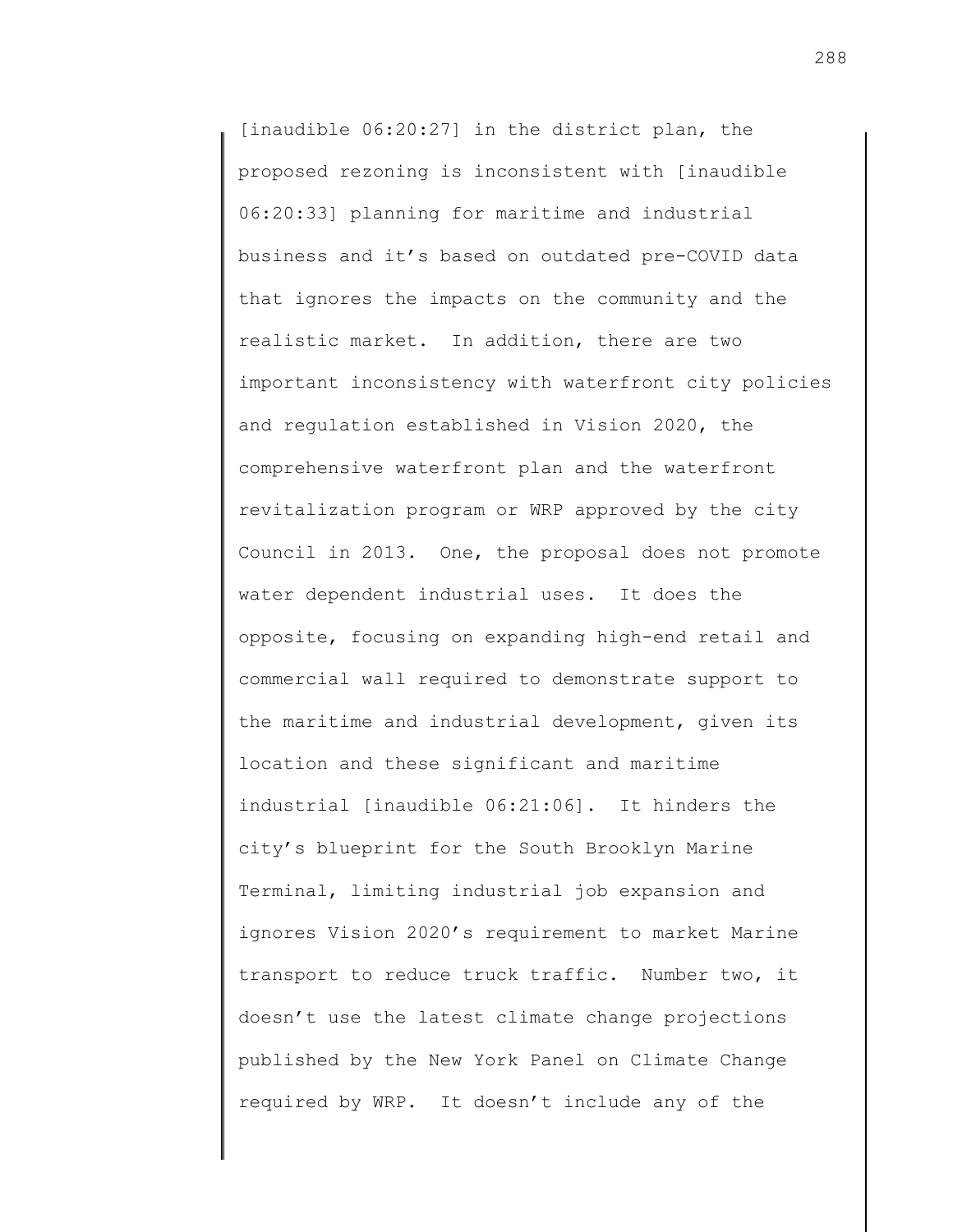[inaudible 06:20:27] in the district plan, the proposed rezoning is inconsistent with [inaudible 06:20:33] planning for maritime and industrial business and it's based on outdated pre-COVID data that ignores the impacts on the community and the realistic market. In addition, there are two important inconsistency with waterfront city policies and regulation established in Vision 2020, the comprehensive waterfront plan and the waterfront revitalization program or WRP approved by the city Council in 2013. One, the proposal does not promote water dependent industrial uses. It does the opposite, focusing on expanding high-end retail and commercial wall required to demonstrate support to the maritime and industrial development, given its location and these significant and maritime industrial [inaudible 06:21:06]. It hinders the city's blueprint for the South Brooklyn Marine Terminal, limiting industrial job expansion and ignores Vision 2020's requirement to market Marine transport to reduce truck traffic. Number two, it doesn't use the latest climate change projections published by the New York Panel on Climate Change required by WRP. It doesn't include any of the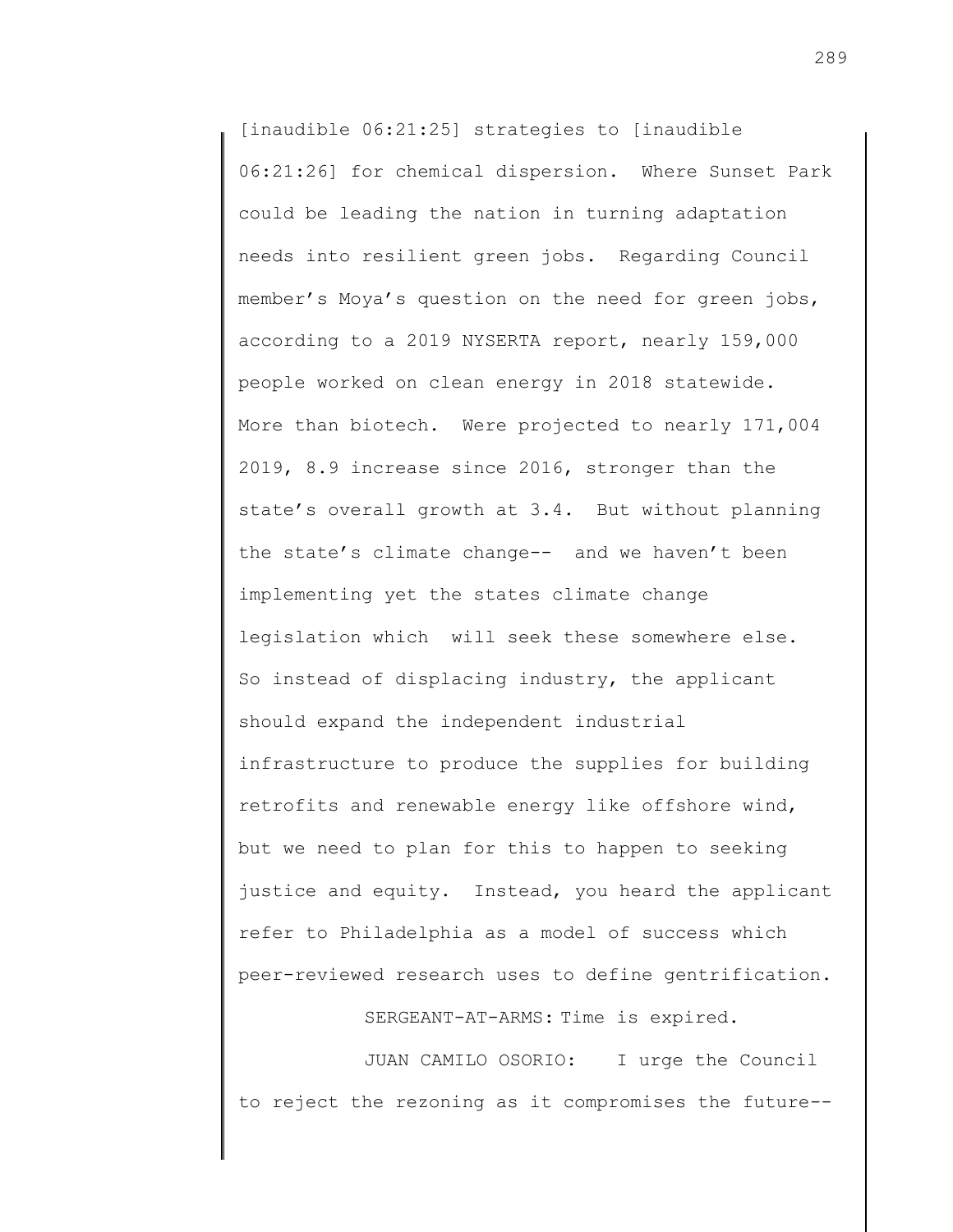[inaudible 06:21:25] strategies to [inaudible 06:21:26] for chemical dispersion. Where Sunset Park could be leading the nation in turning adaptation needs into resilient green jobs. Regarding Council member's Moya's question on the need for green jobs, according to a 2019 NYSERTA report, nearly 159,000 people worked on clean energy in 2018 statewide. More than biotech. Were projected to nearly 171,004 2019, 8.9 increase since 2016, stronger than the state's overall growth at 3.4. But without planning the state's climate change-- and we haven't been implementing yet the states climate change legislation which will seek these somewhere else. So instead of displacing industry, the applicant should expand the independent industrial infrastructure to produce the supplies for building retrofits and renewable energy like offshore wind, but we need to plan for this to happen to seeking justice and equity. Instead, you heard the applicant refer to Philadelphia as a model of success which peer-reviewed research uses to define gentrification.

SERGEANT-AT-ARMS: Time is expired.

JUAN CAMILO OSORIO: I urge the Council to reject the rezoning as it compromises the future--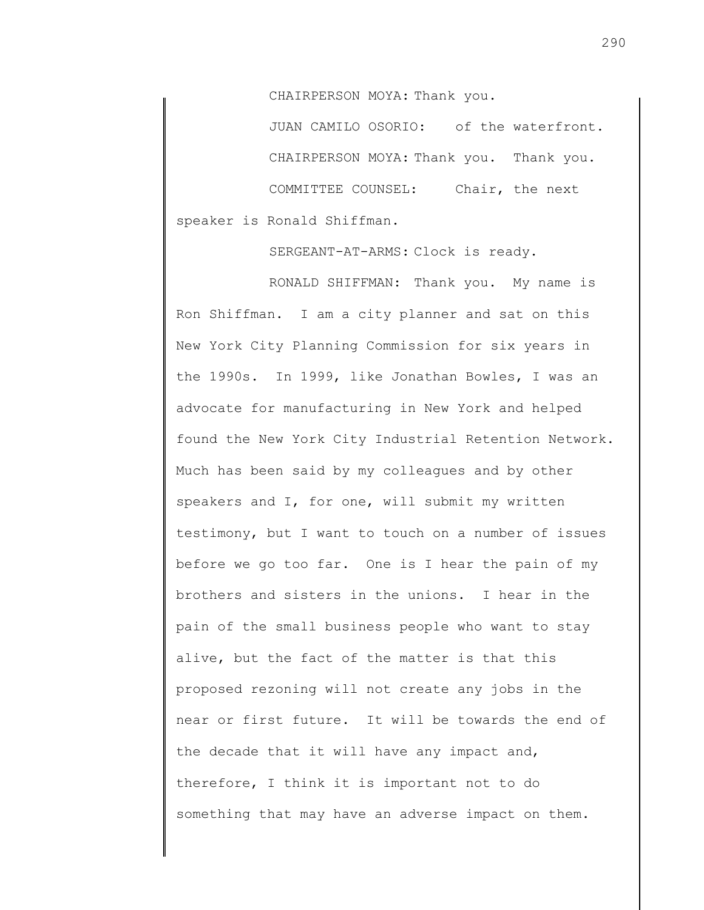CHAIRPERSON MOYA: Thank you.

JUAN CAMILO OSORIO: of the waterfront.

CHAIRPERSON MOYA: Thank you. Thank you.

COMMITTEE COUNSEL: Chair, the next speaker is Ronald Shiffman.

SERGEANT-AT-ARMS: Clock is ready.

RONALD SHIFFMAN: Thank you. My name is Ron Shiffman. I am a city planner and sat on this New York City Planning Commission for six years in the 1990s. In 1999, like Jonathan Bowles, I was an advocate for manufacturing in New York and helped found the New York City Industrial Retention Network. Much has been said by my colleagues and by other speakers and I, for one, will submit my written testimony, but I want to touch on a number of issues before we go too far. One is I hear the pain of my brothers and sisters in the unions. I hear in the pain of the small business people who want to stay alive, but the fact of the matter is that this proposed rezoning will not create any jobs in the near or first future. It will be towards the end of the decade that it will have any impact and, therefore, I think it is important not to do something that may have an adverse impact on them.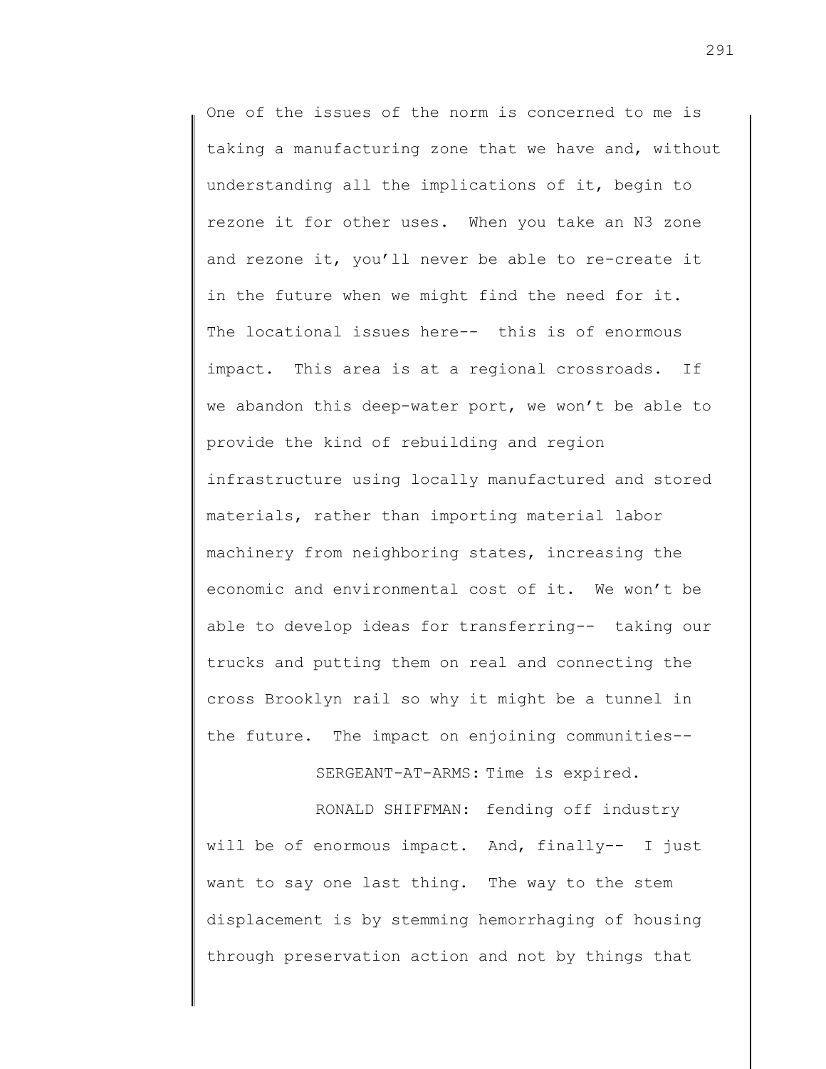One of the issues of the norm is concerned to me is taking a manufacturing zone that we have and, without understanding all the implications of it, begin to rezone it for other uses. When you take an N3 zone and rezone it, you'll never be able to re-create it in the future when we might find the need for it. The locational issues here-- this is of enormous impact. This area is at a regional crossroads. If we abandon this deep-water port, we won't be able to provide the kind of rebuilding and region infrastructure using locally manufactured and stored materials, rather than importing material labor machinery from neighboring states, increasing the economic and environmental cost of it. We won't be able to develop ideas for transferring-- taking our trucks and putting them on real and connecting the cross Brooklyn rail so why it might be a tunnel in the future. The impact on enjoining communities--

SERGEANT-AT-ARMS: Time is expired.

RONALD SHIFFMAN: fending off industry will be of enormous impact. And, finally-- I just want to say one last thing. The way to the stem displacement is by stemming hemorrhaging of housing through preservation action and not by things that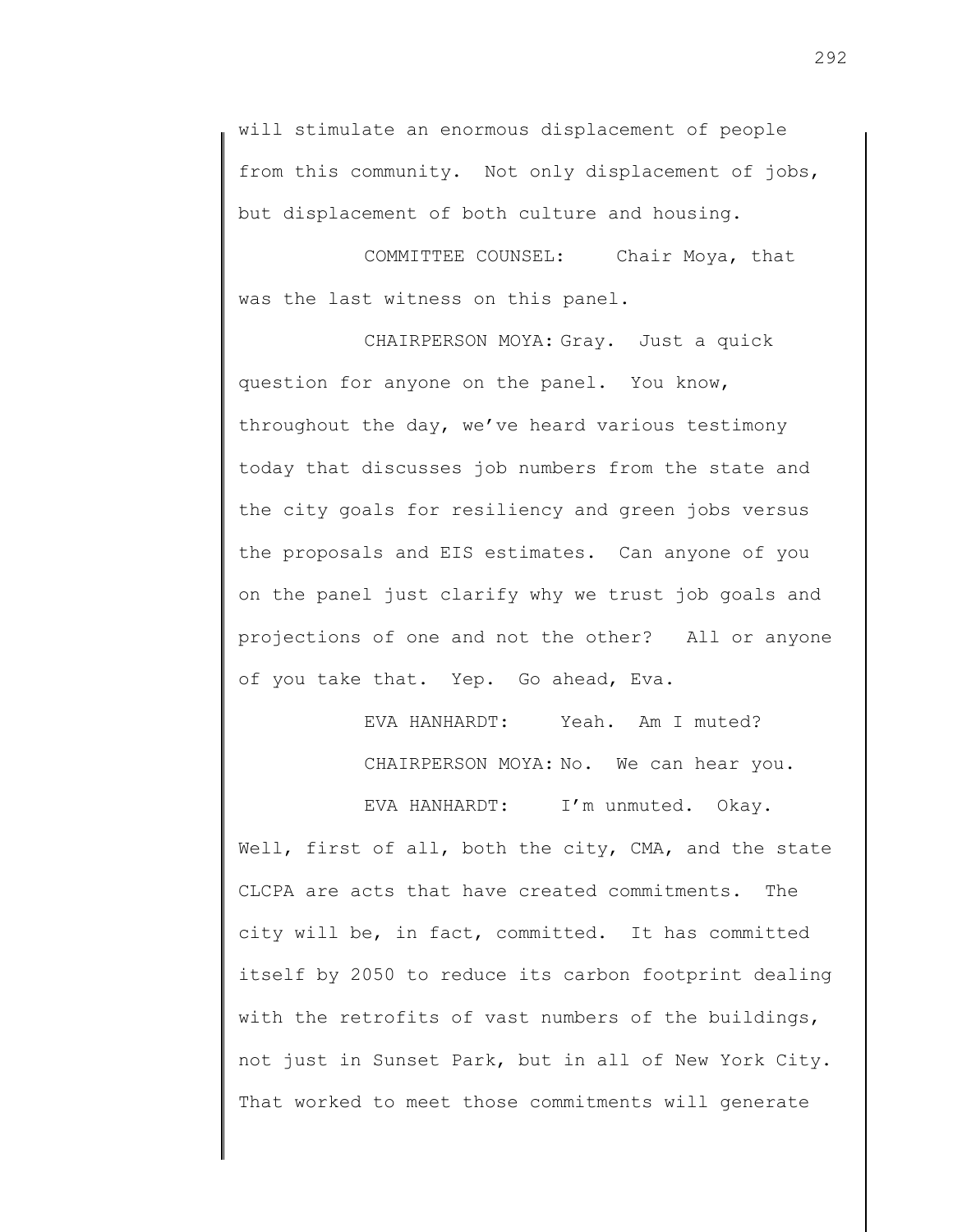will stimulate an enormous displacement of people from this community. Not only displacement of jobs, but displacement of both culture and housing.

COMMITTEE COUNSEL: Chair Moya, that was the last witness on this panel.

CHAIRPERSON MOYA: Gray. Just a quick question for anyone on the panel. You know, throughout the day, we've heard various testimony today that discusses job numbers from the state and the city goals for resiliency and green jobs versus the proposals and EIS estimates. Can anyone of you on the panel just clarify why we trust job goals and projections of one and not the other? All or anyone of you take that. Yep. Go ahead, Eva.

EVA HANHARDT: Yeah. Am I muted?

CHAIRPERSON MOYA: No. We can hear you.

EVA HANHARDT: I'm unmuted. Okay. Well, first of all, both the city, CMA, and the state CLCPA are acts that have created commitments. The city will be, in fact, committed. It has committed itself by 2050 to reduce its carbon footprint dealing with the retrofits of vast numbers of the buildings, not just in Sunset Park, but in all of New York City. That worked to meet those commitments will generate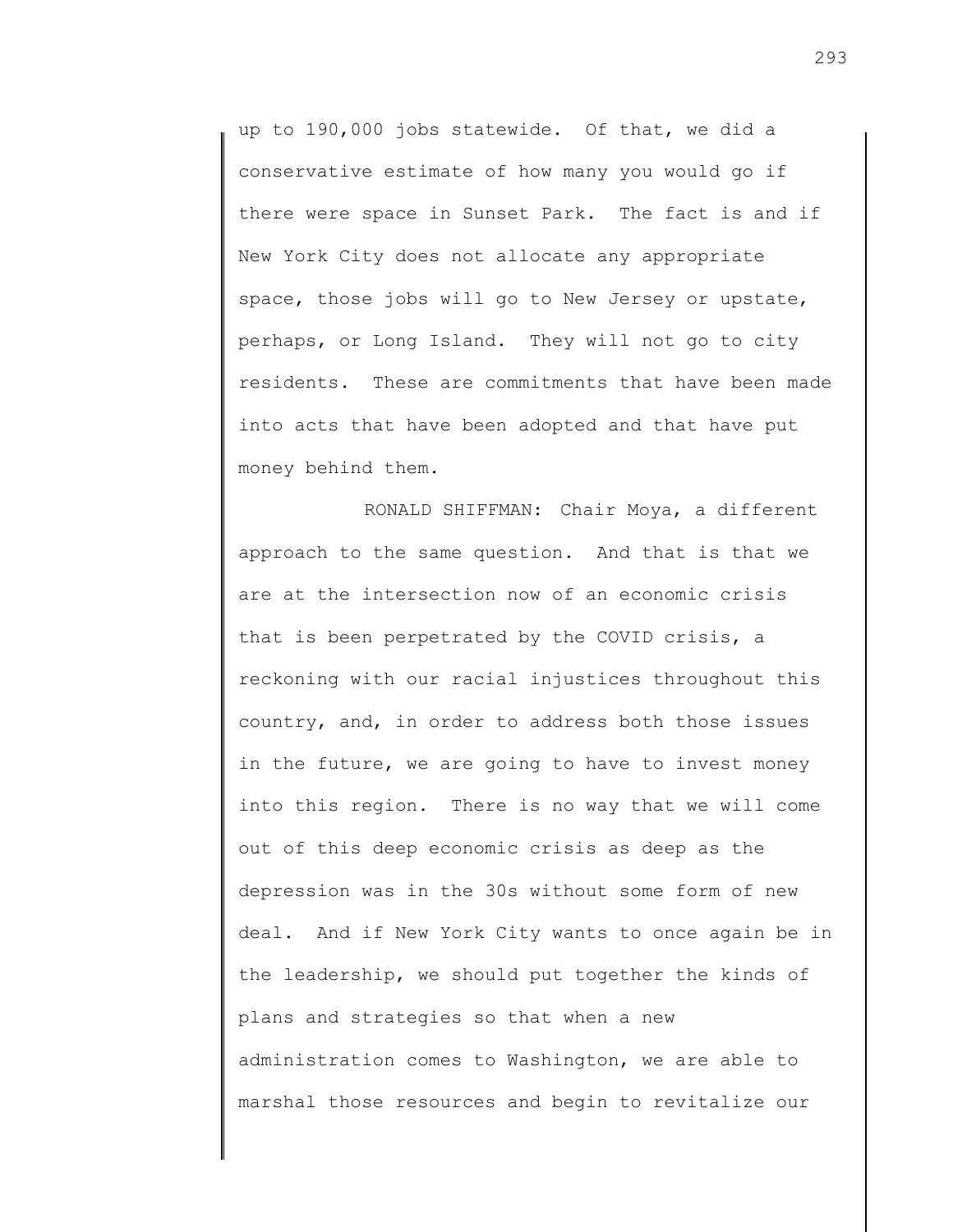up to 190,000 jobs statewide. Of that, we did a conservative estimate of how many you would go if there were space in Sunset Park. The fact is and if New York City does not allocate any appropriate space, those jobs will go to New Jersey or upstate, perhaps, or Long Island. They will not go to city residents. These are commitments that have been made into acts that have been adopted and that have put money behind them.

RONALD SHIFFMAN: Chair Moya, a different approach to the same question. And that is that we are at the intersection now of an economic crisis that is been perpetrated by the COVID crisis, a reckoning with our racial injustices throughout this country, and, in order to address both those issues in the future, we are going to have to invest money into this region. There is no way that we will come out of this deep economic crisis as deep as the depression was in the 30s without some form of new deal. And if New York City wants to once again be in the leadership, we should put together the kinds of plans and strategies so that when a new administration comes to Washington, we are able to marshal those resources and begin to revitalize our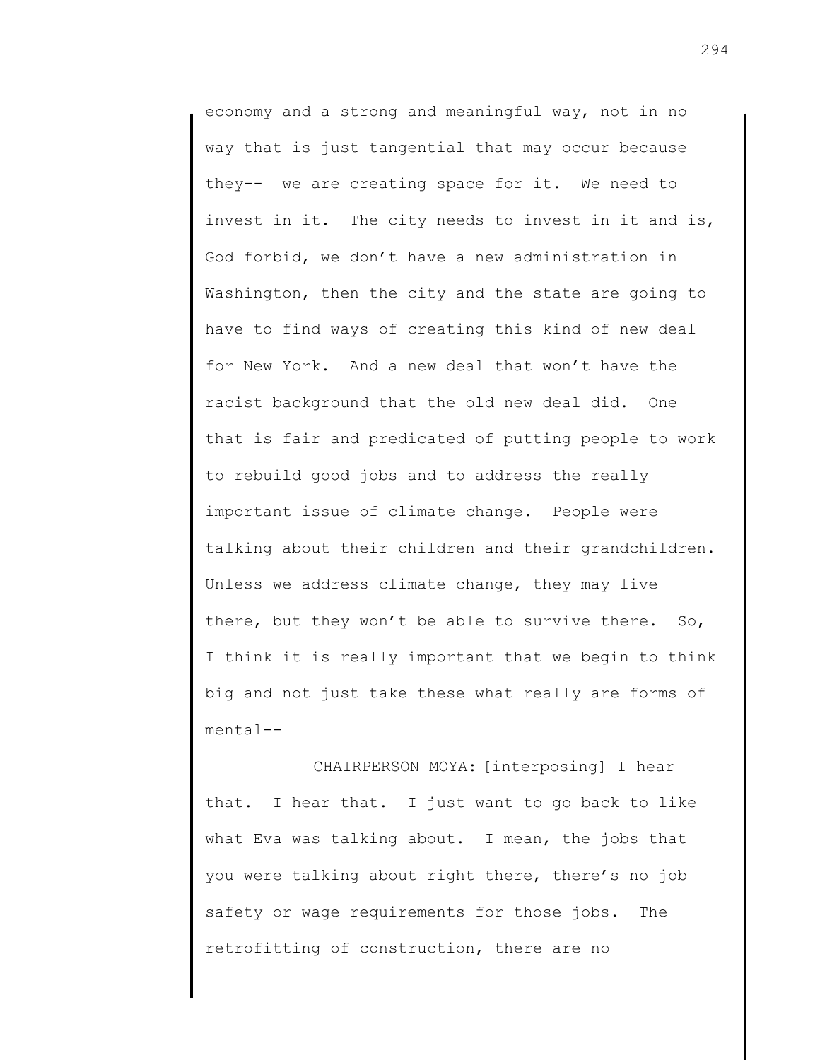economy and a strong and meaningful way, not in no way that is just tangential that may occur because they-- we are creating space for it. We need to invest in it. The city needs to invest in it and is, God forbid, we don't have a new administration in Washington, then the city and the state are going to have to find ways of creating this kind of new deal for New York. And a new deal that won't have the racist background that the old new deal did. One that is fair and predicated of putting people to work to rebuild good jobs and to address the really important issue of climate change. People were talking about their children and their grandchildren. Unless we address climate change, they may live there, but they won't be able to survive there. So, I think it is really important that we begin to think big and not just take these what really are forms of mental--

CHAIRPERSON MOYA: [interposing] I hear that. I hear that. I just want to go back to like what Eva was talking about. I mean, the jobs that you were talking about right there, there's no job safety or wage requirements for those jobs. The retrofitting of construction, there are no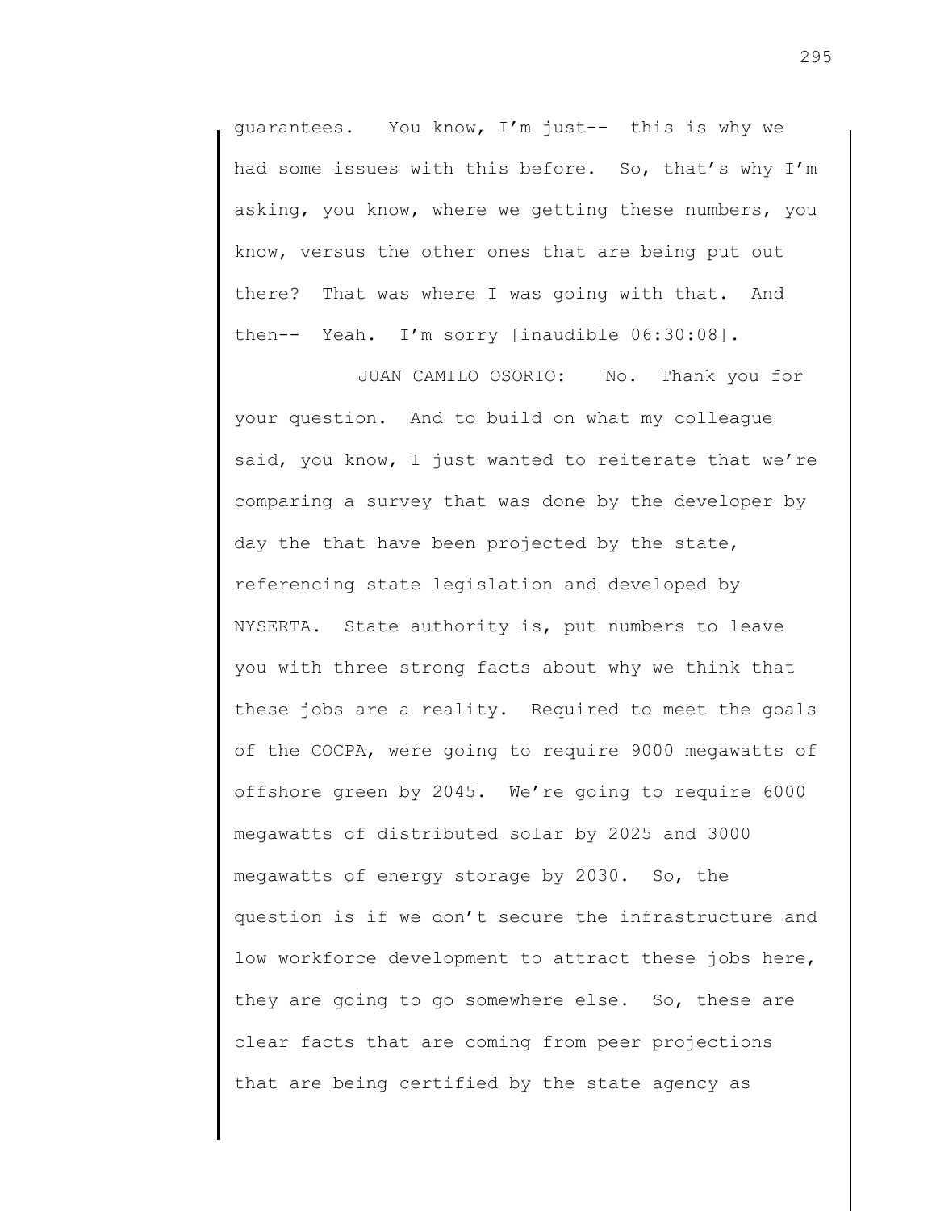guarantees. You know, I'm just-- this is why we had some issues with this before. So, that's why I'm asking, you know, where we getting these numbers, you know, versus the other ones that are being put out there? That was where I was going with that. And then-- Yeah. I'm sorry [inaudible 06:30:08].

JUAN CAMILO OSORIO: No. Thank you for your question. And to build on what my colleague said, you know, I just wanted to reiterate that we're comparing a survey that was done by the developer by day the that have been projected by the state, referencing state legislation and developed by NYSERTA. State authority is, put numbers to leave you with three strong facts about why we think that these jobs are a reality. Required to meet the goals of the COCPA, were going to require 9000 megawatts of offshore green by 2045. We're going to require 6000 megawatts of distributed solar by 2025 and 3000 megawatts of energy storage by 2030. So, the question is if we don't secure the infrastructure and low workforce development to attract these jobs here, they are going to go somewhere else. So, these are clear facts that are coming from peer projections that are being certified by the state agency as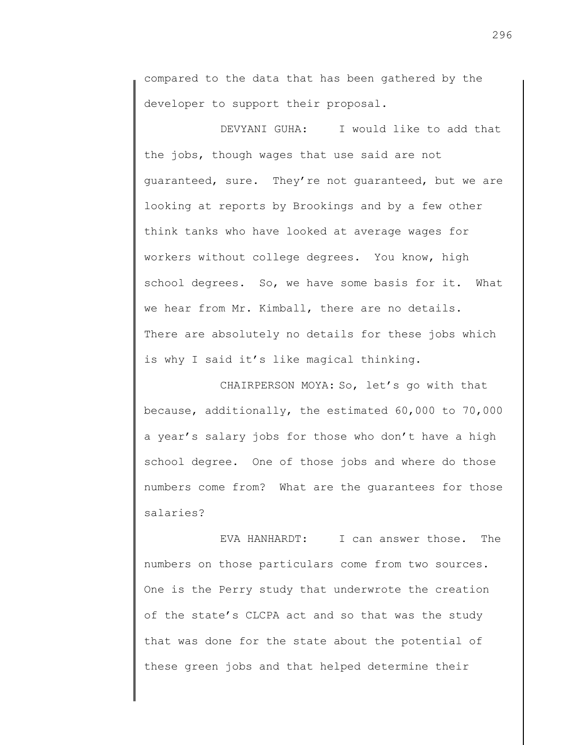compared to the data that has been gathered by the developer to support their proposal.

DEVYANI GUHA: I would like to add that the jobs, though wages that use said are not guaranteed, sure. They're not guaranteed, but we are looking at reports by Brookings and by a few other think tanks who have looked at average wages for workers without college degrees. You know, high school degrees. So, we have some basis for it. What we hear from Mr. Kimball, there are no details. There are absolutely no details for these jobs which is why I said it's like magical thinking.

CHAIRPERSON MOYA: So, let's go with that because, additionally, the estimated 60,000 to 70,000 a year's salary jobs for those who don't have a high school degree. One of those jobs and where do those numbers come from? What are the guarantees for those salaries?

EVA HANHARDT: I can answer those. The numbers on those particulars come from two sources. One is the Perry study that underwrote the creation of the state's CLCPA act and so that was the study that was done for the state about the potential of these green jobs and that helped determine their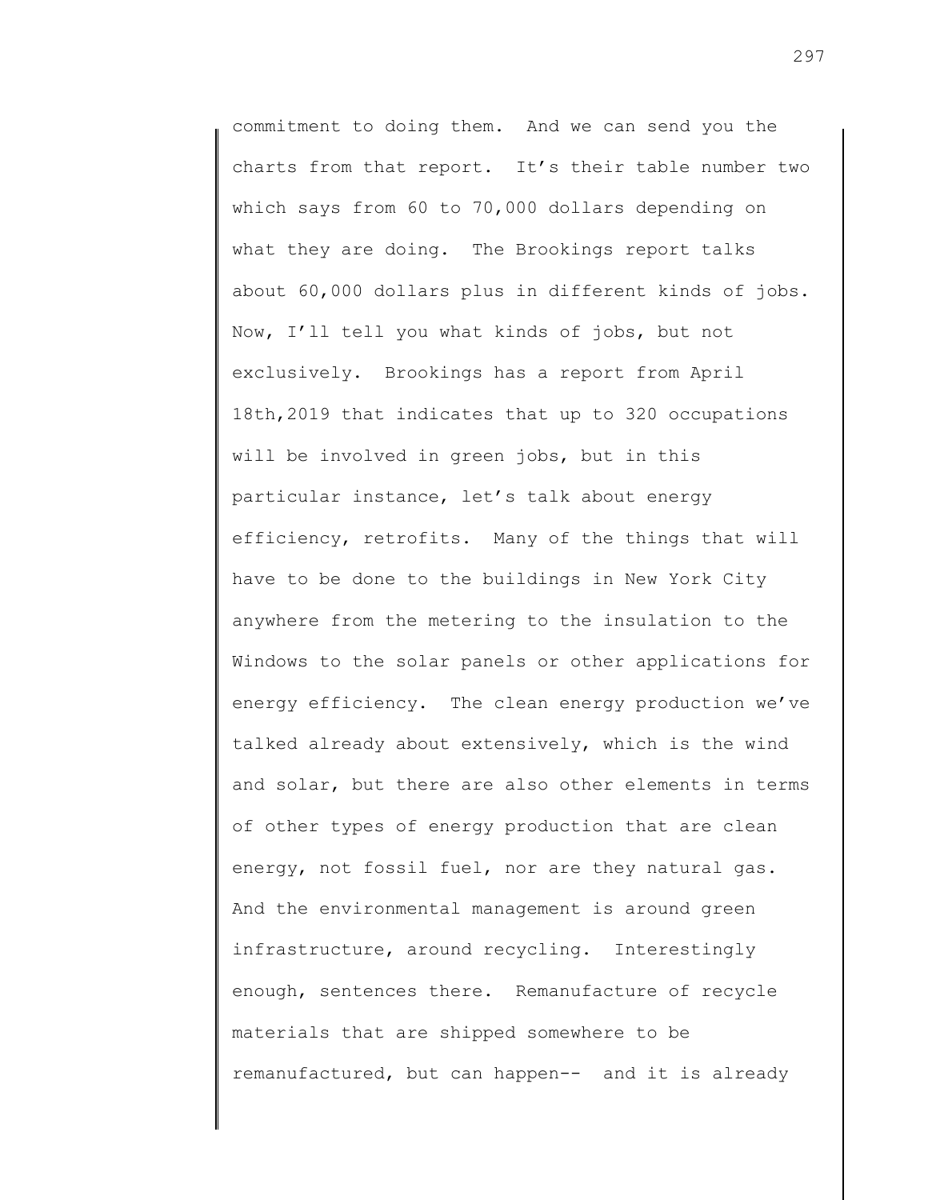commitment to doing them. And we can send you the charts from that report. It's their table number two which says from 60 to 70,000 dollars depending on what they are doing. The Brookings report talks about 60,000 dollars plus in different kinds of jobs. Now, I'll tell you what kinds of jobs, but not exclusively. Brookings has a report from April 18th,2019 that indicates that up to 320 occupations will be involved in green jobs, but in this particular instance, let's talk about energy efficiency, retrofits. Many of the things that will have to be done to the buildings in New York City anywhere from the metering to the insulation to the Windows to the solar panels or other applications for energy efficiency. The clean energy production we've talked already about extensively, which is the wind and solar, but there are also other elements in terms of other types of energy production that are clean energy, not fossil fuel, nor are they natural gas. And the environmental management is around green infrastructure, around recycling. Interestingly enough, sentences there. Remanufacture of recycle materials that are shipped somewhere to be remanufactured, but can happen-- and it is already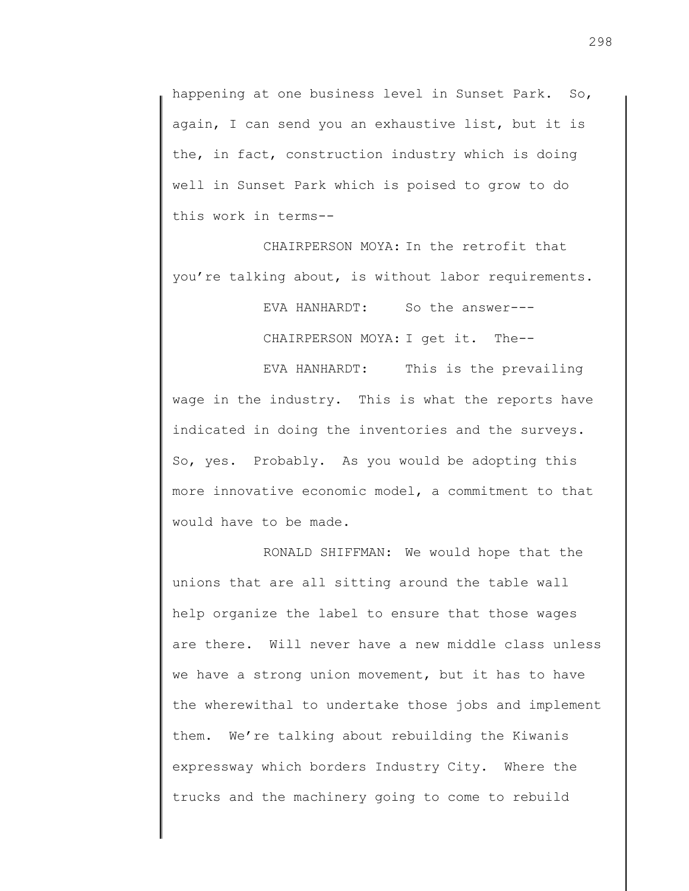happening at one business level in Sunset Park. So, again, I can send you an exhaustive list, but it is the, in fact, construction industry which is doing well in Sunset Park which is poised to grow to do this work in terms--

CHAIRPERSON MOYA: In the retrofit that you're talking about, is without labor requirements.

EVA HANHARDT: So the answer---

CHAIRPERSON MOYA: I get it. The--

EVA HANHARDT: This is the prevailing wage in the industry. This is what the reports have indicated in doing the inventories and the surveys. So, yes. Probably. As you would be adopting this more innovative economic model, a commitment to that would have to be made.

RONALD SHIFFMAN: We would hope that the unions that are all sitting around the table wall help organize the label to ensure that those wages are there. Will never have a new middle class unless we have a strong union movement, but it has to have the wherewithal to undertake those jobs and implement them. We're talking about rebuilding the Kiwanis expressway which borders Industry City. Where the trucks and the machinery going to come to rebuild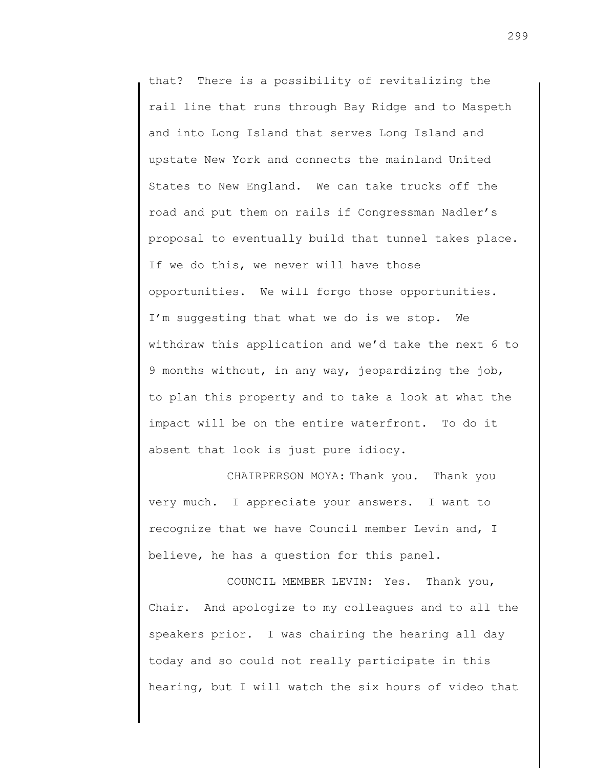that? There is a possibility of revitalizing the rail line that runs through Bay Ridge and to Maspeth and into Long Island that serves Long Island and upstate New York and connects the mainland United States to New England. We can take trucks off the road and put them on rails if Congressman Nadler's proposal to eventually build that tunnel takes place. If we do this, we never will have those opportunities. We will forgo those opportunities. I'm suggesting that what we do is we stop. We withdraw this application and we'd take the next 6 to 9 months without, in any way, jeopardizing the job, to plan this property and to take a look at what the impact will be on the entire waterfront. To do it absent that look is just pure idiocy.

CHAIRPERSON MOYA: Thank you. Thank you very much. I appreciate your answers. I want to recognize that we have Council member Levin and, I believe, he has a question for this panel.

COUNCIL MEMBER LEVIN: Yes. Thank you, Chair. And apologize to my colleagues and to all the speakers prior. I was chairing the hearing all day today and so could not really participate in this hearing, but I will watch the six hours of video that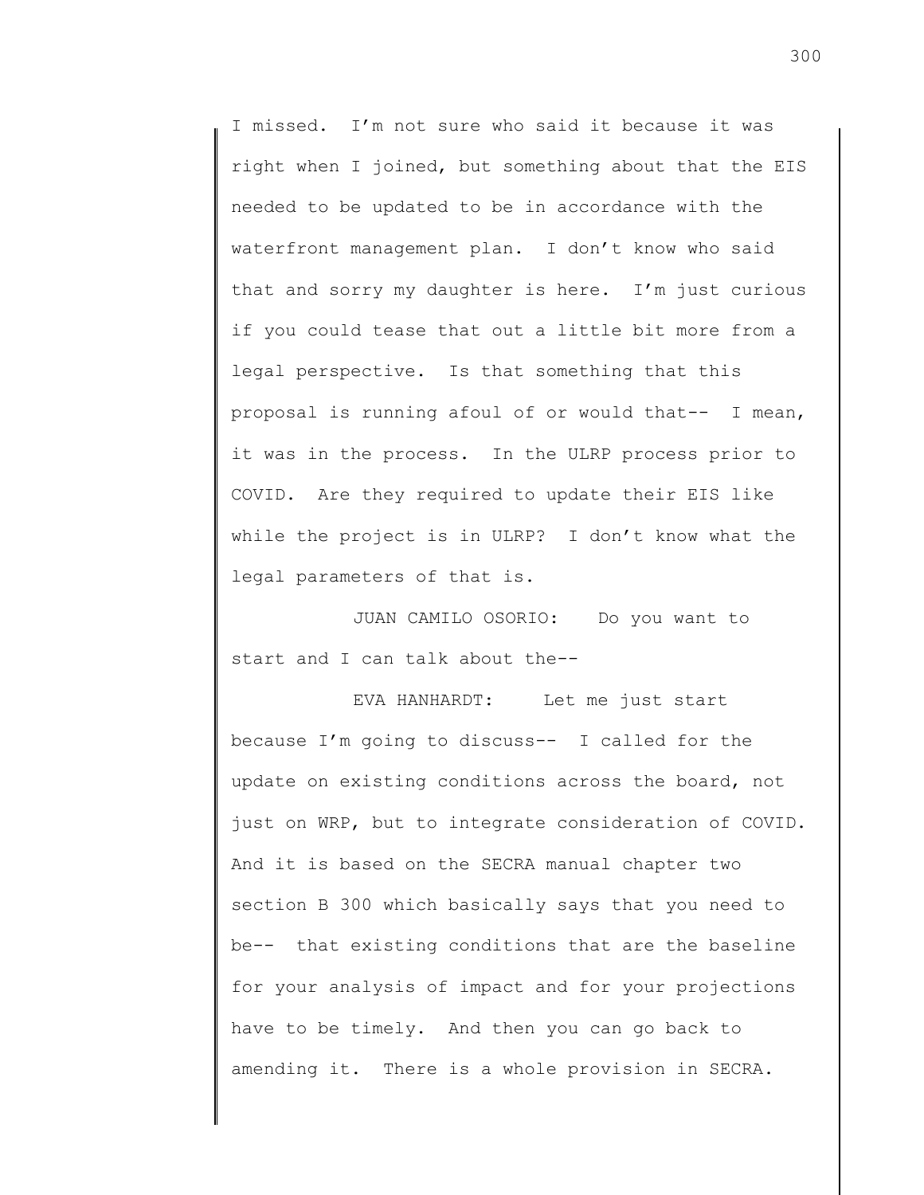I missed. I'm not sure who said it because it was right when I joined, but something about that the EIS needed to be updated to be in accordance with the waterfront management plan. I don't know who said that and sorry my daughter is here. I'm just curious if you could tease that out a little bit more from a legal perspective. Is that something that this proposal is running afoul of or would that-- I mean, it was in the process. In the ULRP process prior to COVID. Are they required to update their EIS like while the project is in ULRP? I don't know what the legal parameters of that is.

JUAN CAMILO OSORIO: Do you want to start and I can talk about the--

EVA HANHARDT: Let me just start because I'm going to discuss-- I called for the update on existing conditions across the board, not just on WRP, but to integrate consideration of COVID. And it is based on the SECRA manual chapter two section B 300 which basically says that you need to be-- that existing conditions that are the baseline for your analysis of impact and for your projections have to be timely. And then you can go back to amending it. There is a whole provision in SECRA.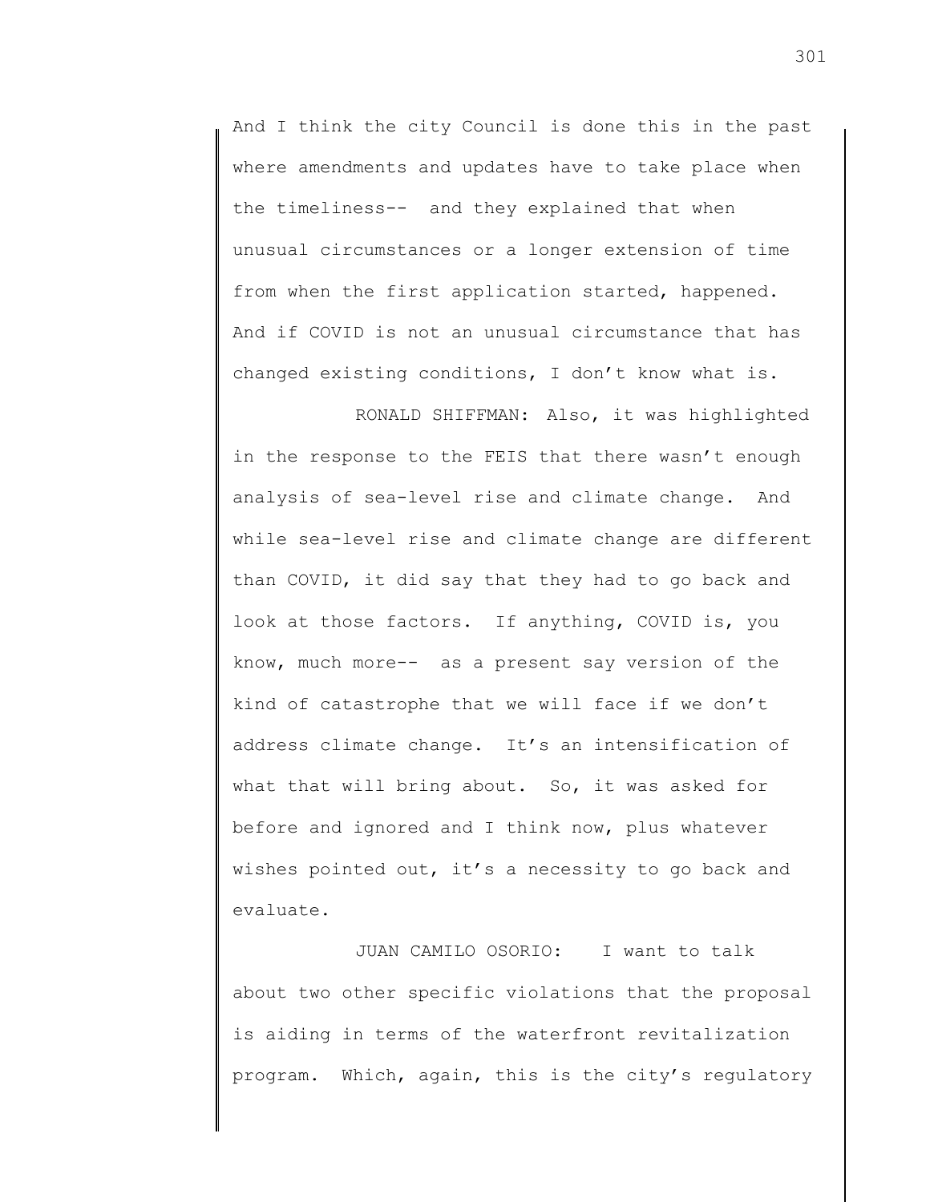And I think the city Council is done this in the past where amendments and updates have to take place when the timeliness-- and they explained that when unusual circumstances or a longer extension of time from when the first application started, happened. And if COVID is not an unusual circumstance that has changed existing conditions, I don't know what is.

RONALD SHIFFMAN: Also, it was highlighted in the response to the FEIS that there wasn't enough analysis of sea-level rise and climate change. And while sea-level rise and climate change are different than COVID, it did say that they had to go back and look at those factors. If anything, COVID is, you know, much more-- as a present say version of the kind of catastrophe that we will face if we don't address climate change. It's an intensification of what that will bring about. So, it was asked for before and ignored and I think now, plus whatever wishes pointed out, it's a necessity to go back and evaluate.

JUAN CAMILO OSORIO: I want to talk about two other specific violations that the proposal is aiding in terms of the waterfront revitalization program. Which, again, this is the city's regulatory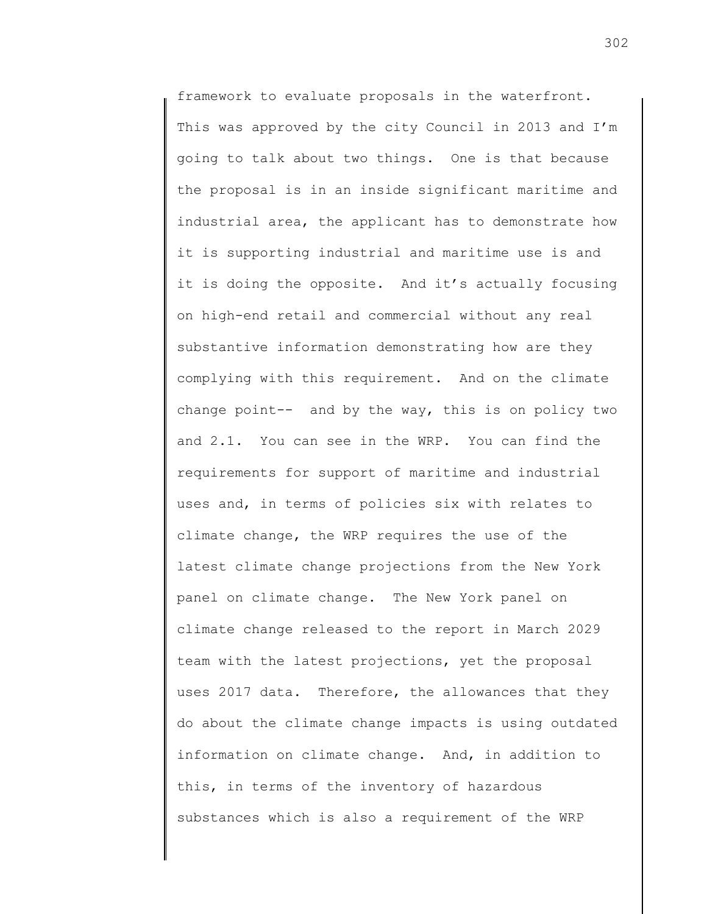framework to evaluate proposals in the waterfront. This was approved by the city Council in 2013 and I'm going to talk about two things. One is that because the proposal is in an inside significant maritime and industrial area, the applicant has to demonstrate how it is supporting industrial and maritime use is and it is doing the opposite. And it's actually focusing on high-end retail and commercial without any real substantive information demonstrating how are they complying with this requirement. And on the climate change point-- and by the way, this is on policy two and 2.1. You can see in the WRP. You can find the requirements for support of maritime and industrial uses and, in terms of policies six with relates to climate change, the WRP requires the use of the latest climate change projections from the New York panel on climate change. The New York panel on climate change released to the report in March 2029 team with the latest projections, yet the proposal uses 2017 data. Therefore, the allowances that they do about the climate change impacts is using outdated information on climate change. And, in addition to this, in terms of the inventory of hazardous substances which is also a requirement of the WRP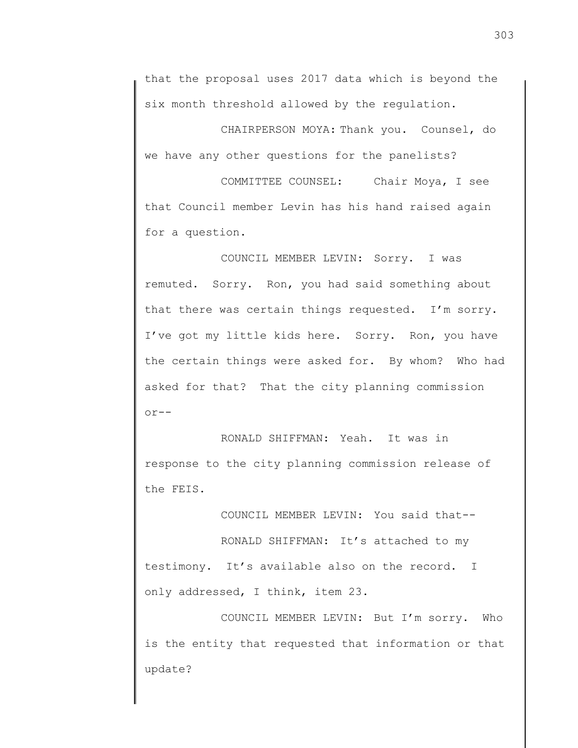that the proposal uses 2017 data which is beyond the six month threshold allowed by the regulation.

CHAIRPERSON MOYA: Thank you. Counsel, do we have any other questions for the panelists?

COMMITTEE COUNSEL: Chair Moya, I see that Council member Levin has his hand raised again for a question.

COUNCIL MEMBER LEVIN: Sorry. I was remuted. Sorry. Ron, you had said something about that there was certain things requested. I'm sorry. I've got my little kids here. Sorry. Ron, you have the certain things were asked for. By whom? Who had asked for that? That the city planning commission or--

RONALD SHIFFMAN: Yeah. It was in response to the city planning commission release of the FEIS.

COUNCIL MEMBER LEVIN: You said that--

RONALD SHIFFMAN: It's attached to my testimony. It's available also on the record. I only addressed, I think, item 23.

COUNCIL MEMBER LEVIN: But I'm sorry. Who is the entity that requested that information or that update?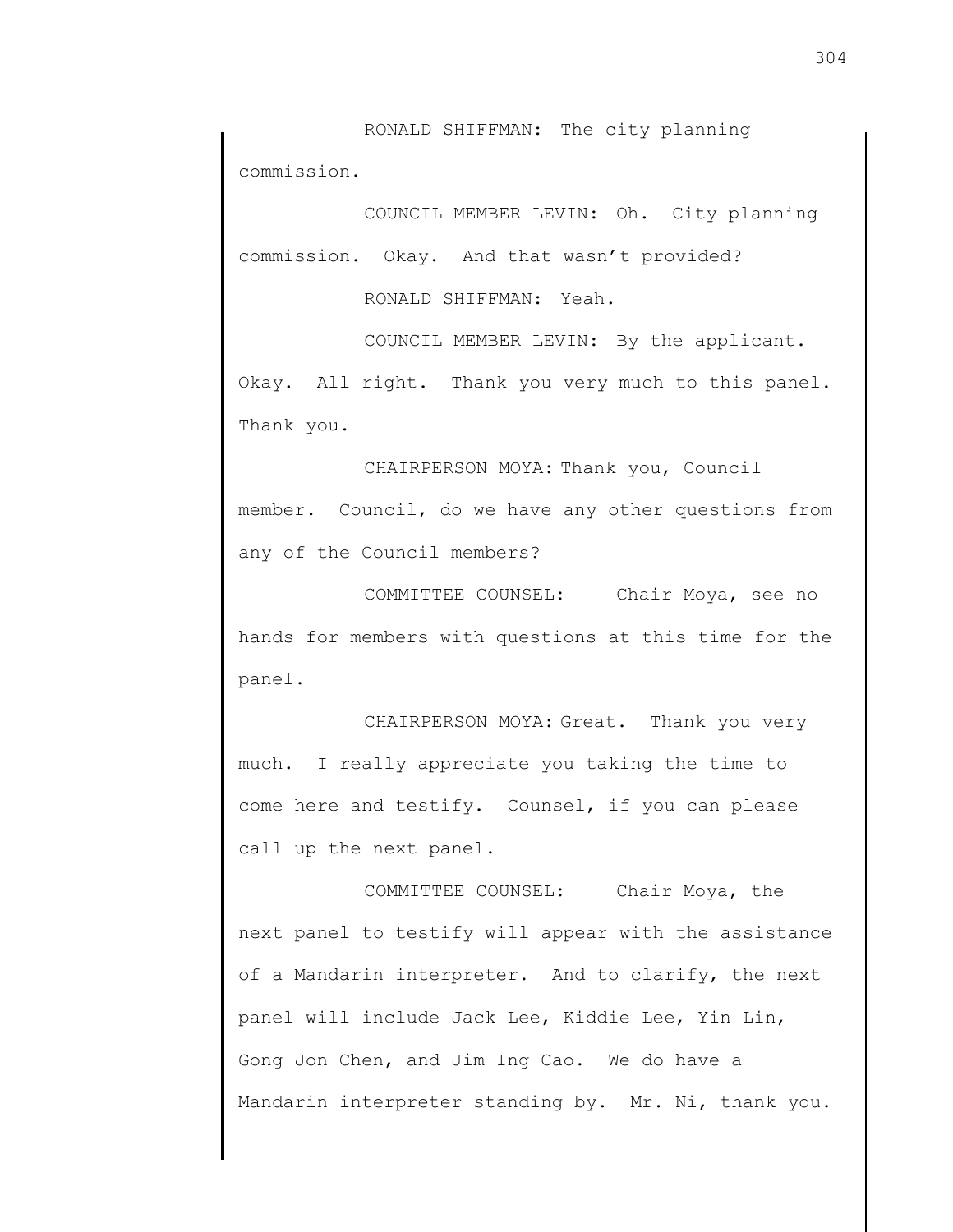RONALD SHIFFMAN: The city planning commission.

COUNCIL MEMBER LEVIN: Oh. City planning commission. Okay. And that wasn't provided?

RONALD SHIFFMAN: Yeah.

COUNCIL MEMBER LEVIN: By the applicant. Okay. All right. Thank you very much to this panel. Thank you.

CHAIRPERSON MOYA: Thank you, Council member. Council, do we have any other questions from any of the Council members?

COMMITTEE COUNSEL: Chair Moya, see no hands for members with questions at this time for the panel.

CHAIRPERSON MOYA: Great. Thank you very much. I really appreciate you taking the time to come here and testify. Counsel, if you can please call up the next panel.

COMMITTEE COUNSEL: Chair Moya, the next panel to testify will appear with the assistance of a Mandarin interpreter. And to clarify, the next panel will include Jack Lee, Kiddie Lee, Yin Lin, Gong Jon Chen, and Jim Ing Cao. We do have a Mandarin interpreter standing by. Mr. Ni, thank you.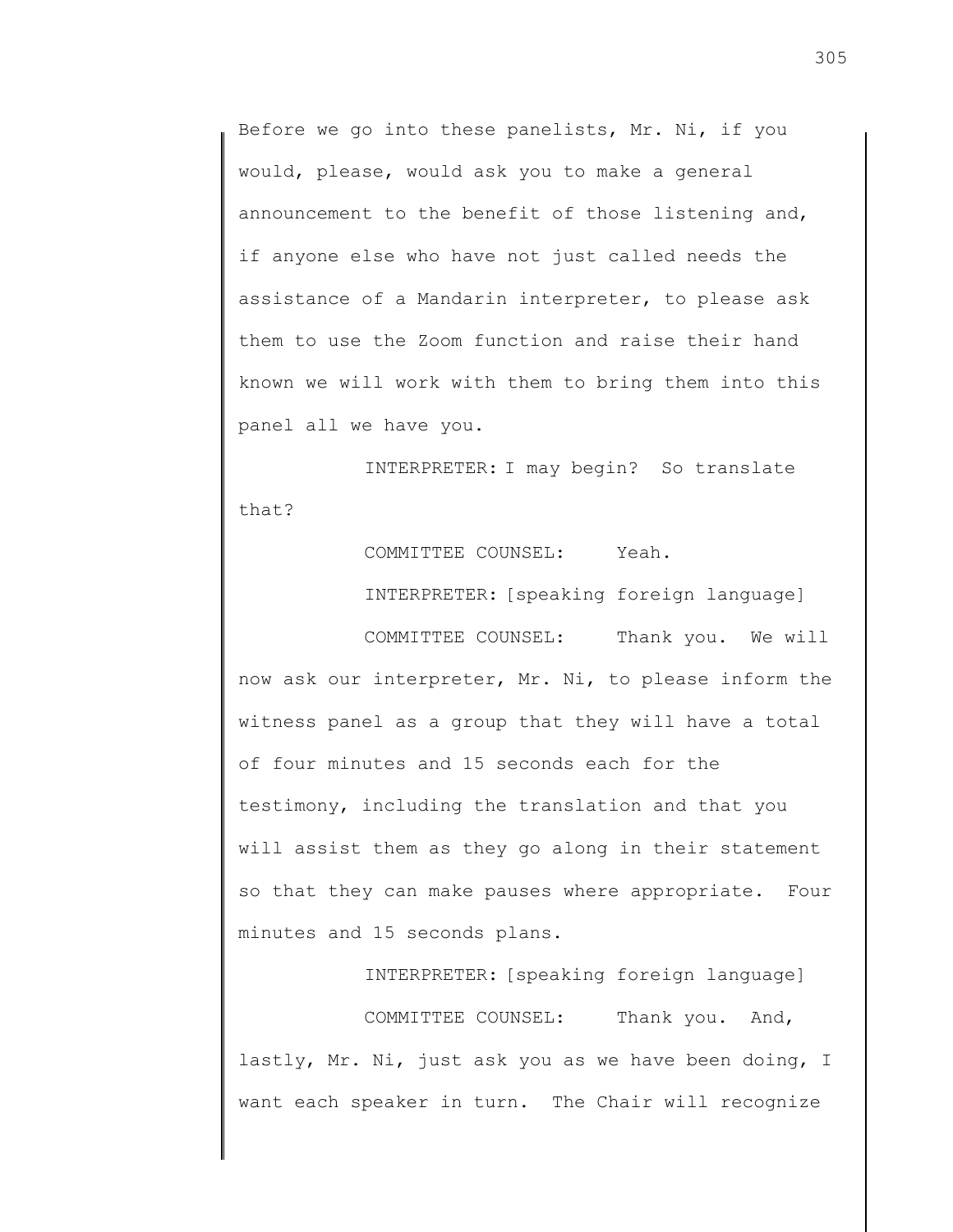Before we go into these panelists, Mr. Ni, if you would, please, would ask you to make a general announcement to the benefit of those listening and, if anyone else who have not just called needs the assistance of a Mandarin interpreter, to please ask them to use the Zoom function and raise their hand known we will work with them to bring them into this panel all we have you.

INTERPRETER: I may begin? So translate that?

COMMITTEE COUNSEL: Yeah.

INTERPRETER: [speaking foreign language]

COMMITTEE COUNSEL: Thank you. We will now ask our interpreter, Mr. Ni, to please inform the witness panel as a group that they will have a total of four minutes and 15 seconds each for the testimony, including the translation and that you will assist them as they go along in their statement so that they can make pauses where appropriate. Four minutes and 15 seconds plans.

INTERPRETER: [speaking foreign language]

COMMITTEE COUNSEL: Thank you. And, lastly, Mr. Ni, just ask you as we have been doing, I want each speaker in turn. The Chair will recognize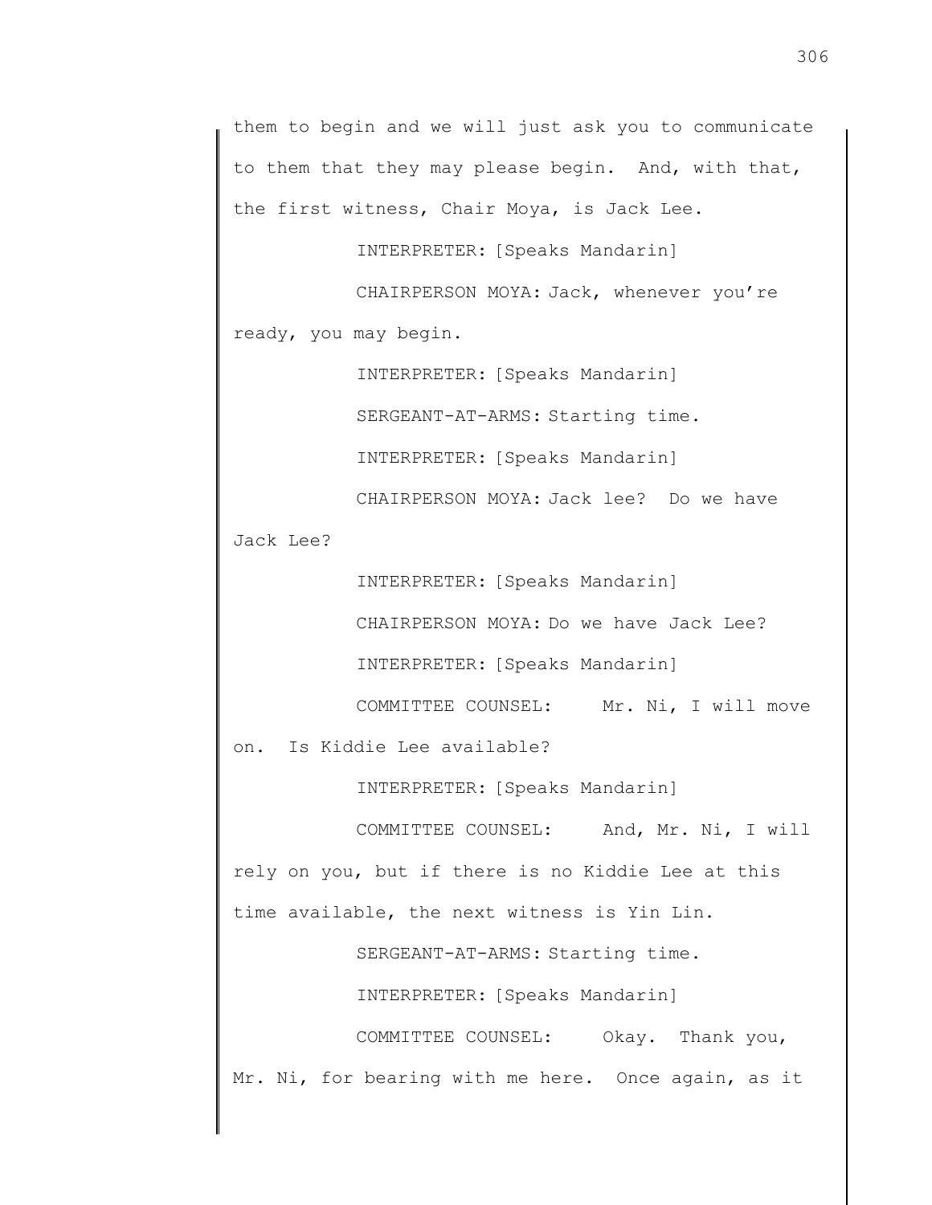them to begin and we will just ask you to communicate to them that they may please begin. And, with that, the first witness, Chair Moya, is Jack Lee.

INTERPRETER: [Speaks Mandarin]

CHAIRPERSON MOYA: Jack, whenever you're ready, you may begin.

INTERPRETER: [Speaks Mandarin]

SERGEANT-AT-ARMS: Starting time.

INTERPRETER: [Speaks Mandarin]

CHAIRPERSON MOYA: Jack lee? Do we have Jack Lee?

INTERPRETER: [Speaks Mandarin]

CHAIRPERSON MOYA: Do we have Jack Lee?

INTERPRETER: [Speaks Mandarin]

COMMITTEE COUNSEL: Mr. Ni, I will move on. Is Kiddie Lee available?

INTERPRETER: [Speaks Mandarin]

COMMITTEE COUNSEL: And, Mr. Ni, I will rely on you, but if there is no Kiddie Lee at this time available, the next witness is Yin Lin.

SERGEANT-AT-ARMS: Starting time.

INTERPRETER: [Speaks Mandarin]

COMMITTEE COUNSEL: Okay. Thank you, Mr. Ni, for bearing with me here. Once again, as it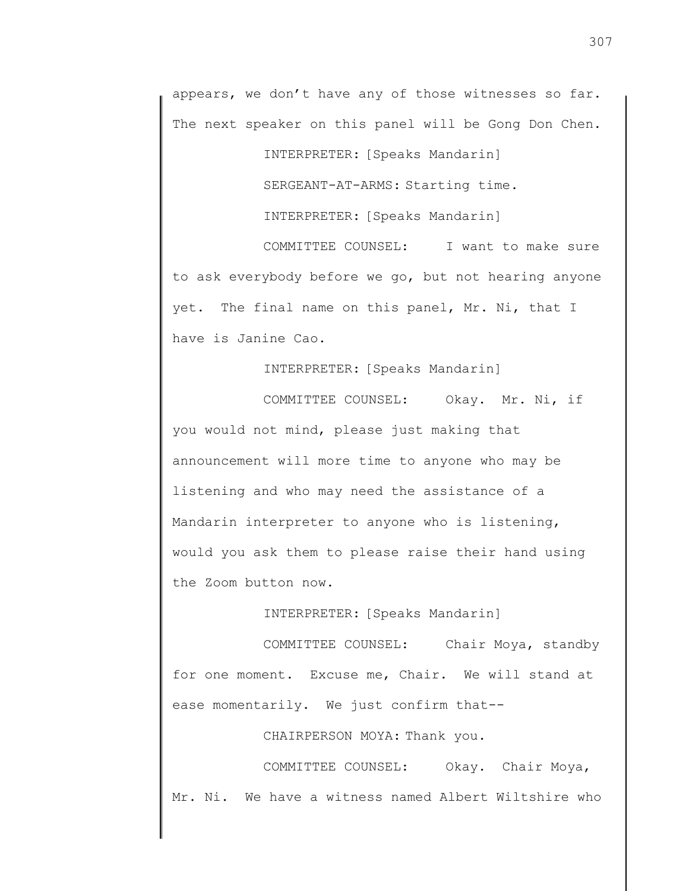appears, we don't have any of those witnesses so far. The next speaker on this panel will be Gong Don Chen.

INTERPRETER: [Speaks Mandarin]

SERGEANT-AT-ARMS: Starting time.

INTERPRETER: [Speaks Mandarin]

COMMITTEE COUNSEL: I want to make sure to ask everybody before we go, but not hearing anyone yet. The final name on this panel, Mr. Ni, that I have is Janine Cao.

INTERPRETER: [Speaks Mandarin]

COMMITTEE COUNSEL: Okay. Mr. Ni, if you would not mind, please just making that announcement will more time to anyone who may be listening and who may need the assistance of a Mandarin interpreter to anyone who is listening, would you ask them to please raise their hand using the Zoom button now.

INTERPRETER: [Speaks Mandarin]

COMMITTEE COUNSEL: Chair Moya, standby for one moment. Excuse me, Chair. We will stand at ease momentarily. We just confirm that--

CHAIRPERSON MOYA: Thank you.

COMMITTEE COUNSEL: Okay. Chair Moya, Mr. Ni. We have a witness named Albert Wiltshire who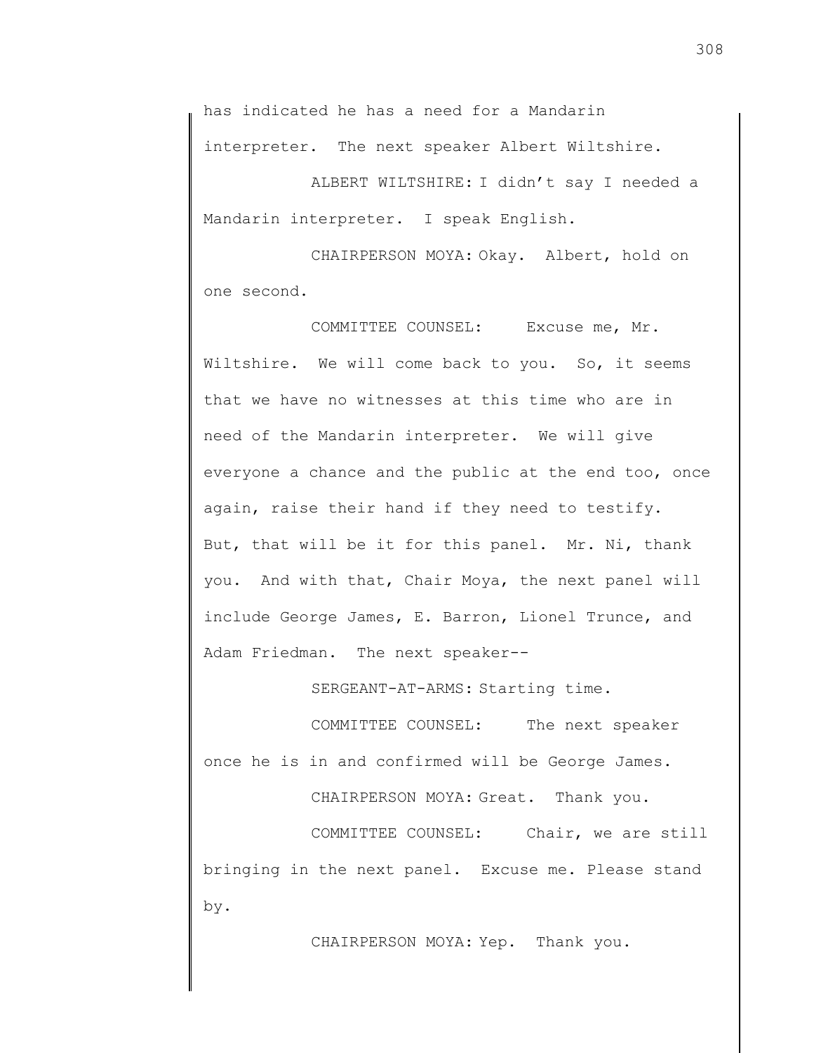has indicated he has a need for a Mandarin interpreter. The next speaker Albert Wiltshire.

ALBERT WILTSHIRE: I didn't say I needed a Mandarin interpreter. I speak English.

CHAIRPERSON MOYA: Okay. Albert, hold on one second.

COMMITTEE COUNSEL: Excuse me, Mr. Wiltshire. We will come back to you. So, it seems that we have no witnesses at this time who are in need of the Mandarin interpreter. We will give everyone a chance and the public at the end too, once again, raise their hand if they need to testify. But, that will be it for this panel. Mr. Ni, thank you. And with that, Chair Moya, the next panel will include George James, E. Barron, Lionel Trunce, and Adam Friedman. The next speaker--

SERGEANT-AT-ARMS: Starting time.

COMMITTEE COUNSEL: The next speaker once he is in and confirmed will be George James.

CHAIRPERSON MOYA: Great. Thank you.

COMMITTEE COUNSEL: Chair, we are still bringing in the next panel. Excuse me. Please stand by.

CHAIRPERSON MOYA: Yep. Thank you.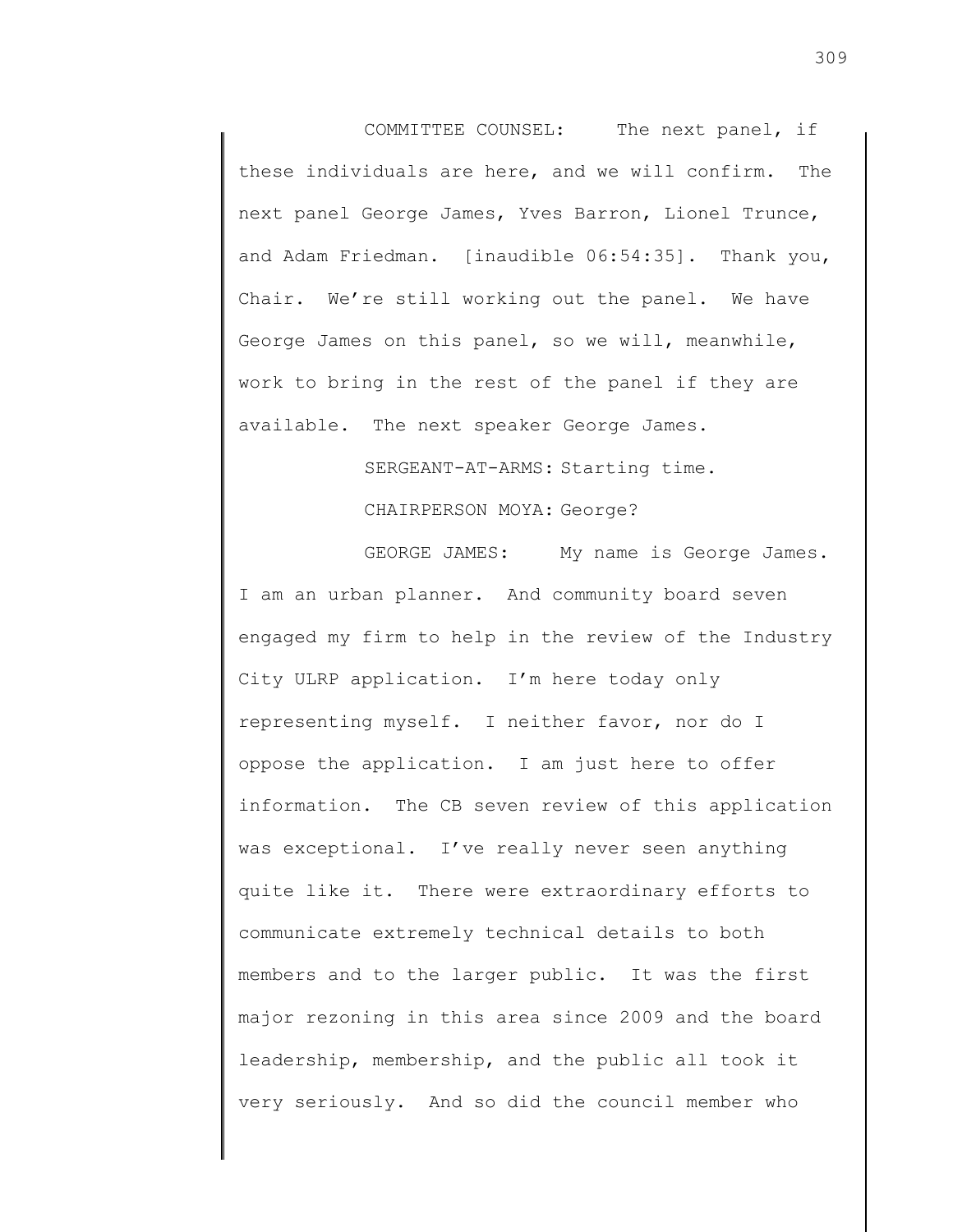COMMITTEE COUNSEL: The next panel, if these individuals are here, and we will confirm. The next panel George James, Yves Barron, Lionel Trunce, and Adam Friedman. [inaudible 06:54:35]. Thank you, Chair. We're still working out the panel. We have George James on this panel, so we will, meanwhile, work to bring in the rest of the panel if they are available. The next speaker George James.

SERGEANT-AT-ARMS: Starting time.

CHAIRPERSON MOYA: George?

GEORGE JAMES: My name is George James. I am an urban planner. And community board seven engaged my firm to help in the review of the Industry City ULRP application. I'm here today only representing myself. I neither favor, nor do I oppose the application. I am just here to offer information. The CB seven review of this application was exceptional. I've really never seen anything quite like it. There were extraordinary efforts to communicate extremely technical details to both members and to the larger public. It was the first major rezoning in this area since 2009 and the board leadership, membership, and the public all took it very seriously. And so did the council member who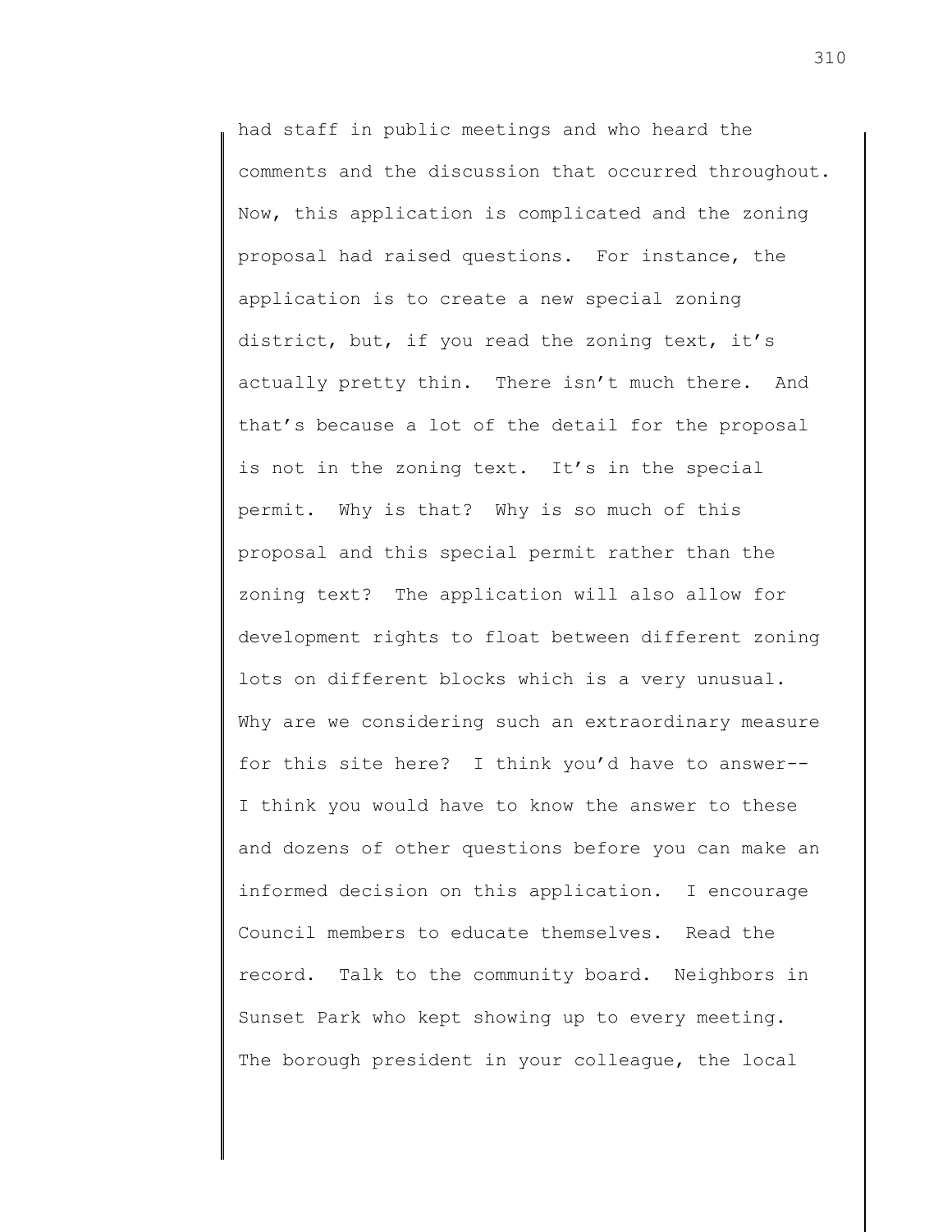had staff in public meetings and who heard the comments and the discussion that occurred throughout. Now, this application is complicated and the zoning proposal had raised questions. For instance, the application is to create a new special zoning district, but, if you read the zoning text, it's actually pretty thin. There isn't much there. And that's because a lot of the detail for the proposal is not in the zoning text. It's in the special permit. Why is that? Why is so much of this proposal and this special permit rather than the zoning text? The application will also allow for development rights to float between different zoning lots on different blocks which is a very unusual. Why are we considering such an extraordinary measure for this site here? I think you'd have to answer-- I think you would have to know the answer to these and dozens of other questions before you can make an informed decision on this application. I encourage Council members to educate themselves. Read the record. Talk to the community board. Neighbors in Sunset Park who kept showing up to every meeting. The borough president in your colleague, the local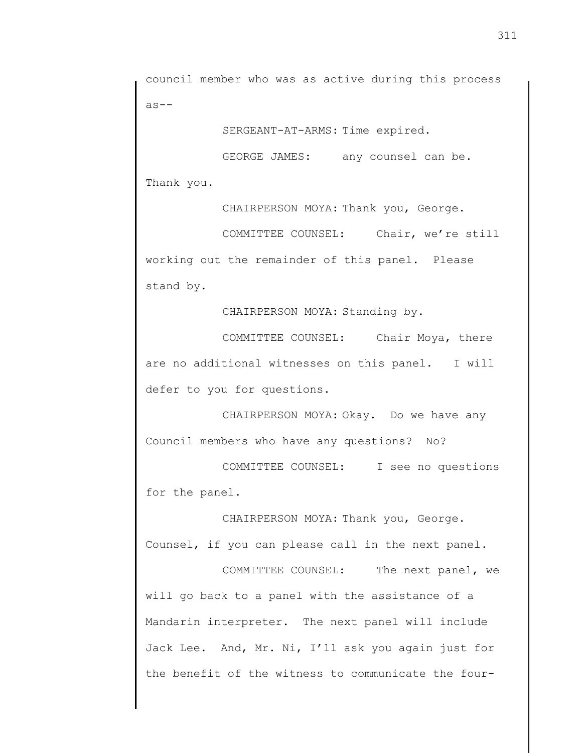council member who was as active during this process as--

SERGEANT-AT-ARMS: Time expired.

GEORGE JAMES: any counsel can be. Thank you.

CHAIRPERSON MOYA: Thank you, George.

COMMITTEE COUNSEL: Chair, we're still working out the remainder of this panel. Please stand by.

CHAIRPERSON MOYA: Standing by.

COMMITTEE COUNSEL: Chair Moya, there are no additional witnesses on this panel. I will defer to you for questions.

CHAIRPERSON MOYA: Okay. Do we have any Council members who have any questions? No?

COMMITTEE COUNSEL: I see no questions for the panel.

CHAIRPERSON MOYA: Thank you, George. Counsel, if you can please call in the next panel.

COMMITTEE COUNSEL: The next panel, we will go back to a panel with the assistance of a Mandarin interpreter. The next panel will include Jack Lee. And, Mr. Ni, I'll ask you again just for the benefit of the witness to communicate the four-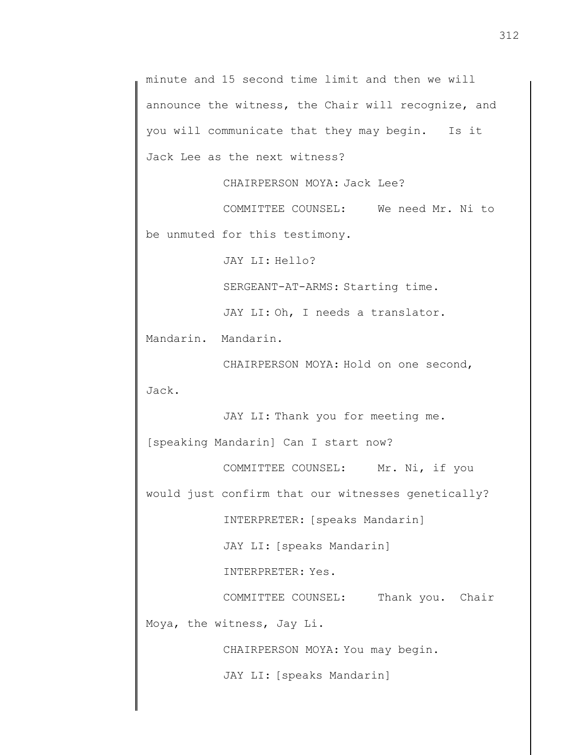minute and 15 second time limit and then we will announce the witness, the Chair will recognize, and you will communicate that they may begin. Is it Jack Lee as the next witness?

CHAIRPERSON MOYA: Jack Lee?

COMMITTEE COUNSEL: We need Mr. Ni to be unmuted for this testimony.

JAY LI: Hello?

SERGEANT-AT-ARMS: Starting time.

JAY LI: Oh, I needs a translator. Mandarin. Mandarin.

CHAIRPERSON MOYA: Hold on one second, Jack.

JAY LI: Thank you for meeting me. [speaking Mandarin] Can I start now?

COMMITTEE COUNSEL: Mr. Ni, if you would just confirm that our witnesses genetically?

INTERPRETER: [speaks Mandarin]

JAY LI: [speaks Mandarin]

INTERPRETER: Yes.

COMMITTEE COUNSEL: Thank you. Chair Moya, the witness, Jay Li.

CHAIRPERSON MOYA: You may begin.

JAY LI: [speaks Mandarin]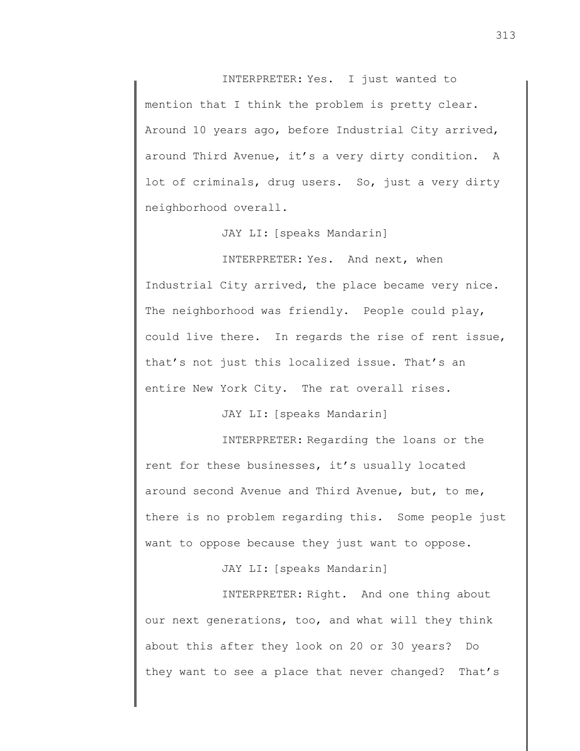INTERPRETER: Yes. I just wanted to mention that I think the problem is pretty clear. Around 10 years ago, before Industrial City arrived, around Third Avenue, it's a very dirty condition. A lot of criminals, drug users. So, just a very dirty neighborhood overall.

JAY LI: [speaks Mandarin]

INTERPRETER: Yes. And next, when Industrial City arrived, the place became very nice. The neighborhood was friendly. People could play, could live there. In regards the rise of rent issue, that's not just this localized issue. That's an entire New York City. The rat overall rises.

JAY LI: [speaks Mandarin]

INTERPRETER: Regarding the loans or the rent for these businesses, it's usually located around second Avenue and Third Avenue, but, to me, there is no problem regarding this. Some people just want to oppose because they just want to oppose.

JAY LI: [speaks Mandarin]

INTERPRETER: Right. And one thing about our next generations, too, and what will they think about this after they look on 20 or 30 years? Do they want to see a place that never changed? That's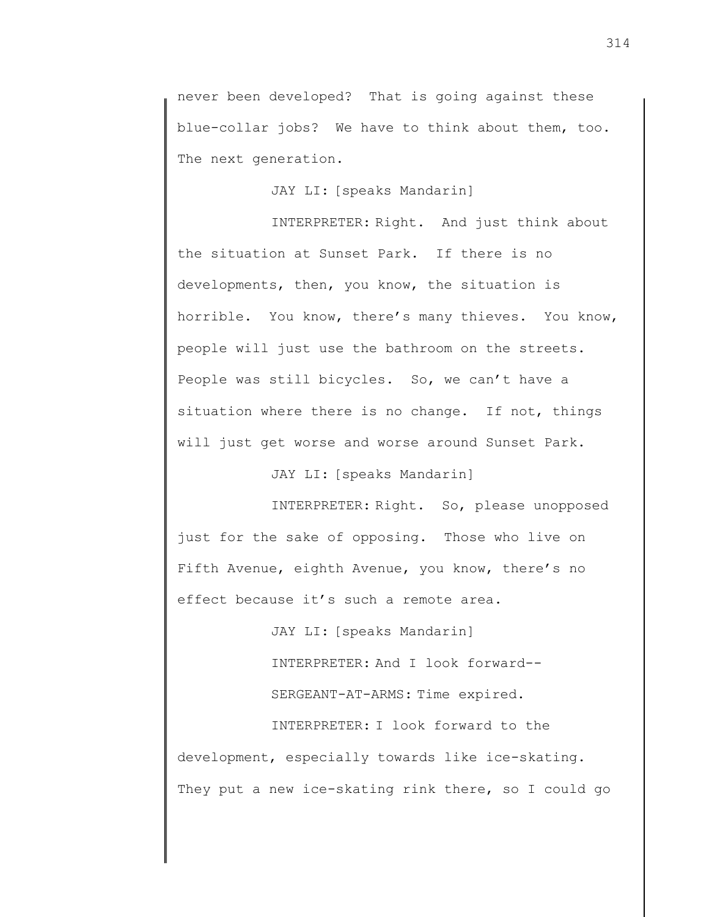never been developed? That is going against these blue-collar jobs? We have to think about them, too. The next generation.

JAY LI: [speaks Mandarin]

INTERPRETER: Right. And just think about the situation at Sunset Park. If there is no developments, then, you know, the situation is horrible. You know, there's many thieves. You know, people will just use the bathroom on the streets. People was still bicycles. So, we can't have a situation where there is no change. If not, things will just get worse and worse around Sunset Park.

JAY LI: [speaks Mandarin]

INTERPRETER: Right. So, please unopposed just for the sake of opposing. Those who live on Fifth Avenue, eighth Avenue, you know, there's no effect because it's such a remote area.

JAY LI: [speaks Mandarin]

INTERPRETER: And I look forward--

SERGEANT-AT-ARMS: Time expired.

INTERPRETER: I look forward to the development, especially towards like ice-skating. They put a new ice-skating rink there, so I could go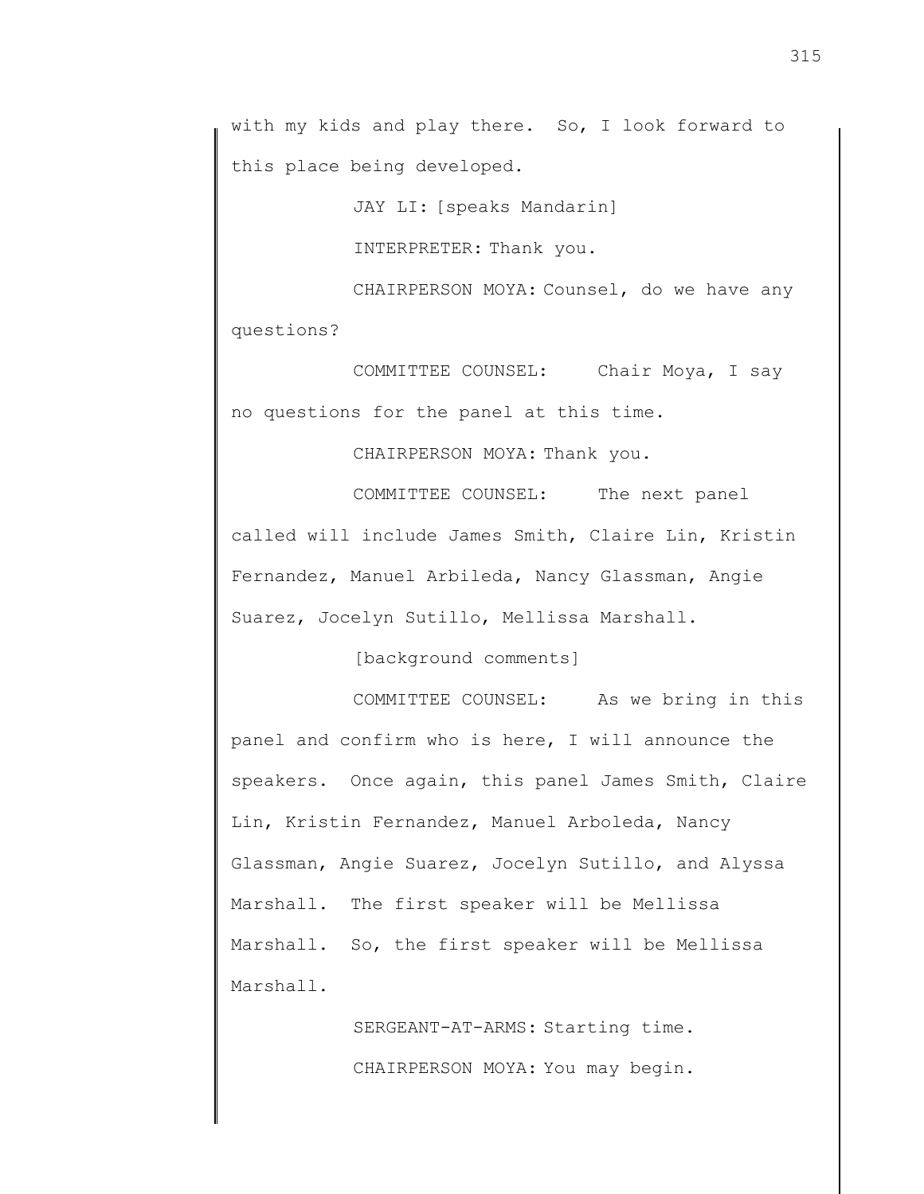with my kids and play there. So, I look forward to this place being developed.

JAY LI: [speaks Mandarin]

INTERPRETER: Thank you.

CHAIRPERSON MOYA: Counsel, do we have any questions?

COMMITTEE COUNSEL: Chair Moya, I say no questions for the panel at this time.

CHAIRPERSON MOYA: Thank you.

COMMITTEE COUNSEL: The next panel called will include James Smith, Claire Lin, Kristin Fernandez, Manuel Arbileda, Nancy Glassman, Angie Suarez, Jocelyn Sutillo, Mellissa Marshall.

[background comments]

COMMITTEE COUNSEL: As we bring in this panel and confirm who is here, I will announce the speakers. Once again, this panel James Smith, Claire Lin, Kristin Fernandez, Manuel Arboleda, Nancy Glassman, Angie Suarez, Jocelyn Sutillo, and Alyssa Marshall. The first speaker will be Mellissa Marshall. So, the first speaker will be Mellissa Marshall.

SERGEANT-AT-ARMS: Starting time.

CHAIRPERSON MOYA: You may begin.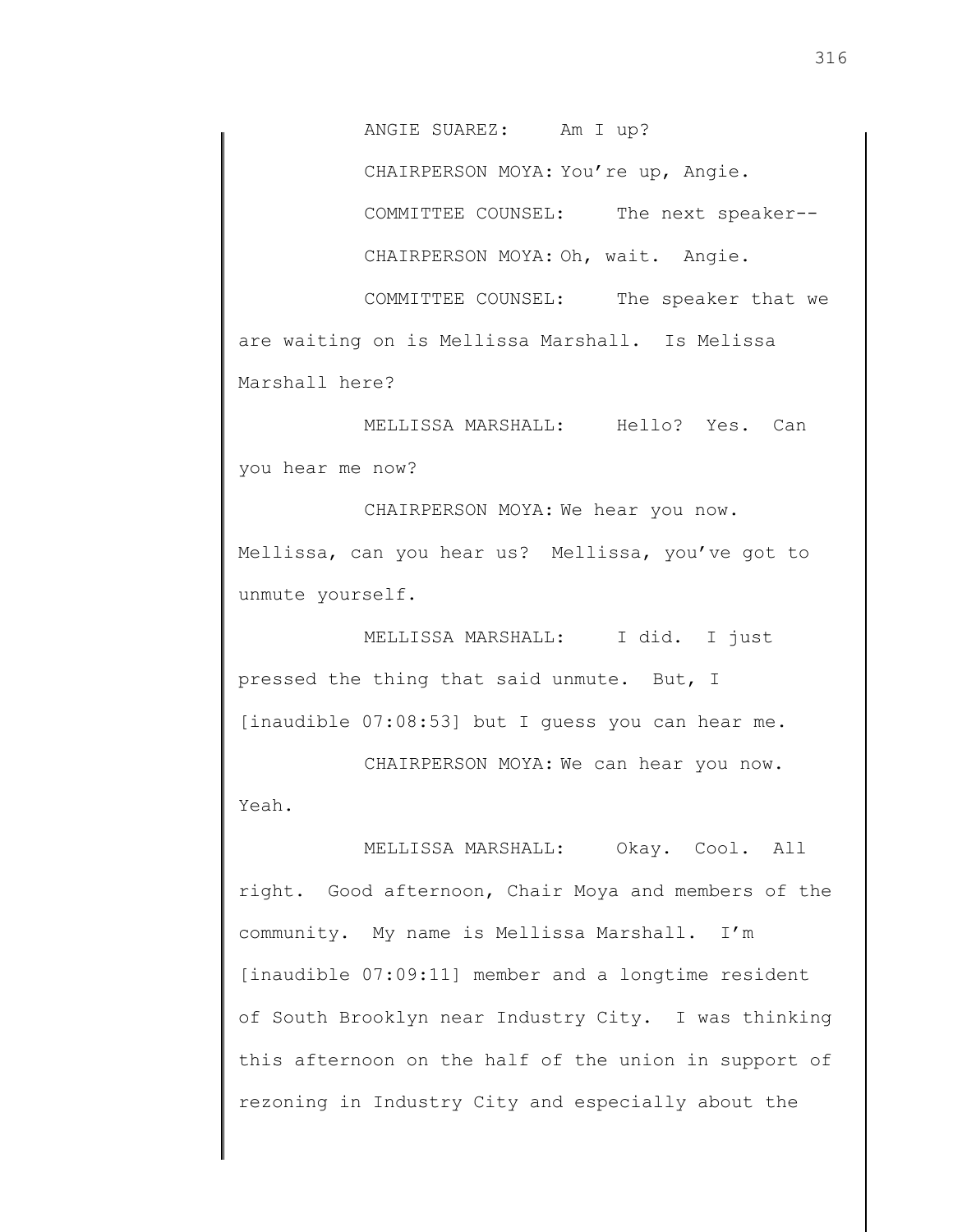ANGIE SUAREZ: Am I up?

CHAIRPERSON MOYA: You're up, Angie.

COMMITTEE COUNSEL: The next speaker--

CHAIRPERSON MOYA: Oh, wait. Angie.

COMMITTEE COUNSEL: The speaker that we are waiting on is Mellissa Marshall. Is Melissa Marshall here?

MELLISSA MARSHALL: Hello? Yes. Can you hear me now?

CHAIRPERSON MOYA: We hear you now. Mellissa, can you hear us? Mellissa, you've got to unmute yourself.

MELLISSA MARSHALL: I did. I just pressed the thing that said unmute. But, I [inaudible 07:08:53] but I guess you can hear me.

CHAIRPERSON MOYA: We can hear you now. Yeah.

MELLISSA MARSHALL: Okay. Cool. All right. Good afternoon, Chair Moya and members of the community. My name is Mellissa Marshall. I'm [inaudible 07:09:11] member and a longtime resident of South Brooklyn near Industry City. I was thinking this afternoon on the half of the union in support of rezoning in Industry City and especially about the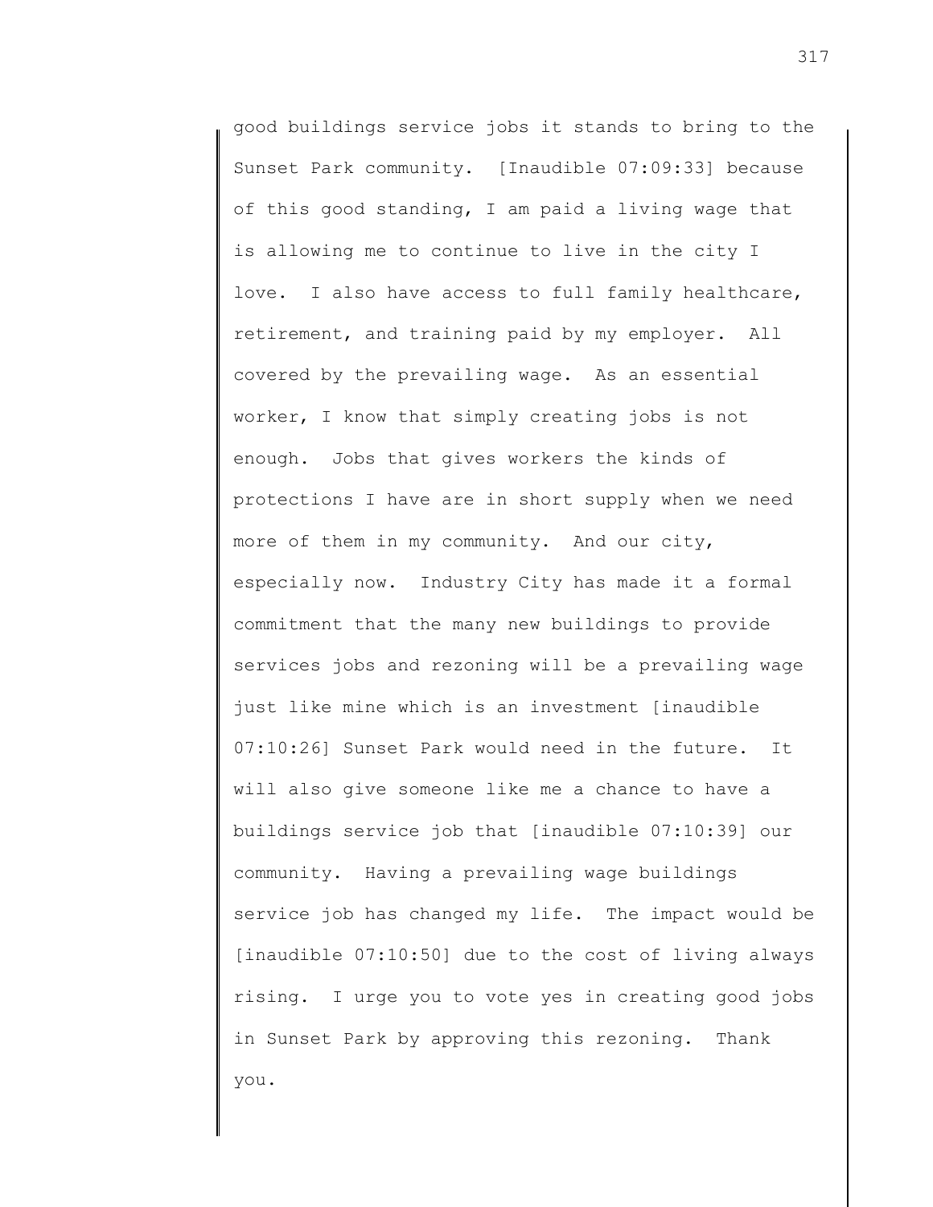good buildings service jobs it stands to bring to the Sunset Park community. [Inaudible 07:09:33] because of this good standing, I am paid a living wage that is allowing me to continue to live in the city I love. I also have access to full family healthcare, retirement, and training paid by my employer. All covered by the prevailing wage. As an essential worker, I know that simply creating jobs is not enough. Jobs that gives workers the kinds of protections I have are in short supply when we need more of them in my community. And our city, especially now. Industry City has made it a formal commitment that the many new buildings to provide services jobs and rezoning will be a prevailing wage just like mine which is an investment [inaudible 07:10:26] Sunset Park would need in the future. It will also give someone like me a chance to have a buildings service job that [inaudible 07:10:39] our community. Having a prevailing wage buildings service job has changed my life. The impact would be [inaudible 07:10:50] due to the cost of living always rising. I urge you to vote yes in creating good jobs in Sunset Park by approving this rezoning. Thank you.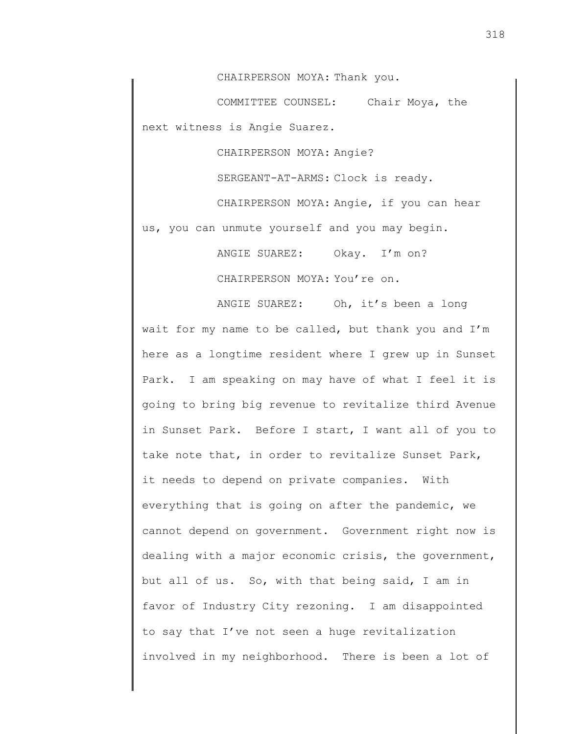CHAIRPERSON MOYA: Thank you.

COMMITTEE COUNSEL: Chair Moya, the next witness is Angie Suarez.

CHAIRPERSON MOYA: Angie?

SERGEANT-AT-ARMS: Clock is ready.

CHAIRPERSON MOYA: Angie, if you can hear us, you can unmute yourself and you may begin.

ANGIE SUAREZ: Okay. I'm on?

CHAIRPERSON MOYA: You're on.

ANGIE SUAREZ: Oh, it's been a long wait for my name to be called, but thank you and I'm here as a longtime resident where I grew up in Sunset Park. I am speaking on may have of what I feel it is going to bring big revenue to revitalize third Avenue in Sunset Park. Before I start, I want all of you to take note that, in order to revitalize Sunset Park, it needs to depend on private companies. With everything that is going on after the pandemic, we cannot depend on government. Government right now is dealing with a major economic crisis, the government, but all of us. So, with that being said, I am in favor of Industry City rezoning. I am disappointed to say that I've not seen a huge revitalization involved in my neighborhood. There is been a lot of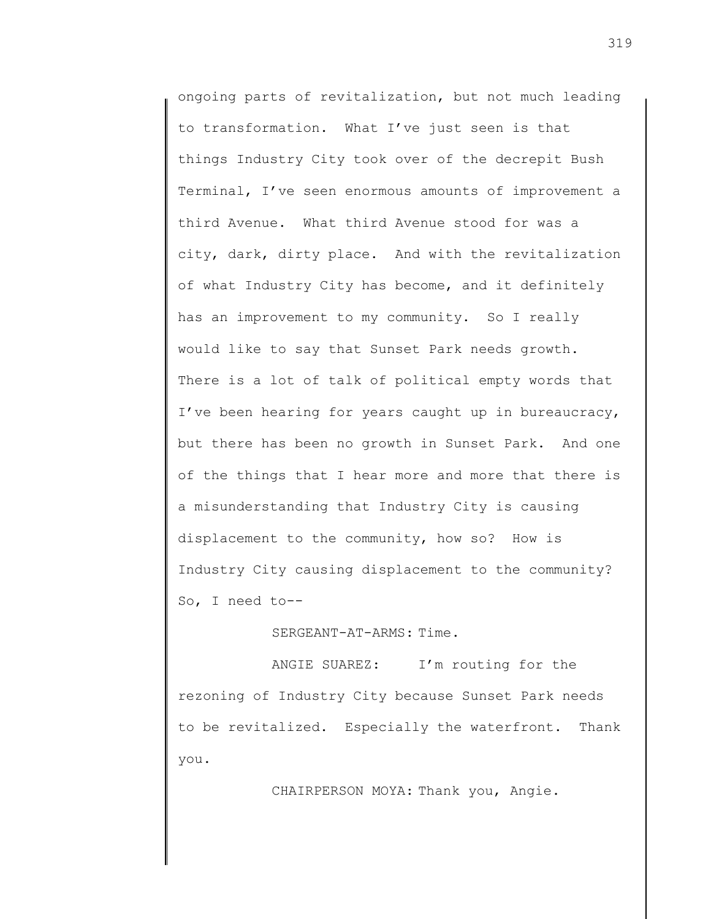ongoing parts of revitalization, but not much leading to transformation. What I've just seen is that things Industry City took over of the decrepit Bush Terminal, I've seen enormous amounts of improvement a third Avenue. What third Avenue stood for was a city, dark, dirty place. And with the revitalization of what Industry City has become, and it definitely has an improvement to my community. So I really would like to say that Sunset Park needs growth. There is a lot of talk of political empty words that I've been hearing for years caught up in bureaucracy, but there has been no growth in Sunset Park. And one of the things that I hear more and more that there is a misunderstanding that Industry City is causing displacement to the community, how so? How is Industry City causing displacement to the community? So, I need to--

SERGEANT-AT-ARMS: Time.

ANGIE SUAREZ: I'm routing for the rezoning of Industry City because Sunset Park needs to be revitalized. Especially the waterfront. Thank you.

CHAIRPERSON MOYA: Thank you, Angie.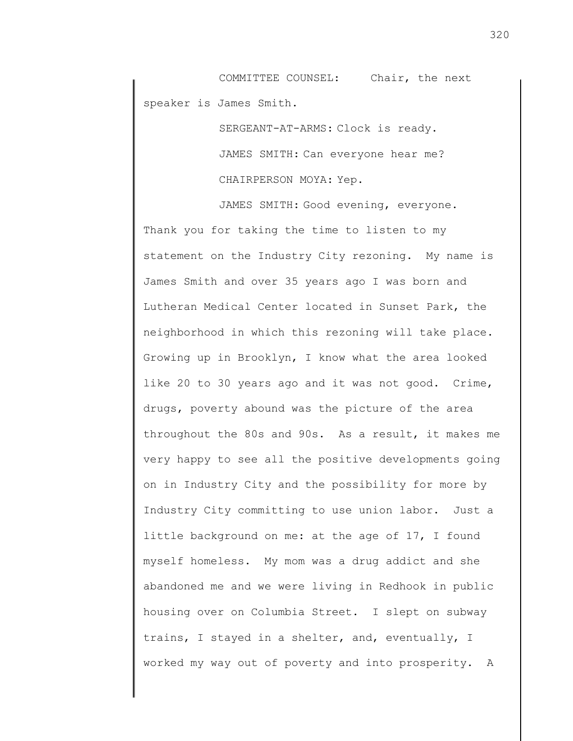COMMITTEE COUNSEL: Chair, the next speaker is James Smith.

SERGEANT-AT-ARMS: Clock is ready.

JAMES SMITH: Can everyone hear me?

CHAIRPERSON MOYA: Yep.

JAMES SMITH: Good evening, everyone. Thank you for taking the time to listen to my statement on the Industry City rezoning. My name is James Smith and over 35 years ago I was born and Lutheran Medical Center located in Sunset Park, the neighborhood in which this rezoning will take place. Growing up in Brooklyn, I know what the area looked like 20 to 30 years ago and it was not good. Crime, drugs, poverty abound was the picture of the area throughout the 80s and 90s. As a result, it makes me very happy to see all the positive developments going on in Industry City and the possibility for more by Industry City committing to use union labor. Just a little background on me: at the age of 17, I found myself homeless. My mom was a drug addict and she abandoned me and we were living in Redhook in public housing over on Columbia Street. I slept on subway trains, I stayed in a shelter, and, eventually, I worked my way out of poverty and into prosperity. A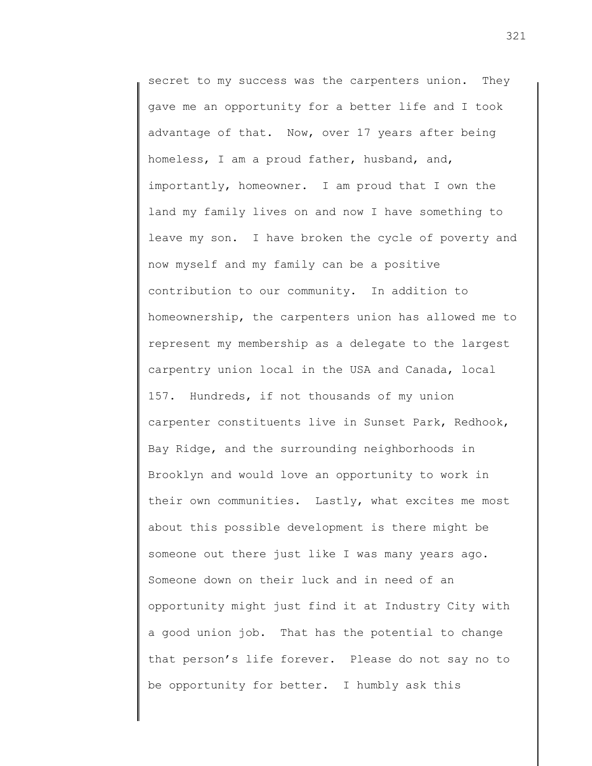secret to my success was the carpenters union. They gave me an opportunity for a better life and I took advantage of that. Now, over 17 years after being homeless, I am a proud father, husband, and, importantly, homeowner. I am proud that I own the land my family lives on and now I have something to leave my son. I have broken the cycle of poverty and now myself and my family can be a positive contribution to our community. In addition to homeownership, the carpenters union has allowed me to represent my membership as a delegate to the largest carpentry union local in the USA and Canada, local 157. Hundreds, if not thousands of my union carpenter constituents live in Sunset Park, Redhook, Bay Ridge, and the surrounding neighborhoods in Brooklyn and would love an opportunity to work in their own communities. Lastly, what excites me most about this possible development is there might be someone out there just like I was many years ago. Someone down on their luck and in need of an opportunity might just find it at Industry City with a good union job. That has the potential to change that person's life forever. Please do not say no to be opportunity for better. I humbly ask this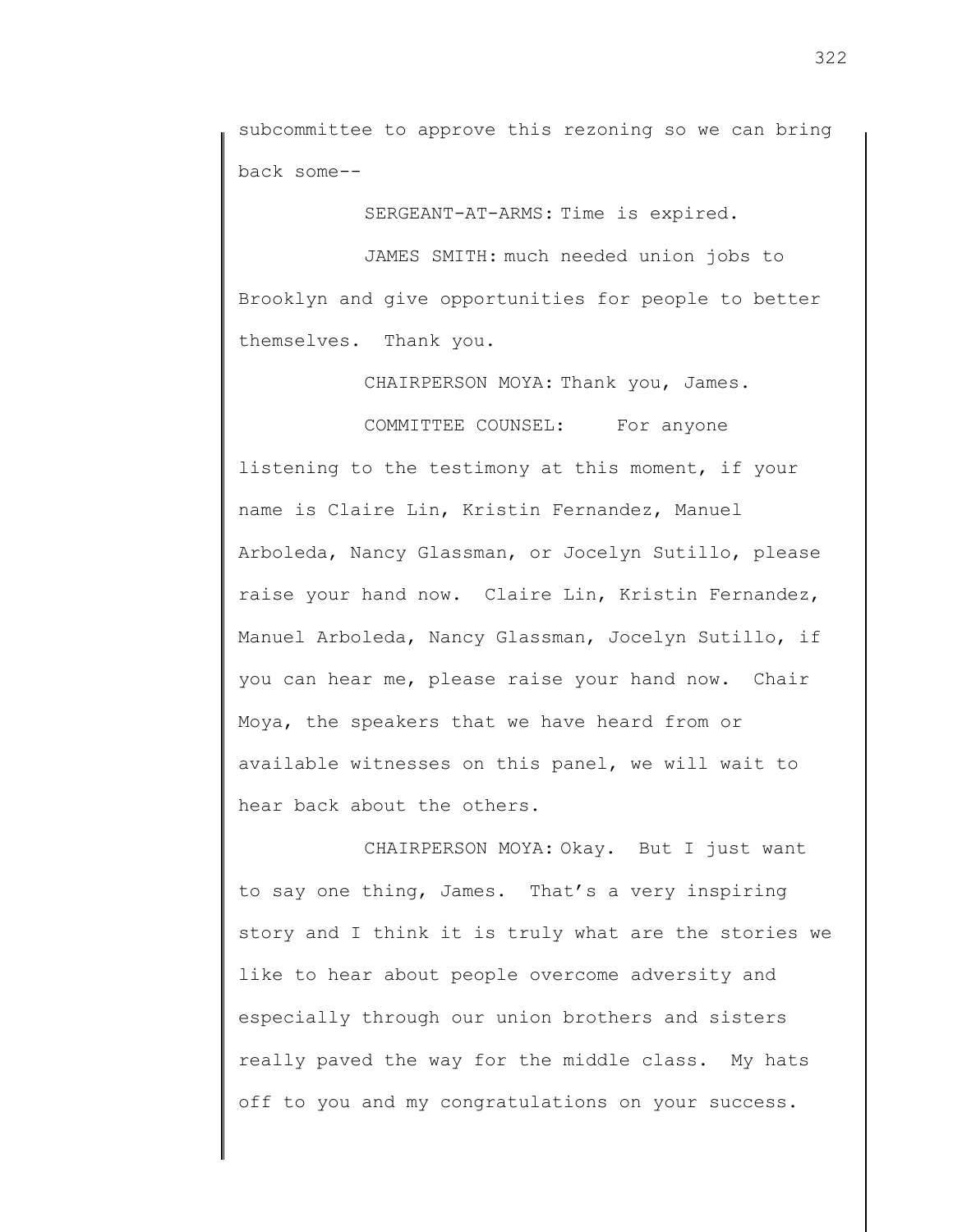subcommittee to approve this rezoning so we can bring back some--

SERGEANT-AT-ARMS: Time is expired.

JAMES SMITH: much needed union jobs to Brooklyn and give opportunities for people to better themselves. Thank you.

CHAIRPERSON MOYA: Thank you, James.

COMMITTEE COUNSEL: For anyone listening to the testimony at this moment, if your name is Claire Lin, Kristin Fernandez, Manuel Arboleda, Nancy Glassman, or Jocelyn Sutillo, please raise your hand now. Claire Lin, Kristin Fernandez, Manuel Arboleda, Nancy Glassman, Jocelyn Sutillo, if you can hear me, please raise your hand now. Chair Moya, the speakers that we have heard from or available witnesses on this panel, we will wait to hear back about the others.

CHAIRPERSON MOYA: Okay. But I just want to say one thing, James. That's a very inspiring story and I think it is truly what are the stories we like to hear about people overcome adversity and especially through our union brothers and sisters really paved the way for the middle class. My hats off to you and my congratulations on your success.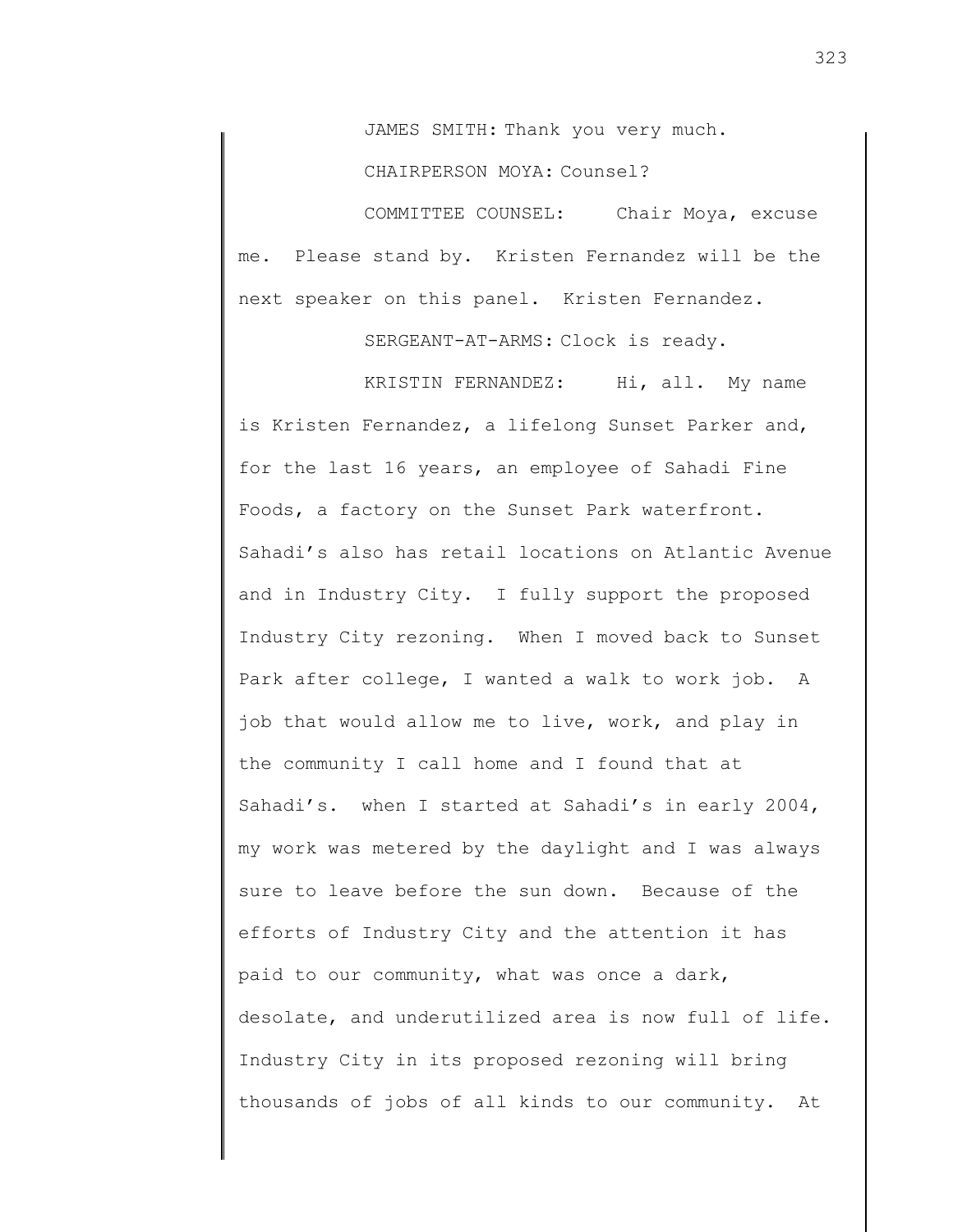JAMES SMITH: Thank you very much.

CHAIRPERSON MOYA: Counsel?

COMMITTEE COUNSEL: Chair Moya, excuse me. Please stand by. Kristen Fernandez will be the next speaker on this panel. Kristen Fernandez.

SERGEANT-AT-ARMS: Clock is ready.

KRISTIN FERNANDEZ: Hi, all. My name is Kristen Fernandez, a lifelong Sunset Parker and, for the last 16 years, an employee of Sahadi Fine Foods, a factory on the Sunset Park waterfront. Sahadi's also has retail locations on Atlantic Avenue and in Industry City. I fully support the proposed Industry City rezoning. When I moved back to Sunset Park after college, I wanted a walk to work job. A job that would allow me to live, work, and play in the community I call home and I found that at Sahadi's. when I started at Sahadi's in early 2004, my work was metered by the daylight and I was always sure to leave before the sun down. Because of the efforts of Industry City and the attention it has paid to our community, what was once a dark, desolate, and underutilized area is now full of life. Industry City in its proposed rezoning will bring thousands of jobs of all kinds to our community. At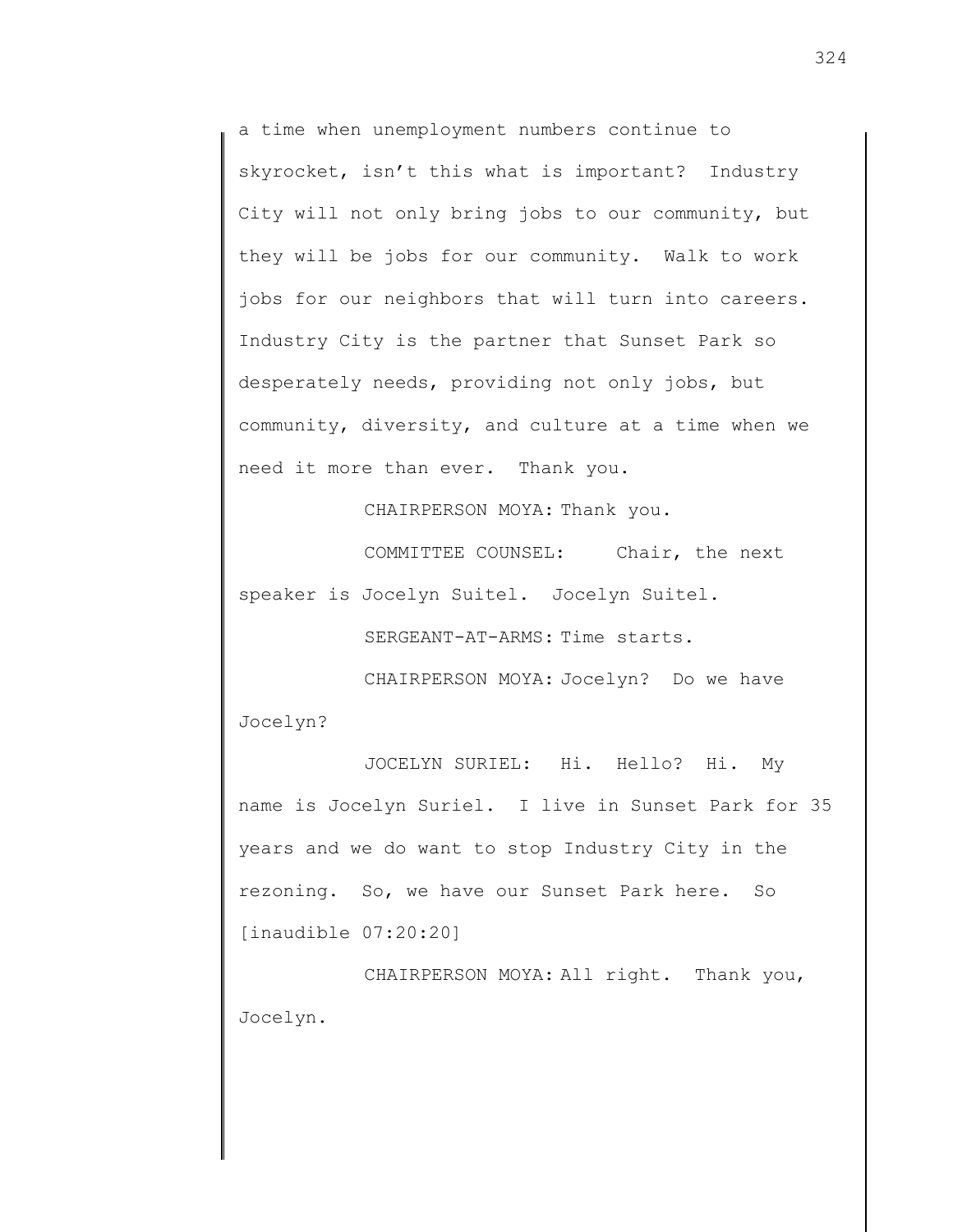a time when unemployment numbers continue to skyrocket, isn't this what is important? Industry City will not only bring jobs to our community, but they will be jobs for our community. Walk to work jobs for our neighbors that will turn into careers. Industry City is the partner that Sunset Park so desperately needs, providing not only jobs, but community, diversity, and culture at a time when we need it more than ever. Thank you.

CHAIRPERSON MOYA: Thank you.

COMMITTEE COUNSEL: Chair, the next speaker is Jocelyn Suitel. Jocelyn Suitel.

SERGEANT-AT-ARMS: Time starts.

CHAIRPERSON MOYA: Jocelyn? Do we have Jocelyn?

JOCELYN SURIEL: Hi. Hello? Hi. My name is Jocelyn Suriel. I live in Sunset Park for 35 years and we do want to stop Industry City in the rezoning. So, we have our Sunset Park here. So [inaudible 07:20:20]

CHAIRPERSON MOYA: All right. Thank you, Jocelyn.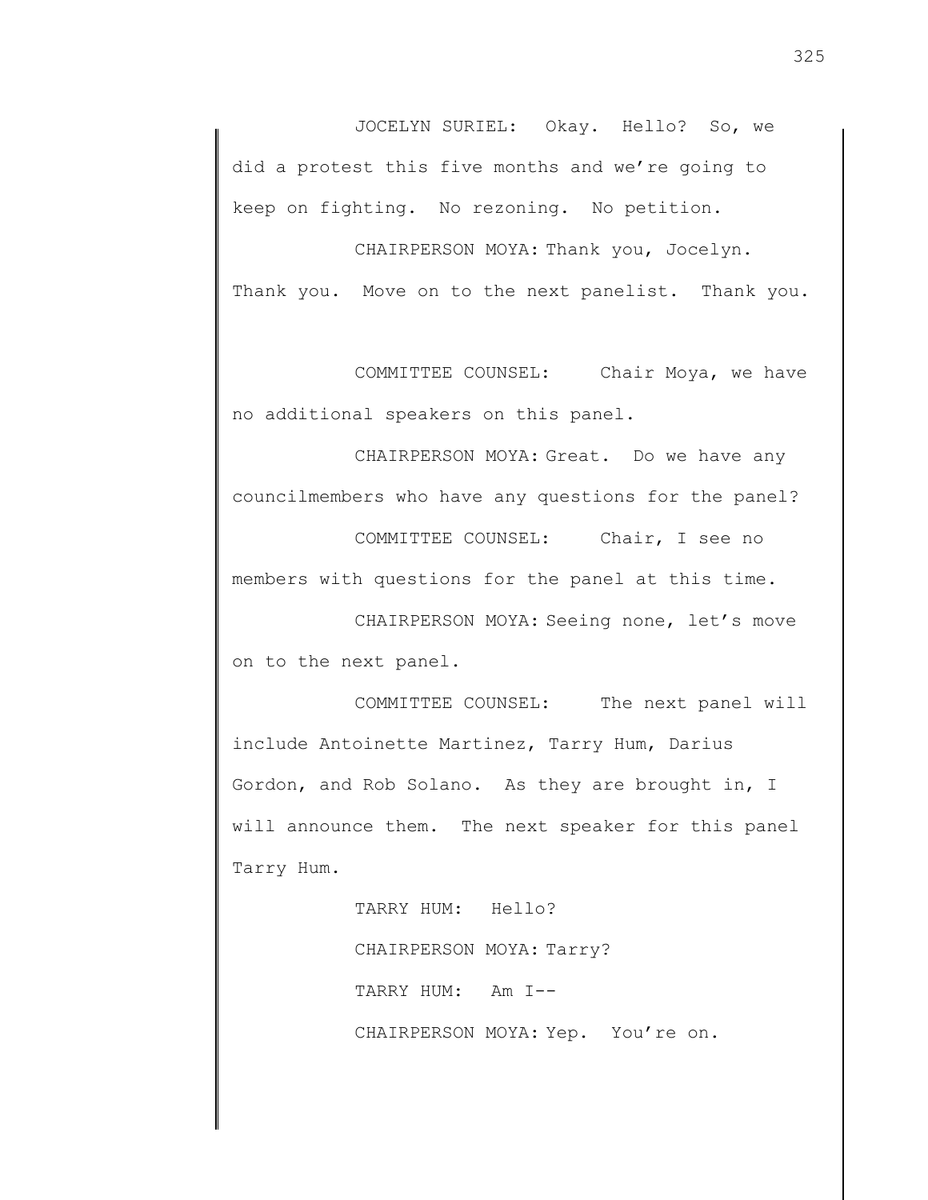JOCELYN SURIEL: Okay. Hello? So, we did a protest this five months and we're going to keep on fighting. No rezoning. No petition.

CHAIRPERSON MOYA: Thank you, Jocelyn. Thank you. Move on to the next panelist. Thank you.

COMMITTEE COUNSEL: Chair Moya, we have no additional speakers on this panel.

CHAIRPERSON MOYA: Great. Do we have any councilmembers who have any questions for the panel?

COMMITTEE COUNSEL: Chair, I see no members with questions for the panel at this time.

CHAIRPERSON MOYA: Seeing none, let's move on to the next panel.

COMMITTEE COUNSEL: The next panel will include Antoinette Martinez, Tarry Hum, Darius Gordon, and Rob Solano. As they are brought in, I will announce them. The next speaker for this panel Tarry Hum.

TARRY HUM: Hello?

CHAIRPERSON MOYA: Tarry?

TARRY HUM: Am I--

CHAIRPERSON MOYA: Yep. You're on.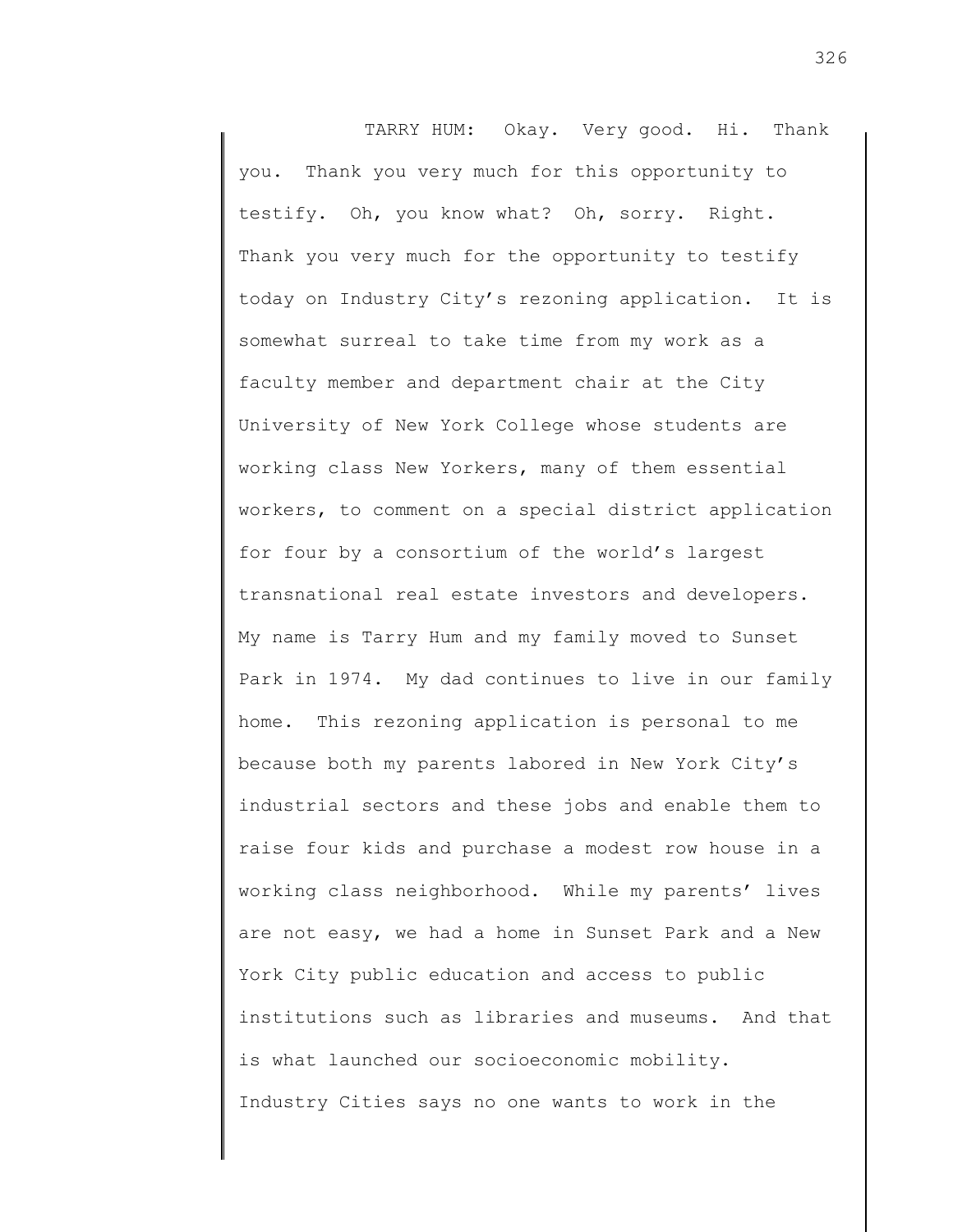TARRY HUM: Okay. Very good. Hi. Thank you. Thank you very much for this opportunity to testify. Oh, you know what? Oh, sorry. Right. Thank you very much for the opportunity to testify today on Industry City's rezoning application. It is somewhat surreal to take time from my work as a faculty member and department chair at the City University of New York College whose students are working class New Yorkers, many of them essential workers, to comment on a special district application for four by a consortium of the world's largest transnational real estate investors and developers. My name is Tarry Hum and my family moved to Sunset Park in 1974. My dad continues to live in our family home. This rezoning application is personal to me because both my parents labored in New York City's industrial sectors and these jobs and enable them to raise four kids and purchase a modest row house in a working class neighborhood. While my parents' lives are not easy, we had a home in Sunset Park and a New York City public education and access to public institutions such as libraries and museums. And that is what launched our socioeconomic mobility. Industry Cities says no one wants to work in the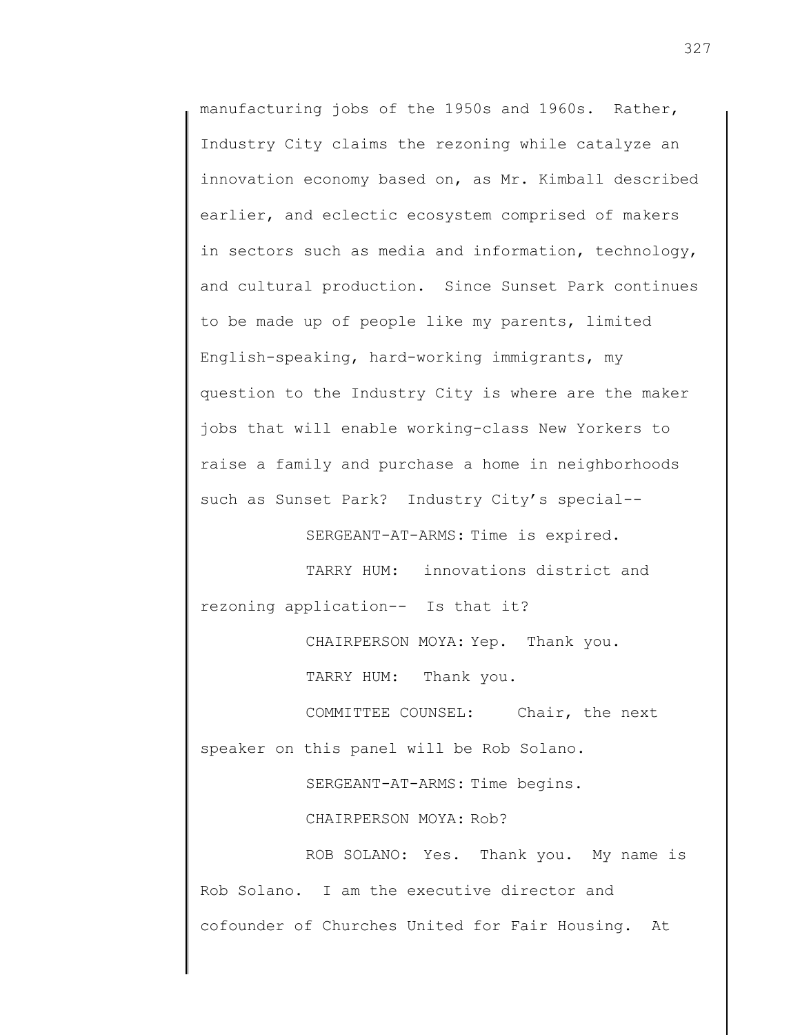manufacturing jobs of the 1950s and 1960s. Rather, Industry City claims the rezoning while catalyze an innovation economy based on, as Mr. Kimball described earlier, and eclectic ecosystem comprised of makers in sectors such as media and information, technology, and cultural production. Since Sunset Park continues to be made up of people like my parents, limited English-speaking, hard-working immigrants, my question to the Industry City is where are the maker jobs that will enable working-class New Yorkers to raise a family and purchase a home in neighborhoods such as Sunset Park? Industry City's special--

SERGEANT-AT-ARMS: Time is expired.

TARRY HUM: innovations district and rezoning application-- Is that it?

CHAIRPERSON MOYA: Yep. Thank you.

TARRY HUM: Thank you.

COMMITTEE COUNSEL: Chair, the next speaker on this panel will be Rob Solano.

SERGEANT-AT-ARMS: Time begins.

CHAIRPERSON MOYA: Rob?

ROB SOLANO: Yes. Thank you. My name is Rob Solano. I am the executive director and cofounder of Churches United for Fair Housing. At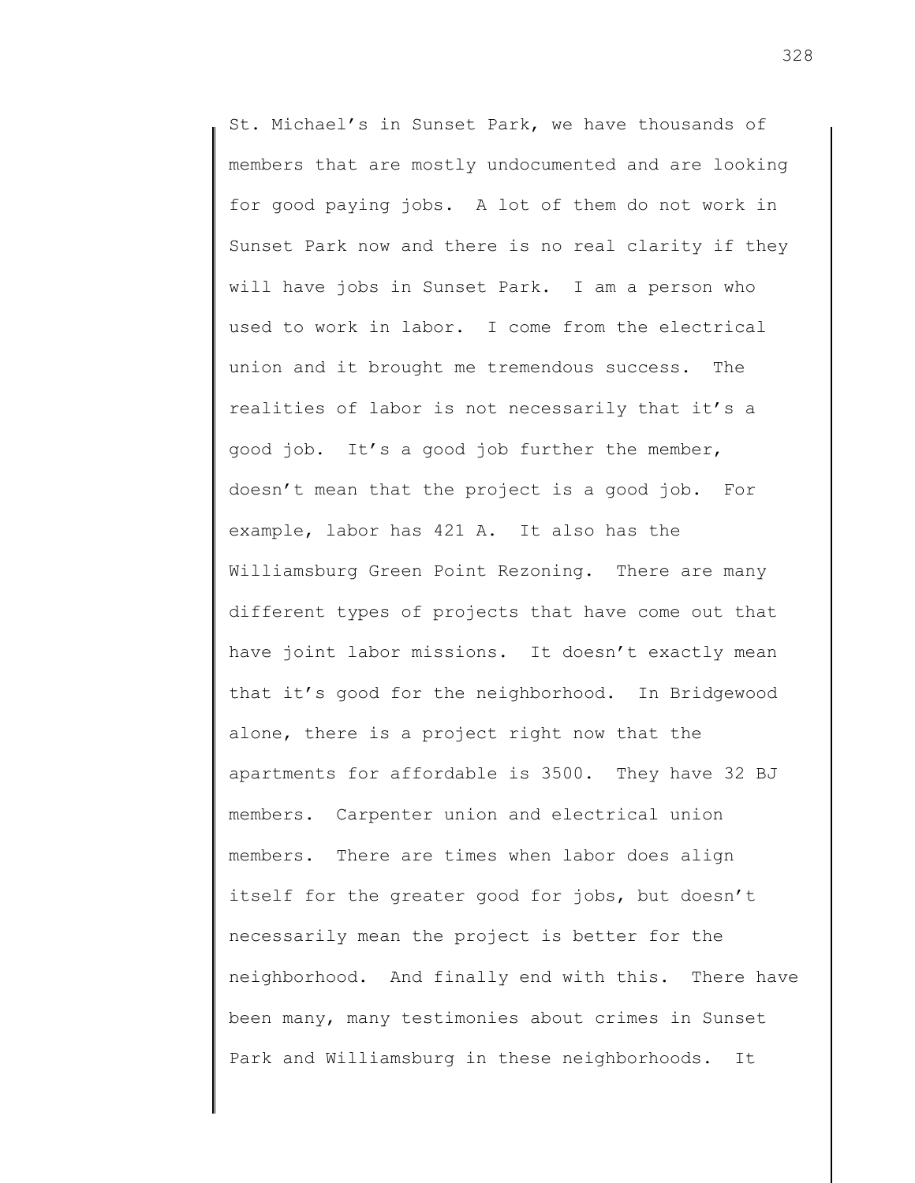St. Michael's in Sunset Park, we have thousands of members that are mostly undocumented and are looking for good paying jobs. A lot of them do not work in Sunset Park now and there is no real clarity if they will have jobs in Sunset Park. I am a person who used to work in labor. I come from the electrical union and it brought me tremendous success. The realities of labor is not necessarily that it's a good job. It's a good job further the member, doesn't mean that the project is a good job. For example, labor has 421 A. It also has the Williamsburg Green Point Rezoning. There are many different types of projects that have come out that have joint labor missions. It doesn't exactly mean that it's good for the neighborhood. In Bridgewood alone, there is a project right now that the apartments for affordable is 3500. They have 32 BJ members. Carpenter union and electrical union members. There are times when labor does align itself for the greater good for jobs, but doesn't necessarily mean the project is better for the neighborhood. And finally end with this. There have been many, many testimonies about crimes in Sunset Park and Williamsburg in these neighborhoods. It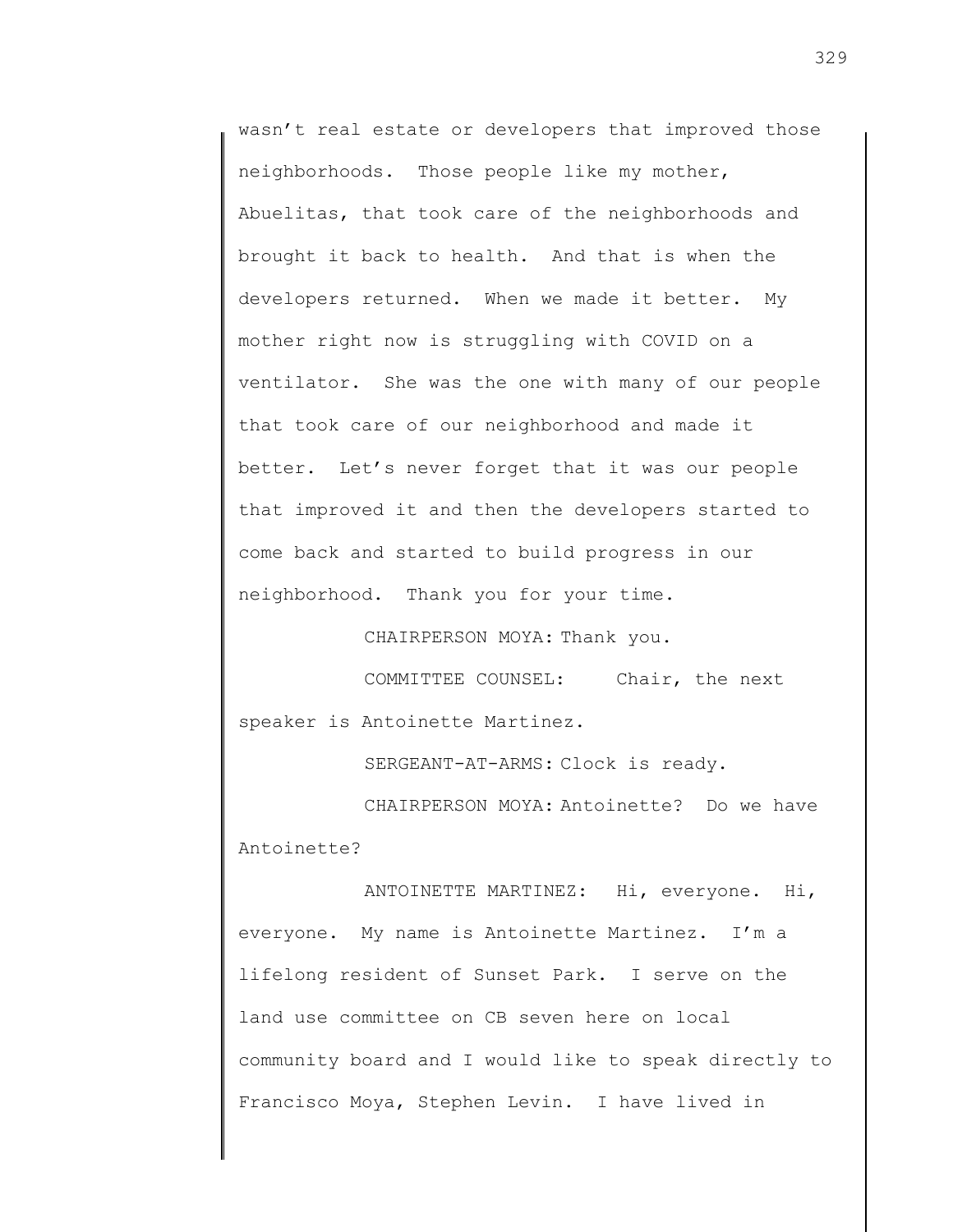wasn't real estate or developers that improved those neighborhoods. Those people like my mother, Abuelitas, that took care of the neighborhoods and brought it back to health. And that is when the developers returned. When we made it better. My mother right now is struggling with COVID on a ventilator. She was the one with many of our people that took care of our neighborhood and made it better. Let's never forget that it was our people that improved it and then the developers started to come back and started to build progress in our neighborhood. Thank you for your time.

CHAIRPERSON MOYA: Thank you.

COMMITTEE COUNSEL: Chair, the next speaker is Antoinette Martinez.

SERGEANT-AT-ARMS: Clock is ready.

CHAIRPERSON MOYA: Antoinette? Do we have Antoinette?

ANTOINETTE MARTINEZ: Hi, everyone. Hi, everyone. My name is Antoinette Martinez. I'm a lifelong resident of Sunset Park. I serve on the land use committee on CB seven here on local community board and I would like to speak directly to Francisco Moya, Stephen Levin. I have lived in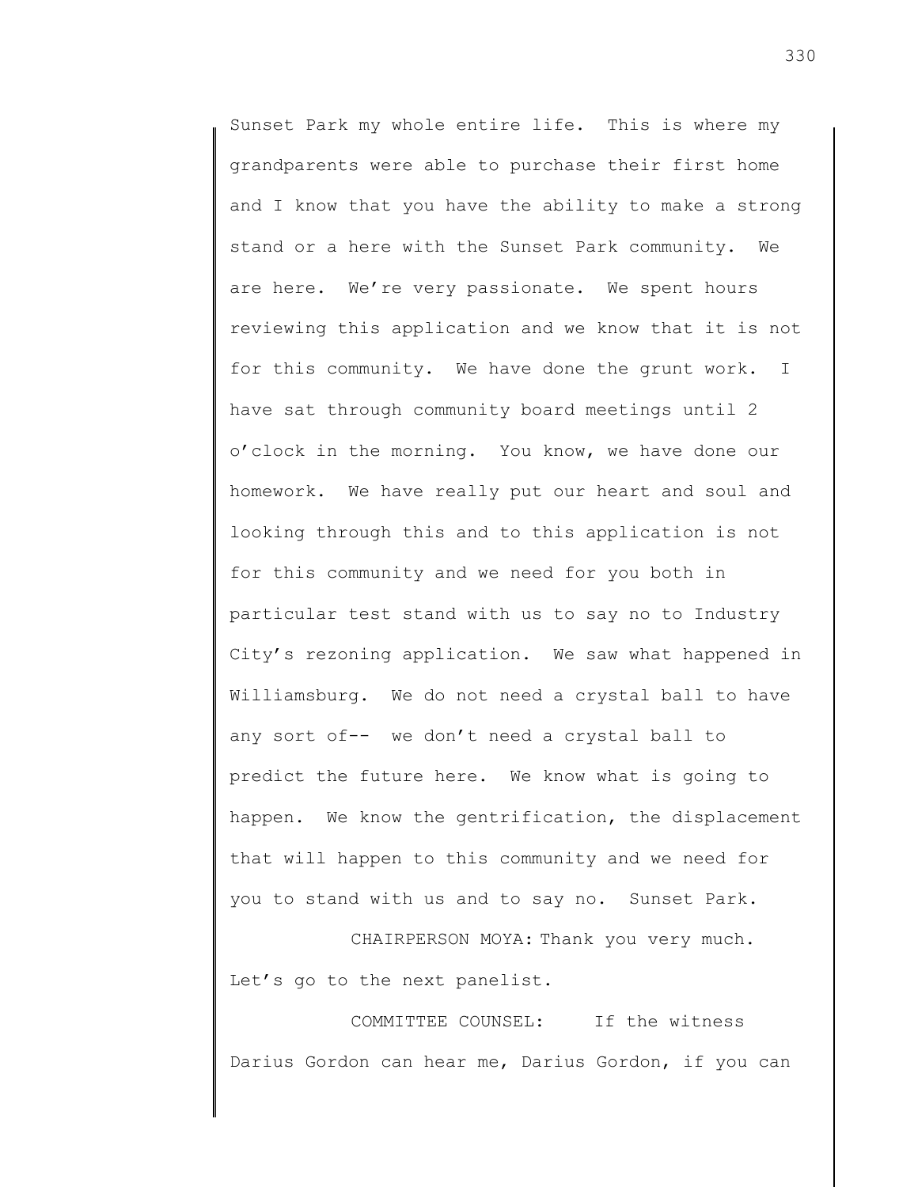Sunset Park my whole entire life. This is where my grandparents were able to purchase their first home and I know that you have the ability to make a strong stand or a here with the Sunset Park community. We are here. We're very passionate. We spent hours reviewing this application and we know that it is not for this community. We have done the grunt work. I have sat through community board meetings until 2 o'clock in the morning. You know, we have done our homework. We have really put our heart and soul and looking through this and to this application is not for this community and we need for you both in particular test stand with us to say no to Industry City's rezoning application. We saw what happened in Williamsburg. We do not need a crystal ball to have any sort of-- we don't need a crystal ball to predict the future here. We know what is going to happen. We know the gentrification, the displacement that will happen to this community and we need for you to stand with us and to say no. Sunset Park.

CHAIRPERSON MOYA: Thank you very much. Let's go to the next panelist.

COMMITTEE COUNSEL: If the witness Darius Gordon can hear me, Darius Gordon, if you can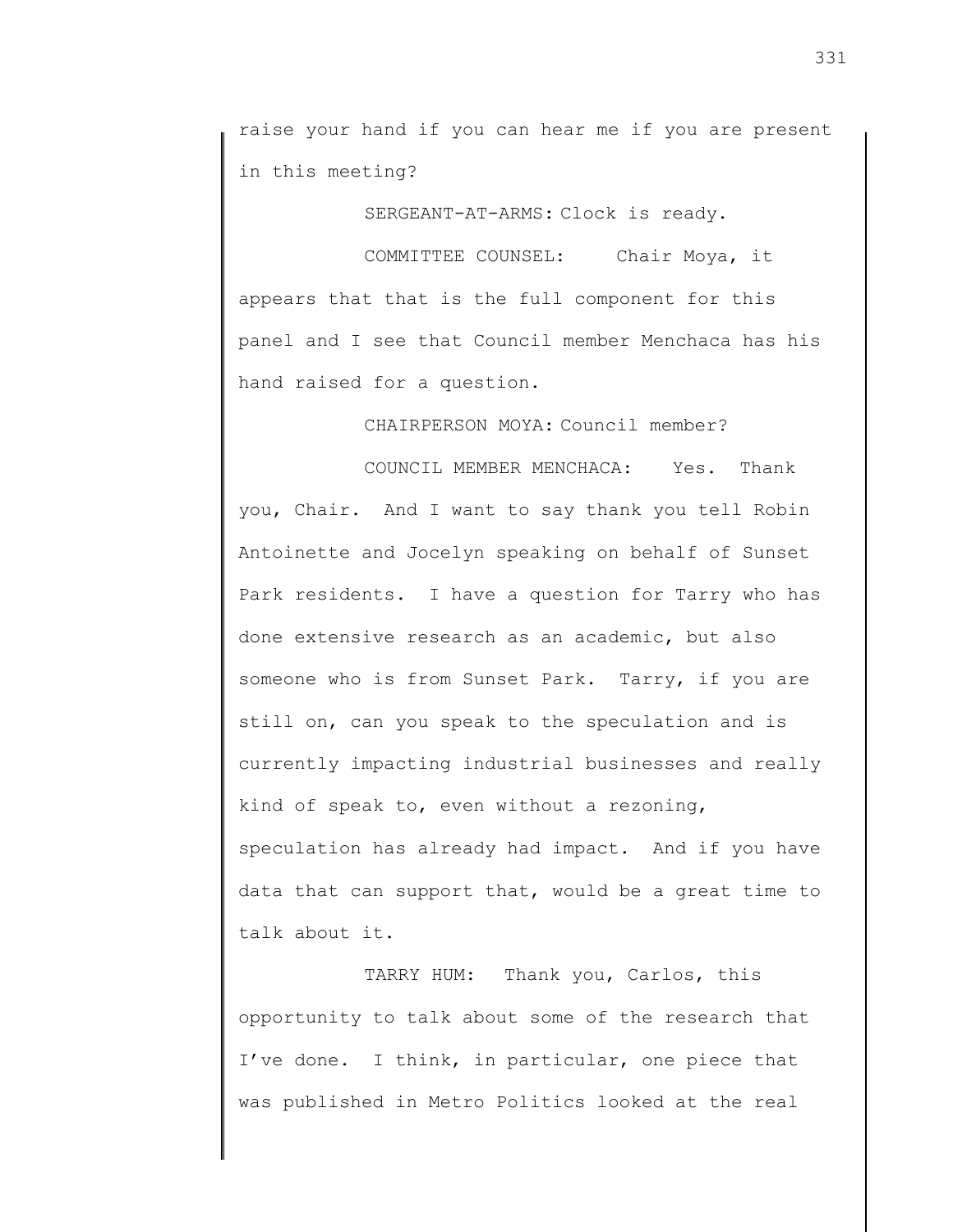raise your hand if you can hear me if you are present in this meeting?

SERGEANT-AT-ARMS: Clock is ready.

COMMITTEE COUNSEL: Chair Moya, it appears that that is the full component for this panel and I see that Council member Menchaca has his hand raised for a question.

CHAIRPERSON MOYA: Council member?

COUNCIL MEMBER MENCHACA: Yes. Thank you, Chair. And I want to say thank you tell Robin Antoinette and Jocelyn speaking on behalf of Sunset Park residents. I have a question for Tarry who has done extensive research as an academic, but also someone who is from Sunset Park. Tarry, if you are still on, can you speak to the speculation and is currently impacting industrial businesses and really kind of speak to, even without a rezoning, speculation has already had impact. And if you have data that can support that, would be a great time to talk about it.

TARRY HUM: Thank you, Carlos, this opportunity to talk about some of the research that I've done. I think, in particular, one piece that was published in Metro Politics looked at the real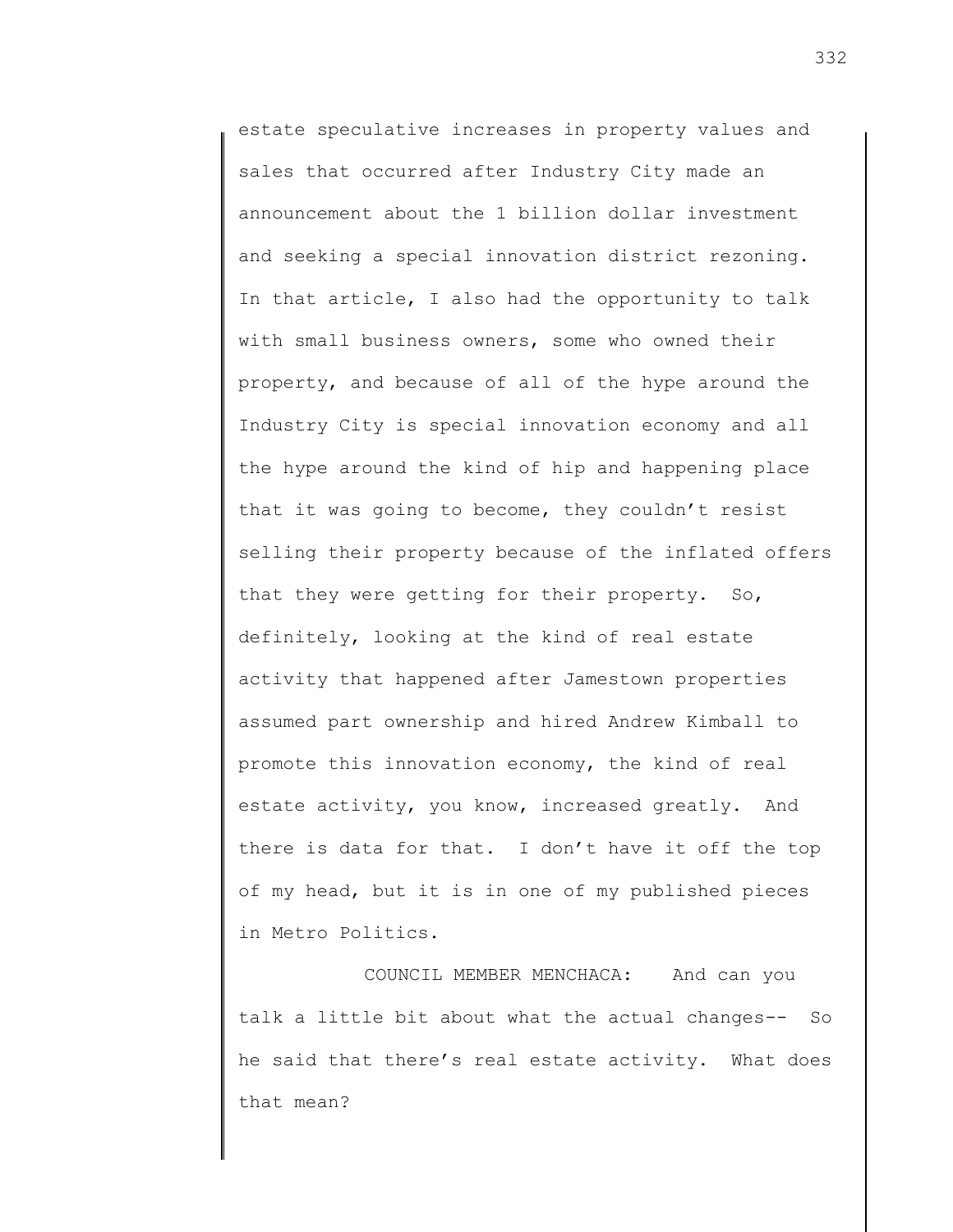estate speculative increases in property values and sales that occurred after Industry City made an announcement about the 1 billion dollar investment and seeking a special innovation district rezoning. In that article, I also had the opportunity to talk with small business owners, some who owned their property, and because of all of the hype around the Industry City is special innovation economy and all the hype around the kind of hip and happening place that it was going to become, they couldn't resist selling their property because of the inflated offers that they were getting for their property. So, definitely, looking at the kind of real estate activity that happened after Jamestown properties assumed part ownership and hired Andrew Kimball to promote this innovation economy, the kind of real estate activity, you know, increased greatly. And there is data for that. I don't have it off the top of my head, but it is in one of my published pieces in Metro Politics.

COUNCIL MEMBER MENCHACA: And can you talk a little bit about what the actual changes-- So he said that there's real estate activity. What does that mean?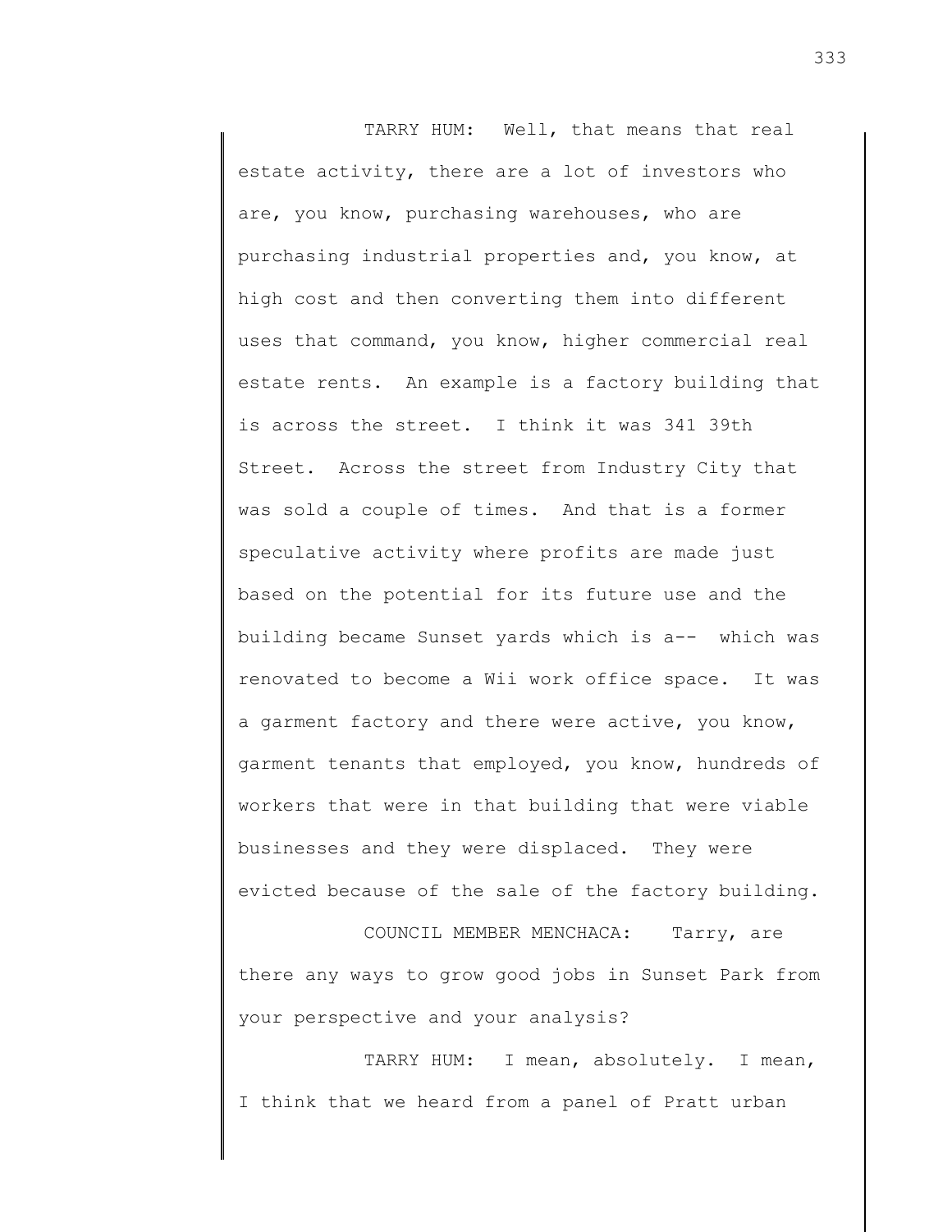TARRY HUM: Well, that means that real estate activity, there are a lot of investors who are, you know, purchasing warehouses, who are purchasing industrial properties and, you know, at high cost and then converting them into different uses that command, you know, higher commercial real estate rents. An example is a factory building that is across the street. I think it was 341 39th Street. Across the street from Industry City that was sold a couple of times. And that is a former speculative activity where profits are made just based on the potential for its future use and the building became Sunset yards which is a-- which was renovated to become a Wii work office space. It was a garment factory and there were active, you know, garment tenants that employed, you know, hundreds of workers that were in that building that were viable businesses and they were displaced. They were evicted because of the sale of the factory building.

COUNCIL MEMBER MENCHACA: Tarry, are there any ways to grow good jobs in Sunset Park from your perspective and your analysis?

TARRY HUM: I mean, absolutely. I mean, I think that we heard from a panel of Pratt urban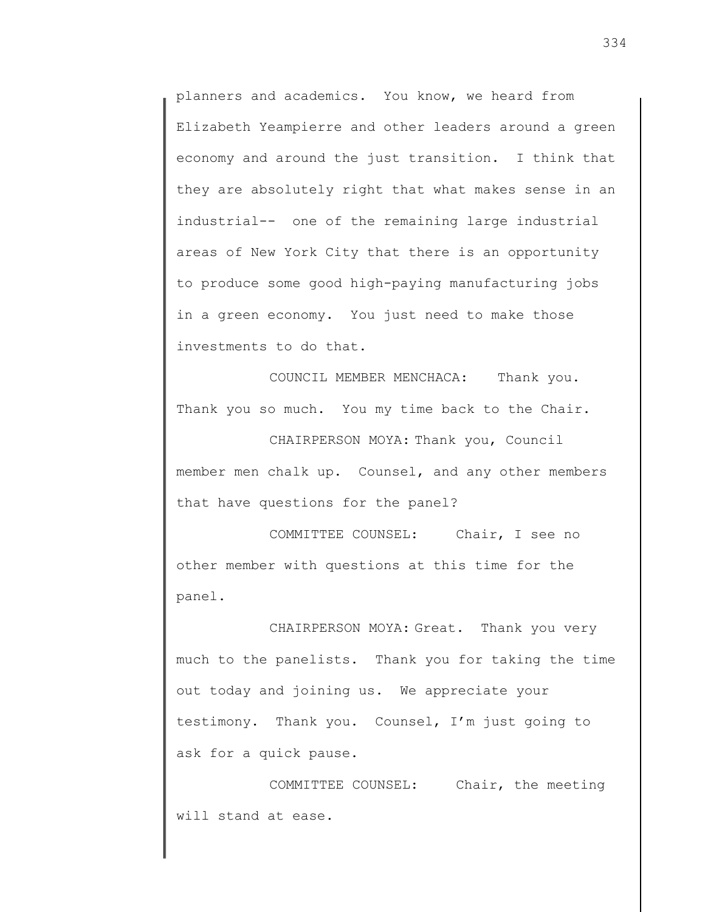planners and academics. You know, we heard from Elizabeth Yeampierre and other leaders around a green economy and around the just transition. I think that they are absolutely right that what makes sense in an industrial-- one of the remaining large industrial areas of New York City that there is an opportunity to produce some good high-paying manufacturing jobs in a green economy. You just need to make those investments to do that.

COUNCIL MEMBER MENCHACA: Thank you. Thank you so much. You my time back to the Chair.

CHAIRPERSON MOYA: Thank you, Council member men chalk up. Counsel, and any other members that have questions for the panel?

COMMITTEE COUNSEL: Chair, I see no other member with questions at this time for the panel.

CHAIRPERSON MOYA: Great. Thank you very much to the panelists. Thank you for taking the time out today and joining us. We appreciate your testimony. Thank you. Counsel, I'm just going to ask for a quick pause.

COMMITTEE COUNSEL: Chair, the meeting will stand at ease.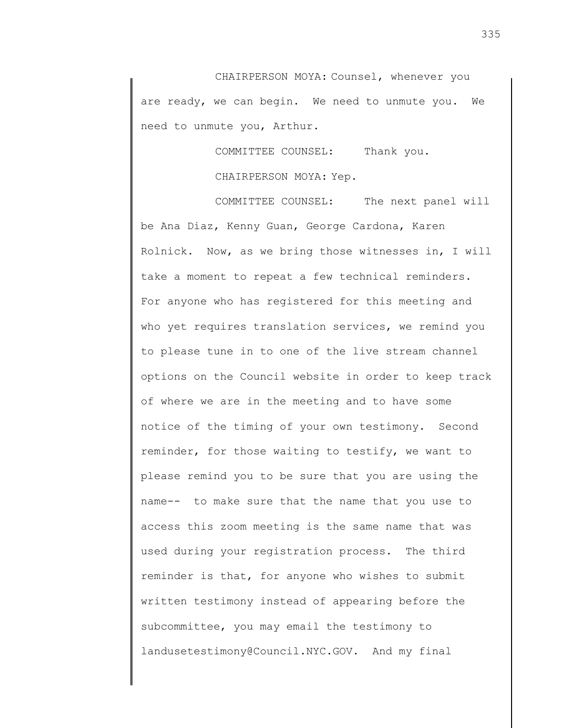CHAIRPERSON MOYA: Counsel, whenever you are ready, we can begin. We need to unmute you. We need to unmute you, Arthur.

COMMITTEE COUNSEL: Thank you.

CHAIRPERSON MOYA: Yep.

COMMITTEE COUNSEL: The next panel will be Ana Diaz, Kenny Guan, George Cardona, Karen Rolnick. Now, as we bring those witnesses in, I will take a moment to repeat a few technical reminders. For anyone who has registered for this meeting and who yet requires translation services, we remind you to please tune in to one of the live stream channel options on the Council website in order to keep track of where we are in the meeting and to have some notice of the timing of your own testimony. Second reminder, for those waiting to testify, we want to please remind you to be sure that you are using the name-- to make sure that the name that you use to access this zoom meeting is the same name that was used during your registration process. The third reminder is that, for anyone who wishes to submit written testimony instead of appearing before the subcommittee, you may email the testimony to landusetestimony@Council.NYC.GOV. And my final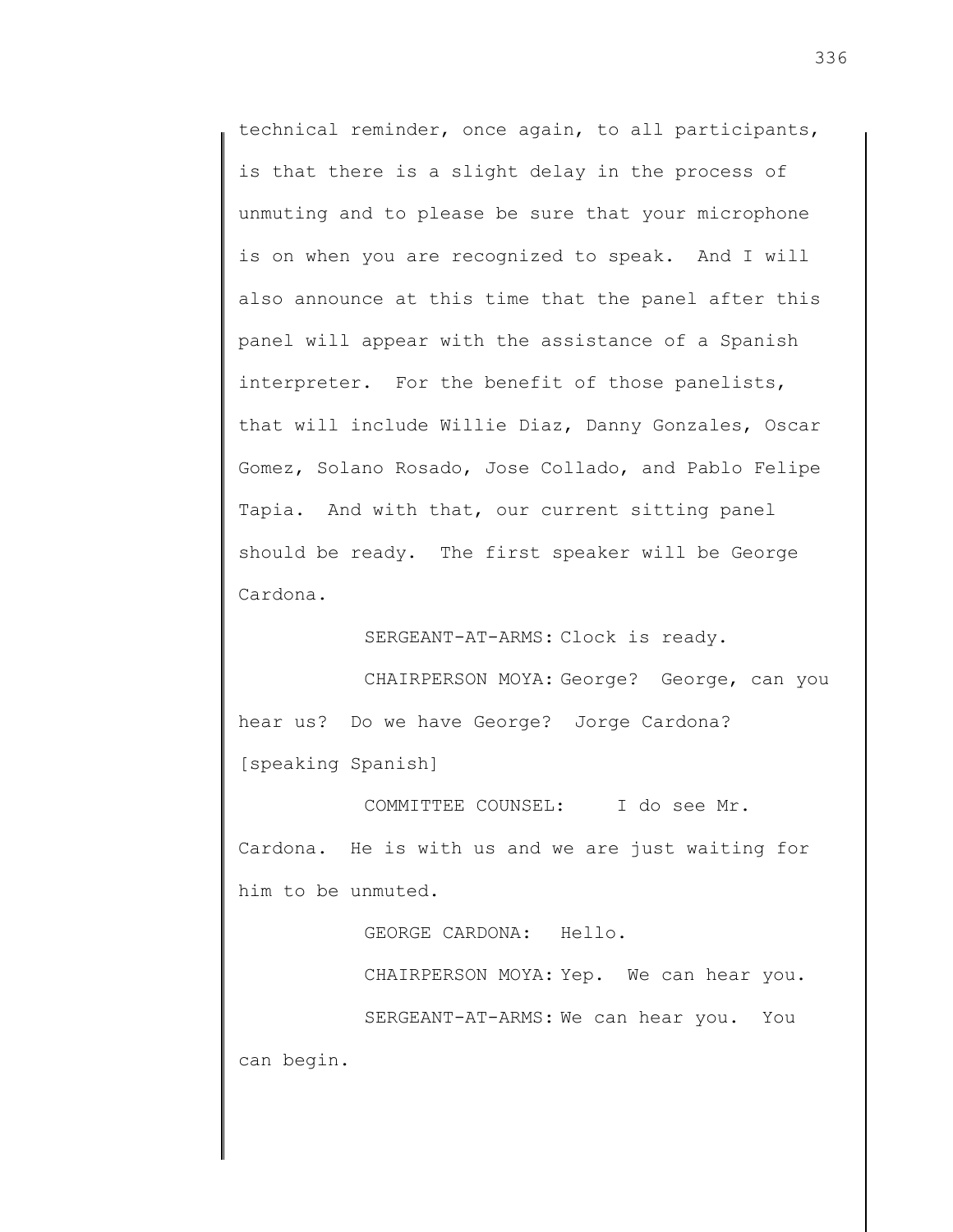technical reminder, once again, to all participants, is that there is a slight delay in the process of unmuting and to please be sure that your microphone is on when you are recognized to speak. And I will also announce at this time that the panel after this panel will appear with the assistance of a Spanish interpreter. For the benefit of those panelists, that will include Willie Diaz, Danny Gonzales, Oscar Gomez, Solano Rosado, Jose Collado, and Pablo Felipe Tapia. And with that, our current sitting panel should be ready. The first speaker will be George Cardona.

SERGEANT-AT-ARMS: Clock is ready.

CHAIRPERSON MOYA: George? George, can you hear us? Do we have George? Jorge Cardona? [speaking Spanish]

COMMITTEE COUNSEL: I do see Mr. Cardona. He is with us and we are just waiting for him to be unmuted.

GEORGE CARDONA: Hello.

CHAIRPERSON MOYA: Yep. We can hear you.

SERGEANT-AT-ARMS: We can hear you. You can begin.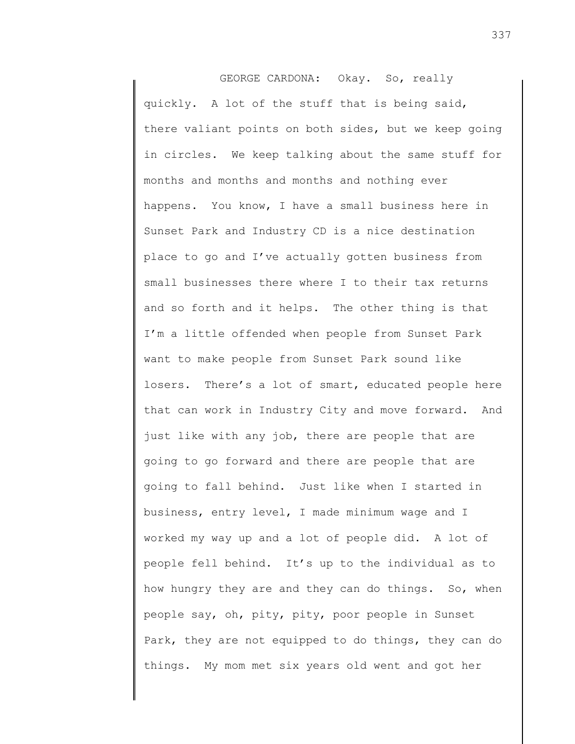GEORGE CARDONA: Okay. So, really quickly. A lot of the stuff that is being said, there valiant points on both sides, but we keep going in circles. We keep talking about the same stuff for months and months and months and nothing ever happens. You know, I have a small business here in Sunset Park and Industry CD is a nice destination place to go and I've actually gotten business from small businesses there where I to their tax returns and so forth and it helps. The other thing is that I'm a little offended when people from Sunset Park want to make people from Sunset Park sound like losers. There's a lot of smart, educated people here that can work in Industry City and move forward. And just like with any job, there are people that are going to go forward and there are people that are going to fall behind. Just like when I started in business, entry level, I made minimum wage and I worked my way up and a lot of people did. A lot of people fell behind. It's up to the individual as to how hungry they are and they can do things. So, when people say, oh, pity, pity, poor people in Sunset Park, they are not equipped to do things, they can do things. My mom met six years old went and got her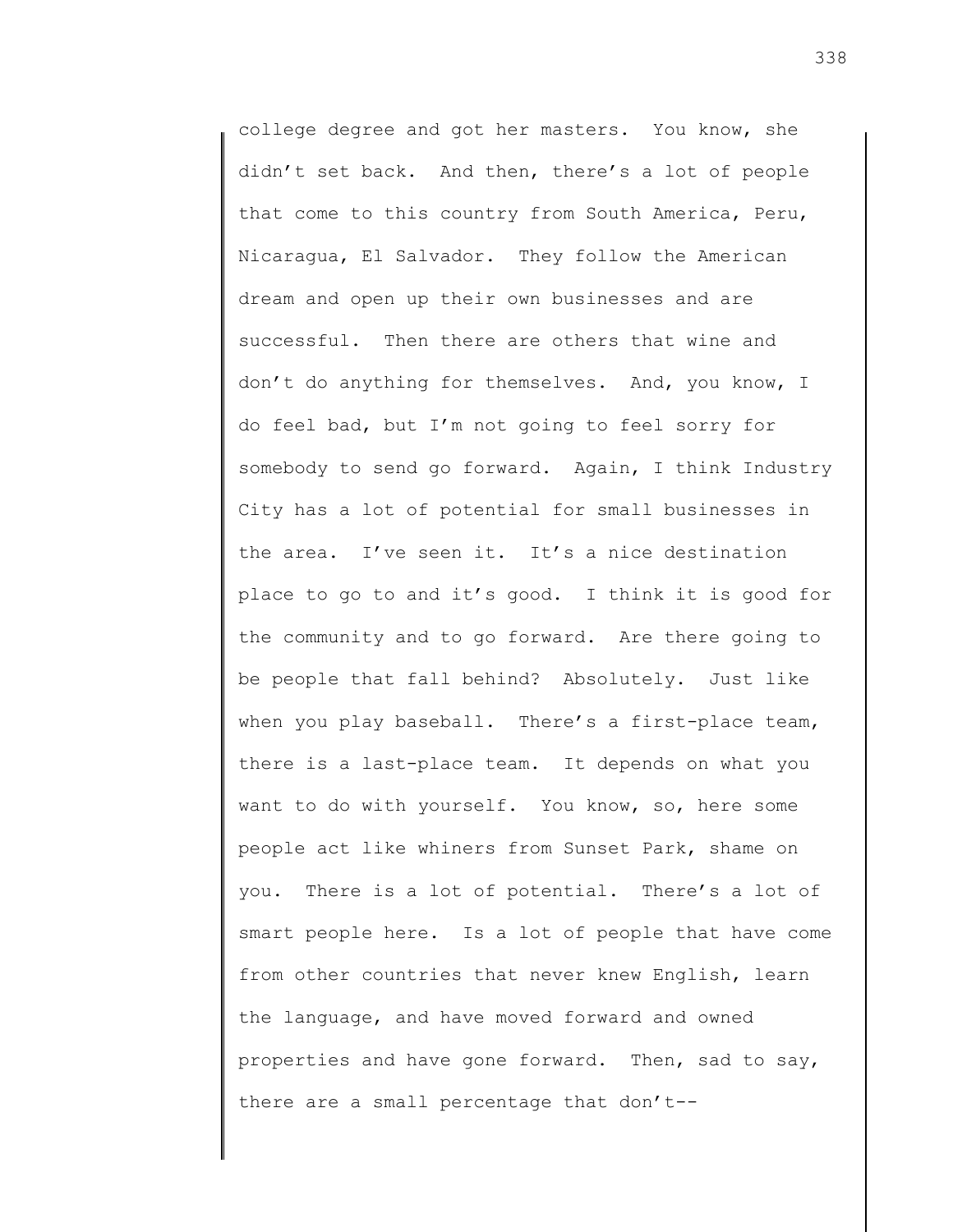college degree and got her masters. You know, she didn't set back. And then, there's a lot of people that come to this country from South America, Peru, Nicaragua, El Salvador. They follow the American dream and open up their own businesses and are successful. Then there are others that wine and don't do anything for themselves. And, you know, I do feel bad, but I'm not going to feel sorry for somebody to send go forward. Again, I think Industry City has a lot of potential for small businesses in the area. I've seen it. It's a nice destination place to go to and it's good. I think it is good for the community and to go forward. Are there going to be people that fall behind? Absolutely. Just like when you play baseball. There's a first-place team, there is a last-place team. It depends on what you want to do with yourself. You know, so, here some people act like whiners from Sunset Park, shame on you. There is a lot of potential. There's a lot of smart people here. Is a lot of people that have come from other countries that never knew English, learn the language, and have moved forward and owned properties and have gone forward. Then, sad to say, there are a small percentage that don't--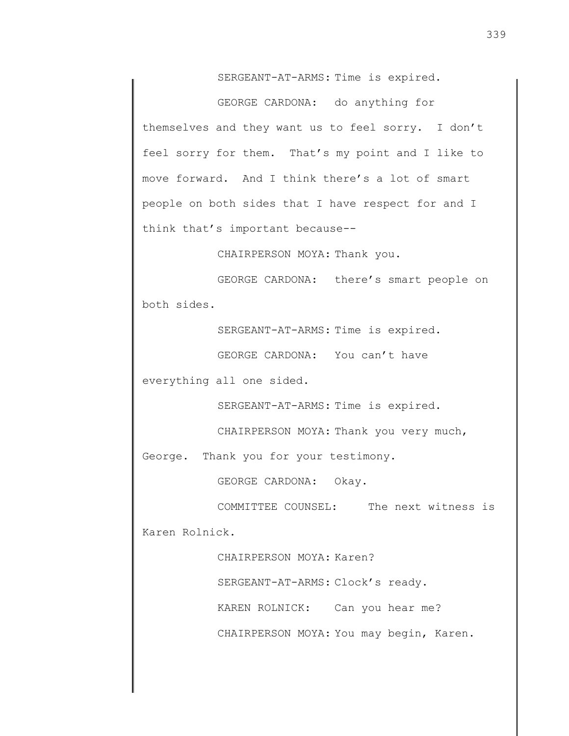SERGEANT-AT-ARMS: Time is expired.

GEORGE CARDONA: do anything for themselves and they want us to feel sorry. I don't feel sorry for them. That's my point and I like to move forward. And I think there's a lot of smart people on both sides that I have respect for and I think that's important because--

CHAIRPERSON MOYA: Thank you.

GEORGE CARDONA: there's smart people on both sides.

SERGEANT-AT-ARMS: Time is expired.

GEORGE CARDONA: You can't have everything all one sided.

SERGEANT-AT-ARMS: Time is expired.

CHAIRPERSON MOYA: Thank you very much, George. Thank you for your testimony.

GEORGE CARDONA: Okay.

COMMITTEE COUNSEL: The next witness is Karen Rolnick.

CHAIRPERSON MOYA: Karen?

SERGEANT-AT-ARMS: Clock's ready.

KAREN ROLNICK: Can you hear me?

CHAIRPERSON MOYA: You may begin, Karen.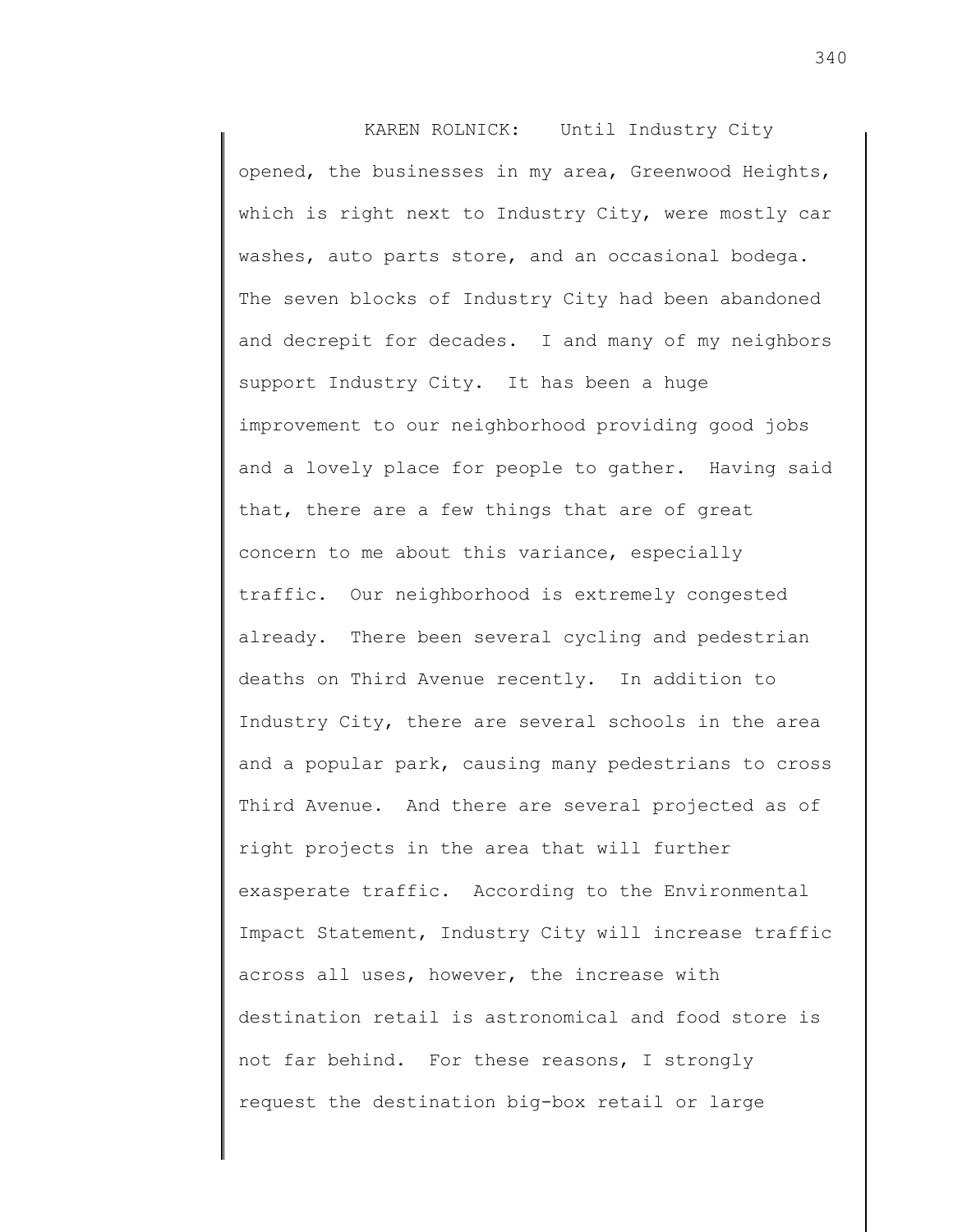KAREN ROLNICK: Until Industry City opened, the businesses in my area, Greenwood Heights, which is right next to Industry City, were mostly car washes, auto parts store, and an occasional bodega. The seven blocks of Industry City had been abandoned and decrepit for decades. I and many of my neighbors support Industry City. It has been a huge improvement to our neighborhood providing good jobs and a lovely place for people to gather. Having said that, there are a few things that are of great concern to me about this variance, especially traffic. Our neighborhood is extremely congested already. There been several cycling and pedestrian deaths on Third Avenue recently. In addition to Industry City, there are several schools in the area and a popular park, causing many pedestrians to cross Third Avenue. And there are several projected as of right projects in the area that will further exasperate traffic. According to the Environmental Impact Statement, Industry City will increase traffic across all uses, however, the increase with destination retail is astronomical and food store is not far behind. For these reasons, I strongly request the destination big-box retail or large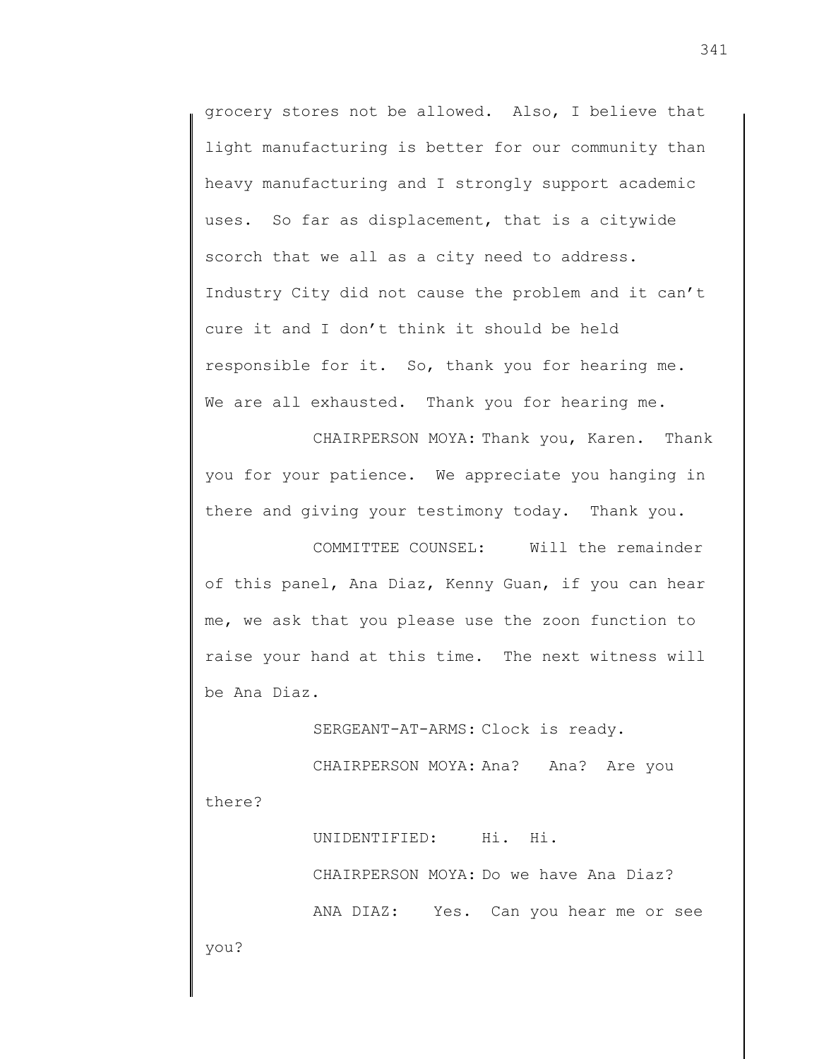grocery stores not be allowed. Also, I believe that light manufacturing is better for our community than heavy manufacturing and I strongly support academic uses. So far as displacement, that is a citywide scorch that we all as a city need to address. Industry City did not cause the problem and it can't cure it and I don't think it should be held responsible for it. So, thank you for hearing me. We are all exhausted. Thank you for hearing me.

CHAIRPERSON MOYA: Thank you, Karen. Thank you for your patience. We appreciate you hanging in there and giving your testimony today. Thank you.

COMMITTEE COUNSEL: Will the remainder of this panel, Ana Diaz, Kenny Guan, if you can hear me, we ask that you please use the zoon function to raise your hand at this time. The next witness will be Ana Diaz.

SERGEANT-AT-ARMS: Clock is ready.

CHAIRPERSON MOYA: Ana? Ana? Are you there?

UNIDENTIFIED: Hi. Hi.

CHAIRPERSON MOYA: Do we have Ana Diaz?

ANA DIAZ: Yes. Can you hear me or see you?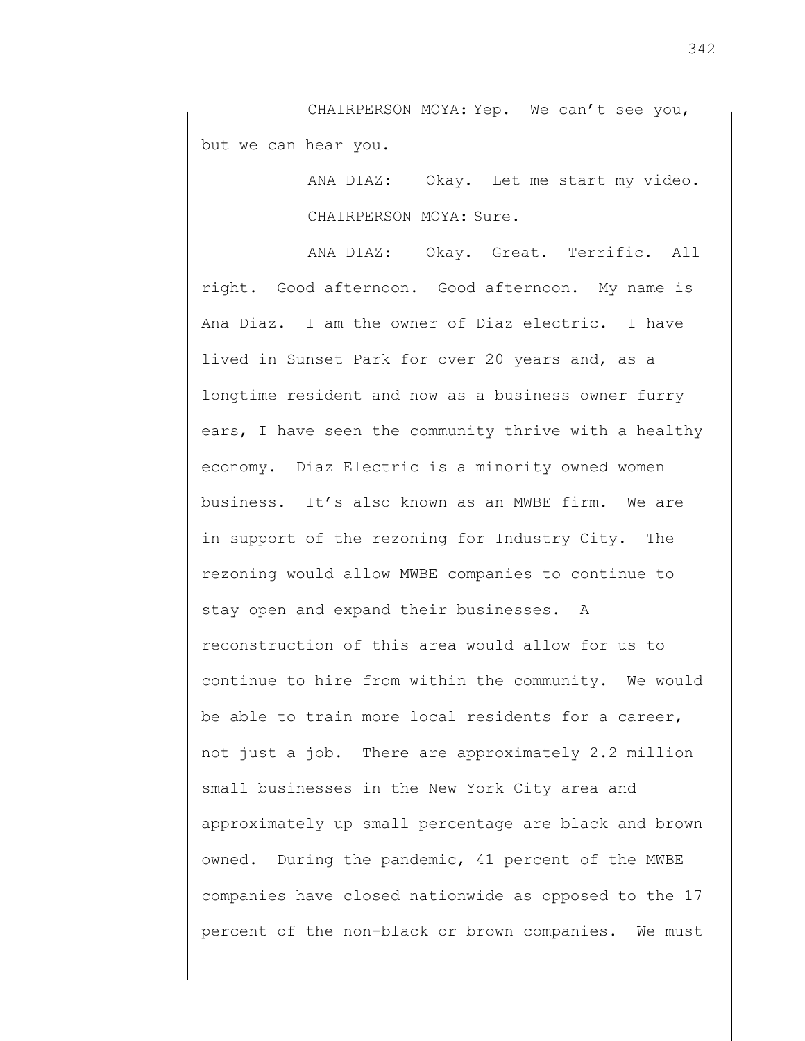CHAIRPERSON MOYA: Yep. We can't see you, but we can hear you.

ANA DIAZ: Okay. Let me start my video.

CHAIRPERSON MOYA: Sure.

ANA DIAZ: Okay. Great. Terrific. All right. Good afternoon. Good afternoon. My name is Ana Diaz. I am the owner of Diaz electric. I have lived in Sunset Park for over 20 years and, as a longtime resident and now as a business owner furry ears, I have seen the community thrive with a healthy economy. Diaz Electric is a minority owned women business. It's also known as an MWBE firm. We are in support of the rezoning for Industry City. The rezoning would allow MWBE companies to continue to stay open and expand their businesses. A reconstruction of this area would allow for us to continue to hire from within the community. We would be able to train more local residents for a career, not just a job. There are approximately 2.2 million small businesses in the New York City area and approximately up small percentage are black and brown owned. During the pandemic, 41 percent of the MWBE companies have closed nationwide as opposed to the 17 percent of the non-black or brown companies. We must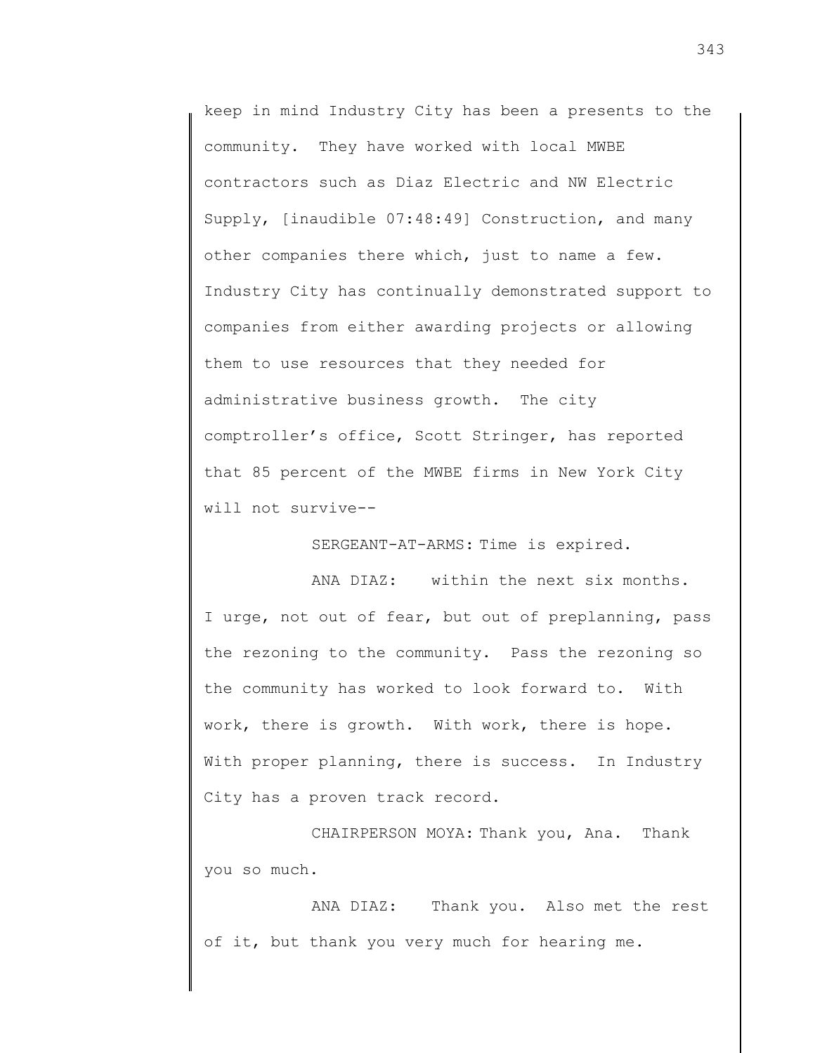keep in mind Industry City has been a presents to the community. They have worked with local MWBE contractors such as Diaz Electric and NW Electric Supply, [inaudible 07:48:49] Construction, and many other companies there which, just to name a few. Industry City has continually demonstrated support to companies from either awarding projects or allowing them to use resources that they needed for administrative business growth. The city comptroller's office, Scott Stringer, has reported that 85 percent of the MWBE firms in New York City will not survive--

SERGEANT-AT-ARMS: Time is expired.

ANA DIAZ: within the next six months. I urge, not out of fear, but out of preplanning, pass the rezoning to the community. Pass the rezoning so the community has worked to look forward to. With work, there is growth. With work, there is hope. With proper planning, there is success. In Industry City has a proven track record.

CHAIRPERSON MOYA: Thank you, Ana. Thank you so much.

ANA DIAZ: Thank you. Also met the rest of it, but thank you very much for hearing me.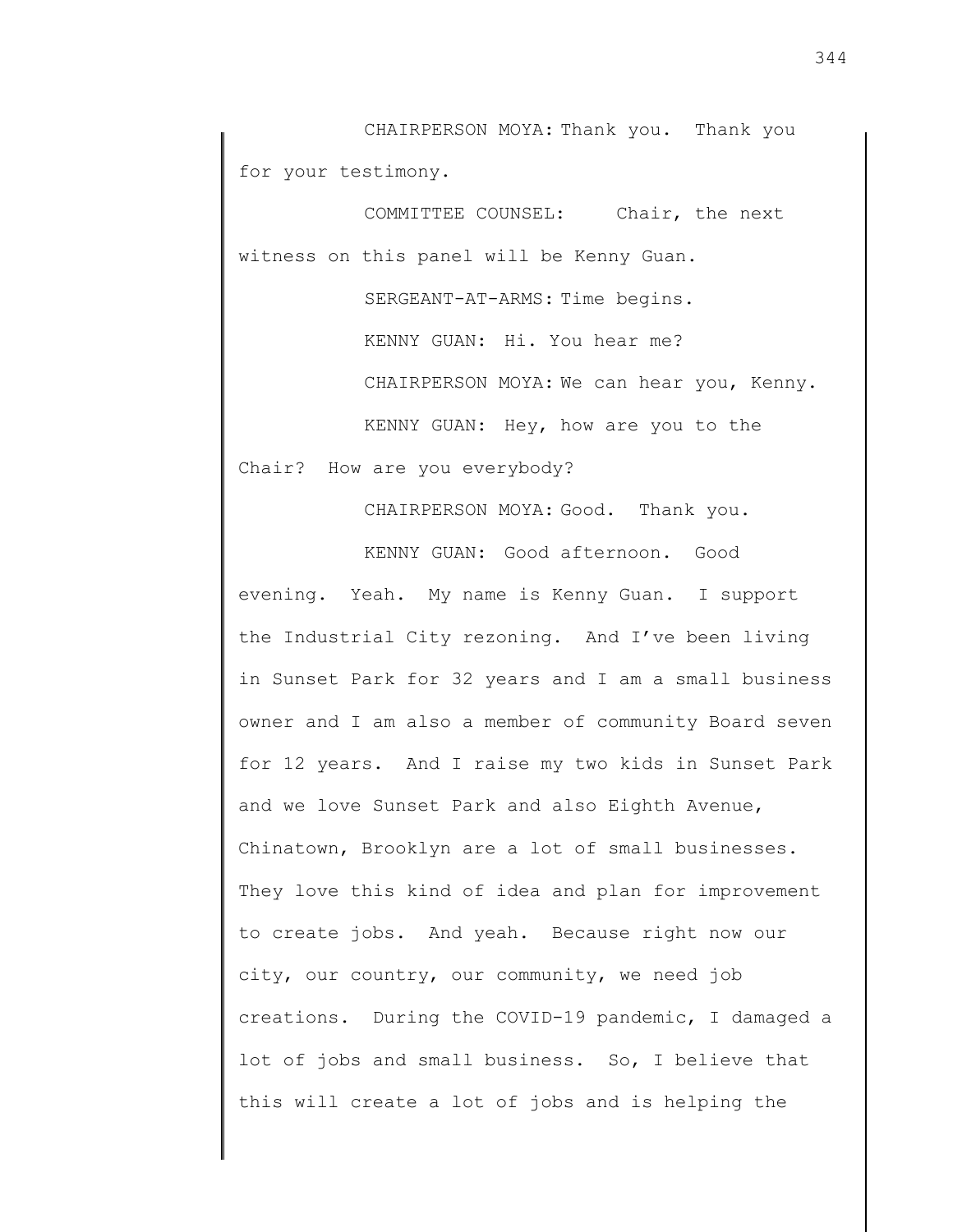CHAIRPERSON MOYA: Thank you. Thank you for your testimony.

COMMITTEE COUNSEL: Chair, the next witness on this panel will be Kenny Guan.

SERGEANT-AT-ARMS: Time begins.

KENNY GUAN: Hi. You hear me?

CHAIRPERSON MOYA: We can hear you, Kenny.

KENNY GUAN: Hey, how are you to the Chair? How are you everybody?

CHAIRPERSON MOYA: Good. Thank you.

KENNY GUAN: Good afternoon. Good evening. Yeah. My name is Kenny Guan. I support the Industrial City rezoning. And I've been living in Sunset Park for 32 years and I am a small business owner and I am also a member of community Board seven for 12 years. And I raise my two kids in Sunset Park and we love Sunset Park and also Eighth Avenue, Chinatown, Brooklyn are a lot of small businesses. They love this kind of idea and plan for improvement to create jobs. And yeah. Because right now our city, our country, our community, we need job creations. During the COVID-19 pandemic, I damaged a lot of jobs and small business. So, I believe that this will create a lot of jobs and is helping the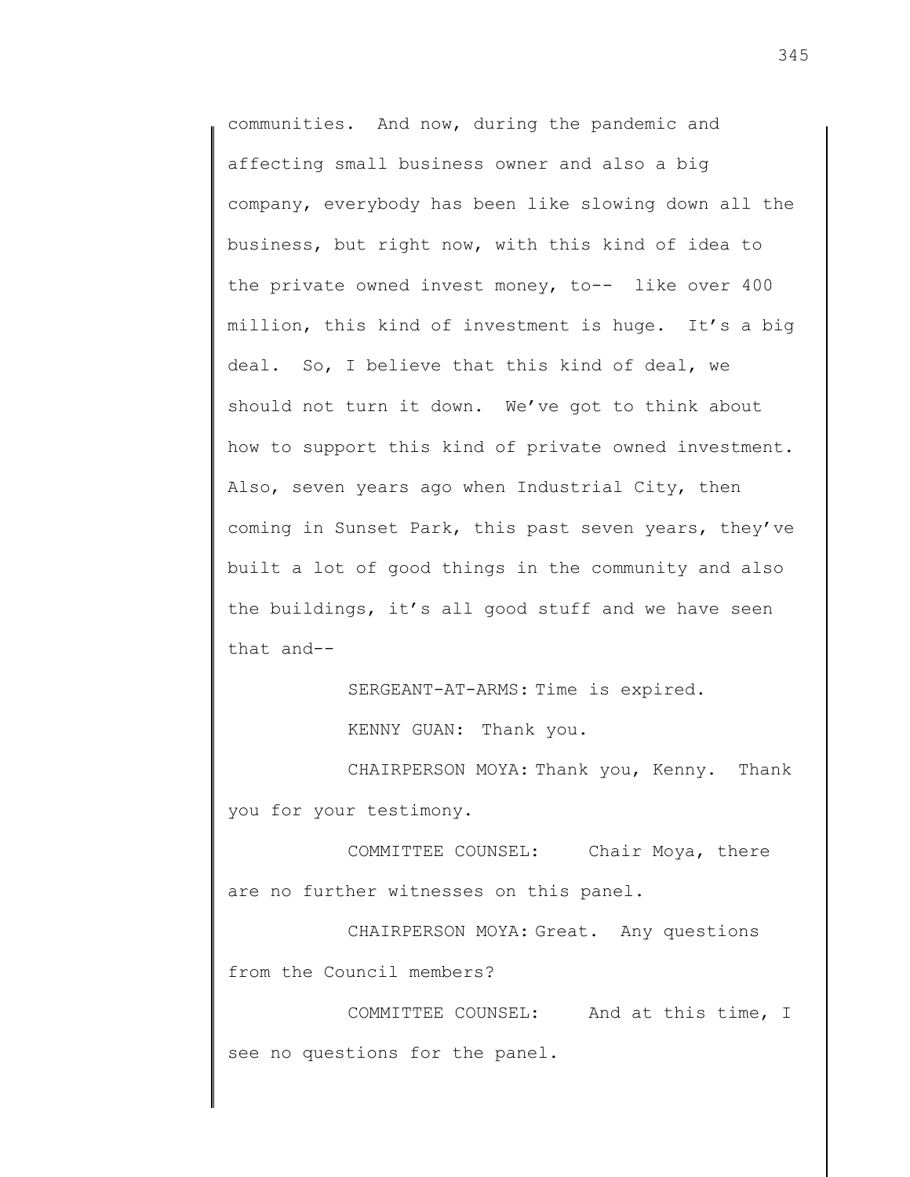communities. And now, during the pandemic and affecting small business owner and also a big company, everybody has been like slowing down all the business, but right now, with this kind of idea to the private owned invest money, to-- like over 400 million, this kind of investment is huge. It's a big deal. So, I believe that this kind of deal, we should not turn it down. We've got to think about how to support this kind of private owned investment. Also, seven years ago when Industrial City, then coming in Sunset Park, this past seven years, they've built a lot of good things in the community and also the buildings, it's all good stuff and we have seen that and--

SERGEANT-AT-ARMS: Time is expired.

KENNY GUAN: Thank you.

CHAIRPERSON MOYA: Thank you, Kenny. Thank you for your testimony.

COMMITTEE COUNSEL: Chair Moya, there are no further witnesses on this panel.

CHAIRPERSON MOYA: Great. Any questions from the Council members?

COMMITTEE COUNSEL: And at this time, I see no questions for the panel.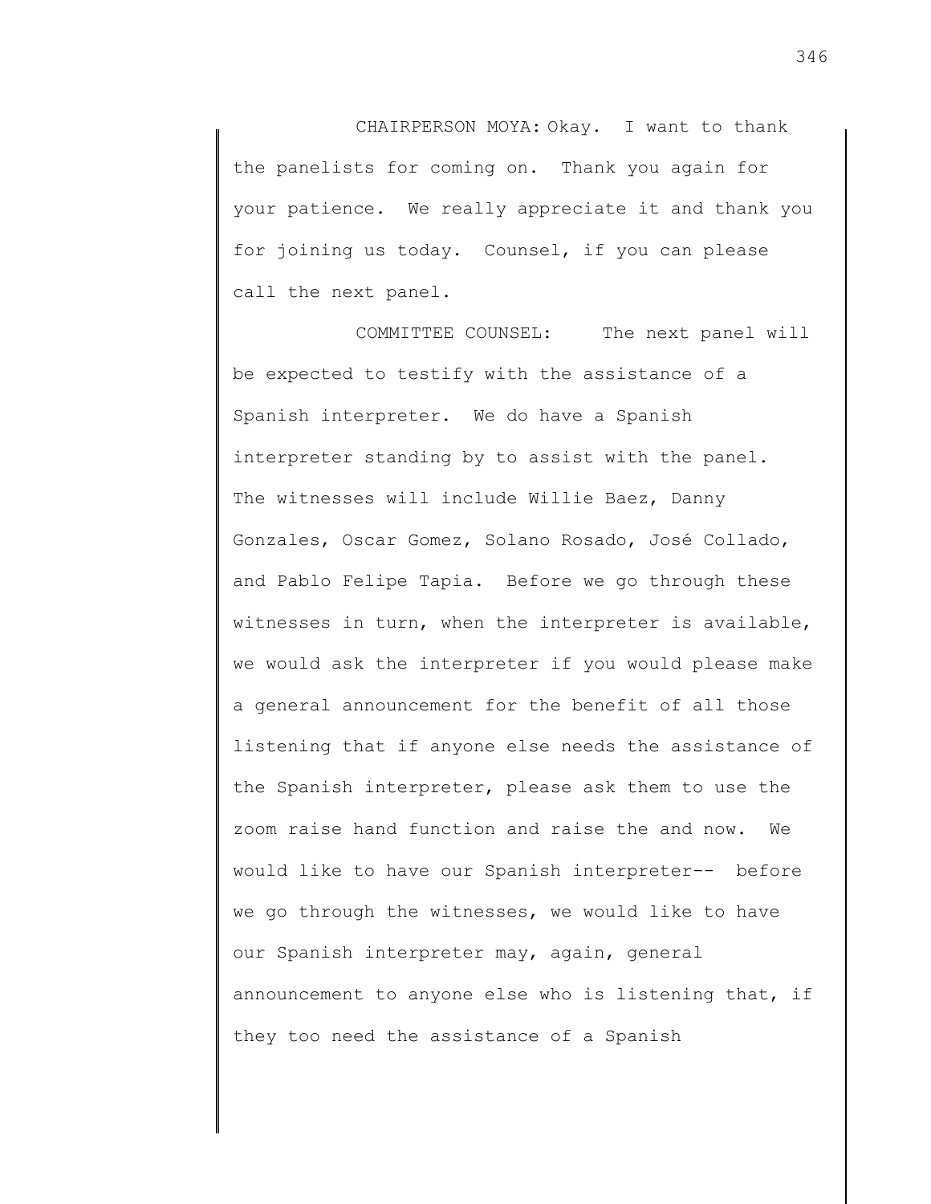CHAIRPERSON MOYA: Okay. I want to thank the panelists for coming on. Thank you again for your patience. We really appreciate it and thank you for joining us today. Counsel, if you can please call the next panel.

COMMITTEE COUNSEL: The next panel will be expected to testify with the assistance of a Spanish interpreter. We do have a Spanish interpreter standing by to assist with the panel. The witnesses will include Willie Baez, Danny Gonzales, Oscar Gomez, Solano Rosado, José Collado, and Pablo Felipe Tapia. Before we go through these witnesses in turn, when the interpreter is available, we would ask the interpreter if you would please make a general announcement for the benefit of all those listening that if anyone else needs the assistance of the Spanish interpreter, please ask them to use the zoom raise hand function and raise the and now. We would like to have our Spanish interpreter-- before we go through the witnesses, we would like to have our Spanish interpreter may, again, general announcement to anyone else who is listening that, if they too need the assistance of a Spanish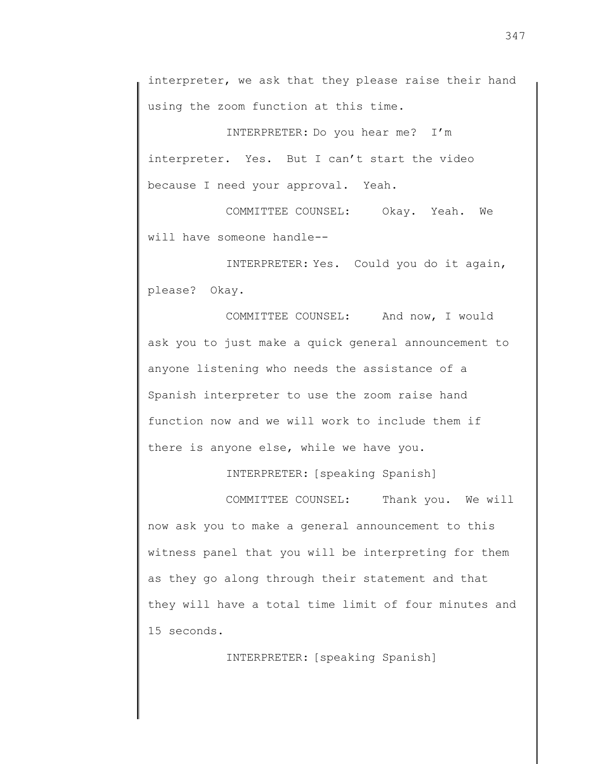interpreter, we ask that they please raise their hand using the zoom function at this time.

INTERPRETER: Do you hear me? I'm interpreter. Yes. But I can't start the video because I need your approval. Yeah.

COMMITTEE COUNSEL: Okay. Yeah. We will have someone handle--

INTERPRETER: Yes. Could you do it again, please? Okay.

COMMITTEE COUNSEL: And now, I would ask you to just make a quick general announcement to anyone listening who needs the assistance of a Spanish interpreter to use the zoom raise hand function now and we will work to include them if there is anyone else, while we have you.

INTERPRETER: [speaking Spanish]

COMMITTEE COUNSEL: Thank you. We will now ask you to make a general announcement to this witness panel that you will be interpreting for them as they go along through their statement and that they will have a total time limit of four minutes and 15 seconds.

INTERPRETER: [speaking Spanish]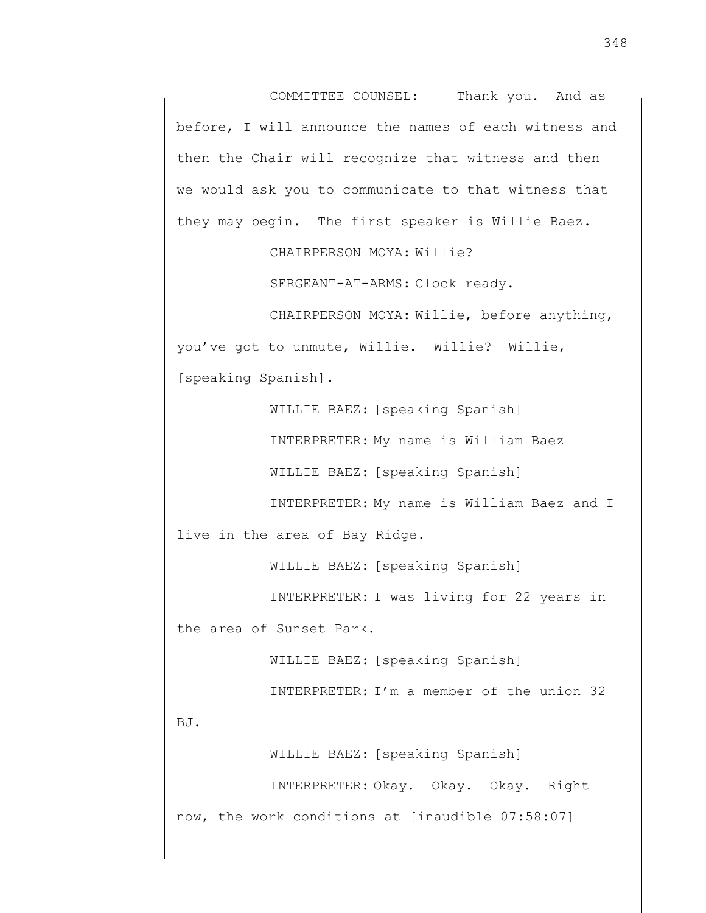COMMITTEE COUNSEL: Thank you. And as before, I will announce the names of each witness and then the Chair will recognize that witness and then we would ask you to communicate to that witness that they may begin. The first speaker is Willie Baez.

CHAIRPERSON MOYA: Willie?

SERGEANT-AT-ARMS: Clock ready.

CHAIRPERSON MOYA: Willie, before anything, you've got to unmute, Willie. Willie? Willie, [speaking Spanish].

WILLIE BAEZ: [speaking Spanish]

INTERPRETER: My name is William Baez

WILLIE BAEZ: [speaking Spanish]

INTERPRETER: My name is William Baez and I live in the area of Bay Ridge.

WILLIE BAEZ: [speaking Spanish]

INTERPRETER: I was living for 22 years in the area of Sunset Park.

WILLIE BAEZ: [speaking Spanish]

INTERPRETER: I'm a member of the union 32 BJ.

WILLIE BAEZ: [speaking Spanish]

INTERPRETER: Okay. Okay. Okay. Right now, the work conditions at [inaudible 07:58:07]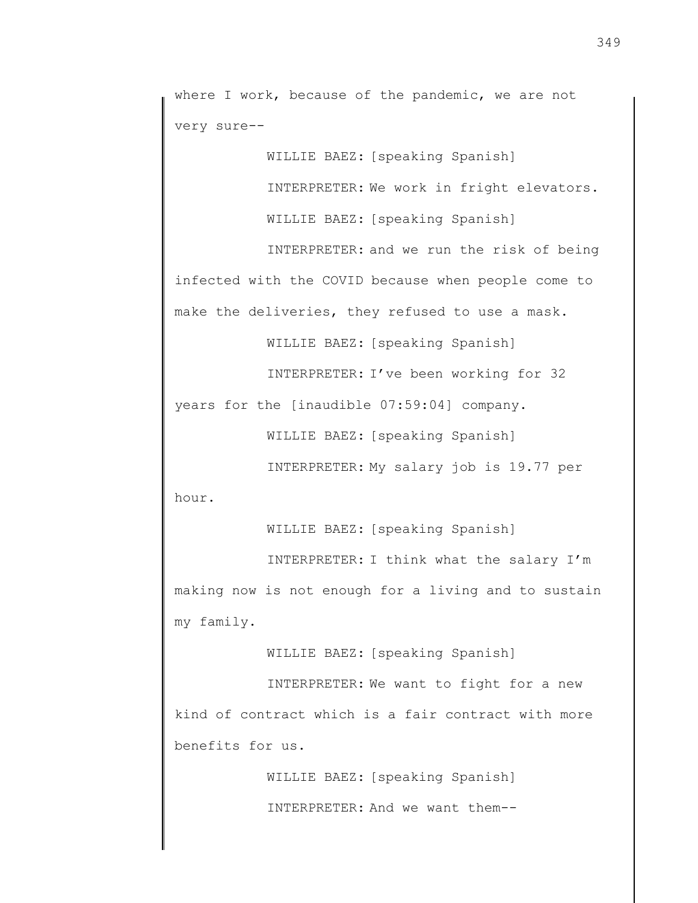where I work, because of the pandemic, we are not very sure--

WILLIE BAEZ: [speaking Spanish]

INTERPRETER: We work in fright elevators.

WILLIE BAEZ: [speaking Spanish]

INTERPRETER: and we run the risk of being infected with the COVID because when people come to make the deliveries, they refused to use a mask.

WILLIE BAEZ: [speaking Spanish]

INTERPRETER: I've been working for 32 years for the [inaudible 07:59:04] company.

WILLIE BAEZ: [speaking Spanish]

INTERPRETER: My salary job is 19.77 per hour.

WILLIE BAEZ: [speaking Spanish]

INTERPRETER: I think what the salary I'm making now is not enough for a living and to sustain my family.

WILLIE BAEZ: [speaking Spanish]

INTERPRETER: We want to fight for a new kind of contract which is a fair contract with more benefits for us.

WILLIE BAEZ: [speaking Spanish]

INTERPRETER: And we want them--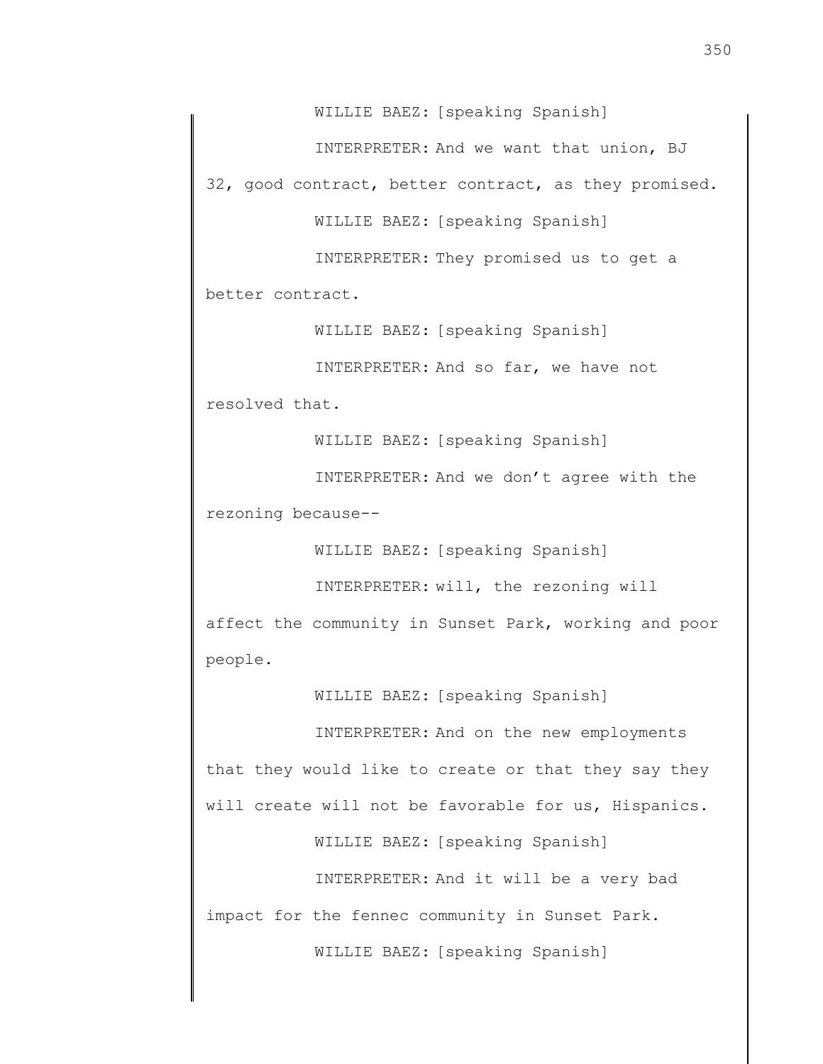WILLIE BAEZ: [speaking Spanish]

INTERPRETER: And we want that union, BJ 32, good contract, better contract, as they promised.

WILLIE BAEZ: [speaking Spanish]

INTERPRETER: They promised us to get a better contract.

WILLIE BAEZ: [speaking Spanish]

INTERPRETER: And so far, we have not resolved that.

WILLIE BAEZ: [speaking Spanish]

INTERPRETER: And we don't agree with the rezoning because--

WILLIE BAEZ: [speaking Spanish]

INTERPRETER: will, the rezoning will affect the community in Sunset Park, working and poor people.

WILLIE BAEZ: [speaking Spanish]

INTERPRETER: And on the new employments that they would like to create or that they say they will create will not be favorable for us, Hispanics.

WILLIE BAEZ: [speaking Spanish]

INTERPRETER: And it will be a very bad impact for the fennec community in Sunset Park.

WILLIE BAEZ: [speaking Spanish]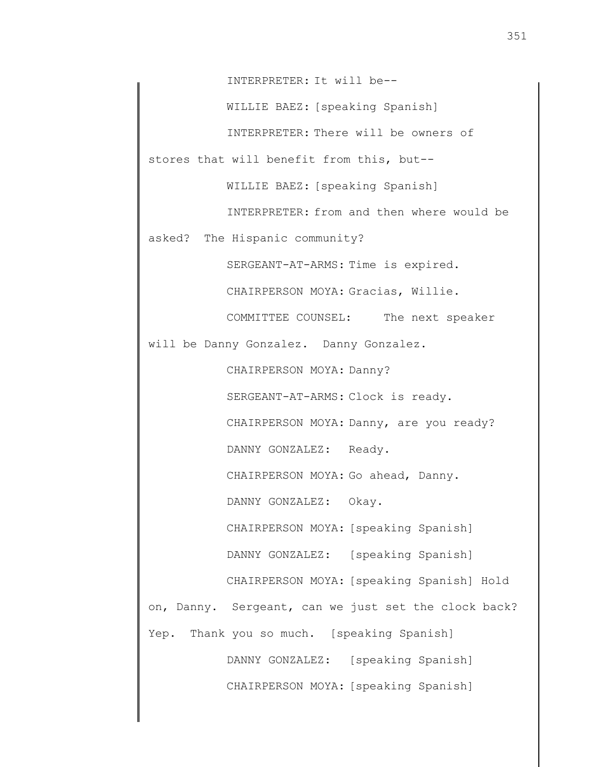INTERPRETER: It will be--

WILLIE BAEZ: [speaking Spanish]

INTERPRETER: There will be owners of stores that will benefit from this, but--

WILLIE BAEZ: [speaking Spanish]

INTERPRETER: from and then where would be asked? The Hispanic community?

SERGEANT-AT-ARMS: Time is expired.

CHAIRPERSON MOYA: Gracias, Willie.

COMMITTEE COUNSEL: The next speaker will be Danny Gonzalez. Danny Gonzalez.

CHAIRPERSON MOYA: Danny?

SERGEANT-AT-ARMS: Clock is ready.

CHAIRPERSON MOYA: Danny, are you ready?

DANNY GONZALEZ: Ready.

CHAIRPERSON MOYA: Go ahead, Danny.

DANNY GONZALEZ: Okay.

CHAIRPERSON MOYA: [speaking Spanish]

DANNY GONZALEZ: [speaking Spanish]

CHAIRPERSON MOYA: [speaking Spanish] Hold on, Danny. Sergeant, can we just set the clock back? Yep. Thank you so much. [speaking Spanish]

DANNY GONZALEZ: [speaking Spanish]

CHAIRPERSON MOYA: [speaking Spanish]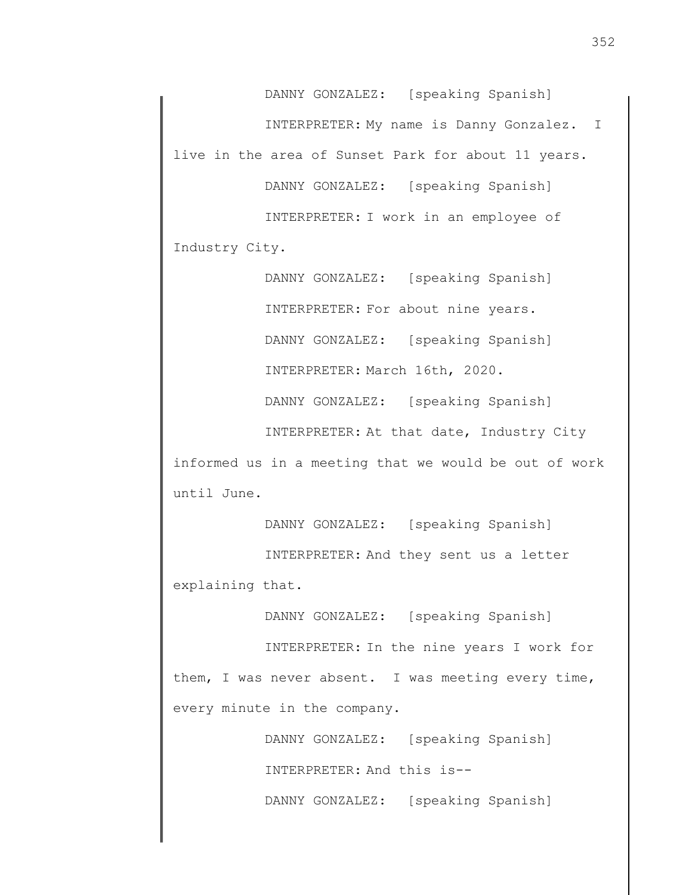DANNY GONZALEZ: [speaking Spanish]

INTERPRETER: My name is Danny Gonzalez. I live in the area of Sunset Park for about 11 years.

DANNY GONZALEZ: [speaking Spanish]

INTERPRETER: I work in an employee of Industry City.

DANNY GONZALEZ: [speaking Spanish]

INTERPRETER: For about nine years.

DANNY GONZALEZ: [speaking Spanish]

INTERPRETER: March 16th, 2020.

DANNY GONZALEZ: [speaking Spanish]

INTERPRETER: At that date, Industry City informed us in a meeting that we would be out of work until June.

DANNY GONZALEZ: [speaking Spanish]

INTERPRETER: And they sent us a letter explaining that.

DANNY GONZALEZ: [speaking Spanish]

INTERPRETER: In the nine years I work for them, I was never absent. I was meeting every time, every minute in the company.

DANNY GONZALEZ: [speaking Spanish]

INTERPRETER: And this is--

DANNY GONZALEZ: [speaking Spanish]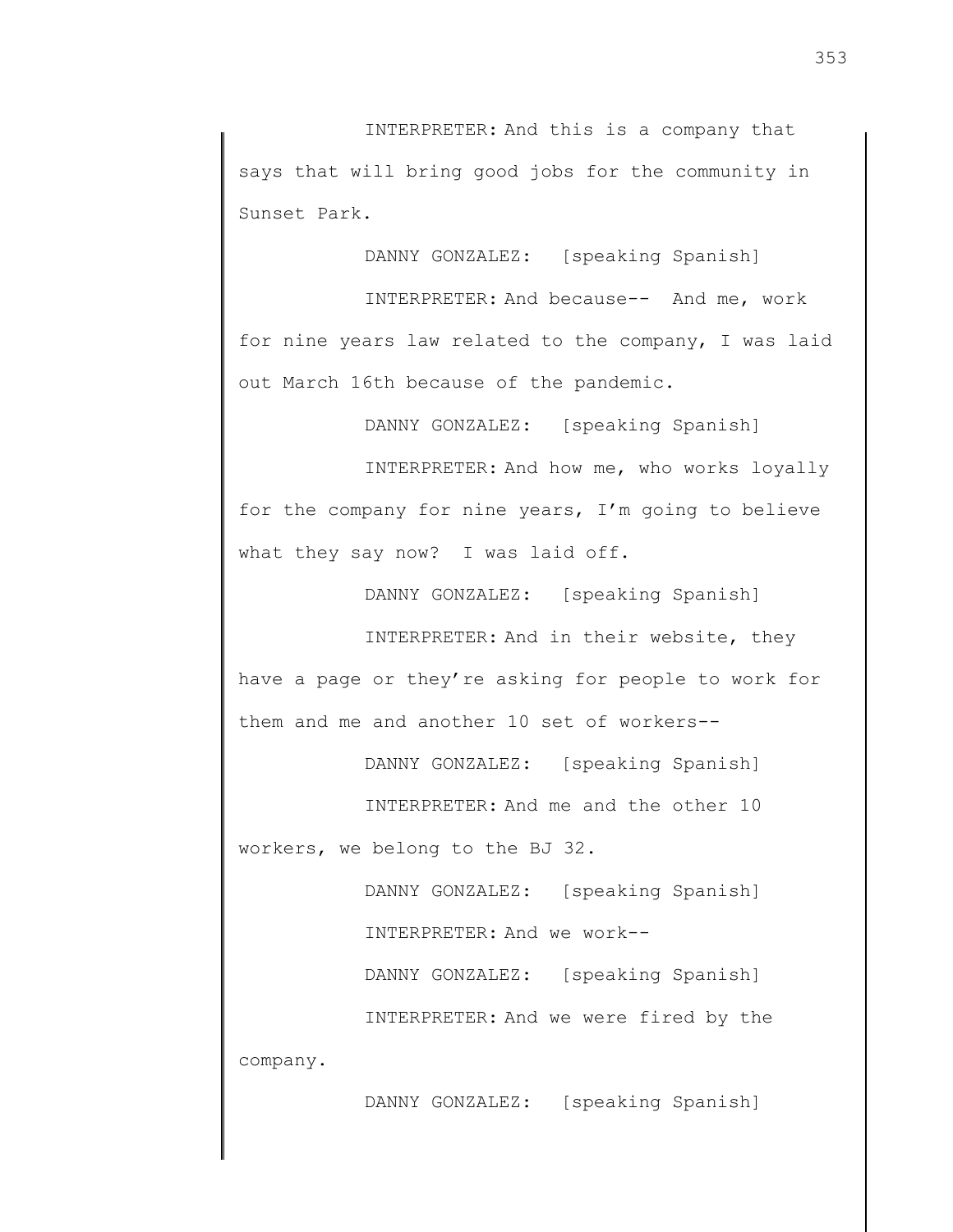INTERPRETER: And this is a company that says that will bring good jobs for the community in Sunset Park.

DANNY GONZALEZ: [speaking Spanish]

INTERPRETER: And because-- And me, work for nine years law related to the company, I was laid out March 16th because of the pandemic.

DANNY GONZALEZ: [speaking Spanish]

INTERPRETER: And how me, who works loyally for the company for nine years, I'm going to believe what they say now? I was laid off.

DANNY GONZALEZ: [speaking Spanish]

INTERPRETER: And in their website, they have a page or they're asking for people to work for them and me and another 10 set of workers--

DANNY GONZALEZ: [speaking Spanish]

INTERPRETER: And me and the other 10 workers, we belong to the BJ 32.

DANNY GONZALEZ: [speaking Spanish]

INTERPRETER: And we work--

DANNY GONZALEZ: [speaking Spanish]

INTERPRETER: And we were fired by the company.

DANNY GONZALEZ: [speaking Spanish]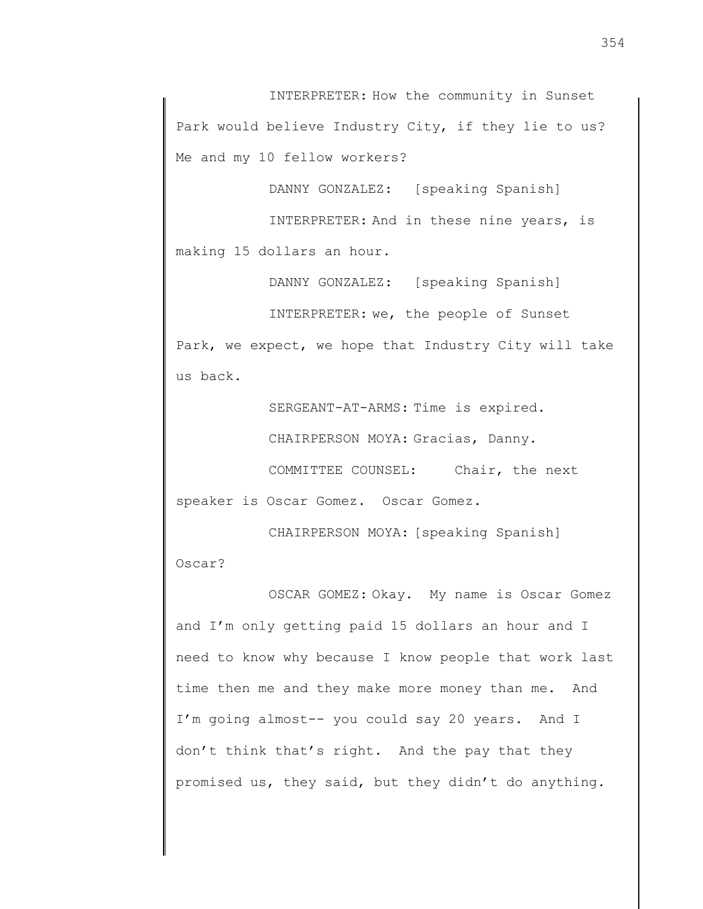INTERPRETER: How the community in Sunset Park would believe Industry City, if they lie to us? Me and my 10 fellow workers?

DANNY GONZALEZ: [speaking Spanish]

INTERPRETER: And in these nine years, is making 15 dollars an hour.

DANNY GONZALEZ: [speaking Spanish]

INTERPRETER: we, the people of Sunset Park, we expect, we hope that Industry City will take us back.

SERGEANT-AT-ARMS: Time is expired.

CHAIRPERSON MOYA: Gracias, Danny.

COMMITTEE COUNSEL: Chair, the next speaker is Oscar Gomez. Oscar Gomez.

CHAIRPERSON MOYA: [speaking Spanish] Oscar?

OSCAR GOMEZ: Okay. My name is Oscar Gomez and I'm only getting paid 15 dollars an hour and I need to know why because I know people that work last time then me and they make more money than me. And I'm going almost-- you could say 20 years. And I don't think that's right. And the pay that they promised us, they said, but they didn't do anything.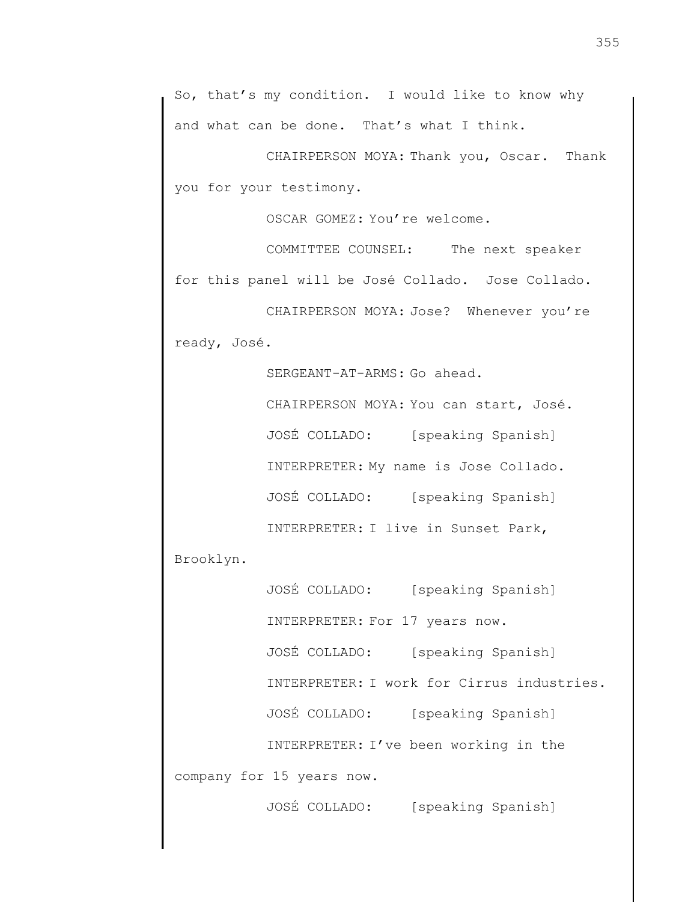So, that's my condition. I would like to know why and what can be done. That's what I think.

CHAIRPERSON MOYA: Thank you, Oscar. Thank you for your testimony.

OSCAR GOMEZ: You're welcome.

COMMITTEE COUNSEL: The next speaker for this panel will be José Collado. Jose Collado.

CHAIRPERSON MOYA: Jose? Whenever you're ready, José.

SERGEANT-AT-ARMS: Go ahead.

CHAIRPERSON MOYA: You can start, José.

JOSÉ COLLADO: [speaking Spanish]

INTERPRETER: My name is Jose Collado.

JOSÉ COLLADO: [speaking Spanish]

INTERPRETER: I live in Sunset Park, Brooklyn.

JOSÉ COLLADO: [speaking Spanish]

INTERPRETER: For 17 years now.

JOSÉ COLLADO: [speaking Spanish]

INTERPRETER: I work for Cirrus industries.

JOSÉ COLLADO: [speaking Spanish]

INTERPRETER: I've been working in the company for 15 years now.

JOSÉ COLLADO: [speaking Spanish]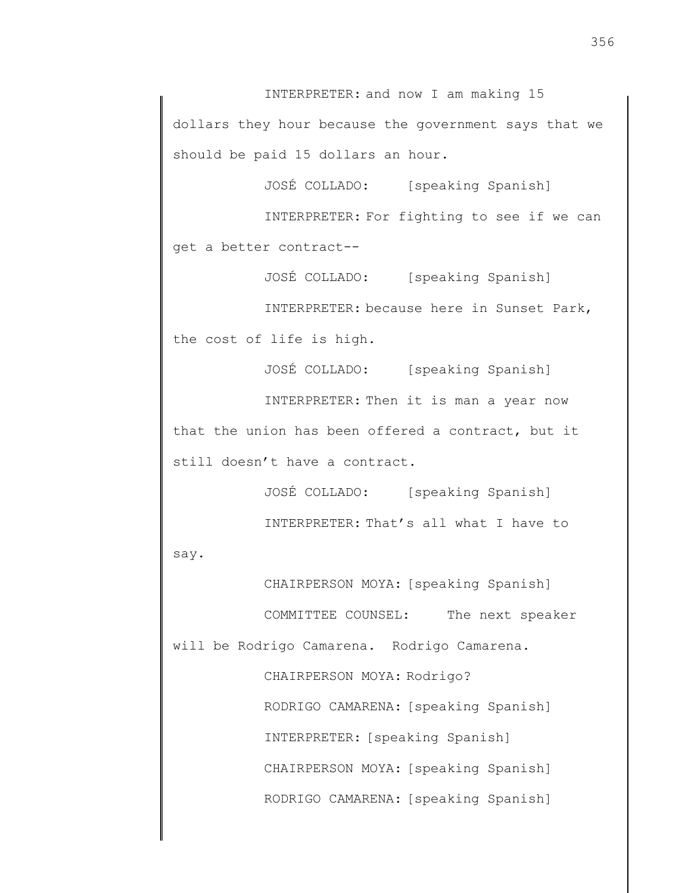INTERPRETER: and now I am making 15 dollars they hour because the government says that we should be paid 15 dollars an hour.

JOSÉ COLLADO: [speaking Spanish]

INTERPRETER: For fighting to see if we can get a better contract--

JOSÉ COLLADO: [speaking Spanish]

INTERPRETER: because here in Sunset Park, the cost of life is high.

JOSÉ COLLADO: [speaking Spanish]

INTERPRETER: Then it is man a year now that the union has been offered a contract, but it still doesn't have a contract.

JOSÉ COLLADO: [speaking Spanish]

INTERPRETER: That's all what I have to say.

CHAIRPERSON MOYA: [speaking Spanish]

COMMITTEE COUNSEL: The next speaker will be Rodrigo Camarena. Rodrigo Camarena.

CHAIRPERSON MOYA: Rodrigo?

RODRIGO CAMARENA: [speaking Spanish]

INTERPRETER: [speaking Spanish]

CHAIRPERSON MOYA: [speaking Spanish]

RODRIGO CAMARENA: [speaking Spanish]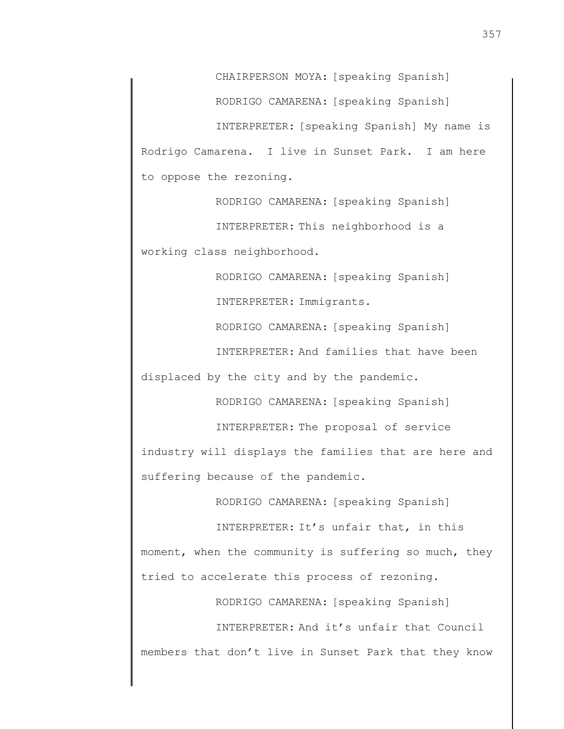CHAIRPERSON MOYA: [speaking Spanish]

RODRIGO CAMARENA: [speaking Spanish]

INTERPRETER: [speaking Spanish] My name is Rodrigo Camarena. I live in Sunset Park. I am here to oppose the rezoning.

RODRIGO CAMARENA: [speaking Spanish]

INTERPRETER: This neighborhood is a working class neighborhood.

RODRIGO CAMARENA: [speaking Spanish]

INTERPRETER: Immigrants.

RODRIGO CAMARENA: [speaking Spanish]

INTERPRETER: And families that have been displaced by the city and by the pandemic.

RODRIGO CAMARENA: [speaking Spanish]

INTERPRETER: The proposal of service industry will displays the families that are here and suffering because of the pandemic.

RODRIGO CAMARENA: [speaking Spanish]

INTERPRETER: It's unfair that, in this moment, when the community is suffering so much, they tried to accelerate this process of rezoning.

RODRIGO CAMARENA: [speaking Spanish]

INTERPRETER: And it's unfair that Council members that don't live in Sunset Park that they know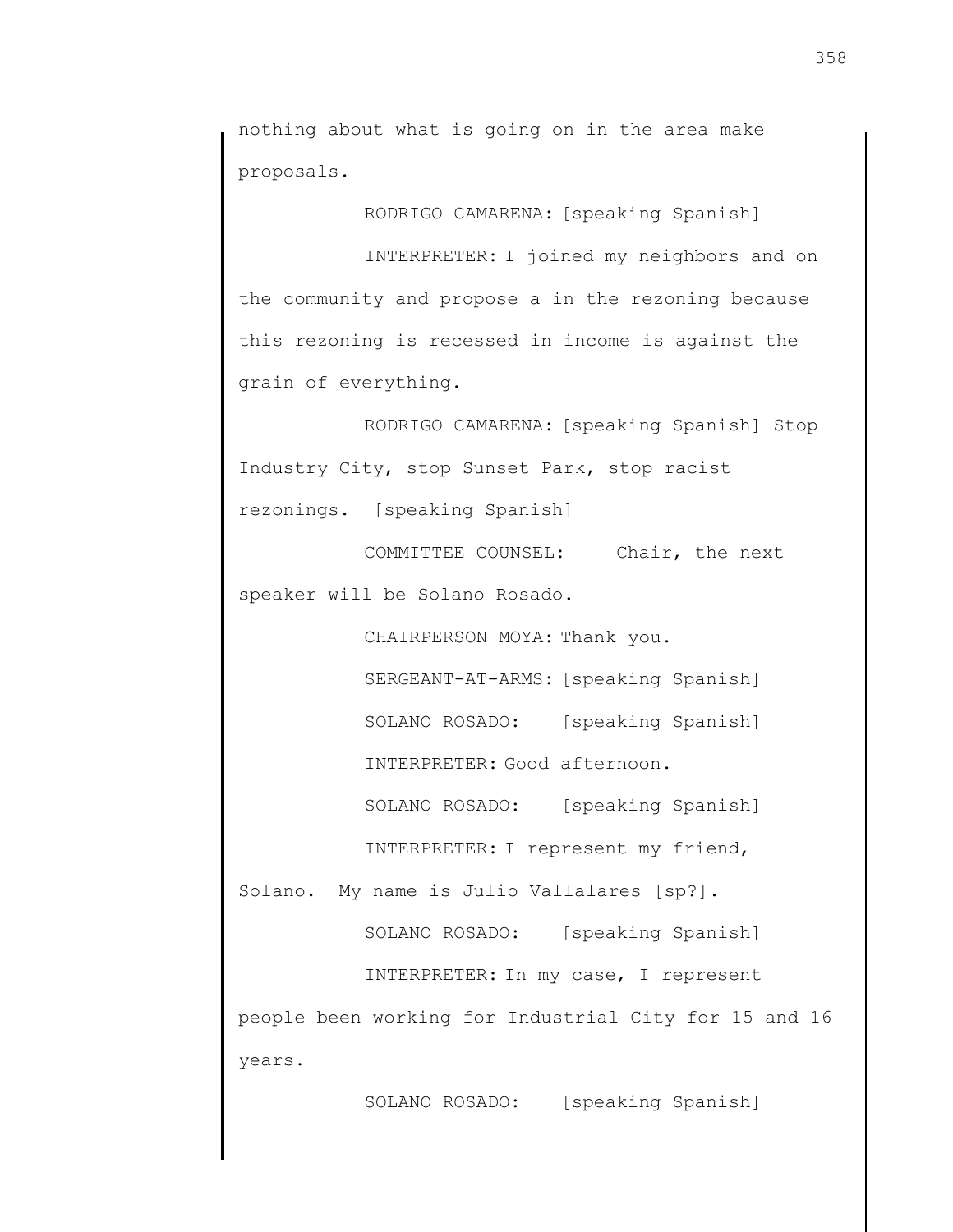nothing about what is going on in the area make proposals.

RODRIGO CAMARENA: [speaking Spanish]

INTERPRETER: I joined my neighbors and on the community and propose a in the rezoning because this rezoning is recessed in income is against the grain of everything.

RODRIGO CAMARENA: [speaking Spanish] Stop Industry City, stop Sunset Park, stop racist rezonings. [speaking Spanish]

COMMITTEE COUNSEL: Chair, the next speaker will be Solano Rosado.

CHAIRPERSON MOYA: Thank you.

SERGEANT-AT-ARMS: [speaking Spanish]

SOLANO ROSADO: [speaking Spanish]

INTERPRETER: Good afternoon.

SOLANO ROSADO: [speaking Spanish]

INTERPRETER: I represent my friend, Solano. My name is Julio Vallalares [sp?].

SOLANO ROSADO: [speaking Spanish]

INTERPRETER: In my case, I represent people been working for Industrial City for 15 and 16 years.

SOLANO ROSADO: [speaking Spanish]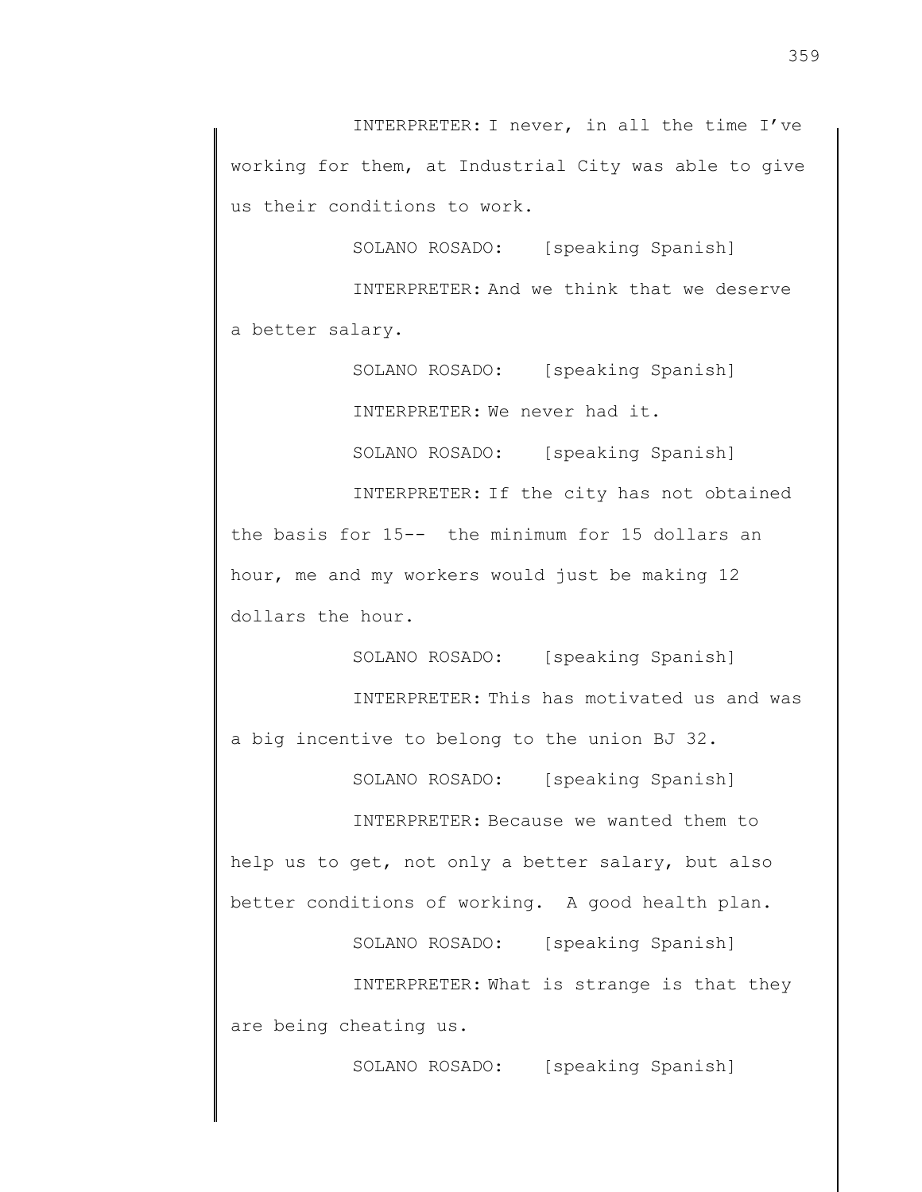INTERPRETER: I never, in all the time I've working for them, at Industrial City was able to give us their conditions to work.

SOLANO ROSADO: [speaking Spanish]

INTERPRETER: And we think that we deserve a better salary.

SOLANO ROSADO: [speaking Spanish]

INTERPRETER: We never had it.

SOLANO ROSADO: [speaking Spanish]

INTERPRETER: If the city has not obtained the basis for 15-- the minimum for 15 dollars an hour, me and my workers would just be making 12 dollars the hour.

SOLANO ROSADO: [speaking Spanish]

INTERPRETER: This has motivated us and was a big incentive to belong to the union BJ 32.

SOLANO ROSADO: [speaking Spanish]

INTERPRETER: Because we wanted them to help us to get, not only a better salary, but also better conditions of working. A good health plan.

SOLANO ROSADO: [speaking Spanish]

INTERPRETER: What is strange is that they are being cheating us.

SOLANO ROSADO: [speaking Spanish]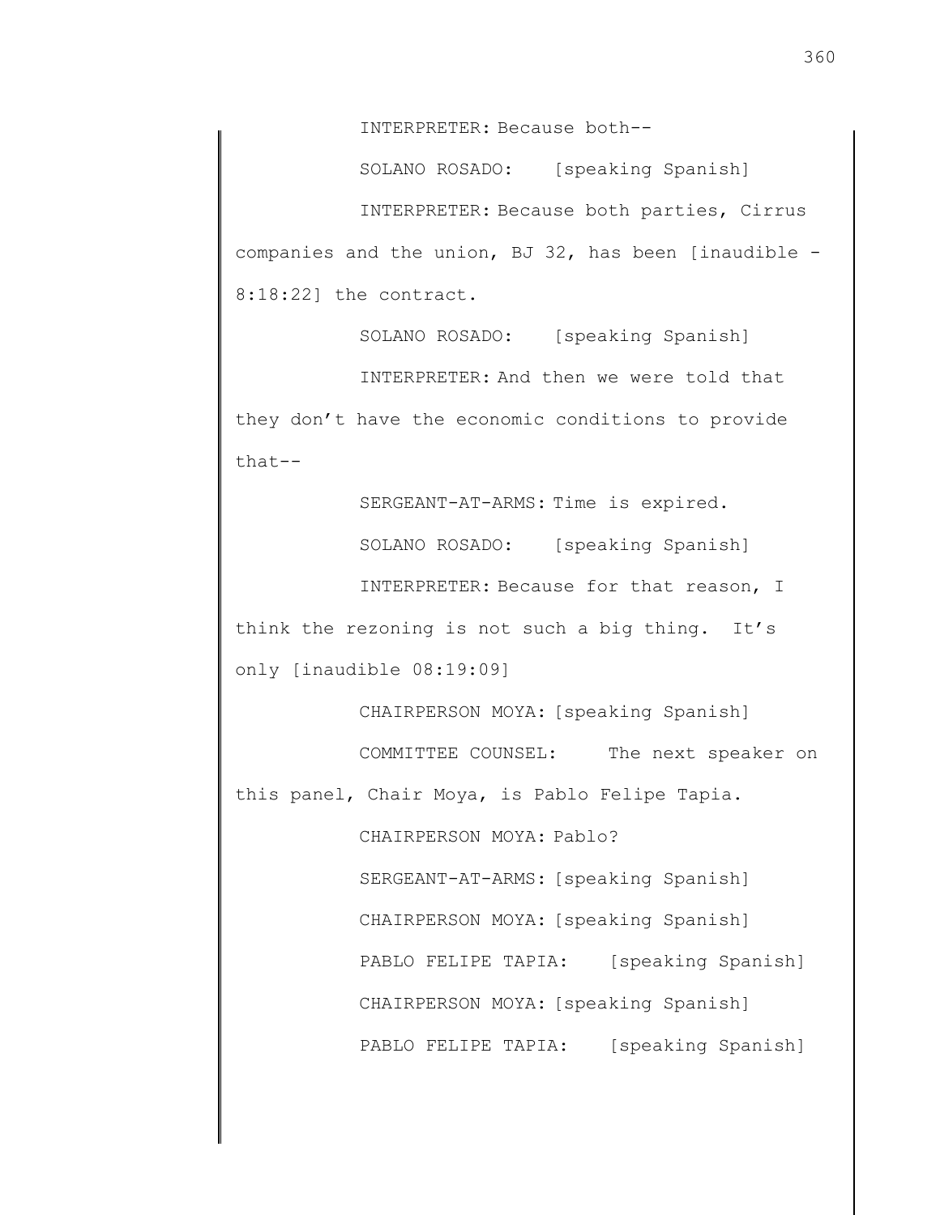INTERPRETER: Because both--

SOLANO ROSADO: [speaking Spanish]

INTERPRETER: Because both parties, Cirrus companies and the union, BJ 32, has been [inaudible - 8:18:22] the contract.

SOLANO ROSADO: [speaking Spanish]

INTERPRETER: And then we were told that they don't have the economic conditions to provide that--

SERGEANT-AT-ARMS: Time is expired.

SOLANO ROSADO: [speaking Spanish]

INTERPRETER: Because for that reason, I think the rezoning is not such a big thing. It's only [inaudible 08:19:09]

CHAIRPERSON MOYA: [speaking Spanish]

COMMITTEE COUNSEL: The next speaker on this panel, Chair Moya, is Pablo Felipe Tapia.

CHAIRPERSON MOYA: Pablo?

SERGEANT-AT-ARMS: [speaking Spanish]

CHAIRPERSON MOYA: [speaking Spanish]

PABLO FELIPE TAPIA: [speaking Spanish]

CHAIRPERSON MOYA: [speaking Spanish]

PABLO FELIPE TAPIA: [speaking Spanish]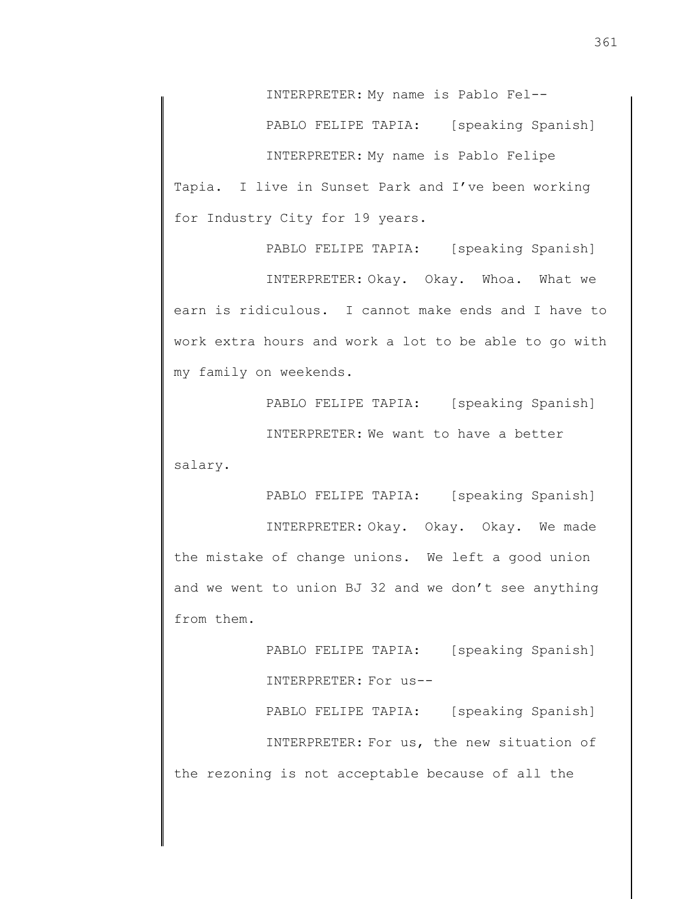INTERPRETER: My name is Pablo Fel--

PABLO FELIPE TAPIA: [speaking Spanish]

INTERPRETER: My name is Pablo Felipe Tapia. I live in Sunset Park and I've been working for Industry City for 19 years.

PABLO FELIPE TAPIA: [speaking Spanish]

INTERPRETER: Okay. Okay. Whoa. What we earn is ridiculous. I cannot make ends and I have to work extra hours and work a lot to be able to go with my family on weekends.

PABLO FELIPE TAPIA: [speaking Spanish]

INTERPRETER: We want to have a better salary.

PABLO FELIPE TAPIA: [speaking Spanish]

INTERPRETER: Okay. Okay. Okay. We made the mistake of change unions. We left a good union and we went to union BJ 32 and we don't see anything from them.

PABLO FELIPE TAPIA: [speaking Spanish]

INTERPRETER: For us--

PABLO FELIPE TAPIA: [speaking Spanish]

INTERPRETER: For us, the new situation of the rezoning is not acceptable because of all the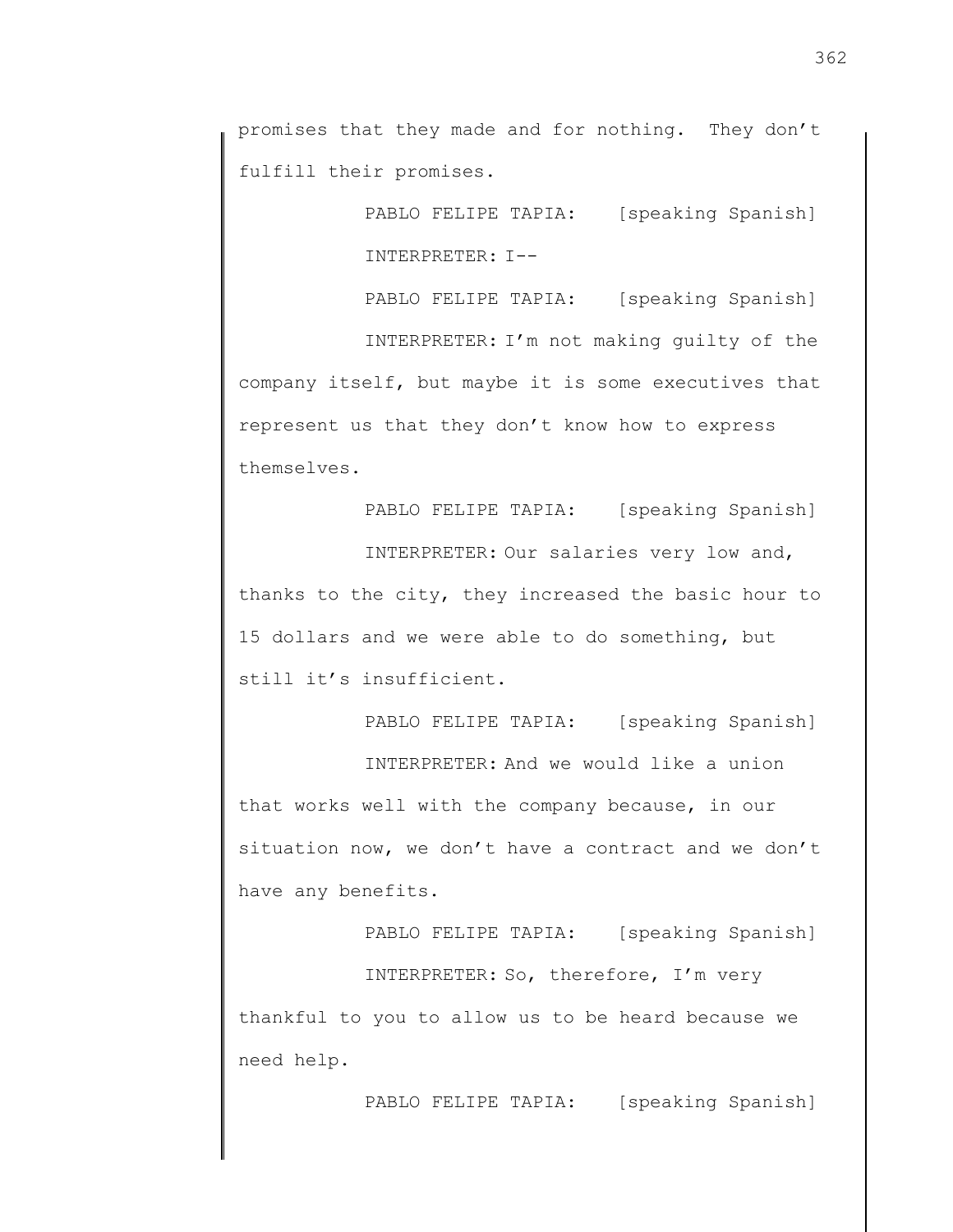promises that they made and for nothing. They don't fulfill their promises.

PABLO FELIPE TAPIA: [speaking Spanish]

INTERPRETER: I--

PABLO FELIPE TAPIA: [speaking Spanish]

INTERPRETER: I'm not making guilty of the company itself, but maybe it is some executives that represent us that they don't know how to express themselves.

PABLO FELIPE TAPIA: [speaking Spanish]

INTERPRETER: Our salaries very low and, thanks to the city, they increased the basic hour to 15 dollars and we were able to do something, but still it's insufficient.

PABLO FELIPE TAPIA: [speaking Spanish]

INTERPRETER: And we would like a union that works well with the company because, in our situation now, we don't have a contract and we don't have any benefits.

PABLO FELIPE TAPIA: [speaking Spanish]

INTERPRETER: So, therefore, I'm very thankful to you to allow us to be heard because we need help.

PABLO FELIPE TAPIA: [speaking Spanish]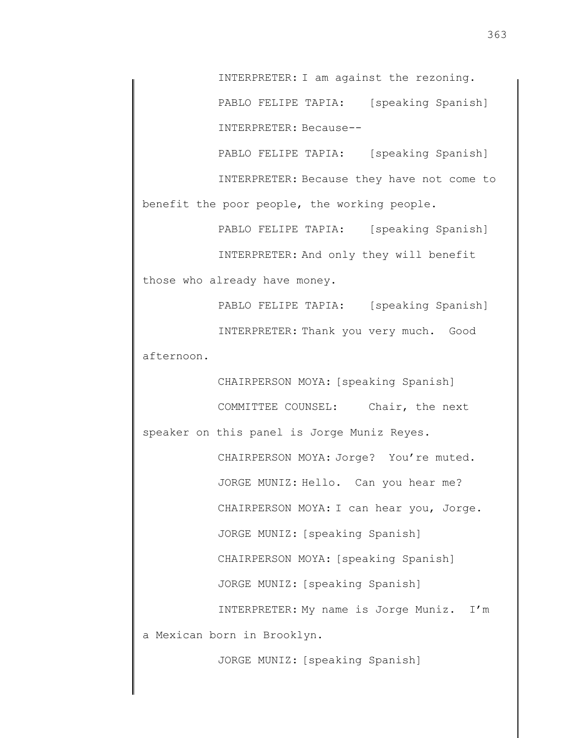INTERPRETER: I am against the rezoning.

PABLO FELIPE TAPIA: [speaking Spanish]

INTERPRETER: Because--

PABLO FELIPE TAPIA: [speaking Spanish]

INTERPRETER: Because they have not come to benefit the poor people, the working people.

PABLO FELIPE TAPIA: [speaking Spanish]

INTERPRETER: And only they will benefit those who already have money.

PABLO FELIPE TAPIA: [speaking Spanish]

INTERPRETER: Thank you very much. Good afternoon.

CHAIRPERSON MOYA: [speaking Spanish]

COMMITTEE COUNSEL: Chair, the next speaker on this panel is Jorge Muniz Reyes.

CHAIRPERSON MOYA: Jorge? You're muted.

JORGE MUNIZ: Hello. Can you hear me?

CHAIRPERSON MOYA: I can hear you, Jorge.

JORGE MUNIZ: [speaking Spanish]

CHAIRPERSON MOYA: [speaking Spanish]

JORGE MUNIZ: [speaking Spanish]

INTERPRETER: My name is Jorge Muniz. I'm a Mexican born in Brooklyn.

JORGE MUNIZ: [speaking Spanish]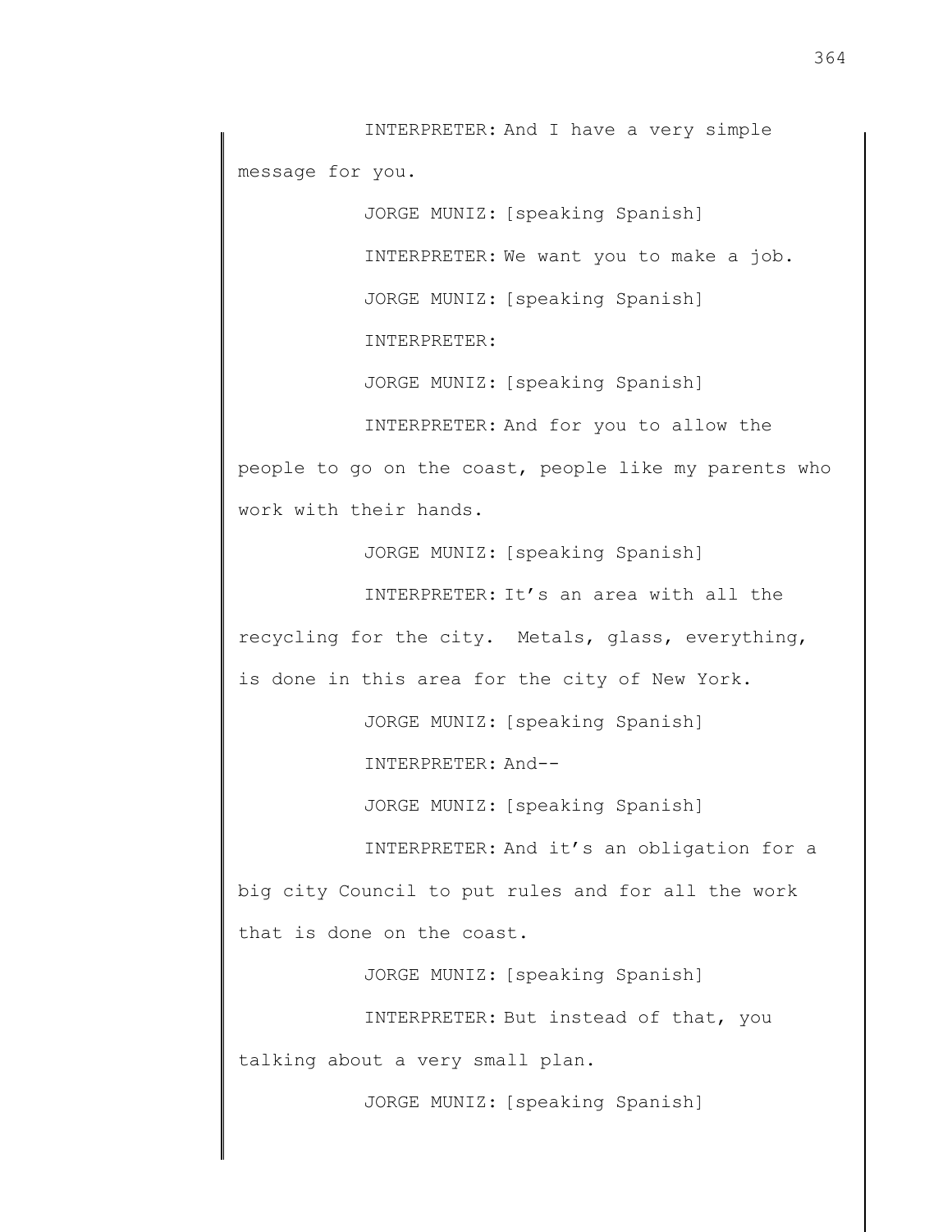INTERPRETER: And I have a very simple message for you.

JORGE MUNIZ: [speaking Spanish]

INTERPRETER: We want you to make a job.

JORGE MUNIZ: [speaking Spanish]

INTERPRETER:

JORGE MUNIZ: [speaking Spanish]

INTERPRETER: And for you to allow the people to go on the coast, people like my parents who work with their hands.

JORGE MUNIZ: [speaking Spanish]

INTERPRETER: It's an area with all the recycling for the city. Metals, glass, everything, is done in this area for the city of New York.

JORGE MUNIZ: [speaking Spanish]

INTERPRETER: And--

JORGE MUNIZ: [speaking Spanish]

INTERPRETER: And it's an obligation for a big city Council to put rules and for all the work that is done on the coast.

JORGE MUNIZ: [speaking Spanish]

INTERPRETER: But instead of that, you talking about a very small plan.

JORGE MUNIZ: [speaking Spanish]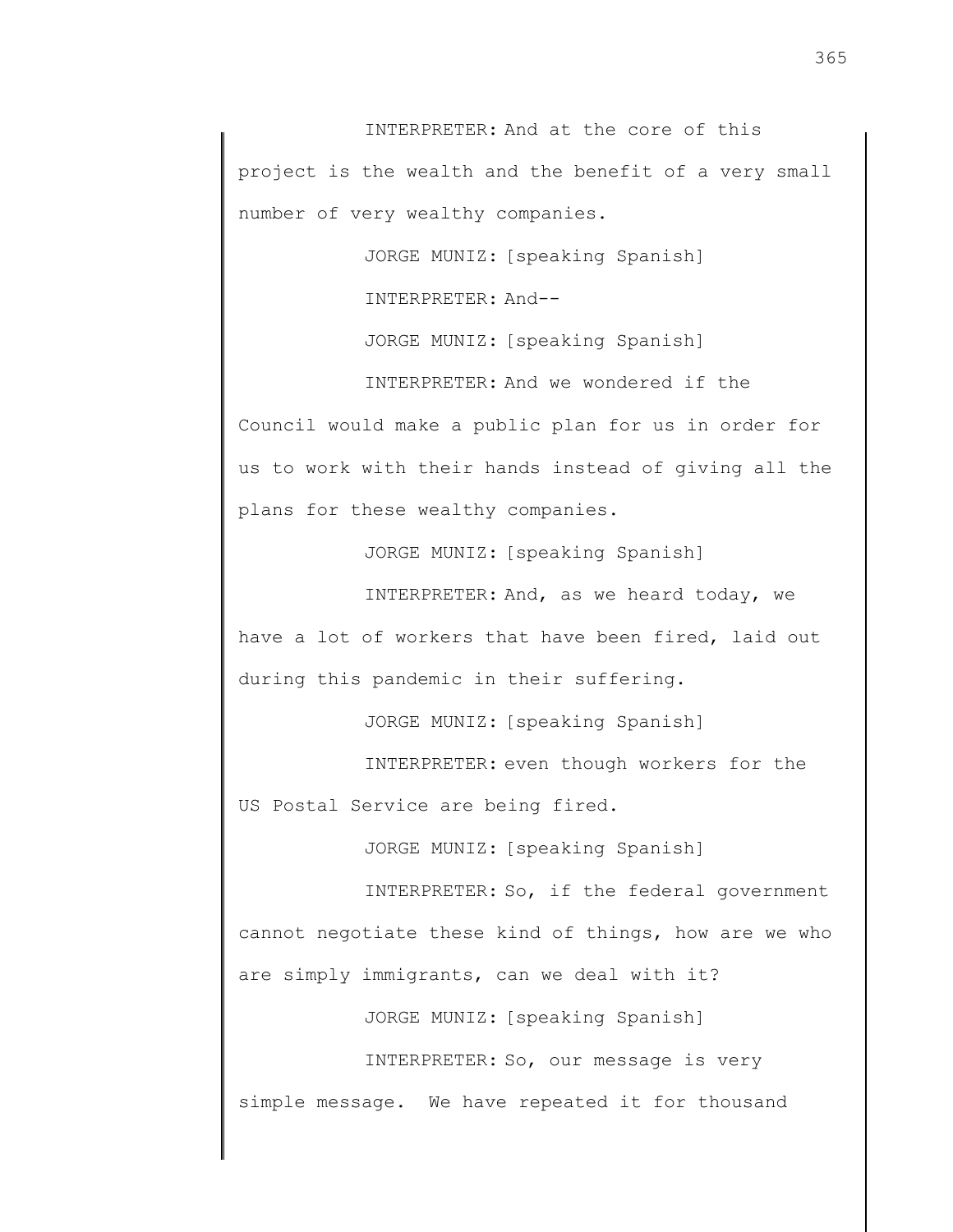INTERPRETER: And at the core of this project is the wealth and the benefit of a very small number of very wealthy companies.

JORGE MUNIZ: [speaking Spanish]

INTERPRETER: And--

JORGE MUNIZ: [speaking Spanish]

INTERPRETER: And we wondered if the Council would make a public plan for us in order for us to work with their hands instead of giving all the plans for these wealthy companies.

JORGE MUNIZ: [speaking Spanish]

INTERPRETER: And, as we heard today, we have a lot of workers that have been fired, laid out during this pandemic in their suffering.

JORGE MUNIZ: [speaking Spanish]

INTERPRETER: even though workers for the US Postal Service are being fired.

JORGE MUNIZ: [speaking Spanish]

INTERPRETER: So, if the federal government cannot negotiate these kind of things, how are we who are simply immigrants, can we deal with it?

JORGE MUNIZ: [speaking Spanish]

INTERPRETER: So, our message is very simple message. We have repeated it for thousand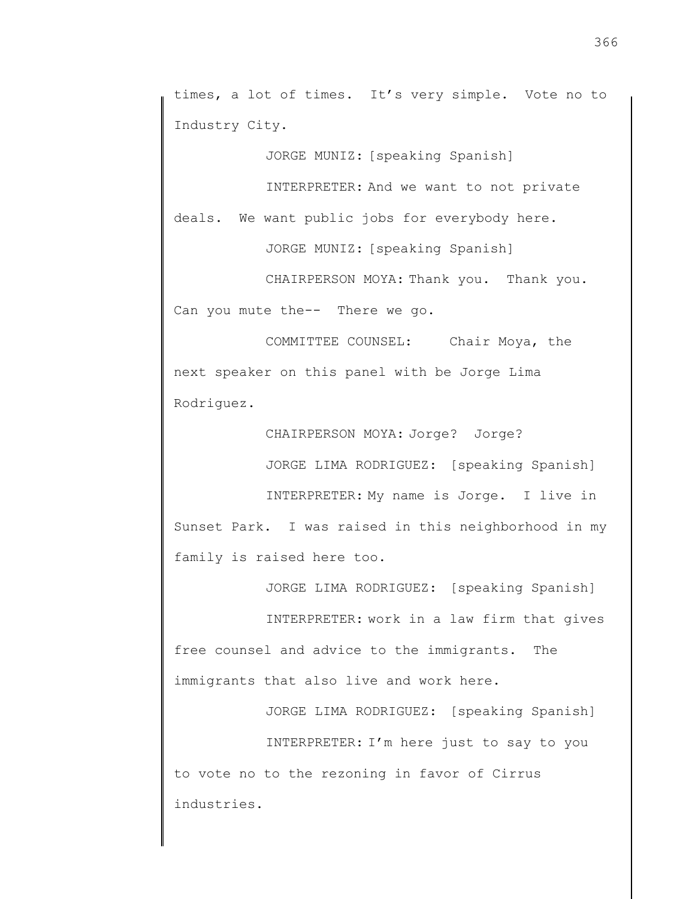times, a lot of times. It's very simple. Vote no to Industry City.

JORGE MUNIZ: [speaking Spanish]

INTERPRETER: And we want to not private deals. We want public jobs for everybody here.

JORGE MUNIZ: [speaking Spanish]

CHAIRPERSON MOYA: Thank you. Thank you. Can you mute the-- There we go.

COMMITTEE COUNSEL: Chair Moya, the next speaker on this panel with be Jorge Lima Rodriguez.

CHAIRPERSON MOYA: Jorge? Jorge?

JORGE LIMA RODRIGUEZ: [speaking Spanish]

INTERPRETER: My name is Jorge. I live in Sunset Park. I was raised in this neighborhood in my family is raised here too.

JORGE LIMA RODRIGUEZ: [speaking Spanish]

INTERPRETER: work in a law firm that gives free counsel and advice to the immigrants. The immigrants that also live and work here.

JORGE LIMA RODRIGUEZ: [speaking Spanish]

INTERPRETER: I'm here just to say to you to vote no to the rezoning in favor of Cirrus industries.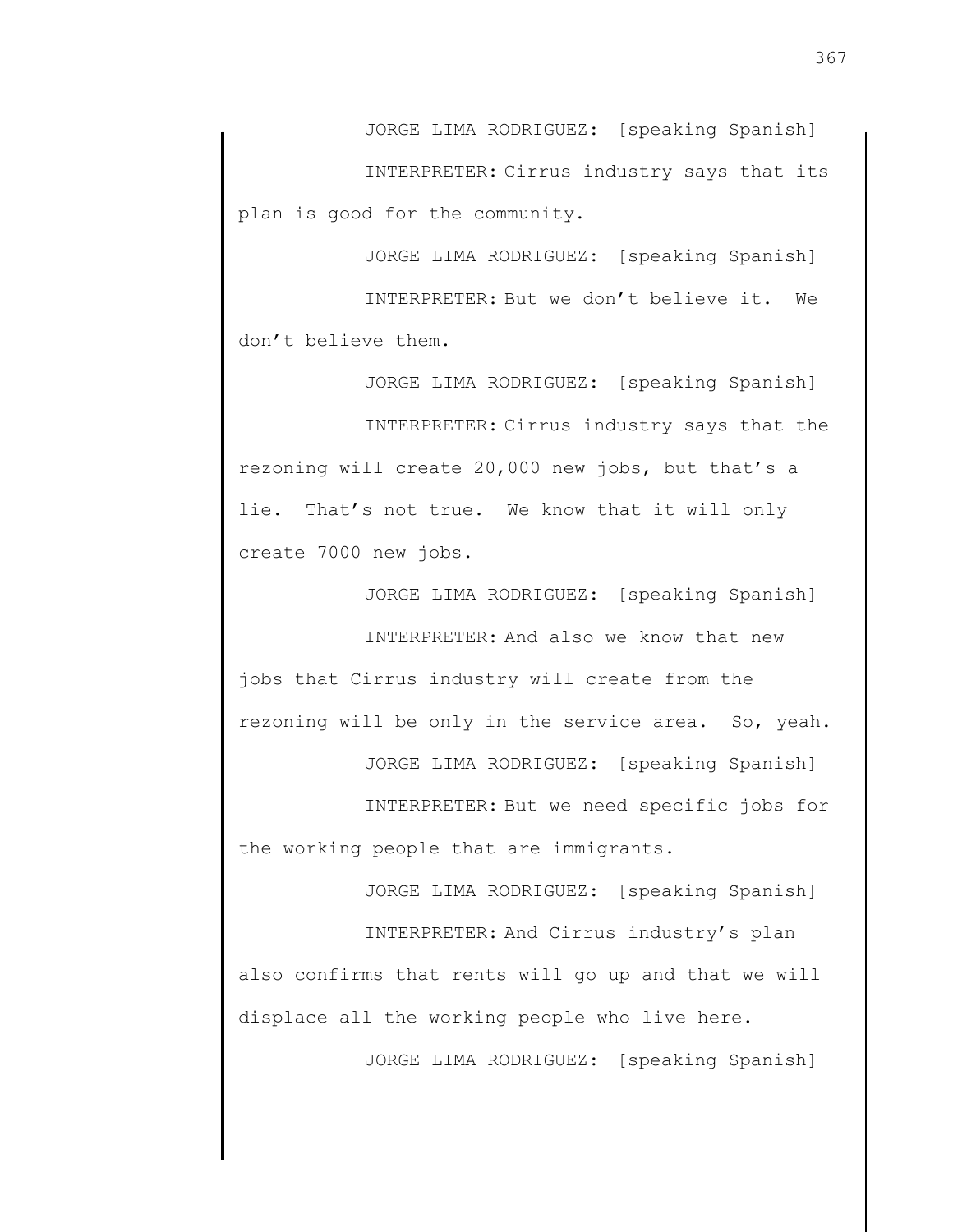JORGE LIMA RODRIGUEZ: [speaking Spanish]

INTERPRETER: Cirrus industry says that its plan is good for the community.

JORGE LIMA RODRIGUEZ: [speaking Spanish]

INTERPRETER: But we don't believe it. We don't believe them.

JORGE LIMA RODRIGUEZ: [speaking Spanish]

INTERPRETER: Cirrus industry says that the rezoning will create 20,000 new jobs, but that's a lie. That's not true. We know that it will only create 7000 new jobs.

JORGE LIMA RODRIGUEZ: [speaking Spanish]

INTERPRETER: And also we know that new jobs that Cirrus industry will create from the rezoning will be only in the service area. So, yeah.

JORGE LIMA RODRIGUEZ: [speaking Spanish]

INTERPRETER: But we need specific jobs for the working people that are immigrants.

JORGE LIMA RODRIGUEZ: [speaking Spanish]

INTERPRETER: And Cirrus industry's plan also confirms that rents will go up and that we will displace all the working people who live here.

JORGE LIMA RODRIGUEZ: [speaking Spanish]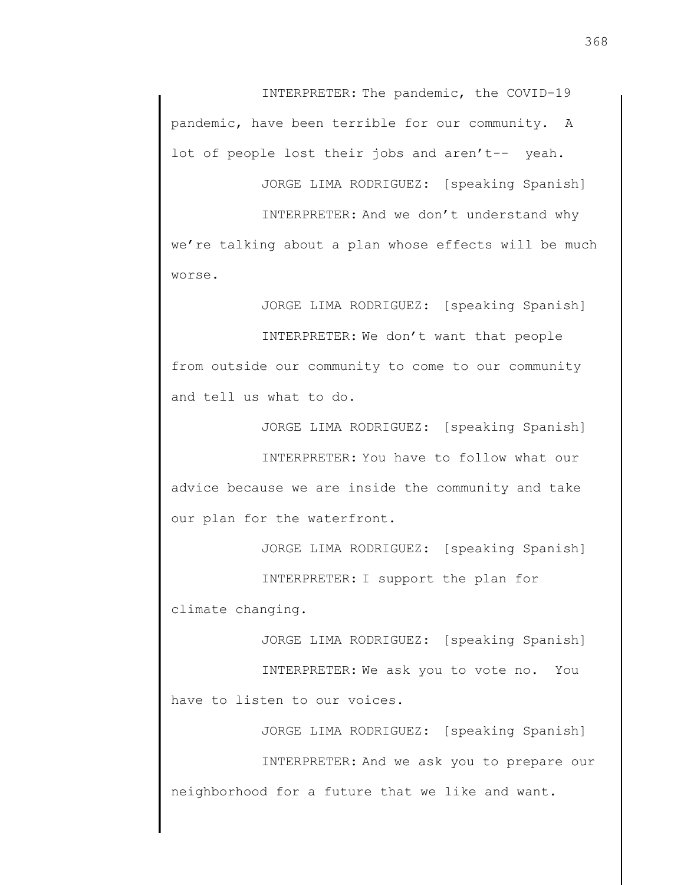INTERPRETER: The pandemic, the COVID-19 pandemic, have been terrible for our community. A lot of people lost their jobs and aren't-- yeah.

JORGE LIMA RODRIGUEZ: [speaking Spanish]

INTERPRETER: And we don't understand why we're talking about a plan whose effects will be much worse.

JORGE LIMA RODRIGUEZ: [speaking Spanish]

INTERPRETER: We don't want that people from outside our community to come to our community and tell us what to do.

JORGE LIMA RODRIGUEZ: [speaking Spanish]

INTERPRETER: You have to follow what our advice because we are inside the community and take our plan for the waterfront.

JORGE LIMA RODRIGUEZ: [speaking Spanish]

INTERPRETER: I support the plan for climate changing.

JORGE LIMA RODRIGUEZ: [speaking Spanish]

INTERPRETER: We ask you to vote no. You have to listen to our voices.

JORGE LIMA RODRIGUEZ: [speaking Spanish]

INTERPRETER: And we ask you to prepare our neighborhood for a future that we like and want.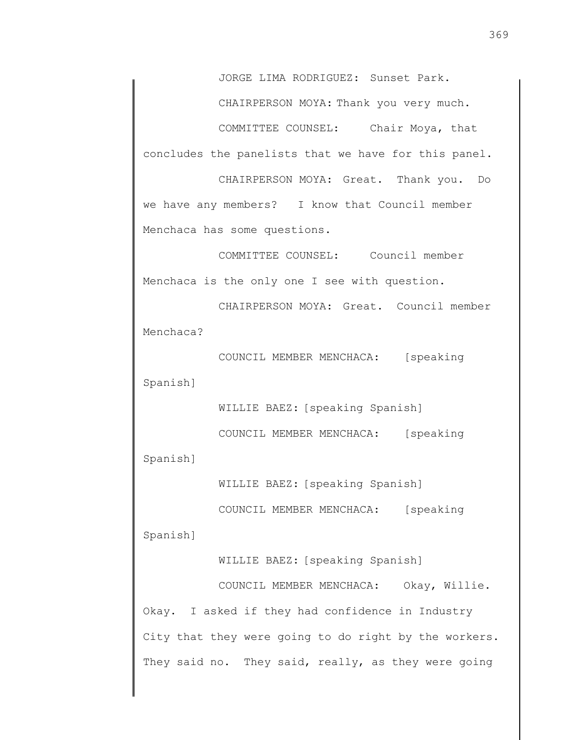JORGE LIMA RODRIGUEZ: Sunset Park.

CHAIRPERSON MOYA: Thank you very much.

COMMITTEE COUNSEL: Chair Moya, that concludes the panelists that we have for this panel.

CHAIRPERSON MOYA: Great. Thank you. Do we have any members? I know that Council member Menchaca has some questions.

COMMITTEE COUNSEL: Council member Menchaca is the only one I see with question.

CHAIRPERSON MOYA: Great. Council member Menchaca?

COUNCIL MEMBER MENCHACA: [speaking Spanish]

WILLIE BAEZ: [speaking Spanish]

COUNCIL MEMBER MENCHACA: [speaking Spanish]

WILLIE BAEZ: [speaking Spanish]

COUNCIL MEMBER MENCHACA: [speaking Spanish]

WILLIE BAEZ: [speaking Spanish]

COUNCIL MEMBER MENCHACA: Okay, Willie. Okay. I asked if they had confidence in Industry City that they were going to do right by the workers. They said no. They said, really, as they were going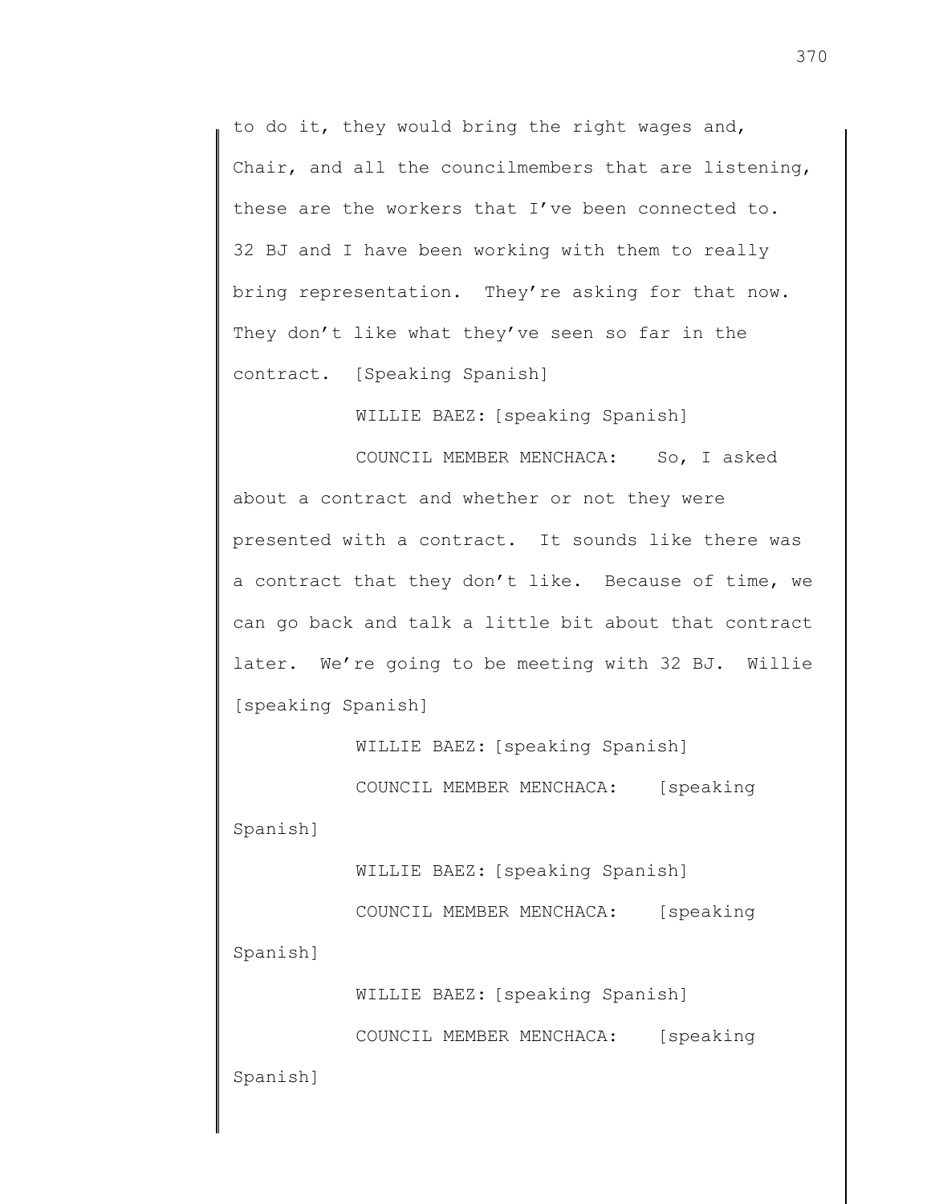to do it, they would bring the right wages and, Chair, and all the councilmembers that are listening, these are the workers that I've been connected to. 32 BJ and I have been working with them to really bring representation. They're asking for that now. They don't like what they've seen so far in the contract. [Speaking Spanish]

WILLIE BAEZ: [speaking Spanish]

COUNCIL MEMBER MENCHACA: So, I asked about a contract and whether or not they were presented with a contract. It sounds like there was a contract that they don't like. Because of time, we can go back and talk a little bit about that contract later. We're going to be meeting with 32 BJ. Willie [speaking Spanish]

WILLIE BAEZ: [speaking Spanish]

COUNCIL MEMBER MENCHACA: [speaking Spanish]

WILLIE BAEZ: [speaking Spanish]

COUNCIL MEMBER MENCHACA: [speaking Spanish]

WILLIE BAEZ: [speaking Spanish]

COUNCIL MEMBER MENCHACA: [speaking Spanish]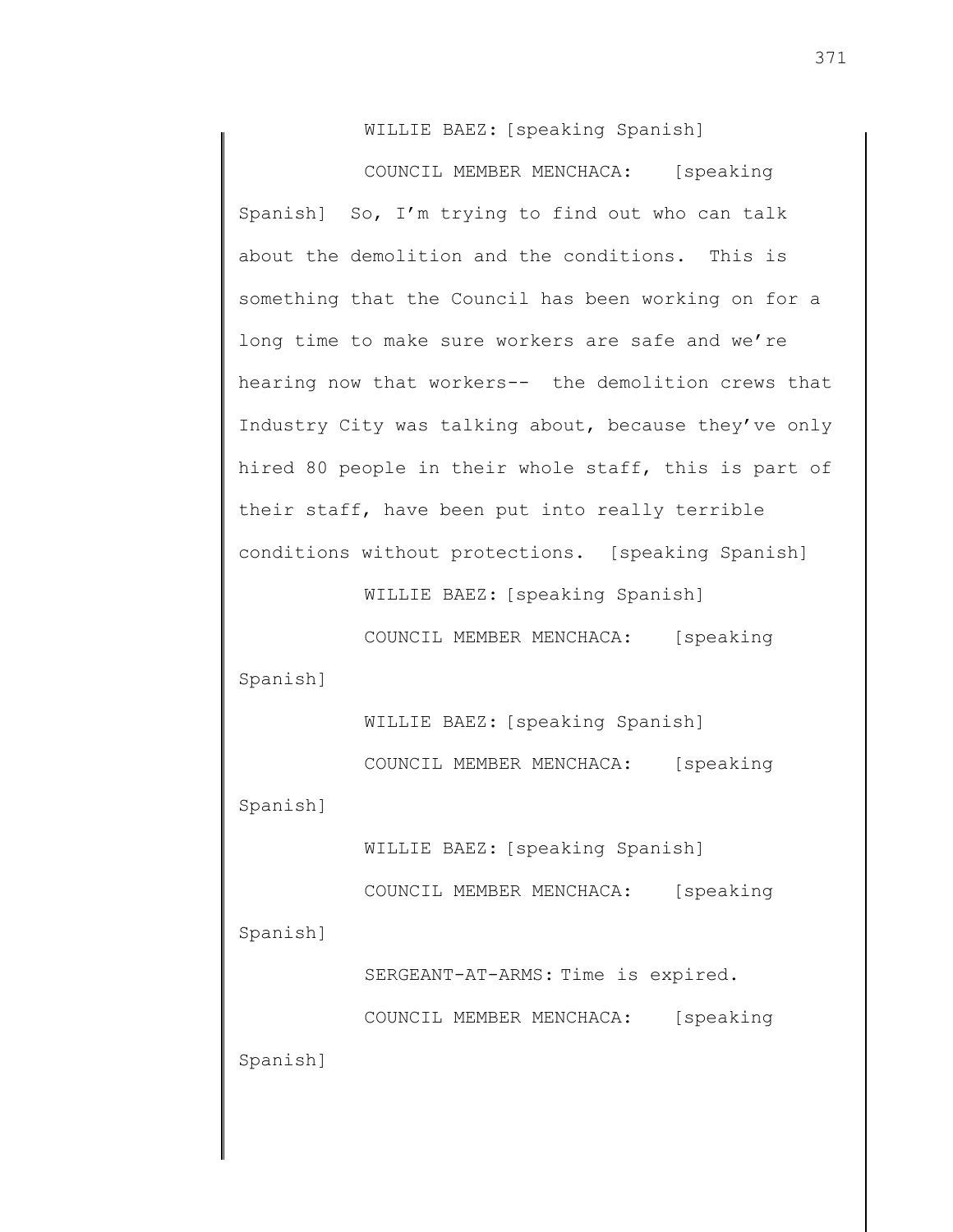WILLIE BAEZ: [speaking Spanish]

COUNCIL MEMBER MENCHACA: [speaking Spanish] So, I'm trying to find out who can talk about the demolition and the conditions. This is something that the Council has been working on for a long time to make sure workers are safe and we're hearing now that workers-- the demolition crews that Industry City was talking about, because they've only hired 80 people in their whole staff, this is part of their staff, have been put into really terrible conditions without protections. [speaking Spanish]

WILLIE BAEZ: [speaking Spanish]

COUNCIL MEMBER MENCHACA: [speaking Spanish]

WILLIE BAEZ: [speaking Spanish]

COUNCIL MEMBER MENCHACA: [speaking Spanish]

WILLIE BAEZ: [speaking Spanish]

COUNCIL MEMBER MENCHACA: [speaking Spanish]

SERGEANT-AT-ARMS: Time is expired.

COUNCIL MEMBER MENCHACA: [speaking Spanish]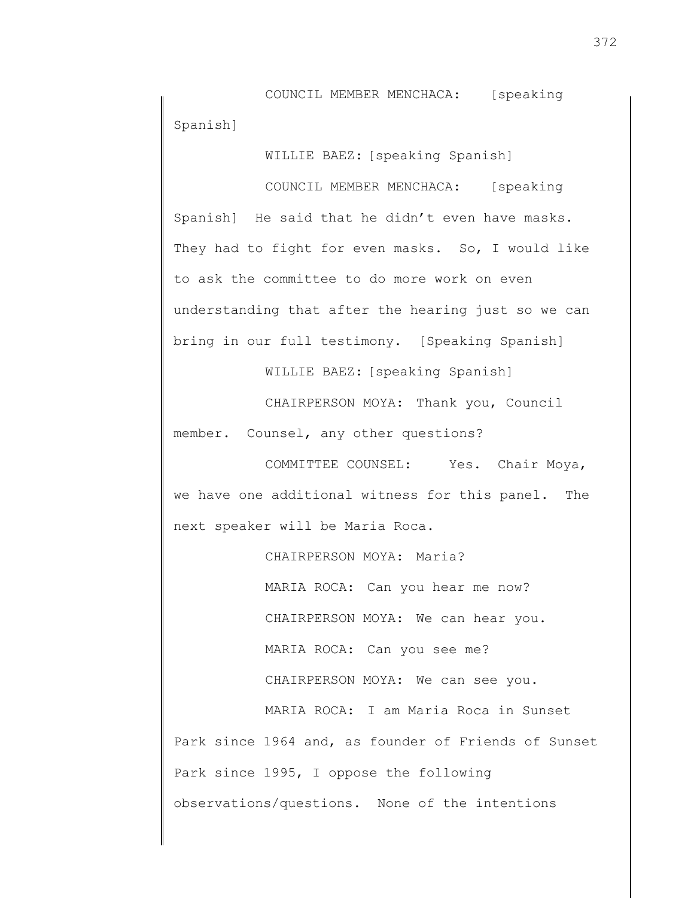COUNCIL MEMBER MENCHACA: [speaking Spanish]

WILLIE BAEZ: [speaking Spanish]

COUNCIL MEMBER MENCHACA: [speaking Spanish] He said that he didn't even have masks. They had to fight for even masks. So, I would like to ask the committee to do more work on even understanding that after the hearing just so we can bring in our full testimony. [Speaking Spanish]

WILLIE BAEZ: [speaking Spanish]

CHAIRPERSON MOYA: Thank you, Council member. Counsel, any other questions?

COMMITTEE COUNSEL: Yes. Chair Moya, we have one additional witness for this panel. The next speaker will be Maria Roca.

CHAIRPERSON MOYA: Maria?

MARIA ROCA: Can you hear me now?

CHAIRPERSON MOYA: We can hear you.

MARIA ROCA: Can you see me?

CHAIRPERSON MOYA: We can see you.

MARIA ROCA: I am Maria Roca in Sunset Park since 1964 and, as founder of Friends of Sunset Park since 1995, I oppose the following observations/questions. None of the intentions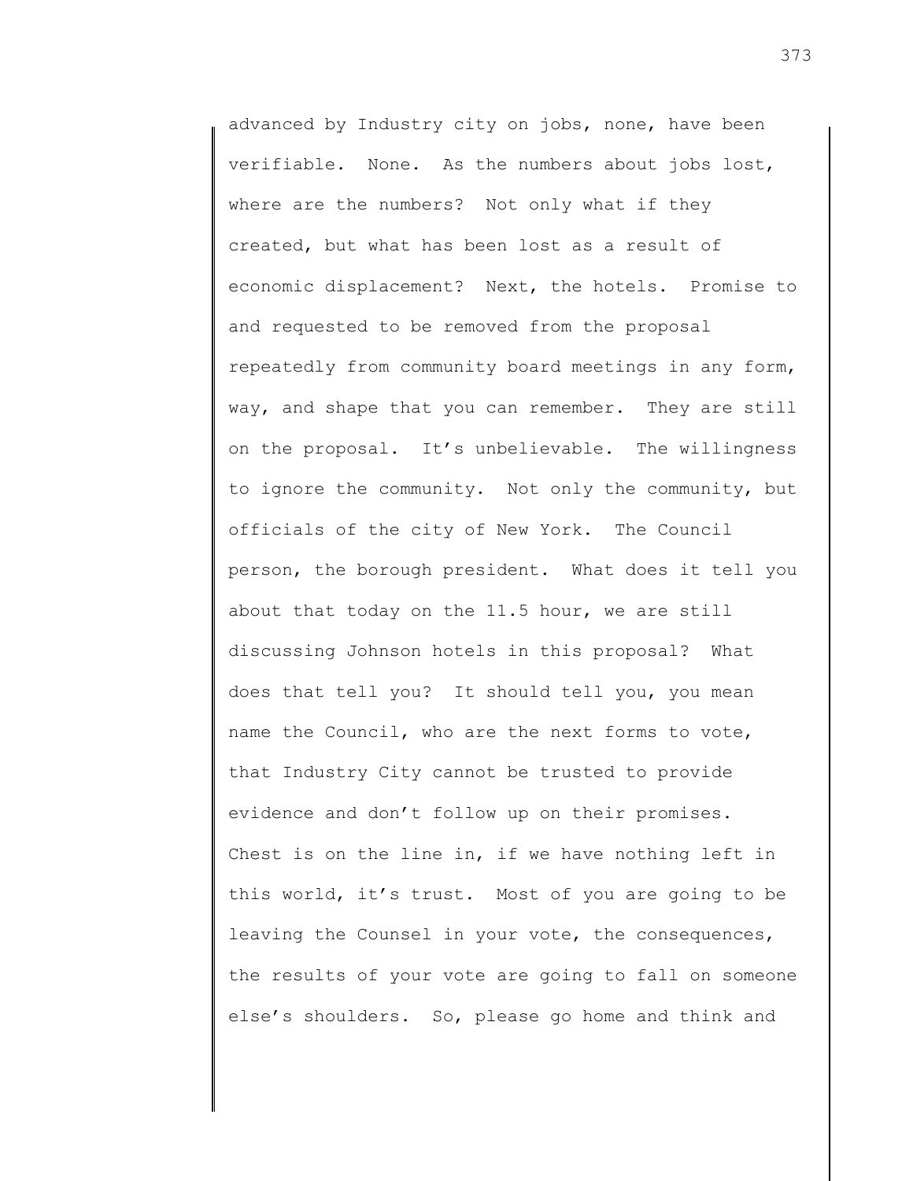advanced by Industry city on jobs, none, have been verifiable. None. As the numbers about jobs lost, where are the numbers? Not only what if they created, but what has been lost as a result of economic displacement? Next, the hotels. Promise to and requested to be removed from the proposal repeatedly from community board meetings in any form, way, and shape that you can remember. They are still on the proposal. It's unbelievable. The willingness to ignore the community. Not only the community, but officials of the city of New York. The Council person, the borough president. What does it tell you about that today on the 11.5 hour, we are still discussing Johnson hotels in this proposal? What does that tell you? It should tell you, you mean name the Council, who are the next forms to vote, that Industry City cannot be trusted to provide evidence and don't follow up on their promises. Chest is on the line in, if we have nothing left in this world, it's trust. Most of you are going to be leaving the Counsel in your vote, the consequences, the results of your vote are going to fall on someone else's shoulders. So, please go home and think and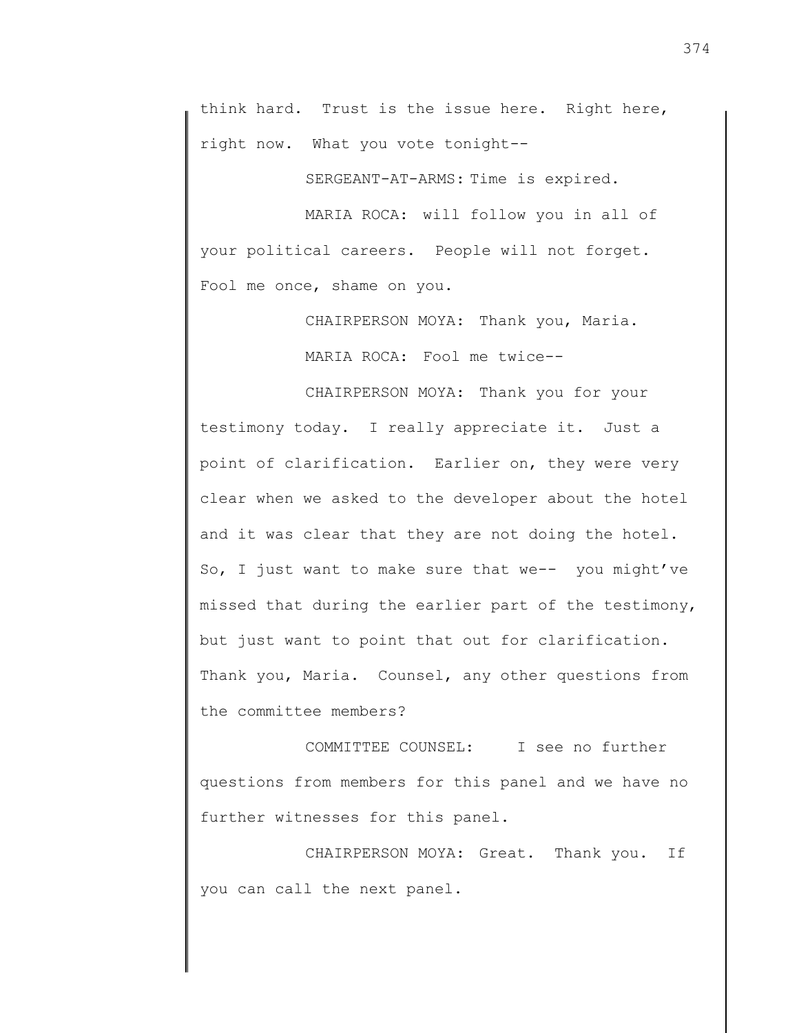think hard. Trust is the issue here. Right here, right now. What you vote tonight--

SERGEANT-AT-ARMS: Time is expired.

MARIA ROCA: will follow you in all of your political careers. People will not forget. Fool me once, shame on you.

CHAIRPERSON MOYA: Thank you, Maria.

MARIA ROCA: Fool me twice--

CHAIRPERSON MOYA: Thank you for your testimony today. I really appreciate it. Just a point of clarification. Earlier on, they were very clear when we asked to the developer about the hotel and it was clear that they are not doing the hotel. So, I just want to make sure that we-- you might've missed that during the earlier part of the testimony, but just want to point that out for clarification. Thank you, Maria. Counsel, any other questions from the committee members?

COMMITTEE COUNSEL: I see no further questions from members for this panel and we have no further witnesses for this panel.

CHAIRPERSON MOYA: Great. Thank you. If you can call the next panel.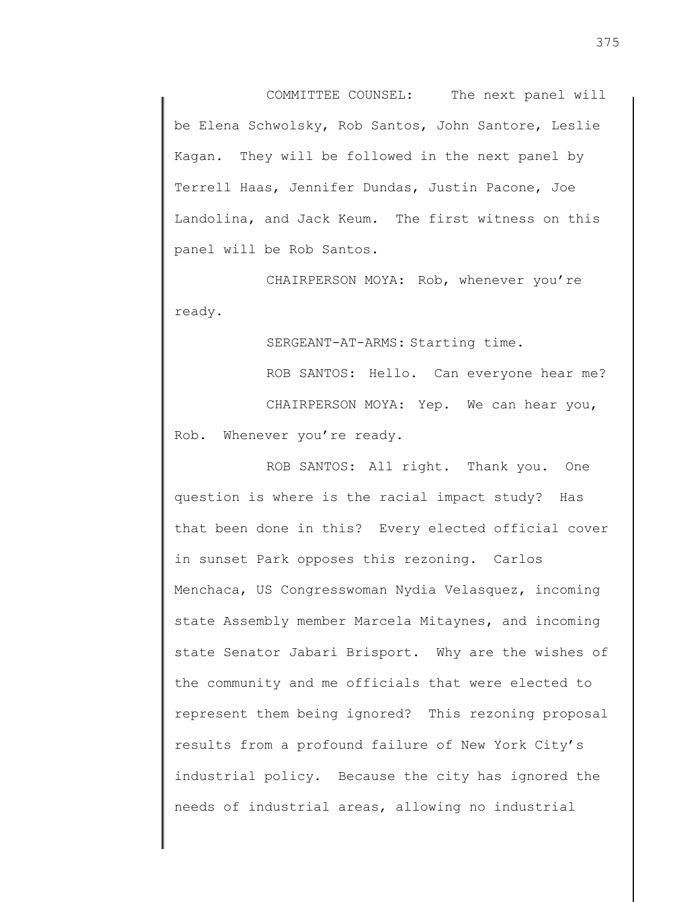COMMITTEE COUNSEL: The next panel will be Elena Schwolsky, Rob Santos, John Santore, Leslie Kagan. They will be followed in the next panel by Terrell Haas, Jennifer Dundas, Justin Pacone, Joe Landolina, and Jack Keum. The first witness on this panel will be Rob Santos.

CHAIRPERSON MOYA: Rob, whenever you're ready.

SERGEANT-AT-ARMS: Starting time.

ROB SANTOS: Hello. Can everyone hear me?

CHAIRPERSON MOYA: Yep. We can hear you, Rob. Whenever you're ready.

ROB SANTOS: All right. Thank you. One question is where is the racial impact study? Has that been done in this? Every elected official cover in sunset Park opposes this rezoning. Carlos Menchaca, US Congresswoman Nydia Velasquez, incoming state Assembly member Marcela Mitaynes, and incoming state Senator Jabari Brisport. Why are the wishes of the community and me officials that were elected to represent them being ignored? This rezoning proposal results from a profound failure of New York City's industrial policy. Because the city has ignored the needs of industrial areas, allowing no industrial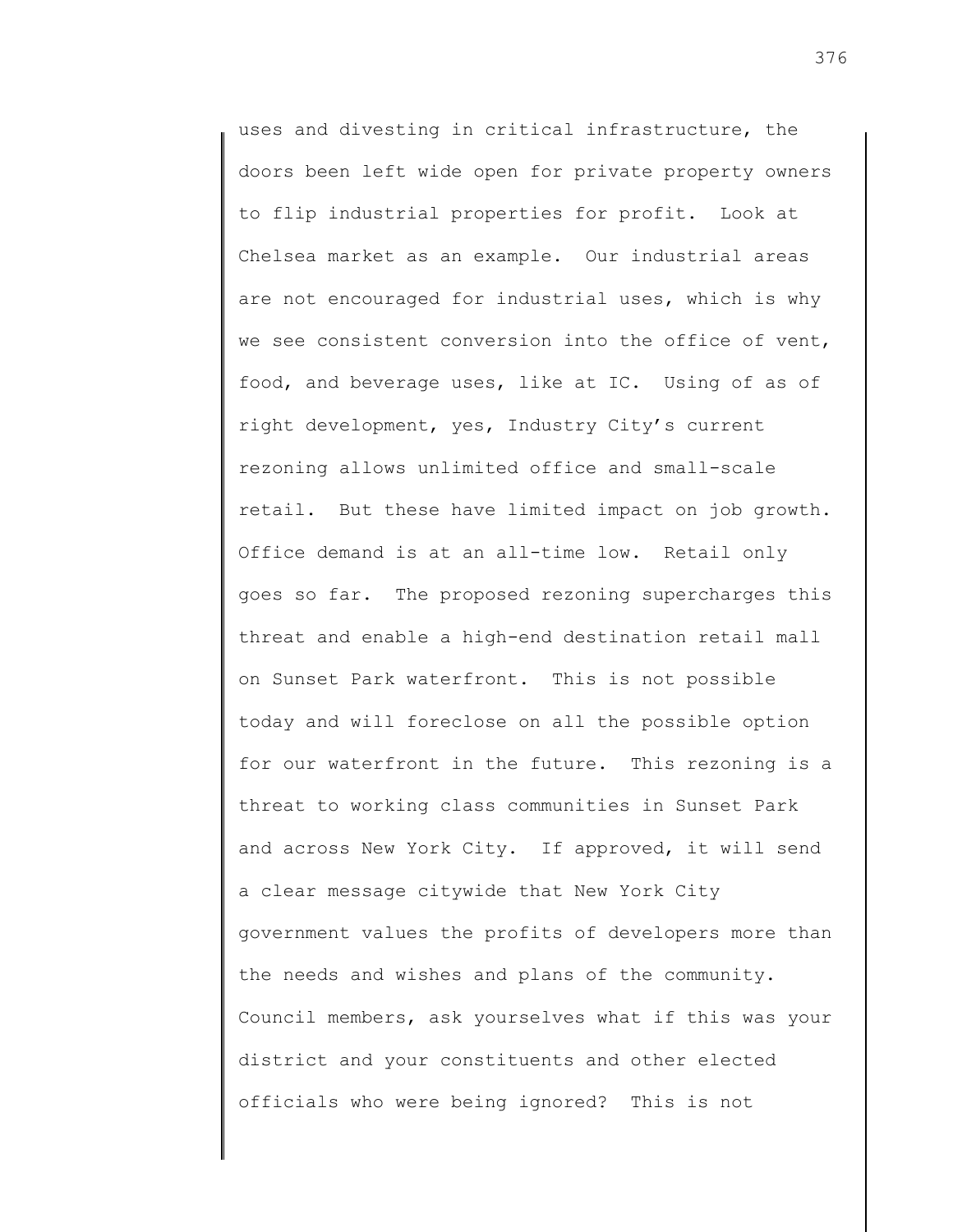uses and divesting in critical infrastructure, the doors been left wide open for private property owners to flip industrial properties for profit. Look at Chelsea market as an example. Our industrial areas are not encouraged for industrial uses, which is why we see consistent conversion into the office of vent, food, and beverage uses, like at IC. Using of as of right development, yes, Industry City's current rezoning allows unlimited office and small-scale retail. But these have limited impact on job growth. Office demand is at an all-time low. Retail only goes so far. The proposed rezoning supercharges this threat and enable a high-end destination retail mall on Sunset Park waterfront. This is not possible today and will foreclose on all the possible option for our waterfront in the future. This rezoning is a threat to working class communities in Sunset Park and across New York City. If approved, it will send a clear message citywide that New York City government values the profits of developers more than the needs and wishes and plans of the community. Council members, ask yourselves what if this was your district and your constituents and other elected officials who were being ignored? This is not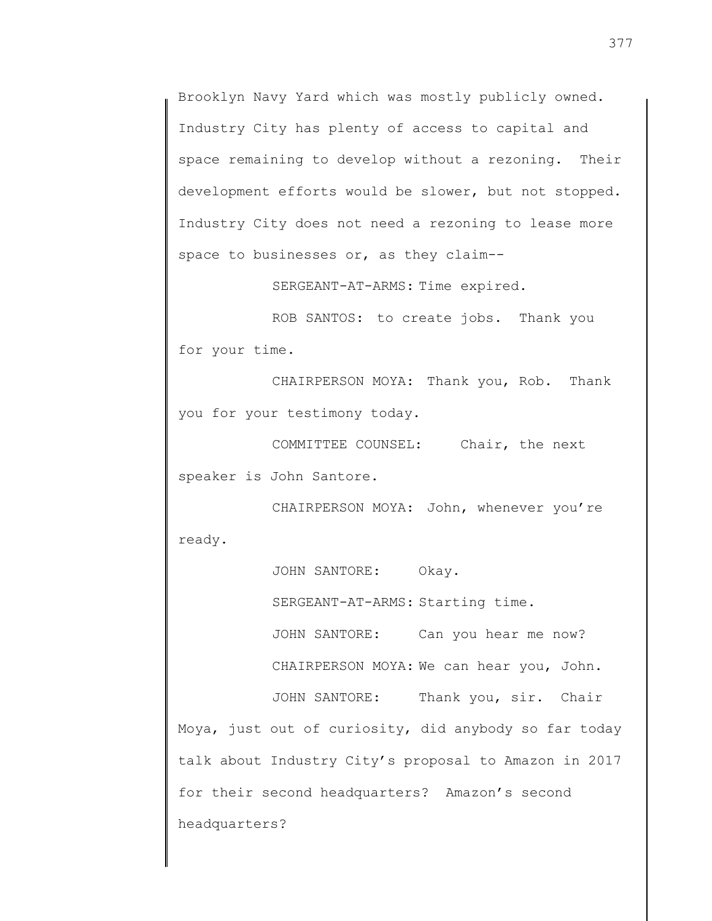Brooklyn Navy Yard which was mostly publicly owned. Industry City has plenty of access to capital and space remaining to develop without a rezoning. Their development efforts would be slower, but not stopped. Industry City does not need a rezoning to lease more space to businesses or, as they claim--

SERGEANT-AT-ARMS: Time expired.

ROB SANTOS: to create jobs. Thank you for your time.

CHAIRPERSON MOYA: Thank you, Rob. Thank you for your testimony today.

COMMITTEE COUNSEL: Chair, the next speaker is John Santore.

CHAIRPERSON MOYA: John, whenever you're ready.

JOHN SANTORE: Okay.

SERGEANT-AT-ARMS: Starting time.

JOHN SANTORE: Can you hear me now?

CHAIRPERSON MOYA: We can hear you, John.

JOHN SANTORE: Thank you, sir. Chair Moya, just out of curiosity, did anybody so far today talk about Industry City's proposal to Amazon in 2017 for their second headquarters? Amazon's second headquarters?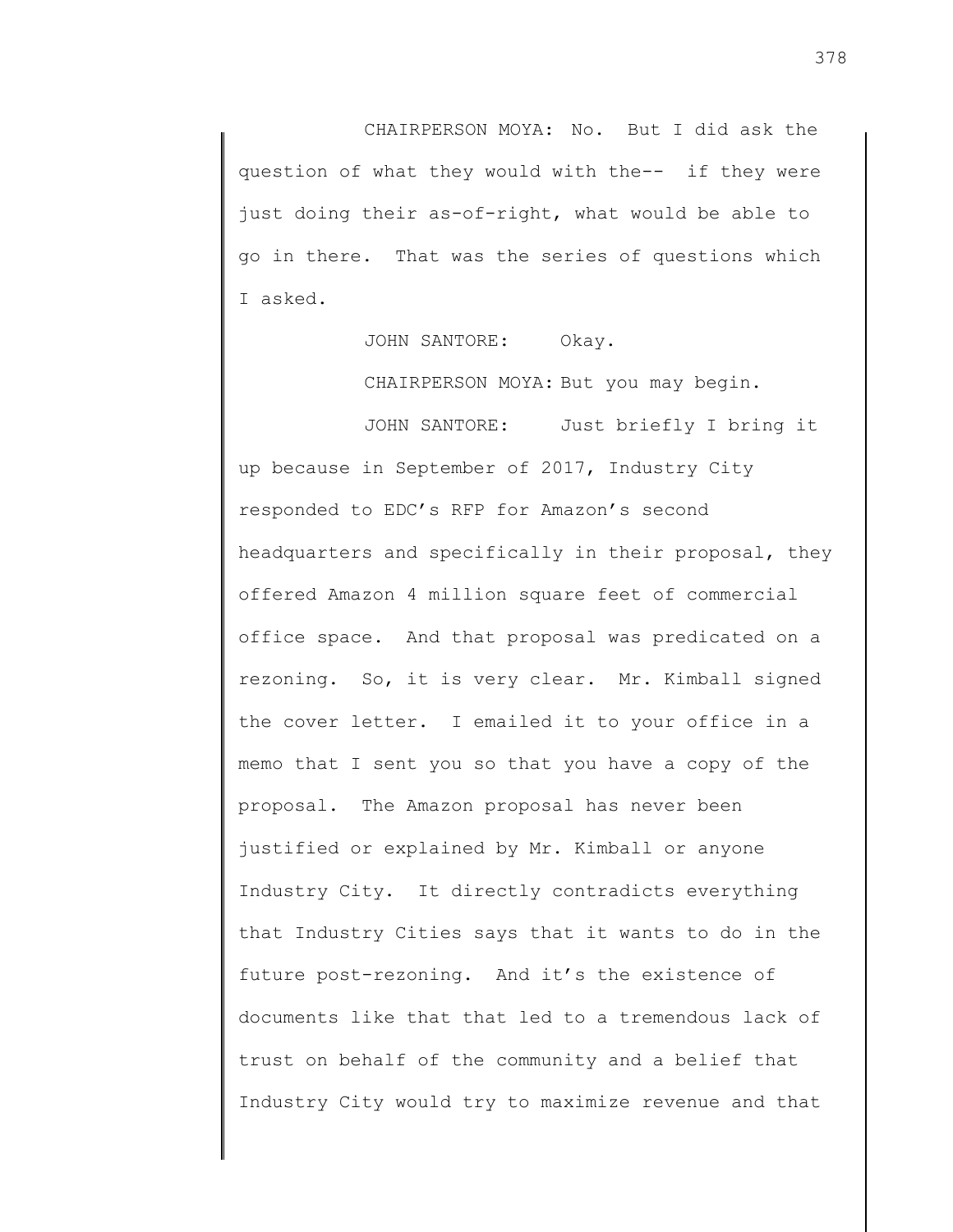CHAIRPERSON MOYA: No. But I did ask the question of what they would with the-- if they were just doing their as-of-right, what would be able to go in there. That was the series of questions which I asked.

JOHN SANTORE: Okay.

CHAIRPERSON MOYA: But you may begin.

JOHN SANTORE: Just briefly I bring it up because in September of 2017, Industry City responded to EDC's RFP for Amazon's second headquarters and specifically in their proposal, they offered Amazon 4 million square feet of commercial office space. And that proposal was predicated on a rezoning. So, it is very clear. Mr. Kimball signed the cover letter. I emailed it to your office in a memo that I sent you so that you have a copy of the proposal. The Amazon proposal has never been justified or explained by Mr. Kimball or anyone Industry City. It directly contradicts everything that Industry Cities says that it wants to do in the future post-rezoning. And it's the existence of documents like that that led to a tremendous lack of trust on behalf of the community and a belief that Industry City would try to maximize revenue and that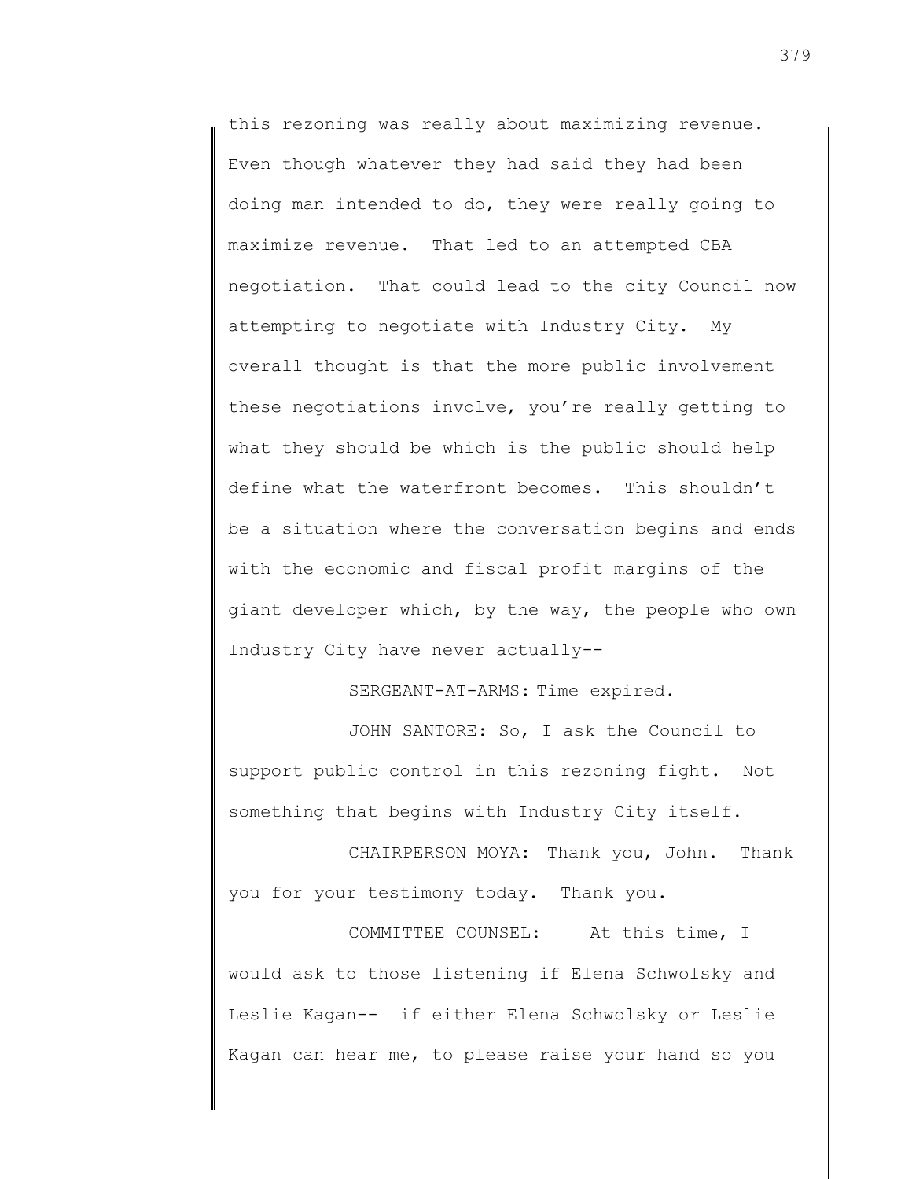this rezoning was really about maximizing revenue. Even though whatever they had said they had been doing man intended to do, they were really going to maximize revenue. That led to an attempted CBA negotiation. That could lead to the city Council now attempting to negotiate with Industry City. My overall thought is that the more public involvement these negotiations involve, you're really getting to what they should be which is the public should help define what the waterfront becomes. This shouldn't be a situation where the conversation begins and ends with the economic and fiscal profit margins of the giant developer which, by the way, the people who own Industry City have never actually--

SERGEANT-AT-ARMS: Time expired.

JOHN SANTORE: So, I ask the Council to support public control in this rezoning fight. Not something that begins with Industry City itself.

CHAIRPERSON MOYA: Thank you, John. Thank you for your testimony today. Thank you.

COMMITTEE COUNSEL: At this time, I would ask to those listening if Elena Schwolsky and Leslie Kagan-- if either Elena Schwolsky or Leslie Kagan can hear me, to please raise your hand so you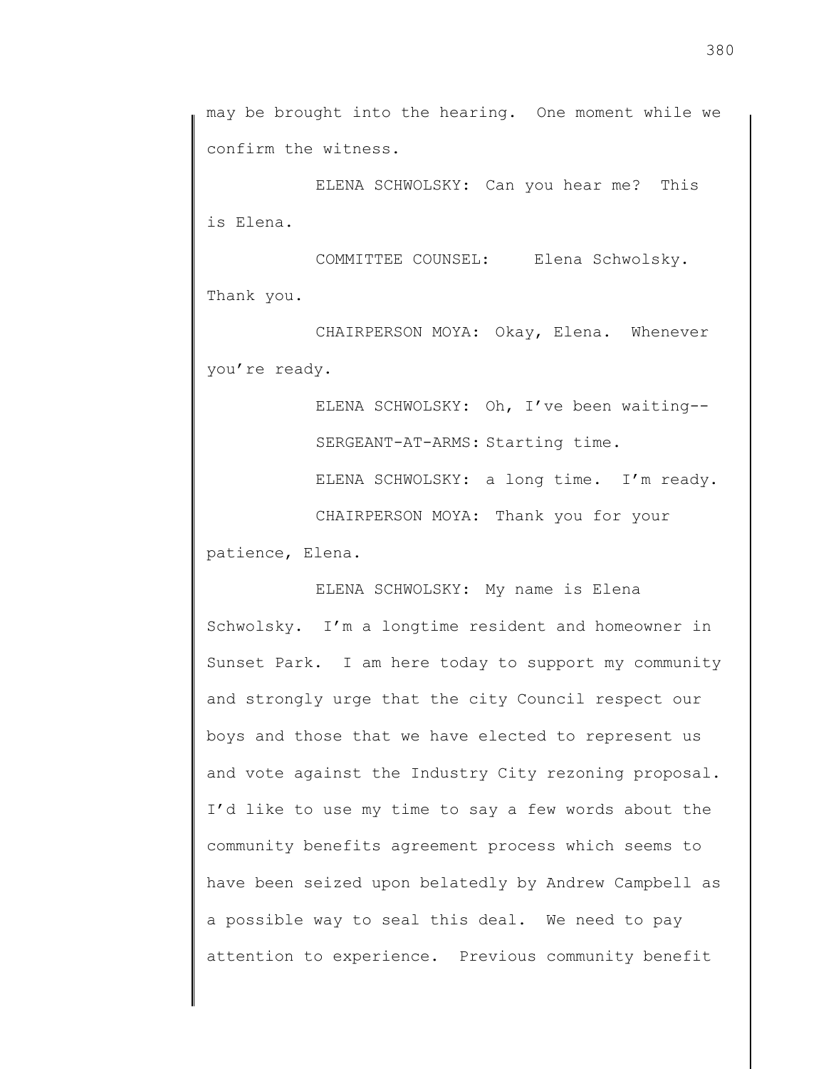may be brought into the hearing. One moment while we confirm the witness.

ELENA SCHWOLSKY: Can you hear me? This is Elena.

COMMITTEE COUNSEL: Elena Schwolsky. Thank you.

CHAIRPERSON MOYA: Okay, Elena. Whenever you're ready.

ELENA SCHWOLSKY: Oh, I've been waiting--

SERGEANT-AT-ARMS: Starting time.

ELENA SCHWOLSKY: a long time. I'm ready.

CHAIRPERSON MOYA: Thank you for your patience, Elena.

ELENA SCHWOLSKY: My name is Elena Schwolsky. I'm a longtime resident and homeowner in Sunset Park. I am here today to support my community and strongly urge that the city Council respect our boys and those that we have elected to represent us and vote against the Industry City rezoning proposal. I'd like to use my time to say a few words about the community benefits agreement process which seems to have been seized upon belatedly by Andrew Campbell as a possible way to seal this deal. We need to pay attention to experience. Previous community benefit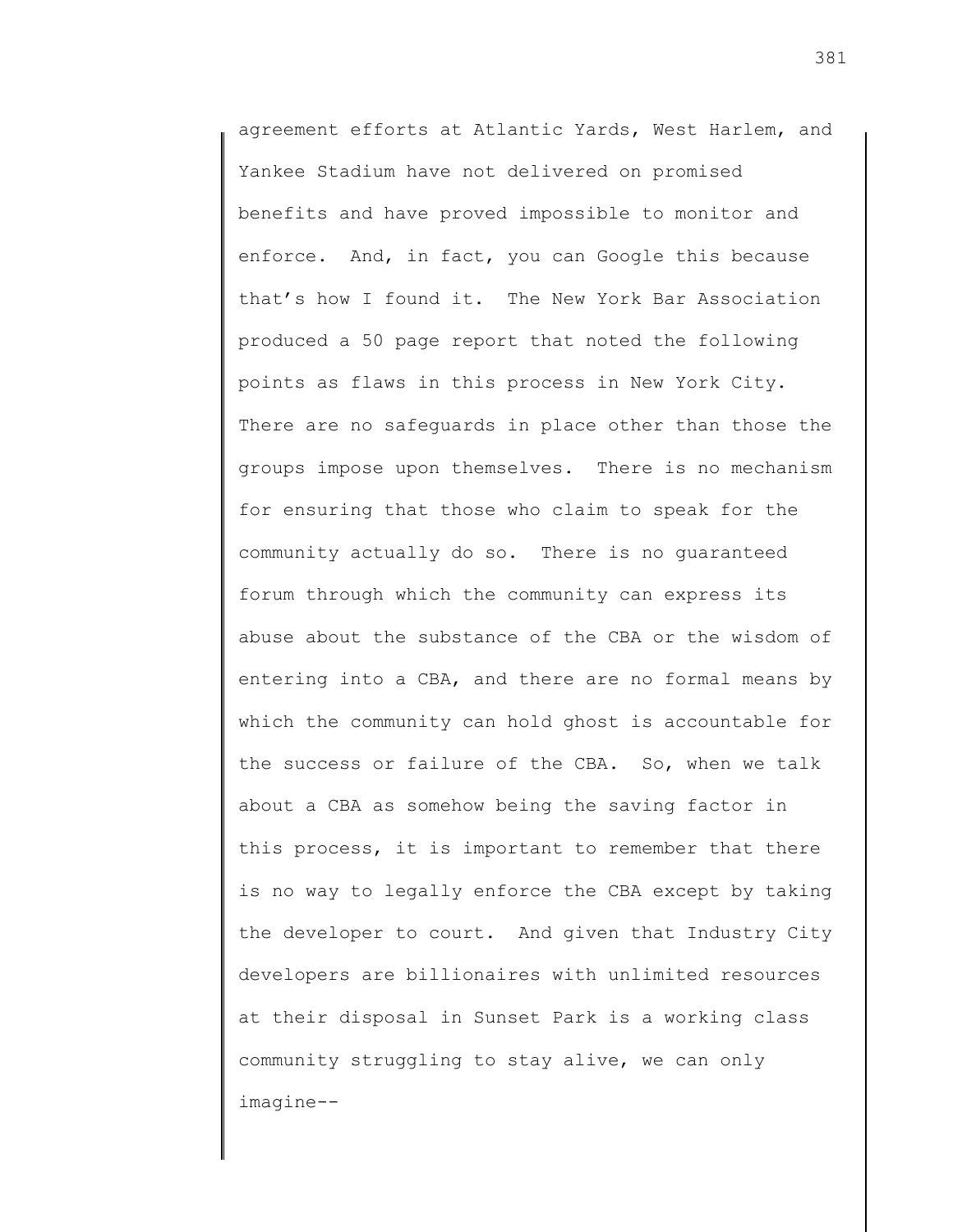agreement efforts at Atlantic Yards, West Harlem, and Yankee Stadium have not delivered on promised benefits and have proved impossible to monitor and enforce. And, in fact, you can Google this because that's how I found it. The New York Bar Association produced a 50 page report that noted the following points as flaws in this process in New York City. There are no safeguards in place other than those the groups impose upon themselves. There is no mechanism for ensuring that those who claim to speak for the community actually do so. There is no guaranteed forum through which the community can express its abuse about the substance of the CBA or the wisdom of entering into a CBA, and there are no formal means by which the community can hold ghost is accountable for the success or failure of the CBA. So, when we talk about a CBA as somehow being the saving factor in this process, it is important to remember that there is no way to legally enforce the CBA except by taking the developer to court. And given that Industry City developers are billionaires with unlimited resources at their disposal in Sunset Park is a working class community struggling to stay alive, we can only imagine--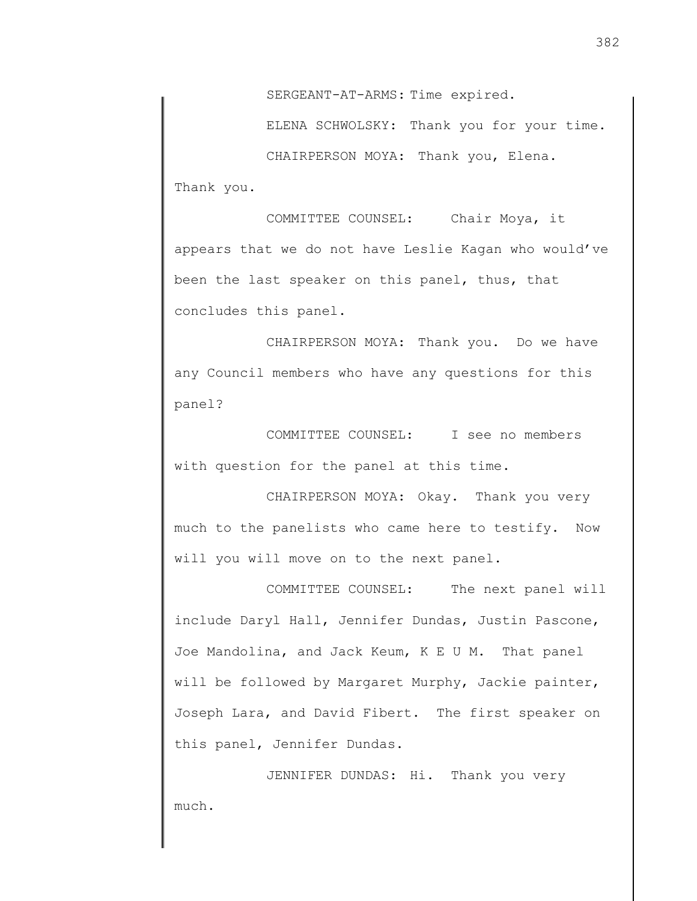SERGEANT-AT-ARMS: Time expired.

ELENA SCHWOLSKY: Thank you for your time.

CHAIRPERSON MOYA: Thank you, Elena. Thank you.

COMMITTEE COUNSEL: Chair Moya, it appears that we do not have Leslie Kagan who would've been the last speaker on this panel, thus, that concludes this panel.

CHAIRPERSON MOYA: Thank you. Do we have any Council members who have any questions for this panel?

COMMITTEE COUNSEL: I see no members with question for the panel at this time.

CHAIRPERSON MOYA: Okay. Thank you very much to the panelists who came here to testify. Now will you will move on to the next panel.

COMMITTEE COUNSEL: The next panel will include Daryl Hall, Jennifer Dundas, Justin Pascone, Joe Mandolina, and Jack Keum, K E U M. That panel will be followed by Margaret Murphy, Jackie painter, Joseph Lara, and David Fibert. The first speaker on this panel, Jennifer Dundas.

JENNIFER DUNDAS: Hi. Thank you very much.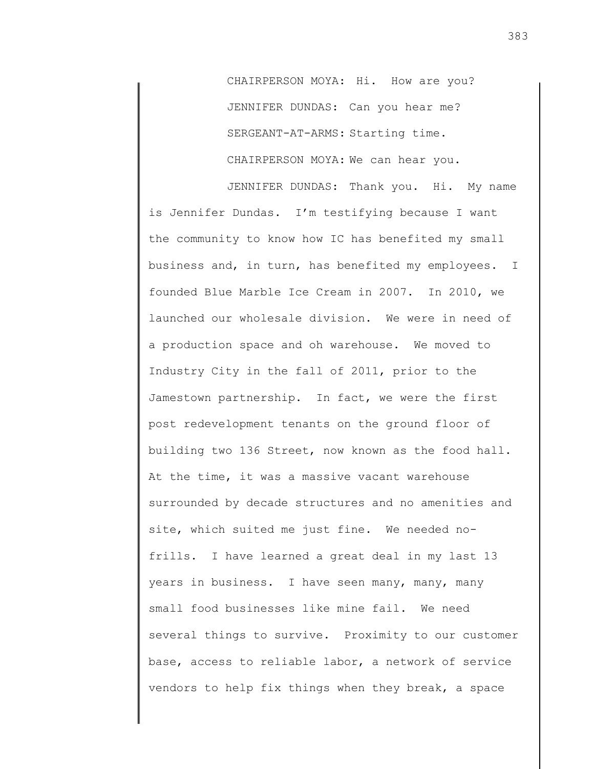CHAIRPERSON MOYA: Hi. How are you?

JENNIFER DUNDAS: Can you hear me?

SERGEANT-AT-ARMS: Starting time.

CHAIRPERSON MOYA: We can hear you.

JENNIFER DUNDAS: Thank you. Hi. My name is Jennifer Dundas. I'm testifying because I want the community to know how IC has benefited my small business and, in turn, has benefited my employees. I founded Blue Marble Ice Cream in 2007. In 2010, we launched our wholesale division. We were in need of a production space and oh warehouse. We moved to Industry City in the fall of 2011, prior to the Jamestown partnership. In fact, we were the first post redevelopment tenants on the ground floor of building two 136 Street, now known as the food hall. At the time, it was a massive vacant warehouse surrounded by decade structures and no amenities and site, which suited me just fine. We needed no-frills. I have learned a great deal in my last 13 years in business. I have seen many, many, many small food businesses like mine fail. We need several things to survive. Proximity to our customer base, access to reliable labor, a network of service vendors to help fix things when they break, a space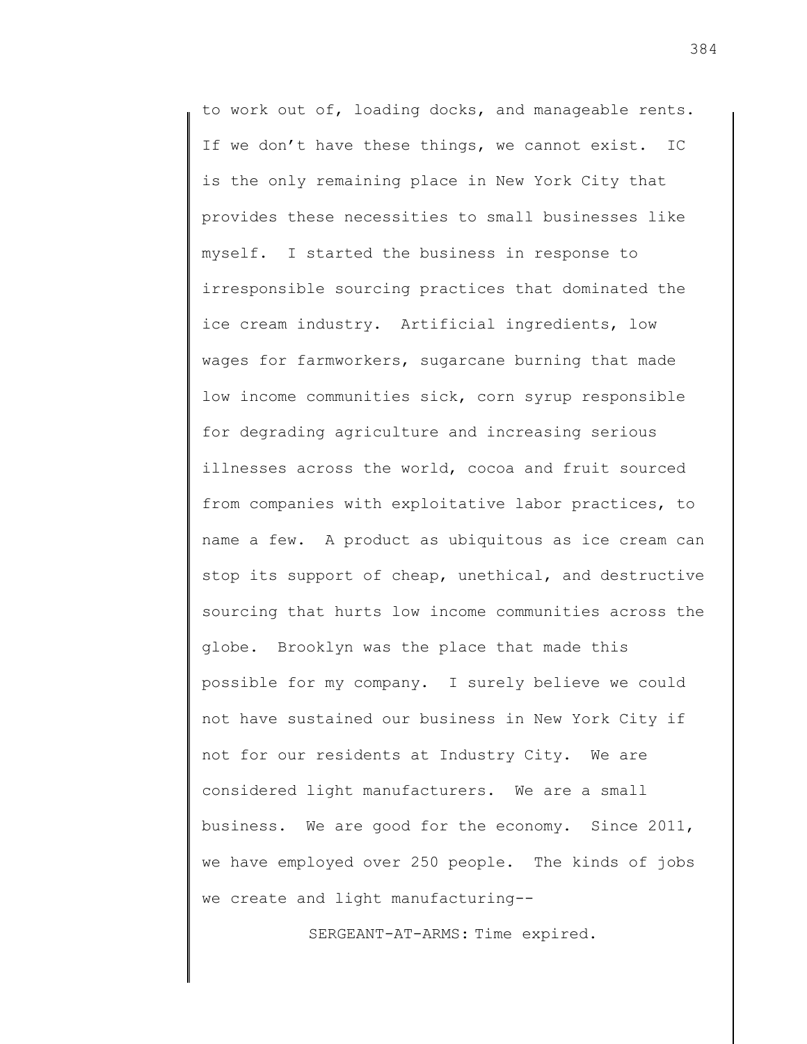to work out of, loading docks, and manageable rents. If we don't have these things, we cannot exist. IC is the only remaining place in New York City that provides these necessities to small businesses like myself. I started the business in response to irresponsible sourcing practices that dominated the ice cream industry. Artificial ingredients, low wages for farmworkers, sugarcane burning that made low income communities sick, corn syrup responsible for degrading agriculture and increasing serious illnesses across the world, cocoa and fruit sourced from companies with exploitative labor practices, to name a few. A product as ubiquitous as ice cream can stop its support of cheap, unethical, and destructive sourcing that hurts low income communities across the globe. Brooklyn was the place that made this possible for my company. I surely believe we could not have sustained our business in New York City if not for our residents at Industry City. We are considered light manufacturers. We are a small business. We are good for the economy. Since 2011, we have employed over 250 people. The kinds of jobs we create and light manufacturing--

SERGEANT-AT-ARMS: Time expired.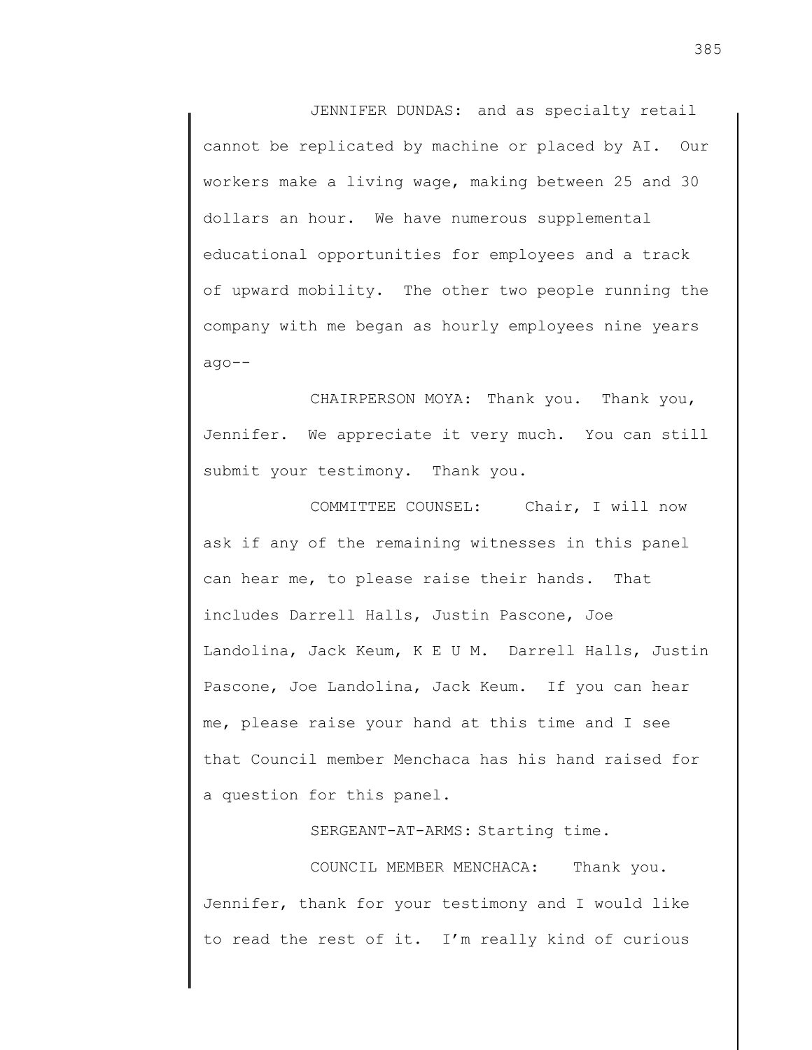JENNIFER DUNDAS: and as specialty retail cannot be replicated by machine or placed by AI. Our workers make a living wage, making between 25 and 30 dollars an hour. We have numerous supplemental educational opportunities for employees and a track of upward mobility. The other two people running the company with me began as hourly employees nine years ago--

CHAIRPERSON MOYA: Thank you. Thank you, Jennifer. We appreciate it very much. You can still submit your testimony. Thank you.

COMMITTEE COUNSEL: Chair, I will now ask if any of the remaining witnesses in this panel can hear me, to please raise their hands. That includes Darrell Halls, Justin Pascone, Joe Landolina, Jack Keum, K E U M. Darrell Halls, Justin Pascone, Joe Landolina, Jack Keum. If you can hear me, please raise your hand at this time and I see that Council member Menchaca has his hand raised for a question for this panel.

SERGEANT-AT-ARMS: Starting time.

COUNCIL MEMBER MENCHACA: Thank you. Jennifer, thank for your testimony and I would like to read the rest of it. I'm really kind of curious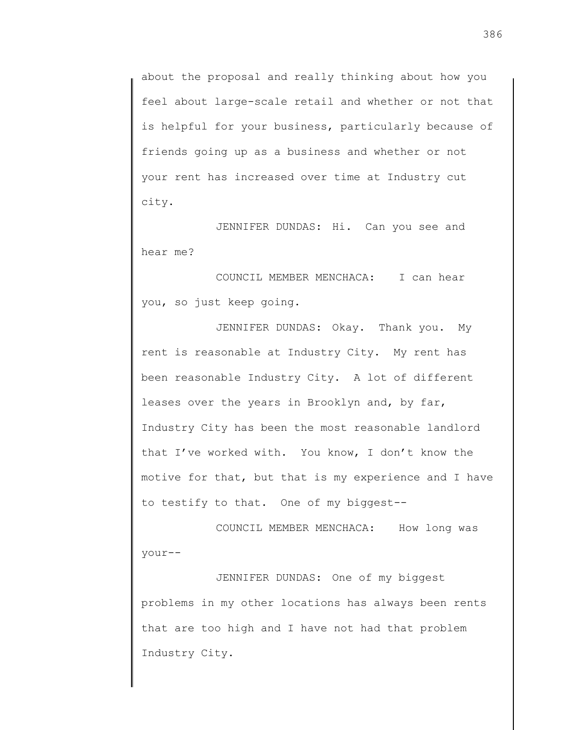about the proposal and really thinking about how you feel about large-scale retail and whether or not that is helpful for your business, particularly because of friends going up as a business and whether or not your rent has increased over time at Industry cut city.

JENNIFER DUNDAS: Hi. Can you see and hear me?

COUNCIL MEMBER MENCHACA: I can hear you, so just keep going.

JENNIFER DUNDAS: Okay. Thank you. My rent is reasonable at Industry City. My rent has been reasonable Industry City. A lot of different leases over the years in Brooklyn and, by far, Industry City has been the most reasonable landlord that I've worked with. You know, I don't know the motive for that, but that is my experience and I have to testify to that. One of my biggest--

COUNCIL MEMBER MENCHACA: How long was your--

JENNIFER DUNDAS: One of my biggest problems in my other locations has always been rents that are too high and I have not had that problem Industry City.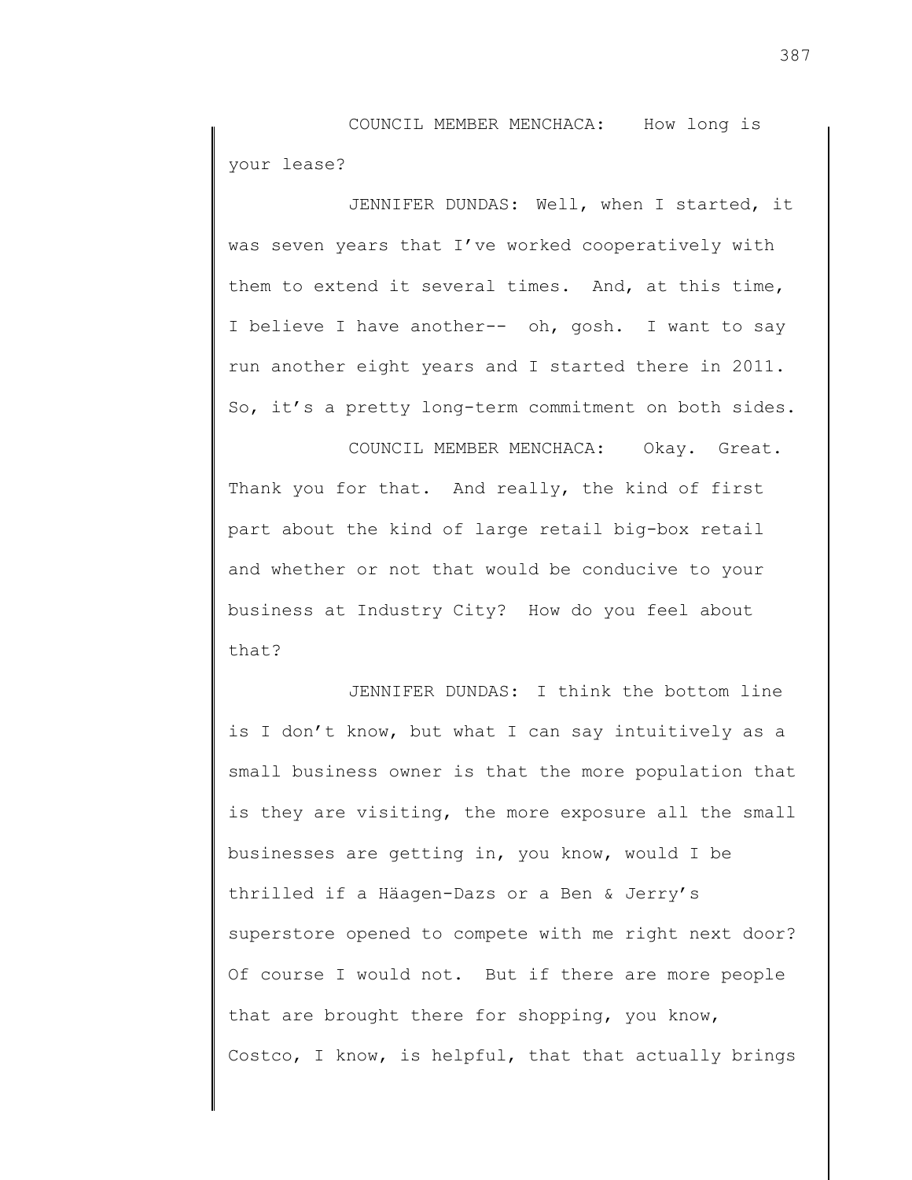COUNCIL MEMBER MENCHACA: How long is your lease?

JENNIFER DUNDAS: Well, when I started, it was seven years that I've worked cooperatively with them to extend it several times. And, at this time, I believe I have another-- oh, gosh. I want to say run another eight years and I started there in 2011. So, it's a pretty long-term commitment on both sides.

COUNCIL MEMBER MENCHACA: Okay. Great. Thank you for that. And really, the kind of first part about the kind of large retail big-box retail and whether or not that would be conducive to your business at Industry City? How do you feel about that?

JENNIFER DUNDAS: I think the bottom line is I don't know, but what I can say intuitively as a small business owner is that the more population that is they are visiting, the more exposure all the small businesses are getting in, you know, would I be thrilled if a Häagen-Dazs or a Ben & Jerry's superstore opened to compete with me right next door? Of course I would not. But if there are more people that are brought there for shopping, you know, Costco, I know, is helpful, that that actually brings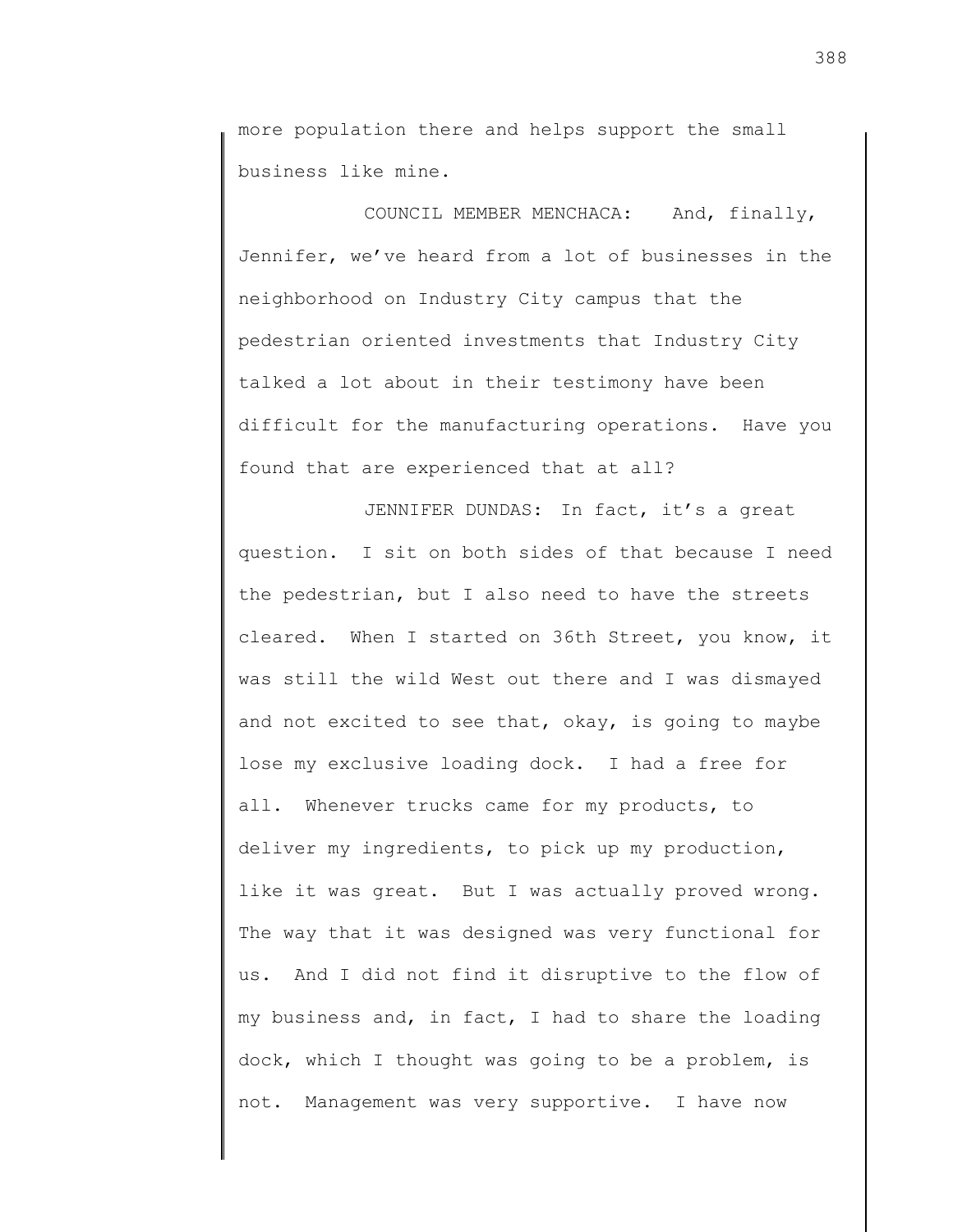more population there and helps support the small business like mine.

COUNCIL MEMBER MENCHACA: And, finally, Jennifer, we've heard from a lot of businesses in the neighborhood on Industry City campus that the pedestrian oriented investments that Industry City talked a lot about in their testimony have been difficult for the manufacturing operations. Have you found that are experienced that at all?

JENNIFER DUNDAS: In fact, it's a great question. I sit on both sides of that because I need the pedestrian, but I also need to have the streets cleared. When I started on 36th Street, you know, it was still the wild West out there and I was dismayed and not excited to see that, okay, is going to maybe lose my exclusive loading dock. I had a free for all. Whenever trucks came for my products, to deliver my ingredients, to pick up my production, like it was great. But I was actually proved wrong. The way that it was designed was very functional for us. And I did not find it disruptive to the flow of my business and, in fact, I had to share the loading dock, which I thought was going to be a problem, is not. Management was very supportive. I have now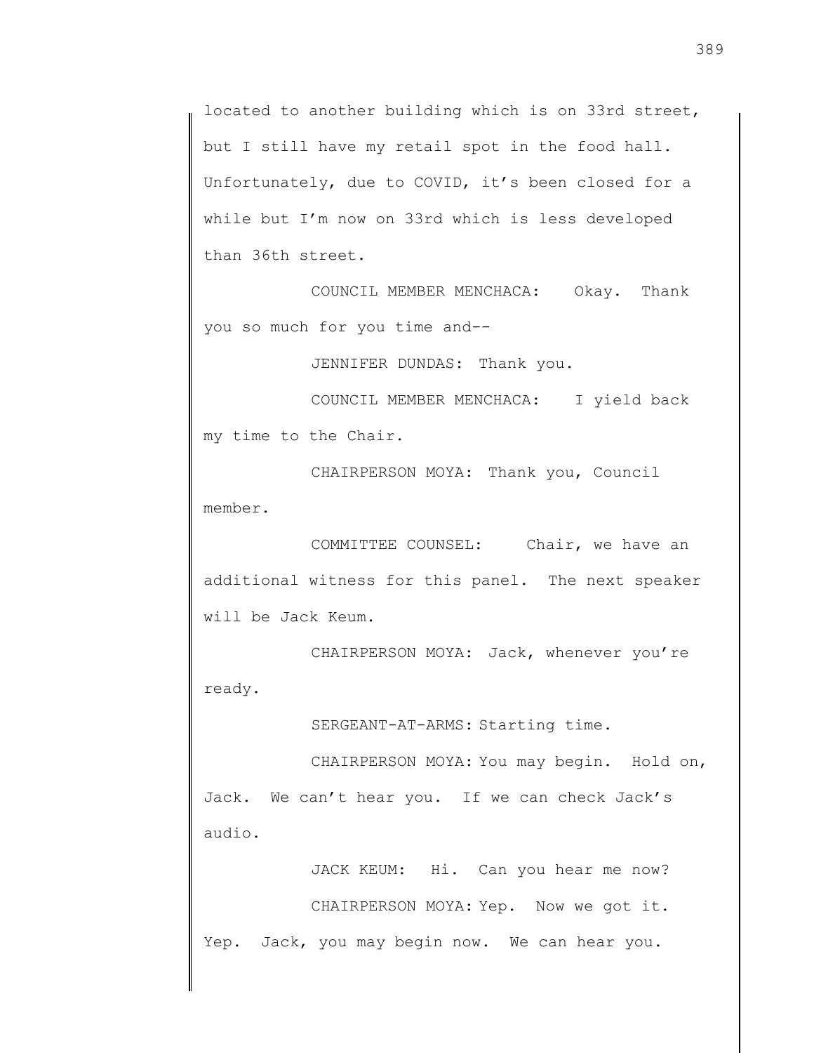located to another building which is on 33rd street, but I still have my retail spot in the food hall. Unfortunately, due to COVID, it's been closed for a while but I'm now on 33rd which is less developed than 36th street.

COUNCIL MEMBER MENCHACA: Okay. Thank you so much for you time and--

JENNIFER DUNDAS: Thank you.

COUNCIL MEMBER MENCHACA: I yield back my time to the Chair.

CHAIRPERSON MOYA: Thank you, Council member.

COMMITTEE COUNSEL: Chair, we have an additional witness for this panel. The next speaker will be Jack Keum.

CHAIRPERSON MOYA: Jack, whenever you're ready.

SERGEANT-AT-ARMS: Starting time.

CHAIRPERSON MOYA: You may begin. Hold on, Jack. We can't hear you. If we can check Jack's audio.

JACK KEUM: Hi. Can you hear me now?

CHAIRPERSON MOYA: Yep. Now we got it. Yep. Jack, you may begin now. We can hear you.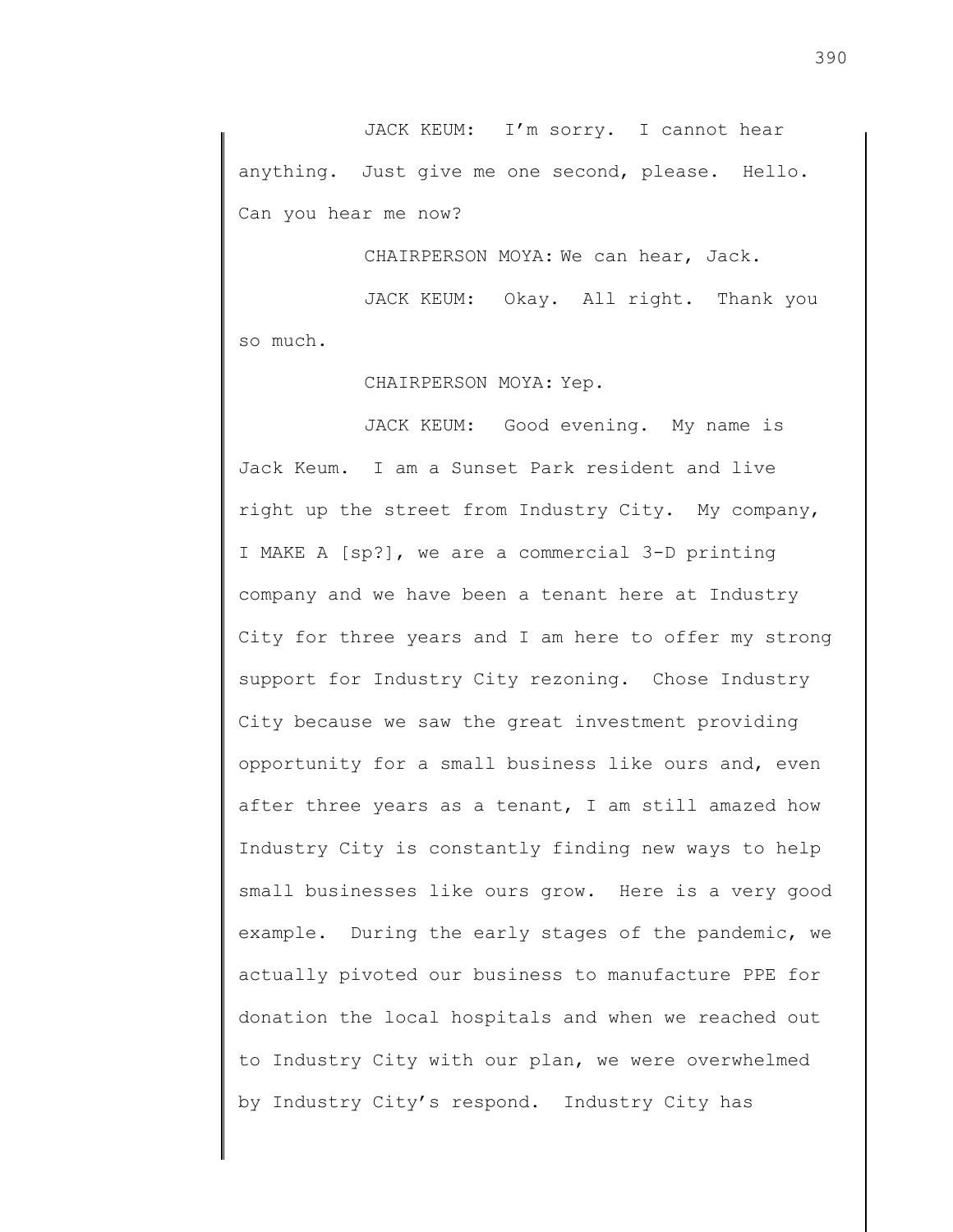JACK KEUM: I'm sorry. I cannot hear anything. Just give me one second, please. Hello. Can you hear me now?

CHAIRPERSON MOYA: We can hear, Jack.

JACK KEUM: Okay. All right. Thank you so much.

CHAIRPERSON MOYA: Yep.

JACK KEUM: Good evening. My name is Jack Keum. I am a Sunset Park resident and live right up the street from Industry City. My company, I MAKE A [sp?], we are a commercial 3-D printing company and we have been a tenant here at Industry City for three years and I am here to offer my strong support for Industry City rezoning. Chose Industry City because we saw the great investment providing opportunity for a small business like ours and, even after three years as a tenant, I am still amazed how Industry City is constantly finding new ways to help small businesses like ours grow. Here is a very good example. During the early stages of the pandemic, we actually pivoted our business to manufacture PPE for donation the local hospitals and when we reached out to Industry City with our plan, we were overwhelmed by Industry City's respond. Industry City has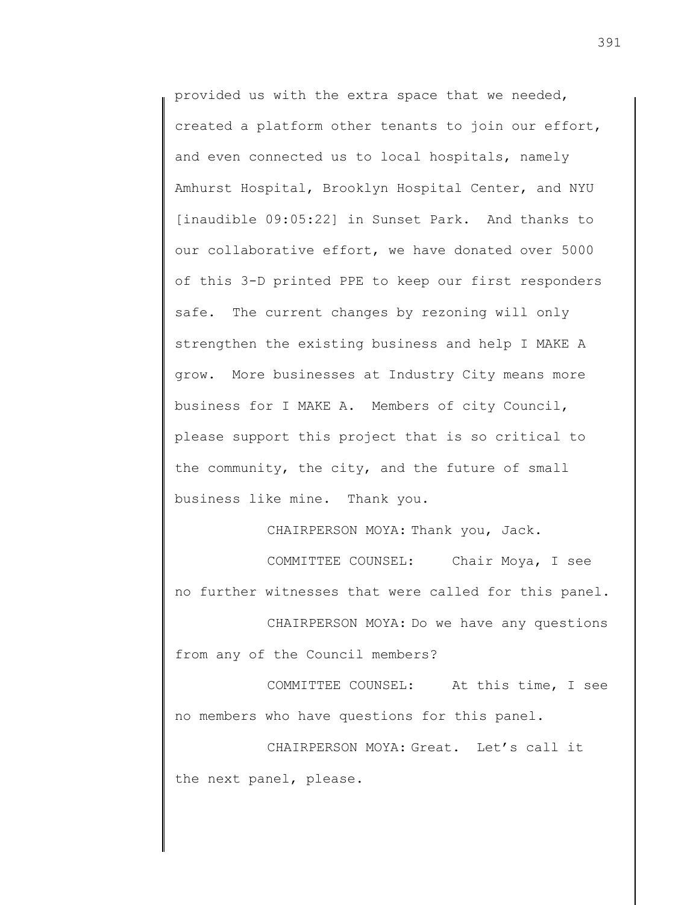provided us with the extra space that we needed, created a platform other tenants to join our effort, and even connected us to local hospitals, namely Amhurst Hospital, Brooklyn Hospital Center, and NYU [inaudible 09:05:22] in Sunset Park. And thanks to our collaborative effort, we have donated over 5000 of this 3-D printed PPE to keep our first responders safe. The current changes by rezoning will only strengthen the existing business and help I MAKE A grow. More businesses at Industry City means more business for I MAKE A. Members of city Council, please support this project that is so critical to the community, the city, and the future of small business like mine. Thank you.

CHAIRPERSON MOYA: Thank you, Jack.

COMMITTEE COUNSEL: Chair Moya, I see no further witnesses that were called for this panel.

CHAIRPERSON MOYA: Do we have any questions from any of the Council members?

COMMITTEE COUNSEL: At this time, I see no members who have questions for this panel.

CHAIRPERSON MOYA: Great. Let's call it the next panel, please.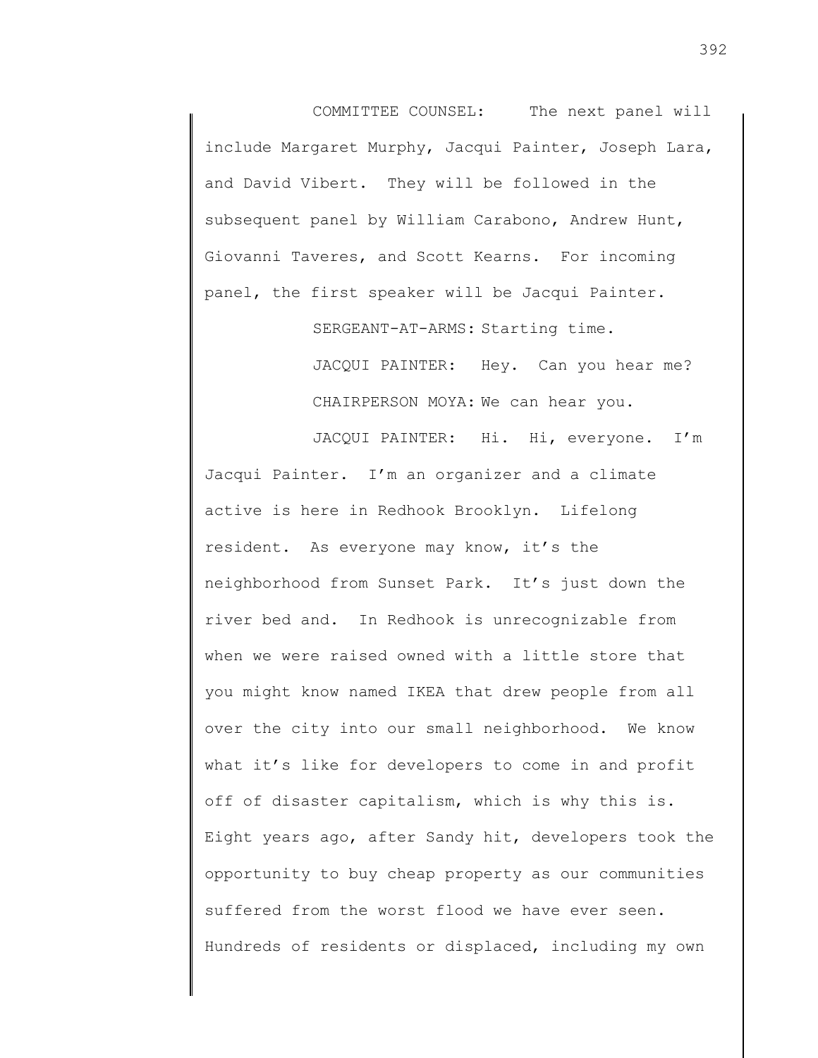COMMITTEE COUNSEL: The next panel will include Margaret Murphy, Jacqui Painter, Joseph Lara, and David Vibert. They will be followed in the subsequent panel by William Carabono, Andrew Hunt, Giovanni Taveres, and Scott Kearns. For incoming panel, the first speaker will be Jacqui Painter.

SERGEANT-AT-ARMS: Starting time.

JACQUI PAINTER: Hey. Can you hear me?

CHAIRPERSON MOYA: We can hear you.

JACQUI PAINTER: Hi. Hi, everyone. I'm Jacqui Painter. I'm an organizer and a climate active is here in Redhook Brooklyn. Lifelong resident. As everyone may know, it's the neighborhood from Sunset Park. It's just down the river bed and. In Redhook is unrecognizable from when we were raised owned with a little store that you might know named IKEA that drew people from all over the city into our small neighborhood. We know what it's like for developers to come in and profit off of disaster capitalism, which is why this is. Eight years ago, after Sandy hit, developers took the opportunity to buy cheap property as our communities suffered from the worst flood we have ever seen. Hundreds of residents or displaced, including my own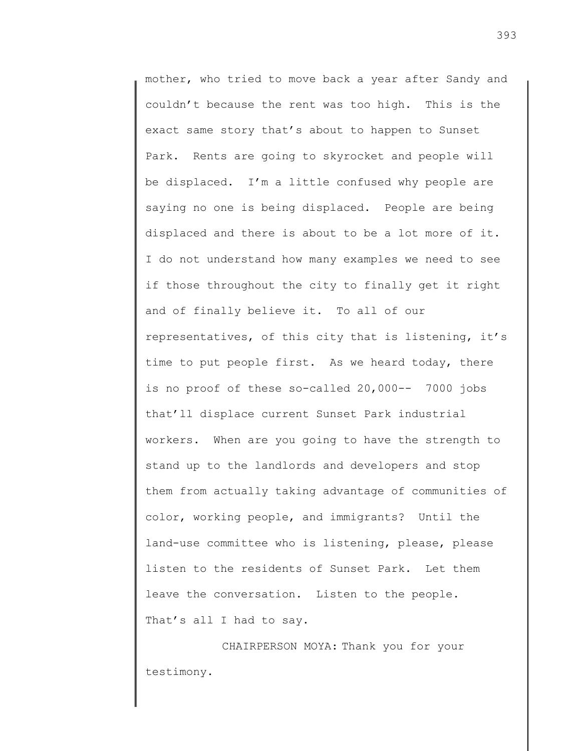mother, who tried to move back a year after Sandy and couldn't because the rent was too high. This is the exact same story that's about to happen to Sunset Park. Rents are going to skyrocket and people will be displaced. I'm a little confused why people are saying no one is being displaced. People are being displaced and there is about to be a lot more of it. I do not understand how many examples we need to see if those throughout the city to finally get it right and of finally believe it. To all of our representatives, of this city that is listening, it's time to put people first. As we heard today, there is no proof of these so-called 20,000-- 7000 jobs that'll displace current Sunset Park industrial workers. When are you going to have the strength to stand up to the landlords and developers and stop them from actually taking advantage of communities of color, working people, and immigrants? Until the land-use committee who is listening, please, please listen to the residents of Sunset Park. Let them leave the conversation. Listen to the people. That's all I had to say.

CHAIRPERSON MOYA: Thank you for your testimony.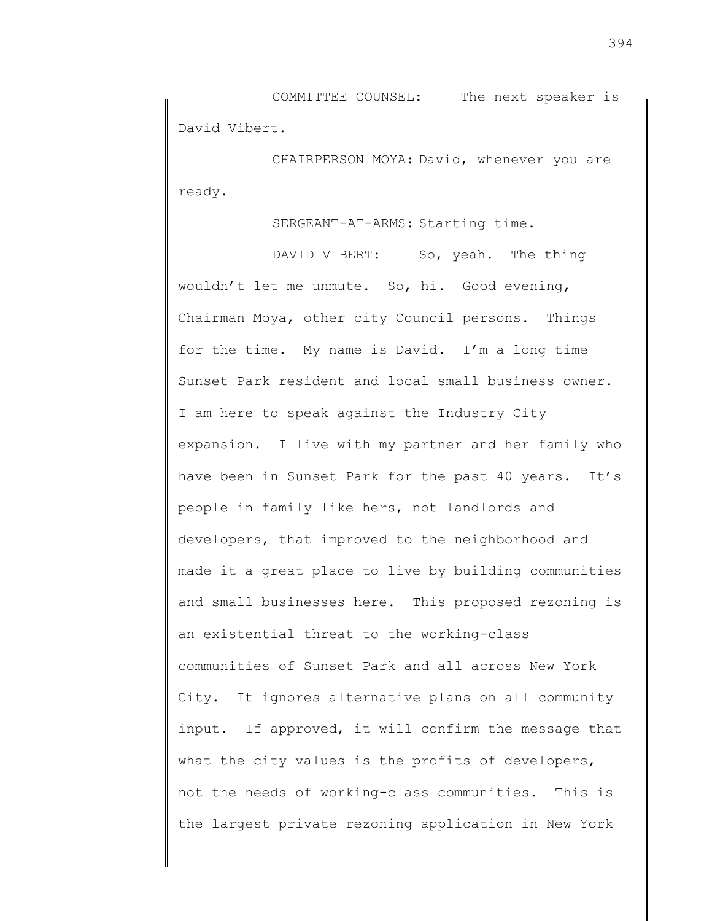COMMITTEE COUNSEL: The next speaker is David Vibert.

CHAIRPERSON MOYA: David, whenever you are ready.

SERGEANT-AT-ARMS: Starting time.

DAVID VIBERT: So, yeah. The thing wouldn't let me unmute. So, hi. Good evening, Chairman Moya, other city Council persons. Things for the time. My name is David. I'm a long time Sunset Park resident and local small business owner. I am here to speak against the Industry City expansion. I live with my partner and her family who have been in Sunset Park for the past 40 years. It's people in family like hers, not landlords and developers, that improved to the neighborhood and made it a great place to live by building communities and small businesses here. This proposed rezoning is an existential threat to the working-class communities of Sunset Park and all across New York City. It ignores alternative plans on all community input. If approved, it will confirm the message that what the city values is the profits of developers, not the needs of working-class communities. This is the largest private rezoning application in New York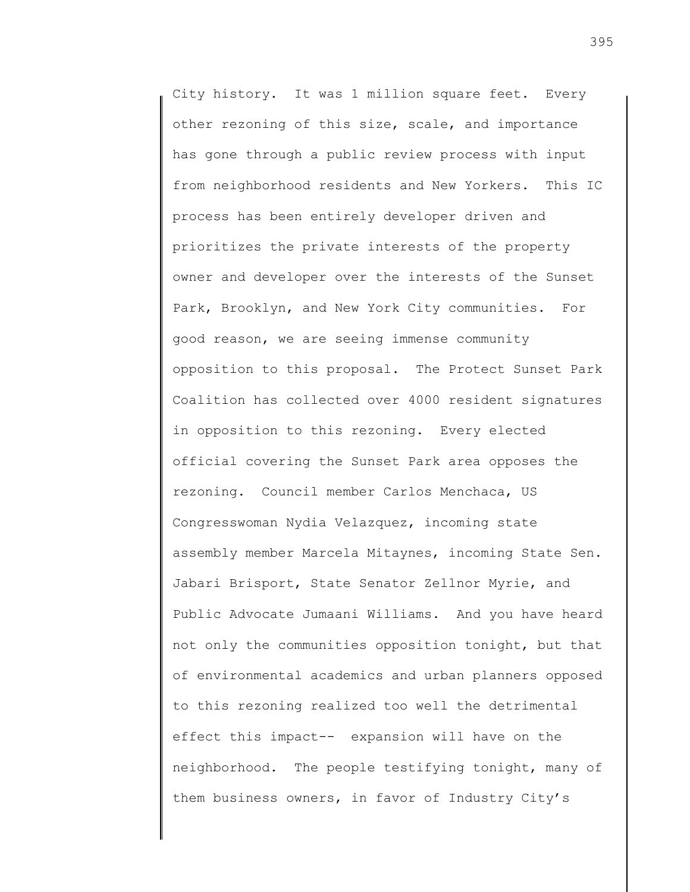City history. It was 1 million square feet. Every other rezoning of this size, scale, and importance has gone through a public review process with input from neighborhood residents and New Yorkers. This IC process has been entirely developer driven and prioritizes the private interests of the property owner and developer over the interests of the Sunset Park, Brooklyn, and New York City communities. For good reason, we are seeing immense community opposition to this proposal. The Protect Sunset Park Coalition has collected over 4000 resident signatures in opposition to this rezoning. Every elected official covering the Sunset Park area opposes the rezoning. Council member Carlos Menchaca, US Congresswoman Nydia Velazquez, incoming state assembly member Marcela Mitaynes, incoming State Sen. Jabari Brisport, State Senator Zellnor Myrie, and Public Advocate Jumaani Williams. And you have heard not only the communities opposition tonight, but that of environmental academics and urban planners opposed to this rezoning realized too well the detrimental effect this impact-- expansion will have on the neighborhood. The people testifying tonight, many of them business owners, in favor of Industry City's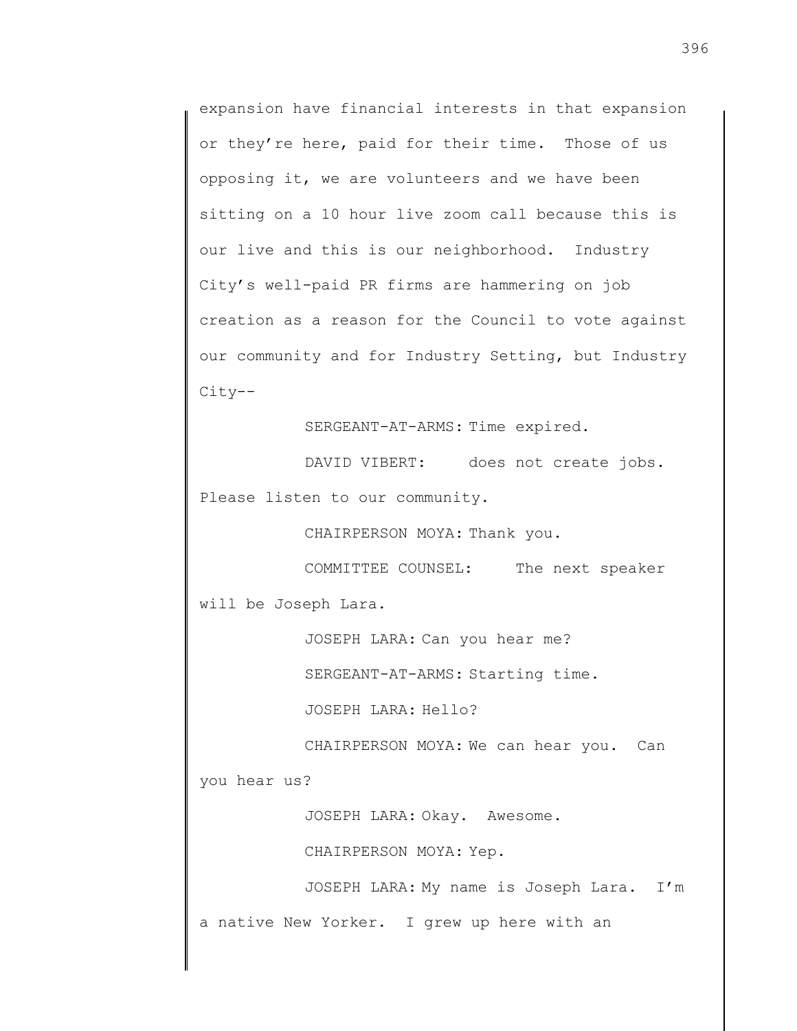expansion have financial interests in that expansion or they're here, paid for their time. Those of us opposing it, we are volunteers and we have been sitting on a 10 hour live zoom call because this is our live and this is our neighborhood. Industry City's well-paid PR firms are hammering on job creation as a reason for the Council to vote against our community and for Industry Setting, but Industry City--

SERGEANT-AT-ARMS: Time expired.

DAVID VIBERT: does not create jobs. Please listen to our community.

CHAIRPERSON MOYA: Thank you.

COMMITTEE COUNSEL: The next speaker will be Joseph Lara.

JOSEPH LARA: Can you hear me?

SERGEANT-AT-ARMS: Starting time.

JOSEPH LARA: Hello?

CHAIRPERSON MOYA: We can hear you. Can you hear us?

JOSEPH LARA: Okay. Awesome.

CHAIRPERSON MOYA: Yep.

JOSEPH LARA: My name is Joseph Lara. I'm a native New Yorker. I grew up here with an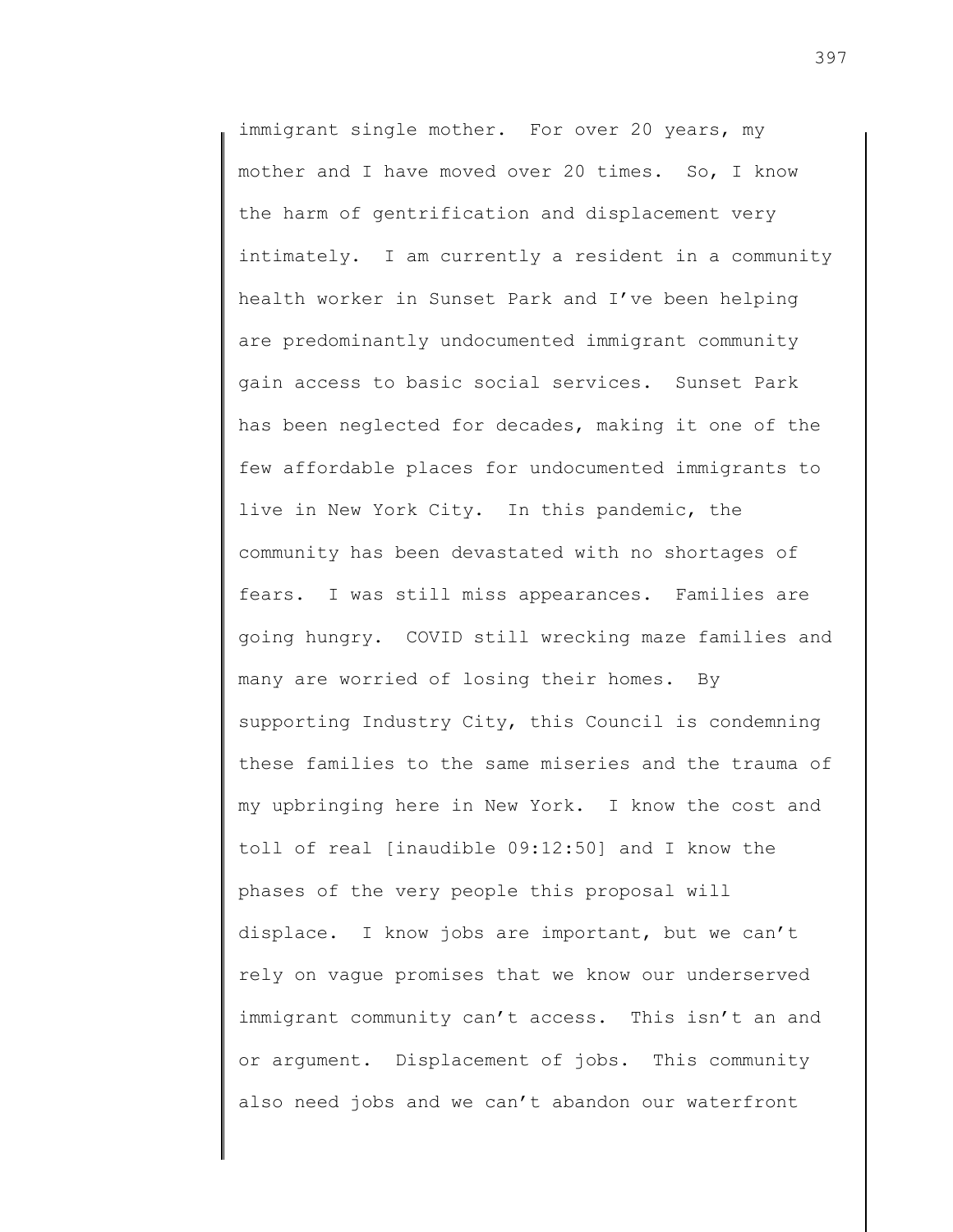immigrant single mother. For over 20 years, my mother and I have moved over 20 times. So, I know the harm of gentrification and displacement very intimately. I am currently a resident in a community health worker in Sunset Park and I've been helping are predominantly undocumented immigrant community gain access to basic social services. Sunset Park has been neglected for decades, making it one of the few affordable places for undocumented immigrants to live in New York City. In this pandemic, the community has been devastated with no shortages of fears. I was still miss appearances. Families are going hungry. COVID still wrecking maze families and many are worried of losing their homes. By supporting Industry City, this Council is condemning these families to the same miseries and the trauma of my upbringing here in New York. I know the cost and toll of real [inaudible 09:12:50] and I know the phases of the very people this proposal will displace. I know jobs are important, but we can't rely on vague promises that we know our underserved immigrant community can't access. This isn't an and or argument. Displacement of jobs. This community also need jobs and we can't abandon our waterfront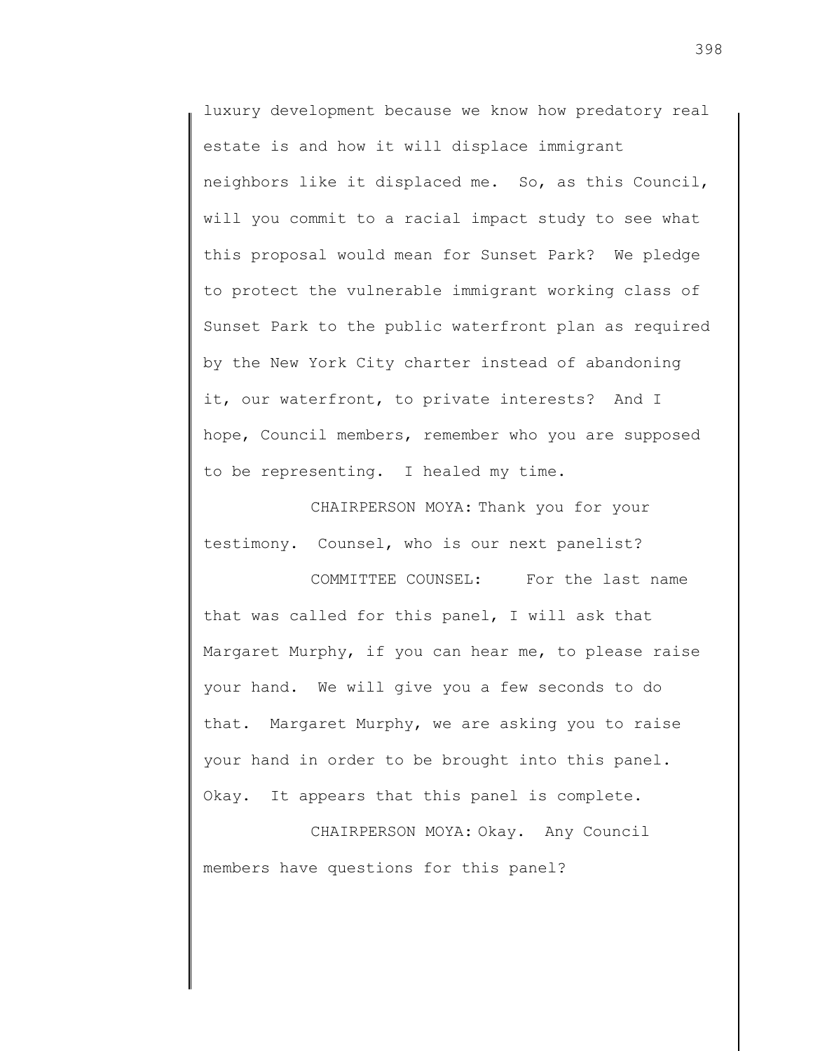luxury development because we know how predatory real estate is and how it will displace immigrant neighbors like it displaced me. So, as this Council, will you commit to a racial impact study to see what this proposal would mean for Sunset Park? We pledge to protect the vulnerable immigrant working class of Sunset Park to the public waterfront plan as required by the New York City charter instead of abandoning it, our waterfront, to private interests? And I hope, Council members, remember who you are supposed to be representing. I healed my time.

CHAIRPERSON MOYA: Thank you for your testimony. Counsel, who is our next panelist?

COMMITTEE COUNSEL: For the last name that was called for this panel, I will ask that Margaret Murphy, if you can hear me, to please raise your hand. We will give you a few seconds to do that. Margaret Murphy, we are asking you to raise your hand in order to be brought into this panel. Okay. It appears that this panel is complete.

CHAIRPERSON MOYA: Okay. Any Council members have questions for this panel?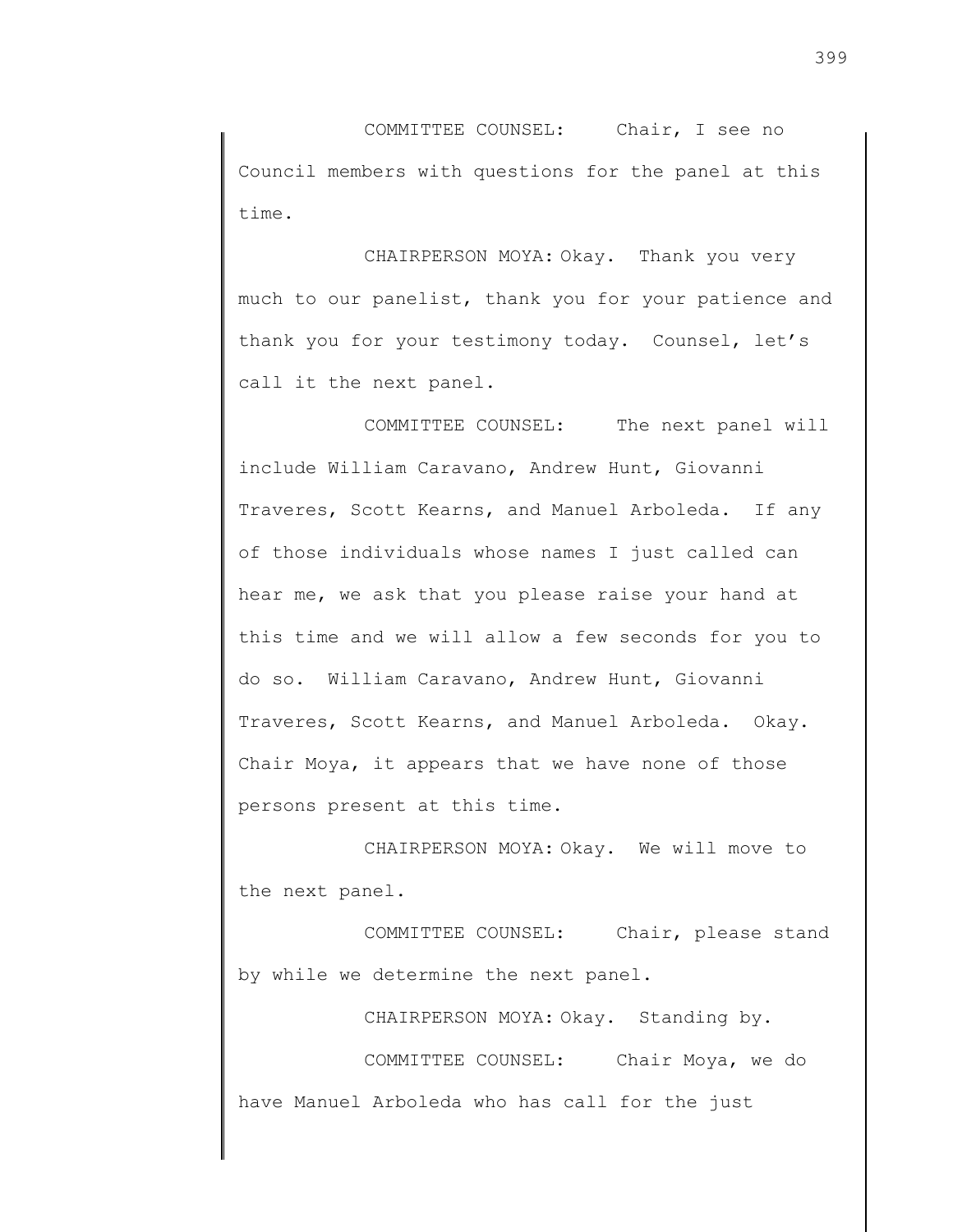COMMITTEE COUNSEL: Chair, I see no Council members with questions for the panel at this time.

CHAIRPERSON MOYA: Okay. Thank you very much to our panelist, thank you for your patience and thank you for your testimony today. Counsel, let's call it the next panel.

COMMITTEE COUNSEL: The next panel will include William Caravano, Andrew Hunt, Giovanni Traveres, Scott Kearns, and Manuel Arboleda. If any of those individuals whose names I just called can hear me, we ask that you please raise your hand at this time and we will allow a few seconds for you to do so. William Caravano, Andrew Hunt, Giovanni Traveres, Scott Kearns, and Manuel Arboleda. Okay. Chair Moya, it appears that we have none of those persons present at this time.

CHAIRPERSON MOYA: Okay. We will move to the next panel.

COMMITTEE COUNSEL: Chair, please stand by while we determine the next panel.

CHAIRPERSON MOYA: Okay. Standing by.

COMMITTEE COUNSEL: Chair Moya, we do have Manuel Arboleda who has call for the just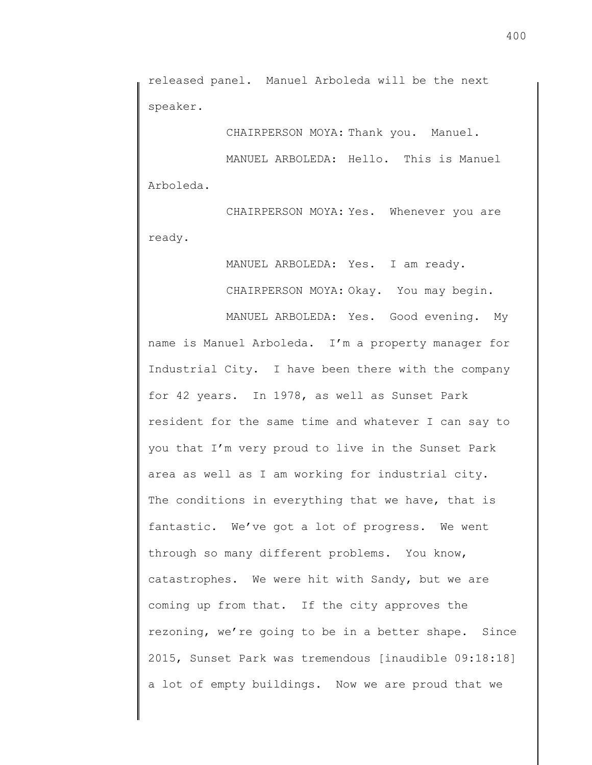released panel. Manuel Arboleda will be the next speaker.

CHAIRPERSON MOYA: Thank you. Manuel.

MANUEL ARBOLEDA: Hello. This is Manuel Arboleda.

CHAIRPERSON MOYA: Yes. Whenever you are ready.

MANUEL ARBOLEDA: Yes. I am ready.

CHAIRPERSON MOYA: Okay. You may begin.

MANUEL ARBOLEDA: Yes. Good evening. My name is Manuel Arboleda. I'm a property manager for Industrial City. I have been there with the company for 42 years. In 1978, as well as Sunset Park resident for the same time and whatever I can say to you that I'm very proud to live in the Sunset Park area as well as I am working for industrial city. The conditions in everything that we have, that is fantastic. We've got a lot of progress. We went through so many different problems. You know, catastrophes. We were hit with Sandy, but we are coming up from that. If the city approves the rezoning, we're going to be in a better shape. Since 2015, Sunset Park was tremendous [inaudible 09:18:18] a lot of empty buildings. Now we are proud that we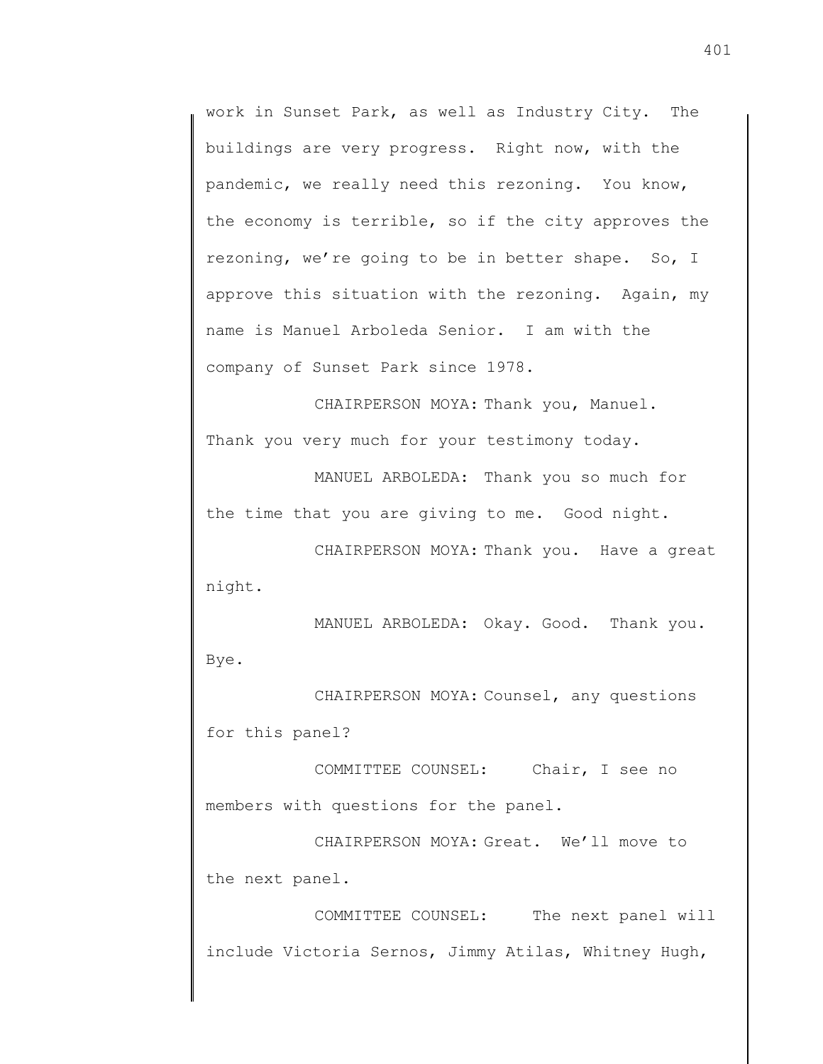work in Sunset Park, as well as Industry City. The buildings are very progress. Right now, with the pandemic, we really need this rezoning. You know, the economy is terrible, so if the city approves the rezoning, we're going to be in better shape. So, I approve this situation with the rezoning. Again, my name is Manuel Arboleda Senior. I am with the company of Sunset Park since 1978.

CHAIRPERSON MOYA: Thank you, Manuel. Thank you very much for your testimony today.

MANUEL ARBOLEDA: Thank you so much for the time that you are giving to me. Good night.

CHAIRPERSON MOYA: Thank you. Have a great night.

MANUEL ARBOLEDA: Okay. Good. Thank you. Bye.

CHAIRPERSON MOYA: Counsel, any questions for this panel?

COMMITTEE COUNSEL: Chair, I see no members with questions for the panel.

CHAIRPERSON MOYA: Great. We'll move to the next panel.

COMMITTEE COUNSEL: The next panel will include Victoria Sernos, Jimmy Atilas, Whitney Hugh,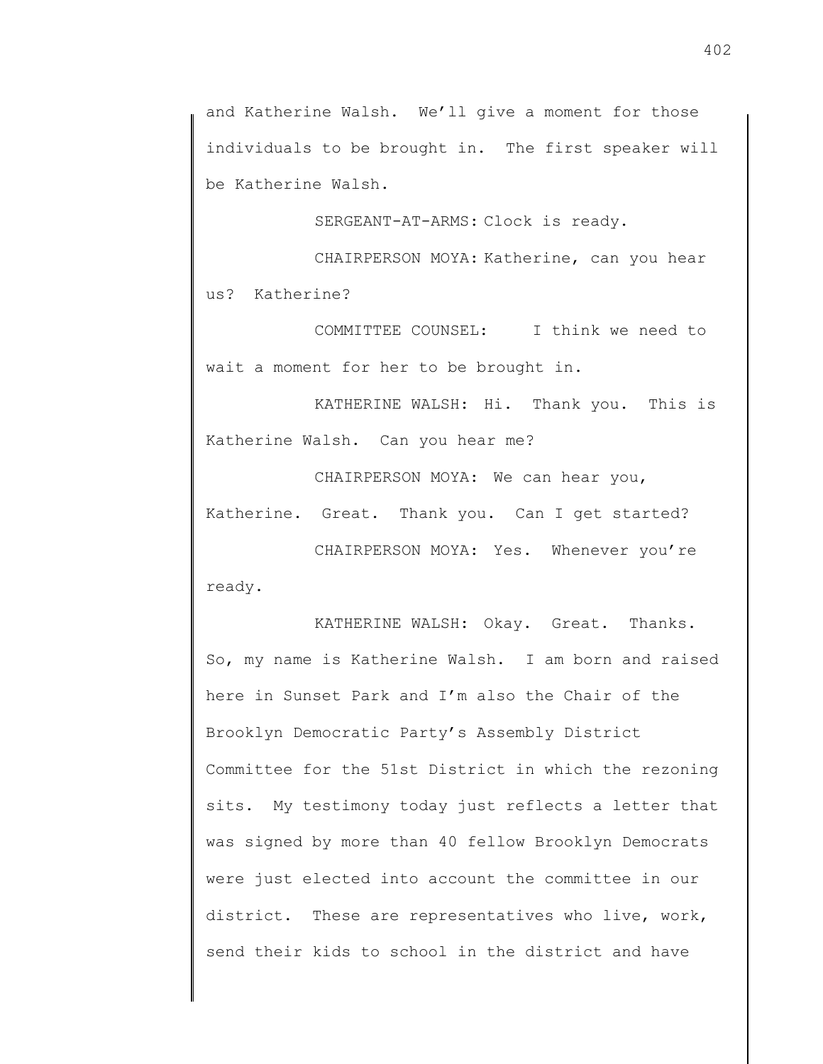and Katherine Walsh. We'll give a moment for those individuals to be brought in. The first speaker will be Katherine Walsh.

SERGEANT-AT-ARMS: Clock is ready.

CHAIRPERSON MOYA: Katherine, can you hear us? Katherine?

COMMITTEE COUNSEL: I think we need to wait a moment for her to be brought in.

KATHERINE WALSH: Hi. Thank you. This is Katherine Walsh. Can you hear me?

CHAIRPERSON MOYA: We can hear you, Katherine. Great. Thank you. Can I get started?

CHAIRPERSON MOYA: Yes. Whenever you're ready.

KATHERINE WALSH: Okay. Great. Thanks. So, my name is Katherine Walsh. I am born and raised here in Sunset Park and I'm also the Chair of the Brooklyn Democratic Party's Assembly District Committee for the 51st District in which the rezoning sits. My testimony today just reflects a letter that was signed by more than 40 fellow Brooklyn Democrats were just elected into account the committee in our district. These are representatives who live, work, send their kids to school in the district and have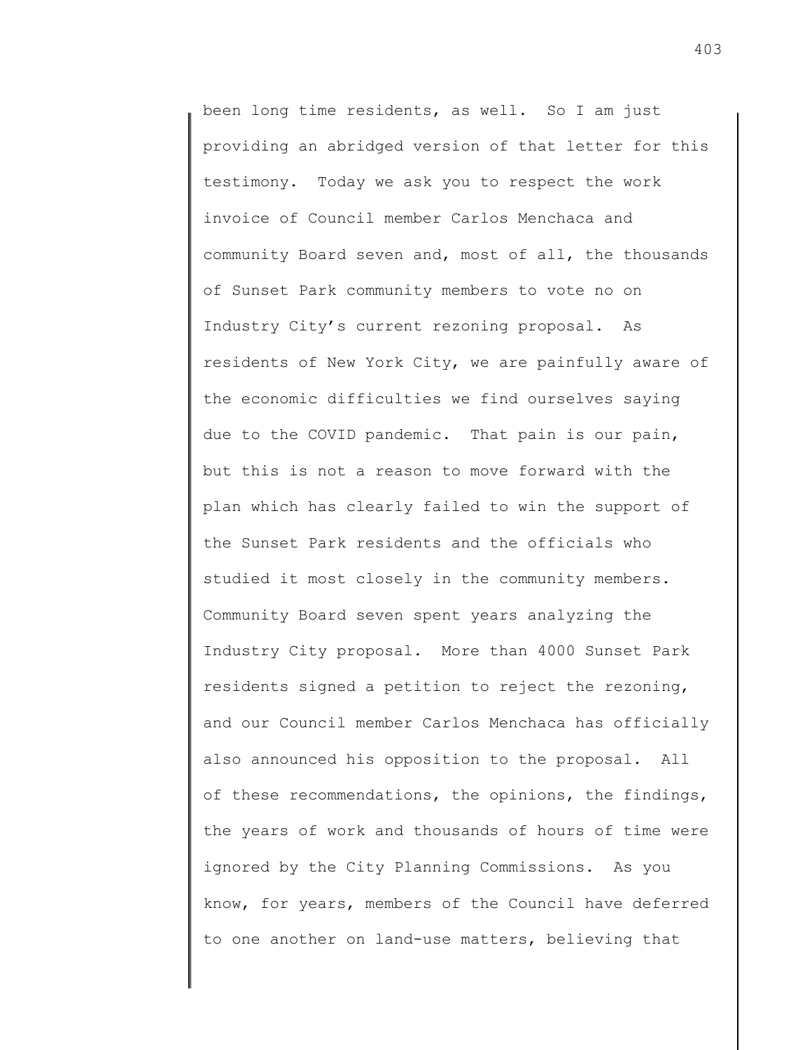been long time residents, as well. So I am just providing an abridged version of that letter for this testimony. Today we ask you to respect the work invoice of Council member Carlos Menchaca and community Board seven and, most of all, the thousands of Sunset Park community members to vote no on Industry City's current rezoning proposal. As residents of New York City, we are painfully aware of the economic difficulties we find ourselves saying due to the COVID pandemic. That pain is our pain, but this is not a reason to move forward with the plan which has clearly failed to win the support of the Sunset Park residents and the officials who studied it most closely in the community members. Community Board seven spent years analyzing the Industry City proposal. More than 4000 Sunset Park residents signed a petition to reject the rezoning, and our Council member Carlos Menchaca has officially also announced his opposition to the proposal. All of these recommendations, the opinions, the findings, the years of work and thousands of hours of time were ignored by the City Planning Commissions. As you know, for years, members of the Council have deferred to one another on land-use matters, believing that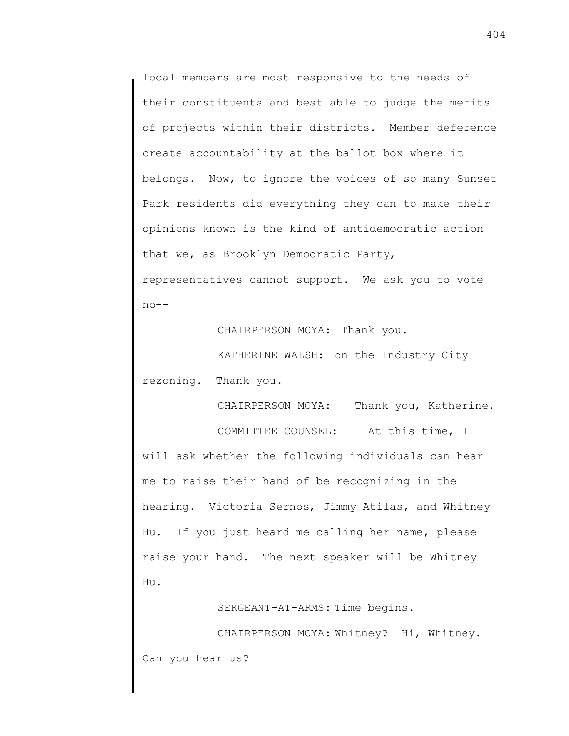local members are most responsive to the needs of their constituents and best able to judge the merits of projects within their districts. Member deference create accountability at the ballot box where it belongs. Now, to ignore the voices of so many Sunset Park residents did everything they can to make their opinions known is the kind of antidemocratic action that we, as Brooklyn Democratic Party, representatives cannot support. We ask you to vote no--

CHAIRPERSON MOYA: Thank you.

KATHERINE WALSH: on the Industry City rezoning. Thank you.

CHAIRPERSON MOYA: Thank you, Katherine.

COMMITTEE COUNSEL: At this time, I will ask whether the following individuals can hear me to raise their hand of be recognizing in the hearing. Victoria Sernos, Jimmy Atilas, and Whitney Hu. If you just heard me calling her name, please raise your hand. The next speaker will be Whitney Hu.

SERGEANT-AT-ARMS: Time begins.

CHAIRPERSON MOYA: Whitney? Hi, Whitney. Can you hear us?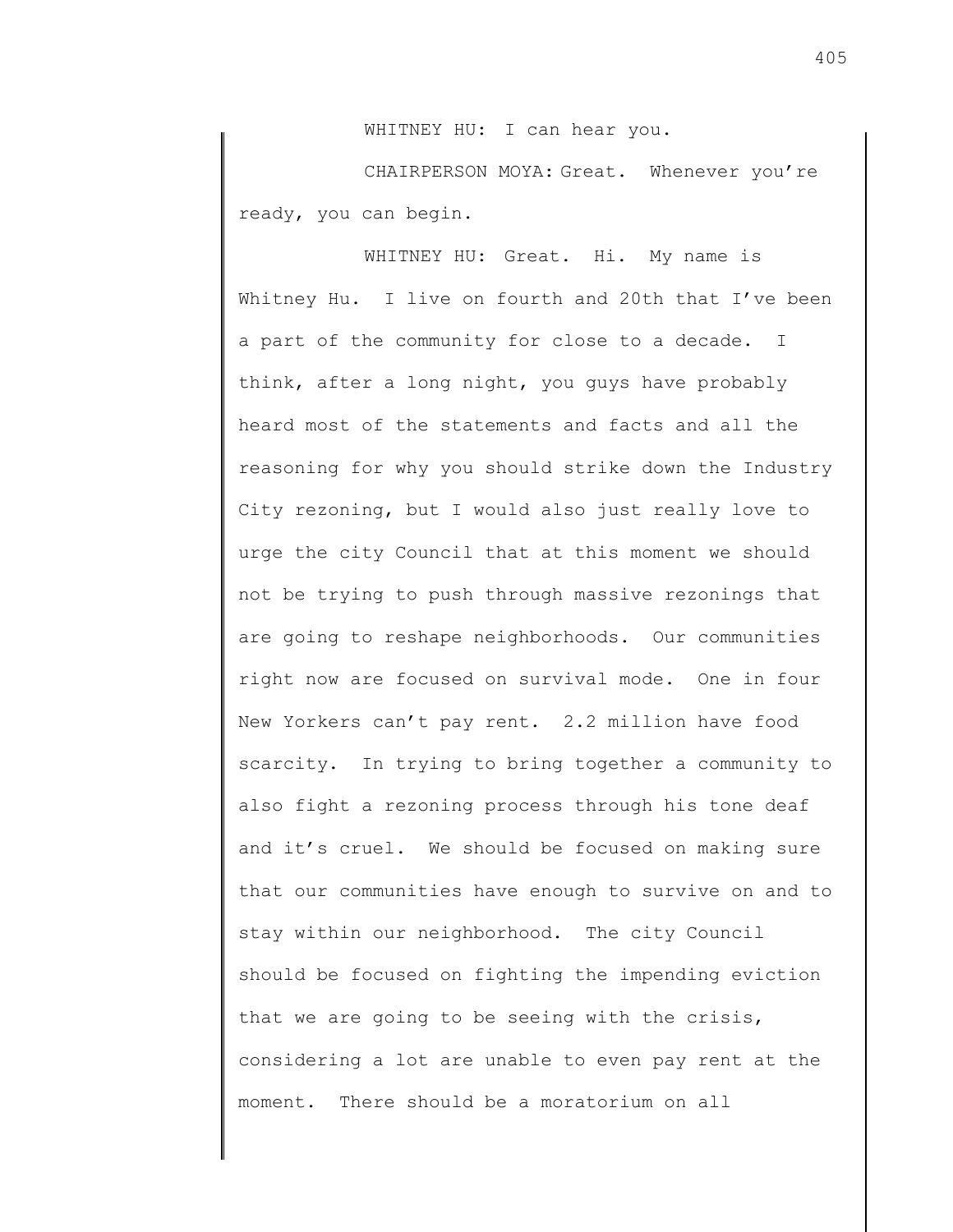WHITNEY HU: I can hear you.

CHAIRPERSON MOYA: Great. Whenever you're ready, you can begin.

WHITNEY HU: Great. Hi. My name is Whitney Hu. I live on fourth and 20th that I've been a part of the community for close to a decade. I think, after a long night, you guys have probably heard most of the statements and facts and all the reasoning for why you should strike down the Industry City rezoning, but I would also just really love to urge the city Council that at this moment we should not be trying to push through massive rezonings that are going to reshape neighborhoods. Our communities right now are focused on survival mode. One in four New Yorkers can't pay rent. 2.2 million have food scarcity. In trying to bring together a community to also fight a rezoning process through his tone deaf and it's cruel. We should be focused on making sure that our communities have enough to survive on and to stay within our neighborhood. The city Council should be focused on fighting the impending eviction that we are going to be seeing with the crisis, considering a lot are unable to even pay rent at the moment. There should be a moratorium on all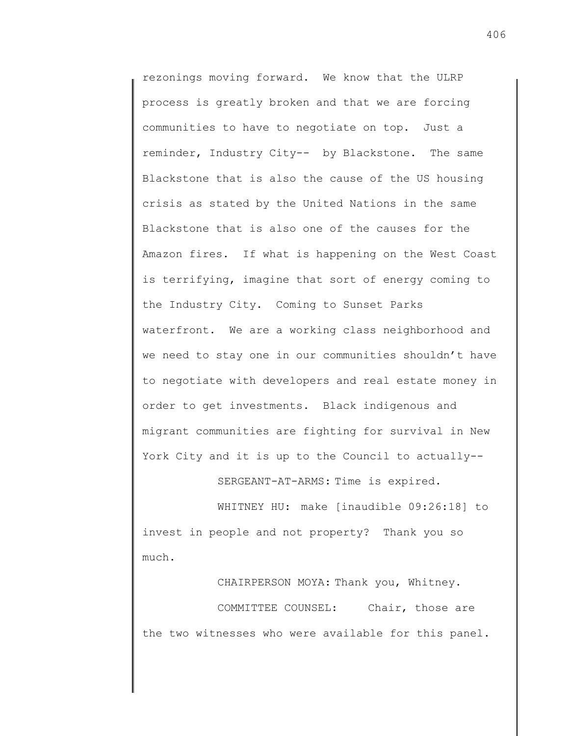rezonings moving forward. We know that the ULRP process is greatly broken and that we are forcing communities to have to negotiate on top. Just a reminder, Industry City-- by Blackstone. The same Blackstone that is also the cause of the US housing crisis as stated by the United Nations in the same Blackstone that is also one of the causes for the Amazon fires. If what is happening on the West Coast is terrifying, imagine that sort of energy coming to the Industry City. Coming to Sunset Parks waterfront. We are a working class neighborhood and we need to stay one in our communities shouldn't have to negotiate with developers and real estate money in order to get investments. Black indigenous and migrant communities are fighting for survival in New York City and it is up to the Council to actually--

SERGEANT-AT-ARMS: Time is expired.

WHITNEY HU: make [inaudible 09:26:18] to invest in people and not property? Thank you so much.

CHAIRPERSON MOYA: Thank you, Whitney.

COMMITTEE COUNSEL: Chair, those are the two witnesses who were available for this panel.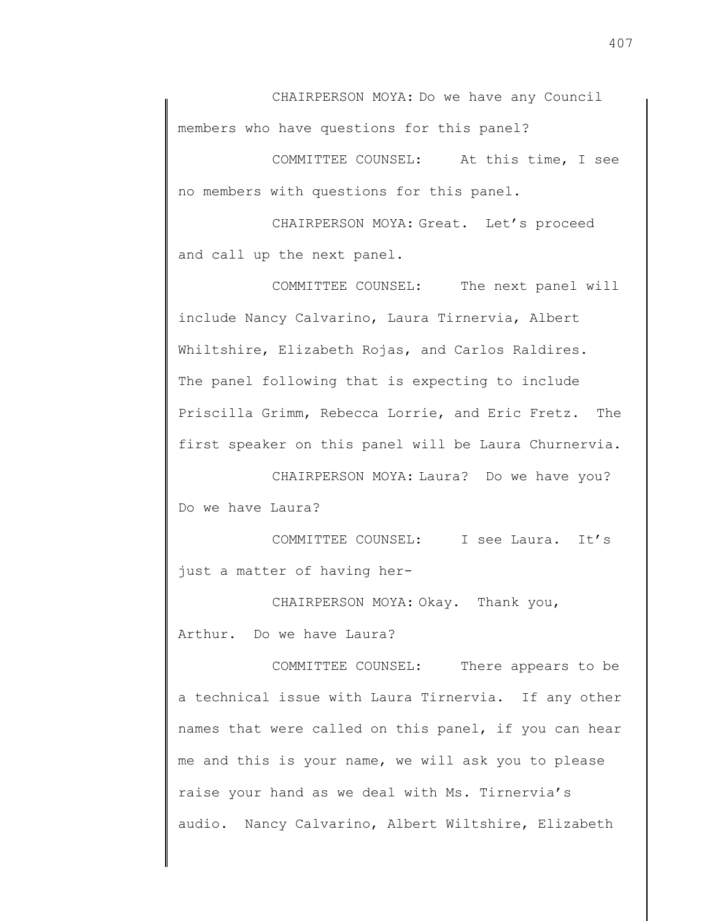CHAIRPERSON MOYA: Do we have any Council members who have questions for this panel?

COMMITTEE COUNSEL: At this time, I see no members with questions for this panel.

CHAIRPERSON MOYA: Great. Let's proceed and call up the next panel.

COMMITTEE COUNSEL: The next panel will include Nancy Calvarino, Laura Tirnervia, Albert Whiltshire, Elizabeth Rojas, and Carlos Raldires. The panel following that is expecting to include Priscilla Grimm, Rebecca Lorrie, and Eric Fretz. The first speaker on this panel will be Laura Churnervia.

CHAIRPERSON MOYA: Laura? Do we have you? Do we have Laura?

COMMITTEE COUNSEL: I see Laura. It's just a matter of having her-

CHAIRPERSON MOYA: Okay. Thank you, Arthur. Do we have Laura?

COMMITTEE COUNSEL: There appears to be a technical issue with Laura Tirnervia. If any other names that were called on this panel, if you can hear me and this is your name, we will ask you to please raise your hand as we deal with Ms. Tirnervia's audio. Nancy Calvarino, Albert Wiltshire, Elizabeth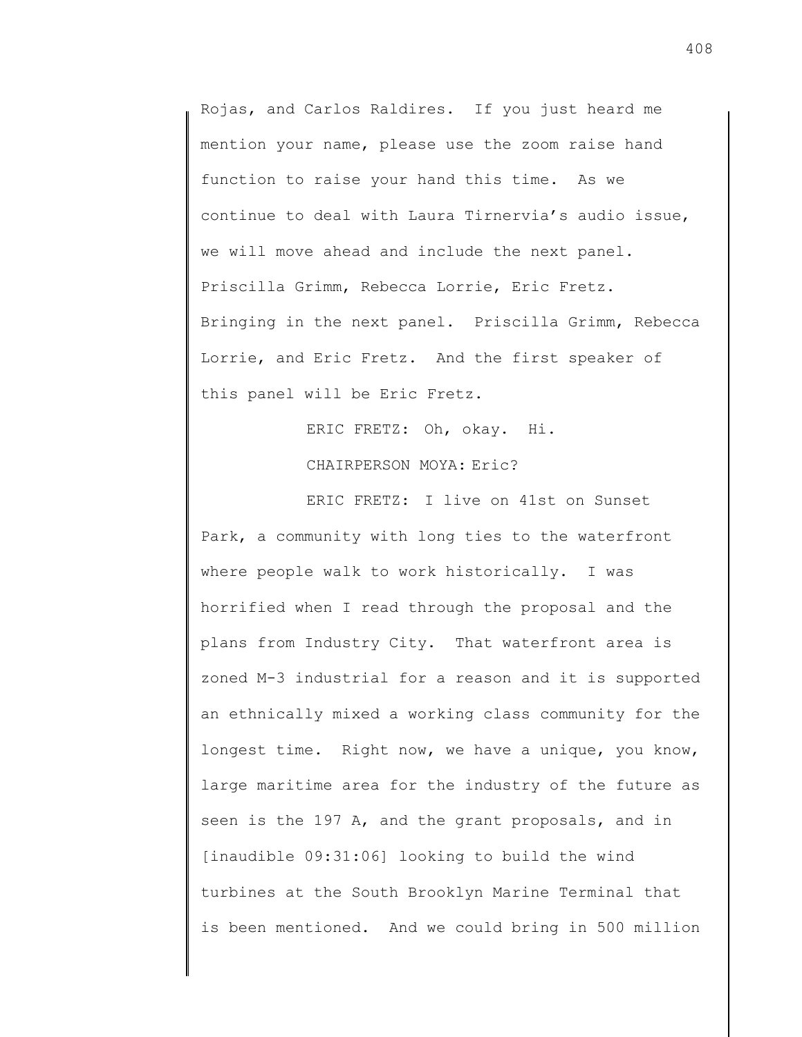Rojas, and Carlos Raldires. If you just heard me mention your name, please use the zoom raise hand function to raise your hand this time. As we continue to deal with Laura Tirnervia's audio issue, we will move ahead and include the next panel. Priscilla Grimm, Rebecca Lorrie, Eric Fretz. Bringing in the next panel. Priscilla Grimm, Rebecca Lorrie, and Eric Fretz. And the first speaker of this panel will be Eric Fretz.

ERIC FRETZ: Oh, okay. Hi.

CHAIRPERSON MOYA: Eric?

ERIC FRETZ: I live on 41st on Sunset Park, a community with long ties to the waterfront where people walk to work historically. I was horrified when I read through the proposal and the plans from Industry City. That waterfront area is zoned M-3 industrial for a reason and it is supported an ethnically mixed a working class community for the longest time. Right now, we have a unique, you know, large maritime area for the industry of the future as seen is the 197 A, and the grant proposals, and in [inaudible 09:31:06] looking to build the wind turbines at the South Brooklyn Marine Terminal that is been mentioned. And we could bring in 500 million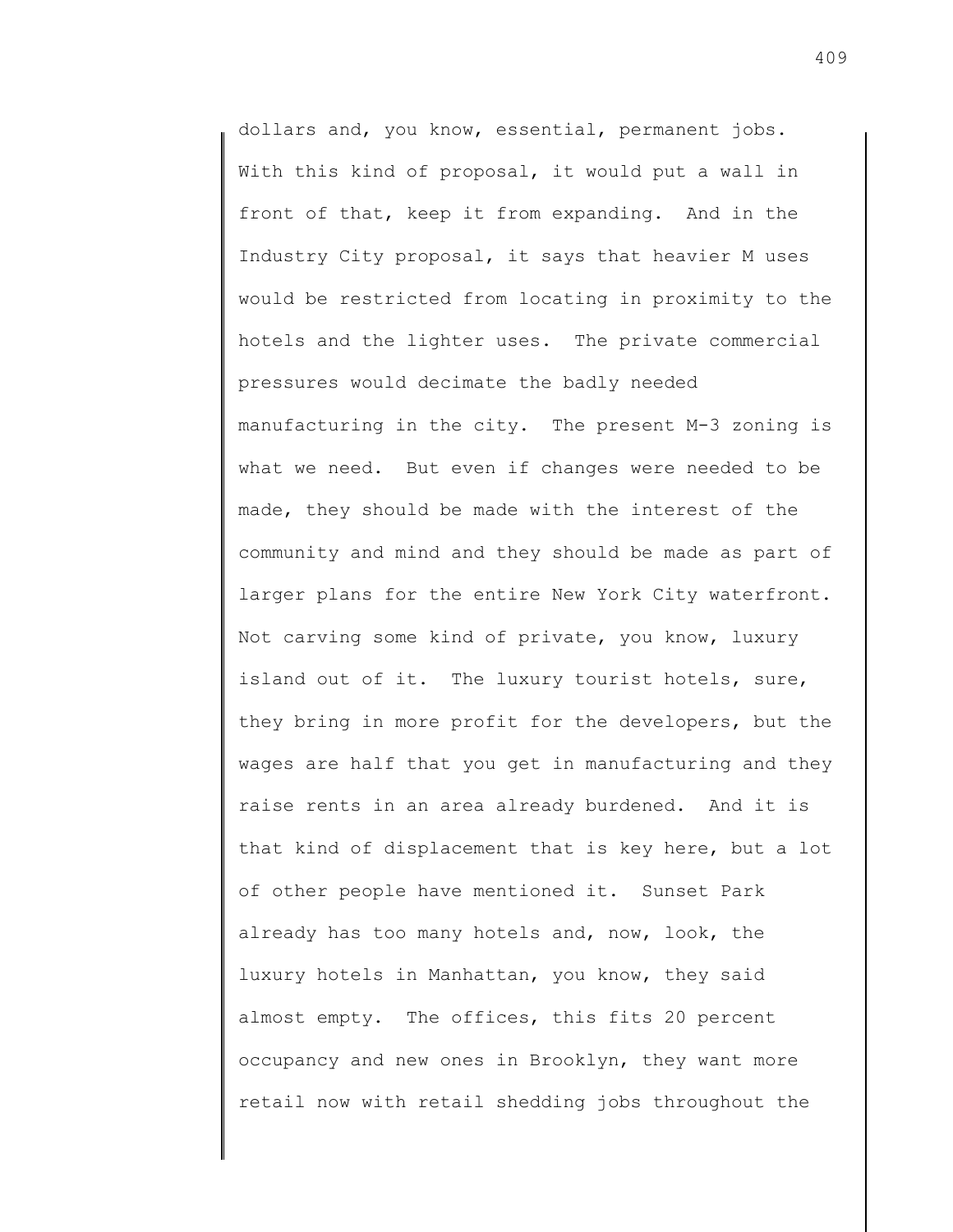dollars and, you know, essential, permanent jobs. With this kind of proposal, it would put a wall in front of that, keep it from expanding. And in the Industry City proposal, it says that heavier M uses would be restricted from locating in proximity to the hotels and the lighter uses. The private commercial pressures would decimate the badly needed manufacturing in the city. The present M-3 zoning is what we need. But even if changes were needed to be made, they should be made with the interest of the community and mind and they should be made as part of larger plans for the entire New York City waterfront. Not carving some kind of private, you know, luxury island out of it. The luxury tourist hotels, sure, they bring in more profit for the developers, but the wages are half that you get in manufacturing and they raise rents in an area already burdened. And it is that kind of displacement that is key here, but a lot of other people have mentioned it. Sunset Park already has too many hotels and, now, look, the luxury hotels in Manhattan, you know, they said almost empty. The offices, this fits 20 percent occupancy and new ones in Brooklyn, they want more retail now with retail shedding jobs throughout the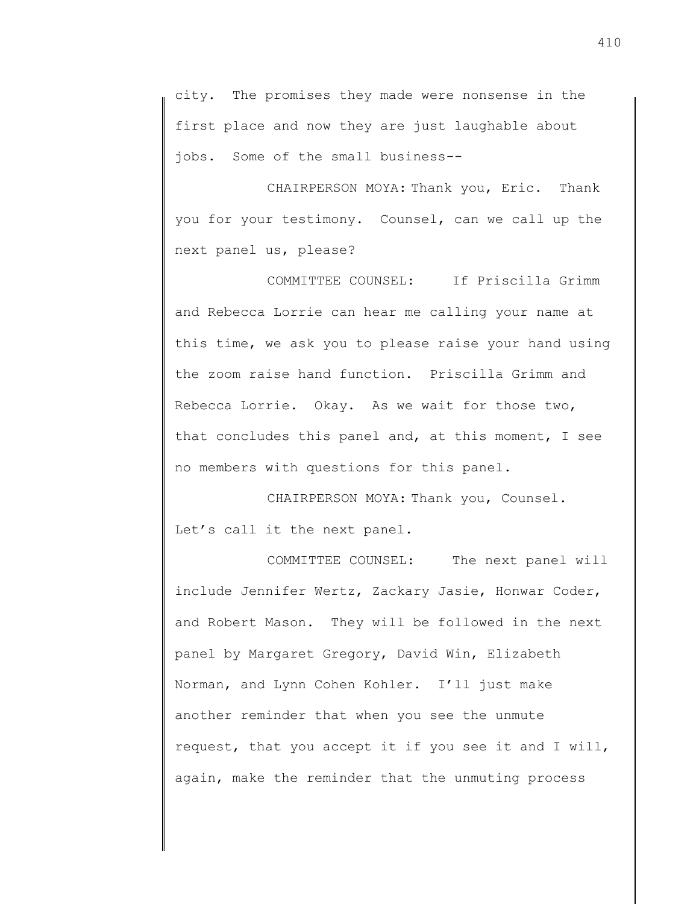city. The promises they made were nonsense in the first place and now they are just laughable about jobs. Some of the small business--

CHAIRPERSON MOYA: Thank you, Eric. Thank you for your testimony. Counsel, can we call up the next panel us, please?

COMMITTEE COUNSEL: If Priscilla Grimm and Rebecca Lorrie can hear me calling your name at this time, we ask you to please raise your hand using the zoom raise hand function. Priscilla Grimm and Rebecca Lorrie. Okay. As we wait for those two, that concludes this panel and, at this moment, I see no members with questions for this panel.

CHAIRPERSON MOYA: Thank you, Counsel. Let's call it the next panel.

COMMITTEE COUNSEL: The next panel will include Jennifer Wertz, Zackary Jasie, Honwar Coder, and Robert Mason. They will be followed in the next panel by Margaret Gregory, David Win, Elizabeth Norman, and Lynn Cohen Kohler. I'll just make another reminder that when you see the unmute request, that you accept it if you see it and I will, again, make the reminder that the unmuting process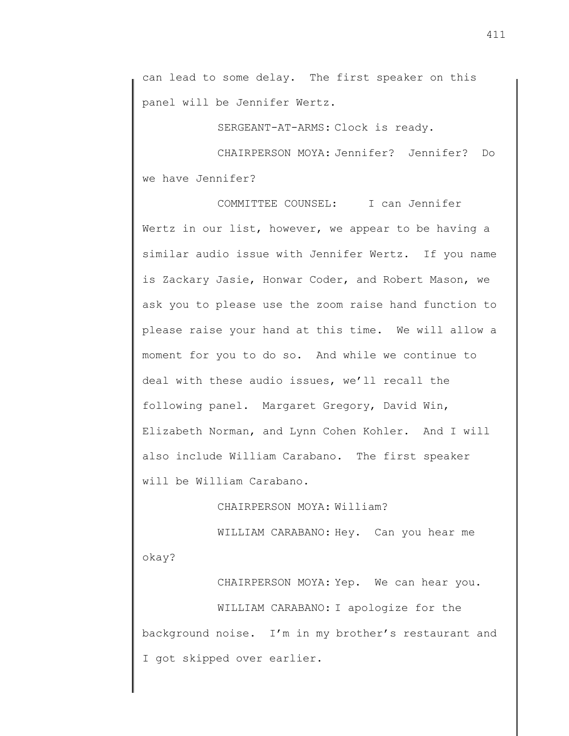can lead to some delay. The first speaker on this panel will be Jennifer Wertz.

SERGEANT-AT-ARMS: Clock is ready.

CHAIRPERSON MOYA: Jennifer? Jennifer? Do we have Jennifer?

COMMITTEE COUNSEL: I can Jennifer Wertz in our list, however, we appear to be having a similar audio issue with Jennifer Wertz. If you name is Zackary Jasie, Honwar Coder, and Robert Mason, we ask you to please use the zoom raise hand function to please raise your hand at this time. We will allow a moment for you to do so. And while we continue to deal with these audio issues, we'll recall the following panel. Margaret Gregory, David Win, Elizabeth Norman, and Lynn Cohen Kohler. And I will also include William Carabano. The first speaker will be William Carabano.

CHAIRPERSON MOYA: William?

WILLIAM CARABANO: Hey. Can you hear me okay?

CHAIRPERSON MOYA: Yep. We can hear you.

WILLIAM CARABANO: I apologize for the background noise. I'm in my brother's restaurant and I got skipped over earlier.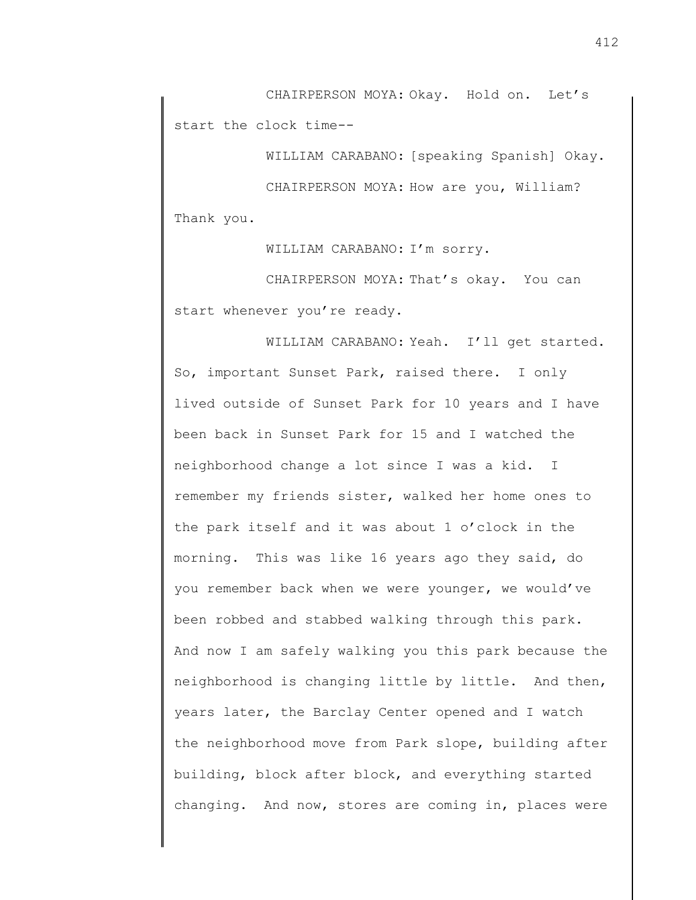CHAIRPERSON MOYA: Okay. Hold on. Let's start the clock time--

WILLIAM CARABANO: [speaking Spanish] Okay.

CHAIRPERSON MOYA: How are you, William? Thank you.

WILLIAM CARABANO: I'm sorry.

CHAIRPERSON MOYA: That's okay. You can start whenever you're ready.

WILLIAM CARABANO: Yeah. I'll get started. So, important Sunset Park, raised there. I only lived outside of Sunset Park for 10 years and I have been back in Sunset Park for 15 and I watched the neighborhood change a lot since I was a kid. I remember my friends sister, walked her home ones to the park itself and it was about 1 o'clock in the morning. This was like 16 years ago they said, do you remember back when we were younger, we would've been robbed and stabbed walking through this park. And now I am safely walking you this park because the neighborhood is changing little by little. And then, years later, the Barclay Center opened and I watch the neighborhood move from Park slope, building after building, block after block, and everything started changing. And now, stores are coming in, places were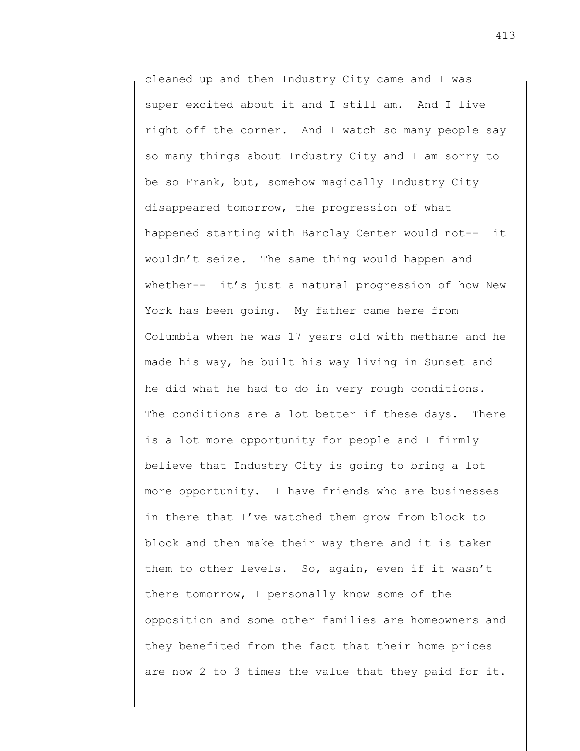cleaned up and then Industry City came and I was super excited about it and I still am. And I live right off the corner. And I watch so many people say so many things about Industry City and I am sorry to be so Frank, but, somehow magically Industry City disappeared tomorrow, the progression of what happened starting with Barclay Center would not-- it wouldn't seize. The same thing would happen and whether-- it's just a natural progression of how New York has been going. My father came here from Columbia when he was 17 years old with methane and he made his way, he built his way living in Sunset and he did what he had to do in very rough conditions. The conditions are a lot better if these days. There is a lot more opportunity for people and I firmly believe that Industry City is going to bring a lot more opportunity. I have friends who are businesses in there that I've watched them grow from block to block and then make their way there and it is taken them to other levels. So, again, even if it wasn't there tomorrow, I personally know some of the opposition and some other families are homeowners and they benefited from the fact that their home prices are now 2 to 3 times the value that they paid for it.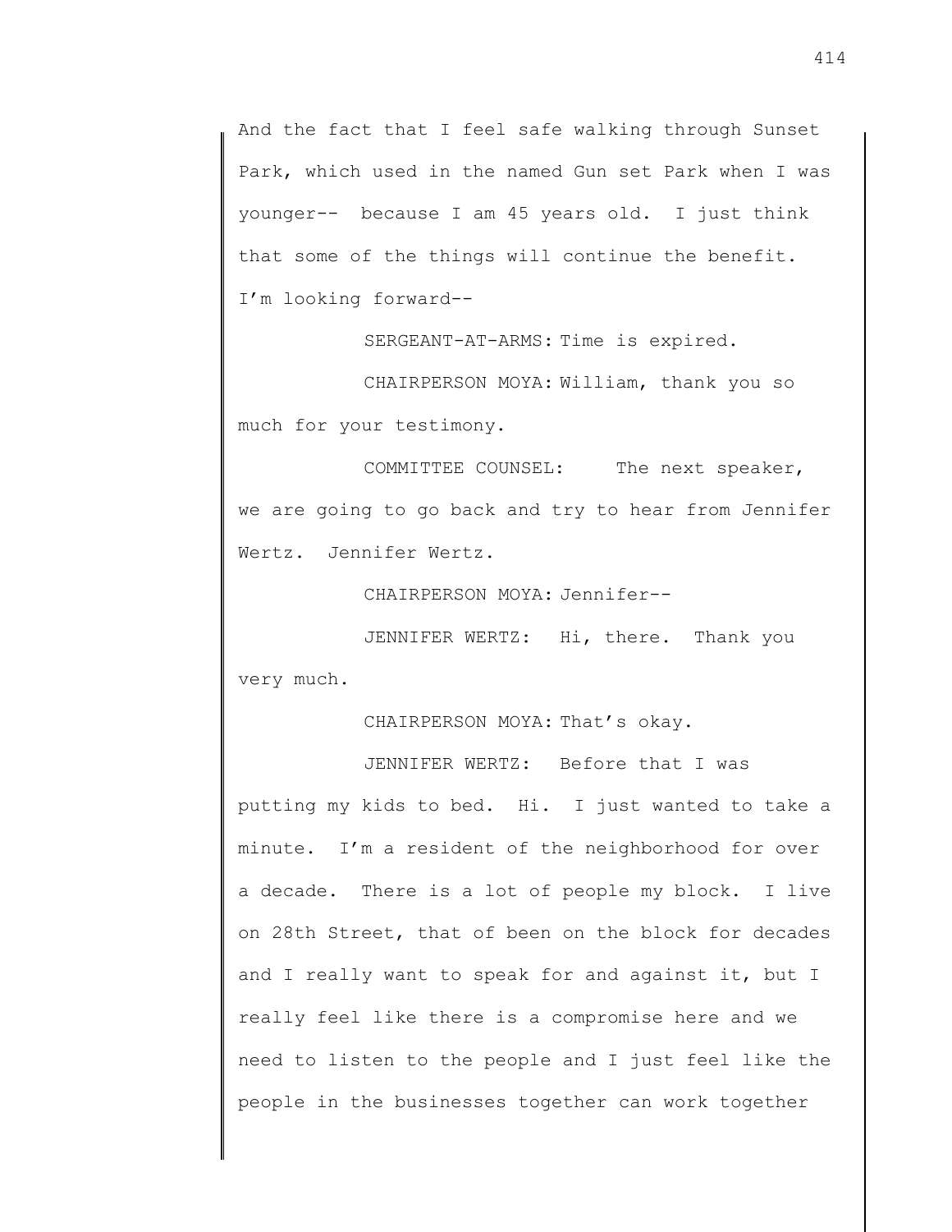And the fact that I feel safe walking through Sunset Park, which used in the named Gun set Park when I was younger-- because I am 45 years old. I just think that some of the things will continue the benefit. I'm looking forward--

SERGEANT-AT-ARMS: Time is expired.

CHAIRPERSON MOYA: William, thank you so much for your testimony.

COMMITTEE COUNSEL: The next speaker, we are going to go back and try to hear from Jennifer Wertz. Jennifer Wertz.

CHAIRPERSON MOYA: Jennifer--

JENNIFER WERTZ: Hi, there. Thank you very much.

CHAIRPERSON MOYA: That's okay.

JENNIFER WERTZ: Before that I was putting my kids to bed. Hi. I just wanted to take a minute. I'm a resident of the neighborhood for over a decade. There is a lot of people my block. I live on 28th Street, that of been on the block for decades and I really want to speak for and against it, but I really feel like there is a compromise here and we need to listen to the people and I just feel like the people in the businesses together can work together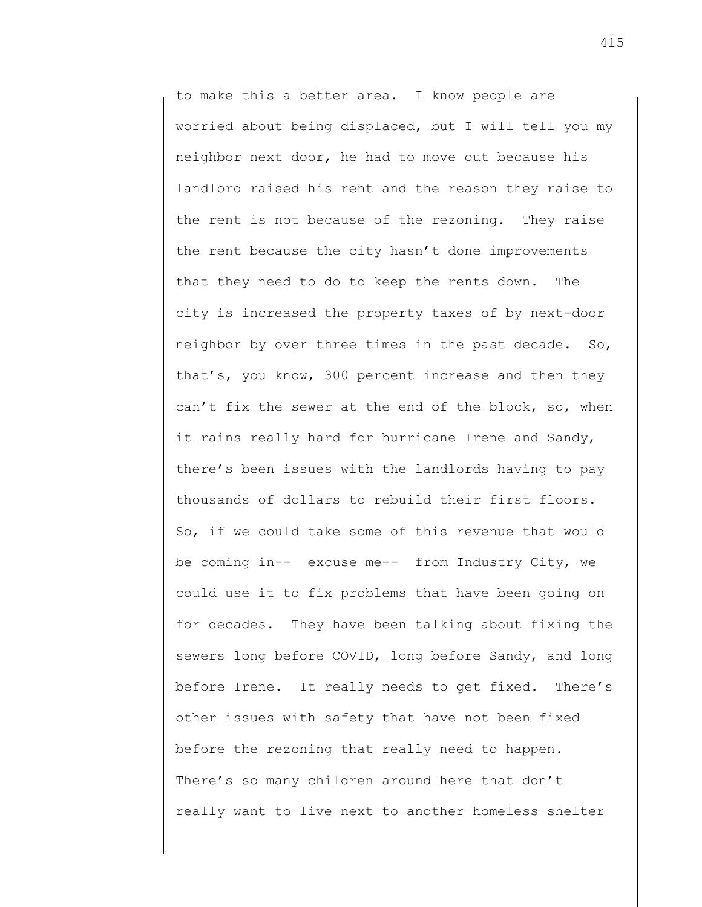to make this a better area. I know people are worried about being displaced, but I will tell you my neighbor next door, he had to move out because his landlord raised his rent and the reason they raise to the rent is not because of the rezoning. They raise the rent because the city hasn't done improvements that they need to do to keep the rents down. The city is increased the property taxes of by next-door neighbor by over three times in the past decade. So, that's, you know, 300 percent increase and then they can't fix the sewer at the end of the block, so, when it rains really hard for hurricane Irene and Sandy, there's been issues with the landlords having to pay thousands of dollars to rebuild their first floors. So, if we could take some of this revenue that would be coming in-- excuse me-- from Industry City, we could use it to fix problems that have been going on for decades. They have been talking about fixing the sewers long before COVID, long before Sandy, and long before Irene. It really needs to get fixed. There's other issues with safety that have not been fixed before the rezoning that really need to happen. There's so many children around here that don't really want to live next to another homeless shelter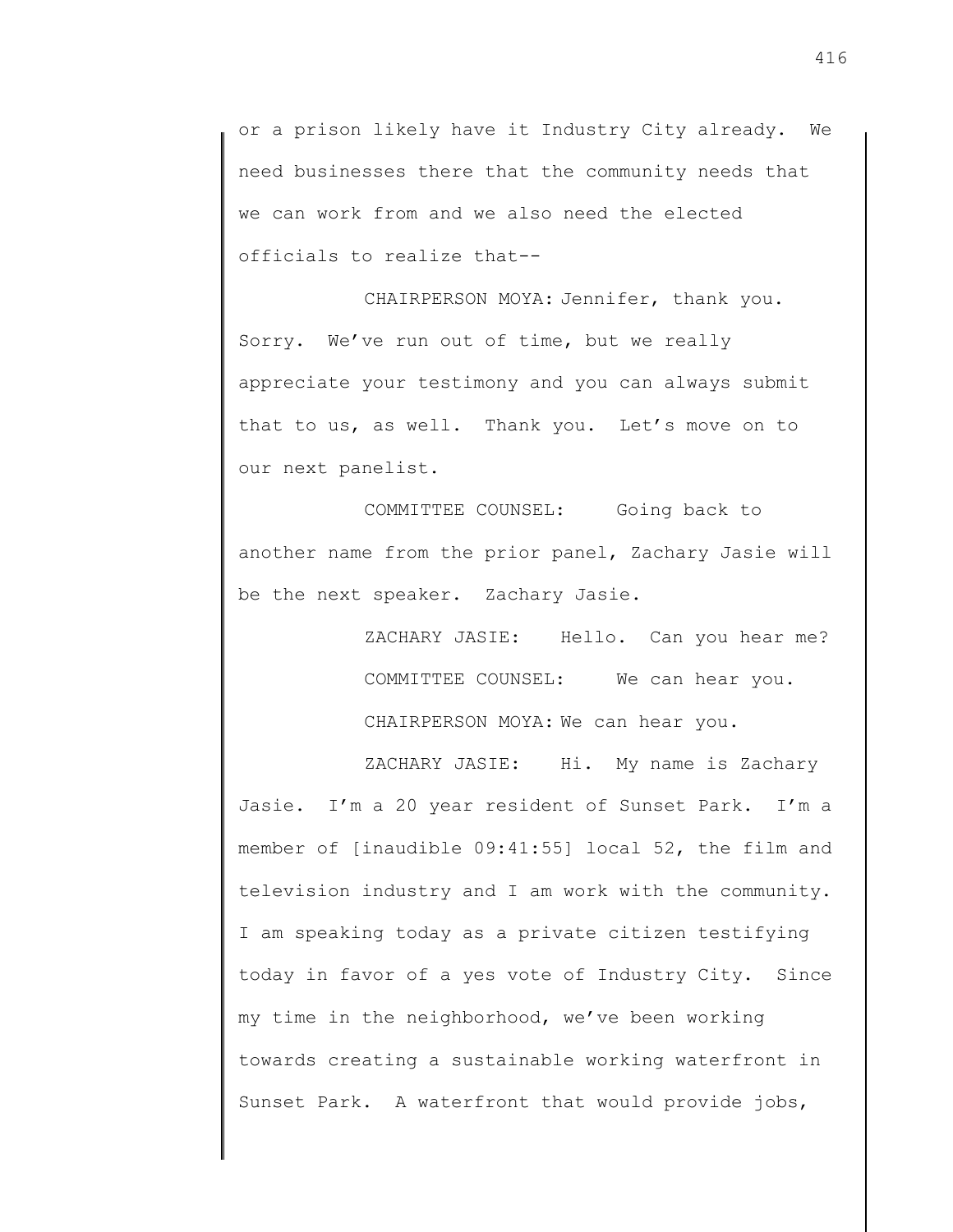or a prison likely have it Industry City already. We need businesses there that the community needs that we can work from and we also need the elected officials to realize that--

CHAIRPERSON MOYA: Jennifer, thank you. Sorry. We've run out of time, but we really appreciate your testimony and you can always submit that to us, as well. Thank you. Let's move on to our next panelist.

COMMITTEE COUNSEL: Going back to another name from the prior panel, Zachary Jasie will be the next speaker. Zachary Jasie.

ZACHARY JASIE: Hello. Can you hear me?

COMMITTEE COUNSEL: We can hear you.

CHAIRPERSON MOYA: We can hear you.

ZACHARY JASIE: Hi. My name is Zachary Jasie. I'm a 20 year resident of Sunset Park. I'm a member of [inaudible 09:41:55] local 52, the film and television industry and I am work with the community. I am speaking today as a private citizen testifying today in favor of a yes vote of Industry City. Since my time in the neighborhood, we've been working towards creating a sustainable working waterfront in Sunset Park. A waterfront that would provide jobs,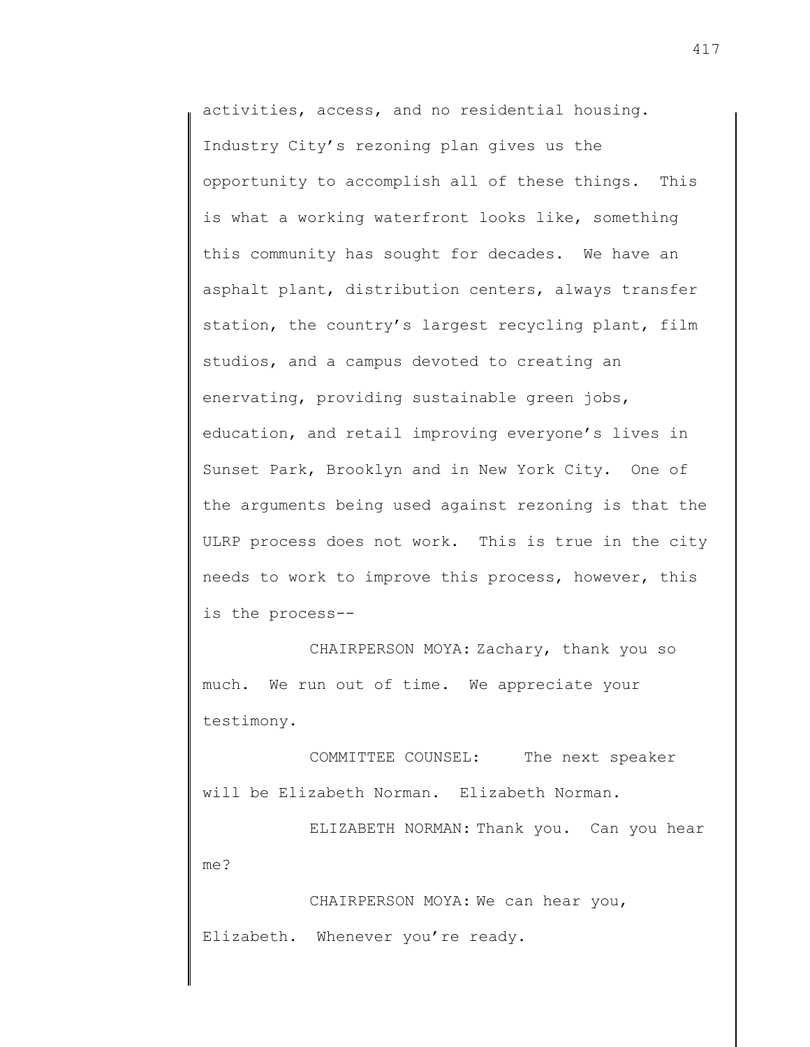activities, access, and no residential housing. Industry City's rezoning plan gives us the opportunity to accomplish all of these things. This is what a working waterfront looks like, something this community has sought for decades. We have an asphalt plant, distribution centers, always transfer station, the country's largest recycling plant, film studios, and a campus devoted to creating an enervating, providing sustainable green jobs, education, and retail improving everyone's lives in Sunset Park, Brooklyn and in New York City. One of the arguments being used against rezoning is that the ULRP process does not work. This is true in the city needs to work to improve this process, however, this is the process--

CHAIRPERSON MOYA: Zachary, thank you so much. We run out of time. We appreciate your testimony.

COMMITTEE COUNSEL: The next speaker will be Elizabeth Norman. Elizabeth Norman.

ELIZABETH NORMAN: Thank you. Can you hear me?

CHAIRPERSON MOYA: We can hear you, Elizabeth. Whenever you're ready.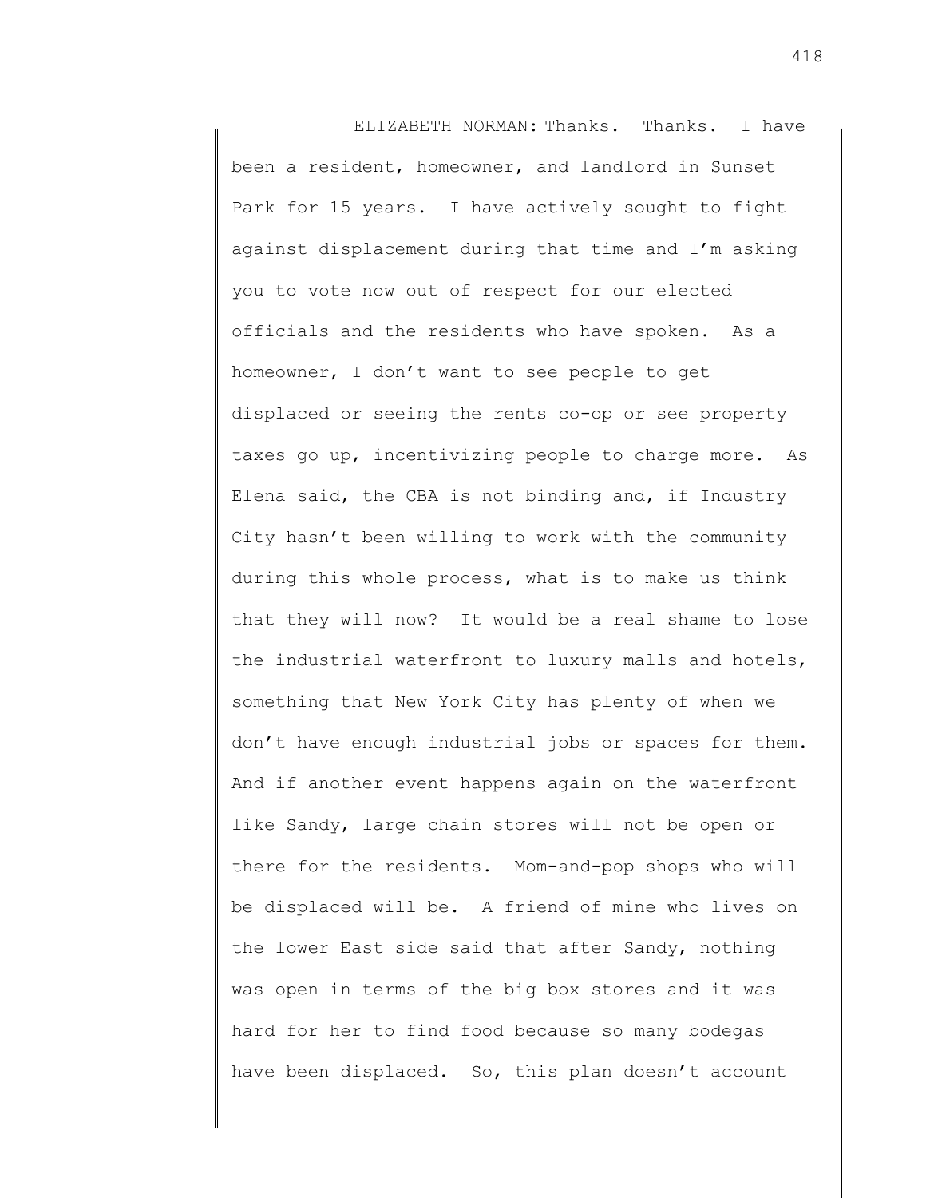ELIZABETH NORMAN: Thanks. Thanks. I have been a resident, homeowner, and landlord in Sunset Park for 15 years. I have actively sought to fight against displacement during that time and I'm asking you to vote now out of respect for our elected officials and the residents who have spoken. As a homeowner, I don't want to see people to get displaced or seeing the rents co-op or see property taxes go up, incentivizing people to charge more. As Elena said, the CBA is not binding and, if Industry City hasn't been willing to work with the community during this whole process, what is to make us think that they will now? It would be a real shame to lose the industrial waterfront to luxury malls and hotels, something that New York City has plenty of when we don't have enough industrial jobs or spaces for them. And if another event happens again on the waterfront like Sandy, large chain stores will not be open or there for the residents. Mom-and-pop shops who will be displaced will be. A friend of mine who lives on the lower East side said that after Sandy, nothing was open in terms of the big box stores and it was hard for her to find food because so many bodegas have been displaced. So, this plan doesn't account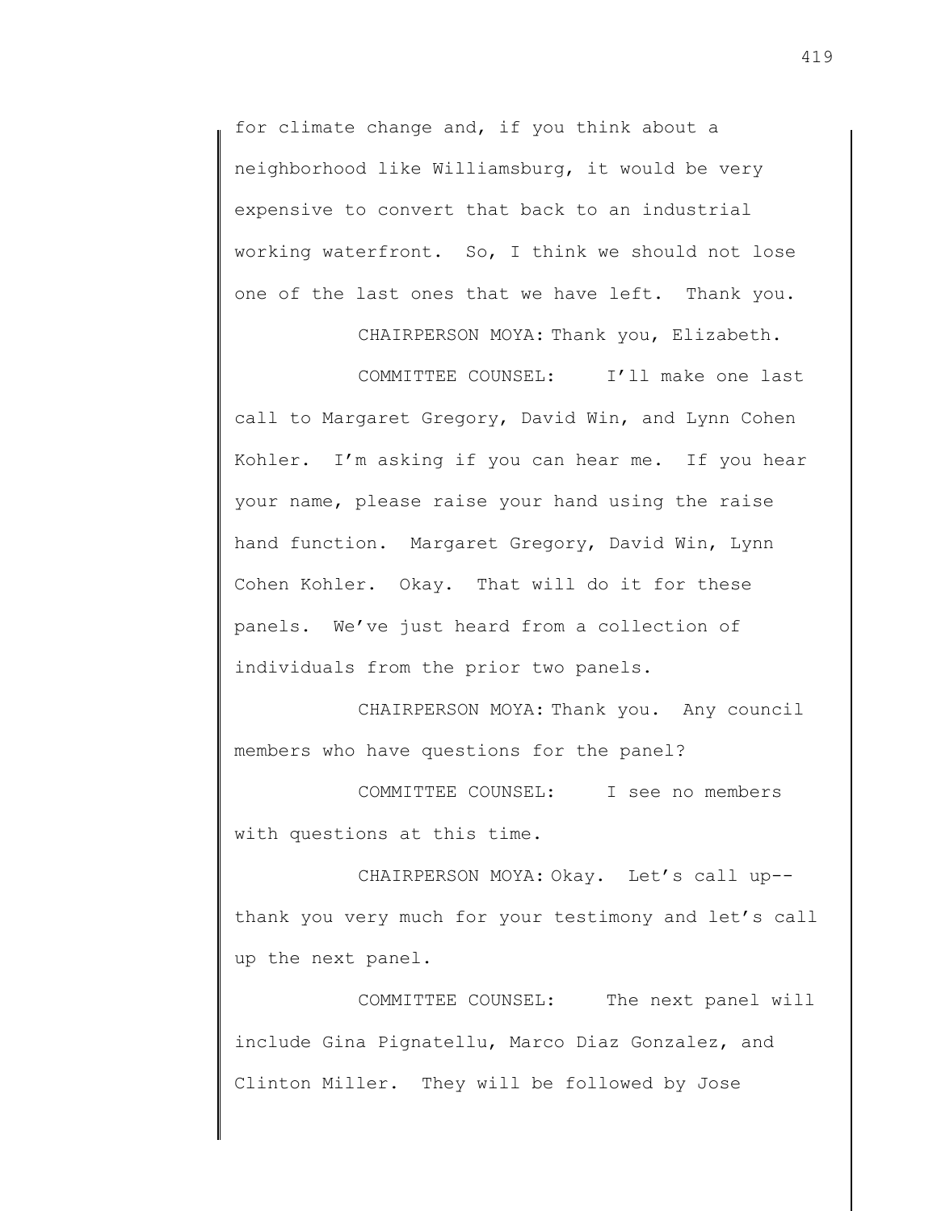for climate change and, if you think about a neighborhood like Williamsburg, it would be very expensive to convert that back to an industrial working waterfront. So, I think we should not lose one of the last ones that we have left. Thank you.

CHAIRPERSON MOYA: Thank you, Elizabeth.

COMMITTEE COUNSEL: I'll make one last call to Margaret Gregory, David Win, and Lynn Cohen Kohler. I'm asking if you can hear me. If you hear your name, please raise your hand using the raise hand function. Margaret Gregory, David Win, Lynn Cohen Kohler. Okay. That will do it for these panels. We've just heard from a collection of individuals from the prior two panels.

CHAIRPERSON MOYA: Thank you. Any council members who have questions for the panel?

COMMITTEE COUNSEL: I see no members with questions at this time.

CHAIRPERSON MOYA: Okay. Let's call up-- thank you very much for your testimony and let's call up the next panel.

COMMITTEE COUNSEL: The next panel will include Gina Pignatellu, Marco Diaz Gonzalez, and Clinton Miller. They will be followed by Jose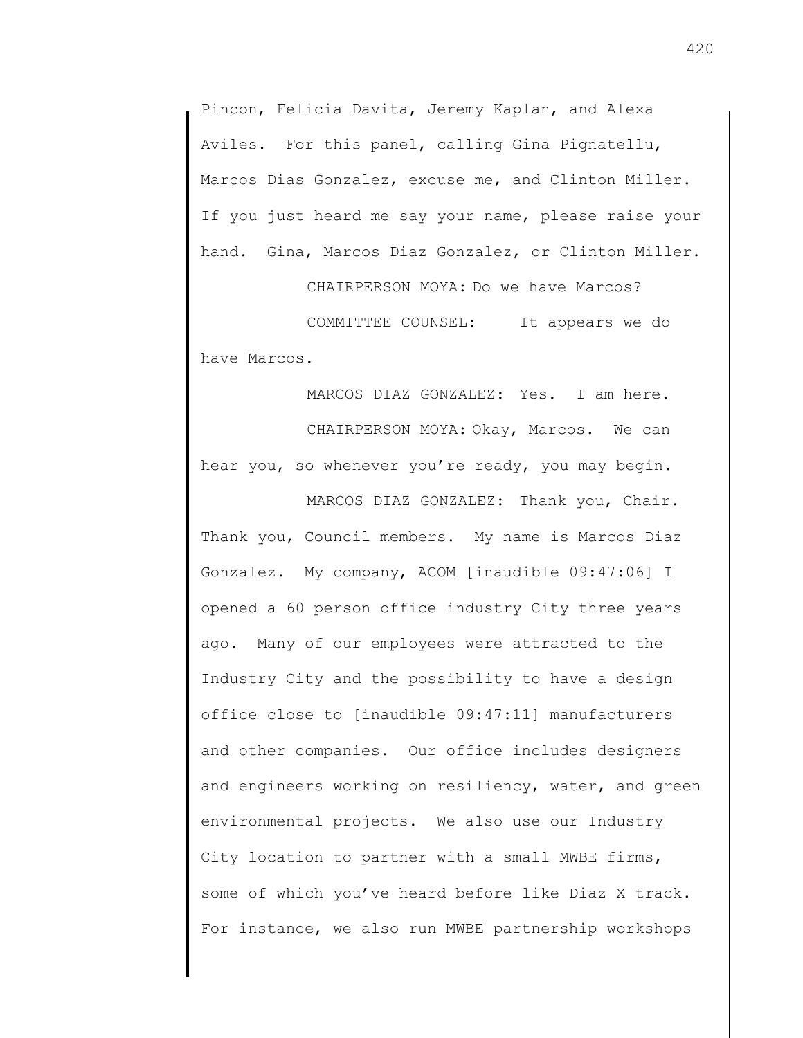Pincon, Felicia Davita, Jeremy Kaplan, and Alexa Aviles. For this panel, calling Gina Pignatellu, Marcos Dias Gonzalez, excuse me, and Clinton Miller. If you just heard me say your name, please raise your hand. Gina, Marcos Diaz Gonzalez, or Clinton Miller.

CHAIRPERSON MOYA: Do we have Marcos?

COMMITTEE COUNSEL: It appears we do have Marcos.

MARCOS DIAZ GONZALEZ: Yes. I am here.

CHAIRPERSON MOYA: Okay, Marcos. We can hear you, so whenever you're ready, you may begin.

MARCOS DIAZ GONZALEZ: Thank you, Chair. Thank you, Council members. My name is Marcos Diaz Gonzalez. My company, ACOM [inaudible 09:47:06] I opened a 60 person office industry City three years ago. Many of our employees were attracted to the Industry City and the possibility to have a design office close to [inaudible 09:47:11] manufacturers and other companies. Our office includes designers and engineers working on resiliency, water, and green environmental projects. We also use our Industry City location to partner with a small MWBE firms, some of which you've heard before like Diaz X track. For instance, we also run MWBE partnership workshops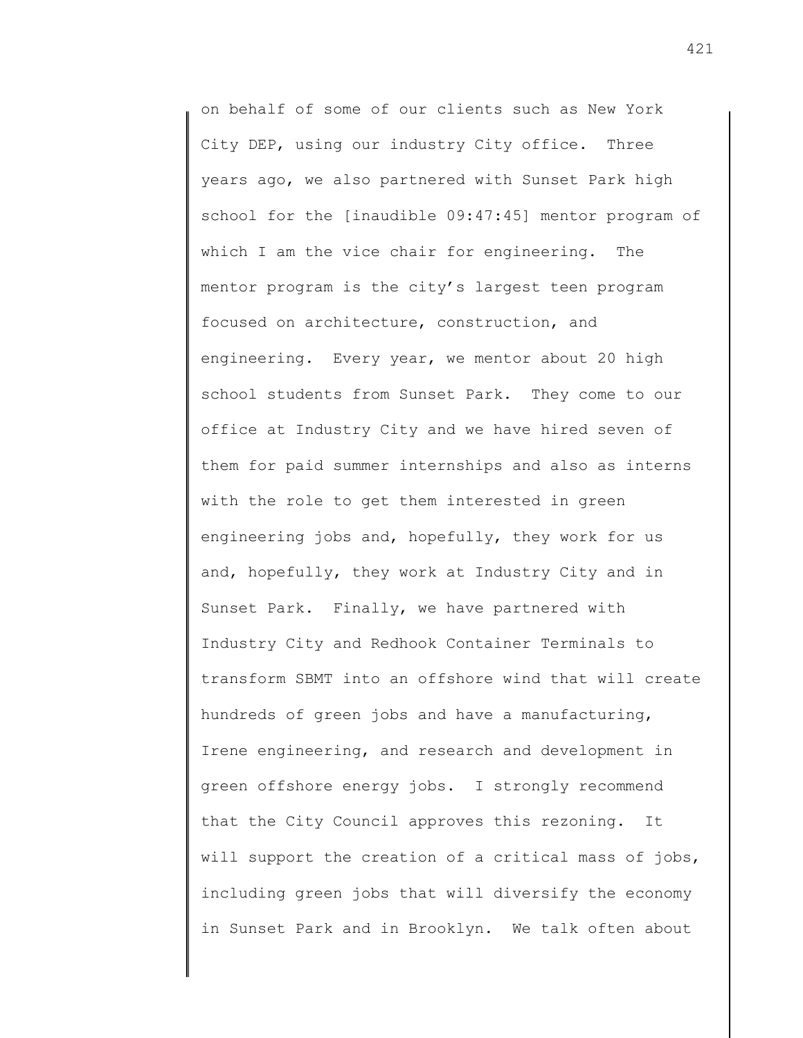on behalf of some of our clients such as New York City DEP, using our industry City office. Three years ago, we also partnered with Sunset Park high school for the [inaudible 09:47:45] mentor program of which I am the vice chair for engineering. The mentor program is the city's largest teen program focused on architecture, construction, and engineering. Every year, we mentor about 20 high school students from Sunset Park. They come to our office at Industry City and we have hired seven of them for paid summer internships and also as interns with the role to get them interested in green engineering jobs and, hopefully, they work for us and, hopefully, they work at Industry City and in Sunset Park. Finally, we have partnered with Industry City and Redhook Container Terminals to transform SBMT into an offshore wind that will create hundreds of green jobs and have a manufacturing, Irene engineering, and research and development in green offshore energy jobs. I strongly recommend that the City Council approves this rezoning. It will support the creation of a critical mass of jobs, including green jobs that will diversify the economy in Sunset Park and in Brooklyn. We talk often about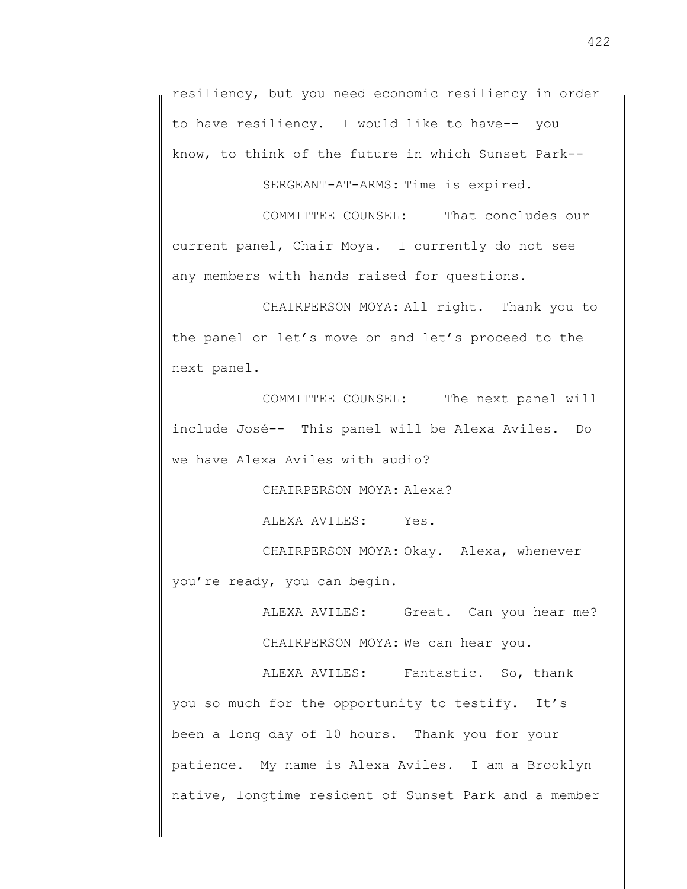resiliency, but you need economic resiliency in order to have resiliency. I would like to have-- you know, to think of the future in which Sunset Park--

SERGEANT-AT-ARMS: Time is expired.

COMMITTEE COUNSEL: That concludes our current panel, Chair Moya. I currently do not see any members with hands raised for questions.

CHAIRPERSON MOYA: All right. Thank you to the panel on let's move on and let's proceed to the next panel.

COMMITTEE COUNSEL: The next panel will include José-- This panel will be Alexa Aviles. Do we have Alexa Aviles with audio?

CHAIRPERSON MOYA: Alexa?

ALEXA AVILES: Yes.

CHAIRPERSON MOYA: Okay. Alexa, whenever you're ready, you can begin.

ALEXA AVILES: Great. Can you hear me?

CHAIRPERSON MOYA: We can hear you.

ALEXA AVILES: Fantastic. So, thank you so much for the opportunity to testify. It's been a long day of 10 hours. Thank you for your patience. My name is Alexa Aviles. I am a Brooklyn native, longtime resident of Sunset Park and a member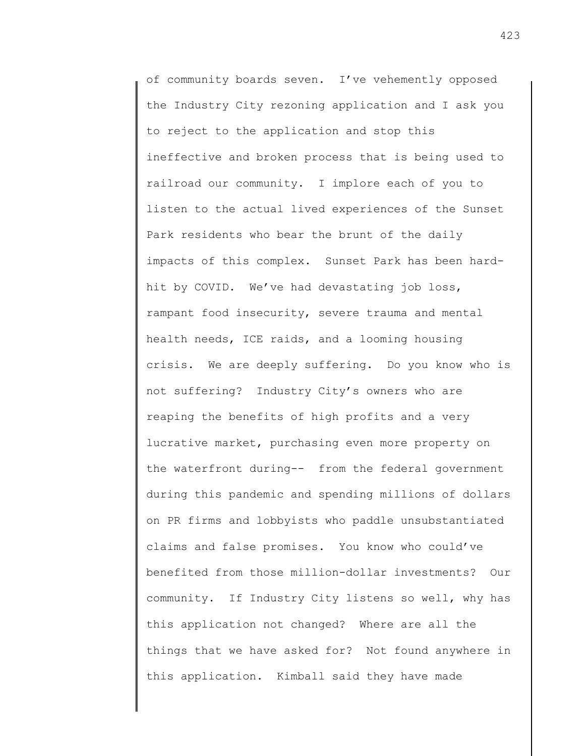of community boards seven. I've vehemently opposed the Industry City rezoning application and I ask you to reject to the application and stop this ineffective and broken process that is being used to railroad our community. I implore each of you to listen to the actual lived experiences of the Sunset Park residents who bear the brunt of the daily impacts of this complex. Sunset Park has been hard-hit by COVID. We've had devastating job loss, rampant food insecurity, severe trauma and mental health needs, ICE raids, and a looming housing crisis. We are deeply suffering. Do you know who is not suffering? Industry City's owners who are reaping the benefits of high profits and a very lucrative market, purchasing even more property on the waterfront during-- from the federal government during this pandemic and spending millions of dollars on PR firms and lobbyists who paddle unsubstantiated claims and false promises. You know who could've benefited from those million-dollar investments? Our community. If Industry City listens so well, why has this application not changed? Where are all the things that we have asked for? Not found anywhere in this application. Kimball said they have made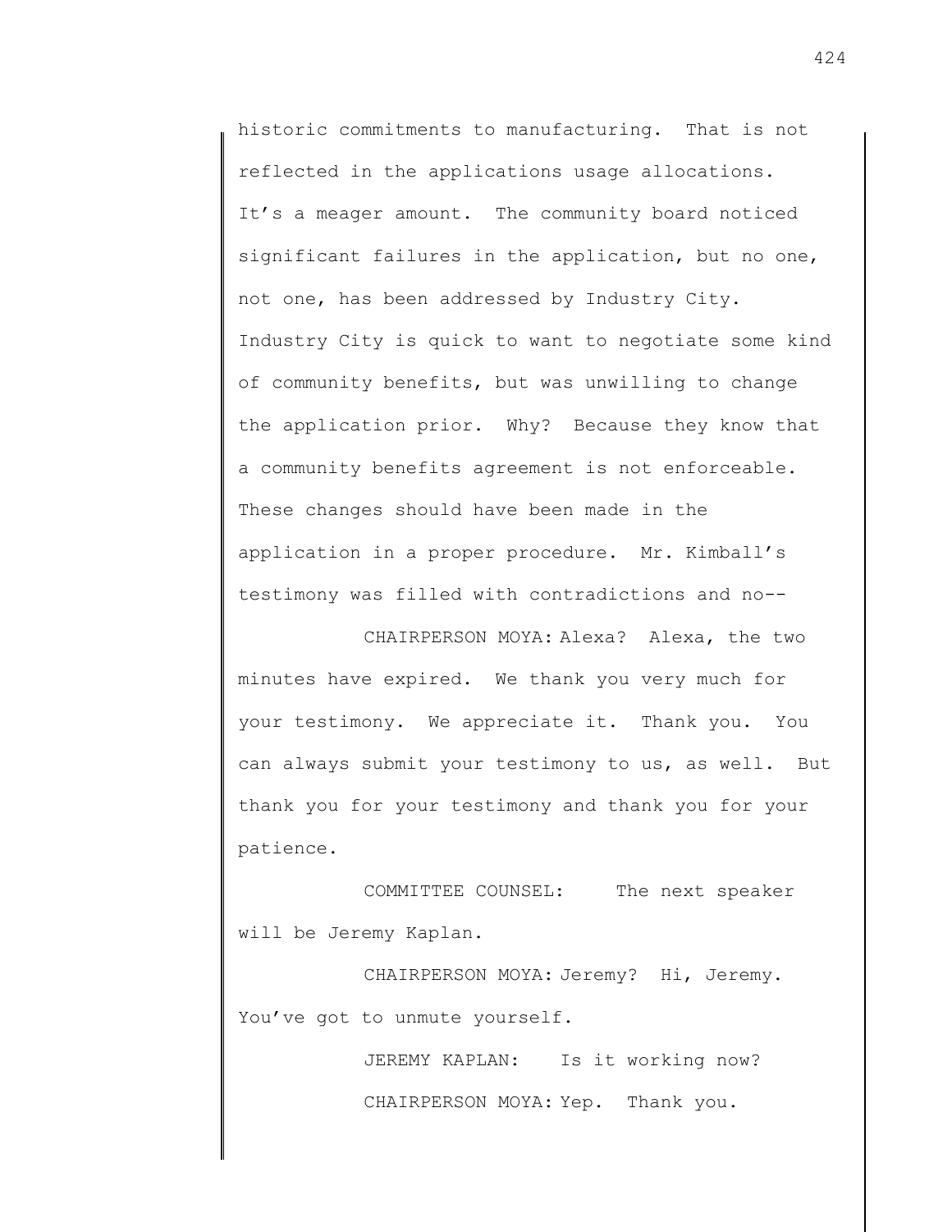historic commitments to manufacturing. That is not reflected in the applications usage allocations. It's a meager amount. The community board noticed significant failures in the application, but no one, not one, has been addressed by Industry City. Industry City is quick to want to negotiate some kind of community benefits, but was unwilling to change the application prior. Why? Because they know that a community benefits agreement is not enforceable. These changes should have been made in the application in a proper procedure. Mr. Kimball's testimony was filled with contradictions and no--

CHAIRPERSON MOYA: Alexa? Alexa, the two minutes have expired. We thank you very much for your testimony. We appreciate it. Thank you. You can always submit your testimony to us, as well. But thank you for your testimony and thank you for your patience.

COMMITTEE COUNSEL: The next speaker will be Jeremy Kaplan.

CHAIRPERSON MOYA: Jeremy? Hi, Jeremy. You've got to unmute yourself.

JEREMY KAPLAN: Is it working now?

CHAIRPERSON MOYA: Yep. Thank you.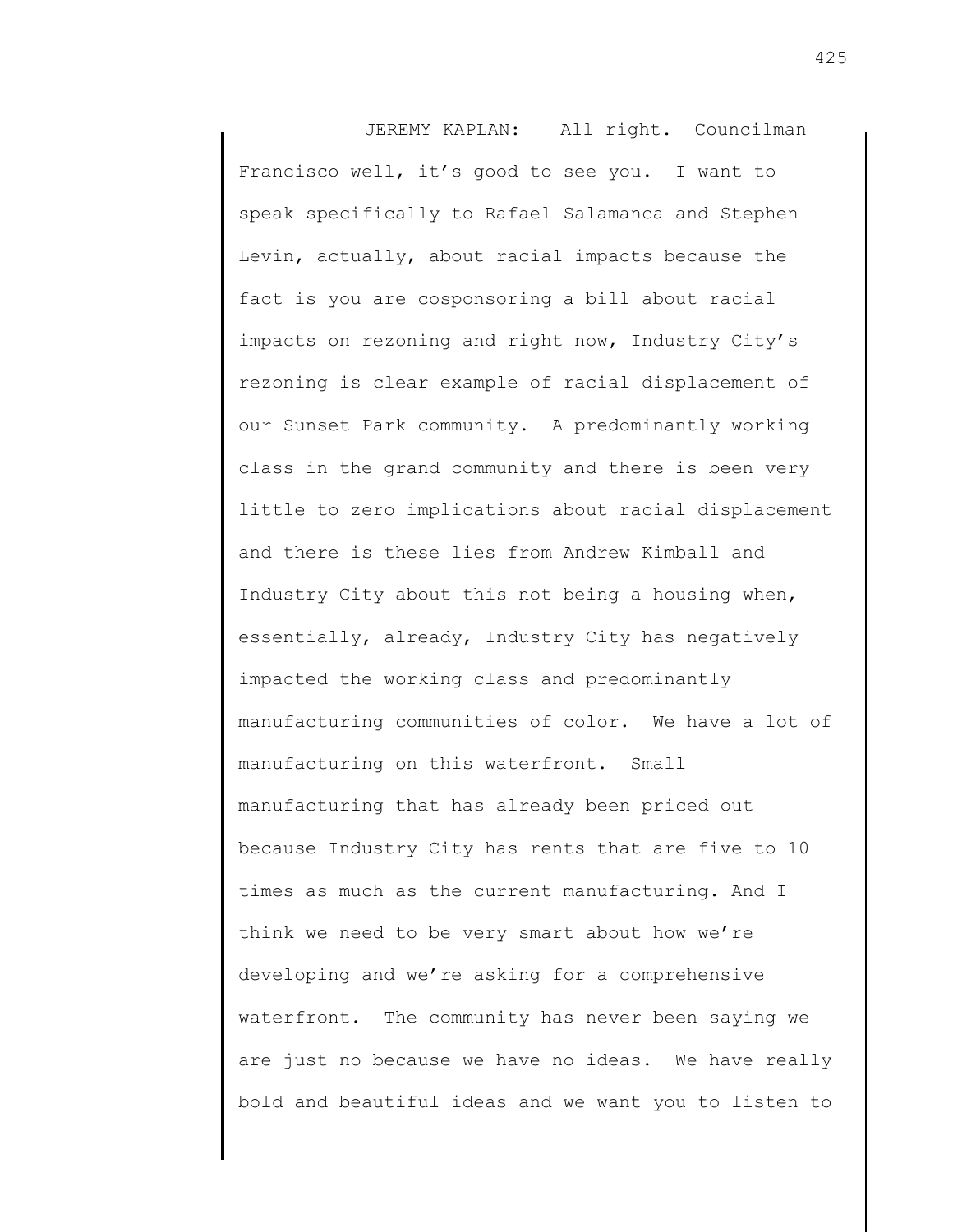JEREMY KAPLAN: All right. Councilman Francisco well, it's good to see you. I want to speak specifically to Rafael Salamanca and Stephen Levin, actually, about racial impacts because the fact is you are cosponsoring a bill about racial impacts on rezoning and right now, Industry City's rezoning is clear example of racial displacement of our Sunset Park community. A predominantly working class in the grand community and there is been very little to zero implications about racial displacement and there is these lies from Andrew Kimball and Industry City about this not being a housing when, essentially, already, Industry City has negatively impacted the working class and predominantly manufacturing communities of color. We have a lot of manufacturing on this waterfront. Small manufacturing that has already been priced out because Industry City has rents that are five to 10 times as much as the current manufacturing. And I think we need to be very smart about how we're developing and we're asking for a comprehensive waterfront. The community has never been saying we are just no because we have no ideas. We have really bold and beautiful ideas and we want you to listen to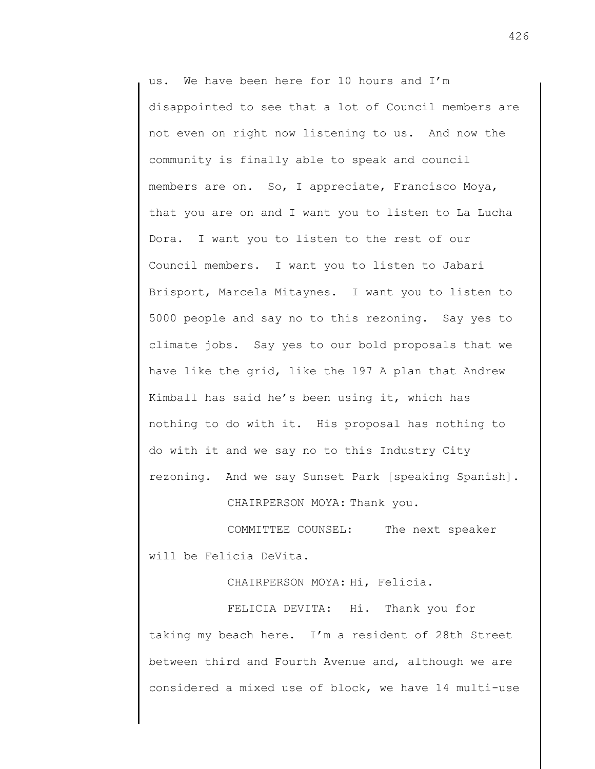us. We have been here for 10 hours and I'm disappointed to see that a lot of Council members are not even on right now listening to us. And now the community is finally able to speak and council members are on. So, I appreciate, Francisco Moya, that you are on and I want you to listen to La Lucha Dora. I want you to listen to the rest of our Council members. I want you to listen to Jabari Brisport, Marcela Mitaynes. I want you to listen to 5000 people and say no to this rezoning. Say yes to climate jobs. Say yes to our bold proposals that we have like the grid, like the 197 A plan that Andrew Kimball has said he's been using it, which has nothing to do with it. His proposal has nothing to do with it and we say no to this Industry City rezoning. And we say Sunset Park [speaking Spanish].

CHAIRPERSON MOYA: Thank you.

COMMITTEE COUNSEL: The next speaker will be Felicia DeVita.

CHAIRPERSON MOYA: Hi, Felicia.

FELICIA DEVITA: Hi. Thank you for taking my beach here. I'm a resident of 28th Street between third and Fourth Avenue and, although we are considered a mixed use of block, we have 14 multi-use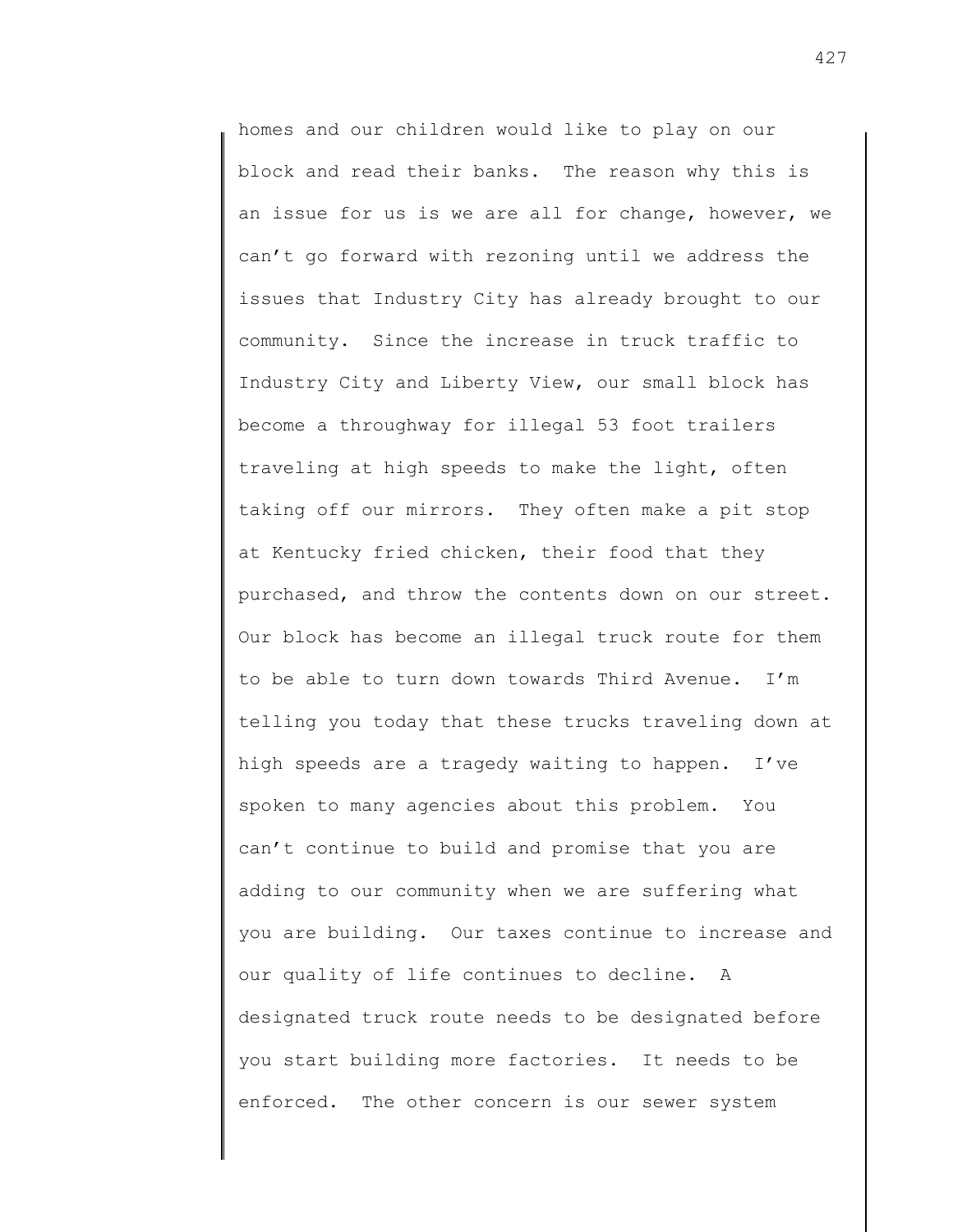homes and our children would like to play on our block and read their banks. The reason why this is an issue for us is we are all for change, however, we can't go forward with rezoning until we address the issues that Industry City has already brought to our community. Since the increase in truck traffic to Industry City and Liberty View, our small block has become a throughway for illegal 53 foot trailers traveling at high speeds to make the light, often taking off our mirrors. They often make a pit stop at Kentucky fried chicken, their food that they purchased, and throw the contents down on our street. Our block has become an illegal truck route for them to be able to turn down towards Third Avenue. I'm telling you today that these trucks traveling down at high speeds are a tragedy waiting to happen. I've spoken to many agencies about this problem. You can't continue to build and promise that you are adding to our community when we are suffering what you are building. Our taxes continue to increase and our quality of life continues to decline. A designated truck route needs to be designated before you start building more factories. It needs to be enforced. The other concern is our sewer system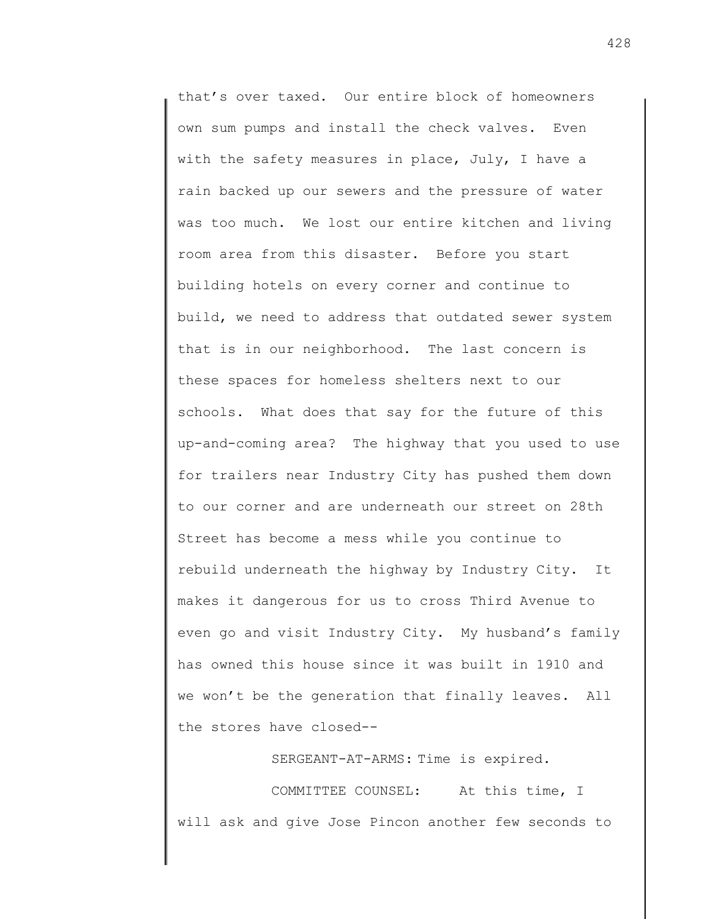that's over taxed. Our entire block of homeowners own sum pumps and install the check valves. Even with the safety measures in place, July, I have a rain backed up our sewers and the pressure of water was too much. We lost our entire kitchen and living room area from this disaster. Before you start building hotels on every corner and continue to build, we need to address that outdated sewer system that is in our neighborhood. The last concern is these spaces for homeless shelters next to our schools. What does that say for the future of this up-and-coming area? The highway that you used to use for trailers near Industry City has pushed them down to our corner and are underneath our street on 28th Street has become a mess while you continue to rebuild underneath the highway by Industry City. It makes it dangerous for us to cross Third Avenue to even go and visit Industry City. My husband's family has owned this house since it was built in 1910 and we won't be the generation that finally leaves. All the stores have closed--

SERGEANT-AT-ARMS: Time is expired.

COMMITTEE COUNSEL: At this time, I will ask and give Jose Pincon another few seconds to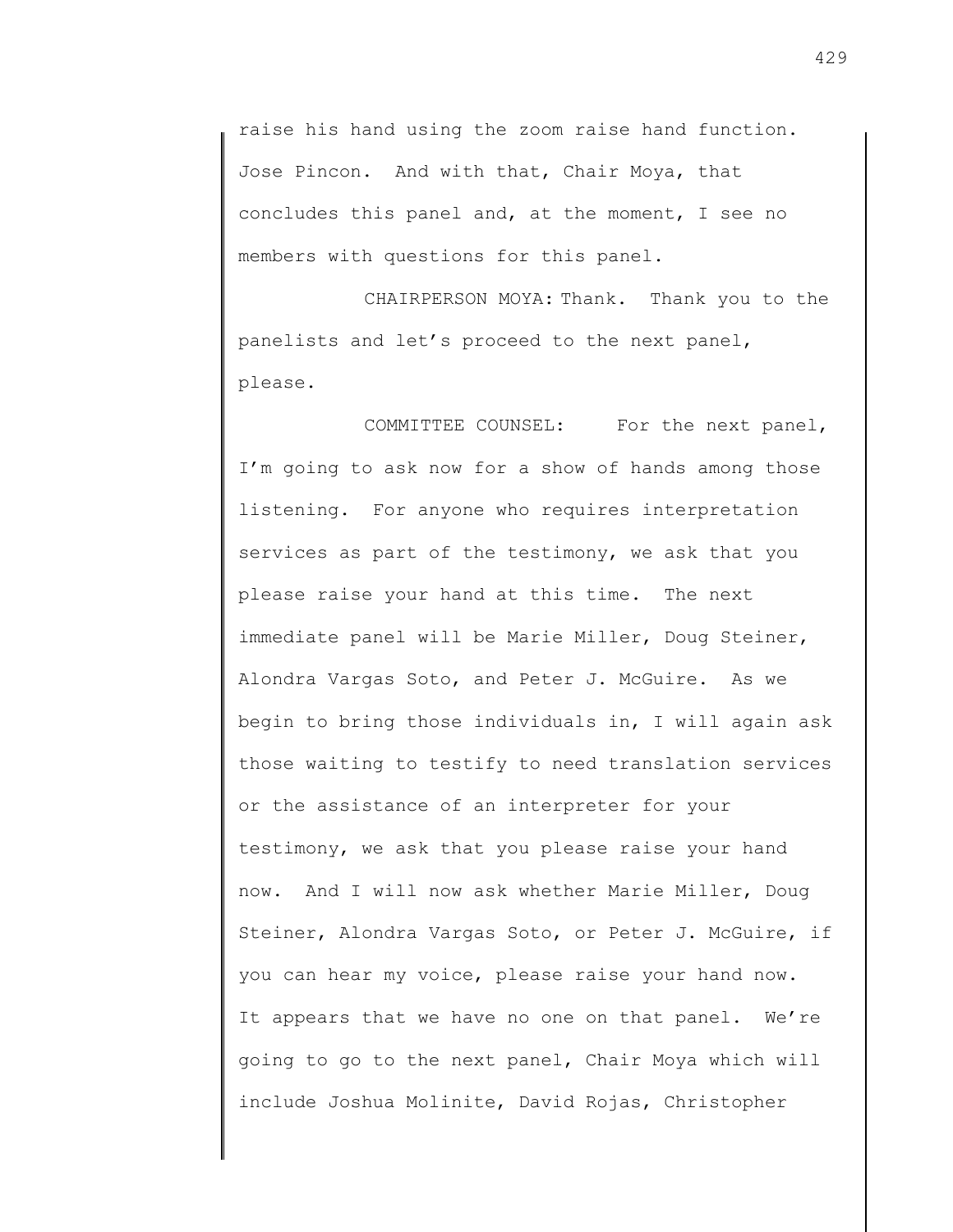raise his hand using the zoom raise hand function. Jose Pincon. And with that, Chair Moya, that concludes this panel and, at the moment, I see no members with questions for this panel.

CHAIRPERSON MOYA: Thank. Thank you to the panelists and let's proceed to the next panel, please.

COMMITTEE COUNSEL: For the next panel, I'm going to ask now for a show of hands among those listening. For anyone who requires interpretation services as part of the testimony, we ask that you please raise your hand at this time. The next immediate panel will be Marie Miller, Doug Steiner, Alondra Vargas Soto, and Peter J. McGuire. As we begin to bring those individuals in, I will again ask those waiting to testify to need translation services or the assistance of an interpreter for your testimony, we ask that you please raise your hand now. And I will now ask whether Marie Miller, Doug Steiner, Alondra Vargas Soto, or Peter J. McGuire, if you can hear my voice, please raise your hand now. It appears that we have no one on that panel. We're going to go to the next panel, Chair Moya which will include Joshua Molinite, David Rojas, Christopher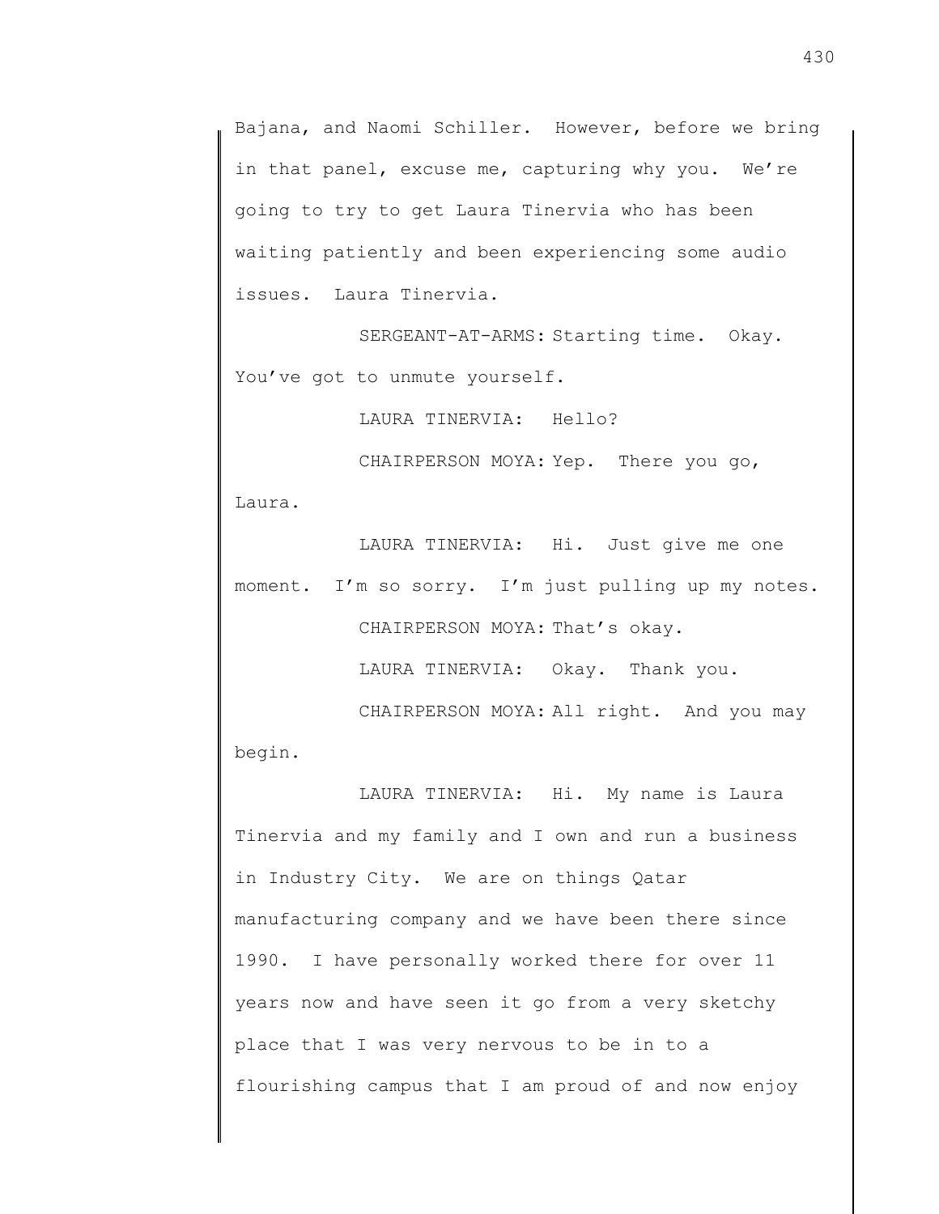Bajana, and Naomi Schiller. However, before we bring in that panel, excuse me, capturing why you. We're going to try to get Laura Tinervia who has been waiting patiently and been experiencing some audio issues. Laura Tinervia.

SERGEANT-AT-ARMS: Starting time. Okay. You've got to unmute yourself.

LAURA TINERVIA: Hello?

CHAIRPERSON MOYA: Yep. There you go, Laura.

LAURA TINERVIA: Hi. Just give me one moment. I'm so sorry. I'm just pulling up my notes.

CHAIRPERSON MOYA: That's okay.

LAURA TINERVIA: Okay. Thank you.

CHAIRPERSON MOYA: All right. And you may begin.

LAURA TINERVIA: Hi. My name is Laura Tinervia and my family and I own and run a business in Industry City. We are on things Qatar manufacturing company and we have been there since 1990. I have personally worked there for over 11 years now and have seen it go from a very sketchy place that I was very nervous to be in to a flourishing campus that I am proud of and now enjoy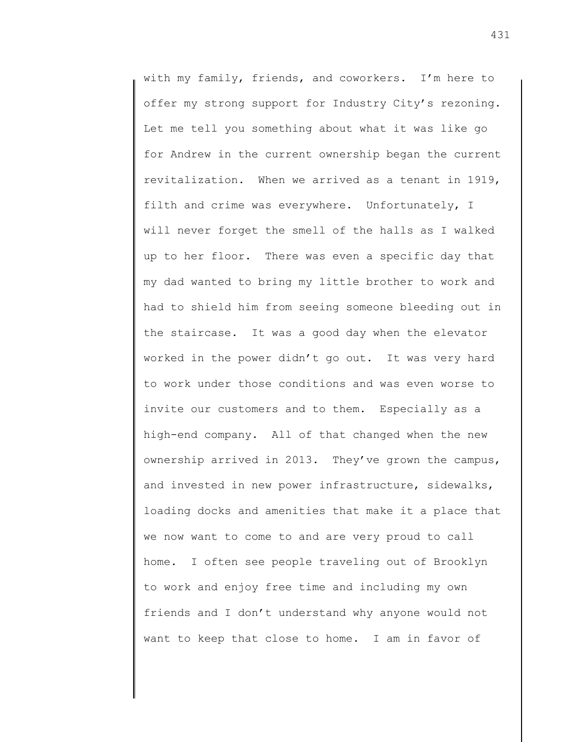with my family, friends, and coworkers. I'm here to offer my strong support for Industry City's rezoning. Let me tell you something about what it was like go for Andrew in the current ownership began the current revitalization. When we arrived as a tenant in 1919, filth and crime was everywhere. Unfortunately, I will never forget the smell of the halls as I walked up to her floor. There was even a specific day that my dad wanted to bring my little brother to work and had to shield him from seeing someone bleeding out in the staircase. It was a good day when the elevator worked in the power didn't go out. It was very hard to work under those conditions and was even worse to invite our customers and to them. Especially as a high-end company. All of that changed when the new ownership arrived in 2013. They've grown the campus, and invested in new power infrastructure, sidewalks, loading docks and amenities that make it a place that we now want to come to and are very proud to call home. I often see people traveling out of Brooklyn to work and enjoy free time and including my own friends and I don't understand why anyone would not want to keep that close to home. I am in favor of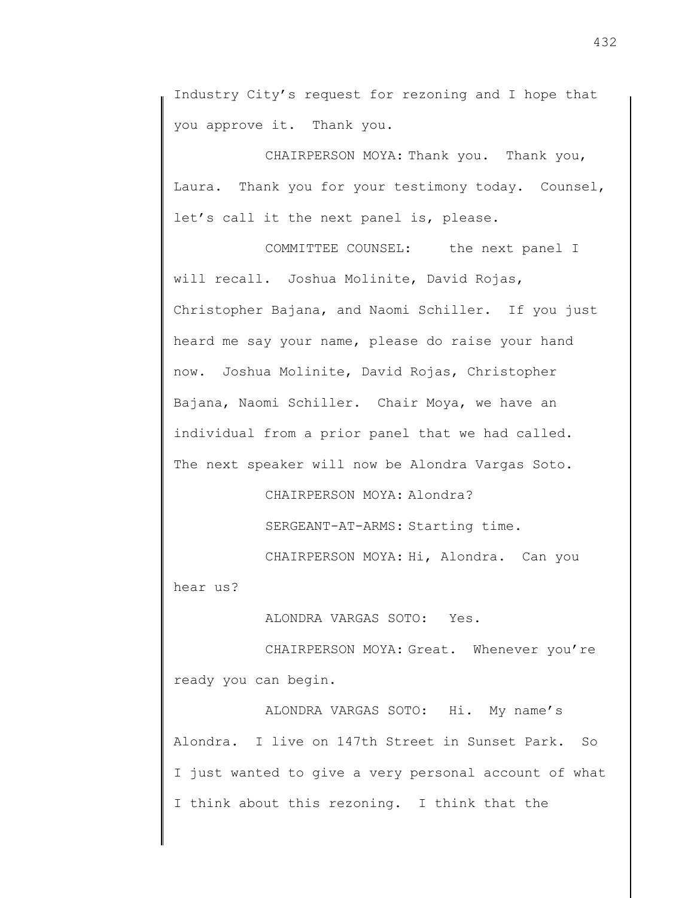Industry City's request for rezoning and I hope that you approve it. Thank you.

CHAIRPERSON MOYA: Thank you. Thank you, Laura. Thank you for your testimony today. Counsel, let's call it the next panel is, please.

COMMITTEE COUNSEL: the next panel I will recall. Joshua Molinite, David Rojas, Christopher Bajana, and Naomi Schiller. If you just heard me say your name, please do raise your hand now. Joshua Molinite, David Rojas, Christopher Bajana, Naomi Schiller. Chair Moya, we have an individual from a prior panel that we had called. The next speaker will now be Alondra Vargas Soto.

CHAIRPERSON MOYA: Alondra?

SERGEANT-AT-ARMS: Starting time.

CHAIRPERSON MOYA: Hi, Alondra. Can you hear us?

ALONDRA VARGAS SOTO: Yes.

CHAIRPERSON MOYA: Great. Whenever you're ready you can begin.

ALONDRA VARGAS SOTO: Hi. My name's Alondra. I live on 147th Street in Sunset Park. So I just wanted to give a very personal account of what I think about this rezoning. I think that the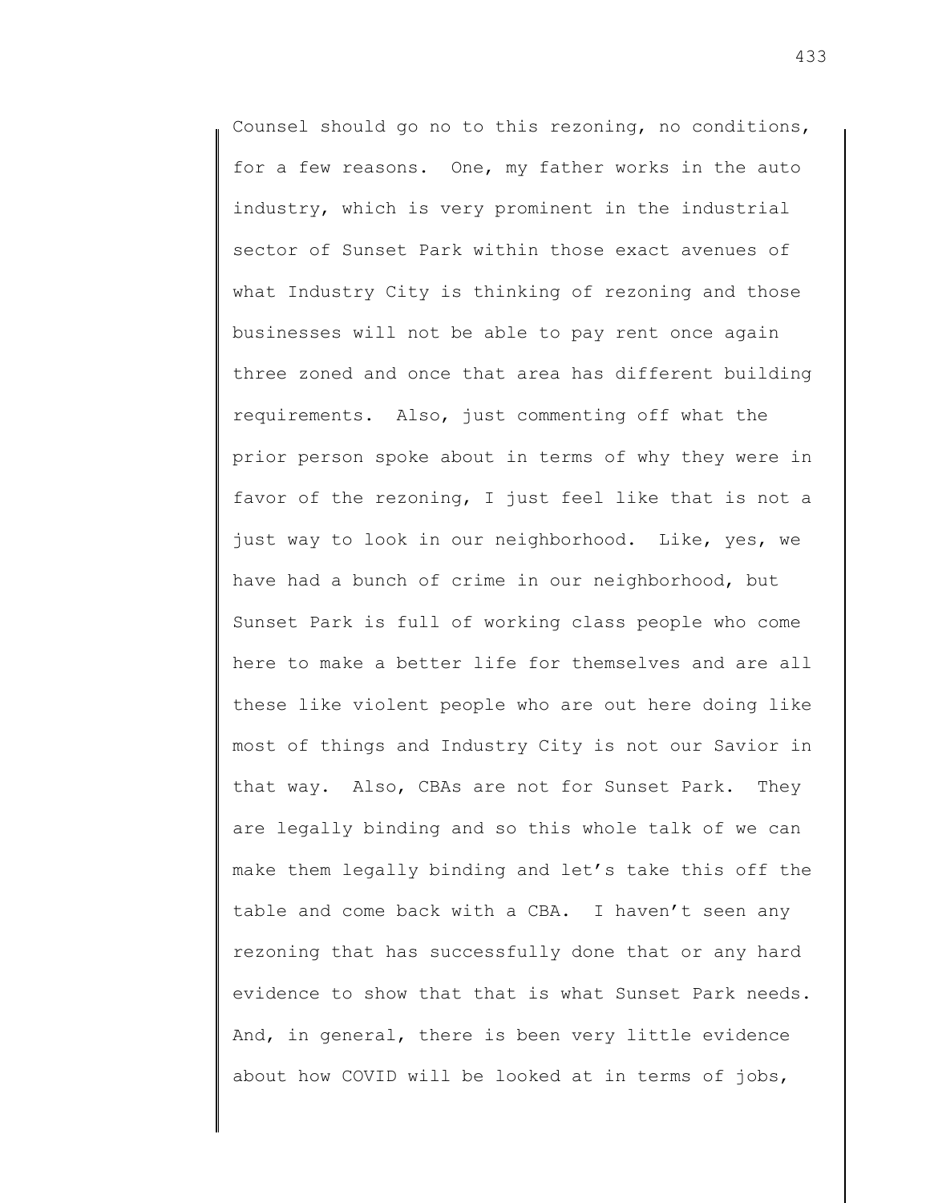Counsel should go no to this rezoning, no conditions, for a few reasons. One, my father works in the auto industry, which is very prominent in the industrial sector of Sunset Park within those exact avenues of what Industry City is thinking of rezoning and those businesses will not be able to pay rent once again three zoned and once that area has different building requirements. Also, just commenting off what the prior person spoke about in terms of why they were in favor of the rezoning, I just feel like that is not a just way to look in our neighborhood. Like, yes, we have had a bunch of crime in our neighborhood, but Sunset Park is full of working class people who come here to make a better life for themselves and are all these like violent people who are out here doing like most of things and Industry City is not our Savior in that way. Also, CBAs are not for Sunset Park. They are legally binding and so this whole talk of we can make them legally binding and let's take this off the table and come back with a CBA. I haven't seen any rezoning that has successfully done that or any hard evidence to show that that is what Sunset Park needs. And, in general, there is been very little evidence about how COVID will be looked at in terms of jobs,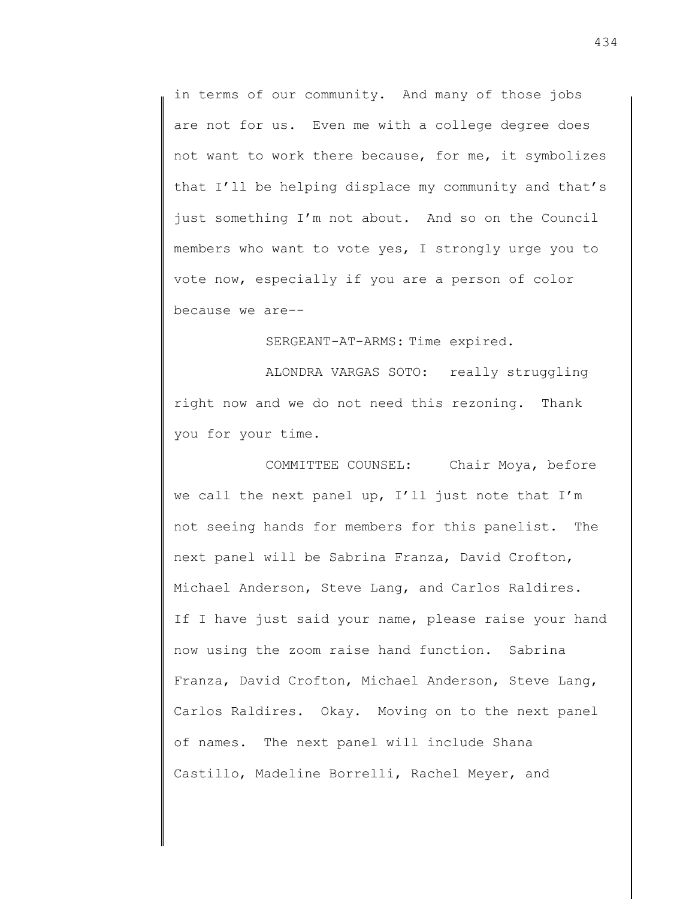in terms of our community. And many of those jobs are not for us. Even me with a college degree does not want to work there because, for me, it symbolizes that I'll be helping displace my community and that's just something I'm not about. And so on the Council members who want to vote yes, I strongly urge you to vote now, especially if you are a person of color because we are--

SERGEANT-AT-ARMS: Time expired.

ALONDRA VARGAS SOTO: really struggling right now and we do not need this rezoning. Thank you for your time.

COMMITTEE COUNSEL: Chair Moya, before we call the next panel up, I'll just note that I'm not seeing hands for members for this panelist. The next panel will be Sabrina Franza, David Crofton, Michael Anderson, Steve Lang, and Carlos Raldires. If I have just said your name, please raise your hand now using the zoom raise hand function. Sabrina Franza, David Crofton, Michael Anderson, Steve Lang, Carlos Raldires. Okay. Moving on to the next panel of names. The next panel will include Shana Castillo, Madeline Borrelli, Rachel Meyer, and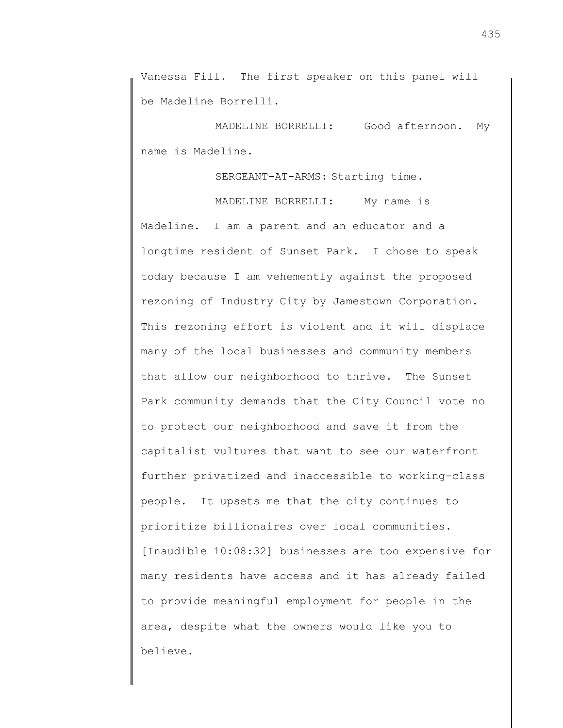Vanessa Fill. The first speaker on this panel will be Madeline Borrelli.

MADELINE BORRELLI: Good afternoon. My name is Madeline.

SERGEANT-AT-ARMS: Starting time.

MADELINE BORRELLI: My name is Madeline. I am a parent and an educator and a longtime resident of Sunset Park. I chose to speak today because I am vehemently against the proposed rezoning of Industry City by Jamestown Corporation. This rezoning effort is violent and it will displace many of the local businesses and community members that allow our neighborhood to thrive. The Sunset Park community demands that the City Council vote no to protect our neighborhood and save it from the capitalist vultures that want to see our waterfront further privatized and inaccessible to working-class people. It upsets me that the city continues to prioritize billionaires over local communities. [Inaudible 10:08:32] businesses are too expensive for many residents have access and it has already failed to provide meaningful employment for people in the area, despite what the owners would like you to believe.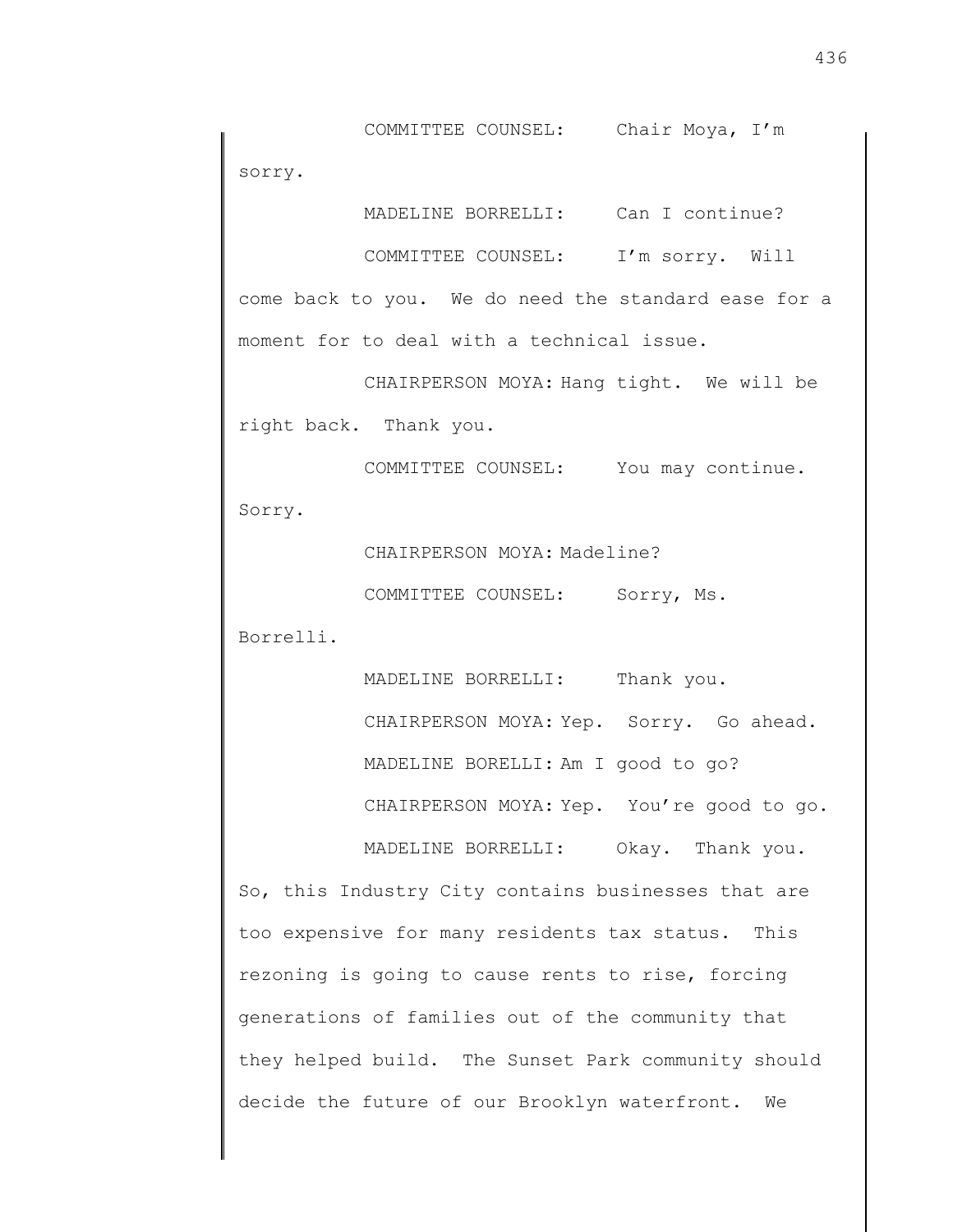COMMITTEE COUNSEL: Chair Moya, I'm sorry.

MADELINE BORRELLI: Can I continue?

COMMITTEE COUNSEL: I'm sorry. Will come back to you. We do need the standard ease for a moment for to deal with a technical issue.

CHAIRPERSON MOYA: Hang tight. We will be right back. Thank you.

COMMITTEE COUNSEL: You may continue. Sorry.

CHAIRPERSON MOYA: Madeline?

COMMITTEE COUNSEL: Sorry, Ms. Borrelli.

MADELINE BORRELLI: Thank you.

CHAIRPERSON MOYA: Yep. Sorry. Go ahead.

MADELINE BORELLI: Am I good to go?

CHAIRPERSON MOYA: Yep. You're good to go.

MADELINE BORRELLI: Okay. Thank you. So, this Industry City contains businesses that are too expensive for many residents tax status. This rezoning is going to cause rents to rise, forcing generations of families out of the community that they helped build. The Sunset Park community should decide the future of our Brooklyn waterfront. We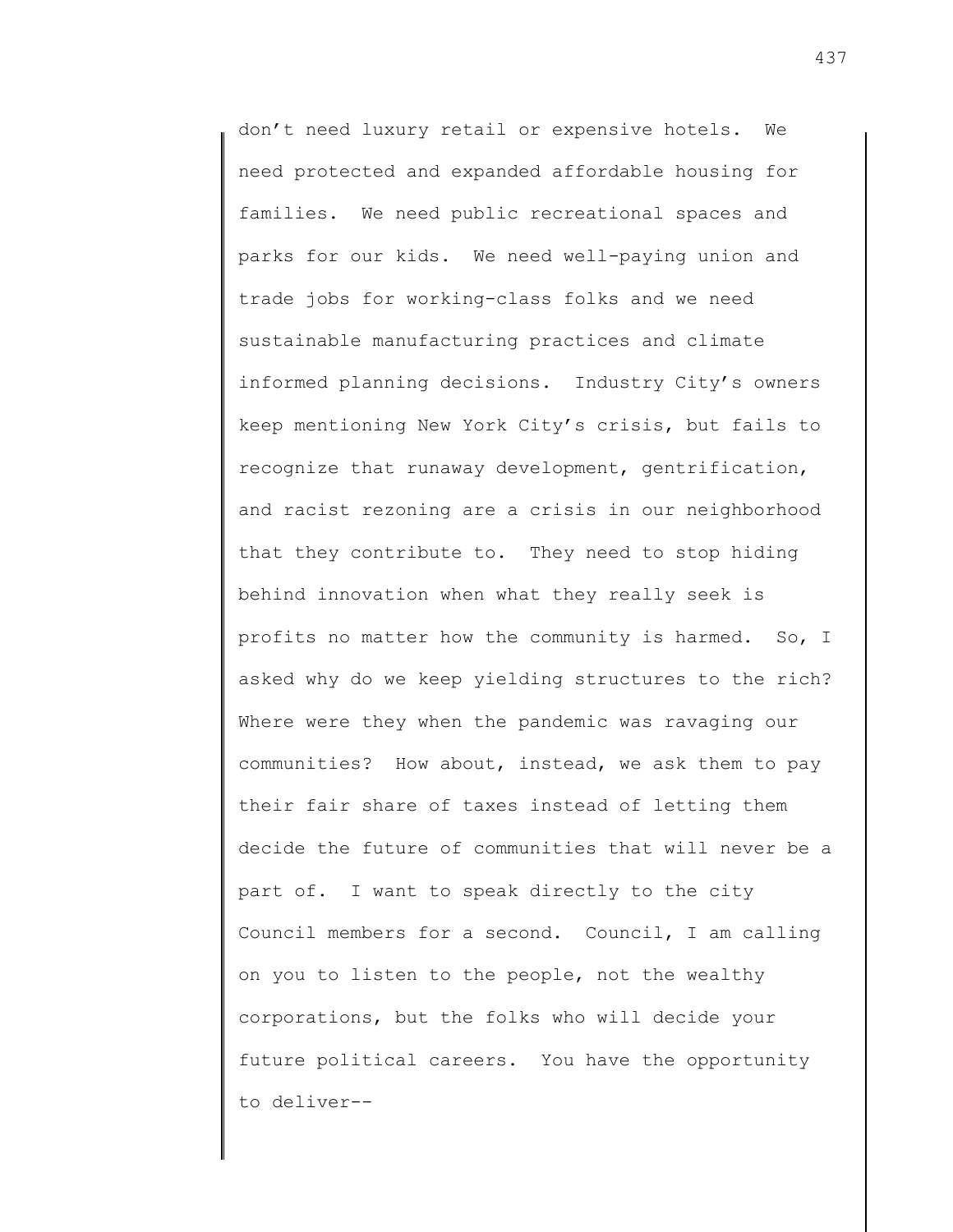don't need luxury retail or expensive hotels. We need protected and expanded affordable housing for families. We need public recreational spaces and parks for our kids. We need well-paying union and trade jobs for working-class folks and we need sustainable manufacturing practices and climate informed planning decisions. Industry City's owners keep mentioning New York City's crisis, but fails to recognize that runaway development, gentrification, and racist rezoning are a crisis in our neighborhood that they contribute to. They need to stop hiding behind innovation when what they really seek is profits no matter how the community is harmed. So, I asked why do we keep yielding structures to the rich? Where were they when the pandemic was ravaging our communities? How about, instead, we ask them to pay their fair share of taxes instead of letting them decide the future of communities that will never be a part of. I want to speak directly to the city Council members for a second. Council, I am calling on you to listen to the people, not the wealthy corporations, but the folks who will decide your future political careers. You have the opportunity to deliver--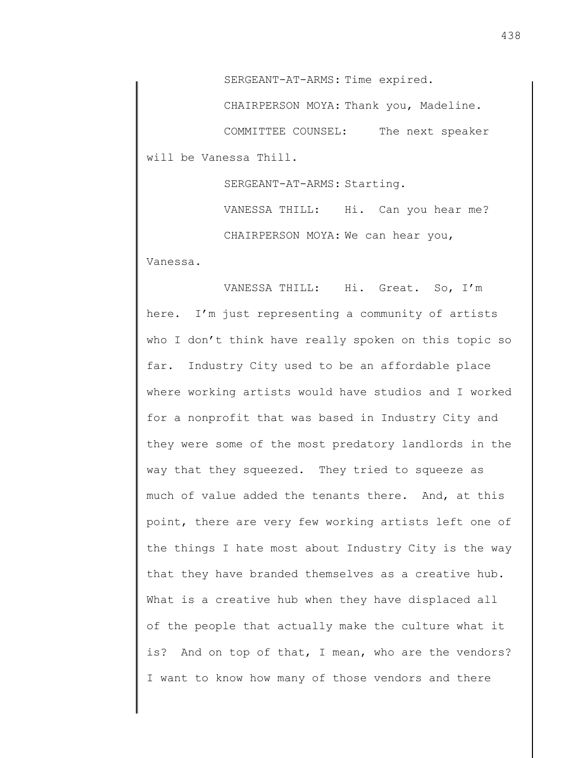SERGEANT-AT-ARMS: Time expired.

CHAIRPERSON MOYA: Thank you, Madeline.

COMMITTEE COUNSEL: The next speaker will be Vanessa Thill.

SERGEANT-AT-ARMS: Starting.

VANESSA THILL: Hi. Can you hear me?

CHAIRPERSON MOYA: We can hear you, Vanessa.

VANESSA THILL: Hi. Great. So, I'm here. I'm just representing a community of artists who I don't think have really spoken on this topic so far. Industry City used to be an affordable place where working artists would have studios and I worked for a nonprofit that was based in Industry City and they were some of the most predatory landlords in the way that they squeezed. They tried to squeeze as much of value added the tenants there. And, at this point, there are very few working artists left one of the things I hate most about Industry City is the way that they have branded themselves as a creative hub. What is a creative hub when they have displaced all of the people that actually make the culture what it is? And on top of that, I mean, who are the vendors? I want to know how many of those vendors and there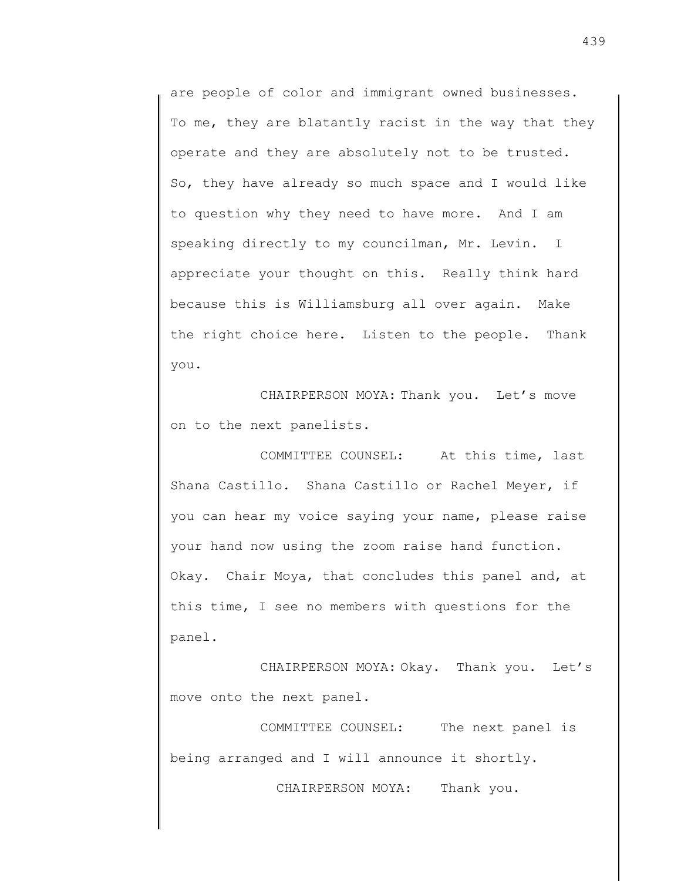are people of color and immigrant owned businesses. To me, they are blatantly racist in the way that they operate and they are absolutely not to be trusted. So, they have already so much space and I would like to question why they need to have more. And I am speaking directly to my councilman, Mr. Levin. I appreciate your thought on this. Really think hard because this is Williamsburg all over again. Make the right choice here. Listen to the people. Thank you.

CHAIRPERSON MOYA: Thank you. Let's move on to the next panelists.

COMMITTEE COUNSEL: At this time, last Shana Castillo. Shana Castillo or Rachel Meyer, if you can hear my voice saying your name, please raise your hand now using the zoom raise hand function. Okay. Chair Moya, that concludes this panel and, at this time, I see no members with questions for the panel.

CHAIRPERSON MOYA: Okay. Thank you. Let's move onto the next panel.

COMMITTEE COUNSEL: The next panel is being arranged and I will announce it shortly.

CHAIRPERSON MOYA: Thank you.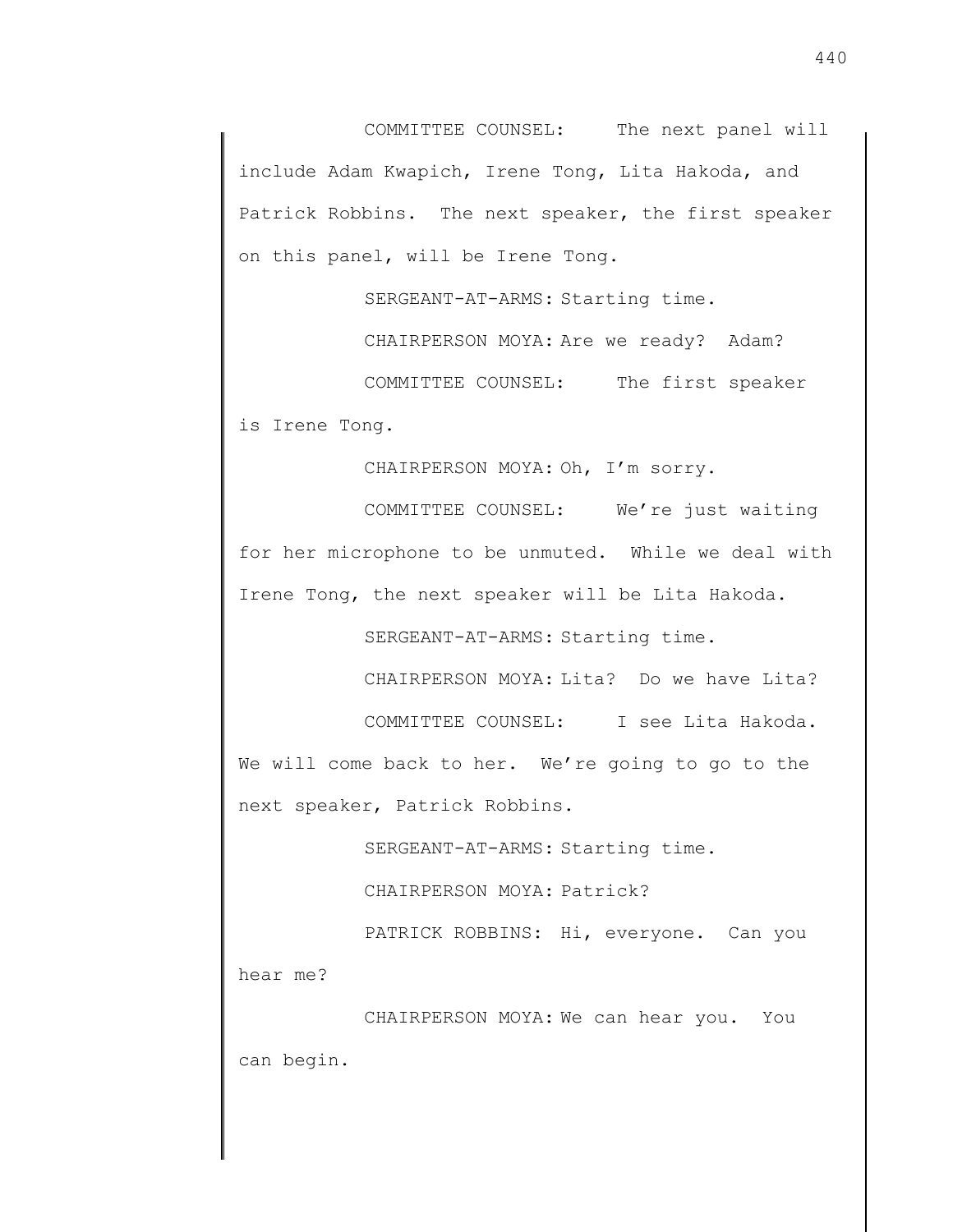COMMITTEE COUNSEL: The next panel will include Adam Kwapich, Irene Tong, Lita Hakoda, and Patrick Robbins. The next speaker, the first speaker on this panel, will be Irene Tong.

SERGEANT-AT-ARMS: Starting time.

CHAIRPERSON MOYA: Are we ready? Adam?

COMMITTEE COUNSEL: The first speaker is Irene Tong.

CHAIRPERSON MOYA: Oh, I'm sorry.

COMMITTEE COUNSEL: We're just waiting for her microphone to be unmuted. While we deal with Irene Tong, the next speaker will be Lita Hakoda.

SERGEANT-AT-ARMS: Starting time.

CHAIRPERSON MOYA: Lita? Do we have Lita?

COMMITTEE COUNSEL: I see Lita Hakoda. We will come back to her. We're going to go to the next speaker, Patrick Robbins.

SERGEANT-AT-ARMS: Starting time.

CHAIRPERSON MOYA: Patrick?

PATRICK ROBBINS: Hi, everyone. Can you hear me?

CHAIRPERSON MOYA: We can hear you. You can begin.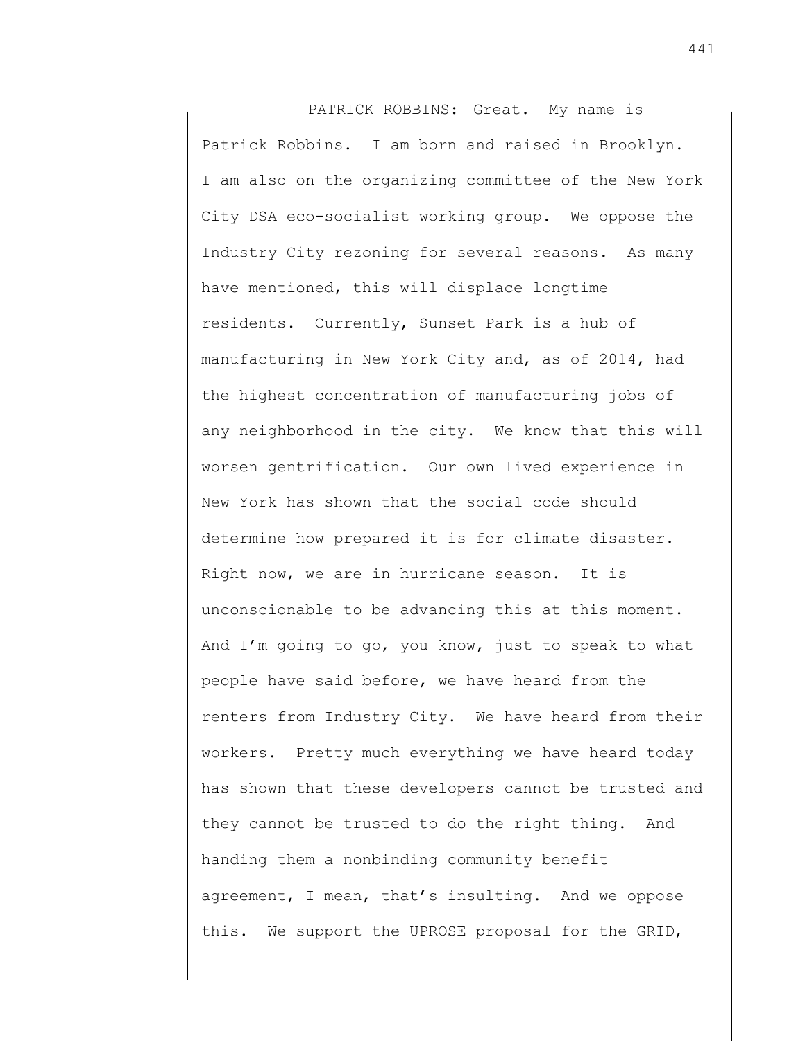PATRICK ROBBINS: Great. My name is Patrick Robbins. I am born and raised in Brooklyn. I am also on the organizing committee of the New York City DSA eco-socialist working group. We oppose the Industry City rezoning for several reasons. As many have mentioned, this will displace longtime residents. Currently, Sunset Park is a hub of manufacturing in New York City and, as of 2014, had the highest concentration of manufacturing jobs of any neighborhood in the city. We know that this will worsen gentrification. Our own lived experience in New York has shown that the social code should determine how prepared it is for climate disaster. Right now, we are in hurricane season. It is unconscionable to be advancing this at this moment. And I'm going to go, you know, just to speak to what people have said before, we have heard from the renters from Industry City. We have heard from their workers. Pretty much everything we have heard today has shown that these developers cannot be trusted and they cannot be trusted to do the right thing. And handing them a nonbinding community benefit agreement, I mean, that's insulting. And we oppose this. We support the UPROSE proposal for the GRID,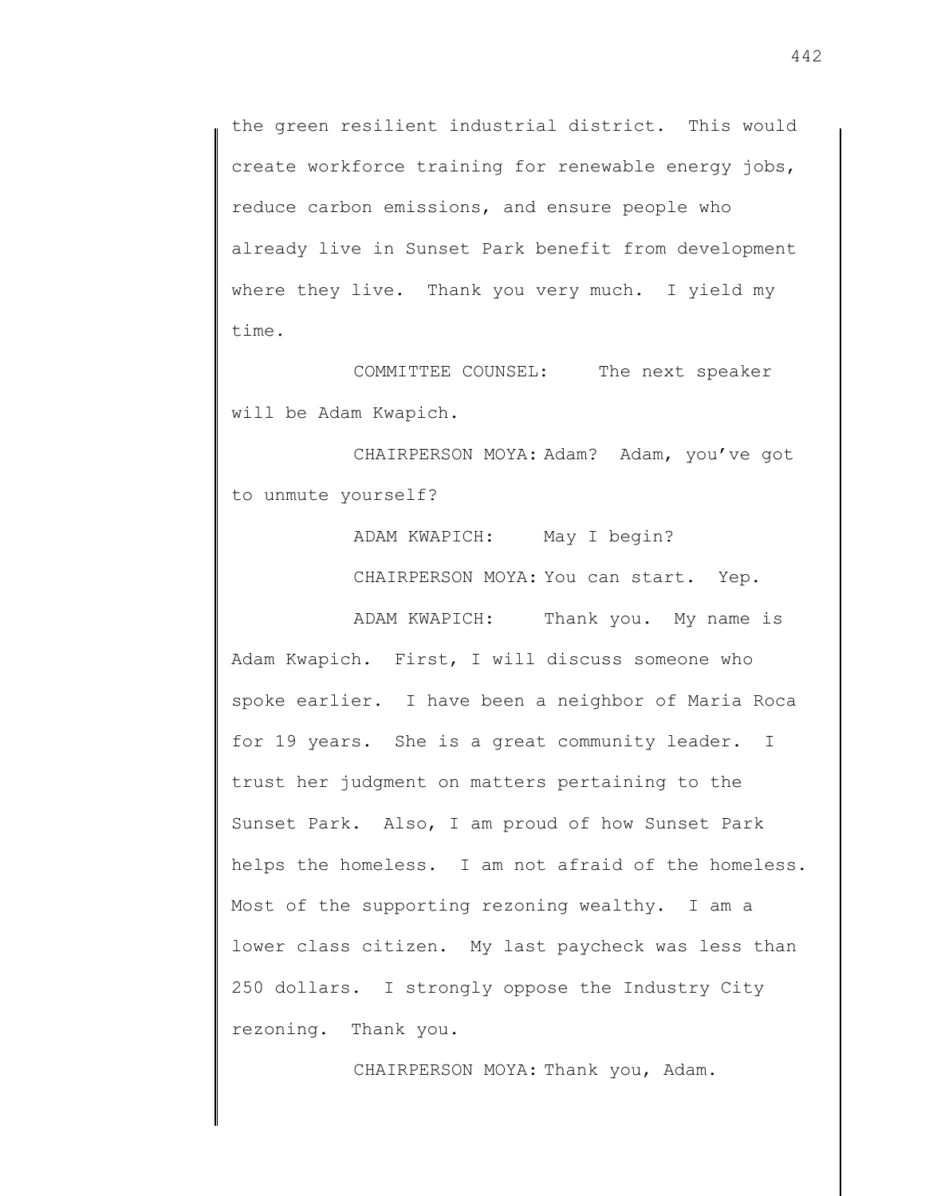the green resilient industrial district. This would create workforce training for renewable energy jobs, reduce carbon emissions, and ensure people who already live in Sunset Park benefit from development where they live. Thank you very much. I yield my time.

COMMITTEE COUNSEL: The next speaker will be Adam Kwapich.

CHAIRPERSON MOYA: Adam? Adam, you've got to unmute yourself?

ADAM KWAPICH: May I begin?

CHAIRPERSON MOYA: You can start. Yep.

ADAM KWAPICH: Thank you. My name is Adam Kwapich. First, I will discuss someone who spoke earlier. I have been a neighbor of Maria Roca for 19 years. She is a great community leader. I trust her judgment on matters pertaining to the Sunset Park. Also, I am proud of how Sunset Park helps the homeless. I am not afraid of the homeless. Most of the supporting rezoning wealthy. I am a lower class citizen. My last paycheck was less than 250 dollars. I strongly oppose the Industry City rezoning. Thank you.

CHAIRPERSON MOYA: Thank you, Adam.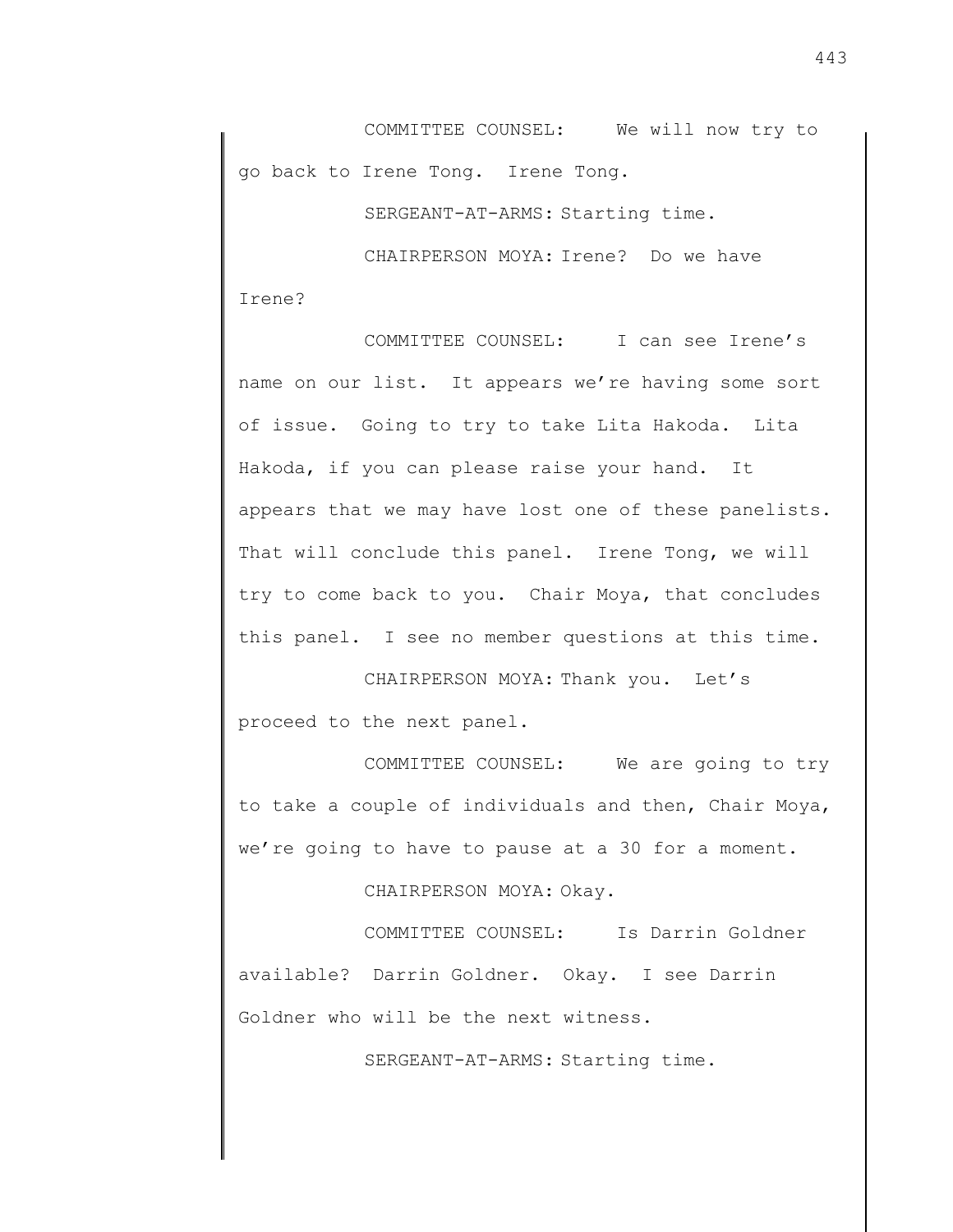COMMITTEE COUNSEL: We will now try to go back to Irene Tong. Irene Tong.

SERGEANT-AT-ARMS: Starting time.

CHAIRPERSON MOYA: Irene? Do we have Irene?

COMMITTEE COUNSEL: I can see Irene's name on our list. It appears we're having some sort of issue. Going to try to take Lita Hakoda. Lita Hakoda, if you can please raise your hand. It appears that we may have lost one of these panelists. That will conclude this panel. Irene Tong, we will try to come back to you. Chair Moya, that concludes this panel. I see no member questions at this time.

CHAIRPERSON MOYA: Thank you. Let's proceed to the next panel.

COMMITTEE COUNSEL: We are going to try to take a couple of individuals and then, Chair Moya, we're going to have to pause at a 30 for a moment.

CHAIRPERSON MOYA: Okay.

COMMITTEE COUNSEL: Is Darrin Goldner available? Darrin Goldner. Okay. I see Darrin Goldner who will be the next witness.

SERGEANT-AT-ARMS: Starting time.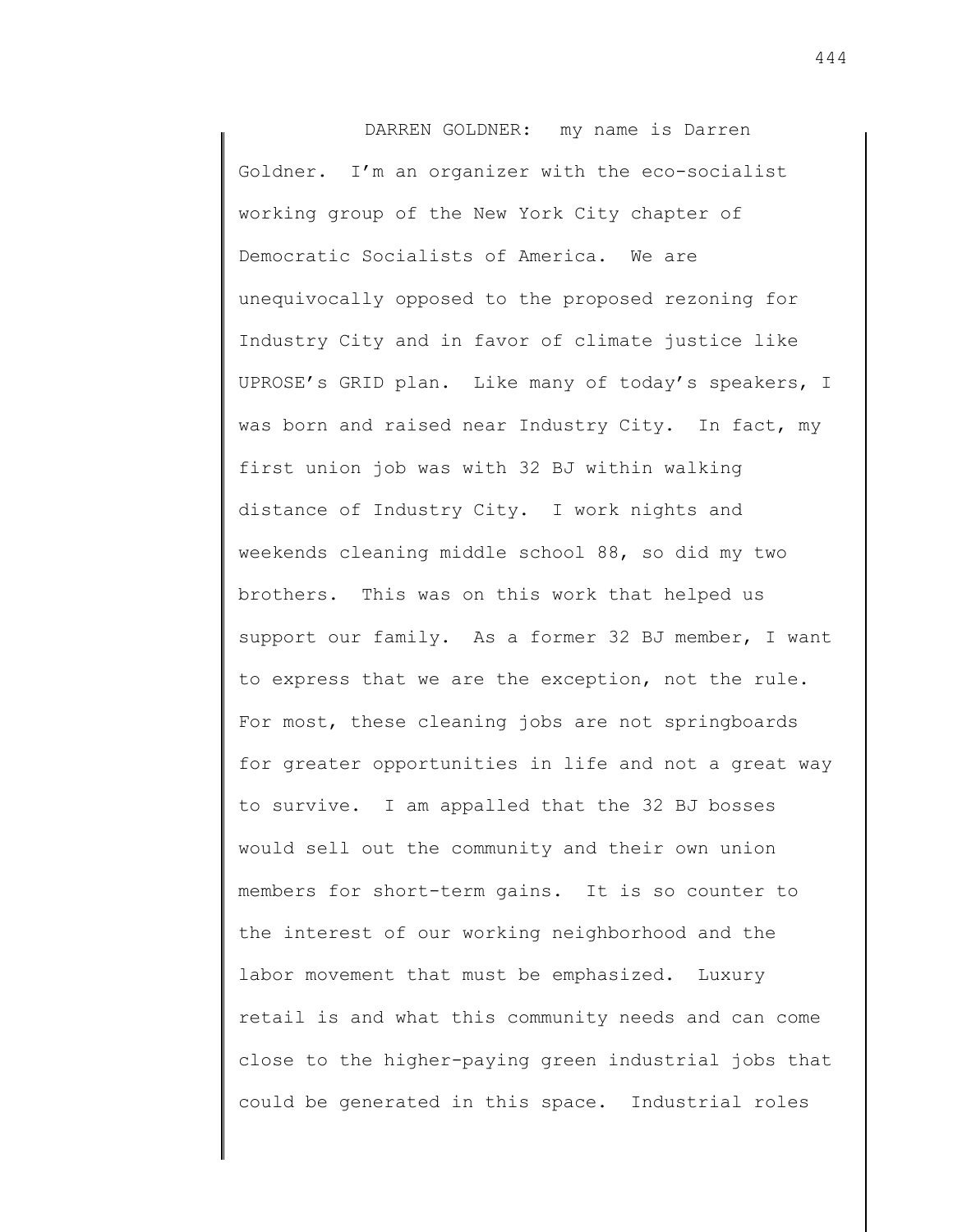DARREN GOLDNER: my name is Darren Goldner. I'm an organizer with the eco-socialist working group of the New York City chapter of Democratic Socialists of America. We are unequivocally opposed to the proposed rezoning for Industry City and in favor of climate justice like UPROSE's GRID plan. Like many of today's speakers, I was born and raised near Industry City. In fact, my first union job was with 32 BJ within walking distance of Industry City. I work nights and weekends cleaning middle school 88, so did my two brothers. This was on this work that helped us support our family. As a former 32 BJ member, I want to express that we are the exception, not the rule. For most, these cleaning jobs are not springboards for greater opportunities in life and not a great way to survive. I am appalled that the 32 BJ bosses would sell out the community and their own union members for short-term gains. It is so counter to the interest of our working neighborhood and the labor movement that must be emphasized. Luxury retail is and what this community needs and can come close to the higher-paying green industrial jobs that could be generated in this space. Industrial roles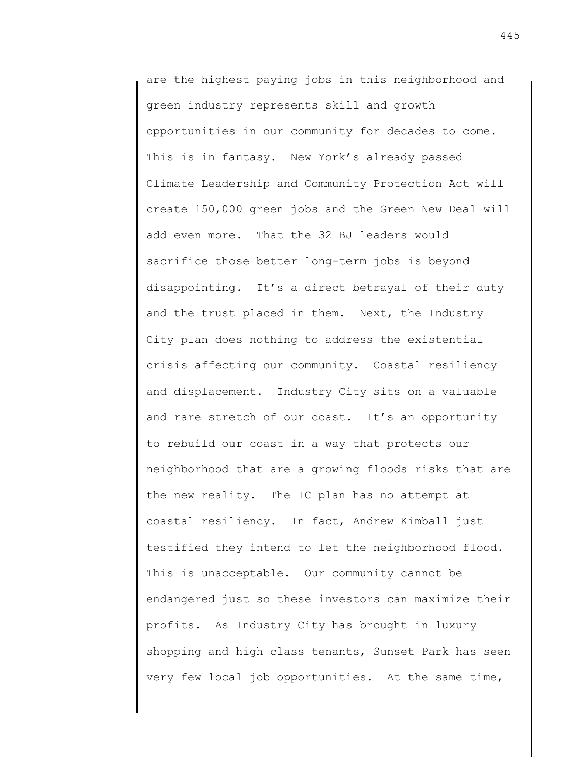are the highest paying jobs in this neighborhood and green industry represents skill and growth opportunities in our community for decades to come. This is in fantasy. New York's already passed Climate Leadership and Community Protection Act will create 150,000 green jobs and the Green New Deal will add even more. That the 32 BJ leaders would sacrifice those better long-term jobs is beyond disappointing. It's a direct betrayal of their duty and the trust placed in them. Next, the Industry City plan does nothing to address the existential crisis affecting our community. Coastal resiliency and displacement. Industry City sits on a valuable and rare stretch of our coast. It's an opportunity to rebuild our coast in a way that protects our neighborhood that are a growing floods risks that are the new reality. The IC plan has no attempt at coastal resiliency. In fact, Andrew Kimball just testified they intend to let the neighborhood flood. This is unacceptable. Our community cannot be endangered just so these investors can maximize their profits. As Industry City has brought in luxury shopping and high class tenants, Sunset Park has seen very few local job opportunities. At the same time,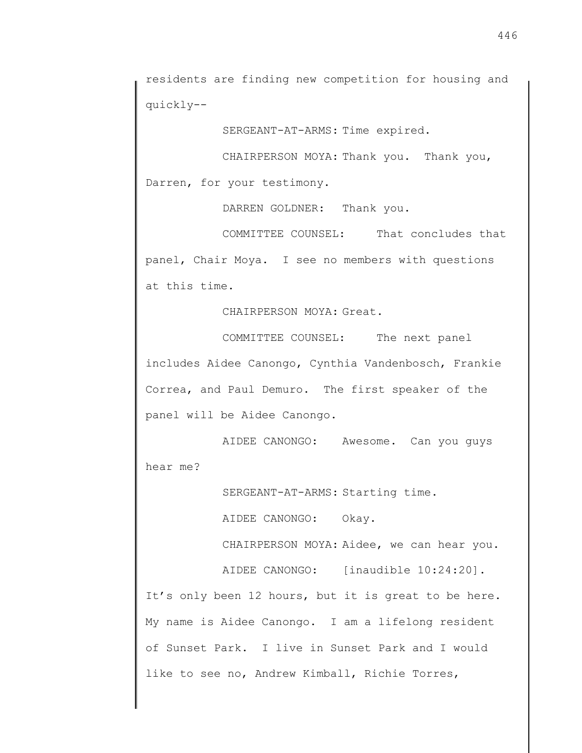residents are finding new competition for housing and quickly--

SERGEANT-AT-ARMS: Time expired.

CHAIRPERSON MOYA: Thank you. Thank you, Darren, for your testimony.

DARREN GOLDNER: Thank you.

COMMITTEE COUNSEL: That concludes that panel, Chair Moya. I see no members with questions at this time.

CHAIRPERSON MOYA: Great.

COMMITTEE COUNSEL: The next panel includes Aidee Canongo, Cynthia Vandenbosch, Frankie Correa, and Paul Demuro. The first speaker of the panel will be Aidee Canongo.

AIDEE CANONGO: Awesome. Can you guys hear me?

SERGEANT-AT-ARMS: Starting time.

AIDEE CANONGO: Okay.

CHAIRPERSON MOYA: Aidee, we can hear you.

AIDEE CANONGO: [inaudible 10:24:20]. It's only been 12 hours, but it is great to be here. My name is Aidee Canongo. I am a lifelong resident of Sunset Park. I live in Sunset Park and I would like to see no, Andrew Kimball, Richie Torres,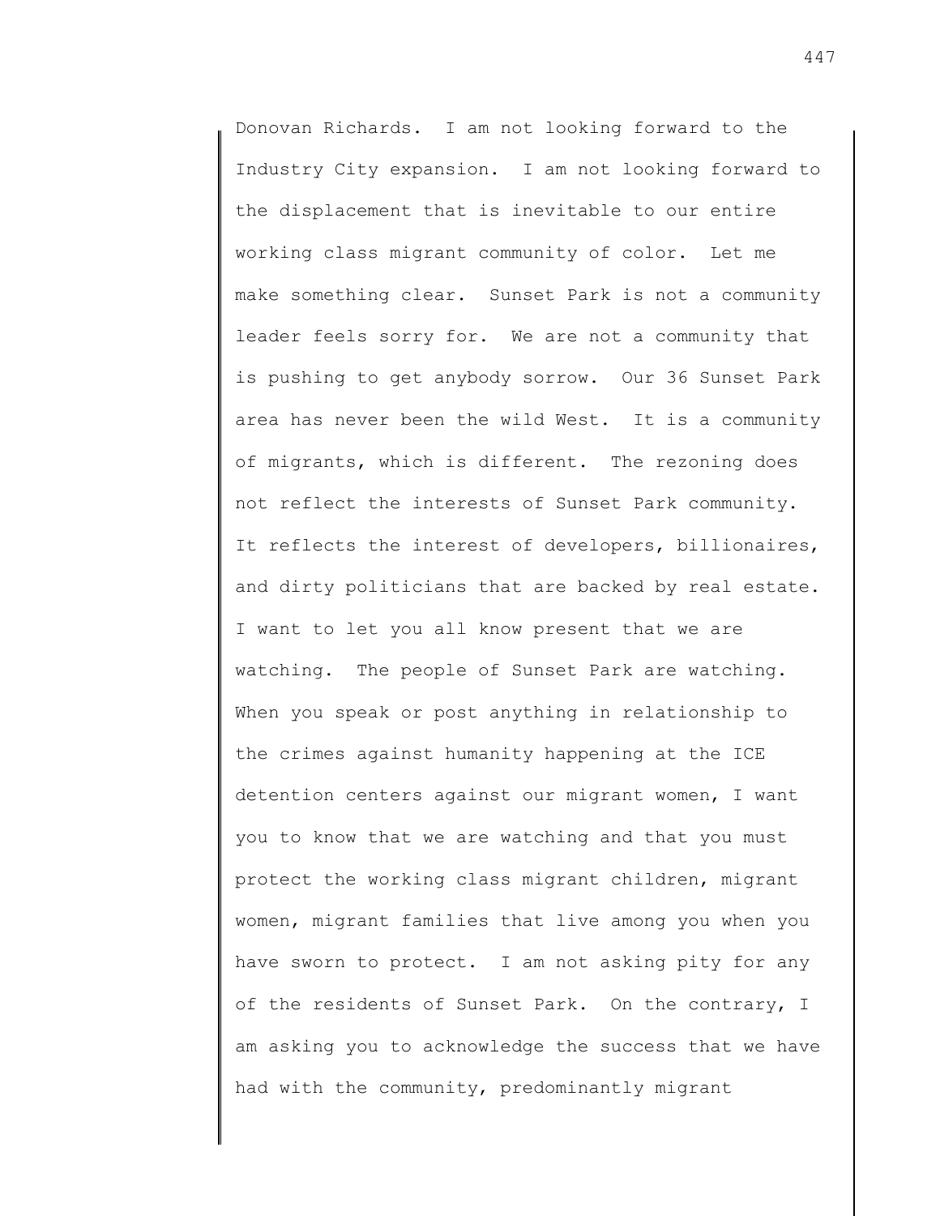Donovan Richards. I am not looking forward to the Industry City expansion. I am not looking forward to the displacement that is inevitable to our entire working class migrant community of color. Let me make something clear. Sunset Park is not a community leader feels sorry for. We are not a community that is pushing to get anybody sorrow. Our 36 Sunset Park area has never been the wild West. It is a community of migrants, which is different. The rezoning does not reflect the interests of Sunset Park community. It reflects the interest of developers, billionaires, and dirty politicians that are backed by real estate. I want to let you all know present that we are watching. The people of Sunset Park are watching. When you speak or post anything in relationship to the crimes against humanity happening at the ICE detention centers against our migrant women, I want you to know that we are watching and that you must protect the working class migrant children, migrant women, migrant families that live among you when you have sworn to protect. I am not asking pity for any of the residents of Sunset Park. On the contrary, I am asking you to acknowledge the success that we have had with the community, predominantly migrant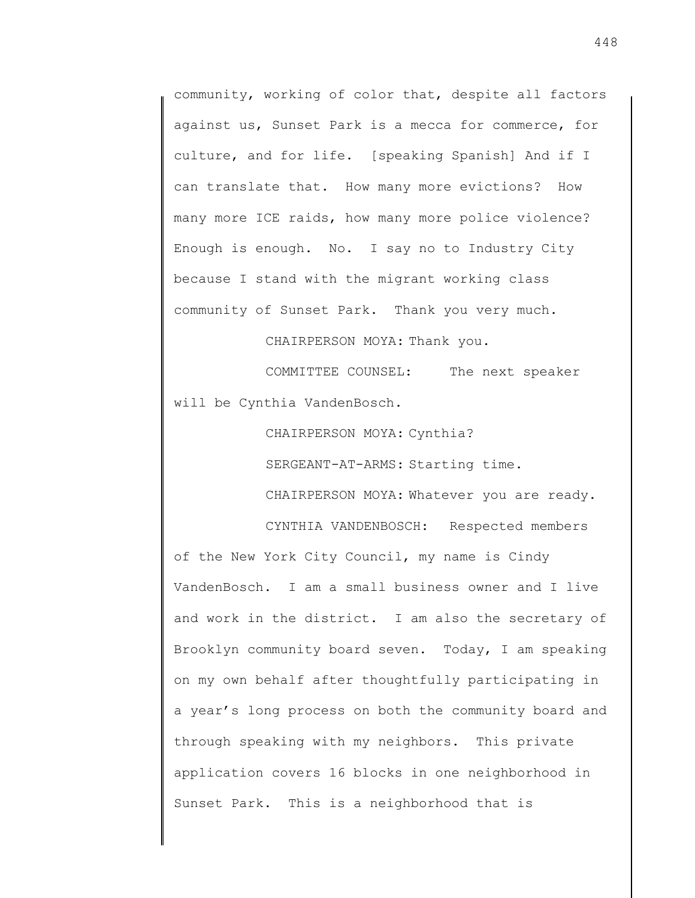community, working of color that, despite all factors against us, Sunset Park is a mecca for commerce, for culture, and for life. [speaking Spanish] And if I can translate that. How many more evictions? How many more ICE raids, how many more police violence? Enough is enough. No. I say no to Industry City because I stand with the migrant working class community of Sunset Park. Thank you very much.

CHAIRPERSON MOYA: Thank you.

COMMITTEE COUNSEL: The next speaker will be Cynthia VandenBosch.

CHAIRPERSON MOYA: Cynthia?

SERGEANT-AT-ARMS: Starting time.

CHAIRPERSON MOYA: Whatever you are ready.

CYNTHIA VANDENBOSCH: Respected members of the New York City Council, my name is Cindy VandenBosch. I am a small business owner and I live and work in the district. I am also the secretary of Brooklyn community board seven. Today, I am speaking on my own behalf after thoughtfully participating in a year's long process on both the community board and through speaking with my neighbors. This private application covers 16 blocks in one neighborhood in Sunset Park. This is a neighborhood that is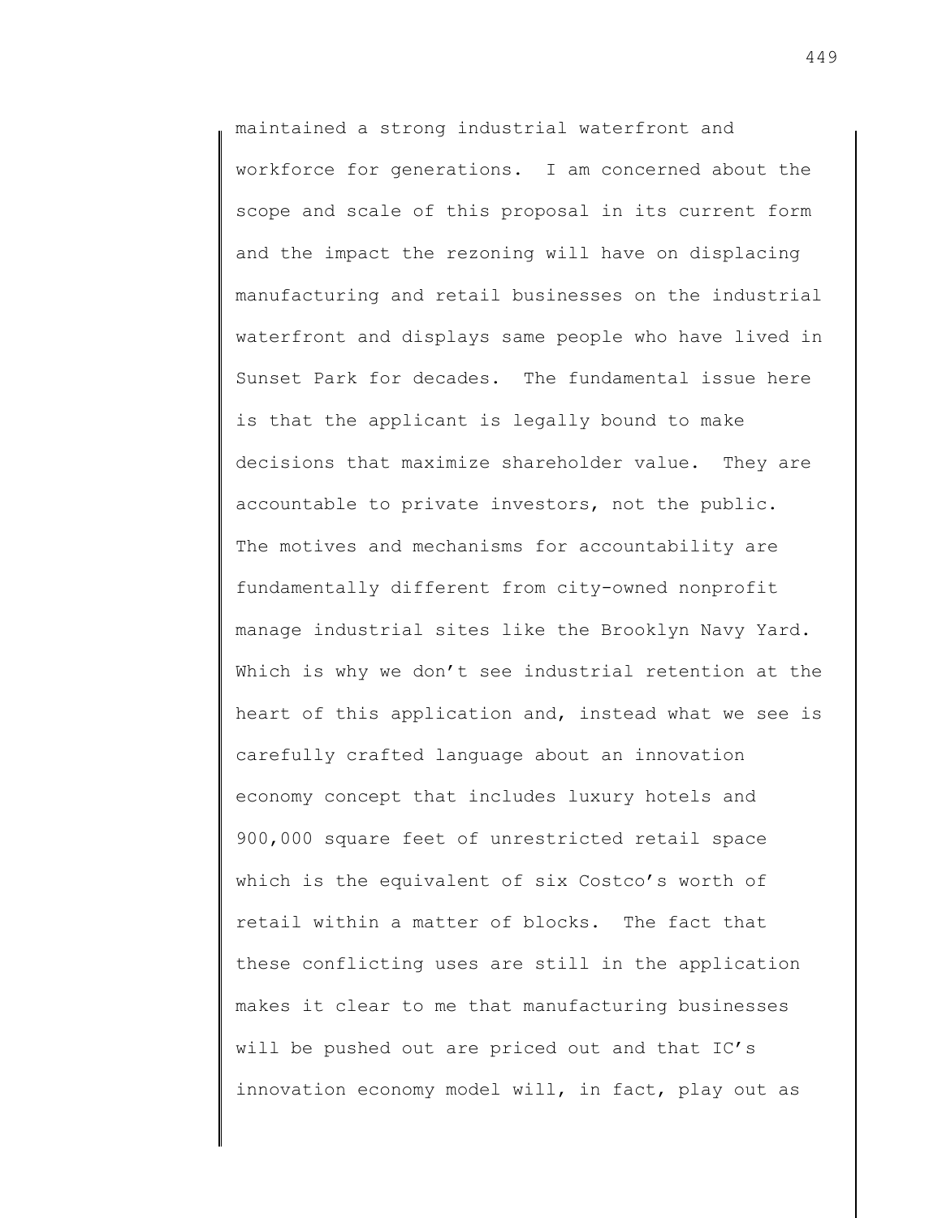maintained a strong industrial waterfront and workforce for generations. I am concerned about the scope and scale of this proposal in its current form and the impact the rezoning will have on displacing manufacturing and retail businesses on the industrial waterfront and displays same people who have lived in Sunset Park for decades. The fundamental issue here is that the applicant is legally bound to make decisions that maximize shareholder value. They are accountable to private investors, not the public. The motives and mechanisms for accountability are fundamentally different from city-owned nonprofit manage industrial sites like the Brooklyn Navy Yard. Which is why we don't see industrial retention at the heart of this application and, instead what we see is carefully crafted language about an innovation economy concept that includes luxury hotels and 900,000 square feet of unrestricted retail space which is the equivalent of six Costco's worth of retail within a matter of blocks. The fact that these conflicting uses are still in the application makes it clear to me that manufacturing businesses will be pushed out are priced out and that IC's innovation economy model will, in fact, play out as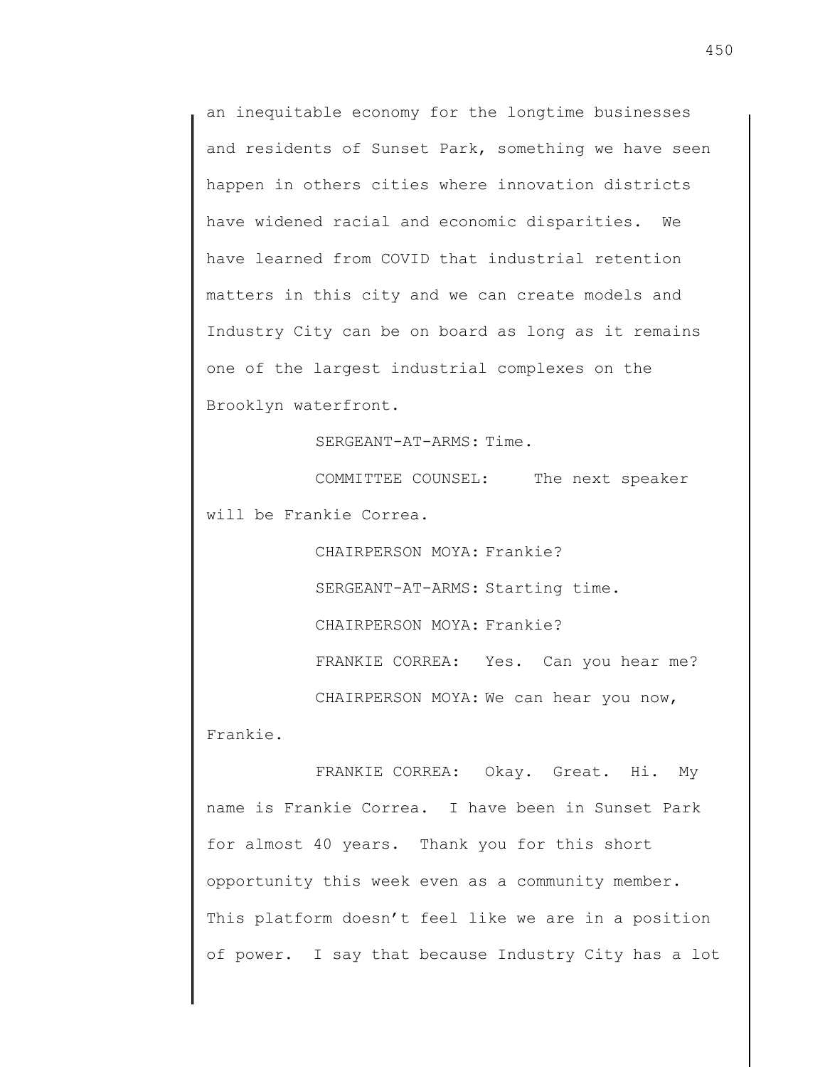an inequitable economy for the longtime businesses and residents of Sunset Park, something we have seen happen in others cities where innovation districts have widened racial and economic disparities. We have learned from COVID that industrial retention matters in this city and we can create models and Industry City can be on board as long as it remains one of the largest industrial complexes on the Brooklyn waterfront.

SERGEANT-AT-ARMS: Time.

COMMITTEE COUNSEL: The next speaker will be Frankie Correa.

CHAIRPERSON MOYA: Frankie?

SERGEANT-AT-ARMS: Starting time.

CHAIRPERSON MOYA: Frankie?

FRANKIE CORREA: Yes. Can you hear me?

CHAIRPERSON MOYA: We can hear you now, Frankie.

FRANKIE CORREA: Okay. Great. Hi. My name is Frankie Correa. I have been in Sunset Park for almost 40 years. Thank you for this short opportunity this week even as a community member. This platform doesn't feel like we are in a position of power. I say that because Industry City has a lot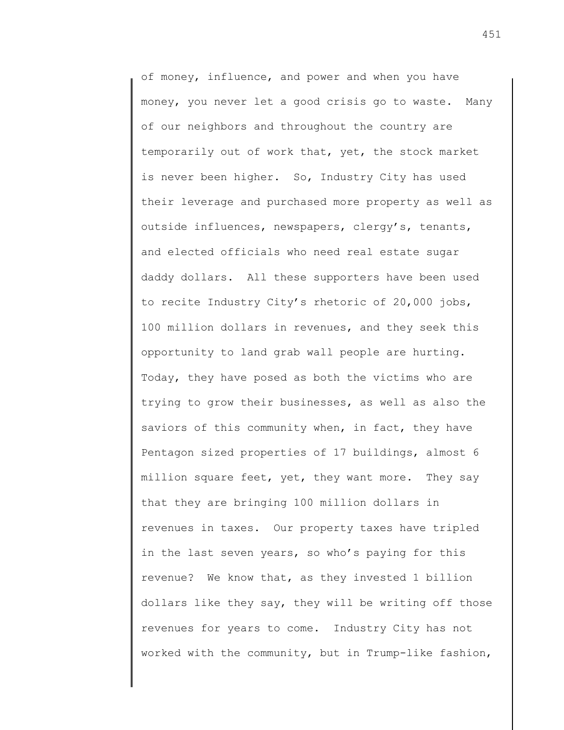of money, influence, and power and when you have money, you never let a good crisis go to waste. Many of our neighbors and throughout the country are temporarily out of work that, yet, the stock market is never been higher. So, Industry City has used their leverage and purchased more property as well as outside influences, newspapers, clergy's, tenants, and elected officials who need real estate sugar daddy dollars. All these supporters have been used to recite Industry City's rhetoric of 20,000 jobs, 100 million dollars in revenues, and they seek this opportunity to land grab wall people are hurting. Today, they have posed as both the victims who are trying to grow their businesses, as well as also the saviors of this community when, in fact, they have Pentagon sized properties of 17 buildings, almost 6 million square feet, yet, they want more. They say that they are bringing 100 million dollars in revenues in taxes. Our property taxes have tripled in the last seven years, so who's paying for this revenue? We know that, as they invested 1 billion dollars like they say, they will be writing off those revenues for years to come. Industry City has not worked with the community, but in Trump-like fashion,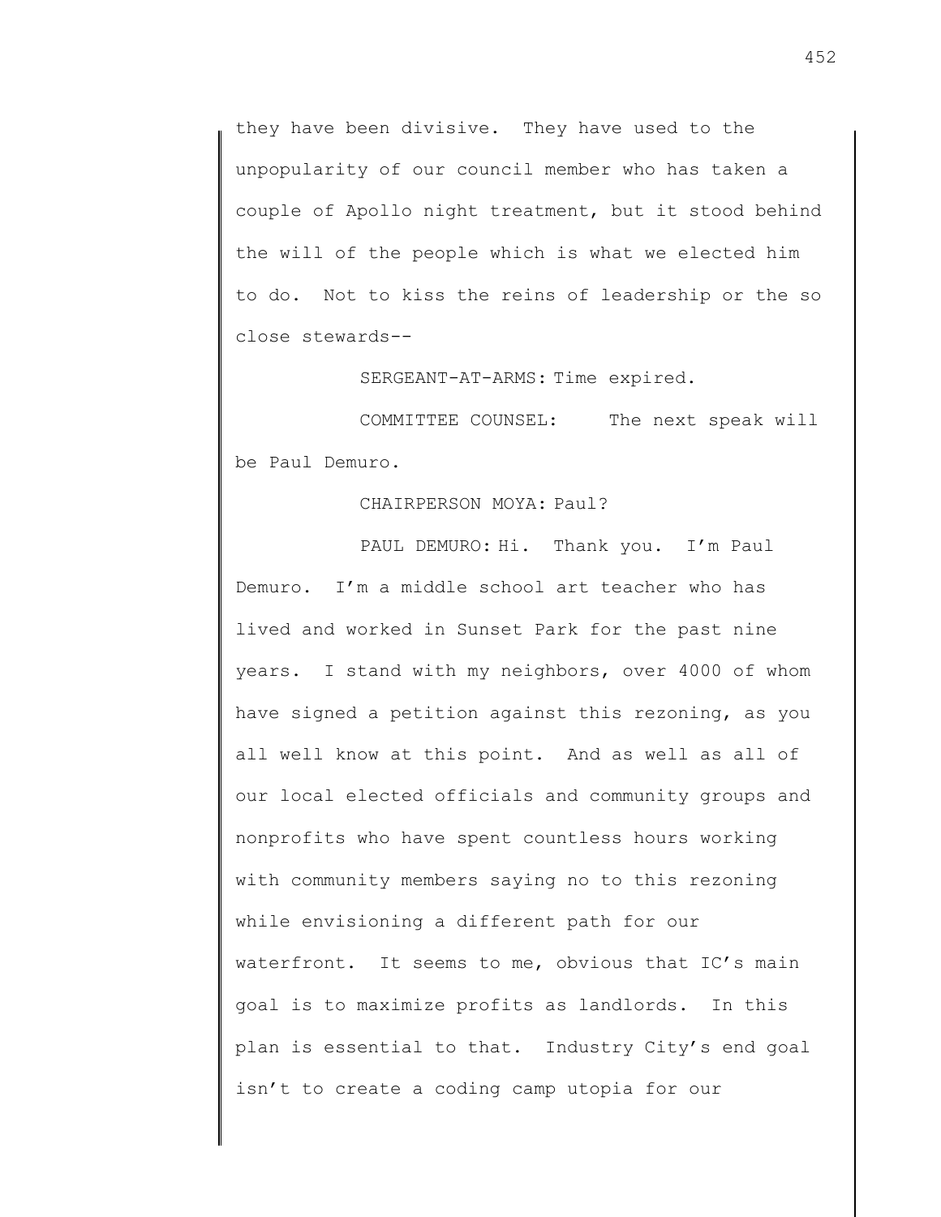they have been divisive. They have used to the unpopularity of our council member who has taken a couple of Apollo night treatment, but it stood behind the will of the people which is what we elected him to do. Not to kiss the reins of leadership or the so close stewards--

SERGEANT-AT-ARMS: Time expired.

COMMITTEE COUNSEL: The next speak will be Paul Demuro.

CHAIRPERSON MOYA: Paul?

PAUL DEMURO: Hi. Thank you. I'm Paul Demuro. I'm a middle school art teacher who has lived and worked in Sunset Park for the past nine years. I stand with my neighbors, over 4000 of whom have signed a petition against this rezoning, as you all well know at this point. And as well as all of our local elected officials and community groups and nonprofits who have spent countless hours working with community members saying no to this rezoning while envisioning a different path for our waterfront. It seems to me, obvious that IC's main goal is to maximize profits as landlords. In this plan is essential to that. Industry City's end goal isn't to create a coding camp utopia for our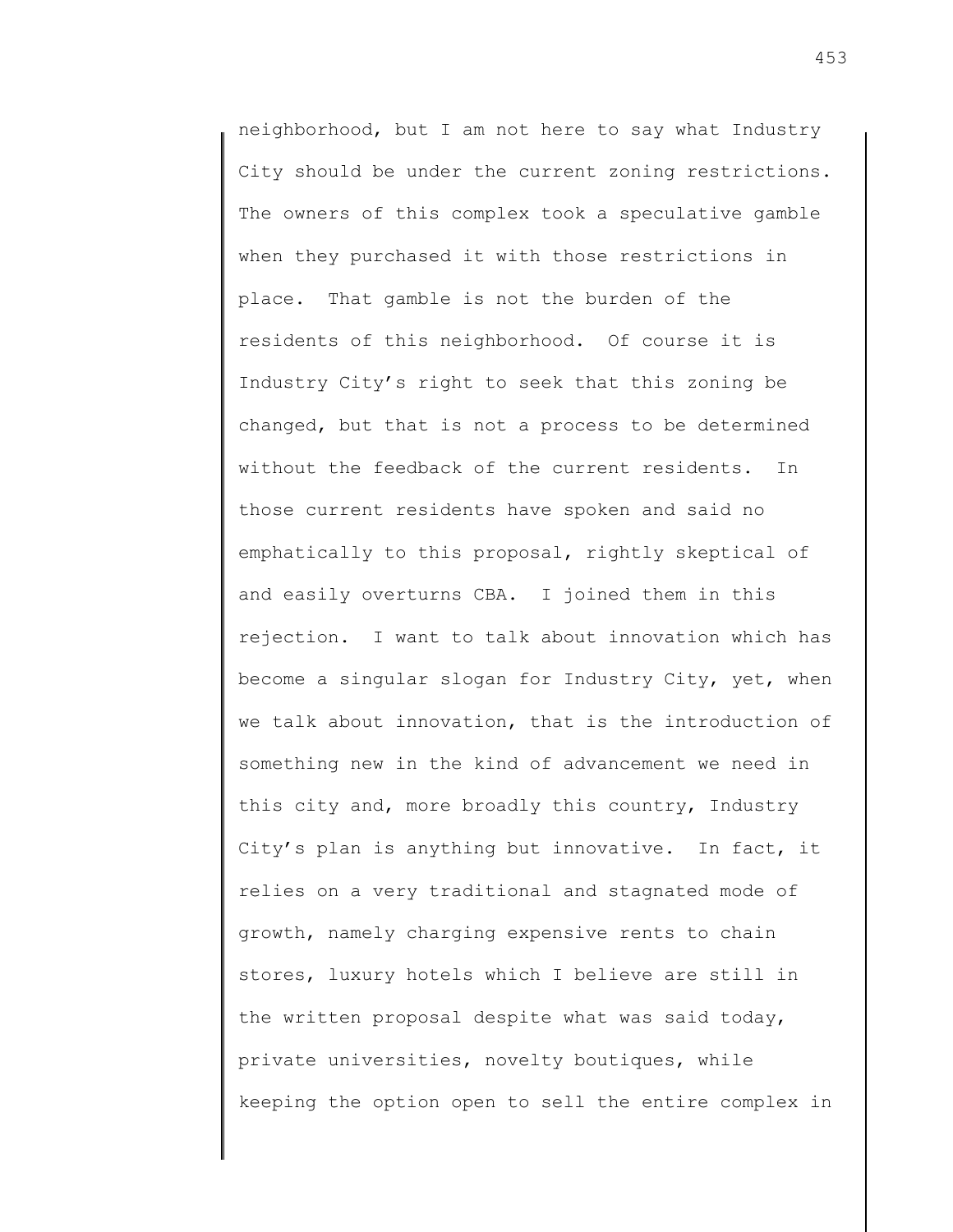neighborhood, but I am not here to say what Industry City should be under the current zoning restrictions. The owners of this complex took a speculative gamble when they purchased it with those restrictions in place. That gamble is not the burden of the residents of this neighborhood. Of course it is Industry City's right to seek that this zoning be changed, but that is not a process to be determined without the feedback of the current residents. In those current residents have spoken and said no emphatically to this proposal, rightly skeptical of and easily overturns CBA. I joined them in this rejection. I want to talk about innovation which has become a singular slogan for Industry City, yet, when we talk about innovation, that is the introduction of something new in the kind of advancement we need in this city and, more broadly this country, Industry City's plan is anything but innovative. In fact, it relies on a very traditional and stagnated mode of growth, namely charging expensive rents to chain stores, luxury hotels which I believe are still in the written proposal despite what was said today, private universities, novelty boutiques, while keeping the option open to sell the entire complex in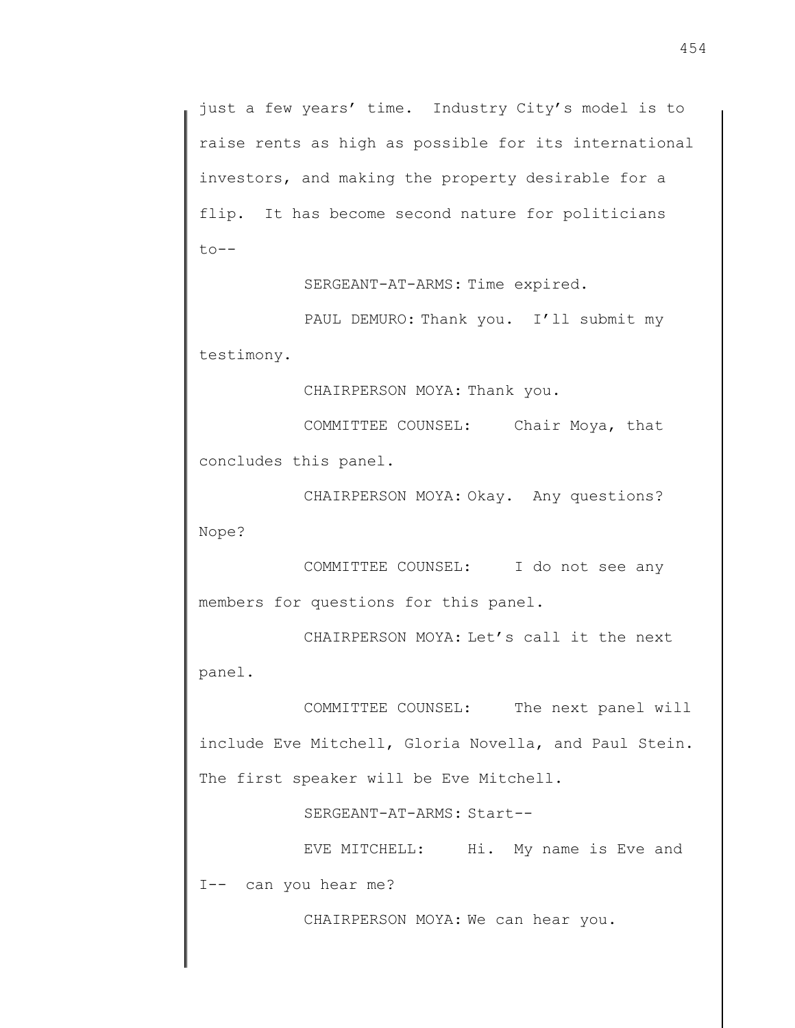just a few years' time. Industry City's model is to raise rents as high as possible for its international investors, and making the property desirable for a flip. It has become second nature for politicians to--

SERGEANT-AT-ARMS: Time expired.

PAUL DEMURO: Thank you. I'll submit my testimony.

CHAIRPERSON MOYA: Thank you.

COMMITTEE COUNSEL: Chair Moya, that concludes this panel.

CHAIRPERSON MOYA: Okay. Any questions? Nope?

COMMITTEE COUNSEL: I do not see any members for questions for this panel.

CHAIRPERSON MOYA: Let's call it the next panel.

COMMITTEE COUNSEL: The next panel will include Eve Mitchell, Gloria Novella, and Paul Stein. The first speaker will be Eve Mitchell.

SERGEANT-AT-ARMS: Start--

EVE MITCHELL: Hi. My name is Eve and I-- can you hear me?

CHAIRPERSON MOYA: We can hear you.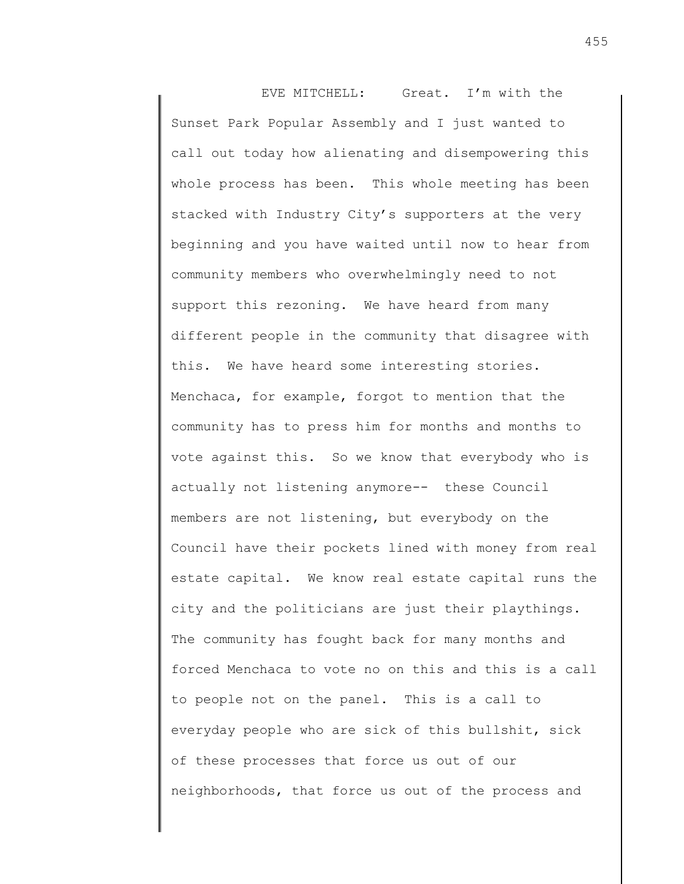EVE MITCHELL: Great. I'm with the Sunset Park Popular Assembly and I just wanted to call out today how alienating and disempowering this whole process has been. This whole meeting has been stacked with Industry City's supporters at the very beginning and you have waited until now to hear from community members who overwhelmingly need to not support this rezoning. We have heard from many different people in the community that disagree with this. We have heard some interesting stories. Menchaca, for example, forgot to mention that the community has to press him for months and months to vote against this. So we know that everybody who is actually not listening anymore-- these Council members are not listening, but everybody on the Council have their pockets lined with money from real estate capital. We know real estate capital runs the city and the politicians are just their playthings. The community has fought back for many months and forced Menchaca to vote no on this and this is a call to people not on the panel. This is a call to everyday people who are sick of this bullshit, sick of these processes that force us out of our neighborhoods, that force us out of the process and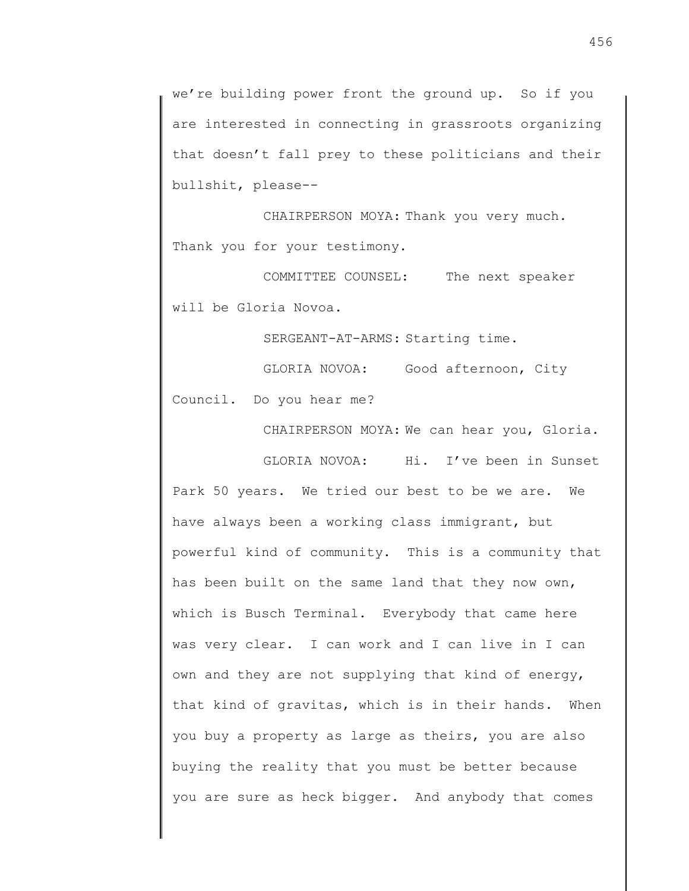we're building power front the ground up. So if you are interested in connecting in grassroots organizing that doesn't fall prey to these politicians and their bullshit, please--

CHAIRPERSON MOYA: Thank you very much. Thank you for your testimony.

COMMITTEE COUNSEL: The next speaker will be Gloria Novoa.

SERGEANT-AT-ARMS: Starting time.

GLORIA NOVOA: Good afternoon, City Council. Do you hear me?

CHAIRPERSON MOYA: We can hear you, Gloria.

GLORIA NOVOA: Hi. I've been in Sunset Park 50 years. We tried our best to be we are. We have always been a working class immigrant, but powerful kind of community. This is a community that has been built on the same land that they now own, which is Busch Terminal. Everybody that came here was very clear. I can work and I can live in I can own and they are not supplying that kind of energy, that kind of gravitas, which is in their hands. When you buy a property as large as theirs, you are also buying the reality that you must be better because you are sure as heck bigger. And anybody that comes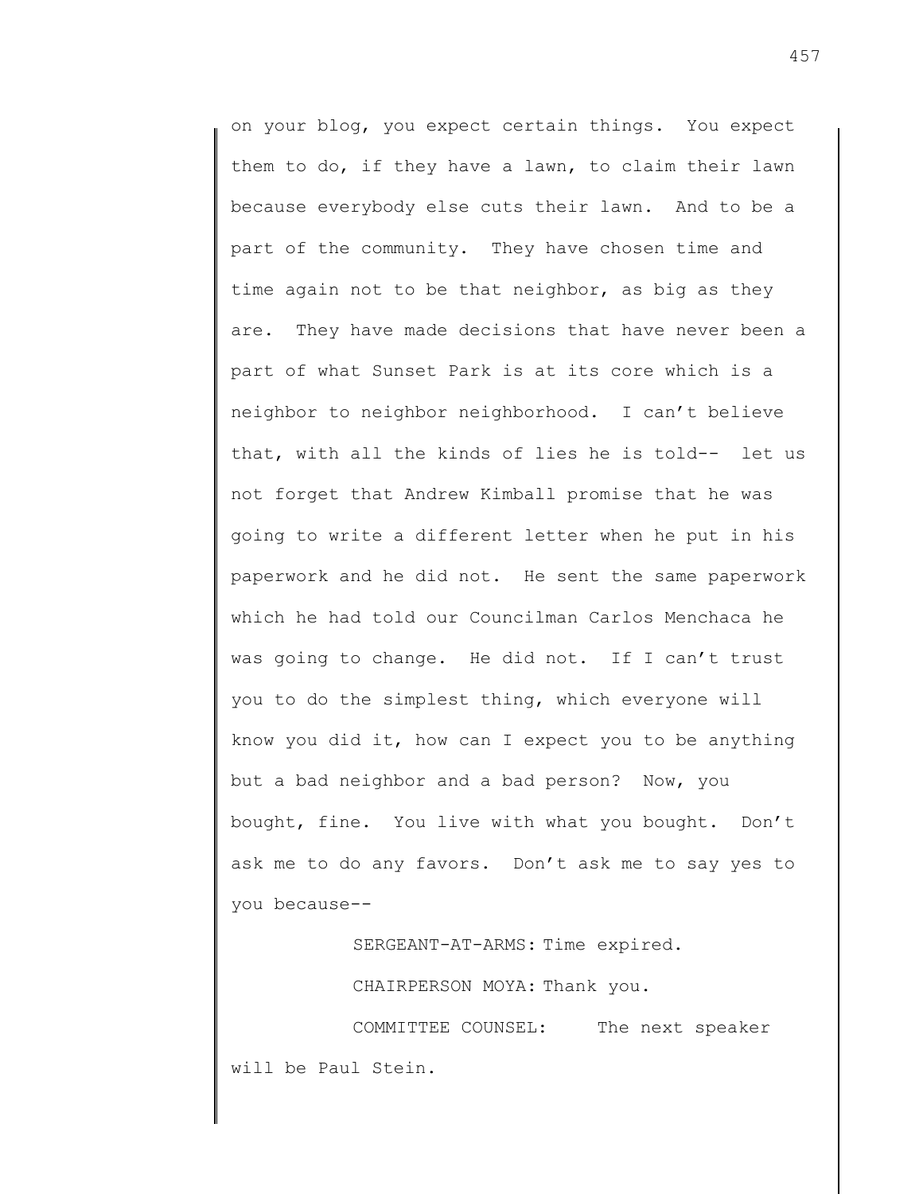on your blog, you expect certain things. You expect them to do, if they have a lawn, to claim their lawn because everybody else cuts their lawn. And to be a part of the community. They have chosen time and time again not to be that neighbor, as big as they are. They have made decisions that have never been a part of what Sunset Park is at its core which is a neighbor to neighbor neighborhood. I can't believe that, with all the kinds of lies he is told-- let us not forget that Andrew Kimball promise that he was going to write a different letter when he put in his paperwork and he did not. He sent the same paperwork which he had told our Councilman Carlos Menchaca he was going to change. He did not. If I can't trust you to do the simplest thing, which everyone will know you did it, how can I expect you to be anything but a bad neighbor and a bad person? Now, you bought, fine. You live with what you bought. Don't ask me to do any favors. Don't ask me to say yes to you because--

SERGEANT-AT-ARMS: Time expired.

CHAIRPERSON MOYA: Thank you.

COMMITTEE COUNSEL: The next speaker will be Paul Stein.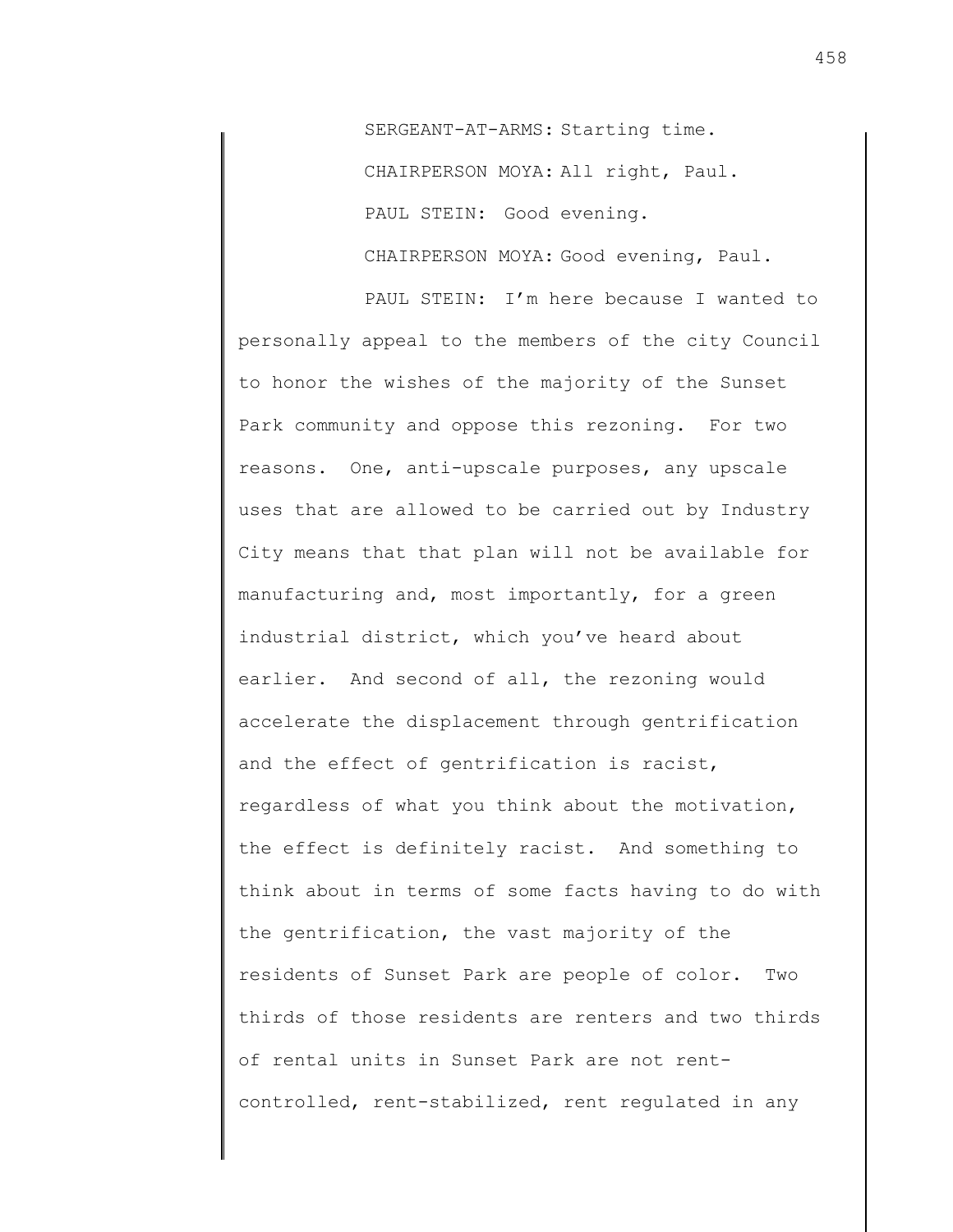SERGEANT-AT-ARMS: Starting time.

CHAIRPERSON MOYA: All right, Paul.

PAUL STEIN: Good evening.

CHAIRPERSON MOYA: Good evening, Paul.

PAUL STEIN: I'm here because I wanted to personally appeal to the members of the city Council to honor the wishes of the majority of the Sunset Park community and oppose this rezoning. For two reasons. One, anti-upscale purposes, any upscale uses that are allowed to be carried out by Industry City means that that plan will not be available for manufacturing and, most importantly, for a green industrial district, which you've heard about earlier. And second of all, the rezoning would accelerate the displacement through gentrification and the effect of gentrification is racist, regardless of what you think about the motivation, the effect is definitely racist. And something to think about in terms of some facts having to do with the gentrification, the vast majority of the residents of Sunset Park are people of color. Two thirds of those residents are renters and two thirds of rental units in Sunset Park are not rent-controlled, rent-stabilized, rent regulated in any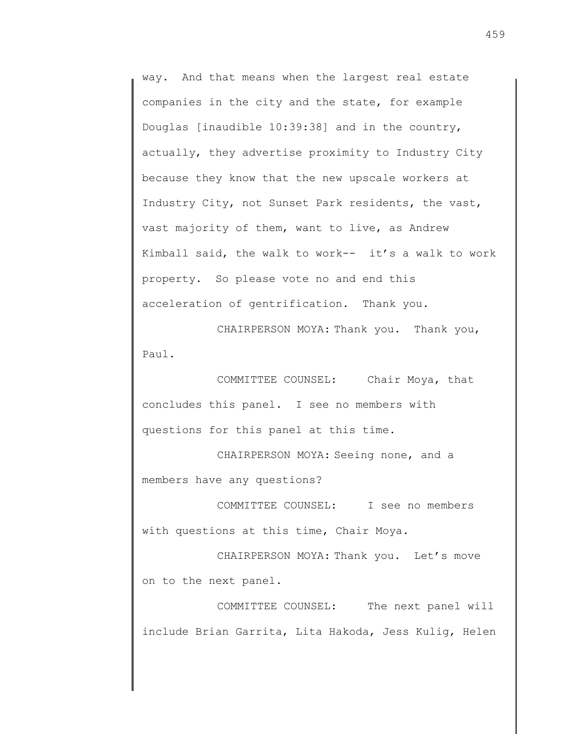way. And that means when the largest real estate companies in the city and the state, for example Douglas [inaudible 10:39:38] and in the country, actually, they advertise proximity to Industry City because they know that the new upscale workers at Industry City, not Sunset Park residents, the vast, vast majority of them, want to live, as Andrew Kimball said, the walk to work-- it's a walk to work property. So please vote no and end this acceleration of gentrification. Thank you.

CHAIRPERSON MOYA: Thank you. Thank you, Paul.

COMMITTEE COUNSEL: Chair Moya, that concludes this panel. I see no members with questions for this panel at this time.

CHAIRPERSON MOYA: Seeing none, and a members have any questions?

COMMITTEE COUNSEL: I see no members with questions at this time, Chair Moya.

CHAIRPERSON MOYA: Thank you. Let's move on to the next panel.

COMMITTEE COUNSEL: The next panel will include Brian Garrita, Lita Hakoda, Jess Kulig, Helen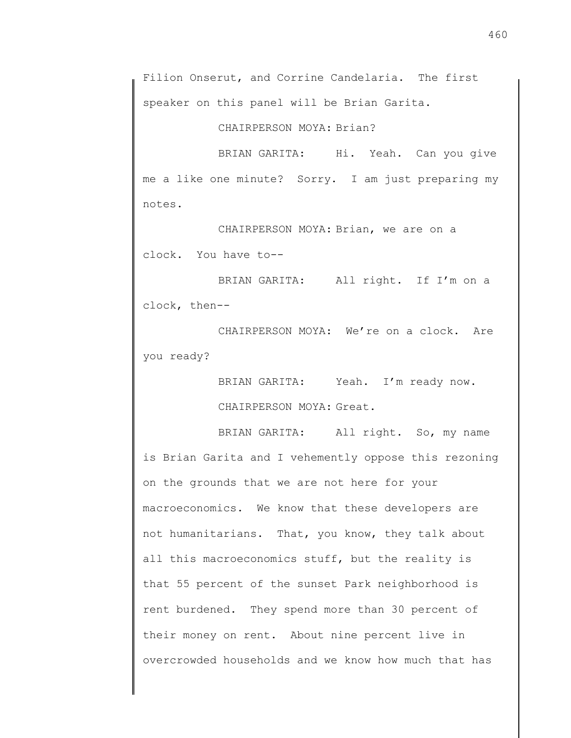Filion Onserut, and Corrine Candelaria. The first speaker on this panel will be Brian Garita.

CHAIRPERSON MOYA: Brian?

BRIAN GARITA: Hi. Yeah. Can you give me a like one minute? Sorry. I am just preparing my notes.

CHAIRPERSON MOYA: Brian, we are on a clock. You have to--

BRIAN GARITA: All right. If I'm on a clock, then--

CHAIRPERSON MOYA: We're on a clock. Are you ready?

BRIAN GARITA: Yeah. I'm ready now.

CHAIRPERSON MOYA: Great.

BRIAN GARITA: All right. So, my name is Brian Garita and I vehemently oppose this rezoning on the grounds that we are not here for your macroeconomics. We know that these developers are not humanitarians. That, you know, they talk about all this macroeconomics stuff, but the reality is that 55 percent of the sunset Park neighborhood is rent burdened. They spend more than 30 percent of their money on rent. About nine percent live in overcrowded households and we know how much that has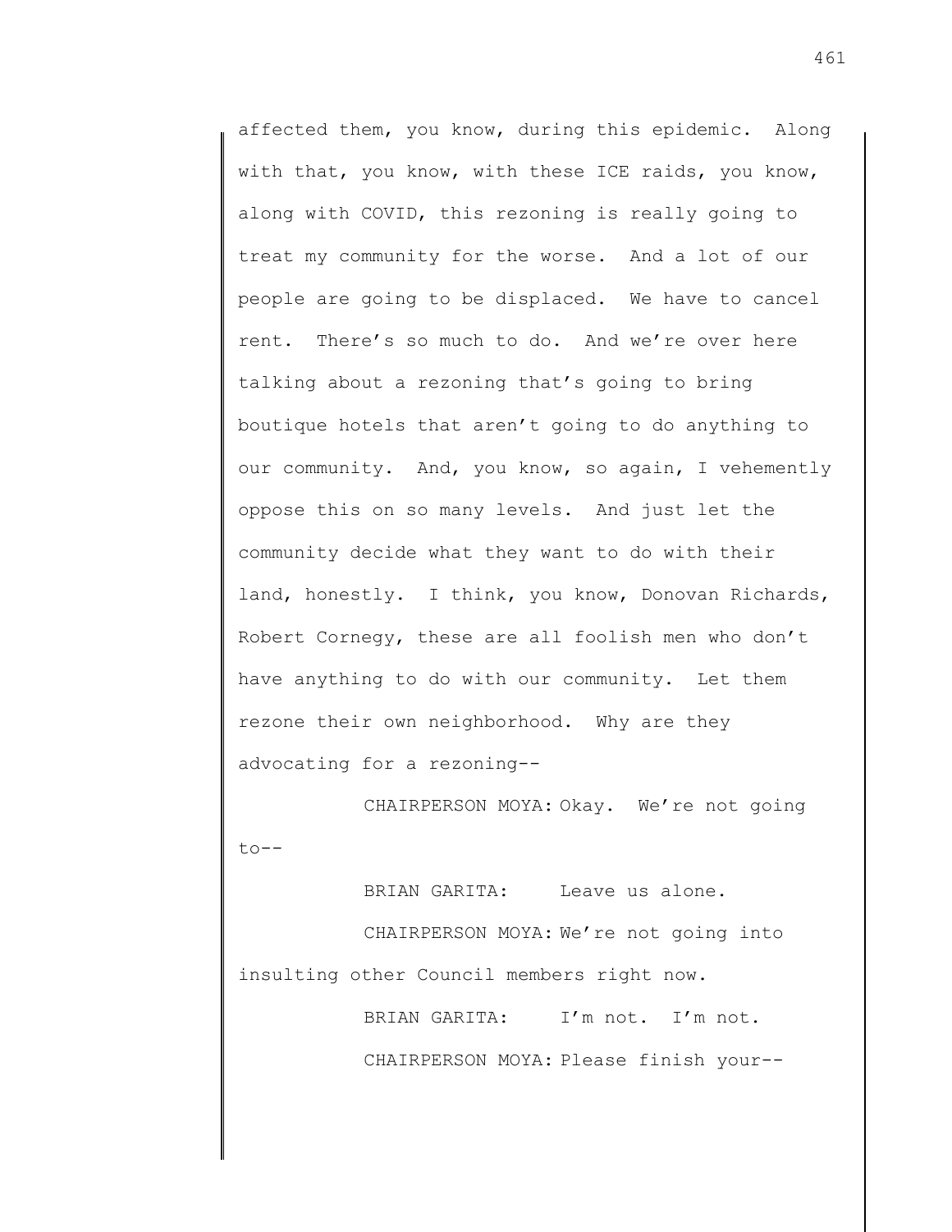affected them, you know, during this epidemic. Along with that, you know, with these ICE raids, you know, along with COVID, this rezoning is really going to treat my community for the worse. And a lot of our people are going to be displaced. We have to cancel rent. There's so much to do. And we're over here talking about a rezoning that's going to bring boutique hotels that aren't going to do anything to our community. And, you know, so again, I vehemently oppose this on so many levels. And just let the community decide what they want to do with their land, honestly. I think, you know, Donovan Richards, Robert Cornegy, these are all foolish men who don't have anything to do with our community. Let them rezone their own neighborhood. Why are they advocating for a rezoning--

CHAIRPERSON MOYA: Okay. We're not going to--

BRIAN GARITA: Leave us alone.

CHAIRPERSON MOYA: We're not going into insulting other Council members right now.

BRIAN GARITA: I'm not. I'm not.

CHAIRPERSON MOYA: Please finish your--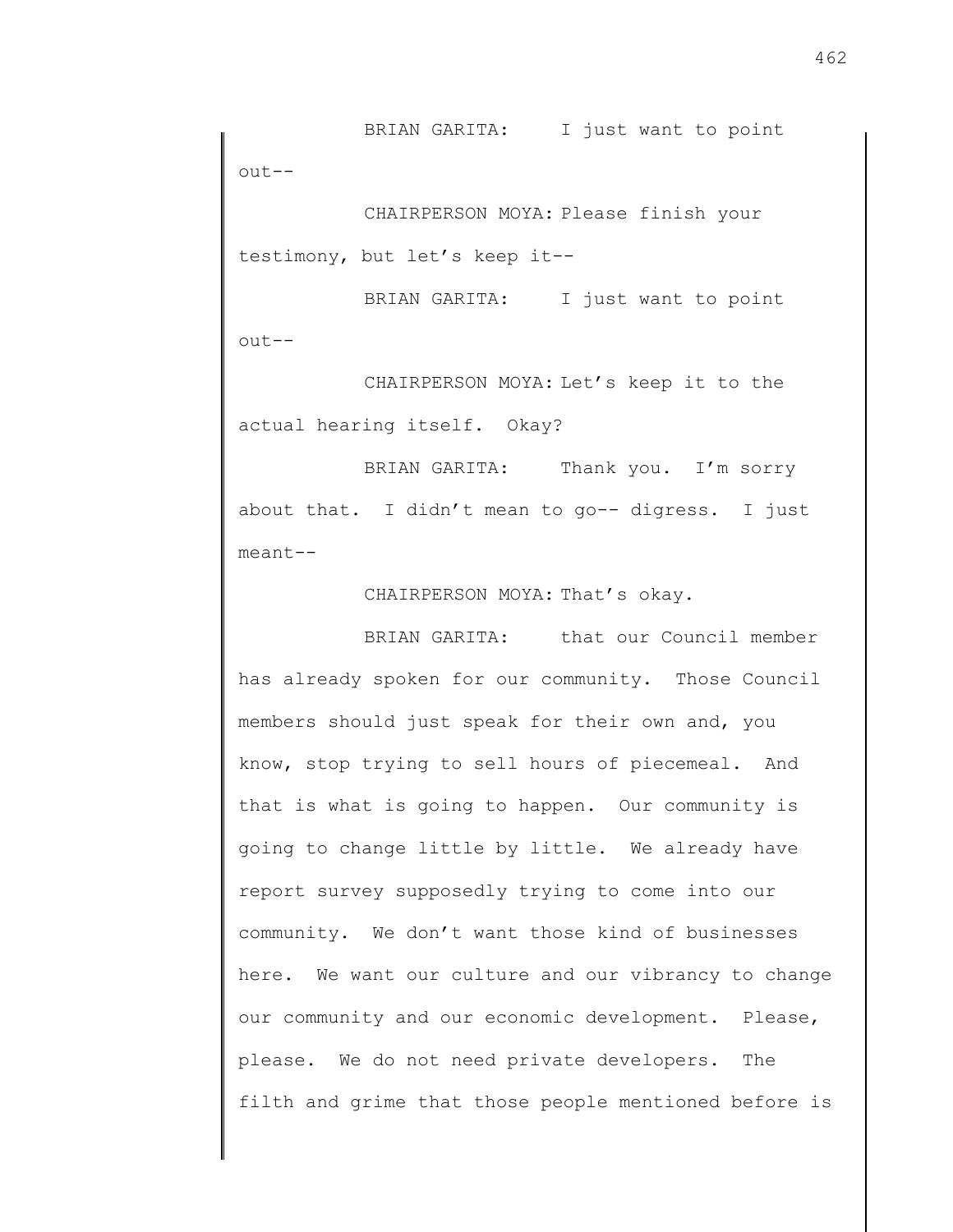BRIAN GARITA: I just want to point out--

CHAIRPERSON MOYA: Please finish your testimony, but let's keep it--

BRIAN GARITA: I just want to point out--

CHAIRPERSON MOYA: Let's keep it to the actual hearing itself. Okay?

BRIAN GARITA: Thank you. I'm sorry about that. I didn't mean to go-- digress. I just meant--

CHAIRPERSON MOYA: That's okay.

BRIAN GARITA: that our Council member has already spoken for our community. Those Council members should just speak for their own and, you know, stop trying to sell hours of piecemeal. And that is what is going to happen. Our community is going to change little by little. We already have report survey supposedly trying to come into our community. We don't want those kind of businesses here. We want our culture and our vibrancy to change our community and our economic development. Please, please. We do not need private developers. The filth and grime that those people mentioned before is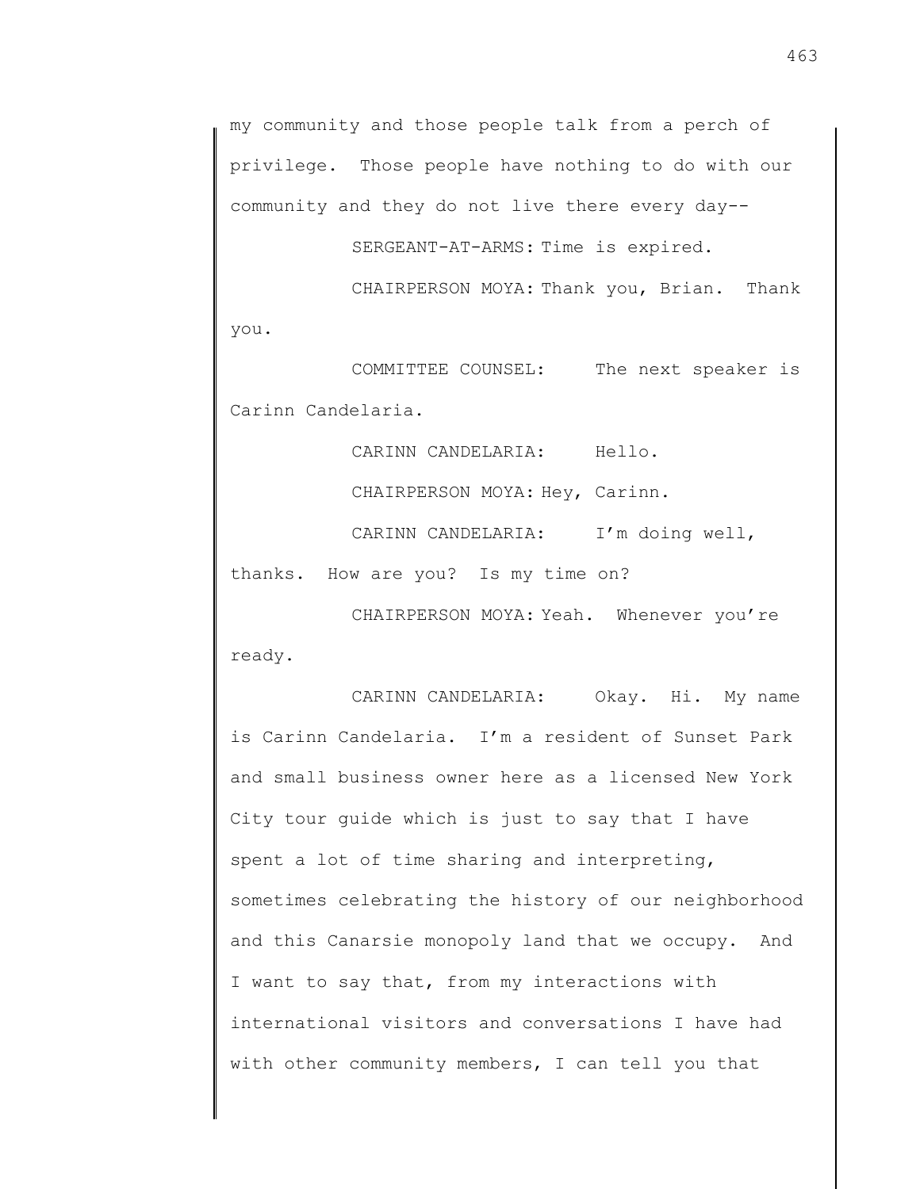my community and those people talk from a perch of privilege. Those people have nothing to do with our community and they do not live there every day--

SERGEANT-AT-ARMS: Time is expired.

CHAIRPERSON MOYA: Thank you, Brian. Thank you.

COMMITTEE COUNSEL: The next speaker is Carinn Candelaria.

CARINN CANDELARIA: Hello.

CHAIRPERSON MOYA: Hey, Carinn.

CARINN CANDELARIA: I'm doing well, thanks. How are you? Is my time on?

CHAIRPERSON MOYA: Yeah. Whenever you're ready.

CARINN CANDELARIA: Okay. Hi. My name is Carinn Candelaria. I'm a resident of Sunset Park and small business owner here as a licensed New York City tour guide which is just to say that I have spent a lot of time sharing and interpreting, sometimes celebrating the history of our neighborhood and this Canarsie monopoly land that we occupy. And I want to say that, from my interactions with international visitors and conversations I have had with other community members, I can tell you that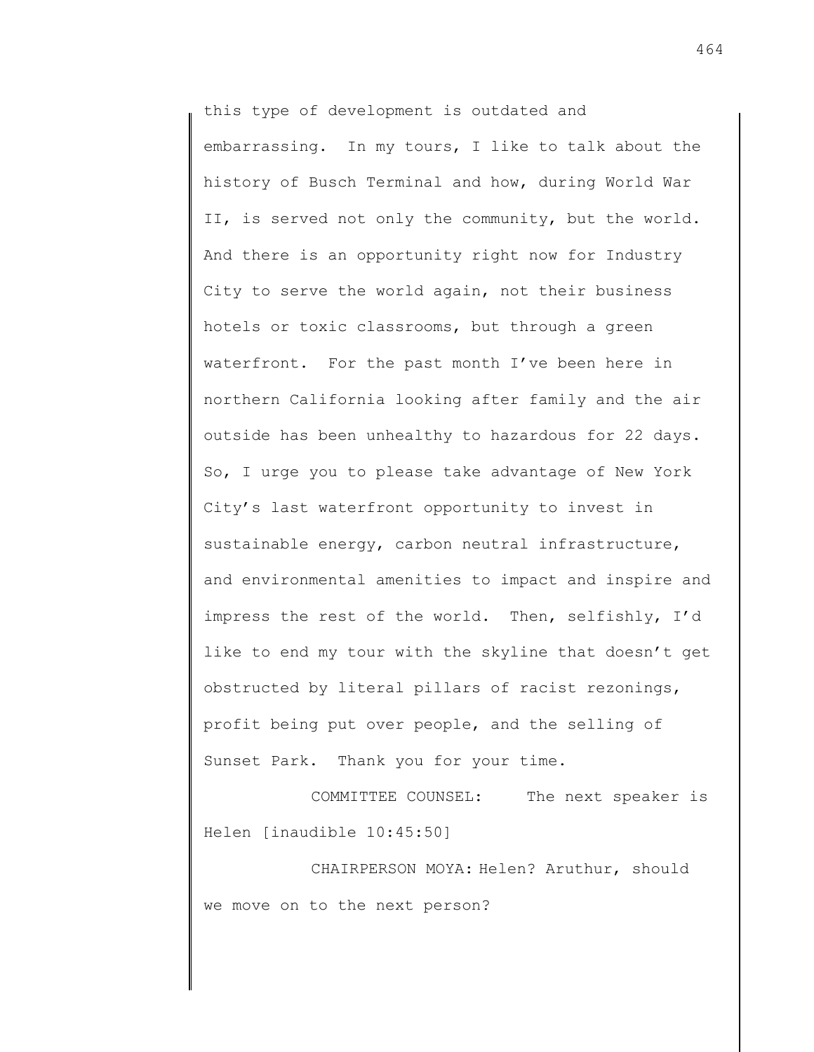this type of development is outdated and embarrassing. In my tours, I like to talk about the history of Busch Terminal and how, during World War II, is served not only the community, but the world. And there is an opportunity right now for Industry City to serve the world again, not their business hotels or toxic classrooms, but through a green waterfront. For the past month I've been here in northern California looking after family and the air outside has been unhealthy to hazardous for 22 days. So, I urge you to please take advantage of New York City's last waterfront opportunity to invest in sustainable energy, carbon neutral infrastructure, and environmental amenities to impact and inspire and impress the rest of the world. Then, selfishly, I'd like to end my tour with the skyline that doesn't get obstructed by literal pillars of racist rezonings, profit being put over people, and the selling of Sunset Park. Thank you for your time.

COMMITTEE COUNSEL: The next speaker is Helen [inaudible 10:45:50]

CHAIRPERSON MOYA: Helen? Aruthur, should we move on to the next person?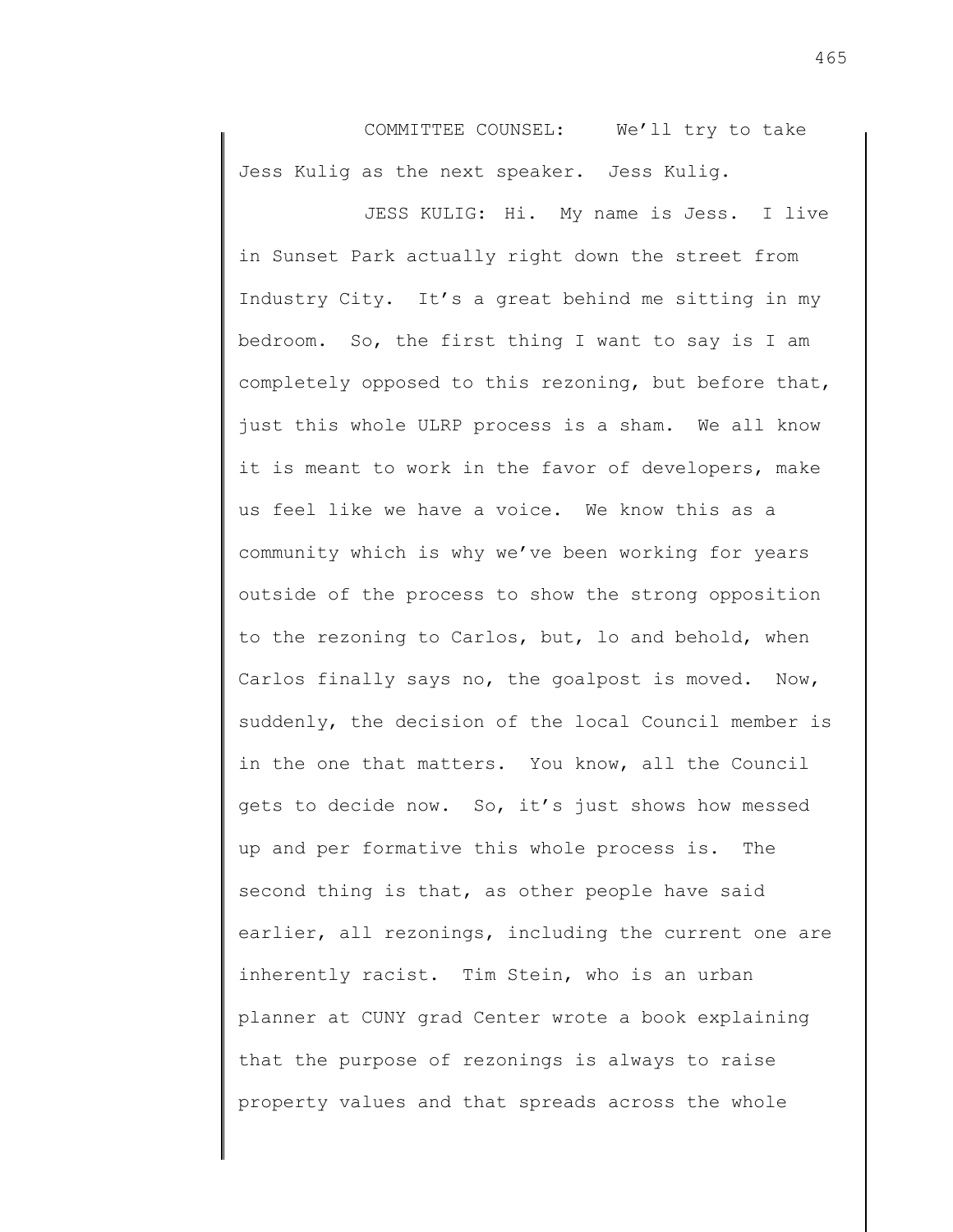COMMITTEE COUNSEL: We'll try to take Jess Kulig as the next speaker. Jess Kulig.

JESS KULIG: Hi. My name is Jess. I live in Sunset Park actually right down the street from Industry City. It's a great behind me sitting in my bedroom. So, the first thing I want to say is I am completely opposed to this rezoning, but before that, just this whole ULRP process is a sham. We all know it is meant to work in the favor of developers, make us feel like we have a voice. We know this as a community which is why we've been working for years outside of the process to show the strong opposition to the rezoning to Carlos, but, lo and behold, when Carlos finally says no, the goalpost is moved. Now, suddenly, the decision of the local Council member is in the one that matters. You know, all the Council gets to decide now. So, it's just shows how messed up and per formative this whole process is. The second thing is that, as other people have said earlier, all rezonings, including the current one are inherently racist. Tim Stein, who is an urban planner at CUNY grad Center wrote a book explaining that the purpose of rezonings is always to raise property values and that spreads across the whole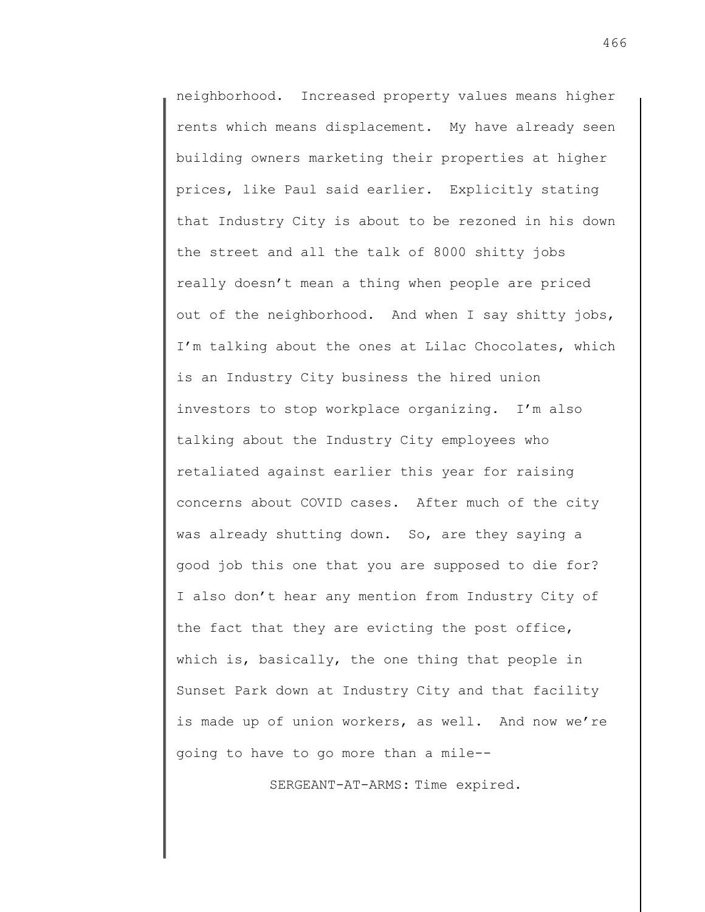neighborhood. Increased property values means higher rents which means displacement. My have already seen building owners marketing their properties at higher prices, like Paul said earlier. Explicitly stating that Industry City is about to be rezoned in his down the street and all the talk of 8000 shitty jobs really doesn't mean a thing when people are priced out of the neighborhood. And when I say shitty jobs, I'm talking about the ones at Lilac Chocolates, which is an Industry City business the hired union investors to stop workplace organizing. I'm also talking about the Industry City employees who retaliated against earlier this year for raising concerns about COVID cases. After much of the city was already shutting down. So, are they saying a good job this one that you are supposed to die for? I also don't hear any mention from Industry City of the fact that they are evicting the post office, which is, basically, the one thing that people in Sunset Park down at Industry City and that facility is made up of union workers, as well. And now we're going to have to go more than a mile--

SERGEANT-AT-ARMS: Time expired.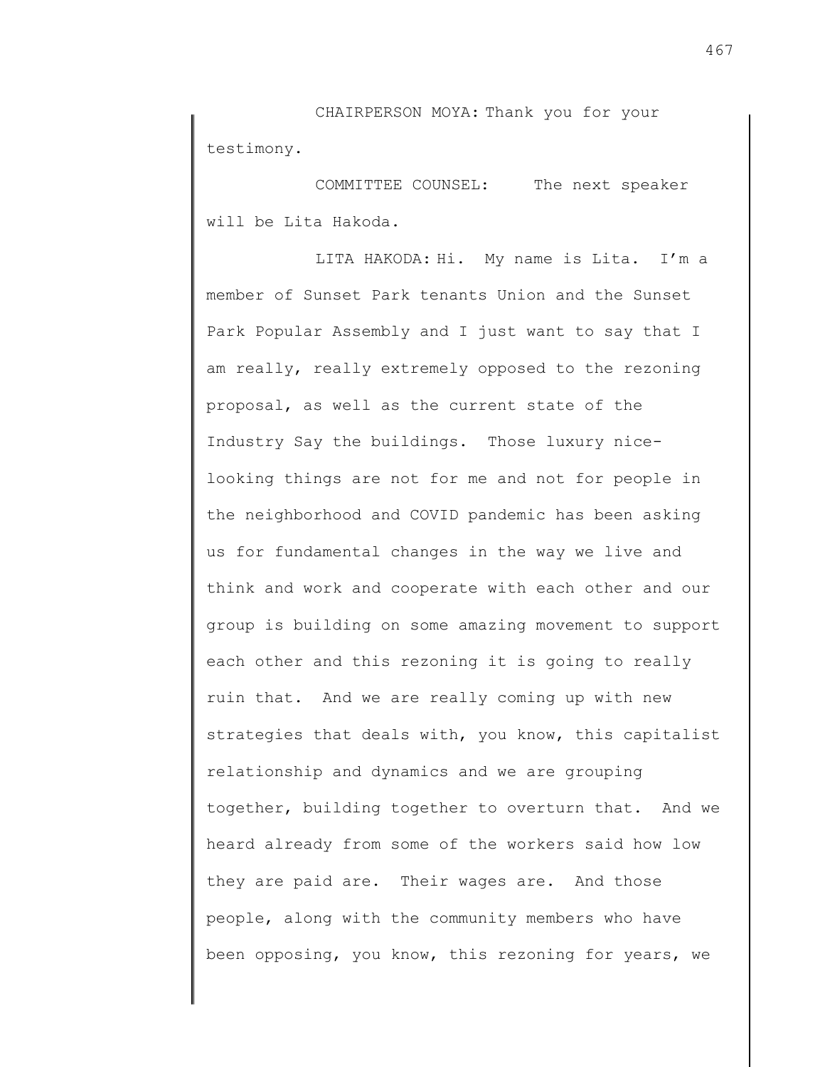CHAIRPERSON MOYA: Thank you for your testimony.

COMMITTEE COUNSEL: The next speaker will be Lita Hakoda.

LITA HAKODA: Hi. My name is Lita. I'm a member of Sunset Park tenants Union and the Sunset Park Popular Assembly and I just want to say that I am really, really extremely opposed to the rezoning proposal, as well as the current state of the Industry Say the buildings. Those luxury nice-looking things are not for me and not for people in the neighborhood and COVID pandemic has been asking us for fundamental changes in the way we live and think and work and cooperate with each other and our group is building on some amazing movement to support each other and this rezoning it is going to really ruin that. And we are really coming up with new strategies that deals with, you know, this capitalist relationship and dynamics and we are grouping together, building together to overturn that. And we heard already from some of the workers said how low they are paid are. Their wages are. And those people, along with the community members who have been opposing, you know, this rezoning for years, we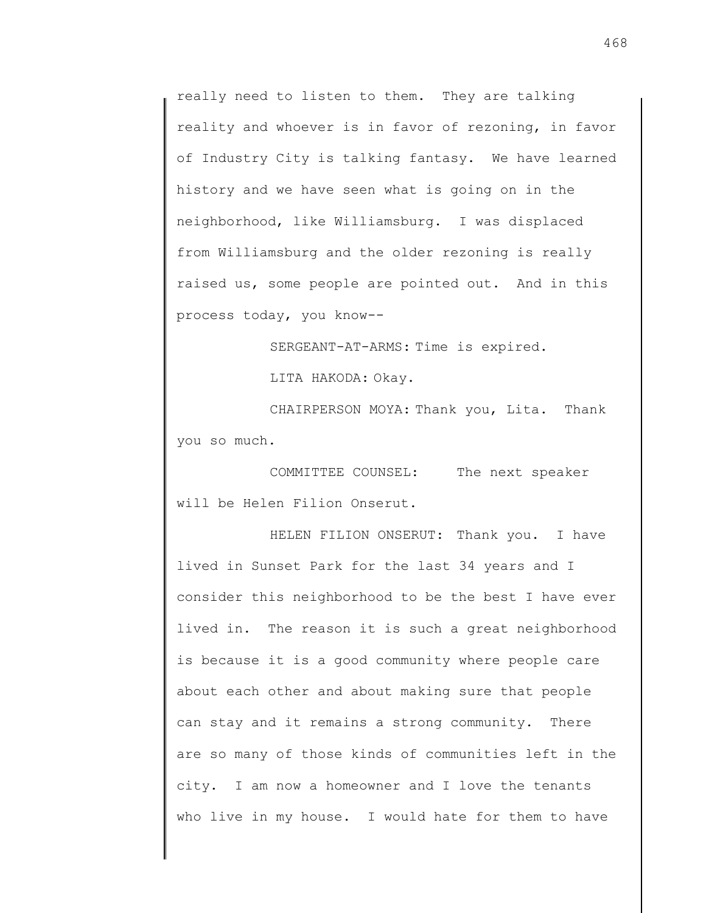really need to listen to them. They are talking reality and whoever is in favor of rezoning, in favor of Industry City is talking fantasy. We have learned history and we have seen what is going on in the neighborhood, like Williamsburg. I was displaced from Williamsburg and the older rezoning is really raised us, some people are pointed out. And in this process today, you know--

SERGEANT-AT-ARMS: Time is expired.

LITA HAKODA: Okay.

CHAIRPERSON MOYA: Thank you, Lita. Thank you so much.

COMMITTEE COUNSEL: The next speaker will be Helen Filion Onserut.

HELEN FILION ONSERUT: Thank you. I have lived in Sunset Park for the last 34 years and I consider this neighborhood to be the best I have ever lived in. The reason it is such a great neighborhood is because it is a good community where people care about each other and about making sure that people can stay and it remains a strong community. There are so many of those kinds of communities left in the city. I am now a homeowner and I love the tenants who live in my house. I would hate for them to have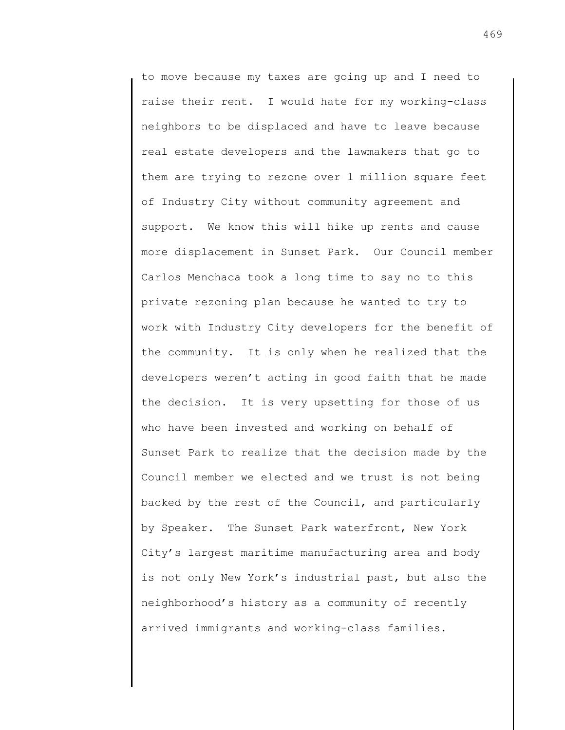to move because my taxes are going up and I need to raise their rent. I would hate for my working-class neighbors to be displaced and have to leave because real estate developers and the lawmakers that go to them are trying to rezone over 1 million square feet of Industry City without community agreement and support. We know this will hike up rents and cause more displacement in Sunset Park. Our Council member Carlos Menchaca took a long time to say no to this private rezoning plan because he wanted to try to work with Industry City developers for the benefit of the community. It is only when he realized that the developers weren't acting in good faith that he made the decision. It is very upsetting for those of us who have been invested and working on behalf of Sunset Park to realize that the decision made by the Council member we elected and we trust is not being backed by the rest of the Council, and particularly by Speaker. The Sunset Park waterfront, New York City's largest maritime manufacturing area and body is not only New York's industrial past, but also the neighborhood's history as a community of recently arrived immigrants and working-class families.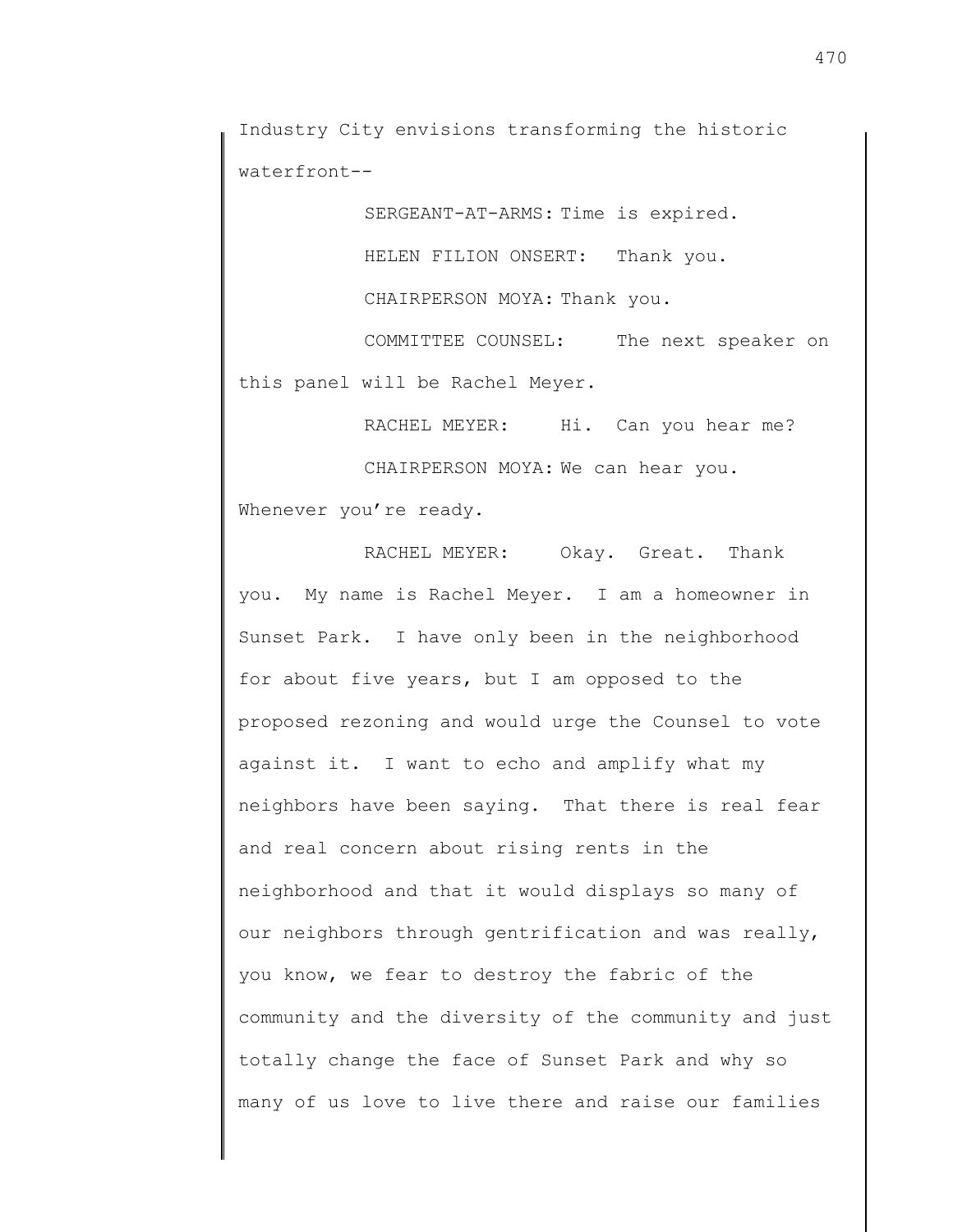Industry City envisions transforming the historic waterfront--

SERGEANT-AT-ARMS: Time is expired.

HELEN FILION ONSERT: Thank you.

CHAIRPERSON MOYA: Thank you.

COMMITTEE COUNSEL: The next speaker on this panel will be Rachel Meyer.

RACHEL MEYER: Hi. Can you hear me?

CHAIRPERSON MOYA: We can hear you. Whenever you're ready.

RACHEL MEYER: Okay. Great. Thank you. My name is Rachel Meyer. I am a homeowner in Sunset Park. I have only been in the neighborhood for about five years, but I am opposed to the proposed rezoning and would urge the Counsel to vote against it. I want to echo and amplify what my neighbors have been saying. That there is real fear and real concern about rising rents in the neighborhood and that it would displays so many of our neighbors through gentrification and was really, you know, we fear to destroy the fabric of the community and the diversity of the community and just totally change the face of Sunset Park and why so many of us love to live there and raise our families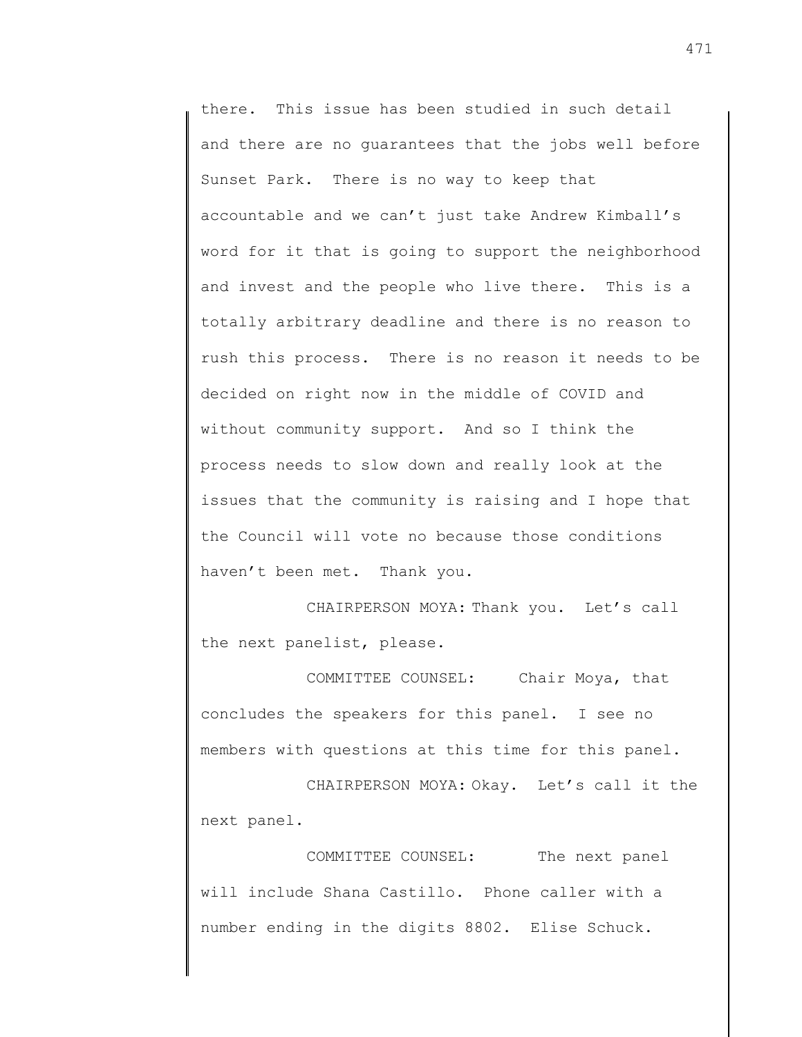there. This issue has been studied in such detail and there are no guarantees that the jobs well before Sunset Park. There is no way to keep that accountable and we can't just take Andrew Kimball's word for it that is going to support the neighborhood and invest and the people who live there. This is a totally arbitrary deadline and there is no reason to rush this process. There is no reason it needs to be decided on right now in the middle of COVID and without community support. And so I think the process needs to slow down and really look at the issues that the community is raising and I hope that the Council will vote no because those conditions haven't been met. Thank you.

CHAIRPERSON MOYA: Thank you. Let's call the next panelist, please.

COMMITTEE COUNSEL: Chair Moya, that concludes the speakers for this panel. I see no members with questions at this time for this panel.

CHAIRPERSON MOYA: Okay. Let's call it the next panel.

COMMITTEE COUNSEL: The next panel will include Shana Castillo. Phone caller with a number ending in the digits 8802. Elise Schuck.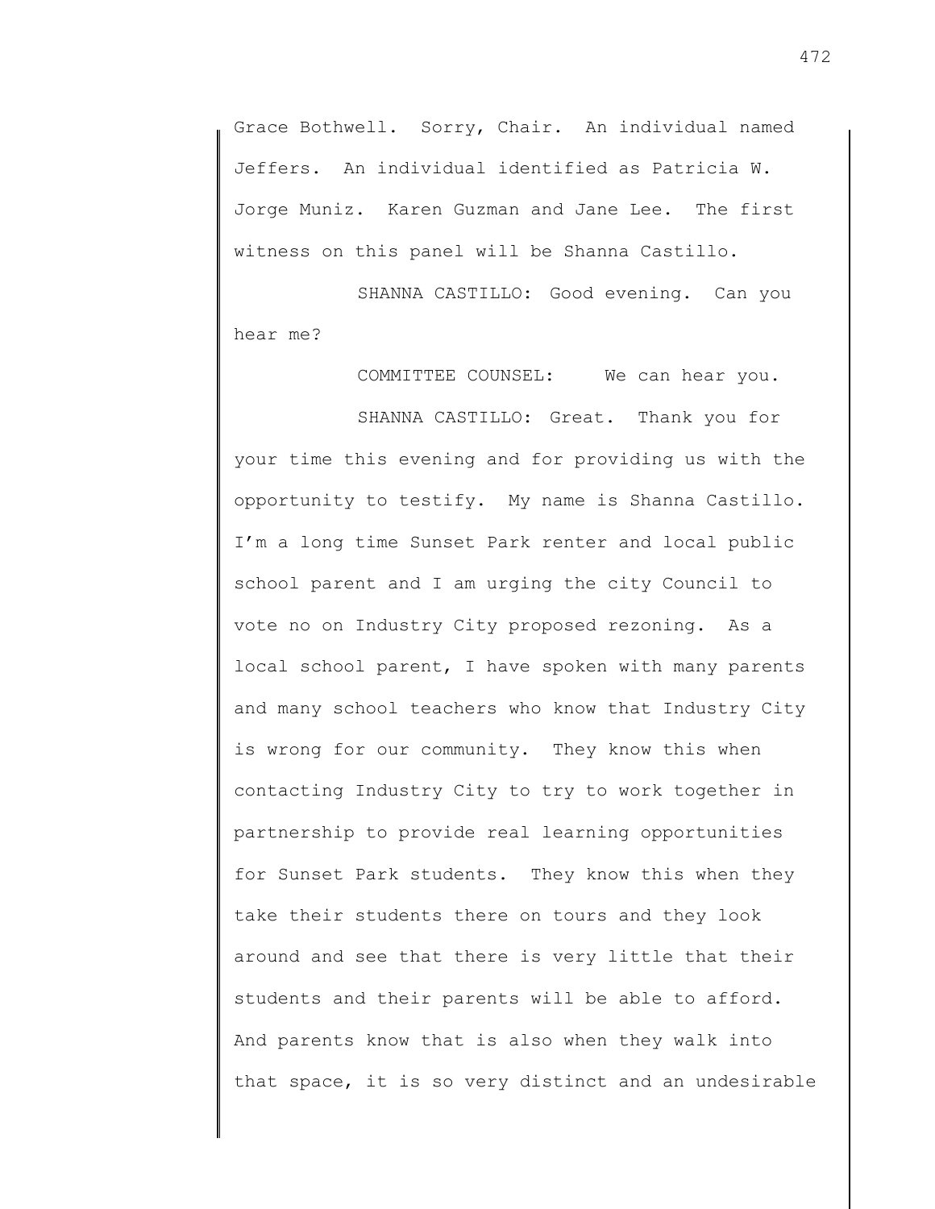Grace Bothwell. Sorry, Chair. An individual named Jeffers. An individual identified as Patricia W. Jorge Muniz. Karen Guzman and Jane Lee. The first witness on this panel will be Shanna Castillo.

SHANNA CASTILLO: Good evening. Can you hear me?

COMMITTEE COUNSEL: We can hear you.

SHANNA CASTILLO: Great. Thank you for your time this evening and for providing us with the opportunity to testify. My name is Shanna Castillo. I'm a long time Sunset Park renter and local public school parent and I am urging the city Council to vote no on Industry City proposed rezoning. As a local school parent, I have spoken with many parents and many school teachers who know that Industry City is wrong for our community. They know this when contacting Industry City to try to work together in partnership to provide real learning opportunities for Sunset Park students. They know this when they take their students there on tours and they look around and see that there is very little that their students and their parents will be able to afford. And parents know that is also when they walk into that space, it is so very distinct and an undesirable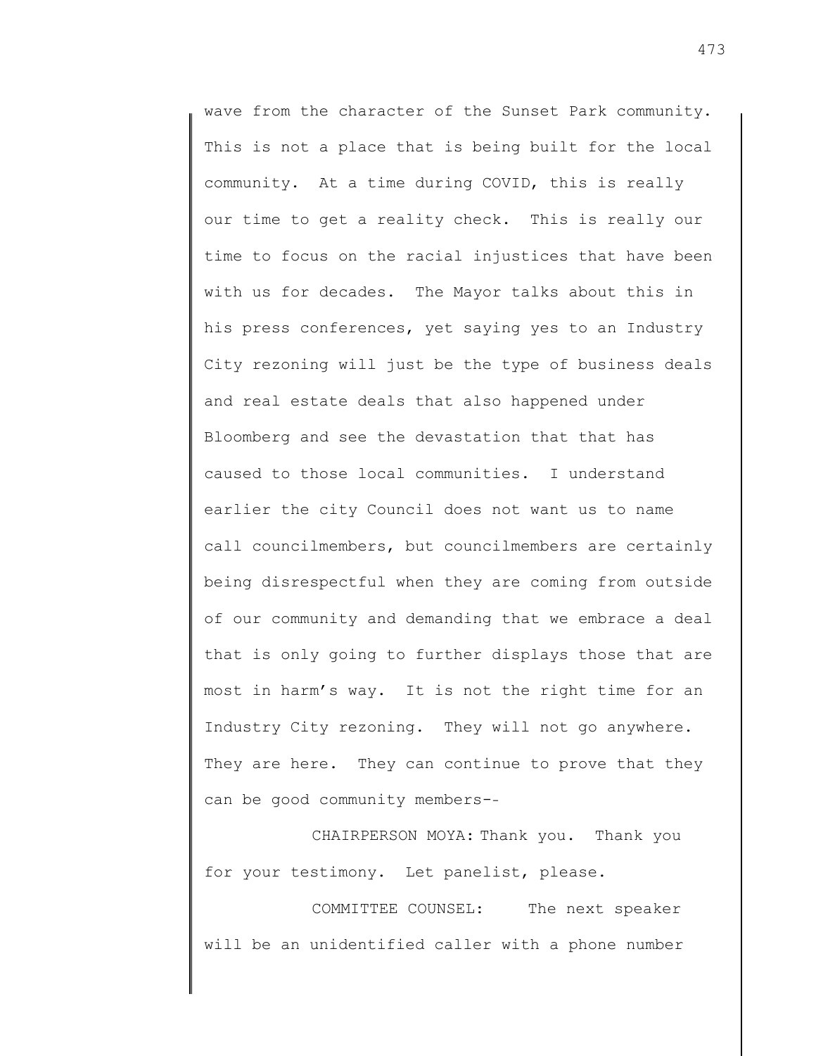wave from the character of the Sunset Park community. This is not a place that is being built for the local community. At a time during COVID, this is really our time to get a reality check. This is really our time to focus on the racial injustices that have been with us for decades. The Mayor talks about this in his press conferences, yet saying yes to an Industry City rezoning will just be the type of business deals and real estate deals that also happened under Bloomberg and see the devastation that that has caused to those local communities. I understand earlier the city Council does not want us to name call councilmembers, but councilmembers are certainly being disrespectful when they are coming from outside of our community and demanding that we embrace a deal that is only going to further displays those that are most in harm's way. It is not the right time for an Industry City rezoning. They will not go anywhere. They are here. They can continue to prove that they can be good community members--

CHAIRPERSON MOYA: Thank you. Thank you for your testimony. Let panelist, please.

COMMITTEE COUNSEL: The next speaker will be an unidentified caller with a phone number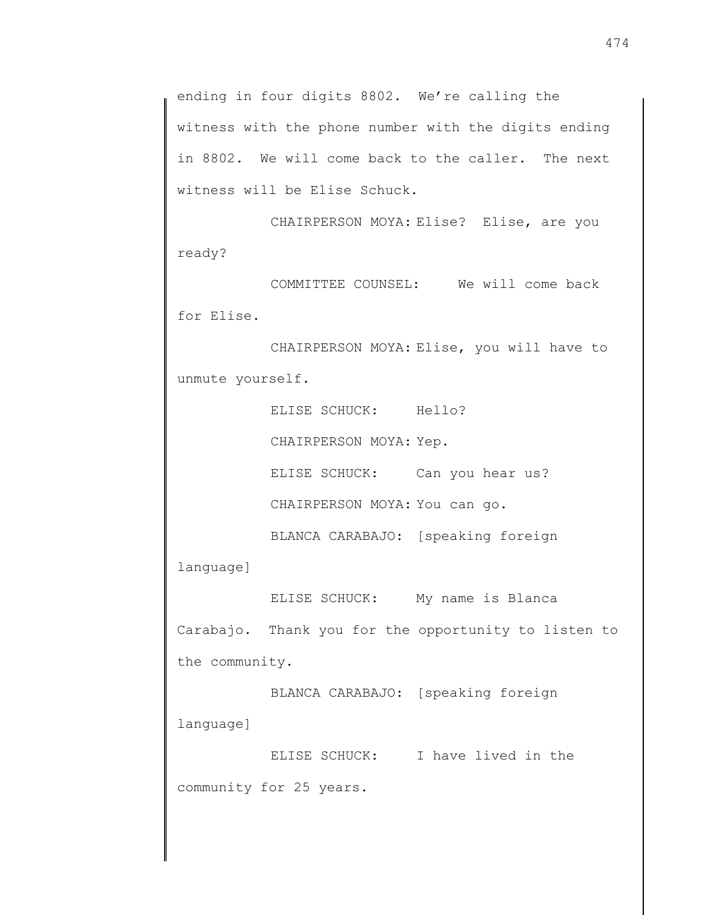ending in four digits 8802. We're calling the witness with the phone number with the digits ending in 8802. We will come back to the caller. The next witness will be Elise Schuck.

CHAIRPERSON MOYA: Elise? Elise, are you ready?

COMMITTEE COUNSEL: We will come back for Elise.

CHAIRPERSON MOYA: Elise, you will have to unmute yourself.

ELISE SCHUCK: Hello?

CHAIRPERSON MOYA: Yep.

ELISE SCHUCK: Can you hear us?

CHAIRPERSON MOYA: You can go.

BLANCA CARABAJO: [speaking foreign language]

ELISE SCHUCK: My name is Blanca Carabajo. Thank you for the opportunity to listen to the community.

BLANCA CARABAJO: [speaking foreign language]

ELISE SCHUCK: I have lived in the community for 25 years.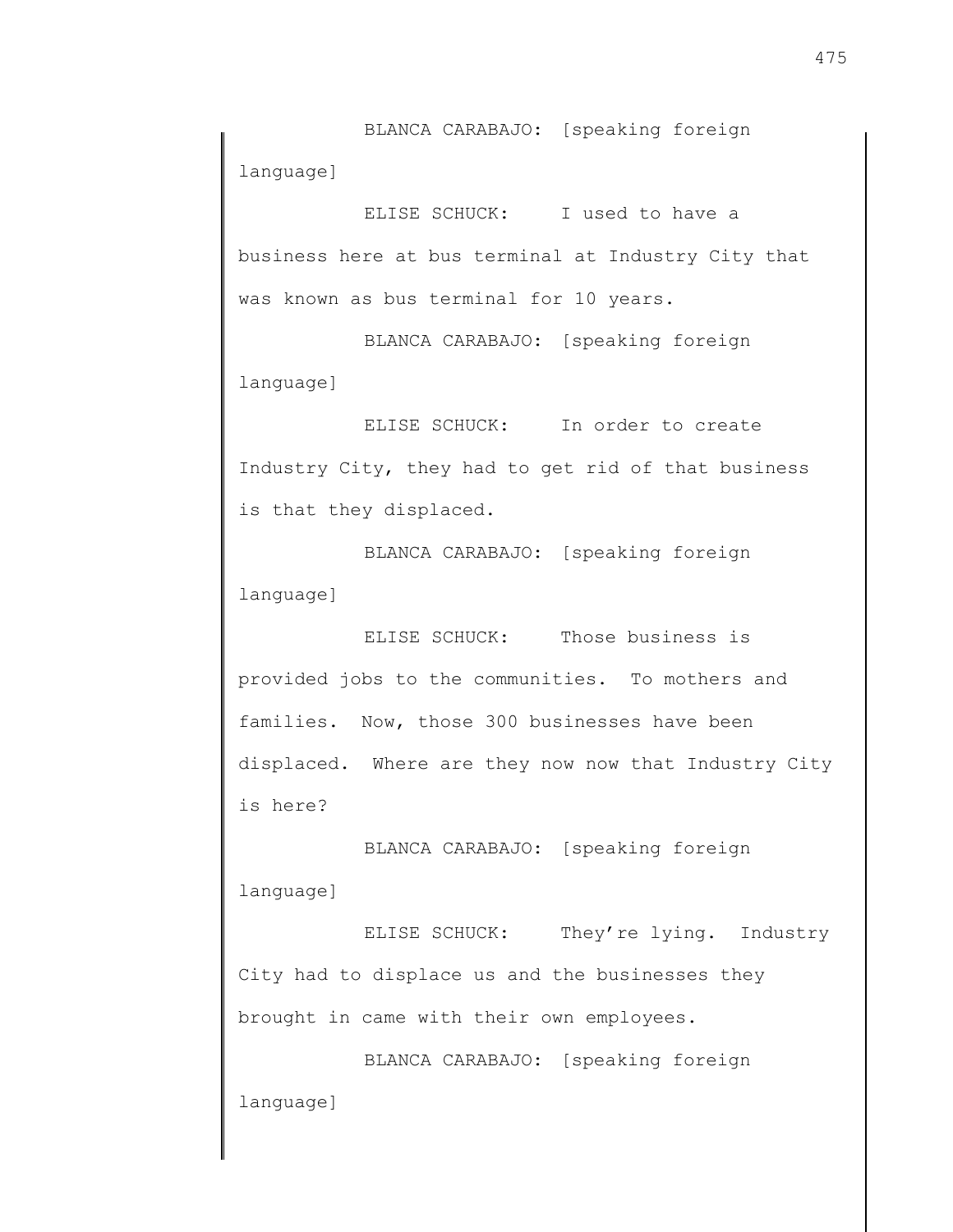BLANCA CARABAJO: [speaking foreign language]

ELISE SCHUCK: I used to have a business here at bus terminal at Industry City that was known as bus terminal for 10 years.

BLANCA CARABAJO: [speaking foreign language]

ELISE SCHUCK: In order to create Industry City, they had to get rid of that business is that they displaced.

BLANCA CARABAJO: [speaking foreign language]

ELISE SCHUCK: Those business is provided jobs to the communities. To mothers and families. Now, those 300 businesses have been displaced. Where are they now now that Industry City is here?

BLANCA CARABAJO: [speaking foreign language]

ELISE SCHUCK: They're lying. Industry City had to displace us and the businesses they brought in came with their own employees.

BLANCA CARABAJO: [speaking foreign language]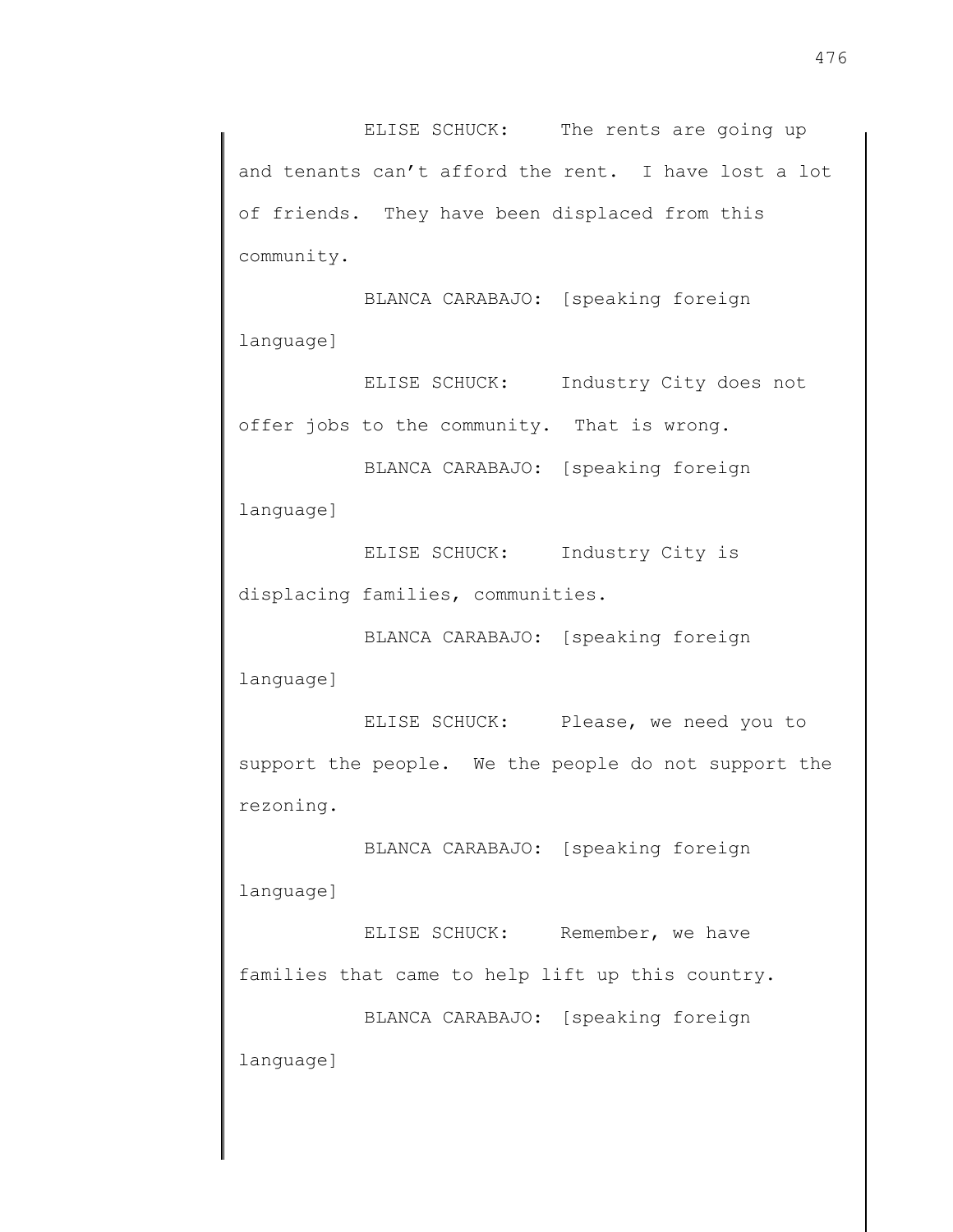ELISE SCHUCK: The rents are going up and tenants can't afford the rent. I have lost a lot of friends. They have been displaced from this community.

BLANCA CARABAJO: [speaking foreign language]

ELISE SCHUCK: Industry City does not offer jobs to the community. That is wrong.

BLANCA CARABAJO: [speaking foreign language]

ELISE SCHUCK: Industry City is displacing families, communities.

BLANCA CARABAJO: [speaking foreign language]

ELISE SCHUCK: Please, we need you to support the people. We the people do not support the rezoning.

BLANCA CARABAJO: [speaking foreign language]

ELISE SCHUCK: Remember, we have families that came to help lift up this country.

BLANCA CARABAJO: [speaking foreign language]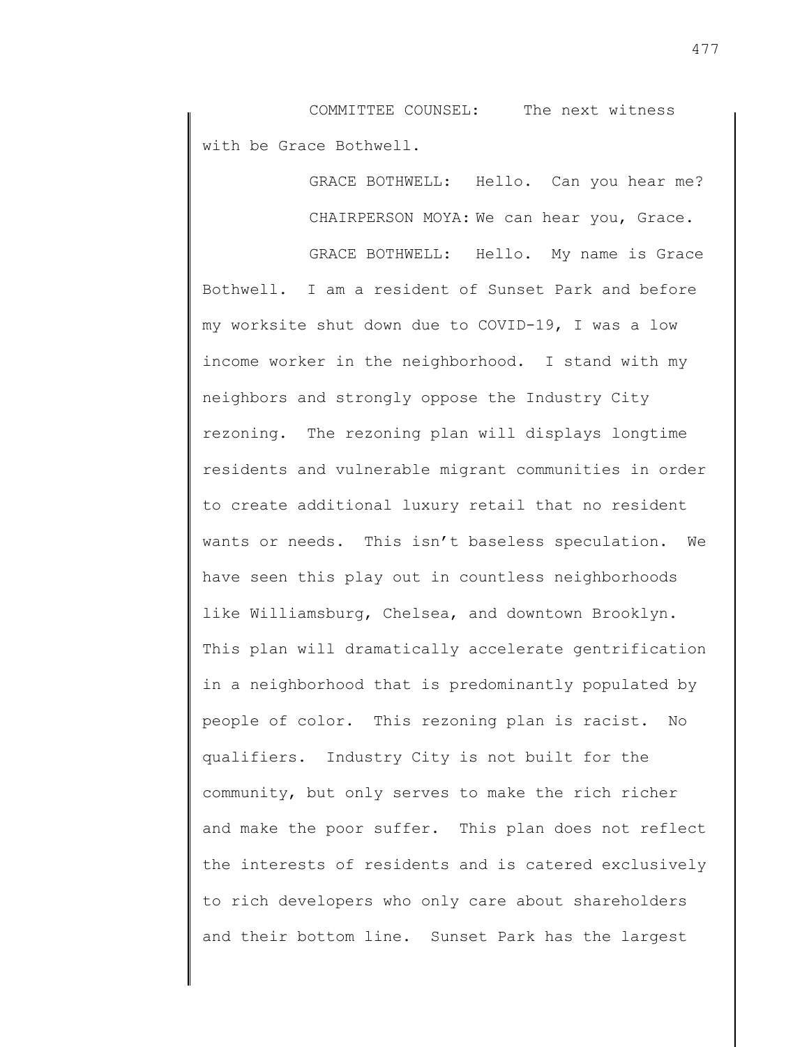COMMITTEE COUNSEL: The next witness with be Grace Bothwell.

GRACE BOTHWELL: Hello. Can you hear me?

CHAIRPERSON MOYA: We can hear you, Grace.

GRACE BOTHWELL: Hello. My name is Grace Bothwell. I am a resident of Sunset Park and before my worksite shut down due to COVID-19, I was a low income worker in the neighborhood. I stand with my neighbors and strongly oppose the Industry City rezoning. The rezoning plan will displays longtime residents and vulnerable migrant communities in order to create additional luxury retail that no resident wants or needs. This isn't baseless speculation. We have seen this play out in countless neighborhoods like Williamsburg, Chelsea, and downtown Brooklyn. This plan will dramatically accelerate gentrification in a neighborhood that is predominantly populated by people of color. This rezoning plan is racist. No qualifiers. Industry City is not built for the community, but only serves to make the rich richer and make the poor suffer. This plan does not reflect the interests of residents and is catered exclusively to rich developers who only care about shareholders and their bottom line. Sunset Park has the largest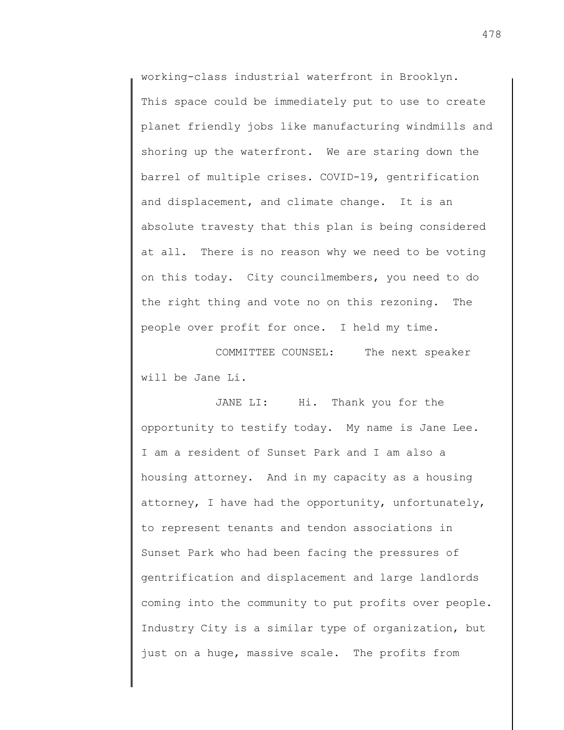working-class industrial waterfront in Brooklyn. This space could be immediately put to use to create planet friendly jobs like manufacturing windmills and shoring up the waterfront. We are staring down the barrel of multiple crises. COVID-19, gentrification and displacement, and climate change. It is an absolute travesty that this plan is being considered at all. There is no reason why we need to be voting on this today. City councilmembers, you need to do the right thing and vote no on this rezoning. The people over profit for once. I held my time.

COMMITTEE COUNSEL: The next speaker will be Jane Li.

JANE LI: Hi. Thank you for the opportunity to testify today. My name is Jane Lee. I am a resident of Sunset Park and I am also a housing attorney. And in my capacity as a housing attorney, I have had the opportunity, unfortunately, to represent tenants and tendon associations in Sunset Park who had been facing the pressures of gentrification and displacement and large landlords coming into the community to put profits over people. Industry City is a similar type of organization, but just on a huge, massive scale. The profits from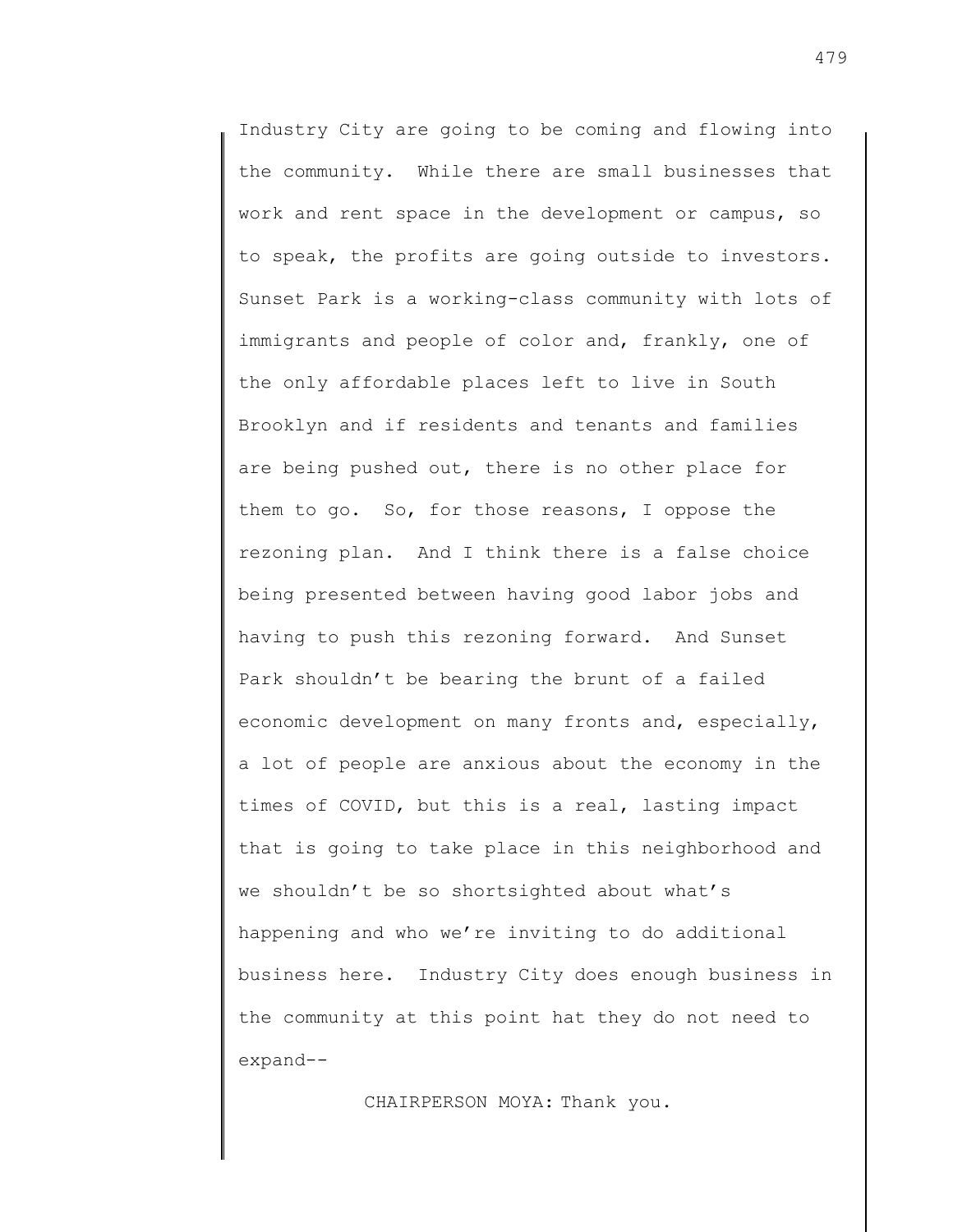Industry City are going to be coming and flowing into the community. While there are small businesses that work and rent space in the development or campus, so to speak, the profits are going outside to investors. Sunset Park is a working-class community with lots of immigrants and people of color and, frankly, one of the only affordable places left to live in South Brooklyn and if residents and tenants and families are being pushed out, there is no other place for them to go. So, for those reasons, I oppose the rezoning plan. And I think there is a false choice being presented between having good labor jobs and having to push this rezoning forward. And Sunset Park shouldn't be bearing the brunt of a failed economic development on many fronts and, especially, a lot of people are anxious about the economy in the times of COVID, but this is a real, lasting impact that is going to take place in this neighborhood and we shouldn't be so shortsighted about what's happening and who we're inviting to do additional business here. Industry City does enough business in the community at this point hat they do not need to expand--

CHAIRPERSON MOYA: Thank you.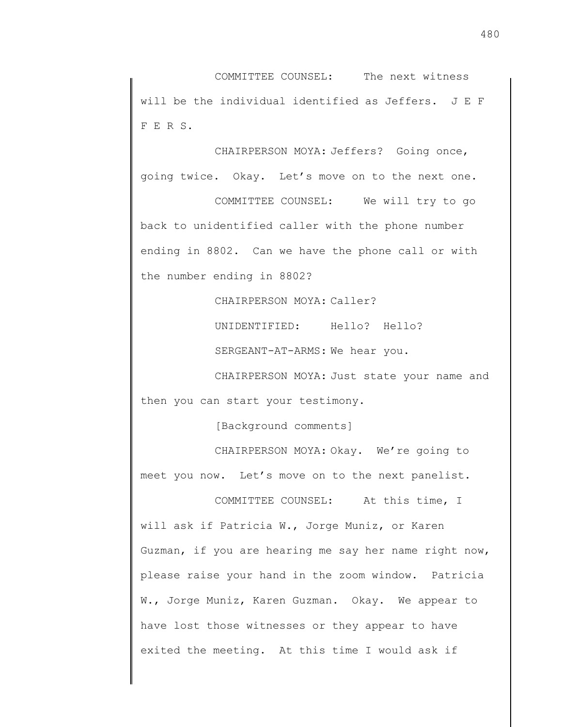COMMITTEE COUNSEL: The next witness will be the individual identified as Jeffers. J E F F E R S.

CHAIRPERSON MOYA: Jeffers? Going once, going twice. Okay. Let's move on to the next one.

COMMITTEE COUNSEL: We will try to go back to unidentified caller with the phone number ending in 8802. Can we have the phone call or with the number ending in 8802?

CHAIRPERSON MOYA: Caller?

UNIDENTIFIED: Hello? Hello?

SERGEANT-AT-ARMS: We hear you.

CHAIRPERSON MOYA: Just state your name and then you can start your testimony.

[Background comments]

CHAIRPERSON MOYA: Okay. We're going to meet you now. Let's move on to the next panelist.

COMMITTEE COUNSEL: At this time, I will ask if Patricia W., Jorge Muniz, or Karen Guzman, if you are hearing me say her name right now, please raise your hand in the zoom window. Patricia W., Jorge Muniz, Karen Guzman. Okay. We appear to have lost those witnesses or they appear to have exited the meeting. At this time I would ask if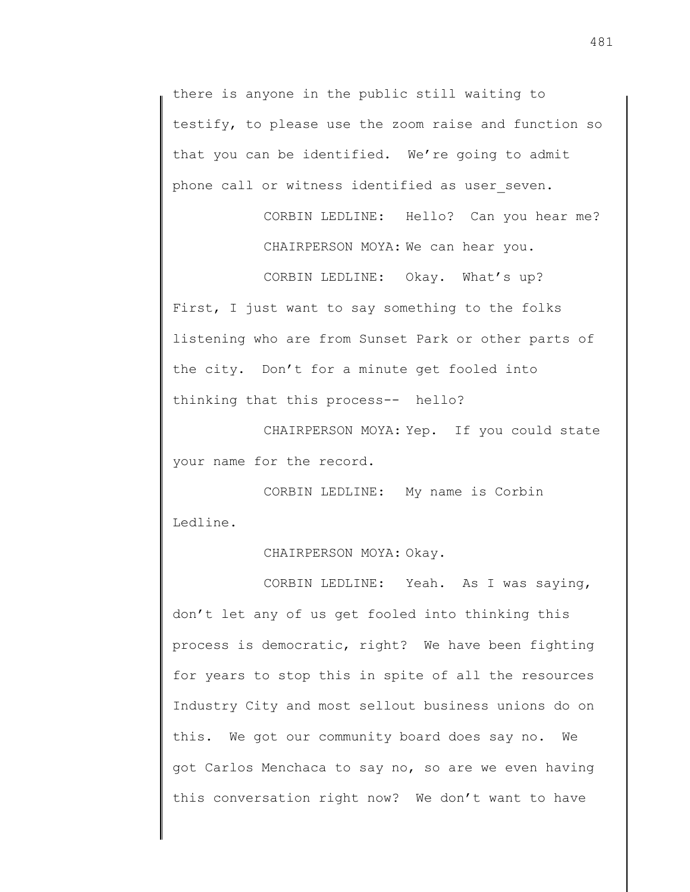there is anyone in the public still waiting to testify, to please use the zoom raise and function so that you can be identified. We're going to admit phone call or witness identified as user_seven.

CORBIN LEDLINE: Hello? Can you hear me?

CHAIRPERSON MOYA: We can hear you.

CORBIN LEDLINE: Okay. What's up? First, I just want to say something to the folks listening who are from Sunset Park or other parts of the city. Don't for a minute get fooled into thinking that this process-- hello?

CHAIRPERSON MOYA: Yep. If you could state your name for the record.

CORBIN LEDLINE: My name is Corbin Ledline.

CHAIRPERSON MOYA: Okay.

CORBIN LEDLINE: Yeah. As I was saying, don't let any of us get fooled into thinking this process is democratic, right? We have been fighting for years to stop this in spite of all the resources Industry City and most sellout business unions do on this. We got our community board does say no. We got Carlos Menchaca to say no, so are we even having this conversation right now? We don't want to have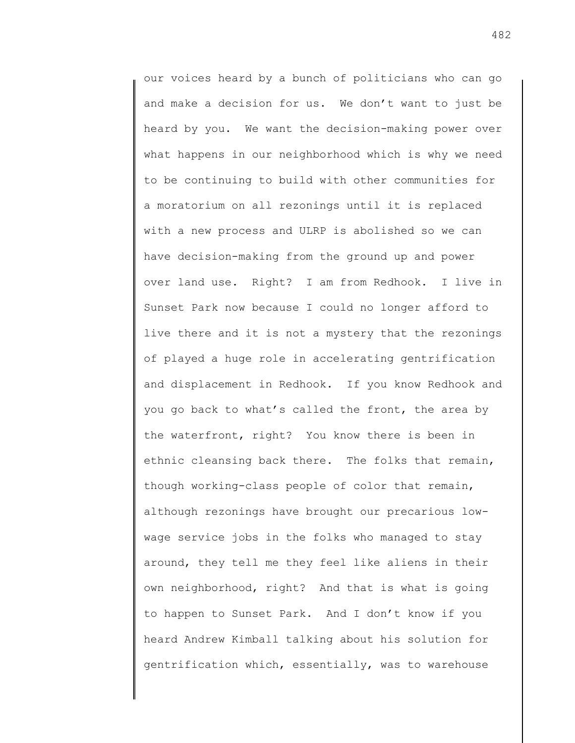our voices heard by a bunch of politicians who can go and make a decision for us. We don't want to just be heard by you. We want the decision-making power over what happens in our neighborhood which is why we need to be continuing to build with other communities for a moratorium on all rezonings until it is replaced with a new process and ULRP is abolished so we can have decision-making from the ground up and power over land use. Right? I am from Redhook. I live in Sunset Park now because I could no longer afford to live there and it is not a mystery that the rezonings of played a huge role in accelerating gentrification and displacement in Redhook. If you know Redhook and you go back to what's called the front, the area by the waterfront, right? You know there is been in ethnic cleansing back there. The folks that remain, though working-class people of color that remain, although rezonings have brought our precarious low-wage service jobs in the folks who managed to stay around, they tell me they feel like aliens in their own neighborhood, right? And that is what is going to happen to Sunset Park. And I don't know if you heard Andrew Kimball talking about his solution for gentrification which, essentially, was to warehouse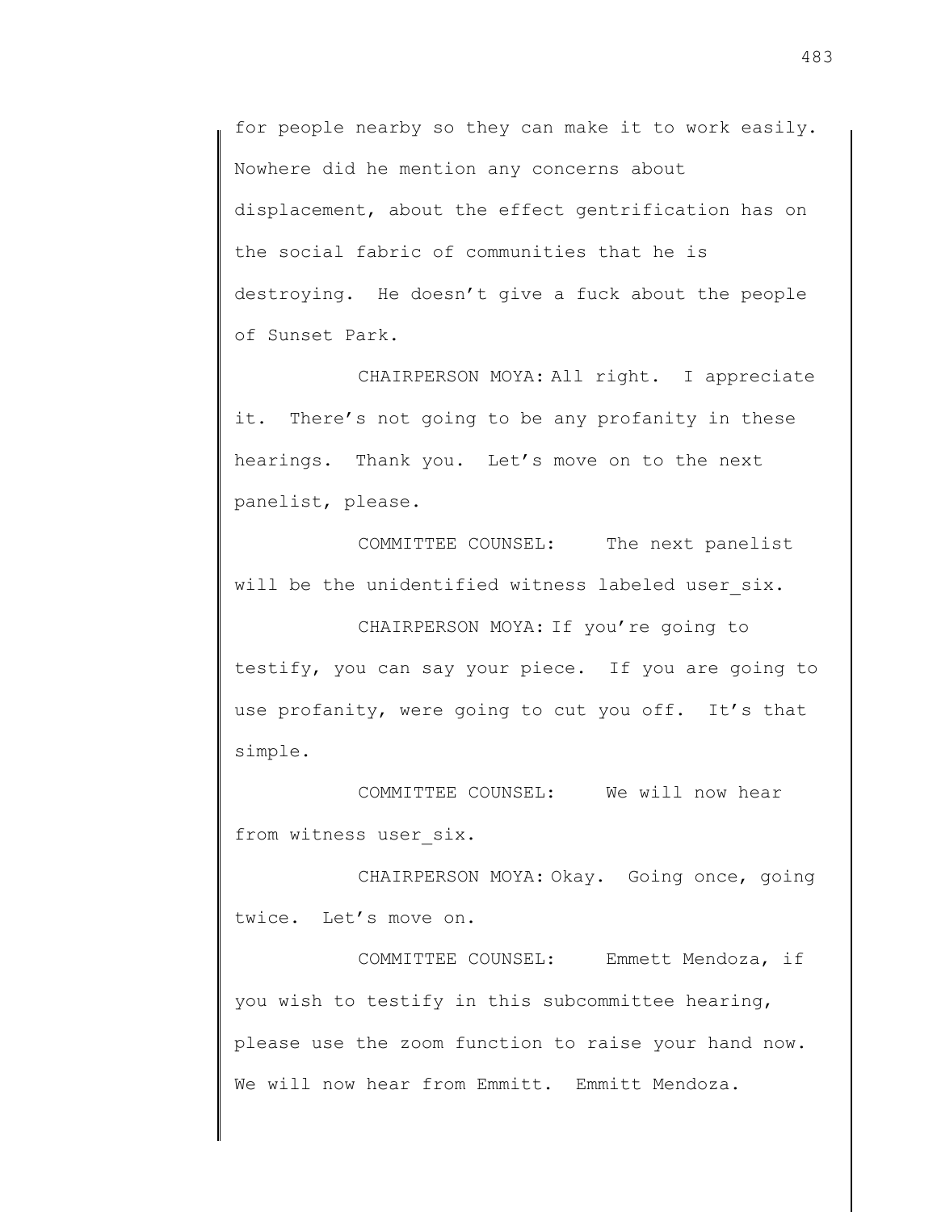for people nearby so they can make it to work easily. Nowhere did he mention any concerns about displacement, about the effect gentrification has on the social fabric of communities that he is destroying. He doesn't give a fuck about the people of Sunset Park.

CHAIRPERSON MOYA: All right. I appreciate it. There's not going to be any profanity in these hearings. Thank you. Let's move on to the next panelist, please.

COMMITTEE COUNSEL: The next panelist will be the unidentified witness labeled user_six.

CHAIRPERSON MOYA: If you're going to testify, you can say your piece. If you are going to use profanity, were going to cut you off. It's that simple.

COMMITTEE COUNSEL: We will now hear from witness user_six.

CHAIRPERSON MOYA: Okay. Going once, going twice. Let's move on.

COMMITTEE COUNSEL: Emmett Mendoza, if you wish to testify in this subcommittee hearing, please use the zoom function to raise your hand now. We will now hear from Emmitt. Emmitt Mendoza.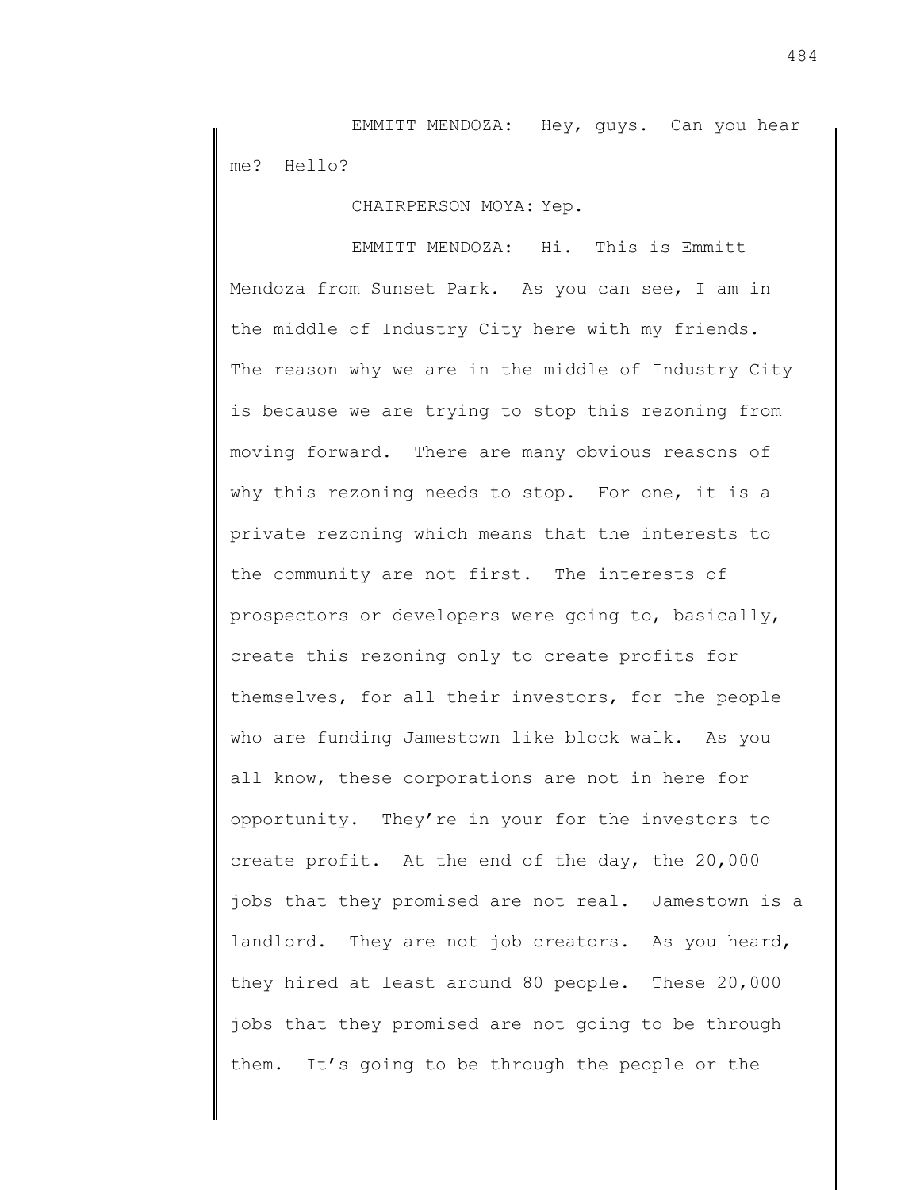EMMITT MENDOZA: Hey, guys. Can you hear me? Hello?

CHAIRPERSON MOYA: Yep.

EMMITT MENDOZA: Hi. This is Emmitt Mendoza from Sunset Park. As you can see, I am in the middle of Industry City here with my friends. The reason why we are in the middle of Industry City is because we are trying to stop this rezoning from moving forward. There are many obvious reasons of why this rezoning needs to stop. For one, it is a private rezoning which means that the interests to the community are not first. The interests of prospectors or developers were going to, basically, create this rezoning only to create profits for themselves, for all their investors, for the people who are funding Jamestown like block walk. As you all know, these corporations are not in here for opportunity. They're in your for the investors to create profit. At the end of the day, the 20,000 jobs that they promised are not real. Jamestown is a landlord. They are not job creators. As you heard, they hired at least around 80 people. These 20,000 jobs that they promised are not going to be through them. It's going to be through the people or the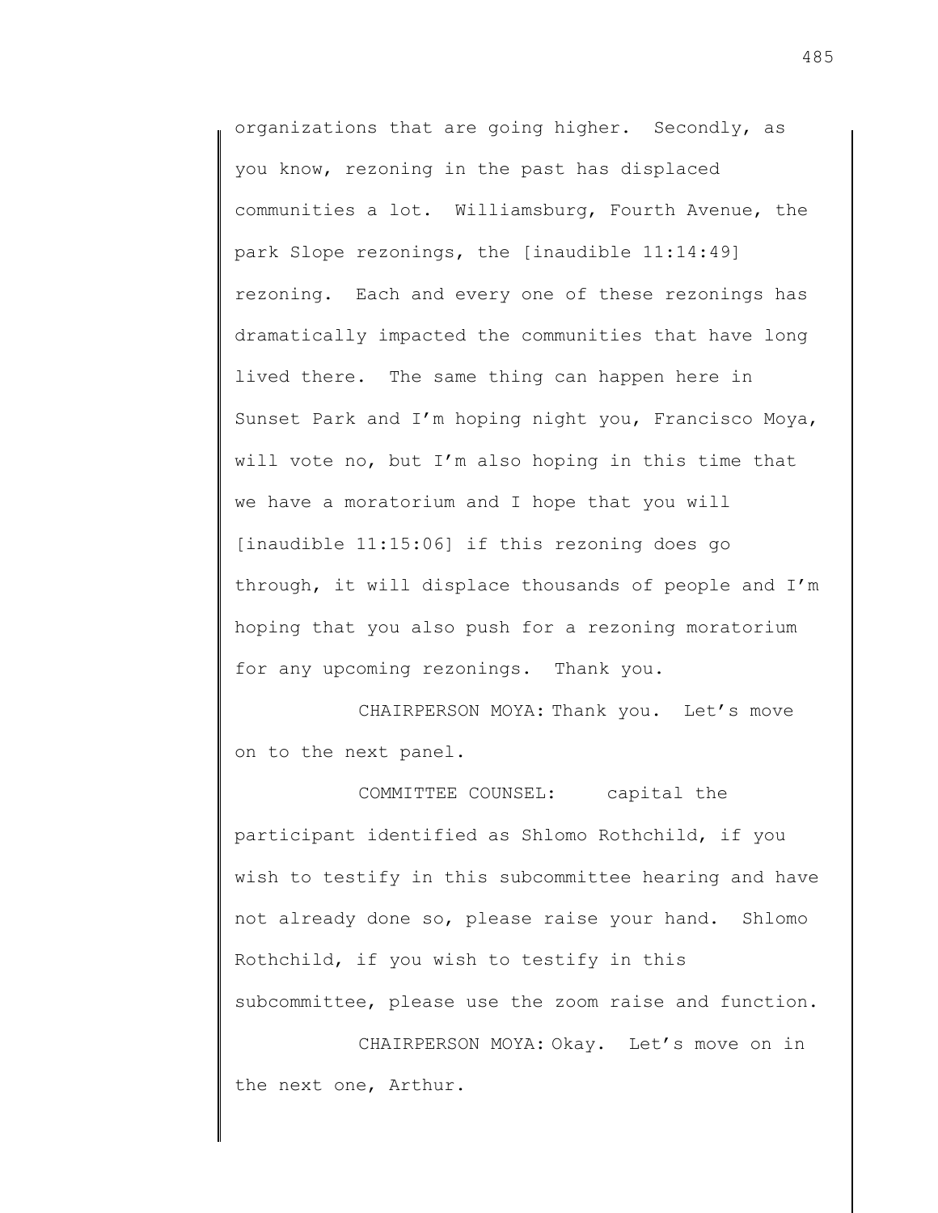organizations that are going higher. Secondly, as you know, rezoning in the past has displaced communities a lot. Williamsburg, Fourth Avenue, the park Slope rezonings, the [inaudible 11:14:49] rezoning. Each and every one of these rezonings has dramatically impacted the communities that have long lived there. The same thing can happen here in Sunset Park and I'm hoping night you, Francisco Moya, will vote no, but I'm also hoping in this time that we have a moratorium and I hope that you will [inaudible 11:15:06] if this rezoning does go through, it will displace thousands of people and I'm hoping that you also push for a rezoning moratorium for any upcoming rezonings. Thank you.

CHAIRPERSON MOYA: Thank you. Let's move on to the next panel.

COMMITTEE COUNSEL: capital the participant identified as Shlomo Rothchild, if you wish to testify in this subcommittee hearing and have not already done so, please raise your hand. Shlomo Rothchild, if you wish to testify in this subcommittee, please use the zoom raise and function.

CHAIRPERSON MOYA: Okay. Let's move on in the next one, Arthur.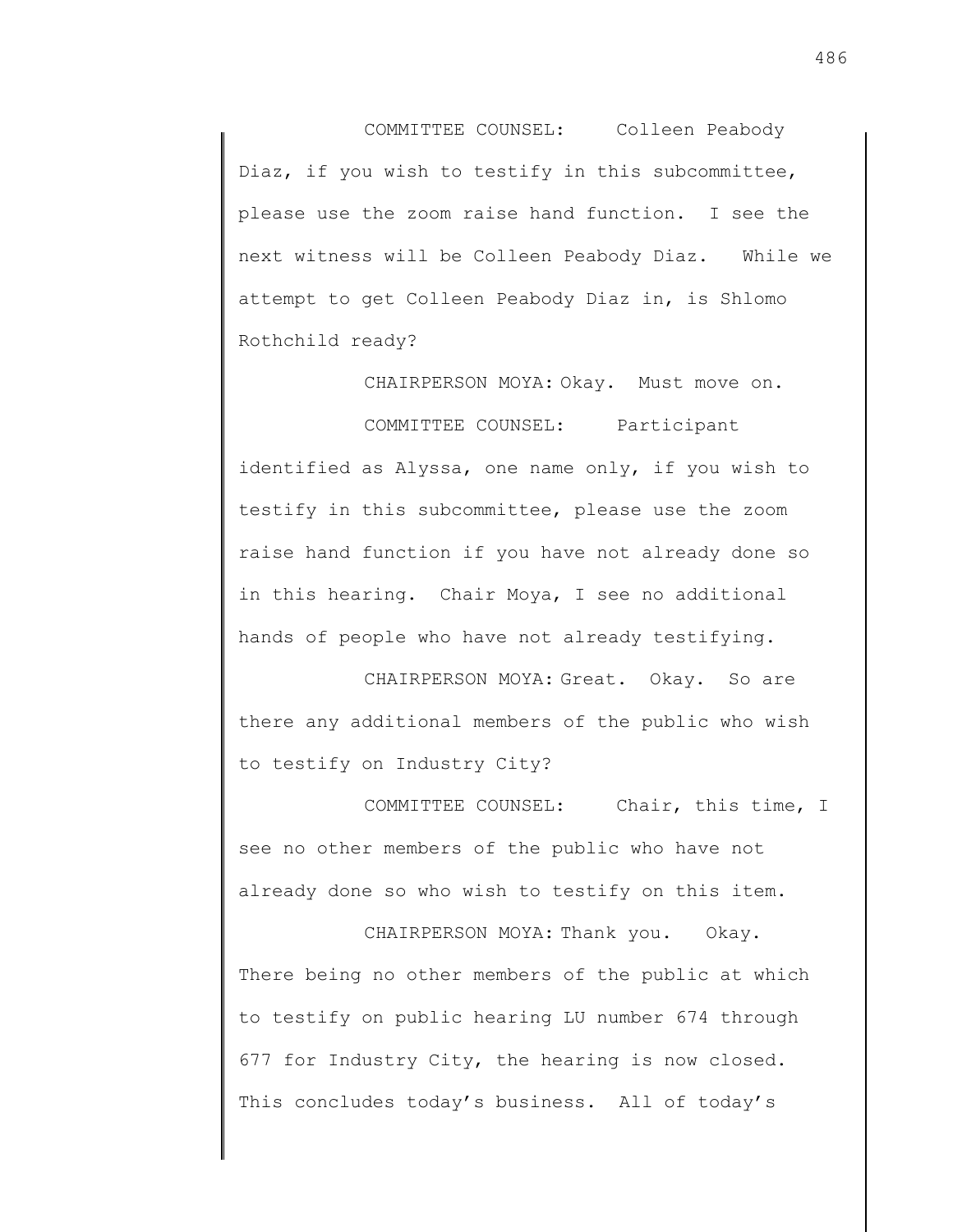COMMITTEE COUNSEL: Colleen Peabody Diaz, if you wish to testify in this subcommittee, please use the zoom raise hand function. I see the next witness will be Colleen Peabody Diaz. While we attempt to get Colleen Peabody Diaz in, is Shlomo Rothchild ready?

CHAIRPERSON MOYA: Okay. Must move on.

COMMITTEE COUNSEL: Participant identified as Alyssa, one name only, if you wish to testify in this subcommittee, please use the zoom raise hand function if you have not already done so in this hearing. Chair Moya, I see no additional hands of people who have not already testifying.

CHAIRPERSON MOYA: Great. Okay. So are there any additional members of the public who wish to testify on Industry City?

COMMITTEE COUNSEL: Chair, this time, I see no other members of the public who have not already done so who wish to testify on this item.

CHAIRPERSON MOYA: Thank you. Okay. There being no other members of the public at which to testify on public hearing LU number 674 through 677 for Industry City, the hearing is now closed. This concludes today's business. All of today's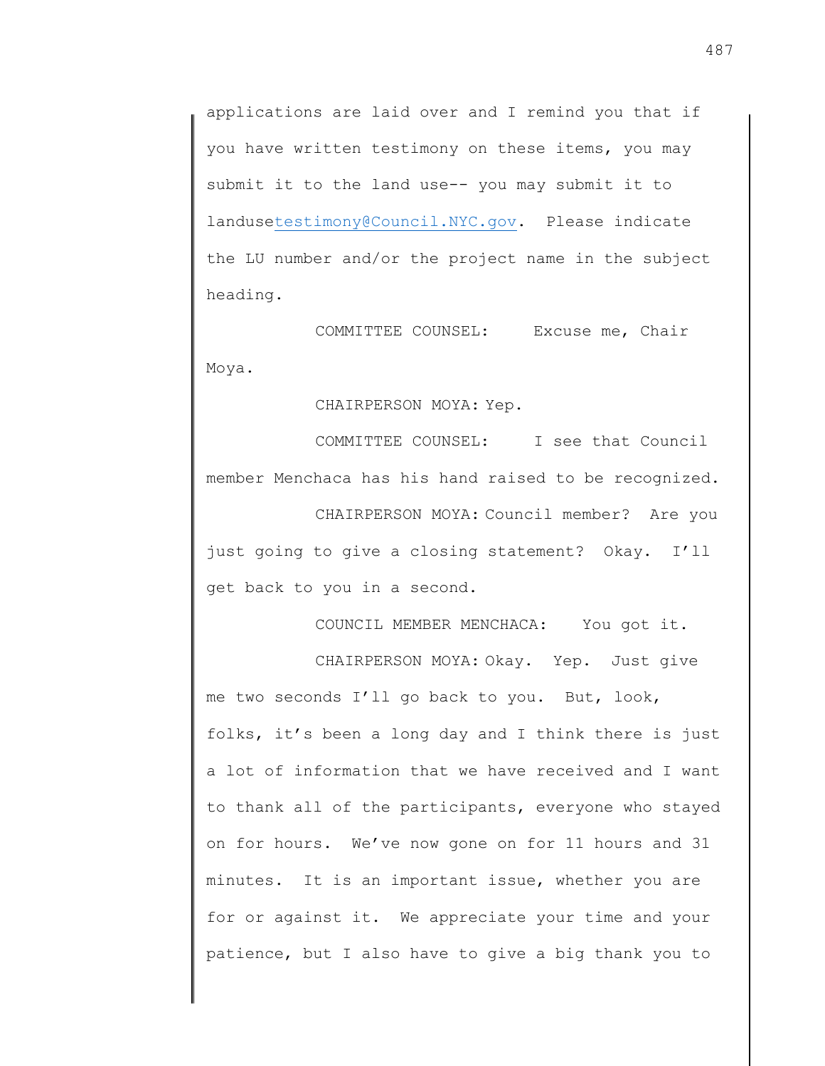applications are laid over and I remind you that if you have written testimony on these items, you may submit it to the land use-- you may submit it to landusetestimony@Council.NYC.gov. Please indicate the LU number and/or the project name in the subject heading.

COMMITTEE COUNSEL: Excuse me, Chair Moya.

CHAIRPERSON MOYA: Yep.

COMMITTEE COUNSEL: I see that Council member Menchaca has his hand raised to be recognized.

CHAIRPERSON MOYA: Council member? Are you just going to give a closing statement? Okay. I'll get back to you in a second.

COUNCIL MEMBER MENCHACA: You got it.

CHAIRPERSON MOYA: Okay. Yep. Just give me two seconds I'll go back to you. But, look, folks, it's been a long day and I think there is just a lot of information that we have received and I want to thank all of the participants, everyone who stayed on for hours. We've now gone on for 11 hours and 31 minutes. It is an important issue, whether you are for or against it. We appreciate your time and your patience, but I also have to give a big thank you to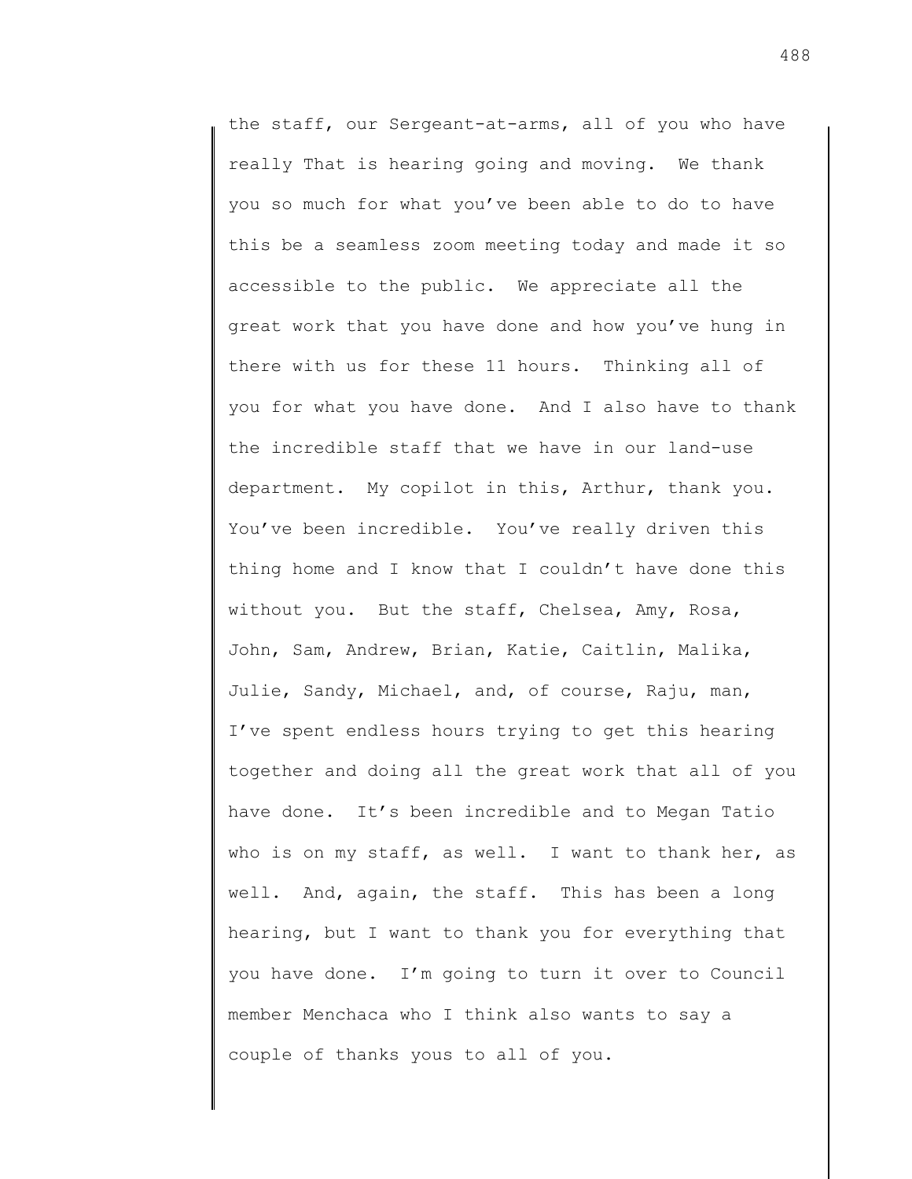the staff, our Sergeant-at-arms, all of you who have really That is hearing going and moving. We thank you so much for what you've been able to do to have this be a seamless zoom meeting today and made it so accessible to the public. We appreciate all the great work that you have done and how you've hung in there with us for these 11 hours. Thinking all of you for what you have done. And I also have to thank the incredible staff that we have in our land-use department. My copilot in this, Arthur, thank you. You've been incredible. You've really driven this thing home and I know that I couldn't have done this without you. But the staff, Chelsea, Amy, Rosa, John, Sam, Andrew, Brian, Katie, Caitlin, Malika, Julie, Sandy, Michael, and, of course, Raju, man, I've spent endless hours trying to get this hearing together and doing all the great work that all of you have done. It's been incredible and to Megan Tatio who is on my staff, as well. I want to thank her, as well. And, again, the staff. This has been a long hearing, but I want to thank you for everything that you have done. I'm going to turn it over to Council member Menchaca who I think also wants to say a couple of thanks yous to all of you.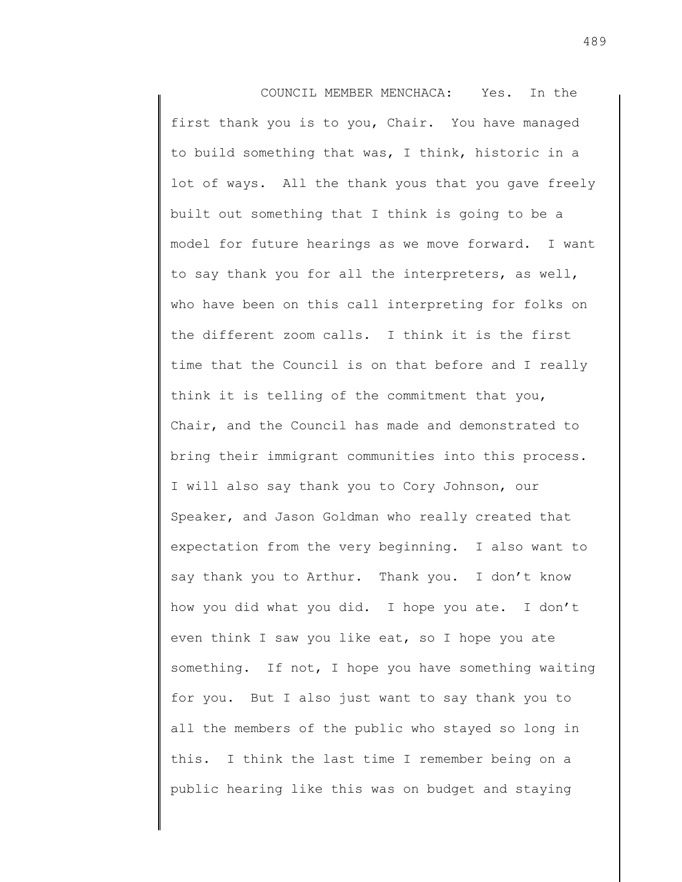COUNCIL MEMBER MENCHACA: Yes. In the first thank you is to you, Chair. You have managed to build something that was, I think, historic in a lot of ways. All the thank yous that you gave freely built out something that I think is going to be a model for future hearings as we move forward. I want to say thank you for all the interpreters, as well, who have been on this call interpreting for folks on the different zoom calls. I think it is the first time that the Council is on that before and I really think it is telling of the commitment that you, Chair, and the Council has made and demonstrated to bring their immigrant communities into this process. I will also say thank you to Cory Johnson, our Speaker, and Jason Goldman who really created that expectation from the very beginning. I also want to say thank you to Arthur. Thank you. I don't know how you did what you did. I hope you ate. I don't even think I saw you like eat, so I hope you ate something. If not, I hope you have something waiting for you. But I also just want to say thank you to all the members of the public who stayed so long in this. I think the last time I remember being on a public hearing like this was on budget and staying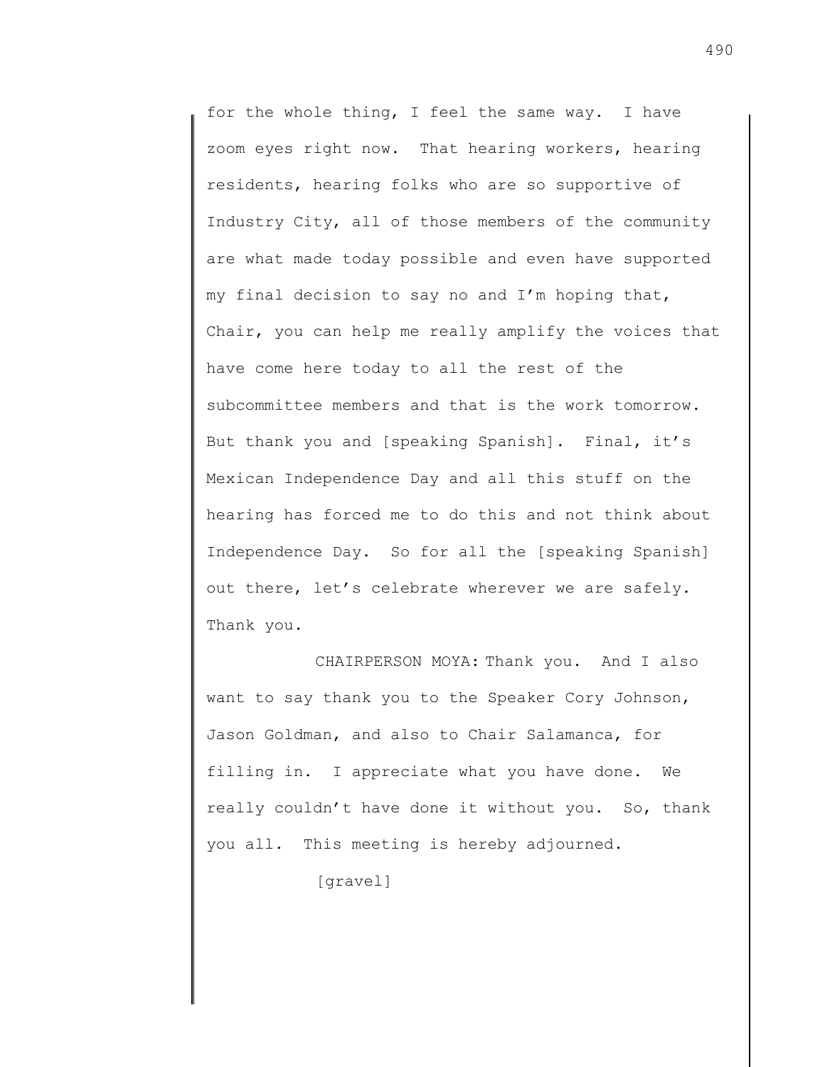for the whole thing, I feel the same way. I have zoom eyes right now. That hearing workers, hearing residents, hearing folks who are so supportive of Industry City, all of those members of the community are what made today possible and even have supported my final decision to say no and I'm hoping that, Chair, you can help me really amplify the voices that have come here today to all the rest of the subcommittee members and that is the work tomorrow. But thank you and [speaking Spanish]. Final, it's Mexican Independence Day and all this stuff on the hearing has forced me to do this and not think about Independence Day. So for all the [speaking Spanish] out there, let's celebrate wherever we are safely. Thank you.

CHAIRPERSON MOYA: Thank you. And I also want to say thank you to the Speaker Cory Johnson, Jason Goldman, and also to Chair Salamanca, for filling in. I appreciate what you have done. We really couldn't have done it without you. So, thank you all. This meeting is hereby adjourned.

[gravel]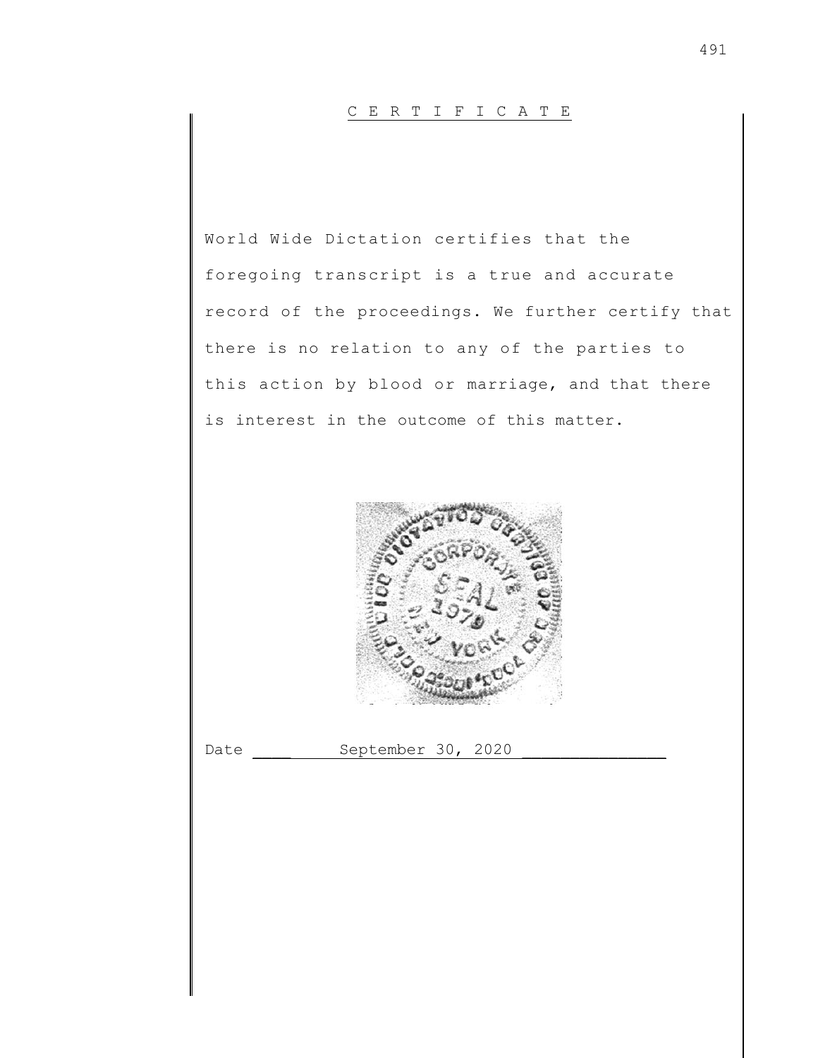# C E R T I F I C A T E

World Wide Dictation certifies that the foregoing transcript is a true and accurate record of the proceedings. We further certify that there is no relation to any of the parties to this action by blood or marriage, and that there is interest in the outcome of this matter.

Date \_\_\_\_ September 30, 2020 \_\_\_\_\_\_\_\_\_\_\_\_\_\_